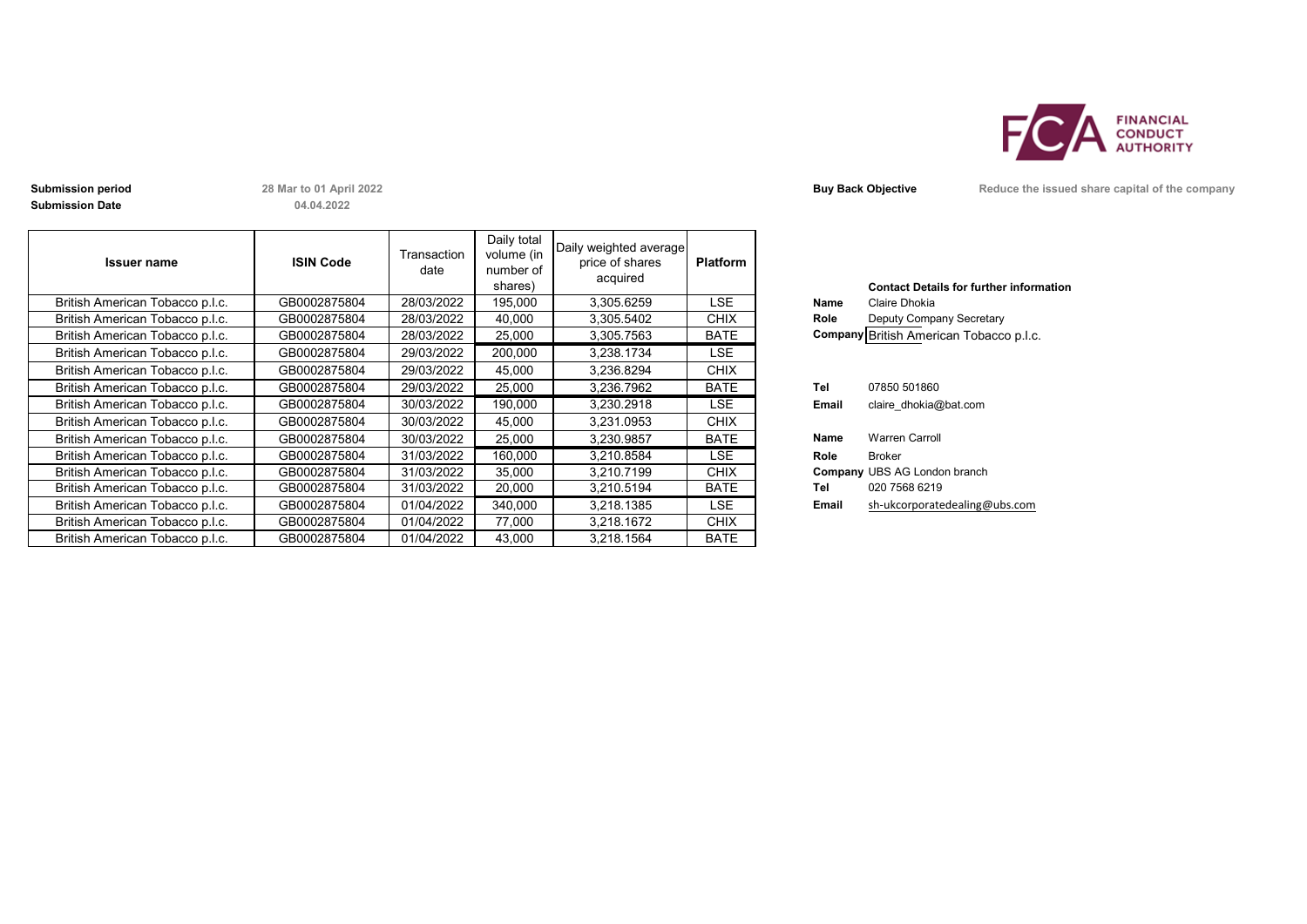**Submission period** 28 Mar to 01 April 2022

**Submission Date** 04.04.2022

**Buy Back Objective** Reduce the issued share capital of the company

| Issuer name | ISIN Code | Transaction date | Daily total volume (in number of shares) | Daily weighted average price of shares acquired | Platform |
|---|---|---|---|---|---|
| British American Tobacco p.l.c. | GB0002875804 | 28/03/2022 | 195,000 | 3,305.6259 | LSE |
| British American Tobacco p.l.c. | GB0002875804 | 28/03/2022 | 40,000 | 3,305.5402 | CHIX |
| British American Tobacco p.l.c. | GB0002875804 | 28/03/2022 | 25,000 | 3,305.7563 | BATE |
| British American Tobacco p.l.c. | GB0002875804 | 29/03/2022 | 200,000 | 3,238.1734 | LSE |
| British American Tobacco p.l.c. | GB0002875804 | 29/03/2022 | 45,000 | 3,236.8294 | CHIX |
| British American Tobacco p.l.c. | GB0002875804 | 29/03/2022 | 25,000 | 3,236.7962 | BATE |
| British American Tobacco p.l.c. | GB0002875804 | 30/03/2022 | 190,000 | 3,230.2918 | LSE |
| British American Tobacco p.l.c. | GB0002875804 | 30/03/2022 | 45,000 | 3,231.0953 | CHIX |
| British American Tobacco p.l.c. | GB0002875804 | 30/03/2022 | 25,000 | 3,230.9857 | BATE |
| British American Tobacco p.l.c. | GB0002875804 | 31/03/2022 | 160,000 | 3,210.8584 | LSE |
| British American Tobacco p.l.c. | GB0002875804 | 31/03/2022 | 35,000 | 3,210.7199 | CHIX |
| British American Tobacco p.l.c. | GB0002875804 | 31/03/2022 | 20,000 | 3,210.5194 | BATE |
| British American Tobacco p.l.c. | GB0002875804 | 01/04/2022 | 340,000 | 3,218.1385 | LSE |
| British American Tobacco p.l.c. | GB0002875804 | 01/04/2022 | 77,000 | 3,218.1672 | CHIX |
| British American Tobacco p.l.c. | GB0002875804 | 01/04/2022 | 43,000 | 3,218.1564 | BATE |

**Contact Details for further information**

**Name** Claire Dhokia
**Role** Deputy Company Secretary
**Company** British American Tobacco p.l.c.

**Tel** 07850 501860
**Email** claire_dhokia@bat.com

**Name** Warren Carroll
**Role** Broker
**Company** UBS AG London branch
**Tel** 020 7568 6219
**Email** sh-ukcorporatedealing@ubs.com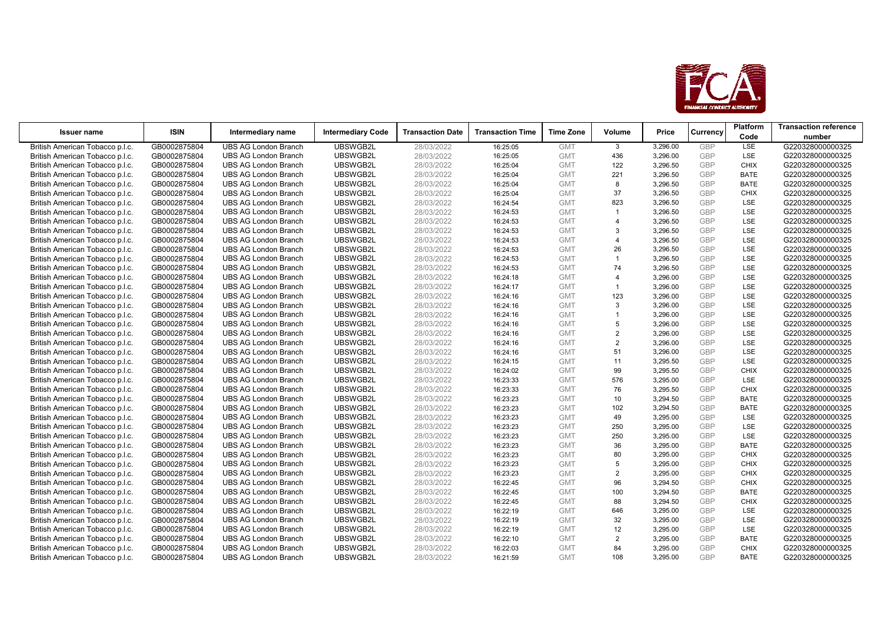| Issuer name | ISIN | Intermediary name | Intermediary Code | Transaction Date | Transaction Time | Time Zone | Volume | Price | Currency | Platform Code | Transaction reference number |
|---|---|---|---|---|---|---|---|---|---|---|---|
| British American Tobacco p.l.c. | GB0002875804 | UBS AG London Branch | UBSWGB2L | 28/03/2022 | 16:25:05 | GMT | 3 | 3,296.00 | GBP | LSE | G220328000000325 |
| British American Tobacco p.l.c. | GB0002875804 | UBS AG London Branch | UBSWGB2L | 28/03/2022 | 16:25:05 | GMT | 436 | 3,296.00 | GBP | LSE | G220328000000325 |
| British American Tobacco p.l.c. | GB0002875804 | UBS AG London Branch | UBSWGB2L | 28/03/2022 | 16:25:04 | GMT | 122 | 3,296.50 | GBP | CHIX | G220328000000325 |
| British American Tobacco p.l.c. | GB0002875804 | UBS AG London Branch | UBSWGB2L | 28/03/2022 | 16:25:04 | GMT | 221 | 3,296.50 | GBP | BATE | G220328000000325 |
| British American Tobacco p.l.c. | GB0002875804 | UBS AG London Branch | UBSWGB2L | 28/03/2022 | 16:25:04 | GMT | 8 | 3,296.50 | GBP | BATE | G220328000000325 |
| British American Tobacco p.l.c. | GB0002875804 | UBS AG London Branch | UBSWGB2L | 28/03/2022 | 16:25:04 | GMT | 37 | 3,296.50 | GBP | CHIX | G220328000000325 |
| British American Tobacco p.l.c. | GB0002875804 | UBS AG London Branch | UBSWGB2L | 28/03/2022 | 16:24:54 | GMT | 823 | 3,296.50 | GBP | LSE | G220328000000325 |
| British American Tobacco p.l.c. | GB0002875804 | UBS AG London Branch | UBSWGB2L | 28/03/2022 | 16:24:53 | GMT | 1 | 3,296.50 | GBP | LSE | G220328000000325 |
| British American Tobacco p.l.c. | GB0002875804 | UBS AG London Branch | UBSWGB2L | 28/03/2022 | 16:24:53 | GMT | 4 | 3,296.50 | GBP | LSE | G220328000000325 |
| British American Tobacco p.l.c. | GB0002875804 | UBS AG London Branch | UBSWGB2L | 28/03/2022 | 16:24:53 | GMT | 3 | 3,296.50 | GBP | LSE | G220328000000325 |
| British American Tobacco p.l.c. | GB0002875804 | UBS AG London Branch | UBSWGB2L | 28/03/2022 | 16:24:53 | GMT | 4 | 3,296.50 | GBP | LSE | G220328000000325 |
| British American Tobacco p.l.c. | GB0002875804 | UBS AG London Branch | UBSWGB2L | 28/03/2022 | 16:24:53 | GMT | 26 | 3,296.50 | GBP | LSE | G220328000000325 |
| British American Tobacco p.l.c. | GB0002875804 | UBS AG London Branch | UBSWGB2L | 28/03/2022 | 16:24:53 | GMT | 1 | 3,296.50 | GBP | LSE | G220328000000325 |
| British American Tobacco p.l.c. | GB0002875804 | UBS AG London Branch | UBSWGB2L | 28/03/2022 | 16:24:53 | GMT | 74 | 3,296.50 | GBP | LSE | G220328000000325 |
| British American Tobacco p.l.c. | GB0002875804 | UBS AG London Branch | UBSWGB2L | 28/03/2022 | 16:24:18 | GMT | 4 | 3,296.00 | GBP | LSE | G220328000000325 |
| British American Tobacco p.l.c. | GB0002875804 | UBS AG London Branch | UBSWGB2L | 28/03/2022 | 16:24:17 | GMT | 1 | 3,296.00 | GBP | LSE | G220328000000325 |
| British American Tobacco p.l.c. | GB0002875804 | UBS AG London Branch | UBSWGB2L | 28/03/2022 | 16:24:16 | GMT | 123 | 3,296.00 | GBP | LSE | G220328000000325 |
| British American Tobacco p.l.c. | GB0002875804 | UBS AG London Branch | UBSWGB2L | 28/03/2022 | 16:24:16 | GMT | 3 | 3,296.00 | GBP | LSE | G220328000000325 |
| British American Tobacco p.l.c. | GB0002875804 | UBS AG London Branch | UBSWGB2L | 28/03/2022 | 16:24:16 | GMT | 1 | 3,296.00 | GBP | LSE | G220328000000325 |
| British American Tobacco p.l.c. | GB0002875804 | UBS AG London Branch | UBSWGB2L | 28/03/2022 | 16:24:16 | GMT | 5 | 3,296.00 | GBP | LSE | G220328000000325 |
| British American Tobacco p.l.c. | GB0002875804 | UBS AG London Branch | UBSWGB2L | 28/03/2022 | 16:24:16 | GMT | 2 | 3,296.00 | GBP | LSE | G220328000000325 |
| British American Tobacco p.l.c. | GB0002875804 | UBS AG London Branch | UBSWGB2L | 28/03/2022 | 16:24:16 | GMT | 2 | 3,296.00 | GBP | LSE | G220328000000325 |
| British American Tobacco p.l.c. | GB0002875804 | UBS AG London Branch | UBSWGB2L | 28/03/2022 | 16:24:16 | GMT | 51 | 3,296.00 | GBP | LSE | G220328000000325 |
| British American Tobacco p.l.c. | GB0002875804 | UBS AG London Branch | UBSWGB2L | 28/03/2022 | 16:24:15 | GMT | 11 | 3,295.50 | GBP | LSE | G220328000000325 |
| British American Tobacco p.l.c. | GB0002875804 | UBS AG London Branch | UBSWGB2L | 28/03/2022 | 16:24:02 | GMT | 99 | 3,295.50 | GBP | CHIX | G220328000000325 |
| British American Tobacco p.l.c. | GB0002875804 | UBS AG London Branch | UBSWGB2L | 28/03/2022 | 16:23:33 | GMT | 576 | 3,295.00 | GBP | LSE | G220328000000325 |
| British American Tobacco p.l.c. | GB0002875804 | UBS AG London Branch | UBSWGB2L | 28/03/2022 | 16:23:33 | GMT | 76 | 3,295.50 | GBP | CHIX | G220328000000325 |
| British American Tobacco p.l.c. | GB0002875804 | UBS AG London Branch | UBSWGB2L | 28/03/2022 | 16:23:23 | GMT | 10 | 3,294.50 | GBP | BATE | G220328000000325 |
| British American Tobacco p.l.c. | GB0002875804 | UBS AG London Branch | UBSWGB2L | 28/03/2022 | 16:23:23 | GMT | 102 | 3,294.50 | GBP | BATE | G220328000000325 |
| British American Tobacco p.l.c. | GB0002875804 | UBS AG London Branch | UBSWGB2L | 28/03/2022 | 16:23:23 | GMT | 49 | 3,295.00 | GBP | LSE | G220328000000325 |
| British American Tobacco p.l.c. | GB0002875804 | UBS AG London Branch | UBSWGB2L | 28/03/2022 | 16:23:23 | GMT | 250 | 3,295.00 | GBP | LSE | G220328000000325 |
| British American Tobacco p.l.c. | GB0002875804 | UBS AG London Branch | UBSWGB2L | 28/03/2022 | 16:23:23 | GMT | 250 | 3,295.00 | GBP | LSE | G220328000000325 |
| British American Tobacco p.l.c. | GB0002875804 | UBS AG London Branch | UBSWGB2L | 28/03/2022 | 16:23:23 | GMT | 36 | 3,295.00 | GBP | BATE | G220328000000325 |
| British American Tobacco p.l.c. | GB0002875804 | UBS AG London Branch | UBSWGB2L | 28/03/2022 | 16:23:23 | GMT | 80 | 3,295.00 | GBP | CHIX | G220328000000325 |
| British American Tobacco p.l.c. | GB0002875804 | UBS AG London Branch | UBSWGB2L | 28/03/2022 | 16:23:23 | GMT | 5 | 3,295.00 | GBP | CHIX | G220328000000325 |
| British American Tobacco p.l.c. | GB0002875804 | UBS AG London Branch | UBSWGB2L | 28/03/2022 | 16:23:23 | GMT | 2 | 3,295.00 | GBP | CHIX | G220328000000325 |
| British American Tobacco p.l.c. | GB0002875804 | UBS AG London Branch | UBSWGB2L | 28/03/2022 | 16:22:45 | GMT | 96 | 3,294.50 | GBP | CHIX | G220328000000325 |
| British American Tobacco p.l.c. | GB0002875804 | UBS AG London Branch | UBSWGB2L | 28/03/2022 | 16:22:45 | GMT | 100 | 3,294.50 | GBP | BATE | G220328000000325 |
| British American Tobacco p.l.c. | GB0002875804 | UBS AG London Branch | UBSWGB2L | 28/03/2022 | 16:22:45 | GMT | 88 | 3,294.50 | GBP | CHIX | G220328000000325 |
| British American Tobacco p.l.c. | GB0002875804 | UBS AG London Branch | UBSWGB2L | 28/03/2022 | 16:22:19 | GMT | 646 | 3,295.00 | GBP | LSE | G220328000000325 |
| British American Tobacco p.l.c. | GB0002875804 | UBS AG London Branch | UBSWGB2L | 28/03/2022 | 16:22:19 | GMT | 32 | 3,295.00 | GBP | LSE | G220328000000325 |
| British American Tobacco p.l.c. | GB0002875804 | UBS AG London Branch | UBSWGB2L | 28/03/2022 | 16:22:19 | GMT | 12 | 3,295.00 | GBP | LSE | G220328000000325 |
| British American Tobacco p.l.c. | GB0002875804 | UBS AG London Branch | UBSWGB2L | 28/03/2022 | 16:22:10 | GMT | 2 | 3,295.00 | GBP | BATE | G220328000000325 |
| British American Tobacco p.l.c. | GB0002875804 | UBS AG London Branch | UBSWGB2L | 28/03/2022 | 16:22:03 | GMT | 84 | 3,295.00 | GBP | CHIX | G220328000000325 |
| British American Tobacco p.l.c. | GB0002875804 | UBS AG London Branch | UBSWGB2L | 28/03/2022 | 16:21:59 | GMT | 108 | 3,295.00 | GBP | BATE | G220328000000325 |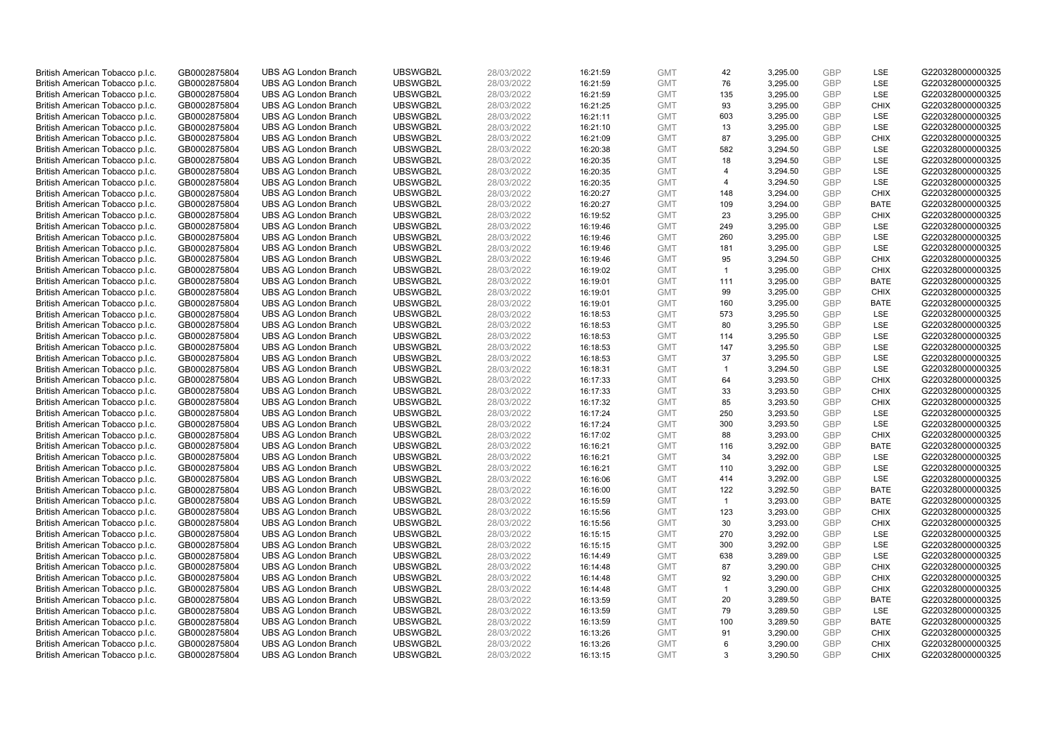| | | | | | | | | | | | |
|---|---|---|---|---|---|---|---|---|---|---|---|
| British American Tobacco p.l.c. | GB0002875804 | UBS AG London Branch | UBSWGB2L | 28/03/2022 | 16:21:59 | GMT | 42 | 3,295.00 | GBP | LSE | G220328000000325 |
| British American Tobacco p.l.c. | GB0002875804 | UBS AG London Branch | UBSWGB2L | 28/03/2022 | 16:21:59 | GMT | 76 | 3,295.00 | GBP | LSE | G220328000000325 |
| British American Tobacco p.l.c. | GB0002875804 | UBS AG London Branch | UBSWGB2L | 28/03/2022 | 16:21:59 | GMT | 135 | 3,295.00 | GBP | LSE | G220328000000325 |
| British American Tobacco p.l.c. | GB0002875804 | UBS AG London Branch | UBSWGB2L | 28/03/2022 | 16:21:25 | GMT | 93 | 3,295.00 | GBP | CHIX | G220328000000325 |
| British American Tobacco p.l.c. | GB0002875804 | UBS AG London Branch | UBSWGB2L | 28/03/2022 | 16:21:11 | GMT | 603 | 3,295.00 | GBP | LSE | G220328000000325 |
| British American Tobacco p.l.c. | GB0002875804 | UBS AG London Branch | UBSWGB2L | 28/03/2022 | 16:21:10 | GMT | 13 | 3,295.00 | GBP | LSE | G220328000000325 |
| British American Tobacco p.l.c. | GB0002875804 | UBS AG London Branch | UBSWGB2L | 28/03/2022 | 16:21:09 | GMT | 87 | 3,295.00 | GBP | CHIX | G220328000000325 |
| British American Tobacco p.l.c. | GB0002875804 | UBS AG London Branch | UBSWGB2L | 28/03/2022 | 16:20:38 | GMT | 582 | 3,294.50 | GBP | LSE | G220328000000325 |
| British American Tobacco p.l.c. | GB0002875804 | UBS AG London Branch | UBSWGB2L | 28/03/2022 | 16:20:35 | GMT | 18 | 3,294.50 | GBP | LSE | G220328000000325 |
| British American Tobacco p.l.c. | GB0002875804 | UBS AG London Branch | UBSWGB2L | 28/03/2022 | 16:20:35 | GMT | 4 | 3,294.50 | GBP | LSE | G220328000000325 |
| British American Tobacco p.l.c. | GB0002875804 | UBS AG London Branch | UBSWGB2L | 28/03/2022 | 16:20:35 | GMT | 4 | 3,294.50 | GBP | LSE | G220328000000325 |
| British American Tobacco p.l.c. | GB0002875804 | UBS AG London Branch | UBSWGB2L | 28/03/2022 | 16:20:27 | GMT | 148 | 3,294.00 | GBP | CHIX | G220328000000325 |
| British American Tobacco p.l.c. | GB0002875804 | UBS AG London Branch | UBSWGB2L | 28/03/2022 | 16:20:27 | GMT | 109 | 3,294.00 | GBP | BATE | G220328000000325 |
| British American Tobacco p.l.c. | GB0002875804 | UBS AG London Branch | UBSWGB2L | 28/03/2022 | 16:19:52 | GMT | 23 | 3,295.00 | GBP | CHIX | G220328000000325 |
| British American Tobacco p.l.c. | GB0002875804 | UBS AG London Branch | UBSWGB2L | 28/03/2022 | 16:19:46 | GMT | 249 | 3,295.00 | GBP | LSE | G220328000000325 |
| British American Tobacco p.l.c. | GB0002875804 | UBS AG London Branch | UBSWGB2L | 28/03/2022 | 16:19:46 | GMT | 260 | 3,295.00 | GBP | LSE | G220328000000325 |
| British American Tobacco p.l.c. | GB0002875804 | UBS AG London Branch | UBSWGB2L | 28/03/2022 | 16:19:46 | GMT | 181 | 3,295.00 | GBP | LSE | G220328000000325 |
| British American Tobacco p.l.c. | GB0002875804 | UBS AG London Branch | UBSWGB2L | 28/03/2022 | 16:19:46 | GMT | 95 | 3,294.50 | GBP | CHIX | G220328000000325 |
| British American Tobacco p.l.c. | GB0002875804 | UBS AG London Branch | UBSWGB2L | 28/03/2022 | 16:19:02 | GMT | 1 | 3,295.00 | GBP | CHIX | G220328000000325 |
| British American Tobacco p.l.c. | GB0002875804 | UBS AG London Branch | UBSWGB2L | 28/03/2022 | 16:19:01 | GMT | 111 | 3,295.00 | GBP | BATE | G220328000000325 |
| British American Tobacco p.l.c. | GB0002875804 | UBS AG London Branch | UBSWGB2L | 28/03/2022 | 16:19:01 | GMT | 99 | 3,295.00 | GBP | CHIX | G220328000000325 |
| British American Tobacco p.l.c. | GB0002875804 | UBS AG London Branch | UBSWGB2L | 28/03/2022 | 16:19:01 | GMT | 160 | 3,295.00 | GBP | BATE | G220328000000325 |
| British American Tobacco p.l.c. | GB0002875804 | UBS AG London Branch | UBSWGB2L | 28/03/2022 | 16:18:53 | GMT | 573 | 3,295.50 | GBP | LSE | G220328000000325 |
| British American Tobacco p.l.c. | GB0002875804 | UBS AG London Branch | UBSWGB2L | 28/03/2022 | 16:18:53 | GMT | 80 | 3,295.50 | GBP | LSE | G220328000000325 |
| British American Tobacco p.l.c. | GB0002875804 | UBS AG London Branch | UBSWGB2L | 28/03/2022 | 16:18:53 | GMT | 114 | 3,295.50 | GBP | LSE | G220328000000325 |
| British American Tobacco p.l.c. | GB0002875804 | UBS AG London Branch | UBSWGB2L | 28/03/2022 | 16:18:53 | GMT | 147 | 3,295.50 | GBP | LSE | G220328000000325 |
| British American Tobacco p.l.c. | GB0002875804 | UBS AG London Branch | UBSWGB2L | 28/03/2022 | 16:18:53 | GMT | 37 | 3,295.50 | GBP | LSE | G220328000000325 |
| British American Tobacco p.l.c. | GB0002875804 | UBS AG London Branch | UBSWGB2L | 28/03/2022 | 16:18:31 | GMT | 1 | 3,294.50 | GBP | LSE | G220328000000325 |
| British American Tobacco p.l.c. | GB0002875804 | UBS AG London Branch | UBSWGB2L | 28/03/2022 | 16:17:33 | GMT | 64 | 3,293.50 | GBP | CHIX | G220328000000325 |
| British American Tobacco p.l.c. | GB0002875804 | UBS AG London Branch | UBSWGB2L | 28/03/2022 | 16:17:33 | GMT | 33 | 3,293.50 | GBP | CHIX | G220328000000325 |
| British American Tobacco p.l.c. | GB0002875804 | UBS AG London Branch | UBSWGB2L | 28/03/2022 | 16:17:32 | GMT | 85 | 3,293.50 | GBP | CHIX | G220328000000325 |
| British American Tobacco p.l.c. | GB0002875804 | UBS AG London Branch | UBSWGB2L | 28/03/2022 | 16:17:24 | GMT | 250 | 3,293.50 | GBP | LSE | G220328000000325 |
| British American Tobacco p.l.c. | GB0002875804 | UBS AG London Branch | UBSWGB2L | 28/03/2022 | 16:17:24 | GMT | 300 | 3,293.50 | GBP | LSE | G220328000000325 |
| British American Tobacco p.l.c. | GB0002875804 | UBS AG London Branch | UBSWGB2L | 28/03/2022 | 16:17:02 | GMT | 88 | 3,293.00 | GBP | CHIX | G220328000000325 |
| British American Tobacco p.l.c. | GB0002875804 | UBS AG London Branch | UBSWGB2L | 28/03/2022 | 16:16:21 | GMT | 116 | 3,292.00 | GBP | BATE | G220328000000325 |
| British American Tobacco p.l.c. | GB0002875804 | UBS AG London Branch | UBSWGB2L | 28/03/2022 | 16:16:21 | GMT | 34 | 3,292.00 | GBP | LSE | G220328000000325 |
| British American Tobacco p.l.c. | GB0002875804 | UBS AG London Branch | UBSWGB2L | 28/03/2022 | 16:16:21 | GMT | 110 | 3,292.00 | GBP | LSE | G220328000000325 |
| British American Tobacco p.l.c. | GB0002875804 | UBS AG London Branch | UBSWGB2L | 28/03/2022 | 16:16:06 | GMT | 414 | 3,292.00 | GBP | LSE | G220328000000325 |
| British American Tobacco p.l.c. | GB0002875804 | UBS AG London Branch | UBSWGB2L | 28/03/2022 | 16:16:00 | GMT | 122 | 3,292.50 | GBP | BATE | G220328000000325 |
| British American Tobacco p.l.c. | GB0002875804 | UBS AG London Branch | UBSWGB2L | 28/03/2022 | 16:15:59 | GMT | 1 | 3,293.00 | GBP | BATE | G220328000000325 |
| British American Tobacco p.l.c. | GB0002875804 | UBS AG London Branch | UBSWGB2L | 28/03/2022 | 16:15:56 | GMT | 123 | 3,293.00 | GBP | CHIX | G220328000000325 |
| British American Tobacco p.l.c. | GB0002875804 | UBS AG London Branch | UBSWGB2L | 28/03/2022 | 16:15:56 | GMT | 30 | 3,293.00 | GBP | CHIX | G220328000000325 |
| British American Tobacco p.l.c. | GB0002875804 | UBS AG London Branch | UBSWGB2L | 28/03/2022 | 16:15:15 | GMT | 270 | 3,292.00 | GBP | LSE | G220328000000325 |
| British American Tobacco p.l.c. | GB0002875804 | UBS AG London Branch | UBSWGB2L | 28/03/2022 | 16:15:15 | GMT | 300 | 3,292.00 | GBP | LSE | G220328000000325 |
| British American Tobacco p.l.c. | GB0002875804 | UBS AG London Branch | UBSWGB2L | 28/03/2022 | 16:14:49 | GMT | 638 | 3,289.00 | GBP | LSE | G220328000000325 |
| British American Tobacco p.l.c. | GB0002875804 | UBS AG London Branch | UBSWGB2L | 28/03/2022 | 16:14:48 | GMT | 87 | 3,290.00 | GBP | CHIX | G220328000000325 |
| British American Tobacco p.l.c. | GB0002875804 | UBS AG London Branch | UBSWGB2L | 28/03/2022 | 16:14:48 | GMT | 92 | 3,290.00 | GBP | CHIX | G220328000000325 |
| British American Tobacco p.l.c. | GB0002875804 | UBS AG London Branch | UBSWGB2L | 28/03/2022 | 16:14:48 | GMT | 1 | 3,290.00 | GBP | CHIX | G220328000000325 |
| British American Tobacco p.l.c. | GB0002875804 | UBS AG London Branch | UBSWGB2L | 28/03/2022 | 16:13:59 | GMT | 20 | 3,289.50 | GBP | BATE | G220328000000325 |
| British American Tobacco p.l.c. | GB0002875804 | UBS AG London Branch | UBSWGB2L | 28/03/2022 | 16:13:59 | GMT | 79 | 3,289.50 | GBP | LSE | G220328000000325 |
| British American Tobacco p.l.c. | GB0002875804 | UBS AG London Branch | UBSWGB2L | 28/03/2022 | 16:13:59 | GMT | 100 | 3,289.50 | GBP | BATE | G220328000000325 |
| British American Tobacco p.l.c. | GB0002875804 | UBS AG London Branch | UBSWGB2L | 28/03/2022 | 16:13:26 | GMT | 91 | 3,290.00 | GBP | CHIX | G220328000000325 |
| British American Tobacco p.l.c. | GB0002875804 | UBS AG London Branch | UBSWGB2L | 28/03/2022 | 16:13:26 | GMT | 6 | 3,290.00 | GBP | CHIX | G220328000000325 |
| British American Tobacco p.l.c. | GB0002875804 | UBS AG London Branch | UBSWGB2L | 28/03/2022 | 16:13:15 | GMT | 3 | 3,290.50 | GBP | CHIX | G220328000000325 |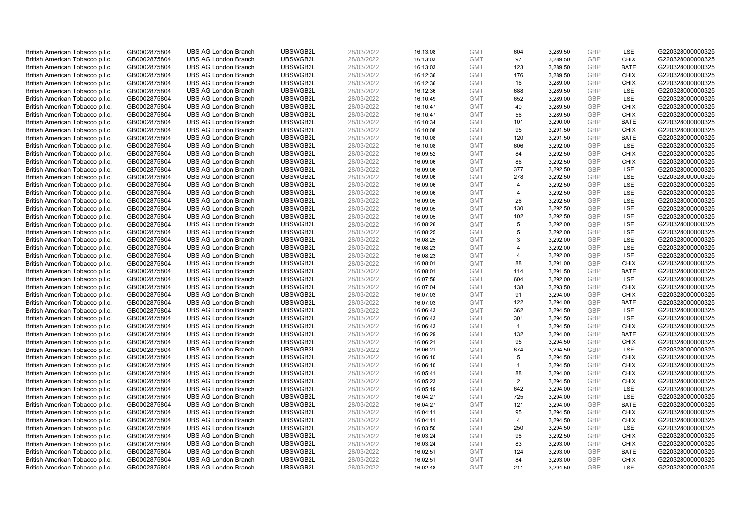| | | | | | | | | | | | |
|---|---|---|---|---|---|---|---|---|---|---|---|
| British American Tobacco p.l.c. | GB0002875804 | UBS AG London Branch | UBSWGB2L | 28/03/2022 | 16:13:08 | GMT | 604 | 3,289.50 | GBP | LSE | G220328000000325 |
| British American Tobacco p.l.c. | GB0002875804 | UBS AG London Branch | UBSWGB2L | 28/03/2022 | 16:13:03 | GMT | 97 | 3,289.50 | GBP | CHIX | G220328000000325 |
| British American Tobacco p.l.c. | GB0002875804 | UBS AG London Branch | UBSWGB2L | 28/03/2022 | 16:13:03 | GMT | 123 | 3,289.50 | GBP | BATE | G220328000000325 |
| British American Tobacco p.l.c. | GB0002875804 | UBS AG London Branch | UBSWGB2L | 28/03/2022 | 16:12:36 | GMT | 176 | 3,289.50 | GBP | CHIX | G220328000000325 |
| British American Tobacco p.l.c. | GB0002875804 | UBS AG London Branch | UBSWGB2L | 28/03/2022 | 16:12:36 | GMT | 16 | 3,289.00 | GBP | CHIX | G220328000000325 |
| British American Tobacco p.l.c. | GB0002875804 | UBS AG London Branch | UBSWGB2L | 28/03/2022 | 16:12:36 | GMT | 688 | 3,289.50 | GBP | LSE | G220328000000325 |
| British American Tobacco p.l.c. | GB0002875804 | UBS AG London Branch | UBSWGB2L | 28/03/2022 | 16:10:49 | GMT | 652 | 3,289.00 | GBP | LSE | G220328000000325 |
| British American Tobacco p.l.c. | GB0002875804 | UBS AG London Branch | UBSWGB2L | 28/03/2022 | 16:10:47 | GMT | 40 | 3,289.50 | GBP | CHIX | G220328000000325 |
| British American Tobacco p.l.c. | GB0002875804 | UBS AG London Branch | UBSWGB2L | 28/03/2022 | 16:10:47 | GMT | 56 | 3,289.50 | GBP | CHIX | G220328000000325 |
| British American Tobacco p.l.c. | GB0002875804 | UBS AG London Branch | UBSWGB2L | 28/03/2022 | 16:10:34 | GMT | 101 | 3,290.00 | GBP | BATE | G220328000000325 |
| British American Tobacco p.l.c. | GB0002875804 | UBS AG London Branch | UBSWGB2L | 28/03/2022 | 16:10:08 | GMT | 95 | 3,291.50 | GBP | CHIX | G220328000000325 |
| British American Tobacco p.l.c. | GB0002875804 | UBS AG London Branch | UBSWGB2L | 28/03/2022 | 16:10:08 | GMT | 120 | 3,291.50 | GBP | BATE | G220328000000325 |
| British American Tobacco p.l.c. | GB0002875804 | UBS AG London Branch | UBSWGB2L | 28/03/2022 | 16:10:08 | GMT | 606 | 3,292.00 | GBP | LSE | G220328000000325 |
| British American Tobacco p.l.c. | GB0002875804 | UBS AG London Branch | UBSWGB2L | 28/03/2022 | 16:09:52 | GMT | 84 | 3,292.50 | GBP | CHIX | G220328000000325 |
| British American Tobacco p.l.c. | GB0002875804 | UBS AG London Branch | UBSWGB2L | 28/03/2022 | 16:09:06 | GMT | 86 | 3,292.50 | GBP | CHIX | G220328000000325 |
| British American Tobacco p.l.c. | GB0002875804 | UBS AG London Branch | UBSWGB2L | 28/03/2022 | 16:09:06 | GMT | 377 | 3,292.50 | GBP | LSE | G220328000000325 |
| British American Tobacco p.l.c. | GB0002875804 | UBS AG London Branch | UBSWGB2L | 28/03/2022 | 16:09:06 | GMT | 278 | 3,292.50 | GBP | LSE | G220328000000325 |
| British American Tobacco p.l.c. | GB0002875804 | UBS AG London Branch | UBSWGB2L | 28/03/2022 | 16:09:06 | GMT | 4 | 3,292.50 | GBP | LSE | G220328000000325 |
| British American Tobacco p.l.c. | GB0002875804 | UBS AG London Branch | UBSWGB2L | 28/03/2022 | 16:09:06 | GMT | 4 | 3,292.50 | GBP | LSE | G220328000000325 |
| British American Tobacco p.l.c. | GB0002875804 | UBS AG London Branch | UBSWGB2L | 28/03/2022 | 16:09:05 | GMT | 26 | 3,292.50 | GBP | LSE | G220328000000325 |
| British American Tobacco p.l.c. | GB0002875804 | UBS AG London Branch | UBSWGB2L | 28/03/2022 | 16:09:05 | GMT | 130 | 3,292.50 | GBP | LSE | G220328000000325 |
| British American Tobacco p.l.c. | GB0002875804 | UBS AG London Branch | UBSWGB2L | 28/03/2022 | 16:09:05 | GMT | 102 | 3,292.50 | GBP | LSE | G220328000000325 |
| British American Tobacco p.l.c. | GB0002875804 | UBS AG London Branch | UBSWGB2L | 28/03/2022 | 16:08:26 | GMT | 5 | 3,292.00 | GBP | LSE | G220328000000325 |
| British American Tobacco p.l.c. | GB0002875804 | UBS AG London Branch | UBSWGB2L | 28/03/2022 | 16:08:25 | GMT | 5 | 3,292.00 | GBP | LSE | G220328000000325 |
| British American Tobacco p.l.c. | GB0002875804 | UBS AG London Branch | UBSWGB2L | 28/03/2022 | 16:08:25 | GMT | 3 | 3,292.00 | GBP | LSE | G220328000000325 |
| British American Tobacco p.l.c. | GB0002875804 | UBS AG London Branch | UBSWGB2L | 28/03/2022 | 16:08:23 | GMT | 4 | 3,292.00 | GBP | LSE | G220328000000325 |
| British American Tobacco p.l.c. | GB0002875804 | UBS AG London Branch | UBSWGB2L | 28/03/2022 | 16:08:23 | GMT | 4 | 3,292.00 | GBP | LSE | G220328000000325 |
| British American Tobacco p.l.c. | GB0002875804 | UBS AG London Branch | UBSWGB2L | 28/03/2022 | 16:08:01 | GMT | 88 | 3,291.00 | GBP | CHIX | G220328000000325 |
| British American Tobacco p.l.c. | GB0002875804 | UBS AG London Branch | UBSWGB2L | 28/03/2022 | 16:08:01 | GMT | 114 | 3,291.50 | GBP | BATE | G220328000000325 |
| British American Tobacco p.l.c. | GB0002875804 | UBS AG London Branch | UBSWGB2L | 28/03/2022 | 16:07:56 | GMT | 604 | 3,292.00 | GBP | LSE | G220328000000325 |
| British American Tobacco p.l.c. | GB0002875804 | UBS AG London Branch | UBSWGB2L | 28/03/2022 | 16:07:04 | GMT | 138 | 3,293.50 | GBP | CHIX | G220328000000325 |
| British American Tobacco p.l.c. | GB0002875804 | UBS AG London Branch | UBSWGB2L | 28/03/2022 | 16:07:03 | GMT | 91 | 3,294.00 | GBP | CHIX | G220328000000325 |
| British American Tobacco p.l.c. | GB0002875804 | UBS AG London Branch | UBSWGB2L | 28/03/2022 | 16:07:03 | GMT | 122 | 3,294.00 | GBP | BATE | G220328000000325 |
| British American Tobacco p.l.c. | GB0002875804 | UBS AG London Branch | UBSWGB2L | 28/03/2022 | 16:06:43 | GMT | 362 | 3,294.50 | GBP | LSE | G220328000000325 |
| British American Tobacco p.l.c. | GB0002875804 | UBS AG London Branch | UBSWGB2L | 28/03/2022 | 16:06:43 | GMT | 301 | 3,294.50 | GBP | LSE | G220328000000325 |
| British American Tobacco p.l.c. | GB0002875804 | UBS AG London Branch | UBSWGB2L | 28/03/2022 | 16:06:43 | GMT | 1 | 3,294.50 | GBP | CHIX | G220328000000325 |
| British American Tobacco p.l.c. | GB0002875804 | UBS AG London Branch | UBSWGB2L | 28/03/2022 | 16:06:29 | GMT | 132 | 3,294.00 | GBP | BATE | G220328000000325 |
| British American Tobacco p.l.c. | GB0002875804 | UBS AG London Branch | UBSWGB2L | 28/03/2022 | 16:06:21 | GMT | 95 | 3,294.50 | GBP | CHIX | G220328000000325 |
| British American Tobacco p.l.c. | GB0002875804 | UBS AG London Branch | UBSWGB2L | 28/03/2022 | 16:06:21 | GMT | 674 | 3,294.50 | GBP | LSE | G220328000000325 |
| British American Tobacco p.l.c. | GB0002875804 | UBS AG London Branch | UBSWGB2L | 28/03/2022 | 16:06:10 | GMT | 5 | 3,294.50 | GBP | CHIX | G220328000000325 |
| British American Tobacco p.l.c. | GB0002875804 | UBS AG London Branch | UBSWGB2L | 28/03/2022 | 16:06:10 | GMT | 1 | 3,294.50 | GBP | CHIX | G220328000000325 |
| British American Tobacco p.l.c. | GB0002875804 | UBS AG London Branch | UBSWGB2L | 28/03/2022 | 16:05:41 | GMT | 88 | 3,294.00 | GBP | CHIX | G220328000000325 |
| British American Tobacco p.l.c. | GB0002875804 | UBS AG London Branch | UBSWGB2L | 28/03/2022 | 16:05:23 | GMT | 2 | 3,294.50 | GBP | CHIX | G220328000000325 |
| British American Tobacco p.l.c. | GB0002875804 | UBS AG London Branch | UBSWGB2L | 28/03/2022 | 16:05:19 | GMT | 642 | 3,294.00 | GBP | LSE | G220328000000325 |
| British American Tobacco p.l.c. | GB0002875804 | UBS AG London Branch | UBSWGB2L | 28/03/2022 | 16:04:27 | GMT | 725 | 3,294.00 | GBP | LSE | G220328000000325 |
| British American Tobacco p.l.c. | GB0002875804 | UBS AG London Branch | UBSWGB2L | 28/03/2022 | 16:04:27 | GMT | 121 | 3,294.00 | GBP | BATE | G220328000000325 |
| British American Tobacco p.l.c. | GB0002875804 | UBS AG London Branch | UBSWGB2L | 28/03/2022 | 16:04:11 | GMT | 95 | 3,294.50 | GBP | CHIX | G220328000000325 |
| British American Tobacco p.l.c. | GB0002875804 | UBS AG London Branch | UBSWGB2L | 28/03/2022 | 16:04:11 | GMT | 4 | 3,294.50 | GBP | CHIX | G220328000000325 |
| British American Tobacco p.l.c. | GB0002875804 | UBS AG London Branch | UBSWGB2L | 28/03/2022 | 16:03:50 | GMT | 250 | 3,294.50 | GBP | LSE | G220328000000325 |
| British American Tobacco p.l.c. | GB0002875804 | UBS AG London Branch | UBSWGB2L | 28/03/2022 | 16:03:24 | GMT | 98 | 3,292.50 | GBP | CHIX | G220328000000325 |
| British American Tobacco p.l.c. | GB0002875804 | UBS AG London Branch | UBSWGB2L | 28/03/2022 | 16:03:24 | GMT | 83 | 3,293.00 | GBP | CHIX | G220328000000325 |
| British American Tobacco p.l.c. | GB0002875804 | UBS AG London Branch | UBSWGB2L | 28/03/2022 | 16:02:51 | GMT | 124 | 3,293.00 | GBP | BATE | G220328000000325 |
| British American Tobacco p.l.c. | GB0002875804 | UBS AG London Branch | UBSWGB2L | 28/03/2022 | 16:02:51 | GMT | 84 | 3,293.00 | GBP | CHIX | G220328000000325 |
| British American Tobacco p.l.c. | GB0002875804 | UBS AG London Branch | UBSWGB2L | 28/03/2022 | 16:02:48 | GMT | 211 | 3,294.50 | GBP | LSE | G220328000000325 |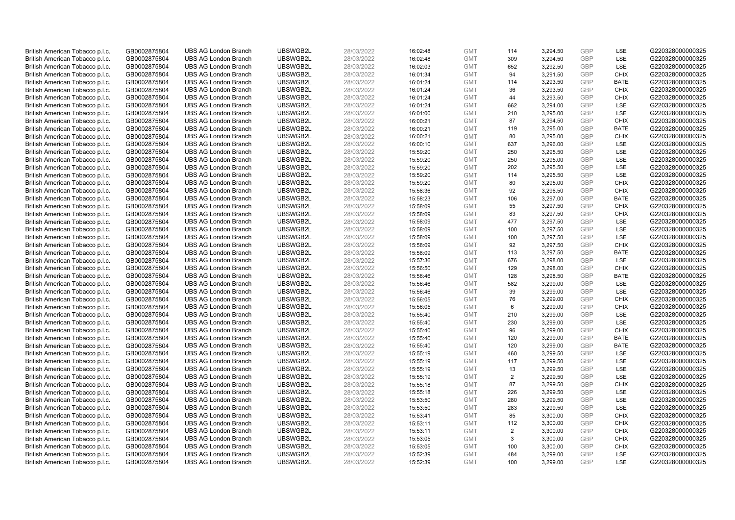| | | | | | | | | | | | |
|---|---|---|---|---|---|---|---|---|---|---|---|
| British American Tobacco p.l.c. | GB0002875804 | UBS AG London Branch | UBSWGB2L | 28/03/2022 | 16:02:48 | GMT | 114 | 3,294.50 | GBP | LSE | G220328000000325 |
| British American Tobacco p.l.c. | GB0002875804 | UBS AG London Branch | UBSWGB2L | 28/03/2022 | 16:02:48 | GMT | 309 | 3,294.50 | GBP | LSE | G220328000000325 |
| British American Tobacco p.l.c. | GB0002875804 | UBS AG London Branch | UBSWGB2L | 28/03/2022 | 16:02:03 | GMT | 652 | 3,292.50 | GBP | LSE | G220328000000325 |
| British American Tobacco p.l.c. | GB0002875804 | UBS AG London Branch | UBSWGB2L | 28/03/2022 | 16:01:34 | GMT | 94 | 3,291.50 | GBP | CHIX | G220328000000325 |
| British American Tobacco p.l.c. | GB0002875804 | UBS AG London Branch | UBSWGB2L | 28/03/2022 | 16:01:24 | GMT | 114 | 3,293.50 | GBP | BATE | G220328000000325 |
| British American Tobacco p.l.c. | GB0002875804 | UBS AG London Branch | UBSWGB2L | 28/03/2022 | 16:01:24 | GMT | 36 | 3,293.50 | GBP | CHIX | G220328000000325 |
| British American Tobacco p.l.c. | GB0002875804 | UBS AG London Branch | UBSWGB2L | 28/03/2022 | 16:01:24 | GMT | 44 | 3,293.50 | GBP | CHIX | G220328000000325 |
| British American Tobacco p.l.c. | GB0002875804 | UBS AG London Branch | UBSWGB2L | 28/03/2022 | 16:01:24 | GMT | 662 | 3,294.00 | GBP | LSE | G220328000000325 |
| British American Tobacco p.l.c. | GB0002875804 | UBS AG London Branch | UBSWGB2L | 28/03/2022 | 16:01:00 | GMT | 210 | 3,295.00 | GBP | LSE | G220328000000325 |
| British American Tobacco p.l.c. | GB0002875804 | UBS AG London Branch | UBSWGB2L | 28/03/2022 | 16:00:21 | GMT | 87 | 3,294.50 | GBP | CHIX | G220328000000325 |
| British American Tobacco p.l.c. | GB0002875804 | UBS AG London Branch | UBSWGB2L | 28/03/2022 | 16:00:21 | GMT | 119 | 3,295.00 | GBP | BATE | G220328000000325 |
| British American Tobacco p.l.c. | GB0002875804 | UBS AG London Branch | UBSWGB2L | 28/03/2022 | 16:00:21 | GMT | 80 | 3,295.00 | GBP | CHIX | G220328000000325 |
| British American Tobacco p.l.c. | GB0002875804 | UBS AG London Branch | UBSWGB2L | 28/03/2022 | 16:00:10 | GMT | 637 | 3,296.00 | GBP | LSE | G220328000000325 |
| British American Tobacco p.l.c. | GB0002875804 | UBS AG London Branch | UBSWGB2L | 28/03/2022 | 15:59:20 | GMT | 250 | 3,295.50 | GBP | LSE | G220328000000325 |
| British American Tobacco p.l.c. | GB0002875804 | UBS AG London Branch | UBSWGB2L | 28/03/2022 | 15:59:20 | GMT | 250 | 3,295.00 | GBP | LSE | G220328000000325 |
| British American Tobacco p.l.c. | GB0002875804 | UBS AG London Branch | UBSWGB2L | 28/03/2022 | 15:59:20 | GMT | 202 | 3,295.50 | GBP | LSE | G220328000000325 |
| British American Tobacco p.l.c. | GB0002875804 | UBS AG London Branch | UBSWGB2L | 28/03/2022 | 15:59:20 | GMT | 114 | 3,295.50 | GBP | LSE | G220328000000325 |
| British American Tobacco p.l.c. | GB0002875804 | UBS AG London Branch | UBSWGB2L | 28/03/2022 | 15:59:20 | GMT | 80 | 3,295.00 | GBP | CHIX | G220328000000325 |
| British American Tobacco p.l.c. | GB0002875804 | UBS AG London Branch | UBSWGB2L | 28/03/2022 | 15:58:36 | GMT | 92 | 3,296.50 | GBP | CHIX | G220328000000325 |
| British American Tobacco p.l.c. | GB0002875804 | UBS AG London Branch | UBSWGB2L | 28/03/2022 | 15:58:23 | GMT | 106 | 3,297.00 | GBP | BATE | G220328000000325 |
| British American Tobacco p.l.c. | GB0002875804 | UBS AG London Branch | UBSWGB2L | 28/03/2022 | 15:58:09 | GMT | 55 | 3,297.50 | GBP | CHIX | G220328000000325 |
| British American Tobacco p.l.c. | GB0002875804 | UBS AG London Branch | UBSWGB2L | 28/03/2022 | 15:58:09 | GMT | 83 | 3,297.50 | GBP | CHIX | G220328000000325 |
| British American Tobacco p.l.c. | GB0002875804 | UBS AG London Branch | UBSWGB2L | 28/03/2022 | 15:58:09 | GMT | 477 | 3,297.50 | GBP | LSE | G220328000000325 |
| British American Tobacco p.l.c. | GB0002875804 | UBS AG London Branch | UBSWGB2L | 28/03/2022 | 15:58:09 | GMT | 100 | 3,297.50 | GBP | LSE | G220328000000325 |
| British American Tobacco p.l.c. | GB0002875804 | UBS AG London Branch | UBSWGB2L | 28/03/2022 | 15:58:09 | GMT | 100 | 3,297.50 | GBP | LSE | G220328000000325 |
| British American Tobacco p.l.c. | GB0002875804 | UBS AG London Branch | UBSWGB2L | 28/03/2022 | 15:58:09 | GMT | 92 | 3,297.50 | GBP | CHIX | G220328000000325 |
| British American Tobacco p.l.c. | GB0002875804 | UBS AG London Branch | UBSWGB2L | 28/03/2022 | 15:58:09 | GMT | 113 | 3,297.50 | GBP | BATE | G220328000000325 |
| British American Tobacco p.l.c. | GB0002875804 | UBS AG London Branch | UBSWGB2L | 28/03/2022 | 15:57:36 | GMT | 676 | 3,298.00 | GBP | LSE | G220328000000325 |
| British American Tobacco p.l.c. | GB0002875804 | UBS AG London Branch | UBSWGB2L | 28/03/2022 | 15:56:50 | GMT | 129 | 3,298.00 | GBP | CHIX | G220328000000325 |
| British American Tobacco p.l.c. | GB0002875804 | UBS AG London Branch | UBSWGB2L | 28/03/2022 | 15:56:46 | GMT | 128 | 3,298.50 | GBP | BATE | G220328000000325 |
| British American Tobacco p.l.c. | GB0002875804 | UBS AG London Branch | UBSWGB2L | 28/03/2022 | 15:56:46 | GMT | 582 | 3,299.00 | GBP | LSE | G220328000000325 |
| British American Tobacco p.l.c. | GB0002875804 | UBS AG London Branch | UBSWGB2L | 28/03/2022 | 15:56:46 | GMT | 39 | 3,299.00 | GBP | LSE | G220328000000325 |
| British American Tobacco p.l.c. | GB0002875804 | UBS AG London Branch | UBSWGB2L | 28/03/2022 | 15:56:05 | GMT | 76 | 3,299.00 | GBP | CHIX | G220328000000325 |
| British American Tobacco p.l.c. | GB0002875804 | UBS AG London Branch | UBSWGB2L | 28/03/2022 | 15:56:05 | GMT | 6 | 3,299.00 | GBP | CHIX | G220328000000325 |
| British American Tobacco p.l.c. | GB0002875804 | UBS AG London Branch | UBSWGB2L | 28/03/2022 | 15:55:40 | GMT | 210 | 3,299.00 | GBP | LSE | G220328000000325 |
| British American Tobacco p.l.c. | GB0002875804 | UBS AG London Branch | UBSWGB2L | 28/03/2022 | 15:55:40 | GMT | 230 | 3,299.00 | GBP | LSE | G220328000000325 |
| British American Tobacco p.l.c. | GB0002875804 | UBS AG London Branch | UBSWGB2L | 28/03/2022 | 15:55:40 | GMT | 96 | 3,299.00 | GBP | CHIX | G220328000000325 |
| British American Tobacco p.l.c. | GB0002875804 | UBS AG London Branch | UBSWGB2L | 28/03/2022 | 15:55:40 | GMT | 120 | 3,299.00 | GBP | BATE | G220328000000325 |
| British American Tobacco p.l.c. | GB0002875804 | UBS AG London Branch | UBSWGB2L | 28/03/2022 | 15:55:40 | GMT | 120 | 3,299.00 | GBP | BATE | G220328000000325 |
| British American Tobacco p.l.c. | GB0002875804 | UBS AG London Branch | UBSWGB2L | 28/03/2022 | 15:55:19 | GMT | 460 | 3,299.50 | GBP | LSE | G220328000000325 |
| British American Tobacco p.l.c. | GB0002875804 | UBS AG London Branch | UBSWGB2L | 28/03/2022 | 15:55:19 | GMT | 117 | 3,299.50 | GBP | LSE | G220328000000325 |
| British American Tobacco p.l.c. | GB0002875804 | UBS AG London Branch | UBSWGB2L | 28/03/2022 | 15:55:19 | GMT | 13 | 3,299.50 | GBP | LSE | G220328000000325 |
| British American Tobacco p.l.c. | GB0002875804 | UBS AG London Branch | UBSWGB2L | 28/03/2022 | 15:55:19 | GMT | 2 | 3,299.50 | GBP | LSE | G220328000000325 |
| British American Tobacco p.l.c. | GB0002875804 | UBS AG London Branch | UBSWGB2L | 28/03/2022 | 15:55:18 | GMT | 87 | 3,299.50 | GBP | CHIX | G220328000000325 |
| British American Tobacco p.l.c. | GB0002875804 | UBS AG London Branch | UBSWGB2L | 28/03/2022 | 15:55:18 | GMT | 226 | 3,299.50 | GBP | LSE | G220328000000325 |
| British American Tobacco p.l.c. | GB0002875804 | UBS AG London Branch | UBSWGB2L | 28/03/2022 | 15:53:50 | GMT | 280 | 3,299.50 | GBP | LSE | G220328000000325 |
| British American Tobacco p.l.c. | GB0002875804 | UBS AG London Branch | UBSWGB2L | 28/03/2022 | 15:53:50 | GMT | 283 | 3,299.50 | GBP | LSE | G220328000000325 |
| British American Tobacco p.l.c. | GB0002875804 | UBS AG London Branch | UBSWGB2L | 28/03/2022 | 15:53:41 | GMT | 85 | 3,300.00 | GBP | CHIX | G220328000000325 |
| British American Tobacco p.l.c. | GB0002875804 | UBS AG London Branch | UBSWGB2L | 28/03/2022 | 15:53:11 | GMT | 112 | 3,300.00 | GBP | CHIX | G220328000000325 |
| British American Tobacco p.l.c. | GB0002875804 | UBS AG London Branch | UBSWGB2L | 28/03/2022 | 15:53:11 | GMT | 2 | 3,300.00 | GBP | CHIX | G220328000000325 |
| British American Tobacco p.l.c. | GB0002875804 | UBS AG London Branch | UBSWGB2L | 28/03/2022 | 15:53:05 | GMT | 3 | 3,300.00 | GBP | CHIX | G220328000000325 |
| British American Tobacco p.l.c. | GB0002875804 | UBS AG London Branch | UBSWGB2L | 28/03/2022 | 15:53:05 | GMT | 100 | 3,300.00 | GBP | CHIX | G220328000000325 |
| British American Tobacco p.l.c. | GB0002875804 | UBS AG London Branch | UBSWGB2L | 28/03/2022 | 15:52:39 | GMT | 484 | 3,299.00 | GBP | LSE | G220328000000325 |
| British American Tobacco p.l.c. | GB0002875804 | UBS AG London Branch | UBSWGB2L | 28/03/2022 | 15:52:39 | GMT | 100 | 3,299.00 | GBP | LSE | G220328000000325 |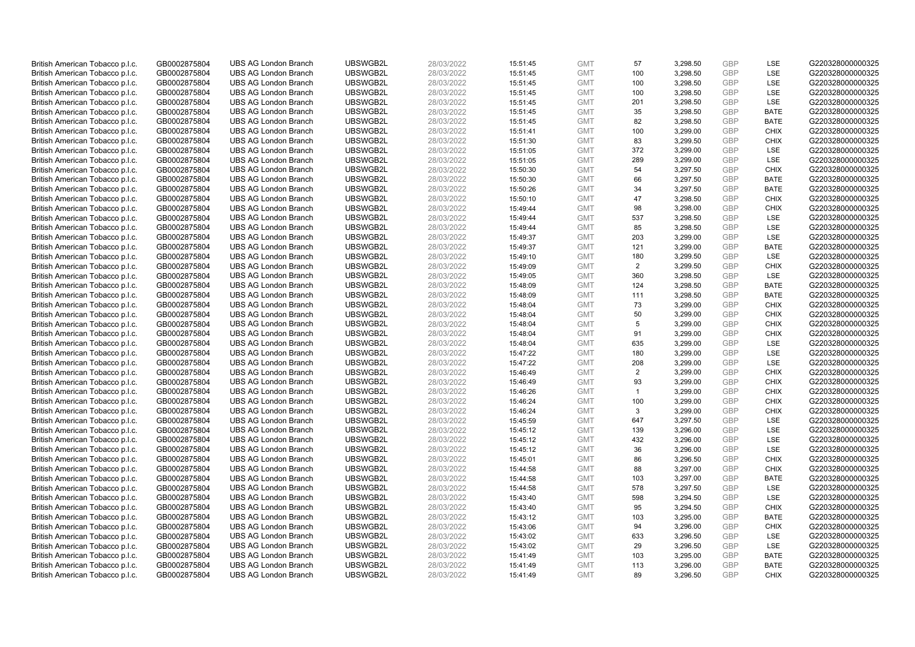| British American Tobacco p.l.c. | GB0002875804 | UBS AG London Branch | UBSWGB2L | 28/03/2022 | 15:51:45 | GMT | 57 | 3,298.50 | GBP | LSE | G220328000000325 |
|---|---|---|---|---|---|---|---|---|---|---|---|
| British American Tobacco p.l.c. | GB0002875804 | UBS AG London Branch | UBSWGB2L | 28/03/2022 | 15:51:45 | GMT | 100 | 3,298.50 | GBP | LSE | G220328000000325 |
| British American Tobacco p.l.c. | GB0002875804 | UBS AG London Branch | UBSWGB2L | 28/03/2022 | 15:51:45 | GMT | 100 | 3,298.50 | GBP | LSE | G220328000000325 |
| British American Tobacco p.l.c. | GB0002875804 | UBS AG London Branch | UBSWGB2L | 28/03/2022 | 15:51:45 | GMT | 100 | 3,298.50 | GBP | LSE | G220328000000325 |
| British American Tobacco p.l.c. | GB0002875804 | UBS AG London Branch | UBSWGB2L | 28/03/2022 | 15:51:45 | GMT | 201 | 3,298.50 | GBP | LSE | G220328000000325 |
| British American Tobacco p.l.c. | GB0002875804 | UBS AG London Branch | UBSWGB2L | 28/03/2022 | 15:51:45 | GMT | 35 | 3,298.50 | GBP | BATE | G220328000000325 |
| British American Tobacco p.l.c. | GB0002875804 | UBS AG London Branch | UBSWGB2L | 28/03/2022 | 15:51:45 | GMT | 82 | 3,298.50 | GBP | BATE | G220328000000325 |
| British American Tobacco p.l.c. | GB0002875804 | UBS AG London Branch | UBSWGB2L | 28/03/2022 | 15:51:41 | GMT | 100 | 3,299.00 | GBP | CHIX | G220328000000325 |
| British American Tobacco p.l.c. | GB0002875804 | UBS AG London Branch | UBSWGB2L | 28/03/2022 | 15:51:30 | GMT | 83 | 3,299.50 | GBP | CHIX | G220328000000325 |
| British American Tobacco p.l.c. | GB0002875804 | UBS AG London Branch | UBSWGB2L | 28/03/2022 | 15:51:05 | GMT | 372 | 3,299.00 | GBP | LSE | G220328000000325 |
| British American Tobacco p.l.c. | GB0002875804 | UBS AG London Branch | UBSWGB2L | 28/03/2022 | 15:51:05 | GMT | 289 | 3,299.00 | GBP | LSE | G220328000000325 |
| British American Tobacco p.l.c. | GB0002875804 | UBS AG London Branch | UBSWGB2L | 28/03/2022 | 15:50:30 | GMT | 54 | 3,297.50 | GBP | CHIX | G220328000000325 |
| British American Tobacco p.l.c. | GB0002875804 | UBS AG London Branch | UBSWGB2L | 28/03/2022 | 15:50:30 | GMT | 66 | 3,297.50 | GBP | BATE | G220328000000325 |
| British American Tobacco p.l.c. | GB0002875804 | UBS AG London Branch | UBSWGB2L | 28/03/2022 | 15:50:26 | GMT | 34 | 3,297.50 | GBP | BATE | G220328000000325 |
| British American Tobacco p.l.c. | GB0002875804 | UBS AG London Branch | UBSWGB2L | 28/03/2022 | 15:50:10 | GMT | 47 | 3,298.50 | GBP | CHIX | G220328000000325 |
| British American Tobacco p.l.c. | GB0002875804 | UBS AG London Branch | UBSWGB2L | 28/03/2022 | 15:49:44 | GMT | 98 | 3,298.00 | GBP | CHIX | G220328000000325 |
| British American Tobacco p.l.c. | GB0002875804 | UBS AG London Branch | UBSWGB2L | 28/03/2022 | 15:49:44 | GMT | 537 | 3,298.50 | GBP | LSE | G220328000000325 |
| British American Tobacco p.l.c. | GB0002875804 | UBS AG London Branch | UBSWGB2L | 28/03/2022 | 15:49:44 | GMT | 85 | 3,298.50 | GBP | LSE | G220328000000325 |
| British American Tobacco p.l.c. | GB0002875804 | UBS AG London Branch | UBSWGB2L | 28/03/2022 | 15:49:37 | GMT | 203 | 3,299.00 | GBP | LSE | G220328000000325 |
| British American Tobacco p.l.c. | GB0002875804 | UBS AG London Branch | UBSWGB2L | 28/03/2022 | 15:49:37 | GMT | 121 | 3,299.00 | GBP | BATE | G220328000000325 |
| British American Tobacco p.l.c. | GB0002875804 | UBS AG London Branch | UBSWGB2L | 28/03/2022 | 15:49:10 | GMT | 180 | 3,299.50 | GBP | LSE | G220328000000325 |
| British American Tobacco p.l.c. | GB0002875804 | UBS AG London Branch | UBSWGB2L | 28/03/2022 | 15:49:09 | GMT | 2 | 3,299.50 | GBP | CHIX | G220328000000325 |
| British American Tobacco p.l.c. | GB0002875804 | UBS AG London Branch | UBSWGB2L | 28/03/2022 | 15:49:05 | GMT | 360 | 3,298.50 | GBP | LSE | G220328000000325 |
| British American Tobacco p.l.c. | GB0002875804 | UBS AG London Branch | UBSWGB2L | 28/03/2022 | 15:48:09 | GMT | 124 | 3,298.50 | GBP | BATE | G220328000000325 |
| British American Tobacco p.l.c. | GB0002875804 | UBS AG London Branch | UBSWGB2L | 28/03/2022 | 15:48:09 | GMT | 111 | 3,298.50 | GBP | BATE | G220328000000325 |
| British American Tobacco p.l.c. | GB0002875804 | UBS AG London Branch | UBSWGB2L | 28/03/2022 | 15:48:04 | GMT | 73 | 3,299.00 | GBP | CHIX | G220328000000325 |
| British American Tobacco p.l.c. | GB0002875804 | UBS AG London Branch | UBSWGB2L | 28/03/2022 | 15:48:04 | GMT | 50 | 3,299.00 | GBP | CHIX | G220328000000325 |
| British American Tobacco p.l.c. | GB0002875804 | UBS AG London Branch | UBSWGB2L | 28/03/2022 | 15:48:04 | GMT | 5 | 3,299.00 | GBP | CHIX | G220328000000325 |
| British American Tobacco p.l.c. | GB0002875804 | UBS AG London Branch | UBSWGB2L | 28/03/2022 | 15:48:04 | GMT | 91 | 3,299.00 | GBP | CHIX | G220328000000325 |
| British American Tobacco p.l.c. | GB0002875804 | UBS AG London Branch | UBSWGB2L | 28/03/2022 | 15:48:04 | GMT | 635 | 3,299.00 | GBP | LSE | G220328000000325 |
| British American Tobacco p.l.c. | GB0002875804 | UBS AG London Branch | UBSWGB2L | 28/03/2022 | 15:47:22 | GMT | 180 | 3,299.00 | GBP | LSE | G220328000000325 |
| British American Tobacco p.l.c. | GB0002875804 | UBS AG London Branch | UBSWGB2L | 28/03/2022 | 15:47:22 | GMT | 208 | 3,299.00 | GBP | LSE | G220328000000325 |
| British American Tobacco p.l.c. | GB0002875804 | UBS AG London Branch | UBSWGB2L | 28/03/2022 | 15:46:49 | GMT | 2 | 3,299.00 | GBP | CHIX | G220328000000325 |
| British American Tobacco p.l.c. | GB0002875804 | UBS AG London Branch | UBSWGB2L | 28/03/2022 | 15:46:49 | GMT | 93 | 3,299.00 | GBP | CHIX | G220328000000325 |
| British American Tobacco p.l.c. | GB0002875804 | UBS AG London Branch | UBSWGB2L | 28/03/2022 | 15:46:26 | GMT | 1 | 3,299.00 | GBP | CHIX | G220328000000325 |
| British American Tobacco p.l.c. | GB0002875804 | UBS AG London Branch | UBSWGB2L | 28/03/2022 | 15:46:24 | GMT | 100 | 3,299.00 | GBP | CHIX | G220328000000325 |
| British American Tobacco p.l.c. | GB0002875804 | UBS AG London Branch | UBSWGB2L | 28/03/2022 | 15:46:24 | GMT | 3 | 3,299.00 | GBP | CHIX | G220328000000325 |
| British American Tobacco p.l.c. | GB0002875804 | UBS AG London Branch | UBSWGB2L | 28/03/2022 | 15:45:59 | GMT | 647 | 3,297.50 | GBP | LSE | G220328000000325 |
| British American Tobacco p.l.c. | GB0002875804 | UBS AG London Branch | UBSWGB2L | 28/03/2022 | 15:45:12 | GMT | 139 | 3,296.00 | GBP | LSE | G220328000000325 |
| British American Tobacco p.l.c. | GB0002875804 | UBS AG London Branch | UBSWGB2L | 28/03/2022 | 15:45:12 | GMT | 432 | 3,296.00 | GBP | LSE | G220328000000325 |
| British American Tobacco p.l.c. | GB0002875804 | UBS AG London Branch | UBSWGB2L | 28/03/2022 | 15:45:12 | GMT | 36 | 3,296.00 | GBP | LSE | G220328000000325 |
| British American Tobacco p.l.c. | GB0002875804 | UBS AG London Branch | UBSWGB2L | 28/03/2022 | 15:45:01 | GMT | 86 | 3,296.50 | GBP | CHIX | G220328000000325 |
| British American Tobacco p.l.c. | GB0002875804 | UBS AG London Branch | UBSWGB2L | 28/03/2022 | 15:44:58 | GMT | 88 | 3,297.00 | GBP | CHIX | G220328000000325 |
| British American Tobacco p.l.c. | GB0002875804 | UBS AG London Branch | UBSWGB2L | 28/03/2022 | 15:44:58 | GMT | 103 | 3,297.00 | GBP | BATE | G220328000000325 |
| British American Tobacco p.l.c. | GB0002875804 | UBS AG London Branch | UBSWGB2L | 28/03/2022 | 15:44:58 | GMT | 578 | 3,297.50 | GBP | LSE | G220328000000325 |
| British American Tobacco p.l.c. | GB0002875804 | UBS AG London Branch | UBSWGB2L | 28/03/2022 | 15:43:40 | GMT | 598 | 3,294.50 | GBP | LSE | G220328000000325 |
| British American Tobacco p.l.c. | GB0002875804 | UBS AG London Branch | UBSWGB2L | 28/03/2022 | 15:43:40 | GMT | 95 | 3,294.50 | GBP | CHIX | G220328000000325 |
| British American Tobacco p.l.c. | GB0002875804 | UBS AG London Branch | UBSWGB2L | 28/03/2022 | 15:43:12 | GMT | 103 | 3,295.00 | GBP | BATE | G220328000000325 |
| British American Tobacco p.l.c. | GB0002875804 | UBS AG London Branch | UBSWGB2L | 28/03/2022 | 15:43:06 | GMT | 94 | 3,296.00 | GBP | CHIX | G220328000000325 |
| British American Tobacco p.l.c. | GB0002875804 | UBS AG London Branch | UBSWGB2L | 28/03/2022 | 15:43:02 | GMT | 633 | 3,296.50 | GBP | LSE | G220328000000325 |
| British American Tobacco p.l.c. | GB0002875804 | UBS AG London Branch | UBSWGB2L | 28/03/2022 | 15:43:02 | GMT | 29 | 3,296.50 | GBP | LSE | G220328000000325 |
| British American Tobacco p.l.c. | GB0002875804 | UBS AG London Branch | UBSWGB2L | 28/03/2022 | 15:41:49 | GMT | 103 | 3,295.00 | GBP | BATE | G220328000000325 |
| British American Tobacco p.l.c. | GB0002875804 | UBS AG London Branch | UBSWGB2L | 28/03/2022 | 15:41:49 | GMT | 113 | 3,296.00 | GBP | BATE | G220328000000325 |
| British American Tobacco p.l.c. | GB0002875804 | UBS AG London Branch | UBSWGB2L | 28/03/2022 | 15:41:49 | GMT | 89 | 3,296.50 | GBP | CHIX | G220328000000325 |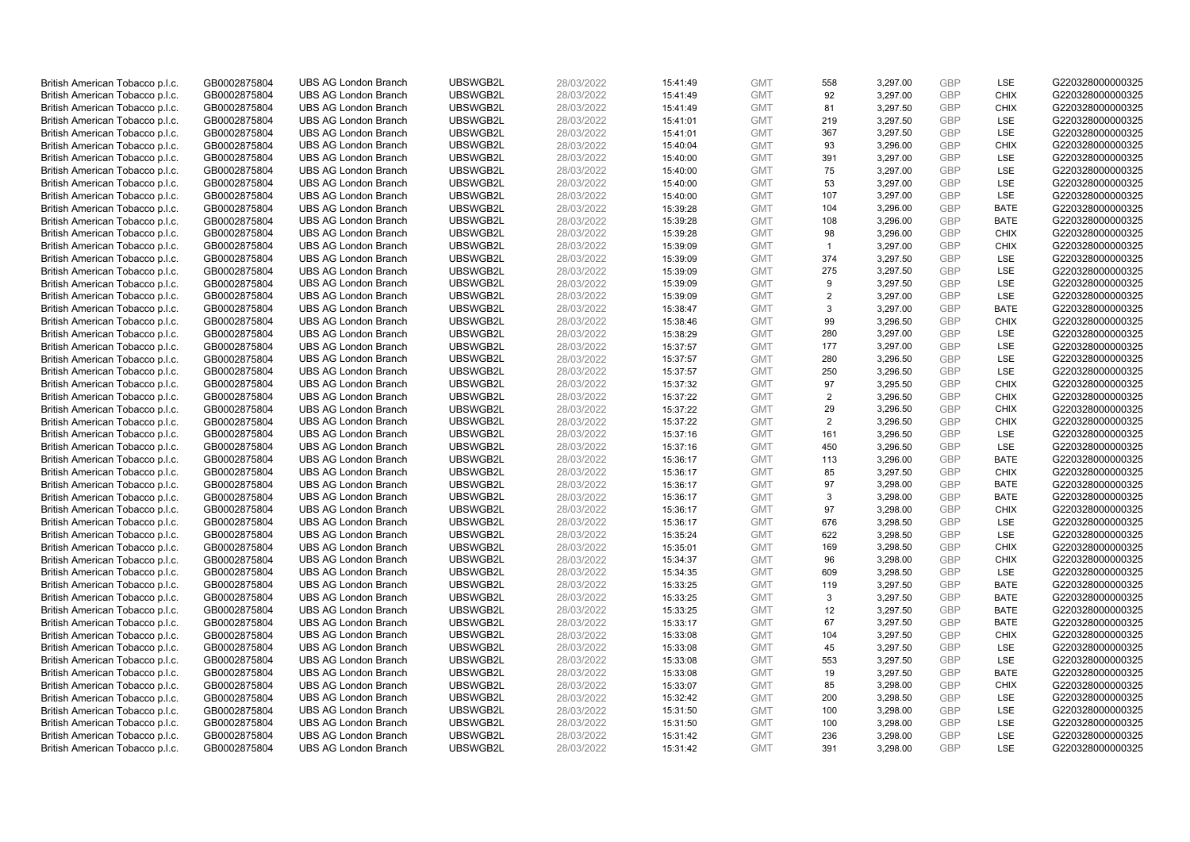| | | | | | | | | | | | |
|---|---|---|---|---|---|---|---|---|---|---|---|
| British American Tobacco p.l.c. | GB0002875804 | UBS AG London Branch | UBSWGB2L | 28/03/2022 | 15:41:49 | GMT | 558 | 3,297.00 | GBP | LSE | G220328000000325 |
| British American Tobacco p.l.c. | GB0002875804 | UBS AG London Branch | UBSWGB2L | 28/03/2022 | 15:41:49 | GMT | 92 | 3,297.00 | GBP | CHIX | G220328000000325 |
| British American Tobacco p.l.c. | GB0002875804 | UBS AG London Branch | UBSWGB2L | 28/03/2022 | 15:41:49 | GMT | 81 | 3,297.50 | GBP | CHIX | G220328000000325 |
| British American Tobacco p.l.c. | GB0002875804 | UBS AG London Branch | UBSWGB2L | 28/03/2022 | 15:41:01 | GMT | 219 | 3,297.50 | GBP | LSE | G220328000000325 |
| British American Tobacco p.l.c. | GB0002875804 | UBS AG London Branch | UBSWGB2L | 28/03/2022 | 15:41:01 | GMT | 367 | 3,297.50 | GBP | LSE | G220328000000325 |
| British American Tobacco p.l.c. | GB0002875804 | UBS AG London Branch | UBSWGB2L | 28/03/2022 | 15:40:04 | GMT | 93 | 3,296.00 | GBP | CHIX | G220328000000325 |
| British American Tobacco p.l.c. | GB0002875804 | UBS AG London Branch | UBSWGB2L | 28/03/2022 | 15:40:00 | GMT | 391 | 3,297.00 | GBP | LSE | G220328000000325 |
| British American Tobacco p.l.c. | GB0002875804 | UBS AG London Branch | UBSWGB2L | 28/03/2022 | 15:40:00 | GMT | 75 | 3,297.00 | GBP | LSE | G220328000000325 |
| British American Tobacco p.l.c. | GB0002875804 | UBS AG London Branch | UBSWGB2L | 28/03/2022 | 15:40:00 | GMT | 53 | 3,297.00 | GBP | LSE | G220328000000325 |
| British American Tobacco p.l.c. | GB0002875804 | UBS AG London Branch | UBSWGB2L | 28/03/2022 | 15:40:00 | GMT | 107 | 3,297.00 | GBP | LSE | G220328000000325 |
| British American Tobacco p.l.c. | GB0002875804 | UBS AG London Branch | UBSWGB2L | 28/03/2022 | 15:39:28 | GMT | 104 | 3,296.00 | GBP | BATE | G220328000000325 |
| British American Tobacco p.l.c. | GB0002875804 | UBS AG London Branch | UBSWGB2L | 28/03/2022 | 15:39:28 | GMT | 108 | 3,296.00 | GBP | BATE | G220328000000325 |
| British American Tobacco p.l.c. | GB0002875804 | UBS AG London Branch | UBSWGB2L | 28/03/2022 | 15:39:28 | GMT | 98 | 3,296.00 | GBP | CHIX | G220328000000325 |
| British American Tobacco p.l.c. | GB0002875804 | UBS AG London Branch | UBSWGB2L | 28/03/2022 | 15:39:09 | GMT | 1 | 3,297.00 | GBP | CHIX | G220328000000325 |
| British American Tobacco p.l.c. | GB0002875804 | UBS AG London Branch | UBSWGB2L | 28/03/2022 | 15:39:09 | GMT | 374 | 3,297.50 | GBP | LSE | G220328000000325 |
| British American Tobacco p.l.c. | GB0002875804 | UBS AG London Branch | UBSWGB2L | 28/03/2022 | 15:39:09 | GMT | 275 | 3,297.50 | GBP | LSE | G220328000000325 |
| British American Tobacco p.l.c. | GB0002875804 | UBS AG London Branch | UBSWGB2L | 28/03/2022 | 15:39:09 | GMT | 9 | 3,297.50 | GBP | LSE | G220328000000325 |
| British American Tobacco p.l.c. | GB0002875804 | UBS AG London Branch | UBSWGB2L | 28/03/2022 | 15:39:09 | GMT | 2 | 3,297.00 | GBP | LSE | G220328000000325 |
| British American Tobacco p.l.c. | GB0002875804 | UBS AG London Branch | UBSWGB2L | 28/03/2022 | 15:38:47 | GMT | 3 | 3,297.00 | GBP | BATE | G220328000000325 |
| British American Tobacco p.l.c. | GB0002875804 | UBS AG London Branch | UBSWGB2L | 28/03/2022 | 15:38:46 | GMT | 99 | 3,296.50 | GBP | CHIX | G220328000000325 |
| British American Tobacco p.l.c. | GB0002875804 | UBS AG London Branch | UBSWGB2L | 28/03/2022 | 15:38:29 | GMT | 280 | 3,297.00 | GBP | LSE | G220328000000325 |
| British American Tobacco p.l.c. | GB0002875804 | UBS AG London Branch | UBSWGB2L | 28/03/2022 | 15:37:57 | GMT | 177 | 3,297.00 | GBP | LSE | G220328000000325 |
| British American Tobacco p.l.c. | GB0002875804 | UBS AG London Branch | UBSWGB2L | 28/03/2022 | 15:37:57 | GMT | 280 | 3,296.50 | GBP | LSE | G220328000000325 |
| British American Tobacco p.l.c. | GB0002875804 | UBS AG London Branch | UBSWGB2L | 28/03/2022 | 15:37:57 | GMT | 250 | 3,296.50 | GBP | LSE | G220328000000325 |
| British American Tobacco p.l.c. | GB0002875804 | UBS AG London Branch | UBSWGB2L | 28/03/2022 | 15:37:32 | GMT | 97 | 3,295.50 | GBP | CHIX | G220328000000325 |
| British American Tobacco p.l.c. | GB0002875804 | UBS AG London Branch | UBSWGB2L | 28/03/2022 | 15:37:22 | GMT | 2 | 3,296.50 | GBP | CHIX | G220328000000325 |
| British American Tobacco p.l.c. | GB0002875804 | UBS AG London Branch | UBSWGB2L | 28/03/2022 | 15:37:22 | GMT | 29 | 3,296.50 | GBP | CHIX | G220328000000325 |
| British American Tobacco p.l.c. | GB0002875804 | UBS AG London Branch | UBSWGB2L | 28/03/2022 | 15:37:22 | GMT | 2 | 3,296.50 | GBP | CHIX | G220328000000325 |
| British American Tobacco p.l.c. | GB0002875804 | UBS AG London Branch | UBSWGB2L | 28/03/2022 | 15:37:16 | GMT | 161 | 3,296.50 | GBP | LSE | G220328000000325 |
| British American Tobacco p.l.c. | GB0002875804 | UBS AG London Branch | UBSWGB2L | 28/03/2022 | 15:37:16 | GMT | 450 | 3,296.50 | GBP | LSE | G220328000000325 |
| British American Tobacco p.l.c. | GB0002875804 | UBS AG London Branch | UBSWGB2L | 28/03/2022 | 15:36:17 | GMT | 113 | 3,296.00 | GBP | BATE | G220328000000325 |
| British American Tobacco p.l.c. | GB0002875804 | UBS AG London Branch | UBSWGB2L | 28/03/2022 | 15:36:17 | GMT | 85 | 3,297.50 | GBP | CHIX | G220328000000325 |
| British American Tobacco p.l.c. | GB0002875804 | UBS AG London Branch | UBSWGB2L | 28/03/2022 | 15:36:17 | GMT | 97 | 3,298.00 | GBP | BATE | G220328000000325 |
| British American Tobacco p.l.c. | GB0002875804 | UBS AG London Branch | UBSWGB2L | 28/03/2022 | 15:36:17 | GMT | 3 | 3,298.00 | GBP | BATE | G220328000000325 |
| British American Tobacco p.l.c. | GB0002875804 | UBS AG London Branch | UBSWGB2L | 28/03/2022 | 15:36:17 | GMT | 97 | 3,298.00 | GBP | CHIX | G220328000000325 |
| British American Tobacco p.l.c. | GB0002875804 | UBS AG London Branch | UBSWGB2L | 28/03/2022 | 15:36:17 | GMT | 676 | 3,298.50 | GBP | LSE | G220328000000325 |
| British American Tobacco p.l.c. | GB0002875804 | UBS AG London Branch | UBSWGB2L | 28/03/2022 | 15:35:24 | GMT | 622 | 3,298.50 | GBP | LSE | G220328000000325 |
| British American Tobacco p.l.c. | GB0002875804 | UBS AG London Branch | UBSWGB2L | 28/03/2022 | 15:35:01 | GMT | 169 | 3,298.50 | GBP | CHIX | G220328000000325 |
| British American Tobacco p.l.c. | GB0002875804 | UBS AG London Branch | UBSWGB2L | 28/03/2022 | 15:34:37 | GMT | 96 | 3,298.00 | GBP | CHIX | G220328000000325 |
| British American Tobacco p.l.c. | GB0002875804 | UBS AG London Branch | UBSWGB2L | 28/03/2022 | 15:34:35 | GMT | 609 | 3,298.50 | GBP | LSE | G220328000000325 |
| British American Tobacco p.l.c. | GB0002875804 | UBS AG London Branch | UBSWGB2L | 28/03/2022 | 15:33:25 | GMT | 119 | 3,297.50 | GBP | BATE | G220328000000325 |
| British American Tobacco p.l.c. | GB0002875804 | UBS AG London Branch | UBSWGB2L | 28/03/2022 | 15:33:25 | GMT | 3 | 3,297.50 | GBP | BATE | G220328000000325 |
| British American Tobacco p.l.c. | GB0002875804 | UBS AG London Branch | UBSWGB2L | 28/03/2022 | 15:33:25 | GMT | 12 | 3,297.50 | GBP | BATE | G220328000000325 |
| British American Tobacco p.l.c. | GB0002875804 | UBS AG London Branch | UBSWGB2L | 28/03/2022 | 15:33:17 | GMT | 67 | 3,297.50 | GBP | BATE | G220328000000325 |
| British American Tobacco p.l.c. | GB0002875804 | UBS AG London Branch | UBSWGB2L | 28/03/2022 | 15:33:08 | GMT | 104 | 3,297.50 | GBP | CHIX | G220328000000325 |
| British American Tobacco p.l.c. | GB0002875804 | UBS AG London Branch | UBSWGB2L | 28/03/2022 | 15:33:08 | GMT | 45 | 3,297.50 | GBP | LSE | G220328000000325 |
| British American Tobacco p.l.c. | GB0002875804 | UBS AG London Branch | UBSWGB2L | 28/03/2022 | 15:33:08 | GMT | 553 | 3,297.50 | GBP | LSE | G220328000000325 |
| British American Tobacco p.l.c. | GB0002875804 | UBS AG London Branch | UBSWGB2L | 28/03/2022 | 15:33:08 | GMT | 19 | 3,297.50 | GBP | BATE | G220328000000325 |
| British American Tobacco p.l.c. | GB0002875804 | UBS AG London Branch | UBSWGB2L | 28/03/2022 | 15:33:07 | GMT | 85 | 3,298.00 | GBP | CHIX | G220328000000325 |
| British American Tobacco p.l.c. | GB0002875804 | UBS AG London Branch | UBSWGB2L | 28/03/2022 | 15:32:42 | GMT | 200 | 3,298.50 | GBP | LSE | G220328000000325 |
| British American Tobacco p.l.c. | GB0002875804 | UBS AG London Branch | UBSWGB2L | 28/03/2022 | 15:31:50 | GMT | 100 | 3,298.00 | GBP | LSE | G220328000000325 |
| British American Tobacco p.l.c. | GB0002875804 | UBS AG London Branch | UBSWGB2L | 28/03/2022 | 15:31:50 | GMT | 100 | 3,298.00 | GBP | LSE | G220328000000325 |
| British American Tobacco p.l.c. | GB0002875804 | UBS AG London Branch | UBSWGB2L | 28/03/2022 | 15:31:42 | GMT | 236 | 3,298.00 | GBP | LSE | G220328000000325 |
| British American Tobacco p.l.c. | GB0002875804 | UBS AG London Branch | UBSWGB2L | 28/03/2022 | 15:31:42 | GMT | 391 | 3,298.00 | GBP | LSE | G220328000000325 |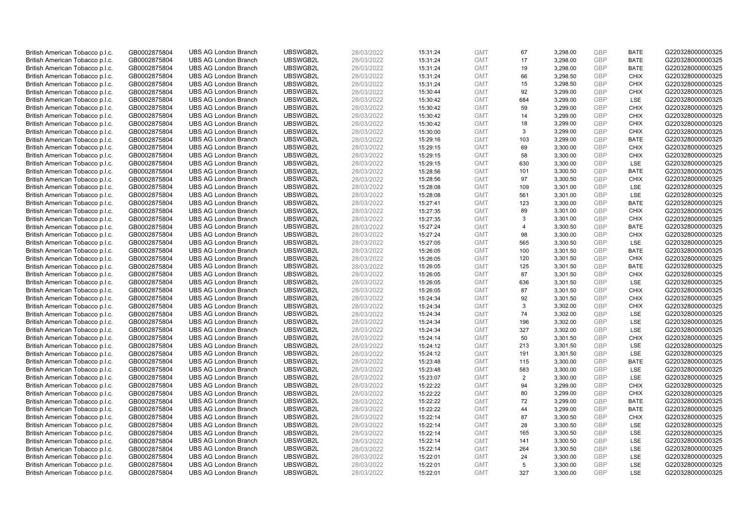| | | | | | | | | | | | |
|---|---|---|---|---|---|---|---|---|---|---|---|
| British American Tobacco p.l.c. | GB0002875804 | UBS AG London Branch | UBSWGB2L | 28/03/2022 | 15:31:24 | GMT | 67 | 3,298.00 | GBP | BATE | G220328000000325 |
| British American Tobacco p.l.c. | GB0002875804 | UBS AG London Branch | UBSWGB2L | 28/03/2022 | 15:31:24 | GMT | 17 | 3,298.00 | GBP | BATE | G220328000000325 |
| British American Tobacco p.l.c. | GB0002875804 | UBS AG London Branch | UBSWGB2L | 28/03/2022 | 15:31:24 | GMT | 19 | 3,298.00 | GBP | BATE | G220328000000325 |
| British American Tobacco p.l.c. | GB0002875804 | UBS AG London Branch | UBSWGB2L | 28/03/2022 | 15:31:24 | GMT | 66 | 3,298.50 | GBP | CHIX | G220328000000325 |
| British American Tobacco p.l.c. | GB0002875804 | UBS AG London Branch | UBSWGB2L | 28/03/2022 | 15:31:24 | GMT | 15 | 3,298.50 | GBP | CHIX | G220328000000325 |
| British American Tobacco p.l.c. | GB0002875804 | UBS AG London Branch | UBSWGB2L | 28/03/2022 | 15:30:44 | GMT | 92 | 3,299.00 | GBP | CHIX | G220328000000325 |
| British American Tobacco p.l.c. | GB0002875804 | UBS AG London Branch | UBSWGB2L | 28/03/2022 | 15:30:42 | GMT | 684 | 3,299.00 | GBP | LSE | G220328000000325 |
| British American Tobacco p.l.c. | GB0002875804 | UBS AG London Branch | UBSWGB2L | 28/03/2022 | 15:30:42 | GMT | 59 | 3,299.00 | GBP | CHIX | G220328000000325 |
| British American Tobacco p.l.c. | GB0002875804 | UBS AG London Branch | UBSWGB2L | 28/03/2022 | 15:30:42 | GMT | 14 | 3,299.00 | GBP | CHIX | G220328000000325 |
| British American Tobacco p.l.c. | GB0002875804 | UBS AG London Branch | UBSWGB2L | 28/03/2022 | 15:30:42 | GMT | 18 | 3,299.00 | GBP | CHIX | G220328000000325 |
| British American Tobacco p.l.c. | GB0002875804 | UBS AG London Branch | UBSWGB2L | 28/03/2022 | 15:30:00 | GMT | 3 | 3,299.00 | GBP | CHIX | G220328000000325 |
| British American Tobacco p.l.c. | GB0002875804 | UBS AG London Branch | UBSWGB2L | 28/03/2022 | 15:29:16 | GMT | 103 | 3,299.00 | GBP | BATE | G220328000000325 |
| British American Tobacco p.l.c. | GB0002875804 | UBS AG London Branch | UBSWGB2L | 28/03/2022 | 15:29:15 | GMT | 69 | 3,300.00 | GBP | CHIX | G220328000000325 |
| British American Tobacco p.l.c. | GB0002875804 | UBS AG London Branch | UBSWGB2L | 28/03/2022 | 15:29:15 | GMT | 58 | 3,300.00 | GBP | CHIX | G220328000000325 |
| British American Tobacco p.l.c. | GB0002875804 | UBS AG London Branch | UBSWGB2L | 28/03/2022 | 15:29:15 | GMT | 630 | 3,300.00 | GBP | LSE | G220328000000325 |
| British American Tobacco p.l.c. | GB0002875804 | UBS AG London Branch | UBSWGB2L | 28/03/2022 | 15:28:56 | GMT | 101 | 3,300.50 | GBP | BATE | G220328000000325 |
| British American Tobacco p.l.c. | GB0002875804 | UBS AG London Branch | UBSWGB2L | 28/03/2022 | 15:28:56 | GMT | 97 | 3,300.50 | GBP | CHIX | G220328000000325 |
| British American Tobacco p.l.c. | GB0002875804 | UBS AG London Branch | UBSWGB2L | 28/03/2022 | 15:28:08 | GMT | 109 | 3,301.00 | GBP | LSE | G220328000000325 |
| British American Tobacco p.l.c. | GB0002875804 | UBS AG London Branch | UBSWGB2L | 28/03/2022 | 15:28:08 | GMT | 561 | 3,301.00 | GBP | LSE | G220328000000325 |
| British American Tobacco p.l.c. | GB0002875804 | UBS AG London Branch | UBSWGB2L | 28/03/2022 | 15:27:41 | GMT | 123 | 3,300.00 | GBP | BATE | G220328000000325 |
| British American Tobacco p.l.c. | GB0002875804 | UBS AG London Branch | UBSWGB2L | 28/03/2022 | 15:27:35 | GMT | 89 | 3,301.00 | GBP | CHIX | G220328000000325 |
| British American Tobacco p.l.c. | GB0002875804 | UBS AG London Branch | UBSWGB2L | 28/03/2022 | 15:27:35 | GMT | 3 | 3,301.00 | GBP | CHIX | G220328000000325 |
| British American Tobacco p.l.c. | GB0002875804 | UBS AG London Branch | UBSWGB2L | 28/03/2022 | 15:27:24 | GMT | 4 | 3,300.50 | GBP | BATE | G220328000000325 |
| British American Tobacco p.l.c. | GB0002875804 | UBS AG London Branch | UBSWGB2L | 28/03/2022 | 15:27:24 | GMT | 98 | 3,300.00 | GBP | CHIX | G220328000000325 |
| British American Tobacco p.l.c. | GB0002875804 | UBS AG London Branch | UBSWGB2L | 28/03/2022 | 15:27:05 | GMT | 565 | 3,300.50 | GBP | LSE | G220328000000325 |
| British American Tobacco p.l.c. | GB0002875804 | UBS AG London Branch | UBSWGB2L | 28/03/2022 | 15:26:05 | GMT | 100 | 3,301.50 | GBP | BATE | G220328000000325 |
| British American Tobacco p.l.c. | GB0002875804 | UBS AG London Branch | UBSWGB2L | 28/03/2022 | 15:26:05 | GMT | 120 | 3,301.50 | GBP | CHIX | G220328000000325 |
| British American Tobacco p.l.c. | GB0002875804 | UBS AG London Branch | UBSWGB2L | 28/03/2022 | 15:26:05 | GMT | 125 | 3,301.50 | GBP | BATE | G220328000000325 |
| British American Tobacco p.l.c. | GB0002875804 | UBS AG London Branch | UBSWGB2L | 28/03/2022 | 15:26:05 | GMT | 87 | 3,301.50 | GBP | CHIX | G220328000000325 |
| British American Tobacco p.l.c. | GB0002875804 | UBS AG London Branch | UBSWGB2L | 28/03/2022 | 15:26:05 | GMT | 636 | 3,301.50 | GBP | LSE | G220328000000325 |
| British American Tobacco p.l.c. | GB0002875804 | UBS AG London Branch | UBSWGB2L | 28/03/2022 | 15:26:05 | GMT | 87 | 3,301.50 | GBP | CHIX | G220328000000325 |
| British American Tobacco p.l.c. | GB0002875804 | UBS AG London Branch | UBSWGB2L | 28/03/2022 | 15:24:34 | GMT | 92 | 3,301.50 | GBP | CHIX | G220328000000325 |
| British American Tobacco p.l.c. | GB0002875804 | UBS AG London Branch | UBSWGB2L | 28/03/2022 | 15:24:34 | GMT | 3 | 3,302.00 | GBP | CHIX | G220328000000325 |
| British American Tobacco p.l.c. | GB0002875804 | UBS AG London Branch | UBSWGB2L | 28/03/2022 | 15:24:34 | GMT | 74 | 3,302.00 | GBP | LSE | G220328000000325 |
| British American Tobacco p.l.c. | GB0002875804 | UBS AG London Branch | UBSWGB2L | 28/03/2022 | 15:24:34 | GMT | 196 | 3,302.00 | GBP | LSE | G220328000000325 |
| British American Tobacco p.l.c. | GB0002875804 | UBS AG London Branch | UBSWGB2L | 28/03/2022 | 15:24:34 | GMT | 327 | 3,302.00 | GBP | LSE | G220328000000325 |
| British American Tobacco p.l.c. | GB0002875804 | UBS AG London Branch | UBSWGB2L | 28/03/2022 | 15:24:14 | GMT | 50 | 3,301.50 | GBP | CHIX | G220328000000325 |
| British American Tobacco p.l.c. | GB0002875804 | UBS AG London Branch | UBSWGB2L | 28/03/2022 | 15:24:12 | GMT | 213 | 3,301.50 | GBP | LSE | G220328000000325 |
| British American Tobacco p.l.c. | GB0002875804 | UBS AG London Branch | UBSWGB2L | 28/03/2022 | 15:24:12 | GMT | 191 | 3,301.50 | GBP | LSE | G220328000000325 |
| British American Tobacco p.l.c. | GB0002875804 | UBS AG London Branch | UBSWGB2L | 28/03/2022 | 15:23:48 | GMT | 115 | 3,300.00 | GBP | BATE | G220328000000325 |
| British American Tobacco p.l.c. | GB0002875804 | UBS AG London Branch | UBSWGB2L | 28/03/2022 | 15:23:48 | GMT | 583 | 3,300.00 | GBP | LSE | G220328000000325 |
| British American Tobacco p.l.c. | GB0002875804 | UBS AG London Branch | UBSWGB2L | 28/03/2022 | 15:23:07 | GMT | 2 | 3,300.00 | GBP | LSE | G220328000000325 |
| British American Tobacco p.l.c. | GB0002875804 | UBS AG London Branch | UBSWGB2L | 28/03/2022 | 15:22:22 | GMT | 94 | 3,299.00 | GBP | CHIX | G220328000000325 |
| British American Tobacco p.l.c. | GB0002875804 | UBS AG London Branch | UBSWGB2L | 28/03/2022 | 15:22:22 | GMT | 80 | 3,299.00 | GBP | CHIX | G220328000000325 |
| British American Tobacco p.l.c. | GB0002875804 | UBS AG London Branch | UBSWGB2L | 28/03/2022 | 15:22:22 | GMT | 72 | 3,299.00 | GBP | BATE | G220328000000325 |
| British American Tobacco p.l.c. | GB0002875804 | UBS AG London Branch | UBSWGB2L | 28/03/2022 | 15:22:22 | GMT | 44 | 3,299.00 | GBP | BATE | G220328000000325 |
| British American Tobacco p.l.c. | GB0002875804 | UBS AG London Branch | UBSWGB2L | 28/03/2022 | 15:22:14 | GMT | 87 | 3,300.50 | GBP | CHIX | G220328000000325 |
| British American Tobacco p.l.c. | GB0002875804 | UBS AG London Branch | UBSWGB2L | 28/03/2022 | 15:22:14 | GMT | 28 | 3,300.50 | GBP | LSE | G220328000000325 |
| British American Tobacco p.l.c. | GB0002875804 | UBS AG London Branch | UBSWGB2L | 28/03/2022 | 15:22:14 | GMT | 165 | 3,300.50 | GBP | LSE | G220328000000325 |
| British American Tobacco p.l.c. | GB0002875804 | UBS AG London Branch | UBSWGB2L | 28/03/2022 | 15:22:14 | GMT | 141 | 3,300.50 | GBP | LSE | G220328000000325 |
| British American Tobacco p.l.c. | GB0002875804 | UBS AG London Branch | UBSWGB2L | 28/03/2022 | 15:22:14 | GMT | 264 | 3,300.50 | GBP | LSE | G220328000000325 |
| British American Tobacco p.l.c. | GB0002875804 | UBS AG London Branch | UBSWGB2L | 28/03/2022 | 15:22:01 | GMT | 24 | 3,300.00 | GBP | LSE | G220328000000325 |
| British American Tobacco p.l.c. | GB0002875804 | UBS AG London Branch | UBSWGB2L | 28/03/2022 | 15:22:01 | GMT | 5 | 3,300.00 | GBP | LSE | G220328000000325 |
| British American Tobacco p.l.c. | GB0002875804 | UBS AG London Branch | UBSWGB2L | 28/03/2022 | 15:22:01 | GMT | 327 | 3,300.00 | GBP | LSE | G220328000000325 |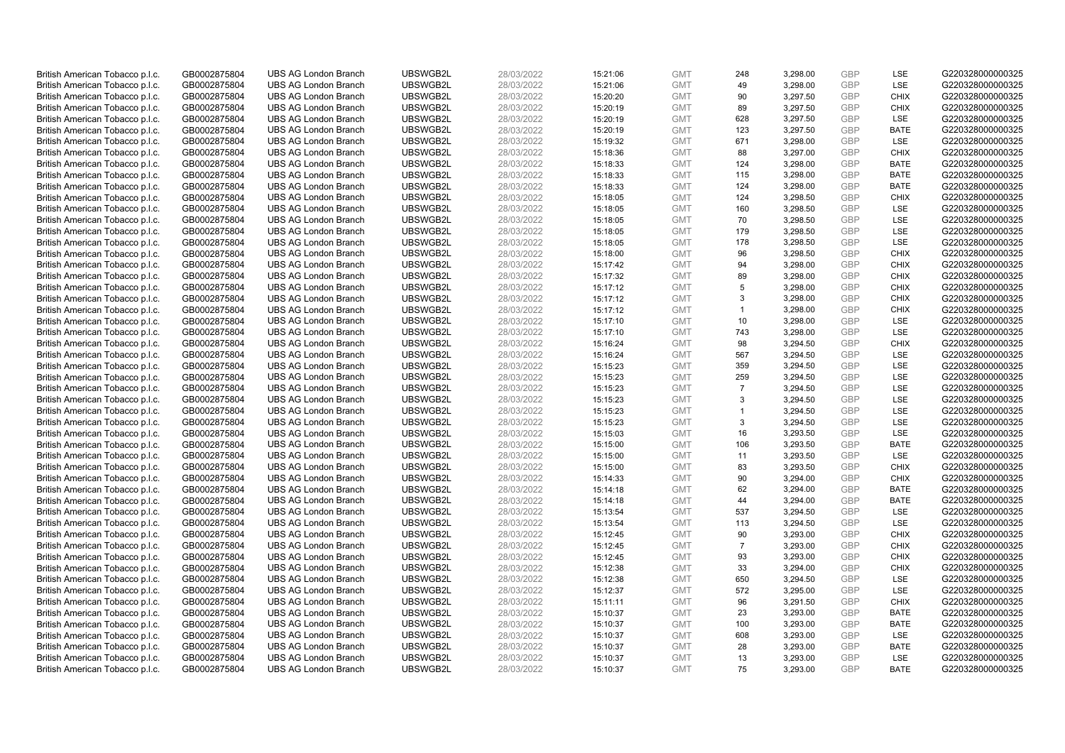| | | | | | | | | | | |
|---|---|---|---|---|---|---|---|---|---|---|
| British American Tobacco p.l.c. | GB0002875804 | UBS AG London Branch | UBSWGB2L | 28/03/2022 | 15:21:06 | GMT | 248 | 3,298.00 | GBP | LSE | G220328000000325 |
| British American Tobacco p.l.c. | GB0002875804 | UBS AG London Branch | UBSWGB2L | 28/03/2022 | 15:21:06 | GMT | 49 | 3,298.00 | GBP | LSE | G220328000000325 |
| British American Tobacco p.l.c. | GB0002875804 | UBS AG London Branch | UBSWGB2L | 28/03/2022 | 15:20:20 | GMT | 90 | 3,297.50 | GBP | CHIX | G220328000000325 |
| British American Tobacco p.l.c. | GB0002875804 | UBS AG London Branch | UBSWGB2L | 28/03/2022 | 15:20:19 | GMT | 89 | 3,297.50 | GBP | CHIX | G220328000000325 |
| British American Tobacco p.l.c. | GB0002875804 | UBS AG London Branch | UBSWGB2L | 28/03/2022 | 15:20:19 | GMT | 628 | 3,297.50 | GBP | LSE | G220328000000325 |
| British American Tobacco p.l.c. | GB0002875804 | UBS AG London Branch | UBSWGB2L | 28/03/2022 | 15:20:19 | GMT | 123 | 3,297.50 | GBP | BATE | G220328000000325 |
| British American Tobacco p.l.c. | GB0002875804 | UBS AG London Branch | UBSWGB2L | 28/03/2022 | 15:19:32 | GMT | 671 | 3,298.00 | GBP | LSE | G220328000000325 |
| British American Tobacco p.l.c. | GB0002875804 | UBS AG London Branch | UBSWGB2L | 28/03/2022 | 15:18:36 | GMT | 88 | 3,297.00 | GBP | CHIX | G220328000000325 |
| British American Tobacco p.l.c. | GB0002875804 | UBS AG London Branch | UBSWGB2L | 28/03/2022 | 15:18:33 | GMT | 124 | 3,298.00 | GBP | BATE | G220328000000325 |
| British American Tobacco p.l.c. | GB0002875804 | UBS AG London Branch | UBSWGB2L | 28/03/2022 | 15:18:33 | GMT | 115 | 3,298.00 | GBP | BATE | G220328000000325 |
| British American Tobacco p.l.c. | GB0002875804 | UBS AG London Branch | UBSWGB2L | 28/03/2022 | 15:18:33 | GMT | 124 | 3,298.00 | GBP | BATE | G220328000000325 |
| British American Tobacco p.l.c. | GB0002875804 | UBS AG London Branch | UBSWGB2L | 28/03/2022 | 15:18:05 | GMT | 124 | 3,298.50 | GBP | CHIX | G220328000000325 |
| British American Tobacco p.l.c. | GB0002875804 | UBS AG London Branch | UBSWGB2L | 28/03/2022 | 15:18:05 | GMT | 160 | 3,298.50 | GBP | LSE | G220328000000325 |
| British American Tobacco p.l.c. | GB0002875804 | UBS AG London Branch | UBSWGB2L | 28/03/2022 | 15:18:05 | GMT | 70 | 3,298.50 | GBP | LSE | G220328000000325 |
| British American Tobacco p.l.c. | GB0002875804 | UBS AG London Branch | UBSWGB2L | 28/03/2022 | 15:18:05 | GMT | 179 | 3,298.50 | GBP | LSE | G220328000000325 |
| British American Tobacco p.l.c. | GB0002875804 | UBS AG London Branch | UBSWGB2L | 28/03/2022 | 15:18:05 | GMT | 178 | 3,298.50 | GBP | LSE | G220328000000325 |
| British American Tobacco p.l.c. | GB0002875804 | UBS AG London Branch | UBSWGB2L | 28/03/2022 | 15:18:00 | GMT | 96 | 3,298.50 | GBP | CHIX | G220328000000325 |
| British American Tobacco p.l.c. | GB0002875804 | UBS AG London Branch | UBSWGB2L | 28/03/2022 | 15:17:42 | GMT | 94 | 3,298.00 | GBP | CHIX | G220328000000325 |
| British American Tobacco p.l.c. | GB0002875804 | UBS AG London Branch | UBSWGB2L | 28/03/2022 | 15:17:32 | GMT | 89 | 3,298.00 | GBP | CHIX | G220328000000325 |
| British American Tobacco p.l.c. | GB0002875804 | UBS AG London Branch | UBSWGB2L | 28/03/2022 | 15:17:12 | GMT | 5 | 3,298.00 | GBP | CHIX | G220328000000325 |
| British American Tobacco p.l.c. | GB0002875804 | UBS AG London Branch | UBSWGB2L | 28/03/2022 | 15:17:12 | GMT | 3 | 3,298.00 | GBP | CHIX | G220328000000325 |
| British American Tobacco p.l.c. | GB0002875804 | UBS AG London Branch | UBSWGB2L | 28/03/2022 | 15:17:12 | GMT | 1 | 3,298.00 | GBP | CHIX | G220328000000325 |
| British American Tobacco p.l.c. | GB0002875804 | UBS AG London Branch | UBSWGB2L | 28/03/2022 | 15:17:10 | GMT | 10 | 3,298.00 | GBP | LSE | G220328000000325 |
| British American Tobacco p.l.c. | GB0002875804 | UBS AG London Branch | UBSWGB2L | 28/03/2022 | 15:17:10 | GMT | 743 | 3,298.00 | GBP | LSE | G220328000000325 |
| British American Tobacco p.l.c. | GB0002875804 | UBS AG London Branch | UBSWGB2L | 28/03/2022 | 15:16:24 | GMT | 98 | 3,294.50 | GBP | CHIX | G220328000000325 |
| British American Tobacco p.l.c. | GB0002875804 | UBS AG London Branch | UBSWGB2L | 28/03/2022 | 15:16:24 | GMT | 567 | 3,294.50 | GBP | LSE | G220328000000325 |
| British American Tobacco p.l.c. | GB0002875804 | UBS AG London Branch | UBSWGB2L | 28/03/2022 | 15:15:23 | GMT | 359 | 3,294.50 | GBP | LSE | G220328000000325 |
| British American Tobacco p.l.c. | GB0002875804 | UBS AG London Branch | UBSWGB2L | 28/03/2022 | 15:15:23 | GMT | 259 | 3,294.50 | GBP | LSE | G220328000000325 |
| British American Tobacco p.l.c. | GB0002875804 | UBS AG London Branch | UBSWGB2L | 28/03/2022 | 15:15:23 | GMT | 7 | 3,294.50 | GBP | LSE | G220328000000325 |
| British American Tobacco p.l.c. | GB0002875804 | UBS AG London Branch | UBSWGB2L | 28/03/2022 | 15:15:23 | GMT | 3 | 3,294.50 | GBP | LSE | G220328000000325 |
| British American Tobacco p.l.c. | GB0002875804 | UBS AG London Branch | UBSWGB2L | 28/03/2022 | 15:15:23 | GMT | 1 | 3,294.50 | GBP | LSE | G220328000000325 |
| British American Tobacco p.l.c. | GB0002875804 | UBS AG London Branch | UBSWGB2L | 28/03/2022 | 15:15:23 | GMT | 3 | 3,294.50 | GBP | LSE | G220328000000325 |
| British American Tobacco p.l.c. | GB0002875804 | UBS AG London Branch | UBSWGB2L | 28/03/2022 | 15:15:03 | GMT | 16 | 3,293.50 | GBP | LSE | G220328000000325 |
| British American Tobacco p.l.c. | GB0002875804 | UBS AG London Branch | UBSWGB2L | 28/03/2022 | 15:15:00 | GMT | 106 | 3,293.50 | GBP | BATE | G220328000000325 |
| British American Tobacco p.l.c. | GB0002875804 | UBS AG London Branch | UBSWGB2L | 28/03/2022 | 15:15:00 | GMT | 11 | 3,293.50 | GBP | LSE | G220328000000325 |
| British American Tobacco p.l.c. | GB0002875804 | UBS AG London Branch | UBSWGB2L | 28/03/2022 | 15:15:00 | GMT | 83 | 3,293.50 | GBP | CHIX | G220328000000325 |
| British American Tobacco p.l.c. | GB0002875804 | UBS AG London Branch | UBSWGB2L | 28/03/2022 | 15:14:33 | GMT | 90 | 3,294.00 | GBP | CHIX | G220328000000325 |
| British American Tobacco p.l.c. | GB0002875804 | UBS AG London Branch | UBSWGB2L | 28/03/2022 | 15:14:18 | GMT | 62 | 3,294.00 | GBP | BATE | G220328000000325 |
| British American Tobacco p.l.c. | GB0002875804 | UBS AG London Branch | UBSWGB2L | 28/03/2022 | 15:14:18 | GMT | 44 | 3,294.00 | GBP | BATE | G220328000000325 |
| British American Tobacco p.l.c. | GB0002875804 | UBS AG London Branch | UBSWGB2L | 28/03/2022 | 15:13:54 | GMT | 537 | 3,294.50 | GBP | LSE | G220328000000325 |
| British American Tobacco p.l.c. | GB0002875804 | UBS AG London Branch | UBSWGB2L | 28/03/2022 | 15:13:54 | GMT | 113 | 3,294.50 | GBP | LSE | G220328000000325 |
| British American Tobacco p.l.c. | GB0002875804 | UBS AG London Branch | UBSWGB2L | 28/03/2022 | 15:12:45 | GMT | 90 | 3,293.00 | GBP | CHIX | G220328000000325 |
| British American Tobacco p.l.c. | GB0002875804 | UBS AG London Branch | UBSWGB2L | 28/03/2022 | 15:12:45 | GMT | 7 | 3,293.00 | GBP | CHIX | G220328000000325 |
| British American Tobacco p.l.c. | GB0002875804 | UBS AG London Branch | UBSWGB2L | 28/03/2022 | 15:12:45 | GMT | 93 | 3,293.00 | GBP | CHIX | G220328000000325 |
| British American Tobacco p.l.c. | GB0002875804 | UBS AG London Branch | UBSWGB2L | 28/03/2022 | 15:12:38 | GMT | 33 | 3,294.00 | GBP | CHIX | G220328000000325 |
| British American Tobacco p.l.c. | GB0002875804 | UBS AG London Branch | UBSWGB2L | 28/03/2022 | 15:12:38 | GMT | 650 | 3,294.50 | GBP | LSE | G220328000000325 |
| British American Tobacco p.l.c. | GB0002875804 | UBS AG London Branch | UBSWGB2L | 28/03/2022 | 15:12:37 | GMT | 572 | 3,295.00 | GBP | LSE | G220328000000325 |
| British American Tobacco p.l.c. | GB0002875804 | UBS AG London Branch | UBSWGB2L | 28/03/2022 | 15:11:11 | GMT | 96 | 3,291.50 | GBP | CHIX | G220328000000325 |
| British American Tobacco p.l.c. | GB0002875804 | UBS AG London Branch | UBSWGB2L | 28/03/2022 | 15:10:37 | GMT | 23 | 3,293.00 | GBP | BATE | G220328000000325 |
| British American Tobacco p.l.c. | GB0002875804 | UBS AG London Branch | UBSWGB2L | 28/03/2022 | 15:10:37 | GMT | 100 | 3,293.00 | GBP | BATE | G220328000000325 |
| British American Tobacco p.l.c. | GB0002875804 | UBS AG London Branch | UBSWGB2L | 28/03/2022 | 15:10:37 | GMT | 608 | 3,293.00 | GBP | LSE | G220328000000325 |
| British American Tobacco p.l.c. | GB0002875804 | UBS AG London Branch | UBSWGB2L | 28/03/2022 | 15:10:37 | GMT | 28 | 3,293.00 | GBP | BATE | G220328000000325 |
| British American Tobacco p.l.c. | GB0002875804 | UBS AG London Branch | UBSWGB2L | 28/03/2022 | 15:10:37 | GMT | 13 | 3,293.00 | GBP | LSE | G220328000000325 |
| British American Tobacco p.l.c. | GB0002875804 | UBS AG London Branch | UBSWGB2L | 28/03/2022 | 15:10:37 | GMT | 75 | 3,293.00 | GBP | BATE | G220328000000325 |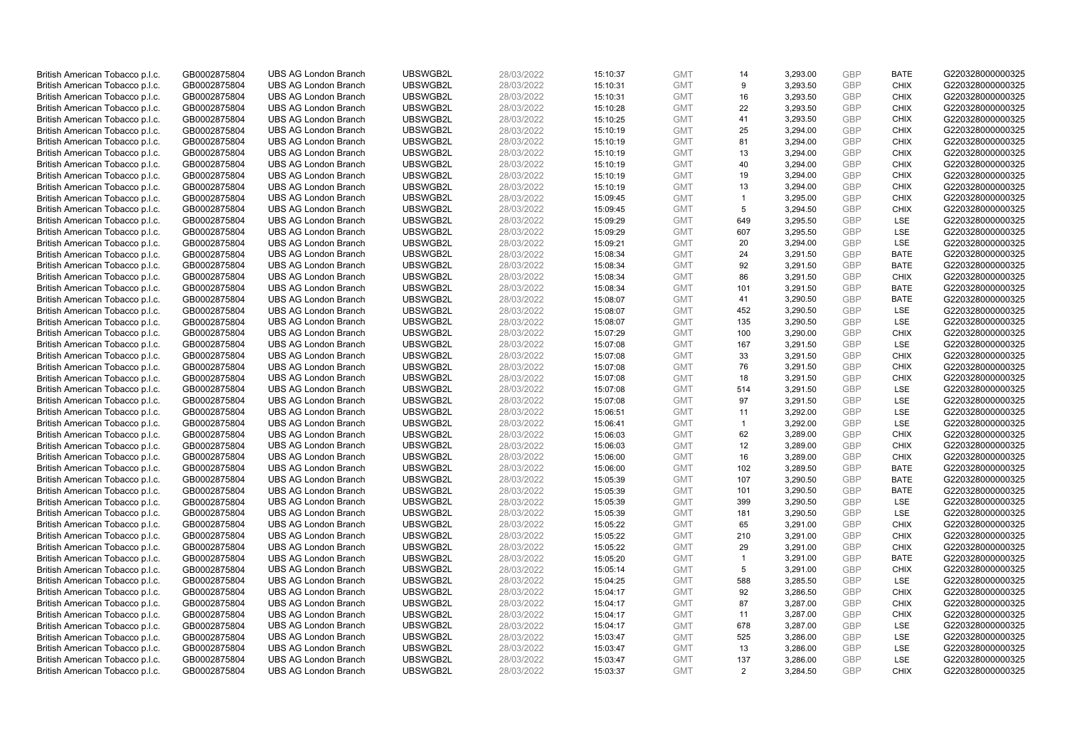| | | | | | | | | | | | |
|---|---|---|---|---|---|---|---|---|---|---|---|
| British American Tobacco p.l.c. | GB0002875804 | UBS AG London Branch | UBSWGB2L | 28/03/2022 | 15:10:37 | GMT | 14 | 3,293.00 | GBP | BATE | G220328000000325 |
| British American Tobacco p.l.c. | GB0002875804 | UBS AG London Branch | UBSWGB2L | 28/03/2022 | 15:10:31 | GMT | 9 | 3,293.50 | GBP | CHIX | G220328000000325 |
| British American Tobacco p.l.c. | GB0002875804 | UBS AG London Branch | UBSWGB2L | 28/03/2022 | 15:10:31 | GMT | 16 | 3,293.50 | GBP | CHIX | G220328000000325 |
| British American Tobacco p.l.c. | GB0002875804 | UBS AG London Branch | UBSWGB2L | 28/03/2022 | 15:10:28 | GMT | 22 | 3,293.50 | GBP | CHIX | G220328000000325 |
| British American Tobacco p.l.c. | GB0002875804 | UBS AG London Branch | UBSWGB2L | 28/03/2022 | 15:10:25 | GMT | 41 | 3,293.50 | GBP | CHIX | G220328000000325 |
| British American Tobacco p.l.c. | GB0002875804 | UBS AG London Branch | UBSWGB2L | 28/03/2022 | 15:10:19 | GMT | 25 | 3,294.00 | GBP | CHIX | G220328000000325 |
| British American Tobacco p.l.c. | GB0002875804 | UBS AG London Branch | UBSWGB2L | 28/03/2022 | 15:10:19 | GMT | 81 | 3,294.00 | GBP | CHIX | G220328000000325 |
| British American Tobacco p.l.c. | GB0002875804 | UBS AG London Branch | UBSWGB2L | 28/03/2022 | 15:10:19 | GMT | 13 | 3,294.00 | GBP | CHIX | G220328000000325 |
| British American Tobacco p.l.c. | GB0002875804 | UBS AG London Branch | UBSWGB2L | 28/03/2022 | 15:10:19 | GMT | 40 | 3,294.00 | GBP | CHIX | G220328000000325 |
| British American Tobacco p.l.c. | GB0002875804 | UBS AG London Branch | UBSWGB2L | 28/03/2022 | 15:10:19 | GMT | 19 | 3,294.00 | GBP | CHIX | G220328000000325 |
| British American Tobacco p.l.c. | GB0002875804 | UBS AG London Branch | UBSWGB2L | 28/03/2022 | 15:10:19 | GMT | 13 | 3,294.00 | GBP | CHIX | G220328000000325 |
| British American Tobacco p.l.c. | GB0002875804 | UBS AG London Branch | UBSWGB2L | 28/03/2022 | 15:09:45 | GMT | 1 | 3,295.00 | GBP | CHIX | G220328000000325 |
| British American Tobacco p.l.c. | GB0002875804 | UBS AG London Branch | UBSWGB2L | 28/03/2022 | 15:09:45 | GMT | 5 | 3,294.50 | GBP | CHIX | G220328000000325 |
| British American Tobacco p.l.c. | GB0002875804 | UBS AG London Branch | UBSWGB2L | 28/03/2022 | 15:09:29 | GMT | 649 | 3,295.50 | GBP | LSE | G220328000000325 |
| British American Tobacco p.l.c. | GB0002875804 | UBS AG London Branch | UBSWGB2L | 28/03/2022 | 15:09:29 | GMT | 607 | 3,295.50 | GBP | LSE | G220328000000325 |
| British American Tobacco p.l.c. | GB0002875804 | UBS AG London Branch | UBSWGB2L | 28/03/2022 | 15:09:21 | GMT | 20 | 3,294.00 | GBP | LSE | G220328000000325 |
| British American Tobacco p.l.c. | GB0002875804 | UBS AG London Branch | UBSWGB2L | 28/03/2022 | 15:08:34 | GMT | 24 | 3,291.50 | GBP | BATE | G220328000000325 |
| British American Tobacco p.l.c. | GB0002875804 | UBS AG London Branch | UBSWGB2L | 28/03/2022 | 15:08:34 | GMT | 92 | 3,291.50 | GBP | BATE | G220328000000325 |
| British American Tobacco p.l.c. | GB0002875804 | UBS AG London Branch | UBSWGB2L | 28/03/2022 | 15:08:34 | GMT | 86 | 3,291.50 | GBP | CHIX | G220328000000325 |
| British American Tobacco p.l.c. | GB0002875804 | UBS AG London Branch | UBSWGB2L | 28/03/2022 | 15:08:34 | GMT | 101 | 3,291.50 | GBP | BATE | G220328000000325 |
| British American Tobacco p.l.c. | GB0002875804 | UBS AG London Branch | UBSWGB2L | 28/03/2022 | 15:08:07 | GMT | 41 | 3,290.50 | GBP | BATE | G220328000000325 |
| British American Tobacco p.l.c. | GB0002875804 | UBS AG London Branch | UBSWGB2L | 28/03/2022 | 15:08:07 | GMT | 452 | 3,290.50 | GBP | LSE | G220328000000325 |
| British American Tobacco p.l.c. | GB0002875804 | UBS AG London Branch | UBSWGB2L | 28/03/2022 | 15:08:07 | GMT | 135 | 3,290.50 | GBP | LSE | G220328000000325 |
| British American Tobacco p.l.c. | GB0002875804 | UBS AG London Branch | UBSWGB2L | 28/03/2022 | 15:07:29 | GMT | 100 | 3,290.00 | GBP | CHIX | G220328000000325 |
| British American Tobacco p.l.c. | GB0002875804 | UBS AG London Branch | UBSWGB2L | 28/03/2022 | 15:07:08 | GMT | 167 | 3,291.50 | GBP | LSE | G220328000000325 |
| British American Tobacco p.l.c. | GB0002875804 | UBS AG London Branch | UBSWGB2L | 28/03/2022 | 15:07:08 | GMT | 33 | 3,291.50 | GBP | CHIX | G220328000000325 |
| British American Tobacco p.l.c. | GB0002875804 | UBS AG London Branch | UBSWGB2L | 28/03/2022 | 15:07:08 | GMT | 76 | 3,291.50 | GBP | CHIX | G220328000000325 |
| British American Tobacco p.l.c. | GB0002875804 | UBS AG London Branch | UBSWGB2L | 28/03/2022 | 15:07:08 | GMT | 18 | 3,291.50 | GBP | CHIX | G220328000000325 |
| British American Tobacco p.l.c. | GB0002875804 | UBS AG London Branch | UBSWGB2L | 28/03/2022 | 15:07:08 | GMT | 514 | 3,291.50 | GBP | LSE | G220328000000325 |
| British American Tobacco p.l.c. | GB0002875804 | UBS AG London Branch | UBSWGB2L | 28/03/2022 | 15:07:08 | GMT | 97 | 3,291.50 | GBP | LSE | G220328000000325 |
| British American Tobacco p.l.c. | GB0002875804 | UBS AG London Branch | UBSWGB2L | 28/03/2022 | 15:06:51 | GMT | 11 | 3,292.00 | GBP | LSE | G220328000000325 |
| British American Tobacco p.l.c. | GB0002875804 | UBS AG London Branch | UBSWGB2L | 28/03/2022 | 15:06:41 | GMT | 1 | 3,292.00 | GBP | LSE | G220328000000325 |
| British American Tobacco p.l.c. | GB0002875804 | UBS AG London Branch | UBSWGB2L | 28/03/2022 | 15:06:03 | GMT | 62 | 3,289.00 | GBP | CHIX | G220328000000325 |
| British American Tobacco p.l.c. | GB0002875804 | UBS AG London Branch | UBSWGB2L | 28/03/2022 | 15:06:03 | GMT | 12 | 3,289.00 | GBP | CHIX | G220328000000325 |
| British American Tobacco p.l.c. | GB0002875804 | UBS AG London Branch | UBSWGB2L | 28/03/2022 | 15:06:00 | GMT | 16 | 3,289.00 | GBP | CHIX | G220328000000325 |
| British American Tobacco p.l.c. | GB0002875804 | UBS AG London Branch | UBSWGB2L | 28/03/2022 | 15:06:00 | GMT | 102 | 3,289.50 | GBP | BATE | G220328000000325 |
| British American Tobacco p.l.c. | GB0002875804 | UBS AG London Branch | UBSWGB2L | 28/03/2022 | 15:05:39 | GMT | 107 | 3,290.50 | GBP | BATE | G220328000000325 |
| British American Tobacco p.l.c. | GB0002875804 | UBS AG London Branch | UBSWGB2L | 28/03/2022 | 15:05:39 | GMT | 101 | 3,290.50 | GBP | BATE | G220328000000325 |
| British American Tobacco p.l.c. | GB0002875804 | UBS AG London Branch | UBSWGB2L | 28/03/2022 | 15:05:39 | GMT | 399 | 3,290.50 | GBP | LSE | G220328000000325 |
| British American Tobacco p.l.c. | GB0002875804 | UBS AG London Branch | UBSWGB2L | 28/03/2022 | 15:05:39 | GMT | 181 | 3,290.50 | GBP | LSE | G220328000000325 |
| British American Tobacco p.l.c. | GB0002875804 | UBS AG London Branch | UBSWGB2L | 28/03/2022 | 15:05:22 | GMT | 65 | 3,291.00 | GBP | CHIX | G220328000000325 |
| British American Tobacco p.l.c. | GB0002875804 | UBS AG London Branch | UBSWGB2L | 28/03/2022 | 15:05:22 | GMT | 210 | 3,291.00 | GBP | CHIX | G220328000000325 |
| British American Tobacco p.l.c. | GB0002875804 | UBS AG London Branch | UBSWGB2L | 28/03/2022 | 15:05:22 | GMT | 29 | 3,291.00 | GBP | CHIX | G220328000000325 |
| British American Tobacco p.l.c. | GB0002875804 | UBS AG London Branch | UBSWGB2L | 28/03/2022 | 15:05:20 | GMT | 1 | 3,291.00 | GBP | BATE | G220328000000325 |
| British American Tobacco p.l.c. | GB0002875804 | UBS AG London Branch | UBSWGB2L | 28/03/2022 | 15:05:14 | GMT | 5 | 3,291.00 | GBP | CHIX | G220328000000325 |
| British American Tobacco p.l.c. | GB0002875804 | UBS AG London Branch | UBSWGB2L | 28/03/2022 | 15:04:25 | GMT | 588 | 3,285.50 | GBP | LSE | G220328000000325 |
| British American Tobacco p.l.c. | GB0002875804 | UBS AG London Branch | UBSWGB2L | 28/03/2022 | 15:04:17 | GMT | 92 | 3,286.50 | GBP | CHIX | G220328000000325 |
| British American Tobacco p.l.c. | GB0002875804 | UBS AG London Branch | UBSWGB2L | 28/03/2022 | 15:04:17 | GMT | 87 | 3,287.00 | GBP | CHIX | G220328000000325 |
| British American Tobacco p.l.c. | GB0002875804 | UBS AG London Branch | UBSWGB2L | 28/03/2022 | 15:04:17 | GMT | 11 | 3,287.00 | GBP | CHIX | G220328000000325 |
| British American Tobacco p.l.c. | GB0002875804 | UBS AG London Branch | UBSWGB2L | 28/03/2022 | 15:04:17 | GMT | 678 | 3,287.00 | GBP | LSE | G220328000000325 |
| British American Tobacco p.l.c. | GB0002875804 | UBS AG London Branch | UBSWGB2L | 28/03/2022 | 15:03:47 | GMT | 525 | 3,286.00 | GBP | LSE | G220328000000325 |
| British American Tobacco p.l.c. | GB0002875804 | UBS AG London Branch | UBSWGB2L | 28/03/2022 | 15:03:47 | GMT | 13 | 3,286.00 | GBP | LSE | G220328000000325 |
| British American Tobacco p.l.c. | GB0002875804 | UBS AG London Branch | UBSWGB2L | 28/03/2022 | 15:03:47 | GMT | 137 | 3,286.00 | GBP | LSE | G220328000000325 |
| British American Tobacco p.l.c. | GB0002875804 | UBS AG London Branch | UBSWGB2L | 28/03/2022 | 15:03:37 | GMT | 2 | 3,284.50 | GBP | CHIX | G220328000000325 |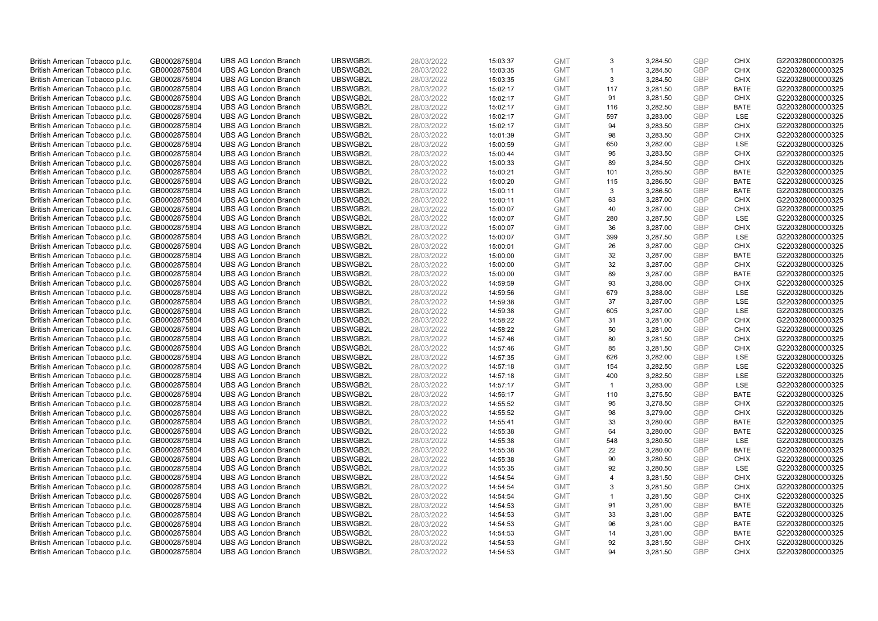| British American Tobacco p.l.c. | GB0002875804 | UBS AG London Branch | UBSWGB2L | 28/03/2022 | 15:03:37 | GMT | 3 | 3,284.50 | GBP | CHIX | G220328000000325 |
|---|---|---|---|---|---|---|---|---|---|---|---|
| British American Tobacco p.l.c. | GB0002875804 | UBS AG London Branch | UBSWGB2L | 28/03/2022 | 15:03:35 | GMT | 1 | 3,284.50 | GBP | CHIX | G220328000000325 |
| British American Tobacco p.l.c. | GB0002875804 | UBS AG London Branch | UBSWGB2L | 28/03/2022 | 15:03:35 | GMT | 3 | 3,284.50 | GBP | CHIX | G220328000000325 |
| British American Tobacco p.l.c. | GB0002875804 | UBS AG London Branch | UBSWGB2L | 28/03/2022 | 15:02:17 | GMT | 117 | 3,281.50 | GBP | BATE | G220328000000325 |
| British American Tobacco p.l.c. | GB0002875804 | UBS AG London Branch | UBSWGB2L | 28/03/2022 | 15:02:17 | GMT | 91 | 3,281.50 | GBP | CHIX | G220328000000325 |
| British American Tobacco p.l.c. | GB0002875804 | UBS AG London Branch | UBSWGB2L | 28/03/2022 | 15:02:17 | GMT | 116 | 3,282.50 | GBP | BATE | G220328000000325 |
| British American Tobacco p.l.c. | GB0002875804 | UBS AG London Branch | UBSWGB2L | 28/03/2022 | 15:02:17 | GMT | 597 | 3,283.00 | GBP | LSE | G220328000000325 |
| British American Tobacco p.l.c. | GB0002875804 | UBS AG London Branch | UBSWGB2L | 28/03/2022 | 15:02:17 | GMT | 94 | 3,283.50 | GBP | CHIX | G220328000000325 |
| British American Tobacco p.l.c. | GB0002875804 | UBS AG London Branch | UBSWGB2L | 28/03/2022 | 15:01:39 | GMT | 98 | 3,283.50 | GBP | CHIX | G220328000000325 |
| British American Tobacco p.l.c. | GB0002875804 | UBS AG London Branch | UBSWGB2L | 28/03/2022 | 15:00:59 | GMT | 650 | 3,282.00 | GBP | LSE | G220328000000325 |
| British American Tobacco p.l.c. | GB0002875804 | UBS AG London Branch | UBSWGB2L | 28/03/2022 | 15:00:44 | GMT | 95 | 3,283.50 | GBP | CHIX | G220328000000325 |
| British American Tobacco p.l.c. | GB0002875804 | UBS AG London Branch | UBSWGB2L | 28/03/2022 | 15:00:33 | GMT | 89 | 3,284.50 | GBP | CHIX | G220328000000325 |
| British American Tobacco p.l.c. | GB0002875804 | UBS AG London Branch | UBSWGB2L | 28/03/2022 | 15:00:21 | GMT | 101 | 3,285.50 | GBP | BATE | G220328000000325 |
| British American Tobacco p.l.c. | GB0002875804 | UBS AG London Branch | UBSWGB2L | 28/03/2022 | 15:00:20 | GMT | 115 | 3,286.50 | GBP | BATE | G220328000000325 |
| British American Tobacco p.l.c. | GB0002875804 | UBS AG London Branch | UBSWGB2L | 28/03/2022 | 15:00:11 | GMT | 3 | 3,286.50 | GBP | BATE | G220328000000325 |
| British American Tobacco p.l.c. | GB0002875804 | UBS AG London Branch | UBSWGB2L | 28/03/2022 | 15:00:11 | GMT | 63 | 3,287.00 | GBP | CHIX | G220328000000325 |
| British American Tobacco p.l.c. | GB0002875804 | UBS AG London Branch | UBSWGB2L | 28/03/2022 | 15:00:07 | GMT | 40 | 3,287.00 | GBP | CHIX | G220328000000325 |
| British American Tobacco p.l.c. | GB0002875804 | UBS AG London Branch | UBSWGB2L | 28/03/2022 | 15:00:07 | GMT | 280 | 3,287.50 | GBP | LSE | G220328000000325 |
| British American Tobacco p.l.c. | GB0002875804 | UBS AG London Branch | UBSWGB2L | 28/03/2022 | 15:00:07 | GMT | 36 | 3,287.00 | GBP | CHIX | G220328000000325 |
| British American Tobacco p.l.c. | GB0002875804 | UBS AG London Branch | UBSWGB2L | 28/03/2022 | 15:00:07 | GMT | 399 | 3,287.50 | GBP | LSE | G220328000000325 |
| British American Tobacco p.l.c. | GB0002875804 | UBS AG London Branch | UBSWGB2L | 28/03/2022 | 15:00:01 | GMT | 26 | 3,287.00 | GBP | CHIX | G220328000000325 |
| British American Tobacco p.l.c. | GB0002875804 | UBS AG London Branch | UBSWGB2L | 28/03/2022 | 15:00:00 | GMT | 32 | 3,287.00 | GBP | BATE | G220328000000325 |
| British American Tobacco p.l.c. | GB0002875804 | UBS AG London Branch | UBSWGB2L | 28/03/2022 | 15:00:00 | GMT | 32 | 3,287.00 | GBP | CHIX | G220328000000325 |
| British American Tobacco p.l.c. | GB0002875804 | UBS AG London Branch | UBSWGB2L | 28/03/2022 | 15:00:00 | GMT | 89 | 3,287.00 | GBP | BATE | G220328000000325 |
| British American Tobacco p.l.c. | GB0002875804 | UBS AG London Branch | UBSWGB2L | 28/03/2022 | 14:59:59 | GMT | 93 | 3,288.00 | GBP | CHIX | G220328000000325 |
| British American Tobacco p.l.c. | GB0002875804 | UBS AG London Branch | UBSWGB2L | 28/03/2022 | 14:59:56 | GMT | 679 | 3,288.00 | GBP | LSE | G220328000000325 |
| British American Tobacco p.l.c. | GB0002875804 | UBS AG London Branch | UBSWGB2L | 28/03/2022 | 14:59:38 | GMT | 37 | 3,287.00 | GBP | LSE | G220328000000325 |
| British American Tobacco p.l.c. | GB0002875804 | UBS AG London Branch | UBSWGB2L | 28/03/2022 | 14:59:38 | GMT | 605 | 3,287.00 | GBP | LSE | G220328000000325 |
| British American Tobacco p.l.c. | GB0002875804 | UBS AG London Branch | UBSWGB2L | 28/03/2022 | 14:58:22 | GMT | 31 | 3,281.00 | GBP | CHIX | G220328000000325 |
| British American Tobacco p.l.c. | GB0002875804 | UBS AG London Branch | UBSWGB2L | 28/03/2022 | 14:58:22 | GMT | 50 | 3,281.00 | GBP | CHIX | G220328000000325 |
| British American Tobacco p.l.c. | GB0002875804 | UBS AG London Branch | UBSWGB2L | 28/03/2022 | 14:57:46 | GMT | 80 | 3,281.50 | GBP | CHIX | G220328000000325 |
| British American Tobacco p.l.c. | GB0002875804 | UBS AG London Branch | UBSWGB2L | 28/03/2022 | 14:57:46 | GMT | 85 | 3,281.50 | GBP | CHIX | G220328000000325 |
| British American Tobacco p.l.c. | GB0002875804 | UBS AG London Branch | UBSWGB2L | 28/03/2022 | 14:57:35 | GMT | 626 | 3,282.00 | GBP | LSE | G220328000000325 |
| British American Tobacco p.l.c. | GB0002875804 | UBS AG London Branch | UBSWGB2L | 28/03/2022 | 14:57:18 | GMT | 154 | 3,282.50 | GBP | LSE | G220328000000325 |
| British American Tobacco p.l.c. | GB0002875804 | UBS AG London Branch | UBSWGB2L | 28/03/2022 | 14:57:18 | GMT | 400 | 3,282.50 | GBP | LSE | G220328000000325 |
| British American Tobacco p.l.c. | GB0002875804 | UBS AG London Branch | UBSWGB2L | 28/03/2022 | 14:57:17 | GMT | 1 | 3,283.00 | GBP | LSE | G220328000000325 |
| British American Tobacco p.l.c. | GB0002875804 | UBS AG London Branch | UBSWGB2L | 28/03/2022 | 14:56:17 | GMT | 110 | 3,275.50 | GBP | BATE | G220328000000325 |
| British American Tobacco p.l.c. | GB0002875804 | UBS AG London Branch | UBSWGB2L | 28/03/2022 | 14:55:52 | GMT | 95 | 3,278.50 | GBP | CHIX | G220328000000325 |
| British American Tobacco p.l.c. | GB0002875804 | UBS AG London Branch | UBSWGB2L | 28/03/2022 | 14:55:52 | GMT | 98 | 3,279.00 | GBP | CHIX | G220328000000325 |
| British American Tobacco p.l.c. | GB0002875804 | UBS AG London Branch | UBSWGB2L | 28/03/2022 | 14:55:41 | GMT | 33 | 3,280.00 | GBP | BATE | G220328000000325 |
| British American Tobacco p.l.c. | GB0002875804 | UBS AG London Branch | UBSWGB2L | 28/03/2022 | 14:55:38 | GMT | 64 | 3,280.00 | GBP | BATE | G220328000000325 |
| British American Tobacco p.l.c. | GB0002875804 | UBS AG London Branch | UBSWGB2L | 28/03/2022 | 14:55:38 | GMT | 548 | 3,280.50 | GBP | LSE | G220328000000325 |
| British American Tobacco p.l.c. | GB0002875804 | UBS AG London Branch | UBSWGB2L | 28/03/2022 | 14:55:38 | GMT | 22 | 3,280.00 | GBP | BATE | G220328000000325 |
| British American Tobacco p.l.c. | GB0002875804 | UBS AG London Branch | UBSWGB2L | 28/03/2022 | 14:55:38 | GMT | 90 | 3,280.50 | GBP | CHIX | G220328000000325 |
| British American Tobacco p.l.c. | GB0002875804 | UBS AG London Branch | UBSWGB2L | 28/03/2022 | 14:55:35 | GMT | 92 | 3,280.50 | GBP | LSE | G220328000000325 |
| British American Tobacco p.l.c. | GB0002875804 | UBS AG London Branch | UBSWGB2L | 28/03/2022 | 14:54:54 | GMT | 4 | 3,281.50 | GBP | CHIX | G220328000000325 |
| British American Tobacco p.l.c. | GB0002875804 | UBS AG London Branch | UBSWGB2L | 28/03/2022 | 14:54:54 | GMT | 3 | 3,281.50 | GBP | CHIX | G220328000000325 |
| British American Tobacco p.l.c. | GB0002875804 | UBS AG London Branch | UBSWGB2L | 28/03/2022 | 14:54:54 | GMT | 1 | 3,281.50 | GBP | CHIX | G220328000000325 |
| British American Tobacco p.l.c. | GB0002875804 | UBS AG London Branch | UBSWGB2L | 28/03/2022 | 14:54:53 | GMT | 91 | 3,281.00 | GBP | BATE | G220328000000325 |
| British American Tobacco p.l.c. | GB0002875804 | UBS AG London Branch | UBSWGB2L | 28/03/2022 | 14:54:53 | GMT | 33 | 3,281.00 | GBP | BATE | G220328000000325 |
| British American Tobacco p.l.c. | GB0002875804 | UBS AG London Branch | UBSWGB2L | 28/03/2022 | 14:54:53 | GMT | 96 | 3,281.00 | GBP | BATE | G220328000000325 |
| British American Tobacco p.l.c. | GB0002875804 | UBS AG London Branch | UBSWGB2L | 28/03/2022 | 14:54:53 | GMT | 14 | 3,281.00 | GBP | BATE | G220328000000325 |
| British American Tobacco p.l.c. | GB0002875804 | UBS AG London Branch | UBSWGB2L | 28/03/2022 | 14:54:53 | GMT | 92 | 3,281.50 | GBP | CHIX | G220328000000325 |
| British American Tobacco p.l.c. | GB0002875804 | UBS AG London Branch | UBSWGB2L | 28/03/2022 | 14:54:53 | GMT | 94 | 3,281.50 | GBP | CHIX | G220328000000325 |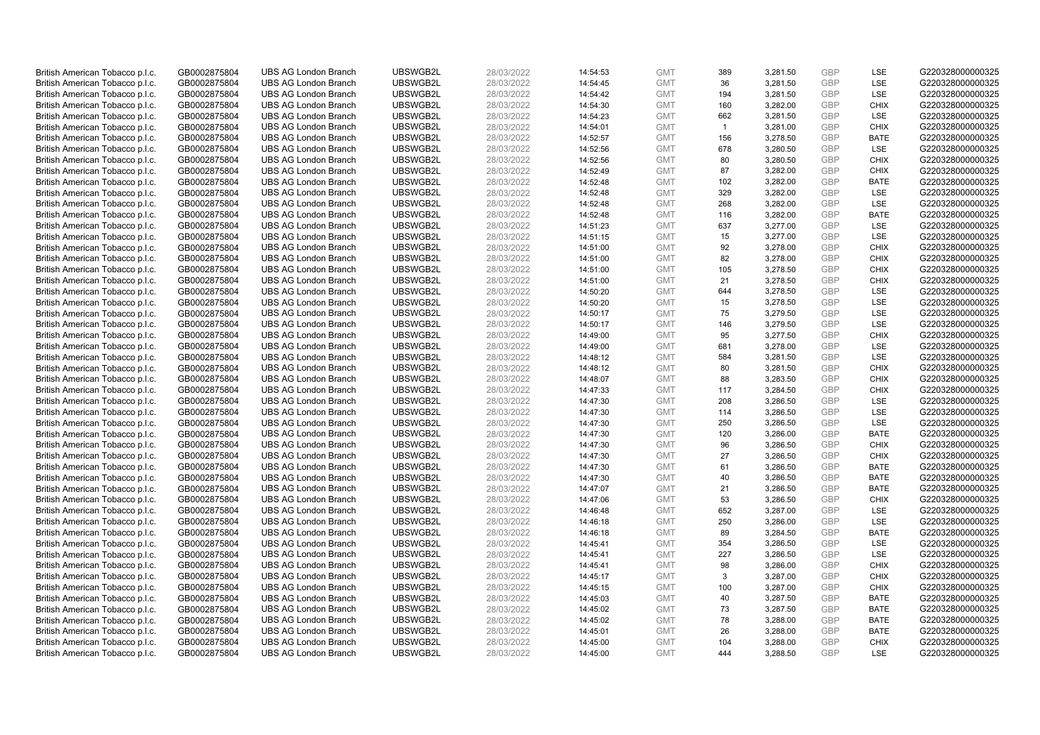| British American Tobacco p.l.c. | GB0002875804 | UBS AG London Branch | UBSWGB2L | 28/03/2022 | 14:54:53 | GMT | 389 | 3,281.50 | GBP | LSE | G220328000000325 |
|---|---|---|---|---|---|---|---|---|---|---|---|
| British American Tobacco p.l.c. | GB0002875804 | UBS AG London Branch | UBSWGB2L | 28/03/2022 | 14:54:45 | GMT | 36 | 3,281.50 | GBP | LSE | G220328000000325 |
| British American Tobacco p.l.c. | GB0002875804 | UBS AG London Branch | UBSWGB2L | 28/03/2022 | 14:54:42 | GMT | 194 | 3,281.50 | GBP | LSE | G220328000000325 |
| British American Tobacco p.l.c. | GB0002875804 | UBS AG London Branch | UBSWGB2L | 28/03/2022 | 14:54:30 | GMT | 160 | 3,282.00 | GBP | CHIX | G220328000000325 |
| British American Tobacco p.l.c. | GB0002875804 | UBS AG London Branch | UBSWGB2L | 28/03/2022 | 14:54:23 | GMT | 662 | 3,281.50 | GBP | LSE | G220328000000325 |
| British American Tobacco p.l.c. | GB0002875804 | UBS AG London Branch | UBSWGB2L | 28/03/2022 | 14:54:01 | GMT | 1 | 3,281.00 | GBP | CHIX | G220328000000325 |
| British American Tobacco p.l.c. | GB0002875804 | UBS AG London Branch | UBSWGB2L | 28/03/2022 | 14:52:57 | GMT | 156 | 3,278.50 | GBP | BATE | G220328000000325 |
| British American Tobacco p.l.c. | GB0002875804 | UBS AG London Branch | UBSWGB2L | 28/03/2022 | 14:52:56 | GMT | 678 | 3,280.50 | GBP | LSE | G220328000000325 |
| British American Tobacco p.l.c. | GB0002875804 | UBS AG London Branch | UBSWGB2L | 28/03/2022 | 14:52:56 | GMT | 80 | 3,280.50 | GBP | CHIX | G220328000000325 |
| British American Tobacco p.l.c. | GB0002875804 | UBS AG London Branch | UBSWGB2L | 28/03/2022 | 14:52:49 | GMT | 87 | 3,282.00 | GBP | CHIX | G220328000000325 |
| British American Tobacco p.l.c. | GB0002875804 | UBS AG London Branch | UBSWGB2L | 28/03/2022 | 14:52:48 | GMT | 102 | 3,282.00 | GBP | BATE | G220328000000325 |
| British American Tobacco p.l.c. | GB0002875804 | UBS AG London Branch | UBSWGB2L | 28/03/2022 | 14:52:48 | GMT | 329 | 3,282.00 | GBP | LSE | G220328000000325 |
| British American Tobacco p.l.c. | GB0002875804 | UBS AG London Branch | UBSWGB2L | 28/03/2022 | 14:52:48 | GMT | 268 | 3,282.00 | GBP | LSE | G220328000000325 |
| British American Tobacco p.l.c. | GB0002875804 | UBS AG London Branch | UBSWGB2L | 28/03/2022 | 14:52:48 | GMT | 116 | 3,282.00 | GBP | BATE | G220328000000325 |
| British American Tobacco p.l.c. | GB0002875804 | UBS AG London Branch | UBSWGB2L | 28/03/2022 | 14:51:23 | GMT | 637 | 3,277.00 | GBP | LSE | G220328000000325 |
| British American Tobacco p.l.c. | GB0002875804 | UBS AG London Branch | UBSWGB2L | 28/03/2022 | 14:51:15 | GMT | 15 | 3,277.00 | GBP | LSE | G220328000000325 |
| British American Tobacco p.l.c. | GB0002875804 | UBS AG London Branch | UBSWGB2L | 28/03/2022 | 14:51:00 | GMT | 92 | 3,278.00 | GBP | CHIX | G220328000000325 |
| British American Tobacco p.l.c. | GB0002875804 | UBS AG London Branch | UBSWGB2L | 28/03/2022 | 14:51:00 | GMT | 82 | 3,278.00 | GBP | CHIX | G220328000000325 |
| British American Tobacco p.l.c. | GB0002875804 | UBS AG London Branch | UBSWGB2L | 28/03/2022 | 14:51:00 | GMT | 105 | 3,278.50 | GBP | CHIX | G220328000000325 |
| British American Tobacco p.l.c. | GB0002875804 | UBS AG London Branch | UBSWGB2L | 28/03/2022 | 14:51:00 | GMT | 21 | 3,278.50 | GBP | CHIX | G220328000000325 |
| British American Tobacco p.l.c. | GB0002875804 | UBS AG London Branch | UBSWGB2L | 28/03/2022 | 14:50:20 | GMT | 644 | 3,278.50 | GBP | LSE | G220328000000325 |
| British American Tobacco p.l.c. | GB0002875804 | UBS AG London Branch | UBSWGB2L | 28/03/2022 | 14:50:20 | GMT | 15 | 3,278.50 | GBP | LSE | G220328000000325 |
| British American Tobacco p.l.c. | GB0002875804 | UBS AG London Branch | UBSWGB2L | 28/03/2022 | 14:50:17 | GMT | 75 | 3,279.50 | GBP | LSE | G220328000000325 |
| British American Tobacco p.l.c. | GB0002875804 | UBS AG London Branch | UBSWGB2L | 28/03/2022 | 14:50:17 | GMT | 146 | 3,279.50 | GBP | LSE | G220328000000325 |
| British American Tobacco p.l.c. | GB0002875804 | UBS AG London Branch | UBSWGB2L | 28/03/2022 | 14:49:00 | GMT | 95 | 3,277.50 | GBP | CHIX | G220328000000325 |
| British American Tobacco p.l.c. | GB0002875804 | UBS AG London Branch | UBSWGB2L | 28/03/2022 | 14:49:00 | GMT | 681 | 3,278.00 | GBP | LSE | G220328000000325 |
| British American Tobacco p.l.c. | GB0002875804 | UBS AG London Branch | UBSWGB2L | 28/03/2022 | 14:48:12 | GMT | 584 | 3,281.50 | GBP | LSE | G220328000000325 |
| British American Tobacco p.l.c. | GB0002875804 | UBS AG London Branch | UBSWGB2L | 28/03/2022 | 14:48:12 | GMT | 80 | 3,281.50 | GBP | CHIX | G220328000000325 |
| British American Tobacco p.l.c. | GB0002875804 | UBS AG London Branch | UBSWGB2L | 28/03/2022 | 14:48:07 | GMT | 88 | 3,283.50 | GBP | CHIX | G220328000000325 |
| British American Tobacco p.l.c. | GB0002875804 | UBS AG London Branch | UBSWGB2L | 28/03/2022 | 14:47:33 | GMT | 117 | 3,284.50 | GBP | CHIX | G220328000000325 |
| British American Tobacco p.l.c. | GB0002875804 | UBS AG London Branch | UBSWGB2L | 28/03/2022 | 14:47:30 | GMT | 208 | 3,286.50 | GBP | LSE | G220328000000325 |
| British American Tobacco p.l.c. | GB0002875804 | UBS AG London Branch | UBSWGB2L | 28/03/2022 | 14:47:30 | GMT | 114 | 3,286.50 | GBP | LSE | G220328000000325 |
| British American Tobacco p.l.c. | GB0002875804 | UBS AG London Branch | UBSWGB2L | 28/03/2022 | 14:47:30 | GMT | 250 | 3,286.50 | GBP | LSE | G220328000000325 |
| British American Tobacco p.l.c. | GB0002875804 | UBS AG London Branch | UBSWGB2L | 28/03/2022 | 14:47:30 | GMT | 120 | 3,286.00 | GBP | BATE | G220328000000325 |
| British American Tobacco p.l.c. | GB0002875804 | UBS AG London Branch | UBSWGB2L | 28/03/2022 | 14:47:30 | GMT | 96 | 3,286.50 | GBP | CHIX | G220328000000325 |
| British American Tobacco p.l.c. | GB0002875804 | UBS AG London Branch | UBSWGB2L | 28/03/2022 | 14:47:30 | GMT | 27 | 3,286.50 | GBP | CHIX | G220328000000325 |
| British American Tobacco p.l.c. | GB0002875804 | UBS AG London Branch | UBSWGB2L | 28/03/2022 | 14:47:30 | GMT | 61 | 3,286.50 | GBP | BATE | G220328000000325 |
| British American Tobacco p.l.c. | GB0002875804 | UBS AG London Branch | UBSWGB2L | 28/03/2022 | 14:47:30 | GMT | 40 | 3,286.50 | GBP | BATE | G220328000000325 |
| British American Tobacco p.l.c. | GB0002875804 | UBS AG London Branch | UBSWGB2L | 28/03/2022 | 14:47:07 | GMT | 21 | 3,286.50 | GBP | BATE | G220328000000325 |
| British American Tobacco p.l.c. | GB0002875804 | UBS AG London Branch | UBSWGB2L | 28/03/2022 | 14:47:06 | GMT | 53 | 3,286.50 | GBP | CHIX | G220328000000325 |
| British American Tobacco p.l.c. | GB0002875804 | UBS AG London Branch | UBSWGB2L | 28/03/2022 | 14:46:48 | GMT | 652 | 3,287.00 | GBP | LSE | G220328000000325 |
| British American Tobacco p.l.c. | GB0002875804 | UBS AG London Branch | UBSWGB2L | 28/03/2022 | 14:46:18 | GMT | 250 | 3,286.00 | GBP | LSE | G220328000000325 |
| British American Tobacco p.l.c. | GB0002875804 | UBS AG London Branch | UBSWGB2L | 28/03/2022 | 14:46:18 | GMT | 89 | 3,284.50 | GBP | BATE | G220328000000325 |
| British American Tobacco p.l.c. | GB0002875804 | UBS AG London Branch | UBSWGB2L | 28/03/2022 | 14:45:41 | GMT | 354 | 3,286.50 | GBP | LSE | G220328000000325 |
| British American Tobacco p.l.c. | GB0002875804 | UBS AG London Branch | UBSWGB2L | 28/03/2022 | 14:45:41 | GMT | 227 | 3,286.50 | GBP | LSE | G220328000000325 |
| British American Tobacco p.l.c. | GB0002875804 | UBS AG London Branch | UBSWGB2L | 28/03/2022 | 14:45:41 | GMT | 98 | 3,286.00 | GBP | CHIX | G220328000000325 |
| British American Tobacco p.l.c. | GB0002875804 | UBS AG London Branch | UBSWGB2L | 28/03/2022 | 14:45:17 | GMT | 3 | 3,287.00 | GBP | CHIX | G220328000000325 |
| British American Tobacco p.l.c. | GB0002875804 | UBS AG London Branch | UBSWGB2L | 28/03/2022 | 14:45:15 | GMT | 100 | 3,287.00 | GBP | CHIX | G220328000000325 |
| British American Tobacco p.l.c. | GB0002875804 | UBS AG London Branch | UBSWGB2L | 28/03/2022 | 14:45:03 | GMT | 40 | 3,287.50 | GBP | BATE | G220328000000325 |
| British American Tobacco p.l.c. | GB0002875804 | UBS AG London Branch | UBSWGB2L | 28/03/2022 | 14:45:02 | GMT | 73 | 3,287.50 | GBP | BATE | G220328000000325 |
| British American Tobacco p.l.c. | GB0002875804 | UBS AG London Branch | UBSWGB2L | 28/03/2022 | 14:45:02 | GMT | 78 | 3,288.00 | GBP | BATE | G220328000000325 |
| British American Tobacco p.l.c. | GB0002875804 | UBS AG London Branch | UBSWGB2L | 28/03/2022 | 14:45:01 | GMT | 26 | 3,288.00 | GBP | BATE | G220328000000325 |
| British American Tobacco p.l.c. | GB0002875804 | UBS AG London Branch | UBSWGB2L | 28/03/2022 | 14:45:00 | GMT | 104 | 3,288.00 | GBP | CHIX | G220328000000325 |
| British American Tobacco p.l.c. | GB0002875804 | UBS AG London Branch | UBSWGB2L | 28/03/2022 | 14:45:00 | GMT | 444 | 3,288.50 | GBP | LSE | G220328000000325 |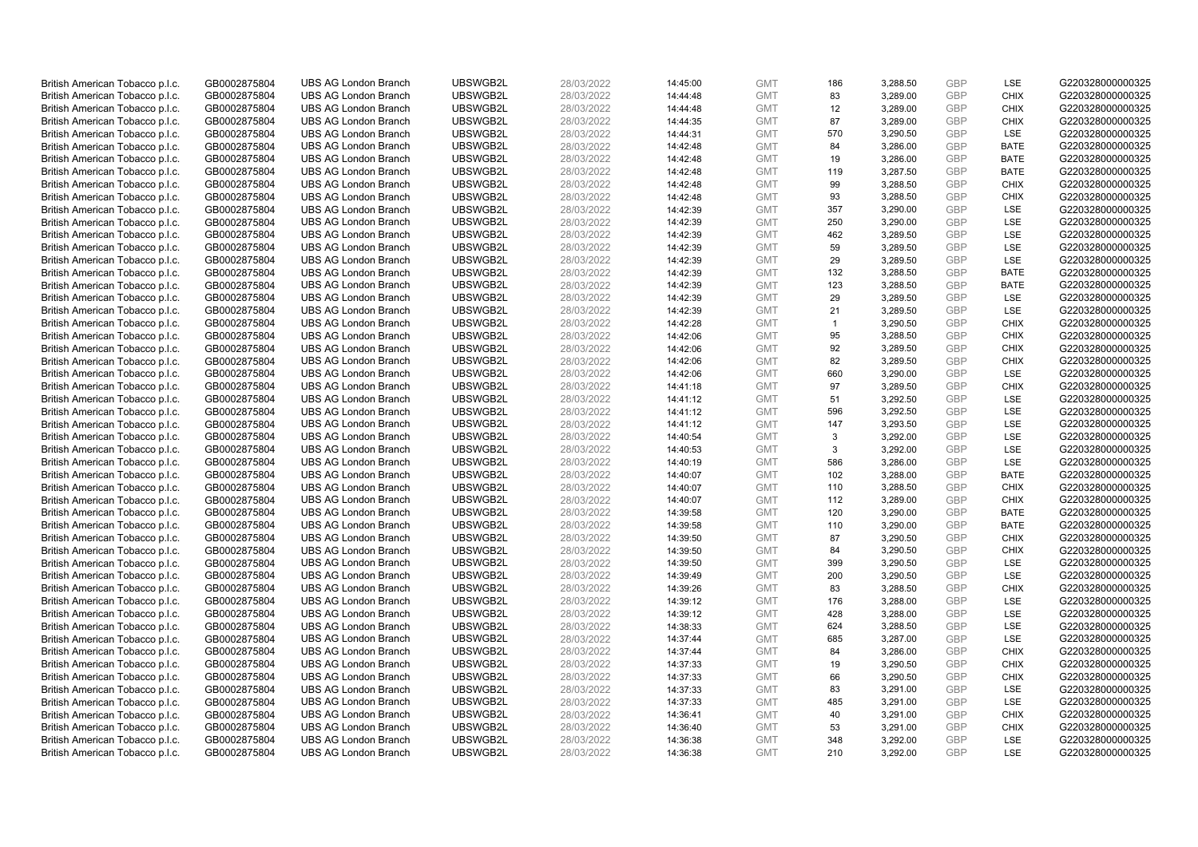| | | | | | | | | | | | |
|---|---|---|---|---|---|---|---|---|---|---|---|
| British American Tobacco p.l.c. | GB0002875804 | UBS AG London Branch | UBSWGB2L | 28/03/2022 | 14:45:00 | GMT | 186 | 3,288.50 | GBP | LSE | G220328000000325 |
| British American Tobacco p.l.c. | GB0002875804 | UBS AG London Branch | UBSWGB2L | 28/03/2022 | 14:44:48 | GMT | 83 | 3,289.00 | GBP | CHIX | G220328000000325 |
| British American Tobacco p.l.c. | GB0002875804 | UBS AG London Branch | UBSWGB2L | 28/03/2022 | 14:44:48 | GMT | 12 | 3,289.00 | GBP | CHIX | G220328000000325 |
| British American Tobacco p.l.c. | GB0002875804 | UBS AG London Branch | UBSWGB2L | 28/03/2022 | 14:44:35 | GMT | 87 | 3,289.00 | GBP | CHIX | G220328000000325 |
| British American Tobacco p.l.c. | GB0002875804 | UBS AG London Branch | UBSWGB2L | 28/03/2022 | 14:44:31 | GMT | 570 | 3,290.50 | GBP | LSE | G220328000000325 |
| British American Tobacco p.l.c. | GB0002875804 | UBS AG London Branch | UBSWGB2L | 28/03/2022 | 14:42:48 | GMT | 84 | 3,286.00 | GBP | BATE | G220328000000325 |
| British American Tobacco p.l.c. | GB0002875804 | UBS AG London Branch | UBSWGB2L | 28/03/2022 | 14:42:48 | GMT | 19 | 3,286.00 | GBP | BATE | G220328000000325 |
| British American Tobacco p.l.c. | GB0002875804 | UBS AG London Branch | UBSWGB2L | 28/03/2022 | 14:42:48 | GMT | 119 | 3,287.50 | GBP | BATE | G220328000000325 |
| British American Tobacco p.l.c. | GB0002875804 | UBS AG London Branch | UBSWGB2L | 28/03/2022 | 14:42:48 | GMT | 99 | 3,288.50 | GBP | CHIX | G220328000000325 |
| British American Tobacco p.l.c. | GB0002875804 | UBS AG London Branch | UBSWGB2L | 28/03/2022 | 14:42:48 | GMT | 93 | 3,288.50 | GBP | CHIX | G220328000000325 |
| British American Tobacco p.l.c. | GB0002875804 | UBS AG London Branch | UBSWGB2L | 28/03/2022 | 14:42:39 | GMT | 357 | 3,290.00 | GBP | LSE | G220328000000325 |
| British American Tobacco p.l.c. | GB0002875804 | UBS AG London Branch | UBSWGB2L | 28/03/2022 | 14:42:39 | GMT | 250 | 3,290.00 | GBP | LSE | G220328000000325 |
| British American Tobacco p.l.c. | GB0002875804 | UBS AG London Branch | UBSWGB2L | 28/03/2022 | 14:42:39 | GMT | 462 | 3,289.50 | GBP | LSE | G220328000000325 |
| British American Tobacco p.l.c. | GB0002875804 | UBS AG London Branch | UBSWGB2L | 28/03/2022 | 14:42:39 | GMT | 59 | 3,289.50 | GBP | LSE | G220328000000325 |
| British American Tobacco p.l.c. | GB0002875804 | UBS AG London Branch | UBSWGB2L | 28/03/2022 | 14:42:39 | GMT | 29 | 3,289.50 | GBP | LSE | G220328000000325 |
| British American Tobacco p.l.c. | GB0002875804 | UBS AG London Branch | UBSWGB2L | 28/03/2022 | 14:42:39 | GMT | 132 | 3,288.50 | GBP | BATE | G220328000000325 |
| British American Tobacco p.l.c. | GB0002875804 | UBS AG London Branch | UBSWGB2L | 28/03/2022 | 14:42:39 | GMT | 123 | 3,288.50 | GBP | BATE | G220328000000325 |
| British American Tobacco p.l.c. | GB0002875804 | UBS AG London Branch | UBSWGB2L | 28/03/2022 | 14:42:39 | GMT | 29 | 3,289.50 | GBP | LSE | G220328000000325 |
| British American Tobacco p.l.c. | GB0002875804 | UBS AG London Branch | UBSWGB2L | 28/03/2022 | 14:42:39 | GMT | 21 | 3,289.50 | GBP | LSE | G220328000000325 |
| British American Tobacco p.l.c. | GB0002875804 | UBS AG London Branch | UBSWGB2L | 28/03/2022 | 14:42:28 | GMT | 1 | 3,290.50 | GBP | CHIX | G220328000000325 |
| British American Tobacco p.l.c. | GB0002875804 | UBS AG London Branch | UBSWGB2L | 28/03/2022 | 14:42:06 | GMT | 95 | 3,288.50 | GBP | CHIX | G220328000000325 |
| British American Tobacco p.l.c. | GB0002875804 | UBS AG London Branch | UBSWGB2L | 28/03/2022 | 14:42:06 | GMT | 92 | 3,289.50 | GBP | CHIX | G220328000000325 |
| British American Tobacco p.l.c. | GB0002875804 | UBS AG London Branch | UBSWGB2L | 28/03/2022 | 14:42:06 | GMT | 82 | 3,289.50 | GBP | CHIX | G220328000000325 |
| British American Tobacco p.l.c. | GB0002875804 | UBS AG London Branch | UBSWGB2L | 28/03/2022 | 14:42:06 | GMT | 660 | 3,290.00 | GBP | LSE | G220328000000325 |
| British American Tobacco p.l.c. | GB0002875804 | UBS AG London Branch | UBSWGB2L | 28/03/2022 | 14:41:18 | GMT | 97 | 3,289.50 | GBP | CHIX | G220328000000325 |
| British American Tobacco p.l.c. | GB0002875804 | UBS AG London Branch | UBSWGB2L | 28/03/2022 | 14:41:12 | GMT | 51 | 3,292.50 | GBP | LSE | G220328000000325 |
| British American Tobacco p.l.c. | GB0002875804 | UBS AG London Branch | UBSWGB2L | 28/03/2022 | 14:41:12 | GMT | 596 | 3,292.50 | GBP | LSE | G220328000000325 |
| British American Tobacco p.l.c. | GB0002875804 | UBS AG London Branch | UBSWGB2L | 28/03/2022 | 14:41:12 | GMT | 147 | 3,293.50 | GBP | LSE | G220328000000325 |
| British American Tobacco p.l.c. | GB0002875804 | UBS AG London Branch | UBSWGB2L | 28/03/2022 | 14:40:54 | GMT | 3 | 3,292.00 | GBP | LSE | G220328000000325 |
| British American Tobacco p.l.c. | GB0002875804 | UBS AG London Branch | UBSWGB2L | 28/03/2022 | 14:40:53 | GMT | 3 | 3,292.00 | GBP | LSE | G220328000000325 |
| British American Tobacco p.l.c. | GB0002875804 | UBS AG London Branch | UBSWGB2L | 28/03/2022 | 14:40:19 | GMT | 586 | 3,286.00 | GBP | LSE | G220328000000325 |
| British American Tobacco p.l.c. | GB0002875804 | UBS AG London Branch | UBSWGB2L | 28/03/2022 | 14:40:07 | GMT | 102 | 3,288.00 | GBP | BATE | G220328000000325 |
| British American Tobacco p.l.c. | GB0002875804 | UBS AG London Branch | UBSWGB2L | 28/03/2022 | 14:40:07 | GMT | 110 | 3,288.50 | GBP | CHIX | G220328000000325 |
| British American Tobacco p.l.c. | GB0002875804 | UBS AG London Branch | UBSWGB2L | 28/03/2022 | 14:40:07 | GMT | 112 | 3,289.00 | GBP | CHIX | G220328000000325 |
| British American Tobacco p.l.c. | GB0002875804 | UBS AG London Branch | UBSWGB2L | 28/03/2022 | 14:39:58 | GMT | 120 | 3,290.00 | GBP | BATE | G220328000000325 |
| British American Tobacco p.l.c. | GB0002875804 | UBS AG London Branch | UBSWGB2L | 28/03/2022 | 14:39:58 | GMT | 110 | 3,290.00 | GBP | BATE | G220328000000325 |
| British American Tobacco p.l.c. | GB0002875804 | UBS AG London Branch | UBSWGB2L | 28/03/2022 | 14:39:50 | GMT | 87 | 3,290.50 | GBP | CHIX | G220328000000325 |
| British American Tobacco p.l.c. | GB0002875804 | UBS AG London Branch | UBSWGB2L | 28/03/2022 | 14:39:50 | GMT | 84 | 3,290.50 | GBP | CHIX | G220328000000325 |
| British American Tobacco p.l.c. | GB0002875804 | UBS AG London Branch | UBSWGB2L | 28/03/2022 | 14:39:50 | GMT | 399 | 3,290.50 | GBP | LSE | G220328000000325 |
| British American Tobacco p.l.c. | GB0002875804 | UBS AG London Branch | UBSWGB2L | 28/03/2022 | 14:39:49 | GMT | 200 | 3,290.50 | GBP | LSE | G220328000000325 |
| British American Tobacco p.l.c. | GB0002875804 | UBS AG London Branch | UBSWGB2L | 28/03/2022 | 14:39:26 | GMT | 83 | 3,288.50 | GBP | CHIX | G220328000000325 |
| British American Tobacco p.l.c. | GB0002875804 | UBS AG London Branch | UBSWGB2L | 28/03/2022 | 14:39:12 | GMT | 176 | 3,288.00 | GBP | LSE | G220328000000325 |
| British American Tobacco p.l.c. | GB0002875804 | UBS AG London Branch | UBSWGB2L | 28/03/2022 | 14:39:12 | GMT | 428 | 3,288.00 | GBP | LSE | G220328000000325 |
| British American Tobacco p.l.c. | GB0002875804 | UBS AG London Branch | UBSWGB2L | 28/03/2022 | 14:38:33 | GMT | 624 | 3,288.50 | GBP | LSE | G220328000000325 |
| British American Tobacco p.l.c. | GB0002875804 | UBS AG London Branch | UBSWGB2L | 28/03/2022 | 14:37:44 | GMT | 685 | 3,287.00 | GBP | LSE | G220328000000325 |
| British American Tobacco p.l.c. | GB0002875804 | UBS AG London Branch | UBSWGB2L | 28/03/2022 | 14:37:44 | GMT | 84 | 3,286.00 | GBP | CHIX | G220328000000325 |
| British American Tobacco p.l.c. | GB0002875804 | UBS AG London Branch | UBSWGB2L | 28/03/2022 | 14:37:33 | GMT | 19 | 3,290.50 | GBP | CHIX | G220328000000325 |
| British American Tobacco p.l.c. | GB0002875804 | UBS AG London Branch | UBSWGB2L | 28/03/2022 | 14:37:33 | GMT | 66 | 3,290.50 | GBP | CHIX | G220328000000325 |
| British American Tobacco p.l.c. | GB0002875804 | UBS AG London Branch | UBSWGB2L | 28/03/2022 | 14:37:33 | GMT | 83 | 3,291.00 | GBP | LSE | G220328000000325 |
| British American Tobacco p.l.c. | GB0002875804 | UBS AG London Branch | UBSWGB2L | 28/03/2022 | 14:37:33 | GMT | 485 | 3,291.00 | GBP | LSE | G220328000000325 |
| British American Tobacco p.l.c. | GB0002875804 | UBS AG London Branch | UBSWGB2L | 28/03/2022 | 14:36:41 | GMT | 40 | 3,291.00 | GBP | CHIX | G220328000000325 |
| British American Tobacco p.l.c. | GB0002875804 | UBS AG London Branch | UBSWGB2L | 28/03/2022 | 14:36:40 | GMT | 53 | 3,291.00 | GBP | CHIX | G220328000000325 |
| British American Tobacco p.l.c. | GB0002875804 | UBS AG London Branch | UBSWGB2L | 28/03/2022 | 14:36:38 | GMT | 348 | 3,292.00 | GBP | LSE | G220328000000325 |
| British American Tobacco p.l.c. | GB0002875804 | UBS AG London Branch | UBSWGB2L | 28/03/2022 | 14:36:38 | GMT | 210 | 3,292.00 | GBP | LSE | G220328000000325 |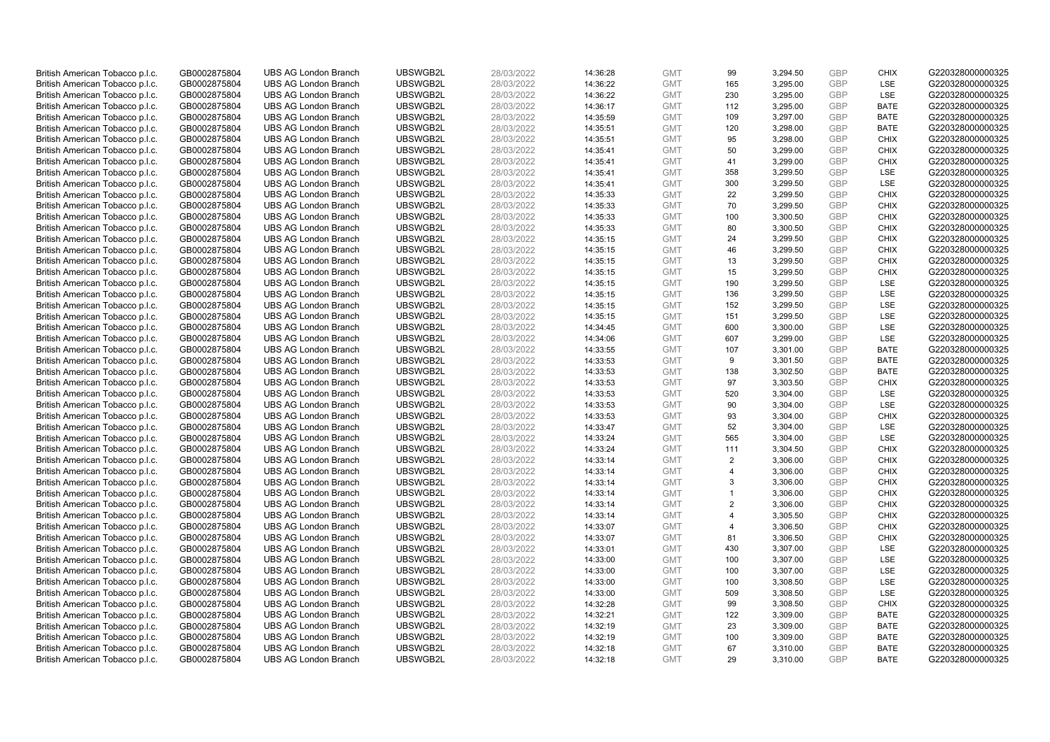| | | | | | | | | | | | |
|---|---|---|---|---|---|---|---|---|---|---|---|
| British American Tobacco p.l.c. | GB0002875804 | UBS AG London Branch | UBSWGB2L | 28/03/2022 | 14:36:28 | GMT | 99 | 3,294.50 | GBP | CHIX | G220328000000325 |
| British American Tobacco p.l.c. | GB0002875804 | UBS AG London Branch | UBSWGB2L | 28/03/2022 | 14:36:22 | GMT | 165 | 3,295.00 | GBP | LSE | G220328000000325 |
| British American Tobacco p.l.c. | GB0002875804 | UBS AG London Branch | UBSWGB2L | 28/03/2022 | 14:36:22 | GMT | 230 | 3,295.00 | GBP | LSE | G220328000000325 |
| British American Tobacco p.l.c. | GB0002875804 | UBS AG London Branch | UBSWGB2L | 28/03/2022 | 14:36:17 | GMT | 112 | 3,295.00 | GBP | BATE | G220328000000325 |
| British American Tobacco p.l.c. | GB0002875804 | UBS AG London Branch | UBSWGB2L | 28/03/2022 | 14:35:59 | GMT | 109 | 3,297.00 | GBP | BATE | G220328000000325 |
| British American Tobacco p.l.c. | GB0002875804 | UBS AG London Branch | UBSWGB2L | 28/03/2022 | 14:35:51 | GMT | 120 | 3,298.00 | GBP | BATE | G220328000000325 |
| British American Tobacco p.l.c. | GB0002875804 | UBS AG London Branch | UBSWGB2L | 28/03/2022 | 14:35:51 | GMT | 95 | 3,298.00 | GBP | CHIX | G220328000000325 |
| British American Tobacco p.l.c. | GB0002875804 | UBS AG London Branch | UBSWGB2L | 28/03/2022 | 14:35:41 | GMT | 50 | 3,299.00 | GBP | CHIX | G220328000000325 |
| British American Tobacco p.l.c. | GB0002875804 | UBS AG London Branch | UBSWGB2L | 28/03/2022 | 14:35:41 | GMT | 41 | 3,299.00 | GBP | CHIX | G220328000000325 |
| British American Tobacco p.l.c. | GB0002875804 | UBS AG London Branch | UBSWGB2L | 28/03/2022 | 14:35:41 | GMT | 358 | 3,299.50 | GBP | LSE | G220328000000325 |
| British American Tobacco p.l.c. | GB0002875804 | UBS AG London Branch | UBSWGB2L | 28/03/2022 | 14:35:41 | GMT | 300 | 3,299.50 | GBP | LSE | G220328000000325 |
| British American Tobacco p.l.c. | GB0002875804 | UBS AG London Branch | UBSWGB2L | 28/03/2022 | 14:35:33 | GMT | 22 | 3,299.50 | GBP | CHIX | G220328000000325 |
| British American Tobacco p.l.c. | GB0002875804 | UBS AG London Branch | UBSWGB2L | 28/03/2022 | 14:35:33 | GMT | 70 | 3,299.50 | GBP | CHIX | G220328000000325 |
| British American Tobacco p.l.c. | GB0002875804 | UBS AG London Branch | UBSWGB2L | 28/03/2022 | 14:35:33 | GMT | 100 | 3,300.50 | GBP | CHIX | G220328000000325 |
| British American Tobacco p.l.c. | GB0002875804 | UBS AG London Branch | UBSWGB2L | 28/03/2022 | 14:35:33 | GMT | 80 | 3,300.50 | GBP | CHIX | G220328000000325 |
| British American Tobacco p.l.c. | GB0002875804 | UBS AG London Branch | UBSWGB2L | 28/03/2022 | 14:35:15 | GMT | 24 | 3,299.50 | GBP | CHIX | G220328000000325 |
| British American Tobacco p.l.c. | GB0002875804 | UBS AG London Branch | UBSWGB2L | 28/03/2022 | 14:35:15 | GMT | 46 | 3,299.50 | GBP | CHIX | G220328000000325 |
| British American Tobacco p.l.c. | GB0002875804 | UBS AG London Branch | UBSWGB2L | 28/03/2022 | 14:35:15 | GMT | 13 | 3,299.50 | GBP | CHIX | G220328000000325 |
| British American Tobacco p.l.c. | GB0002875804 | UBS AG London Branch | UBSWGB2L | 28/03/2022 | 14:35:15 | GMT | 15 | 3,299.50 | GBP | CHIX | G220328000000325 |
| British American Tobacco p.l.c. | GB0002875804 | UBS AG London Branch | UBSWGB2L | 28/03/2022 | 14:35:15 | GMT | 190 | 3,299.50 | GBP | LSE | G220328000000325 |
| British American Tobacco p.l.c. | GB0002875804 | UBS AG London Branch | UBSWGB2L | 28/03/2022 | 14:35:15 | GMT | 136 | 3,299.50 | GBP | LSE | G220328000000325 |
| British American Tobacco p.l.c. | GB0002875804 | UBS AG London Branch | UBSWGB2L | 28/03/2022 | 14:35:15 | GMT | 152 | 3,299.50 | GBP | LSE | G220328000000325 |
| British American Tobacco p.l.c. | GB0002875804 | UBS AG London Branch | UBSWGB2L | 28/03/2022 | 14:35:15 | GMT | 151 | 3,299.50 | GBP | LSE | G220328000000325 |
| British American Tobacco p.l.c. | GB0002875804 | UBS AG London Branch | UBSWGB2L | 28/03/2022 | 14:34:45 | GMT | 600 | 3,300.00 | GBP | LSE | G220328000000325 |
| British American Tobacco p.l.c. | GB0002875804 | UBS AG London Branch | UBSWGB2L | 28/03/2022 | 14:34:06 | GMT | 607 | 3,299.00 | GBP | LSE | G220328000000325 |
| British American Tobacco p.l.c. | GB0002875804 | UBS AG London Branch | UBSWGB2L | 28/03/2022 | 14:33:55 | GMT | 107 | 3,301.00 | GBP | BATE | G220328000000325 |
| British American Tobacco p.l.c. | GB0002875804 | UBS AG London Branch | UBSWGB2L | 28/03/2022 | 14:33:53 | GMT | 9 | 3,301.50 | GBP | BATE | G220328000000325 |
| British American Tobacco p.l.c. | GB0002875804 | UBS AG London Branch | UBSWGB2L | 28/03/2022 | 14:33:53 | GMT | 138 | 3,302.50 | GBP | BATE | G220328000000325 |
| British American Tobacco p.l.c. | GB0002875804 | UBS AG London Branch | UBSWGB2L | 28/03/2022 | 14:33:53 | GMT | 97 | 3,303.50 | GBP | CHIX | G220328000000325 |
| British American Tobacco p.l.c. | GB0002875804 | UBS AG London Branch | UBSWGB2L | 28/03/2022 | 14:33:53 | GMT | 520 | 3,304.00 | GBP | LSE | G220328000000325 |
| British American Tobacco p.l.c. | GB0002875804 | UBS AG London Branch | UBSWGB2L | 28/03/2022 | 14:33:53 | GMT | 90 | 3,304.00 | GBP | LSE | G220328000000325 |
| British American Tobacco p.l.c. | GB0002875804 | UBS AG London Branch | UBSWGB2L | 28/03/2022 | 14:33:53 | GMT | 93 | 3,304.00 | GBP | CHIX | G220328000000325 |
| British American Tobacco p.l.c. | GB0002875804 | UBS AG London Branch | UBSWGB2L | 28/03/2022 | 14:33:47 | GMT | 52 | 3,304.00 | GBP | LSE | G220328000000325 |
| British American Tobacco p.l.c. | GB0002875804 | UBS AG London Branch | UBSWGB2L | 28/03/2022 | 14:33:24 | GMT | 565 | 3,304.00 | GBP | LSE | G220328000000325 |
| British American Tobacco p.l.c. | GB0002875804 | UBS AG London Branch | UBSWGB2L | 28/03/2022 | 14:33:24 | GMT | 111 | 3,304.50 | GBP | CHIX | G220328000000325 |
| British American Tobacco p.l.c. | GB0002875804 | UBS AG London Branch | UBSWGB2L | 28/03/2022 | 14:33:14 | GMT | 2 | 3,306.00 | GBP | CHIX | G220328000000325 |
| British American Tobacco p.l.c. | GB0002875804 | UBS AG London Branch | UBSWGB2L | 28/03/2022 | 14:33:14 | GMT | 4 | 3,306.00 | GBP | CHIX | G220328000000325 |
| British American Tobacco p.l.c. | GB0002875804 | UBS AG London Branch | UBSWGB2L | 28/03/2022 | 14:33:14 | GMT | 3 | 3,306.00 | GBP | CHIX | G220328000000325 |
| British American Tobacco p.l.c. | GB0002875804 | UBS AG London Branch | UBSWGB2L | 28/03/2022 | 14:33:14 | GMT | 1 | 3,306.00 | GBP | CHIX | G220328000000325 |
| British American Tobacco p.l.c. | GB0002875804 | UBS AG London Branch | UBSWGB2L | 28/03/2022 | 14:33:14 | GMT | 2 | 3,306.00 | GBP | CHIX | G220328000000325 |
| British American Tobacco p.l.c. | GB0002875804 | UBS AG London Branch | UBSWGB2L | 28/03/2022 | 14:33:14 | GMT | 4 | 3,305.50 | GBP | CHIX | G220328000000325 |
| British American Tobacco p.l.c. | GB0002875804 | UBS AG London Branch | UBSWGB2L | 28/03/2022 | 14:33:07 | GMT | 4 | 3,306.50 | GBP | CHIX | G220328000000325 |
| British American Tobacco p.l.c. | GB0002875804 | UBS AG London Branch | UBSWGB2L | 28/03/2022 | 14:33:07 | GMT | 81 | 3,306.50 | GBP | CHIX | G220328000000325 |
| British American Tobacco p.l.c. | GB0002875804 | UBS AG London Branch | UBSWGB2L | 28/03/2022 | 14:33:01 | GMT | 430 | 3,307.00 | GBP | LSE | G220328000000325 |
| British American Tobacco p.l.c. | GB0002875804 | UBS AG London Branch | UBSWGB2L | 28/03/2022 | 14:33:00 | GMT | 100 | 3,307.00 | GBP | LSE | G220328000000325 |
| British American Tobacco p.l.c. | GB0002875804 | UBS AG London Branch | UBSWGB2L | 28/03/2022 | 14:33:00 | GMT | 100 | 3,307.00 | GBP | LSE | G220328000000325 |
| British American Tobacco p.l.c. | GB0002875804 | UBS AG London Branch | UBSWGB2L | 28/03/2022 | 14:33:00 | GMT | 100 | 3,308.50 | GBP | LSE | G220328000000325 |
| British American Tobacco p.l.c. | GB0002875804 | UBS AG London Branch | UBSWGB2L | 28/03/2022 | 14:33:00 | GMT | 509 | 3,308.50 | GBP | LSE | G220328000000325 |
| British American Tobacco p.l.c. | GB0002875804 | UBS AG London Branch | UBSWGB2L | 28/03/2022 | 14:32:28 | GMT | 99 | 3,308.50 | GBP | CHIX | G220328000000325 |
| British American Tobacco p.l.c. | GB0002875804 | UBS AG London Branch | UBSWGB2L | 28/03/2022 | 14:32:21 | GMT | 122 | 3,309.00 | GBP | BATE | G220328000000325 |
| British American Tobacco p.l.c. | GB0002875804 | UBS AG London Branch | UBSWGB2L | 28/03/2022 | 14:32:19 | GMT | 23 | 3,309.00 | GBP | BATE | G220328000000325 |
| British American Tobacco p.l.c. | GB0002875804 | UBS AG London Branch | UBSWGB2L | 28/03/2022 | 14:32:19 | GMT | 100 | 3,309.00 | GBP | BATE | G220328000000325 |
| British American Tobacco p.l.c. | GB0002875804 | UBS AG London Branch | UBSWGB2L | 28/03/2022 | 14:32:18 | GMT | 67 | 3,310.00 | GBP | BATE | G220328000000325 |
| British American Tobacco p.l.c. | GB0002875804 | UBS AG London Branch | UBSWGB2L | 28/03/2022 | 14:32:18 | GMT | 29 | 3,310.00 | GBP | BATE | G220328000000325 |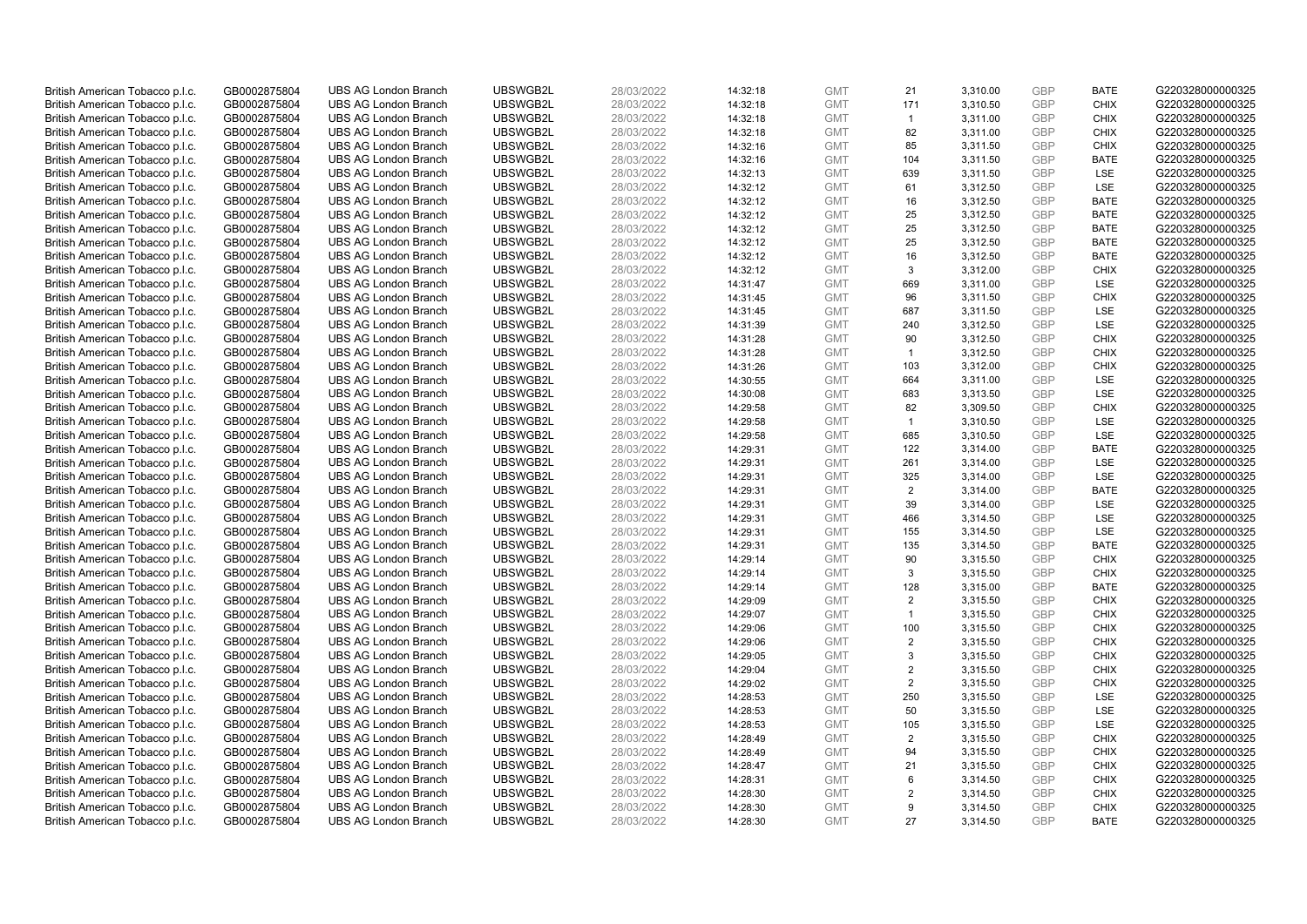| British American Tobacco p.l.c. | GB0002875804 | UBS AG London Branch | UBSWGB2L | 28/03/2022 | 14:32:18 | GMT | 21 | 3,310.00 | GBP | BATE | G220328000000325 |
|---|---|---|---|---|---|---|---|---|---|---|---|
| British American Tobacco p.l.c. | GB0002875804 | UBS AG London Branch | UBSWGB2L | 28/03/2022 | 14:32:18 | GMT | 171 | 3,310.50 | GBP | CHIX | G220328000000325 |
| British American Tobacco p.l.c. | GB0002875804 | UBS AG London Branch | UBSWGB2L | 28/03/2022 | 14:32:18 | GMT | 1 | 3,311.00 | GBP | CHIX | G220328000000325 |
| British American Tobacco p.l.c. | GB0002875804 | UBS AG London Branch | UBSWGB2L | 28/03/2022 | 14:32:18 | GMT | 82 | 3,311.00 | GBP | CHIX | G220328000000325 |
| British American Tobacco p.l.c. | GB0002875804 | UBS AG London Branch | UBSWGB2L | 28/03/2022 | 14:32:16 | GMT | 85 | 3,311.50 | GBP | CHIX | G220328000000325 |
| British American Tobacco p.l.c. | GB0002875804 | UBS AG London Branch | UBSWGB2L | 28/03/2022 | 14:32:16 | GMT | 104 | 3,311.50 | GBP | BATE | G220328000000325 |
| British American Tobacco p.l.c. | GB0002875804 | UBS AG London Branch | UBSWGB2L | 28/03/2022 | 14:32:13 | GMT | 639 | 3,311.50 | GBP | LSE | G220328000000325 |
| British American Tobacco p.l.c. | GB0002875804 | UBS AG London Branch | UBSWGB2L | 28/03/2022 | 14:32:12 | GMT | 61 | 3,312.50 | GBP | LSE | G220328000000325 |
| British American Tobacco p.l.c. | GB0002875804 | UBS AG London Branch | UBSWGB2L | 28/03/2022 | 14:32:12 | GMT | 16 | 3,312.50 | GBP | BATE | G220328000000325 |
| British American Tobacco p.l.c. | GB0002875804 | UBS AG London Branch | UBSWGB2L | 28/03/2022 | 14:32:12 | GMT | 25 | 3,312.50 | GBP | BATE | G220328000000325 |
| British American Tobacco p.l.c. | GB0002875804 | UBS AG London Branch | UBSWGB2L | 28/03/2022 | 14:32:12 | GMT | 25 | 3,312.50 | GBP | BATE | G220328000000325 |
| British American Tobacco p.l.c. | GB0002875804 | UBS AG London Branch | UBSWGB2L | 28/03/2022 | 14:32:12 | GMT | 25 | 3,312.50 | GBP | BATE | G220328000000325 |
| British American Tobacco p.l.c. | GB0002875804 | UBS AG London Branch | UBSWGB2L | 28/03/2022 | 14:32:12 | GMT | 16 | 3,312.50 | GBP | BATE | G220328000000325 |
| British American Tobacco p.l.c. | GB0002875804 | UBS AG London Branch | UBSWGB2L | 28/03/2022 | 14:32:12 | GMT | 3 | 3,312.00 | GBP | CHIX | G220328000000325 |
| British American Tobacco p.l.c. | GB0002875804 | UBS AG London Branch | UBSWGB2L | 28/03/2022 | 14:31:47 | GMT | 669 | 3,311.00 | GBP | LSE | G220328000000325 |
| British American Tobacco p.l.c. | GB0002875804 | UBS AG London Branch | UBSWGB2L | 28/03/2022 | 14:31:45 | GMT | 96 | 3,311.50 | GBP | CHIX | G220328000000325 |
| British American Tobacco p.l.c. | GB0002875804 | UBS AG London Branch | UBSWGB2L | 28/03/2022 | 14:31:45 | GMT | 687 | 3,311.50 | GBP | LSE | G220328000000325 |
| British American Tobacco p.l.c. | GB0002875804 | UBS AG London Branch | UBSWGB2L | 28/03/2022 | 14:31:39 | GMT | 240 | 3,312.50 | GBP | LSE | G220328000000325 |
| British American Tobacco p.l.c. | GB0002875804 | UBS AG London Branch | UBSWGB2L | 28/03/2022 | 14:31:28 | GMT | 90 | 3,312.50 | GBP | CHIX | G220328000000325 |
| British American Tobacco p.l.c. | GB0002875804 | UBS AG London Branch | UBSWGB2L | 28/03/2022 | 14:31:28 | GMT | 1 | 3,312.50 | GBP | CHIX | G220328000000325 |
| British American Tobacco p.l.c. | GB0002875804 | UBS AG London Branch | UBSWGB2L | 28/03/2022 | 14:31:26 | GMT | 103 | 3,312.00 | GBP | CHIX | G220328000000325 |
| British American Tobacco p.l.c. | GB0002875804 | UBS AG London Branch | UBSWGB2L | 28/03/2022 | 14:30:55 | GMT | 664 | 3,311.00 | GBP | LSE | G220328000000325 |
| British American Tobacco p.l.c. | GB0002875804 | UBS AG London Branch | UBSWGB2L | 28/03/2022 | 14:30:08 | GMT | 683 | 3,313.50 | GBP | LSE | G220328000000325 |
| British American Tobacco p.l.c. | GB0002875804 | UBS AG London Branch | UBSWGB2L | 28/03/2022 | 14:29:58 | GMT | 82 | 3,309.50 | GBP | CHIX | G220328000000325 |
| British American Tobacco p.l.c. | GB0002875804 | UBS AG London Branch | UBSWGB2L | 28/03/2022 | 14:29:58 | GMT | 1 | 3,310.50 | GBP | LSE | G220328000000325 |
| British American Tobacco p.l.c. | GB0002875804 | UBS AG London Branch | UBSWGB2L | 28/03/2022 | 14:29:58 | GMT | 685 | 3,310.50 | GBP | LSE | G220328000000325 |
| British American Tobacco p.l.c. | GB0002875804 | UBS AG London Branch | UBSWGB2L | 28/03/2022 | 14:29:31 | GMT | 122 | 3,314.00 | GBP | BATE | G220328000000325 |
| British American Tobacco p.l.c. | GB0002875804 | UBS AG London Branch | UBSWGB2L | 28/03/2022 | 14:29:31 | GMT | 261 | 3,314.00 | GBP | LSE | G220328000000325 |
| British American Tobacco p.l.c. | GB0002875804 | UBS AG London Branch | UBSWGB2L | 28/03/2022 | 14:29:31 | GMT | 325 | 3,314.00 | GBP | LSE | G220328000000325 |
| British American Tobacco p.l.c. | GB0002875804 | UBS AG London Branch | UBSWGB2L | 28/03/2022 | 14:29:31 | GMT | 2 | 3,314.00 | GBP | BATE | G220328000000325 |
| British American Tobacco p.l.c. | GB0002875804 | UBS AG London Branch | UBSWGB2L | 28/03/2022 | 14:29:31 | GMT | 39 | 3,314.00 | GBP | LSE | G220328000000325 |
| British American Tobacco p.l.c. | GB0002875804 | UBS AG London Branch | UBSWGB2L | 28/03/2022 | 14:29:31 | GMT | 466 | 3,314.50 | GBP | LSE | G220328000000325 |
| British American Tobacco p.l.c. | GB0002875804 | UBS AG London Branch | UBSWGB2L | 28/03/2022 | 14:29:31 | GMT | 155 | 3,314.50 | GBP | LSE | G220328000000325 |
| British American Tobacco p.l.c. | GB0002875804 | UBS AG London Branch | UBSWGB2L | 28/03/2022 | 14:29:31 | GMT | 135 | 3,314.50 | GBP | BATE | G220328000000325 |
| British American Tobacco p.l.c. | GB0002875804 | UBS AG London Branch | UBSWGB2L | 28/03/2022 | 14:29:14 | GMT | 90 | 3,315.50 | GBP | CHIX | G220328000000325 |
| British American Tobacco p.l.c. | GB0002875804 | UBS AG London Branch | UBSWGB2L | 28/03/2022 | 14:29:14 | GMT | 3 | 3,315.50 | GBP | CHIX | G220328000000325 |
| British American Tobacco p.l.c. | GB0002875804 | UBS AG London Branch | UBSWGB2L | 28/03/2022 | 14:29:14 | GMT | 128 | 3,315.00 | GBP | BATE | G220328000000325 |
| British American Tobacco p.l.c. | GB0002875804 | UBS AG London Branch | UBSWGB2L | 28/03/2022 | 14:29:09 | GMT | 2 | 3,315.50 | GBP | CHIX | G220328000000325 |
| British American Tobacco p.l.c. | GB0002875804 | UBS AG London Branch | UBSWGB2L | 28/03/2022 | 14:29:07 | GMT | 1 | 3,315.50 | GBP | CHIX | G220328000000325 |
| British American Tobacco p.l.c. | GB0002875804 | UBS AG London Branch | UBSWGB2L | 28/03/2022 | 14:29:06 | GMT | 100 | 3,315.50 | GBP | CHIX | G220328000000325 |
| British American Tobacco p.l.c. | GB0002875804 | UBS AG London Branch | UBSWGB2L | 28/03/2022 | 14:29:06 | GMT | 2 | 3,315.50 | GBP | CHIX | G220328000000325 |
| British American Tobacco p.l.c. | GB0002875804 | UBS AG London Branch | UBSWGB2L | 28/03/2022 | 14:29:05 | GMT | 3 | 3,315.50 | GBP | CHIX | G220328000000325 |
| British American Tobacco p.l.c. | GB0002875804 | UBS AG London Branch | UBSWGB2L | 28/03/2022 | 14:29:04 | GMT | 2 | 3,315.50 | GBP | CHIX | G220328000000325 |
| British American Tobacco p.l.c. | GB0002875804 | UBS AG London Branch | UBSWGB2L | 28/03/2022 | 14:29:02 | GMT | 2 | 3,315.50 | GBP | CHIX | G220328000000325 |
| British American Tobacco p.l.c. | GB0002875804 | UBS AG London Branch | UBSWGB2L | 28/03/2022 | 14:28:53 | GMT | 250 | 3,315.50 | GBP | LSE | G220328000000325 |
| British American Tobacco p.l.c. | GB0002875804 | UBS AG London Branch | UBSWGB2L | 28/03/2022 | 14:28:53 | GMT | 50 | 3,315.50 | GBP | LSE | G220328000000325 |
| British American Tobacco p.l.c. | GB0002875804 | UBS AG London Branch | UBSWGB2L | 28/03/2022 | 14:28:53 | GMT | 105 | 3,315.50 | GBP | LSE | G220328000000325 |
| British American Tobacco p.l.c. | GB0002875804 | UBS AG London Branch | UBSWGB2L | 28/03/2022 | 14:28:49 | GMT | 2 | 3,315.50 | GBP | CHIX | G220328000000325 |
| British American Tobacco p.l.c. | GB0002875804 | UBS AG London Branch | UBSWGB2L | 28/03/2022 | 14:28:49 | GMT | 94 | 3,315.50 | GBP | CHIX | G220328000000325 |
| British American Tobacco p.l.c. | GB0002875804 | UBS AG London Branch | UBSWGB2L | 28/03/2022 | 14:28:47 | GMT | 21 | 3,315.50 | GBP | CHIX | G220328000000325 |
| British American Tobacco p.l.c. | GB0002875804 | UBS AG London Branch | UBSWGB2L | 28/03/2022 | 14:28:31 | GMT | 6 | 3,314.50 | GBP | CHIX | G220328000000325 |
| British American Tobacco p.l.c. | GB0002875804 | UBS AG London Branch | UBSWGB2L | 28/03/2022 | 14:28:30 | GMT | 2 | 3,314.50 | GBP | CHIX | G220328000000325 |
| British American Tobacco p.l.c. | GB0002875804 | UBS AG London Branch | UBSWGB2L | 28/03/2022 | 14:28:30 | GMT | 9 | 3,314.50 | GBP | CHIX | G220328000000325 |
| British American Tobacco p.l.c. | GB0002875804 | UBS AG London Branch | UBSWGB2L | 28/03/2022 | 14:28:30 | GMT | 27 | 3,314.50 | GBP | BATE | G220328000000325 |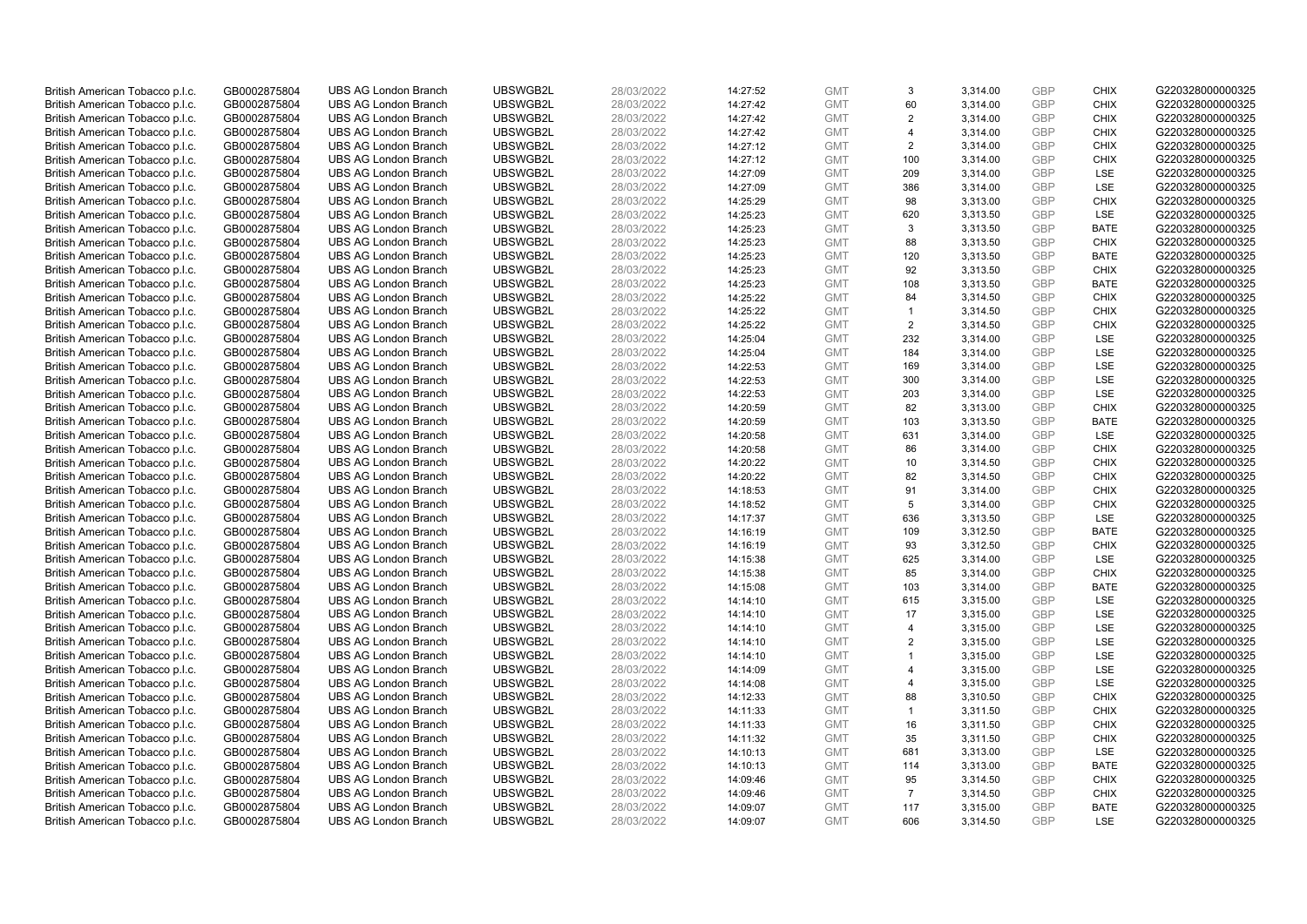| | | | | | | | | | | | |
|---|---|---|---|---|---|---|---|---|---|---|---|
| British American Tobacco p.l.c. | GB0002875804 | UBS AG London Branch | UBSWGB2L | 28/03/2022 | 14:27:52 | GMT | 3 | 3,314.00 | GBP | CHIX | G220328000000325 |
| British American Tobacco p.l.c. | GB0002875804 | UBS AG London Branch | UBSWGB2L | 28/03/2022 | 14:27:42 | GMT | 60 | 3,314.00 | GBP | CHIX | G220328000000325 |
| British American Tobacco p.l.c. | GB0002875804 | UBS AG London Branch | UBSWGB2L | 28/03/2022 | 14:27:42 | GMT | 2 | 3,314.00 | GBP | CHIX | G220328000000325 |
| British American Tobacco p.l.c. | GB0002875804 | UBS AG London Branch | UBSWGB2L | 28/03/2022 | 14:27:42 | GMT | 4 | 3,314.00 | GBP | CHIX | G220328000000325 |
| British American Tobacco p.l.c. | GB0002875804 | UBS AG London Branch | UBSWGB2L | 28/03/2022 | 14:27:12 | GMT | 2 | 3,314.00 | GBP | CHIX | G220328000000325 |
| British American Tobacco p.l.c. | GB0002875804 | UBS AG London Branch | UBSWGB2L | 28/03/2022 | 14:27:12 | GMT | 100 | 3,314.00 | GBP | CHIX | G220328000000325 |
| British American Tobacco p.l.c. | GB0002875804 | UBS AG London Branch | UBSWGB2L | 28/03/2022 | 14:27:09 | GMT | 209 | 3,314.00 | GBP | LSE | G220328000000325 |
| British American Tobacco p.l.c. | GB0002875804 | UBS AG London Branch | UBSWGB2L | 28/03/2022 | 14:27:09 | GMT | 386 | 3,314.00 | GBP | LSE | G220328000000325 |
| British American Tobacco p.l.c. | GB0002875804 | UBS AG London Branch | UBSWGB2L | 28/03/2022 | 14:25:29 | GMT | 98 | 3,313.00 | GBP | CHIX | G220328000000325 |
| British American Tobacco p.l.c. | GB0002875804 | UBS AG London Branch | UBSWGB2L | 28/03/2022 | 14:25:23 | GMT | 620 | 3,313.50 | GBP | LSE | G220328000000325 |
| British American Tobacco p.l.c. | GB0002875804 | UBS AG London Branch | UBSWGB2L | 28/03/2022 | 14:25:23 | GMT | 3 | 3,313.50 | GBP | BATE | G220328000000325 |
| British American Tobacco p.l.c. | GB0002875804 | UBS AG London Branch | UBSWGB2L | 28/03/2022 | 14:25:23 | GMT | 88 | 3,313.50 | GBP | CHIX | G220328000000325 |
| British American Tobacco p.l.c. | GB0002875804 | UBS AG London Branch | UBSWGB2L | 28/03/2022 | 14:25:23 | GMT | 120 | 3,313.50 | GBP | BATE | G220328000000325 |
| British American Tobacco p.l.c. | GB0002875804 | UBS AG London Branch | UBSWGB2L | 28/03/2022 | 14:25:23 | GMT | 92 | 3,313.50 | GBP | CHIX | G220328000000325 |
| British American Tobacco p.l.c. | GB0002875804 | UBS AG London Branch | UBSWGB2L | 28/03/2022 | 14:25:23 | GMT | 108 | 3,313.50 | GBP | BATE | G220328000000325 |
| British American Tobacco p.l.c. | GB0002875804 | UBS AG London Branch | UBSWGB2L | 28/03/2022 | 14:25:22 | GMT | 84 | 3,314.50 | GBP | CHIX | G220328000000325 |
| British American Tobacco p.l.c. | GB0002875804 | UBS AG London Branch | UBSWGB2L | 28/03/2022 | 14:25:22 | GMT | 1 | 3,314.50 | GBP | CHIX | G220328000000325 |
| British American Tobacco p.l.c. | GB0002875804 | UBS AG London Branch | UBSWGB2L | 28/03/2022 | 14:25:22 | GMT | 2 | 3,314.50 | GBP | CHIX | G220328000000325 |
| British American Tobacco p.l.c. | GB0002875804 | UBS AG London Branch | UBSWGB2L | 28/03/2022 | 14:25:04 | GMT | 232 | 3,314.00 | GBP | LSE | G220328000000325 |
| British American Tobacco p.l.c. | GB0002875804 | UBS AG London Branch | UBSWGB2L | 28/03/2022 | 14:25:04 | GMT | 184 | 3,314.00 | GBP | LSE | G220328000000325 |
| British American Tobacco p.l.c. | GB0002875804 | UBS AG London Branch | UBSWGB2L | 28/03/2022 | 14:22:53 | GMT | 169 | 3,314.00 | GBP | LSE | G220328000000325 |
| British American Tobacco p.l.c. | GB0002875804 | UBS AG London Branch | UBSWGB2L | 28/03/2022 | 14:22:53 | GMT | 300 | 3,314.00 | GBP | LSE | G220328000000325 |
| British American Tobacco p.l.c. | GB0002875804 | UBS AG London Branch | UBSWGB2L | 28/03/2022 | 14:22:53 | GMT | 203 | 3,314.00 | GBP | LSE | G220328000000325 |
| British American Tobacco p.l.c. | GB0002875804 | UBS AG London Branch | UBSWGB2L | 28/03/2022 | 14:20:59 | GMT | 82 | 3,313.00 | GBP | CHIX | G220328000000325 |
| British American Tobacco p.l.c. | GB0002875804 | UBS AG London Branch | UBSWGB2L | 28/03/2022 | 14:20:59 | GMT | 103 | 3,313.50 | GBP | BATE | G220328000000325 |
| British American Tobacco p.l.c. | GB0002875804 | UBS AG London Branch | UBSWGB2L | 28/03/2022 | 14:20:58 | GMT | 631 | 3,314.00 | GBP | LSE | G220328000000325 |
| British American Tobacco p.l.c. | GB0002875804 | UBS AG London Branch | UBSWGB2L | 28/03/2022 | 14:20:58 | GMT | 86 | 3,314.00 | GBP | CHIX | G220328000000325 |
| British American Tobacco p.l.c. | GB0002875804 | UBS AG London Branch | UBSWGB2L | 28/03/2022 | 14:20:22 | GMT | 10 | 3,314.50 | GBP | CHIX | G220328000000325 |
| British American Tobacco p.l.c. | GB0002875804 | UBS AG London Branch | UBSWGB2L | 28/03/2022 | 14:20:22 | GMT | 82 | 3,314.50 | GBP | CHIX | G220328000000325 |
| British American Tobacco p.l.c. | GB0002875804 | UBS AG London Branch | UBSWGB2L | 28/03/2022 | 14:18:53 | GMT | 91 | 3,314.00 | GBP | CHIX | G220328000000325 |
| British American Tobacco p.l.c. | GB0002875804 | UBS AG London Branch | UBSWGB2L | 28/03/2022 | 14:18:52 | GMT | 5 | 3,314.00 | GBP | CHIX | G220328000000325 |
| British American Tobacco p.l.c. | GB0002875804 | UBS AG London Branch | UBSWGB2L | 28/03/2022 | 14:17:37 | GMT | 636 | 3,313.50 | GBP | LSE | G220328000000325 |
| British American Tobacco p.l.c. | GB0002875804 | UBS AG London Branch | UBSWGB2L | 28/03/2022 | 14:16:19 | GMT | 109 | 3,312.50 | GBP | BATE | G220328000000325 |
| British American Tobacco p.l.c. | GB0002875804 | UBS AG London Branch | UBSWGB2L | 28/03/2022 | 14:16:19 | GMT | 93 | 3,312.50 | GBP | CHIX | G220328000000325 |
| British American Tobacco p.l.c. | GB0002875804 | UBS AG London Branch | UBSWGB2L | 28/03/2022 | 14:15:38 | GMT | 625 | 3,314.00 | GBP | LSE | G220328000000325 |
| British American Tobacco p.l.c. | GB0002875804 | UBS AG London Branch | UBSWGB2L | 28/03/2022 | 14:15:38 | GMT | 85 | 3,314.00 | GBP | CHIX | G220328000000325 |
| British American Tobacco p.l.c. | GB0002875804 | UBS AG London Branch | UBSWGB2L | 28/03/2022 | 14:15:08 | GMT | 103 | 3,314.00 | GBP | BATE | G220328000000325 |
| British American Tobacco p.l.c. | GB0002875804 | UBS AG London Branch | UBSWGB2L | 28/03/2022 | 14:14:10 | GMT | 615 | 3,315.00 | GBP | LSE | G220328000000325 |
| British American Tobacco p.l.c. | GB0002875804 | UBS AG London Branch | UBSWGB2L | 28/03/2022 | 14:14:10 | GMT | 17 | 3,315.00 | GBP | LSE | G220328000000325 |
| British American Tobacco p.l.c. | GB0002875804 | UBS AG London Branch | UBSWGB2L | 28/03/2022 | 14:14:10 | GMT | 4 | 3,315.00 | GBP | LSE | G220328000000325 |
| British American Tobacco p.l.c. | GB0002875804 | UBS AG London Branch | UBSWGB2L | 28/03/2022 | 14:14:10 | GMT | 2 | 3,315.00 | GBP | LSE | G220328000000325 |
| British American Tobacco p.l.c. | GB0002875804 | UBS AG London Branch | UBSWGB2L | 28/03/2022 | 14:14:10 | GMT | 1 | 3,315.00 | GBP | LSE | G220328000000325 |
| British American Tobacco p.l.c. | GB0002875804 | UBS AG London Branch | UBSWGB2L | 28/03/2022 | 14:14:09 | GMT | 4 | 3,315.00 | GBP | LSE | G220328000000325 |
| British American Tobacco p.l.c. | GB0002875804 | UBS AG London Branch | UBSWGB2L | 28/03/2022 | 14:14:08 | GMT | 4 | 3,315.00 | GBP | LSE | G220328000000325 |
| British American Tobacco p.l.c. | GB0002875804 | UBS AG London Branch | UBSWGB2L | 28/03/2022 | 14:12:33 | GMT | 88 | 3,310.50 | GBP | CHIX | G220328000000325 |
| British American Tobacco p.l.c. | GB0002875804 | UBS AG London Branch | UBSWGB2L | 28/03/2022 | 14:11:33 | GMT | 1 | 3,311.50 | GBP | CHIX | G220328000000325 |
| British American Tobacco p.l.c. | GB0002875804 | UBS AG London Branch | UBSWGB2L | 28/03/2022 | 14:11:33 | GMT | 16 | 3,311.50 | GBP | CHIX | G220328000000325 |
| British American Tobacco p.l.c. | GB0002875804 | UBS AG London Branch | UBSWGB2L | 28/03/2022 | 14:11:32 | GMT | 35 | 3,311.50 | GBP | CHIX | G220328000000325 |
| British American Tobacco p.l.c. | GB0002875804 | UBS AG London Branch | UBSWGB2L | 28/03/2022 | 14:10:13 | GMT | 681 | 3,313.00 | GBP | LSE | G220328000000325 |
| British American Tobacco p.l.c. | GB0002875804 | UBS AG London Branch | UBSWGB2L | 28/03/2022 | 14:10:13 | GMT | 114 | 3,313.00 | GBP | BATE | G220328000000325 |
| British American Tobacco p.l.c. | GB0002875804 | UBS AG London Branch | UBSWGB2L | 28/03/2022 | 14:09:46 | GMT | 95 | 3,314.50 | GBP | CHIX | G220328000000325 |
| British American Tobacco p.l.c. | GB0002875804 | UBS AG London Branch | UBSWGB2L | 28/03/2022 | 14:09:46 | GMT | 7 | 3,314.50 | GBP | CHIX | G220328000000325 |
| British American Tobacco p.l.c. | GB0002875804 | UBS AG London Branch | UBSWGB2L | 28/03/2022 | 14:09:07 | GMT | 117 | 3,315.00 | GBP | BATE | G220328000000325 |
| British American Tobacco p.l.c. | GB0002875804 | UBS AG London Branch | UBSWGB2L | 28/03/2022 | 14:09:07 | GMT | 606 | 3,314.50 | GBP | LSE | G220328000000325 |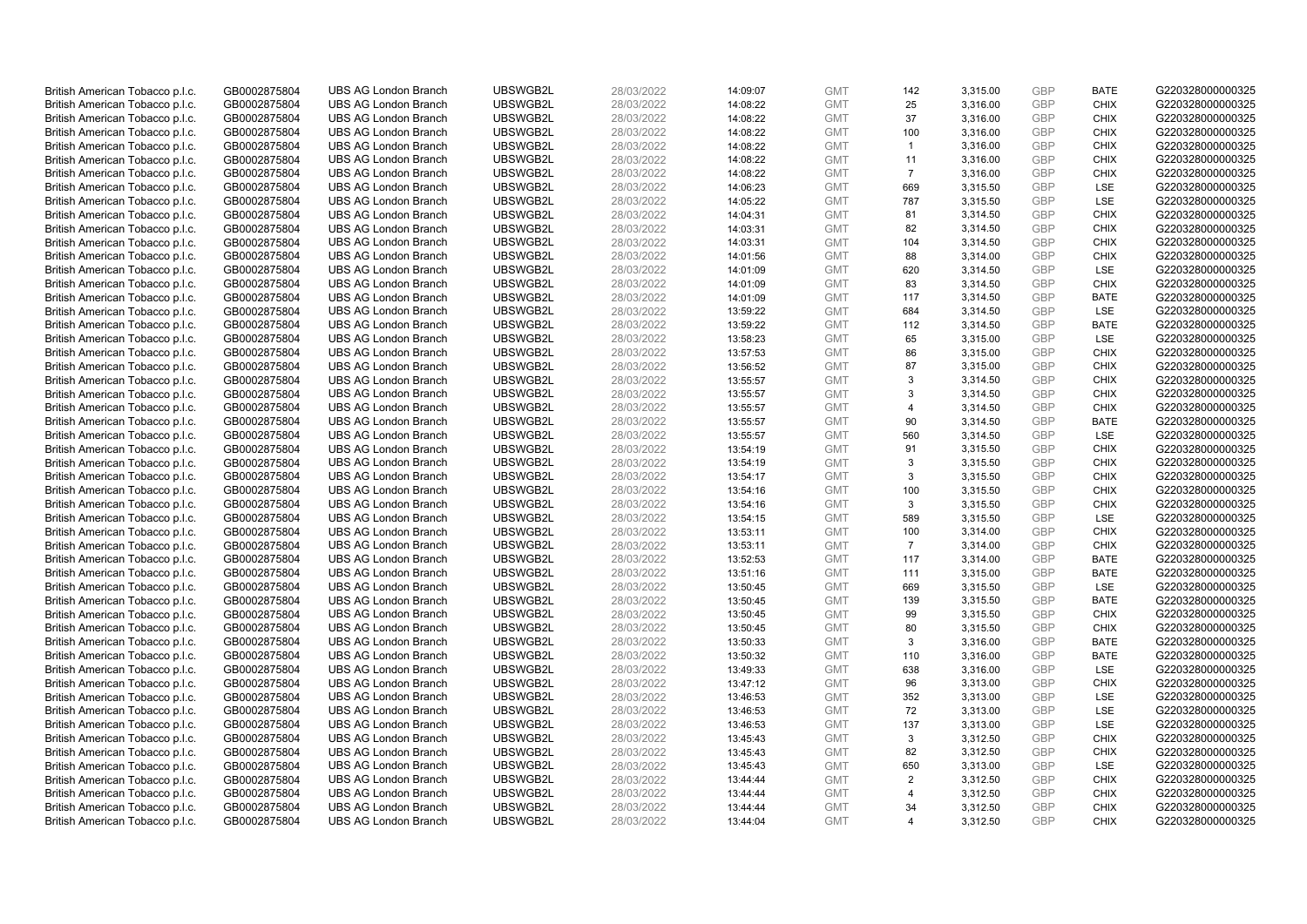| | | | | | | | | | | | |
|---|---|---|---|---|---|---|---|---|---|---|---|
| British American Tobacco p.l.c. | GB0002875804 | UBS AG London Branch | UBSWGB2L | 28/03/2022 | 14:09:07 | GMT | 142 | 3,315.00 | GBP | BATE | G220328000000325 |
| British American Tobacco p.l.c. | GB0002875804 | UBS AG London Branch | UBSWGB2L | 28/03/2022 | 14:08:22 | GMT | 25 | 3,316.00 | GBP | CHIX | G220328000000325 |
| British American Tobacco p.l.c. | GB0002875804 | UBS AG London Branch | UBSWGB2L | 28/03/2022 | 14:08:22 | GMT | 37 | 3,316.00 | GBP | CHIX | G220328000000325 |
| British American Tobacco p.l.c. | GB0002875804 | UBS AG London Branch | UBSWGB2L | 28/03/2022 | 14:08:22 | GMT | 100 | 3,316.00 | GBP | CHIX | G220328000000325 |
| British American Tobacco p.l.c. | GB0002875804 | UBS AG London Branch | UBSWGB2L | 28/03/2022 | 14:08:22 | GMT | 1 | 3,316.00 | GBP | CHIX | G220328000000325 |
| British American Tobacco p.l.c. | GB0002875804 | UBS AG London Branch | UBSWGB2L | 28/03/2022 | 14:08:22 | GMT | 11 | 3,316.00 | GBP | CHIX | G220328000000325 |
| British American Tobacco p.l.c. | GB0002875804 | UBS AG London Branch | UBSWGB2L | 28/03/2022 | 14:08:22 | GMT | 7 | 3,316.00 | GBP | CHIX | G220328000000325 |
| British American Tobacco p.l.c. | GB0002875804 | UBS AG London Branch | UBSWGB2L | 28/03/2022 | 14:06:23 | GMT | 669 | 3,315.50 | GBP | LSE | G220328000000325 |
| British American Tobacco p.l.c. | GB0002875804 | UBS AG London Branch | UBSWGB2L | 28/03/2022 | 14:05:22 | GMT | 787 | 3,315.50 | GBP | LSE | G220328000000325 |
| British American Tobacco p.l.c. | GB0002875804 | UBS AG London Branch | UBSWGB2L | 28/03/2022 | 14:04:31 | GMT | 81 | 3,314.50 | GBP | CHIX | G220328000000325 |
| British American Tobacco p.l.c. | GB0002875804 | UBS AG London Branch | UBSWGB2L | 28/03/2022 | 14:03:31 | GMT | 82 | 3,314.50 | GBP | CHIX | G220328000000325 |
| British American Tobacco p.l.c. | GB0002875804 | UBS AG London Branch | UBSWGB2L | 28/03/2022 | 14:03:31 | GMT | 104 | 3,314.50 | GBP | CHIX | G220328000000325 |
| British American Tobacco p.l.c. | GB0002875804 | UBS AG London Branch | UBSWGB2L | 28/03/2022 | 14:01:56 | GMT | 88 | 3,314.00 | GBP | CHIX | G220328000000325 |
| British American Tobacco p.l.c. | GB0002875804 | UBS AG London Branch | UBSWGB2L | 28/03/2022 | 14:01:09 | GMT | 620 | 3,314.50 | GBP | LSE | G220328000000325 |
| British American Tobacco p.l.c. | GB0002875804 | UBS AG London Branch | UBSWGB2L | 28/03/2022 | 14:01:09 | GMT | 83 | 3,314.50 | GBP | CHIX | G220328000000325 |
| British American Tobacco p.l.c. | GB0002875804 | UBS AG London Branch | UBSWGB2L | 28/03/2022 | 14:01:09 | GMT | 117 | 3,314.50 | GBP | BATE | G220328000000325 |
| British American Tobacco p.l.c. | GB0002875804 | UBS AG London Branch | UBSWGB2L | 28/03/2022 | 13:59:22 | GMT | 684 | 3,314.50 | GBP | LSE | G220328000000325 |
| British American Tobacco p.l.c. | GB0002875804 | UBS AG London Branch | UBSWGB2L | 28/03/2022 | 13:59:22 | GMT | 112 | 3,314.50 | GBP | BATE | G220328000000325 |
| British American Tobacco p.l.c. | GB0002875804 | UBS AG London Branch | UBSWGB2L | 28/03/2022 | 13:58:23 | GMT | 65 | 3,315.00 | GBP | LSE | G220328000000325 |
| British American Tobacco p.l.c. | GB0002875804 | UBS AG London Branch | UBSWGB2L | 28/03/2022 | 13:57:53 | GMT | 86 | 3,315.00 | GBP | CHIX | G220328000000325 |
| British American Tobacco p.l.c. | GB0002875804 | UBS AG London Branch | UBSWGB2L | 28/03/2022 | 13:56:52 | GMT | 87 | 3,315.00 | GBP | CHIX | G220328000000325 |
| British American Tobacco p.l.c. | GB0002875804 | UBS AG London Branch | UBSWGB2L | 28/03/2022 | 13:55:57 | GMT | 3 | 3,314.50 | GBP | CHIX | G220328000000325 |
| British American Tobacco p.l.c. | GB0002875804 | UBS AG London Branch | UBSWGB2L | 28/03/2022 | 13:55:57 | GMT | 3 | 3,314.50 | GBP | CHIX | G220328000000325 |
| British American Tobacco p.l.c. | GB0002875804 | UBS AG London Branch | UBSWGB2L | 28/03/2022 | 13:55:57 | GMT | 4 | 3,314.50 | GBP | CHIX | G220328000000325 |
| British American Tobacco p.l.c. | GB0002875804 | UBS AG London Branch | UBSWGB2L | 28/03/2022 | 13:55:57 | GMT | 90 | 3,314.50 | GBP | BATE | G220328000000325 |
| British American Tobacco p.l.c. | GB0002875804 | UBS AG London Branch | UBSWGB2L | 28/03/2022 | 13:55:57 | GMT | 560 | 3,314.50 | GBP | LSE | G220328000000325 |
| British American Tobacco p.l.c. | GB0002875804 | UBS AG London Branch | UBSWGB2L | 28/03/2022 | 13:54:19 | GMT | 91 | 3,315.50 | GBP | CHIX | G220328000000325 |
| British American Tobacco p.l.c. | GB0002875804 | UBS AG London Branch | UBSWGB2L | 28/03/2022 | 13:54:19 | GMT | 3 | 3,315.50 | GBP | CHIX | G220328000000325 |
| British American Tobacco p.l.c. | GB0002875804 | UBS AG London Branch | UBSWGB2L | 28/03/2022 | 13:54:17 | GMT | 3 | 3,315.50 | GBP | CHIX | G220328000000325 |
| British American Tobacco p.l.c. | GB0002875804 | UBS AG London Branch | UBSWGB2L | 28/03/2022 | 13:54:16 | GMT | 100 | 3,315.50 | GBP | CHIX | G220328000000325 |
| British American Tobacco p.l.c. | GB0002875804 | UBS AG London Branch | UBSWGB2L | 28/03/2022 | 13:54:16 | GMT | 3 | 3,315.50 | GBP | CHIX | G220328000000325 |
| British American Tobacco p.l.c. | GB0002875804 | UBS AG London Branch | UBSWGB2L | 28/03/2022 | 13:54:15 | GMT | 589 | 3,315.50 | GBP | LSE | G220328000000325 |
| British American Tobacco p.l.c. | GB0002875804 | UBS AG London Branch | UBSWGB2L | 28/03/2022 | 13:53:11 | GMT | 100 | 3,314.00 | GBP | CHIX | G220328000000325 |
| British American Tobacco p.l.c. | GB0002875804 | UBS AG London Branch | UBSWGB2L | 28/03/2022 | 13:53:11 | GMT | 7 | 3,314.00 | GBP | CHIX | G220328000000325 |
| British American Tobacco p.l.c. | GB0002875804 | UBS AG London Branch | UBSWGB2L | 28/03/2022 | 13:52:53 | GMT | 117 | 3,314.00 | GBP | BATE | G220328000000325 |
| British American Tobacco p.l.c. | GB0002875804 | UBS AG London Branch | UBSWGB2L | 28/03/2022 | 13:51:16 | GMT | 111 | 3,315.00 | GBP | BATE | G220328000000325 |
| British American Tobacco p.l.c. | GB0002875804 | UBS AG London Branch | UBSWGB2L | 28/03/2022 | 13:50:45 | GMT | 669 | 3,315.50 | GBP | LSE | G220328000000325 |
| British American Tobacco p.l.c. | GB0002875804 | UBS AG London Branch | UBSWGB2L | 28/03/2022 | 13:50:45 | GMT | 139 | 3,315.50 | GBP | BATE | G220328000000325 |
| British American Tobacco p.l.c. | GB0002875804 | UBS AG London Branch | UBSWGB2L | 28/03/2022 | 13:50:45 | GMT | 99 | 3,315.50 | GBP | CHIX | G220328000000325 |
| British American Tobacco p.l.c. | GB0002875804 | UBS AG London Branch | UBSWGB2L | 28/03/2022 | 13:50:45 | GMT | 80 | 3,315.50 | GBP | CHIX | G220328000000325 |
| British American Tobacco p.l.c. | GB0002875804 | UBS AG London Branch | UBSWGB2L | 28/03/2022 | 13:50:33 | GMT | 3 | 3,316.00 | GBP | BATE | G220328000000325 |
| British American Tobacco p.l.c. | GB0002875804 | UBS AG London Branch | UBSWGB2L | 28/03/2022 | 13:50:32 | GMT | 110 | 3,316.00 | GBP | BATE | G220328000000325 |
| British American Tobacco p.l.c. | GB0002875804 | UBS AG London Branch | UBSWGB2L | 28/03/2022 | 13:49:33 | GMT | 638 | 3,316.00 | GBP | LSE | G220328000000325 |
| British American Tobacco p.l.c. | GB0002875804 | UBS AG London Branch | UBSWGB2L | 28/03/2022 | 13:47:12 | GMT | 96 | 3,313.00 | GBP | CHIX | G220328000000325 |
| British American Tobacco p.l.c. | GB0002875804 | UBS AG London Branch | UBSWGB2L | 28/03/2022 | 13:46:53 | GMT | 352 | 3,313.00 | GBP | LSE | G220328000000325 |
| British American Tobacco p.l.c. | GB0002875804 | UBS AG London Branch | UBSWGB2L | 28/03/2022 | 13:46:53 | GMT | 72 | 3,313.00 | GBP | LSE | G220328000000325 |
| British American Tobacco p.l.c. | GB0002875804 | UBS AG London Branch | UBSWGB2L | 28/03/2022 | 13:46:53 | GMT | 137 | 3,313.00 | GBP | LSE | G220328000000325 |
| British American Tobacco p.l.c. | GB0002875804 | UBS AG London Branch | UBSWGB2L | 28/03/2022 | 13:45:43 | GMT | 3 | 3,312.50 | GBP | CHIX | G220328000000325 |
| British American Tobacco p.l.c. | GB0002875804 | UBS AG London Branch | UBSWGB2L | 28/03/2022 | 13:45:43 | GMT | 82 | 3,312.50 | GBP | CHIX | G220328000000325 |
| British American Tobacco p.l.c. | GB0002875804 | UBS AG London Branch | UBSWGB2L | 28/03/2022 | 13:45:43 | GMT | 650 | 3,313.00 | GBP | LSE | G220328000000325 |
| British American Tobacco p.l.c. | GB0002875804 | UBS AG London Branch | UBSWGB2L | 28/03/2022 | 13:44:44 | GMT | 2 | 3,312.50 | GBP | CHIX | G220328000000325 |
| British American Tobacco p.l.c. | GB0002875804 | UBS AG London Branch | UBSWGB2L | 28/03/2022 | 13:44:44 | GMT | 4 | 3,312.50 | GBP | CHIX | G220328000000325 |
| British American Tobacco p.l.c. | GB0002875804 | UBS AG London Branch | UBSWGB2L | 28/03/2022 | 13:44:44 | GMT | 34 | 3,312.50 | GBP | CHIX | G220328000000325 |
| British American Tobacco p.l.c. | GB0002875804 | UBS AG London Branch | UBSWGB2L | 28/03/2022 | 13:44:04 | GMT | 4 | 3,312.50 | GBP | CHIX | G220328000000325 |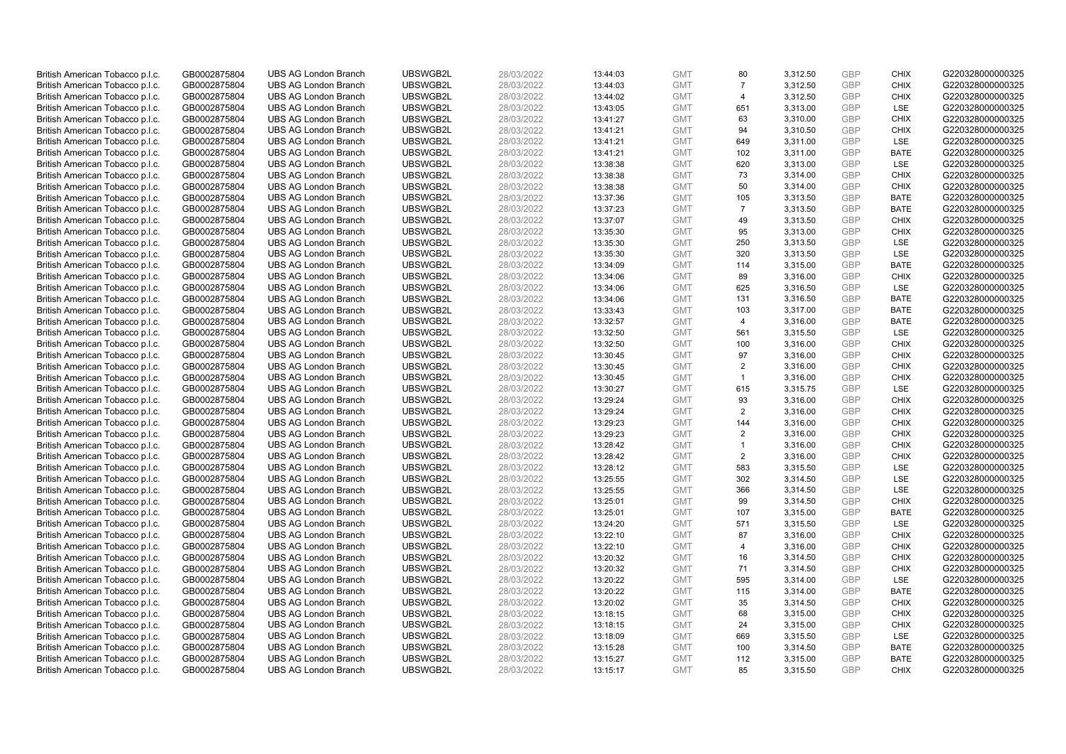| | | | | | | | | | | | |
|---|---|---|---|---|---|---|---|---|---|---|---|
| British American Tobacco p.l.c. | GB0002875804 | UBS AG London Branch | UBSWGB2L | 28/03/2022 | 13:44:03 | GMT | 80 | 3,312.50 | GBP | CHIX | G220328000000325 |
| British American Tobacco p.l.c. | GB0002875804 | UBS AG London Branch | UBSWGB2L | 28/03/2022 | 13:44:03 | GMT | 7 | 3,312.50 | GBP | CHIX | G220328000000325 |
| British American Tobacco p.l.c. | GB0002875804 | UBS AG London Branch | UBSWGB2L | 28/03/2022 | 13:44:02 | GMT | 4 | 3,312.50 | GBP | CHIX | G220328000000325 |
| British American Tobacco p.l.c. | GB0002875804 | UBS AG London Branch | UBSWGB2L | 28/03/2022 | 13:43:05 | GMT | 651 | 3,313.00 | GBP | LSE | G220328000000325 |
| British American Tobacco p.l.c. | GB0002875804 | UBS AG London Branch | UBSWGB2L | 28/03/2022 | 13:41:27 | GMT | 63 | 3,310.00 | GBP | CHIX | G220328000000325 |
| British American Tobacco p.l.c. | GB0002875804 | UBS AG London Branch | UBSWGB2L | 28/03/2022 | 13:41:21 | GMT | 94 | 3,310.50 | GBP | CHIX | G220328000000325 |
| British American Tobacco p.l.c. | GB0002875804 | UBS AG London Branch | UBSWGB2L | 28/03/2022 | 13:41:21 | GMT | 649 | 3,311.00 | GBP | LSE | G220328000000325 |
| British American Tobacco p.l.c. | GB0002875804 | UBS AG London Branch | UBSWGB2L | 28/03/2022 | 13:41:21 | GMT | 102 | 3,311.00 | GBP | BATE | G220328000000325 |
| British American Tobacco p.l.c. | GB0002875804 | UBS AG London Branch | UBSWGB2L | 28/03/2022 | 13:38:38 | GMT | 620 | 3,313.00 | GBP | LSE | G220328000000325 |
| British American Tobacco p.l.c. | GB0002875804 | UBS AG London Branch | UBSWGB2L | 28/03/2022 | 13:38:38 | GMT | 73 | 3,314.00 | GBP | CHIX | G220328000000325 |
| British American Tobacco p.l.c. | GB0002875804 | UBS AG London Branch | UBSWGB2L | 28/03/2022 | 13:38:38 | GMT | 50 | 3,314.00 | GBP | CHIX | G220328000000325 |
| British American Tobacco p.l.c. | GB0002875804 | UBS AG London Branch | UBSWGB2L | 28/03/2022 | 13:37:36 | GMT | 105 | 3,313.50 | GBP | BATE | G220328000000325 |
| British American Tobacco p.l.c. | GB0002875804 | UBS AG London Branch | UBSWGB2L | 28/03/2022 | 13:37:23 | GMT | 7 | 3,313.50 | GBP | BATE | G220328000000325 |
| British American Tobacco p.l.c. | GB0002875804 | UBS AG London Branch | UBSWGB2L | 28/03/2022 | 13:37:07 | GMT | 49 | 3,313.50 | GBP | CHIX | G220328000000325 |
| British American Tobacco p.l.c. | GB0002875804 | UBS AG London Branch | UBSWGB2L | 28/03/2022 | 13:35:30 | GMT | 95 | 3,313.00 | GBP | CHIX | G220328000000325 |
| British American Tobacco p.l.c. | GB0002875804 | UBS AG London Branch | UBSWGB2L | 28/03/2022 | 13:35:30 | GMT | 250 | 3,313.50 | GBP | LSE | G220328000000325 |
| British American Tobacco p.l.c. | GB0002875804 | UBS AG London Branch | UBSWGB2L | 28/03/2022 | 13:35:30 | GMT | 320 | 3,313.50 | GBP | LSE | G220328000000325 |
| British American Tobacco p.l.c. | GB0002875804 | UBS AG London Branch | UBSWGB2L | 28/03/2022 | 13:34:09 | GMT | 114 | 3,315.00 | GBP | BATE | G220328000000325 |
| British American Tobacco p.l.c. | GB0002875804 | UBS AG London Branch | UBSWGB2L | 28/03/2022 | 13:34:06 | GMT | 89 | 3,316.00 | GBP | CHIX | G220328000000325 |
| British American Tobacco p.l.c. | GB0002875804 | UBS AG London Branch | UBSWGB2L | 28/03/2022 | 13:34:06 | GMT | 625 | 3,316.50 | GBP | LSE | G220328000000325 |
| British American Tobacco p.l.c. | GB0002875804 | UBS AG London Branch | UBSWGB2L | 28/03/2022 | 13:34:06 | GMT | 131 | 3,316.50 | GBP | BATE | G220328000000325 |
| British American Tobacco p.l.c. | GB0002875804 | UBS AG London Branch | UBSWGB2L | 28/03/2022 | 13:33:43 | GMT | 103 | 3,317.00 | GBP | BATE | G220328000000325 |
| British American Tobacco p.l.c. | GB0002875804 | UBS AG London Branch | UBSWGB2L | 28/03/2022 | 13:32:57 | GMT | 4 | 3,316.00 | GBP | BATE | G220328000000325 |
| British American Tobacco p.l.c. | GB0002875804 | UBS AG London Branch | UBSWGB2L | 28/03/2022 | 13:32:50 | GMT | 561 | 3,315.50 | GBP | LSE | G220328000000325 |
| British American Tobacco p.l.c. | GB0002875804 | UBS AG London Branch | UBSWGB2L | 28/03/2022 | 13:32:50 | GMT | 100 | 3,316.00 | GBP | CHIX | G220328000000325 |
| British American Tobacco p.l.c. | GB0002875804 | UBS AG London Branch | UBSWGB2L | 28/03/2022 | 13:30:45 | GMT | 97 | 3,316.00 | GBP | CHIX | G220328000000325 |
| British American Tobacco p.l.c. | GB0002875804 | UBS AG London Branch | UBSWGB2L | 28/03/2022 | 13:30:45 | GMT | 2 | 3,316.00 | GBP | CHIX | G220328000000325 |
| British American Tobacco p.l.c. | GB0002875804 | UBS AG London Branch | UBSWGB2L | 28/03/2022 | 13:30:45 | GMT | 1 | 3,316.00 | GBP | CHIX | G220328000000325 |
| British American Tobacco p.l.c. | GB0002875804 | UBS AG London Branch | UBSWGB2L | 28/03/2022 | 13:30:27 | GMT | 615 | 3,315.75 | GBP | LSE | G220328000000325 |
| British American Tobacco p.l.c. | GB0002875804 | UBS AG London Branch | UBSWGB2L | 28/03/2022 | 13:29:24 | GMT | 93 | 3,316.00 | GBP | CHIX | G220328000000325 |
| British American Tobacco p.l.c. | GB0002875804 | UBS AG London Branch | UBSWGB2L | 28/03/2022 | 13:29:24 | GMT | 2 | 3,316.00 | GBP | CHIX | G220328000000325 |
| British American Tobacco p.l.c. | GB0002875804 | UBS AG London Branch | UBSWGB2L | 28/03/2022 | 13:29:23 | GMT | 144 | 3,316.00 | GBP | CHIX | G220328000000325 |
| British American Tobacco p.l.c. | GB0002875804 | UBS AG London Branch | UBSWGB2L | 28/03/2022 | 13:29:23 | GMT | 2 | 3,316.00 | GBP | CHIX | G220328000000325 |
| British American Tobacco p.l.c. | GB0002875804 | UBS AG London Branch | UBSWGB2L | 28/03/2022 | 13:28:42 | GMT | 1 | 3,316.00 | GBP | CHIX | G220328000000325 |
| British American Tobacco p.l.c. | GB0002875804 | UBS AG London Branch | UBSWGB2L | 28/03/2022 | 13:28:42 | GMT | 2 | 3,316.00 | GBP | CHIX | G220328000000325 |
| British American Tobacco p.l.c. | GB0002875804 | UBS AG London Branch | UBSWGB2L | 28/03/2022 | 13:28:12 | GMT | 583 | 3,315.50 | GBP | LSE | G220328000000325 |
| British American Tobacco p.l.c. | GB0002875804 | UBS AG London Branch | UBSWGB2L | 28/03/2022 | 13:25:55 | GMT | 302 | 3,314.50 | GBP | LSE | G220328000000325 |
| British American Tobacco p.l.c. | GB0002875804 | UBS AG London Branch | UBSWGB2L | 28/03/2022 | 13:25:55 | GMT | 366 | 3,314.50 | GBP | LSE | G220328000000325 |
| British American Tobacco p.l.c. | GB0002875804 | UBS AG London Branch | UBSWGB2L | 28/03/2022 | 13:25:01 | GMT | 99 | 3,314.50 | GBP | CHIX | G220328000000325 |
| British American Tobacco p.l.c. | GB0002875804 | UBS AG London Branch | UBSWGB2L | 28/03/2022 | 13:25:01 | GMT | 107 | 3,315.00 | GBP | BATE | G220328000000325 |
| British American Tobacco p.l.c. | GB0002875804 | UBS AG London Branch | UBSWGB2L | 28/03/2022 | 13:24:20 | GMT | 571 | 3,315.50 | GBP | LSE | G220328000000325 |
| British American Tobacco p.l.c. | GB0002875804 | UBS AG London Branch | UBSWGB2L | 28/03/2022 | 13:22:10 | GMT | 87 | 3,316.00 | GBP | CHIX | G220328000000325 |
| British American Tobacco p.l.c. | GB0002875804 | UBS AG London Branch | UBSWGB2L | 28/03/2022 | 13:22:10 | GMT | 4 | 3,316.00 | GBP | CHIX | G220328000000325 |
| British American Tobacco p.l.c. | GB0002875804 | UBS AG London Branch | UBSWGB2L | 28/03/2022 | 13:20:32 | GMT | 16 | 3,314.50 | GBP | CHIX | G220328000000325 |
| British American Tobacco p.l.c. | GB0002875804 | UBS AG London Branch | UBSWGB2L | 28/03/2022 | 13:20:32 | GMT | 71 | 3,314.50 | GBP | CHIX | G220328000000325 |
| British American Tobacco p.l.c. | GB0002875804 | UBS AG London Branch | UBSWGB2L | 28/03/2022 | 13:20:22 | GMT | 595 | 3,314.00 | GBP | LSE | G220328000000325 |
| British American Tobacco p.l.c. | GB0002875804 | UBS AG London Branch | UBSWGB2L | 28/03/2022 | 13:20:22 | GMT | 115 | 3,314.00 | GBP | BATE | G220328000000325 |
| British American Tobacco p.l.c. | GB0002875804 | UBS AG London Branch | UBSWGB2L | 28/03/2022 | 13:20:02 | GMT | 35 | 3,314.50 | GBP | CHIX | G220328000000325 |
| British American Tobacco p.l.c. | GB0002875804 | UBS AG London Branch | UBSWGB2L | 28/03/2022 | 13:18:15 | GMT | 68 | 3,315.00 | GBP | CHIX | G220328000000325 |
| British American Tobacco p.l.c. | GB0002875804 | UBS AG London Branch | UBSWGB2L | 28/03/2022 | 13:18:15 | GMT | 24 | 3,315.00 | GBP | CHIX | G220328000000325 |
| British American Tobacco p.l.c. | GB0002875804 | UBS AG London Branch | UBSWGB2L | 28/03/2022 | 13:18:09 | GMT | 669 | 3,315.50 | GBP | LSE | G220328000000325 |
| British American Tobacco p.l.c. | GB0002875804 | UBS AG London Branch | UBSWGB2L | 28/03/2022 | 13:15:28 | GMT | 100 | 3,314.50 | GBP | BATE | G220328000000325 |
| British American Tobacco p.l.c. | GB0002875804 | UBS AG London Branch | UBSWGB2L | 28/03/2022 | 13:15:27 | GMT | 112 | 3,315.00 | GBP | BATE | G220328000000325 |
| British American Tobacco p.l.c. | GB0002875804 | UBS AG London Branch | UBSWGB2L | 28/03/2022 | 13:15:17 | GMT | 85 | 3,315.50 | GBP | CHIX | G220328000000325 |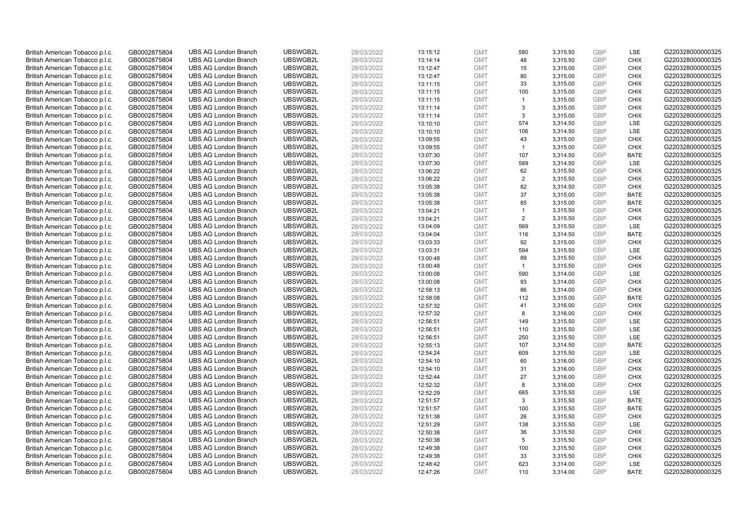| British American Tobacco p.l.c. | GB0002875804 | UBS AG London Branch | UBSWGB2L | 28/03/2022 | 13:15:12 | GMT | 580 | 3,315.50 | GBP | LSE | G220328000000325 |
|---|---|---|---|---|---|---|---|---|---|---|---|
| British American Tobacco p.l.c. | GB0002875804 | UBS AG London Branch | UBSWGB2L | 28/03/2022 | 13:14:14 | GMT | 48 | 3,315.50 | GBP | CHIX | G220328000000325 |
| British American Tobacco p.l.c. | GB0002875804 | UBS AG London Branch | UBSWGB2L | 28/03/2022 | 13:12:47 | GMT | 15 | 3,315.00 | GBP | CHIX | G220328000000325 |
| British American Tobacco p.l.c. | GB0002875804 | UBS AG London Branch | UBSWGB2L | 28/03/2022 | 13:12:47 | GMT | 80 | 3,315.00 | GBP | CHIX | G220328000000325 |
| British American Tobacco p.l.c. | GB0002875804 | UBS AG London Branch | UBSWGB2L | 28/03/2022 | 13:11:15 | GMT | 33 | 3,315.00 | GBP | CHIX | G220328000000325 |
| British American Tobacco p.l.c. | GB0002875804 | UBS AG London Branch | UBSWGB2L | 28/03/2022 | 13:11:15 | GMT | 100 | 3,315.00 | GBP | CHIX | G220328000000325 |
| British American Tobacco p.l.c. | GB0002875804 | UBS AG London Branch | UBSWGB2L | 28/03/2022 | 13:11:15 | GMT | 1 | 3,315.00 | GBP | CHIX | G220328000000325 |
| British American Tobacco p.l.c. | GB0002875804 | UBS AG London Branch | UBSWGB2L | 28/03/2022 | 13:11:14 | GMT | 3 | 3,315.00 | GBP | CHIX | G220328000000325 |
| British American Tobacco p.l.c. | GB0002875804 | UBS AG London Branch | UBSWGB2L | 28/03/2022 | 13:11:14 | GMT | 3 | 3,315.00 | GBP | CHIX | G220328000000325 |
| British American Tobacco p.l.c. | GB0002875804 | UBS AG London Branch | UBSWGB2L | 28/03/2022 | 13:10:10 | GMT | 574 | 3,314.50 | GBP | LSE | G220328000000325 |
| British American Tobacco p.l.c. | GB0002875804 | UBS AG London Branch | UBSWGB2L | 28/03/2022 | 13:10:10 | GMT | 106 | 3,314.50 | GBP | LSE | G220328000000325 |
| British American Tobacco p.l.c. | GB0002875804 | UBS AG London Branch | UBSWGB2L | 28/03/2022 | 13:09:55 | GMT | 43 | 3,315.00 | GBP | CHIX | G220328000000325 |
| British American Tobacco p.l.c. | GB0002875804 | UBS AG London Branch | UBSWGB2L | 28/03/2022 | 13:09:55 | GMT | 1 | 3,315.00 | GBP | CHIX | G220328000000325 |
| British American Tobacco p.l.c. | GB0002875804 | UBS AG London Branch | UBSWGB2L | 28/03/2022 | 13:07:30 | GMT | 107 | 3,314.50 | GBP | BATE | G220328000000325 |
| British American Tobacco p.l.c. | GB0002875804 | UBS AG London Branch | UBSWGB2L | 28/03/2022 | 13:07:30 | GMT | 589 | 3,314.50 | GBP | LSE | G220328000000325 |
| British American Tobacco p.l.c. | GB0002875804 | UBS AG London Branch | UBSWGB2L | 28/03/2022 | 13:06:22 | GMT | 62 | 3,315.50 | GBP | CHIX | G220328000000325 |
| British American Tobacco p.l.c. | GB0002875804 | UBS AG London Branch | UBSWGB2L | 28/03/2022 | 13:06:22 | GMT | 2 | 3,315.50 | GBP | CHIX | G220328000000325 |
| British American Tobacco p.l.c. | GB0002875804 | UBS AG London Branch | UBSWGB2L | 28/03/2022 | 13:05:38 | GMT | 82 | 3,314.50 | GBP | CHIX | G220328000000325 |
| British American Tobacco p.l.c. | GB0002875804 | UBS AG London Branch | UBSWGB2L | 28/03/2022 | 13:05:38 | GMT | 37 | 3,315.00 | GBP | BATE | G220328000000325 |
| British American Tobacco p.l.c. | GB0002875804 | UBS AG London Branch | UBSWGB2L | 28/03/2022 | 13:05:38 | GMT | 85 | 3,315.00 | GBP | BATE | G220328000000325 |
| British American Tobacco p.l.c. | GB0002875804 | UBS AG London Branch | UBSWGB2L | 28/03/2022 | 13:04:21 | GMT | 1 | 3,315.50 | GBP | CHIX | G220328000000325 |
| British American Tobacco p.l.c. | GB0002875804 | UBS AG London Branch | UBSWGB2L | 28/03/2022 | 13:04:21 | GMT | 2 | 3,315.50 | GBP | CHIX | G220328000000325 |
| British American Tobacco p.l.c. | GB0002875804 | UBS AG London Branch | UBSWGB2L | 28/03/2022 | 13:04:09 | GMT | 569 | 3,315.50 | GBP | LSE | G220328000000325 |
| British American Tobacco p.l.c. | GB0002875804 | UBS AG London Branch | UBSWGB2L | 28/03/2022 | 13:04:04 | GMT | 116 | 3,314.50 | GBP | BATE | G220328000000325 |
| British American Tobacco p.l.c. | GB0002875804 | UBS AG London Branch | UBSWGB2L | 28/03/2022 | 13:03:33 | GMT | 92 | 3,315.00 | GBP | CHIX | G220328000000325 |
| British American Tobacco p.l.c. | GB0002875804 | UBS AG London Branch | UBSWGB2L | 28/03/2022 | 13:03:31 | GMT | 594 | 3,315.50 | GBP | LSE | G220328000000325 |
| British American Tobacco p.l.c. | GB0002875804 | UBS AG London Branch | UBSWGB2L | 28/03/2022 | 13:00:48 | GMT | 89 | 3,315.50 | GBP | CHIX | G220328000000325 |
| British American Tobacco p.l.c. | GB0002875804 | UBS AG London Branch | UBSWGB2L | 28/03/2022 | 13:00:48 | GMT | 1 | 3,315.50 | GBP | CHIX | G220328000000325 |
| British American Tobacco p.l.c. | GB0002875804 | UBS AG London Branch | UBSWGB2L | 28/03/2022 | 13:00:08 | GMT | 590 | 3,314.00 | GBP | LSE | G220328000000325 |
| British American Tobacco p.l.c. | GB0002875804 | UBS AG London Branch | UBSWGB2L | 28/03/2022 | 13:00:08 | GMT | 93 | 3,314.00 | GBP | CHIX | G220328000000325 |
| British American Tobacco p.l.c. | GB0002875804 | UBS AG London Branch | UBSWGB2L | 28/03/2022 | 12:58:13 | GMT | 86 | 3,314.00 | GBP | CHIX | G220328000000325 |
| British American Tobacco p.l.c. | GB0002875804 | UBS AG London Branch | UBSWGB2L | 28/03/2022 | 12:58:08 | GMT | 112 | 3,315.00 | GBP | BATE | G220328000000325 |
| British American Tobacco p.l.c. | GB0002875804 | UBS AG London Branch | UBSWGB2L | 28/03/2022 | 12:57:32 | GMT | 41 | 3,316.00 | GBP | CHIX | G220328000000325 |
| British American Tobacco p.l.c. | GB0002875804 | UBS AG London Branch | UBSWGB2L | 28/03/2022 | 12:57:32 | GMT | 8 | 3,316.00 | GBP | CHIX | G220328000000325 |
| British American Tobacco p.l.c. | GB0002875804 | UBS AG London Branch | UBSWGB2L | 28/03/2022 | 12:56:51 | GMT | 149 | 3,315.50 | GBP | LSE | G220328000000325 |
| British American Tobacco p.l.c. | GB0002875804 | UBS AG London Branch | UBSWGB2L | 28/03/2022 | 12:56:51 | GMT | 110 | 3,315.50 | GBP | LSE | G220328000000325 |
| British American Tobacco p.l.c. | GB0002875804 | UBS AG London Branch | UBSWGB2L | 28/03/2022 | 12:56:51 | GMT | 250 | 3,315.50 | GBP | LSE | G220328000000325 |
| British American Tobacco p.l.c. | GB0002875804 | UBS AG London Branch | UBSWGB2L | 28/03/2022 | 12:55:13 | GMT | 107 | 3,314.50 | GBP | BATE | G220328000000325 |
| British American Tobacco p.l.c. | GB0002875804 | UBS AG London Branch | UBSWGB2L | 28/03/2022 | 12:54:24 | GMT | 609 | 3,315.50 | GBP | LSE | G220328000000325 |
| British American Tobacco p.l.c. | GB0002875804 | UBS AG London Branch | UBSWGB2L | 28/03/2022 | 12:54:10 | GMT | 60 | 3,316.00 | GBP | CHIX | G220328000000325 |
| British American Tobacco p.l.c. | GB0002875804 | UBS AG London Branch | UBSWGB2L | 28/03/2022 | 12:54:10 | GMT | 31 | 3,316.00 | GBP | CHIX | G220328000000325 |
| British American Tobacco p.l.c. | GB0002875804 | UBS AG London Branch | UBSWGB2L | 28/03/2022 | 12:52:44 | GMT | 27 | 3,316.00 | GBP | CHIX | G220328000000325 |
| British American Tobacco p.l.c. | GB0002875804 | UBS AG London Branch | UBSWGB2L | 28/03/2022 | 12:52:32 | GMT | 8 | 3,316.00 | GBP | CHIX | G220328000000325 |
| British American Tobacco p.l.c. | GB0002875804 | UBS AG London Branch | UBSWGB2L | 28/03/2022 | 12:52:29 | GMT | 665 | 3,315.50 | GBP | LSE | G220328000000325 |
| British American Tobacco p.l.c. | GB0002875804 | UBS AG London Branch | UBSWGB2L | 28/03/2022 | 12:51:57 | GMT | 3 | 3,315.50 | GBP | BATE | G220328000000325 |
| British American Tobacco p.l.c. | GB0002875804 | UBS AG London Branch | UBSWGB2L | 28/03/2022 | 12:51:57 | GMT | 100 | 3,315.50 | GBP | BATE | G220328000000325 |
| British American Tobacco p.l.c. | GB0002875804 | UBS AG London Branch | UBSWGB2L | 28/03/2022 | 12:51:38 | GMT | 26 | 3,315.50 | GBP | CHIX | G220328000000325 |
| British American Tobacco p.l.c. | GB0002875804 | UBS AG London Branch | UBSWGB2L | 28/03/2022 | 12:51:29 | GMT | 138 | 3,315.50 | GBP | LSE | G220328000000325 |
| British American Tobacco p.l.c. | GB0002875804 | UBS AG London Branch | UBSWGB2L | 28/03/2022 | 12:50:38 | GMT | 36 | 3,315.50 | GBP | CHIX | G220328000000325 |
| British American Tobacco p.l.c. | GB0002875804 | UBS AG London Branch | UBSWGB2L | 28/03/2022 | 12:50:38 | GMT | 5 | 3,315.50 | GBP | CHIX | G220328000000325 |
| British American Tobacco p.l.c. | GB0002875804 | UBS AG London Branch | UBSWGB2L | 28/03/2022 | 12:49:38 | GMT | 100 | 3,315.50 | GBP | CHIX | G220328000000325 |
| British American Tobacco p.l.c. | GB0002875804 | UBS AG London Branch | UBSWGB2L | 28/03/2022 | 12:49:38 | GMT | 33 | 3,315.50 | GBP | CHIX | G220328000000325 |
| British American Tobacco p.l.c. | GB0002875804 | UBS AG London Branch | UBSWGB2L | 28/03/2022 | 12:48:42 | GMT | 623 | 3,314.00 | GBP | LSE | G220328000000325 |
| British American Tobacco p.l.c. | GB0002875804 | UBS AG London Branch | UBSWGB2L | 28/03/2022 | 12:47:26 | GMT | 110 | 3,314.00 | GBP | BATE | G220328000000325 |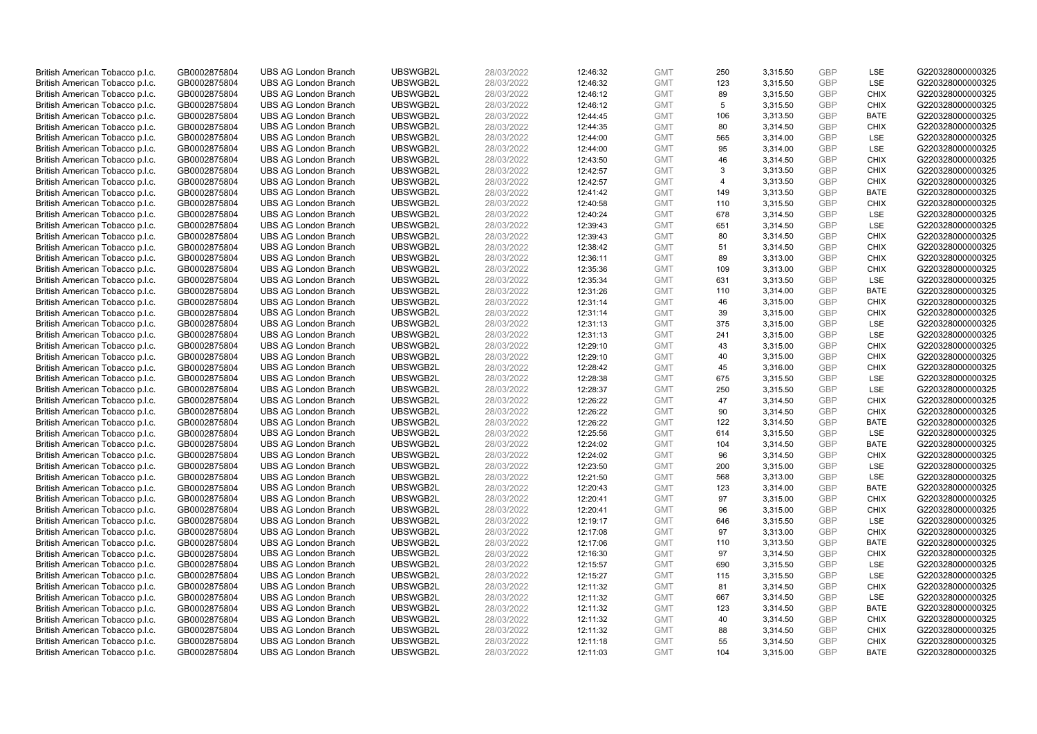| | | | | | | | | | | | |
|---|---|---|---|---|---|---|---|---|---|---|---|
| British American Tobacco p.l.c. | GB0002875804 | UBS AG London Branch | UBSWGB2L | 28/03/2022 | 12:46:32 | GMT | 250 | 3,315.50 | GBP | LSE | G220328000000325 |
| British American Tobacco p.l.c. | GB0002875804 | UBS AG London Branch | UBSWGB2L | 28/03/2022 | 12:46:32 | GMT | 123 | 3,315.50 | GBP | LSE | G220328000000325 |
| British American Tobacco p.l.c. | GB0002875804 | UBS AG London Branch | UBSWGB2L | 28/03/2022 | 12:46:12 | GMT | 89 | 3,315.50 | GBP | CHIX | G220328000000325 |
| British American Tobacco p.l.c. | GB0002875804 | UBS AG London Branch | UBSWGB2L | 28/03/2022 | 12:46:12 | GMT | 5 | 3,315.50 | GBP | CHIX | G220328000000325 |
| British American Tobacco p.l.c. | GB0002875804 | UBS AG London Branch | UBSWGB2L | 28/03/2022 | 12:44:45 | GMT | 106 | 3,313.50 | GBP | BATE | G220328000000325 |
| British American Tobacco p.l.c. | GB0002875804 | UBS AG London Branch | UBSWGB2L | 28/03/2022 | 12:44:35 | GMT | 80 | 3,314.50 | GBP | CHIX | G220328000000325 |
| British American Tobacco p.l.c. | GB0002875804 | UBS AG London Branch | UBSWGB2L | 28/03/2022 | 12:44:00 | GMT | 565 | 3,314.00 | GBP | LSE | G220328000000325 |
| British American Tobacco p.l.c. | GB0002875804 | UBS AG London Branch | UBSWGB2L | 28/03/2022 | 12:44:00 | GMT | 95 | 3,314.00 | GBP | LSE | G220328000000325 |
| British American Tobacco p.l.c. | GB0002875804 | UBS AG London Branch | UBSWGB2L | 28/03/2022 | 12:43:50 | GMT | 46 | 3,314.50 | GBP | CHIX | G220328000000325 |
| British American Tobacco p.l.c. | GB0002875804 | UBS AG London Branch | UBSWGB2L | 28/03/2022 | 12:42:57 | GMT | 3 | 3,313.50 | GBP | CHIX | G220328000000325 |
| British American Tobacco p.l.c. | GB0002875804 | UBS AG London Branch | UBSWGB2L | 28/03/2022 | 12:42:57 | GMT | 4 | 3,313.50 | GBP | CHIX | G220328000000325 |
| British American Tobacco p.l.c. | GB0002875804 | UBS AG London Branch | UBSWGB2L | 28/03/2022 | 12:41:42 | GMT | 149 | 3,313.50 | GBP | BATE | G220328000000325 |
| British American Tobacco p.l.c. | GB0002875804 | UBS AG London Branch | UBSWGB2L | 28/03/2022 | 12:40:58 | GMT | 110 | 3,315.50 | GBP | CHIX | G220328000000325 |
| British American Tobacco p.l.c. | GB0002875804 | UBS AG London Branch | UBSWGB2L | 28/03/2022 | 12:40:24 | GMT | 678 | 3,314.50 | GBP | LSE | G220328000000325 |
| British American Tobacco p.l.c. | GB0002875804 | UBS AG London Branch | UBSWGB2L | 28/03/2022 | 12:39:43 | GMT | 651 | 3,314.50 | GBP | LSE | G220328000000325 |
| British American Tobacco p.l.c. | GB0002875804 | UBS AG London Branch | UBSWGB2L | 28/03/2022 | 12:39:43 | GMT | 80 | 3,314.50 | GBP | CHIX | G220328000000325 |
| British American Tobacco p.l.c. | GB0002875804 | UBS AG London Branch | UBSWGB2L | 28/03/2022 | 12:38:42 | GMT | 51 | 3,314.50 | GBP | CHIX | G220328000000325 |
| British American Tobacco p.l.c. | GB0002875804 | UBS AG London Branch | UBSWGB2L | 28/03/2022 | 12:36:11 | GMT | 89 | 3,313.00 | GBP | CHIX | G220328000000325 |
| British American Tobacco p.l.c. | GB0002875804 | UBS AG London Branch | UBSWGB2L | 28/03/2022 | 12:35:36 | GMT | 109 | 3,313.00 | GBP | CHIX | G220328000000325 |
| British American Tobacco p.l.c. | GB0002875804 | UBS AG London Branch | UBSWGB2L | 28/03/2022 | 12:35:34 | GMT | 631 | 3,313.50 | GBP | LSE | G220328000000325 |
| British American Tobacco p.l.c. | GB0002875804 | UBS AG London Branch | UBSWGB2L | 28/03/2022 | 12:31:26 | GMT | 110 | 3,314.00 | GBP | BATE | G220328000000325 |
| British American Tobacco p.l.c. | GB0002875804 | UBS AG London Branch | UBSWGB2L | 28/03/2022 | 12:31:14 | GMT | 46 | 3,315.00 | GBP | CHIX | G220328000000325 |
| British American Tobacco p.l.c. | GB0002875804 | UBS AG London Branch | UBSWGB2L | 28/03/2022 | 12:31:14 | GMT | 39 | 3,315.00 | GBP | CHIX | G220328000000325 |
| British American Tobacco p.l.c. | GB0002875804 | UBS AG London Branch | UBSWGB2L | 28/03/2022 | 12:31:13 | GMT | 375 | 3,315.00 | GBP | LSE | G220328000000325 |
| British American Tobacco p.l.c. | GB0002875804 | UBS AG London Branch | UBSWGB2L | 28/03/2022 | 12:31:13 | GMT | 241 | 3,315.00 | GBP | LSE | G220328000000325 |
| British American Tobacco p.l.c. | GB0002875804 | UBS AG London Branch | UBSWGB2L | 28/03/2022 | 12:29:10 | GMT | 43 | 3,315.00 | GBP | CHIX | G220328000000325 |
| British American Tobacco p.l.c. | GB0002875804 | UBS AG London Branch | UBSWGB2L | 28/03/2022 | 12:29:10 | GMT | 40 | 3,315.00 | GBP | CHIX | G220328000000325 |
| British American Tobacco p.l.c. | GB0002875804 | UBS AG London Branch | UBSWGB2L | 28/03/2022 | 12:28:42 | GMT | 45 | 3,316.00 | GBP | CHIX | G220328000000325 |
| British American Tobacco p.l.c. | GB0002875804 | UBS AG London Branch | UBSWGB2L | 28/03/2022 | 12:28:38 | GMT | 675 | 3,315.50 | GBP | LSE | G220328000000325 |
| British American Tobacco p.l.c. | GB0002875804 | UBS AG London Branch | UBSWGB2L | 28/03/2022 | 12:28:37 | GMT | 250 | 3,315.50 | GBP | LSE | G220328000000325 |
| British American Tobacco p.l.c. | GB0002875804 | UBS AG London Branch | UBSWGB2L | 28/03/2022 | 12:26:22 | GMT | 47 | 3,314.50 | GBP | CHIX | G220328000000325 |
| British American Tobacco p.l.c. | GB0002875804 | UBS AG London Branch | UBSWGB2L | 28/03/2022 | 12:26:22 | GMT | 90 | 3,314.50 | GBP | CHIX | G220328000000325 |
| British American Tobacco p.l.c. | GB0002875804 | UBS AG London Branch | UBSWGB2L | 28/03/2022 | 12:26:22 | GMT | 122 | 3,314.50 | GBP | BATE | G220328000000325 |
| British American Tobacco p.l.c. | GB0002875804 | UBS AG London Branch | UBSWGB2L | 28/03/2022 | 12:25:56 | GMT | 614 | 3,315.50 | GBP | LSE | G220328000000325 |
| British American Tobacco p.l.c. | GB0002875804 | UBS AG London Branch | UBSWGB2L | 28/03/2022 | 12:24:02 | GMT | 104 | 3,314.50 | GBP | BATE | G220328000000325 |
| British American Tobacco p.l.c. | GB0002875804 | UBS AG London Branch | UBSWGB2L | 28/03/2022 | 12:24:02 | GMT | 96 | 3,314.50 | GBP | CHIX | G220328000000325 |
| British American Tobacco p.l.c. | GB0002875804 | UBS AG London Branch | UBSWGB2L | 28/03/2022 | 12:23:50 | GMT | 200 | 3,315.00 | GBP | LSE | G220328000000325 |
| British American Tobacco p.l.c. | GB0002875804 | UBS AG London Branch | UBSWGB2L | 28/03/2022 | 12:21:50 | GMT | 568 | 3,313.00 | GBP | LSE | G220328000000325 |
| British American Tobacco p.l.c. | GB0002875804 | UBS AG London Branch | UBSWGB2L | 28/03/2022 | 12:20:43 | GMT | 123 | 3,314.00 | GBP | BATE | G220328000000325 |
| British American Tobacco p.l.c. | GB0002875804 | UBS AG London Branch | UBSWGB2L | 28/03/2022 | 12:20:41 | GMT | 97 | 3,315.00 | GBP | CHIX | G220328000000325 |
| British American Tobacco p.l.c. | GB0002875804 | UBS AG London Branch | UBSWGB2L | 28/03/2022 | 12:20:41 | GMT | 96 | 3,315.00 | GBP | CHIX | G220328000000325 |
| British American Tobacco p.l.c. | GB0002875804 | UBS AG London Branch | UBSWGB2L | 28/03/2022 | 12:19:17 | GMT | 646 | 3,315.50 | GBP | LSE | G220328000000325 |
| British American Tobacco p.l.c. | GB0002875804 | UBS AG London Branch | UBSWGB2L | 28/03/2022 | 12:17:08 | GMT | 97 | 3,313.00 | GBP | CHIX | G220328000000325 |
| British American Tobacco p.l.c. | GB0002875804 | UBS AG London Branch | UBSWGB2L | 28/03/2022 | 12:17:06 | GMT | 110 | 3,313.50 | GBP | BATE | G220328000000325 |
| British American Tobacco p.l.c. | GB0002875804 | UBS AG London Branch | UBSWGB2L | 28/03/2022 | 12:16:30 | GMT | 97 | 3,314.50 | GBP | CHIX | G220328000000325 |
| British American Tobacco p.l.c. | GB0002875804 | UBS AG London Branch | UBSWGB2L | 28/03/2022 | 12:15:57 | GMT | 690 | 3,315.50 | GBP | LSE | G220328000000325 |
| British American Tobacco p.l.c. | GB0002875804 | UBS AG London Branch | UBSWGB2L | 28/03/2022 | 12:15:27 | GMT | 115 | 3,315.50 | GBP | LSE | G220328000000325 |
| British American Tobacco p.l.c. | GB0002875804 | UBS AG London Branch | UBSWGB2L | 28/03/2022 | 12:11:32 | GMT | 81 | 3,314.50 | GBP | CHIX | G220328000000325 |
| British American Tobacco p.l.c. | GB0002875804 | UBS AG London Branch | UBSWGB2L | 28/03/2022 | 12:11:32 | GMT | 667 | 3,314.50 | GBP | LSE | G220328000000325 |
| British American Tobacco p.l.c. | GB0002875804 | UBS AG London Branch | UBSWGB2L | 28/03/2022 | 12:11:32 | GMT | 123 | 3,314.50 | GBP | BATE | G220328000000325 |
| British American Tobacco p.l.c. | GB0002875804 | UBS AG London Branch | UBSWGB2L | 28/03/2022 | 12:11:32 | GMT | 40 | 3,314.50 | GBP | CHIX | G220328000000325 |
| British American Tobacco p.l.c. | GB0002875804 | UBS AG London Branch | UBSWGB2L | 28/03/2022 | 12:11:32 | GMT | 88 | 3,314.50 | GBP | CHIX | G220328000000325 |
| British American Tobacco p.l.c. | GB0002875804 | UBS AG London Branch | UBSWGB2L | 28/03/2022 | 12:11:18 | GMT | 55 | 3,314.50 | GBP | CHIX | G220328000000325 |
| British American Tobacco p.l.c. | GB0002875804 | UBS AG London Branch | UBSWGB2L | 28/03/2022 | 12:11:03 | GMT | 104 | 3,315.00 | GBP | BATE | G220328000000325 |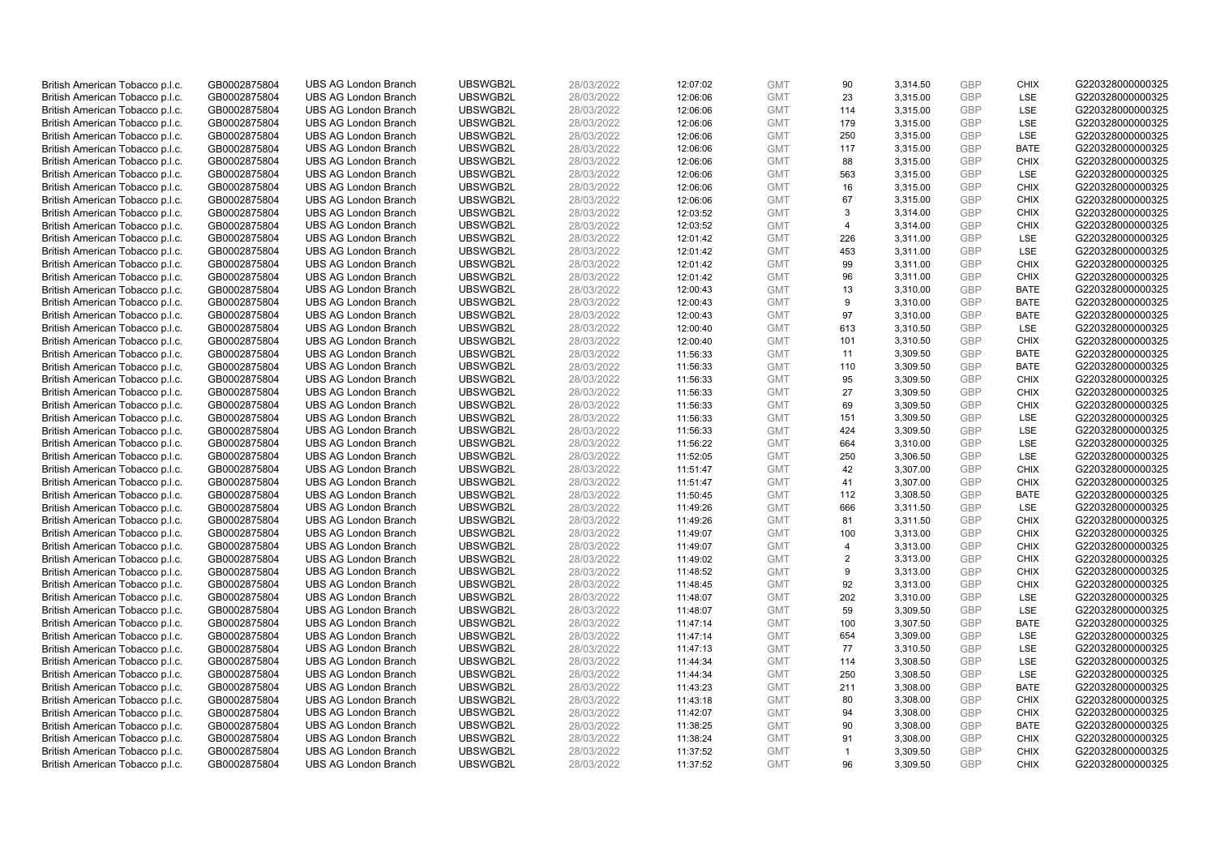| | | | | | | | | | | | |
|---|---|---|---|---|---|---|---|---|---|---|---|
| British American Tobacco p.l.c. | GB0002875804 | UBS AG London Branch | UBSWGB2L | 28/03/2022 | 12:07:02 | GMT | 90 | 3,314.50 | GBP | CHIX | G220328000000325 |
| British American Tobacco p.l.c. | GB0002875804 | UBS AG London Branch | UBSWGB2L | 28/03/2022 | 12:06:06 | GMT | 23 | 3,315.00 | GBP | LSE | G220328000000325 |
| British American Tobacco p.l.c. | GB0002875804 | UBS AG London Branch | UBSWGB2L | 28/03/2022 | 12:06:06 | GMT | 114 | 3,315.00 | GBP | LSE | G220328000000325 |
| British American Tobacco p.l.c. | GB0002875804 | UBS AG London Branch | UBSWGB2L | 28/03/2022 | 12:06:06 | GMT | 179 | 3,315.00 | GBP | LSE | G220328000000325 |
| British American Tobacco p.l.c. | GB0002875804 | UBS AG London Branch | UBSWGB2L | 28/03/2022 | 12:06:06 | GMT | 250 | 3,315.00 | GBP | LSE | G220328000000325 |
| British American Tobacco p.l.c. | GB0002875804 | UBS AG London Branch | UBSWGB2L | 28/03/2022 | 12:06:06 | GMT | 117 | 3,315.00 | GBP | BATE | G220328000000325 |
| British American Tobacco p.l.c. | GB0002875804 | UBS AG London Branch | UBSWGB2L | 28/03/2022 | 12:06:06 | GMT | 88 | 3,315.00 | GBP | CHIX | G220328000000325 |
| British American Tobacco p.l.c. | GB0002875804 | UBS AG London Branch | UBSWGB2L | 28/03/2022 | 12:06:06 | GMT | 563 | 3,315.00 | GBP | LSE | G220328000000325 |
| British American Tobacco p.l.c. | GB0002875804 | UBS AG London Branch | UBSWGB2L | 28/03/2022 | 12:06:06 | GMT | 16 | 3,315.00 | GBP | CHIX | G220328000000325 |
| British American Tobacco p.l.c. | GB0002875804 | UBS AG London Branch | UBSWGB2L | 28/03/2022 | 12:06:06 | GMT | 67 | 3,315.00 | GBP | CHIX | G220328000000325 |
| British American Tobacco p.l.c. | GB0002875804 | UBS AG London Branch | UBSWGB2L | 28/03/2022 | 12:03:52 | GMT | 3 | 3,314.00 | GBP | CHIX | G220328000000325 |
| British American Tobacco p.l.c. | GB0002875804 | UBS AG London Branch | UBSWGB2L | 28/03/2022 | 12:03:52 | GMT | 4 | 3,314.00 | GBP | CHIX | G220328000000325 |
| British American Tobacco p.l.c. | GB0002875804 | UBS AG London Branch | UBSWGB2L | 28/03/2022 | 12:01:42 | GMT | 226 | 3,311.00 | GBP | LSE | G220328000000325 |
| British American Tobacco p.l.c. | GB0002875804 | UBS AG London Branch | UBSWGB2L | 28/03/2022 | 12:01:42 | GMT | 453 | 3,311.00 | GBP | LSE | G220328000000325 |
| British American Tobacco p.l.c. | GB0002875804 | UBS AG London Branch | UBSWGB2L | 28/03/2022 | 12:01:42 | GMT | 99 | 3,311.00 | GBP | CHIX | G220328000000325 |
| British American Tobacco p.l.c. | GB0002875804 | UBS AG London Branch | UBSWGB2L | 28/03/2022 | 12:01:42 | GMT | 96 | 3,311.00 | GBP | CHIX | G220328000000325 |
| British American Tobacco p.l.c. | GB0002875804 | UBS AG London Branch | UBSWGB2L | 28/03/2022 | 12:00:43 | GMT | 13 | 3,310.00 | GBP | BATE | G220328000000325 |
| British American Tobacco p.l.c. | GB0002875804 | UBS AG London Branch | UBSWGB2L | 28/03/2022 | 12:00:43 | GMT | 9 | 3,310.00 | GBP | BATE | G220328000000325 |
| British American Tobacco p.l.c. | GB0002875804 | UBS AG London Branch | UBSWGB2L | 28/03/2022 | 12:00:43 | GMT | 97 | 3,310.00 | GBP | BATE | G220328000000325 |
| British American Tobacco p.l.c. | GB0002875804 | UBS AG London Branch | UBSWGB2L | 28/03/2022 | 12:00:40 | GMT | 613 | 3,310.50 | GBP | LSE | G220328000000325 |
| British American Tobacco p.l.c. | GB0002875804 | UBS AG London Branch | UBSWGB2L | 28/03/2022 | 12:00:40 | GMT | 101 | 3,310.50 | GBP | CHIX | G220328000000325 |
| British American Tobacco p.l.c. | GB0002875804 | UBS AG London Branch | UBSWGB2L | 28/03/2022 | 11:56:33 | GMT | 11 | 3,309.50 | GBP | BATE | G220328000000325 |
| British American Tobacco p.l.c. | GB0002875804 | UBS AG London Branch | UBSWGB2L | 28/03/2022 | 11:56:33 | GMT | 110 | 3,309.50 | GBP | BATE | G220328000000325 |
| British American Tobacco p.l.c. | GB0002875804 | UBS AG London Branch | UBSWGB2L | 28/03/2022 | 11:56:33 | GMT | 95 | 3,309.50 | GBP | CHIX | G220328000000325 |
| British American Tobacco p.l.c. | GB0002875804 | UBS AG London Branch | UBSWGB2L | 28/03/2022 | 11:56:33 | GMT | 27 | 3,309.50 | GBP | CHIX | G220328000000325 |
| British American Tobacco p.l.c. | GB0002875804 | UBS AG London Branch | UBSWGB2L | 28/03/2022 | 11:56:33 | GMT | 69 | 3,309.50 | GBP | CHIX | G220328000000325 |
| British American Tobacco p.l.c. | GB0002875804 | UBS AG London Branch | UBSWGB2L | 28/03/2022 | 11:56:33 | GMT | 151 | 3,309.50 | GBP | LSE | G220328000000325 |
| British American Tobacco p.l.c. | GB0002875804 | UBS AG London Branch | UBSWGB2L | 28/03/2022 | 11:56:33 | GMT | 424 | 3,309.50 | GBP | LSE | G220328000000325 |
| British American Tobacco p.l.c. | GB0002875804 | UBS AG London Branch | UBSWGB2L | 28/03/2022 | 11:56:22 | GMT | 664 | 3,310.00 | GBP | LSE | G220328000000325 |
| British American Tobacco p.l.c. | GB0002875804 | UBS AG London Branch | UBSWGB2L | 28/03/2022 | 11:52:05 | GMT | 250 | 3,306.50 | GBP | LSE | G220328000000325 |
| British American Tobacco p.l.c. | GB0002875804 | UBS AG London Branch | UBSWGB2L | 28/03/2022 | 11:51:47 | GMT | 42 | 3,307.00 | GBP | CHIX | G220328000000325 |
| British American Tobacco p.l.c. | GB0002875804 | UBS AG London Branch | UBSWGB2L | 28/03/2022 | 11:51:47 | GMT | 41 | 3,307.00 | GBP | CHIX | G220328000000325 |
| British American Tobacco p.l.c. | GB0002875804 | UBS AG London Branch | UBSWGB2L | 28/03/2022 | 11:50:45 | GMT | 112 | 3,308.50 | GBP | BATE | G220328000000325 |
| British American Tobacco p.l.c. | GB0002875804 | UBS AG London Branch | UBSWGB2L | 28/03/2022 | 11:49:26 | GMT | 666 | 3,311.50 | GBP | LSE | G220328000000325 |
| British American Tobacco p.l.c. | GB0002875804 | UBS AG London Branch | UBSWGB2L | 28/03/2022 | 11:49:26 | GMT | 81 | 3,311.50 | GBP | CHIX | G220328000000325 |
| British American Tobacco p.l.c. | GB0002875804 | UBS AG London Branch | UBSWGB2L | 28/03/2022 | 11:49:07 | GMT | 100 | 3,313.00 | GBP | CHIX | G220328000000325 |
| British American Tobacco p.l.c. | GB0002875804 | UBS AG London Branch | UBSWGB2L | 28/03/2022 | 11:49:07 | GMT | 4 | 3,313.00 | GBP | CHIX | G220328000000325 |
| British American Tobacco p.l.c. | GB0002875804 | UBS AG London Branch | UBSWGB2L | 28/03/2022 | 11:49:02 | GMT | 2 | 3,313.00 | GBP | CHIX | G220328000000325 |
| British American Tobacco p.l.c. | GB0002875804 | UBS AG London Branch | UBSWGB2L | 28/03/2022 | 11:48:52 | GMT | 9 | 3,313.00 | GBP | CHIX | G220328000000325 |
| British American Tobacco p.l.c. | GB0002875804 | UBS AG London Branch | UBSWGB2L | 28/03/2022 | 11:48:45 | GMT | 92 | 3,313.00 | GBP | CHIX | G220328000000325 |
| British American Tobacco p.l.c. | GB0002875804 | UBS AG London Branch | UBSWGB2L | 28/03/2022 | 11:48:07 | GMT | 202 | 3,310.00 | GBP | LSE | G220328000000325 |
| British American Tobacco p.l.c. | GB0002875804 | UBS AG London Branch | UBSWGB2L | 28/03/2022 | 11:48:07 | GMT | 59 | 3,309.50 | GBP | LSE | G220328000000325 |
| British American Tobacco p.l.c. | GB0002875804 | UBS AG London Branch | UBSWGB2L | 28/03/2022 | 11:47:14 | GMT | 100 | 3,307.50 | GBP | BATE | G220328000000325 |
| British American Tobacco p.l.c. | GB0002875804 | UBS AG London Branch | UBSWGB2L | 28/03/2022 | 11:47:14 | GMT | 654 | 3,309.00 | GBP | LSE | G220328000000325 |
| British American Tobacco p.l.c. | GB0002875804 | UBS AG London Branch | UBSWGB2L | 28/03/2022 | 11:47:13 | GMT | 77 | 3,310.50 | GBP | LSE | G220328000000325 |
| British American Tobacco p.l.c. | GB0002875804 | UBS AG London Branch | UBSWGB2L | 28/03/2022 | 11:44:34 | GMT | 114 | 3,308.50 | GBP | LSE | G220328000000325 |
| British American Tobacco p.l.c. | GB0002875804 | UBS AG London Branch | UBSWGB2L | 28/03/2022 | 11:44:34 | GMT | 250 | 3,308.50 | GBP | LSE | G220328000000325 |
| British American Tobacco p.l.c. | GB0002875804 | UBS AG London Branch | UBSWGB2L | 28/03/2022 | 11:43:23 | GMT | 211 | 3,308.00 | GBP | BATE | G220328000000325 |
| British American Tobacco p.l.c. | GB0002875804 | UBS AG London Branch | UBSWGB2L | 28/03/2022 | 11:43:18 | GMT | 80 | 3,308.00 | GBP | CHIX | G220328000000325 |
| British American Tobacco p.l.c. | GB0002875804 | UBS AG London Branch | UBSWGB2L | 28/03/2022 | 11:42:07 | GMT | 94 | 3,308.00 | GBP | CHIX | G220328000000325 |
| British American Tobacco p.l.c. | GB0002875804 | UBS AG London Branch | UBSWGB2L | 28/03/2022 | 11:38:25 | GMT | 90 | 3,308.00 | GBP | BATE | G220328000000325 |
| British American Tobacco p.l.c. | GB0002875804 | UBS AG London Branch | UBSWGB2L | 28/03/2022 | 11:38:24 | GMT | 91 | 3,308.00 | GBP | CHIX | G220328000000325 |
| British American Tobacco p.l.c. | GB0002875804 | UBS AG London Branch | UBSWGB2L | 28/03/2022 | 11:37:52 | GMT | 1 | 3,309.50 | GBP | CHIX | G220328000000325 |
| British American Tobacco p.l.c. | GB0002875804 | UBS AG London Branch | UBSWGB2L | 28/03/2022 | 11:37:52 | GMT | 96 | 3,309.50 | GBP | CHIX | G220328000000325 |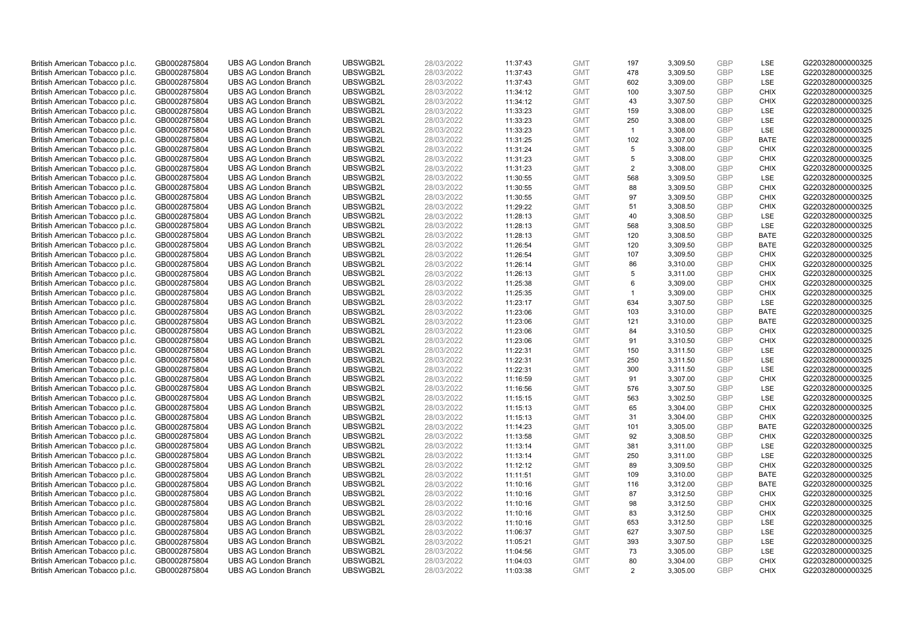| British American Tobacco p.l.c. | GB0002875804 | UBS AG London Branch | UBSWGB2L | 28/03/2022 | 11:37:43 | GMT | 197 | 3,309.50 | GBP | LSE | G220328000000325 |
|---|---|---|---|---|---|---|---|---|---|---|---|
| British American Tobacco p.l.c. | GB0002875804 | UBS AG London Branch | UBSWGB2L | 28/03/2022 | 11:37:43 | GMT | 478 | 3,309.50 | GBP | LSE | G220328000000325 |
| British American Tobacco p.l.c. | GB0002875804 | UBS AG London Branch | UBSWGB2L | 28/03/2022 | 11:37:43 | GMT | 602 | 3,309.00 | GBP | LSE | G220328000000325 |
| British American Tobacco p.l.c. | GB0002875804 | UBS AG London Branch | UBSWGB2L | 28/03/2022 | 11:34:12 | GMT | 100 | 3,307.50 | GBP | CHIX | G220328000000325 |
| British American Tobacco p.l.c. | GB0002875804 | UBS AG London Branch | UBSWGB2L | 28/03/2022 | 11:34:12 | GMT | 43 | 3,307.50 | GBP | CHIX | G220328000000325 |
| British American Tobacco p.l.c. | GB0002875804 | UBS AG London Branch | UBSWGB2L | 28/03/2022 | 11:33:23 | GMT | 159 | 3,308.00 | GBP | LSE | G220328000000325 |
| British American Tobacco p.l.c. | GB0002875804 | UBS AG London Branch | UBSWGB2L | 28/03/2022 | 11:33:23 | GMT | 250 | 3,308.00 | GBP | LSE | G220328000000325 |
| British American Tobacco p.l.c. | GB0002875804 | UBS AG London Branch | UBSWGB2L | 28/03/2022 | 11:33:23 | GMT | 1 | 3,308.00 | GBP | LSE | G220328000000325 |
| British American Tobacco p.l.c. | GB0002875804 | UBS AG London Branch | UBSWGB2L | 28/03/2022 | 11:31:25 | GMT | 102 | 3,307.00 | GBP | BATE | G220328000000325 |
| British American Tobacco p.l.c. | GB0002875804 | UBS AG London Branch | UBSWGB2L | 28/03/2022 | 11:31:24 | GMT | 5 | 3,308.00 | GBP | CHIX | G220328000000325 |
| British American Tobacco p.l.c. | GB0002875804 | UBS AG London Branch | UBSWGB2L | 28/03/2022 | 11:31:23 | GMT | 5 | 3,308.00 | GBP | CHIX | G220328000000325 |
| British American Tobacco p.l.c. | GB0002875804 | UBS AG London Branch | UBSWGB2L | 28/03/2022 | 11:31:23 | GMT | 2 | 3,308.00 | GBP | CHIX | G220328000000325 |
| British American Tobacco p.l.c. | GB0002875804 | UBS AG London Branch | UBSWGB2L | 28/03/2022 | 11:30:55 | GMT | 568 | 3,309.50 | GBP | LSE | G220328000000325 |
| British American Tobacco p.l.c. | GB0002875804 | UBS AG London Branch | UBSWGB2L | 28/03/2022 | 11:30:55 | GMT | 88 | 3,309.50 | GBP | CHIX | G220328000000325 |
| British American Tobacco p.l.c. | GB0002875804 | UBS AG London Branch | UBSWGB2L | 28/03/2022 | 11:30:55 | GMT | 97 | 3,309.50 | GBP | CHIX | G220328000000325 |
| British American Tobacco p.l.c. | GB0002875804 | UBS AG London Branch | UBSWGB2L | 28/03/2022 | 11:29:22 | GMT | 51 | 3,308.50 | GBP | CHIX | G220328000000325 |
| British American Tobacco p.l.c. | GB0002875804 | UBS AG London Branch | UBSWGB2L | 28/03/2022 | 11:28:13 | GMT | 40 | 3,308.50 | GBP | LSE | G220328000000325 |
| British American Tobacco p.l.c. | GB0002875804 | UBS AG London Branch | UBSWGB2L | 28/03/2022 | 11:28:13 | GMT | 568 | 3,308.50 | GBP | LSE | G220328000000325 |
| British American Tobacco p.l.c. | GB0002875804 | UBS AG London Branch | UBSWGB2L | 28/03/2022 | 11:28:13 | GMT | 120 | 3,308.50 | GBP | BATE | G220328000000325 |
| British American Tobacco p.l.c. | GB0002875804 | UBS AG London Branch | UBSWGB2L | 28/03/2022 | 11:26:54 | GMT | 120 | 3,309.50 | GBP | BATE | G220328000000325 |
| British American Tobacco p.l.c. | GB0002875804 | UBS AG London Branch | UBSWGB2L | 28/03/2022 | 11:26:54 | GMT | 107 | 3,309.50 | GBP | CHIX | G220328000000325 |
| British American Tobacco p.l.c. | GB0002875804 | UBS AG London Branch | UBSWGB2L | 28/03/2022 | 11:26:14 | GMT | 86 | 3,310.00 | GBP | CHIX | G220328000000325 |
| British American Tobacco p.l.c. | GB0002875804 | UBS AG London Branch | UBSWGB2L | 28/03/2022 | 11:26:13 | GMT | 5 | 3,311.00 | GBP | CHIX | G220328000000325 |
| British American Tobacco p.l.c. | GB0002875804 | UBS AG London Branch | UBSWGB2L | 28/03/2022 | 11:25:38 | GMT | 6 | 3,309.00 | GBP | CHIX | G220328000000325 |
| British American Tobacco p.l.c. | GB0002875804 | UBS AG London Branch | UBSWGB2L | 28/03/2022 | 11:25:35 | GMT | 1 | 3,309.00 | GBP | CHIX | G220328000000325 |
| British American Tobacco p.l.c. | GB0002875804 | UBS AG London Branch | UBSWGB2L | 28/03/2022 | 11:23:17 | GMT | 634 | 3,307.50 | GBP | LSE | G220328000000325 |
| British American Tobacco p.l.c. | GB0002875804 | UBS AG London Branch | UBSWGB2L | 28/03/2022 | 11:23:06 | GMT | 103 | 3,310.00 | GBP | BATE | G220328000000325 |
| British American Tobacco p.l.c. | GB0002875804 | UBS AG London Branch | UBSWGB2L | 28/03/2022 | 11:23:06 | GMT | 121 | 3,310.00 | GBP | BATE | G220328000000325 |
| British American Tobacco p.l.c. | GB0002875804 | UBS AG London Branch | UBSWGB2L | 28/03/2022 | 11:23:06 | GMT | 84 | 3,310.50 | GBP | CHIX | G220328000000325 |
| British American Tobacco p.l.c. | GB0002875804 | UBS AG London Branch | UBSWGB2L | 28/03/2022 | 11:23:06 | GMT | 91 | 3,310.50 | GBP | CHIX | G220328000000325 |
| British American Tobacco p.l.c. | GB0002875804 | UBS AG London Branch | UBSWGB2L | 28/03/2022 | 11:22:31 | GMT | 150 | 3,311.50 | GBP | LSE | G220328000000325 |
| British American Tobacco p.l.c. | GB0002875804 | UBS AG London Branch | UBSWGB2L | 28/03/2022 | 11:22:31 | GMT | 250 | 3,311.50 | GBP | LSE | G220328000000325 |
| British American Tobacco p.l.c. | GB0002875804 | UBS AG London Branch | UBSWGB2L | 28/03/2022 | 11:22:31 | GMT | 300 | 3,311.50 | GBP | LSE | G220328000000325 |
| British American Tobacco p.l.c. | GB0002875804 | UBS AG London Branch | UBSWGB2L | 28/03/2022 | 11:16:59 | GMT | 91 | 3,307.00 | GBP | CHIX | G220328000000325 |
| British American Tobacco p.l.c. | GB0002875804 | UBS AG London Branch | UBSWGB2L | 28/03/2022 | 11:16:56 | GMT | 576 | 3,307.50 | GBP | LSE | G220328000000325 |
| British American Tobacco p.l.c. | GB0002875804 | UBS AG London Branch | UBSWGB2L | 28/03/2022 | 11:15:15 | GMT | 563 | 3,302.50 | GBP | LSE | G220328000000325 |
| British American Tobacco p.l.c. | GB0002875804 | UBS AG London Branch | UBSWGB2L | 28/03/2022 | 11:15:13 | GMT | 65 | 3,304.00 | GBP | CHIX | G220328000000325 |
| British American Tobacco p.l.c. | GB0002875804 | UBS AG London Branch | UBSWGB2L | 28/03/2022 | 11:15:13 | GMT | 31 | 3,304.00 | GBP | CHIX | G220328000000325 |
| British American Tobacco p.l.c. | GB0002875804 | UBS AG London Branch | UBSWGB2L | 28/03/2022 | 11:14:23 | GMT | 101 | 3,305.00 | GBP | BATE | G220328000000325 |
| British American Tobacco p.l.c. | GB0002875804 | UBS AG London Branch | UBSWGB2L | 28/03/2022 | 11:13:58 | GMT | 92 | 3,308.50 | GBP | CHIX | G220328000000325 |
| British American Tobacco p.l.c. | GB0002875804 | UBS AG London Branch | UBSWGB2L | 28/03/2022 | 11:13:14 | GMT | 381 | 3,311.00 | GBP | LSE | G220328000000325 |
| British American Tobacco p.l.c. | GB0002875804 | UBS AG London Branch | UBSWGB2L | 28/03/2022 | 11:13:14 | GMT | 250 | 3,311.00 | GBP | LSE | G220328000000325 |
| British American Tobacco p.l.c. | GB0002875804 | UBS AG London Branch | UBSWGB2L | 28/03/2022 | 11:12:12 | GMT | 89 | 3,309.50 | GBP | CHIX | G220328000000325 |
| British American Tobacco p.l.c. | GB0002875804 | UBS AG London Branch | UBSWGB2L | 28/03/2022 | 11:11:51 | GMT | 109 | 3,310.00 | GBP | BATE | G220328000000325 |
| British American Tobacco p.l.c. | GB0002875804 | UBS AG London Branch | UBSWGB2L | 28/03/2022 | 11:10:16 | GMT | 116 | 3,312.00 | GBP | BATE | G220328000000325 |
| British American Tobacco p.l.c. | GB0002875804 | UBS AG London Branch | UBSWGB2L | 28/03/2022 | 11:10:16 | GMT | 87 | 3,312.50 | GBP | CHIX | G220328000000325 |
| British American Tobacco p.l.c. | GB0002875804 | UBS AG London Branch | UBSWGB2L | 28/03/2022 | 11:10:16 | GMT | 98 | 3,312.50 | GBP | CHIX | G220328000000325 |
| British American Tobacco p.l.c. | GB0002875804 | UBS AG London Branch | UBSWGB2L | 28/03/2022 | 11:10:16 | GMT | 83 | 3,312.50 | GBP | CHIX | G220328000000325 |
| British American Tobacco p.l.c. | GB0002875804 | UBS AG London Branch | UBSWGB2L | 28/03/2022 | 11:10:16 | GMT | 653 | 3,312.50 | GBP | LSE | G220328000000325 |
| British American Tobacco p.l.c. | GB0002875804 | UBS AG London Branch | UBSWGB2L | 28/03/2022 | 11:06:37 | GMT | 627 | 3,307.50 | GBP | LSE | G220328000000325 |
| British American Tobacco p.l.c. | GB0002875804 | UBS AG London Branch | UBSWGB2L | 28/03/2022 | 11:05:21 | GMT | 393 | 3,307.50 | GBP | LSE | G220328000000325 |
| British American Tobacco p.l.c. | GB0002875804 | UBS AG London Branch | UBSWGB2L | 28/03/2022 | 11:04:56 | GMT | 73 | 3,305.00 | GBP | LSE | G220328000000325 |
| British American Tobacco p.l.c. | GB0002875804 | UBS AG London Branch | UBSWGB2L | 28/03/2022 | 11:04:03 | GMT | 80 | 3,304.00 | GBP | CHIX | G220328000000325 |
| British American Tobacco p.l.c. | GB0002875804 | UBS AG London Branch | UBSWGB2L | 28/03/2022 | 11:03:38 | GMT | 2 | 3,305.00 | GBP | CHIX | G220328000000325 |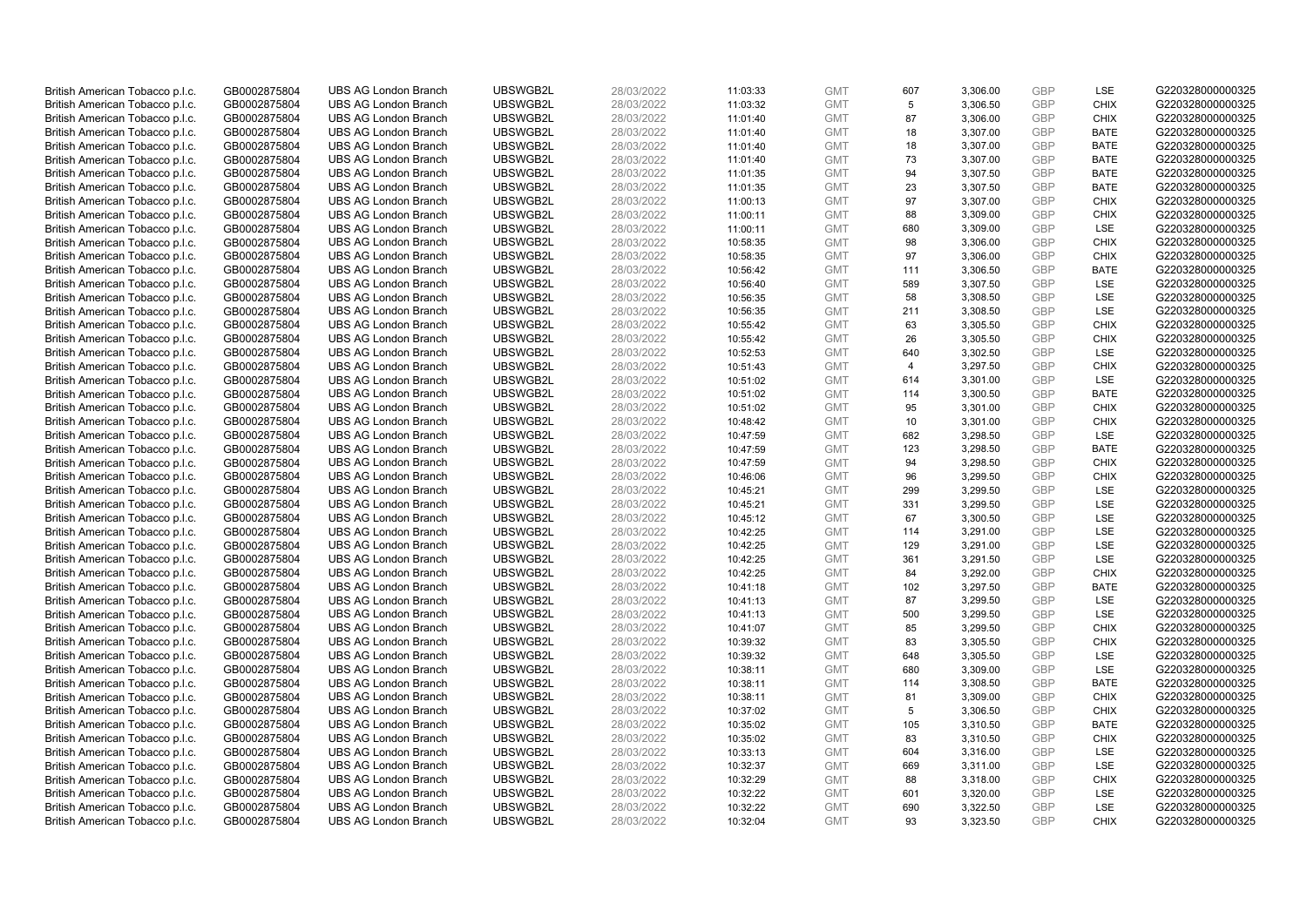| | | | | | | | | | | | |
|---|---|---|---|---|---|---|---|---|---|---|---|
| British American Tobacco p.l.c. | GB0002875804 | UBS AG London Branch | UBSWGB2L | 28/03/2022 | 11:03:33 | GMT | 607 | 3,306.00 | GBP | LSE | G220328000000325 |
| British American Tobacco p.l.c. | GB0002875804 | UBS AG London Branch | UBSWGB2L | 28/03/2022 | 11:03:32 | GMT | 5 | 3,306.50 | GBP | CHIX | G220328000000325 |
| British American Tobacco p.l.c. | GB0002875804 | UBS AG London Branch | UBSWGB2L | 28/03/2022 | 11:01:40 | GMT | 87 | 3,306.00 | GBP | CHIX | G220328000000325 |
| British American Tobacco p.l.c. | GB0002875804 | UBS AG London Branch | UBSWGB2L | 28/03/2022 | 11:01:40 | GMT | 18 | 3,307.00 | GBP | BATE | G220328000000325 |
| British American Tobacco p.l.c. | GB0002875804 | UBS AG London Branch | UBSWGB2L | 28/03/2022 | 11:01:40 | GMT | 18 | 3,307.00 | GBP | BATE | G220328000000325 |
| British American Tobacco p.l.c. | GB0002875804 | UBS AG London Branch | UBSWGB2L | 28/03/2022 | 11:01:40 | GMT | 73 | 3,307.00 | GBP | BATE | G220328000000325 |
| British American Tobacco p.l.c. | GB0002875804 | UBS AG London Branch | UBSWGB2L | 28/03/2022 | 11:01:35 | GMT | 94 | 3,307.50 | GBP | BATE | G220328000000325 |
| British American Tobacco p.l.c. | GB0002875804 | UBS AG London Branch | UBSWGB2L | 28/03/2022 | 11:01:35 | GMT | 23 | 3,307.50 | GBP | BATE | G220328000000325 |
| British American Tobacco p.l.c. | GB0002875804 | UBS AG London Branch | UBSWGB2L | 28/03/2022 | 11:00:13 | GMT | 97 | 3,307.00 | GBP | CHIX | G220328000000325 |
| British American Tobacco p.l.c. | GB0002875804 | UBS AG London Branch | UBSWGB2L | 28/03/2022 | 11:00:11 | GMT | 88 | 3,309.00 | GBP | CHIX | G220328000000325 |
| British American Tobacco p.l.c. | GB0002875804 | UBS AG London Branch | UBSWGB2L | 28/03/2022 | 11:00:11 | GMT | 680 | 3,309.00 | GBP | LSE | G220328000000325 |
| British American Tobacco p.l.c. | GB0002875804 | UBS AG London Branch | UBSWGB2L | 28/03/2022 | 10:58:35 | GMT | 98 | 3,306.00 | GBP | CHIX | G220328000000325 |
| British American Tobacco p.l.c. | GB0002875804 | UBS AG London Branch | UBSWGB2L | 28/03/2022 | 10:58:35 | GMT | 97 | 3,306.00 | GBP | CHIX | G220328000000325 |
| British American Tobacco p.l.c. | GB0002875804 | UBS AG London Branch | UBSWGB2L | 28/03/2022 | 10:56:42 | GMT | 111 | 3,306.50 | GBP | BATE | G220328000000325 |
| British American Tobacco p.l.c. | GB0002875804 | UBS AG London Branch | UBSWGB2L | 28/03/2022 | 10:56:40 | GMT | 589 | 3,307.50 | GBP | LSE | G220328000000325 |
| British American Tobacco p.l.c. | GB0002875804 | UBS AG London Branch | UBSWGB2L | 28/03/2022 | 10:56:35 | GMT | 58 | 3,308.50 | GBP | LSE | G220328000000325 |
| British American Tobacco p.l.c. | GB0002875804 | UBS AG London Branch | UBSWGB2L | 28/03/2022 | 10:56:35 | GMT | 211 | 3,308.50 | GBP | LSE | G220328000000325 |
| British American Tobacco p.l.c. | GB0002875804 | UBS AG London Branch | UBSWGB2L | 28/03/2022 | 10:55:42 | GMT | 63 | 3,305.50 | GBP | CHIX | G220328000000325 |
| British American Tobacco p.l.c. | GB0002875804 | UBS AG London Branch | UBSWGB2L | 28/03/2022 | 10:55:42 | GMT | 26 | 3,305.50 | GBP | CHIX | G220328000000325 |
| British American Tobacco p.l.c. | GB0002875804 | UBS AG London Branch | UBSWGB2L | 28/03/2022 | 10:52:53 | GMT | 640 | 3,302.50 | GBP | LSE | G220328000000325 |
| British American Tobacco p.l.c. | GB0002875804 | UBS AG London Branch | UBSWGB2L | 28/03/2022 | 10:51:43 | GMT | 4 | 3,297.50 | GBP | CHIX | G220328000000325 |
| British American Tobacco p.l.c. | GB0002875804 | UBS AG London Branch | UBSWGB2L | 28/03/2022 | 10:51:02 | GMT | 614 | 3,301.00 | GBP | LSE | G220328000000325 |
| British American Tobacco p.l.c. | GB0002875804 | UBS AG London Branch | UBSWGB2L | 28/03/2022 | 10:51:02 | GMT | 114 | 3,300.50 | GBP | BATE | G220328000000325 |
| British American Tobacco p.l.c. | GB0002875804 | UBS AG London Branch | UBSWGB2L | 28/03/2022 | 10:51:02 | GMT | 95 | 3,301.00 | GBP | CHIX | G220328000000325 |
| British American Tobacco p.l.c. | GB0002875804 | UBS AG London Branch | UBSWGB2L | 28/03/2022 | 10:48:42 | GMT | 10 | 3,301.00 | GBP | CHIX | G220328000000325 |
| British American Tobacco p.l.c. | GB0002875804 | UBS AG London Branch | UBSWGB2L | 28/03/2022 | 10:47:59 | GMT | 682 | 3,298.50 | GBP | LSE | G220328000000325 |
| British American Tobacco p.l.c. | GB0002875804 | UBS AG London Branch | UBSWGB2L | 28/03/2022 | 10:47:59 | GMT | 123 | 3,298.50 | GBP | BATE | G220328000000325 |
| British American Tobacco p.l.c. | GB0002875804 | UBS AG London Branch | UBSWGB2L | 28/03/2022 | 10:47:59 | GMT | 94 | 3,298.50 | GBP | CHIX | G220328000000325 |
| British American Tobacco p.l.c. | GB0002875804 | UBS AG London Branch | UBSWGB2L | 28/03/2022 | 10:46:06 | GMT | 96 | 3,299.50 | GBP | CHIX | G220328000000325 |
| British American Tobacco p.l.c. | GB0002875804 | UBS AG London Branch | UBSWGB2L | 28/03/2022 | 10:45:21 | GMT | 299 | 3,299.50 | GBP | LSE | G220328000000325 |
| British American Tobacco p.l.c. | GB0002875804 | UBS AG London Branch | UBSWGB2L | 28/03/2022 | 10:45:21 | GMT | 331 | 3,299.50 | GBP | LSE | G220328000000325 |
| British American Tobacco p.l.c. | GB0002875804 | UBS AG London Branch | UBSWGB2L | 28/03/2022 | 10:45:12 | GMT | 67 | 3,300.50 | GBP | LSE | G220328000000325 |
| British American Tobacco p.l.c. | GB0002875804 | UBS AG London Branch | UBSWGB2L | 28/03/2022 | 10:42:25 | GMT | 114 | 3,291.00 | GBP | LSE | G220328000000325 |
| British American Tobacco p.l.c. | GB0002875804 | UBS AG London Branch | UBSWGB2L | 28/03/2022 | 10:42:25 | GMT | 129 | 3,291.00 | GBP | LSE | G220328000000325 |
| British American Tobacco p.l.c. | GB0002875804 | UBS AG London Branch | UBSWGB2L | 28/03/2022 | 10:42:25 | GMT | 361 | 3,291.50 | GBP | LSE | G220328000000325 |
| British American Tobacco p.l.c. | GB0002875804 | UBS AG London Branch | UBSWGB2L | 28/03/2022 | 10:42:25 | GMT | 84 | 3,292.00 | GBP | CHIX | G220328000000325 |
| British American Tobacco p.l.c. | GB0002875804 | UBS AG London Branch | UBSWGB2L | 28/03/2022 | 10:41:18 | GMT | 102 | 3,297.50 | GBP | BATE | G220328000000325 |
| British American Tobacco p.l.c. | GB0002875804 | UBS AG London Branch | UBSWGB2L | 28/03/2022 | 10:41:13 | GMT | 87 | 3,299.50 | GBP | LSE | G220328000000325 |
| British American Tobacco p.l.c. | GB0002875804 | UBS AG London Branch | UBSWGB2L | 28/03/2022 | 10:41:13 | GMT | 500 | 3,299.50 | GBP | LSE | G220328000000325 |
| British American Tobacco p.l.c. | GB0002875804 | UBS AG London Branch | UBSWGB2L | 28/03/2022 | 10:41:07 | GMT | 85 | 3,299.50 | GBP | CHIX | G220328000000325 |
| British American Tobacco p.l.c. | GB0002875804 | UBS AG London Branch | UBSWGB2L | 28/03/2022 | 10:39:32 | GMT | 83 | 3,305.50 | GBP | CHIX | G220328000000325 |
| British American Tobacco p.l.c. | GB0002875804 | UBS AG London Branch | UBSWGB2L | 28/03/2022 | 10:39:32 | GMT | 648 | 3,305.50 | GBP | LSE | G220328000000325 |
| British American Tobacco p.l.c. | GB0002875804 | UBS AG London Branch | UBSWGB2L | 28/03/2022 | 10:38:11 | GMT | 680 | 3,309.00 | GBP | LSE | G220328000000325 |
| British American Tobacco p.l.c. | GB0002875804 | UBS AG London Branch | UBSWGB2L | 28/03/2022 | 10:38:11 | GMT | 114 | 3,308.50 | GBP | BATE | G220328000000325 |
| British American Tobacco p.l.c. | GB0002875804 | UBS AG London Branch | UBSWGB2L | 28/03/2022 | 10:38:11 | GMT | 81 | 3,309.00 | GBP | CHIX | G220328000000325 |
| British American Tobacco p.l.c. | GB0002875804 | UBS AG London Branch | UBSWGB2L | 28/03/2022 | 10:37:02 | GMT | 5 | 3,306.50 | GBP | CHIX | G220328000000325 |
| British American Tobacco p.l.c. | GB0002875804 | UBS AG London Branch | UBSWGB2L | 28/03/2022 | 10:35:02 | GMT | 105 | 3,310.50 | GBP | BATE | G220328000000325 |
| British American Tobacco p.l.c. | GB0002875804 | UBS AG London Branch | UBSWGB2L | 28/03/2022 | 10:35:02 | GMT | 83 | 3,310.50 | GBP | CHIX | G220328000000325 |
| British American Tobacco p.l.c. | GB0002875804 | UBS AG London Branch | UBSWGB2L | 28/03/2022 | 10:33:13 | GMT | 604 | 3,316.00 | GBP | LSE | G220328000000325 |
| British American Tobacco p.l.c. | GB0002875804 | UBS AG London Branch | UBSWGB2L | 28/03/2022 | 10:32:37 | GMT | 669 | 3,311.00 | GBP | LSE | G220328000000325 |
| British American Tobacco p.l.c. | GB0002875804 | UBS AG London Branch | UBSWGB2L | 28/03/2022 | 10:32:29 | GMT | 88 | 3,318.00 | GBP | CHIX | G220328000000325 |
| British American Tobacco p.l.c. | GB0002875804 | UBS AG London Branch | UBSWGB2L | 28/03/2022 | 10:32:22 | GMT | 601 | 3,320.00 | GBP | LSE | G220328000000325 |
| British American Tobacco p.l.c. | GB0002875804 | UBS AG London Branch | UBSWGB2L | 28/03/2022 | 10:32:22 | GMT | 690 | 3,322.50 | GBP | LSE | G220328000000325 |
| British American Tobacco p.l.c. | GB0002875804 | UBS AG London Branch | UBSWGB2L | 28/03/2022 | 10:32:04 | GMT | 93 | 3,323.50 | GBP | CHIX | G220328000000325 |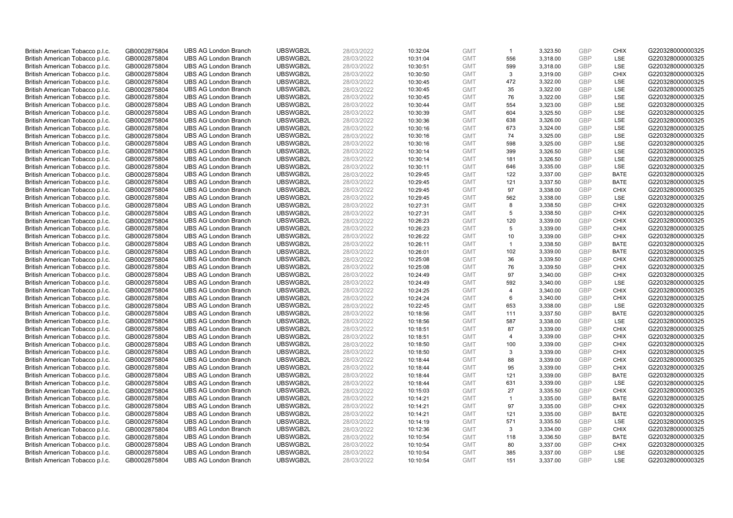| | | | | | | | | | | | |
|---|---|---|---|---|---|---|---|---|---|---|---|
| British American Tobacco p.l.c. | GB0002875804 | UBS AG London Branch | UBSWGB2L | 28/03/2022 | 10:32:04 | GMT | 1 | 3,323.50 | GBP | CHIX | G220328000000325 |
| British American Tobacco p.l.c. | GB0002875804 | UBS AG London Branch | UBSWGB2L | 28/03/2022 | 10:31:04 | GMT | 556 | 3,318.00 | GBP | LSE | G220328000000325 |
| British American Tobacco p.l.c. | GB0002875804 | UBS AG London Branch | UBSWGB2L | 28/03/2022 | 10:30:51 | GMT | 599 | 3,318.00 | GBP | LSE | G220328000000325 |
| British American Tobacco p.l.c. | GB0002875804 | UBS AG London Branch | UBSWGB2L | 28/03/2022 | 10:30:50 | GMT | 3 | 3,319.00 | GBP | CHIX | G220328000000325 |
| British American Tobacco p.l.c. | GB0002875804 | UBS AG London Branch | UBSWGB2L | 28/03/2022 | 10:30:45 | GMT | 472 | 3,322.00 | GBP | LSE | G220328000000325 |
| British American Tobacco p.l.c. | GB0002875804 | UBS AG London Branch | UBSWGB2L | 28/03/2022 | 10:30:45 | GMT | 35 | 3,322.00 | GBP | LSE | G220328000000325 |
| British American Tobacco p.l.c. | GB0002875804 | UBS AG London Branch | UBSWGB2L | 28/03/2022 | 10:30:45 | GMT | 76 | 3,322.00 | GBP | LSE | G220328000000325 |
| British American Tobacco p.l.c. | GB0002875804 | UBS AG London Branch | UBSWGB2L | 28/03/2022 | 10:30:44 | GMT | 554 | 3,323.00 | GBP | LSE | G220328000000325 |
| British American Tobacco p.l.c. | GB0002875804 | UBS AG London Branch | UBSWGB2L | 28/03/2022 | 10:30:39 | GMT | 604 | 3,325.50 | GBP | LSE | G220328000000325 |
| British American Tobacco p.l.c. | GB0002875804 | UBS AG London Branch | UBSWGB2L | 28/03/2022 | 10:30:36 | GMT | 638 | 3,326.00 | GBP | LSE | G220328000000325 |
| British American Tobacco p.l.c. | GB0002875804 | UBS AG London Branch | UBSWGB2L | 28/03/2022 | 10:30:16 | GMT | 673 | 3,324.00 | GBP | LSE | G220328000000325 |
| British American Tobacco p.l.c. | GB0002875804 | UBS AG London Branch | UBSWGB2L | 28/03/2022 | 10:30:16 | GMT | 74 | 3,325.00 | GBP | LSE | G220328000000325 |
| British American Tobacco p.l.c. | GB0002875804 | UBS AG London Branch | UBSWGB2L | 28/03/2022 | 10:30:16 | GMT | 598 | 3,325.00 | GBP | LSE | G220328000000325 |
| British American Tobacco p.l.c. | GB0002875804 | UBS AG London Branch | UBSWGB2L | 28/03/2022 | 10:30:14 | GMT | 399 | 3,326.50 | GBP | LSE | G220328000000325 |
| British American Tobacco p.l.c. | GB0002875804 | UBS AG London Branch | UBSWGB2L | 28/03/2022 | 10:30:14 | GMT | 181 | 3,326.50 | GBP | LSE | G220328000000325 |
| British American Tobacco p.l.c. | GB0002875804 | UBS AG London Branch | UBSWGB2L | 28/03/2022 | 10:30:11 | GMT | 646 | 3,335.00 | GBP | LSE | G220328000000325 |
| British American Tobacco p.l.c. | GB0002875804 | UBS AG London Branch | UBSWGB2L | 28/03/2022 | 10:29:45 | GMT | 122 | 3,337.00 | GBP | BATE | G220328000000325 |
| British American Tobacco p.l.c. | GB0002875804 | UBS AG London Branch | UBSWGB2L | 28/03/2022 | 10:29:45 | GMT | 121 | 3,337.50 | GBP | BATE | G220328000000325 |
| British American Tobacco p.l.c. | GB0002875804 | UBS AG London Branch | UBSWGB2L | 28/03/2022 | 10:29:45 | GMT | 97 | 3,338.00 | GBP | CHIX | G220328000000325 |
| British American Tobacco p.l.c. | GB0002875804 | UBS AG London Branch | UBSWGB2L | 28/03/2022 | 10:29:45 | GMT | 562 | 3,338.00 | GBP | LSE | G220328000000325 |
| British American Tobacco p.l.c. | GB0002875804 | UBS AG London Branch | UBSWGB2L | 28/03/2022 | 10:27:31 | GMT | 8 | 3,338.50 | GBP | CHIX | G220328000000325 |
| British American Tobacco p.l.c. | GB0002875804 | UBS AG London Branch | UBSWGB2L | 28/03/2022 | 10:27:31 | GMT | 5 | 3,338.50 | GBP | CHIX | G220328000000325 |
| British American Tobacco p.l.c. | GB0002875804 | UBS AG London Branch | UBSWGB2L | 28/03/2022 | 10:26:23 | GMT | 120 | 3,339.00 | GBP | CHIX | G220328000000325 |
| British American Tobacco p.l.c. | GB0002875804 | UBS AG London Branch | UBSWGB2L | 28/03/2022 | 10:26:23 | GMT | 5 | 3,339.00 | GBP | CHIX | G220328000000325 |
| British American Tobacco p.l.c. | GB0002875804 | UBS AG London Branch | UBSWGB2L | 28/03/2022 | 10:26:22 | GMT | 10 | 3,339.00 | GBP | CHIX | G220328000000325 |
| British American Tobacco p.l.c. | GB0002875804 | UBS AG London Branch | UBSWGB2L | 28/03/2022 | 10:26:11 | GMT | 1 | 3,338.50 | GBP | BATE | G220328000000325 |
| British American Tobacco p.l.c. | GB0002875804 | UBS AG London Branch | UBSWGB2L | 28/03/2022 | 10:26:01 | GMT | 102 | 3,339.00 | GBP | BATE | G220328000000325 |
| British American Tobacco p.l.c. | GB0002875804 | UBS AG London Branch | UBSWGB2L | 28/03/2022 | 10:25:08 | GMT | 36 | 3,339.50 | GBP | CHIX | G220328000000325 |
| British American Tobacco p.l.c. | GB0002875804 | UBS AG London Branch | UBSWGB2L | 28/03/2022 | 10:25:08 | GMT | 76 | 3,339.50 | GBP | CHIX | G220328000000325 |
| British American Tobacco p.l.c. | GB0002875804 | UBS AG London Branch | UBSWGB2L | 28/03/2022 | 10:24:49 | GMT | 97 | 3,340.00 | GBP | CHIX | G220328000000325 |
| British American Tobacco p.l.c. | GB0002875804 | UBS AG London Branch | UBSWGB2L | 28/03/2022 | 10:24:49 | GMT | 592 | 3,340.00 | GBP | LSE | G220328000000325 |
| British American Tobacco p.l.c. | GB0002875804 | UBS AG London Branch | UBSWGB2L | 28/03/2022 | 10:24:25 | GMT | 4 | 3,340.00 | GBP | CHIX | G220328000000325 |
| British American Tobacco p.l.c. | GB0002875804 | UBS AG London Branch | UBSWGB2L | 28/03/2022 | 10:24:24 | GMT | 6 | 3,340.00 | GBP | CHIX | G220328000000325 |
| British American Tobacco p.l.c. | GB0002875804 | UBS AG London Branch | UBSWGB2L | 28/03/2022 | 10:22:45 | GMT | 653 | 3,338.00 | GBP | LSE | G220328000000325 |
| British American Tobacco p.l.c. | GB0002875804 | UBS AG London Branch | UBSWGB2L | 28/03/2022 | 10:18:56 | GMT | 111 | 3,337.50 | GBP | BATE | G220328000000325 |
| British American Tobacco p.l.c. | GB0002875804 | UBS AG London Branch | UBSWGB2L | 28/03/2022 | 10:18:56 | GMT | 587 | 3,338.00 | GBP | LSE | G220328000000325 |
| British American Tobacco p.l.c. | GB0002875804 | UBS AG London Branch | UBSWGB2L | 28/03/2022 | 10:18:51 | GMT | 87 | 3,339.00 | GBP | CHIX | G220328000000325 |
| British American Tobacco p.l.c. | GB0002875804 | UBS AG London Branch | UBSWGB2L | 28/03/2022 | 10:18:51 | GMT | 4 | 3,339.00 | GBP | CHIX | G220328000000325 |
| British American Tobacco p.l.c. | GB0002875804 | UBS AG London Branch | UBSWGB2L | 28/03/2022 | 10:18:50 | GMT | 100 | 3,339.00 | GBP | CHIX | G220328000000325 |
| British American Tobacco p.l.c. | GB0002875804 | UBS AG London Branch | UBSWGB2L | 28/03/2022 | 10:18:50 | GMT | 3 | 3,339.00 | GBP | CHIX | G220328000000325 |
| British American Tobacco p.l.c. | GB0002875804 | UBS AG London Branch | UBSWGB2L | 28/03/2022 | 10:18:44 | GMT | 88 | 3,339.00 | GBP | CHIX | G220328000000325 |
| British American Tobacco p.l.c. | GB0002875804 | UBS AG London Branch | UBSWGB2L | 28/03/2022 | 10:18:44 | GMT | 95 | 3,339.00 | GBP | CHIX | G220328000000325 |
| British American Tobacco p.l.c. | GB0002875804 | UBS AG London Branch | UBSWGB2L | 28/03/2022 | 10:18:44 | GMT | 121 | 3,339.00 | GBP | BATE | G220328000000325 |
| British American Tobacco p.l.c. | GB0002875804 | UBS AG London Branch | UBSWGB2L | 28/03/2022 | 10:18:44 | GMT | 631 | 3,339.00 | GBP | LSE | G220328000000325 |
| British American Tobacco p.l.c. | GB0002875804 | UBS AG London Branch | UBSWGB2L | 28/03/2022 | 10:15:03 | GMT | 27 | 3,335.50 | GBP | CHIX | G220328000000325 |
| British American Tobacco p.l.c. | GB0002875804 | UBS AG London Branch | UBSWGB2L | 28/03/2022 | 10:14:21 | GMT | 1 | 3,335.00 | GBP | BATE | G220328000000325 |
| British American Tobacco p.l.c. | GB0002875804 | UBS AG London Branch | UBSWGB2L | 28/03/2022 | 10:14:21 | GMT | 97 | 3,335.00 | GBP | CHIX | G220328000000325 |
| British American Tobacco p.l.c. | GB0002875804 | UBS AG London Branch | UBSWGB2L | 28/03/2022 | 10:14:21 | GMT | 121 | 3,335.00 | GBP | BATE | G220328000000325 |
| British American Tobacco p.l.c. | GB0002875804 | UBS AG London Branch | UBSWGB2L | 28/03/2022 | 10:14:19 | GMT | 571 | 3,335.50 | GBP | LSE | G220328000000325 |
| British American Tobacco p.l.c. | GB0002875804 | UBS AG London Branch | UBSWGB2L | 28/03/2022 | 10:12:36 | GMT | 3 | 3,334.00 | GBP | CHIX | G220328000000325 |
| British American Tobacco p.l.c. | GB0002875804 | UBS AG London Branch | UBSWGB2L | 28/03/2022 | 10:10:54 | GMT | 118 | 3,336.50 | GBP | BATE | G220328000000325 |
| British American Tobacco p.l.c. | GB0002875804 | UBS AG London Branch | UBSWGB2L | 28/03/2022 | 10:10:54 | GMT | 80 | 3,337.00 | GBP | CHIX | G220328000000325 |
| British American Tobacco p.l.c. | GB0002875804 | UBS AG London Branch | UBSWGB2L | 28/03/2022 | 10:10:54 | GMT | 385 | 3,337.00 | GBP | LSE | G220328000000325 |
| British American Tobacco p.l.c. | GB0002875804 | UBS AG London Branch | UBSWGB2L | 28/03/2022 | 10:10:54 | GMT | 151 | 3,337.00 | GBP | LSE | G220328000000325 |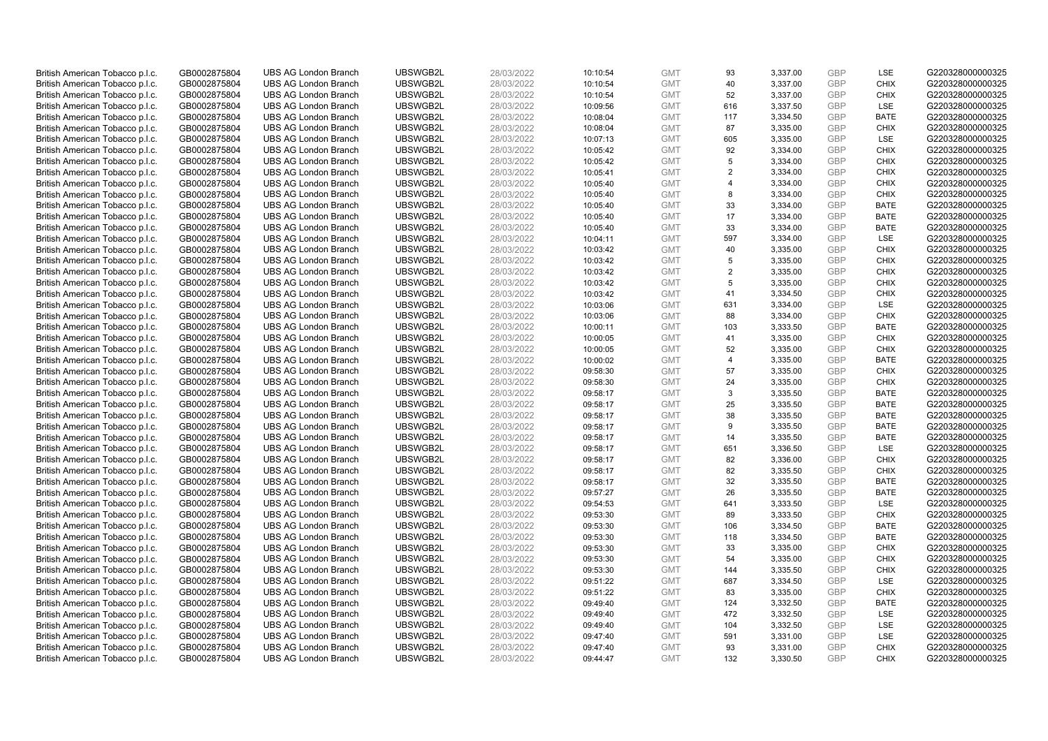| British American Tobacco p.l.c. | GB0002875804 | UBS AG London Branch | UBSWGB2L | 28/03/2022 | 10:10:54 | GMT | 93 | 3,337.00 | GBP | LSE | G220328000000325 |
|---|---|---|---|---|---|---|---|---|---|---|---|
| British American Tobacco p.l.c. | GB0002875804 | UBS AG London Branch | UBSWGB2L | 28/03/2022 | 10:10:54 | GMT | 40 | 3,337.00 | GBP | CHIX | G220328000000325 |
| British American Tobacco p.l.c. | GB0002875804 | UBS AG London Branch | UBSWGB2L | 28/03/2022 | 10:10:54 | GMT | 52 | 3,337.00 | GBP | CHIX | G220328000000325 |
| British American Tobacco p.l.c. | GB0002875804 | UBS AG London Branch | UBSWGB2L | 28/03/2022 | 10:09:56 | GMT | 616 | 3,337.50 | GBP | LSE | G220328000000325 |
| British American Tobacco p.l.c. | GB0002875804 | UBS AG London Branch | UBSWGB2L | 28/03/2022 | 10:08:04 | GMT | 117 | 3,334.50 | GBP | BATE | G220328000000325 |
| British American Tobacco p.l.c. | GB0002875804 | UBS AG London Branch | UBSWGB2L | 28/03/2022 | 10:08:04 | GMT | 87 | 3,335.00 | GBP | CHIX | G220328000000325 |
| British American Tobacco p.l.c. | GB0002875804 | UBS AG London Branch | UBSWGB2L | 28/03/2022 | 10:07:13 | GMT | 605 | 3,335.00 | GBP | LSE | G220328000000325 |
| British American Tobacco p.l.c. | GB0002875804 | UBS AG London Branch | UBSWGB2L | 28/03/2022 | 10:05:42 | GMT | 92 | 3,334.00 | GBP | CHIX | G220328000000325 |
| British American Tobacco p.l.c. | GB0002875804 | UBS AG London Branch | UBSWGB2L | 28/03/2022 | 10:05:42 | GMT | 5 | 3,334.00 | GBP | CHIX | G220328000000325 |
| British American Tobacco p.l.c. | GB0002875804 | UBS AG London Branch | UBSWGB2L | 28/03/2022 | 10:05:41 | GMT | 2 | 3,334.00 | GBP | CHIX | G220328000000325 |
| British American Tobacco p.l.c. | GB0002875804 | UBS AG London Branch | UBSWGB2L | 28/03/2022 | 10:05:40 | GMT | 4 | 3,334.00 | GBP | CHIX | G220328000000325 |
| British American Tobacco p.l.c. | GB0002875804 | UBS AG London Branch | UBSWGB2L | 28/03/2022 | 10:05:40 | GMT | 8 | 3,334.00 | GBP | CHIX | G220328000000325 |
| British American Tobacco p.l.c. | GB0002875804 | UBS AG London Branch | UBSWGB2L | 28/03/2022 | 10:05:40 | GMT | 33 | 3,334.00 | GBP | BATE | G220328000000325 |
| British American Tobacco p.l.c. | GB0002875804 | UBS AG London Branch | UBSWGB2L | 28/03/2022 | 10:05:40 | GMT | 17 | 3,334.00 | GBP | BATE | G220328000000325 |
| British American Tobacco p.l.c. | GB0002875804 | UBS AG London Branch | UBSWGB2L | 28/03/2022 | 10:05:40 | GMT | 33 | 3,334.00 | GBP | BATE | G220328000000325 |
| British American Tobacco p.l.c. | GB0002875804 | UBS AG London Branch | UBSWGB2L | 28/03/2022 | 10:04:11 | GMT | 597 | 3,334.00 | GBP | LSE | G220328000000325 |
| British American Tobacco p.l.c. | GB0002875804 | UBS AG London Branch | UBSWGB2L | 28/03/2022 | 10:03:42 | GMT | 40 | 3,335.00 | GBP | CHIX | G220328000000325 |
| British American Tobacco p.l.c. | GB0002875804 | UBS AG London Branch | UBSWGB2L | 28/03/2022 | 10:03:42 | GMT | 5 | 3,335.00 | GBP | CHIX | G220328000000325 |
| British American Tobacco p.l.c. | GB0002875804 | UBS AG London Branch | UBSWGB2L | 28/03/2022 | 10:03:42 | GMT | 2 | 3,335.00 | GBP | CHIX | G220328000000325 |
| British American Tobacco p.l.c. | GB0002875804 | UBS AG London Branch | UBSWGB2L | 28/03/2022 | 10:03:42 | GMT | 5 | 3,335.00 | GBP | CHIX | G220328000000325 |
| British American Tobacco p.l.c. | GB0002875804 | UBS AG London Branch | UBSWGB2L | 28/03/2022 | 10:03:42 | GMT | 41 | 3,334.50 | GBP | CHIX | G220328000000325 |
| British American Tobacco p.l.c. | GB0002875804 | UBS AG London Branch | UBSWGB2L | 28/03/2022 | 10:03:06 | GMT | 631 | 3,334.00 | GBP | LSE | G220328000000325 |
| British American Tobacco p.l.c. | GB0002875804 | UBS AG London Branch | UBSWGB2L | 28/03/2022 | 10:03:06 | GMT | 88 | 3,334.00 | GBP | CHIX | G220328000000325 |
| British American Tobacco p.l.c. | GB0002875804 | UBS AG London Branch | UBSWGB2L | 28/03/2022 | 10:00:11 | GMT | 103 | 3,333.50 | GBP | BATE | G220328000000325 |
| British American Tobacco p.l.c. | GB0002875804 | UBS AG London Branch | UBSWGB2L | 28/03/2022 | 10:00:05 | GMT | 41 | 3,335.00 | GBP | CHIX | G220328000000325 |
| British American Tobacco p.l.c. | GB0002875804 | UBS AG London Branch | UBSWGB2L | 28/03/2022 | 10:00:05 | GMT | 52 | 3,335.00 | GBP | CHIX | G220328000000325 |
| British American Tobacco p.l.c. | GB0002875804 | UBS AG London Branch | UBSWGB2L | 28/03/2022 | 10:00:02 | GMT | 4 | 3,335.00 | GBP | BATE | G220328000000325 |
| British American Tobacco p.l.c. | GB0002875804 | UBS AG London Branch | UBSWGB2L | 28/03/2022 | 09:58:30 | GMT | 57 | 3,335.00 | GBP | CHIX | G220328000000325 |
| British American Tobacco p.l.c. | GB0002875804 | UBS AG London Branch | UBSWGB2L | 28/03/2022 | 09:58:30 | GMT | 24 | 3,335.00 | GBP | CHIX | G220328000000325 |
| British American Tobacco p.l.c. | GB0002875804 | UBS AG London Branch | UBSWGB2L | 28/03/2022 | 09:58:17 | GMT | 3 | 3,335.50 | GBP | BATE | G220328000000325 |
| British American Tobacco p.l.c. | GB0002875804 | UBS AG London Branch | UBSWGB2L | 28/03/2022 | 09:58:17 | GMT | 25 | 3,335.50 | GBP | BATE | G220328000000325 |
| British American Tobacco p.l.c. | GB0002875804 | UBS AG London Branch | UBSWGB2L | 28/03/2022 | 09:58:17 | GMT | 38 | 3,335.50 | GBP | BATE | G220328000000325 |
| British American Tobacco p.l.c. | GB0002875804 | UBS AG London Branch | UBSWGB2L | 28/03/2022 | 09:58:17 | GMT | 9 | 3,335.50 | GBP | BATE | G220328000000325 |
| British American Tobacco p.l.c. | GB0002875804 | UBS AG London Branch | UBSWGB2L | 28/03/2022 | 09:58:17 | GMT | 14 | 3,335.50 | GBP | BATE | G220328000000325 |
| British American Tobacco p.l.c. | GB0002875804 | UBS AG London Branch | UBSWGB2L | 28/03/2022 | 09:58:17 | GMT | 651 | 3,336.50 | GBP | LSE | G220328000000325 |
| British American Tobacco p.l.c. | GB0002875804 | UBS AG London Branch | UBSWGB2L | 28/03/2022 | 09:58:17 | GMT | 82 | 3,336.00 | GBP | CHIX | G220328000000325 |
| British American Tobacco p.l.c. | GB0002875804 | UBS AG London Branch | UBSWGB2L | 28/03/2022 | 09:58:17 | GMT | 82 | 3,335.50 | GBP | CHIX | G220328000000325 |
| British American Tobacco p.l.c. | GB0002875804 | UBS AG London Branch | UBSWGB2L | 28/03/2022 | 09:58:17 | GMT | 32 | 3,335.50 | GBP | BATE | G220328000000325 |
| British American Tobacco p.l.c. | GB0002875804 | UBS AG London Branch | UBSWGB2L | 28/03/2022 | 09:57:27 | GMT | 26 | 3,335.50 | GBP | BATE | G220328000000325 |
| British American Tobacco p.l.c. | GB0002875804 | UBS AG London Branch | UBSWGB2L | 28/03/2022 | 09:54:53 | GMT | 641 | 3,333.50 | GBP | LSE | G220328000000325 |
| British American Tobacco p.l.c. | GB0002875804 | UBS AG London Branch | UBSWGB2L | 28/03/2022 | 09:53:30 | GMT | 89 | 3,333.50 | GBP | CHIX | G220328000000325 |
| British American Tobacco p.l.c. | GB0002875804 | UBS AG London Branch | UBSWGB2L | 28/03/2022 | 09:53:30 | GMT | 106 | 3,334.50 | GBP | BATE | G220328000000325 |
| British American Tobacco p.l.c. | GB0002875804 | UBS AG London Branch | UBSWGB2L | 28/03/2022 | 09:53:30 | GMT | 118 | 3,334.50 | GBP | BATE | G220328000000325 |
| British American Tobacco p.l.c. | GB0002875804 | UBS AG London Branch | UBSWGB2L | 28/03/2022 | 09:53:30 | GMT | 33 | 3,335.00 | GBP | CHIX | G220328000000325 |
| British American Tobacco p.l.c. | GB0002875804 | UBS AG London Branch | UBSWGB2L | 28/03/2022 | 09:53:30 | GMT | 54 | 3,335.00 | GBP | CHIX | G220328000000325 |
| British American Tobacco p.l.c. | GB0002875804 | UBS AG London Branch | UBSWGB2L | 28/03/2022 | 09:53:30 | GMT | 144 | 3,335.50 | GBP | CHIX | G220328000000325 |
| British American Tobacco p.l.c. | GB0002875804 | UBS AG London Branch | UBSWGB2L | 28/03/2022 | 09:51:22 | GMT | 687 | 3,334.50 | GBP | LSE | G220328000000325 |
| British American Tobacco p.l.c. | GB0002875804 | UBS AG London Branch | UBSWGB2L | 28/03/2022 | 09:51:22 | GMT | 83 | 3,335.00 | GBP | CHIX | G220328000000325 |
| British American Tobacco p.l.c. | GB0002875804 | UBS AG London Branch | UBSWGB2L | 28/03/2022 | 09:49:40 | GMT | 124 | 3,332.50 | GBP | BATE | G220328000000325 |
| British American Tobacco p.l.c. | GB0002875804 | UBS AG London Branch | UBSWGB2L | 28/03/2022 | 09:49:40 | GMT | 472 | 3,332.50 | GBP | LSE | G220328000000325 |
| British American Tobacco p.l.c. | GB0002875804 | UBS AG London Branch | UBSWGB2L | 28/03/2022 | 09:49:40 | GMT | 104 | 3,332.50 | GBP | LSE | G220328000000325 |
| British American Tobacco p.l.c. | GB0002875804 | UBS AG London Branch | UBSWGB2L | 28/03/2022 | 09:47:40 | GMT | 591 | 3,331.00 | GBP | LSE | G220328000000325 |
| British American Tobacco p.l.c. | GB0002875804 | UBS AG London Branch | UBSWGB2L | 28/03/2022 | 09:47:40 | GMT | 93 | 3,331.00 | GBP | CHIX | G220328000000325 |
| British American Tobacco p.l.c. | GB0002875804 | UBS AG London Branch | UBSWGB2L | 28/03/2022 | 09:44:47 | GMT | 132 | 3,330.50 | GBP | CHIX | G220328000000325 |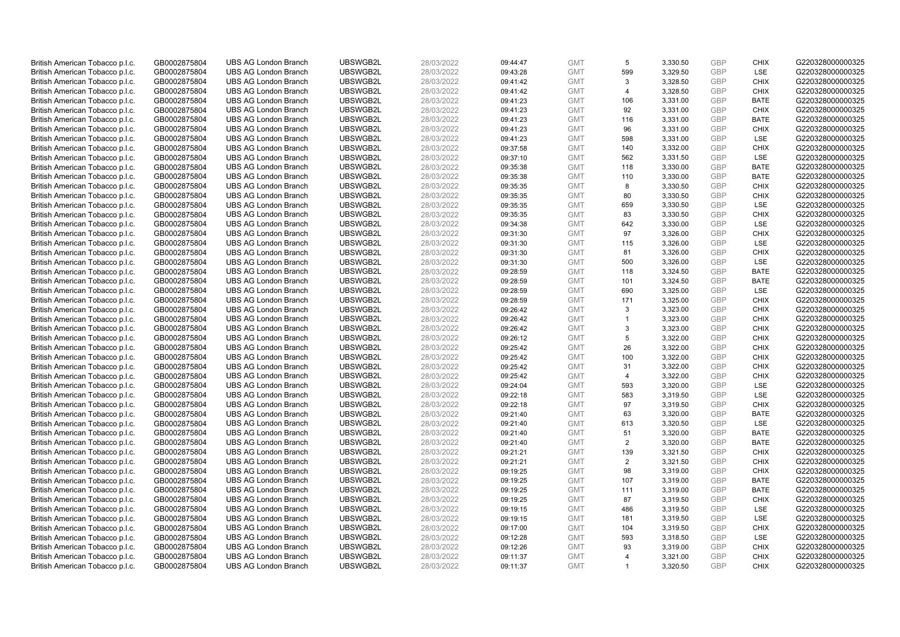| | | | | | | | | | | | |
|---|---|---|---|---|---|---|---|---|---|---|---|
| British American Tobacco p.l.c. | GB0002875804 | UBS AG London Branch | UBSWGB2L | 28/03/2022 | 09:44:47 | GMT | 5 | 3,330.50 | GBP | CHIX | G220328000000325 |
| British American Tobacco p.l.c. | GB0002875804 | UBS AG London Branch | UBSWGB2L | 28/03/2022 | 09:43:28 | GMT | 599 | 3,329.50 | GBP | LSE | G220328000000325 |
| British American Tobacco p.l.c. | GB0002875804 | UBS AG London Branch | UBSWGB2L | 28/03/2022 | 09:41:42 | GMT | 3 | 3,328.50 | GBP | CHIX | G220328000000325 |
| British American Tobacco p.l.c. | GB0002875804 | UBS AG London Branch | UBSWGB2L | 28/03/2022 | 09:41:42 | GMT | 4 | 3,328.50 | GBP | CHIX | G220328000000325 |
| British American Tobacco p.l.c. | GB0002875804 | UBS AG London Branch | UBSWGB2L | 28/03/2022 | 09:41:23 | GMT | 106 | 3,331.00 | GBP | BATE | G220328000000325 |
| British American Tobacco p.l.c. | GB0002875804 | UBS AG London Branch | UBSWGB2L | 28/03/2022 | 09:41:23 | GMT | 92 | 3,331.00 | GBP | CHIX | G220328000000325 |
| British American Tobacco p.l.c. | GB0002875804 | UBS AG London Branch | UBSWGB2L | 28/03/2022 | 09:41:23 | GMT | 116 | 3,331.00 | GBP | BATE | G220328000000325 |
| British American Tobacco p.l.c. | GB0002875804 | UBS AG London Branch | UBSWGB2L | 28/03/2022 | 09:41:23 | GMT | 96 | 3,331.00 | GBP | CHIX | G220328000000325 |
| British American Tobacco p.l.c. | GB0002875804 | UBS AG London Branch | UBSWGB2L | 28/03/2022 | 09:41:23 | GMT | 598 | 3,331.00 | GBP | LSE | G220328000000325 |
| British American Tobacco p.l.c. | GB0002875804 | UBS AG London Branch | UBSWGB2L | 28/03/2022 | 09:37:58 | GMT | 140 | 3,332.00 | GBP | CHIX | G220328000000325 |
| British American Tobacco p.l.c. | GB0002875804 | UBS AG London Branch | UBSWGB2L | 28/03/2022 | 09:37:10 | GMT | 562 | 3,331.50 | GBP | LSE | G220328000000325 |
| British American Tobacco p.l.c. | GB0002875804 | UBS AG London Branch | UBSWGB2L | 28/03/2022 | 09:35:38 | GMT | 118 | 3,330.00 | GBP | BATE | G220328000000325 |
| British American Tobacco p.l.c. | GB0002875804 | UBS AG London Branch | UBSWGB2L | 28/03/2022 | 09:35:38 | GMT | 110 | 3,330.00 | GBP | BATE | G220328000000325 |
| British American Tobacco p.l.c. | GB0002875804 | UBS AG London Branch | UBSWGB2L | 28/03/2022 | 09:35:35 | GMT | 8 | 3,330.50 | GBP | CHIX | G220328000000325 |
| British American Tobacco p.l.c. | GB0002875804 | UBS AG London Branch | UBSWGB2L | 28/03/2022 | 09:35:35 | GMT | 80 | 3,330.50 | GBP | CHIX | G220328000000325 |
| British American Tobacco p.l.c. | GB0002875804 | UBS AG London Branch | UBSWGB2L | 28/03/2022 | 09:35:35 | GMT | 659 | 3,330.50 | GBP | LSE | G220328000000325 |
| British American Tobacco p.l.c. | GB0002875804 | UBS AG London Branch | UBSWGB2L | 28/03/2022 | 09:35:35 | GMT | 83 | 3,330.50 | GBP | CHIX | G220328000000325 |
| British American Tobacco p.l.c. | GB0002875804 | UBS AG London Branch | UBSWGB2L | 28/03/2022 | 09:34:38 | GMT | 642 | 3,330.00 | GBP | LSE | G220328000000325 |
| British American Tobacco p.l.c. | GB0002875804 | UBS AG London Branch | UBSWGB2L | 28/03/2022 | 09:31:30 | GMT | 97 | 3,326.00 | GBP | CHIX | G220328000000325 |
| British American Tobacco p.l.c. | GB0002875804 | UBS AG London Branch | UBSWGB2L | 28/03/2022 | 09:31:30 | GMT | 115 | 3,326.00 | GBP | LSE | G220328000000325 |
| British American Tobacco p.l.c. | GB0002875804 | UBS AG London Branch | UBSWGB2L | 28/03/2022 | 09:31:30 | GMT | 81 | 3,326.00 | GBP | CHIX | G220328000000325 |
| British American Tobacco p.l.c. | GB0002875804 | UBS AG London Branch | UBSWGB2L | 28/03/2022 | 09:31:30 | GMT | 500 | 3,326.00 | GBP | LSE | G220328000000325 |
| British American Tobacco p.l.c. | GB0002875804 | UBS AG London Branch | UBSWGB2L | 28/03/2022 | 09:28:59 | GMT | 118 | 3,324.50 | GBP | BATE | G220328000000325 |
| British American Tobacco p.l.c. | GB0002875804 | UBS AG London Branch | UBSWGB2L | 28/03/2022 | 09:28:59 | GMT | 101 | 3,324.50 | GBP | BATE | G220328000000325 |
| British American Tobacco p.l.c. | GB0002875804 | UBS AG London Branch | UBSWGB2L | 28/03/2022 | 09:28:59 | GMT | 690 | 3,325.00 | GBP | LSE | G220328000000325 |
| British American Tobacco p.l.c. | GB0002875804 | UBS AG London Branch | UBSWGB2L | 28/03/2022 | 09:28:59 | GMT | 171 | 3,325.00 | GBP | CHIX | G220328000000325 |
| British American Tobacco p.l.c. | GB0002875804 | UBS AG London Branch | UBSWGB2L | 28/03/2022 | 09:26:42 | GMT | 3 | 3,323.00 | GBP | CHIX | G220328000000325 |
| British American Tobacco p.l.c. | GB0002875804 | UBS AG London Branch | UBSWGB2L | 28/03/2022 | 09:26:42 | GMT | 1 | 3,323.00 | GBP | CHIX | G220328000000325 |
| British American Tobacco p.l.c. | GB0002875804 | UBS AG London Branch | UBSWGB2L | 28/03/2022 | 09:26:42 | GMT | 3 | 3,323.00 | GBP | CHIX | G220328000000325 |
| British American Tobacco p.l.c. | GB0002875804 | UBS AG London Branch | UBSWGB2L | 28/03/2022 | 09:26:12 | GMT | 5 | 3,322.00 | GBP | CHIX | G220328000000325 |
| British American Tobacco p.l.c. | GB0002875804 | UBS AG London Branch | UBSWGB2L | 28/03/2022 | 09:25:42 | GMT | 26 | 3,322.00 | GBP | CHIX | G220328000000325 |
| British American Tobacco p.l.c. | GB0002875804 | UBS AG London Branch | UBSWGB2L | 28/03/2022 | 09:25:42 | GMT | 100 | 3,322.00 | GBP | CHIX | G220328000000325 |
| British American Tobacco p.l.c. | GB0002875804 | UBS AG London Branch | UBSWGB2L | 28/03/2022 | 09:25:42 | GMT | 31 | 3,322.00 | GBP | CHIX | G220328000000325 |
| British American Tobacco p.l.c. | GB0002875804 | UBS AG London Branch | UBSWGB2L | 28/03/2022 | 09:25:42 | GMT | 4 | 3,322.00 | GBP | CHIX | G220328000000325 |
| British American Tobacco p.l.c. | GB0002875804 | UBS AG London Branch | UBSWGB2L | 28/03/2022 | 09:24:04 | GMT | 593 | 3,320.00 | GBP | LSE | G220328000000325 |
| British American Tobacco p.l.c. | GB0002875804 | UBS AG London Branch | UBSWGB2L | 28/03/2022 | 09:22:18 | GMT | 583 | 3,319.50 | GBP | LSE | G220328000000325 |
| British American Tobacco p.l.c. | GB0002875804 | UBS AG London Branch | UBSWGB2L | 28/03/2022 | 09:22:18 | GMT | 97 | 3,319.50 | GBP | CHIX | G220328000000325 |
| British American Tobacco p.l.c. | GB0002875804 | UBS AG London Branch | UBSWGB2L | 28/03/2022 | 09:21:40 | GMT | 63 | 3,320.00 | GBP | BATE | G220328000000325 |
| British American Tobacco p.l.c. | GB0002875804 | UBS AG London Branch | UBSWGB2L | 28/03/2022 | 09:21:40 | GMT | 613 | 3,320.50 | GBP | LSE | G220328000000325 |
| British American Tobacco p.l.c. | GB0002875804 | UBS AG London Branch | UBSWGB2L | 28/03/2022 | 09:21:40 | GMT | 51 | 3,320.00 | GBP | BATE | G220328000000325 |
| British American Tobacco p.l.c. | GB0002875804 | UBS AG London Branch | UBSWGB2L | 28/03/2022 | 09:21:40 | GMT | 2 | 3,320.00 | GBP | BATE | G220328000000325 |
| British American Tobacco p.l.c. | GB0002875804 | UBS AG London Branch | UBSWGB2L | 28/03/2022 | 09:21:21 | GMT | 139 | 3,321.50 | GBP | CHIX | G220328000000325 |
| British American Tobacco p.l.c. | GB0002875804 | UBS AG London Branch | UBSWGB2L | 28/03/2022 | 09:21:21 | GMT | 2 | 3,321.50 | GBP | CHIX | G220328000000325 |
| British American Tobacco p.l.c. | GB0002875804 | UBS AG London Branch | UBSWGB2L | 28/03/2022 | 09:19:25 | GMT | 98 | 3,319.00 | GBP | CHIX | G220328000000325 |
| British American Tobacco p.l.c. | GB0002875804 | UBS AG London Branch | UBSWGB2L | 28/03/2022 | 09:19:25 | GMT | 107 | 3,319.00 | GBP | BATE | G220328000000325 |
| British American Tobacco p.l.c. | GB0002875804 | UBS AG London Branch | UBSWGB2L | 28/03/2022 | 09:19:25 | GMT | 111 | 3,319.00 | GBP | BATE | G220328000000325 |
| British American Tobacco p.l.c. | GB0002875804 | UBS AG London Branch | UBSWGB2L | 28/03/2022 | 09:19:25 | GMT | 87 | 3,319.50 | GBP | CHIX | G220328000000325 |
| British American Tobacco p.l.c. | GB0002875804 | UBS AG London Branch | UBSWGB2L | 28/03/2022 | 09:19:15 | GMT | 486 | 3,319.50 | GBP | LSE | G220328000000325 |
| British American Tobacco p.l.c. | GB0002875804 | UBS AG London Branch | UBSWGB2L | 28/03/2022 | 09:19:15 | GMT | 181 | 3,319.50 | GBP | LSE | G220328000000325 |
| British American Tobacco p.l.c. | GB0002875804 | UBS AG London Branch | UBSWGB2L | 28/03/2022 | 09:17:00 | GMT | 104 | 3,319.50 | GBP | CHIX | G220328000000325 |
| British American Tobacco p.l.c. | GB0002875804 | UBS AG London Branch | UBSWGB2L | 28/03/2022 | 09:12:28 | GMT | 593 | 3,318.50 | GBP | LSE | G220328000000325 |
| British American Tobacco p.l.c. | GB0002875804 | UBS AG London Branch | UBSWGB2L | 28/03/2022 | 09:12:26 | GMT | 93 | 3,319.00 | GBP | CHIX | G220328000000325 |
| British American Tobacco p.l.c. | GB0002875804 | UBS AG London Branch | UBSWGB2L | 28/03/2022 | 09:11:37 | GMT | 4 | 3,321.00 | GBP | CHIX | G220328000000325 |
| British American Tobacco p.l.c. | GB0002875804 | UBS AG London Branch | UBSWGB2L | 28/03/2022 | 09:11:37 | GMT | 1 | 3,320.50 | GBP | CHIX | G220328000000325 |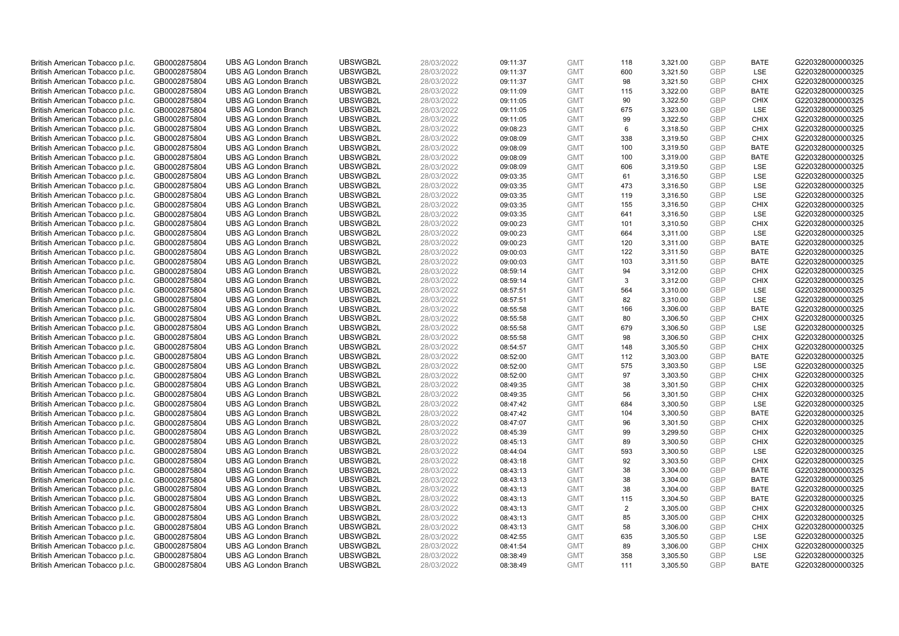| British American Tobacco p.l.c. | GB0002875804 | UBS AG London Branch | UBSWGB2L | 28/03/2022 | 09:11:37 | GMT | 118 | 3,321.00 | GBP | BATE | G220328000000325 |
|---|---|---|---|---|---|---|---|---|---|---|---|
| British American Tobacco p.l.c. | GB0002875804 | UBS AG London Branch | UBSWGB2L | 28/03/2022 | 09:11:37 | GMT | 600 | 3,321.50 | GBP | LSE | G220328000000325 |
| British American Tobacco p.l.c. | GB0002875804 | UBS AG London Branch | UBSWGB2L | 28/03/2022 | 09:11:37 | GMT | 98 | 3,321.50 | GBP | CHIX | G220328000000325 |
| British American Tobacco p.l.c. | GB0002875804 | UBS AG London Branch | UBSWGB2L | 28/03/2022 | 09:11:09 | GMT | 115 | 3,322.00 | GBP | BATE | G220328000000325 |
| British American Tobacco p.l.c. | GB0002875804 | UBS AG London Branch | UBSWGB2L | 28/03/2022 | 09:11:05 | GMT | 90 | 3,322.50 | GBP | CHIX | G220328000000325 |
| British American Tobacco p.l.c. | GB0002875804 | UBS AG London Branch | UBSWGB2L | 28/03/2022 | 09:11:05 | GMT | 675 | 3,323.00 | GBP | LSE | G220328000000325 |
| British American Tobacco p.l.c. | GB0002875804 | UBS AG London Branch | UBSWGB2L | 28/03/2022 | 09:11:05 | GMT | 99 | 3,322.50 | GBP | CHIX | G220328000000325 |
| British American Tobacco p.l.c. | GB0002875804 | UBS AG London Branch | UBSWGB2L | 28/03/2022 | 09:08:23 | GMT | 6 | 3,318.50 | GBP | CHIX | G220328000000325 |
| British American Tobacco p.l.c. | GB0002875804 | UBS AG London Branch | UBSWGB2L | 28/03/2022 | 09:08:09 | GMT | 338 | 3,319.50 | GBP | CHIX | G220328000000325 |
| British American Tobacco p.l.c. | GB0002875804 | UBS AG London Branch | UBSWGB2L | 28/03/2022 | 09:08:09 | GMT | 100 | 3,319.50 | GBP | BATE | G220328000000325 |
| British American Tobacco p.l.c. | GB0002875804 | UBS AG London Branch | UBSWGB2L | 28/03/2022 | 09:08:09 | GMT | 100 | 3,319.00 | GBP | BATE | G220328000000325 |
| British American Tobacco p.l.c. | GB0002875804 | UBS AG London Branch | UBSWGB2L | 28/03/2022 | 09:08:09 | GMT | 606 | 3,319.50 | GBP | LSE | G220328000000325 |
| British American Tobacco p.l.c. | GB0002875804 | UBS AG London Branch | UBSWGB2L | 28/03/2022 | 09:03:35 | GMT | 61 | 3,316.50 | GBP | LSE | G220328000000325 |
| British American Tobacco p.l.c. | GB0002875804 | UBS AG London Branch | UBSWGB2L | 28/03/2022 | 09:03:35 | GMT | 473 | 3,316.50 | GBP | LSE | G220328000000325 |
| British American Tobacco p.l.c. | GB0002875804 | UBS AG London Branch | UBSWGB2L | 28/03/2022 | 09:03:35 | GMT | 119 | 3,316.50 | GBP | LSE | G220328000000325 |
| British American Tobacco p.l.c. | GB0002875804 | UBS AG London Branch | UBSWGB2L | 28/03/2022 | 09:03:35 | GMT | 155 | 3,316.50 | GBP | CHIX | G220328000000325 |
| British American Tobacco p.l.c. | GB0002875804 | UBS AG London Branch | UBSWGB2L | 28/03/2022 | 09:03:35 | GMT | 641 | 3,316.50 | GBP | LSE | G220328000000325 |
| British American Tobacco p.l.c. | GB0002875804 | UBS AG London Branch | UBSWGB2L | 28/03/2022 | 09:00:23 | GMT | 101 | 3,310.50 | GBP | CHIX | G220328000000325 |
| British American Tobacco p.l.c. | GB0002875804 | UBS AG London Branch | UBSWGB2L | 28/03/2022 | 09:00:23 | GMT | 664 | 3,311.00 | GBP | LSE | G220328000000325 |
| British American Tobacco p.l.c. | GB0002875804 | UBS AG London Branch | UBSWGB2L | 28/03/2022 | 09:00:23 | GMT | 120 | 3,311.00 | GBP | BATE | G220328000000325 |
| British American Tobacco p.l.c. | GB0002875804 | UBS AG London Branch | UBSWGB2L | 28/03/2022 | 09:00:03 | GMT | 122 | 3,311.50 | GBP | BATE | G220328000000325 |
| British American Tobacco p.l.c. | GB0002875804 | UBS AG London Branch | UBSWGB2L | 28/03/2022 | 09:00:03 | GMT | 103 | 3,311.50 | GBP | BATE | G220328000000325 |
| British American Tobacco p.l.c. | GB0002875804 | UBS AG London Branch | UBSWGB2L | 28/03/2022 | 08:59:14 | GMT | 94 | 3,312.00 | GBP | CHIX | G220328000000325 |
| British American Tobacco p.l.c. | GB0002875804 | UBS AG London Branch | UBSWGB2L | 28/03/2022 | 08:59:14 | GMT | 3 | 3,312.00 | GBP | CHIX | G220328000000325 |
| British American Tobacco p.l.c. | GB0002875804 | UBS AG London Branch | UBSWGB2L | 28/03/2022 | 08:57:51 | GMT | 564 | 3,310.00 | GBP | LSE | G220328000000325 |
| British American Tobacco p.l.c. | GB0002875804 | UBS AG London Branch | UBSWGB2L | 28/03/2022 | 08:57:51 | GMT | 82 | 3,310.00 | GBP | LSE | G220328000000325 |
| British American Tobacco p.l.c. | GB0002875804 | UBS AG London Branch | UBSWGB2L | 28/03/2022 | 08:55:58 | GMT | 166 | 3,306.00 | GBP | BATE | G220328000000325 |
| British American Tobacco p.l.c. | GB0002875804 | UBS AG London Branch | UBSWGB2L | 28/03/2022 | 08:55:58 | GMT | 80 | 3,306.50 | GBP | CHIX | G220328000000325 |
| British American Tobacco p.l.c. | GB0002875804 | UBS AG London Branch | UBSWGB2L | 28/03/2022 | 08:55:58 | GMT | 679 | 3,306.50 | GBP | LSE | G220328000000325 |
| British American Tobacco p.l.c. | GB0002875804 | UBS AG London Branch | UBSWGB2L | 28/03/2022 | 08:55:58 | GMT | 98 | 3,306.50 | GBP | CHIX | G220328000000325 |
| British American Tobacco p.l.c. | GB0002875804 | UBS AG London Branch | UBSWGB2L | 28/03/2022 | 08:54:57 | GMT | 148 | 3,305.50 | GBP | CHIX | G220328000000325 |
| British American Tobacco p.l.c. | GB0002875804 | UBS AG London Branch | UBSWGB2L | 28/03/2022 | 08:52:00 | GMT | 112 | 3,303.00 | GBP | BATE | G220328000000325 |
| British American Tobacco p.l.c. | GB0002875804 | UBS AG London Branch | UBSWGB2L | 28/03/2022 | 08:52:00 | GMT | 575 | 3,303.50 | GBP | LSE | G220328000000325 |
| British American Tobacco p.l.c. | GB0002875804 | UBS AG London Branch | UBSWGB2L | 28/03/2022 | 08:52:00 | GMT | 97 | 3,303.50 | GBP | CHIX | G220328000000325 |
| British American Tobacco p.l.c. | GB0002875804 | UBS AG London Branch | UBSWGB2L | 28/03/2022 | 08:49:35 | GMT | 38 | 3,301.50 | GBP | CHIX | G220328000000325 |
| British American Tobacco p.l.c. | GB0002875804 | UBS AG London Branch | UBSWGB2L | 28/03/2022 | 08:49:35 | GMT | 56 | 3,301.50 | GBP | CHIX | G220328000000325 |
| British American Tobacco p.l.c. | GB0002875804 | UBS AG London Branch | UBSWGB2L | 28/03/2022 | 08:47:42 | GMT | 684 | 3,300.50 | GBP | LSE | G220328000000325 |
| British American Tobacco p.l.c. | GB0002875804 | UBS AG London Branch | UBSWGB2L | 28/03/2022 | 08:47:42 | GMT | 104 | 3,300.50 | GBP | BATE | G220328000000325 |
| British American Tobacco p.l.c. | GB0002875804 | UBS AG London Branch | UBSWGB2L | 28/03/2022 | 08:47:07 | GMT | 96 | 3,301.50 | GBP | CHIX | G220328000000325 |
| British American Tobacco p.l.c. | GB0002875804 | UBS AG London Branch | UBSWGB2L | 28/03/2022 | 08:45:39 | GMT | 99 | 3,299.50 | GBP | CHIX | G220328000000325 |
| British American Tobacco p.l.c. | GB0002875804 | UBS AG London Branch | UBSWGB2L | 28/03/2022 | 08:45:13 | GMT | 89 | 3,300.50 | GBP | CHIX | G220328000000325 |
| British American Tobacco p.l.c. | GB0002875804 | UBS AG London Branch | UBSWGB2L | 28/03/2022 | 08:44:04 | GMT | 593 | 3,300.50 | GBP | LSE | G220328000000325 |
| British American Tobacco p.l.c. | GB0002875804 | UBS AG London Branch | UBSWGB2L | 28/03/2022 | 08:43:18 | GMT | 92 | 3,303.50 | GBP | CHIX | G220328000000325 |
| British American Tobacco p.l.c. | GB0002875804 | UBS AG London Branch | UBSWGB2L | 28/03/2022 | 08:43:13 | GMT | 38 | 3,304.00 | GBP | BATE | G220328000000325 |
| British American Tobacco p.l.c. | GB0002875804 | UBS AG London Branch | UBSWGB2L | 28/03/2022 | 08:43:13 | GMT | 38 | 3,304.00 | GBP | BATE | G220328000000325 |
| British American Tobacco p.l.c. | GB0002875804 | UBS AG London Branch | UBSWGB2L | 28/03/2022 | 08:43:13 | GMT | 38 | 3,304.00 | GBP | BATE | G220328000000325 |
| British American Tobacco p.l.c. | GB0002875804 | UBS AG London Branch | UBSWGB2L | 28/03/2022 | 08:43:13 | GMT | 115 | 3,304.50 | GBP | BATE | G220328000000325 |
| British American Tobacco p.l.c. | GB0002875804 | UBS AG London Branch | UBSWGB2L | 28/03/2022 | 08:43:13 | GMT | 2 | 3,305.00 | GBP | CHIX | G220328000000325 |
| British American Tobacco p.l.c. | GB0002875804 | UBS AG London Branch | UBSWGB2L | 28/03/2022 | 08:43:13 | GMT | 85 | 3,305.00 | GBP | CHIX | G220328000000325 |
| British American Tobacco p.l.c. | GB0002875804 | UBS AG London Branch | UBSWGB2L | 28/03/2022 | 08:43:13 | GMT | 58 | 3,306.00 | GBP | CHIX | G220328000000325 |
| British American Tobacco p.l.c. | GB0002875804 | UBS AG London Branch | UBSWGB2L | 28/03/2022 | 08:42:55 | GMT | 635 | 3,305.50 | GBP | LSE | G220328000000325 |
| British American Tobacco p.l.c. | GB0002875804 | UBS AG London Branch | UBSWGB2L | 28/03/2022 | 08:41:54 | GMT | 89 | 3,306.00 | GBP | CHIX | G220328000000325 |
| British American Tobacco p.l.c. | GB0002875804 | UBS AG London Branch | UBSWGB2L | 28/03/2022 | 08:38:49 | GMT | 358 | 3,305.50 | GBP | LSE | G220328000000325 |
| British American Tobacco p.l.c. | GB0002875804 | UBS AG London Branch | UBSWGB2L | 28/03/2022 | 08:38:49 | GMT | 111 | 3,305.50 | GBP | BATE | G220328000000325 |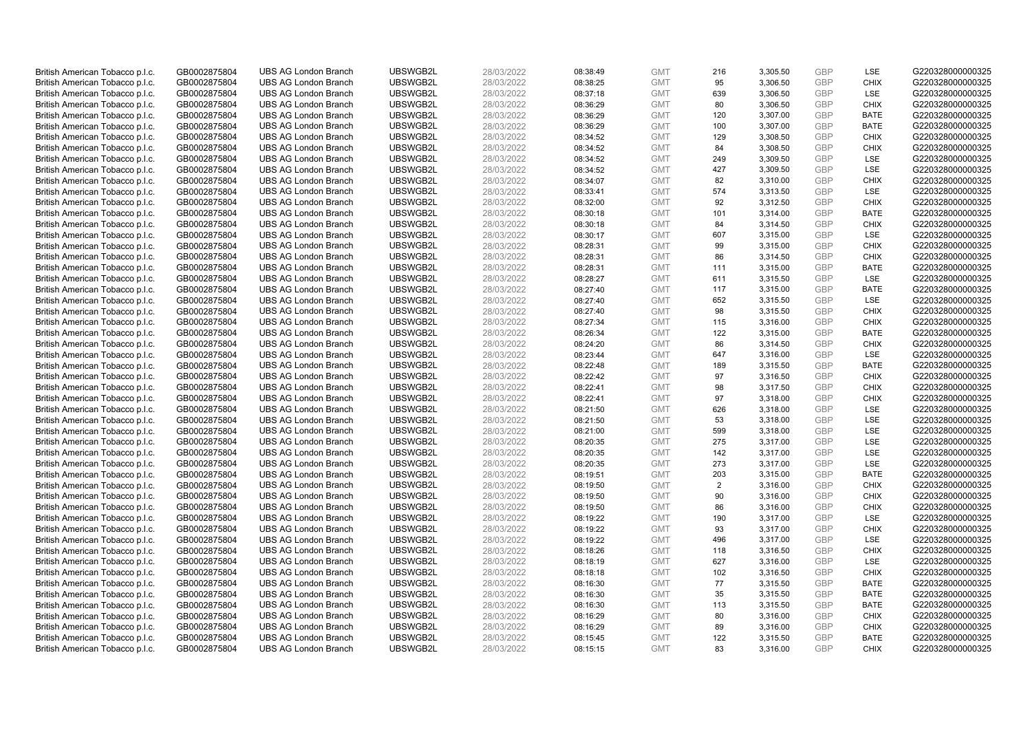| | | | | | | | | | | | |
|---|---|---|---|---|---|---|---|---|---|---|---|
| British American Tobacco p.l.c. | GB0002875804 | UBS AG London Branch | UBSWGB2L | 28/03/2022 | 08:38:49 | GMT | 216 | 3,305.50 | GBP | LSE | G220328000000325 |
| British American Tobacco p.l.c. | GB0002875804 | UBS AG London Branch | UBSWGB2L | 28/03/2022 | 08:38:25 | GMT | 95 | 3,306.50 | GBP | CHIX | G220328000000325 |
| British American Tobacco p.l.c. | GB0002875804 | UBS AG London Branch | UBSWGB2L | 28/03/2022 | 08:37:18 | GMT | 639 | 3,306.50 | GBP | LSE | G220328000000325 |
| British American Tobacco p.l.c. | GB0002875804 | UBS AG London Branch | UBSWGB2L | 28/03/2022 | 08:36:29 | GMT | 80 | 3,306.50 | GBP | CHIX | G220328000000325 |
| British American Tobacco p.l.c. | GB0002875804 | UBS AG London Branch | UBSWGB2L | 28/03/2022 | 08:36:29 | GMT | 120 | 3,307.00 | GBP | BATE | G220328000000325 |
| British American Tobacco p.l.c. | GB0002875804 | UBS AG London Branch | UBSWGB2L | 28/03/2022 | 08:36:29 | GMT | 100 | 3,307.00 | GBP | BATE | G220328000000325 |
| British American Tobacco p.l.c. | GB0002875804 | UBS AG London Branch | UBSWGB2L | 28/03/2022 | 08:34:52 | GMT | 129 | 3,308.50 | GBP | CHIX | G220328000000325 |
| British American Tobacco p.l.c. | GB0002875804 | UBS AG London Branch | UBSWGB2L | 28/03/2022 | 08:34:52 | GMT | 84 | 3,308.50 | GBP | CHIX | G220328000000325 |
| British American Tobacco p.l.c. | GB0002875804 | UBS AG London Branch | UBSWGB2L | 28/03/2022 | 08:34:52 | GMT | 249 | 3,309.50 | GBP | LSE | G220328000000325 |
| British American Tobacco p.l.c. | GB0002875804 | UBS AG London Branch | UBSWGB2L | 28/03/2022 | 08:34:52 | GMT | 427 | 3,309.50 | GBP | LSE | G220328000000325 |
| British American Tobacco p.l.c. | GB0002875804 | UBS AG London Branch | UBSWGB2L | 28/03/2022 | 08:34:07 | GMT | 82 | 3,310.00 | GBP | CHIX | G220328000000325 |
| British American Tobacco p.l.c. | GB0002875804 | UBS AG London Branch | UBSWGB2L | 28/03/2022 | 08:33:41 | GMT | 574 | 3,313.50 | GBP | LSE | G220328000000325 |
| British American Tobacco p.l.c. | GB0002875804 | UBS AG London Branch | UBSWGB2L | 28/03/2022 | 08:32:00 | GMT | 92 | 3,312.50 | GBP | CHIX | G220328000000325 |
| British American Tobacco p.l.c. | GB0002875804 | UBS AG London Branch | UBSWGB2L | 28/03/2022 | 08:30:18 | GMT | 101 | 3,314.00 | GBP | BATE | G220328000000325 |
| British American Tobacco p.l.c. | GB0002875804 | UBS AG London Branch | UBSWGB2L | 28/03/2022 | 08:30:18 | GMT | 84 | 3,314.50 | GBP | CHIX | G220328000000325 |
| British American Tobacco p.l.c. | GB0002875804 | UBS AG London Branch | UBSWGB2L | 28/03/2022 | 08:30:17 | GMT | 607 | 3,315.00 | GBP | LSE | G220328000000325 |
| British American Tobacco p.l.c. | GB0002875804 | UBS AG London Branch | UBSWGB2L | 28/03/2022 | 08:28:31 | GMT | 99 | 3,315.00 | GBP | CHIX | G220328000000325 |
| British American Tobacco p.l.c. | GB0002875804 | UBS AG London Branch | UBSWGB2L | 28/03/2022 | 08:28:31 | GMT | 86 | 3,314.50 | GBP | CHIX | G220328000000325 |
| British American Tobacco p.l.c. | GB0002875804 | UBS AG London Branch | UBSWGB2L | 28/03/2022 | 08:28:31 | GMT | 111 | 3,315.00 | GBP | BATE | G220328000000325 |
| British American Tobacco p.l.c. | GB0002875804 | UBS AG London Branch | UBSWGB2L | 28/03/2022 | 08:28:27 | GMT | 611 | 3,315.50 | GBP | LSE | G220328000000325 |
| British American Tobacco p.l.c. | GB0002875804 | UBS AG London Branch | UBSWGB2L | 28/03/2022 | 08:27:40 | GMT | 117 | 3,315.00 | GBP | BATE | G220328000000325 |
| British American Tobacco p.l.c. | GB0002875804 | UBS AG London Branch | UBSWGB2L | 28/03/2022 | 08:27:40 | GMT | 652 | 3,315.50 | GBP | LSE | G220328000000325 |
| British American Tobacco p.l.c. | GB0002875804 | UBS AG London Branch | UBSWGB2L | 28/03/2022 | 08:27:40 | GMT | 98 | 3,315.50 | GBP | CHIX | G220328000000325 |
| British American Tobacco p.l.c. | GB0002875804 | UBS AG London Branch | UBSWGB2L | 28/03/2022 | 08:27:34 | GMT | 115 | 3,316.00 | GBP | CHIX | G220328000000325 |
| British American Tobacco p.l.c. | GB0002875804 | UBS AG London Branch | UBSWGB2L | 28/03/2022 | 08:26:34 | GMT | 122 | 3,315.00 | GBP | BATE | G220328000000325 |
| British American Tobacco p.l.c. | GB0002875804 | UBS AG London Branch | UBSWGB2L | 28/03/2022 | 08:24:20 | GMT | 86 | 3,314.50 | GBP | CHIX | G220328000000325 |
| British American Tobacco p.l.c. | GB0002875804 | UBS AG London Branch | UBSWGB2L | 28/03/2022 | 08:23:44 | GMT | 647 | 3,316.00 | GBP | LSE | G220328000000325 |
| British American Tobacco p.l.c. | GB0002875804 | UBS AG London Branch | UBSWGB2L | 28/03/2022 | 08:22:48 | GMT | 189 | 3,315.50 | GBP | BATE | G220328000000325 |
| British American Tobacco p.l.c. | GB0002875804 | UBS AG London Branch | UBSWGB2L | 28/03/2022 | 08:22:42 | GMT | 97 | 3,316.50 | GBP | CHIX | G220328000000325 |
| British American Tobacco p.l.c. | GB0002875804 | UBS AG London Branch | UBSWGB2L | 28/03/2022 | 08:22:41 | GMT | 98 | 3,317.50 | GBP | CHIX | G220328000000325 |
| British American Tobacco p.l.c. | GB0002875804 | UBS AG London Branch | UBSWGB2L | 28/03/2022 | 08:22:41 | GMT | 97 | 3,318.00 | GBP | CHIX | G220328000000325 |
| British American Tobacco p.l.c. | GB0002875804 | UBS AG London Branch | UBSWGB2L | 28/03/2022 | 08:21:50 | GMT | 626 | 3,318.00 | GBP | LSE | G220328000000325 |
| British American Tobacco p.l.c. | GB0002875804 | UBS AG London Branch | UBSWGB2L | 28/03/2022 | 08:21:50 | GMT | 53 | 3,318.00 | GBP | LSE | G220328000000325 |
| British American Tobacco p.l.c. | GB0002875804 | UBS AG London Branch | UBSWGB2L | 28/03/2022 | 08:21:00 | GMT | 599 | 3,318.00 | GBP | LSE | G220328000000325 |
| British American Tobacco p.l.c. | GB0002875804 | UBS AG London Branch | UBSWGB2L | 28/03/2022 | 08:20:35 | GMT | 275 | 3,317.00 | GBP | LSE | G220328000000325 |
| British American Tobacco p.l.c. | GB0002875804 | UBS AG London Branch | UBSWGB2L | 28/03/2022 | 08:20:35 | GMT | 142 | 3,317.00 | GBP | LSE | G220328000000325 |
| British American Tobacco p.l.c. | GB0002875804 | UBS AG London Branch | UBSWGB2L | 28/03/2022 | 08:20:35 | GMT | 273 | 3,317.00 | GBP | LSE | G220328000000325 |
| British American Tobacco p.l.c. | GB0002875804 | UBS AG London Branch | UBSWGB2L | 28/03/2022 | 08:19:51 | GMT | 203 | 3,315.00 | GBP | BATE | G220328000000325 |
| British American Tobacco p.l.c. | GB0002875804 | UBS AG London Branch | UBSWGB2L | 28/03/2022 | 08:19:50 | GMT | 2 | 3,316.00 | GBP | CHIX | G220328000000325 |
| British American Tobacco p.l.c. | GB0002875804 | UBS AG London Branch | UBSWGB2L | 28/03/2022 | 08:19:50 | GMT | 90 | 3,316.00 | GBP | CHIX | G220328000000325 |
| British American Tobacco p.l.c. | GB0002875804 | UBS AG London Branch | UBSWGB2L | 28/03/2022 | 08:19:50 | GMT | 86 | 3,316.00 | GBP | CHIX | G220328000000325 |
| British American Tobacco p.l.c. | GB0002875804 | UBS AG London Branch | UBSWGB2L | 28/03/2022 | 08:19:22 | GMT | 190 | 3,317.00 | GBP | LSE | G220328000000325 |
| British American Tobacco p.l.c. | GB0002875804 | UBS AG London Branch | UBSWGB2L | 28/03/2022 | 08:19:22 | GMT | 93 | 3,317.00 | GBP | CHIX | G220328000000325 |
| British American Tobacco p.l.c. | GB0002875804 | UBS AG London Branch | UBSWGB2L | 28/03/2022 | 08:19:22 | GMT | 496 | 3,317.00 | GBP | LSE | G220328000000325 |
| British American Tobacco p.l.c. | GB0002875804 | UBS AG London Branch | UBSWGB2L | 28/03/2022 | 08:18:26 | GMT | 118 | 3,316.50 | GBP | CHIX | G220328000000325 |
| British American Tobacco p.l.c. | GB0002875804 | UBS AG London Branch | UBSWGB2L | 28/03/2022 | 08:18:19 | GMT | 627 | 3,316.00 | GBP | LSE | G220328000000325 |
| British American Tobacco p.l.c. | GB0002875804 | UBS AG London Branch | UBSWGB2L | 28/03/2022 | 08:18:18 | GMT | 102 | 3,316.50 | GBP | CHIX | G220328000000325 |
| British American Tobacco p.l.c. | GB0002875804 | UBS AG London Branch | UBSWGB2L | 28/03/2022 | 08:16:30 | GMT | 77 | 3,315.50 | GBP | BATE | G220328000000325 |
| British American Tobacco p.l.c. | GB0002875804 | UBS AG London Branch | UBSWGB2L | 28/03/2022 | 08:16:30 | GMT | 35 | 3,315.50 | GBP | BATE | G220328000000325 |
| British American Tobacco p.l.c. | GB0002875804 | UBS AG London Branch | UBSWGB2L | 28/03/2022 | 08:16:30 | GMT | 113 | 3,315.50 | GBP | BATE | G220328000000325 |
| British American Tobacco p.l.c. | GB0002875804 | UBS AG London Branch | UBSWGB2L | 28/03/2022 | 08:16:29 | GMT | 80 | 3,316.00 | GBP | CHIX | G220328000000325 |
| British American Tobacco p.l.c. | GB0002875804 | UBS AG London Branch | UBSWGB2L | 28/03/2022 | 08:16:29 | GMT | 89 | 3,316.00 | GBP | CHIX | G220328000000325 |
| British American Tobacco p.l.c. | GB0002875804 | UBS AG London Branch | UBSWGB2L | 28/03/2022 | 08:15:45 | GMT | 122 | 3,315.50 | GBP | BATE | G220328000000325 |
| British American Tobacco p.l.c. | GB0002875804 | UBS AG London Branch | UBSWGB2L | 28/03/2022 | 08:15:15 | GMT | 83 | 3,316.00 | GBP | CHIX | G220328000000325 |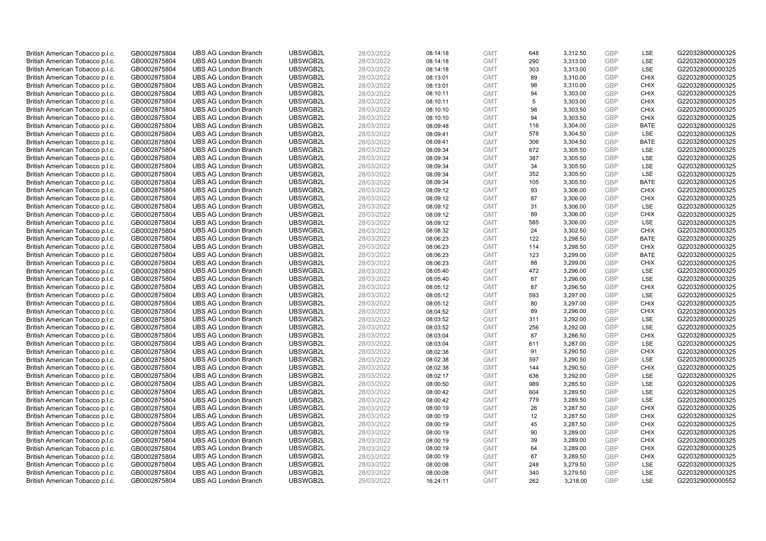| | | | | | | | | | | | |
|---|---|---|---|---|---|---|---|---|---|---|---|
| British American Tobacco p.l.c. | GB0002875804 | UBS AG London Branch | UBSWGB2L | 28/03/2022 | 08:14:18 | GMT | 648 | 3,312.50 | GBP | LSE | G220328000000325 |
| British American Tobacco p.l.c. | GB0002875804 | UBS AG London Branch | UBSWGB2L | 28/03/2022 | 08:14:18 | GMT | 290 | 3,313.00 | GBP | LSE | G220328000000325 |
| British American Tobacco p.l.c. | GB0002875804 | UBS AG London Branch | UBSWGB2L | 28/03/2022 | 08:14:18 | GMT | 303 | 3,313.00 | GBP | LSE | G220328000000325 |
| British American Tobacco p.l.c. | GB0002875804 | UBS AG London Branch | UBSWGB2L | 28/03/2022 | 08:13:01 | GMT | 89 | 3,310.00 | GBP | CHIX | G220328000000325 |
| British American Tobacco p.l.c. | GB0002875804 | UBS AG London Branch | UBSWGB2L | 28/03/2022 | 08:13:01 | GMT | 98 | 3,310.00 | GBP | CHIX | G220328000000325 |
| British American Tobacco p.l.c. | GB0002875804 | UBS AG London Branch | UBSWGB2L | 28/03/2022 | 08:10:11 | GMT | 94 | 3,303.00 | GBP | CHIX | G220328000000325 |
| British American Tobacco p.l.c. | GB0002875804 | UBS AG London Branch | UBSWGB2L | 28/03/2022 | 08:10:11 | GMT | 5 | 3,303.00 | GBP | CHIX | G220328000000325 |
| British American Tobacco p.l.c. | GB0002875804 | UBS AG London Branch | UBSWGB2L | 28/03/2022 | 08:10:10 | GMT | 98 | 3,303.50 | GBP | CHIX | G220328000000325 |
| British American Tobacco p.l.c. | GB0002875804 | UBS AG London Branch | UBSWGB2L | 28/03/2022 | 08:10:10 | GMT | 94 | 3,303.50 | GBP | CHIX | G220328000000325 |
| British American Tobacco p.l.c. | GB0002875804 | UBS AG London Branch | UBSWGB2L | 28/03/2022 | 08:09:48 | GMT | 116 | 3,304.00 | GBP | BATE | G220328000000325 |
| British American Tobacco p.l.c. | GB0002875804 | UBS AG London Branch | UBSWGB2L | 28/03/2022 | 08:09:41 | GMT | 578 | 3,304.50 | GBP | LSE | G220328000000325 |
| British American Tobacco p.l.c. | GB0002875804 | UBS AG London Branch | UBSWGB2L | 28/03/2022 | 08:09:41 | GMT | 306 | 3,304.50 | GBP | BATE | G220328000000325 |
| British American Tobacco p.l.c. | GB0002875804 | UBS AG London Branch | UBSWGB2L | 28/03/2022 | 08:09:34 | GMT | 672 | 3,305.50 | GBP | LSE | G220328000000325 |
| British American Tobacco p.l.c. | GB0002875804 | UBS AG London Branch | UBSWGB2L | 28/03/2022 | 08:09:34 | GMT | 387 | 3,305.50 | GBP | LSE | G220328000000325 |
| British American Tobacco p.l.c. | GB0002875804 | UBS AG London Branch | UBSWGB2L | 28/03/2022 | 08:09:34 | GMT | 34 | 3,305.50 | GBP | LSE | G220328000000325 |
| British American Tobacco p.l.c. | GB0002875804 | UBS AG London Branch | UBSWGB2L | 28/03/2022 | 08:09:34 | GMT | 352 | 3,305.50 | GBP | LSE | G220328000000325 |
| British American Tobacco p.l.c. | GB0002875804 | UBS AG London Branch | UBSWGB2L | 28/03/2022 | 08:09:34 | GMT | 105 | 3,305.50 | GBP | BATE | G220328000000325 |
| British American Tobacco p.l.c. | GB0002875804 | UBS AG London Branch | UBSWGB2L | 28/03/2022 | 08:09:12 | GMT | 93 | 3,306.00 | GBP | CHIX | G220328000000325 |
| British American Tobacco p.l.c. | GB0002875804 | UBS AG London Branch | UBSWGB2L | 28/03/2022 | 08:09:12 | GMT | 87 | 3,306.00 | GBP | CHIX | G220328000000325 |
| British American Tobacco p.l.c. | GB0002875804 | UBS AG London Branch | UBSWGB2L | 28/03/2022 | 08:09:12 | GMT | 31 | 3,306.00 | GBP | LSE | G220328000000325 |
| British American Tobacco p.l.c. | GB0002875804 | UBS AG London Branch | UBSWGB2L | 28/03/2022 | 08:09:12 | GMT | 89 | 3,306.00 | GBP | CHIX | G220328000000325 |
| British American Tobacco p.l.c. | GB0002875804 | UBS AG London Branch | UBSWGB2L | 28/03/2022 | 08:09:12 | GMT | 585 | 3,306.00 | GBP | LSE | G220328000000325 |
| British American Tobacco p.l.c. | GB0002875804 | UBS AG London Branch | UBSWGB2L | 28/03/2022 | 08:08:32 | GMT | 24 | 3,302.50 | GBP | CHIX | G220328000000325 |
| British American Tobacco p.l.c. | GB0002875804 | UBS AG London Branch | UBSWGB2L | 28/03/2022 | 08:06:23 | GMT | 122 | 3,298.50 | GBP | BATE | G220328000000325 |
| British American Tobacco p.l.c. | GB0002875804 | UBS AG London Branch | UBSWGB2L | 28/03/2022 | 08:06:23 | GMT | 114 | 3,298.50 | GBP | CHIX | G220328000000325 |
| British American Tobacco p.l.c. | GB0002875804 | UBS AG London Branch | UBSWGB2L | 28/03/2022 | 08:06:23 | GMT | 123 | 3,299.00 | GBP | BATE | G220328000000325 |
| British American Tobacco p.l.c. | GB0002875804 | UBS AG London Branch | UBSWGB2L | 28/03/2022 | 08:06:23 | GMT | 88 | 3,299.00 | GBP | CHIX | G220328000000325 |
| British American Tobacco p.l.c. | GB0002875804 | UBS AG London Branch | UBSWGB2L | 28/03/2022 | 08:05:40 | GMT | 472 | 3,296.00 | GBP | LSE | G220328000000325 |
| British American Tobacco p.l.c. | GB0002875804 | UBS AG London Branch | UBSWGB2L | 28/03/2022 | 08:05:40 | GMT | 87 | 3,296.00 | GBP | LSE | G220328000000325 |
| British American Tobacco p.l.c. | GB0002875804 | UBS AG London Branch | UBSWGB2L | 28/03/2022 | 08:05:12 | GMT | 87 | 3,296.50 | GBP | CHIX | G220328000000325 |
| British American Tobacco p.l.c. | GB0002875804 | UBS AG London Branch | UBSWGB2L | 28/03/2022 | 08:05:12 | GMT | 593 | 3,297.00 | GBP | LSE | G220328000000325 |
| British American Tobacco p.l.c. | GB0002875804 | UBS AG London Branch | UBSWGB2L | 28/03/2022 | 08:05:12 | GMT | 80 | 3,297.00 | GBP | CHIX | G220328000000325 |
| British American Tobacco p.l.c. | GB0002875804 | UBS AG London Branch | UBSWGB2L | 28/03/2022 | 08:04:52 | GMT | 89 | 3,296.00 | GBP | CHIX | G220328000000325 |
| British American Tobacco p.l.c. | GB0002875804 | UBS AG London Branch | UBSWGB2L | 28/03/2022 | 08:03:52 | GMT | 311 | 3,292.00 | GBP | LSE | G220328000000325 |
| British American Tobacco p.l.c. | GB0002875804 | UBS AG London Branch | UBSWGB2L | 28/03/2022 | 08:03:52 | GMT | 256 | 3,292.00 | GBP | LSE | G220328000000325 |
| British American Tobacco p.l.c. | GB0002875804 | UBS AG London Branch | UBSWGB2L | 28/03/2022 | 08:03:04 | GMT | 87 | 3,286.50 | GBP | CHIX | G220328000000325 |
| British American Tobacco p.l.c. | GB0002875804 | UBS AG London Branch | UBSWGB2L | 28/03/2022 | 08:03:04 | GMT | 611 | 3,287.00 | GBP | LSE | G220328000000325 |
| British American Tobacco p.l.c. | GB0002875804 | UBS AG London Branch | UBSWGB2L | 28/03/2022 | 08:02:38 | GMT | 91 | 3,290.50 | GBP | CHIX | G220328000000325 |
| British American Tobacco p.l.c. | GB0002875804 | UBS AG London Branch | UBSWGB2L | 28/03/2022 | 08:02:38 | GMT | 597 | 3,290.50 | GBP | LSE | G220328000000325 |
| British American Tobacco p.l.c. | GB0002875804 | UBS AG London Branch | UBSWGB2L | 28/03/2022 | 08:02:38 | GMT | 144 | 3,290.50 | GBP | CHIX | G220328000000325 |
| British American Tobacco p.l.c. | GB0002875804 | UBS AG London Branch | UBSWGB2L | 28/03/2022 | 08:02:17 | GMT | 636 | 3,292.00 | GBP | LSE | G220328000000325 |
| British American Tobacco p.l.c. | GB0002875804 | UBS AG London Branch | UBSWGB2L | 28/03/2022 | 08:00:50 | GMT | 989 | 3,285.50 | GBP | LSE | G220328000000325 |
| British American Tobacco p.l.c. | GB0002875804 | UBS AG London Branch | UBSWGB2L | 28/03/2022 | 08:00:42 | GMT | 604 | 3,289.50 | GBP | LSE | G220328000000325 |
| British American Tobacco p.l.c. | GB0002875804 | UBS AG London Branch | UBSWGB2L | 28/03/2022 | 08:00:42 | GMT | 779 | 3,289.50 | GBP | LSE | G220328000000325 |
| British American Tobacco p.l.c. | GB0002875804 | UBS AG London Branch | UBSWGB2L | 28/03/2022 | 08:00:19 | GMT | 26 | 3,287.50 | GBP | CHIX | G220328000000325 |
| British American Tobacco p.l.c. | GB0002875804 | UBS AG London Branch | UBSWGB2L | 28/03/2022 | 08:00:19 | GMT | 12 | 3,287.50 | GBP | CHIX | G220328000000325 |
| British American Tobacco p.l.c. | GB0002875804 | UBS AG London Branch | UBSWGB2L | 28/03/2022 | 08:00:19 | GMT | 45 | 3,287.50 | GBP | CHIX | G220328000000325 |
| British American Tobacco p.l.c. | GB0002875804 | UBS AG London Branch | UBSWGB2L | 28/03/2022 | 08:00:19 | GMT | 90 | 3,289.00 | GBP | CHIX | G220328000000325 |
| British American Tobacco p.l.c. | GB0002875804 | UBS AG London Branch | UBSWGB2L | 28/03/2022 | 08:00:19 | GMT | 39 | 3,289.00 | GBP | CHIX | G220328000000325 |
| British American Tobacco p.l.c. | GB0002875804 | UBS AG London Branch | UBSWGB2L | 28/03/2022 | 08:00:19 | GMT | 64 | 3,289.00 | GBP | CHIX | G220328000000325 |
| British American Tobacco p.l.c. | GB0002875804 | UBS AG London Branch | UBSWGB2L | 28/03/2022 | 08:00:19 | GMT | 87 | 3,289.50 | GBP | CHIX | G220328000000325 |
| British American Tobacco p.l.c. | GB0002875804 | UBS AG London Branch | UBSWGB2L | 28/03/2022 | 08:00:08 | GMT | 248 | 3,279.50 | GBP | LSE | G220328000000325 |
| British American Tobacco p.l.c. | GB0002875804 | UBS AG London Branch | UBSWGB2L | 28/03/2022 | 08:00:08 | GMT | 340 | 3,279.50 | GBP | LSE | G220328000000325 |
| British American Tobacco p.l.c. | GB0002875804 | UBS AG London Branch | UBSWGB2L | 29/03/2022 | 16:24:11 | GMT | 262 | 3,218.00 | GBP | LSE | G220329000000552 |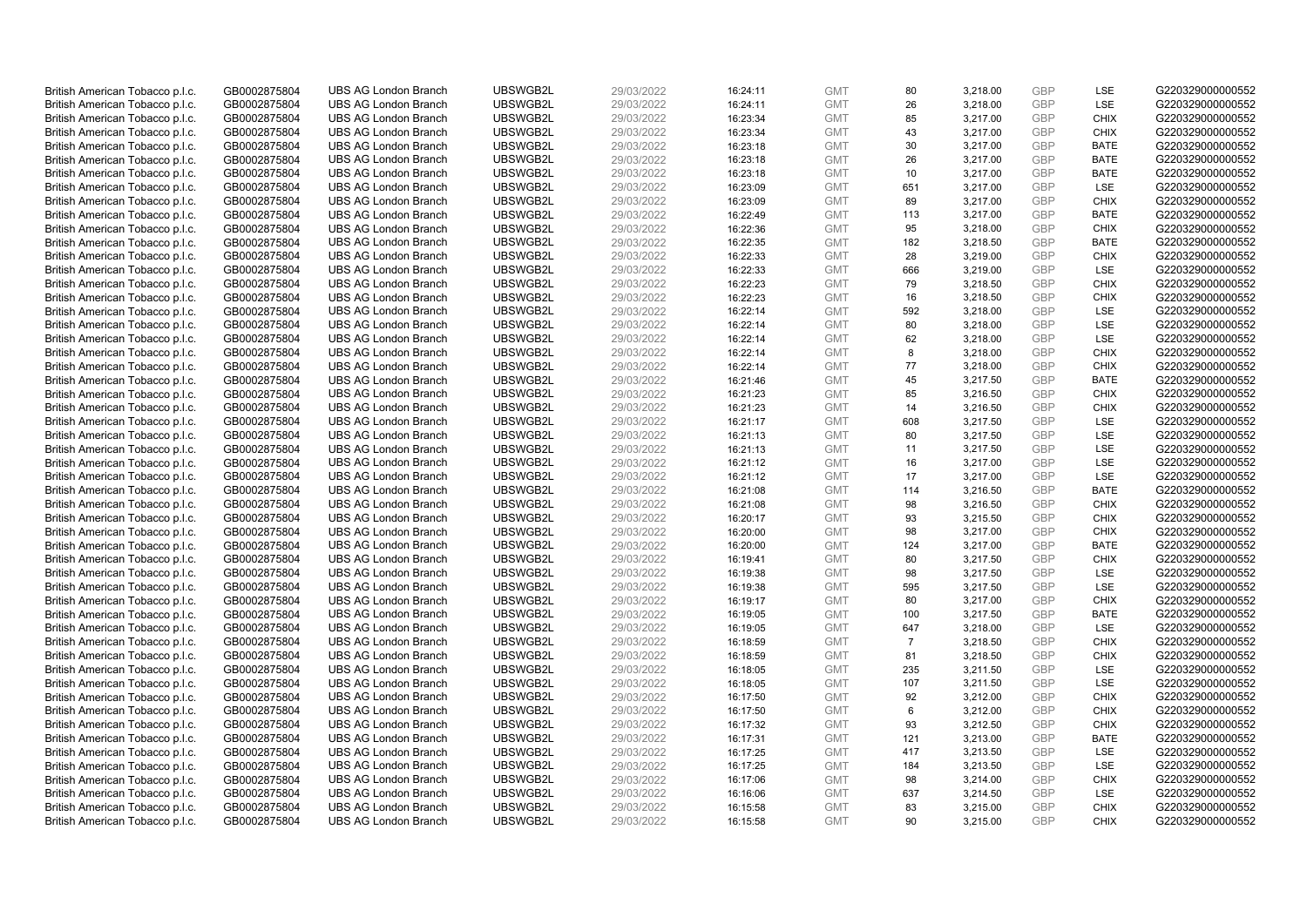| | | | | | | | | | | | |
|---|---|---|---|---|---|---|---|---|---|---|---|
| British American Tobacco p.l.c. | GB0002875804 | UBS AG London Branch | UBSWGB2L | 29/03/2022 | 16:24:11 | GMT | 80 | 3,218.00 | GBP | LSE | G220329000000552 |
| British American Tobacco p.l.c. | GB0002875804 | UBS AG London Branch | UBSWGB2L | 29/03/2022 | 16:24:11 | GMT | 26 | 3,218.00 | GBP | LSE | G220329000000552 |
| British American Tobacco p.l.c. | GB0002875804 | UBS AG London Branch | UBSWGB2L | 29/03/2022 | 16:23:34 | GMT | 85 | 3,217.00 | GBP | CHIX | G220329000000552 |
| British American Tobacco p.l.c. | GB0002875804 | UBS AG London Branch | UBSWGB2L | 29/03/2022 | 16:23:34 | GMT | 43 | 3,217.00 | GBP | CHIX | G220329000000552 |
| British American Tobacco p.l.c. | GB0002875804 | UBS AG London Branch | UBSWGB2L | 29/03/2022 | 16:23:18 | GMT | 30 | 3,217.00 | GBP | BATE | G220329000000552 |
| British American Tobacco p.l.c. | GB0002875804 | UBS AG London Branch | UBSWGB2L | 29/03/2022 | 16:23:18 | GMT | 26 | 3,217.00 | GBP | BATE | G220329000000552 |
| British American Tobacco p.l.c. | GB0002875804 | UBS AG London Branch | UBSWGB2L | 29/03/2022 | 16:23:18 | GMT | 10 | 3,217.00 | GBP | BATE | G220329000000552 |
| British American Tobacco p.l.c. | GB0002875804 | UBS AG London Branch | UBSWGB2L | 29/03/2022 | 16:23:09 | GMT | 651 | 3,217.00 | GBP | LSE | G220329000000552 |
| British American Tobacco p.l.c. | GB0002875804 | UBS AG London Branch | UBSWGB2L | 29/03/2022 | 16:23:09 | GMT | 89 | 3,217.00 | GBP | CHIX | G220329000000552 |
| British American Tobacco p.l.c. | GB0002875804 | UBS AG London Branch | UBSWGB2L | 29/03/2022 | 16:22:49 | GMT | 113 | 3,217.00 | GBP | BATE | G220329000000552 |
| British American Tobacco p.l.c. | GB0002875804 | UBS AG London Branch | UBSWGB2L | 29/03/2022 | 16:22:36 | GMT | 95 | 3,218.00 | GBP | CHIX | G220329000000552 |
| British American Tobacco p.l.c. | GB0002875804 | UBS AG London Branch | UBSWGB2L | 29/03/2022 | 16:22:35 | GMT | 182 | 3,218.50 | GBP | BATE | G220329000000552 |
| British American Tobacco p.l.c. | GB0002875804 | UBS AG London Branch | UBSWGB2L | 29/03/2022 | 16:22:33 | GMT | 28 | 3,219.00 | GBP | CHIX | G220329000000552 |
| British American Tobacco p.l.c. | GB0002875804 | UBS AG London Branch | UBSWGB2L | 29/03/2022 | 16:22:33 | GMT | 666 | 3,219.00 | GBP | LSE | G220329000000552 |
| British American Tobacco p.l.c. | GB0002875804 | UBS AG London Branch | UBSWGB2L | 29/03/2022 | 16:22:23 | GMT | 79 | 3,218.50 | GBP | CHIX | G220329000000552 |
| British American Tobacco p.l.c. | GB0002875804 | UBS AG London Branch | UBSWGB2L | 29/03/2022 | 16:22:23 | GMT | 16 | 3,218.50 | GBP | CHIX | G220329000000552 |
| British American Tobacco p.l.c. | GB0002875804 | UBS AG London Branch | UBSWGB2L | 29/03/2022 | 16:22:14 | GMT | 592 | 3,218.00 | GBP | LSE | G220329000000552 |
| British American Tobacco p.l.c. | GB0002875804 | UBS AG London Branch | UBSWGB2L | 29/03/2022 | 16:22:14 | GMT | 80 | 3,218.00 | GBP | LSE | G220329000000552 |
| British American Tobacco p.l.c. | GB0002875804 | UBS AG London Branch | UBSWGB2L | 29/03/2022 | 16:22:14 | GMT | 62 | 3,218.00 | GBP | LSE | G220329000000552 |
| British American Tobacco p.l.c. | GB0002875804 | UBS AG London Branch | UBSWGB2L | 29/03/2022 | 16:22:14 | GMT | 8 | 3,218.00 | GBP | CHIX | G220329000000552 |
| British American Tobacco p.l.c. | GB0002875804 | UBS AG London Branch | UBSWGB2L | 29/03/2022 | 16:22:14 | GMT | 77 | 3,218.00 | GBP | CHIX | G220329000000552 |
| British American Tobacco p.l.c. | GB0002875804 | UBS AG London Branch | UBSWGB2L | 29/03/2022 | 16:21:46 | GMT | 45 | 3,217.50 | GBP | BATE | G220329000000552 |
| British American Tobacco p.l.c. | GB0002875804 | UBS AG London Branch | UBSWGB2L | 29/03/2022 | 16:21:23 | GMT | 85 | 3,216.50 | GBP | CHIX | G220329000000552 |
| British American Tobacco p.l.c. | GB0002875804 | UBS AG London Branch | UBSWGB2L | 29/03/2022 | 16:21:23 | GMT | 14 | 3,216.50 | GBP | CHIX | G220329000000552 |
| British American Tobacco p.l.c. | GB0002875804 | UBS AG London Branch | UBSWGB2L | 29/03/2022 | 16:21:17 | GMT | 608 | 3,217.50 | GBP | LSE | G220329000000552 |
| British American Tobacco p.l.c. | GB0002875804 | UBS AG London Branch | UBSWGB2L | 29/03/2022 | 16:21:13 | GMT | 80 | 3,217.50 | GBP | LSE | G220329000000552 |
| British American Tobacco p.l.c. | GB0002875804 | UBS AG London Branch | UBSWGB2L | 29/03/2022 | 16:21:13 | GMT | 11 | 3,217.50 | GBP | LSE | G220329000000552 |
| British American Tobacco p.l.c. | GB0002875804 | UBS AG London Branch | UBSWGB2L | 29/03/2022 | 16:21:12 | GMT | 16 | 3,217.00 | GBP | LSE | G220329000000552 |
| British American Tobacco p.l.c. | GB0002875804 | UBS AG London Branch | UBSWGB2L | 29/03/2022 | 16:21:12 | GMT | 17 | 3,217.00 | GBP | LSE | G220329000000552 |
| British American Tobacco p.l.c. | GB0002875804 | UBS AG London Branch | UBSWGB2L | 29/03/2022 | 16:21:08 | GMT | 114 | 3,216.50 | GBP | BATE | G220329000000552 |
| British American Tobacco p.l.c. | GB0002875804 | UBS AG London Branch | UBSWGB2L | 29/03/2022 | 16:21:08 | GMT | 98 | 3,216.50 | GBP | CHIX | G220329000000552 |
| British American Tobacco p.l.c. | GB0002875804 | UBS AG London Branch | UBSWGB2L | 29/03/2022 | 16:20:17 | GMT | 93 | 3,215.50 | GBP | CHIX | G220329000000552 |
| British American Tobacco p.l.c. | GB0002875804 | UBS AG London Branch | UBSWGB2L | 29/03/2022 | 16:20:00 | GMT | 98 | 3,217.00 | GBP | CHIX | G220329000000552 |
| British American Tobacco p.l.c. | GB0002875804 | UBS AG London Branch | UBSWGB2L | 29/03/2022 | 16:20:00 | GMT | 124 | 3,217.00 | GBP | BATE | G220329000000552 |
| British American Tobacco p.l.c. | GB0002875804 | UBS AG London Branch | UBSWGB2L | 29/03/2022 | 16:19:41 | GMT | 80 | 3,217.50 | GBP | CHIX | G220329000000552 |
| British American Tobacco p.l.c. | GB0002875804 | UBS AG London Branch | UBSWGB2L | 29/03/2022 | 16:19:38 | GMT | 98 | 3,217.50 | GBP | LSE | G220329000000552 |
| British American Tobacco p.l.c. | GB0002875804 | UBS AG London Branch | UBSWGB2L | 29/03/2022 | 16:19:38 | GMT | 595 | 3,217.50 | GBP | LSE | G220329000000552 |
| British American Tobacco p.l.c. | GB0002875804 | UBS AG London Branch | UBSWGB2L | 29/03/2022 | 16:19:17 | GMT | 80 | 3,217.00 | GBP | CHIX | G220329000000552 |
| British American Tobacco p.l.c. | GB0002875804 | UBS AG London Branch | UBSWGB2L | 29/03/2022 | 16:19:05 | GMT | 100 | 3,217.50 | GBP | BATE | G220329000000552 |
| British American Tobacco p.l.c. | GB0002875804 | UBS AG London Branch | UBSWGB2L | 29/03/2022 | 16:19:05 | GMT | 647 | 3,218.00 | GBP | LSE | G220329000000552 |
| British American Tobacco p.l.c. | GB0002875804 | UBS AG London Branch | UBSWGB2L | 29/03/2022 | 16:18:59 | GMT | 7 | 3,218.50 | GBP | CHIX | G220329000000552 |
| British American Tobacco p.l.c. | GB0002875804 | UBS AG London Branch | UBSWGB2L | 29/03/2022 | 16:18:59 | GMT | 81 | 3,218.50 | GBP | CHIX | G220329000000552 |
| British American Tobacco p.l.c. | GB0002875804 | UBS AG London Branch | UBSWGB2L | 29/03/2022 | 16:18:05 | GMT | 235 | 3,211.50 | GBP | LSE | G220329000000552 |
| British American Tobacco p.l.c. | GB0002875804 | UBS AG London Branch | UBSWGB2L | 29/03/2022 | 16:18:05 | GMT | 107 | 3,211.50 | GBP | LSE | G220329000000552 |
| British American Tobacco p.l.c. | GB0002875804 | UBS AG London Branch | UBSWGB2L | 29/03/2022 | 16:17:50 | GMT | 92 | 3,212.00 | GBP | CHIX | G220329000000552 |
| British American Tobacco p.l.c. | GB0002875804 | UBS AG London Branch | UBSWGB2L | 29/03/2022 | 16:17:50 | GMT | 6 | 3,212.00 | GBP | CHIX | G220329000000552 |
| British American Tobacco p.l.c. | GB0002875804 | UBS AG London Branch | UBSWGB2L | 29/03/2022 | 16:17:32 | GMT | 93 | 3,212.50 | GBP | CHIX | G220329000000552 |
| British American Tobacco p.l.c. | GB0002875804 | UBS AG London Branch | UBSWGB2L | 29/03/2022 | 16:17:31 | GMT | 121 | 3,213.00 | GBP | BATE | G220329000000552 |
| British American Tobacco p.l.c. | GB0002875804 | UBS AG London Branch | UBSWGB2L | 29/03/2022 | 16:17:25 | GMT | 417 | 3,213.50 | GBP | LSE | G220329000000552 |
| British American Tobacco p.l.c. | GB0002875804 | UBS AG London Branch | UBSWGB2L | 29/03/2022 | 16:17:25 | GMT | 184 | 3,213.50 | GBP | LSE | G220329000000552 |
| British American Tobacco p.l.c. | GB0002875804 | UBS AG London Branch | UBSWGB2L | 29/03/2022 | 16:17:06 | GMT | 98 | 3,214.00 | GBP | CHIX | G220329000000552 |
| British American Tobacco p.l.c. | GB0002875804 | UBS AG London Branch | UBSWGB2L | 29/03/2022 | 16:16:06 | GMT | 637 | 3,214.50 | GBP | LSE | G220329000000552 |
| British American Tobacco p.l.c. | GB0002875804 | UBS AG London Branch | UBSWGB2L | 29/03/2022 | 16:15:58 | GMT | 83 | 3,215.00 | GBP | CHIX | G220329000000552 |
| British American Tobacco p.l.c. | GB0002875804 | UBS AG London Branch | UBSWGB2L | 29/03/2022 | 16:15:58 | GMT | 90 | 3,215.00 | GBP | CHIX | G220329000000552 |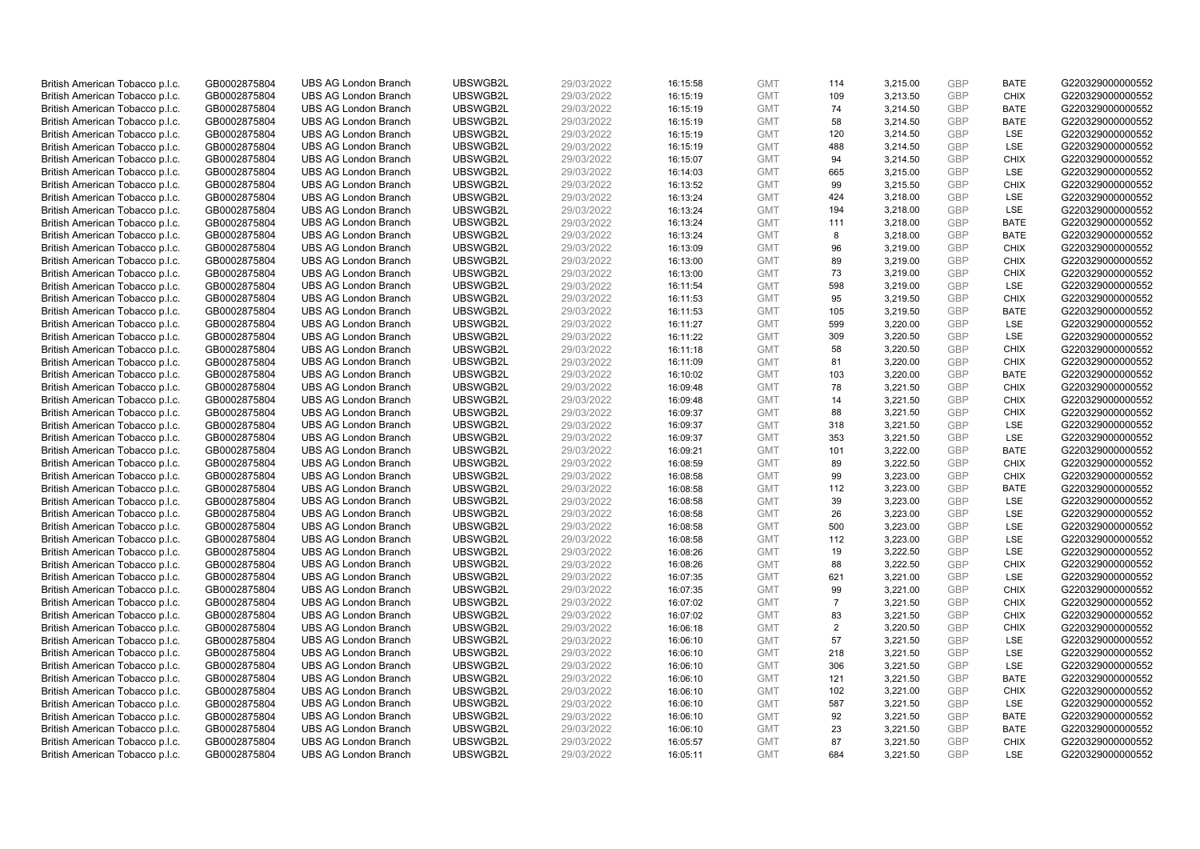| | | | | | | | | | | | |
|---|---|---|---|---|---|---|---|---|---|---|---|
| British American Tobacco p.l.c. | GB0002875804 | UBS AG London Branch | UBSWGB2L | 29/03/2022 | 16:15:58 | GMT | 114 | 3,215.00 | GBP | BATE | G220329000000552 |
| British American Tobacco p.l.c. | GB0002875804 | UBS AG London Branch | UBSWGB2L | 29/03/2022 | 16:15:19 | GMT | 109 | 3,213.50 | GBP | CHIX | G220329000000552 |
| British American Tobacco p.l.c. | GB0002875804 | UBS AG London Branch | UBSWGB2L | 29/03/2022 | 16:15:19 | GMT | 74 | 3,214.50 | GBP | BATE | G220329000000552 |
| British American Tobacco p.l.c. | GB0002875804 | UBS AG London Branch | UBSWGB2L | 29/03/2022 | 16:15:19 | GMT | 58 | 3,214.50 | GBP | BATE | G220329000000552 |
| British American Tobacco p.l.c. | GB0002875804 | UBS AG London Branch | UBSWGB2L | 29/03/2022 | 16:15:19 | GMT | 120 | 3,214.50 | GBP | LSE | G220329000000552 |
| British American Tobacco p.l.c. | GB0002875804 | UBS AG London Branch | UBSWGB2L | 29/03/2022 | 16:15:19 | GMT | 488 | 3,214.50 | GBP | LSE | G220329000000552 |
| British American Tobacco p.l.c. | GB0002875804 | UBS AG London Branch | UBSWGB2L | 29/03/2022 | 16:15:07 | GMT | 94 | 3,214.50 | GBP | CHIX | G220329000000552 |
| British American Tobacco p.l.c. | GB0002875804 | UBS AG London Branch | UBSWGB2L | 29/03/2022 | 16:14:03 | GMT | 665 | 3,215.00 | GBP | LSE | G220329000000552 |
| British American Tobacco p.l.c. | GB0002875804 | UBS AG London Branch | UBSWGB2L | 29/03/2022 | 16:13:52 | GMT | 99 | 3,215.50 | GBP | CHIX | G220329000000552 |
| British American Tobacco p.l.c. | GB0002875804 | UBS AG London Branch | UBSWGB2L | 29/03/2022 | 16:13:24 | GMT | 424 | 3,218.00 | GBP | LSE | G220329000000552 |
| British American Tobacco p.l.c. | GB0002875804 | UBS AG London Branch | UBSWGB2L | 29/03/2022 | 16:13:24 | GMT | 194 | 3,218.00 | GBP | LSE | G220329000000552 |
| British American Tobacco p.l.c. | GB0002875804 | UBS AG London Branch | UBSWGB2L | 29/03/2022 | 16:13:24 | GMT | 111 | 3,218.00 | GBP | BATE | G220329000000552 |
| British American Tobacco p.l.c. | GB0002875804 | UBS AG London Branch | UBSWGB2L | 29/03/2022 | 16:13:24 | GMT | 8 | 3,218.00 | GBP | BATE | G220329000000552 |
| British American Tobacco p.l.c. | GB0002875804 | UBS AG London Branch | UBSWGB2L | 29/03/2022 | 16:13:09 | GMT | 96 | 3,219.00 | GBP | CHIX | G220329000000552 |
| British American Tobacco p.l.c. | GB0002875804 | UBS AG London Branch | UBSWGB2L | 29/03/2022 | 16:13:00 | GMT | 89 | 3,219.00 | GBP | CHIX | G220329000000552 |
| British American Tobacco p.l.c. | GB0002875804 | UBS AG London Branch | UBSWGB2L | 29/03/2022 | 16:13:00 | GMT | 73 | 3,219.00 | GBP | CHIX | G220329000000552 |
| British American Tobacco p.l.c. | GB0002875804 | UBS AG London Branch | UBSWGB2L | 29/03/2022 | 16:11:54 | GMT | 598 | 3,219.00 | GBP | LSE | G220329000000552 |
| British American Tobacco p.l.c. | GB0002875804 | UBS AG London Branch | UBSWGB2L | 29/03/2022 | 16:11:53 | GMT | 95 | 3,219.50 | GBP | CHIX | G220329000000552 |
| British American Tobacco p.l.c. | GB0002875804 | UBS AG London Branch | UBSWGB2L | 29/03/2022 | 16:11:53 | GMT | 105 | 3,219.50 | GBP | BATE | G220329000000552 |
| British American Tobacco p.l.c. | GB0002875804 | UBS AG London Branch | UBSWGB2L | 29/03/2022 | 16:11:27 | GMT | 599 | 3,220.00 | GBP | LSE | G220329000000552 |
| British American Tobacco p.l.c. | GB0002875804 | UBS AG London Branch | UBSWGB2L | 29/03/2022 | 16:11:22 | GMT | 309 | 3,220.50 | GBP | LSE | G220329000000552 |
| British American Tobacco p.l.c. | GB0002875804 | UBS AG London Branch | UBSWGB2L | 29/03/2022 | 16:11:18 | GMT | 58 | 3,220.50 | GBP | CHIX | G220329000000552 |
| British American Tobacco p.l.c. | GB0002875804 | UBS AG London Branch | UBSWGB2L | 29/03/2022 | 16:11:09 | GMT | 81 | 3,220.00 | GBP | CHIX | G220329000000552 |
| British American Tobacco p.l.c. | GB0002875804 | UBS AG London Branch | UBSWGB2L | 29/03/2022 | 16:10:02 | GMT | 103 | 3,220.00 | GBP | BATE | G220329000000552 |
| British American Tobacco p.l.c. | GB0002875804 | UBS AG London Branch | UBSWGB2L | 29/03/2022 | 16:09:48 | GMT | 78 | 3,221.50 | GBP | CHIX | G220329000000552 |
| British American Tobacco p.l.c. | GB0002875804 | UBS AG London Branch | UBSWGB2L | 29/03/2022 | 16:09:48 | GMT | 14 | 3,221.50 | GBP | CHIX | G220329000000552 |
| British American Tobacco p.l.c. | GB0002875804 | UBS AG London Branch | UBSWGB2L | 29/03/2022 | 16:09:37 | GMT | 88 | 3,221.50 | GBP | CHIX | G220329000000552 |
| British American Tobacco p.l.c. | GB0002875804 | UBS AG London Branch | UBSWGB2L | 29/03/2022 | 16:09:37 | GMT | 318 | 3,221.50 | GBP | LSE | G220329000000552 |
| British American Tobacco p.l.c. | GB0002875804 | UBS AG London Branch | UBSWGB2L | 29/03/2022 | 16:09:37 | GMT | 353 | 3,221.50 | GBP | LSE | G220329000000552 |
| British American Tobacco p.l.c. | GB0002875804 | UBS AG London Branch | UBSWGB2L | 29/03/2022 | 16:09:21 | GMT | 101 | 3,222.00 | GBP | BATE | G220329000000552 |
| British American Tobacco p.l.c. | GB0002875804 | UBS AG London Branch | UBSWGB2L | 29/03/2022 | 16:08:59 | GMT | 89 | 3,222.50 | GBP | CHIX | G220329000000552 |
| British American Tobacco p.l.c. | GB0002875804 | UBS AG London Branch | UBSWGB2L | 29/03/2022 | 16:08:58 | GMT | 99 | 3,223.00 | GBP | CHIX | G220329000000552 |
| British American Tobacco p.l.c. | GB0002875804 | UBS AG London Branch | UBSWGB2L | 29/03/2022 | 16:08:58 | GMT | 112 | 3,223.00 | GBP | BATE | G220329000000552 |
| British American Tobacco p.l.c. | GB0002875804 | UBS AG London Branch | UBSWGB2L | 29/03/2022 | 16:08:58 | GMT | 39 | 3,223.00 | GBP | LSE | G220329000000552 |
| British American Tobacco p.l.c. | GB0002875804 | UBS AG London Branch | UBSWGB2L | 29/03/2022 | 16:08:58 | GMT | 26 | 3,223.00 | GBP | LSE | G220329000000552 |
| British American Tobacco p.l.c. | GB0002875804 | UBS AG London Branch | UBSWGB2L | 29/03/2022 | 16:08:58 | GMT | 500 | 3,223.00 | GBP | LSE | G220329000000552 |
| British American Tobacco p.l.c. | GB0002875804 | UBS AG London Branch | UBSWGB2L | 29/03/2022 | 16:08:58 | GMT | 112 | 3,223.00 | GBP | LSE | G220329000000552 |
| British American Tobacco p.l.c. | GB0002875804 | UBS AG London Branch | UBSWGB2L | 29/03/2022 | 16:08:26 | GMT | 19 | 3,222.50 | GBP | LSE | G220329000000552 |
| British American Tobacco p.l.c. | GB0002875804 | UBS AG London Branch | UBSWGB2L | 29/03/2022 | 16:08:26 | GMT | 88 | 3,222.50 | GBP | CHIX | G220329000000552 |
| British American Tobacco p.l.c. | GB0002875804 | UBS AG London Branch | UBSWGB2L | 29/03/2022 | 16:07:35 | GMT | 621 | 3,221.00 | GBP | LSE | G220329000000552 |
| British American Tobacco p.l.c. | GB0002875804 | UBS AG London Branch | UBSWGB2L | 29/03/2022 | 16:07:35 | GMT | 99 | 3,221.00 | GBP | CHIX | G220329000000552 |
| British American Tobacco p.l.c. | GB0002875804 | UBS AG London Branch | UBSWGB2L | 29/03/2022 | 16:07:02 | GMT | 7 | 3,221.50 | GBP | CHIX | G220329000000552 |
| British American Tobacco p.l.c. | GB0002875804 | UBS AG London Branch | UBSWGB2L | 29/03/2022 | 16:07:02 | GMT | 83 | 3,221.50 | GBP | CHIX | G220329000000552 |
| British American Tobacco p.l.c. | GB0002875804 | UBS AG London Branch | UBSWGB2L | 29/03/2022 | 16:06:18 | GMT | 2 | 3,220.50 | GBP | CHIX | G220329000000552 |
| British American Tobacco p.l.c. | GB0002875804 | UBS AG London Branch | UBSWGB2L | 29/03/2022 | 16:06:10 | GMT | 57 | 3,221.50 | GBP | LSE | G220329000000552 |
| British American Tobacco p.l.c. | GB0002875804 | UBS AG London Branch | UBSWGB2L | 29/03/2022 | 16:06:10 | GMT | 218 | 3,221.50 | GBP | LSE | G220329000000552 |
| British American Tobacco p.l.c. | GB0002875804 | UBS AG London Branch | UBSWGB2L | 29/03/2022 | 16:06:10 | GMT | 306 | 3,221.50 | GBP | LSE | G220329000000552 |
| British American Tobacco p.l.c. | GB0002875804 | UBS AG London Branch | UBSWGB2L | 29/03/2022 | 16:06:10 | GMT | 121 | 3,221.50 | GBP | BATE | G220329000000552 |
| British American Tobacco p.l.c. | GB0002875804 | UBS AG London Branch | UBSWGB2L | 29/03/2022 | 16:06:10 | GMT | 102 | 3,221.00 | GBP | CHIX | G220329000000552 |
| British American Tobacco p.l.c. | GB0002875804 | UBS AG London Branch | UBSWGB2L | 29/03/2022 | 16:06:10 | GMT | 587 | 3,221.50 | GBP | LSE | G220329000000552 |
| British American Tobacco p.l.c. | GB0002875804 | UBS AG London Branch | UBSWGB2L | 29/03/2022 | 16:06:10 | GMT | 92 | 3,221.50 | GBP | BATE | G220329000000552 |
| British American Tobacco p.l.c. | GB0002875804 | UBS AG London Branch | UBSWGB2L | 29/03/2022 | 16:06:10 | GMT | 23 | 3,221.50 | GBP | BATE | G220329000000552 |
| British American Tobacco p.l.c. | GB0002875804 | UBS AG London Branch | UBSWGB2L | 29/03/2022 | 16:05:57 | GMT | 87 | 3,221.50 | GBP | CHIX | G220329000000552 |
| British American Tobacco p.l.c. | GB0002875804 | UBS AG London Branch | UBSWGB2L | 29/03/2022 | 16:05:11 | GMT | 684 | 3,221.50 | GBP | LSE | G220329000000552 |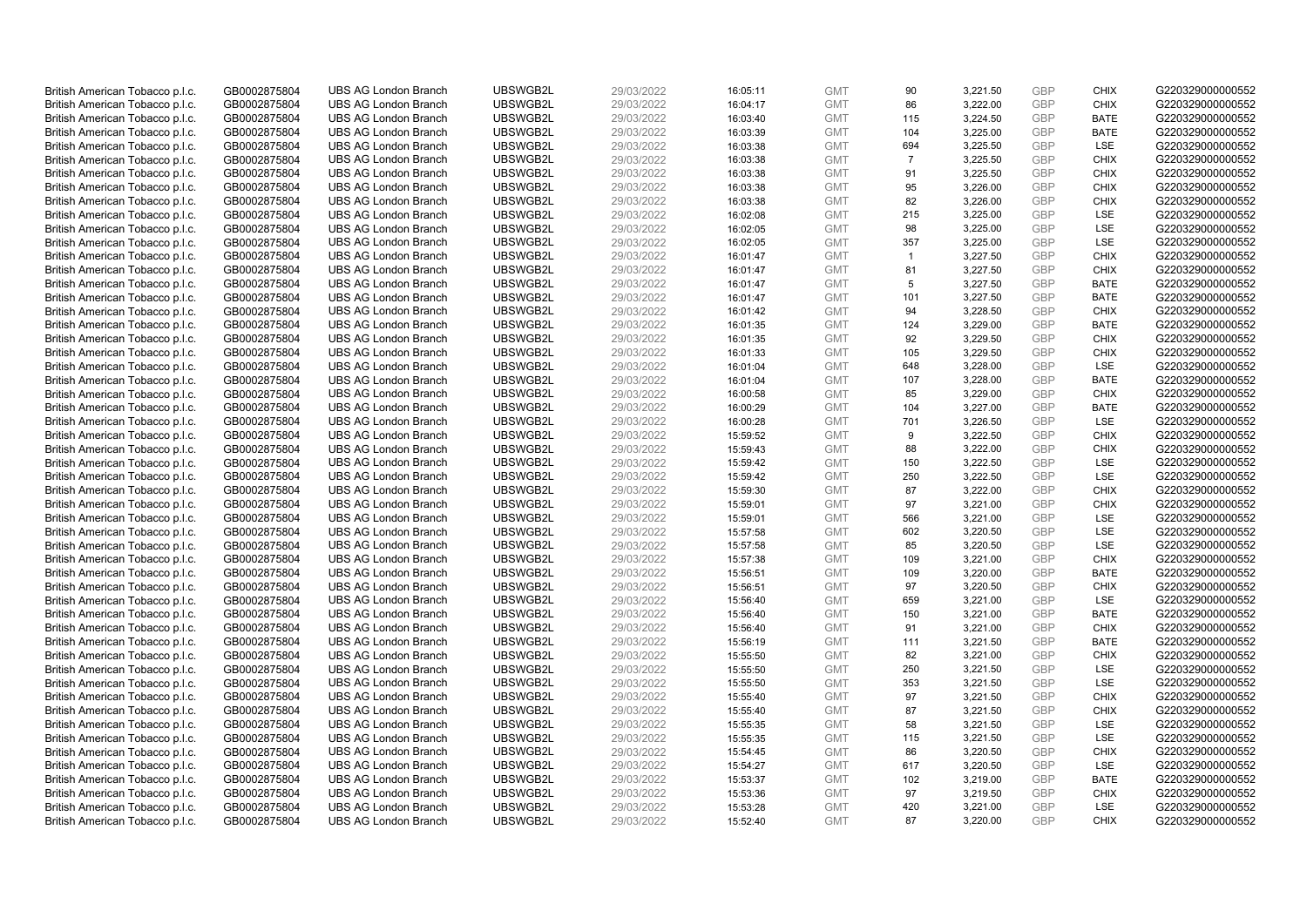| | | | | | | | | | | | |
|---|---|---|---|---|---|---|---|---|---|---|---|
| British American Tobacco p.l.c. | GB0002875804 | UBS AG London Branch | UBSWGB2L | 29/03/2022 | 16:05:11 | GMT | 90 | 3,221.50 | GBP | CHIX | G220329000000552 |
| British American Tobacco p.l.c. | GB0002875804 | UBS AG London Branch | UBSWGB2L | 29/03/2022 | 16:04:17 | GMT | 86 | 3,222.00 | GBP | CHIX | G220329000000552 |
| British American Tobacco p.l.c. | GB0002875804 | UBS AG London Branch | UBSWGB2L | 29/03/2022 | 16:03:40 | GMT | 115 | 3,224.50 | GBP | BATE | G220329000000552 |
| British American Tobacco p.l.c. | GB0002875804 | UBS AG London Branch | UBSWGB2L | 29/03/2022 | 16:03:39 | GMT | 104 | 3,225.00 | GBP | BATE | G220329000000552 |
| British American Tobacco p.l.c. | GB0002875804 | UBS AG London Branch | UBSWGB2L | 29/03/2022 | 16:03:38 | GMT | 694 | 3,225.50 | GBP | LSE | G220329000000552 |
| British American Tobacco p.l.c. | GB0002875804 | UBS AG London Branch | UBSWGB2L | 29/03/2022 | 16:03:38 | GMT | 7 | 3,225.50 | GBP | CHIX | G220329000000552 |
| British American Tobacco p.l.c. | GB0002875804 | UBS AG London Branch | UBSWGB2L | 29/03/2022 | 16:03:38 | GMT | 91 | 3,225.50 | GBP | CHIX | G220329000000552 |
| British American Tobacco p.l.c. | GB0002875804 | UBS AG London Branch | UBSWGB2L | 29/03/2022 | 16:03:38 | GMT | 95 | 3,226.00 | GBP | CHIX | G220329000000552 |
| British American Tobacco p.l.c. | GB0002875804 | UBS AG London Branch | UBSWGB2L | 29/03/2022 | 16:03:38 | GMT | 82 | 3,226.00 | GBP | CHIX | G220329000000552 |
| British American Tobacco p.l.c. | GB0002875804 | UBS AG London Branch | UBSWGB2L | 29/03/2022 | 16:02:08 | GMT | 215 | 3,225.00 | GBP | LSE | G220329000000552 |
| British American Tobacco p.l.c. | GB0002875804 | UBS AG London Branch | UBSWGB2L | 29/03/2022 | 16:02:05 | GMT | 98 | 3,225.00 | GBP | LSE | G220329000000552 |
| British American Tobacco p.l.c. | GB0002875804 | UBS AG London Branch | UBSWGB2L | 29/03/2022 | 16:02:05 | GMT | 357 | 3,225.00 | GBP | LSE | G220329000000552 |
| British American Tobacco p.l.c. | GB0002875804 | UBS AG London Branch | UBSWGB2L | 29/03/2022 | 16:01:47 | GMT | 1 | 3,227.50 | GBP | CHIX | G220329000000552 |
| British American Tobacco p.l.c. | GB0002875804 | UBS AG London Branch | UBSWGB2L | 29/03/2022 | 16:01:47 | GMT | 81 | 3,227.50 | GBP | CHIX | G220329000000552 |
| British American Tobacco p.l.c. | GB0002875804 | UBS AG London Branch | UBSWGB2L | 29/03/2022 | 16:01:47 | GMT | 5 | 3,227.50 | GBP | BATE | G220329000000552 |
| British American Tobacco p.l.c. | GB0002875804 | UBS AG London Branch | UBSWGB2L | 29/03/2022 | 16:01:47 | GMT | 101 | 3,227.50 | GBP | BATE | G220329000000552 |
| British American Tobacco p.l.c. | GB0002875804 | UBS AG London Branch | UBSWGB2L | 29/03/2022 | 16:01:42 | GMT | 94 | 3,228.50 | GBP | CHIX | G220329000000552 |
| British American Tobacco p.l.c. | GB0002875804 | UBS AG London Branch | UBSWGB2L | 29/03/2022 | 16:01:35 | GMT | 124 | 3,229.00 | GBP | BATE | G220329000000552 |
| British American Tobacco p.l.c. | GB0002875804 | UBS AG London Branch | UBSWGB2L | 29/03/2022 | 16:01:35 | GMT | 92 | 3,229.50 | GBP | CHIX | G220329000000552 |
| British American Tobacco p.l.c. | GB0002875804 | UBS AG London Branch | UBSWGB2L | 29/03/2022 | 16:01:33 | GMT | 105 | 3,229.50 | GBP | CHIX | G220329000000552 |
| British American Tobacco p.l.c. | GB0002875804 | UBS AG London Branch | UBSWGB2L | 29/03/2022 | 16:01:04 | GMT | 648 | 3,228.00 | GBP | LSE | G220329000000552 |
| British American Tobacco p.l.c. | GB0002875804 | UBS AG London Branch | UBSWGB2L | 29/03/2022 | 16:01:04 | GMT | 107 | 3,228.00 | GBP | BATE | G220329000000552 |
| British American Tobacco p.l.c. | GB0002875804 | UBS AG London Branch | UBSWGB2L | 29/03/2022 | 16:00:58 | GMT | 85 | 3,229.00 | GBP | CHIX | G220329000000552 |
| British American Tobacco p.l.c. | GB0002875804 | UBS AG London Branch | UBSWGB2L | 29/03/2022 | 16:00:29 | GMT | 104 | 3,227.00 | GBP | BATE | G220329000000552 |
| British American Tobacco p.l.c. | GB0002875804 | UBS AG London Branch | UBSWGB2L | 29/03/2022 | 16:00:28 | GMT | 701 | 3,226.50 | GBP | LSE | G220329000000552 |
| British American Tobacco p.l.c. | GB0002875804 | UBS AG London Branch | UBSWGB2L | 29/03/2022 | 15:59:52 | GMT | 9 | 3,222.50 | GBP | CHIX | G220329000000552 |
| British American Tobacco p.l.c. | GB0002875804 | UBS AG London Branch | UBSWGB2L | 29/03/2022 | 15:59:43 | GMT | 88 | 3,222.00 | GBP | CHIX | G220329000000552 |
| British American Tobacco p.l.c. | GB0002875804 | UBS AG London Branch | UBSWGB2L | 29/03/2022 | 15:59:42 | GMT | 150 | 3,222.50 | GBP | LSE | G220329000000552 |
| British American Tobacco p.l.c. | GB0002875804 | UBS AG London Branch | UBSWGB2L | 29/03/2022 | 15:59:42 | GMT | 250 | 3,222.50 | GBP | LSE | G220329000000552 |
| British American Tobacco p.l.c. | GB0002875804 | UBS AG London Branch | UBSWGB2L | 29/03/2022 | 15:59:30 | GMT | 87 | 3,222.00 | GBP | CHIX | G220329000000552 |
| British American Tobacco p.l.c. | GB0002875804 | UBS AG London Branch | UBSWGB2L | 29/03/2022 | 15:59:01 | GMT | 97 | 3,221.00 | GBP | CHIX | G220329000000552 |
| British American Tobacco p.l.c. | GB0002875804 | UBS AG London Branch | UBSWGB2L | 29/03/2022 | 15:59:01 | GMT | 566 | 3,221.00 | GBP | LSE | G220329000000552 |
| British American Tobacco p.l.c. | GB0002875804 | UBS AG London Branch | UBSWGB2L | 29/03/2022 | 15:57:58 | GMT | 602 | 3,220.50 | GBP | LSE | G220329000000552 |
| British American Tobacco p.l.c. | GB0002875804 | UBS AG London Branch | UBSWGB2L | 29/03/2022 | 15:57:58 | GMT | 85 | 3,220.50 | GBP | LSE | G220329000000552 |
| British American Tobacco p.l.c. | GB0002875804 | UBS AG London Branch | UBSWGB2L | 29/03/2022 | 15:57:38 | GMT | 109 | 3,221.00 | GBP | CHIX | G220329000000552 |
| British American Tobacco p.l.c. | GB0002875804 | UBS AG London Branch | UBSWGB2L | 29/03/2022 | 15:56:51 | GMT | 109 | 3,220.00 | GBP | BATE | G220329000000552 |
| British American Tobacco p.l.c. | GB0002875804 | UBS AG London Branch | UBSWGB2L | 29/03/2022 | 15:56:51 | GMT | 97 | 3,220.50 | GBP | CHIX | G220329000000552 |
| British American Tobacco p.l.c. | GB0002875804 | UBS AG London Branch | UBSWGB2L | 29/03/2022 | 15:56:40 | GMT | 659 | 3,221.00 | GBP | LSE | G220329000000552 |
| British American Tobacco p.l.c. | GB0002875804 | UBS AG London Branch | UBSWGB2L | 29/03/2022 | 15:56:40 | GMT | 150 | 3,221.00 | GBP | BATE | G220329000000552 |
| British American Tobacco p.l.c. | GB0002875804 | UBS AG London Branch | UBSWGB2L | 29/03/2022 | 15:56:40 | GMT | 91 | 3,221.00 | GBP | CHIX | G220329000000552 |
| British American Tobacco p.l.c. | GB0002875804 | UBS AG London Branch | UBSWGB2L | 29/03/2022 | 15:56:19 | GMT | 111 | 3,221.50 | GBP | BATE | G220329000000552 |
| British American Tobacco p.l.c. | GB0002875804 | UBS AG London Branch | UBSWGB2L | 29/03/2022 | 15:55:50 | GMT | 82 | 3,221.00 | GBP | CHIX | G220329000000552 |
| British American Tobacco p.l.c. | GB0002875804 | UBS AG London Branch | UBSWGB2L | 29/03/2022 | 15:55:50 | GMT | 250 | 3,221.50 | GBP | LSE | G220329000000552 |
| British American Tobacco p.l.c. | GB0002875804 | UBS AG London Branch | UBSWGB2L | 29/03/2022 | 15:55:50 | GMT | 353 | 3,221.50 | GBP | LSE | G220329000000552 |
| British American Tobacco p.l.c. | GB0002875804 | UBS AG London Branch | UBSWGB2L | 29/03/2022 | 15:55:40 | GMT | 97 | 3,221.50 | GBP | CHIX | G220329000000552 |
| British American Tobacco p.l.c. | GB0002875804 | UBS AG London Branch | UBSWGB2L | 29/03/2022 | 15:55:40 | GMT | 87 | 3,221.50 | GBP | CHIX | G220329000000552 |
| British American Tobacco p.l.c. | GB0002875804 | UBS AG London Branch | UBSWGB2L | 29/03/2022 | 15:55:35 | GMT | 58 | 3,221.50 | GBP | LSE | G220329000000552 |
| British American Tobacco p.l.c. | GB0002875804 | UBS AG London Branch | UBSWGB2L | 29/03/2022 | 15:55:35 | GMT | 115 | 3,221.50 | GBP | LSE | G220329000000552 |
| British American Tobacco p.l.c. | GB0002875804 | UBS AG London Branch | UBSWGB2L | 29/03/2022 | 15:54:45 | GMT | 86 | 3,220.50 | GBP | CHIX | G220329000000552 |
| British American Tobacco p.l.c. | GB0002875804 | UBS AG London Branch | UBSWGB2L | 29/03/2022 | 15:54:27 | GMT | 617 | 3,220.50 | GBP | LSE | G220329000000552 |
| British American Tobacco p.l.c. | GB0002875804 | UBS AG London Branch | UBSWGB2L | 29/03/2022 | 15:53:37 | GMT | 102 | 3,219.00 | GBP | BATE | G220329000000552 |
| British American Tobacco p.l.c. | GB0002875804 | UBS AG London Branch | UBSWGB2L | 29/03/2022 | 15:53:36 | GMT | 97 | 3,219.50 | GBP | CHIX | G220329000000552 |
| British American Tobacco p.l.c. | GB0002875804 | UBS AG London Branch | UBSWGB2L | 29/03/2022 | 15:53:28 | GMT | 420 | 3,221.00 | GBP | LSE | G220329000000552 |
| British American Tobacco p.l.c. | GB0002875804 | UBS AG London Branch | UBSWGB2L | 29/03/2022 | 15:52:40 | GMT | 87 | 3,220.00 | GBP | CHIX | G220329000000552 |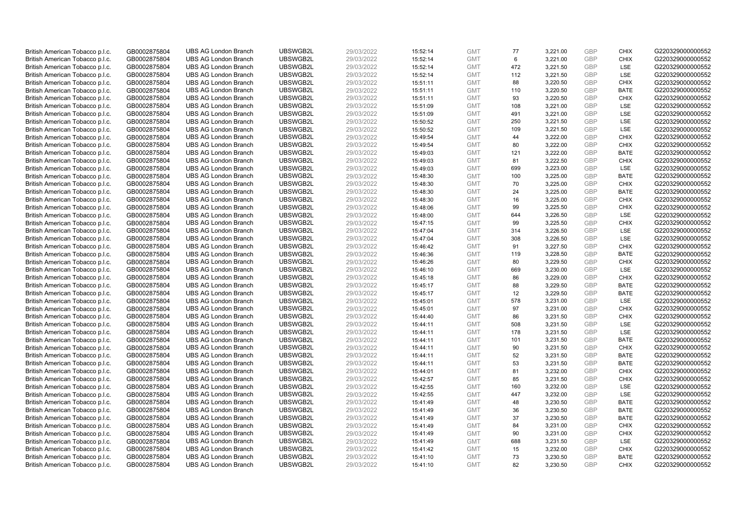| | | | | | | | | | | | |
|---|---|---|---|---|---|---|---|---|---|---|---|
| British American Tobacco p.l.c. | GB0002875804 | UBS AG London Branch | UBSWGB2L | 29/03/2022 | 15:52:14 | GMT | 77 | 3,221.00 | GBP | CHIX | G220329000000552 |
| British American Tobacco p.l.c. | GB0002875804 | UBS AG London Branch | UBSWGB2L | 29/03/2022 | 15:52:14 | GMT | 6 | 3,221.00 | GBP | CHIX | G220329000000552 |
| British American Tobacco p.l.c. | GB0002875804 | UBS AG London Branch | UBSWGB2L | 29/03/2022 | 15:52:14 | GMT | 472 | 3,221.50 | GBP | LSE | G220329000000552 |
| British American Tobacco p.l.c. | GB0002875804 | UBS AG London Branch | UBSWGB2L | 29/03/2022 | 15:52:14 | GMT | 112 | 3,221.50 | GBP | LSE | G220329000000552 |
| British American Tobacco p.l.c. | GB0002875804 | UBS AG London Branch | UBSWGB2L | 29/03/2022 | 15:51:11 | GMT | 88 | 3,220.50 | GBP | CHIX | G220329000000552 |
| British American Tobacco p.l.c. | GB0002875804 | UBS AG London Branch | UBSWGB2L | 29/03/2022 | 15:51:11 | GMT | 110 | 3,220.50 | GBP | BATE | G220329000000552 |
| British American Tobacco p.l.c. | GB0002875804 | UBS AG London Branch | UBSWGB2L | 29/03/2022 | 15:51:11 | GMT | 93 | 3,220.50 | GBP | CHIX | G220329000000552 |
| British American Tobacco p.l.c. | GB0002875804 | UBS AG London Branch | UBSWGB2L | 29/03/2022 | 15:51:09 | GMT | 108 | 3,221.00 | GBP | LSE | G220329000000552 |
| British American Tobacco p.l.c. | GB0002875804 | UBS AG London Branch | UBSWGB2L | 29/03/2022 | 15:51:09 | GMT | 491 | 3,221.00 | GBP | LSE | G220329000000552 |
| British American Tobacco p.l.c. | GB0002875804 | UBS AG London Branch | UBSWGB2L | 29/03/2022 | 15:50:52 | GMT | 250 | 3,221.50 | GBP | LSE | G220329000000552 |
| British American Tobacco p.l.c. | GB0002875804 | UBS AG London Branch | UBSWGB2L | 29/03/2022 | 15:50:52 | GMT | 109 | 3,221.50 | GBP | LSE | G220329000000552 |
| British American Tobacco p.l.c. | GB0002875804 | UBS AG London Branch | UBSWGB2L | 29/03/2022 | 15:49:54 | GMT | 44 | 3,222.00 | GBP | CHIX | G220329000000552 |
| British American Tobacco p.l.c. | GB0002875804 | UBS AG London Branch | UBSWGB2L | 29/03/2022 | 15:49:54 | GMT | 80 | 3,222.00 | GBP | CHIX | G220329000000552 |
| British American Tobacco p.l.c. | GB0002875804 | UBS AG London Branch | UBSWGB2L | 29/03/2022 | 15:49:03 | GMT | 121 | 3,222.00 | GBP | BATE | G220329000000552 |
| British American Tobacco p.l.c. | GB0002875804 | UBS AG London Branch | UBSWGB2L | 29/03/2022 | 15:49:03 | GMT | 81 | 3,222.50 | GBP | CHIX | G220329000000552 |
| British American Tobacco p.l.c. | GB0002875804 | UBS AG London Branch | UBSWGB2L | 29/03/2022 | 15:49:03 | GMT | 699 | 3,223.00 | GBP | LSE | G220329000000552 |
| British American Tobacco p.l.c. | GB0002875804 | UBS AG London Branch | UBSWGB2L | 29/03/2022 | 15:48:30 | GMT | 100 | 3,225.00 | GBP | BATE | G220329000000552 |
| British American Tobacco p.l.c. | GB0002875804 | UBS AG London Branch | UBSWGB2L | 29/03/2022 | 15:48:30 | GMT | 70 | 3,225.00 | GBP | CHIX | G220329000000552 |
| British American Tobacco p.l.c. | GB0002875804 | UBS AG London Branch | UBSWGB2L | 29/03/2022 | 15:48:30 | GMT | 24 | 3,225.00 | GBP | BATE | G220329000000552 |
| British American Tobacco p.l.c. | GB0002875804 | UBS AG London Branch | UBSWGB2L | 29/03/2022 | 15:48:30 | GMT | 16 | 3,225.00 | GBP | CHIX | G220329000000552 |
| British American Tobacco p.l.c. | GB0002875804 | UBS AG London Branch | UBSWGB2L | 29/03/2022 | 15:48:06 | GMT | 99 | 3,225.50 | GBP | CHIX | G220329000000552 |
| British American Tobacco p.l.c. | GB0002875804 | UBS AG London Branch | UBSWGB2L | 29/03/2022 | 15:48:00 | GMT | 644 | 3,226.50 | GBP | LSE | G220329000000552 |
| British American Tobacco p.l.c. | GB0002875804 | UBS AG London Branch | UBSWGB2L | 29/03/2022 | 15:47:15 | GMT | 99 | 3,225.50 | GBP | CHIX | G220329000000552 |
| British American Tobacco p.l.c. | GB0002875804 | UBS AG London Branch | UBSWGB2L | 29/03/2022 | 15:47:04 | GMT | 314 | 3,226.50 | GBP | LSE | G220329000000552 |
| British American Tobacco p.l.c. | GB0002875804 | UBS AG London Branch | UBSWGB2L | 29/03/2022 | 15:47:04 | GMT | 308 | 3,226.50 | GBP | LSE | G220329000000552 |
| British American Tobacco p.l.c. | GB0002875804 | UBS AG London Branch | UBSWGB2L | 29/03/2022 | 15:46:42 | GMT | 91 | 3,227.50 | GBP | CHIX | G220329000000552 |
| British American Tobacco p.l.c. | GB0002875804 | UBS AG London Branch | UBSWGB2L | 29/03/2022 | 15:46:36 | GMT | 119 | 3,228.50 | GBP | BATE | G220329000000552 |
| British American Tobacco p.l.c. | GB0002875804 | UBS AG London Branch | UBSWGB2L | 29/03/2022 | 15:46:26 | GMT | 80 | 3,229.50 | GBP | CHIX | G220329000000552 |
| British American Tobacco p.l.c. | GB0002875804 | UBS AG London Branch | UBSWGB2L | 29/03/2022 | 15:46:10 | GMT | 669 | 3,230.00 | GBP | LSE | G220329000000552 |
| British American Tobacco p.l.c. | GB0002875804 | UBS AG London Branch | UBSWGB2L | 29/03/2022 | 15:45:18 | GMT | 86 | 3,229.00 | GBP | CHIX | G220329000000552 |
| British American Tobacco p.l.c. | GB0002875804 | UBS AG London Branch | UBSWGB2L | 29/03/2022 | 15:45:17 | GMT | 88 | 3,229.50 | GBP | BATE | G220329000000552 |
| British American Tobacco p.l.c. | GB0002875804 | UBS AG London Branch | UBSWGB2L | 29/03/2022 | 15:45:17 | GMT | 12 | 3,229.50 | GBP | BATE | G220329000000552 |
| British American Tobacco p.l.c. | GB0002875804 | UBS AG London Branch | UBSWGB2L | 29/03/2022 | 15:45:01 | GMT | 578 | 3,231.00 | GBP | LSE | G220329000000552 |
| British American Tobacco p.l.c. | GB0002875804 | UBS AG London Branch | UBSWGB2L | 29/03/2022 | 15:45:01 | GMT | 97 | 3,231.00 | GBP | CHIX | G220329000000552 |
| British American Tobacco p.l.c. | GB0002875804 | UBS AG London Branch | UBSWGB2L | 29/03/2022 | 15:44:40 | GMT | 86 | 3,231.50 | GBP | CHIX | G220329000000552 |
| British American Tobacco p.l.c. | GB0002875804 | UBS AG London Branch | UBSWGB2L | 29/03/2022 | 15:44:11 | GMT | 508 | 3,231.50 | GBP | LSE | G220329000000552 |
| British American Tobacco p.l.c. | GB0002875804 | UBS AG London Branch | UBSWGB2L | 29/03/2022 | 15:44:11 | GMT | 178 | 3,231.50 | GBP | LSE | G220329000000552 |
| British American Tobacco p.l.c. | GB0002875804 | UBS AG London Branch | UBSWGB2L | 29/03/2022 | 15:44:11 | GMT | 101 | 3,231.50 | GBP | BATE | G220329000000552 |
| British American Tobacco p.l.c. | GB0002875804 | UBS AG London Branch | UBSWGB2L | 29/03/2022 | 15:44:11 | GMT | 90 | 3,231.50 | GBP | CHIX | G220329000000552 |
| British American Tobacco p.l.c. | GB0002875804 | UBS AG London Branch | UBSWGB2L | 29/03/2022 | 15:44:11 | GMT | 52 | 3,231.50 | GBP | BATE | G220329000000552 |
| British American Tobacco p.l.c. | GB0002875804 | UBS AG London Branch | UBSWGB2L | 29/03/2022 | 15:44:11 | GMT | 53 | 3,231.50 | GBP | BATE | G220329000000552 |
| British American Tobacco p.l.c. | GB0002875804 | UBS AG London Branch | UBSWGB2L | 29/03/2022 | 15:44:01 | GMT | 81 | 3,232.00 | GBP | CHIX | G220329000000552 |
| British American Tobacco p.l.c. | GB0002875804 | UBS AG London Branch | UBSWGB2L | 29/03/2022 | 15:42:57 | GMT | 85 | 3,231.50 | GBP | CHIX | G220329000000552 |
| British American Tobacco p.l.c. | GB0002875804 | UBS AG London Branch | UBSWGB2L | 29/03/2022 | 15:42:55 | GMT | 160 | 3,232.00 | GBP | LSE | G220329000000552 |
| British American Tobacco p.l.c. | GB0002875804 | UBS AG London Branch | UBSWGB2L | 29/03/2022 | 15:42:55 | GMT | 447 | 3,232.00 | GBP | LSE | G220329000000552 |
| British American Tobacco p.l.c. | GB0002875804 | UBS AG London Branch | UBSWGB2L | 29/03/2022 | 15:41:49 | GMT | 48 | 3,230.50 | GBP | BATE | G220329000000552 |
| British American Tobacco p.l.c. | GB0002875804 | UBS AG London Branch | UBSWGB2L | 29/03/2022 | 15:41:49 | GMT | 36 | 3,230.50 | GBP | BATE | G220329000000552 |
| British American Tobacco p.l.c. | GB0002875804 | UBS AG London Branch | UBSWGB2L | 29/03/2022 | 15:41:49 | GMT | 37 | 3,230.50 | GBP | BATE | G220329000000552 |
| British American Tobacco p.l.c. | GB0002875804 | UBS AG London Branch | UBSWGB2L | 29/03/2022 | 15:41:49 | GMT | 84 | 3,231.00 | GBP | CHIX | G220329000000552 |
| British American Tobacco p.l.c. | GB0002875804 | UBS AG London Branch | UBSWGB2L | 29/03/2022 | 15:41:49 | GMT | 90 | 3,231.00 | GBP | CHIX | G220329000000552 |
| British American Tobacco p.l.c. | GB0002875804 | UBS AG London Branch | UBSWGB2L | 29/03/2022 | 15:41:49 | GMT | 688 | 3,231.50 | GBP | LSE | G220329000000552 |
| British American Tobacco p.l.c. | GB0002875804 | UBS AG London Branch | UBSWGB2L | 29/03/2022 | 15:41:42 | GMT | 15 | 3,232.00 | GBP | CHIX | G220329000000552 |
| British American Tobacco p.l.c. | GB0002875804 | UBS AG London Branch | UBSWGB2L | 29/03/2022 | 15:41:10 | GMT | 73 | 3,230.50 | GBP | BATE | G220329000000552 |
| British American Tobacco p.l.c. | GB0002875804 | UBS AG London Branch | UBSWGB2L | 29/03/2022 | 15:41:10 | GMT | 82 | 3,230.50 | GBP | CHIX | G220329000000552 |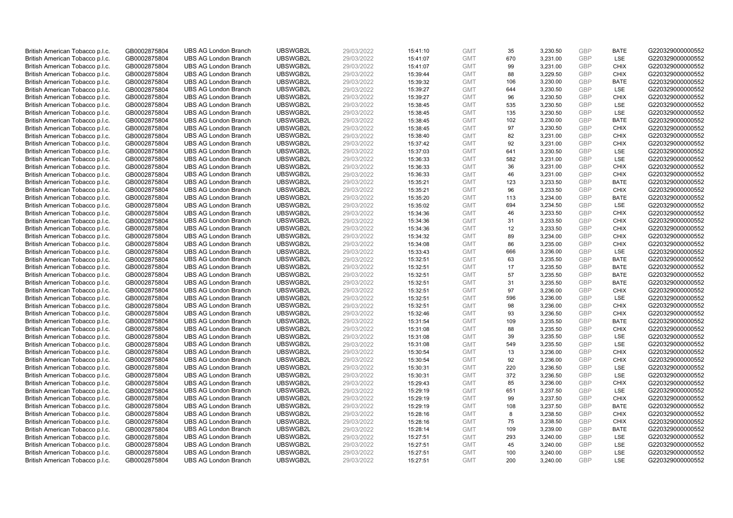| British American Tobacco p.l.c. | GB0002875804 | UBS AG London Branch | UBSWGB2L | 29/03/2022 | 15:41:10 | GMT | 35 | 3,230.50 | GBP | BATE | G220329000000552 |
|---|---|---|---|---|---|---|---|---|---|---|---|
| British American Tobacco p.l.c. | GB0002875804 | UBS AG London Branch | UBSWGB2L | 29/03/2022 | 15:41:07 | GMT | 670 | 3,231.00 | GBP | LSE | G220329000000552 |
| British American Tobacco p.l.c. | GB0002875804 | UBS AG London Branch | UBSWGB2L | 29/03/2022 | 15:41:07 | GMT | 99 | 3,231.00 | GBP | CHIX | G220329000000552 |
| British American Tobacco p.l.c. | GB0002875804 | UBS AG London Branch | UBSWGB2L | 29/03/2022 | 15:39:44 | GMT | 88 | 3,229.50 | GBP | CHIX | G220329000000552 |
| British American Tobacco p.l.c. | GB0002875804 | UBS AG London Branch | UBSWGB2L | 29/03/2022 | 15:39:32 | GMT | 106 | 3,230.00 | GBP | BATE | G220329000000552 |
| British American Tobacco p.l.c. | GB0002875804 | UBS AG London Branch | UBSWGB2L | 29/03/2022 | 15:39:27 | GMT | 644 | 3,230.50 | GBP | LSE | G220329000000552 |
| British American Tobacco p.l.c. | GB0002875804 | UBS AG London Branch | UBSWGB2L | 29/03/2022 | 15:39:27 | GMT | 96 | 3,230.50 | GBP | CHIX | G220329000000552 |
| British American Tobacco p.l.c. | GB0002875804 | UBS AG London Branch | UBSWGB2L | 29/03/2022 | 15:38:45 | GMT | 535 | 3,230.50 | GBP | LSE | G220329000000552 |
| British American Tobacco p.l.c. | GB0002875804 | UBS AG London Branch | UBSWGB2L | 29/03/2022 | 15:38:45 | GMT | 135 | 3,230.50 | GBP | LSE | G220329000000552 |
| British American Tobacco p.l.c. | GB0002875804 | UBS AG London Branch | UBSWGB2L | 29/03/2022 | 15:38:45 | GMT | 102 | 3,230.00 | GBP | BATE | G220329000000552 |
| British American Tobacco p.l.c. | GB0002875804 | UBS AG London Branch | UBSWGB2L | 29/03/2022 | 15:38:45 | GMT | 97 | 3,230.50 | GBP | CHIX | G220329000000552 |
| British American Tobacco p.l.c. | GB0002875804 | UBS AG London Branch | UBSWGB2L | 29/03/2022 | 15:38:40 | GMT | 82 | 3,231.00 | GBP | CHIX | G220329000000552 |
| British American Tobacco p.l.c. | GB0002875804 | UBS AG London Branch | UBSWGB2L | 29/03/2022 | 15:37:42 | GMT | 92 | 3,231.00 | GBP | CHIX | G220329000000552 |
| British American Tobacco p.l.c. | GB0002875804 | UBS AG London Branch | UBSWGB2L | 29/03/2022 | 15:37:03 | GMT | 641 | 3,230.50 | GBP | LSE | G220329000000552 |
| British American Tobacco p.l.c. | GB0002875804 | UBS AG London Branch | UBSWGB2L | 29/03/2022 | 15:36:33 | GMT | 582 | 3,231.00 | GBP | LSE | G220329000000552 |
| British American Tobacco p.l.c. | GB0002875804 | UBS AG London Branch | UBSWGB2L | 29/03/2022 | 15:36:33 | GMT | 36 | 3,231.00 | GBP | CHIX | G220329000000552 |
| British American Tobacco p.l.c. | GB0002875804 | UBS AG London Branch | UBSWGB2L | 29/03/2022 | 15:36:33 | GMT | 46 | 3,231.00 | GBP | CHIX | G220329000000552 |
| British American Tobacco p.l.c. | GB0002875804 | UBS AG London Branch | UBSWGB2L | 29/03/2022 | 15:35:21 | GMT | 123 | 3,233.50 | GBP | BATE | G220329000000552 |
| British American Tobacco p.l.c. | GB0002875804 | UBS AG London Branch | UBSWGB2L | 29/03/2022 | 15:35:21 | GMT | 96 | 3,233.50 | GBP | CHIX | G220329000000552 |
| British American Tobacco p.l.c. | GB0002875804 | UBS AG London Branch | UBSWGB2L | 29/03/2022 | 15:35:20 | GMT | 113 | 3,234.00 | GBP | BATE | G220329000000552 |
| British American Tobacco p.l.c. | GB0002875804 | UBS AG London Branch | UBSWGB2L | 29/03/2022 | 15:35:02 | GMT | 694 | 3,234.50 | GBP | LSE | G220329000000552 |
| British American Tobacco p.l.c. | GB0002875804 | UBS AG London Branch | UBSWGB2L | 29/03/2022 | 15:34:36 | GMT | 46 | 3,233.50 | GBP | CHIX | G220329000000552 |
| British American Tobacco p.l.c. | GB0002875804 | UBS AG London Branch | UBSWGB2L | 29/03/2022 | 15:34:36 | GMT | 31 | 3,233.50 | GBP | CHIX | G220329000000552 |
| British American Tobacco p.l.c. | GB0002875804 | UBS AG London Branch | UBSWGB2L | 29/03/2022 | 15:34:36 | GMT | 12 | 3,233.50 | GBP | CHIX | G220329000000552 |
| British American Tobacco p.l.c. | GB0002875804 | UBS AG London Branch | UBSWGB2L | 29/03/2022 | 15:34:32 | GMT | 89 | 3,234.00 | GBP | CHIX | G220329000000552 |
| British American Tobacco p.l.c. | GB0002875804 | UBS AG London Branch | UBSWGB2L | 29/03/2022 | 15:34:08 | GMT | 86 | 3,235.00 | GBP | CHIX | G220329000000552 |
| British American Tobacco p.l.c. | GB0002875804 | UBS AG London Branch | UBSWGB2L | 29/03/2022 | 15:33:43 | GMT | 666 | 3,236.00 | GBP | LSE | G220329000000552 |
| British American Tobacco p.l.c. | GB0002875804 | UBS AG London Branch | UBSWGB2L | 29/03/2022 | 15:32:51 | GMT | 63 | 3,235.50 | GBP | BATE | G220329000000552 |
| British American Tobacco p.l.c. | GB0002875804 | UBS AG London Branch | UBSWGB2L | 29/03/2022 | 15:32:51 | GMT | 17 | 3,235.50 | GBP | BATE | G220329000000552 |
| British American Tobacco p.l.c. | GB0002875804 | UBS AG London Branch | UBSWGB2L | 29/03/2022 | 15:32:51 | GMT | 57 | 3,235.50 | GBP | BATE | G220329000000552 |
| British American Tobacco p.l.c. | GB0002875804 | UBS AG London Branch | UBSWGB2L | 29/03/2022 | 15:32:51 | GMT | 31 | 3,235.50 | GBP | BATE | G220329000000552 |
| British American Tobacco p.l.c. | GB0002875804 | UBS AG London Branch | UBSWGB2L | 29/03/2022 | 15:32:51 | GMT | 97 | 3,236.00 | GBP | CHIX | G220329000000552 |
| British American Tobacco p.l.c. | GB0002875804 | UBS AG London Branch | UBSWGB2L | 29/03/2022 | 15:32:51 | GMT | 596 | 3,236.00 | GBP | LSE | G220329000000552 |
| British American Tobacco p.l.c. | GB0002875804 | UBS AG London Branch | UBSWGB2L | 29/03/2022 | 15:32:51 | GMT | 98 | 3,236.00 | GBP | CHIX | G220329000000552 |
| British American Tobacco p.l.c. | GB0002875804 | UBS AG London Branch | UBSWGB2L | 29/03/2022 | 15:32:46 | GMT | 93 | 3,236.50 | GBP | CHIX | G220329000000552 |
| British American Tobacco p.l.c. | GB0002875804 | UBS AG London Branch | UBSWGB2L | 29/03/2022 | 15:31:54 | GMT | 109 | 3,235.50 | GBP | BATE | G220329000000552 |
| British American Tobacco p.l.c. | GB0002875804 | UBS AG London Branch | UBSWGB2L | 29/03/2022 | 15:31:08 | GMT | 88 | 3,235.50 | GBP | CHIX | G220329000000552 |
| British American Tobacco p.l.c. | GB0002875804 | UBS AG London Branch | UBSWGB2L | 29/03/2022 | 15:31:08 | GMT | 39 | 3,235.50 | GBP | LSE | G220329000000552 |
| British American Tobacco p.l.c. | GB0002875804 | UBS AG London Branch | UBSWGB2L | 29/03/2022 | 15:31:08 | GMT | 549 | 3,235.50 | GBP | LSE | G220329000000552 |
| British American Tobacco p.l.c. | GB0002875804 | UBS AG London Branch | UBSWGB2L | 29/03/2022 | 15:30:54 | GMT | 13 | 3,236.00 | GBP | CHIX | G220329000000552 |
| British American Tobacco p.l.c. | GB0002875804 | UBS AG London Branch | UBSWGB2L | 29/03/2022 | 15:30:54 | GMT | 92 | 3,236.00 | GBP | CHIX | G220329000000552 |
| British American Tobacco p.l.c. | GB0002875804 | UBS AG London Branch | UBSWGB2L | 29/03/2022 | 15:30:31 | GMT | 220 | 3,236.50 | GBP | LSE | G220329000000552 |
| British American Tobacco p.l.c. | GB0002875804 | UBS AG London Branch | UBSWGB2L | 29/03/2022 | 15:30:31 | GMT | 372 | 3,236.50 | GBP | LSE | G220329000000552 |
| British American Tobacco p.l.c. | GB0002875804 | UBS AG London Branch | UBSWGB2L | 29/03/2022 | 15:29:43 | GMT | 85 | 3,236.00 | GBP | CHIX | G220329000000552 |
| British American Tobacco p.l.c. | GB0002875804 | UBS AG London Branch | UBSWGB2L | 29/03/2022 | 15:29:19 | GMT | 651 | 3,237.50 | GBP | LSE | G220329000000552 |
| British American Tobacco p.l.c. | GB0002875804 | UBS AG London Branch | UBSWGB2L | 29/03/2022 | 15:29:19 | GMT | 99 | 3,237.50 | GBP | CHIX | G220329000000552 |
| British American Tobacco p.l.c. | GB0002875804 | UBS AG London Branch | UBSWGB2L | 29/03/2022 | 15:29:19 | GMT | 108 | 3,237.50 | GBP | BATE | G220329000000552 |
| British American Tobacco p.l.c. | GB0002875804 | UBS AG London Branch | UBSWGB2L | 29/03/2022 | 15:28:16 | GMT | 8 | 3,238.50 | GBP | CHIX | G220329000000552 |
| British American Tobacco p.l.c. | GB0002875804 | UBS AG London Branch | UBSWGB2L | 29/03/2022 | 15:28:16 | GMT | 75 | 3,238.50 | GBP | CHIX | G220329000000552 |
| British American Tobacco p.l.c. | GB0002875804 | UBS AG London Branch | UBSWGB2L | 29/03/2022 | 15:28:14 | GMT | 109 | 3,239.00 | GBP | BATE | G220329000000552 |
| British American Tobacco p.l.c. | GB0002875804 | UBS AG London Branch | UBSWGB2L | 29/03/2022 | 15:27:51 | GMT | 293 | 3,240.00 | GBP | LSE | G220329000000552 |
| British American Tobacco p.l.c. | GB0002875804 | UBS AG London Branch | UBSWGB2L | 29/03/2022 | 15:27:51 | GMT | 45 | 3,240.00 | GBP | LSE | G220329000000552 |
| British American Tobacco p.l.c. | GB0002875804 | UBS AG London Branch | UBSWGB2L | 29/03/2022 | 15:27:51 | GMT | 100 | 3,240.00 | GBP | LSE | G220329000000552 |
| British American Tobacco p.l.c. | GB0002875804 | UBS AG London Branch | UBSWGB2L | 29/03/2022 | 15:27:51 | GMT | 200 | 3,240.00 | GBP | LSE | G220329000000552 |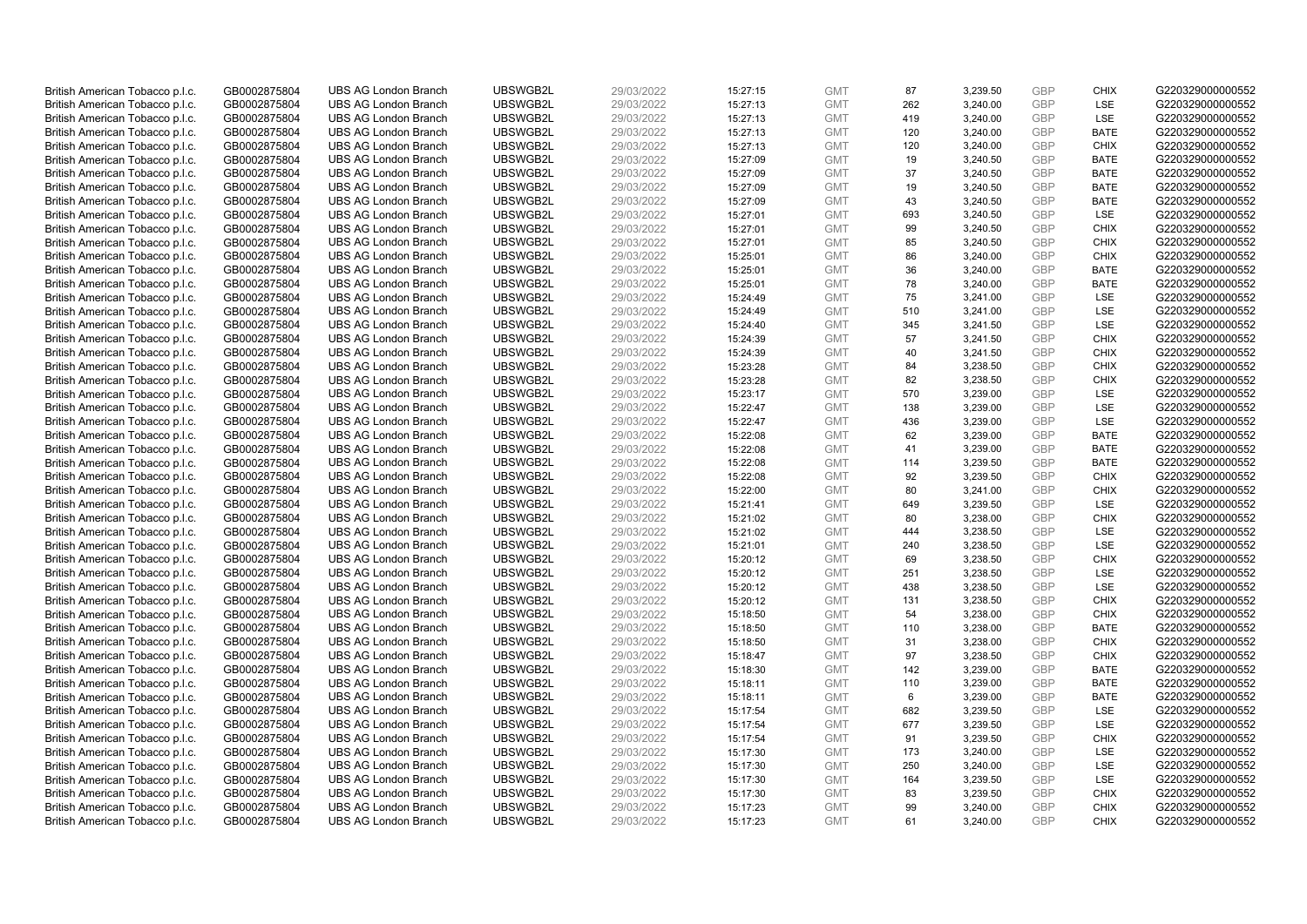| | | | | | | | | | | | |
|---|---|---|---|---|---|---|---|---|---|---|---|
| British American Tobacco p.l.c. | GB0002875804 | UBS AG London Branch | UBSWGB2L | 29/03/2022 | 15:27:15 | GMT | 87 | 3,239.50 | GBP | CHIX | G220329000000552 |
| British American Tobacco p.l.c. | GB0002875804 | UBS AG London Branch | UBSWGB2L | 29/03/2022 | 15:27:13 | GMT | 262 | 3,240.00 | GBP | LSE | G220329000000552 |
| British American Tobacco p.l.c. | GB0002875804 | UBS AG London Branch | UBSWGB2L | 29/03/2022 | 15:27:13 | GMT | 419 | 3,240.00 | GBP | LSE | G220329000000552 |
| British American Tobacco p.l.c. | GB0002875804 | UBS AG London Branch | UBSWGB2L | 29/03/2022 | 15:27:13 | GMT | 120 | 3,240.00 | GBP | BATE | G220329000000552 |
| British American Tobacco p.l.c. | GB0002875804 | UBS AG London Branch | UBSWGB2L | 29/03/2022 | 15:27:13 | GMT | 120 | 3,240.00 | GBP | CHIX | G220329000000552 |
| British American Tobacco p.l.c. | GB0002875804 | UBS AG London Branch | UBSWGB2L | 29/03/2022 | 15:27:09 | GMT | 19 | 3,240.50 | GBP | BATE | G220329000000552 |
| British American Tobacco p.l.c. | GB0002875804 | UBS AG London Branch | UBSWGB2L | 29/03/2022 | 15:27:09 | GMT | 37 | 3,240.50 | GBP | BATE | G220329000000552 |
| British American Tobacco p.l.c. | GB0002875804 | UBS AG London Branch | UBSWGB2L | 29/03/2022 | 15:27:09 | GMT | 19 | 3,240.50 | GBP | BATE | G220329000000552 |
| British American Tobacco p.l.c. | GB0002875804 | UBS AG London Branch | UBSWGB2L | 29/03/2022 | 15:27:09 | GMT | 43 | 3,240.50 | GBP | BATE | G220329000000552 |
| British American Tobacco p.l.c. | GB0002875804 | UBS AG London Branch | UBSWGB2L | 29/03/2022 | 15:27:01 | GMT | 693 | 3,240.50 | GBP | LSE | G220329000000552 |
| British American Tobacco p.l.c. | GB0002875804 | UBS AG London Branch | UBSWGB2L | 29/03/2022 | 15:27:01 | GMT | 99 | 3,240.50 | GBP | CHIX | G220329000000552 |
| British American Tobacco p.l.c. | GB0002875804 | UBS AG London Branch | UBSWGB2L | 29/03/2022 | 15:27:01 | GMT | 85 | 3,240.50 | GBP | CHIX | G220329000000552 |
| British American Tobacco p.l.c. | GB0002875804 | UBS AG London Branch | UBSWGB2L | 29/03/2022 | 15:25:01 | GMT | 86 | 3,240.00 | GBP | CHIX | G220329000000552 |
| British American Tobacco p.l.c. | GB0002875804 | UBS AG London Branch | UBSWGB2L | 29/03/2022 | 15:25:01 | GMT | 36 | 3,240.00 | GBP | BATE | G220329000000552 |
| British American Tobacco p.l.c. | GB0002875804 | UBS AG London Branch | UBSWGB2L | 29/03/2022 | 15:25:01 | GMT | 78 | 3,240.00 | GBP | BATE | G220329000000552 |
| British American Tobacco p.l.c. | GB0002875804 | UBS AG London Branch | UBSWGB2L | 29/03/2022 | 15:24:49 | GMT | 75 | 3,241.00 | GBP | LSE | G220329000000552 |
| British American Tobacco p.l.c. | GB0002875804 | UBS AG London Branch | UBSWGB2L | 29/03/2022 | 15:24:49 | GMT | 510 | 3,241.00 | GBP | LSE | G220329000000552 |
| British American Tobacco p.l.c. | GB0002875804 | UBS AG London Branch | UBSWGB2L | 29/03/2022 | 15:24:40 | GMT | 345 | 3,241.50 | GBP | LSE | G220329000000552 |
| British American Tobacco p.l.c. | GB0002875804 | UBS AG London Branch | UBSWGB2L | 29/03/2022 | 15:24:39 | GMT | 57 | 3,241.50 | GBP | CHIX | G220329000000552 |
| British American Tobacco p.l.c. | GB0002875804 | UBS AG London Branch | UBSWGB2L | 29/03/2022 | 15:24:39 | GMT | 40 | 3,241.50 | GBP | CHIX | G220329000000552 |
| British American Tobacco p.l.c. | GB0002875804 | UBS AG London Branch | UBSWGB2L | 29/03/2022 | 15:23:28 | GMT | 84 | 3,238.50 | GBP | CHIX | G220329000000552 |
| British American Tobacco p.l.c. | GB0002875804 | UBS AG London Branch | UBSWGB2L | 29/03/2022 | 15:23:28 | GMT | 82 | 3,238.50 | GBP | CHIX | G220329000000552 |
| British American Tobacco p.l.c. | GB0002875804 | UBS AG London Branch | UBSWGB2L | 29/03/2022 | 15:23:17 | GMT | 570 | 3,239.00 | GBP | LSE | G220329000000552 |
| British American Tobacco p.l.c. | GB0002875804 | UBS AG London Branch | UBSWGB2L | 29/03/2022 | 15:22:47 | GMT | 138 | 3,239.00 | GBP | LSE | G220329000000552 |
| British American Tobacco p.l.c. | GB0002875804 | UBS AG London Branch | UBSWGB2L | 29/03/2022 | 15:22:47 | GMT | 436 | 3,239.00 | GBP | LSE | G220329000000552 |
| British American Tobacco p.l.c. | GB0002875804 | UBS AG London Branch | UBSWGB2L | 29/03/2022 | 15:22:08 | GMT | 62 | 3,239.00 | GBP | BATE | G220329000000552 |
| British American Tobacco p.l.c. | GB0002875804 | UBS AG London Branch | UBSWGB2L | 29/03/2022 | 15:22:08 | GMT | 41 | 3,239.00 | GBP | BATE | G220329000000552 |
| British American Tobacco p.l.c. | GB0002875804 | UBS AG London Branch | UBSWGB2L | 29/03/2022 | 15:22:08 | GMT | 114 | 3,239.50 | GBP | BATE | G220329000000552 |
| British American Tobacco p.l.c. | GB0002875804 | UBS AG London Branch | UBSWGB2L | 29/03/2022 | 15:22:08 | GMT | 92 | 3,239.50 | GBP | CHIX | G220329000000552 |
| British American Tobacco p.l.c. | GB0002875804 | UBS AG London Branch | UBSWGB2L | 29/03/2022 | 15:22:00 | GMT | 80 | 3,241.00 | GBP | CHIX | G220329000000552 |
| British American Tobacco p.l.c. | GB0002875804 | UBS AG London Branch | UBSWGB2L | 29/03/2022 | 15:21:41 | GMT | 649 | 3,239.50 | GBP | LSE | G220329000000552 |
| British American Tobacco p.l.c. | GB0002875804 | UBS AG London Branch | UBSWGB2L | 29/03/2022 | 15:21:02 | GMT | 80 | 3,238.00 | GBP | CHIX | G220329000000552 |
| British American Tobacco p.l.c. | GB0002875804 | UBS AG London Branch | UBSWGB2L | 29/03/2022 | 15:21:02 | GMT | 444 | 3,238.50 | GBP | LSE | G220329000000552 |
| British American Tobacco p.l.c. | GB0002875804 | UBS AG London Branch | UBSWGB2L | 29/03/2022 | 15:21:01 | GMT | 240 | 3,238.50 | GBP | LSE | G220329000000552 |
| British American Tobacco p.l.c. | GB0002875804 | UBS AG London Branch | UBSWGB2L | 29/03/2022 | 15:20:12 | GMT | 69 | 3,238.50 | GBP | CHIX | G220329000000552 |
| British American Tobacco p.l.c. | GB0002875804 | UBS AG London Branch | UBSWGB2L | 29/03/2022 | 15:20:12 | GMT | 251 | 3,238.50 | GBP | LSE | G220329000000552 |
| British American Tobacco p.l.c. | GB0002875804 | UBS AG London Branch | UBSWGB2L | 29/03/2022 | 15:20:12 | GMT | 438 | 3,238.50 | GBP | LSE | G220329000000552 |
| British American Tobacco p.l.c. | GB0002875804 | UBS AG London Branch | UBSWGB2L | 29/03/2022 | 15:20:12 | GMT | 131 | 3,238.50 | GBP | CHIX | G220329000000552 |
| British American Tobacco p.l.c. | GB0002875804 | UBS AG London Branch | UBSWGB2L | 29/03/2022 | 15:18:50 | GMT | 54 | 3,238.00 | GBP | CHIX | G220329000000552 |
| British American Tobacco p.l.c. | GB0002875804 | UBS AG London Branch | UBSWGB2L | 29/03/2022 | 15:18:50 | GMT | 110 | 3,238.00 | GBP | BATE | G220329000000552 |
| British American Tobacco p.l.c. | GB0002875804 | UBS AG London Branch | UBSWGB2L | 29/03/2022 | 15:18:50 | GMT | 31 | 3,238.00 | GBP | CHIX | G220329000000552 |
| British American Tobacco p.l.c. | GB0002875804 | UBS AG London Branch | UBSWGB2L | 29/03/2022 | 15:18:47 | GMT | 97 | 3,238.50 | GBP | CHIX | G220329000000552 |
| British American Tobacco p.l.c. | GB0002875804 | UBS AG London Branch | UBSWGB2L | 29/03/2022 | 15:18:30 | GMT | 142 | 3,239.00 | GBP | BATE | G220329000000552 |
| British American Tobacco p.l.c. | GB0002875804 | UBS AG London Branch | UBSWGB2L | 29/03/2022 | 15:18:11 | GMT | 110 | 3,239.00 | GBP | BATE | G220329000000552 |
| British American Tobacco p.l.c. | GB0002875804 | UBS AG London Branch | UBSWGB2L | 29/03/2022 | 15:18:11 | GMT | 6 | 3,239.00 | GBP | BATE | G220329000000552 |
| British American Tobacco p.l.c. | GB0002875804 | UBS AG London Branch | UBSWGB2L | 29/03/2022 | 15:17:54 | GMT | 682 | 3,239.50 | GBP | LSE | G220329000000552 |
| British American Tobacco p.l.c. | GB0002875804 | UBS AG London Branch | UBSWGB2L | 29/03/2022 | 15:17:54 | GMT | 677 | 3,239.50 | GBP | LSE | G220329000000552 |
| British American Tobacco p.l.c. | GB0002875804 | UBS AG London Branch | UBSWGB2L | 29/03/2022 | 15:17:54 | GMT | 91 | 3,239.50 | GBP | CHIX | G220329000000552 |
| British American Tobacco p.l.c. | GB0002875804 | UBS AG London Branch | UBSWGB2L | 29/03/2022 | 15:17:30 | GMT | 173 | 3,240.00 | GBP | LSE | G220329000000552 |
| British American Tobacco p.l.c. | GB0002875804 | UBS AG London Branch | UBSWGB2L | 29/03/2022 | 15:17:30 | GMT | 250 | 3,240.00 | GBP | LSE | G220329000000552 |
| British American Tobacco p.l.c. | GB0002875804 | UBS AG London Branch | UBSWGB2L | 29/03/2022 | 15:17:30 | GMT | 164 | 3,239.50 | GBP | LSE | G220329000000552 |
| British American Tobacco p.l.c. | GB0002875804 | UBS AG London Branch | UBSWGB2L | 29/03/2022 | 15:17:30 | GMT | 83 | 3,239.50 | GBP | CHIX | G220329000000552 |
| British American Tobacco p.l.c. | GB0002875804 | UBS AG London Branch | UBSWGB2L | 29/03/2022 | 15:17:23 | GMT | 99 | 3,240.00 | GBP | CHIX | G220329000000552 |
| British American Tobacco p.l.c. | GB0002875804 | UBS AG London Branch | UBSWGB2L | 29/03/2022 | 15:17:23 | GMT | 61 | 3,240.00 | GBP | CHIX | G220329000000552 |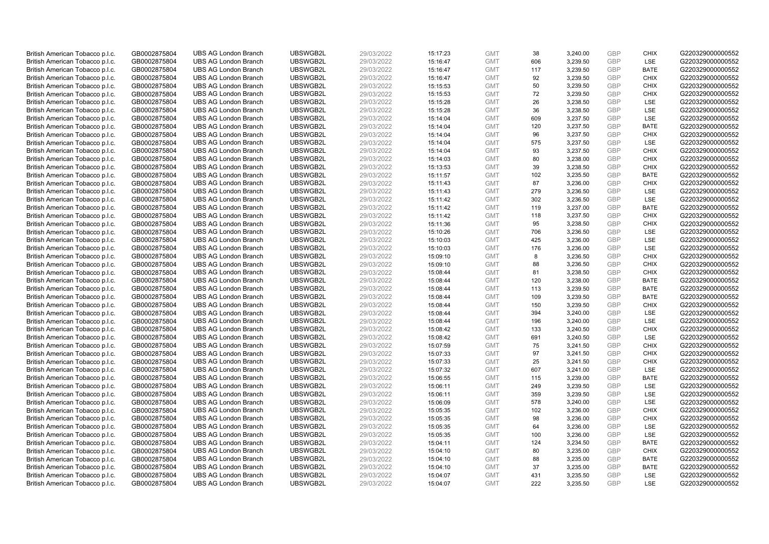| British American Tobacco p.l.c. | GB0002875804 | UBS AG London Branch | UBSWGB2L | 29/03/2022 | 15:17:23 | GMT | 38 | 3,240.00 | GBP | CHIX | G220329000000552 |
|---|---|---|---|---|---|---|---|---|---|---|---|
| British American Tobacco p.l.c. | GB0002875804 | UBS AG London Branch | UBSWGB2L | 29/03/2022 | 15:16:47 | GMT | 606 | 3,239.50 | GBP | LSE | G220329000000552 |
| British American Tobacco p.l.c. | GB0002875804 | UBS AG London Branch | UBSWGB2L | 29/03/2022 | 15:16:47 | GMT | 117 | 3,239.50 | GBP | BATE | G220329000000552 |
| British American Tobacco p.l.c. | GB0002875804 | UBS AG London Branch | UBSWGB2L | 29/03/2022 | 15:16:47 | GMT | 92 | 3,239.50 | GBP | CHIX | G220329000000552 |
| British American Tobacco p.l.c. | GB0002875804 | UBS AG London Branch | UBSWGB2L | 29/03/2022 | 15:15:53 | GMT | 50 | 3,239.50 | GBP | CHIX | G220329000000552 |
| British American Tobacco p.l.c. | GB0002875804 | UBS AG London Branch | UBSWGB2L | 29/03/2022 | 15:15:53 | GMT | 72 | 3,239.50 | GBP | CHIX | G220329000000552 |
| British American Tobacco p.l.c. | GB0002875804 | UBS AG London Branch | UBSWGB2L | 29/03/2022 | 15:15:28 | GMT | 26 | 3,238.50 | GBP | LSE | G220329000000552 |
| British American Tobacco p.l.c. | GB0002875804 | UBS AG London Branch | UBSWGB2L | 29/03/2022 | 15:15:28 | GMT | 36 | 3,238.50 | GBP | LSE | G220329000000552 |
| British American Tobacco p.l.c. | GB0002875804 | UBS AG London Branch | UBSWGB2L | 29/03/2022 | 15:14:04 | GMT | 609 | 3,237.50 | GBP | LSE | G220329000000552 |
| British American Tobacco p.l.c. | GB0002875804 | UBS AG London Branch | UBSWGB2L | 29/03/2022 | 15:14:04 | GMT | 120 | 3,237.50 | GBP | BATE | G220329000000552 |
| British American Tobacco p.l.c. | GB0002875804 | UBS AG London Branch | UBSWGB2L | 29/03/2022 | 15:14:04 | GMT | 96 | 3,237.50 | GBP | CHIX | G220329000000552 |
| British American Tobacco p.l.c. | GB0002875804 | UBS AG London Branch | UBSWGB2L | 29/03/2022 | 15:14:04 | GMT | 575 | 3,237.50 | GBP | LSE | G220329000000552 |
| British American Tobacco p.l.c. | GB0002875804 | UBS AG London Branch | UBSWGB2L | 29/03/2022 | 15:14:04 | GMT | 93 | 3,237.50 | GBP | CHIX | G220329000000552 |
| British American Tobacco p.l.c. | GB0002875804 | UBS AG London Branch | UBSWGB2L | 29/03/2022 | 15:14:03 | GMT | 80 | 3,238.00 | GBP | CHIX | G220329000000552 |
| British American Tobacco p.l.c. | GB0002875804 | UBS AG London Branch | UBSWGB2L | 29/03/2022 | 15:13:53 | GMT | 39 | 3,238.50 | GBP | CHIX | G220329000000552 |
| British American Tobacco p.l.c. | GB0002875804 | UBS AG London Branch | UBSWGB2L | 29/03/2022 | 15:11:57 | GMT | 102 | 3,235.50 | GBP | BATE | G220329000000552 |
| British American Tobacco p.l.c. | GB0002875804 | UBS AG London Branch | UBSWGB2L | 29/03/2022 | 15:11:43 | GMT | 87 | 3,236.00 | GBP | CHIX | G220329000000552 |
| British American Tobacco p.l.c. | GB0002875804 | UBS AG London Branch | UBSWGB2L | 29/03/2022 | 15:11:43 | GMT | 279 | 3,236.50 | GBP | LSE | G220329000000552 |
| British American Tobacco p.l.c. | GB0002875804 | UBS AG London Branch | UBSWGB2L | 29/03/2022 | 15:11:42 | GMT | 302 | 3,236.50 | GBP | LSE | G220329000000552 |
| British American Tobacco p.l.c. | GB0002875804 | UBS AG London Branch | UBSWGB2L | 29/03/2022 | 15:11:42 | GMT | 119 | 3,237.00 | GBP | BATE | G220329000000552 |
| British American Tobacco p.l.c. | GB0002875804 | UBS AG London Branch | UBSWGB2L | 29/03/2022 | 15:11:42 | GMT | 118 | 3,237.50 | GBP | CHIX | G220329000000552 |
| British American Tobacco p.l.c. | GB0002875804 | UBS AG London Branch | UBSWGB2L | 29/03/2022 | 15:11:36 | GMT | 95 | 3,238.50 | GBP | CHIX | G220329000000552 |
| British American Tobacco p.l.c. | GB0002875804 | UBS AG London Branch | UBSWGB2L | 29/03/2022 | 15:10:26 | GMT | 706 | 3,236.50 | GBP | LSE | G220329000000552 |
| British American Tobacco p.l.c. | GB0002875804 | UBS AG London Branch | UBSWGB2L | 29/03/2022 | 15:10:03 | GMT | 425 | 3,236.00 | GBP | LSE | G220329000000552 |
| British American Tobacco p.l.c. | GB0002875804 | UBS AG London Branch | UBSWGB2L | 29/03/2022 | 15:10:03 | GMT | 176 | 3,236.00 | GBP | LSE | G220329000000552 |
| British American Tobacco p.l.c. | GB0002875804 | UBS AG London Branch | UBSWGB2L | 29/03/2022 | 15:09:10 | GMT | 8 | 3,236.50 | GBP | CHIX | G220329000000552 |
| British American Tobacco p.l.c. | GB0002875804 | UBS AG London Branch | UBSWGB2L | 29/03/2022 | 15:09:10 | GMT | 88 | 3,236.50 | GBP | CHIX | G220329000000552 |
| British American Tobacco p.l.c. | GB0002875804 | UBS AG London Branch | UBSWGB2L | 29/03/2022 | 15:08:44 | GMT | 81 | 3,238.50 | GBP | CHIX | G220329000000552 |
| British American Tobacco p.l.c. | GB0002875804 | UBS AG London Branch | UBSWGB2L | 29/03/2022 | 15:08:44 | GMT | 120 | 3,238.00 | GBP | BATE | G220329000000552 |
| British American Tobacco p.l.c. | GB0002875804 | UBS AG London Branch | UBSWGB2L | 29/03/2022 | 15:08:44 | GMT | 113 | 3,239.50 | GBP | BATE | G220329000000552 |
| British American Tobacco p.l.c. | GB0002875804 | UBS AG London Branch | UBSWGB2L | 29/03/2022 | 15:08:44 | GMT | 109 | 3,239.50 | GBP | BATE | G220329000000552 |
| British American Tobacco p.l.c. | GB0002875804 | UBS AG London Branch | UBSWGB2L | 29/03/2022 | 15:08:44 | GMT | 150 | 3,239.50 | GBP | CHIX | G220329000000552 |
| British American Tobacco p.l.c. | GB0002875804 | UBS AG London Branch | UBSWGB2L | 29/03/2022 | 15:08:44 | GMT | 394 | 3,240.00 | GBP | LSE | G220329000000552 |
| British American Tobacco p.l.c. | GB0002875804 | UBS AG London Branch | UBSWGB2L | 29/03/2022 | 15:08:44 | GMT | 196 | 3,240.00 | GBP | LSE | G220329000000552 |
| British American Tobacco p.l.c. | GB0002875804 | UBS AG London Branch | UBSWGB2L | 29/03/2022 | 15:08:42 | GMT | 133 | 3,240.50 | GBP | CHIX | G220329000000552 |
| British American Tobacco p.l.c. | GB0002875804 | UBS AG London Branch | UBSWGB2L | 29/03/2022 | 15:08:42 | GMT | 691 | 3,240.50 | GBP | LSE | G220329000000552 |
| British American Tobacco p.l.c. | GB0002875804 | UBS AG London Branch | UBSWGB2L | 29/03/2022 | 15:07:59 | GMT | 75 | 3,241.50 | GBP | CHIX | G220329000000552 |
| British American Tobacco p.l.c. | GB0002875804 | UBS AG London Branch | UBSWGB2L | 29/03/2022 | 15:07:33 | GMT | 97 | 3,241.50 | GBP | CHIX | G220329000000552 |
| British American Tobacco p.l.c. | GB0002875804 | UBS AG London Branch | UBSWGB2L | 29/03/2022 | 15:07:33 | GMT | 25 | 3,241.50 | GBP | CHIX | G220329000000552 |
| British American Tobacco p.l.c. | GB0002875804 | UBS AG London Branch | UBSWGB2L | 29/03/2022 | 15:07:32 | GMT | 607 | 3,241.00 | GBP | LSE | G220329000000552 |
| British American Tobacco p.l.c. | GB0002875804 | UBS AG London Branch | UBSWGB2L | 29/03/2022 | 15:06:55 | GMT | 115 | 3,239.00 | GBP | BATE | G220329000000552 |
| British American Tobacco p.l.c. | GB0002875804 | UBS AG London Branch | UBSWGB2L | 29/03/2022 | 15:06:11 | GMT | 249 | 3,239.50 | GBP | LSE | G220329000000552 |
| British American Tobacco p.l.c. | GB0002875804 | UBS AG London Branch | UBSWGB2L | 29/03/2022 | 15:06:11 | GMT | 359 | 3,239.50 | GBP | LSE | G220329000000552 |
| British American Tobacco p.l.c. | GB0002875804 | UBS AG London Branch | UBSWGB2L | 29/03/2022 | 15:06:09 | GMT | 578 | 3,240.00 | GBP | LSE | G220329000000552 |
| British American Tobacco p.l.c. | GB0002875804 | UBS AG London Branch | UBSWGB2L | 29/03/2022 | 15:05:35 | GMT | 102 | 3,236.00 | GBP | CHIX | G220329000000552 |
| British American Tobacco p.l.c. | GB0002875804 | UBS AG London Branch | UBSWGB2L | 29/03/2022 | 15:05:35 | GMT | 98 | 3,236.00 | GBP | CHIX | G220329000000552 |
| British American Tobacco p.l.c. | GB0002875804 | UBS AG London Branch | UBSWGB2L | 29/03/2022 | 15:05:35 | GMT | 64 | 3,236.00 | GBP | LSE | G220329000000552 |
| British American Tobacco p.l.c. | GB0002875804 | UBS AG London Branch | UBSWGB2L | 29/03/2022 | 15:05:35 | GMT | 100 | 3,236.00 | GBP | LSE | G220329000000552 |
| British American Tobacco p.l.c. | GB0002875804 | UBS AG London Branch | UBSWGB2L | 29/03/2022 | 15:04:11 | GMT | 124 | 3,234.50 | GBP | BATE | G220329000000552 |
| British American Tobacco p.l.c. | GB0002875804 | UBS AG London Branch | UBSWGB2L | 29/03/2022 | 15:04:10 | GMT | 80 | 3,235.00 | GBP | CHIX | G220329000000552 |
| British American Tobacco p.l.c. | GB0002875804 | UBS AG London Branch | UBSWGB2L | 29/03/2022 | 15:04:10 | GMT | 88 | 3,235.00 | GBP | BATE | G220329000000552 |
| British American Tobacco p.l.c. | GB0002875804 | UBS AG London Branch | UBSWGB2L | 29/03/2022 | 15:04:10 | GMT | 37 | 3,235.00 | GBP | BATE | G220329000000552 |
| British American Tobacco p.l.c. | GB0002875804 | UBS AG London Branch | UBSWGB2L | 29/03/2022 | 15:04:07 | GMT | 431 | 3,235.50 | GBP | LSE | G220329000000552 |
| British American Tobacco p.l.c. | GB0002875804 | UBS AG London Branch | UBSWGB2L | 29/03/2022 | 15:04:07 | GMT | 222 | 3,235.50 | GBP | LSE | G220329000000552 |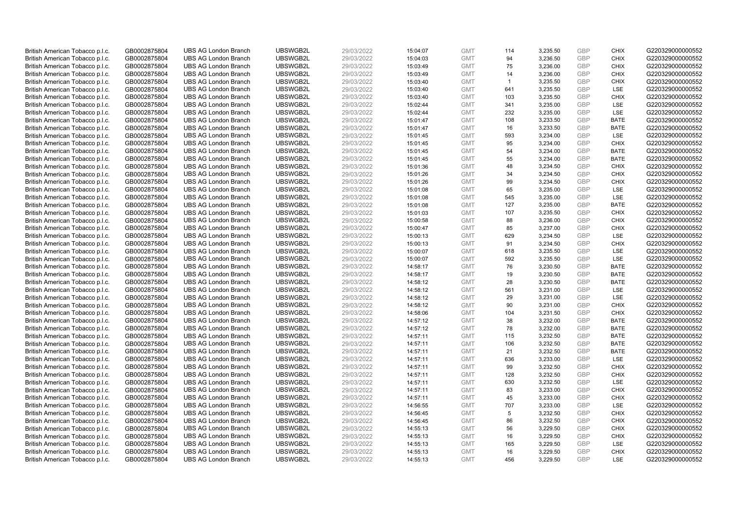| British American Tobacco p.l.c. | GB0002875804 | UBS AG London Branch | UBSWGB2L | 29/03/2022 | 15:04:07 | GMT | 114 | 3,235.50 | GBP | CHIX | G220329000000552 |
|---|---|---|---|---|---|---|---|---|---|---|---|
| British American Tobacco p.l.c. | GB0002875804 | UBS AG London Branch | UBSWGB2L | 29/03/2022 | 15:04:03 | GMT | 94 | 3,236.50 | GBP | CHIX | G220329000000552 |
| British American Tobacco p.l.c. | GB0002875804 | UBS AG London Branch | UBSWGB2L | 29/03/2022 | 15:03:49 | GMT | 75 | 3,236.00 | GBP | CHIX | G220329000000552 |
| British American Tobacco p.l.c. | GB0002875804 | UBS AG London Branch | UBSWGB2L | 29/03/2022 | 15:03:49 | GMT | 14 | 3,236.00 | GBP | CHIX | G220329000000552 |
| British American Tobacco p.l.c. | GB0002875804 | UBS AG London Branch | UBSWGB2L | 29/03/2022 | 15:03:40 | GMT | 1 | 3,235.50 | GBP | CHIX | G220329000000552 |
| British American Tobacco p.l.c. | GB0002875804 | UBS AG London Branch | UBSWGB2L | 29/03/2022 | 15:03:40 | GMT | 641 | 3,235.50 | GBP | LSE | G220329000000552 |
| British American Tobacco p.l.c. | GB0002875804 | UBS AG London Branch | UBSWGB2L | 29/03/2022 | 15:03:40 | GMT | 103 | 3,235.50 | GBP | CHIX | G220329000000552 |
| British American Tobacco p.l.c. | GB0002875804 | UBS AG London Branch | UBSWGB2L | 29/03/2022 | 15:02:44 | GMT | 341 | 3,235.00 | GBP | LSE | G220329000000552 |
| British American Tobacco p.l.c. | GB0002875804 | UBS AG London Branch | UBSWGB2L | 29/03/2022 | 15:02:44 | GMT | 232 | 3,235.00 | GBP | LSE | G220329000000552 |
| British American Tobacco p.l.c. | GB0002875804 | UBS AG London Branch | UBSWGB2L | 29/03/2022 | 15:01:47 | GMT | 108 | 3,233.50 | GBP | BATE | G220329000000552 |
| British American Tobacco p.l.c. | GB0002875804 | UBS AG London Branch | UBSWGB2L | 29/03/2022 | 15:01:47 | GMT | 16 | 3,233.50 | GBP | BATE | G220329000000552 |
| British American Tobacco p.l.c. | GB0002875804 | UBS AG London Branch | UBSWGB2L | 29/03/2022 | 15:01:45 | GMT | 593 | 3,234.00 | GBP | LSE | G220329000000552 |
| British American Tobacco p.l.c. | GB0002875804 | UBS AG London Branch | UBSWGB2L | 29/03/2022 | 15:01:45 | GMT | 95 | 3,234.00 | GBP | CHIX | G220329000000552 |
| British American Tobacco p.l.c. | GB0002875804 | UBS AG London Branch | UBSWGB2L | 29/03/2022 | 15:01:45 | GMT | 54 | 3,234.00 | GBP | BATE | G220329000000552 |
| British American Tobacco p.l.c. | GB0002875804 | UBS AG London Branch | UBSWGB2L | 29/03/2022 | 15:01:45 | GMT | 55 | 3,234.00 | GBP | BATE | G220329000000552 |
| British American Tobacco p.l.c. | GB0002875804 | UBS AG London Branch | UBSWGB2L | 29/03/2022 | 15:01:36 | GMT | 48 | 3,234.50 | GBP | CHIX | G220329000000552 |
| British American Tobacco p.l.c. | GB0002875804 | UBS AG London Branch | UBSWGB2L | 29/03/2022 | 15:01:26 | GMT | 34 | 3,234.50 | GBP | CHIX | G220329000000552 |
| British American Tobacco p.l.c. | GB0002875804 | UBS AG London Branch | UBSWGB2L | 29/03/2022 | 15:01:26 | GMT | 99 | 3,234.50 | GBP | CHIX | G220329000000552 |
| British American Tobacco p.l.c. | GB0002875804 | UBS AG London Branch | UBSWGB2L | 29/03/2022 | 15:01:08 | GMT | 65 | 3,235.00 | GBP | LSE | G220329000000552 |
| British American Tobacco p.l.c. | GB0002875804 | UBS AG London Branch | UBSWGB2L | 29/03/2022 | 15:01:08 | GMT | 545 | 3,235.00 | GBP | LSE | G220329000000552 |
| British American Tobacco p.l.c. | GB0002875804 | UBS AG London Branch | UBSWGB2L | 29/03/2022 | 15:01:08 | GMT | 127 | 3,235.00 | GBP | BATE | G220329000000552 |
| British American Tobacco p.l.c. | GB0002875804 | UBS AG London Branch | UBSWGB2L | 29/03/2022 | 15:01:03 | GMT | 107 | 3,235.50 | GBP | CHIX | G220329000000552 |
| British American Tobacco p.l.c. | GB0002875804 | UBS AG London Branch | UBSWGB2L | 29/03/2022 | 15:00:58 | GMT | 88 | 3,236.00 | GBP | CHIX | G220329000000552 |
| British American Tobacco p.l.c. | GB0002875804 | UBS AG London Branch | UBSWGB2L | 29/03/2022 | 15:00:47 | GMT | 85 | 3,237.00 | GBP | CHIX | G220329000000552 |
| British American Tobacco p.l.c. | GB0002875804 | UBS AG London Branch | UBSWGB2L | 29/03/2022 | 15:00:13 | GMT | 629 | 3,234.50 | GBP | LSE | G220329000000552 |
| British American Tobacco p.l.c. | GB0002875804 | UBS AG London Branch | UBSWGB2L | 29/03/2022 | 15:00:13 | GMT | 91 | 3,234.50 | GBP | CHIX | G220329000000552 |
| British American Tobacco p.l.c. | GB0002875804 | UBS AG London Branch | UBSWGB2L | 29/03/2022 | 15:00:07 | GMT | 618 | 3,235.50 | GBP | LSE | G220329000000552 |
| British American Tobacco p.l.c. | GB0002875804 | UBS AG London Branch | UBSWGB2L | 29/03/2022 | 15:00:07 | GMT | 592 | 3,235.50 | GBP | LSE | G220329000000552 |
| British American Tobacco p.l.c. | GB0002875804 | UBS AG London Branch | UBSWGB2L | 29/03/2022 | 14:58:17 | GMT | 76 | 3,230.50 | GBP | BATE | G220329000000552 |
| British American Tobacco p.l.c. | GB0002875804 | UBS AG London Branch | UBSWGB2L | 29/03/2022 | 14:58:17 | GMT | 19 | 3,230.50 | GBP | BATE | G220329000000552 |
| British American Tobacco p.l.c. | GB0002875804 | UBS AG London Branch | UBSWGB2L | 29/03/2022 | 14:58:12 | GMT | 28 | 3,230.50 | GBP | BATE | G220329000000552 |
| British American Tobacco p.l.c. | GB0002875804 | UBS AG London Branch | UBSWGB2L | 29/03/2022 | 14:58:12 | GMT | 561 | 3,231.00 | GBP | LSE | G220329000000552 |
| British American Tobacco p.l.c. | GB0002875804 | UBS AG London Branch | UBSWGB2L | 29/03/2022 | 14:58:12 | GMT | 29 | 3,231.00 | GBP | LSE | G220329000000552 |
| British American Tobacco p.l.c. | GB0002875804 | UBS AG London Branch | UBSWGB2L | 29/03/2022 | 14:58:12 | GMT | 90 | 3,231.00 | GBP | CHIX | G220329000000552 |
| British American Tobacco p.l.c. | GB0002875804 | UBS AG London Branch | UBSWGB2L | 29/03/2022 | 14:58:06 | GMT | 104 | 3,231.50 | GBP | CHIX | G220329000000552 |
| British American Tobacco p.l.c. | GB0002875804 | UBS AG London Branch | UBSWGB2L | 29/03/2022 | 14:57:12 | GMT | 38 | 3,232.00 | GBP | BATE | G220329000000552 |
| British American Tobacco p.l.c. | GB0002875804 | UBS AG London Branch | UBSWGB2L | 29/03/2022 | 14:57:12 | GMT | 78 | 3,232.00 | GBP | BATE | G220329000000552 |
| British American Tobacco p.l.c. | GB0002875804 | UBS AG London Branch | UBSWGB2L | 29/03/2022 | 14:57:11 | GMT | 115 | 3,232.50 | GBP | BATE | G220329000000552 |
| British American Tobacco p.l.c. | GB0002875804 | UBS AG London Branch | UBSWGB2L | 29/03/2022 | 14:57:11 | GMT | 106 | 3,232.50 | GBP | BATE | G220329000000552 |
| British American Tobacco p.l.c. | GB0002875804 | UBS AG London Branch | UBSWGB2L | 29/03/2022 | 14:57:11 | GMT | 21 | 3,232.50 | GBP | BATE | G220329000000552 |
| British American Tobacco p.l.c. | GB0002875804 | UBS AG London Branch | UBSWGB2L | 29/03/2022 | 14:57:11 | GMT | 636 | 3,233.00 | GBP | LSE | G220329000000552 |
| British American Tobacco p.l.c. | GB0002875804 | UBS AG London Branch | UBSWGB2L | 29/03/2022 | 14:57:11 | GMT | 99 | 3,232.50 | GBP | CHIX | G220329000000552 |
| British American Tobacco p.l.c. | GB0002875804 | UBS AG London Branch | UBSWGB2L | 29/03/2022 | 14:57:11 | GMT | 128 | 3,232.50 | GBP | CHIX | G220329000000552 |
| British American Tobacco p.l.c. | GB0002875804 | UBS AG London Branch | UBSWGB2L | 29/03/2022 | 14:57:11 | GMT | 630 | 3,232.50 | GBP | LSE | G220329000000552 |
| British American Tobacco p.l.c. | GB0002875804 | UBS AG London Branch | UBSWGB2L | 29/03/2022 | 14:57:11 | GMT | 83 | 3,233.00 | GBP | CHIX | G220329000000552 |
| British American Tobacco p.l.c. | GB0002875804 | UBS AG London Branch | UBSWGB2L | 29/03/2022 | 14:57:11 | GMT | 45 | 3,233.00 | GBP | CHIX | G220329000000552 |
| British American Tobacco p.l.c. | GB0002875804 | UBS AG London Branch | UBSWGB2L | 29/03/2022 | 14:56:55 | GMT | 707 | 3,233.00 | GBP | LSE | G220329000000552 |
| British American Tobacco p.l.c. | GB0002875804 | UBS AG London Branch | UBSWGB2L | 29/03/2022 | 14:56:45 | GMT | 5 | 3,232.50 | GBP | CHIX | G220329000000552 |
| British American Tobacco p.l.c. | GB0002875804 | UBS AG London Branch | UBSWGB2L | 29/03/2022 | 14:56:45 | GMT | 86 | 3,232.50 | GBP | CHIX | G220329000000552 |
| British American Tobacco p.l.c. | GB0002875804 | UBS AG London Branch | UBSWGB2L | 29/03/2022 | 14:55:13 | GMT | 56 | 3,229.50 | GBP | CHIX | G220329000000552 |
| British American Tobacco p.l.c. | GB0002875804 | UBS AG London Branch | UBSWGB2L | 29/03/2022 | 14:55:13 | GMT | 16 | 3,229.50 | GBP | CHIX | G220329000000552 |
| British American Tobacco p.l.c. | GB0002875804 | UBS AG London Branch | UBSWGB2L | 29/03/2022 | 14:55:13 | GMT | 165 | 3,229.50 | GBP | LSE | G220329000000552 |
| British American Tobacco p.l.c. | GB0002875804 | UBS AG London Branch | UBSWGB2L | 29/03/2022 | 14:55:13 | GMT | 16 | 3,229.50 | GBP | CHIX | G220329000000552 |
| British American Tobacco p.l.c. | GB0002875804 | UBS AG London Branch | UBSWGB2L | 29/03/2022 | 14:55:13 | GMT | 456 | 3,229.50 | GBP | LSE | G220329000000552 |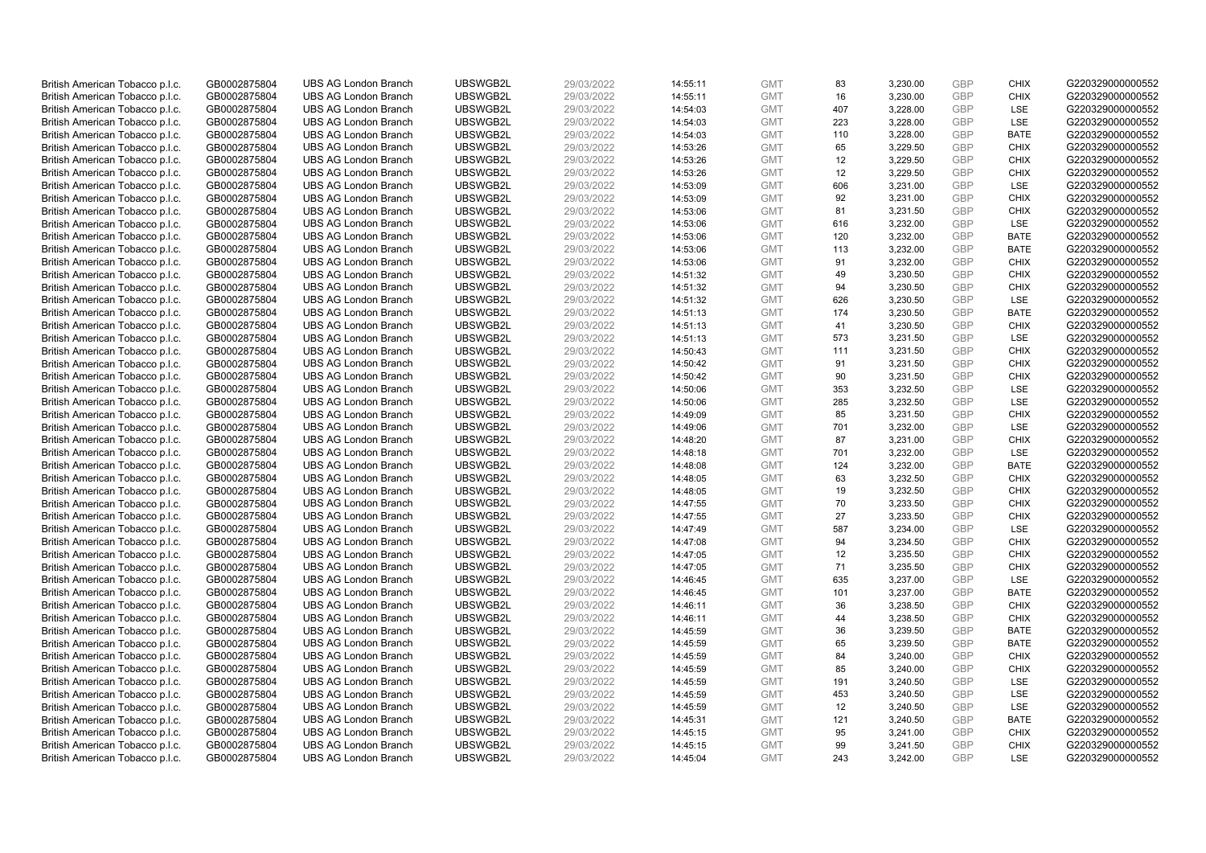| | | | | | | | | | | | |
|---|---|---|---|---|---|---|---|---|---|---|---|
| British American Tobacco p.l.c. | GB0002875804 | UBS AG London Branch | UBSWGB2L | 29/03/2022 | 14:55:11 | GMT | 83 | 3,230.00 | GBP | CHIX | G220329000000552 |
| British American Tobacco p.l.c. | GB0002875804 | UBS AG London Branch | UBSWGB2L | 29/03/2022 | 14:55:11 | GMT | 16 | 3,230.00 | GBP | CHIX | G220329000000552 |
| British American Tobacco p.l.c. | GB0002875804 | UBS AG London Branch | UBSWGB2L | 29/03/2022 | 14:54:03 | GMT | 407 | 3,228.00 | GBP | LSE | G220329000000552 |
| British American Tobacco p.l.c. | GB0002875804 | UBS AG London Branch | UBSWGB2L | 29/03/2022 | 14:54:03 | GMT | 223 | 3,228.00 | GBP | LSE | G220329000000552 |
| British American Tobacco p.l.c. | GB0002875804 | UBS AG London Branch | UBSWGB2L | 29/03/2022 | 14:54:03 | GMT | 110 | 3,228.00 | GBP | BATE | G220329000000552 |
| British American Tobacco p.l.c. | GB0002875804 | UBS AG London Branch | UBSWGB2L | 29/03/2022 | 14:53:26 | GMT | 65 | 3,229.50 | GBP | CHIX | G220329000000552 |
| British American Tobacco p.l.c. | GB0002875804 | UBS AG London Branch | UBSWGB2L | 29/03/2022 | 14:53:26 | GMT | 12 | 3,229.50 | GBP | CHIX | G220329000000552 |
| British American Tobacco p.l.c. | GB0002875804 | UBS AG London Branch | UBSWGB2L | 29/03/2022 | 14:53:26 | GMT | 12 | 3,229.50 | GBP | CHIX | G220329000000552 |
| British American Tobacco p.l.c. | GB0002875804 | UBS AG London Branch | UBSWGB2L | 29/03/2022 | 14:53:09 | GMT | 606 | 3,231.00 | GBP | LSE | G220329000000552 |
| British American Tobacco p.l.c. | GB0002875804 | UBS AG London Branch | UBSWGB2L | 29/03/2022 | 14:53:09 | GMT | 92 | 3,231.00 | GBP | CHIX | G220329000000552 |
| British American Tobacco p.l.c. | GB0002875804 | UBS AG London Branch | UBSWGB2L | 29/03/2022 | 14:53:06 | GMT | 81 | 3,231.50 | GBP | CHIX | G220329000000552 |
| British American Tobacco p.l.c. | GB0002875804 | UBS AG London Branch | UBSWGB2L | 29/03/2022 | 14:53:06 | GMT | 616 | 3,232.00 | GBP | LSE | G220329000000552 |
| British American Tobacco p.l.c. | GB0002875804 | UBS AG London Branch | UBSWGB2L | 29/03/2022 | 14:53:06 | GMT | 120 | 3,232.00 | GBP | BATE | G220329000000552 |
| British American Tobacco p.l.c. | GB0002875804 | UBS AG London Branch | UBSWGB2L | 29/03/2022 | 14:53:06 | GMT | 113 | 3,232.00 | GBP | BATE | G220329000000552 |
| British American Tobacco p.l.c. | GB0002875804 | UBS AG London Branch | UBSWGB2L | 29/03/2022 | 14:53:06 | GMT | 91 | 3,232.00 | GBP | CHIX | G220329000000552 |
| British American Tobacco p.l.c. | GB0002875804 | UBS AG London Branch | UBSWGB2L | 29/03/2022 | 14:51:32 | GMT | 49 | 3,230.50 | GBP | CHIX | G220329000000552 |
| British American Tobacco p.l.c. | GB0002875804 | UBS AG London Branch | UBSWGB2L | 29/03/2022 | 14:51:32 | GMT | 94 | 3,230.50 | GBP | CHIX | G220329000000552 |
| British American Tobacco p.l.c. | GB0002875804 | UBS AG London Branch | UBSWGB2L | 29/03/2022 | 14:51:32 | GMT | 626 | 3,230.50 | GBP | LSE | G220329000000552 |
| British American Tobacco p.l.c. | GB0002875804 | UBS AG London Branch | UBSWGB2L | 29/03/2022 | 14:51:13 | GMT | 174 | 3,230.50 | GBP | BATE | G220329000000552 |
| British American Tobacco p.l.c. | GB0002875804 | UBS AG London Branch | UBSWGB2L | 29/03/2022 | 14:51:13 | GMT | 41 | 3,230.50 | GBP | CHIX | G220329000000552 |
| British American Tobacco p.l.c. | GB0002875804 | UBS AG London Branch | UBSWGB2L | 29/03/2022 | 14:51:13 | GMT | 573 | 3,231.50 | GBP | LSE | G220329000000552 |
| British American Tobacco p.l.c. | GB0002875804 | UBS AG London Branch | UBSWGB2L | 29/03/2022 | 14:50:43 | GMT | 111 | 3,231.50 | GBP | CHIX | G220329000000552 |
| British American Tobacco p.l.c. | GB0002875804 | UBS AG London Branch | UBSWGB2L | 29/03/2022 | 14:50:42 | GMT | 91 | 3,231.50 | GBP | CHIX | G220329000000552 |
| British American Tobacco p.l.c. | GB0002875804 | UBS AG London Branch | UBSWGB2L | 29/03/2022 | 14:50:42 | GMT | 90 | 3,231.50 | GBP | CHIX | G220329000000552 |
| British American Tobacco p.l.c. | GB0002875804 | UBS AG London Branch | UBSWGB2L | 29/03/2022 | 14:50:06 | GMT | 353 | 3,232.50 | GBP | LSE | G220329000000552 |
| British American Tobacco p.l.c. | GB0002875804 | UBS AG London Branch | UBSWGB2L | 29/03/2022 | 14:50:06 | GMT | 285 | 3,232.50 | GBP | LSE | G220329000000552 |
| British American Tobacco p.l.c. | GB0002875804 | UBS AG London Branch | UBSWGB2L | 29/03/2022 | 14:49:09 | GMT | 85 | 3,231.50 | GBP | CHIX | G220329000000552 |
| British American Tobacco p.l.c. | GB0002875804 | UBS AG London Branch | UBSWGB2L | 29/03/2022 | 14:49:06 | GMT | 701 | 3,232.00 | GBP | LSE | G220329000000552 |
| British American Tobacco p.l.c. | GB0002875804 | UBS AG London Branch | UBSWGB2L | 29/03/2022 | 14:48:20 | GMT | 87 | 3,231.00 | GBP | CHIX | G220329000000552 |
| British American Tobacco p.l.c. | GB0002875804 | UBS AG London Branch | UBSWGB2L | 29/03/2022 | 14:48:18 | GMT | 701 | 3,232.00 | GBP | LSE | G220329000000552 |
| British American Tobacco p.l.c. | GB0002875804 | UBS AG London Branch | UBSWGB2L | 29/03/2022 | 14:48:08 | GMT | 124 | 3,232.00 | GBP | BATE | G220329000000552 |
| British American Tobacco p.l.c. | GB0002875804 | UBS AG London Branch | UBSWGB2L | 29/03/2022 | 14:48:05 | GMT | 63 | 3,232.50 | GBP | CHIX | G220329000000552 |
| British American Tobacco p.l.c. | GB0002875804 | UBS AG London Branch | UBSWGB2L | 29/03/2022 | 14:48:05 | GMT | 19 | 3,232.50 | GBP | CHIX | G220329000000552 |
| British American Tobacco p.l.c. | GB0002875804 | UBS AG London Branch | UBSWGB2L | 29/03/2022 | 14:47:55 | GMT | 70 | 3,233.50 | GBP | CHIX | G220329000000552 |
| British American Tobacco p.l.c. | GB0002875804 | UBS AG London Branch | UBSWGB2L | 29/03/2022 | 14:47:55 | GMT | 27 | 3,233.50 | GBP | CHIX | G220329000000552 |
| British American Tobacco p.l.c. | GB0002875804 | UBS AG London Branch | UBSWGB2L | 29/03/2022 | 14:47:49 | GMT | 587 | 3,234.00 | GBP | LSE | G220329000000552 |
| British American Tobacco p.l.c. | GB0002875804 | UBS AG London Branch | UBSWGB2L | 29/03/2022 | 14:47:08 | GMT | 94 | 3,234.50 | GBP | CHIX | G220329000000552 |
| British American Tobacco p.l.c. | GB0002875804 | UBS AG London Branch | UBSWGB2L | 29/03/2022 | 14:47:05 | GMT | 12 | 3,235.50 | GBP | CHIX | G220329000000552 |
| British American Tobacco p.l.c. | GB0002875804 | UBS AG London Branch | UBSWGB2L | 29/03/2022 | 14:47:05 | GMT | 71 | 3,235.50 | GBP | CHIX | G220329000000552 |
| British American Tobacco p.l.c. | GB0002875804 | UBS AG London Branch | UBSWGB2L | 29/03/2022 | 14:46:45 | GMT | 635 | 3,237.00 | GBP | LSE | G220329000000552 |
| British American Tobacco p.l.c. | GB0002875804 | UBS AG London Branch | UBSWGB2L | 29/03/2022 | 14:46:45 | GMT | 101 | 3,237.00 | GBP | BATE | G220329000000552 |
| British American Tobacco p.l.c. | GB0002875804 | UBS AG London Branch | UBSWGB2L | 29/03/2022 | 14:46:11 | GMT | 36 | 3,238.50 | GBP | CHIX | G220329000000552 |
| British American Tobacco p.l.c. | GB0002875804 | UBS AG London Branch | UBSWGB2L | 29/03/2022 | 14:46:11 | GMT | 44 | 3,238.50 | GBP | CHIX | G220329000000552 |
| British American Tobacco p.l.c. | GB0002875804 | UBS AG London Branch | UBSWGB2L | 29/03/2022 | 14:45:59 | GMT | 36 | 3,239.50 | GBP | BATE | G220329000000552 |
| British American Tobacco p.l.c. | GB0002875804 | UBS AG London Branch | UBSWGB2L | 29/03/2022 | 14:45:59 | GMT | 65 | 3,239.50 | GBP | BATE | G220329000000552 |
| British American Tobacco p.l.c. | GB0002875804 | UBS AG London Branch | UBSWGB2L | 29/03/2022 | 14:45:59 | GMT | 84 | 3,240.00 | GBP | CHIX | G220329000000552 |
| British American Tobacco p.l.c. | GB0002875804 | UBS AG London Branch | UBSWGB2L | 29/03/2022 | 14:45:59 | GMT | 85 | 3,240.00 | GBP | CHIX | G220329000000552 |
| British American Tobacco p.l.c. | GB0002875804 | UBS AG London Branch | UBSWGB2L | 29/03/2022 | 14:45:59 | GMT | 191 | 3,240.50 | GBP | LSE | G220329000000552 |
| British American Tobacco p.l.c. | GB0002875804 | UBS AG London Branch | UBSWGB2L | 29/03/2022 | 14:45:59 | GMT | 453 | 3,240.50 | GBP | LSE | G220329000000552 |
| British American Tobacco p.l.c. | GB0002875804 | UBS AG London Branch | UBSWGB2L | 29/03/2022 | 14:45:59 | GMT | 12 | 3,240.50 | GBP | LSE | G220329000000552 |
| British American Tobacco p.l.c. | GB0002875804 | UBS AG London Branch | UBSWGB2L | 29/03/2022 | 14:45:31 | GMT | 121 | 3,240.50 | GBP | BATE | G220329000000552 |
| British American Tobacco p.l.c. | GB0002875804 | UBS AG London Branch | UBSWGB2L | 29/03/2022 | 14:45:15 | GMT | 95 | 3,241.00 | GBP | CHIX | G220329000000552 |
| British American Tobacco p.l.c. | GB0002875804 | UBS AG London Branch | UBSWGB2L | 29/03/2022 | 14:45:15 | GMT | 99 | 3,241.50 | GBP | CHIX | G220329000000552 |
| British American Tobacco p.l.c. | GB0002875804 | UBS AG London Branch | UBSWGB2L | 29/03/2022 | 14:45:04 | GMT | 243 | 3,242.00 | GBP | LSE | G220329000000552 |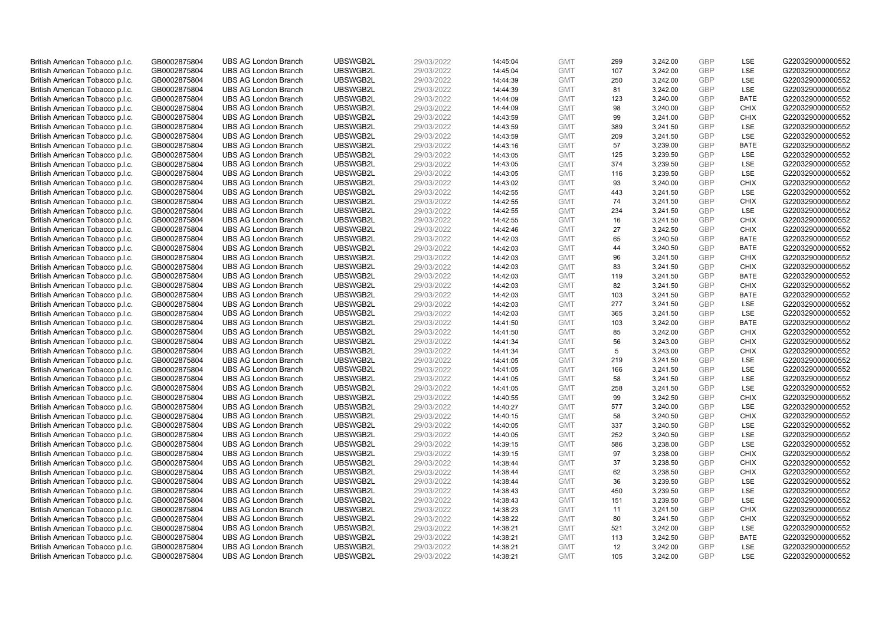| | | | | | | | | | | | |
|---|---|---|---|---|---|---|---|---|---|---|---|
| British American Tobacco p.l.c. | GB0002875804 | UBS AG London Branch | UBSWGB2L | 29/03/2022 | 14:45:04 | GMT | 299 | 3,242.00 | GBP | LSE | G220329000000552 |
| British American Tobacco p.l.c. | GB0002875804 | UBS AG London Branch | UBSWGB2L | 29/03/2022 | 14:45:04 | GMT | 107 | 3,242.00 | GBP | LSE | G220329000000552 |
| British American Tobacco p.l.c. | GB0002875804 | UBS AG London Branch | UBSWGB2L | 29/03/2022 | 14:44:39 | GMT | 250 | 3,242.00 | GBP | LSE | G220329000000552 |
| British American Tobacco p.l.c. | GB0002875804 | UBS AG London Branch | UBSWGB2L | 29/03/2022 | 14:44:39 | GMT | 81 | 3,242.00 | GBP | LSE | G220329000000552 |
| British American Tobacco p.l.c. | GB0002875804 | UBS AG London Branch | UBSWGB2L | 29/03/2022 | 14:44:09 | GMT | 123 | 3,240.00 | GBP | BATE | G220329000000552 |
| British American Tobacco p.l.c. | GB0002875804 | UBS AG London Branch | UBSWGB2L | 29/03/2022 | 14:44:09 | GMT | 98 | 3,240.00 | GBP | CHIX | G220329000000552 |
| British American Tobacco p.l.c. | GB0002875804 | UBS AG London Branch | UBSWGB2L | 29/03/2022 | 14:43:59 | GMT | 99 | 3,241.00 | GBP | CHIX | G220329000000552 |
| British American Tobacco p.l.c. | GB0002875804 | UBS AG London Branch | UBSWGB2L | 29/03/2022 | 14:43:59 | GMT | 389 | 3,241.50 | GBP | LSE | G220329000000552 |
| British American Tobacco p.l.c. | GB0002875804 | UBS AG London Branch | UBSWGB2L | 29/03/2022 | 14:43:59 | GMT | 209 | 3,241.50 | GBP | LSE | G220329000000552 |
| British American Tobacco p.l.c. | GB0002875804 | UBS AG London Branch | UBSWGB2L | 29/03/2022 | 14:43:16 | GMT | 57 | 3,239.00 | GBP | BATE | G220329000000552 |
| British American Tobacco p.l.c. | GB0002875804 | UBS AG London Branch | UBSWGB2L | 29/03/2022 | 14:43:05 | GMT | 125 | 3,239.50 | GBP | LSE | G220329000000552 |
| British American Tobacco p.l.c. | GB0002875804 | UBS AG London Branch | UBSWGB2L | 29/03/2022 | 14:43:05 | GMT | 374 | 3,239.50 | GBP | LSE | G220329000000552 |
| British American Tobacco p.l.c. | GB0002875804 | UBS AG London Branch | UBSWGB2L | 29/03/2022 | 14:43:05 | GMT | 116 | 3,239.50 | GBP | LSE | G220329000000552 |
| British American Tobacco p.l.c. | GB0002875804 | UBS AG London Branch | UBSWGB2L | 29/03/2022 | 14:43:02 | GMT | 93 | 3,240.00 | GBP | CHIX | G220329000000552 |
| British American Tobacco p.l.c. | GB0002875804 | UBS AG London Branch | UBSWGB2L | 29/03/2022 | 14:42:55 | GMT | 443 | 3,241.50 | GBP | LSE | G220329000000552 |
| British American Tobacco p.l.c. | GB0002875804 | UBS AG London Branch | UBSWGB2L | 29/03/2022 | 14:42:55 | GMT | 74 | 3,241.50 | GBP | CHIX | G220329000000552 |
| British American Tobacco p.l.c. | GB0002875804 | UBS AG London Branch | UBSWGB2L | 29/03/2022 | 14:42:55 | GMT | 234 | 3,241.50 | GBP | LSE | G220329000000552 |
| British American Tobacco p.l.c. | GB0002875804 | UBS AG London Branch | UBSWGB2L | 29/03/2022 | 14:42:55 | GMT | 16 | 3,241.50 | GBP | CHIX | G220329000000552 |
| British American Tobacco p.l.c. | GB0002875804 | UBS AG London Branch | UBSWGB2L | 29/03/2022 | 14:42:46 | GMT | 27 | 3,242.50 | GBP | CHIX | G220329000000552 |
| British American Tobacco p.l.c. | GB0002875804 | UBS AG London Branch | UBSWGB2L | 29/03/2022 | 14:42:03 | GMT | 65 | 3,240.50 | GBP | BATE | G220329000000552 |
| British American Tobacco p.l.c. | GB0002875804 | UBS AG London Branch | UBSWGB2L | 29/03/2022 | 14:42:03 | GMT | 44 | 3,240.50 | GBP | BATE | G220329000000552 |
| British American Tobacco p.l.c. | GB0002875804 | UBS AG London Branch | UBSWGB2L | 29/03/2022 | 14:42:03 | GMT | 96 | 3,241.50 | GBP | CHIX | G220329000000552 |
| British American Tobacco p.l.c. | GB0002875804 | UBS AG London Branch | UBSWGB2L | 29/03/2022 | 14:42:03 | GMT | 83 | 3,241.50 | GBP | CHIX | G220329000000552 |
| British American Tobacco p.l.c. | GB0002875804 | UBS AG London Branch | UBSWGB2L | 29/03/2022 | 14:42:03 | GMT | 119 | 3,241.50 | GBP | BATE | G220329000000552 |
| British American Tobacco p.l.c. | GB0002875804 | UBS AG London Branch | UBSWGB2L | 29/03/2022 | 14:42:03 | GMT | 82 | 3,241.50 | GBP | CHIX | G220329000000552 |
| British American Tobacco p.l.c. | GB0002875804 | UBS AG London Branch | UBSWGB2L | 29/03/2022 | 14:42:03 | GMT | 103 | 3,241.50 | GBP | BATE | G220329000000552 |
| British American Tobacco p.l.c. | GB0002875804 | UBS AG London Branch | UBSWGB2L | 29/03/2022 | 14:42:03 | GMT | 277 | 3,241.50 | GBP | LSE | G220329000000552 |
| British American Tobacco p.l.c. | GB0002875804 | UBS AG London Branch | UBSWGB2L | 29/03/2022 | 14:42:03 | GMT | 365 | 3,241.50 | GBP | LSE | G220329000000552 |
| British American Tobacco p.l.c. | GB0002875804 | UBS AG London Branch | UBSWGB2L | 29/03/2022 | 14:41:50 | GMT | 103 | 3,242.00 | GBP | BATE | G220329000000552 |
| British American Tobacco p.l.c. | GB0002875804 | UBS AG London Branch | UBSWGB2L | 29/03/2022 | 14:41:50 | GMT | 85 | 3,242.00 | GBP | CHIX | G220329000000552 |
| British American Tobacco p.l.c. | GB0002875804 | UBS AG London Branch | UBSWGB2L | 29/03/2022 | 14:41:34 | GMT | 56 | 3,243.00 | GBP | CHIX | G220329000000552 |
| British American Tobacco p.l.c. | GB0002875804 | UBS AG London Branch | UBSWGB2L | 29/03/2022 | 14:41:34 | GMT | 5 | 3,243.00 | GBP | CHIX | G220329000000552 |
| British American Tobacco p.l.c. | GB0002875804 | UBS AG London Branch | UBSWGB2L | 29/03/2022 | 14:41:05 | GMT | 219 | 3,241.50 | GBP | LSE | G220329000000552 |
| British American Tobacco p.l.c. | GB0002875804 | UBS AG London Branch | UBSWGB2L | 29/03/2022 | 14:41:05 | GMT | 166 | 3,241.50 | GBP | LSE | G220329000000552 |
| British American Tobacco p.l.c. | GB0002875804 | UBS AG London Branch | UBSWGB2L | 29/03/2022 | 14:41:05 | GMT | 58 | 3,241.50 | GBP | LSE | G220329000000552 |
| British American Tobacco p.l.c. | GB0002875804 | UBS AG London Branch | UBSWGB2L | 29/03/2022 | 14:41:05 | GMT | 258 | 3,241.50 | GBP | LSE | G220329000000552 |
| British American Tobacco p.l.c. | GB0002875804 | UBS AG London Branch | UBSWGB2L | 29/03/2022 | 14:40:55 | GMT | 99 | 3,242.50 | GBP | CHIX | G220329000000552 |
| British American Tobacco p.l.c. | GB0002875804 | UBS AG London Branch | UBSWGB2L | 29/03/2022 | 14:40:27 | GMT | 577 | 3,240.00 | GBP | LSE | G220329000000552 |
| British American Tobacco p.l.c. | GB0002875804 | UBS AG London Branch | UBSWGB2L | 29/03/2022 | 14:40:15 | GMT | 58 | 3,240.50 | GBP | CHIX | G220329000000552 |
| British American Tobacco p.l.c. | GB0002875804 | UBS AG London Branch | UBSWGB2L | 29/03/2022 | 14:40:05 | GMT | 337 | 3,240.50 | GBP | LSE | G220329000000552 |
| British American Tobacco p.l.c. | GB0002875804 | UBS AG London Branch | UBSWGB2L | 29/03/2022 | 14:40:05 | GMT | 252 | 3,240.50 | GBP | LSE | G220329000000552 |
| British American Tobacco p.l.c. | GB0002875804 | UBS AG London Branch | UBSWGB2L | 29/03/2022 | 14:39:15 | GMT | 586 | 3,238.00 | GBP | LSE | G220329000000552 |
| British American Tobacco p.l.c. | GB0002875804 | UBS AG London Branch | UBSWGB2L | 29/03/2022 | 14:39:15 | GMT | 97 | 3,238.00 | GBP | CHIX | G220329000000552 |
| British American Tobacco p.l.c. | GB0002875804 | UBS AG London Branch | UBSWGB2L | 29/03/2022 | 14:38:44 | GMT | 37 | 3,238.50 | GBP | CHIX | G220329000000552 |
| British American Tobacco p.l.c. | GB0002875804 | UBS AG London Branch | UBSWGB2L | 29/03/2022 | 14:38:44 | GMT | 62 | 3,238.50 | GBP | CHIX | G220329000000552 |
| British American Tobacco p.l.c. | GB0002875804 | UBS AG London Branch | UBSWGB2L | 29/03/2022 | 14:38:44 | GMT | 36 | 3,239.50 | GBP | LSE | G220329000000552 |
| British American Tobacco p.l.c. | GB0002875804 | UBS AG London Branch | UBSWGB2L | 29/03/2022 | 14:38:43 | GMT | 450 | 3,239.50 | GBP | LSE | G220329000000552 |
| British American Tobacco p.l.c. | GB0002875804 | UBS AG London Branch | UBSWGB2L | 29/03/2022 | 14:38:43 | GMT | 151 | 3,239.50 | GBP | LSE | G220329000000552 |
| British American Tobacco p.l.c. | GB0002875804 | UBS AG London Branch | UBSWGB2L | 29/03/2022 | 14:38:23 | GMT | 11 | 3,241.50 | GBP | CHIX | G220329000000552 |
| British American Tobacco p.l.c. | GB0002875804 | UBS AG London Branch | UBSWGB2L | 29/03/2022 | 14:38:22 | GMT | 80 | 3,241.50 | GBP | CHIX | G220329000000552 |
| British American Tobacco p.l.c. | GB0002875804 | UBS AG London Branch | UBSWGB2L | 29/03/2022 | 14:38:21 | GMT | 521 | 3,242.00 | GBP | LSE | G220329000000552 |
| British American Tobacco p.l.c. | GB0002875804 | UBS AG London Branch | UBSWGB2L | 29/03/2022 | 14:38:21 | GMT | 113 | 3,242.50 | GBP | BATE | G220329000000552 |
| British American Tobacco p.l.c. | GB0002875804 | UBS AG London Branch | UBSWGB2L | 29/03/2022 | 14:38:21 | GMT | 12 | 3,242.00 | GBP | LSE | G220329000000552 |
| British American Tobacco p.l.c. | GB0002875804 | UBS AG London Branch | UBSWGB2L | 29/03/2022 | 14:38:21 | GMT | 105 | 3,242.00 | GBP | LSE | G220329000000552 |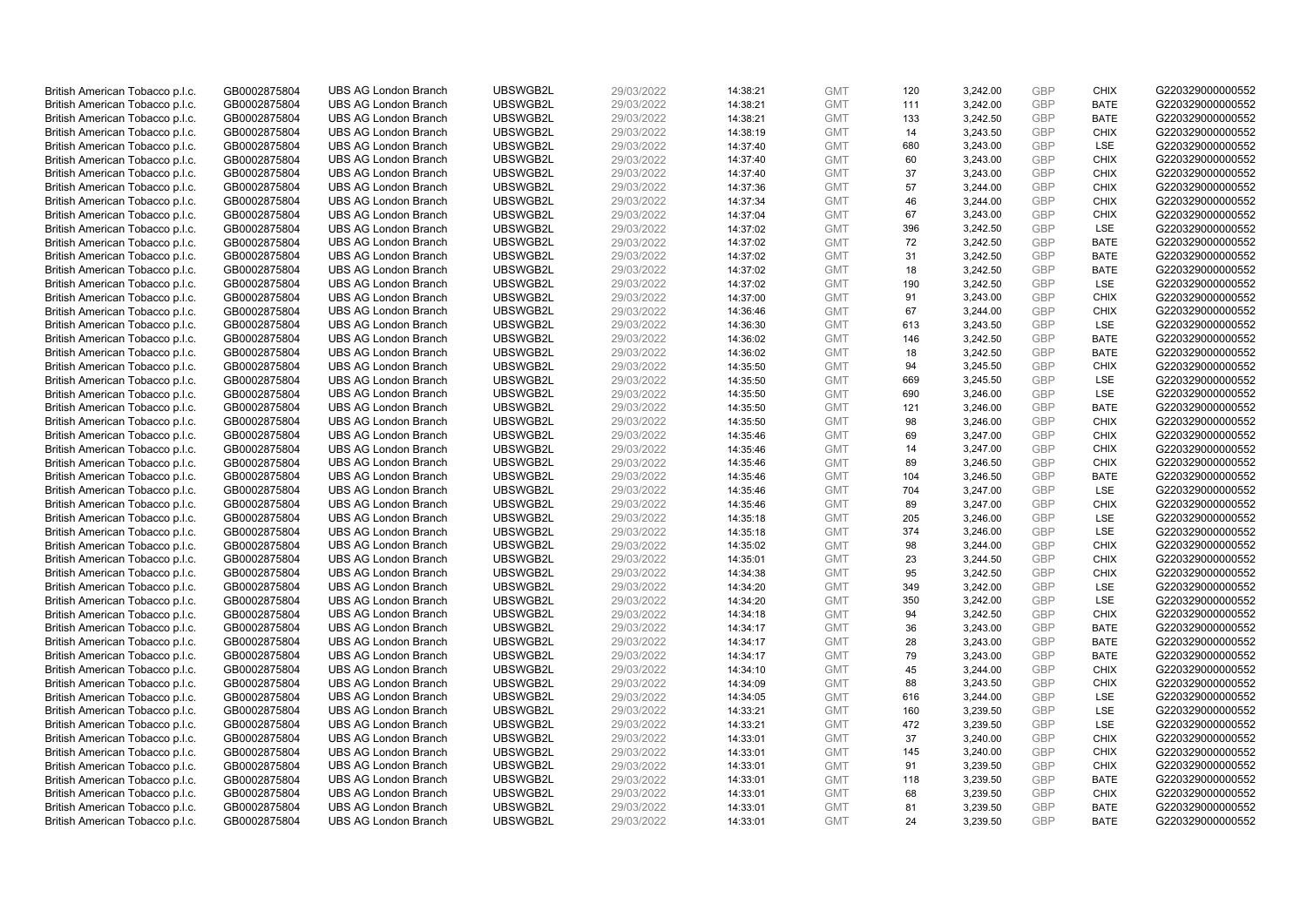| | | | | | | | | | | | |
|---|---|---|---|---|---|---|---|---|---|---|---|
| British American Tobacco p.l.c. | GB0002875804 | UBS AG London Branch | UBSWGB2L | 29/03/2022 | 14:38:21 | GMT | 120 | 3,242.00 | GBP | CHIX | G220329000000552 |
| British American Tobacco p.l.c. | GB0002875804 | UBS AG London Branch | UBSWGB2L | 29/03/2022 | 14:38:21 | GMT | 111 | 3,242.00 | GBP | BATE | G220329000000552 |
| British American Tobacco p.l.c. | GB0002875804 | UBS AG London Branch | UBSWGB2L | 29/03/2022 | 14:38:21 | GMT | 133 | 3,242.50 | GBP | BATE | G220329000000552 |
| British American Tobacco p.l.c. | GB0002875804 | UBS AG London Branch | UBSWGB2L | 29/03/2022 | 14:38:19 | GMT | 14 | 3,243.50 | GBP | CHIX | G220329000000552 |
| British American Tobacco p.l.c. | GB0002875804 | UBS AG London Branch | UBSWGB2L | 29/03/2022 | 14:37:40 | GMT | 680 | 3,243.00 | GBP | LSE | G220329000000552 |
| British American Tobacco p.l.c. | GB0002875804 | UBS AG London Branch | UBSWGB2L | 29/03/2022 | 14:37:40 | GMT | 60 | 3,243.00 | GBP | CHIX | G220329000000552 |
| British American Tobacco p.l.c. | GB0002875804 | UBS AG London Branch | UBSWGB2L | 29/03/2022 | 14:37:40 | GMT | 37 | 3,243.00 | GBP | CHIX | G220329000000552 |
| British American Tobacco p.l.c. | GB0002875804 | UBS AG London Branch | UBSWGB2L | 29/03/2022 | 14:37:36 | GMT | 57 | 3,244.00 | GBP | CHIX | G220329000000552 |
| British American Tobacco p.l.c. | GB0002875804 | UBS AG London Branch | UBSWGB2L | 29/03/2022 | 14:37:34 | GMT | 46 | 3,244.00 | GBP | CHIX | G220329000000552 |
| British American Tobacco p.l.c. | GB0002875804 | UBS AG London Branch | UBSWGB2L | 29/03/2022 | 14:37:04 | GMT | 67 | 3,243.00 | GBP | CHIX | G220329000000552 |
| British American Tobacco p.l.c. | GB0002875804 | UBS AG London Branch | UBSWGB2L | 29/03/2022 | 14:37:02 | GMT | 396 | 3,242.50 | GBP | LSE | G220329000000552 |
| British American Tobacco p.l.c. | GB0002875804 | UBS AG London Branch | UBSWGB2L | 29/03/2022 | 14:37:02 | GMT | 72 | 3,242.50 | GBP | BATE | G220329000000552 |
| British American Tobacco p.l.c. | GB0002875804 | UBS AG London Branch | UBSWGB2L | 29/03/2022 | 14:37:02 | GMT | 31 | 3,242.50 | GBP | BATE | G220329000000552 |
| British American Tobacco p.l.c. | GB0002875804 | UBS AG London Branch | UBSWGB2L | 29/03/2022 | 14:37:02 | GMT | 18 | 3,242.50 | GBP | BATE | G220329000000552 |
| British American Tobacco p.l.c. | GB0002875804 | UBS AG London Branch | UBSWGB2L | 29/03/2022 | 14:37:02 | GMT | 190 | 3,242.50 | GBP | LSE | G220329000000552 |
| British American Tobacco p.l.c. | GB0002875804 | UBS AG London Branch | UBSWGB2L | 29/03/2022 | 14:37:00 | GMT | 91 | 3,243.00 | GBP | CHIX | G220329000000552 |
| British American Tobacco p.l.c. | GB0002875804 | UBS AG London Branch | UBSWGB2L | 29/03/2022 | 14:36:46 | GMT | 67 | 3,244.00 | GBP | CHIX | G220329000000552 |
| British American Tobacco p.l.c. | GB0002875804 | UBS AG London Branch | UBSWGB2L | 29/03/2022 | 14:36:30 | GMT | 613 | 3,243.50 | GBP | LSE | G220329000000552 |
| British American Tobacco p.l.c. | GB0002875804 | UBS AG London Branch | UBSWGB2L | 29/03/2022 | 14:36:02 | GMT | 146 | 3,242.50 | GBP | BATE | G220329000000552 |
| British American Tobacco p.l.c. | GB0002875804 | UBS AG London Branch | UBSWGB2L | 29/03/2022 | 14:36:02 | GMT | 18 | 3,242.50 | GBP | BATE | G220329000000552 |
| British American Tobacco p.l.c. | GB0002875804 | UBS AG London Branch | UBSWGB2L | 29/03/2022 | 14:35:50 | GMT | 94 | 3,245.50 | GBP | CHIX | G220329000000552 |
| British American Tobacco p.l.c. | GB0002875804 | UBS AG London Branch | UBSWGB2L | 29/03/2022 | 14:35:50 | GMT | 669 | 3,245.50 | GBP | LSE | G220329000000552 |
| British American Tobacco p.l.c. | GB0002875804 | UBS AG London Branch | UBSWGB2L | 29/03/2022 | 14:35:50 | GMT | 690 | 3,246.00 | GBP | LSE | G220329000000552 |
| British American Tobacco p.l.c. | GB0002875804 | UBS AG London Branch | UBSWGB2L | 29/03/2022 | 14:35:50 | GMT | 121 | 3,246.00 | GBP | BATE | G220329000000552 |
| British American Tobacco p.l.c. | GB0002875804 | UBS AG London Branch | UBSWGB2L | 29/03/2022 | 14:35:50 | GMT | 98 | 3,246.00 | GBP | CHIX | G220329000000552 |
| British American Tobacco p.l.c. | GB0002875804 | UBS AG London Branch | UBSWGB2L | 29/03/2022 | 14:35:46 | GMT | 69 | 3,247.00 | GBP | CHIX | G220329000000552 |
| British American Tobacco p.l.c. | GB0002875804 | UBS AG London Branch | UBSWGB2L | 29/03/2022 | 14:35:46 | GMT | 14 | 3,247.00 | GBP | CHIX | G220329000000552 |
| British American Tobacco p.l.c. | GB0002875804 | UBS AG London Branch | UBSWGB2L | 29/03/2022 | 14:35:46 | GMT | 89 | 3,246.50 | GBP | CHIX | G220329000000552 |
| British American Tobacco p.l.c. | GB0002875804 | UBS AG London Branch | UBSWGB2L | 29/03/2022 | 14:35:46 | GMT | 104 | 3,246.50 | GBP | BATE | G220329000000552 |
| British American Tobacco p.l.c. | GB0002875804 | UBS AG London Branch | UBSWGB2L | 29/03/2022 | 14:35:46 | GMT | 704 | 3,247.00 | GBP | LSE | G220329000000552 |
| British American Tobacco p.l.c. | GB0002875804 | UBS AG London Branch | UBSWGB2L | 29/03/2022 | 14:35:46 | GMT | 89 | 3,247.00 | GBP | CHIX | G220329000000552 |
| British American Tobacco p.l.c. | GB0002875804 | UBS AG London Branch | UBSWGB2L | 29/03/2022 | 14:35:18 | GMT | 205 | 3,246.00 | GBP | LSE | G220329000000552 |
| British American Tobacco p.l.c. | GB0002875804 | UBS AG London Branch | UBSWGB2L | 29/03/2022 | 14:35:18 | GMT | 374 | 3,246.00 | GBP | LSE | G220329000000552 |
| British American Tobacco p.l.c. | GB0002875804 | UBS AG London Branch | UBSWGB2L | 29/03/2022 | 14:35:02 | GMT | 98 | 3,244.00 | GBP | CHIX | G220329000000552 |
| British American Tobacco p.l.c. | GB0002875804 | UBS AG London Branch | UBSWGB2L | 29/03/2022 | 14:35:01 | GMT | 23 | 3,244.50 | GBP | CHIX | G220329000000552 |
| British American Tobacco p.l.c. | GB0002875804 | UBS AG London Branch | UBSWGB2L | 29/03/2022 | 14:34:38 | GMT | 95 | 3,242.50 | GBP | CHIX | G220329000000552 |
| British American Tobacco p.l.c. | GB0002875804 | UBS AG London Branch | UBSWGB2L | 29/03/2022 | 14:34:20 | GMT | 349 | 3,242.00 | GBP | LSE | G220329000000552 |
| British American Tobacco p.l.c. | GB0002875804 | UBS AG London Branch | UBSWGB2L | 29/03/2022 | 14:34:20 | GMT | 350 | 3,242.00 | GBP | LSE | G220329000000552 |
| British American Tobacco p.l.c. | GB0002875804 | UBS AG London Branch | UBSWGB2L | 29/03/2022 | 14:34:18 | GMT | 94 | 3,242.50 | GBP | CHIX | G220329000000552 |
| British American Tobacco p.l.c. | GB0002875804 | UBS AG London Branch | UBSWGB2L | 29/03/2022 | 14:34:17 | GMT | 36 | 3,243.00 | GBP | BATE | G220329000000552 |
| British American Tobacco p.l.c. | GB0002875804 | UBS AG London Branch | UBSWGB2L | 29/03/2022 | 14:34:17 | GMT | 28 | 3,243.00 | GBP | BATE | G220329000000552 |
| British American Tobacco p.l.c. | GB0002875804 | UBS AG London Branch | UBSWGB2L | 29/03/2022 | 14:34:17 | GMT | 79 | 3,243.00 | GBP | BATE | G220329000000552 |
| British American Tobacco p.l.c. | GB0002875804 | UBS AG London Branch | UBSWGB2L | 29/03/2022 | 14:34:10 | GMT | 45 | 3,244.00 | GBP | CHIX | G220329000000552 |
| British American Tobacco p.l.c. | GB0002875804 | UBS AG London Branch | UBSWGB2L | 29/03/2022 | 14:34:09 | GMT | 88 | 3,243.50 | GBP | CHIX | G220329000000552 |
| British American Tobacco p.l.c. | GB0002875804 | UBS AG London Branch | UBSWGB2L | 29/03/2022 | 14:34:05 | GMT | 616 | 3,244.00 | GBP | LSE | G220329000000552 |
| British American Tobacco p.l.c. | GB0002875804 | UBS AG London Branch | UBSWGB2L | 29/03/2022 | 14:33:21 | GMT | 160 | 3,239.50 | GBP | LSE | G220329000000552 |
| British American Tobacco p.l.c. | GB0002875804 | UBS AG London Branch | UBSWGB2L | 29/03/2022 | 14:33:21 | GMT | 472 | 3,239.50 | GBP | LSE | G220329000000552 |
| British American Tobacco p.l.c. | GB0002875804 | UBS AG London Branch | UBSWGB2L | 29/03/2022 | 14:33:01 | GMT | 37 | 3,240.00 | GBP | CHIX | G220329000000552 |
| British American Tobacco p.l.c. | GB0002875804 | UBS AG London Branch | UBSWGB2L | 29/03/2022 | 14:33:01 | GMT | 145 | 3,240.00 | GBP | CHIX | G220329000000552 |
| British American Tobacco p.l.c. | GB0002875804 | UBS AG London Branch | UBSWGB2L | 29/03/2022 | 14:33:01 | GMT | 91 | 3,239.50 | GBP | CHIX | G220329000000552 |
| British American Tobacco p.l.c. | GB0002875804 | UBS AG London Branch | UBSWGB2L | 29/03/2022 | 14:33:01 | GMT | 118 | 3,239.50 | GBP | BATE | G220329000000552 |
| British American Tobacco p.l.c. | GB0002875804 | UBS AG London Branch | UBSWGB2L | 29/03/2022 | 14:33:01 | GMT | 68 | 3,239.50 | GBP | CHIX | G220329000000552 |
| British American Tobacco p.l.c. | GB0002875804 | UBS AG London Branch | UBSWGB2L | 29/03/2022 | 14:33:01 | GMT | 81 | 3,239.50 | GBP | BATE | G220329000000552 |
| British American Tobacco p.l.c. | GB0002875804 | UBS AG London Branch | UBSWGB2L | 29/03/2022 | 14:33:01 | GMT | 24 | 3,239.50 | GBP | BATE | G220329000000552 |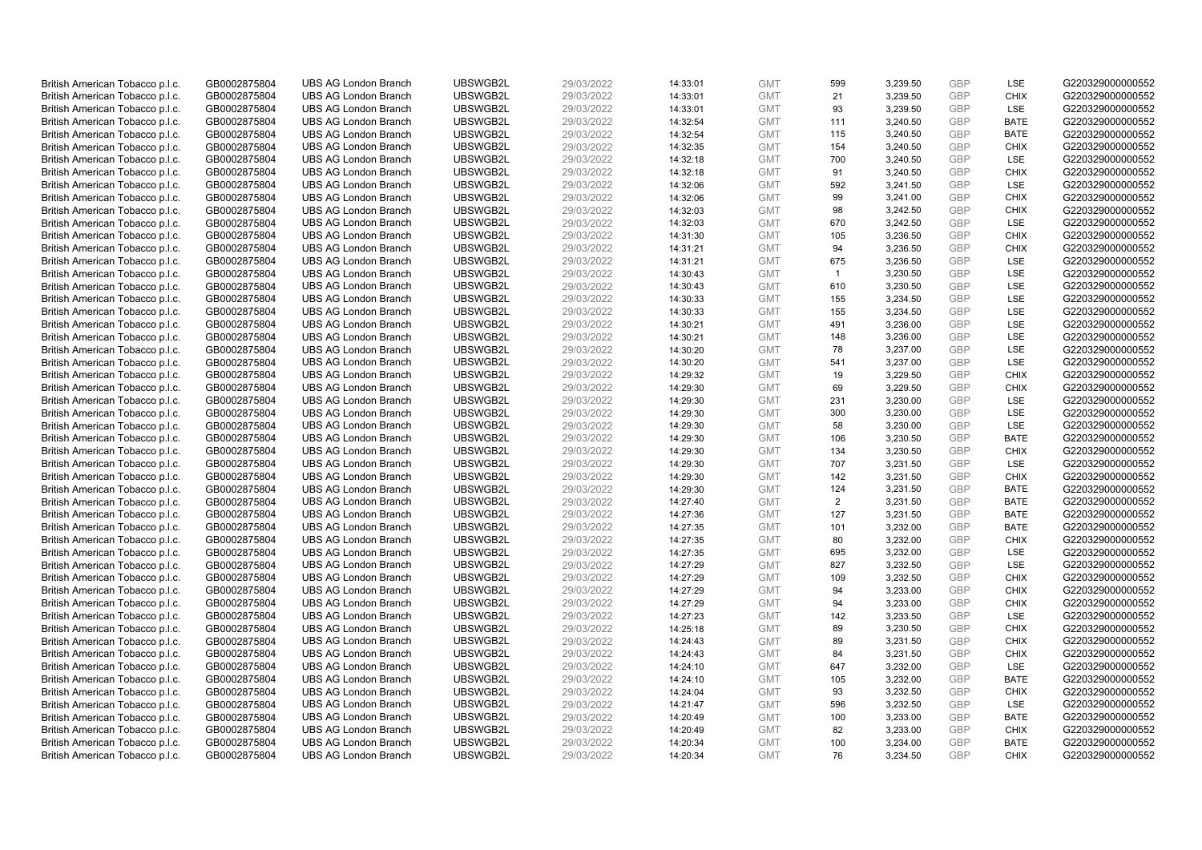| | | | | | | | | | | | |
|---|---|---|---|---|---|---|---|---|---|---|---|
| British American Tobacco p.l.c. | GB0002875804 | UBS AG London Branch | UBSWGB2L | 29/03/2022 | 14:33:01 | GMT | 599 | 3,239.50 | GBP | LSE | G220329000000552 |
| British American Tobacco p.l.c. | GB0002875804 | UBS AG London Branch | UBSWGB2L | 29/03/2022 | 14:33:01 | GMT | 21 | 3,239.50 | GBP | CHIX | G220329000000552 |
| British American Tobacco p.l.c. | GB0002875804 | UBS AG London Branch | UBSWGB2L | 29/03/2022 | 14:33:01 | GMT | 93 | 3,239.50 | GBP | LSE | G220329000000552 |
| British American Tobacco p.l.c. | GB0002875804 | UBS AG London Branch | UBSWGB2L | 29/03/2022 | 14:32:54 | GMT | 111 | 3,240.50 | GBP | BATE | G220329000000552 |
| British American Tobacco p.l.c. | GB0002875804 | UBS AG London Branch | UBSWGB2L | 29/03/2022 | 14:32:54 | GMT | 115 | 3,240.50 | GBP | BATE | G220329000000552 |
| British American Tobacco p.l.c. | GB0002875804 | UBS AG London Branch | UBSWGB2L | 29/03/2022 | 14:32:35 | GMT | 154 | 3,240.50 | GBP | CHIX | G220329000000552 |
| British American Tobacco p.l.c. | GB0002875804 | UBS AG London Branch | UBSWGB2L | 29/03/2022 | 14:32:18 | GMT | 700 | 3,240.50 | GBP | LSE | G220329000000552 |
| British American Tobacco p.l.c. | GB0002875804 | UBS AG London Branch | UBSWGB2L | 29/03/2022 | 14:32:18 | GMT | 91 | 3,240.50 | GBP | CHIX | G220329000000552 |
| British American Tobacco p.l.c. | GB0002875804 | UBS AG London Branch | UBSWGB2L | 29/03/2022 | 14:32:06 | GMT | 592 | 3,241.50 | GBP | LSE | G220329000000552 |
| British American Tobacco p.l.c. | GB0002875804 | UBS AG London Branch | UBSWGB2L | 29/03/2022 | 14:32:06 | GMT | 99 | 3,241.00 | GBP | CHIX | G220329000000552 |
| British American Tobacco p.l.c. | GB0002875804 | UBS AG London Branch | UBSWGB2L | 29/03/2022 | 14:32:03 | GMT | 98 | 3,242.50 | GBP | CHIX | G220329000000552 |
| British American Tobacco p.l.c. | GB0002875804 | UBS AG London Branch | UBSWGB2L | 29/03/2022 | 14:32:03 | GMT | 670 | 3,242.50 | GBP | LSE | G220329000000552 |
| British American Tobacco p.l.c. | GB0002875804 | UBS AG London Branch | UBSWGB2L | 29/03/2022 | 14:31:30 | GMT | 105 | 3,236.50 | GBP | CHIX | G220329000000552 |
| British American Tobacco p.l.c. | GB0002875804 | UBS AG London Branch | UBSWGB2L | 29/03/2022 | 14:31:21 | GMT | 94 | 3,236.50 | GBP | CHIX | G220329000000552 |
| British American Tobacco p.l.c. | GB0002875804 | UBS AG London Branch | UBSWGB2L | 29/03/2022 | 14:31:21 | GMT | 675 | 3,236.50 | GBP | LSE | G220329000000552 |
| British American Tobacco p.l.c. | GB0002875804 | UBS AG London Branch | UBSWGB2L | 29/03/2022 | 14:30:43 | GMT | 1 | 3,230.50 | GBP | LSE | G220329000000552 |
| British American Tobacco p.l.c. | GB0002875804 | UBS AG London Branch | UBSWGB2L | 29/03/2022 | 14:30:43 | GMT | 610 | 3,230.50 | GBP | LSE | G220329000000552 |
| British American Tobacco p.l.c. | GB0002875804 | UBS AG London Branch | UBSWGB2L | 29/03/2022 | 14:30:33 | GMT | 155 | 3,234.50 | GBP | LSE | G220329000000552 |
| British American Tobacco p.l.c. | GB0002875804 | UBS AG London Branch | UBSWGB2L | 29/03/2022 | 14:30:33 | GMT | 155 | 3,234.50 | GBP | LSE | G220329000000552 |
| British American Tobacco p.l.c. | GB0002875804 | UBS AG London Branch | UBSWGB2L | 29/03/2022 | 14:30:21 | GMT | 491 | 3,236.00 | GBP | LSE | G220329000000552 |
| British American Tobacco p.l.c. | GB0002875804 | UBS AG London Branch | UBSWGB2L | 29/03/2022 | 14:30:21 | GMT | 148 | 3,236.00 | GBP | LSE | G220329000000552 |
| British American Tobacco p.l.c. | GB0002875804 | UBS AG London Branch | UBSWGB2L | 29/03/2022 | 14:30:20 | GMT | 78 | 3,237.00 | GBP | LSE | G220329000000552 |
| British American Tobacco p.l.c. | GB0002875804 | UBS AG London Branch | UBSWGB2L | 29/03/2022 | 14:30:20 | GMT | 541 | 3,237.00 | GBP | LSE | G220329000000552 |
| British American Tobacco p.l.c. | GB0002875804 | UBS AG London Branch | UBSWGB2L | 29/03/2022 | 14:29:32 | GMT | 19 | 3,229.50 | GBP | CHIX | G220329000000552 |
| British American Tobacco p.l.c. | GB0002875804 | UBS AG London Branch | UBSWGB2L | 29/03/2022 | 14:29:30 | GMT | 69 | 3,229.50 | GBP | CHIX | G220329000000552 |
| British American Tobacco p.l.c. | GB0002875804 | UBS AG London Branch | UBSWGB2L | 29/03/2022 | 14:29:30 | GMT | 231 | 3,230.00 | GBP | LSE | G220329000000552 |
| British American Tobacco p.l.c. | GB0002875804 | UBS AG London Branch | UBSWGB2L | 29/03/2022 | 14:29:30 | GMT | 300 | 3,230.00 | GBP | LSE | G220329000000552 |
| British American Tobacco p.l.c. | GB0002875804 | UBS AG London Branch | UBSWGB2L | 29/03/2022 | 14:29:30 | GMT | 58 | 3,230.00 | GBP | LSE | G220329000000552 |
| British American Tobacco p.l.c. | GB0002875804 | UBS AG London Branch | UBSWGB2L | 29/03/2022 | 14:29:30 | GMT | 106 | 3,230.50 | GBP | BATE | G220329000000552 |
| British American Tobacco p.l.c. | GB0002875804 | UBS AG London Branch | UBSWGB2L | 29/03/2022 | 14:29:30 | GMT | 134 | 3,230.50 | GBP | CHIX | G220329000000552 |
| British American Tobacco p.l.c. | GB0002875804 | UBS AG London Branch | UBSWGB2L | 29/03/2022 | 14:29:30 | GMT | 707 | 3,231.50 | GBP | LSE | G220329000000552 |
| British American Tobacco p.l.c. | GB0002875804 | UBS AG London Branch | UBSWGB2L | 29/03/2022 | 14:29:30 | GMT | 142 | 3,231.50 | GBP | CHIX | G220329000000552 |
| British American Tobacco p.l.c. | GB0002875804 | UBS AG London Branch | UBSWGB2L | 29/03/2022 | 14:29:30 | GMT | 124 | 3,231.50 | GBP | BATE | G220329000000552 |
| British American Tobacco p.l.c. | GB0002875804 | UBS AG London Branch | UBSWGB2L | 29/03/2022 | 14:27:40 | GMT | 2 | 3,231.50 | GBP | BATE | G220329000000552 |
| British American Tobacco p.l.c. | GB0002875804 | UBS AG London Branch | UBSWGB2L | 29/03/2022 | 14:27:36 | GMT | 127 | 3,231.50 | GBP | BATE | G220329000000552 |
| British American Tobacco p.l.c. | GB0002875804 | UBS AG London Branch | UBSWGB2L | 29/03/2022 | 14:27:35 | GMT | 101 | 3,232.00 | GBP | BATE | G220329000000552 |
| British American Tobacco p.l.c. | GB0002875804 | UBS AG London Branch | UBSWGB2L | 29/03/2022 | 14:27:35 | GMT | 80 | 3,232.00 | GBP | CHIX | G220329000000552 |
| British American Tobacco p.l.c. | GB0002875804 | UBS AG London Branch | UBSWGB2L | 29/03/2022 | 14:27:35 | GMT | 695 | 3,232.00 | GBP | LSE | G220329000000552 |
| British American Tobacco p.l.c. | GB0002875804 | UBS AG London Branch | UBSWGB2L | 29/03/2022 | 14:27:29 | GMT | 827 | 3,232.50 | GBP | LSE | G220329000000552 |
| British American Tobacco p.l.c. | GB0002875804 | UBS AG London Branch | UBSWGB2L | 29/03/2022 | 14:27:29 | GMT | 109 | 3,232.50 | GBP | CHIX | G220329000000552 |
| British American Tobacco p.l.c. | GB0002875804 | UBS AG London Branch | UBSWGB2L | 29/03/2022 | 14:27:29 | GMT | 94 | 3,233.00 | GBP | CHIX | G220329000000552 |
| British American Tobacco p.l.c. | GB0002875804 | UBS AG London Branch | UBSWGB2L | 29/03/2022 | 14:27:29 | GMT | 94 | 3,233.00 | GBP | CHIX | G220329000000552 |
| British American Tobacco p.l.c. | GB0002875804 | UBS AG London Branch | UBSWGB2L | 29/03/2022 | 14:27:23 | GMT | 142 | 3,233.50 | GBP | LSE | G220329000000552 |
| British American Tobacco p.l.c. | GB0002875804 | UBS AG London Branch | UBSWGB2L | 29/03/2022 | 14:25:18 | GMT | 89 | 3,230.50 | GBP | CHIX | G220329000000552 |
| British American Tobacco p.l.c. | GB0002875804 | UBS AG London Branch | UBSWGB2L | 29/03/2022 | 14:24:43 | GMT | 89 | 3,231.50 | GBP | CHIX | G220329000000552 |
| British American Tobacco p.l.c. | GB0002875804 | UBS AG London Branch | UBSWGB2L | 29/03/2022 | 14:24:43 | GMT | 84 | 3,231.50 | GBP | CHIX | G220329000000552 |
| British American Tobacco p.l.c. | GB0002875804 | UBS AG London Branch | UBSWGB2L | 29/03/2022 | 14:24:10 | GMT | 647 | 3,232.00 | GBP | LSE | G220329000000552 |
| British American Tobacco p.l.c. | GB0002875804 | UBS AG London Branch | UBSWGB2L | 29/03/2022 | 14:24:10 | GMT | 105 | 3,232.00 | GBP | BATE | G220329000000552 |
| British American Tobacco p.l.c. | GB0002875804 | UBS AG London Branch | UBSWGB2L | 29/03/2022 | 14:24:04 | GMT | 93 | 3,232.50 | GBP | CHIX | G220329000000552 |
| British American Tobacco p.l.c. | GB0002875804 | UBS AG London Branch | UBSWGB2L | 29/03/2022 | 14:21:47 | GMT | 596 | 3,232.50 | GBP | LSE | G220329000000552 |
| British American Tobacco p.l.c. | GB0002875804 | UBS AG London Branch | UBSWGB2L | 29/03/2022 | 14:20:49 | GMT | 100 | 3,233.00 | GBP | BATE | G220329000000552 |
| British American Tobacco p.l.c. | GB0002875804 | UBS AG London Branch | UBSWGB2L | 29/03/2022 | 14:20:49 | GMT | 82 | 3,233.00 | GBP | CHIX | G220329000000552 |
| British American Tobacco p.l.c. | GB0002875804 | UBS AG London Branch | UBSWGB2L | 29/03/2022 | 14:20:34 | GMT | 100 | 3,234.00 | GBP | BATE | G220329000000552 |
| British American Tobacco p.l.c. | GB0002875804 | UBS AG London Branch | UBSWGB2L | 29/03/2022 | 14:20:34 | GMT | 76 | 3,234.50 | GBP | CHIX | G220329000000552 |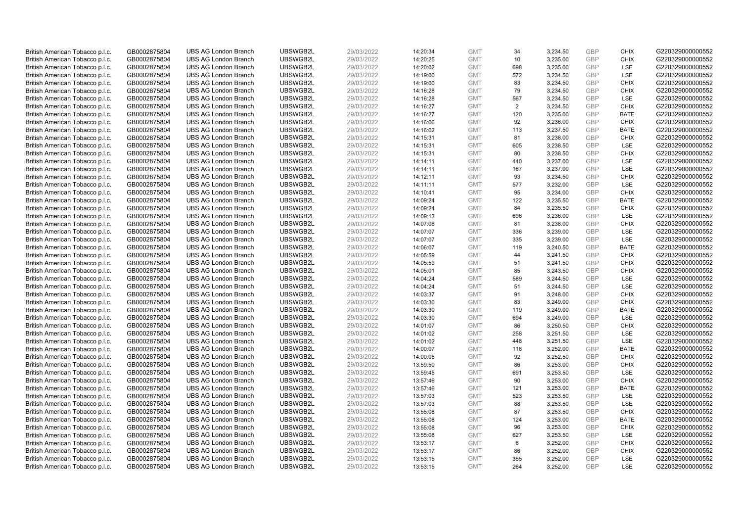| | | | | | | | | | | | |
|---|---|---|---|---|---|---|---|---|---|---|---|
| British American Tobacco p.l.c. | GB0002875804 | UBS AG London Branch | UBSWGB2L | 29/03/2022 | 14:20:34 | GMT | 34 | 3,234.50 | GBP | CHIX | G220329000000552 |
| British American Tobacco p.l.c. | GB0002875804 | UBS AG London Branch | UBSWGB2L | 29/03/2022 | 14:20:25 | GMT | 10 | 3,235.00 | GBP | CHIX | G220329000000552 |
| British American Tobacco p.l.c. | GB0002875804 | UBS AG London Branch | UBSWGB2L | 29/03/2022 | 14:20:02 | GMT | 698 | 3,235.00 | GBP | LSE | G220329000000552 |
| British American Tobacco p.l.c. | GB0002875804 | UBS AG London Branch | UBSWGB2L | 29/03/2022 | 14:19:00 | GMT | 572 | 3,234.50 | GBP | LSE | G220329000000552 |
| British American Tobacco p.l.c. | GB0002875804 | UBS AG London Branch | UBSWGB2L | 29/03/2022 | 14:19:00 | GMT | 83 | 3,234.50 | GBP | CHIX | G220329000000552 |
| British American Tobacco p.l.c. | GB0002875804 | UBS AG London Branch | UBSWGB2L | 29/03/2022 | 14:16:28 | GMT | 79 | 3,234.50 | GBP | CHIX | G220329000000552 |
| British American Tobacco p.l.c. | GB0002875804 | UBS AG London Branch | UBSWGB2L | 29/03/2022 | 14:16:28 | GMT | 567 | 3,234.50 | GBP | LSE | G220329000000552 |
| British American Tobacco p.l.c. | GB0002875804 | UBS AG London Branch | UBSWGB2L | 29/03/2022 | 14:16:27 | GMT | 2 | 3,234.50 | GBP | CHIX | G220329000000552 |
| British American Tobacco p.l.c. | GB0002875804 | UBS AG London Branch | UBSWGB2L | 29/03/2022 | 14:16:27 | GMT | 120 | 3,235.00 | GBP | BATE | G220329000000552 |
| British American Tobacco p.l.c. | GB0002875804 | UBS AG London Branch | UBSWGB2L | 29/03/2022 | 14:16:06 | GMT | 92 | 3,236.00 | GBP | CHIX | G220329000000552 |
| British American Tobacco p.l.c. | GB0002875804 | UBS AG London Branch | UBSWGB2L | 29/03/2022 | 14:16:02 | GMT | 113 | 3,237.50 | GBP | BATE | G220329000000552 |
| British American Tobacco p.l.c. | GB0002875804 | UBS AG London Branch | UBSWGB2L | 29/03/2022 | 14:15:31 | GMT | 81 | 3,238.00 | GBP | CHIX | G220329000000552 |
| British American Tobacco p.l.c. | GB0002875804 | UBS AG London Branch | UBSWGB2L | 29/03/2022 | 14:15:31 | GMT | 605 | 3,238.50 | GBP | LSE | G220329000000552 |
| British American Tobacco p.l.c. | GB0002875804 | UBS AG London Branch | UBSWGB2L | 29/03/2022 | 14:15:31 | GMT | 80 | 3,238.50 | GBP | CHIX | G220329000000552 |
| British American Tobacco p.l.c. | GB0002875804 | UBS AG London Branch | UBSWGB2L | 29/03/2022 | 14:14:11 | GMT | 440 | 3,237.00 | GBP | LSE | G220329000000552 |
| British American Tobacco p.l.c. | GB0002875804 | UBS AG London Branch | UBSWGB2L | 29/03/2022 | 14:14:11 | GMT | 167 | 3,237.00 | GBP | LSE | G220329000000552 |
| British American Tobacco p.l.c. | GB0002875804 | UBS AG London Branch | UBSWGB2L | 29/03/2022 | 14:12:11 | GMT | 93 | 3,234.50 | GBP | CHIX | G220329000000552 |
| British American Tobacco p.l.c. | GB0002875804 | UBS AG London Branch | UBSWGB2L | 29/03/2022 | 14:11:11 | GMT | 577 | 3,232.00 | GBP | LSE | G220329000000552 |
| British American Tobacco p.l.c. | GB0002875804 | UBS AG London Branch | UBSWGB2L | 29/03/2022 | 14:10:41 | GMT | 95 | 3,234.00 | GBP | CHIX | G220329000000552 |
| British American Tobacco p.l.c. | GB0002875804 | UBS AG London Branch | UBSWGB2L | 29/03/2022 | 14:09:24 | GMT | 122 | 3,235.50 | GBP | BATE | G220329000000552 |
| British American Tobacco p.l.c. | GB0002875804 | UBS AG London Branch | UBSWGB2L | 29/03/2022 | 14:09:24 | GMT | 84 | 3,235.50 | GBP | CHIX | G220329000000552 |
| British American Tobacco p.l.c. | GB0002875804 | UBS AG London Branch | UBSWGB2L | 29/03/2022 | 14:09:13 | GMT | 696 | 3,236.00 | GBP | LSE | G220329000000552 |
| British American Tobacco p.l.c. | GB0002875804 | UBS AG London Branch | UBSWGB2L | 29/03/2022 | 14:07:08 | GMT | 81 | 3,238.00 | GBP | CHIX | G220329000000552 |
| British American Tobacco p.l.c. | GB0002875804 | UBS AG London Branch | UBSWGB2L | 29/03/2022 | 14:07:07 | GMT | 336 | 3,239.00 | GBP | LSE | G220329000000552 |
| British American Tobacco p.l.c. | GB0002875804 | UBS AG London Branch | UBSWGB2L | 29/03/2022 | 14:07:07 | GMT | 335 | 3,239.00 | GBP | LSE | G220329000000552 |
| British American Tobacco p.l.c. | GB0002875804 | UBS AG London Branch | UBSWGB2L | 29/03/2022 | 14:06:07 | GMT | 119 | 3,240.50 | GBP | BATE | G220329000000552 |
| British American Tobacco p.l.c. | GB0002875804 | UBS AG London Branch | UBSWGB2L | 29/03/2022 | 14:05:59 | GMT | 44 | 3,241.50 | GBP | CHIX | G220329000000552 |
| British American Tobacco p.l.c. | GB0002875804 | UBS AG London Branch | UBSWGB2L | 29/03/2022 | 14:05:59 | GMT | 51 | 3,241.50 | GBP | CHIX | G220329000000552 |
| British American Tobacco p.l.c. | GB0002875804 | UBS AG London Branch | UBSWGB2L | 29/03/2022 | 14:05:01 | GMT | 85 | 3,243.50 | GBP | CHIX | G220329000000552 |
| British American Tobacco p.l.c. | GB0002875804 | UBS AG London Branch | UBSWGB2L | 29/03/2022 | 14:04:24 | GMT | 589 | 3,244.50 | GBP | LSE | G220329000000552 |
| British American Tobacco p.l.c. | GB0002875804 | UBS AG London Branch | UBSWGB2L | 29/03/2022 | 14:04:24 | GMT | 51 | 3,244.50 | GBP | LSE | G220329000000552 |
| British American Tobacco p.l.c. | GB0002875804 | UBS AG London Branch | UBSWGB2L | 29/03/2022 | 14:03:37 | GMT | 91 | 3,248.00 | GBP | CHIX | G220329000000552 |
| British American Tobacco p.l.c. | GB0002875804 | UBS AG London Branch | UBSWGB2L | 29/03/2022 | 14:03:30 | GMT | 83 | 3,249.00 | GBP | CHIX | G220329000000552 |
| British American Tobacco p.l.c. | GB0002875804 | UBS AG London Branch | UBSWGB2L | 29/03/2022 | 14:03:30 | GMT | 119 | 3,249.00 | GBP | BATE | G220329000000552 |
| British American Tobacco p.l.c. | GB0002875804 | UBS AG London Branch | UBSWGB2L | 29/03/2022 | 14:03:30 | GMT | 694 | 3,249.00 | GBP | LSE | G220329000000552 |
| British American Tobacco p.l.c. | GB0002875804 | UBS AG London Branch | UBSWGB2L | 29/03/2022 | 14:01:07 | GMT | 86 | 3,250.50 | GBP | CHIX | G220329000000552 |
| British American Tobacco p.l.c. | GB0002875804 | UBS AG London Branch | UBSWGB2L | 29/03/2022 | 14:01:02 | GMT | 258 | 3,251.50 | GBP | LSE | G220329000000552 |
| British American Tobacco p.l.c. | GB0002875804 | UBS AG London Branch | UBSWGB2L | 29/03/2022 | 14:01:02 | GMT | 448 | 3,251.50 | GBP | LSE | G220329000000552 |
| British American Tobacco p.l.c. | GB0002875804 | UBS AG London Branch | UBSWGB2L | 29/03/2022 | 14:00:07 | GMT | 116 | 3,252.00 | GBP | BATE | G220329000000552 |
| British American Tobacco p.l.c. | GB0002875804 | UBS AG London Branch | UBSWGB2L | 29/03/2022 | 14:00:05 | GMT | 92 | 3,252.50 | GBP | CHIX | G220329000000552 |
| British American Tobacco p.l.c. | GB0002875804 | UBS AG London Branch | UBSWGB2L | 29/03/2022 | 13:59:50 | GMT | 86 | 3,253.00 | GBP | CHIX | G220329000000552 |
| British American Tobacco p.l.c. | GB0002875804 | UBS AG London Branch | UBSWGB2L | 29/03/2022 | 13:59:45 | GMT | 691 | 3,253.50 | GBP | LSE | G220329000000552 |
| British American Tobacco p.l.c. | GB0002875804 | UBS AG London Branch | UBSWGB2L | 29/03/2022 | 13:57:46 | GMT | 90 | 3,253.00 | GBP | CHIX | G220329000000552 |
| British American Tobacco p.l.c. | GB0002875804 | UBS AG London Branch | UBSWGB2L | 29/03/2022 | 13:57:46 | GMT | 121 | 3,253.00 | GBP | BATE | G220329000000552 |
| British American Tobacco p.l.c. | GB0002875804 | UBS AG London Branch | UBSWGB2L | 29/03/2022 | 13:57:03 | GMT | 523 | 3,253.50 | GBP | LSE | G220329000000552 |
| British American Tobacco p.l.c. | GB0002875804 | UBS AG London Branch | UBSWGB2L | 29/03/2022 | 13:57:03 | GMT | 88 | 3,253.50 | GBP | LSE | G220329000000552 |
| British American Tobacco p.l.c. | GB0002875804 | UBS AG London Branch | UBSWGB2L | 29/03/2022 | 13:55:08 | GMT | 87 | 3,253.50 | GBP | CHIX | G220329000000552 |
| British American Tobacco p.l.c. | GB0002875804 | UBS AG London Branch | UBSWGB2L | 29/03/2022 | 13:55:08 | GMT | 124 | 3,253.00 | GBP | BATE | G220329000000552 |
| British American Tobacco p.l.c. | GB0002875804 | UBS AG London Branch | UBSWGB2L | 29/03/2022 | 13:55:08 | GMT | 96 | 3,253.00 | GBP | CHIX | G220329000000552 |
| British American Tobacco p.l.c. | GB0002875804 | UBS AG London Branch | UBSWGB2L | 29/03/2022 | 13:55:08 | GMT | 627 | 3,253.50 | GBP | LSE | G220329000000552 |
| British American Tobacco p.l.c. | GB0002875804 | UBS AG London Branch | UBSWGB2L | 29/03/2022 | 13:53:17 | GMT | 6 | 3,252.00 | GBP | CHIX | G220329000000552 |
| British American Tobacco p.l.c. | GB0002875804 | UBS AG London Branch | UBSWGB2L | 29/03/2022 | 13:53:17 | GMT | 86 | 3,252.00 | GBP | CHIX | G220329000000552 |
| British American Tobacco p.l.c. | GB0002875804 | UBS AG London Branch | UBSWGB2L | 29/03/2022 | 13:53:15 | GMT | 355 | 3,252.00 | GBP | LSE | G220329000000552 |
| British American Tobacco p.l.c. | GB0002875804 | UBS AG London Branch | UBSWGB2L | 29/03/2022 | 13:53:15 | GMT | 264 | 3,252.00 | GBP | LSE | G220329000000552 |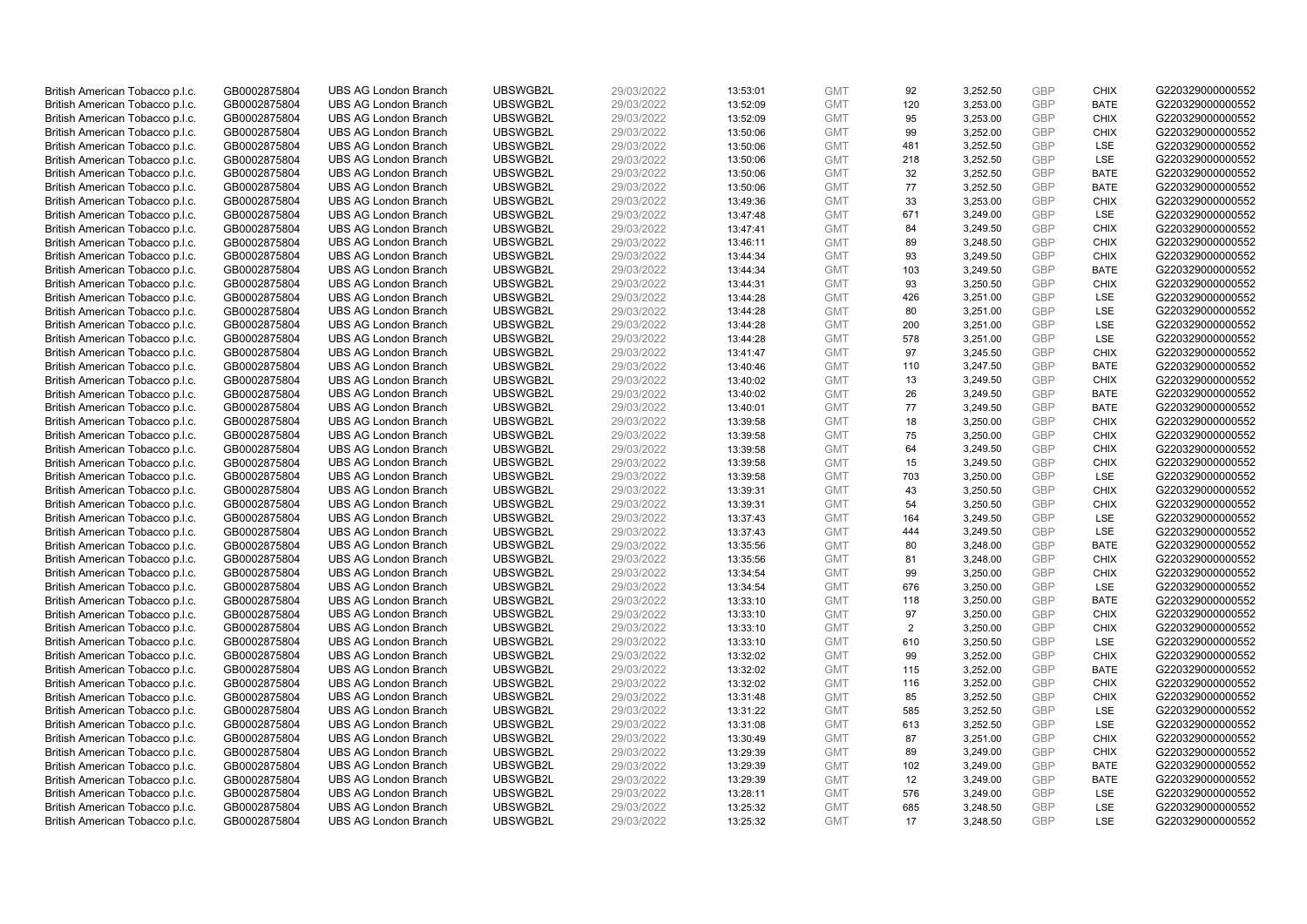| | | | | | | | | | | | |
|---|---|---|---|---|---|---|---|---|---|---|---|
| British American Tobacco p.l.c. | GB0002875804 | UBS AG London Branch | UBSWGB2L | 29/03/2022 | 13:53:01 | GMT | 92 | 3,252.50 | GBP | CHIX | G220329000000552 |
| British American Tobacco p.l.c. | GB0002875804 | UBS AG London Branch | UBSWGB2L | 29/03/2022 | 13:52:09 | GMT | 120 | 3,253.00 | GBP | BATE | G220329000000552 |
| British American Tobacco p.l.c. | GB0002875804 | UBS AG London Branch | UBSWGB2L | 29/03/2022 | 13:52:09 | GMT | 95 | 3,253.00 | GBP | CHIX | G220329000000552 |
| British American Tobacco p.l.c. | GB0002875804 | UBS AG London Branch | UBSWGB2L | 29/03/2022 | 13:50:06 | GMT | 99 | 3,252.00 | GBP | CHIX | G220329000000552 |
| British American Tobacco p.l.c. | GB0002875804 | UBS AG London Branch | UBSWGB2L | 29/03/2022 | 13:50:06 | GMT | 481 | 3,252.50 | GBP | LSE | G220329000000552 |
| British American Tobacco p.l.c. | GB0002875804 | UBS AG London Branch | UBSWGB2L | 29/03/2022 | 13:50:06 | GMT | 218 | 3,252.50 | GBP | LSE | G220329000000552 |
| British American Tobacco p.l.c. | GB0002875804 | UBS AG London Branch | UBSWGB2L | 29/03/2022 | 13:50:06 | GMT | 32 | 3,252.50 | GBP | BATE | G220329000000552 |
| British American Tobacco p.l.c. | GB0002875804 | UBS AG London Branch | UBSWGB2L | 29/03/2022 | 13:50:06 | GMT | 77 | 3,252.50 | GBP | BATE | G220329000000552 |
| British American Tobacco p.l.c. | GB0002875804 | UBS AG London Branch | UBSWGB2L | 29/03/2022 | 13:49:36 | GMT | 33 | 3,253.00 | GBP | CHIX | G220329000000552 |
| British American Tobacco p.l.c. | GB0002875804 | UBS AG London Branch | UBSWGB2L | 29/03/2022 | 13:47:48 | GMT | 671 | 3,249.00 | GBP | LSE | G220329000000552 |
| British American Tobacco p.l.c. | GB0002875804 | UBS AG London Branch | UBSWGB2L | 29/03/2022 | 13:47:41 | GMT | 84 | 3,249.50 | GBP | CHIX | G220329000000552 |
| British American Tobacco p.l.c. | GB0002875804 | UBS AG London Branch | UBSWGB2L | 29/03/2022 | 13:46:11 | GMT | 89 | 3,248.50 | GBP | CHIX | G220329000000552 |
| British American Tobacco p.l.c. | GB0002875804 | UBS AG London Branch | UBSWGB2L | 29/03/2022 | 13:44:34 | GMT | 93 | 3,249.50 | GBP | CHIX | G220329000000552 |
| British American Tobacco p.l.c. | GB0002875804 | UBS AG London Branch | UBSWGB2L | 29/03/2022 | 13:44:34 | GMT | 103 | 3,249.50 | GBP | BATE | G220329000000552 |
| British American Tobacco p.l.c. | GB0002875804 | UBS AG London Branch | UBSWGB2L | 29/03/2022 | 13:44:31 | GMT | 93 | 3,250.50 | GBP | CHIX | G220329000000552 |
| British American Tobacco p.l.c. | GB0002875804 | UBS AG London Branch | UBSWGB2L | 29/03/2022 | 13:44:28 | GMT | 426 | 3,251.00 | GBP | LSE | G220329000000552 |
| British American Tobacco p.l.c. | GB0002875804 | UBS AG London Branch | UBSWGB2L | 29/03/2022 | 13:44:28 | GMT | 80 | 3,251.00 | GBP | LSE | G220329000000552 |
| British American Tobacco p.l.c. | GB0002875804 | UBS AG London Branch | UBSWGB2L | 29/03/2022 | 13:44:28 | GMT | 200 | 3,251.00 | GBP | LSE | G220329000000552 |
| British American Tobacco p.l.c. | GB0002875804 | UBS AG London Branch | UBSWGB2L | 29/03/2022 | 13:44:28 | GMT | 578 | 3,251.00 | GBP | LSE | G220329000000552 |
| British American Tobacco p.l.c. | GB0002875804 | UBS AG London Branch | UBSWGB2L | 29/03/2022 | 13:41:47 | GMT | 97 | 3,245.50 | GBP | CHIX | G220329000000552 |
| British American Tobacco p.l.c. | GB0002875804 | UBS AG London Branch | UBSWGB2L | 29/03/2022 | 13:40:46 | GMT | 110 | 3,247.50 | GBP | BATE | G220329000000552 |
| British American Tobacco p.l.c. | GB0002875804 | UBS AG London Branch | UBSWGB2L | 29/03/2022 | 13:40:02 | GMT | 13 | 3,249.50 | GBP | CHIX | G220329000000552 |
| British American Tobacco p.l.c. | GB0002875804 | UBS AG London Branch | UBSWGB2L | 29/03/2022 | 13:40:02 | GMT | 26 | 3,249.50 | GBP | BATE | G220329000000552 |
| British American Tobacco p.l.c. | GB0002875804 | UBS AG London Branch | UBSWGB2L | 29/03/2022 | 13:40:01 | GMT | 77 | 3,249.50 | GBP | BATE | G220329000000552 |
| British American Tobacco p.l.c. | GB0002875804 | UBS AG London Branch | UBSWGB2L | 29/03/2022 | 13:39:58 | GMT | 18 | 3,250.00 | GBP | CHIX | G220329000000552 |
| British American Tobacco p.l.c. | GB0002875804 | UBS AG London Branch | UBSWGB2L | 29/03/2022 | 13:39:58 | GMT | 75 | 3,250.00 | GBP | CHIX | G220329000000552 |
| British American Tobacco p.l.c. | GB0002875804 | UBS AG London Branch | UBSWGB2L | 29/03/2022 | 13:39:58 | GMT | 64 | 3,249.50 | GBP | CHIX | G220329000000552 |
| British American Tobacco p.l.c. | GB0002875804 | UBS AG London Branch | UBSWGB2L | 29/03/2022 | 13:39:58 | GMT | 15 | 3,249.50 | GBP | CHIX | G220329000000552 |
| British American Tobacco p.l.c. | GB0002875804 | UBS AG London Branch | UBSWGB2L | 29/03/2022 | 13:39:58 | GMT | 703 | 3,250.00 | GBP | LSE | G220329000000552 |
| British American Tobacco p.l.c. | GB0002875804 | UBS AG London Branch | UBSWGB2L | 29/03/2022 | 13:39:31 | GMT | 43 | 3,250.50 | GBP | CHIX | G220329000000552 |
| British American Tobacco p.l.c. | GB0002875804 | UBS AG London Branch | UBSWGB2L | 29/03/2022 | 13:39:31 | GMT | 54 | 3,250.50 | GBP | CHIX | G220329000000552 |
| British American Tobacco p.l.c. | GB0002875804 | UBS AG London Branch | UBSWGB2L | 29/03/2022 | 13:37:43 | GMT | 164 | 3,249.50 | GBP | LSE | G220329000000552 |
| British American Tobacco p.l.c. | GB0002875804 | UBS AG London Branch | UBSWGB2L | 29/03/2022 | 13:37:43 | GMT | 444 | 3,249.50 | GBP | LSE | G220329000000552 |
| British American Tobacco p.l.c. | GB0002875804 | UBS AG London Branch | UBSWGB2L | 29/03/2022 | 13:35:56 | GMT | 80 | 3,248.00 | GBP | BATE | G220329000000552 |
| British American Tobacco p.l.c. | GB0002875804 | UBS AG London Branch | UBSWGB2L | 29/03/2022 | 13:35:56 | GMT | 81 | 3,248.00 | GBP | CHIX | G220329000000552 |
| British American Tobacco p.l.c. | GB0002875804 | UBS AG London Branch | UBSWGB2L | 29/03/2022 | 13:34:54 | GMT | 99 | 3,250.00 | GBP | CHIX | G220329000000552 |
| British American Tobacco p.l.c. | GB0002875804 | UBS AG London Branch | UBSWGB2L | 29/03/2022 | 13:34:54 | GMT | 676 | 3,250.00 | GBP | LSE | G220329000000552 |
| British American Tobacco p.l.c. | GB0002875804 | UBS AG London Branch | UBSWGB2L | 29/03/2022 | 13:33:10 | GMT | 118 | 3,250.00 | GBP | BATE | G220329000000552 |
| British American Tobacco p.l.c. | GB0002875804 | UBS AG London Branch | UBSWGB2L | 29/03/2022 | 13:33:10 | GMT | 97 | 3,250.00 | GBP | CHIX | G220329000000552 |
| British American Tobacco p.l.c. | GB0002875804 | UBS AG London Branch | UBSWGB2L | 29/03/2022 | 13:33:10 | GMT | 2 | 3,250.00 | GBP | CHIX | G220329000000552 |
| British American Tobacco p.l.c. | GB0002875804 | UBS AG London Branch | UBSWGB2L | 29/03/2022 | 13:33:10 | GMT | 610 | 3,250.50 | GBP | LSE | G220329000000552 |
| British American Tobacco p.l.c. | GB0002875804 | UBS AG London Branch | UBSWGB2L | 29/03/2022 | 13:32:02 | GMT | 99 | 3,252.00 | GBP | CHIX | G220329000000552 |
| British American Tobacco p.l.c. | GB0002875804 | UBS AG London Branch | UBSWGB2L | 29/03/2022 | 13:32:02 | GMT | 115 | 3,252.00 | GBP | BATE | G220329000000552 |
| British American Tobacco p.l.c. | GB0002875804 | UBS AG London Branch | UBSWGB2L | 29/03/2022 | 13:32:02 | GMT | 116 | 3,252.00 | GBP | CHIX | G220329000000552 |
| British American Tobacco p.l.c. | GB0002875804 | UBS AG London Branch | UBSWGB2L | 29/03/2022 | 13:31:48 | GMT | 85 | 3,252.50 | GBP | CHIX | G220329000000552 |
| British American Tobacco p.l.c. | GB0002875804 | UBS AG London Branch | UBSWGB2L | 29/03/2022 | 13:31:22 | GMT | 585 | 3,252.50 | GBP | LSE | G220329000000552 |
| British American Tobacco p.l.c. | GB0002875804 | UBS AG London Branch | UBSWGB2L | 29/03/2022 | 13:31:08 | GMT | 613 | 3,252.50 | GBP | LSE | G220329000000552 |
| British American Tobacco p.l.c. | GB0002875804 | UBS AG London Branch | UBSWGB2L | 29/03/2022 | 13:30:49 | GMT | 87 | 3,251.00 | GBP | CHIX | G220329000000552 |
| British American Tobacco p.l.c. | GB0002875804 | UBS AG London Branch | UBSWGB2L | 29/03/2022 | 13:29:39 | GMT | 89 | 3,249.00 | GBP | CHIX | G220329000000552 |
| British American Tobacco p.l.c. | GB0002875804 | UBS AG London Branch | UBSWGB2L | 29/03/2022 | 13:29:39 | GMT | 102 | 3,249.00 | GBP | BATE | G220329000000552 |
| British American Tobacco p.l.c. | GB0002875804 | UBS AG London Branch | UBSWGB2L | 29/03/2022 | 13:29:39 | GMT | 12 | 3,249.00 | GBP | BATE | G220329000000552 |
| British American Tobacco p.l.c. | GB0002875804 | UBS AG London Branch | UBSWGB2L | 29/03/2022 | 13:28:11 | GMT | 576 | 3,249.00 | GBP | LSE | G220329000000552 |
| British American Tobacco p.l.c. | GB0002875804 | UBS AG London Branch | UBSWGB2L | 29/03/2022 | 13:25:32 | GMT | 685 | 3,248.50 | GBP | LSE | G220329000000552 |
| British American Tobacco p.l.c. | GB0002875804 | UBS AG London Branch | UBSWGB2L | 29/03/2022 | 13:25:32 | GMT | 17 | 3,248.50 | GBP | LSE | G220329000000552 |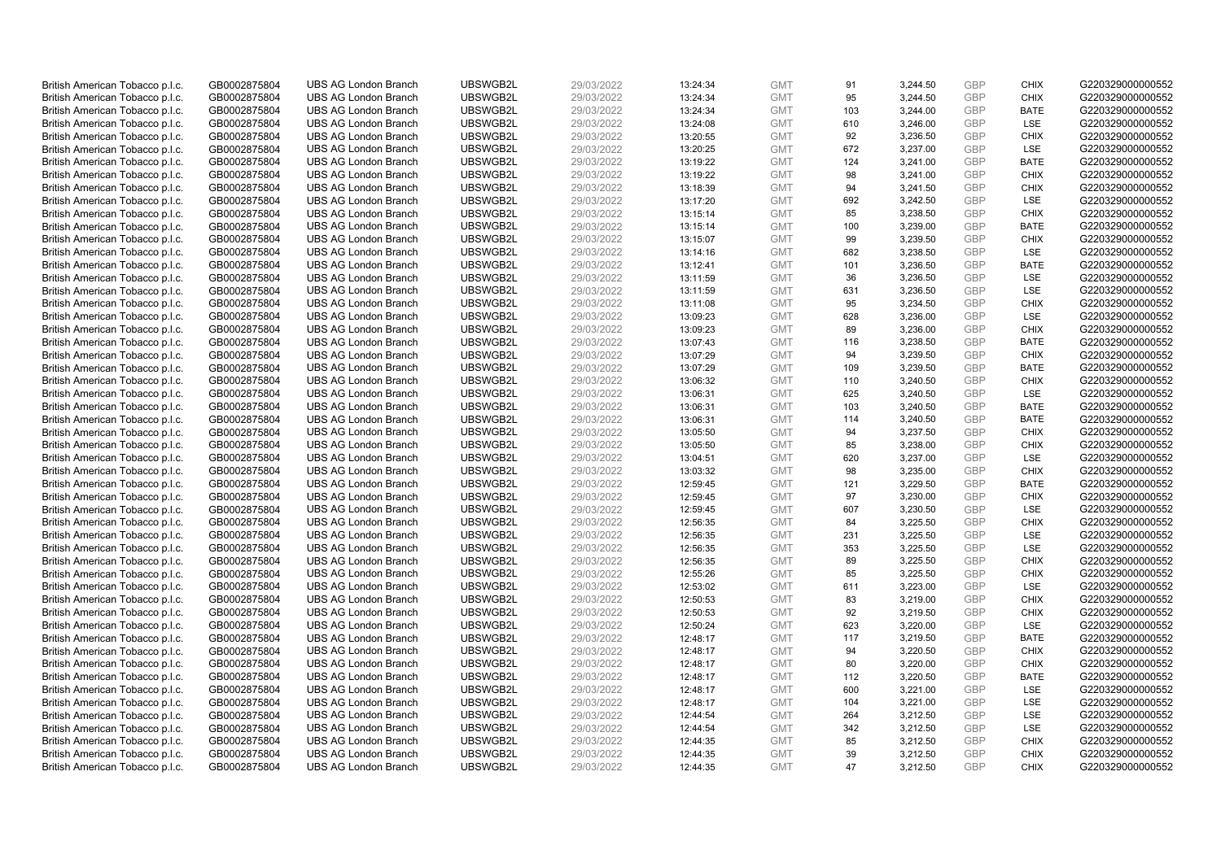| | | | | | | | | | | | |
|---|---|---|---|---|---|---|---|---|---|---|---|
| British American Tobacco p.l.c. | GB0002875804 | UBS AG London Branch | UBSWGB2L | 29/03/2022 | 13:24:34 | GMT | 91 | 3,244.50 | GBP | CHIX | G220329000000552 |
| British American Tobacco p.l.c. | GB0002875804 | UBS AG London Branch | UBSWGB2L | 29/03/2022 | 13:24:34 | GMT | 95 | 3,244.50 | GBP | CHIX | G220329000000552 |
| British American Tobacco p.l.c. | GB0002875804 | UBS AG London Branch | UBSWGB2L | 29/03/2022 | 13:24:34 | GMT | 103 | 3,244.00 | GBP | BATE | G220329000000552 |
| British American Tobacco p.l.c. | GB0002875804 | UBS AG London Branch | UBSWGB2L | 29/03/2022 | 13:24:08 | GMT | 610 | 3,246.00 | GBP | LSE | G220329000000552 |
| British American Tobacco p.l.c. | GB0002875804 | UBS AG London Branch | UBSWGB2L | 29/03/2022 | 13:20:55 | GMT | 92 | 3,236.50 | GBP | CHIX | G220329000000552 |
| British American Tobacco p.l.c. | GB0002875804 | UBS AG London Branch | UBSWGB2L | 29/03/2022 | 13:20:25 | GMT | 672 | 3,237.00 | GBP | LSE | G220329000000552 |
| British American Tobacco p.l.c. | GB0002875804 | UBS AG London Branch | UBSWGB2L | 29/03/2022 | 13:19:22 | GMT | 124 | 3,241.00 | GBP | BATE | G220329000000552 |
| British American Tobacco p.l.c. | GB0002875804 | UBS AG London Branch | UBSWGB2L | 29/03/2022 | 13:19:22 | GMT | 98 | 3,241.00 | GBP | CHIX | G220329000000552 |
| British American Tobacco p.l.c. | GB0002875804 | UBS AG London Branch | UBSWGB2L | 29/03/2022 | 13:18:39 | GMT | 94 | 3,241.50 | GBP | CHIX | G220329000000552 |
| British American Tobacco p.l.c. | GB0002875804 | UBS AG London Branch | UBSWGB2L | 29/03/2022 | 13:17:20 | GMT | 692 | 3,242.50 | GBP | LSE | G220329000000552 |
| British American Tobacco p.l.c. | GB0002875804 | UBS AG London Branch | UBSWGB2L | 29/03/2022 | 13:15:14 | GMT | 85 | 3,238.50 | GBP | CHIX | G220329000000552 |
| British American Tobacco p.l.c. | GB0002875804 | UBS AG London Branch | UBSWGB2L | 29/03/2022 | 13:15:14 | GMT | 100 | 3,239.00 | GBP | BATE | G220329000000552 |
| British American Tobacco p.l.c. | GB0002875804 | UBS AG London Branch | UBSWGB2L | 29/03/2022 | 13:15:07 | GMT | 99 | 3,239.50 | GBP | CHIX | G220329000000552 |
| British American Tobacco p.l.c. | GB0002875804 | UBS AG London Branch | UBSWGB2L | 29/03/2022 | 13:14:16 | GMT | 682 | 3,238.50 | GBP | LSE | G220329000000552 |
| British American Tobacco p.l.c. | GB0002875804 | UBS AG London Branch | UBSWGB2L | 29/03/2022 | 13:12:41 | GMT | 101 | 3,236.50 | GBP | BATE | G220329000000552 |
| British American Tobacco p.l.c. | GB0002875804 | UBS AG London Branch | UBSWGB2L | 29/03/2022 | 13:11:59 | GMT | 36 | 3,236.50 | GBP | LSE | G220329000000552 |
| British American Tobacco p.l.c. | GB0002875804 | UBS AG London Branch | UBSWGB2L | 29/03/2022 | 13:11:59 | GMT | 631 | 3,236.50 | GBP | LSE | G220329000000552 |
| British American Tobacco p.l.c. | GB0002875804 | UBS AG London Branch | UBSWGB2L | 29/03/2022 | 13:11:08 | GMT | 95 | 3,234.50 | GBP | CHIX | G220329000000552 |
| British American Tobacco p.l.c. | GB0002875804 | UBS AG London Branch | UBSWGB2L | 29/03/2022 | 13:09:23 | GMT | 628 | 3,236.00 | GBP | LSE | G220329000000552 |
| British American Tobacco p.l.c. | GB0002875804 | UBS AG London Branch | UBSWGB2L | 29/03/2022 | 13:09:23 | GMT | 89 | 3,236.00 | GBP | CHIX | G220329000000552 |
| British American Tobacco p.l.c. | GB0002875804 | UBS AG London Branch | UBSWGB2L | 29/03/2022 | 13:07:43 | GMT | 116 | 3,238.50 | GBP | BATE | G220329000000552 |
| British American Tobacco p.l.c. | GB0002875804 | UBS AG London Branch | UBSWGB2L | 29/03/2022 | 13:07:29 | GMT | 94 | 3,239.50 | GBP | CHIX | G220329000000552 |
| British American Tobacco p.l.c. | GB0002875804 | UBS AG London Branch | UBSWGB2L | 29/03/2022 | 13:07:29 | GMT | 109 | 3,239.50 | GBP | BATE | G220329000000552 |
| British American Tobacco p.l.c. | GB0002875804 | UBS AG London Branch | UBSWGB2L | 29/03/2022 | 13:06:32 | GMT | 110 | 3,240.50 | GBP | CHIX | G220329000000552 |
| British American Tobacco p.l.c. | GB0002875804 | UBS AG London Branch | UBSWGB2L | 29/03/2022 | 13:06:31 | GMT | 625 | 3,240.50 | GBP | LSE | G220329000000552 |
| British American Tobacco p.l.c. | GB0002875804 | UBS AG London Branch | UBSWGB2L | 29/03/2022 | 13:06:31 | GMT | 103 | 3,240.50 | GBP | BATE | G220329000000552 |
| British American Tobacco p.l.c. | GB0002875804 | UBS AG London Branch | UBSWGB2L | 29/03/2022 | 13:06:31 | GMT | 114 | 3,240.50 | GBP | BATE | G220329000000552 |
| British American Tobacco p.l.c. | GB0002875804 | UBS AG London Branch | UBSWGB2L | 29/03/2022 | 13:05:50 | GMT | 94 | 3,237.50 | GBP | CHIX | G220329000000552 |
| British American Tobacco p.l.c. | GB0002875804 | UBS AG London Branch | UBSWGB2L | 29/03/2022 | 13:05:50 | GMT | 85 | 3,238.00 | GBP | CHIX | G220329000000552 |
| British American Tobacco p.l.c. | GB0002875804 | UBS AG London Branch | UBSWGB2L | 29/03/2022 | 13:04:51 | GMT | 620 | 3,237.00 | GBP | LSE | G220329000000552 |
| British American Tobacco p.l.c. | GB0002875804 | UBS AG London Branch | UBSWGB2L | 29/03/2022 | 13:03:32 | GMT | 98 | 3,235.00 | GBP | CHIX | G220329000000552 |
| British American Tobacco p.l.c. | GB0002875804 | UBS AG London Branch | UBSWGB2L | 29/03/2022 | 12:59:45 | GMT | 121 | 3,229.50 | GBP | BATE | G220329000000552 |
| British American Tobacco p.l.c. | GB0002875804 | UBS AG London Branch | UBSWGB2L | 29/03/2022 | 12:59:45 | GMT | 97 | 3,230.00 | GBP | CHIX | G220329000000552 |
| British American Tobacco p.l.c. | GB0002875804 | UBS AG London Branch | UBSWGB2L | 29/03/2022 | 12:59:45 | GMT | 607 | 3,230.50 | GBP | LSE | G220329000000552 |
| British American Tobacco p.l.c. | GB0002875804 | UBS AG London Branch | UBSWGB2L | 29/03/2022 | 12:56:35 | GMT | 84 | 3,225.50 | GBP | CHIX | G220329000000552 |
| British American Tobacco p.l.c. | GB0002875804 | UBS AG London Branch | UBSWGB2L | 29/03/2022 | 12:56:35 | GMT | 231 | 3,225.50 | GBP | LSE | G220329000000552 |
| British American Tobacco p.l.c. | GB0002875804 | UBS AG London Branch | UBSWGB2L | 29/03/2022 | 12:56:35 | GMT | 353 | 3,225.50 | GBP | LSE | G220329000000552 |
| British American Tobacco p.l.c. | GB0002875804 | UBS AG London Branch | UBSWGB2L | 29/03/2022 | 12:56:35 | GMT | 89 | 3,225.50 | GBP | CHIX | G220329000000552 |
| British American Tobacco p.l.c. | GB0002875804 | UBS AG London Branch | UBSWGB2L | 29/03/2022 | 12:55:26 | GMT | 85 | 3,225.50 | GBP | CHIX | G220329000000552 |
| British American Tobacco p.l.c. | GB0002875804 | UBS AG London Branch | UBSWGB2L | 29/03/2022 | 12:53:02 | GMT | 611 | 3,223.00 | GBP | LSE | G220329000000552 |
| British American Tobacco p.l.c. | GB0002875804 | UBS AG London Branch | UBSWGB2L | 29/03/2022 | 12:50:53 | GMT | 83 | 3,219.00 | GBP | CHIX | G220329000000552 |
| British American Tobacco p.l.c. | GB0002875804 | UBS AG London Branch | UBSWGB2L | 29/03/2022 | 12:50:53 | GMT | 92 | 3,219.50 | GBP | CHIX | G220329000000552 |
| British American Tobacco p.l.c. | GB0002875804 | UBS AG London Branch | UBSWGB2L | 29/03/2022 | 12:50:24 | GMT | 623 | 3,220.00 | GBP | LSE | G220329000000552 |
| British American Tobacco p.l.c. | GB0002875804 | UBS AG London Branch | UBSWGB2L | 29/03/2022 | 12:48:17 | GMT | 117 | 3,219.50 | GBP | BATE | G220329000000552 |
| British American Tobacco p.l.c. | GB0002875804 | UBS AG London Branch | UBSWGB2L | 29/03/2022 | 12:48:17 | GMT | 94 | 3,220.50 | GBP | CHIX | G220329000000552 |
| British American Tobacco p.l.c. | GB0002875804 | UBS AG London Branch | UBSWGB2L | 29/03/2022 | 12:48:17 | GMT | 80 | 3,220.00 | GBP | CHIX | G220329000000552 |
| British American Tobacco p.l.c. | GB0002875804 | UBS AG London Branch | UBSWGB2L | 29/03/2022 | 12:48:17 | GMT | 112 | 3,220.50 | GBP | BATE | G220329000000552 |
| British American Tobacco p.l.c. | GB0002875804 | UBS AG London Branch | UBSWGB2L | 29/03/2022 | 12:48:17 | GMT | 600 | 3,221.00 | GBP | LSE | G220329000000552 |
| British American Tobacco p.l.c. | GB0002875804 | UBS AG London Branch | UBSWGB2L | 29/03/2022 | 12:48:17 | GMT | 104 | 3,221.00 | GBP | LSE | G220329000000552 |
| British American Tobacco p.l.c. | GB0002875804 | UBS AG London Branch | UBSWGB2L | 29/03/2022 | 12:44:54 | GMT | 264 | 3,212.50 | GBP | LSE | G220329000000552 |
| British American Tobacco p.l.c. | GB0002875804 | UBS AG London Branch | UBSWGB2L | 29/03/2022 | 12:44:54 | GMT | 342 | 3,212.50 | GBP | LSE | G220329000000552 |
| British American Tobacco p.l.c. | GB0002875804 | UBS AG London Branch | UBSWGB2L | 29/03/2022 | 12:44:35 | GMT | 85 | 3,212.50 | GBP | CHIX | G220329000000552 |
| British American Tobacco p.l.c. | GB0002875804 | UBS AG London Branch | UBSWGB2L | 29/03/2022 | 12:44:35 | GMT | 39 | 3,212.50 | GBP | CHIX | G220329000000552 |
| British American Tobacco p.l.c. | GB0002875804 | UBS AG London Branch | UBSWGB2L | 29/03/2022 | 12:44:35 | GMT | 47 | 3,212.50 | GBP | CHIX | G220329000000552 |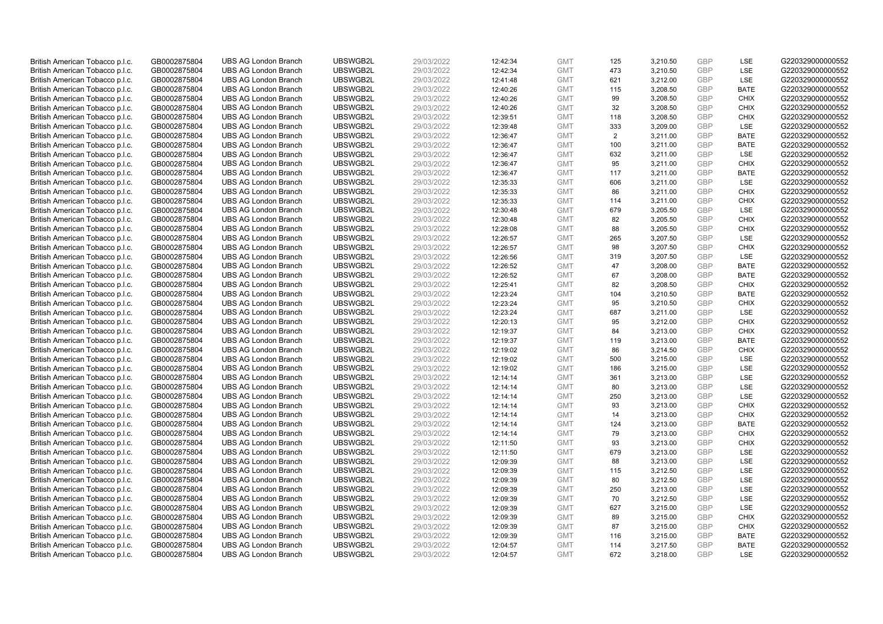| | | | | | | | | | | | |
|---|---|---|---|---|---|---|---|---|---|---|---|
| British American Tobacco p.l.c. | GB0002875804 | UBS AG London Branch | UBSWGB2L | 29/03/2022 | 12:42:34 | GMT | 125 | 3,210.50 | GBP | LSE | G220329000000552 |
| British American Tobacco p.l.c. | GB0002875804 | UBS AG London Branch | UBSWGB2L | 29/03/2022 | 12:42:34 | GMT | 473 | 3,210.50 | GBP | LSE | G220329000000552 |
| British American Tobacco p.l.c. | GB0002875804 | UBS AG London Branch | UBSWGB2L | 29/03/2022 | 12:41:48 | GMT | 621 | 3,212.00 | GBP | LSE | G220329000000552 |
| British American Tobacco p.l.c. | GB0002875804 | UBS AG London Branch | UBSWGB2L | 29/03/2022 | 12:40:26 | GMT | 115 | 3,208.50 | GBP | BATE | G220329000000552 |
| British American Tobacco p.l.c. | GB0002875804 | UBS AG London Branch | UBSWGB2L | 29/03/2022 | 12:40:26 | GMT | 99 | 3,208.50 | GBP | CHIX | G220329000000552 |
| British American Tobacco p.l.c. | GB0002875804 | UBS AG London Branch | UBSWGB2L | 29/03/2022 | 12:40:26 | GMT | 32 | 3,208.50 | GBP | CHIX | G220329000000552 |
| British American Tobacco p.l.c. | GB0002875804 | UBS AG London Branch | UBSWGB2L | 29/03/2022 | 12:39:51 | GMT | 118 | 3,208.50 | GBP | CHIX | G220329000000552 |
| British American Tobacco p.l.c. | GB0002875804 | UBS AG London Branch | UBSWGB2L | 29/03/2022 | 12:39:48 | GMT | 333 | 3,209.00 | GBP | LSE | G220329000000552 |
| British American Tobacco p.l.c. | GB0002875804 | UBS AG London Branch | UBSWGB2L | 29/03/2022 | 12:36:47 | GMT | 2 | 3,211.00 | GBP | BATE | G220329000000552 |
| British American Tobacco p.l.c. | GB0002875804 | UBS AG London Branch | UBSWGB2L | 29/03/2022 | 12:36:47 | GMT | 100 | 3,211.00 | GBP | BATE | G220329000000552 |
| British American Tobacco p.l.c. | GB0002875804 | UBS AG London Branch | UBSWGB2L | 29/03/2022 | 12:36:47 | GMT | 632 | 3,211.00 | GBP | LSE | G220329000000552 |
| British American Tobacco p.l.c. | GB0002875804 | UBS AG London Branch | UBSWGB2L | 29/03/2022 | 12:36:47 | GMT | 95 | 3,211.00 | GBP | CHIX | G220329000000552 |
| British American Tobacco p.l.c. | GB0002875804 | UBS AG London Branch | UBSWGB2L | 29/03/2022 | 12:36:47 | GMT | 117 | 3,211.00 | GBP | BATE | G220329000000552 |
| British American Tobacco p.l.c. | GB0002875804 | UBS AG London Branch | UBSWGB2L | 29/03/2022 | 12:35:33 | GMT | 606 | 3,211.00 | GBP | LSE | G220329000000552 |
| British American Tobacco p.l.c. | GB0002875804 | UBS AG London Branch | UBSWGB2L | 29/03/2022 | 12:35:33 | GMT | 86 | 3,211.00 | GBP | CHIX | G220329000000552 |
| British American Tobacco p.l.c. | GB0002875804 | UBS AG London Branch | UBSWGB2L | 29/03/2022 | 12:35:33 | GMT | 114 | 3,211.00 | GBP | CHIX | G220329000000552 |
| British American Tobacco p.l.c. | GB0002875804 | UBS AG London Branch | UBSWGB2L | 29/03/2022 | 12:30:48 | GMT | 679 | 3,205.50 | GBP | LSE | G220329000000552 |
| British American Tobacco p.l.c. | GB0002875804 | UBS AG London Branch | UBSWGB2L | 29/03/2022 | 12:30:48 | GMT | 82 | 3,205.50 | GBP | CHIX | G220329000000552 |
| British American Tobacco p.l.c. | GB0002875804 | UBS AG London Branch | UBSWGB2L | 29/03/2022 | 12:28:08 | GMT | 88 | 3,205.50 | GBP | CHIX | G220329000000552 |
| British American Tobacco p.l.c. | GB0002875804 | UBS AG London Branch | UBSWGB2L | 29/03/2022 | 12:26:57 | GMT | 265 | 3,207.50 | GBP | LSE | G220329000000552 |
| British American Tobacco p.l.c. | GB0002875804 | UBS AG London Branch | UBSWGB2L | 29/03/2022 | 12:26:57 | GMT | 98 | 3,207.50 | GBP | CHIX | G220329000000552 |
| British American Tobacco p.l.c. | GB0002875804 | UBS AG London Branch | UBSWGB2L | 29/03/2022 | 12:26:56 | GMT | 319 | 3,207.50 | GBP | LSE | G220329000000552 |
| British American Tobacco p.l.c. | GB0002875804 | UBS AG London Branch | UBSWGB2L | 29/03/2022 | 12:26:52 | GMT | 47 | 3,208.00 | GBP | BATE | G220329000000552 |
| British American Tobacco p.l.c. | GB0002875804 | UBS AG London Branch | UBSWGB2L | 29/03/2022 | 12:26:52 | GMT | 67 | 3,208.00 | GBP | BATE | G220329000000552 |
| British American Tobacco p.l.c. | GB0002875804 | UBS AG London Branch | UBSWGB2L | 29/03/2022 | 12:25:41 | GMT | 82 | 3,208.50 | GBP | CHIX | G220329000000552 |
| British American Tobacco p.l.c. | GB0002875804 | UBS AG London Branch | UBSWGB2L | 29/03/2022 | 12:23:24 | GMT | 104 | 3,210.50 | GBP | BATE | G220329000000552 |
| British American Tobacco p.l.c. | GB0002875804 | UBS AG London Branch | UBSWGB2L | 29/03/2022 | 12:23:24 | GMT | 95 | 3,210.50 | GBP | CHIX | G220329000000552 |
| British American Tobacco p.l.c. | GB0002875804 | UBS AG London Branch | UBSWGB2L | 29/03/2022 | 12:23:24 | GMT | 687 | 3,211.00 | GBP | LSE | G220329000000552 |
| British American Tobacco p.l.c. | GB0002875804 | UBS AG London Branch | UBSWGB2L | 29/03/2022 | 12:20:13 | GMT | 95 | 3,212.00 | GBP | CHIX | G220329000000552 |
| British American Tobacco p.l.c. | GB0002875804 | UBS AG London Branch | UBSWGB2L | 29/03/2022 | 12:19:37 | GMT | 84 | 3,213.00 | GBP | CHIX | G220329000000552 |
| British American Tobacco p.l.c. | GB0002875804 | UBS AG London Branch | UBSWGB2L | 29/03/2022 | 12:19:37 | GMT | 119 | 3,213.00 | GBP | BATE | G220329000000552 |
| British American Tobacco p.l.c. | GB0002875804 | UBS AG London Branch | UBSWGB2L | 29/03/2022 | 12:19:02 | GMT | 86 | 3,214.50 | GBP | CHIX | G220329000000552 |
| British American Tobacco p.l.c. | GB0002875804 | UBS AG London Branch | UBSWGB2L | 29/03/2022 | 12:19:02 | GMT | 500 | 3,215.00 | GBP | LSE | G220329000000552 |
| British American Tobacco p.l.c. | GB0002875804 | UBS AG London Branch | UBSWGB2L | 29/03/2022 | 12:19:02 | GMT | 186 | 3,215.00 | GBP | LSE | G220329000000552 |
| British American Tobacco p.l.c. | GB0002875804 | UBS AG London Branch | UBSWGB2L | 29/03/2022 | 12:14:14 | GMT | 361 | 3,213.00 | GBP | LSE | G220329000000552 |
| British American Tobacco p.l.c. | GB0002875804 | UBS AG London Branch | UBSWGB2L | 29/03/2022 | 12:14:14 | GMT | 80 | 3,213.00 | GBP | LSE | G220329000000552 |
| British American Tobacco p.l.c. | GB0002875804 | UBS AG London Branch | UBSWGB2L | 29/03/2022 | 12:14:14 | GMT | 250 | 3,213.00 | GBP | LSE | G220329000000552 |
| British American Tobacco p.l.c. | GB0002875804 | UBS AG London Branch | UBSWGB2L | 29/03/2022 | 12:14:14 | GMT | 93 | 3,213.00 | GBP | CHIX | G220329000000552 |
| British American Tobacco p.l.c. | GB0002875804 | UBS AG London Branch | UBSWGB2L | 29/03/2022 | 12:14:14 | GMT | 14 | 3,213.00 | GBP | CHIX | G220329000000552 |
| British American Tobacco p.l.c. | GB0002875804 | UBS AG London Branch | UBSWGB2L | 29/03/2022 | 12:14:14 | GMT | 124 | 3,213.00 | GBP | BATE | G220329000000552 |
| British American Tobacco p.l.c. | GB0002875804 | UBS AG London Branch | UBSWGB2L | 29/03/2022 | 12:14:14 | GMT | 79 | 3,213.00 | GBP | CHIX | G220329000000552 |
| British American Tobacco p.l.c. | GB0002875804 | UBS AG London Branch | UBSWGB2L | 29/03/2022 | 12:11:50 | GMT | 93 | 3,213.00 | GBP | CHIX | G220329000000552 |
| British American Tobacco p.l.c. | GB0002875804 | UBS AG London Branch | UBSWGB2L | 29/03/2022 | 12:11:50 | GMT | 679 | 3,213.00 | GBP | LSE | G220329000000552 |
| British American Tobacco p.l.c. | GB0002875804 | UBS AG London Branch | UBSWGB2L | 29/03/2022 | 12:09:39 | GMT | 88 | 3,213.00 | GBP | LSE | G220329000000552 |
| British American Tobacco p.l.c. | GB0002875804 | UBS AG London Branch | UBSWGB2L | 29/03/2022 | 12:09:39 | GMT | 115 | 3,212.50 | GBP | LSE | G220329000000552 |
| British American Tobacco p.l.c. | GB0002875804 | UBS AG London Branch | UBSWGB2L | 29/03/2022 | 12:09:39 | GMT | 80 | 3,212.50 | GBP | LSE | G220329000000552 |
| British American Tobacco p.l.c. | GB0002875804 | UBS AG London Branch | UBSWGB2L | 29/03/2022 | 12:09:39 | GMT | 250 | 3,213.00 | GBP | LSE | G220329000000552 |
| British American Tobacco p.l.c. | GB0002875804 | UBS AG London Branch | UBSWGB2L | 29/03/2022 | 12:09:39 | GMT | 70 | 3,212.50 | GBP | LSE | G220329000000552 |
| British American Tobacco p.l.c. | GB0002875804 | UBS AG London Branch | UBSWGB2L | 29/03/2022 | 12:09:39 | GMT | 627 | 3,215.00 | GBP | LSE | G220329000000552 |
| British American Tobacco p.l.c. | GB0002875804 | UBS AG London Branch | UBSWGB2L | 29/03/2022 | 12:09:39 | GMT | 89 | 3,215.00 | GBP | CHIX | G220329000000552 |
| British American Tobacco p.l.c. | GB0002875804 | UBS AG London Branch | UBSWGB2L | 29/03/2022 | 12:09:39 | GMT | 87 | 3,215.00 | GBP | CHIX | G220329000000552 |
| British American Tobacco p.l.c. | GB0002875804 | UBS AG London Branch | UBSWGB2L | 29/03/2022 | 12:09:39 | GMT | 116 | 3,215.00 | GBP | BATE | G220329000000552 |
| British American Tobacco p.l.c. | GB0002875804 | UBS AG London Branch | UBSWGB2L | 29/03/2022 | 12:04:57 | GMT | 114 | 3,217.50 | GBP | BATE | G220329000000552 |
| British American Tobacco p.l.c. | GB0002875804 | UBS AG London Branch | UBSWGB2L | 29/03/2022 | 12:04:57 | GMT | 672 | 3,218.00 | GBP | LSE | G220329000000552 |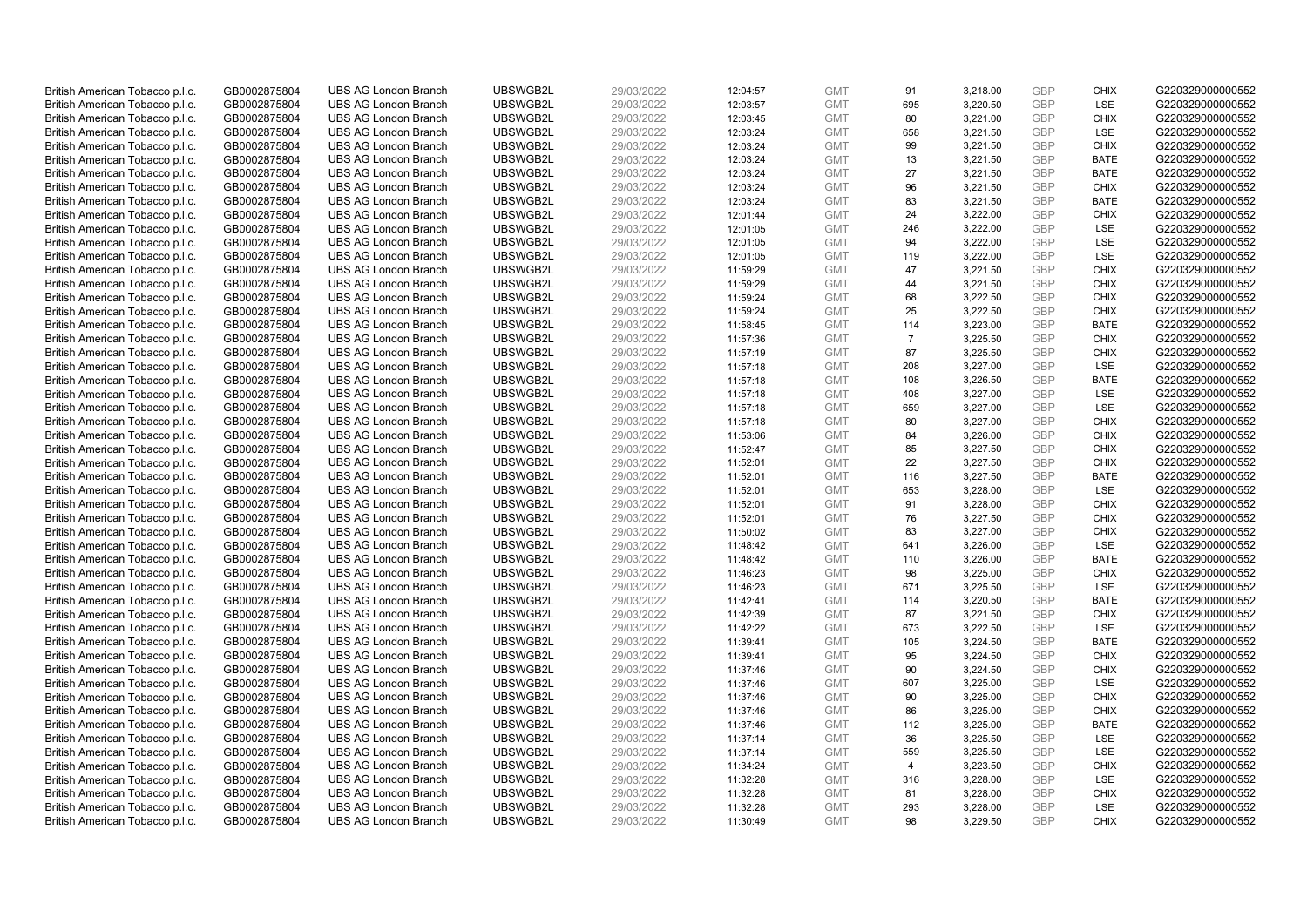| | | | | | | | | | | | |
|---|---|---|---|---|---|---|---|---|---|---|---|
| British American Tobacco p.l.c. | GB0002875804 | UBS AG London Branch | UBSWGB2L | 29/03/2022 | 12:04:57 | GMT | 91 | 3,218.00 | GBP | CHIX | G220329000000552 |
| British American Tobacco p.l.c. | GB0002875804 | UBS AG London Branch | UBSWGB2L | 29/03/2022 | 12:03:57 | GMT | 695 | 3,220.50 | GBP | LSE | G220329000000552 |
| British American Tobacco p.l.c. | GB0002875804 | UBS AG London Branch | UBSWGB2L | 29/03/2022 | 12:03:45 | GMT | 80 | 3,221.00 | GBP | CHIX | G220329000000552 |
| British American Tobacco p.l.c. | GB0002875804 | UBS AG London Branch | UBSWGB2L | 29/03/2022 | 12:03:24 | GMT | 658 | 3,221.50 | GBP | LSE | G220329000000552 |
| British American Tobacco p.l.c. | GB0002875804 | UBS AG London Branch | UBSWGB2L | 29/03/2022 | 12:03:24 | GMT | 99 | 3,221.50 | GBP | CHIX | G220329000000552 |
| British American Tobacco p.l.c. | GB0002875804 | UBS AG London Branch | UBSWGB2L | 29/03/2022 | 12:03:24 | GMT | 13 | 3,221.50 | GBP | BATE | G220329000000552 |
| British American Tobacco p.l.c. | GB0002875804 | UBS AG London Branch | UBSWGB2L | 29/03/2022 | 12:03:24 | GMT | 27 | 3,221.50 | GBP | BATE | G220329000000552 |
| British American Tobacco p.l.c. | GB0002875804 | UBS AG London Branch | UBSWGB2L | 29/03/2022 | 12:03:24 | GMT | 96 | 3,221.50 | GBP | CHIX | G220329000000552 |
| British American Tobacco p.l.c. | GB0002875804 | UBS AG London Branch | UBSWGB2L | 29/03/2022 | 12:03:24 | GMT | 83 | 3,221.50 | GBP | BATE | G220329000000552 |
| British American Tobacco p.l.c. | GB0002875804 | UBS AG London Branch | UBSWGB2L | 29/03/2022 | 12:01:44 | GMT | 24 | 3,222.00 | GBP | CHIX | G220329000000552 |
| British American Tobacco p.l.c. | GB0002875804 | UBS AG London Branch | UBSWGB2L | 29/03/2022 | 12:01:05 | GMT | 246 | 3,222.00 | GBP | LSE | G220329000000552 |
| British American Tobacco p.l.c. | GB0002875804 | UBS AG London Branch | UBSWGB2L | 29/03/2022 | 12:01:05 | GMT | 94 | 3,222.00 | GBP | LSE | G220329000000552 |
| British American Tobacco p.l.c. | GB0002875804 | UBS AG London Branch | UBSWGB2L | 29/03/2022 | 12:01:05 | GMT | 119 | 3,222.00 | GBP | LSE | G220329000000552 |
| British American Tobacco p.l.c. | GB0002875804 | UBS AG London Branch | UBSWGB2L | 29/03/2022 | 11:59:29 | GMT | 47 | 3,221.50 | GBP | CHIX | G220329000000552 |
| British American Tobacco p.l.c. | GB0002875804 | UBS AG London Branch | UBSWGB2L | 29/03/2022 | 11:59:29 | GMT | 44 | 3,221.50 | GBP | CHIX | G220329000000552 |
| British American Tobacco p.l.c. | GB0002875804 | UBS AG London Branch | UBSWGB2L | 29/03/2022 | 11:59:24 | GMT | 68 | 3,222.50 | GBP | CHIX | G220329000000552 |
| British American Tobacco p.l.c. | GB0002875804 | UBS AG London Branch | UBSWGB2L | 29/03/2022 | 11:59:24 | GMT | 25 | 3,222.50 | GBP | CHIX | G220329000000552 |
| British American Tobacco p.l.c. | GB0002875804 | UBS AG London Branch | UBSWGB2L | 29/03/2022 | 11:58:45 | GMT | 114 | 3,223.00 | GBP | BATE | G220329000000552 |
| British American Tobacco p.l.c. | GB0002875804 | UBS AG London Branch | UBSWGB2L | 29/03/2022 | 11:57:36 | GMT | 7 | 3,225.50 | GBP | CHIX | G220329000000552 |
| British American Tobacco p.l.c. | GB0002875804 | UBS AG London Branch | UBSWGB2L | 29/03/2022 | 11:57:19 | GMT | 87 | 3,225.50 | GBP | CHIX | G220329000000552 |
| British American Tobacco p.l.c. | GB0002875804 | UBS AG London Branch | UBSWGB2L | 29/03/2022 | 11:57:18 | GMT | 208 | 3,227.00 | GBP | LSE | G220329000000552 |
| British American Tobacco p.l.c. | GB0002875804 | UBS AG London Branch | UBSWGB2L | 29/03/2022 | 11:57:18 | GMT | 108 | 3,226.50 | GBP | BATE | G220329000000552 |
| British American Tobacco p.l.c. | GB0002875804 | UBS AG London Branch | UBSWGB2L | 29/03/2022 | 11:57:18 | GMT | 408 | 3,227.00 | GBP | LSE | G220329000000552 |
| British American Tobacco p.l.c. | GB0002875804 | UBS AG London Branch | UBSWGB2L | 29/03/2022 | 11:57:18 | GMT | 659 | 3,227.00 | GBP | LSE | G220329000000552 |
| British American Tobacco p.l.c. | GB0002875804 | UBS AG London Branch | UBSWGB2L | 29/03/2022 | 11:57:18 | GMT | 80 | 3,227.00 | GBP | CHIX | G220329000000552 |
| British American Tobacco p.l.c. | GB0002875804 | UBS AG London Branch | UBSWGB2L | 29/03/2022 | 11:53:06 | GMT | 84 | 3,226.00 | GBP | CHIX | G220329000000552 |
| British American Tobacco p.l.c. | GB0002875804 | UBS AG London Branch | UBSWGB2L | 29/03/2022 | 11:52:47 | GMT | 85 | 3,227.50 | GBP | CHIX | G220329000000552 |
| British American Tobacco p.l.c. | GB0002875804 | UBS AG London Branch | UBSWGB2L | 29/03/2022 | 11:52:01 | GMT | 22 | 3,227.50 | GBP | CHIX | G220329000000552 |
| British American Tobacco p.l.c. | GB0002875804 | UBS AG London Branch | UBSWGB2L | 29/03/2022 | 11:52:01 | GMT | 116 | 3,227.50 | GBP | BATE | G220329000000552 |
| British American Tobacco p.l.c. | GB0002875804 | UBS AG London Branch | UBSWGB2L | 29/03/2022 | 11:52:01 | GMT | 653 | 3,228.00 | GBP | LSE | G220329000000552 |
| British American Tobacco p.l.c. | GB0002875804 | UBS AG London Branch | UBSWGB2L | 29/03/2022 | 11:52:01 | GMT | 91 | 3,228.00 | GBP | CHIX | G220329000000552 |
| British American Tobacco p.l.c. | GB0002875804 | UBS AG London Branch | UBSWGB2L | 29/03/2022 | 11:52:01 | GMT | 76 | 3,227.50 | GBP | CHIX | G220329000000552 |
| British American Tobacco p.l.c. | GB0002875804 | UBS AG London Branch | UBSWGB2L | 29/03/2022 | 11:50:02 | GMT | 83 | 3,227.00 | GBP | CHIX | G220329000000552 |
| British American Tobacco p.l.c. | GB0002875804 | UBS AG London Branch | UBSWGB2L | 29/03/2022 | 11:48:42 | GMT | 641 | 3,226.00 | GBP | LSE | G220329000000552 |
| British American Tobacco p.l.c. | GB0002875804 | UBS AG London Branch | UBSWGB2L | 29/03/2022 | 11:48:42 | GMT | 110 | 3,226.00 | GBP | BATE | G220329000000552 |
| British American Tobacco p.l.c. | GB0002875804 | UBS AG London Branch | UBSWGB2L | 29/03/2022 | 11:46:23 | GMT | 98 | 3,225.00 | GBP | CHIX | G220329000000552 |
| British American Tobacco p.l.c. | GB0002875804 | UBS AG London Branch | UBSWGB2L | 29/03/2022 | 11:46:23 | GMT | 671 | 3,225.50 | GBP | LSE | G220329000000552 |
| British American Tobacco p.l.c. | GB0002875804 | UBS AG London Branch | UBSWGB2L | 29/03/2022 | 11:42:41 | GMT | 114 | 3,220.50 | GBP | BATE | G220329000000552 |
| British American Tobacco p.l.c. | GB0002875804 | UBS AG London Branch | UBSWGB2L | 29/03/2022 | 11:42:39 | GMT | 87 | 3,221.50 | GBP | CHIX | G220329000000552 |
| British American Tobacco p.l.c. | GB0002875804 | UBS AG London Branch | UBSWGB2L | 29/03/2022 | 11:42:22 | GMT | 673 | 3,222.50 | GBP | LSE | G220329000000552 |
| British American Tobacco p.l.c. | GB0002875804 | UBS AG London Branch | UBSWGB2L | 29/03/2022 | 11:39:41 | GMT | 105 | 3,224.50 | GBP | BATE | G220329000000552 |
| British American Tobacco p.l.c. | GB0002875804 | UBS AG London Branch | UBSWGB2L | 29/03/2022 | 11:39:41 | GMT | 95 | 3,224.50 | GBP | CHIX | G220329000000552 |
| British American Tobacco p.l.c. | GB0002875804 | UBS AG London Branch | UBSWGB2L | 29/03/2022 | 11:37:46 | GMT | 90 | 3,224.50 | GBP | CHIX | G220329000000552 |
| British American Tobacco p.l.c. | GB0002875804 | UBS AG London Branch | UBSWGB2L | 29/03/2022 | 11:37:46 | GMT | 607 | 3,225.00 | GBP | LSE | G220329000000552 |
| British American Tobacco p.l.c. | GB0002875804 | UBS AG London Branch | UBSWGB2L | 29/03/2022 | 11:37:46 | GMT | 90 | 3,225.00 | GBP | CHIX | G220329000000552 |
| British American Tobacco p.l.c. | GB0002875804 | UBS AG London Branch | UBSWGB2L | 29/03/2022 | 11:37:46 | GMT | 86 | 3,225.00 | GBP | CHIX | G220329000000552 |
| British American Tobacco p.l.c. | GB0002875804 | UBS AG London Branch | UBSWGB2L | 29/03/2022 | 11:37:46 | GMT | 112 | 3,225.00 | GBP | BATE | G220329000000552 |
| British American Tobacco p.l.c. | GB0002875804 | UBS AG London Branch | UBSWGB2L | 29/03/2022 | 11:37:14 | GMT | 36 | 3,225.50 | GBP | LSE | G220329000000552 |
| British American Tobacco p.l.c. | GB0002875804 | UBS AG London Branch | UBSWGB2L | 29/03/2022 | 11:37:14 | GMT | 559 | 3,225.50 | GBP | LSE | G220329000000552 |
| British American Tobacco p.l.c. | GB0002875804 | UBS AG London Branch | UBSWGB2L | 29/03/2022 | 11:34:24 | GMT | 4 | 3,223.50 | GBP | CHIX | G220329000000552 |
| British American Tobacco p.l.c. | GB0002875804 | UBS AG London Branch | UBSWGB2L | 29/03/2022 | 11:32:28 | GMT | 316 | 3,228.00 | GBP | LSE | G220329000000552 |
| British American Tobacco p.l.c. | GB0002875804 | UBS AG London Branch | UBSWGB2L | 29/03/2022 | 11:32:28 | GMT | 81 | 3,228.00 | GBP | CHIX | G220329000000552 |
| British American Tobacco p.l.c. | GB0002875804 | UBS AG London Branch | UBSWGB2L | 29/03/2022 | 11:32:28 | GMT | 293 | 3,228.00 | GBP | LSE | G220329000000552 |
| British American Tobacco p.l.c. | GB0002875804 | UBS AG London Branch | UBSWGB2L | 29/03/2022 | 11:30:49 | GMT | 98 | 3,229.50 | GBP | CHIX | G220329000000552 |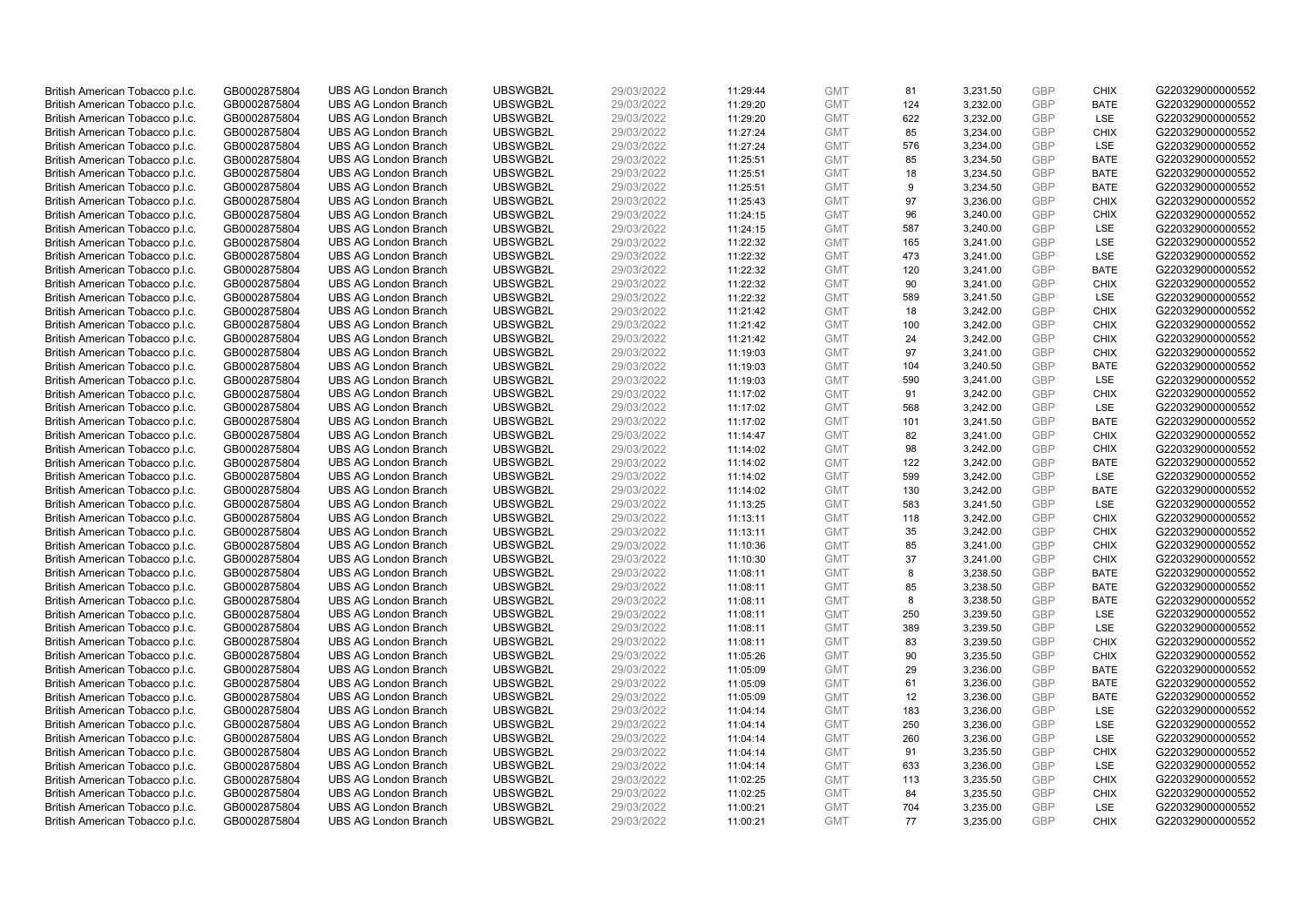| British American Tobacco p.l.c. | GB0002875804 | UBS AG London Branch | UBSWGB2L | 29/03/2022 | 11:29:44 | GMT | 81 | 3,231.50 | GBP | CHIX | G220329000000552 |
|---|---|---|---|---|---|---|---|---|---|---|---|
| British American Tobacco p.l.c. | GB0002875804 | UBS AG London Branch | UBSWGB2L | 29/03/2022 | 11:29:20 | GMT | 124 | 3,232.00 | GBP | BATE | G220329000000552 |
| British American Tobacco p.l.c. | GB0002875804 | UBS AG London Branch | UBSWGB2L | 29/03/2022 | 11:29:20 | GMT | 622 | 3,232.00 | GBP | LSE | G220329000000552 |
| British American Tobacco p.l.c. | GB0002875804 | UBS AG London Branch | UBSWGB2L | 29/03/2022 | 11:27:24 | GMT | 85 | 3,234.00 | GBP | CHIX | G220329000000552 |
| British American Tobacco p.l.c. | GB0002875804 | UBS AG London Branch | UBSWGB2L | 29/03/2022 | 11:27:24 | GMT | 576 | 3,234.00 | GBP | LSE | G220329000000552 |
| British American Tobacco p.l.c. | GB0002875804 | UBS AG London Branch | UBSWGB2L | 29/03/2022 | 11:25:51 | GMT | 85 | 3,234.50 | GBP | BATE | G220329000000552 |
| British American Tobacco p.l.c. | GB0002875804 | UBS AG London Branch | UBSWGB2L | 29/03/2022 | 11:25:51 | GMT | 18 | 3,234.50 | GBP | BATE | G220329000000552 |
| British American Tobacco p.l.c. | GB0002875804 | UBS AG London Branch | UBSWGB2L | 29/03/2022 | 11:25:51 | GMT | 9 | 3,234.50 | GBP | BATE | G220329000000552 |
| British American Tobacco p.l.c. | GB0002875804 | UBS AG London Branch | UBSWGB2L | 29/03/2022 | 11:25:43 | GMT | 97 | 3,236.00 | GBP | CHIX | G220329000000552 |
| British American Tobacco p.l.c. | GB0002875804 | UBS AG London Branch | UBSWGB2L | 29/03/2022 | 11:24:15 | GMT | 96 | 3,240.00 | GBP | CHIX | G220329000000552 |
| British American Tobacco p.l.c. | GB0002875804 | UBS AG London Branch | UBSWGB2L | 29/03/2022 | 11:24:15 | GMT | 587 | 3,240.00 | GBP | LSE | G220329000000552 |
| British American Tobacco p.l.c. | GB0002875804 | UBS AG London Branch | UBSWGB2L | 29/03/2022 | 11:22:32 | GMT | 165 | 3,241.00 | GBP | LSE | G220329000000552 |
| British American Tobacco p.l.c. | GB0002875804 | UBS AG London Branch | UBSWGB2L | 29/03/2022 | 11:22:32 | GMT | 473 | 3,241.00 | GBP | LSE | G220329000000552 |
| British American Tobacco p.l.c. | GB0002875804 | UBS AG London Branch | UBSWGB2L | 29/03/2022 | 11:22:32 | GMT | 120 | 3,241.00 | GBP | BATE | G220329000000552 |
| British American Tobacco p.l.c. | GB0002875804 | UBS AG London Branch | UBSWGB2L | 29/03/2022 | 11:22:32 | GMT | 90 | 3,241.00 | GBP | CHIX | G220329000000552 |
| British American Tobacco p.l.c. | GB0002875804 | UBS AG London Branch | UBSWGB2L | 29/03/2022 | 11:22:32 | GMT | 589 | 3,241.50 | GBP | LSE | G220329000000552 |
| British American Tobacco p.l.c. | GB0002875804 | UBS AG London Branch | UBSWGB2L | 29/03/2022 | 11:21:42 | GMT | 18 | 3,242.00 | GBP | CHIX | G220329000000552 |
| British American Tobacco p.l.c. | GB0002875804 | UBS AG London Branch | UBSWGB2L | 29/03/2022 | 11:21:42 | GMT | 100 | 3,242.00 | GBP | CHIX | G220329000000552 |
| British American Tobacco p.l.c. | GB0002875804 | UBS AG London Branch | UBSWGB2L | 29/03/2022 | 11:21:42 | GMT | 24 | 3,242.00 | GBP | CHIX | G220329000000552 |
| British American Tobacco p.l.c. | GB0002875804 | UBS AG London Branch | UBSWGB2L | 29/03/2022 | 11:19:03 | GMT | 97 | 3,241.00 | GBP | CHIX | G220329000000552 |
| British American Tobacco p.l.c. | GB0002875804 | UBS AG London Branch | UBSWGB2L | 29/03/2022 | 11:19:03 | GMT | 104 | 3,240.50 | GBP | BATE | G220329000000552 |
| British American Tobacco p.l.c. | GB0002875804 | UBS AG London Branch | UBSWGB2L | 29/03/2022 | 11:19:03 | GMT | 590 | 3,241.00 | GBP | LSE | G220329000000552 |
| British American Tobacco p.l.c. | GB0002875804 | UBS AG London Branch | UBSWGB2L | 29/03/2022 | 11:17:02 | GMT | 91 | 3,242.00 | GBP | CHIX | G220329000000552 |
| British American Tobacco p.l.c. | GB0002875804 | UBS AG London Branch | UBSWGB2L | 29/03/2022 | 11:17:02 | GMT | 568 | 3,242.00 | GBP | LSE | G220329000000552 |
| British American Tobacco p.l.c. | GB0002875804 | UBS AG London Branch | UBSWGB2L | 29/03/2022 | 11:17:02 | GMT | 101 | 3,241.50 | GBP | BATE | G220329000000552 |
| British American Tobacco p.l.c. | GB0002875804 | UBS AG London Branch | UBSWGB2L | 29/03/2022 | 11:14:47 | GMT | 82 | 3,241.00 | GBP | CHIX | G220329000000552 |
| British American Tobacco p.l.c. | GB0002875804 | UBS AG London Branch | UBSWGB2L | 29/03/2022 | 11:14:02 | GMT | 98 | 3,242.00 | GBP | CHIX | G220329000000552 |
| British American Tobacco p.l.c. | GB0002875804 | UBS AG London Branch | UBSWGB2L | 29/03/2022 | 11:14:02 | GMT | 122 | 3,242.00 | GBP | BATE | G220329000000552 |
| British American Tobacco p.l.c. | GB0002875804 | UBS AG London Branch | UBSWGB2L | 29/03/2022 | 11:14:02 | GMT | 599 | 3,242.00 | GBP | LSE | G220329000000552 |
| British American Tobacco p.l.c. | GB0002875804 | UBS AG London Branch | UBSWGB2L | 29/03/2022 | 11:14:02 | GMT | 130 | 3,242.00 | GBP | BATE | G220329000000552 |
| British American Tobacco p.l.c. | GB0002875804 | UBS AG London Branch | UBSWGB2L | 29/03/2022 | 11:13:25 | GMT | 583 | 3,241.50 | GBP | LSE | G220329000000552 |
| British American Tobacco p.l.c. | GB0002875804 | UBS AG London Branch | UBSWGB2L | 29/03/2022 | 11:13:11 | GMT | 118 | 3,242.00 | GBP | CHIX | G220329000000552 |
| British American Tobacco p.l.c. | GB0002875804 | UBS AG London Branch | UBSWGB2L | 29/03/2022 | 11:13:11 | GMT | 35 | 3,242.00 | GBP | CHIX | G220329000000552 |
| British American Tobacco p.l.c. | GB0002875804 | UBS AG London Branch | UBSWGB2L | 29/03/2022 | 11:10:36 | GMT | 85 | 3,241.00 | GBP | CHIX | G220329000000552 |
| British American Tobacco p.l.c. | GB0002875804 | UBS AG London Branch | UBSWGB2L | 29/03/2022 | 11:10:30 | GMT | 37 | 3,241.00 | GBP | CHIX | G220329000000552 |
| British American Tobacco p.l.c. | GB0002875804 | UBS AG London Branch | UBSWGB2L | 29/03/2022 | 11:08:11 | GMT | 8 | 3,238.50 | GBP | BATE | G220329000000552 |
| British American Tobacco p.l.c. | GB0002875804 | UBS AG London Branch | UBSWGB2L | 29/03/2022 | 11:08:11 | GMT | 85 | 3,238.50 | GBP | BATE | G220329000000552 |
| British American Tobacco p.l.c. | GB0002875804 | UBS AG London Branch | UBSWGB2L | 29/03/2022 | 11:08:11 | GMT | 8 | 3,238.50 | GBP | BATE | G220329000000552 |
| British American Tobacco p.l.c. | GB0002875804 | UBS AG London Branch | UBSWGB2L | 29/03/2022 | 11:08:11 | GMT | 250 | 3,239.50 | GBP | LSE | G220329000000552 |
| British American Tobacco p.l.c. | GB0002875804 | UBS AG London Branch | UBSWGB2L | 29/03/2022 | 11:08:11 | GMT | 389 | 3,239.50 | GBP | LSE | G220329000000552 |
| British American Tobacco p.l.c. | GB0002875804 | UBS AG London Branch | UBSWGB2L | 29/03/2022 | 11:08:11 | GMT | 83 | 3,239.50 | GBP | CHIX | G220329000000552 |
| British American Tobacco p.l.c. | GB0002875804 | UBS AG London Branch | UBSWGB2L | 29/03/2022 | 11:05:26 | GMT | 90 | 3,235.50 | GBP | CHIX | G220329000000552 |
| British American Tobacco p.l.c. | GB0002875804 | UBS AG London Branch | UBSWGB2L | 29/03/2022 | 11:05:09 | GMT | 29 | 3,236.00 | GBP | BATE | G220329000000552 |
| British American Tobacco p.l.c. | GB0002875804 | UBS AG London Branch | UBSWGB2L | 29/03/2022 | 11:05:09 | GMT | 61 | 3,236.00 | GBP | BATE | G220329000000552 |
| British American Tobacco p.l.c. | GB0002875804 | UBS AG London Branch | UBSWGB2L | 29/03/2022 | 11:05:09 | GMT | 12 | 3,236.00 | GBP | BATE | G220329000000552 |
| British American Tobacco p.l.c. | GB0002875804 | UBS AG London Branch | UBSWGB2L | 29/03/2022 | 11:04:14 | GMT | 183 | 3,236.00 | GBP | LSE | G220329000000552 |
| British American Tobacco p.l.c. | GB0002875804 | UBS AG London Branch | UBSWGB2L | 29/03/2022 | 11:04:14 | GMT | 250 | 3,236.00 | GBP | LSE | G220329000000552 |
| British American Tobacco p.l.c. | GB0002875804 | UBS AG London Branch | UBSWGB2L | 29/03/2022 | 11:04:14 | GMT | 260 | 3,236.00 | GBP | LSE | G220329000000552 |
| British American Tobacco p.l.c. | GB0002875804 | UBS AG London Branch | UBSWGB2L | 29/03/2022 | 11:04:14 | GMT | 91 | 3,235.50 | GBP | CHIX | G220329000000552 |
| British American Tobacco p.l.c. | GB0002875804 | UBS AG London Branch | UBSWGB2L | 29/03/2022 | 11:04:14 | GMT | 633 | 3,236.00 | GBP | LSE | G220329000000552 |
| British American Tobacco p.l.c. | GB0002875804 | UBS AG London Branch | UBSWGB2L | 29/03/2022 | 11:02:25 | GMT | 113 | 3,235.50 | GBP | CHIX | G220329000000552 |
| British American Tobacco p.l.c. | GB0002875804 | UBS AG London Branch | UBSWGB2L | 29/03/2022 | 11:02:25 | GMT | 84 | 3,235.50 | GBP | CHIX | G220329000000552 |
| British American Tobacco p.l.c. | GB0002875804 | UBS AG London Branch | UBSWGB2L | 29/03/2022 | 11:00:21 | GMT | 704 | 3,235.00 | GBP | LSE | G220329000000552 |
| British American Tobacco p.l.c. | GB0002875804 | UBS AG London Branch | UBSWGB2L | 29/03/2022 | 11:00:21 | GMT | 77 | 3,235.00 | GBP | CHIX | G220329000000552 |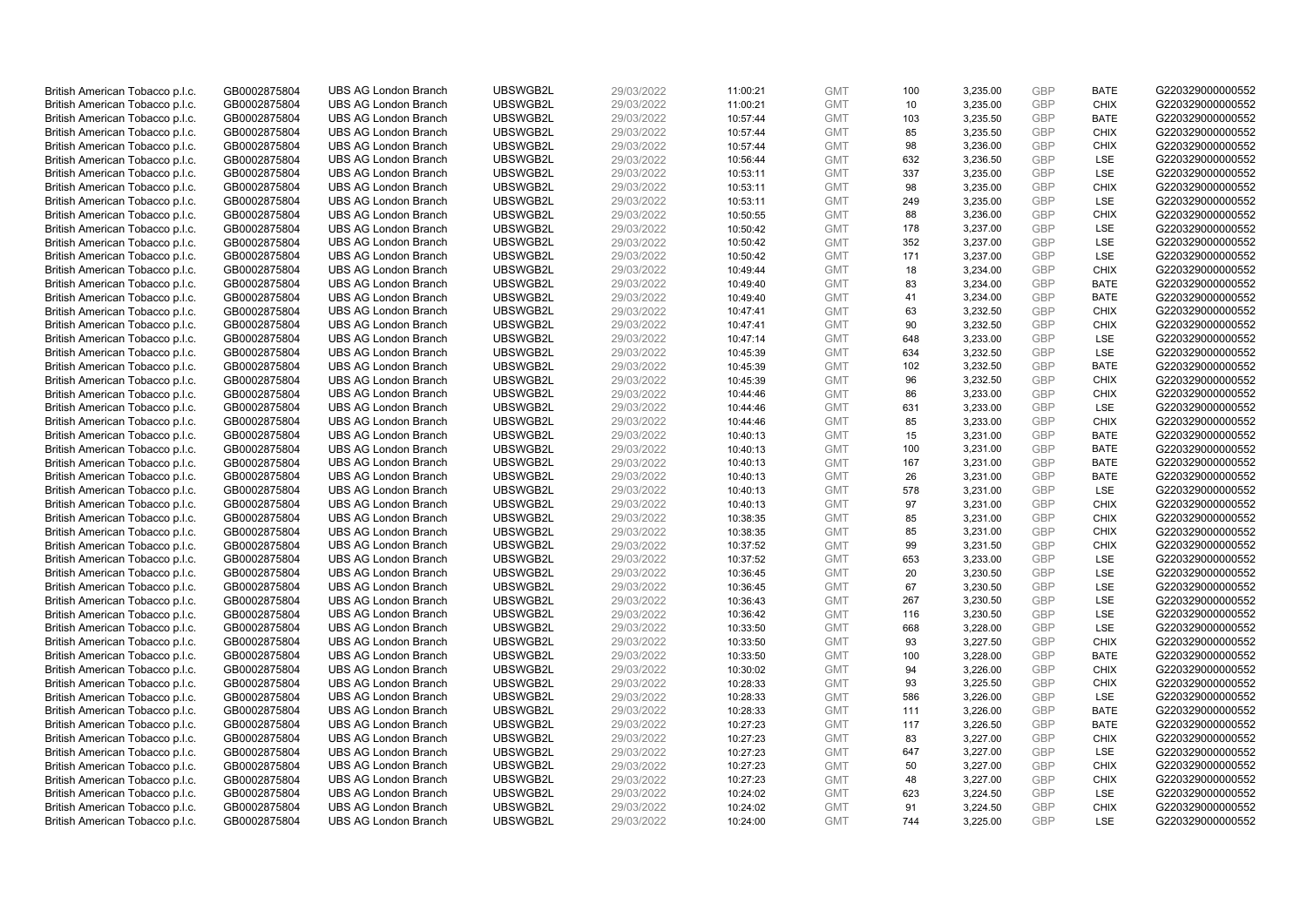| British American Tobacco p.l.c. | GB0002875804 | UBS AG London Branch | UBSWGB2L | 29/03/2022 | 11:00:21 | GMT | 100 | 3,235.00 | GBP | BATE | G220329000000552 |
|---|---|---|---|---|---|---|---|---|---|---|---|
| British American Tobacco p.l.c. | GB0002875804 | UBS AG London Branch | UBSWGB2L | 29/03/2022 | 11:00:21 | GMT | 10 | 3,235.00 | GBP | CHIX | G220329000000552 |
| British American Tobacco p.l.c. | GB0002875804 | UBS AG London Branch | UBSWGB2L | 29/03/2022 | 10:57:44 | GMT | 103 | 3,235.50 | GBP | BATE | G220329000000552 |
| British American Tobacco p.l.c. | GB0002875804 | UBS AG London Branch | UBSWGB2L | 29/03/2022 | 10:57:44 | GMT | 85 | 3,235.50 | GBP | CHIX | G220329000000552 |
| British American Tobacco p.l.c. | GB0002875804 | UBS AG London Branch | UBSWGB2L | 29/03/2022 | 10:57:44 | GMT | 98 | 3,236.00 | GBP | CHIX | G220329000000552 |
| British American Tobacco p.l.c. | GB0002875804 | UBS AG London Branch | UBSWGB2L | 29/03/2022 | 10:56:44 | GMT | 632 | 3,236.50 | GBP | LSE | G220329000000552 |
| British American Tobacco p.l.c. | GB0002875804 | UBS AG London Branch | UBSWGB2L | 29/03/2022 | 10:53:11 | GMT | 337 | 3,235.00 | GBP | LSE | G220329000000552 |
| British American Tobacco p.l.c. | GB0002875804 | UBS AG London Branch | UBSWGB2L | 29/03/2022 | 10:53:11 | GMT | 98 | 3,235.00 | GBP | CHIX | G220329000000552 |
| British American Tobacco p.l.c. | GB0002875804 | UBS AG London Branch | UBSWGB2L | 29/03/2022 | 10:53:11 | GMT | 249 | 3,235.00 | GBP | LSE | G220329000000552 |
| British American Tobacco p.l.c. | GB0002875804 | UBS AG London Branch | UBSWGB2L | 29/03/2022 | 10:50:55 | GMT | 88 | 3,236.00 | GBP | CHIX | G220329000000552 |
| British American Tobacco p.l.c. | GB0002875804 | UBS AG London Branch | UBSWGB2L | 29/03/2022 | 10:50:42 | GMT | 178 | 3,237.00 | GBP | LSE | G220329000000552 |
| British American Tobacco p.l.c. | GB0002875804 | UBS AG London Branch | UBSWGB2L | 29/03/2022 | 10:50:42 | GMT | 352 | 3,237.00 | GBP | LSE | G220329000000552 |
| British American Tobacco p.l.c. | GB0002875804 | UBS AG London Branch | UBSWGB2L | 29/03/2022 | 10:50:42 | GMT | 171 | 3,237.00 | GBP | LSE | G220329000000552 |
| British American Tobacco p.l.c. | GB0002875804 | UBS AG London Branch | UBSWGB2L | 29/03/2022 | 10:49:44 | GMT | 18 | 3,234.00 | GBP | CHIX | G220329000000552 |
| British American Tobacco p.l.c. | GB0002875804 | UBS AG London Branch | UBSWGB2L | 29/03/2022 | 10:49:40 | GMT | 83 | 3,234.00 | GBP | BATE | G220329000000552 |
| British American Tobacco p.l.c. | GB0002875804 | UBS AG London Branch | UBSWGB2L | 29/03/2022 | 10:49:40 | GMT | 41 | 3,234.00 | GBP | BATE | G220329000000552 |
| British American Tobacco p.l.c. | GB0002875804 | UBS AG London Branch | UBSWGB2L | 29/03/2022 | 10:47:41 | GMT | 63 | 3,232.50 | GBP | CHIX | G220329000000552 |
| British American Tobacco p.l.c. | GB0002875804 | UBS AG London Branch | UBSWGB2L | 29/03/2022 | 10:47:41 | GMT | 90 | 3,232.50 | GBP | CHIX | G220329000000552 |
| British American Tobacco p.l.c. | GB0002875804 | UBS AG London Branch | UBSWGB2L | 29/03/2022 | 10:47:14 | GMT | 648 | 3,233.00 | GBP | LSE | G220329000000552 |
| British American Tobacco p.l.c. | GB0002875804 | UBS AG London Branch | UBSWGB2L | 29/03/2022 | 10:45:39 | GMT | 634 | 3,232.50 | GBP | LSE | G220329000000552 |
| British American Tobacco p.l.c. | GB0002875804 | UBS AG London Branch | UBSWGB2L | 29/03/2022 | 10:45:39 | GMT | 102 | 3,232.50 | GBP | BATE | G220329000000552 |
| British American Tobacco p.l.c. | GB0002875804 | UBS AG London Branch | UBSWGB2L | 29/03/2022 | 10:45:39 | GMT | 96 | 3,232.50 | GBP | CHIX | G220329000000552 |
| British American Tobacco p.l.c. | GB0002875804 | UBS AG London Branch | UBSWGB2L | 29/03/2022 | 10:44:46 | GMT | 86 | 3,233.00 | GBP | CHIX | G220329000000552 |
| British American Tobacco p.l.c. | GB0002875804 | UBS AG London Branch | UBSWGB2L | 29/03/2022 | 10:44:46 | GMT | 631 | 3,233.00 | GBP | LSE | G220329000000552 |
| British American Tobacco p.l.c. | GB0002875804 | UBS AG London Branch | UBSWGB2L | 29/03/2022 | 10:44:46 | GMT | 85 | 3,233.00 | GBP | CHIX | G220329000000552 |
| British American Tobacco p.l.c. | GB0002875804 | UBS AG London Branch | UBSWGB2L | 29/03/2022 | 10:40:13 | GMT | 15 | 3,231.00 | GBP | BATE | G220329000000552 |
| British American Tobacco p.l.c. | GB0002875804 | UBS AG London Branch | UBSWGB2L | 29/03/2022 | 10:40:13 | GMT | 100 | 3,231.00 | GBP | BATE | G220329000000552 |
| British American Tobacco p.l.c. | GB0002875804 | UBS AG London Branch | UBSWGB2L | 29/03/2022 | 10:40:13 | GMT | 167 | 3,231.00 | GBP | BATE | G220329000000552 |
| British American Tobacco p.l.c. | GB0002875804 | UBS AG London Branch | UBSWGB2L | 29/03/2022 | 10:40:13 | GMT | 26 | 3,231.00 | GBP | BATE | G220329000000552 |
| British American Tobacco p.l.c. | GB0002875804 | UBS AG London Branch | UBSWGB2L | 29/03/2022 | 10:40:13 | GMT | 578 | 3,231.00 | GBP | LSE | G220329000000552 |
| British American Tobacco p.l.c. | GB0002875804 | UBS AG London Branch | UBSWGB2L | 29/03/2022 | 10:40:13 | GMT | 97 | 3,231.00 | GBP | CHIX | G220329000000552 |
| British American Tobacco p.l.c. | GB0002875804 | UBS AG London Branch | UBSWGB2L | 29/03/2022 | 10:38:35 | GMT | 85 | 3,231.00 | GBP | CHIX | G220329000000552 |
| British American Tobacco p.l.c. | GB0002875804 | UBS AG London Branch | UBSWGB2L | 29/03/2022 | 10:38:35 | GMT | 85 | 3,231.00 | GBP | CHIX | G220329000000552 |
| British American Tobacco p.l.c. | GB0002875804 | UBS AG London Branch | UBSWGB2L | 29/03/2022 | 10:37:52 | GMT | 99 | 3,231.50 | GBP | CHIX | G220329000000552 |
| British American Tobacco p.l.c. | GB0002875804 | UBS AG London Branch | UBSWGB2L | 29/03/2022 | 10:37:52 | GMT | 653 | 3,233.00 | GBP | LSE | G220329000000552 |
| British American Tobacco p.l.c. | GB0002875804 | UBS AG London Branch | UBSWGB2L | 29/03/2022 | 10:36:45 | GMT | 20 | 3,230.50 | GBP | LSE | G220329000000552 |
| British American Tobacco p.l.c. | GB0002875804 | UBS AG London Branch | UBSWGB2L | 29/03/2022 | 10:36:45 | GMT | 67 | 3,230.50 | GBP | LSE | G220329000000552 |
| British American Tobacco p.l.c. | GB0002875804 | UBS AG London Branch | UBSWGB2L | 29/03/2022 | 10:36:43 | GMT | 267 | 3,230.50 | GBP | LSE | G220329000000552 |
| British American Tobacco p.l.c. | GB0002875804 | UBS AG London Branch | UBSWGB2L | 29/03/2022 | 10:36:42 | GMT | 116 | 3,230.50 | GBP | LSE | G220329000000552 |
| British American Tobacco p.l.c. | GB0002875804 | UBS AG London Branch | UBSWGB2L | 29/03/2022 | 10:33:50 | GMT | 668 | 3,228.00 | GBP | LSE | G220329000000552 |
| British American Tobacco p.l.c. | GB0002875804 | UBS AG London Branch | UBSWGB2L | 29/03/2022 | 10:33:50 | GMT | 93 | 3,227.50 | GBP | CHIX | G220329000000552 |
| British American Tobacco p.l.c. | GB0002875804 | UBS AG London Branch | UBSWGB2L | 29/03/2022 | 10:33:50 | GMT | 100 | 3,228.00 | GBP | BATE | G220329000000552 |
| British American Tobacco p.l.c. | GB0002875804 | UBS AG London Branch | UBSWGB2L | 29/03/2022 | 10:30:02 | GMT | 94 | 3,226.00 | GBP | CHIX | G220329000000552 |
| British American Tobacco p.l.c. | GB0002875804 | UBS AG London Branch | UBSWGB2L | 29/03/2022 | 10:28:33 | GMT | 93 | 3,225.50 | GBP | CHIX | G220329000000552 |
| British American Tobacco p.l.c. | GB0002875804 | UBS AG London Branch | UBSWGB2L | 29/03/2022 | 10:28:33 | GMT | 586 | 3,226.00 | GBP | LSE | G220329000000552 |
| British American Tobacco p.l.c. | GB0002875804 | UBS AG London Branch | UBSWGB2L | 29/03/2022 | 10:28:33 | GMT | 111 | 3,226.00 | GBP | BATE | G220329000000552 |
| British American Tobacco p.l.c. | GB0002875804 | UBS AG London Branch | UBSWGB2L | 29/03/2022 | 10:27:23 | GMT | 117 | 3,226.50 | GBP | BATE | G220329000000552 |
| British American Tobacco p.l.c. | GB0002875804 | UBS AG London Branch | UBSWGB2L | 29/03/2022 | 10:27:23 | GMT | 83 | 3,227.00 | GBP | CHIX | G220329000000552 |
| British American Tobacco p.l.c. | GB0002875804 | UBS AG London Branch | UBSWGB2L | 29/03/2022 | 10:27:23 | GMT | 647 | 3,227.00 | GBP | LSE | G220329000000552 |
| British American Tobacco p.l.c. | GB0002875804 | UBS AG London Branch | UBSWGB2L | 29/03/2022 | 10:27:23 | GMT | 50 | 3,227.00 | GBP | CHIX | G220329000000552 |
| British American Tobacco p.l.c. | GB0002875804 | UBS AG London Branch | UBSWGB2L | 29/03/2022 | 10:27:23 | GMT | 48 | 3,227.00 | GBP | CHIX | G220329000000552 |
| British American Tobacco p.l.c. | GB0002875804 | UBS AG London Branch | UBSWGB2L | 29/03/2022 | 10:24:02 | GMT | 623 | 3,224.50 | GBP | LSE | G220329000000552 |
| British American Tobacco p.l.c. | GB0002875804 | UBS AG London Branch | UBSWGB2L | 29/03/2022 | 10:24:02 | GMT | 91 | 3,224.50 | GBP | CHIX | G220329000000552 |
| British American Tobacco p.l.c. | GB0002875804 | UBS AG London Branch | UBSWGB2L | 29/03/2022 | 10:24:00 | GMT | 744 | 3,225.00 | GBP | LSE | G220329000000552 |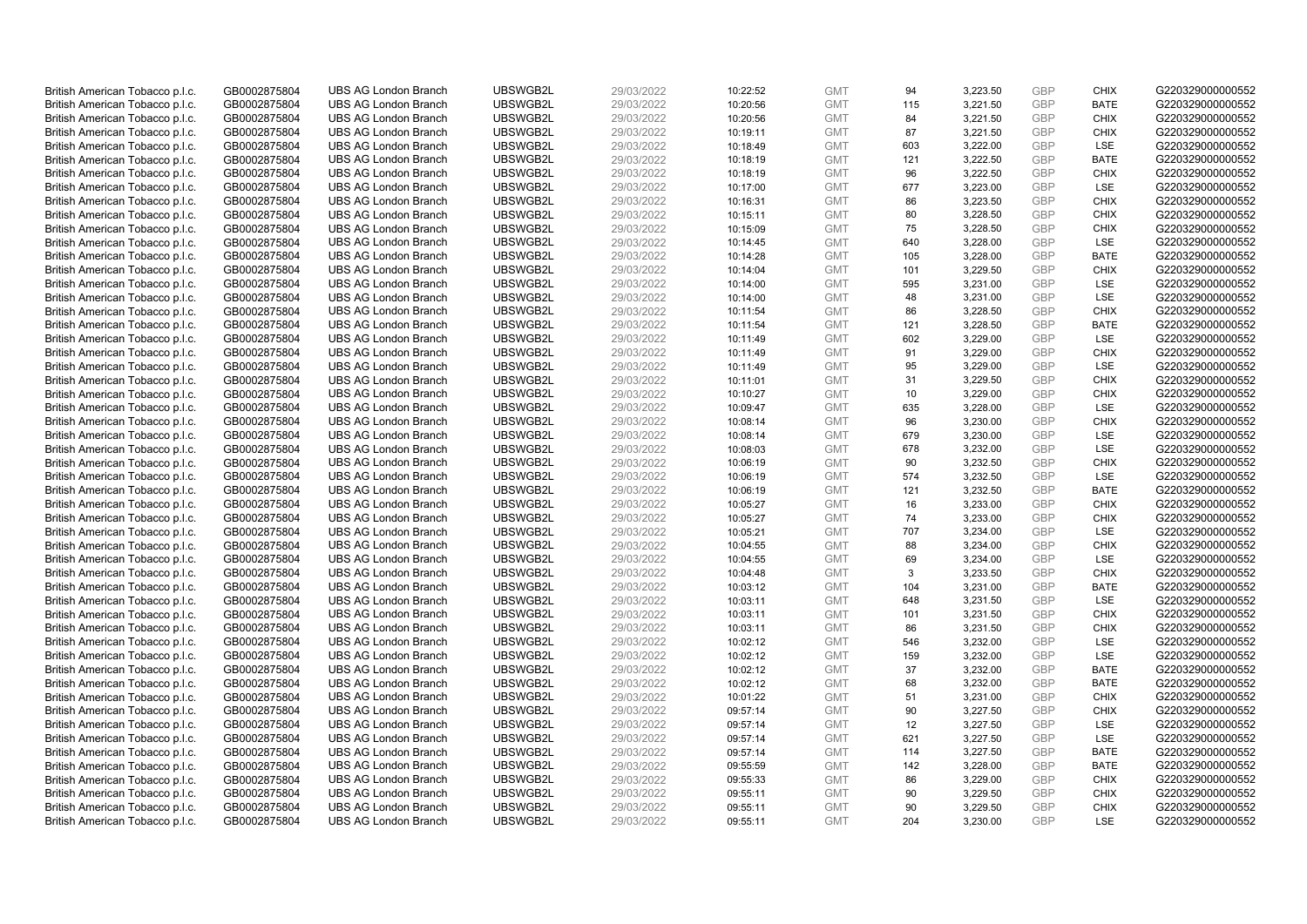| | | | | | | | | | | | |
|---|---|---|---|---|---|---|---|---|---|---|---|
| British American Tobacco p.l.c. | GB0002875804 | UBS AG London Branch | UBSWGB2L | 29/03/2022 | 10:22:52 | GMT | 94 | 3,223.50 | GBP | CHIX | G220329000000552 |
| British American Tobacco p.l.c. | GB0002875804 | UBS AG London Branch | UBSWGB2L | 29/03/2022 | 10:20:56 | GMT | 115 | 3,221.50 | GBP | BATE | G220329000000552 |
| British American Tobacco p.l.c. | GB0002875804 | UBS AG London Branch | UBSWGB2L | 29/03/2022 | 10:20:56 | GMT | 84 | 3,221.50 | GBP | CHIX | G220329000000552 |
| British American Tobacco p.l.c. | GB0002875804 | UBS AG London Branch | UBSWGB2L | 29/03/2022 | 10:19:11 | GMT | 87 | 3,221.50 | GBP | CHIX | G220329000000552 |
| British American Tobacco p.l.c. | GB0002875804 | UBS AG London Branch | UBSWGB2L | 29/03/2022 | 10:18:49 | GMT | 603 | 3,222.00 | GBP | LSE | G220329000000552 |
| British American Tobacco p.l.c. | GB0002875804 | UBS AG London Branch | UBSWGB2L | 29/03/2022 | 10:18:19 | GMT | 121 | 3,222.50 | GBP | BATE | G220329000000552 |
| British American Tobacco p.l.c. | GB0002875804 | UBS AG London Branch | UBSWGB2L | 29/03/2022 | 10:18:19 | GMT | 96 | 3,222.50 | GBP | CHIX | G220329000000552 |
| British American Tobacco p.l.c. | GB0002875804 | UBS AG London Branch | UBSWGB2L | 29/03/2022 | 10:17:00 | GMT | 677 | 3,223.00 | GBP | LSE | G220329000000552 |
| British American Tobacco p.l.c. | GB0002875804 | UBS AG London Branch | UBSWGB2L | 29/03/2022 | 10:16:31 | GMT | 86 | 3,223.50 | GBP | CHIX | G220329000000552 |
| British American Tobacco p.l.c. | GB0002875804 | UBS AG London Branch | UBSWGB2L | 29/03/2022 | 10:15:11 | GMT | 80 | 3,228.50 | GBP | CHIX | G220329000000552 |
| British American Tobacco p.l.c. | GB0002875804 | UBS AG London Branch | UBSWGB2L | 29/03/2022 | 10:15:09 | GMT | 75 | 3,228.50 | GBP | CHIX | G220329000000552 |
| British American Tobacco p.l.c. | GB0002875804 | UBS AG London Branch | UBSWGB2L | 29/03/2022 | 10:14:45 | GMT | 640 | 3,228.00 | GBP | LSE | G220329000000552 |
| British American Tobacco p.l.c. | GB0002875804 | UBS AG London Branch | UBSWGB2L | 29/03/2022 | 10:14:28 | GMT | 105 | 3,228.00 | GBP | BATE | G220329000000552 |
| British American Tobacco p.l.c. | GB0002875804 | UBS AG London Branch | UBSWGB2L | 29/03/2022 | 10:14:04 | GMT | 101 | 3,229.50 | GBP | CHIX | G220329000000552 |
| British American Tobacco p.l.c. | GB0002875804 | UBS AG London Branch | UBSWGB2L | 29/03/2022 | 10:14:00 | GMT | 595 | 3,231.00 | GBP | LSE | G220329000000552 |
| British American Tobacco p.l.c. | GB0002875804 | UBS AG London Branch | UBSWGB2L | 29/03/2022 | 10:14:00 | GMT | 48 | 3,231.00 | GBP | LSE | G220329000000552 |
| British American Tobacco p.l.c. | GB0002875804 | UBS AG London Branch | UBSWGB2L | 29/03/2022 | 10:11:54 | GMT | 86 | 3,228.50 | GBP | CHIX | G220329000000552 |
| British American Tobacco p.l.c. | GB0002875804 | UBS AG London Branch | UBSWGB2L | 29/03/2022 | 10:11:54 | GMT | 121 | 3,228.50 | GBP | BATE | G220329000000552 |
| British American Tobacco p.l.c. | GB0002875804 | UBS AG London Branch | UBSWGB2L | 29/03/2022 | 10:11:49 | GMT | 602 | 3,229.00 | GBP | LSE | G220329000000552 |
| British American Tobacco p.l.c. | GB0002875804 | UBS AG London Branch | UBSWGB2L | 29/03/2022 | 10:11:49 | GMT | 91 | 3,229.00 | GBP | CHIX | G220329000000552 |
| British American Tobacco p.l.c. | GB0002875804 | UBS AG London Branch | UBSWGB2L | 29/03/2022 | 10:11:49 | GMT | 95 | 3,229.00 | GBP | LSE | G220329000000552 |
| British American Tobacco p.l.c. | GB0002875804 | UBS AG London Branch | UBSWGB2L | 29/03/2022 | 10:11:01 | GMT | 31 | 3,229.50 | GBP | CHIX | G220329000000552 |
| British American Tobacco p.l.c. | GB0002875804 | UBS AG London Branch | UBSWGB2L | 29/03/2022 | 10:10:27 | GMT | 10 | 3,229.00 | GBP | CHIX | G220329000000552 |
| British American Tobacco p.l.c. | GB0002875804 | UBS AG London Branch | UBSWGB2L | 29/03/2022 | 10:09:47 | GMT | 635 | 3,228.00 | GBP | LSE | G220329000000552 |
| British American Tobacco p.l.c. | GB0002875804 | UBS AG London Branch | UBSWGB2L | 29/03/2022 | 10:08:14 | GMT | 96 | 3,230.00 | GBP | CHIX | G220329000000552 |
| British American Tobacco p.l.c. | GB0002875804 | UBS AG London Branch | UBSWGB2L | 29/03/2022 | 10:08:14 | GMT | 679 | 3,230.00 | GBP | LSE | G220329000000552 |
| British American Tobacco p.l.c. | GB0002875804 | UBS AG London Branch | UBSWGB2L | 29/03/2022 | 10:08:03 | GMT | 678 | 3,232.00 | GBP | LSE | G220329000000552 |
| British American Tobacco p.l.c. | GB0002875804 | UBS AG London Branch | UBSWGB2L | 29/03/2022 | 10:06:19 | GMT | 90 | 3,232.50 | GBP | CHIX | G220329000000552 |
| British American Tobacco p.l.c. | GB0002875804 | UBS AG London Branch | UBSWGB2L | 29/03/2022 | 10:06:19 | GMT | 574 | 3,232.50 | GBP | LSE | G220329000000552 |
| British American Tobacco p.l.c. | GB0002875804 | UBS AG London Branch | UBSWGB2L | 29/03/2022 | 10:06:19 | GMT | 121 | 3,232.50 | GBP | BATE | G220329000000552 |
| British American Tobacco p.l.c. | GB0002875804 | UBS AG London Branch | UBSWGB2L | 29/03/2022 | 10:05:27 | GMT | 16 | 3,233.00 | GBP | CHIX | G220329000000552 |
| British American Tobacco p.l.c. | GB0002875804 | UBS AG London Branch | UBSWGB2L | 29/03/2022 | 10:05:27 | GMT | 74 | 3,233.00 | GBP | CHIX | G220329000000552 |
| British American Tobacco p.l.c. | GB0002875804 | UBS AG London Branch | UBSWGB2L | 29/03/2022 | 10:05:21 | GMT | 707 | 3,234.00 | GBP | LSE | G220329000000552 |
| British American Tobacco p.l.c. | GB0002875804 | UBS AG London Branch | UBSWGB2L | 29/03/2022 | 10:04:55 | GMT | 88 | 3,234.00 | GBP | CHIX | G220329000000552 |
| British American Tobacco p.l.c. | GB0002875804 | UBS AG London Branch | UBSWGB2L | 29/03/2022 | 10:04:55 | GMT | 69 | 3,234.00 | GBP | LSE | G220329000000552 |
| British American Tobacco p.l.c. | GB0002875804 | UBS AG London Branch | UBSWGB2L | 29/03/2022 | 10:04:48 | GMT | 3 | 3,233.50 | GBP | CHIX | G220329000000552 |
| British American Tobacco p.l.c. | GB0002875804 | UBS AG London Branch | UBSWGB2L | 29/03/2022 | 10:03:12 | GMT | 104 | 3,231.00 | GBP | BATE | G220329000000552 |
| British American Tobacco p.l.c. | GB0002875804 | UBS AG London Branch | UBSWGB2L | 29/03/2022 | 10:03:11 | GMT | 648 | 3,231.50 | GBP | LSE | G220329000000552 |
| British American Tobacco p.l.c. | GB0002875804 | UBS AG London Branch | UBSWGB2L | 29/03/2022 | 10:03:11 | GMT | 101 | 3,231.50 | GBP | CHIX | G220329000000552 |
| British American Tobacco p.l.c. | GB0002875804 | UBS AG London Branch | UBSWGB2L | 29/03/2022 | 10:03:11 | GMT | 86 | 3,231.50 | GBP | CHIX | G220329000000552 |
| British American Tobacco p.l.c. | GB0002875804 | UBS AG London Branch | UBSWGB2L | 29/03/2022 | 10:02:12 | GMT | 546 | 3,232.00 | GBP | LSE | G220329000000552 |
| British American Tobacco p.l.c. | GB0002875804 | UBS AG London Branch | UBSWGB2L | 29/03/2022 | 10:02:12 | GMT | 159 | 3,232.00 | GBP | LSE | G220329000000552 |
| British American Tobacco p.l.c. | GB0002875804 | UBS AG London Branch | UBSWGB2L | 29/03/2022 | 10:02:12 | GMT | 37 | 3,232.00 | GBP | BATE | G220329000000552 |
| British American Tobacco p.l.c. | GB0002875804 | UBS AG London Branch | UBSWGB2L | 29/03/2022 | 10:02:12 | GMT | 68 | 3,232.00 | GBP | BATE | G220329000000552 |
| British American Tobacco p.l.c. | GB0002875804 | UBS AG London Branch | UBSWGB2L | 29/03/2022 | 10:01:22 | GMT | 51 | 3,231.00 | GBP | CHIX | G220329000000552 |
| British American Tobacco p.l.c. | GB0002875804 | UBS AG London Branch | UBSWGB2L | 29/03/2022 | 09:57:14 | GMT | 90 | 3,227.50 | GBP | CHIX | G220329000000552 |
| British American Tobacco p.l.c. | GB0002875804 | UBS AG London Branch | UBSWGB2L | 29/03/2022 | 09:57:14 | GMT | 12 | 3,227.50 | GBP | LSE | G220329000000552 |
| British American Tobacco p.l.c. | GB0002875804 | UBS AG London Branch | UBSWGB2L | 29/03/2022 | 09:57:14 | GMT | 621 | 3,227.50 | GBP | LSE | G220329000000552 |
| British American Tobacco p.l.c. | GB0002875804 | UBS AG London Branch | UBSWGB2L | 29/03/2022 | 09:57:14 | GMT | 114 | 3,227.50 | GBP | BATE | G220329000000552 |
| British American Tobacco p.l.c. | GB0002875804 | UBS AG London Branch | UBSWGB2L | 29/03/2022 | 09:55:59 | GMT | 142 | 3,228.00 | GBP | BATE | G220329000000552 |
| British American Tobacco p.l.c. | GB0002875804 | UBS AG London Branch | UBSWGB2L | 29/03/2022 | 09:55:33 | GMT | 86 | 3,229.00 | GBP | CHIX | G220329000000552 |
| British American Tobacco p.l.c. | GB0002875804 | UBS AG London Branch | UBSWGB2L | 29/03/2022 | 09:55:11 | GMT | 90 | 3,229.50 | GBP | CHIX | G220329000000552 |
| British American Tobacco p.l.c. | GB0002875804 | UBS AG London Branch | UBSWGB2L | 29/03/2022 | 09:55:11 | GMT | 90 | 3,229.50 | GBP | CHIX | G220329000000552 |
| British American Tobacco p.l.c. | GB0002875804 | UBS AG London Branch | UBSWGB2L | 29/03/2022 | 09:55:11 | GMT | 204 | 3,230.00 | GBP | LSE | G220329000000552 |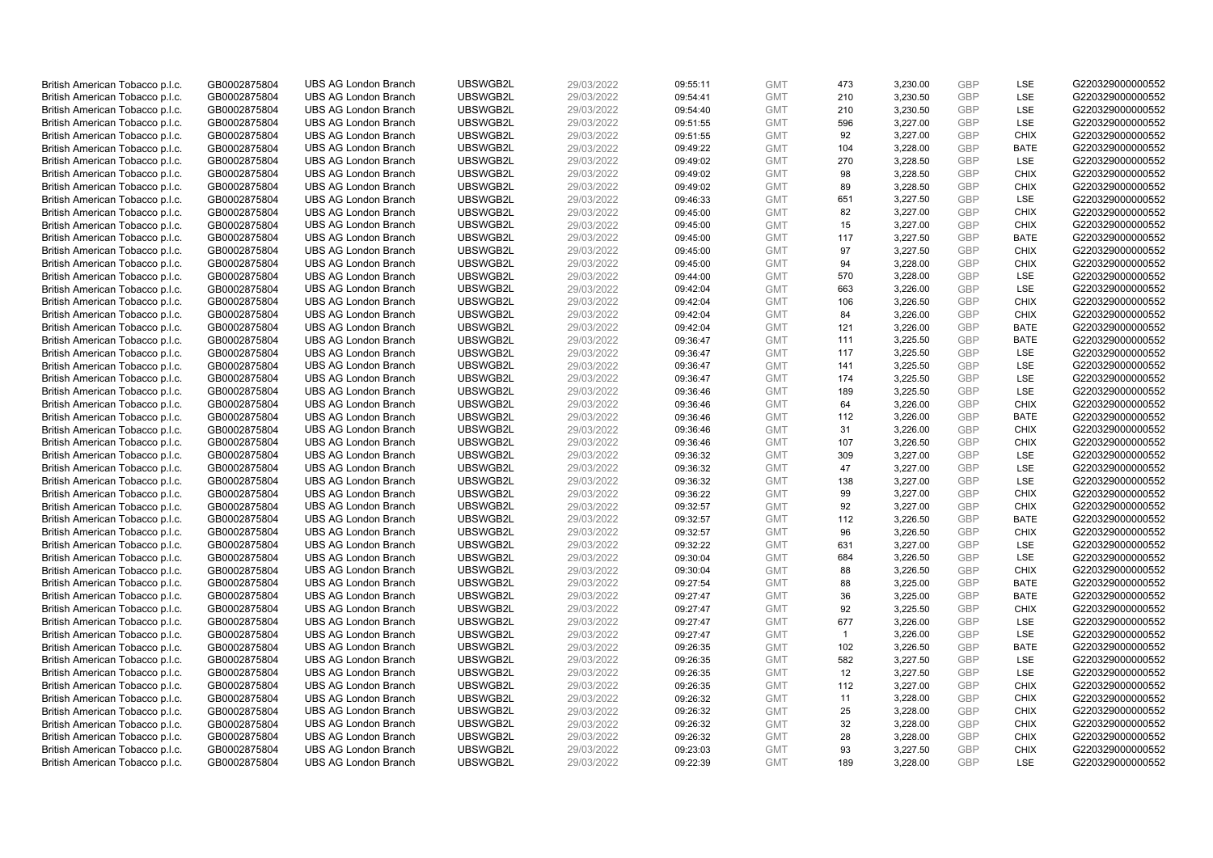| British American Tobacco p.l.c. | GB0002875804 | UBS AG London Branch | UBSWGB2L | 29/03/2022 | 09:55:11 | GMT | 473 | 3,230.00 | GBP | LSE | G220329000000552 |
|---|---|---|---|---|---|---|---|---|---|---|---|
| British American Tobacco p.l.c. | GB0002875804 | UBS AG London Branch | UBSWGB2L | 29/03/2022 | 09:54:41 | GMT | 210 | 3,230.50 | GBP | LSE | G220329000000552 |
| British American Tobacco p.l.c. | GB0002875804 | UBS AG London Branch | UBSWGB2L | 29/03/2022 | 09:54:40 | GMT | 210 | 3,230.50 | GBP | LSE | G220329000000552 |
| British American Tobacco p.l.c. | GB0002875804 | UBS AG London Branch | UBSWGB2L | 29/03/2022 | 09:51:55 | GMT | 596 | 3,227.00 | GBP | LSE | G220329000000552 |
| British American Tobacco p.l.c. | GB0002875804 | UBS AG London Branch | UBSWGB2L | 29/03/2022 | 09:51:55 | GMT | 92 | 3,227.00 | GBP | CHIX | G220329000000552 |
| British American Tobacco p.l.c. | GB0002875804 | UBS AG London Branch | UBSWGB2L | 29/03/2022 | 09:49:22 | GMT | 104 | 3,228.00 | GBP | BATE | G220329000000552 |
| British American Tobacco p.l.c. | GB0002875804 | UBS AG London Branch | UBSWGB2L | 29/03/2022 | 09:49:02 | GMT | 270 | 3,228.50 | GBP | LSE | G220329000000552 |
| British American Tobacco p.l.c. | GB0002875804 | UBS AG London Branch | UBSWGB2L | 29/03/2022 | 09:49:02 | GMT | 98 | 3,228.50 | GBP | CHIX | G220329000000552 |
| British American Tobacco p.l.c. | GB0002875804 | UBS AG London Branch | UBSWGB2L | 29/03/2022 | 09:49:02 | GMT | 89 | 3,228.50 | GBP | CHIX | G220329000000552 |
| British American Tobacco p.l.c. | GB0002875804 | UBS AG London Branch | UBSWGB2L | 29/03/2022 | 09:46:33 | GMT | 651 | 3,227.50 | GBP | LSE | G220329000000552 |
| British American Tobacco p.l.c. | GB0002875804 | UBS AG London Branch | UBSWGB2L | 29/03/2022 | 09:45:00 | GMT | 82 | 3,227.00 | GBP | CHIX | G220329000000552 |
| British American Tobacco p.l.c. | GB0002875804 | UBS AG London Branch | UBSWGB2L | 29/03/2022 | 09:45:00 | GMT | 15 | 3,227.00 | GBP | CHIX | G220329000000552 |
| British American Tobacco p.l.c. | GB0002875804 | UBS AG London Branch | UBSWGB2L | 29/03/2022 | 09:45:00 | GMT | 117 | 3,227.50 | GBP | BATE | G220329000000552 |
| British American Tobacco p.l.c. | GB0002875804 | UBS AG London Branch | UBSWGB2L | 29/03/2022 | 09:45:00 | GMT | 97 | 3,227.50 | GBP | CHIX | G220329000000552 |
| British American Tobacco p.l.c. | GB0002875804 | UBS AG London Branch | UBSWGB2L | 29/03/2022 | 09:45:00 | GMT | 94 | 3,228.00 | GBP | CHIX | G220329000000552 |
| British American Tobacco p.l.c. | GB0002875804 | UBS AG London Branch | UBSWGB2L | 29/03/2022 | 09:44:00 | GMT | 570 | 3,228.00 | GBP | LSE | G220329000000552 |
| British American Tobacco p.l.c. | GB0002875804 | UBS AG London Branch | UBSWGB2L | 29/03/2022 | 09:42:04 | GMT | 663 | 3,226.00 | GBP | LSE | G220329000000552 |
| British American Tobacco p.l.c. | GB0002875804 | UBS AG London Branch | UBSWGB2L | 29/03/2022 | 09:42:04 | GMT | 106 | 3,226.50 | GBP | CHIX | G220329000000552 |
| British American Tobacco p.l.c. | GB0002875804 | UBS AG London Branch | UBSWGB2L | 29/03/2022 | 09:42:04 | GMT | 84 | 3,226.00 | GBP | CHIX | G220329000000552 |
| British American Tobacco p.l.c. | GB0002875804 | UBS AG London Branch | UBSWGB2L | 29/03/2022 | 09:42:04 | GMT | 121 | 3,226.00 | GBP | BATE | G220329000000552 |
| British American Tobacco p.l.c. | GB0002875804 | UBS AG London Branch | UBSWGB2L | 29/03/2022 | 09:36:47 | GMT | 111 | 3,225.50 | GBP | BATE | G220329000000552 |
| British American Tobacco p.l.c. | GB0002875804 | UBS AG London Branch | UBSWGB2L | 29/03/2022 | 09:36:47 | GMT | 117 | 3,225.50 | GBP | LSE | G220329000000552 |
| British American Tobacco p.l.c. | GB0002875804 | UBS AG London Branch | UBSWGB2L | 29/03/2022 | 09:36:47 | GMT | 141 | 3,225.50 | GBP | LSE | G220329000000552 |
| British American Tobacco p.l.c. | GB0002875804 | UBS AG London Branch | UBSWGB2L | 29/03/2022 | 09:36:47 | GMT | 174 | 3,225.50 | GBP | LSE | G220329000000552 |
| British American Tobacco p.l.c. | GB0002875804 | UBS AG London Branch | UBSWGB2L | 29/03/2022 | 09:36:46 | GMT | 189 | 3,225.50 | GBP | LSE | G220329000000552 |
| British American Tobacco p.l.c. | GB0002875804 | UBS AG London Branch | UBSWGB2L | 29/03/2022 | 09:36:46 | GMT | 64 | 3,226.00 | GBP | CHIX | G220329000000552 |
| British American Tobacco p.l.c. | GB0002875804 | UBS AG London Branch | UBSWGB2L | 29/03/2022 | 09:36:46 | GMT | 112 | 3,226.00 | GBP | BATE | G220329000000552 |
| British American Tobacco p.l.c. | GB0002875804 | UBS AG London Branch | UBSWGB2L | 29/03/2022 | 09:36:46 | GMT | 31 | 3,226.00 | GBP | CHIX | G220329000000552 |
| British American Tobacco p.l.c. | GB0002875804 | UBS AG London Branch | UBSWGB2L | 29/03/2022 | 09:36:46 | GMT | 107 | 3,226.50 | GBP | CHIX | G220329000000552 |
| British American Tobacco p.l.c. | GB0002875804 | UBS AG London Branch | UBSWGB2L | 29/03/2022 | 09:36:32 | GMT | 309 | 3,227.00 | GBP | LSE | G220329000000552 |
| British American Tobacco p.l.c. | GB0002875804 | UBS AG London Branch | UBSWGB2L | 29/03/2022 | 09:36:32 | GMT | 47 | 3,227.00 | GBP | LSE | G220329000000552 |
| British American Tobacco p.l.c. | GB0002875804 | UBS AG London Branch | UBSWGB2L | 29/03/2022 | 09:36:32 | GMT | 138 | 3,227.00 | GBP | LSE | G220329000000552 |
| British American Tobacco p.l.c. | GB0002875804 | UBS AG London Branch | UBSWGB2L | 29/03/2022 | 09:36:22 | GMT | 99 | 3,227.00 | GBP | CHIX | G220329000000552 |
| British American Tobacco p.l.c. | GB0002875804 | UBS AG London Branch | UBSWGB2L | 29/03/2022 | 09:32:57 | GMT | 92 | 3,227.00 | GBP | CHIX | G220329000000552 |
| British American Tobacco p.l.c. | GB0002875804 | UBS AG London Branch | UBSWGB2L | 29/03/2022 | 09:32:57 | GMT | 112 | 3,226.50 | GBP | BATE | G220329000000552 |
| British American Tobacco p.l.c. | GB0002875804 | UBS AG London Branch | UBSWGB2L | 29/03/2022 | 09:32:57 | GMT | 96 | 3,226.50 | GBP | CHIX | G220329000000552 |
| British American Tobacco p.l.c. | GB0002875804 | UBS AG London Branch | UBSWGB2L | 29/03/2022 | 09:32:22 | GMT | 631 | 3,227.00 | GBP | LSE | G220329000000552 |
| British American Tobacco p.l.c. | GB0002875804 | UBS AG London Branch | UBSWGB2L | 29/03/2022 | 09:30:04 | GMT | 684 | 3,226.50 | GBP | LSE | G220329000000552 |
| British American Tobacco p.l.c. | GB0002875804 | UBS AG London Branch | UBSWGB2L | 29/03/2022 | 09:30:04 | GMT | 88 | 3,226.50 | GBP | CHIX | G220329000000552 |
| British American Tobacco p.l.c. | GB0002875804 | UBS AG London Branch | UBSWGB2L | 29/03/2022 | 09:27:54 | GMT | 88 | 3,225.00 | GBP | BATE | G220329000000552 |
| British American Tobacco p.l.c. | GB0002875804 | UBS AG London Branch | UBSWGB2L | 29/03/2022 | 09:27:47 | GMT | 36 | 3,225.00 | GBP | BATE | G220329000000552 |
| British American Tobacco p.l.c. | GB0002875804 | UBS AG London Branch | UBSWGB2L | 29/03/2022 | 09:27:47 | GMT | 92 | 3,225.50 | GBP | CHIX | G220329000000552 |
| British American Tobacco p.l.c. | GB0002875804 | UBS AG London Branch | UBSWGB2L | 29/03/2022 | 09:27:47 | GMT | 677 | 3,226.00 | GBP | LSE | G220329000000552 |
| British American Tobacco p.l.c. | GB0002875804 | UBS AG London Branch | UBSWGB2L | 29/03/2022 | 09:27:47 | GMT | 1 | 3,226.00 | GBP | LSE | G220329000000552 |
| British American Tobacco p.l.c. | GB0002875804 | UBS AG London Branch | UBSWGB2L | 29/03/2022 | 09:26:35 | GMT | 102 | 3,226.50 | GBP | BATE | G220329000000552 |
| British American Tobacco p.l.c. | GB0002875804 | UBS AG London Branch | UBSWGB2L | 29/03/2022 | 09:26:35 | GMT | 582 | 3,227.50 | GBP | LSE | G220329000000552 |
| British American Tobacco p.l.c. | GB0002875804 | UBS AG London Branch | UBSWGB2L | 29/03/2022 | 09:26:35 | GMT | 12 | 3,227.50 | GBP | LSE | G220329000000552 |
| British American Tobacco p.l.c. | GB0002875804 | UBS AG London Branch | UBSWGB2L | 29/03/2022 | 09:26:35 | GMT | 112 | 3,227.00 | GBP | CHIX | G220329000000552 |
| British American Tobacco p.l.c. | GB0002875804 | UBS AG London Branch | UBSWGB2L | 29/03/2022 | 09:26:32 | GMT | 11 | 3,228.00 | GBP | CHIX | G220329000000552 |
| British American Tobacco p.l.c. | GB0002875804 | UBS AG London Branch | UBSWGB2L | 29/03/2022 | 09:26:32 | GMT | 25 | 3,228.00 | GBP | CHIX | G220329000000552 |
| British American Tobacco p.l.c. | GB0002875804 | UBS AG London Branch | UBSWGB2L | 29/03/2022 | 09:26:32 | GMT | 32 | 3,228.00 | GBP | CHIX | G220329000000552 |
| British American Tobacco p.l.c. | GB0002875804 | UBS AG London Branch | UBSWGB2L | 29/03/2022 | 09:26:32 | GMT | 28 | 3,228.00 | GBP | CHIX | G220329000000552 |
| British American Tobacco p.l.c. | GB0002875804 | UBS AG London Branch | UBSWGB2L | 29/03/2022 | 09:23:03 | GMT | 93 | 3,227.50 | GBP | CHIX | G220329000000552 |
| British American Tobacco p.l.c. | GB0002875804 | UBS AG London Branch | UBSWGB2L | 29/03/2022 | 09:22:39 | GMT | 189 | 3,228.00 | GBP | LSE | G220329000000552 |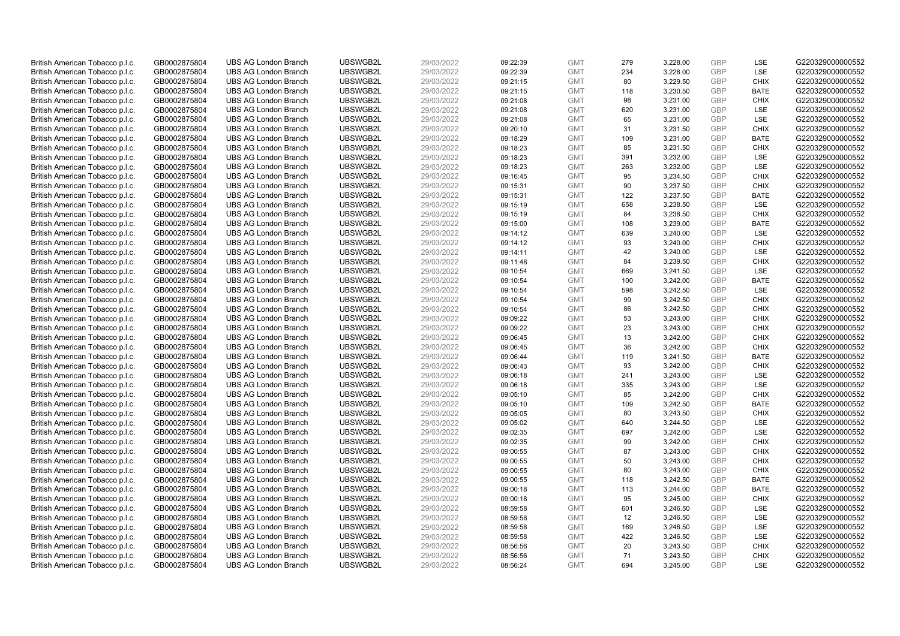| | | | | | | | | | | | |
|---|---|---|---|---|---|---|---|---|---|---|---|
| British American Tobacco p.l.c. | GB0002875804 | UBS AG London Branch | UBSWGB2L | 29/03/2022 | 09:22:39 | GMT | 279 | 3,228.00 | GBP | LSE | G220329000000552 |
| British American Tobacco p.l.c. | GB0002875804 | UBS AG London Branch | UBSWGB2L | 29/03/2022 | 09:22:39 | GMT | 234 | 3,228.00 | GBP | LSE | G220329000000552 |
| British American Tobacco p.l.c. | GB0002875804 | UBS AG London Branch | UBSWGB2L | 29/03/2022 | 09:21:15 | GMT | 80 | 3,229.50 | GBP | CHIX | G220329000000552 |
| British American Tobacco p.l.c. | GB0002875804 | UBS AG London Branch | UBSWGB2L | 29/03/2022 | 09:21:15 | GMT | 118 | 3,230.50 | GBP | BATE | G220329000000552 |
| British American Tobacco p.l.c. | GB0002875804 | UBS AG London Branch | UBSWGB2L | 29/03/2022 | 09:21:08 | GMT | 98 | 3,231.00 | GBP | CHIX | G220329000000552 |
| British American Tobacco p.l.c. | GB0002875804 | UBS AG London Branch | UBSWGB2L | 29/03/2022 | 09:21:08 | GMT | 620 | 3,231.00 | GBP | LSE | G220329000000552 |
| British American Tobacco p.l.c. | GB0002875804 | UBS AG London Branch | UBSWGB2L | 29/03/2022 | 09:21:08 | GMT | 65 | 3,231.00 | GBP | LSE | G220329000000552 |
| British American Tobacco p.l.c. | GB0002875804 | UBS AG London Branch | UBSWGB2L | 29/03/2022 | 09:20:10 | GMT | 31 | 3,231.50 | GBP | CHIX | G220329000000552 |
| British American Tobacco p.l.c. | GB0002875804 | UBS AG London Branch | UBSWGB2L | 29/03/2022 | 09:18:29 | GMT | 109 | 3,231.00 | GBP | BATE | G220329000000552 |
| British American Tobacco p.l.c. | GB0002875804 | UBS AG London Branch | UBSWGB2L | 29/03/2022 | 09:18:23 | GMT | 85 | 3,231.50 | GBP | CHIX | G220329000000552 |
| British American Tobacco p.l.c. | GB0002875804 | UBS AG London Branch | UBSWGB2L | 29/03/2022 | 09:18:23 | GMT | 391 | 3,232.00 | GBP | LSE | G220329000000552 |
| British American Tobacco p.l.c. | GB0002875804 | UBS AG London Branch | UBSWGB2L | 29/03/2022 | 09:18:23 | GMT | 263 | 3,232.00 | GBP | LSE | G220329000000552 |
| British American Tobacco p.l.c. | GB0002875804 | UBS AG London Branch | UBSWGB2L | 29/03/2022 | 09:16:45 | GMT | 95 | 3,234.50 | GBP | CHIX | G220329000000552 |
| British American Tobacco p.l.c. | GB0002875804 | UBS AG London Branch | UBSWGB2L | 29/03/2022 | 09:15:31 | GMT | 90 | 3,237.50 | GBP | CHIX | G220329000000552 |
| British American Tobacco p.l.c. | GB0002875804 | UBS AG London Branch | UBSWGB2L | 29/03/2022 | 09:15:31 | GMT | 122 | 3,237.50 | GBP | BATE | G220329000000552 |
| British American Tobacco p.l.c. | GB0002875804 | UBS AG London Branch | UBSWGB2L | 29/03/2022 | 09:15:19 | GMT | 658 | 3,238.50 | GBP | LSE | G220329000000552 |
| British American Tobacco p.l.c. | GB0002875804 | UBS AG London Branch | UBSWGB2L | 29/03/2022 | 09:15:19 | GMT | 84 | 3,238.50 | GBP | CHIX | G220329000000552 |
| British American Tobacco p.l.c. | GB0002875804 | UBS AG London Branch | UBSWGB2L | 29/03/2022 | 09:15:00 | GMT | 108 | 3,239.00 | GBP | BATE | G220329000000552 |
| British American Tobacco p.l.c. | GB0002875804 | UBS AG London Branch | UBSWGB2L | 29/03/2022 | 09:14:12 | GMT | 639 | 3,240.00 | GBP | LSE | G220329000000552 |
| British American Tobacco p.l.c. | GB0002875804 | UBS AG London Branch | UBSWGB2L | 29/03/2022 | 09:14:12 | GMT | 93 | 3,240.00 | GBP | CHIX | G220329000000552 |
| British American Tobacco p.l.c. | GB0002875804 | UBS AG London Branch | UBSWGB2L | 29/03/2022 | 09:14:11 | GMT | 42 | 3,240.00 | GBP | LSE | G220329000000552 |
| British American Tobacco p.l.c. | GB0002875804 | UBS AG London Branch | UBSWGB2L | 29/03/2022 | 09:11:48 | GMT | 84 | 3,239.50 | GBP | CHIX | G220329000000552 |
| British American Tobacco p.l.c. | GB0002875804 | UBS AG London Branch | UBSWGB2L | 29/03/2022 | 09:10:54 | GMT | 669 | 3,241.50 | GBP | LSE | G220329000000552 |
| British American Tobacco p.l.c. | GB0002875804 | UBS AG London Branch | UBSWGB2L | 29/03/2022 | 09:10:54 | GMT | 100 | 3,242.00 | GBP | BATE | G220329000000552 |
| British American Tobacco p.l.c. | GB0002875804 | UBS AG London Branch | UBSWGB2L | 29/03/2022 | 09:10:54 | GMT | 598 | 3,242.50 | GBP | LSE | G220329000000552 |
| British American Tobacco p.l.c. | GB0002875804 | UBS AG London Branch | UBSWGB2L | 29/03/2022 | 09:10:54 | GMT | 99 | 3,242.50 | GBP | CHIX | G220329000000552 |
| British American Tobacco p.l.c. | GB0002875804 | UBS AG London Branch | UBSWGB2L | 29/03/2022 | 09:10:54 | GMT | 86 | 3,242.50 | GBP | CHIX | G220329000000552 |
| British American Tobacco p.l.c. | GB0002875804 | UBS AG London Branch | UBSWGB2L | 29/03/2022 | 09:09:22 | GMT | 53 | 3,243.00 | GBP | CHIX | G220329000000552 |
| British American Tobacco p.l.c. | GB0002875804 | UBS AG London Branch | UBSWGB2L | 29/03/2022 | 09:09:22 | GMT | 23 | 3,243.00 | GBP | CHIX | G220329000000552 |
| British American Tobacco p.l.c. | GB0002875804 | UBS AG London Branch | UBSWGB2L | 29/03/2022 | 09:06:45 | GMT | 13 | 3,242.00 | GBP | CHIX | G220329000000552 |
| British American Tobacco p.l.c. | GB0002875804 | UBS AG London Branch | UBSWGB2L | 29/03/2022 | 09:06:45 | GMT | 36 | 3,242.00 | GBP | CHIX | G220329000000552 |
| British American Tobacco p.l.c. | GB0002875804 | UBS AG London Branch | UBSWGB2L | 29/03/2022 | 09:06:44 | GMT | 119 | 3,241.50 | GBP | BATE | G220329000000552 |
| British American Tobacco p.l.c. | GB0002875804 | UBS AG London Branch | UBSWGB2L | 29/03/2022 | 09:06:43 | GMT | 93 | 3,242.00 | GBP | CHIX | G220329000000552 |
| British American Tobacco p.l.c. | GB0002875804 | UBS AG London Branch | UBSWGB2L | 29/03/2022 | 09:06:18 | GMT | 241 | 3,243.00 | GBP | LSE | G220329000000552 |
| British American Tobacco p.l.c. | GB0002875804 | UBS AG London Branch | UBSWGB2L | 29/03/2022 | 09:06:18 | GMT | 335 | 3,243.00 | GBP | LSE | G220329000000552 |
| British American Tobacco p.l.c. | GB0002875804 | UBS AG London Branch | UBSWGB2L | 29/03/2022 | 09:05:10 | GMT | 85 | 3,242.00 | GBP | CHIX | G220329000000552 |
| British American Tobacco p.l.c. | GB0002875804 | UBS AG London Branch | UBSWGB2L | 29/03/2022 | 09:05:10 | GMT | 109 | 3,242.50 | GBP | BATE | G220329000000552 |
| British American Tobacco p.l.c. | GB0002875804 | UBS AG London Branch | UBSWGB2L | 29/03/2022 | 09:05:05 | GMT | 80 | 3,243.50 | GBP | CHIX | G220329000000552 |
| British American Tobacco p.l.c. | GB0002875804 | UBS AG London Branch | UBSWGB2L | 29/03/2022 | 09:05:02 | GMT | 640 | 3,244.50 | GBP | LSE | G220329000000552 |
| British American Tobacco p.l.c. | GB0002875804 | UBS AG London Branch | UBSWGB2L | 29/03/2022 | 09:02:35 | GMT | 697 | 3,242.00 | GBP | LSE | G220329000000552 |
| British American Tobacco p.l.c. | GB0002875804 | UBS AG London Branch | UBSWGB2L | 29/03/2022 | 09:02:35 | GMT | 99 | 3,242.00 | GBP | CHIX | G220329000000552 |
| British American Tobacco p.l.c. | GB0002875804 | UBS AG London Branch | UBSWGB2L | 29/03/2022 | 09:00:55 | GMT | 87 | 3,243.00 | GBP | CHIX | G220329000000552 |
| British American Tobacco p.l.c. | GB0002875804 | UBS AG London Branch | UBSWGB2L | 29/03/2022 | 09:00:55 | GMT | 50 | 3,243.00 | GBP | CHIX | G220329000000552 |
| British American Tobacco p.l.c. | GB0002875804 | UBS AG London Branch | UBSWGB2L | 29/03/2022 | 09:00:55 | GMT | 80 | 3,243.00 | GBP | CHIX | G220329000000552 |
| British American Tobacco p.l.c. | GB0002875804 | UBS AG London Branch | UBSWGB2L | 29/03/2022 | 09:00:55 | GMT | 118 | 3,242.50 | GBP | BATE | G220329000000552 |
| British American Tobacco p.l.c. | GB0002875804 | UBS AG London Branch | UBSWGB2L | 29/03/2022 | 09:00:18 | GMT | 113 | 3,244.00 | GBP | BATE | G220329000000552 |
| British American Tobacco p.l.c. | GB0002875804 | UBS AG London Branch | UBSWGB2L | 29/03/2022 | 09:00:18 | GMT | 95 | 3,245.00 | GBP | CHIX | G220329000000552 |
| British American Tobacco p.l.c. | GB0002875804 | UBS AG London Branch | UBSWGB2L | 29/03/2022 | 08:59:58 | GMT | 601 | 3,246.50 | GBP | LSE | G220329000000552 |
| British American Tobacco p.l.c. | GB0002875804 | UBS AG London Branch | UBSWGB2L | 29/03/2022 | 08:59:58 | GMT | 12 | 3,246.50 | GBP | LSE | G220329000000552 |
| British American Tobacco p.l.c. | GB0002875804 | UBS AG London Branch | UBSWGB2L | 29/03/2022 | 08:59:58 | GMT | 169 | 3,246.50 | GBP | LSE | G220329000000552 |
| British American Tobacco p.l.c. | GB0002875804 | UBS AG London Branch | UBSWGB2L | 29/03/2022 | 08:59:58 | GMT | 422 | 3,246.50 | GBP | LSE | G220329000000552 |
| British American Tobacco p.l.c. | GB0002875804 | UBS AG London Branch | UBSWGB2L | 29/03/2022 | 08:56:56 | GMT | 20 | 3,243.50 | GBP | CHIX | G220329000000552 |
| British American Tobacco p.l.c. | GB0002875804 | UBS AG London Branch | UBSWGB2L | 29/03/2022 | 08:56:56 | GMT | 71 | 3,243.50 | GBP | CHIX | G220329000000552 |
| British American Tobacco p.l.c. | GB0002875804 | UBS AG London Branch | UBSWGB2L | 29/03/2022 | 08:56:24 | GMT | 694 | 3,245.00 | GBP | LSE | G220329000000552 |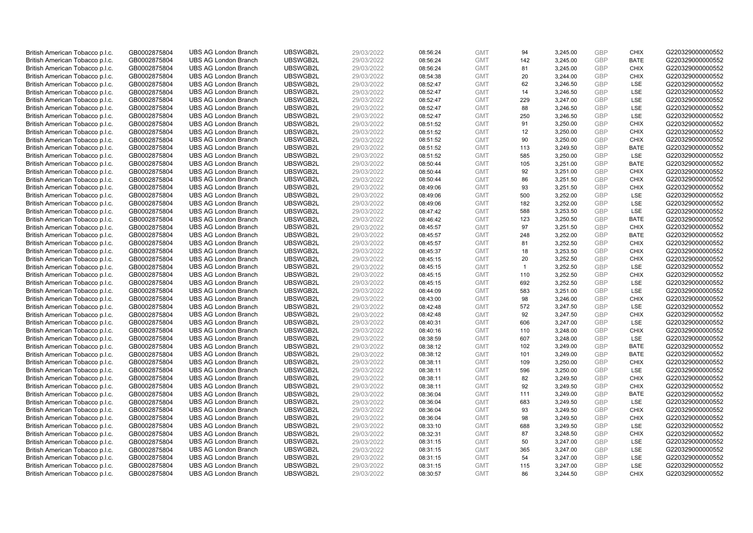| British American Tobacco p.l.c. | GB0002875804 | UBS AG London Branch | UBSWGB2L | 29/03/2022 | 08:56:24 | GMT | 94 | 3,245.00 | GBP | CHIX | G220329000000552 |
|---|---|---|---|---|---|---|---|---|---|---|---|
| British American Tobacco p.l.c. | GB0002875804 | UBS AG London Branch | UBSWGB2L | 29/03/2022 | 08:56:24 | GMT | 142 | 3,245.00 | GBP | BATE | G220329000000552 |
| British American Tobacco p.l.c. | GB0002875804 | UBS AG London Branch | UBSWGB2L | 29/03/2022 | 08:56:24 | GMT | 81 | 3,245.00 | GBP | CHIX | G220329000000552 |
| British American Tobacco p.l.c. | GB0002875804 | UBS AG London Branch | UBSWGB2L | 29/03/2022 | 08:54:38 | GMT | 20 | 3,244.00 | GBP | CHIX | G220329000000552 |
| British American Tobacco p.l.c. | GB0002875804 | UBS AG London Branch | UBSWGB2L | 29/03/2022 | 08:52:47 | GMT | 62 | 3,246.50 | GBP | LSE | G220329000000552 |
| British American Tobacco p.l.c. | GB0002875804 | UBS AG London Branch | UBSWGB2L | 29/03/2022 | 08:52:47 | GMT | 14 | 3,246.50 | GBP | LSE | G220329000000552 |
| British American Tobacco p.l.c. | GB0002875804 | UBS AG London Branch | UBSWGB2L | 29/03/2022 | 08:52:47 | GMT | 229 | 3,247.00 | GBP | LSE | G220329000000552 |
| British American Tobacco p.l.c. | GB0002875804 | UBS AG London Branch | UBSWGB2L | 29/03/2022 | 08:52:47 | GMT | 88 | 3,246.50 | GBP | LSE | G220329000000552 |
| British American Tobacco p.l.c. | GB0002875804 | UBS AG London Branch | UBSWGB2L | 29/03/2022 | 08:52:47 | GMT | 250 | 3,246.50 | GBP | LSE | G220329000000552 |
| British American Tobacco p.l.c. | GB0002875804 | UBS AG London Branch | UBSWGB2L | 29/03/2022 | 08:51:52 | GMT | 91 | 3,250.00 | GBP | CHIX | G220329000000552 |
| British American Tobacco p.l.c. | GB0002875804 | UBS AG London Branch | UBSWGB2L | 29/03/2022 | 08:51:52 | GMT | 12 | 3,250.00 | GBP | CHIX | G220329000000552 |
| British American Tobacco p.l.c. | GB0002875804 | UBS AG London Branch | UBSWGB2L | 29/03/2022 | 08:51:52 | GMT | 90 | 3,250.00 | GBP | CHIX | G220329000000552 |
| British American Tobacco p.l.c. | GB0002875804 | UBS AG London Branch | UBSWGB2L | 29/03/2022 | 08:51:52 | GMT | 113 | 3,249.50 | GBP | BATE | G220329000000552 |
| British American Tobacco p.l.c. | GB0002875804 | UBS AG London Branch | UBSWGB2L | 29/03/2022 | 08:51:52 | GMT | 585 | 3,250.00 | GBP | LSE | G220329000000552 |
| British American Tobacco p.l.c. | GB0002875804 | UBS AG London Branch | UBSWGB2L | 29/03/2022 | 08:50:44 | GMT | 105 | 3,251.00 | GBP | BATE | G220329000000552 |
| British American Tobacco p.l.c. | GB0002875804 | UBS AG London Branch | UBSWGB2L | 29/03/2022 | 08:50:44 | GMT | 92 | 3,251.00 | GBP | CHIX | G220329000000552 |
| British American Tobacco p.l.c. | GB0002875804 | UBS AG London Branch | UBSWGB2L | 29/03/2022 | 08:50:44 | GMT | 86 | 3,251.50 | GBP | CHIX | G220329000000552 |
| British American Tobacco p.l.c. | GB0002875804 | UBS AG London Branch | UBSWGB2L | 29/03/2022 | 08:49:06 | GMT | 93 | 3,251.50 | GBP | CHIX | G220329000000552 |
| British American Tobacco p.l.c. | GB0002875804 | UBS AG London Branch | UBSWGB2L | 29/03/2022 | 08:49:06 | GMT | 500 | 3,252.00 | GBP | LSE | G220329000000552 |
| British American Tobacco p.l.c. | GB0002875804 | UBS AG London Branch | UBSWGB2L | 29/03/2022 | 08:49:06 | GMT | 182 | 3,252.00 | GBP | LSE | G220329000000552 |
| British American Tobacco p.l.c. | GB0002875804 | UBS AG London Branch | UBSWGB2L | 29/03/2022 | 08:47:42 | GMT | 588 | 3,253.50 | GBP | LSE | G220329000000552 |
| British American Tobacco p.l.c. | GB0002875804 | UBS AG London Branch | UBSWGB2L | 29/03/2022 | 08:46:42 | GMT | 123 | 3,250.50 | GBP | BATE | G220329000000552 |
| British American Tobacco p.l.c. | GB0002875804 | UBS AG London Branch | UBSWGB2L | 29/03/2022 | 08:45:57 | GMT | 97 | 3,251.50 | GBP | CHIX | G220329000000552 |
| British American Tobacco p.l.c. | GB0002875804 | UBS AG London Branch | UBSWGB2L | 29/03/2022 | 08:45:57 | GMT | 248 | 3,252.00 | GBP | BATE | G220329000000552 |
| British American Tobacco p.l.c. | GB0002875804 | UBS AG London Branch | UBSWGB2L | 29/03/2022 | 08:45:57 | GMT | 81 | 3,252.50 | GBP | CHIX | G220329000000552 |
| British American Tobacco p.l.c. | GB0002875804 | UBS AG London Branch | UBSWGB2L | 29/03/2022 | 08:45:37 | GMT | 18 | 3,253.50 | GBP | CHIX | G220329000000552 |
| British American Tobacco p.l.c. | GB0002875804 | UBS AG London Branch | UBSWGB2L | 29/03/2022 | 08:45:15 | GMT | 20 | 3,252.50 | GBP | CHIX | G220329000000552 |
| British American Tobacco p.l.c. | GB0002875804 | UBS AG London Branch | UBSWGB2L | 29/03/2022 | 08:45:15 | GMT | 1 | 3,252.50 | GBP | LSE | G220329000000552 |
| British American Tobacco p.l.c. | GB0002875804 | UBS AG London Branch | UBSWGB2L | 29/03/2022 | 08:45:15 | GMT | 110 | 3,252.50 | GBP | CHIX | G220329000000552 |
| British American Tobacco p.l.c. | GB0002875804 | UBS AG London Branch | UBSWGB2L | 29/03/2022 | 08:45:15 | GMT | 692 | 3,252.50 | GBP | LSE | G220329000000552 |
| British American Tobacco p.l.c. | GB0002875804 | UBS AG London Branch | UBSWGB2L | 29/03/2022 | 08:44:09 | GMT | 583 | 3,251.00 | GBP | LSE | G220329000000552 |
| British American Tobacco p.l.c. | GB0002875804 | UBS AG London Branch | UBSWGB2L | 29/03/2022 | 08:43:00 | GMT | 98 | 3,246.00 | GBP | CHIX | G220329000000552 |
| British American Tobacco p.l.c. | GB0002875804 | UBS AG London Branch | UBSWGB2L | 29/03/2022 | 08:42:48 | GMT | 572 | 3,247.50 | GBP | LSE | G220329000000552 |
| British American Tobacco p.l.c. | GB0002875804 | UBS AG London Branch | UBSWGB2L | 29/03/2022 | 08:42:48 | GMT | 92 | 3,247.50 | GBP | CHIX | G220329000000552 |
| British American Tobacco p.l.c. | GB0002875804 | UBS AG London Branch | UBSWGB2L | 29/03/2022 | 08:40:31 | GMT | 606 | 3,247.00 | GBP | LSE | G220329000000552 |
| British American Tobacco p.l.c. | GB0002875804 | UBS AG London Branch | UBSWGB2L | 29/03/2022 | 08:40:16 | GMT | 110 | 3,248.00 | GBP | CHIX | G220329000000552 |
| British American Tobacco p.l.c. | GB0002875804 | UBS AG London Branch | UBSWGB2L | 29/03/2022 | 08:38:59 | GMT | 607 | 3,248.00 | GBP | LSE | G220329000000552 |
| British American Tobacco p.l.c. | GB0002875804 | UBS AG London Branch | UBSWGB2L | 29/03/2022 | 08:38:12 | GMT | 102 | 3,249.00 | GBP | BATE | G220329000000552 |
| British American Tobacco p.l.c. | GB0002875804 | UBS AG London Branch | UBSWGB2L | 29/03/2022 | 08:38:12 | GMT | 101 | 3,249.00 | GBP | BATE | G220329000000552 |
| British American Tobacco p.l.c. | GB0002875804 | UBS AG London Branch | UBSWGB2L | 29/03/2022 | 08:38:11 | GMT | 109 | 3,250.00 | GBP | CHIX | G220329000000552 |
| British American Tobacco p.l.c. | GB0002875804 | UBS AG London Branch | UBSWGB2L | 29/03/2022 | 08:38:11 | GMT | 596 | 3,250.00 | GBP | LSE | G220329000000552 |
| British American Tobacco p.l.c. | GB0002875804 | UBS AG London Branch | UBSWGB2L | 29/03/2022 | 08:38:11 | GMT | 82 | 3,249.50 | GBP | CHIX | G220329000000552 |
| British American Tobacco p.l.c. | GB0002875804 | UBS AG London Branch | UBSWGB2L | 29/03/2022 | 08:38:11 | GMT | 92 | 3,249.50 | GBP | CHIX | G220329000000552 |
| British American Tobacco p.l.c. | GB0002875804 | UBS AG London Branch | UBSWGB2L | 29/03/2022 | 08:36:04 | GMT | 111 | 3,249.00 | GBP | BATE | G220329000000552 |
| British American Tobacco p.l.c. | GB0002875804 | UBS AG London Branch | UBSWGB2L | 29/03/2022 | 08:36:04 | GMT | 683 | 3,249.50 | GBP | LSE | G220329000000552 |
| British American Tobacco p.l.c. | GB0002875804 | UBS AG London Branch | UBSWGB2L | 29/03/2022 | 08:36:04 | GMT | 93 | 3,249.50 | GBP | CHIX | G220329000000552 |
| British American Tobacco p.l.c. | GB0002875804 | UBS AG London Branch | UBSWGB2L | 29/03/2022 | 08:36:04 | GMT | 98 | 3,249.50 | GBP | CHIX | G220329000000552 |
| British American Tobacco p.l.c. | GB0002875804 | UBS AG London Branch | UBSWGB2L | 29/03/2022 | 08:33:10 | GMT | 688 | 3,249.50 | GBP | LSE | G220329000000552 |
| British American Tobacco p.l.c. | GB0002875804 | UBS AG London Branch | UBSWGB2L | 29/03/2022 | 08:32:31 | GMT | 87 | 3,248.50 | GBP | CHIX | G220329000000552 |
| British American Tobacco p.l.c. | GB0002875804 | UBS AG London Branch | UBSWGB2L | 29/03/2022 | 08:31:15 | GMT | 50 | 3,247.00 | GBP | LSE | G220329000000552 |
| British American Tobacco p.l.c. | GB0002875804 | UBS AG London Branch | UBSWGB2L | 29/03/2022 | 08:31:15 | GMT | 365 | 3,247.00 | GBP | LSE | G220329000000552 |
| British American Tobacco p.l.c. | GB0002875804 | UBS AG London Branch | UBSWGB2L | 29/03/2022 | 08:31:15 | GMT | 54 | 3,247.00 | GBP | LSE | G220329000000552 |
| British American Tobacco p.l.c. | GB0002875804 | UBS AG London Branch | UBSWGB2L | 29/03/2022 | 08:31:15 | GMT | 115 | 3,247.00 | GBP | LSE | G220329000000552 |
| British American Tobacco p.l.c. | GB0002875804 | UBS AG London Branch | UBSWGB2L | 29/03/2022 | 08:30:57 | GMT | 86 | 3,244.50 | GBP | CHIX | G220329000000552 |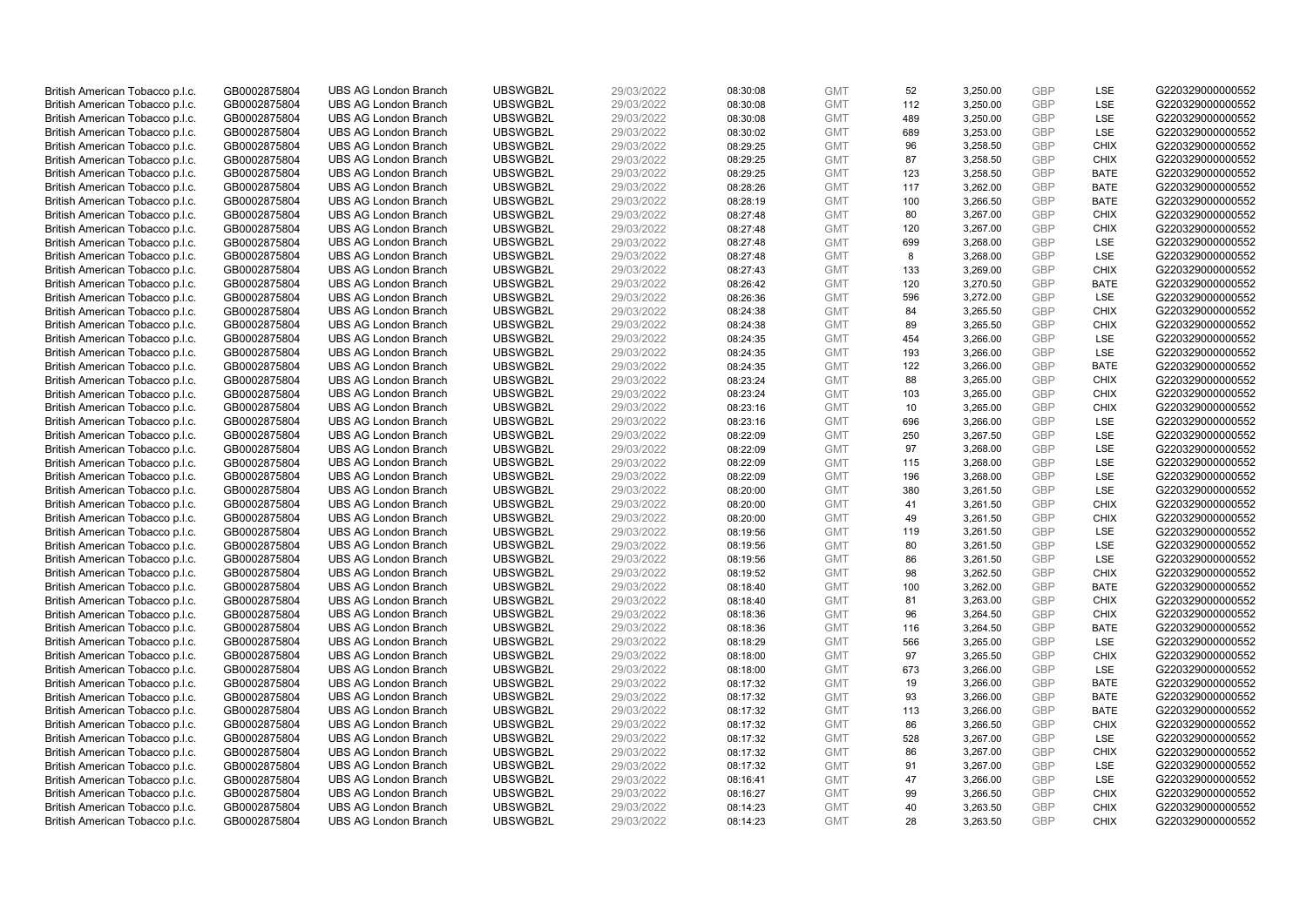| British American Tobacco p.l.c. | GB0002875804 | UBS AG London Branch | UBSWGB2L | 29/03/2022 | 08:30:08 | GMT | 52 | 3,250.00 | GBP | LSE | G220329000000552 |
|---|---|---|---|---|---|---|---|---|---|---|---|
| British American Tobacco p.l.c. | GB0002875804 | UBS AG London Branch | UBSWGB2L | 29/03/2022 | 08:30:08 | GMT | 112 | 3,250.00 | GBP | LSE | G220329000000552 |
| British American Tobacco p.l.c. | GB0002875804 | UBS AG London Branch | UBSWGB2L | 29/03/2022 | 08:30:08 | GMT | 489 | 3,250.00 | GBP | LSE | G220329000000552 |
| British American Tobacco p.l.c. | GB0002875804 | UBS AG London Branch | UBSWGB2L | 29/03/2022 | 08:30:02 | GMT | 689 | 3,253.00 | GBP | LSE | G220329000000552 |
| British American Tobacco p.l.c. | GB0002875804 | UBS AG London Branch | UBSWGB2L | 29/03/2022 | 08:29:25 | GMT | 96 | 3,258.50 | GBP | CHIX | G220329000000552 |
| British American Tobacco p.l.c. | GB0002875804 | UBS AG London Branch | UBSWGB2L | 29/03/2022 | 08:29:25 | GMT | 87 | 3,258.50 | GBP | CHIX | G220329000000552 |
| British American Tobacco p.l.c. | GB0002875804 | UBS AG London Branch | UBSWGB2L | 29/03/2022 | 08:29:25 | GMT | 123 | 3,258.50 | GBP | BATE | G220329000000552 |
| British American Tobacco p.l.c. | GB0002875804 | UBS AG London Branch | UBSWGB2L | 29/03/2022 | 08:28:26 | GMT | 117 | 3,262.00 | GBP | BATE | G220329000000552 |
| British American Tobacco p.l.c. | GB0002875804 | UBS AG London Branch | UBSWGB2L | 29/03/2022 | 08:28:19 | GMT | 100 | 3,266.50 | GBP | BATE | G220329000000552 |
| British American Tobacco p.l.c. | GB0002875804 | UBS AG London Branch | UBSWGB2L | 29/03/2022 | 08:27:48 | GMT | 80 | 3,267.00 | GBP | CHIX | G220329000000552 |
| British American Tobacco p.l.c. | GB0002875804 | UBS AG London Branch | UBSWGB2L | 29/03/2022 | 08:27:48 | GMT | 120 | 3,267.00 | GBP | CHIX | G220329000000552 |
| British American Tobacco p.l.c. | GB0002875804 | UBS AG London Branch | UBSWGB2L | 29/03/2022 | 08:27:48 | GMT | 699 | 3,268.00 | GBP | LSE | G220329000000552 |
| British American Tobacco p.l.c. | GB0002875804 | UBS AG London Branch | UBSWGB2L | 29/03/2022 | 08:27:48 | GMT | 8 | 3,268.00 | GBP | LSE | G220329000000552 |
| British American Tobacco p.l.c. | GB0002875804 | UBS AG London Branch | UBSWGB2L | 29/03/2022 | 08:27:43 | GMT | 133 | 3,269.00 | GBP | CHIX | G220329000000552 |
| British American Tobacco p.l.c. | GB0002875804 | UBS AG London Branch | UBSWGB2L | 29/03/2022 | 08:26:42 | GMT | 120 | 3,270.50 | GBP | BATE | G220329000000552 |
| British American Tobacco p.l.c. | GB0002875804 | UBS AG London Branch | UBSWGB2L | 29/03/2022 | 08:26:36 | GMT | 596 | 3,272.00 | GBP | LSE | G220329000000552 |
| British American Tobacco p.l.c. | GB0002875804 | UBS AG London Branch | UBSWGB2L | 29/03/2022 | 08:24:38 | GMT | 84 | 3,265.50 | GBP | CHIX | G220329000000552 |
| British American Tobacco p.l.c. | GB0002875804 | UBS AG London Branch | UBSWGB2L | 29/03/2022 | 08:24:38 | GMT | 89 | 3,265.50 | GBP | CHIX | G220329000000552 |
| British American Tobacco p.l.c. | GB0002875804 | UBS AG London Branch | UBSWGB2L | 29/03/2022 | 08:24:35 | GMT | 454 | 3,266.00 | GBP | LSE | G220329000000552 |
| British American Tobacco p.l.c. | GB0002875804 | UBS AG London Branch | UBSWGB2L | 29/03/2022 | 08:24:35 | GMT | 193 | 3,266.00 | GBP | LSE | G220329000000552 |
| British American Tobacco p.l.c. | GB0002875804 | UBS AG London Branch | UBSWGB2L | 29/03/2022 | 08:24:35 | GMT | 122 | 3,266.00 | GBP | BATE | G220329000000552 |
| British American Tobacco p.l.c. | GB0002875804 | UBS AG London Branch | UBSWGB2L | 29/03/2022 | 08:23:24 | GMT | 88 | 3,265.00 | GBP | CHIX | G220329000000552 |
| British American Tobacco p.l.c. | GB0002875804 | UBS AG London Branch | UBSWGB2L | 29/03/2022 | 08:23:24 | GMT | 103 | 3,265.00 | GBP | CHIX | G220329000000552 |
| British American Tobacco p.l.c. | GB0002875804 | UBS AG London Branch | UBSWGB2L | 29/03/2022 | 08:23:16 | GMT | 10 | 3,265.00 | GBP | CHIX | G220329000000552 |
| British American Tobacco p.l.c. | GB0002875804 | UBS AG London Branch | UBSWGB2L | 29/03/2022 | 08:23:16 | GMT | 696 | 3,266.00 | GBP | LSE | G220329000000552 |
| British American Tobacco p.l.c. | GB0002875804 | UBS AG London Branch | UBSWGB2L | 29/03/2022 | 08:22:09 | GMT | 250 | 3,267.50 | GBP | LSE | G220329000000552 |
| British American Tobacco p.l.c. | GB0002875804 | UBS AG London Branch | UBSWGB2L | 29/03/2022 | 08:22:09 | GMT | 97 | 3,268.00 | GBP | LSE | G220329000000552 |
| British American Tobacco p.l.c. | GB0002875804 | UBS AG London Branch | UBSWGB2L | 29/03/2022 | 08:22:09 | GMT | 115 | 3,268.00 | GBP | LSE | G220329000000552 |
| British American Tobacco p.l.c. | GB0002875804 | UBS AG London Branch | UBSWGB2L | 29/03/2022 | 08:22:09 | GMT | 196 | 3,268.00 | GBP | LSE | G220329000000552 |
| British American Tobacco p.l.c. | GB0002875804 | UBS AG London Branch | UBSWGB2L | 29/03/2022 | 08:20:00 | GMT | 380 | 3,261.50 | GBP | LSE | G220329000000552 |
| British American Tobacco p.l.c. | GB0002875804 | UBS AG London Branch | UBSWGB2L | 29/03/2022 | 08:20:00 | GMT | 41 | 3,261.50 | GBP | CHIX | G220329000000552 |
| British American Tobacco p.l.c. | GB0002875804 | UBS AG London Branch | UBSWGB2L | 29/03/2022 | 08:20:00 | GMT | 49 | 3,261.50 | GBP | CHIX | G220329000000552 |
| British American Tobacco p.l.c. | GB0002875804 | UBS AG London Branch | UBSWGB2L | 29/03/2022 | 08:19:56 | GMT | 119 | 3,261.50 | GBP | LSE | G220329000000552 |
| British American Tobacco p.l.c. | GB0002875804 | UBS AG London Branch | UBSWGB2L | 29/03/2022 | 08:19:56 | GMT | 80 | 3,261.50 | GBP | LSE | G220329000000552 |
| British American Tobacco p.l.c. | GB0002875804 | UBS AG London Branch | UBSWGB2L | 29/03/2022 | 08:19:56 | GMT | 86 | 3,261.50 | GBP | LSE | G220329000000552 |
| British American Tobacco p.l.c. | GB0002875804 | UBS AG London Branch | UBSWGB2L | 29/03/2022 | 08:19:52 | GMT | 98 | 3,262.50 | GBP | CHIX | G220329000000552 |
| British American Tobacco p.l.c. | GB0002875804 | UBS AG London Branch | UBSWGB2L | 29/03/2022 | 08:18:40 | GMT | 100 | 3,262.00 | GBP | BATE | G220329000000552 |
| British American Tobacco p.l.c. | GB0002875804 | UBS AG London Branch | UBSWGB2L | 29/03/2022 | 08:18:40 | GMT | 81 | 3,263.00 | GBP | CHIX | G220329000000552 |
| British American Tobacco p.l.c. | GB0002875804 | UBS AG London Branch | UBSWGB2L | 29/03/2022 | 08:18:36 | GMT | 96 | 3,264.50 | GBP | CHIX | G220329000000552 |
| British American Tobacco p.l.c. | GB0002875804 | UBS AG London Branch | UBSWGB2L | 29/03/2022 | 08:18:36 | GMT | 116 | 3,264.50 | GBP | BATE | G220329000000552 |
| British American Tobacco p.l.c. | GB0002875804 | UBS AG London Branch | UBSWGB2L | 29/03/2022 | 08:18:29 | GMT | 566 | 3,265.00 | GBP | LSE | G220329000000552 |
| British American Tobacco p.l.c. | GB0002875804 | UBS AG London Branch | UBSWGB2L | 29/03/2022 | 08:18:00 | GMT | 97 | 3,265.50 | GBP | CHIX | G220329000000552 |
| British American Tobacco p.l.c. | GB0002875804 | UBS AG London Branch | UBSWGB2L | 29/03/2022 | 08:18:00 | GMT | 673 | 3,266.00 | GBP | LSE | G220329000000552 |
| British American Tobacco p.l.c. | GB0002875804 | UBS AG London Branch | UBSWGB2L | 29/03/2022 | 08:17:32 | GMT | 19 | 3,266.00 | GBP | BATE | G220329000000552 |
| British American Tobacco p.l.c. | GB0002875804 | UBS AG London Branch | UBSWGB2L | 29/03/2022 | 08:17:32 | GMT | 93 | 3,266.00 | GBP | BATE | G220329000000552 |
| British American Tobacco p.l.c. | GB0002875804 | UBS AG London Branch | UBSWGB2L | 29/03/2022 | 08:17:32 | GMT | 113 | 3,266.00 | GBP | BATE | G220329000000552 |
| British American Tobacco p.l.c. | GB0002875804 | UBS AG London Branch | UBSWGB2L | 29/03/2022 | 08:17:32 | GMT | 86 | 3,266.50 | GBP | CHIX | G220329000000552 |
| British American Tobacco p.l.c. | GB0002875804 | UBS AG London Branch | UBSWGB2L | 29/03/2022 | 08:17:32 | GMT | 528 | 3,267.00 | GBP | LSE | G220329000000552 |
| British American Tobacco p.l.c. | GB0002875804 | UBS AG London Branch | UBSWGB2L | 29/03/2022 | 08:17:32 | GMT | 86 | 3,267.00 | GBP | CHIX | G220329000000552 |
| British American Tobacco p.l.c. | GB0002875804 | UBS AG London Branch | UBSWGB2L | 29/03/2022 | 08:17:32 | GMT | 91 | 3,267.00 | GBP | LSE | G220329000000552 |
| British American Tobacco p.l.c. | GB0002875804 | UBS AG London Branch | UBSWGB2L | 29/03/2022 | 08:16:41 | GMT | 47 | 3,266.00 | GBP | LSE | G220329000000552 |
| British American Tobacco p.l.c. | GB0002875804 | UBS AG London Branch | UBSWGB2L | 29/03/2022 | 08:16:27 | GMT | 99 | 3,266.50 | GBP | CHIX | G220329000000552 |
| British American Tobacco p.l.c. | GB0002875804 | UBS AG London Branch | UBSWGB2L | 29/03/2022 | 08:14:23 | GMT | 40 | 3,263.50 | GBP | CHIX | G220329000000552 |
| British American Tobacco p.l.c. | GB0002875804 | UBS AG London Branch | UBSWGB2L | 29/03/2022 | 08:14:23 | GMT | 28 | 3,263.50 | GBP | CHIX | G220329000000552 |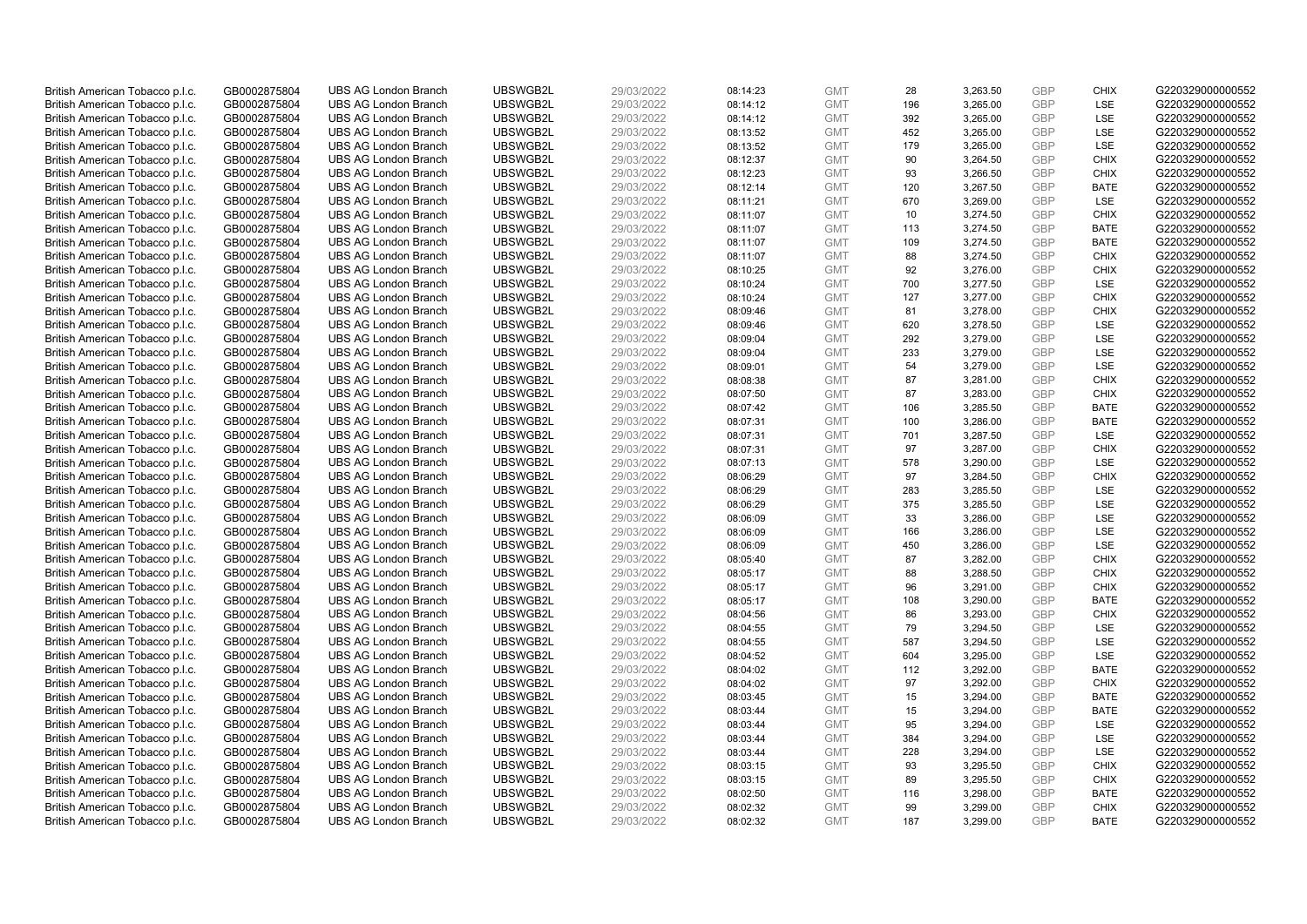| British American Tobacco p.l.c. | GB0002875804 | UBS AG London Branch | UBSWGB2L | 29/03/2022 | 08:14:23 | GMT | 28 | 3,263.50 | GBP | CHIX | G220329000000552 |
|---|---|---|---|---|---|---|---|---|---|---|---|
| British American Tobacco p.l.c. | GB0002875804 | UBS AG London Branch | UBSWGB2L | 29/03/2022 | 08:14:12 | GMT | 196 | 3,265.00 | GBP | LSE | G220329000000552 |
| British American Tobacco p.l.c. | GB0002875804 | UBS AG London Branch | UBSWGB2L | 29/03/2022 | 08:14:12 | GMT | 392 | 3,265.00 | GBP | LSE | G220329000000552 |
| British American Tobacco p.l.c. | GB0002875804 | UBS AG London Branch | UBSWGB2L | 29/03/2022 | 08:13:52 | GMT | 452 | 3,265.00 | GBP | LSE | G220329000000552 |
| British American Tobacco p.l.c. | GB0002875804 | UBS AG London Branch | UBSWGB2L | 29/03/2022 | 08:13:52 | GMT | 179 | 3,265.00 | GBP | LSE | G220329000000552 |
| British American Tobacco p.l.c. | GB0002875804 | UBS AG London Branch | UBSWGB2L | 29/03/2022 | 08:12:37 | GMT | 90 | 3,264.50 | GBP | CHIX | G220329000000552 |
| British American Tobacco p.l.c. | GB0002875804 | UBS AG London Branch | UBSWGB2L | 29/03/2022 | 08:12:23 | GMT | 93 | 3,266.50 | GBP | CHIX | G220329000000552 |
| British American Tobacco p.l.c. | GB0002875804 | UBS AG London Branch | UBSWGB2L | 29/03/2022 | 08:12:14 | GMT | 120 | 3,267.50 | GBP | BATE | G220329000000552 |
| British American Tobacco p.l.c. | GB0002875804 | UBS AG London Branch | UBSWGB2L | 29/03/2022 | 08:11:21 | GMT | 670 | 3,269.00 | GBP | LSE | G220329000000552 |
| British American Tobacco p.l.c. | GB0002875804 | UBS AG London Branch | UBSWGB2L | 29/03/2022 | 08:11:07 | GMT | 10 | 3,274.50 | GBP | CHIX | G220329000000552 |
| British American Tobacco p.l.c. | GB0002875804 | UBS AG London Branch | UBSWGB2L | 29/03/2022 | 08:11:07 | GMT | 113 | 3,274.50 | GBP | BATE | G220329000000552 |
| British American Tobacco p.l.c. | GB0002875804 | UBS AG London Branch | UBSWGB2L | 29/03/2022 | 08:11:07 | GMT | 109 | 3,274.50 | GBP | BATE | G220329000000552 |
| British American Tobacco p.l.c. | GB0002875804 | UBS AG London Branch | UBSWGB2L | 29/03/2022 | 08:11:07 | GMT | 88 | 3,274.50 | GBP | CHIX | G220329000000552 |
| British American Tobacco p.l.c. | GB0002875804 | UBS AG London Branch | UBSWGB2L | 29/03/2022 | 08:10:25 | GMT | 92 | 3,276.00 | GBP | CHIX | G220329000000552 |
| British American Tobacco p.l.c. | GB0002875804 | UBS AG London Branch | UBSWGB2L | 29/03/2022 | 08:10:24 | GMT | 700 | 3,277.50 | GBP | LSE | G220329000000552 |
| British American Tobacco p.l.c. | GB0002875804 | UBS AG London Branch | UBSWGB2L | 29/03/2022 | 08:10:24 | GMT | 127 | 3,277.00 | GBP | CHIX | G220329000000552 |
| British American Tobacco p.l.c. | GB0002875804 | UBS AG London Branch | UBSWGB2L | 29/03/2022 | 08:09:46 | GMT | 81 | 3,278.00 | GBP | CHIX | G220329000000552 |
| British American Tobacco p.l.c. | GB0002875804 | UBS AG London Branch | UBSWGB2L | 29/03/2022 | 08:09:46 | GMT | 620 | 3,278.50 | GBP | LSE | G220329000000552 |
| British American Tobacco p.l.c. | GB0002875804 | UBS AG London Branch | UBSWGB2L | 29/03/2022 | 08:09:04 | GMT | 292 | 3,279.00 | GBP | LSE | G220329000000552 |
| British American Tobacco p.l.c. | GB0002875804 | UBS AG London Branch | UBSWGB2L | 29/03/2022 | 08:09:04 | GMT | 233 | 3,279.00 | GBP | LSE | G220329000000552 |
| British American Tobacco p.l.c. | GB0002875804 | UBS AG London Branch | UBSWGB2L | 29/03/2022 | 08:09:01 | GMT | 54 | 3,279.00 | GBP | LSE | G220329000000552 |
| British American Tobacco p.l.c. | GB0002875804 | UBS AG London Branch | UBSWGB2L | 29/03/2022 | 08:08:38 | GMT | 87 | 3,281.00 | GBP | CHIX | G220329000000552 |
| British American Tobacco p.l.c. | GB0002875804 | UBS AG London Branch | UBSWGB2L | 29/03/2022 | 08:07:50 | GMT | 87 | 3,283.00 | GBP | CHIX | G220329000000552 |
| British American Tobacco p.l.c. | GB0002875804 | UBS AG London Branch | UBSWGB2L | 29/03/2022 | 08:07:42 | GMT | 106 | 3,285.50 | GBP | BATE | G220329000000552 |
| British American Tobacco p.l.c. | GB0002875804 | UBS AG London Branch | UBSWGB2L | 29/03/2022 | 08:07:31 | GMT | 100 | 3,286.00 | GBP | BATE | G220329000000552 |
| British American Tobacco p.l.c. | GB0002875804 | UBS AG London Branch | UBSWGB2L | 29/03/2022 | 08:07:31 | GMT | 701 | 3,287.50 | GBP | LSE | G220329000000552 |
| British American Tobacco p.l.c. | GB0002875804 | UBS AG London Branch | UBSWGB2L | 29/03/2022 | 08:07:31 | GMT | 97 | 3,287.00 | GBP | CHIX | G220329000000552 |
| British American Tobacco p.l.c. | GB0002875804 | UBS AG London Branch | UBSWGB2L | 29/03/2022 | 08:07:13 | GMT | 578 | 3,290.00 | GBP | LSE | G220329000000552 |
| British American Tobacco p.l.c. | GB0002875804 | UBS AG London Branch | UBSWGB2L | 29/03/2022 | 08:06:29 | GMT | 97 | 3,284.50 | GBP | CHIX | G220329000000552 |
| British American Tobacco p.l.c. | GB0002875804 | UBS AG London Branch | UBSWGB2L | 29/03/2022 | 08:06:29 | GMT | 283 | 3,285.50 | GBP | LSE | G220329000000552 |
| British American Tobacco p.l.c. | GB0002875804 | UBS AG London Branch | UBSWGB2L | 29/03/2022 | 08:06:29 | GMT | 375 | 3,285.50 | GBP | LSE | G220329000000552 |
| British American Tobacco p.l.c. | GB0002875804 | UBS AG London Branch | UBSWGB2L | 29/03/2022 | 08:06:09 | GMT | 33 | 3,286.00 | GBP | LSE | G220329000000552 |
| British American Tobacco p.l.c. | GB0002875804 | UBS AG London Branch | UBSWGB2L | 29/03/2022 | 08:06:09 | GMT | 166 | 3,286.00 | GBP | LSE | G220329000000552 |
| British American Tobacco p.l.c. | GB0002875804 | UBS AG London Branch | UBSWGB2L | 29/03/2022 | 08:06:09 | GMT | 450 | 3,286.00 | GBP | LSE | G220329000000552 |
| British American Tobacco p.l.c. | GB0002875804 | UBS AG London Branch | UBSWGB2L | 29/03/2022 | 08:05:40 | GMT | 87 | 3,282.00 | GBP | CHIX | G220329000000552 |
| British American Tobacco p.l.c. | GB0002875804 | UBS AG London Branch | UBSWGB2L | 29/03/2022 | 08:05:17 | GMT | 88 | 3,288.50 | GBP | CHIX | G220329000000552 |
| British American Tobacco p.l.c. | GB0002875804 | UBS AG London Branch | UBSWGB2L | 29/03/2022 | 08:05:17 | GMT | 96 | 3,291.00 | GBP | CHIX | G220329000000552 |
| British American Tobacco p.l.c. | GB0002875804 | UBS AG London Branch | UBSWGB2L | 29/03/2022 | 08:05:17 | GMT | 108 | 3,290.00 | GBP | BATE | G220329000000552 |
| British American Tobacco p.l.c. | GB0002875804 | UBS AG London Branch | UBSWGB2L | 29/03/2022 | 08:04:56 | GMT | 86 | 3,293.00 | GBP | CHIX | G220329000000552 |
| British American Tobacco p.l.c. | GB0002875804 | UBS AG London Branch | UBSWGB2L | 29/03/2022 | 08:04:55 | GMT | 79 | 3,294.50 | GBP | LSE | G220329000000552 |
| British American Tobacco p.l.c. | GB0002875804 | UBS AG London Branch | UBSWGB2L | 29/03/2022 | 08:04:55 | GMT | 587 | 3,294.50 | GBP | LSE | G220329000000552 |
| British American Tobacco p.l.c. | GB0002875804 | UBS AG London Branch | UBSWGB2L | 29/03/2022 | 08:04:52 | GMT | 604 | 3,295.00 | GBP | LSE | G220329000000552 |
| British American Tobacco p.l.c. | GB0002875804 | UBS AG London Branch | UBSWGB2L | 29/03/2022 | 08:04:02 | GMT | 112 | 3,292.00 | GBP | BATE | G220329000000552 |
| British American Tobacco p.l.c. | GB0002875804 | UBS AG London Branch | UBSWGB2L | 29/03/2022 | 08:04:02 | GMT | 97 | 3,292.00 | GBP | CHIX | G220329000000552 |
| British American Tobacco p.l.c. | GB0002875804 | UBS AG London Branch | UBSWGB2L | 29/03/2022 | 08:03:45 | GMT | 15 | 3,294.00 | GBP | BATE | G220329000000552 |
| British American Tobacco p.l.c. | GB0002875804 | UBS AG London Branch | UBSWGB2L | 29/03/2022 | 08:03:44 | GMT | 15 | 3,294.00 | GBP | BATE | G220329000000552 |
| British American Tobacco p.l.c. | GB0002875804 | UBS AG London Branch | UBSWGB2L | 29/03/2022 | 08:03:44 | GMT | 95 | 3,294.00 | GBP | LSE | G220329000000552 |
| British American Tobacco p.l.c. | GB0002875804 | UBS AG London Branch | UBSWGB2L | 29/03/2022 | 08:03:44 | GMT | 384 | 3,294.00 | GBP | LSE | G220329000000552 |
| British American Tobacco p.l.c. | GB0002875804 | UBS AG London Branch | UBSWGB2L | 29/03/2022 | 08:03:44 | GMT | 228 | 3,294.00 | GBP | LSE | G220329000000552 |
| British American Tobacco p.l.c. | GB0002875804 | UBS AG London Branch | UBSWGB2L | 29/03/2022 | 08:03:15 | GMT | 93 | 3,295.50 | GBP | CHIX | G220329000000552 |
| British American Tobacco p.l.c. | GB0002875804 | UBS AG London Branch | UBSWGB2L | 29/03/2022 | 08:03:15 | GMT | 89 | 3,295.50 | GBP | CHIX | G220329000000552 |
| British American Tobacco p.l.c. | GB0002875804 | UBS AG London Branch | UBSWGB2L | 29/03/2022 | 08:02:50 | GMT | 116 | 3,298.00 | GBP | BATE | G220329000000552 |
| British American Tobacco p.l.c. | GB0002875804 | UBS AG London Branch | UBSWGB2L | 29/03/2022 | 08:02:32 | GMT | 99 | 3,299.00 | GBP | CHIX | G220329000000552 |
| British American Tobacco p.l.c. | GB0002875804 | UBS AG London Branch | UBSWGB2L | 29/03/2022 | 08:02:32 | GMT | 187 | 3,299.00 | GBP | BATE | G220329000000552 |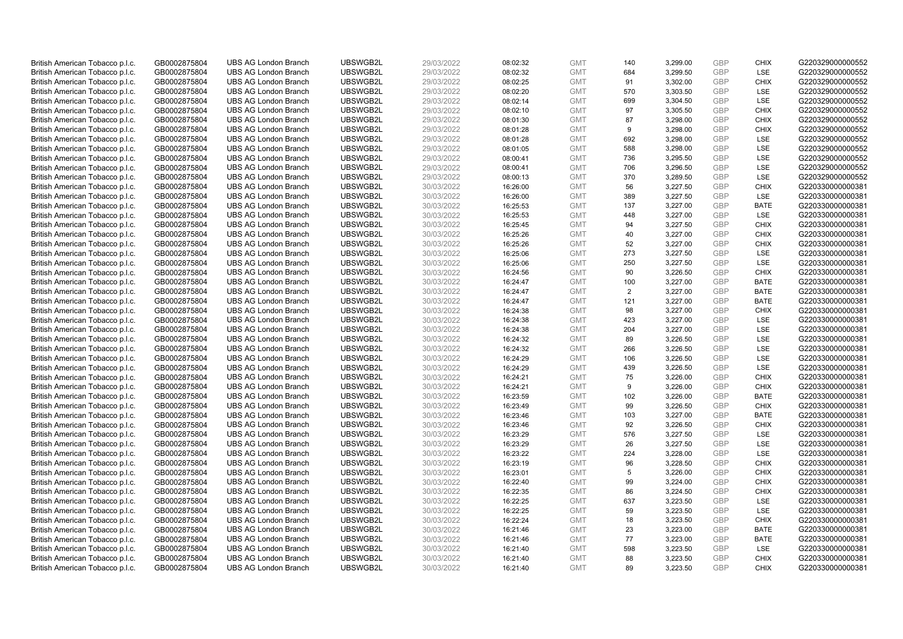| | | | | | | | | | | | |
|---|---|---|---|---|---|---|---|---|---|---|---|
| British American Tobacco p.l.c. | GB0002875804 | UBS AG London Branch | UBSWGB2L | 29/03/2022 | 08:02:32 | GMT | 140 | 3,299.00 | GBP | CHIX | G220329000000552 |
| British American Tobacco p.l.c. | GB0002875804 | UBS AG London Branch | UBSWGB2L | 29/03/2022 | 08:02:32 | GMT | 684 | 3,299.50 | GBP | LSE | G220329000000552 |
| British American Tobacco p.l.c. | GB0002875804 | UBS AG London Branch | UBSWGB2L | 29/03/2022 | 08:02:25 | GMT | 91 | 3,302.00 | GBP | CHIX | G220329000000552 |
| British American Tobacco p.l.c. | GB0002875804 | UBS AG London Branch | UBSWGB2L | 29/03/2022 | 08:02:20 | GMT | 570 | 3,303.50 | GBP | LSE | G220329000000552 |
| British American Tobacco p.l.c. | GB0002875804 | UBS AG London Branch | UBSWGB2L | 29/03/2022 | 08:02:14 | GMT | 699 | 3,304.50 | GBP | LSE | G220329000000552 |
| British American Tobacco p.l.c. | GB0002875804 | UBS AG London Branch | UBSWGB2L | 29/03/2022 | 08:02:10 | GMT | 97 | 3,305.50 | GBP | CHIX | G220329000000552 |
| British American Tobacco p.l.c. | GB0002875804 | UBS AG London Branch | UBSWGB2L | 29/03/2022 | 08:01:30 | GMT | 87 | 3,298.00 | GBP | CHIX | G220329000000552 |
| British American Tobacco p.l.c. | GB0002875804 | UBS AG London Branch | UBSWGB2L | 29/03/2022 | 08:01:28 | GMT | 9 | 3,298.00 | GBP | CHIX | G220329000000552 |
| British American Tobacco p.l.c. | GB0002875804 | UBS AG London Branch | UBSWGB2L | 29/03/2022 | 08:01:28 | GMT | 692 | 3,298.00 | GBP | LSE | G220329000000552 |
| British American Tobacco p.l.c. | GB0002875804 | UBS AG London Branch | UBSWGB2L | 29/03/2022 | 08:01:05 | GMT | 588 | 3,298.00 | GBP | LSE | G220329000000552 |
| British American Tobacco p.l.c. | GB0002875804 | UBS AG London Branch | UBSWGB2L | 29/03/2022 | 08:00:41 | GMT | 736 | 3,295.50 | GBP | LSE | G220329000000552 |
| British American Tobacco p.l.c. | GB0002875804 | UBS AG London Branch | UBSWGB2L | 29/03/2022 | 08:00:41 | GMT | 706 | 3,296.50 | GBP | LSE | G220329000000552 |
| British American Tobacco p.l.c. | GB0002875804 | UBS AG London Branch | UBSWGB2L | 29/03/2022 | 08:00:13 | GMT | 370 | 3,289.50 | GBP | LSE | G220329000000552 |
| British American Tobacco p.l.c. | GB0002875804 | UBS AG London Branch | UBSWGB2L | 30/03/2022 | 16:26:00 | GMT | 56 | 3,227.50 | GBP | CHIX | G220330000000381 |
| British American Tobacco p.l.c. | GB0002875804 | UBS AG London Branch | UBSWGB2L | 30/03/2022 | 16:26:00 | GMT | 389 | 3,227.50 | GBP | LSE | G220330000000381 |
| British American Tobacco p.l.c. | GB0002875804 | UBS AG London Branch | UBSWGB2L | 30/03/2022 | 16:25:53 | GMT | 137 | 3,227.00 | GBP | BATE | G220330000000381 |
| British American Tobacco p.l.c. | GB0002875804 | UBS AG London Branch | UBSWGB2L | 30/03/2022 | 16:25:53 | GMT | 448 | 3,227.00 | GBP | LSE | G220330000000381 |
| British American Tobacco p.l.c. | GB0002875804 | UBS AG London Branch | UBSWGB2L | 30/03/2022 | 16:25:45 | GMT | 94 | 3,227.50 | GBP | CHIX | G220330000000381 |
| British American Tobacco p.l.c. | GB0002875804 | UBS AG London Branch | UBSWGB2L | 30/03/2022 | 16:25:26 | GMT | 40 | 3,227.00 | GBP | CHIX | G220330000000381 |
| British American Tobacco p.l.c. | GB0002875804 | UBS AG London Branch | UBSWGB2L | 30/03/2022 | 16:25:26 | GMT | 52 | 3,227.00 | GBP | CHIX | G220330000000381 |
| British American Tobacco p.l.c. | GB0002875804 | UBS AG London Branch | UBSWGB2L | 30/03/2022 | 16:25:06 | GMT | 273 | 3,227.50 | GBP | LSE | G220330000000381 |
| British American Tobacco p.l.c. | GB0002875804 | UBS AG London Branch | UBSWGB2L | 30/03/2022 | 16:25:06 | GMT | 250 | 3,227.50 | GBP | LSE | G220330000000381 |
| British American Tobacco p.l.c. | GB0002875804 | UBS AG London Branch | UBSWGB2L | 30/03/2022 | 16:24:56 | GMT | 90 | 3,226.50 | GBP | CHIX | G220330000000381 |
| British American Tobacco p.l.c. | GB0002875804 | UBS AG London Branch | UBSWGB2L | 30/03/2022 | 16:24:47 | GMT | 100 | 3,227.00 | GBP | BATE | G220330000000381 |
| British American Tobacco p.l.c. | GB0002875804 | UBS AG London Branch | UBSWGB2L | 30/03/2022 | 16:24:47 | GMT | 2 | 3,227.00 | GBP | BATE | G220330000000381 |
| British American Tobacco p.l.c. | GB0002875804 | UBS AG London Branch | UBSWGB2L | 30/03/2022 | 16:24:47 | GMT | 121 | 3,227.00 | GBP | BATE | G220330000000381 |
| British American Tobacco p.l.c. | GB0002875804 | UBS AG London Branch | UBSWGB2L | 30/03/2022 | 16:24:38 | GMT | 98 | 3,227.00 | GBP | CHIX | G220330000000381 |
| British American Tobacco p.l.c. | GB0002875804 | UBS AG London Branch | UBSWGB2L | 30/03/2022 | 16:24:38 | GMT | 423 | 3,227.00 | GBP | LSE | G220330000000381 |
| British American Tobacco p.l.c. | GB0002875804 | UBS AG London Branch | UBSWGB2L | 30/03/2022 | 16:24:38 | GMT | 204 | 3,227.00 | GBP | LSE | G220330000000381 |
| British American Tobacco p.l.c. | GB0002875804 | UBS AG London Branch | UBSWGB2L | 30/03/2022 | 16:24:32 | GMT | 89 | 3,226.50 | GBP | LSE | G220330000000381 |
| British American Tobacco p.l.c. | GB0002875804 | UBS AG London Branch | UBSWGB2L | 30/03/2022 | 16:24:32 | GMT | 266 | 3,226.50 | GBP | LSE | G220330000000381 |
| British American Tobacco p.l.c. | GB0002875804 | UBS AG London Branch | UBSWGB2L | 30/03/2022 | 16:24:29 | GMT | 106 | 3,226.50 | GBP | LSE | G220330000000381 |
| British American Tobacco p.l.c. | GB0002875804 | UBS AG London Branch | UBSWGB2L | 30/03/2022 | 16:24:29 | GMT | 439 | 3,226.50 | GBP | LSE | G220330000000381 |
| British American Tobacco p.l.c. | GB0002875804 | UBS AG London Branch | UBSWGB2L | 30/03/2022 | 16:24:21 | GMT | 75 | 3,226.00 | GBP | CHIX | G220330000000381 |
| British American Tobacco p.l.c. | GB0002875804 | UBS AG London Branch | UBSWGB2L | 30/03/2022 | 16:24:21 | GMT | 9 | 3,226.00 | GBP | CHIX | G220330000000381 |
| British American Tobacco p.l.c. | GB0002875804 | UBS AG London Branch | UBSWGB2L | 30/03/2022 | 16:23:59 | GMT | 102 | 3,226.00 | GBP | BATE | G220330000000381 |
| British American Tobacco p.l.c. | GB0002875804 | UBS AG London Branch | UBSWGB2L | 30/03/2022 | 16:23:49 | GMT | 99 | 3,226.50 | GBP | CHIX | G220330000000381 |
| British American Tobacco p.l.c. | GB0002875804 | UBS AG London Branch | UBSWGB2L | 30/03/2022 | 16:23:46 | GMT | 103 | 3,227.00 | GBP | BATE | G220330000000381 |
| British American Tobacco p.l.c. | GB0002875804 | UBS AG London Branch | UBSWGB2L | 30/03/2022 | 16:23:46 | GMT | 92 | 3,226.50 | GBP | CHIX | G220330000000381 |
| British American Tobacco p.l.c. | GB0002875804 | UBS AG London Branch | UBSWGB2L | 30/03/2022 | 16:23:29 | GMT | 576 | 3,227.50 | GBP | LSE | G220330000000381 |
| British American Tobacco p.l.c. | GB0002875804 | UBS AG London Branch | UBSWGB2L | 30/03/2022 | 16:23:29 | GMT | 26 | 3,227.50 | GBP | LSE | G220330000000381 |
| British American Tobacco p.l.c. | GB0002875804 | UBS AG London Branch | UBSWGB2L | 30/03/2022 | 16:23:22 | GMT | 224 | 3,228.00 | GBP | LSE | G220330000000381 |
| British American Tobacco p.l.c. | GB0002875804 | UBS AG London Branch | UBSWGB2L | 30/03/2022 | 16:23:19 | GMT | 96 | 3,228.50 | GBP | CHIX | G220330000000381 |
| British American Tobacco p.l.c. | GB0002875804 | UBS AG London Branch | UBSWGB2L | 30/03/2022 | 16:23:01 | GMT | 5 | 3,226.00 | GBP | CHIX | G220330000000381 |
| British American Tobacco p.l.c. | GB0002875804 | UBS AG London Branch | UBSWGB2L | 30/03/2022 | 16:22:40 | GMT | 99 | 3,224.00 | GBP | CHIX | G220330000000381 |
| British American Tobacco p.l.c. | GB0002875804 | UBS AG London Branch | UBSWGB2L | 30/03/2022 | 16:22:35 | GMT | 86 | 3,224.50 | GBP | CHIX | G220330000000381 |
| British American Tobacco p.l.c. | GB0002875804 | UBS AG London Branch | UBSWGB2L | 30/03/2022 | 16:22:25 | GMT | 637 | 3,223.50 | GBP | LSE | G220330000000381 |
| British American Tobacco p.l.c. | GB0002875804 | UBS AG London Branch | UBSWGB2L | 30/03/2022 | 16:22:25 | GMT | 59 | 3,223.50 | GBP | LSE | G220330000000381 |
| British American Tobacco p.l.c. | GB0002875804 | UBS AG London Branch | UBSWGB2L | 30/03/2022 | 16:22:24 | GMT | 18 | 3,223.50 | GBP | CHIX | G220330000000381 |
| British American Tobacco p.l.c. | GB0002875804 | UBS AG London Branch | UBSWGB2L | 30/03/2022 | 16:21:46 | GMT | 23 | 3,223.00 | GBP | BATE | G220330000000381 |
| British American Tobacco p.l.c. | GB0002875804 | UBS AG London Branch | UBSWGB2L | 30/03/2022 | 16:21:46 | GMT | 77 | 3,223.00 | GBP | BATE | G220330000000381 |
| British American Tobacco p.l.c. | GB0002875804 | UBS AG London Branch | UBSWGB2L | 30/03/2022 | 16:21:40 | GMT | 598 | 3,223.50 | GBP | LSE | G220330000000381 |
| British American Tobacco p.l.c. | GB0002875804 | UBS AG London Branch | UBSWGB2L | 30/03/2022 | 16:21:40 | GMT | 88 | 3,223.50 | GBP | CHIX | G220330000000381 |
| British American Tobacco p.l.c. | GB0002875804 | UBS AG London Branch | UBSWGB2L | 30/03/2022 | 16:21:40 | GMT | 89 | 3,223.50 | GBP | CHIX | G220330000000381 |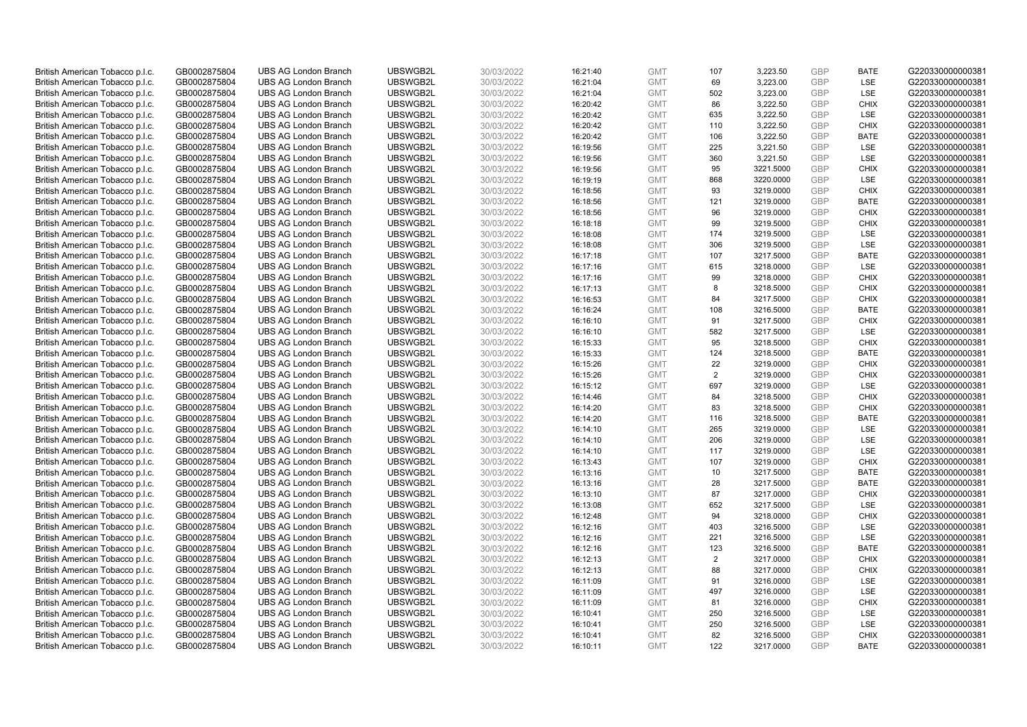| | | | | | | | | | | | |
|---|---|---|---|---|---|---|---|---|---|---|---|
| British American Tobacco p.l.c. | GB0002875804 | UBS AG London Branch | UBSWGB2L | 30/03/2022 | 16:21:40 | GMT | 107 | 3,223.50 | GBP | BATE | G220330000000381 |
| British American Tobacco p.l.c. | GB0002875804 | UBS AG London Branch | UBSWGB2L | 30/03/2022 | 16:21:04 | GMT | 69 | 3,223.00 | GBP | LSE | G220330000000381 |
| British American Tobacco p.l.c. | GB0002875804 | UBS AG London Branch | UBSWGB2L | 30/03/2022 | 16:21:04 | GMT | 502 | 3,223.00 | GBP | LSE | G220330000000381 |
| British American Tobacco p.l.c. | GB0002875804 | UBS AG London Branch | UBSWGB2L | 30/03/2022 | 16:20:42 | GMT | 86 | 3,222.50 | GBP | CHIX | G220330000000381 |
| British American Tobacco p.l.c. | GB0002875804 | UBS AG London Branch | UBSWGB2L | 30/03/2022 | 16:20:42 | GMT | 635 | 3,222.50 | GBP | LSE | G220330000000381 |
| British American Tobacco p.l.c. | GB0002875804 | UBS AG London Branch | UBSWGB2L | 30/03/2022 | 16:20:42 | GMT | 110 | 3,222.50 | GBP | CHIX | G220330000000381 |
| British American Tobacco p.l.c. | GB0002875804 | UBS AG London Branch | UBSWGB2L | 30/03/2022 | 16:20:42 | GMT | 106 | 3,222.50 | GBP | BATE | G220330000000381 |
| British American Tobacco p.l.c. | GB0002875804 | UBS AG London Branch | UBSWGB2L | 30/03/2022 | 16:19:56 | GMT | 225 | 3,221.50 | GBP | LSE | G220330000000381 |
| British American Tobacco p.l.c. | GB0002875804 | UBS AG London Branch | UBSWGB2L | 30/03/2022 | 16:19:56 | GMT | 360 | 3,221.50 | GBP | LSE | G220330000000381 |
| British American Tobacco p.l.c. | GB0002875804 | UBS AG London Branch | UBSWGB2L | 30/03/2022 | 16:19:56 | GMT | 95 | 3221.5000 | GBP | CHIX | G220330000000381 |
| British American Tobacco p.l.c. | GB0002875804 | UBS AG London Branch | UBSWGB2L | 30/03/2022 | 16:19:19 | GMT | 868 | 3220.0000 | GBP | LSE | G220330000000381 |
| British American Tobacco p.l.c. | GB0002875804 | UBS AG London Branch | UBSWGB2L | 30/03/2022 | 16:18:56 | GMT | 93 | 3219.0000 | GBP | CHIX | G220330000000381 |
| British American Tobacco p.l.c. | GB0002875804 | UBS AG London Branch | UBSWGB2L | 30/03/2022 | 16:18:56 | GMT | 121 | 3219.0000 | GBP | BATE | G220330000000381 |
| British American Tobacco p.l.c. | GB0002875804 | UBS AG London Branch | UBSWGB2L | 30/03/2022 | 16:18:56 | GMT | 96 | 3219.0000 | GBP | CHIX | G220330000000381 |
| British American Tobacco p.l.c. | GB0002875804 | UBS AG London Branch | UBSWGB2L | 30/03/2022 | 16:18:18 | GMT | 99 | 3219.5000 | GBP | CHIX | G220330000000381 |
| British American Tobacco p.l.c. | GB0002875804 | UBS AG London Branch | UBSWGB2L | 30/03/2022 | 16:18:08 | GMT | 174 | 3219.5000 | GBP | LSE | G220330000000381 |
| British American Tobacco p.l.c. | GB0002875804 | UBS AG London Branch | UBSWGB2L | 30/03/2022 | 16:18:08 | GMT | 306 | 3219.5000 | GBP | LSE | G220330000000381 |
| British American Tobacco p.l.c. | GB0002875804 | UBS AG London Branch | UBSWGB2L | 30/03/2022 | 16:17:18 | GMT | 107 | 3217.5000 | GBP | BATE | G220330000000381 |
| British American Tobacco p.l.c. | GB0002875804 | UBS AG London Branch | UBSWGB2L | 30/03/2022 | 16:17:16 | GMT | 615 | 3218.0000 | GBP | LSE | G220330000000381 |
| British American Tobacco p.l.c. | GB0002875804 | UBS AG London Branch | UBSWGB2L | 30/03/2022 | 16:17:16 | GMT | 99 | 3218.0000 | GBP | CHIX | G220330000000381 |
| British American Tobacco p.l.c. | GB0002875804 | UBS AG London Branch | UBSWGB2L | 30/03/2022 | 16:17:13 | GMT | 8 | 3218.5000 | GBP | CHIX | G220330000000381 |
| British American Tobacco p.l.c. | GB0002875804 | UBS AG London Branch | UBSWGB2L | 30/03/2022 | 16:16:53 | GMT | 84 | 3217.5000 | GBP | CHIX | G220330000000381 |
| British American Tobacco p.l.c. | GB0002875804 | UBS AG London Branch | UBSWGB2L | 30/03/2022 | 16:16:24 | GMT | 108 | 3216.5000 | GBP | BATE | G220330000000381 |
| British American Tobacco p.l.c. | GB0002875804 | UBS AG London Branch | UBSWGB2L | 30/03/2022 | 16:16:10 | GMT | 91 | 3217.5000 | GBP | CHIX | G220330000000381 |
| British American Tobacco p.l.c. | GB0002875804 | UBS AG London Branch | UBSWGB2L | 30/03/2022 | 16:16:10 | GMT | 582 | 3217.5000 | GBP | LSE | G220330000000381 |
| British American Tobacco p.l.c. | GB0002875804 | UBS AG London Branch | UBSWGB2L | 30/03/2022 | 16:15:33 | GMT | 95 | 3218.5000 | GBP | CHIX | G220330000000381 |
| British American Tobacco p.l.c. | GB0002875804 | UBS AG London Branch | UBSWGB2L | 30/03/2022 | 16:15:33 | GMT | 124 | 3218.5000 | GBP | BATE | G220330000000381 |
| British American Tobacco p.l.c. | GB0002875804 | UBS AG London Branch | UBSWGB2L | 30/03/2022 | 16:15:26 | GMT | 22 | 3219.0000 | GBP | CHIX | G220330000000381 |
| British American Tobacco p.l.c. | GB0002875804 | UBS AG London Branch | UBSWGB2L | 30/03/2022 | 16:15:26 | GMT | 2 | 3219.0000 | GBP | CHIX | G220330000000381 |
| British American Tobacco p.l.c. | GB0002875804 | UBS AG London Branch | UBSWGB2L | 30/03/2022 | 16:15:12 | GMT | 697 | 3219.0000 | GBP | LSE | G220330000000381 |
| British American Tobacco p.l.c. | GB0002875804 | UBS AG London Branch | UBSWGB2L | 30/03/2022 | 16:14:46 | GMT | 84 | 3218.5000 | GBP | CHIX | G220330000000381 |
| British American Tobacco p.l.c. | GB0002875804 | UBS AG London Branch | UBSWGB2L | 30/03/2022 | 16:14:20 | GMT | 83 | 3218.5000 | GBP | CHIX | G220330000000381 |
| British American Tobacco p.l.c. | GB0002875804 | UBS AG London Branch | UBSWGB2L | 30/03/2022 | 16:14:20 | GMT | 116 | 3218.5000 | GBP | BATE | G220330000000381 |
| British American Tobacco p.l.c. | GB0002875804 | UBS AG London Branch | UBSWGB2L | 30/03/2022 | 16:14:10 | GMT | 265 | 3219.0000 | GBP | LSE | G220330000000381 |
| British American Tobacco p.l.c. | GB0002875804 | UBS AG London Branch | UBSWGB2L | 30/03/2022 | 16:14:10 | GMT | 206 | 3219.0000 | GBP | LSE | G220330000000381 |
| British American Tobacco p.l.c. | GB0002875804 | UBS AG London Branch | UBSWGB2L | 30/03/2022 | 16:14:10 | GMT | 117 | 3219.0000 | GBP | LSE | G220330000000381 |
| British American Tobacco p.l.c. | GB0002875804 | UBS AG London Branch | UBSWGB2L | 30/03/2022 | 16:13:43 | GMT | 107 | 3219.0000 | GBP | CHIX | G220330000000381 |
| British American Tobacco p.l.c. | GB0002875804 | UBS AG London Branch | UBSWGB2L | 30/03/2022 | 16:13:16 | GMT | 10 | 3217.5000 | GBP | BATE | G220330000000381 |
| British American Tobacco p.l.c. | GB0002875804 | UBS AG London Branch | UBSWGB2L | 30/03/2022 | 16:13:16 | GMT | 28 | 3217.5000 | GBP | BATE | G220330000000381 |
| British American Tobacco p.l.c. | GB0002875804 | UBS AG London Branch | UBSWGB2L | 30/03/2022 | 16:13:10 | GMT | 87 | 3217.0000 | GBP | CHIX | G220330000000381 |
| British American Tobacco p.l.c. | GB0002875804 | UBS AG London Branch | UBSWGB2L | 30/03/2022 | 16:13:08 | GMT | 652 | 3217.5000 | GBP | LSE | G220330000000381 |
| British American Tobacco p.l.c. | GB0002875804 | UBS AG London Branch | UBSWGB2L | 30/03/2022 | 16:12:48 | GMT | 94 | 3218.0000 | GBP | CHIX | G220330000000381 |
| British American Tobacco p.l.c. | GB0002875804 | UBS AG London Branch | UBSWGB2L | 30/03/2022 | 16:12:16 | GMT | 403 | 3216.5000 | GBP | LSE | G220330000000381 |
| British American Tobacco p.l.c. | GB0002875804 | UBS AG London Branch | UBSWGB2L | 30/03/2022 | 16:12:16 | GMT | 221 | 3216.5000 | GBP | LSE | G220330000000381 |
| British American Tobacco p.l.c. | GB0002875804 | UBS AG London Branch | UBSWGB2L | 30/03/2022 | 16:12:16 | GMT | 123 | 3216.5000 | GBP | BATE | G220330000000381 |
| British American Tobacco p.l.c. | GB0002875804 | UBS AG London Branch | UBSWGB2L | 30/03/2022 | 16:12:13 | GMT | 2 | 3217.0000 | GBP | CHIX | G220330000000381 |
| British American Tobacco p.l.c. | GB0002875804 | UBS AG London Branch | UBSWGB2L | 30/03/2022 | 16:12:13 | GMT | 88 | 3217.0000 | GBP | CHIX | G220330000000381 |
| British American Tobacco p.l.c. | GB0002875804 | UBS AG London Branch | UBSWGB2L | 30/03/2022 | 16:11:09 | GMT | 91 | 3216.0000 | GBP | LSE | G220330000000381 |
| British American Tobacco p.l.c. | GB0002875804 | UBS AG London Branch | UBSWGB2L | 30/03/2022 | 16:11:09 | GMT | 497 | 3216.0000 | GBP | LSE | G220330000000381 |
| British American Tobacco p.l.c. | GB0002875804 | UBS AG London Branch | UBSWGB2L | 30/03/2022 | 16:11:09 | GMT | 81 | 3216.0000 | GBP | CHIX | G220330000000381 |
| British American Tobacco p.l.c. | GB0002875804 | UBS AG London Branch | UBSWGB2L | 30/03/2022 | 16:10:41 | GMT | 250 | 3216.5000 | GBP | LSE | G220330000000381 |
| British American Tobacco p.l.c. | GB0002875804 | UBS AG London Branch | UBSWGB2L | 30/03/2022 | 16:10:41 | GMT | 250 | 3216.5000 | GBP | LSE | G220330000000381 |
| British American Tobacco p.l.c. | GB0002875804 | UBS AG London Branch | UBSWGB2L | 30/03/2022 | 16:10:41 | GMT | 82 | 3216.5000 | GBP | CHIX | G220330000000381 |
| British American Tobacco p.l.c. | GB0002875804 | UBS AG London Branch | UBSWGB2L | 30/03/2022 | 16:10:11 | GMT | 122 | 3217.0000 | GBP | BATE | G220330000000381 |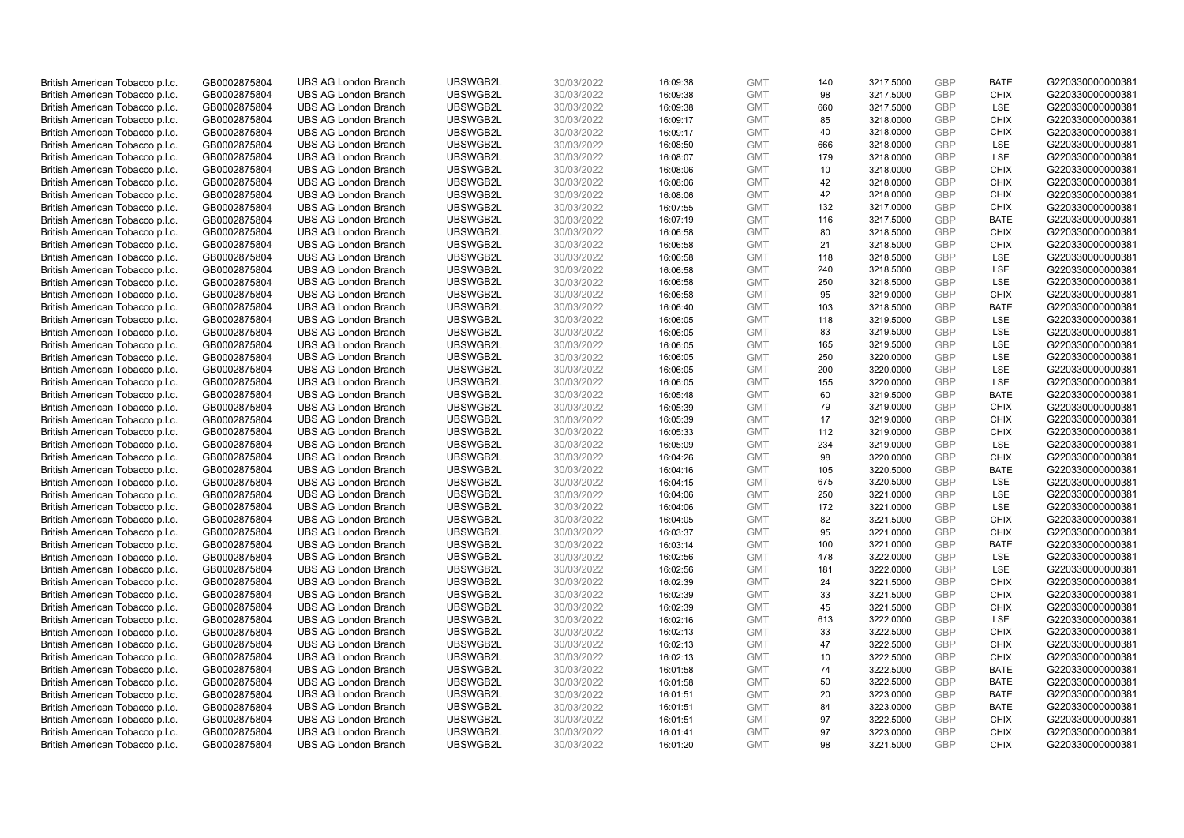| British American Tobacco p.l.c. | GB0002875804 | UBS AG London Branch | UBSWGB2L | 30/03/2022 | 16:09:38 | GMT | 140 | 3217.5000 | GBP | BATE | G220330000000381 |
|---|---|---|---|---|---|---|---|---|---|---|---|
| British American Tobacco p.l.c. | GB0002875804 | UBS AG London Branch | UBSWGB2L | 30/03/2022 | 16:09:38 | GMT | 98 | 3217.5000 | GBP | CHIX | G220330000000381 |
| British American Tobacco p.l.c. | GB0002875804 | UBS AG London Branch | UBSWGB2L | 30/03/2022 | 16:09:38 | GMT | 660 | 3217.5000 | GBP | LSE | G220330000000381 |
| British American Tobacco p.l.c. | GB0002875804 | UBS AG London Branch | UBSWGB2L | 30/03/2022 | 16:09:17 | GMT | 85 | 3218.0000 | GBP | CHIX | G220330000000381 |
| British American Tobacco p.l.c. | GB0002875804 | UBS AG London Branch | UBSWGB2L | 30/03/2022 | 16:09:17 | GMT | 40 | 3218.0000 | GBP | CHIX | G220330000000381 |
| British American Tobacco p.l.c. | GB0002875804 | UBS AG London Branch | UBSWGB2L | 30/03/2022 | 16:08:50 | GMT | 666 | 3218.0000 | GBP | LSE | G220330000000381 |
| British American Tobacco p.l.c. | GB0002875804 | UBS AG London Branch | UBSWGB2L | 30/03/2022 | 16:08:07 | GMT | 179 | 3218.0000 | GBP | LSE | G220330000000381 |
| British American Tobacco p.l.c. | GB0002875804 | UBS AG London Branch | UBSWGB2L | 30/03/2022 | 16:08:06 | GMT | 10 | 3218.0000 | GBP | CHIX | G220330000000381 |
| British American Tobacco p.l.c. | GB0002875804 | UBS AG London Branch | UBSWGB2L | 30/03/2022 | 16:08:06 | GMT | 42 | 3218.0000 | GBP | CHIX | G220330000000381 |
| British American Tobacco p.l.c. | GB0002875804 | UBS AG London Branch | UBSWGB2L | 30/03/2022 | 16:08:06 | GMT | 42 | 3218.0000 | GBP | CHIX | G220330000000381 |
| British American Tobacco p.l.c. | GB0002875804 | UBS AG London Branch | UBSWGB2L | 30/03/2022 | 16:07:55 | GMT | 132 | 3217.0000 | GBP | CHIX | G220330000000381 |
| British American Tobacco p.l.c. | GB0002875804 | UBS AG London Branch | UBSWGB2L | 30/03/2022 | 16:07:19 | GMT | 116 | 3217.5000 | GBP | BATE | G220330000000381 |
| British American Tobacco p.l.c. | GB0002875804 | UBS AG London Branch | UBSWGB2L | 30/03/2022 | 16:06:58 | GMT | 80 | 3218.5000 | GBP | CHIX | G220330000000381 |
| British American Tobacco p.l.c. | GB0002875804 | UBS AG London Branch | UBSWGB2L | 30/03/2022 | 16:06:58 | GMT | 21 | 3218.5000 | GBP | CHIX | G220330000000381 |
| British American Tobacco p.l.c. | GB0002875804 | UBS AG London Branch | UBSWGB2L | 30/03/2022 | 16:06:58 | GMT | 118 | 3218.5000 | GBP | LSE | G220330000000381 |
| British American Tobacco p.l.c. | GB0002875804 | UBS AG London Branch | UBSWGB2L | 30/03/2022 | 16:06:58 | GMT | 240 | 3218.5000 | GBP | LSE | G220330000000381 |
| British American Tobacco p.l.c. | GB0002875804 | UBS AG London Branch | UBSWGB2L | 30/03/2022 | 16:06:58 | GMT | 250 | 3218.5000 | GBP | LSE | G220330000000381 |
| British American Tobacco p.l.c. | GB0002875804 | UBS AG London Branch | UBSWGB2L | 30/03/2022 | 16:06:58 | GMT | 95 | 3219.0000 | GBP | CHIX | G220330000000381 |
| British American Tobacco p.l.c. | GB0002875804 | UBS AG London Branch | UBSWGB2L | 30/03/2022 | 16:06:40 | GMT | 103 | 3218.5000 | GBP | BATE | G220330000000381 |
| British American Tobacco p.l.c. | GB0002875804 | UBS AG London Branch | UBSWGB2L | 30/03/2022 | 16:06:05 | GMT | 118 | 3219.5000 | GBP | LSE | G220330000000381 |
| British American Tobacco p.l.c. | GB0002875804 | UBS AG London Branch | UBSWGB2L | 30/03/2022 | 16:06:05 | GMT | 83 | 3219.5000 | GBP | LSE | G220330000000381 |
| British American Tobacco p.l.c. | GB0002875804 | UBS AG London Branch | UBSWGB2L | 30/03/2022 | 16:06:05 | GMT | 165 | 3219.5000 | GBP | LSE | G220330000000381 |
| British American Tobacco p.l.c. | GB0002875804 | UBS AG London Branch | UBSWGB2L | 30/03/2022 | 16:06:05 | GMT | 250 | 3220.0000 | GBP | LSE | G220330000000381 |
| British American Tobacco p.l.c. | GB0002875804 | UBS AG London Branch | UBSWGB2L | 30/03/2022 | 16:06:05 | GMT | 200 | 3220.0000 | GBP | LSE | G220330000000381 |
| British American Tobacco p.l.c. | GB0002875804 | UBS AG London Branch | UBSWGB2L | 30/03/2022 | 16:06:05 | GMT | 155 | 3220.0000 | GBP | LSE | G220330000000381 |
| British American Tobacco p.l.c. | GB0002875804 | UBS AG London Branch | UBSWGB2L | 30/03/2022 | 16:05:48 | GMT | 60 | 3219.5000 | GBP | BATE | G220330000000381 |
| British American Tobacco p.l.c. | GB0002875804 | UBS AG London Branch | UBSWGB2L | 30/03/2022 | 16:05:39 | GMT | 79 | 3219.0000 | GBP | CHIX | G220330000000381 |
| British American Tobacco p.l.c. | GB0002875804 | UBS AG London Branch | UBSWGB2L | 30/03/2022 | 16:05:39 | GMT | 17 | 3219.0000 | GBP | CHIX | G220330000000381 |
| British American Tobacco p.l.c. | GB0002875804 | UBS AG London Branch | UBSWGB2L | 30/03/2022 | 16:05:33 | GMT | 112 | 3219.0000 | GBP | CHIX | G220330000000381 |
| British American Tobacco p.l.c. | GB0002875804 | UBS AG London Branch | UBSWGB2L | 30/03/2022 | 16:05:09 | GMT | 234 | 3219.0000 | GBP | LSE | G220330000000381 |
| British American Tobacco p.l.c. | GB0002875804 | UBS AG London Branch | UBSWGB2L | 30/03/2022 | 16:04:26 | GMT | 98 | 3220.0000 | GBP | CHIX | G220330000000381 |
| British American Tobacco p.l.c. | GB0002875804 | UBS AG London Branch | UBSWGB2L | 30/03/2022 | 16:04:16 | GMT | 105 | 3220.5000 | GBP | BATE | G220330000000381 |
| British American Tobacco p.l.c. | GB0002875804 | UBS AG London Branch | UBSWGB2L | 30/03/2022 | 16:04:15 | GMT | 675 | 3220.5000 | GBP | LSE | G220330000000381 |
| British American Tobacco p.l.c. | GB0002875804 | UBS AG London Branch | UBSWGB2L | 30/03/2022 | 16:04:06 | GMT | 250 | 3221.0000 | GBP | LSE | G220330000000381 |
| British American Tobacco p.l.c. | GB0002875804 | UBS AG London Branch | UBSWGB2L | 30/03/2022 | 16:04:06 | GMT | 172 | 3221.0000 | GBP | LSE | G220330000000381 |
| British American Tobacco p.l.c. | GB0002875804 | UBS AG London Branch | UBSWGB2L | 30/03/2022 | 16:04:05 | GMT | 82 | 3221.5000 | GBP | CHIX | G220330000000381 |
| British American Tobacco p.l.c. | GB0002875804 | UBS AG London Branch | UBSWGB2L | 30/03/2022 | 16:03:37 | GMT | 95 | 3221.0000 | GBP | CHIX | G220330000000381 |
| British American Tobacco p.l.c. | GB0002875804 | UBS AG London Branch | UBSWGB2L | 30/03/2022 | 16:03:14 | GMT | 100 | 3221.0000 | GBP | BATE | G220330000000381 |
| British American Tobacco p.l.c. | GB0002875804 | UBS AG London Branch | UBSWGB2L | 30/03/2022 | 16:02:56 | GMT | 478 | 3222.0000 | GBP | LSE | G220330000000381 |
| British American Tobacco p.l.c. | GB0002875804 | UBS AG London Branch | UBSWGB2L | 30/03/2022 | 16:02:56 | GMT | 181 | 3222.0000 | GBP | LSE | G220330000000381 |
| British American Tobacco p.l.c. | GB0002875804 | UBS AG London Branch | UBSWGB2L | 30/03/2022 | 16:02:39 | GMT | 24 | 3221.5000 | GBP | CHIX | G220330000000381 |
| British American Tobacco p.l.c. | GB0002875804 | UBS AG London Branch | UBSWGB2L | 30/03/2022 | 16:02:39 | GMT | 33 | 3221.5000 | GBP | CHIX | G220330000000381 |
| British American Tobacco p.l.c. | GB0002875804 | UBS AG London Branch | UBSWGB2L | 30/03/2022 | 16:02:39 | GMT | 45 | 3221.5000 | GBP | CHIX | G220330000000381 |
| British American Tobacco p.l.c. | GB0002875804 | UBS AG London Branch | UBSWGB2L | 30/03/2022 | 16:02:16 | GMT | 613 | 3222.0000 | GBP | LSE | G220330000000381 |
| British American Tobacco p.l.c. | GB0002875804 | UBS AG London Branch | UBSWGB2L | 30/03/2022 | 16:02:13 | GMT | 33 | 3222.5000 | GBP | CHIX | G220330000000381 |
| British American Tobacco p.l.c. | GB0002875804 | UBS AG London Branch | UBSWGB2L | 30/03/2022 | 16:02:13 | GMT | 47 | 3222.5000 | GBP | CHIX | G220330000000381 |
| British American Tobacco p.l.c. | GB0002875804 | UBS AG London Branch | UBSWGB2L | 30/03/2022 | 16:02:13 | GMT | 10 | 3222.5000 | GBP | CHIX | G220330000000381 |
| British American Tobacco p.l.c. | GB0002875804 | UBS AG London Branch | UBSWGB2L | 30/03/2022 | 16:01:58 | GMT | 74 | 3222.5000 | GBP | BATE | G220330000000381 |
| British American Tobacco p.l.c. | GB0002875804 | UBS AG London Branch | UBSWGB2L | 30/03/2022 | 16:01:58 | GMT | 50 | 3222.5000 | GBP | BATE | G220330000000381 |
| British American Tobacco p.l.c. | GB0002875804 | UBS AG London Branch | UBSWGB2L | 30/03/2022 | 16:01:51 | GMT | 20 | 3223.0000 | GBP | BATE | G220330000000381 |
| British American Tobacco p.l.c. | GB0002875804 | UBS AG London Branch | UBSWGB2L | 30/03/2022 | 16:01:51 | GMT | 84 | 3223.0000 | GBP | BATE | G220330000000381 |
| British American Tobacco p.l.c. | GB0002875804 | UBS AG London Branch | UBSWGB2L | 30/03/2022 | 16:01:51 | GMT | 97 | 3222.5000 | GBP | CHIX | G220330000000381 |
| British American Tobacco p.l.c. | GB0002875804 | UBS AG London Branch | UBSWGB2L | 30/03/2022 | 16:01:41 | GMT | 97 | 3223.0000 | GBP | CHIX | G220330000000381 |
| British American Tobacco p.l.c. | GB0002875804 | UBS AG London Branch | UBSWGB2L | 30/03/2022 | 16:01:20 | GMT | 98 | 3221.5000 | GBP | CHIX | G220330000000381 |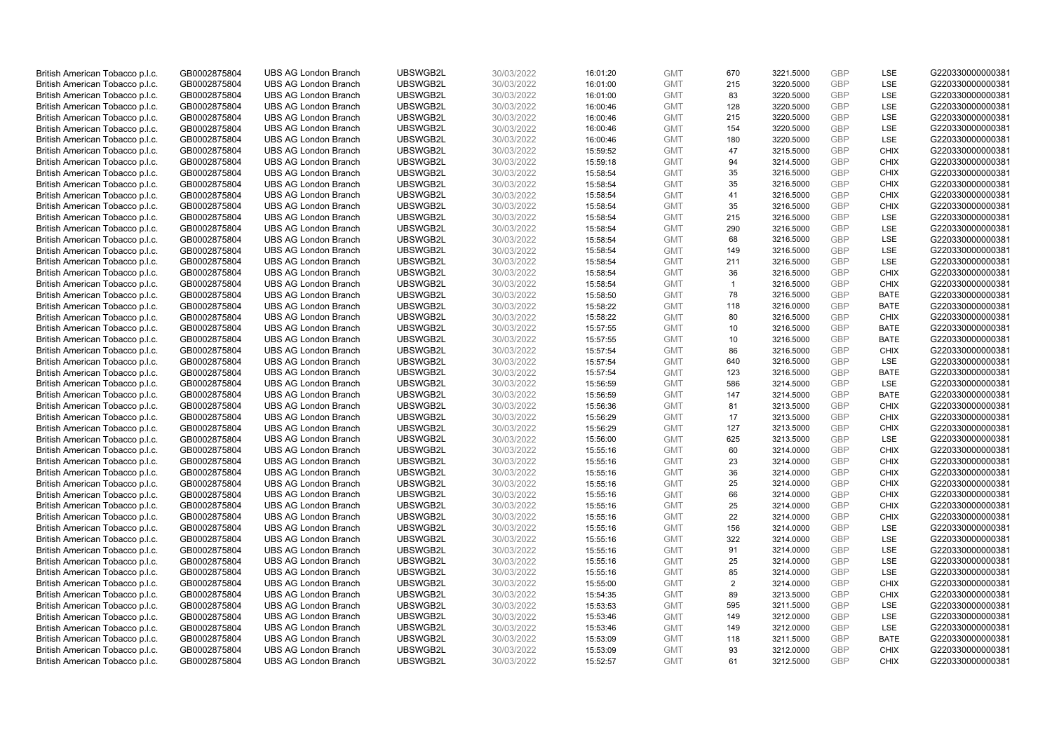| | | | | | | | | | | | |
|---|---|---|---|---|---|---|---|---|---|---|---|
| British American Tobacco p.l.c. | GB0002875804 | UBS AG London Branch | UBSWGB2L | 30/03/2022 | 16:01:20 | GMT | 670 | 3221.5000 | GBP | LSE | G220330000000381 |
| British American Tobacco p.l.c. | GB0002875804 | UBS AG London Branch | UBSWGB2L | 30/03/2022 | 16:01:00 | GMT | 215 | 3220.5000 | GBP | LSE | G220330000000381 |
| British American Tobacco p.l.c. | GB0002875804 | UBS AG London Branch | UBSWGB2L | 30/03/2022 | 16:01:00 | GMT | 83 | 3220.5000 | GBP | LSE | G220330000000381 |
| British American Tobacco p.l.c. | GB0002875804 | UBS AG London Branch | UBSWGB2L | 30/03/2022 | 16:00:46 | GMT | 128 | 3220.5000 | GBP | LSE | G220330000000381 |
| British American Tobacco p.l.c. | GB0002875804 | UBS AG London Branch | UBSWGB2L | 30/03/2022 | 16:00:46 | GMT | 215 | 3220.5000 | GBP | LSE | G220330000000381 |
| British American Tobacco p.l.c. | GB0002875804 | UBS AG London Branch | UBSWGB2L | 30/03/2022 | 16:00:46 | GMT | 154 | 3220.5000 | GBP | LSE | G220330000000381 |
| British American Tobacco p.l.c. | GB0002875804 | UBS AG London Branch | UBSWGB2L | 30/03/2022 | 16:00:46 | GMT | 180 | 3220.5000 | GBP | LSE | G220330000000381 |
| British American Tobacco p.l.c. | GB0002875804 | UBS AG London Branch | UBSWGB2L | 30/03/2022 | 15:59:52 | GMT | 47 | 3215.5000 | GBP | CHIX | G220330000000381 |
| British American Tobacco p.l.c. | GB0002875804 | UBS AG London Branch | UBSWGB2L | 30/03/2022 | 15:59:18 | GMT | 94 | 3214.5000 | GBP | CHIX | G220330000000381 |
| British American Tobacco p.l.c. | GB0002875804 | UBS AG London Branch | UBSWGB2L | 30/03/2022 | 15:58:54 | GMT | 35 | 3216.5000 | GBP | CHIX | G220330000000381 |
| British American Tobacco p.l.c. | GB0002875804 | UBS AG London Branch | UBSWGB2L | 30/03/2022 | 15:58:54 | GMT | 35 | 3216.5000 | GBP | CHIX | G220330000000381 |
| British American Tobacco p.l.c. | GB0002875804 | UBS AG London Branch | UBSWGB2L | 30/03/2022 | 15:58:54 | GMT | 41 | 3216.5000 | GBP | CHIX | G220330000000381 |
| British American Tobacco p.l.c. | GB0002875804 | UBS AG London Branch | UBSWGB2L | 30/03/2022 | 15:58:54 | GMT | 35 | 3216.5000 | GBP | CHIX | G220330000000381 |
| British American Tobacco p.l.c. | GB0002875804 | UBS AG London Branch | UBSWGB2L | 30/03/2022 | 15:58:54 | GMT | 215 | 3216.5000 | GBP | LSE | G220330000000381 |
| British American Tobacco p.l.c. | GB0002875804 | UBS AG London Branch | UBSWGB2L | 30/03/2022 | 15:58:54 | GMT | 290 | 3216.5000 | GBP | LSE | G220330000000381 |
| British American Tobacco p.l.c. | GB0002875804 | UBS AG London Branch | UBSWGB2L | 30/03/2022 | 15:58:54 | GMT | 68 | 3216.5000 | GBP | LSE | G220330000000381 |
| British American Tobacco p.l.c. | GB0002875804 | UBS AG London Branch | UBSWGB2L | 30/03/2022 | 15:58:54 | GMT | 149 | 3216.5000 | GBP | LSE | G220330000000381 |
| British American Tobacco p.l.c. | GB0002875804 | UBS AG London Branch | UBSWGB2L | 30/03/2022 | 15:58:54 | GMT | 211 | 3216.5000 | GBP | LSE | G220330000000381 |
| British American Tobacco p.l.c. | GB0002875804 | UBS AG London Branch | UBSWGB2L | 30/03/2022 | 15:58:54 | GMT | 36 | 3216.5000 | GBP | CHIX | G220330000000381 |
| British American Tobacco p.l.c. | GB0002875804 | UBS AG London Branch | UBSWGB2L | 30/03/2022 | 15:58:54 | GMT | 1 | 3216.5000 | GBP | CHIX | G220330000000381 |
| British American Tobacco p.l.c. | GB0002875804 | UBS AG London Branch | UBSWGB2L | 30/03/2022 | 15:58:50 | GMT | 78 | 3216.5000 | GBP | BATE | G220330000000381 |
| British American Tobacco p.l.c. | GB0002875804 | UBS AG London Branch | UBSWGB2L | 30/03/2022 | 15:58:22 | GMT | 118 | 3216.0000 | GBP | BATE | G220330000000381 |
| British American Tobacco p.l.c. | GB0002875804 | UBS AG London Branch | UBSWGB2L | 30/03/2022 | 15:58:22 | GMT | 80 | 3216.5000 | GBP | CHIX | G220330000000381 |
| British American Tobacco p.l.c. | GB0002875804 | UBS AG London Branch | UBSWGB2L | 30/03/2022 | 15:57:55 | GMT | 10 | 3216.5000 | GBP | BATE | G220330000000381 |
| British American Tobacco p.l.c. | GB0002875804 | UBS AG London Branch | UBSWGB2L | 30/03/2022 | 15:57:55 | GMT | 10 | 3216.5000 | GBP | BATE | G220330000000381 |
| British American Tobacco p.l.c. | GB0002875804 | UBS AG London Branch | UBSWGB2L | 30/03/2022 | 15:57:54 | GMT | 86 | 3216.5000 | GBP | CHIX | G220330000000381 |
| British American Tobacco p.l.c. | GB0002875804 | UBS AG London Branch | UBSWGB2L | 30/03/2022 | 15:57:54 | GMT | 640 | 3216.5000 | GBP | LSE | G220330000000381 |
| British American Tobacco p.l.c. | GB0002875804 | UBS AG London Branch | UBSWGB2L | 30/03/2022 | 15:57:54 | GMT | 123 | 3216.5000 | GBP | BATE | G220330000000381 |
| British American Tobacco p.l.c. | GB0002875804 | UBS AG London Branch | UBSWGB2L | 30/03/2022 | 15:56:59 | GMT | 586 | 3214.5000 | GBP | LSE | G220330000000381 |
| British American Tobacco p.l.c. | GB0002875804 | UBS AG London Branch | UBSWGB2L | 30/03/2022 | 15:56:59 | GMT | 147 | 3214.5000 | GBP | BATE | G220330000000381 |
| British American Tobacco p.l.c. | GB0002875804 | UBS AG London Branch | UBSWGB2L | 30/03/2022 | 15:56:36 | GMT | 81 | 3213.5000 | GBP | CHIX | G220330000000381 |
| British American Tobacco p.l.c. | GB0002875804 | UBS AG London Branch | UBSWGB2L | 30/03/2022 | 15:56:29 | GMT | 17 | 3213.5000 | GBP | CHIX | G220330000000381 |
| British American Tobacco p.l.c. | GB0002875804 | UBS AG London Branch | UBSWGB2L | 30/03/2022 | 15:56:29 | GMT | 127 | 3213.5000 | GBP | CHIX | G220330000000381 |
| British American Tobacco p.l.c. | GB0002875804 | UBS AG London Branch | UBSWGB2L | 30/03/2022 | 15:56:00 | GMT | 625 | 3213.5000 | GBP | LSE | G220330000000381 |
| British American Tobacco p.l.c. | GB0002875804 | UBS AG London Branch | UBSWGB2L | 30/03/2022 | 15:55:16 | GMT | 60 | 3214.0000 | GBP | CHIX | G220330000000381 |
| British American Tobacco p.l.c. | GB0002875804 | UBS AG London Branch | UBSWGB2L | 30/03/2022 | 15:55:16 | GMT | 23 | 3214.0000 | GBP | CHIX | G220330000000381 |
| British American Tobacco p.l.c. | GB0002875804 | UBS AG London Branch | UBSWGB2L | 30/03/2022 | 15:55:16 | GMT | 36 | 3214.0000 | GBP | CHIX | G220330000000381 |
| British American Tobacco p.l.c. | GB0002875804 | UBS AG London Branch | UBSWGB2L | 30/03/2022 | 15:55:16 | GMT | 25 | 3214.0000 | GBP | CHIX | G220330000000381 |
| British American Tobacco p.l.c. | GB0002875804 | UBS AG London Branch | UBSWGB2L | 30/03/2022 | 15:55:16 | GMT | 66 | 3214.0000 | GBP | CHIX | G220330000000381 |
| British American Tobacco p.l.c. | GB0002875804 | UBS AG London Branch | UBSWGB2L | 30/03/2022 | 15:55:16 | GMT | 25 | 3214.0000 | GBP | CHIX | G220330000000381 |
| British American Tobacco p.l.c. | GB0002875804 | UBS AG London Branch | UBSWGB2L | 30/03/2022 | 15:55:16 | GMT | 22 | 3214.0000 | GBP | CHIX | G220330000000381 |
| British American Tobacco p.l.c. | GB0002875804 | UBS AG London Branch | UBSWGB2L | 30/03/2022 | 15:55:16 | GMT | 156 | 3214.0000 | GBP | LSE | G220330000000381 |
| British American Tobacco p.l.c. | GB0002875804 | UBS AG London Branch | UBSWGB2L | 30/03/2022 | 15:55:16 | GMT | 322 | 3214.0000 | GBP | LSE | G220330000000381 |
| British American Tobacco p.l.c. | GB0002875804 | UBS AG London Branch | UBSWGB2L | 30/03/2022 | 15:55:16 | GMT | 91 | 3214.0000 | GBP | LSE | G220330000000381 |
| British American Tobacco p.l.c. | GB0002875804 | UBS AG London Branch | UBSWGB2L | 30/03/2022 | 15:55:16 | GMT | 25 | 3214.0000 | GBP | LSE | G220330000000381 |
| British American Tobacco p.l.c. | GB0002875804 | UBS AG London Branch | UBSWGB2L | 30/03/2022 | 15:55:16 | GMT | 85 | 3214.0000 | GBP | LSE | G220330000000381 |
| British American Tobacco p.l.c. | GB0002875804 | UBS AG London Branch | UBSWGB2L | 30/03/2022 | 15:55:00 | GMT | 2 | 3214.0000 | GBP | CHIX | G220330000000381 |
| British American Tobacco p.l.c. | GB0002875804 | UBS AG London Branch | UBSWGB2L | 30/03/2022 | 15:54:35 | GMT | 89 | 3213.5000 | GBP | CHIX | G220330000000381 |
| British American Tobacco p.l.c. | GB0002875804 | UBS AG London Branch | UBSWGB2L | 30/03/2022 | 15:53:53 | GMT | 595 | 3211.5000 | GBP | LSE | G220330000000381 |
| British American Tobacco p.l.c. | GB0002875804 | UBS AG London Branch | UBSWGB2L | 30/03/2022 | 15:53:46 | GMT | 149 | 3212.0000 | GBP | LSE | G220330000000381 |
| British American Tobacco p.l.c. | GB0002875804 | UBS AG London Branch | UBSWGB2L | 30/03/2022 | 15:53:46 | GMT | 149 | 3212.0000 | GBP | LSE | G220330000000381 |
| British American Tobacco p.l.c. | GB0002875804 | UBS AG London Branch | UBSWGB2L | 30/03/2022 | 15:53:09 | GMT | 118 | 3211.5000 | GBP | BATE | G220330000000381 |
| British American Tobacco p.l.c. | GB0002875804 | UBS AG London Branch | UBSWGB2L | 30/03/2022 | 15:53:09 | GMT | 93 | 3212.0000 | GBP | CHIX | G220330000000381 |
| British American Tobacco p.l.c. | GB0002875804 | UBS AG London Branch | UBSWGB2L | 30/03/2022 | 15:52:57 | GMT | 61 | 3212.5000 | GBP | CHIX | G220330000000381 |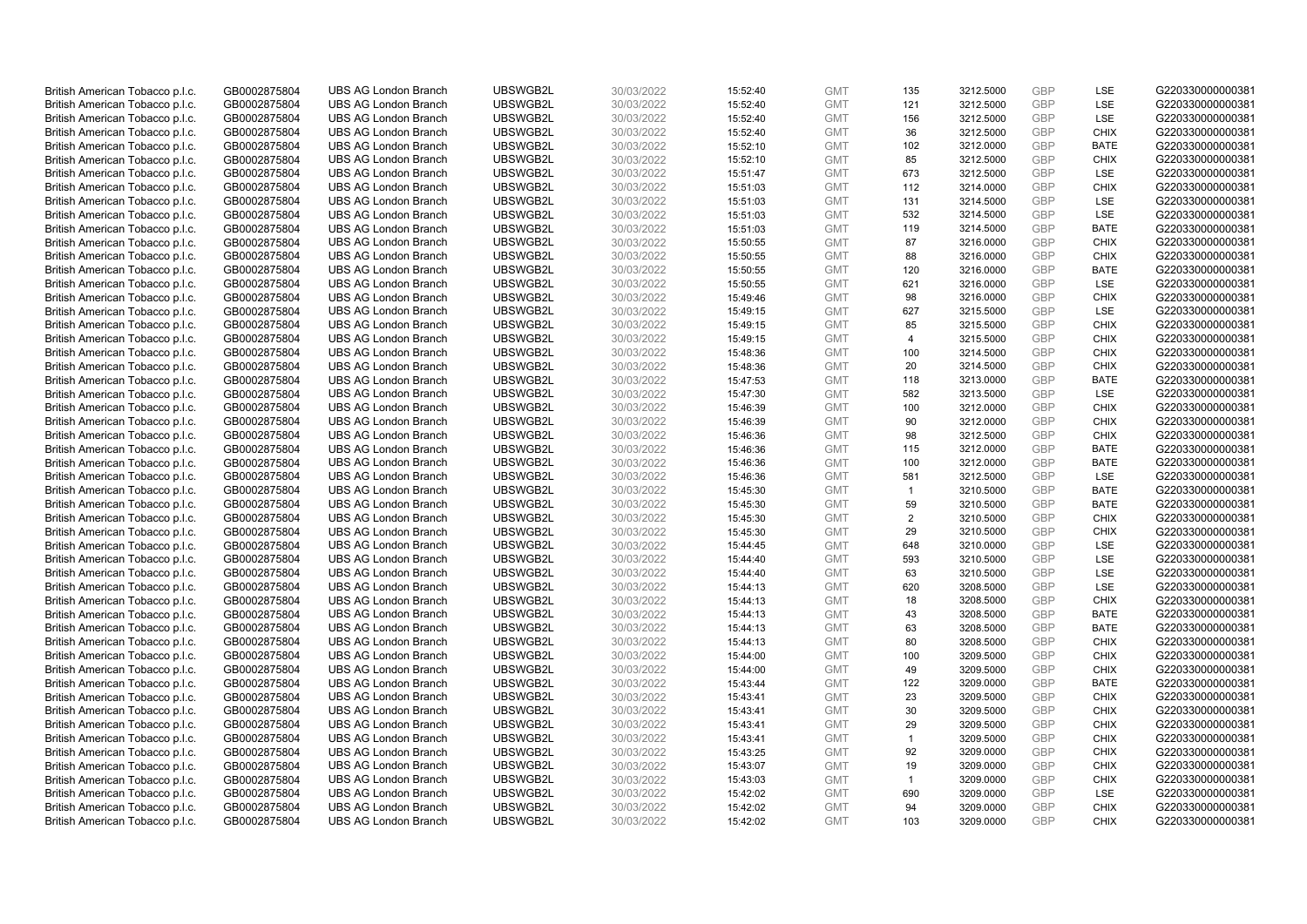| British American Tobacco p.l.c. | GB0002875804 | UBS AG London Branch | UBSWGB2L | 30/03/2022 | 15:52:40 | GMT | 135 | 3212.5000 | GBP | LSE | G220330000000381 |
|---|---|---|---|---|---|---|---|---|---|---|---|
| British American Tobacco p.l.c. | GB0002875804 | UBS AG London Branch | UBSWGB2L | 30/03/2022 | 15:52:40 | GMT | 121 | 3212.5000 | GBP | LSE | G220330000000381 |
| British American Tobacco p.l.c. | GB0002875804 | UBS AG London Branch | UBSWGB2L | 30/03/2022 | 15:52:40 | GMT | 156 | 3212.5000 | GBP | LSE | G220330000000381 |
| British American Tobacco p.l.c. | GB0002875804 | UBS AG London Branch | UBSWGB2L | 30/03/2022 | 15:52:40 | GMT | 36 | 3212.5000 | GBP | CHIX | G220330000000381 |
| British American Tobacco p.l.c. | GB0002875804 | UBS AG London Branch | UBSWGB2L | 30/03/2022 | 15:52:10 | GMT | 102 | 3212.0000 | GBP | BATE | G220330000000381 |
| British American Tobacco p.l.c. | GB0002875804 | UBS AG London Branch | UBSWGB2L | 30/03/2022 | 15:52:10 | GMT | 85 | 3212.5000 | GBP | CHIX | G220330000000381 |
| British American Tobacco p.l.c. | GB0002875804 | UBS AG London Branch | UBSWGB2L | 30/03/2022 | 15:51:47 | GMT | 673 | 3212.5000 | GBP | LSE | G220330000000381 |
| British American Tobacco p.l.c. | GB0002875804 | UBS AG London Branch | UBSWGB2L | 30/03/2022 | 15:51:03 | GMT | 112 | 3214.0000 | GBP | CHIX | G220330000000381 |
| British American Tobacco p.l.c. | GB0002875804 | UBS AG London Branch | UBSWGB2L | 30/03/2022 | 15:51:03 | GMT | 131 | 3214.5000 | GBP | LSE | G220330000000381 |
| British American Tobacco p.l.c. | GB0002875804 | UBS AG London Branch | UBSWGB2L | 30/03/2022 | 15:51:03 | GMT | 532 | 3214.5000 | GBP | LSE | G220330000000381 |
| British American Tobacco p.l.c. | GB0002875804 | UBS AG London Branch | UBSWGB2L | 30/03/2022 | 15:51:03 | GMT | 119 | 3214.5000 | GBP | BATE | G220330000000381 |
| British American Tobacco p.l.c. | GB0002875804 | UBS AG London Branch | UBSWGB2L | 30/03/2022 | 15:50:55 | GMT | 87 | 3216.0000 | GBP | CHIX | G220330000000381 |
| British American Tobacco p.l.c. | GB0002875804 | UBS AG London Branch | UBSWGB2L | 30/03/2022 | 15:50:55 | GMT | 88 | 3216.0000 | GBP | CHIX | G220330000000381 |
| British American Tobacco p.l.c. | GB0002875804 | UBS AG London Branch | UBSWGB2L | 30/03/2022 | 15:50:55 | GMT | 120 | 3216.0000 | GBP | BATE | G220330000000381 |
| British American Tobacco p.l.c. | GB0002875804 | UBS AG London Branch | UBSWGB2L | 30/03/2022 | 15:50:55 | GMT | 621 | 3216.0000 | GBP | LSE | G220330000000381 |
| British American Tobacco p.l.c. | GB0002875804 | UBS AG London Branch | UBSWGB2L | 30/03/2022 | 15:49:46 | GMT | 98 | 3216.0000 | GBP | CHIX | G220330000000381 |
| British American Tobacco p.l.c. | GB0002875804 | UBS AG London Branch | UBSWGB2L | 30/03/2022 | 15:49:15 | GMT | 627 | 3215.5000 | GBP | LSE | G220330000000381 |
| British American Tobacco p.l.c. | GB0002875804 | UBS AG London Branch | UBSWGB2L | 30/03/2022 | 15:49:15 | GMT | 85 | 3215.5000 | GBP | CHIX | G220330000000381 |
| British American Tobacco p.l.c. | GB0002875804 | UBS AG London Branch | UBSWGB2L | 30/03/2022 | 15:49:15 | GMT | 4 | 3215.5000 | GBP | CHIX | G220330000000381 |
| British American Tobacco p.l.c. | GB0002875804 | UBS AG London Branch | UBSWGB2L | 30/03/2022 | 15:48:36 | GMT | 100 | 3214.5000 | GBP | CHIX | G220330000000381 |
| British American Tobacco p.l.c. | GB0002875804 | UBS AG London Branch | UBSWGB2L | 30/03/2022 | 15:48:36 | GMT | 20 | 3214.5000 | GBP | CHIX | G220330000000381 |
| British American Tobacco p.l.c. | GB0002875804 | UBS AG London Branch | UBSWGB2L | 30/03/2022 | 15:47:53 | GMT | 118 | 3213.0000 | GBP | BATE | G220330000000381 |
| British American Tobacco p.l.c. | GB0002875804 | UBS AG London Branch | UBSWGB2L | 30/03/2022 | 15:47:30 | GMT | 582 | 3213.5000 | GBP | LSE | G220330000000381 |
| British American Tobacco p.l.c. | GB0002875804 | UBS AG London Branch | UBSWGB2L | 30/03/2022 | 15:46:39 | GMT | 100 | 3212.0000 | GBP | CHIX | G220330000000381 |
| British American Tobacco p.l.c. | GB0002875804 | UBS AG London Branch | UBSWGB2L | 30/03/2022 | 15:46:39 | GMT | 90 | 3212.0000 | GBP | CHIX | G220330000000381 |
| British American Tobacco p.l.c. | GB0002875804 | UBS AG London Branch | UBSWGB2L | 30/03/2022 | 15:46:36 | GMT | 98 | 3212.5000 | GBP | CHIX | G220330000000381 |
| British American Tobacco p.l.c. | GB0002875804 | UBS AG London Branch | UBSWGB2L | 30/03/2022 | 15:46:36 | GMT | 115 | 3212.0000 | GBP | BATE | G220330000000381 |
| British American Tobacco p.l.c. | GB0002875804 | UBS AG London Branch | UBSWGB2L | 30/03/2022 | 15:46:36 | GMT | 100 | 3212.0000 | GBP | BATE | G220330000000381 |
| British American Tobacco p.l.c. | GB0002875804 | UBS AG London Branch | UBSWGB2L | 30/03/2022 | 15:46:36 | GMT | 581 | 3212.5000 | GBP | LSE | G220330000000381 |
| British American Tobacco p.l.c. | GB0002875804 | UBS AG London Branch | UBSWGB2L | 30/03/2022 | 15:45:30 | GMT | 1 | 3210.5000 | GBP | BATE | G220330000000381 |
| British American Tobacco p.l.c. | GB0002875804 | UBS AG London Branch | UBSWGB2L | 30/03/2022 | 15:45:30 | GMT | 59 | 3210.5000 | GBP | BATE | G220330000000381 |
| British American Tobacco p.l.c. | GB0002875804 | UBS AG London Branch | UBSWGB2L | 30/03/2022 | 15:45:30 | GMT | 2 | 3210.5000 | GBP | CHIX | G220330000000381 |
| British American Tobacco p.l.c. | GB0002875804 | UBS AG London Branch | UBSWGB2L | 30/03/2022 | 15:45:30 | GMT | 29 | 3210.5000 | GBP | CHIX | G220330000000381 |
| British American Tobacco p.l.c. | GB0002875804 | UBS AG London Branch | UBSWGB2L | 30/03/2022 | 15:44:45 | GMT | 648 | 3210.0000 | GBP | LSE | G220330000000381 |
| British American Tobacco p.l.c. | GB0002875804 | UBS AG London Branch | UBSWGB2L | 30/03/2022 | 15:44:40 | GMT | 593 | 3210.5000 | GBP | LSE | G220330000000381 |
| British American Tobacco p.l.c. | GB0002875804 | UBS AG London Branch | UBSWGB2L | 30/03/2022 | 15:44:40 | GMT | 63 | 3210.5000 | GBP | LSE | G220330000000381 |
| British American Tobacco p.l.c. | GB0002875804 | UBS AG London Branch | UBSWGB2L | 30/03/2022 | 15:44:13 | GMT | 620 | 3208.5000 | GBP | LSE | G220330000000381 |
| British American Tobacco p.l.c. | GB0002875804 | UBS AG London Branch | UBSWGB2L | 30/03/2022 | 15:44:13 | GMT | 18 | 3208.5000 | GBP | CHIX | G220330000000381 |
| British American Tobacco p.l.c. | GB0002875804 | UBS AG London Branch | UBSWGB2L | 30/03/2022 | 15:44:13 | GMT | 43 | 3208.5000 | GBP | BATE | G220330000000381 |
| British American Tobacco p.l.c. | GB0002875804 | UBS AG London Branch | UBSWGB2L | 30/03/2022 | 15:44:13 | GMT | 63 | 3208.5000 | GBP | BATE | G220330000000381 |
| British American Tobacco p.l.c. | GB0002875804 | UBS AG London Branch | UBSWGB2L | 30/03/2022 | 15:44:13 | GMT | 80 | 3208.5000 | GBP | CHIX | G220330000000381 |
| British American Tobacco p.l.c. | GB0002875804 | UBS AG London Branch | UBSWGB2L | 30/03/2022 | 15:44:00 | GMT | 100 | 3209.5000 | GBP | CHIX | G220330000000381 |
| British American Tobacco p.l.c. | GB0002875804 | UBS AG London Branch | UBSWGB2L | 30/03/2022 | 15:44:00 | GMT | 49 | 3209.5000 | GBP | CHIX | G220330000000381 |
| British American Tobacco p.l.c. | GB0002875804 | UBS AG London Branch | UBSWGB2L | 30/03/2022 | 15:43:44 | GMT | 122 | 3209.0000 | GBP | BATE | G220330000000381 |
| British American Tobacco p.l.c. | GB0002875804 | UBS AG London Branch | UBSWGB2L | 30/03/2022 | 15:43:41 | GMT | 23 | 3209.5000 | GBP | CHIX | G220330000000381 |
| British American Tobacco p.l.c. | GB0002875804 | UBS AG London Branch | UBSWGB2L | 30/03/2022 | 15:43:41 | GMT | 30 | 3209.5000 | GBP | CHIX | G220330000000381 |
| British American Tobacco p.l.c. | GB0002875804 | UBS AG London Branch | UBSWGB2L | 30/03/2022 | 15:43:41 | GMT | 29 | 3209.5000 | GBP | CHIX | G220330000000381 |
| British American Tobacco p.l.c. | GB0002875804 | UBS AG London Branch | UBSWGB2L | 30/03/2022 | 15:43:41 | GMT | 1 | 3209.5000 | GBP | CHIX | G220330000000381 |
| British American Tobacco p.l.c. | GB0002875804 | UBS AG London Branch | UBSWGB2L | 30/03/2022 | 15:43:25 | GMT | 92 | 3209.0000 | GBP | CHIX | G220330000000381 |
| British American Tobacco p.l.c. | GB0002875804 | UBS AG London Branch | UBSWGB2L | 30/03/2022 | 15:43:07 | GMT | 19 | 3209.0000 | GBP | CHIX | G220330000000381 |
| British American Tobacco p.l.c. | GB0002875804 | UBS AG London Branch | UBSWGB2L | 30/03/2022 | 15:43:03 | GMT | 1 | 3209.0000 | GBP | CHIX | G220330000000381 |
| British American Tobacco p.l.c. | GB0002875804 | UBS AG London Branch | UBSWGB2L | 30/03/2022 | 15:42:02 | GMT | 690 | 3209.0000 | GBP | LSE | G220330000000381 |
| British American Tobacco p.l.c. | GB0002875804 | UBS AG London Branch | UBSWGB2L | 30/03/2022 | 15:42:02 | GMT | 94 | 3209.0000 | GBP | CHIX | G220330000000381 |
| British American Tobacco p.l.c. | GB0002875804 | UBS AG London Branch | UBSWGB2L | 30/03/2022 | 15:42:02 | GMT | 103 | 3209.0000 | GBP | CHIX | G220330000000381 |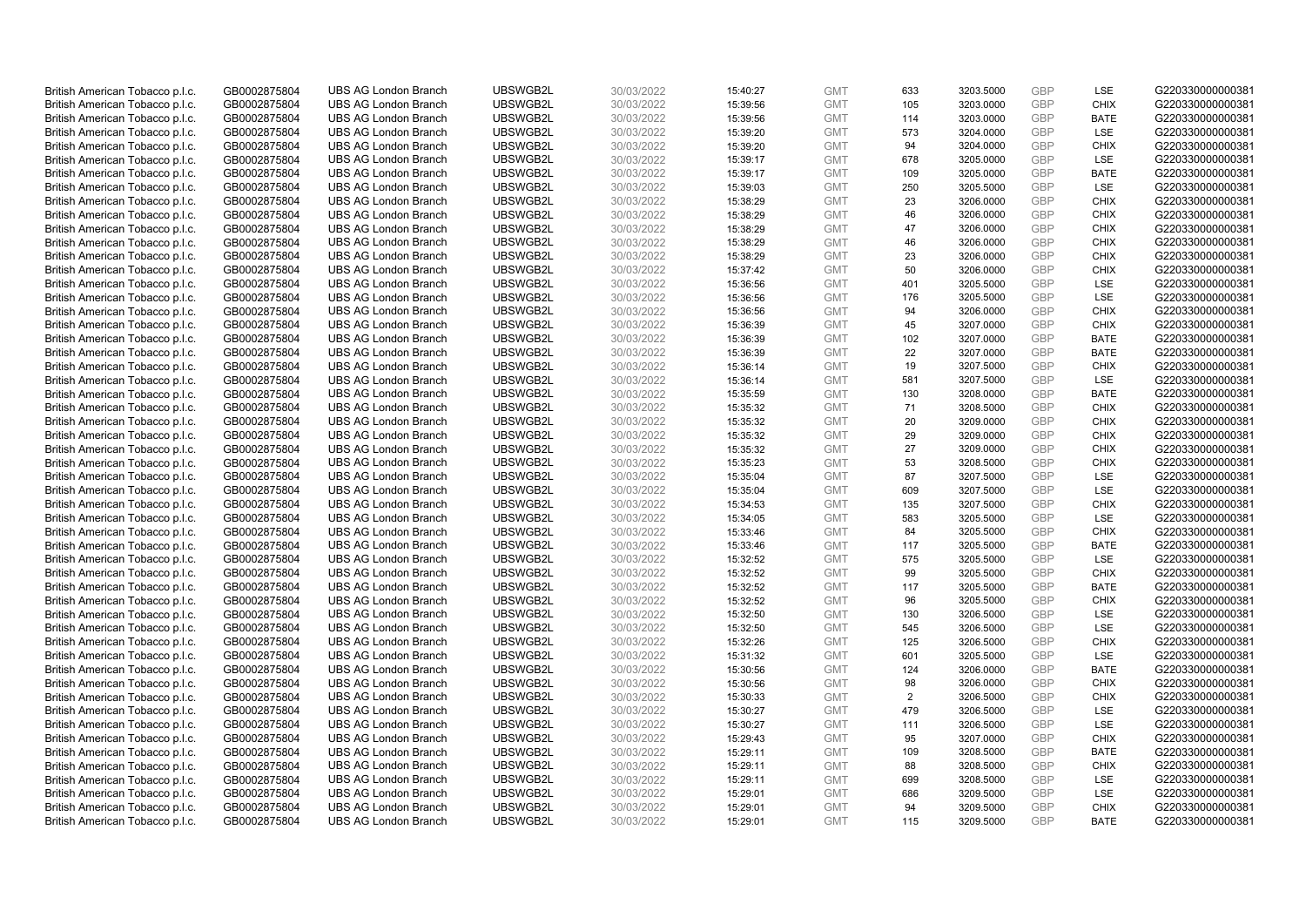| | | | | | | | | | | | |
|---|---|---|---|---|---|---|---|---|---|---|---|
| British American Tobacco p.l.c. | GB0002875804 | UBS AG London Branch | UBSWGB2L | 30/03/2022 | 15:40:27 | GMT | 633 | 3203.5000 | GBP | LSE | G220330000000381 |
| British American Tobacco p.l.c. | GB0002875804 | UBS AG London Branch | UBSWGB2L | 30/03/2022 | 15:39:56 | GMT | 105 | 3203.0000 | GBP | CHIX | G220330000000381 |
| British American Tobacco p.l.c. | GB0002875804 | UBS AG London Branch | UBSWGB2L | 30/03/2022 | 15:39:56 | GMT | 114 | 3203.0000 | GBP | BATE | G220330000000381 |
| British American Tobacco p.l.c. | GB0002875804 | UBS AG London Branch | UBSWGB2L | 30/03/2022 | 15:39:20 | GMT | 573 | 3204.0000 | GBP | LSE | G220330000000381 |
| British American Tobacco p.l.c. | GB0002875804 | UBS AG London Branch | UBSWGB2L | 30/03/2022 | 15:39:20 | GMT | 94 | 3204.0000 | GBP | CHIX | G220330000000381 |
| British American Tobacco p.l.c. | GB0002875804 | UBS AG London Branch | UBSWGB2L | 30/03/2022 | 15:39:17 | GMT | 678 | 3205.0000 | GBP | LSE | G220330000000381 |
| British American Tobacco p.l.c. | GB0002875804 | UBS AG London Branch | UBSWGB2L | 30/03/2022 | 15:39:17 | GMT | 109 | 3205.0000 | GBP | BATE | G220330000000381 |
| British American Tobacco p.l.c. | GB0002875804 | UBS AG London Branch | UBSWGB2L | 30/03/2022 | 15:39:03 | GMT | 250 | 3205.5000 | GBP | LSE | G220330000000381 |
| British American Tobacco p.l.c. | GB0002875804 | UBS AG London Branch | UBSWGB2L | 30/03/2022 | 15:38:29 | GMT | 23 | 3206.0000 | GBP | CHIX | G220330000000381 |
| British American Tobacco p.l.c. | GB0002875804 | UBS AG London Branch | UBSWGB2L | 30/03/2022 | 15:38:29 | GMT | 46 | 3206.0000 | GBP | CHIX | G220330000000381 |
| British American Tobacco p.l.c. | GB0002875804 | UBS AG London Branch | UBSWGB2L | 30/03/2022 | 15:38:29 | GMT | 47 | 3206.0000 | GBP | CHIX | G220330000000381 |
| British American Tobacco p.l.c. | GB0002875804 | UBS AG London Branch | UBSWGB2L | 30/03/2022 | 15:38:29 | GMT | 46 | 3206.0000 | GBP | CHIX | G220330000000381 |
| British American Tobacco p.l.c. | GB0002875804 | UBS AG London Branch | UBSWGB2L | 30/03/2022 | 15:38:29 | GMT | 23 | 3206.0000 | GBP | CHIX | G220330000000381 |
| British American Tobacco p.l.c. | GB0002875804 | UBS AG London Branch | UBSWGB2L | 30/03/2022 | 15:37:42 | GMT | 50 | 3206.0000 | GBP | CHIX | G220330000000381 |
| British American Tobacco p.l.c. | GB0002875804 | UBS AG London Branch | UBSWGB2L | 30/03/2022 | 15:36:56 | GMT | 401 | 3205.5000 | GBP | LSE | G220330000000381 |
| British American Tobacco p.l.c. | GB0002875804 | UBS AG London Branch | UBSWGB2L | 30/03/2022 | 15:36:56 | GMT | 176 | 3205.5000 | GBP | LSE | G220330000000381 |
| British American Tobacco p.l.c. | GB0002875804 | UBS AG London Branch | UBSWGB2L | 30/03/2022 | 15:36:56 | GMT | 94 | 3206.0000 | GBP | CHIX | G220330000000381 |
| British American Tobacco p.l.c. | GB0002875804 | UBS AG London Branch | UBSWGB2L | 30/03/2022 | 15:36:39 | GMT | 45 | 3207.0000 | GBP | CHIX | G220330000000381 |
| British American Tobacco p.l.c. | GB0002875804 | UBS AG London Branch | UBSWGB2L | 30/03/2022 | 15:36:39 | GMT | 102 | 3207.0000 | GBP | BATE | G220330000000381 |
| British American Tobacco p.l.c. | GB0002875804 | UBS AG London Branch | UBSWGB2L | 30/03/2022 | 15:36:39 | GMT | 22 | 3207.0000 | GBP | BATE | G220330000000381 |
| British American Tobacco p.l.c. | GB0002875804 | UBS AG London Branch | UBSWGB2L | 30/03/2022 | 15:36:14 | GMT | 19 | 3207.5000 | GBP | CHIX | G220330000000381 |
| British American Tobacco p.l.c. | GB0002875804 | UBS AG London Branch | UBSWGB2L | 30/03/2022 | 15:36:14 | GMT | 581 | 3207.5000 | GBP | LSE | G220330000000381 |
| British American Tobacco p.l.c. | GB0002875804 | UBS AG London Branch | UBSWGB2L | 30/03/2022 | 15:35:59 | GMT | 130 | 3208.0000 | GBP | BATE | G220330000000381 |
| British American Tobacco p.l.c. | GB0002875804 | UBS AG London Branch | UBSWGB2L | 30/03/2022 | 15:35:32 | GMT | 71 | 3208.5000 | GBP | CHIX | G220330000000381 |
| British American Tobacco p.l.c. | GB0002875804 | UBS AG London Branch | UBSWGB2L | 30/03/2022 | 15:35:32 | GMT | 20 | 3209.0000 | GBP | CHIX | G220330000000381 |
| British American Tobacco p.l.c. | GB0002875804 | UBS AG London Branch | UBSWGB2L | 30/03/2022 | 15:35:32 | GMT | 29 | 3209.0000 | GBP | CHIX | G220330000000381 |
| British American Tobacco p.l.c. | GB0002875804 | UBS AG London Branch | UBSWGB2L | 30/03/2022 | 15:35:32 | GMT | 27 | 3209.0000 | GBP | CHIX | G220330000000381 |
| British American Tobacco p.l.c. | GB0002875804 | UBS AG London Branch | UBSWGB2L | 30/03/2022 | 15:35:23 | GMT | 53 | 3208.5000 | GBP | CHIX | G220330000000381 |
| British American Tobacco p.l.c. | GB0002875804 | UBS AG London Branch | UBSWGB2L | 30/03/2022 | 15:35:04 | GMT | 87 | 3207.5000 | GBP | LSE | G220330000000381 |
| British American Tobacco p.l.c. | GB0002875804 | UBS AG London Branch | UBSWGB2L | 30/03/2022 | 15:35:04 | GMT | 609 | 3207.5000 | GBP | LSE | G220330000000381 |
| British American Tobacco p.l.c. | GB0002875804 | UBS AG London Branch | UBSWGB2L | 30/03/2022 | 15:34:53 | GMT | 135 | 3207.5000 | GBP | CHIX | G220330000000381 |
| British American Tobacco p.l.c. | GB0002875804 | UBS AG London Branch | UBSWGB2L | 30/03/2022 | 15:34:05 | GMT | 583 | 3205.5000 | GBP | LSE | G220330000000381 |
| British American Tobacco p.l.c. | GB0002875804 | UBS AG London Branch | UBSWGB2L | 30/03/2022 | 15:33:46 | GMT | 84 | 3205.5000 | GBP | CHIX | G220330000000381 |
| British American Tobacco p.l.c. | GB0002875804 | UBS AG London Branch | UBSWGB2L | 30/03/2022 | 15:33:46 | GMT | 117 | 3205.5000 | GBP | BATE | G220330000000381 |
| British American Tobacco p.l.c. | GB0002875804 | UBS AG London Branch | UBSWGB2L | 30/03/2022 | 15:32:52 | GMT | 575 | 3205.5000 | GBP | LSE | G220330000000381 |
| British American Tobacco p.l.c. | GB0002875804 | UBS AG London Branch | UBSWGB2L | 30/03/2022 | 15:32:52 | GMT | 99 | 3205.5000 | GBP | CHIX | G220330000000381 |
| British American Tobacco p.l.c. | GB0002875804 | UBS AG London Branch | UBSWGB2L | 30/03/2022 | 15:32:52 | GMT | 117 | 3205.5000 | GBP | BATE | G220330000000381 |
| British American Tobacco p.l.c. | GB0002875804 | UBS AG London Branch | UBSWGB2L | 30/03/2022 | 15:32:52 | GMT | 96 | 3205.5000 | GBP | CHIX | G220330000000381 |
| British American Tobacco p.l.c. | GB0002875804 | UBS AG London Branch | UBSWGB2L | 30/03/2022 | 15:32:50 | GMT | 130 | 3206.5000 | GBP | LSE | G220330000000381 |
| British American Tobacco p.l.c. | GB0002875804 | UBS AG London Branch | UBSWGB2L | 30/03/2022 | 15:32:50 | GMT | 545 | 3206.5000 | GBP | LSE | G220330000000381 |
| British American Tobacco p.l.c. | GB0002875804 | UBS AG London Branch | UBSWGB2L | 30/03/2022 | 15:32:26 | GMT | 125 | 3206.5000 | GBP | CHIX | G220330000000381 |
| British American Tobacco p.l.c. | GB0002875804 | UBS AG London Branch | UBSWGB2L | 30/03/2022 | 15:31:32 | GMT | 601 | 3205.5000 | GBP | LSE | G220330000000381 |
| British American Tobacco p.l.c. | GB0002875804 | UBS AG London Branch | UBSWGB2L | 30/03/2022 | 15:30:56 | GMT | 124 | 3206.0000 | GBP | BATE | G220330000000381 |
| British American Tobacco p.l.c. | GB0002875804 | UBS AG London Branch | UBSWGB2L | 30/03/2022 | 15:30:56 | GMT | 98 | 3206.0000 | GBP | CHIX | G220330000000381 |
| British American Tobacco p.l.c. | GB0002875804 | UBS AG London Branch | UBSWGB2L | 30/03/2022 | 15:30:33 | GMT | 2 | 3206.5000 | GBP | CHIX | G220330000000381 |
| British American Tobacco p.l.c. | GB0002875804 | UBS AG London Branch | UBSWGB2L | 30/03/2022 | 15:30:27 | GMT | 479 | 3206.5000 | GBP | LSE | G220330000000381 |
| British American Tobacco p.l.c. | GB0002875804 | UBS AG London Branch | UBSWGB2L | 30/03/2022 | 15:30:27 | GMT | 111 | 3206.5000 | GBP | LSE | G220330000000381 |
| British American Tobacco p.l.c. | GB0002875804 | UBS AG London Branch | UBSWGB2L | 30/03/2022 | 15:29:43 | GMT | 95 | 3207.0000 | GBP | CHIX | G220330000000381 |
| British American Tobacco p.l.c. | GB0002875804 | UBS AG London Branch | UBSWGB2L | 30/03/2022 | 15:29:11 | GMT | 109 | 3208.5000 | GBP | BATE | G220330000000381 |
| British American Tobacco p.l.c. | GB0002875804 | UBS AG London Branch | UBSWGB2L | 30/03/2022 | 15:29:11 | GMT | 88 | 3208.5000 | GBP | CHIX | G220330000000381 |
| British American Tobacco p.l.c. | GB0002875804 | UBS AG London Branch | UBSWGB2L | 30/03/2022 | 15:29:11 | GMT | 699 | 3208.5000 | GBP | LSE | G220330000000381 |
| British American Tobacco p.l.c. | GB0002875804 | UBS AG London Branch | UBSWGB2L | 30/03/2022 | 15:29:01 | GMT | 686 | 3209.5000 | GBP | LSE | G220330000000381 |
| British American Tobacco p.l.c. | GB0002875804 | UBS AG London Branch | UBSWGB2L | 30/03/2022 | 15:29:01 | GMT | 94 | 3209.5000 | GBP | CHIX | G220330000000381 |
| British American Tobacco p.l.c. | GB0002875804 | UBS AG London Branch | UBSWGB2L | 30/03/2022 | 15:29:01 | GMT | 115 | 3209.5000 | GBP | BATE | G220330000000381 |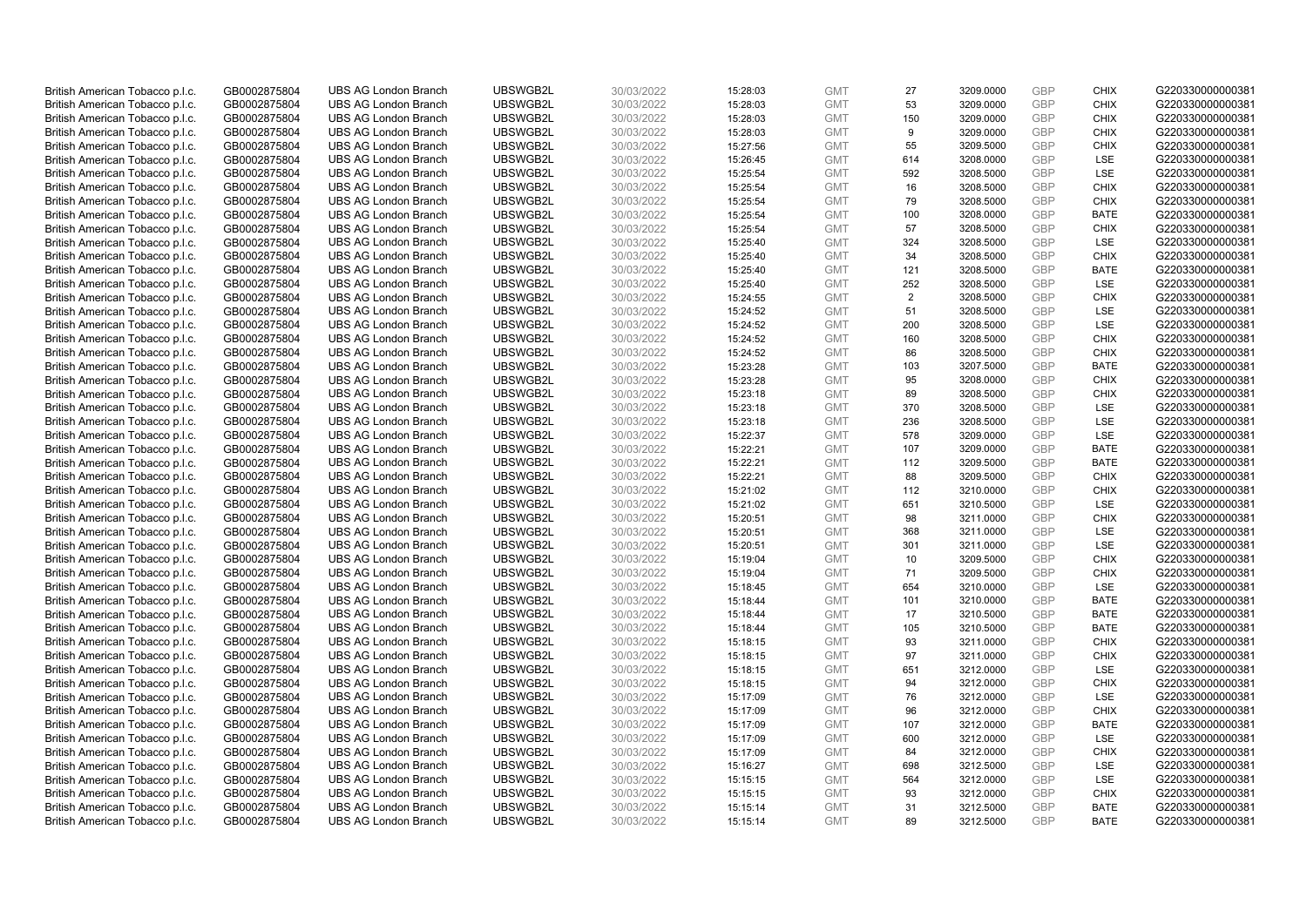| | | | | | | | | | | | |
|---|---|---|---|---|---|---|---|---|---|---|---|
| British American Tobacco p.l.c. | GB0002875804 | UBS AG London Branch | UBSWGB2L | 30/03/2022 | 15:28:03 | GMT | 27 | 3209.0000 | GBP | CHIX | G220330000000381 |
| British American Tobacco p.l.c. | GB0002875804 | UBS AG London Branch | UBSWGB2L | 30/03/2022 | 15:28:03 | GMT | 53 | 3209.0000 | GBP | CHIX | G220330000000381 |
| British American Tobacco p.l.c. | GB0002875804 | UBS AG London Branch | UBSWGB2L | 30/03/2022 | 15:28:03 | GMT | 150 | 3209.0000 | GBP | CHIX | G220330000000381 |
| British American Tobacco p.l.c. | GB0002875804 | UBS AG London Branch | UBSWGB2L | 30/03/2022 | 15:28:03 | GMT | 9 | 3209.0000 | GBP | CHIX | G220330000000381 |
| British American Tobacco p.l.c. | GB0002875804 | UBS AG London Branch | UBSWGB2L | 30/03/2022 | 15:27:56 | GMT | 55 | 3209.5000 | GBP | CHIX | G220330000000381 |
| British American Tobacco p.l.c. | GB0002875804 | UBS AG London Branch | UBSWGB2L | 30/03/2022 | 15:26:45 | GMT | 614 | 3208.0000 | GBP | LSE | G220330000000381 |
| British American Tobacco p.l.c. | GB0002875804 | UBS AG London Branch | UBSWGB2L | 30/03/2022 | 15:25:54 | GMT | 592 | 3208.5000 | GBP | LSE | G220330000000381 |
| British American Tobacco p.l.c. | GB0002875804 | UBS AG London Branch | UBSWGB2L | 30/03/2022 | 15:25:54 | GMT | 16 | 3208.5000 | GBP | CHIX | G220330000000381 |
| British American Tobacco p.l.c. | GB0002875804 | UBS AG London Branch | UBSWGB2L | 30/03/2022 | 15:25:54 | GMT | 79 | 3208.5000 | GBP | CHIX | G220330000000381 |
| British American Tobacco p.l.c. | GB0002875804 | UBS AG London Branch | UBSWGB2L | 30/03/2022 | 15:25:54 | GMT | 100 | 3208.0000 | GBP | BATE | G220330000000381 |
| British American Tobacco p.l.c. | GB0002875804 | UBS AG London Branch | UBSWGB2L | 30/03/2022 | 15:25:54 | GMT | 57 | 3208.5000 | GBP | CHIX | G220330000000381 |
| British American Tobacco p.l.c. | GB0002875804 | UBS AG London Branch | UBSWGB2L | 30/03/2022 | 15:25:40 | GMT | 324 | 3208.5000 | GBP | LSE | G220330000000381 |
| British American Tobacco p.l.c. | GB0002875804 | UBS AG London Branch | UBSWGB2L | 30/03/2022 | 15:25:40 | GMT | 34 | 3208.5000 | GBP | CHIX | G220330000000381 |
| British American Tobacco p.l.c. | GB0002875804 | UBS AG London Branch | UBSWGB2L | 30/03/2022 | 15:25:40 | GMT | 121 | 3208.5000 | GBP | BATE | G220330000000381 |
| British American Tobacco p.l.c. | GB0002875804 | UBS AG London Branch | UBSWGB2L | 30/03/2022 | 15:25:40 | GMT | 252 | 3208.5000 | GBP | LSE | G220330000000381 |
| British American Tobacco p.l.c. | GB0002875804 | UBS AG London Branch | UBSWGB2L | 30/03/2022 | 15:24:55 | GMT | 2 | 3208.5000 | GBP | CHIX | G220330000000381 |
| British American Tobacco p.l.c. | GB0002875804 | UBS AG London Branch | UBSWGB2L | 30/03/2022 | 15:24:52 | GMT | 51 | 3208.5000 | GBP | LSE | G220330000000381 |
| British American Tobacco p.l.c. | GB0002875804 | UBS AG London Branch | UBSWGB2L | 30/03/2022 | 15:24:52 | GMT | 200 | 3208.5000 | GBP | LSE | G220330000000381 |
| British American Tobacco p.l.c. | GB0002875804 | UBS AG London Branch | UBSWGB2L | 30/03/2022 | 15:24:52 | GMT | 160 | 3208.5000 | GBP | CHIX | G220330000000381 |
| British American Tobacco p.l.c. | GB0002875804 | UBS AG London Branch | UBSWGB2L | 30/03/2022 | 15:24:52 | GMT | 86 | 3208.5000 | GBP | CHIX | G220330000000381 |
| British American Tobacco p.l.c. | GB0002875804 | UBS AG London Branch | UBSWGB2L | 30/03/2022 | 15:23:28 | GMT | 103 | 3207.5000 | GBP | BATE | G220330000000381 |
| British American Tobacco p.l.c. | GB0002875804 | UBS AG London Branch | UBSWGB2L | 30/03/2022 | 15:23:28 | GMT | 95 | 3208.0000 | GBP | CHIX | G220330000000381 |
| British American Tobacco p.l.c. | GB0002875804 | UBS AG London Branch | UBSWGB2L | 30/03/2022 | 15:23:18 | GMT | 89 | 3208.5000 | GBP | CHIX | G220330000000381 |
| British American Tobacco p.l.c. | GB0002875804 | UBS AG London Branch | UBSWGB2L | 30/03/2022 | 15:23:18 | GMT | 370 | 3208.5000 | GBP | LSE | G220330000000381 |
| British American Tobacco p.l.c. | GB0002875804 | UBS AG London Branch | UBSWGB2L | 30/03/2022 | 15:23:18 | GMT | 236 | 3208.5000 | GBP | LSE | G220330000000381 |
| British American Tobacco p.l.c. | GB0002875804 | UBS AG London Branch | UBSWGB2L | 30/03/2022 | 15:22:37 | GMT | 578 | 3209.0000 | GBP | LSE | G220330000000381 |
| British American Tobacco p.l.c. | GB0002875804 | UBS AG London Branch | UBSWGB2L | 30/03/2022 | 15:22:21 | GMT | 107 | 3209.0000 | GBP | BATE | G220330000000381 |
| British American Tobacco p.l.c. | GB0002875804 | UBS AG London Branch | UBSWGB2L | 30/03/2022 | 15:22:21 | GMT | 112 | 3209.5000 | GBP | BATE | G220330000000381 |
| British American Tobacco p.l.c. | GB0002875804 | UBS AG London Branch | UBSWGB2L | 30/03/2022 | 15:22:21 | GMT | 88 | 3209.5000 | GBP | CHIX | G220330000000381 |
| British American Tobacco p.l.c. | GB0002875804 | UBS AG London Branch | UBSWGB2L | 30/03/2022 | 15:21:02 | GMT | 112 | 3210.0000 | GBP | CHIX | G220330000000381 |
| British American Tobacco p.l.c. | GB0002875804 | UBS AG London Branch | UBSWGB2L | 30/03/2022 | 15:21:02 | GMT | 651 | 3210.5000 | GBP | LSE | G220330000000381 |
| British American Tobacco p.l.c. | GB0002875804 | UBS AG London Branch | UBSWGB2L | 30/03/2022 | 15:20:51 | GMT | 98 | 3211.0000 | GBP | CHIX | G220330000000381 |
| British American Tobacco p.l.c. | GB0002875804 | UBS AG London Branch | UBSWGB2L | 30/03/2022 | 15:20:51 | GMT | 368 | 3211.0000 | GBP | LSE | G220330000000381 |
| British American Tobacco p.l.c. | GB0002875804 | UBS AG London Branch | UBSWGB2L | 30/03/2022 | 15:20:51 | GMT | 301 | 3211.0000 | GBP | LSE | G220330000000381 |
| British American Tobacco p.l.c. | GB0002875804 | UBS AG London Branch | UBSWGB2L | 30/03/2022 | 15:19:04 | GMT | 10 | 3209.5000 | GBP | CHIX | G220330000000381 |
| British American Tobacco p.l.c. | GB0002875804 | UBS AG London Branch | UBSWGB2L | 30/03/2022 | 15:19:04 | GMT | 71 | 3209.5000 | GBP | CHIX | G220330000000381 |
| British American Tobacco p.l.c. | GB0002875804 | UBS AG London Branch | UBSWGB2L | 30/03/2022 | 15:18:45 | GMT | 654 | 3210.0000 | GBP | LSE | G220330000000381 |
| British American Tobacco p.l.c. | GB0002875804 | UBS AG London Branch | UBSWGB2L | 30/03/2022 | 15:18:44 | GMT | 101 | 3210.0000 | GBP | BATE | G220330000000381 |
| British American Tobacco p.l.c. | GB0002875804 | UBS AG London Branch | UBSWGB2L | 30/03/2022 | 15:18:44 | GMT | 17 | 3210.5000 | GBP | BATE | G220330000000381 |
| British American Tobacco p.l.c. | GB0002875804 | UBS AG London Branch | UBSWGB2L | 30/03/2022 | 15:18:44 | GMT | 105 | 3210.5000 | GBP | BATE | G220330000000381 |
| British American Tobacco p.l.c. | GB0002875804 | UBS AG London Branch | UBSWGB2L | 30/03/2022 | 15:18:15 | GMT | 93 | 3211.0000 | GBP | CHIX | G220330000000381 |
| British American Tobacco p.l.c. | GB0002875804 | UBS AG London Branch | UBSWGB2L | 30/03/2022 | 15:18:15 | GMT | 97 | 3211.0000 | GBP | CHIX | G220330000000381 |
| British American Tobacco p.l.c. | GB0002875804 | UBS AG London Branch | UBSWGB2L | 30/03/2022 | 15:18:15 | GMT | 651 | 3212.0000 | GBP | LSE | G220330000000381 |
| British American Tobacco p.l.c. | GB0002875804 | UBS AG London Branch | UBSWGB2L | 30/03/2022 | 15:18:15 | GMT | 94 | 3212.0000 | GBP | CHIX | G220330000000381 |
| British American Tobacco p.l.c. | GB0002875804 | UBS AG London Branch | UBSWGB2L | 30/03/2022 | 15:17:09 | GMT | 76 | 3212.0000 | GBP | LSE | G220330000000381 |
| British American Tobacco p.l.c. | GB0002875804 | UBS AG London Branch | UBSWGB2L | 30/03/2022 | 15:17:09 | GMT | 96 | 3212.0000 | GBP | CHIX | G220330000000381 |
| British American Tobacco p.l.c. | GB0002875804 | UBS AG London Branch | UBSWGB2L | 30/03/2022 | 15:17:09 | GMT | 107 | 3212.0000 | GBP | BATE | G220330000000381 |
| British American Tobacco p.l.c. | GB0002875804 | UBS AG London Branch | UBSWGB2L | 30/03/2022 | 15:17:09 | GMT | 600 | 3212.0000 | GBP | LSE | G220330000000381 |
| British American Tobacco p.l.c. | GB0002875804 | UBS AG London Branch | UBSWGB2L | 30/03/2022 | 15:17:09 | GMT | 84 | 3212.0000 | GBP | CHIX | G220330000000381 |
| British American Tobacco p.l.c. | GB0002875804 | UBS AG London Branch | UBSWGB2L | 30/03/2022 | 15:16:27 | GMT | 698 | 3212.5000 | GBP | LSE | G220330000000381 |
| British American Tobacco p.l.c. | GB0002875804 | UBS AG London Branch | UBSWGB2L | 30/03/2022 | 15:15:15 | GMT | 564 | 3212.0000 | GBP | LSE | G220330000000381 |
| British American Tobacco p.l.c. | GB0002875804 | UBS AG London Branch | UBSWGB2L | 30/03/2022 | 15:15:15 | GMT | 93 | 3212.0000 | GBP | CHIX | G220330000000381 |
| British American Tobacco p.l.c. | GB0002875804 | UBS AG London Branch | UBSWGB2L | 30/03/2022 | 15:15:14 | GMT | 31 | 3212.5000 | GBP | BATE | G220330000000381 |
| British American Tobacco p.l.c. | GB0002875804 | UBS AG London Branch | UBSWGB2L | 30/03/2022 | 15:15:14 | GMT | 89 | 3212.5000 | GBP | BATE | G220330000000381 |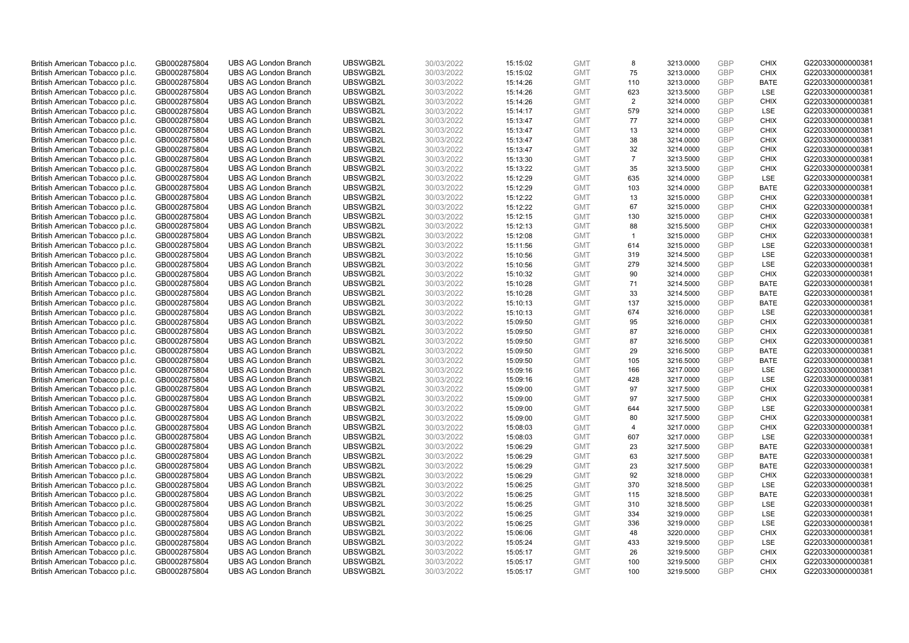| British American Tobacco p.l.c. | GB0002875804 | UBS AG London Branch | UBSWGB2L | 30/03/2022 | 15:15:02 | GMT | 8 | 3213.0000 | GBP | CHIX | G220330000000381 |
|---|---|---|---|---|---|---|---|---|---|---|---|
| British American Tobacco p.l.c. | GB0002875804 | UBS AG London Branch | UBSWGB2L | 30/03/2022 | 15:15:02 | GMT | 75 | 3213.0000 | GBP | CHIX | G220330000000381 |
| British American Tobacco p.l.c. | GB0002875804 | UBS AG London Branch | UBSWGB2L | 30/03/2022 | 15:14:26 | GMT | 110 | 3213.0000 | GBP | BATE | G220330000000381 |
| British American Tobacco p.l.c. | GB0002875804 | UBS AG London Branch | UBSWGB2L | 30/03/2022 | 15:14:26 | GMT | 623 | 3213.5000 | GBP | LSE | G220330000000381 |
| British American Tobacco p.l.c. | GB0002875804 | UBS AG London Branch | UBSWGB2L | 30/03/2022 | 15:14:26 | GMT | 2 | 3214.0000 | GBP | CHIX | G220330000000381 |
| British American Tobacco p.l.c. | GB0002875804 | UBS AG London Branch | UBSWGB2L | 30/03/2022 | 15:14:17 | GMT | 579 | 3214.0000 | GBP | LSE | G220330000000381 |
| British American Tobacco p.l.c. | GB0002875804 | UBS AG London Branch | UBSWGB2L | 30/03/2022 | 15:13:47 | GMT | 77 | 3214.0000 | GBP | CHIX | G220330000000381 |
| British American Tobacco p.l.c. | GB0002875804 | UBS AG London Branch | UBSWGB2L | 30/03/2022 | 15:13:47 | GMT | 13 | 3214.0000 | GBP | CHIX | G220330000000381 |
| British American Tobacco p.l.c. | GB0002875804 | UBS AG London Branch | UBSWGB2L | 30/03/2022 | 15:13:47 | GMT | 38 | 3214.0000 | GBP | CHIX | G220330000000381 |
| British American Tobacco p.l.c. | GB0002875804 | UBS AG London Branch | UBSWGB2L | 30/03/2022 | 15:13:47 | GMT | 32 | 3214.0000 | GBP | CHIX | G220330000000381 |
| British American Tobacco p.l.c. | GB0002875804 | UBS AG London Branch | UBSWGB2L | 30/03/2022 | 15:13:30 | GMT | 7 | 3213.5000 | GBP | CHIX | G220330000000381 |
| British American Tobacco p.l.c. | GB0002875804 | UBS AG London Branch | UBSWGB2L | 30/03/2022 | 15:13:22 | GMT | 35 | 3213.5000 | GBP | CHIX | G220330000000381 |
| British American Tobacco p.l.c. | GB0002875804 | UBS AG London Branch | UBSWGB2L | 30/03/2022 | 15:12:29 | GMT | 635 | 3214.0000 | GBP | LSE | G220330000000381 |
| British American Tobacco p.l.c. | GB0002875804 | UBS AG London Branch | UBSWGB2L | 30/03/2022 | 15:12:29 | GMT | 103 | 3214.0000 | GBP | BATE | G220330000000381 |
| British American Tobacco p.l.c. | GB0002875804 | UBS AG London Branch | UBSWGB2L | 30/03/2022 | 15:12:22 | GMT | 13 | 3215.0000 | GBP | CHIX | G220330000000381 |
| British American Tobacco p.l.c. | GB0002875804 | UBS AG London Branch | UBSWGB2L | 30/03/2022 | 15:12:22 | GMT | 67 | 3215.0000 | GBP | CHIX | G220330000000381 |
| British American Tobacco p.l.c. | GB0002875804 | UBS AG London Branch | UBSWGB2L | 30/03/2022 | 15:12:15 | GMT | 130 | 3215.0000 | GBP | CHIX | G220330000000381 |
| British American Tobacco p.l.c. | GB0002875804 | UBS AG London Branch | UBSWGB2L | 30/03/2022 | 15:12:13 | GMT | 88 | 3215.5000 | GBP | CHIX | G220330000000381 |
| British American Tobacco p.l.c. | GB0002875804 | UBS AG London Branch | UBSWGB2L | 30/03/2022 | 15:12:08 | GMT | 1 | 3215.0000 | GBP | CHIX | G220330000000381 |
| British American Tobacco p.l.c. | GB0002875804 | UBS AG London Branch | UBSWGB2L | 30/03/2022 | 15:11:56 | GMT | 614 | 3215.0000 | GBP | LSE | G220330000000381 |
| British American Tobacco p.l.c. | GB0002875804 | UBS AG London Branch | UBSWGB2L | 30/03/2022 | 15:10:56 | GMT | 319 | 3214.5000 | GBP | LSE | G220330000000381 |
| British American Tobacco p.l.c. | GB0002875804 | UBS AG London Branch | UBSWGB2L | 30/03/2022 | 15:10:56 | GMT | 279 | 3214.5000 | GBP | LSE | G220330000000381 |
| British American Tobacco p.l.c. | GB0002875804 | UBS AG London Branch | UBSWGB2L | 30/03/2022 | 15:10:32 | GMT | 90 | 3214.0000 | GBP | CHIX | G220330000000381 |
| British American Tobacco p.l.c. | GB0002875804 | UBS AG London Branch | UBSWGB2L | 30/03/2022 | 15:10:28 | GMT | 71 | 3214.5000 | GBP | BATE | G220330000000381 |
| British American Tobacco p.l.c. | GB0002875804 | UBS AG London Branch | UBSWGB2L | 30/03/2022 | 15:10:28 | GMT | 33 | 3214.5000 | GBP | BATE | G220330000000381 |
| British American Tobacco p.l.c. | GB0002875804 | UBS AG London Branch | UBSWGB2L | 30/03/2022 | 15:10:13 | GMT | 137 | 3215.0000 | GBP | BATE | G220330000000381 |
| British American Tobacco p.l.c. | GB0002875804 | UBS AG London Branch | UBSWGB2L | 30/03/2022 | 15:10:13 | GMT | 674 | 3216.0000 | GBP | LSE | G220330000000381 |
| British American Tobacco p.l.c. | GB0002875804 | UBS AG London Branch | UBSWGB2L | 30/03/2022 | 15:09:50 | GMT | 95 | 3216.0000 | GBP | CHIX | G220330000000381 |
| British American Tobacco p.l.c. | GB0002875804 | UBS AG London Branch | UBSWGB2L | 30/03/2022 | 15:09:50 | GMT | 87 | 3216.0000 | GBP | CHIX | G220330000000381 |
| British American Tobacco p.l.c. | GB0002875804 | UBS AG London Branch | UBSWGB2L | 30/03/2022 | 15:09:50 | GMT | 87 | 3216.5000 | GBP | CHIX | G220330000000381 |
| British American Tobacco p.l.c. | GB0002875804 | UBS AG London Branch | UBSWGB2L | 30/03/2022 | 15:09:50 | GMT | 29 | 3216.5000 | GBP | BATE | G220330000000381 |
| British American Tobacco p.l.c. | GB0002875804 | UBS AG London Branch | UBSWGB2L | 30/03/2022 | 15:09:50 | GMT | 105 | 3216.5000 | GBP | BATE | G220330000000381 |
| British American Tobacco p.l.c. | GB0002875804 | UBS AG London Branch | UBSWGB2L | 30/03/2022 | 15:09:16 | GMT | 166 | 3217.0000 | GBP | LSE | G220330000000381 |
| British American Tobacco p.l.c. | GB0002875804 | UBS AG London Branch | UBSWGB2L | 30/03/2022 | 15:09:16 | GMT | 428 | 3217.0000 | GBP | LSE | G220330000000381 |
| British American Tobacco p.l.c. | GB0002875804 | UBS AG London Branch | UBSWGB2L | 30/03/2022 | 15:09:00 | GMT | 97 | 3217.5000 | GBP | CHIX | G220330000000381 |
| British American Tobacco p.l.c. | GB0002875804 | UBS AG London Branch | UBSWGB2L | 30/03/2022 | 15:09:00 | GMT | 97 | 3217.5000 | GBP | CHIX | G220330000000381 |
| British American Tobacco p.l.c. | GB0002875804 | UBS AG London Branch | UBSWGB2L | 30/03/2022 | 15:09:00 | GMT | 644 | 3217.5000 | GBP | LSE | G220330000000381 |
| British American Tobacco p.l.c. | GB0002875804 | UBS AG London Branch | UBSWGB2L | 30/03/2022 | 15:09:00 | GMT | 80 | 3217.5000 | GBP | CHIX | G220330000000381 |
| British American Tobacco p.l.c. | GB0002875804 | UBS AG London Branch | UBSWGB2L | 30/03/2022 | 15:08:03 | GMT | 4 | 3217.0000 | GBP | CHIX | G220330000000381 |
| British American Tobacco p.l.c. | GB0002875804 | UBS AG London Branch | UBSWGB2L | 30/03/2022 | 15:08:03 | GMT | 607 | 3217.0000 | GBP | LSE | G220330000000381 |
| British American Tobacco p.l.c. | GB0002875804 | UBS AG London Branch | UBSWGB2L | 30/03/2022 | 15:06:29 | GMT | 23 | 3217.5000 | GBP | BATE | G220330000000381 |
| British American Tobacco p.l.c. | GB0002875804 | UBS AG London Branch | UBSWGB2L | 30/03/2022 | 15:06:29 | GMT | 63 | 3217.5000 | GBP | BATE | G220330000000381 |
| British American Tobacco p.l.c. | GB0002875804 | UBS AG London Branch | UBSWGB2L | 30/03/2022 | 15:06:29 | GMT | 23 | 3217.5000 | GBP | BATE | G220330000000381 |
| British American Tobacco p.l.c. | GB0002875804 | UBS AG London Branch | UBSWGB2L | 30/03/2022 | 15:06:29 | GMT | 92 | 3218.0000 | GBP | CHIX | G220330000000381 |
| British American Tobacco p.l.c. | GB0002875804 | UBS AG London Branch | UBSWGB2L | 30/03/2022 | 15:06:25 | GMT | 370 | 3218.5000 | GBP | LSE | G220330000000381 |
| British American Tobacco p.l.c. | GB0002875804 | UBS AG London Branch | UBSWGB2L | 30/03/2022 | 15:06:25 | GMT | 115 | 3218.5000 | GBP | BATE | G220330000000381 |
| British American Tobacco p.l.c. | GB0002875804 | UBS AG London Branch | UBSWGB2L | 30/03/2022 | 15:06:25 | GMT | 310 | 3218.5000 | GBP | LSE | G220330000000381 |
| British American Tobacco p.l.c. | GB0002875804 | UBS AG London Branch | UBSWGB2L | 30/03/2022 | 15:06:25 | GMT | 334 | 3219.0000 | GBP | LSE | G220330000000381 |
| British American Tobacco p.l.c. | GB0002875804 | UBS AG London Branch | UBSWGB2L | 30/03/2022 | 15:06:25 | GMT | 336 | 3219.0000 | GBP | LSE | G220330000000381 |
| British American Tobacco p.l.c. | GB0002875804 | UBS AG London Branch | UBSWGB2L | 30/03/2022 | 15:06:06 | GMT | 48 | 3220.0000 | GBP | CHIX | G220330000000381 |
| British American Tobacco p.l.c. | GB0002875804 | UBS AG London Branch | UBSWGB2L | 30/03/2022 | 15:05:24 | GMT | 433 | 3219.5000 | GBP | LSE | G220330000000381 |
| British American Tobacco p.l.c. | GB0002875804 | UBS AG London Branch | UBSWGB2L | 30/03/2022 | 15:05:17 | GMT | 26 | 3219.5000 | GBP | CHIX | G220330000000381 |
| British American Tobacco p.l.c. | GB0002875804 | UBS AG London Branch | UBSWGB2L | 30/03/2022 | 15:05:17 | GMT | 100 | 3219.5000 | GBP | CHIX | G220330000000381 |
| British American Tobacco p.l.c. | GB0002875804 | UBS AG London Branch | UBSWGB2L | 30/03/2022 | 15:05:17 | GMT | 100 | 3219.5000 | GBP | CHIX | G220330000000381 |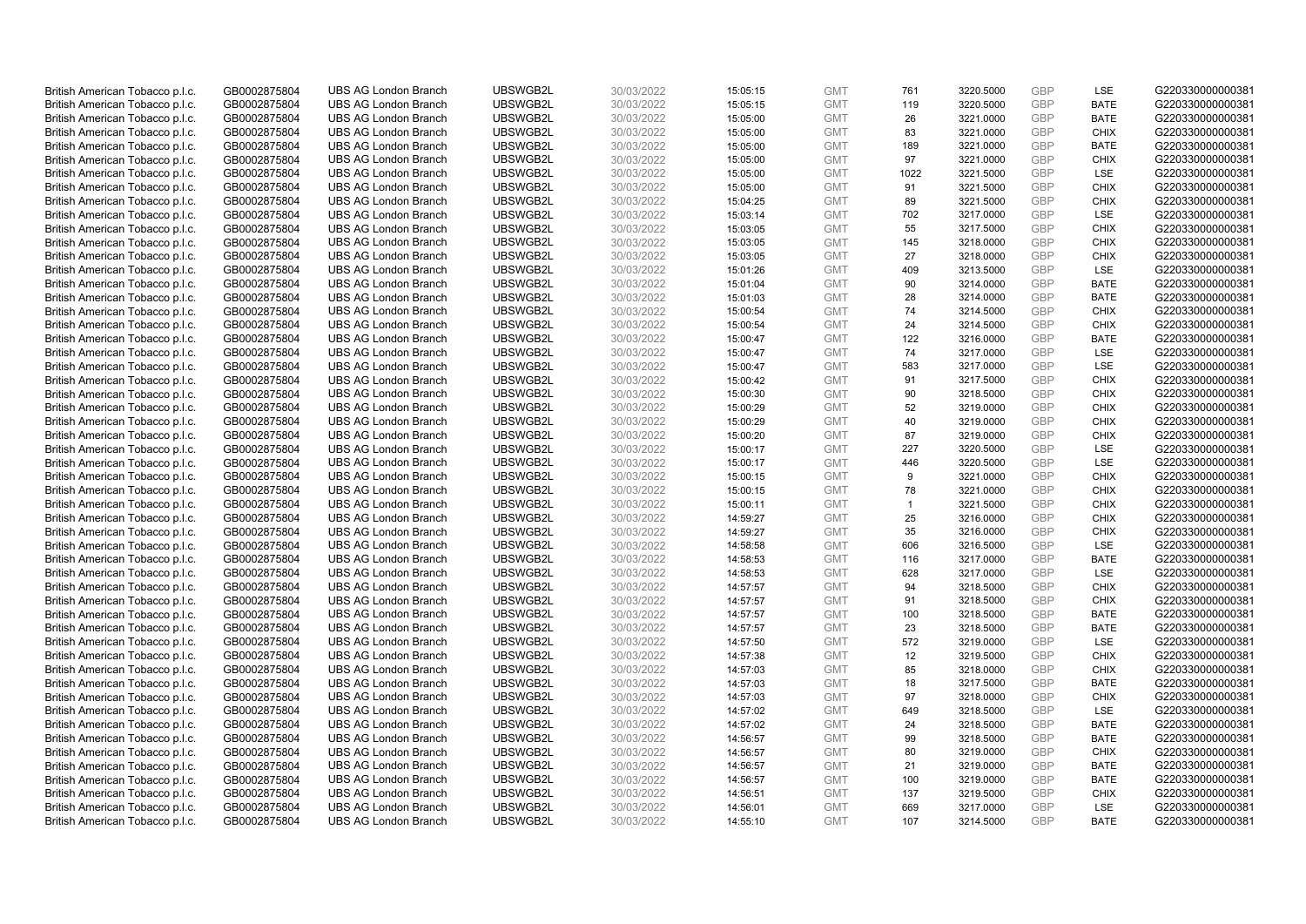| | | | | | | | | | | | |
|---|---|---|---|---|---|---|---|---|---|---|---|
| British American Tobacco p.l.c. | GB0002875804 | UBS AG London Branch | UBSWGB2L | 30/03/2022 | 15:05:15 | GMT | 761 | 3220.5000 | GBP | LSE | G220330000000381 |
| British American Tobacco p.l.c. | GB0002875804 | UBS AG London Branch | UBSWGB2L | 30/03/2022 | 15:05:15 | GMT | 119 | 3220.5000 | GBP | BATE | G220330000000381 |
| British American Tobacco p.l.c. | GB0002875804 | UBS AG London Branch | UBSWGB2L | 30/03/2022 | 15:05:00 | GMT | 26 | 3221.0000 | GBP | BATE | G220330000000381 |
| British American Tobacco p.l.c. | GB0002875804 | UBS AG London Branch | UBSWGB2L | 30/03/2022 | 15:05:00 | GMT | 83 | 3221.0000 | GBP | CHIX | G220330000000381 |
| British American Tobacco p.l.c. | GB0002875804 | UBS AG London Branch | UBSWGB2L | 30/03/2022 | 15:05:00 | GMT | 189 | 3221.0000 | GBP | BATE | G220330000000381 |
| British American Tobacco p.l.c. | GB0002875804 | UBS AG London Branch | UBSWGB2L | 30/03/2022 | 15:05:00 | GMT | 97 | 3221.0000 | GBP | CHIX | G220330000000381 |
| British American Tobacco p.l.c. | GB0002875804 | UBS AG London Branch | UBSWGB2L | 30/03/2022 | 15:05:00 | GMT | 1022 | 3221.5000 | GBP | LSE | G220330000000381 |
| British American Tobacco p.l.c. | GB0002875804 | UBS AG London Branch | UBSWGB2L | 30/03/2022 | 15:05:00 | GMT | 91 | 3221.5000 | GBP | CHIX | G220330000000381 |
| British American Tobacco p.l.c. | GB0002875804 | UBS AG London Branch | UBSWGB2L | 30/03/2022 | 15:04:25 | GMT | 89 | 3221.5000 | GBP | CHIX | G220330000000381 |
| British American Tobacco p.l.c. | GB0002875804 | UBS AG London Branch | UBSWGB2L | 30/03/2022 | 15:03:14 | GMT | 702 | 3217.0000 | GBP | LSE | G220330000000381 |
| British American Tobacco p.l.c. | GB0002875804 | UBS AG London Branch | UBSWGB2L | 30/03/2022 | 15:03:05 | GMT | 55 | 3217.5000 | GBP | CHIX | G220330000000381 |
| British American Tobacco p.l.c. | GB0002875804 | UBS AG London Branch | UBSWGB2L | 30/03/2022 | 15:03:05 | GMT | 145 | 3218.0000 | GBP | CHIX | G220330000000381 |
| British American Tobacco p.l.c. | GB0002875804 | UBS AG London Branch | UBSWGB2L | 30/03/2022 | 15:03:05 | GMT | 27 | 3218.0000 | GBP | CHIX | G220330000000381 |
| British American Tobacco p.l.c. | GB0002875804 | UBS AG London Branch | UBSWGB2L | 30/03/2022 | 15:01:26 | GMT | 409 | 3213.5000 | GBP | LSE | G220330000000381 |
| British American Tobacco p.l.c. | GB0002875804 | UBS AG London Branch | UBSWGB2L | 30/03/2022 | 15:01:04 | GMT | 90 | 3214.0000 | GBP | BATE | G220330000000381 |
| British American Tobacco p.l.c. | GB0002875804 | UBS AG London Branch | UBSWGB2L | 30/03/2022 | 15:01:03 | GMT | 28 | 3214.0000 | GBP | BATE | G220330000000381 |
| British American Tobacco p.l.c. | GB0002875804 | UBS AG London Branch | UBSWGB2L | 30/03/2022 | 15:00:54 | GMT | 74 | 3214.5000 | GBP | CHIX | G220330000000381 |
| British American Tobacco p.l.c. | GB0002875804 | UBS AG London Branch | UBSWGB2L | 30/03/2022 | 15:00:54 | GMT | 24 | 3214.5000 | GBP | CHIX | G220330000000381 |
| British American Tobacco p.l.c. | GB0002875804 | UBS AG London Branch | UBSWGB2L | 30/03/2022 | 15:00:47 | GMT | 122 | 3216.0000 | GBP | BATE | G220330000000381 |
| British American Tobacco p.l.c. | GB0002875804 | UBS AG London Branch | UBSWGB2L | 30/03/2022 | 15:00:47 | GMT | 74 | 3217.0000 | GBP | LSE | G220330000000381 |
| British American Tobacco p.l.c. | GB0002875804 | UBS AG London Branch | UBSWGB2L | 30/03/2022 | 15:00:47 | GMT | 583 | 3217.0000 | GBP | LSE | G220330000000381 |
| British American Tobacco p.l.c. | GB0002875804 | UBS AG London Branch | UBSWGB2L | 30/03/2022 | 15:00:42 | GMT | 91 | 3217.5000 | GBP | CHIX | G220330000000381 |
| British American Tobacco p.l.c. | GB0002875804 | UBS AG London Branch | UBSWGB2L | 30/03/2022 | 15:00:30 | GMT | 90 | 3218.5000 | GBP | CHIX | G220330000000381 |
| British American Tobacco p.l.c. | GB0002875804 | UBS AG London Branch | UBSWGB2L | 30/03/2022 | 15:00:29 | GMT | 52 | 3219.0000 | GBP | CHIX | G220330000000381 |
| British American Tobacco p.l.c. | GB0002875804 | UBS AG London Branch | UBSWGB2L | 30/03/2022 | 15:00:29 | GMT | 40 | 3219.0000 | GBP | CHIX | G220330000000381 |
| British American Tobacco p.l.c. | GB0002875804 | UBS AG London Branch | UBSWGB2L | 30/03/2022 | 15:00:20 | GMT | 87 | 3219.0000 | GBP | CHIX | G220330000000381 |
| British American Tobacco p.l.c. | GB0002875804 | UBS AG London Branch | UBSWGB2L | 30/03/2022 | 15:00:17 | GMT | 227 | 3220.5000 | GBP | LSE | G220330000000381 |
| British American Tobacco p.l.c. | GB0002875804 | UBS AG London Branch | UBSWGB2L | 30/03/2022 | 15:00:17 | GMT | 446 | 3220.5000 | GBP | LSE | G220330000000381 |
| British American Tobacco p.l.c. | GB0002875804 | UBS AG London Branch | UBSWGB2L | 30/03/2022 | 15:00:15 | GMT | 9 | 3221.0000 | GBP | CHIX | G220330000000381 |
| British American Tobacco p.l.c. | GB0002875804 | UBS AG London Branch | UBSWGB2L | 30/03/2022 | 15:00:15 | GMT | 78 | 3221.0000 | GBP | CHIX | G220330000000381 |
| British American Tobacco p.l.c. | GB0002875804 | UBS AG London Branch | UBSWGB2L | 30/03/2022 | 15:00:11 | GMT | 1 | 3221.5000 | GBP | CHIX | G220330000000381 |
| British American Tobacco p.l.c. | GB0002875804 | UBS AG London Branch | UBSWGB2L | 30/03/2022 | 14:59:27 | GMT | 25 | 3216.0000 | GBP | CHIX | G220330000000381 |
| British American Tobacco p.l.c. | GB0002875804 | UBS AG London Branch | UBSWGB2L | 30/03/2022 | 14:59:27 | GMT | 35 | 3216.0000 | GBP | CHIX | G220330000000381 |
| British American Tobacco p.l.c. | GB0002875804 | UBS AG London Branch | UBSWGB2L | 30/03/2022 | 14:58:58 | GMT | 606 | 3216.5000 | GBP | LSE | G220330000000381 |
| British American Tobacco p.l.c. | GB0002875804 | UBS AG London Branch | UBSWGB2L | 30/03/2022 | 14:58:53 | GMT | 116 | 3217.0000 | GBP | BATE | G220330000000381 |
| British American Tobacco p.l.c. | GB0002875804 | UBS AG London Branch | UBSWGB2L | 30/03/2022 | 14:58:53 | GMT | 628 | 3217.0000 | GBP | LSE | G220330000000381 |
| British American Tobacco p.l.c. | GB0002875804 | UBS AG London Branch | UBSWGB2L | 30/03/2022 | 14:57:57 | GMT | 94 | 3218.5000 | GBP | CHIX | G220330000000381 |
| British American Tobacco p.l.c. | GB0002875804 | UBS AG London Branch | UBSWGB2L | 30/03/2022 | 14:57:57 | GMT | 91 | 3218.5000 | GBP | CHIX | G220330000000381 |
| British American Tobacco p.l.c. | GB0002875804 | UBS AG London Branch | UBSWGB2L | 30/03/2022 | 14:57:57 | GMT | 100 | 3218.5000 | GBP | BATE | G220330000000381 |
| British American Tobacco p.l.c. | GB0002875804 | UBS AG London Branch | UBSWGB2L | 30/03/2022 | 14:57:57 | GMT | 23 | 3218.5000 | GBP | BATE | G220330000000381 |
| British American Tobacco p.l.c. | GB0002875804 | UBS AG London Branch | UBSWGB2L | 30/03/2022 | 14:57:50 | GMT | 572 | 3219.0000 | GBP | LSE | G220330000000381 |
| British American Tobacco p.l.c. | GB0002875804 | UBS AG London Branch | UBSWGB2L | 30/03/2022 | 14:57:38 | GMT | 12 | 3219.5000 | GBP | CHIX | G220330000000381 |
| British American Tobacco p.l.c. | GB0002875804 | UBS AG London Branch | UBSWGB2L | 30/03/2022 | 14:57:03 | GMT | 85 | 3218.0000 | GBP | CHIX | G220330000000381 |
| British American Tobacco p.l.c. | GB0002875804 | UBS AG London Branch | UBSWGB2L | 30/03/2022 | 14:57:03 | GMT | 18 | 3217.5000 | GBP | BATE | G220330000000381 |
| British American Tobacco p.l.c. | GB0002875804 | UBS AG London Branch | UBSWGB2L | 30/03/2022 | 14:57:03 | GMT | 97 | 3218.0000 | GBP | CHIX | G220330000000381 |
| British American Tobacco p.l.c. | GB0002875804 | UBS AG London Branch | UBSWGB2L | 30/03/2022 | 14:57:02 | GMT | 649 | 3218.5000 | GBP | LSE | G220330000000381 |
| British American Tobacco p.l.c. | GB0002875804 | UBS AG London Branch | UBSWGB2L | 30/03/2022 | 14:57:02 | GMT | 24 | 3218.5000 | GBP | BATE | G220330000000381 |
| British American Tobacco p.l.c. | GB0002875804 | UBS AG London Branch | UBSWGB2L | 30/03/2022 | 14:56:57 | GMT | 99 | 3218.5000 | GBP | BATE | G220330000000381 |
| British American Tobacco p.l.c. | GB0002875804 | UBS AG London Branch | UBSWGB2L | 30/03/2022 | 14:56:57 | GMT | 80 | 3219.0000 | GBP | CHIX | G220330000000381 |
| British American Tobacco p.l.c. | GB0002875804 | UBS AG London Branch | UBSWGB2L | 30/03/2022 | 14:56:57 | GMT | 21 | 3219.0000 | GBP | BATE | G220330000000381 |
| British American Tobacco p.l.c. | GB0002875804 | UBS AG London Branch | UBSWGB2L | 30/03/2022 | 14:56:57 | GMT | 100 | 3219.0000 | GBP | BATE | G220330000000381 |
| British American Tobacco p.l.c. | GB0002875804 | UBS AG London Branch | UBSWGB2L | 30/03/2022 | 14:56:51 | GMT | 137 | 3219.5000 | GBP | CHIX | G220330000000381 |
| British American Tobacco p.l.c. | GB0002875804 | UBS AG London Branch | UBSWGB2L | 30/03/2022 | 14:56:01 | GMT | 669 | 3217.0000 | GBP | LSE | G220330000000381 |
| British American Tobacco p.l.c. | GB0002875804 | UBS AG London Branch | UBSWGB2L | 30/03/2022 | 14:55:10 | GMT | 107 | 3214.5000 | GBP | BATE | G220330000000381 |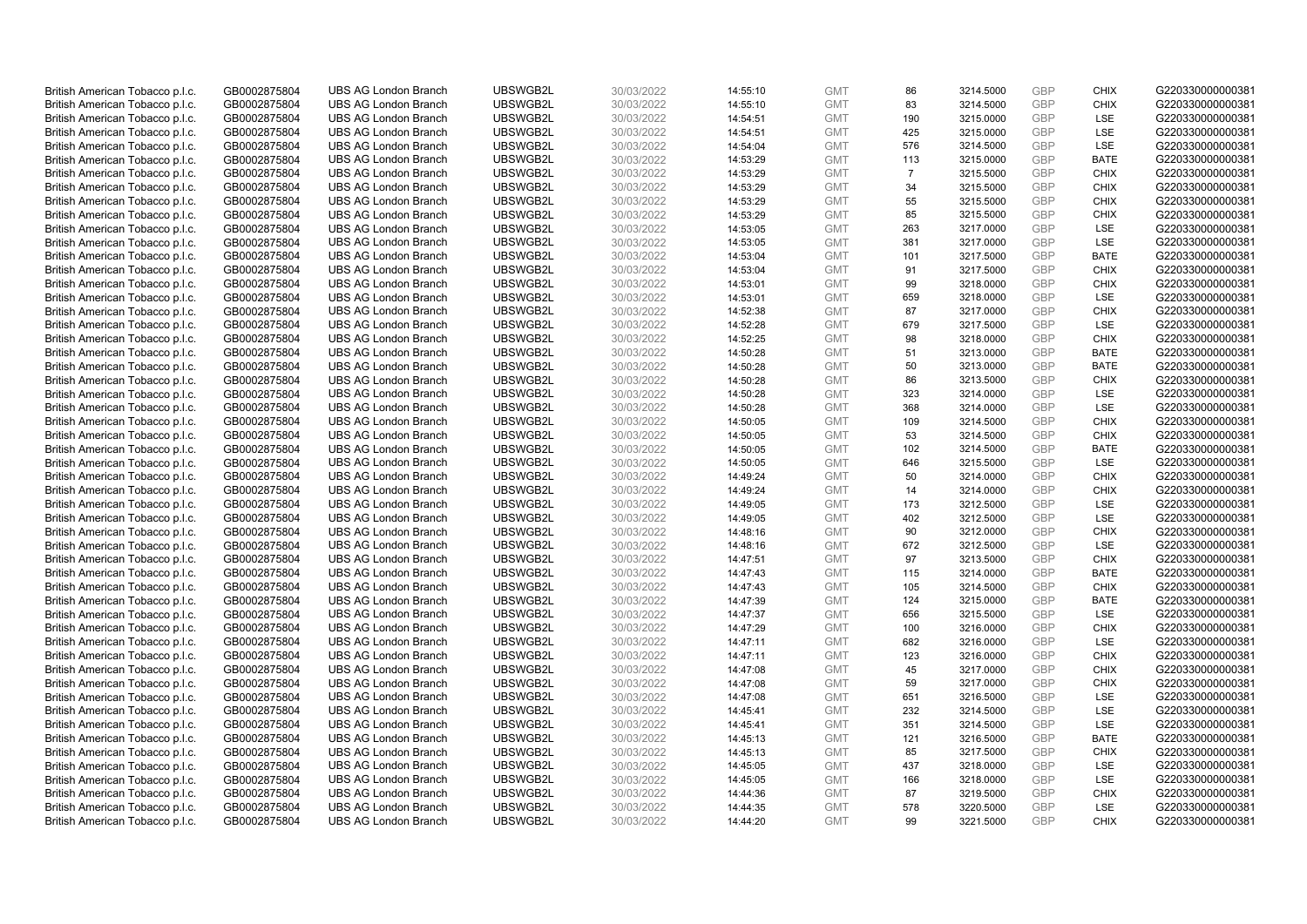| | | | | | | | | | | | |
|---|---|---|---|---|---|---|---|---|---|---|---|
| British American Tobacco p.l.c. | GB0002875804 | UBS AG London Branch | UBSWGB2L | 30/03/2022 | 14:55:10 | GMT | 86 | 3214.5000 | GBP | CHIX | G220330000000381 |
| British American Tobacco p.l.c. | GB0002875804 | UBS AG London Branch | UBSWGB2L | 30/03/2022 | 14:55:10 | GMT | 83 | 3214.5000 | GBP | CHIX | G220330000000381 |
| British American Tobacco p.l.c. | GB0002875804 | UBS AG London Branch | UBSWGB2L | 30/03/2022 | 14:54:51 | GMT | 190 | 3215.0000 | GBP | LSE | G220330000000381 |
| British American Tobacco p.l.c. | GB0002875804 | UBS AG London Branch | UBSWGB2L | 30/03/2022 | 14:54:51 | GMT | 425 | 3215.0000 | GBP | LSE | G220330000000381 |
| British American Tobacco p.l.c. | GB0002875804 | UBS AG London Branch | UBSWGB2L | 30/03/2022 | 14:54:04 | GMT | 576 | 3214.5000 | GBP | LSE | G220330000000381 |
| British American Tobacco p.l.c. | GB0002875804 | UBS AG London Branch | UBSWGB2L | 30/03/2022 | 14:53:29 | GMT | 113 | 3215.0000 | GBP | BATE | G220330000000381 |
| British American Tobacco p.l.c. | GB0002875804 | UBS AG London Branch | UBSWGB2L | 30/03/2022 | 14:53:29 | GMT | 7 | 3215.5000 | GBP | CHIX | G220330000000381 |
| British American Tobacco p.l.c. | GB0002875804 | UBS AG London Branch | UBSWGB2L | 30/03/2022 | 14:53:29 | GMT | 34 | 3215.5000 | GBP | CHIX | G220330000000381 |
| British American Tobacco p.l.c. | GB0002875804 | UBS AG London Branch | UBSWGB2L | 30/03/2022 | 14:53:29 | GMT | 55 | 3215.5000 | GBP | CHIX | G220330000000381 |
| British American Tobacco p.l.c. | GB0002875804 | UBS AG London Branch | UBSWGB2L | 30/03/2022 | 14:53:29 | GMT | 85 | 3215.5000 | GBP | CHIX | G220330000000381 |
| British American Tobacco p.l.c. | GB0002875804 | UBS AG London Branch | UBSWGB2L | 30/03/2022 | 14:53:05 | GMT | 263 | 3217.0000 | GBP | LSE | G220330000000381 |
| British American Tobacco p.l.c. | GB0002875804 | UBS AG London Branch | UBSWGB2L | 30/03/2022 | 14:53:05 | GMT | 381 | 3217.0000 | GBP | LSE | G220330000000381 |
| British American Tobacco p.l.c. | GB0002875804 | UBS AG London Branch | UBSWGB2L | 30/03/2022 | 14:53:04 | GMT | 101 | 3217.5000 | GBP | BATE | G220330000000381 |
| British American Tobacco p.l.c. | GB0002875804 | UBS AG London Branch | UBSWGB2L | 30/03/2022 | 14:53:04 | GMT | 91 | 3217.5000 | GBP | CHIX | G220330000000381 |
| British American Tobacco p.l.c. | GB0002875804 | UBS AG London Branch | UBSWGB2L | 30/03/2022 | 14:53:01 | GMT | 99 | 3218.0000 | GBP | CHIX | G220330000000381 |
| British American Tobacco p.l.c. | GB0002875804 | UBS AG London Branch | UBSWGB2L | 30/03/2022 | 14:53:01 | GMT | 659 | 3218.0000 | GBP | LSE | G220330000000381 |
| British American Tobacco p.l.c. | GB0002875804 | UBS AG London Branch | UBSWGB2L | 30/03/2022 | 14:52:38 | GMT | 87 | 3217.0000 | GBP | CHIX | G220330000000381 |
| British American Tobacco p.l.c. | GB0002875804 | UBS AG London Branch | UBSWGB2L | 30/03/2022 | 14:52:28 | GMT | 679 | 3217.5000 | GBP | LSE | G220330000000381 |
| British American Tobacco p.l.c. | GB0002875804 | UBS AG London Branch | UBSWGB2L | 30/03/2022 | 14:52:25 | GMT | 98 | 3218.0000 | GBP | CHIX | G220330000000381 |
| British American Tobacco p.l.c. | GB0002875804 | UBS AG London Branch | UBSWGB2L | 30/03/2022 | 14:50:28 | GMT | 51 | 3213.0000 | GBP | BATE | G220330000000381 |
| British American Tobacco p.l.c. | GB0002875804 | UBS AG London Branch | UBSWGB2L | 30/03/2022 | 14:50:28 | GMT | 50 | 3213.0000 | GBP | BATE | G220330000000381 |
| British American Tobacco p.l.c. | GB0002875804 | UBS AG London Branch | UBSWGB2L | 30/03/2022 | 14:50:28 | GMT | 86 | 3213.5000 | GBP | CHIX | G220330000000381 |
| British American Tobacco p.l.c. | GB0002875804 | UBS AG London Branch | UBSWGB2L | 30/03/2022 | 14:50:28 | GMT | 323 | 3214.0000 | GBP | LSE | G220330000000381 |
| British American Tobacco p.l.c. | GB0002875804 | UBS AG London Branch | UBSWGB2L | 30/03/2022 | 14:50:28 | GMT | 368 | 3214.0000 | GBP | LSE | G220330000000381 |
| British American Tobacco p.l.c. | GB0002875804 | UBS AG London Branch | UBSWGB2L | 30/03/2022 | 14:50:05 | GMT | 109 | 3214.5000 | GBP | CHIX | G220330000000381 |
| British American Tobacco p.l.c. | GB0002875804 | UBS AG London Branch | UBSWGB2L | 30/03/2022 | 14:50:05 | GMT | 53 | 3214.5000 | GBP | CHIX | G220330000000381 |
| British American Tobacco p.l.c. | GB0002875804 | UBS AG London Branch | UBSWGB2L | 30/03/2022 | 14:50:05 | GMT | 102 | 3214.5000 | GBP | BATE | G220330000000381 |
| British American Tobacco p.l.c. | GB0002875804 | UBS AG London Branch | UBSWGB2L | 30/03/2022 | 14:50:05 | GMT | 646 | 3215.5000 | GBP | LSE | G220330000000381 |
| British American Tobacco p.l.c. | GB0002875804 | UBS AG London Branch | UBSWGB2L | 30/03/2022 | 14:49:24 | GMT | 50 | 3214.0000 | GBP | CHIX | G220330000000381 |
| British American Tobacco p.l.c. | GB0002875804 | UBS AG London Branch | UBSWGB2L | 30/03/2022 | 14:49:24 | GMT | 14 | 3214.0000 | GBP | CHIX | G220330000000381 |
| British American Tobacco p.l.c. | GB0002875804 | UBS AG London Branch | UBSWGB2L | 30/03/2022 | 14:49:05 | GMT | 173 | 3212.5000 | GBP | LSE | G220330000000381 |
| British American Tobacco p.l.c. | GB0002875804 | UBS AG London Branch | UBSWGB2L | 30/03/2022 | 14:49:05 | GMT | 402 | 3212.5000 | GBP | LSE | G220330000000381 |
| British American Tobacco p.l.c. | GB0002875804 | UBS AG London Branch | UBSWGB2L | 30/03/2022 | 14:48:16 | GMT | 90 | 3212.0000 | GBP | CHIX | G220330000000381 |
| British American Tobacco p.l.c. | GB0002875804 | UBS AG London Branch | UBSWGB2L | 30/03/2022 | 14:48:16 | GMT | 672 | 3212.5000 | GBP | LSE | G220330000000381 |
| British American Tobacco p.l.c. | GB0002875804 | UBS AG London Branch | UBSWGB2L | 30/03/2022 | 14:47:51 | GMT | 97 | 3213.5000 | GBP | CHIX | G220330000000381 |
| British American Tobacco p.l.c. | GB0002875804 | UBS AG London Branch | UBSWGB2L | 30/03/2022 | 14:47:43 | GMT | 115 | 3214.0000 | GBP | BATE | G220330000000381 |
| British American Tobacco p.l.c. | GB0002875804 | UBS AG London Branch | UBSWGB2L | 30/03/2022 | 14:47:43 | GMT | 105 | 3214.5000 | GBP | CHIX | G220330000000381 |
| British American Tobacco p.l.c. | GB0002875804 | UBS AG London Branch | UBSWGB2L | 30/03/2022 | 14:47:39 | GMT | 124 | 3215.0000 | GBP | BATE | G220330000000381 |
| British American Tobacco p.l.c. | GB0002875804 | UBS AG London Branch | UBSWGB2L | 30/03/2022 | 14:47:37 | GMT | 656 | 3215.5000 | GBP | LSE | G220330000000381 |
| British American Tobacco p.l.c. | GB0002875804 | UBS AG London Branch | UBSWGB2L | 30/03/2022 | 14:47:29 | GMT | 100 | 3216.0000 | GBP | CHIX | G220330000000381 |
| British American Tobacco p.l.c. | GB0002875804 | UBS AG London Branch | UBSWGB2L | 30/03/2022 | 14:47:11 | GMT | 682 | 3216.0000 | GBP | LSE | G220330000000381 |
| British American Tobacco p.l.c. | GB0002875804 | UBS AG London Branch | UBSWGB2L | 30/03/2022 | 14:47:11 | GMT | 123 | 3216.0000 | GBP | CHIX | G220330000000381 |
| British American Tobacco p.l.c. | GB0002875804 | UBS AG London Branch | UBSWGB2L | 30/03/2022 | 14:47:08 | GMT | 45 | 3217.0000 | GBP | CHIX | G220330000000381 |
| British American Tobacco p.l.c. | GB0002875804 | UBS AG London Branch | UBSWGB2L | 30/03/2022 | 14:47:08 | GMT | 59 | 3217.0000 | GBP | CHIX | G220330000000381 |
| British American Tobacco p.l.c. | GB0002875804 | UBS AG London Branch | UBSWGB2L | 30/03/2022 | 14:47:08 | GMT | 651 | 3216.5000 | GBP | LSE | G220330000000381 |
| British American Tobacco p.l.c. | GB0002875804 | UBS AG London Branch | UBSWGB2L | 30/03/2022 | 14:45:41 | GMT | 232 | 3214.5000 | GBP | LSE | G220330000000381 |
| British American Tobacco p.l.c. | GB0002875804 | UBS AG London Branch | UBSWGB2L | 30/03/2022 | 14:45:41 | GMT | 351 | 3214.5000 | GBP | LSE | G220330000000381 |
| British American Tobacco p.l.c. | GB0002875804 | UBS AG London Branch | UBSWGB2L | 30/03/2022 | 14:45:13 | GMT | 121 | 3216.5000 | GBP | BATE | G220330000000381 |
| British American Tobacco p.l.c. | GB0002875804 | UBS AG London Branch | UBSWGB2L | 30/03/2022 | 14:45:13 | GMT | 85 | 3217.5000 | GBP | CHIX | G220330000000381 |
| British American Tobacco p.l.c. | GB0002875804 | UBS AG London Branch | UBSWGB2L | 30/03/2022 | 14:45:05 | GMT | 437 | 3218.0000 | GBP | LSE | G220330000000381 |
| British American Tobacco p.l.c. | GB0002875804 | UBS AG London Branch | UBSWGB2L | 30/03/2022 | 14:45:05 | GMT | 166 | 3218.0000 | GBP | LSE | G220330000000381 |
| British American Tobacco p.l.c. | GB0002875804 | UBS AG London Branch | UBSWGB2L | 30/03/2022 | 14:44:36 | GMT | 87 | 3219.5000 | GBP | CHIX | G220330000000381 |
| British American Tobacco p.l.c. | GB0002875804 | UBS AG London Branch | UBSWGB2L | 30/03/2022 | 14:44:35 | GMT | 578 | 3220.5000 | GBP | LSE | G220330000000381 |
| British American Tobacco p.l.c. | GB0002875804 | UBS AG London Branch | UBSWGB2L | 30/03/2022 | 14:44:20 | GMT | 99 | 3221.5000 | GBP | CHIX | G220330000000381 |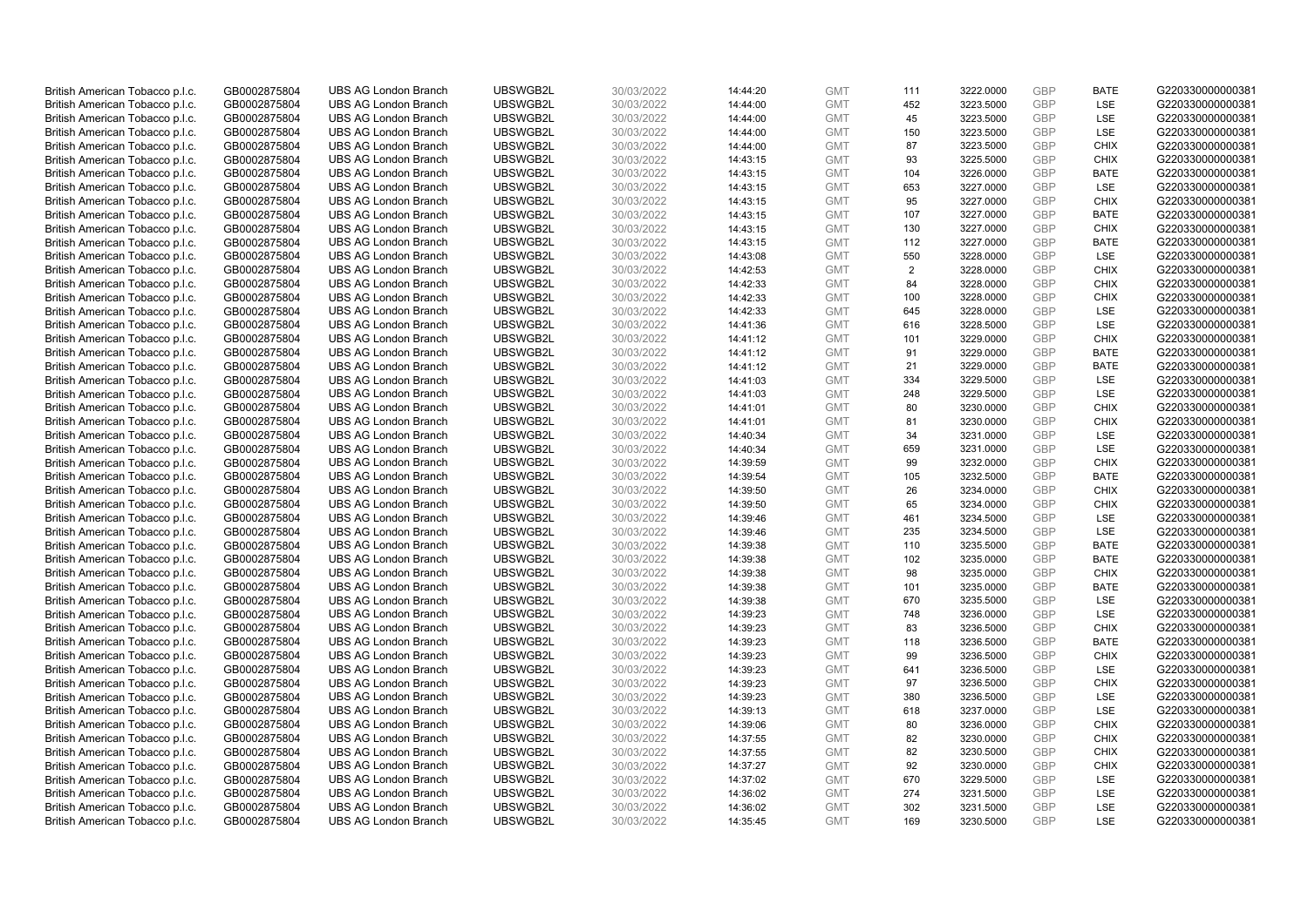| | | | | | | | | | | | |
|---|---|---|---|---|---|---|---|---|---|---|---|
| British American Tobacco p.l.c. | GB0002875804 | UBS AG London Branch | UBSWGB2L | 30/03/2022 | 14:44:20 | GMT | 111 | 3222.0000 | GBP | BATE | G220330000000381 |
| British American Tobacco p.l.c. | GB0002875804 | UBS AG London Branch | UBSWGB2L | 30/03/2022 | 14:44:00 | GMT | 452 | 3223.5000 | GBP | LSE | G220330000000381 |
| British American Tobacco p.l.c. | GB0002875804 | UBS AG London Branch | UBSWGB2L | 30/03/2022 | 14:44:00 | GMT | 45 | 3223.5000 | GBP | LSE | G220330000000381 |
| British American Tobacco p.l.c. | GB0002875804 | UBS AG London Branch | UBSWGB2L | 30/03/2022 | 14:44:00 | GMT | 150 | 3223.5000 | GBP | LSE | G220330000000381 |
| British American Tobacco p.l.c. | GB0002875804 | UBS AG London Branch | UBSWGB2L | 30/03/2022 | 14:44:00 | GMT | 87 | 3223.5000 | GBP | CHIX | G220330000000381 |
| British American Tobacco p.l.c. | GB0002875804 | UBS AG London Branch | UBSWGB2L | 30/03/2022 | 14:43:15 | GMT | 93 | 3225.5000 | GBP | CHIX | G220330000000381 |
| British American Tobacco p.l.c. | GB0002875804 | UBS AG London Branch | UBSWGB2L | 30/03/2022 | 14:43:15 | GMT | 104 | 3226.0000 | GBP | BATE | G220330000000381 |
| British American Tobacco p.l.c. | GB0002875804 | UBS AG London Branch | UBSWGB2L | 30/03/2022 | 14:43:15 | GMT | 653 | 3227.0000 | GBP | LSE | G220330000000381 |
| British American Tobacco p.l.c. | GB0002875804 | UBS AG London Branch | UBSWGB2L | 30/03/2022 | 14:43:15 | GMT | 95 | 3227.0000 | GBP | CHIX | G220330000000381 |
| British American Tobacco p.l.c. | GB0002875804 | UBS AG London Branch | UBSWGB2L | 30/03/2022 | 14:43:15 | GMT | 107 | 3227.0000 | GBP | BATE | G220330000000381 |
| British American Tobacco p.l.c. | GB0002875804 | UBS AG London Branch | UBSWGB2L | 30/03/2022 | 14:43:15 | GMT | 130 | 3227.0000 | GBP | CHIX | G220330000000381 |
| British American Tobacco p.l.c. | GB0002875804 | UBS AG London Branch | UBSWGB2L | 30/03/2022 | 14:43:15 | GMT | 112 | 3227.0000 | GBP | BATE | G220330000000381 |
| British American Tobacco p.l.c. | GB0002875804 | UBS AG London Branch | UBSWGB2L | 30/03/2022 | 14:43:08 | GMT | 550 | 3228.0000 | GBP | LSE | G220330000000381 |
| British American Tobacco p.l.c. | GB0002875804 | UBS AG London Branch | UBSWGB2L | 30/03/2022 | 14:42:53 | GMT | 2 | 3228.0000 | GBP | CHIX | G220330000000381 |
| British American Tobacco p.l.c. | GB0002875804 | UBS AG London Branch | UBSWGB2L | 30/03/2022 | 14:42:33 | GMT | 84 | 3228.0000 | GBP | CHIX | G220330000000381 |
| British American Tobacco p.l.c. | GB0002875804 | UBS AG London Branch | UBSWGB2L | 30/03/2022 | 14:42:33 | GMT | 100 | 3228.0000 | GBP | CHIX | G220330000000381 |
| British American Tobacco p.l.c. | GB0002875804 | UBS AG London Branch | UBSWGB2L | 30/03/2022 | 14:42:33 | GMT | 645 | 3228.0000 | GBP | LSE | G220330000000381 |
| British American Tobacco p.l.c. | GB0002875804 | UBS AG London Branch | UBSWGB2L | 30/03/2022 | 14:41:36 | GMT | 616 | 3228.5000 | GBP | LSE | G220330000000381 |
| British American Tobacco p.l.c. | GB0002875804 | UBS AG London Branch | UBSWGB2L | 30/03/2022 | 14:41:12 | GMT | 101 | 3229.0000 | GBP | CHIX | G220330000000381 |
| British American Tobacco p.l.c. | GB0002875804 | UBS AG London Branch | UBSWGB2L | 30/03/2022 | 14:41:12 | GMT | 91 | 3229.0000 | GBP | BATE | G220330000000381 |
| British American Tobacco p.l.c. | GB0002875804 | UBS AG London Branch | UBSWGB2L | 30/03/2022 | 14:41:12 | GMT | 21 | 3229.0000 | GBP | BATE | G220330000000381 |
| British American Tobacco p.l.c. | GB0002875804 | UBS AG London Branch | UBSWGB2L | 30/03/2022 | 14:41:03 | GMT | 334 | 3229.5000 | GBP | LSE | G220330000000381 |
| British American Tobacco p.l.c. | GB0002875804 | UBS AG London Branch | UBSWGB2L | 30/03/2022 | 14:41:03 | GMT | 248 | 3229.5000 | GBP | LSE | G220330000000381 |
| British American Tobacco p.l.c. | GB0002875804 | UBS AG London Branch | UBSWGB2L | 30/03/2022 | 14:41:01 | GMT | 80 | 3230.0000 | GBP | CHIX | G220330000000381 |
| British American Tobacco p.l.c. | GB0002875804 | UBS AG London Branch | UBSWGB2L | 30/03/2022 | 14:41:01 | GMT | 81 | 3230.0000 | GBP | CHIX | G220330000000381 |
| British American Tobacco p.l.c. | GB0002875804 | UBS AG London Branch | UBSWGB2L | 30/03/2022 | 14:40:34 | GMT | 34 | 3231.0000 | GBP | LSE | G220330000000381 |
| British American Tobacco p.l.c. | GB0002875804 | UBS AG London Branch | UBSWGB2L | 30/03/2022 | 14:40:34 | GMT | 659 | 3231.0000 | GBP | LSE | G220330000000381 |
| British American Tobacco p.l.c. | GB0002875804 | UBS AG London Branch | UBSWGB2L | 30/03/2022 | 14:39:59 | GMT | 99 | 3232.0000 | GBP | CHIX | G220330000000381 |
| British American Tobacco p.l.c. | GB0002875804 | UBS AG London Branch | UBSWGB2L | 30/03/2022 | 14:39:54 | GMT | 105 | 3232.5000 | GBP | BATE | G220330000000381 |
| British American Tobacco p.l.c. | GB0002875804 | UBS AG London Branch | UBSWGB2L | 30/03/2022 | 14:39:50 | GMT | 26 | 3234.0000 | GBP | CHIX | G220330000000381 |
| British American Tobacco p.l.c. | GB0002875804 | UBS AG London Branch | UBSWGB2L | 30/03/2022 | 14:39:50 | GMT | 65 | 3234.0000 | GBP | CHIX | G220330000000381 |
| British American Tobacco p.l.c. | GB0002875804 | UBS AG London Branch | UBSWGB2L | 30/03/2022 | 14:39:46 | GMT | 461 | 3234.5000 | GBP | LSE | G220330000000381 |
| British American Tobacco p.l.c. | GB0002875804 | UBS AG London Branch | UBSWGB2L | 30/03/2022 | 14:39:46 | GMT | 235 | 3234.5000 | GBP | LSE | G220330000000381 |
| British American Tobacco p.l.c. | GB0002875804 | UBS AG London Branch | UBSWGB2L | 30/03/2022 | 14:39:38 | GMT | 110 | 3235.5000 | GBP | BATE | G220330000000381 |
| British American Tobacco p.l.c. | GB0002875804 | UBS AG London Branch | UBSWGB2L | 30/03/2022 | 14:39:38 | GMT | 102 | 3235.0000 | GBP | BATE | G220330000000381 |
| British American Tobacco p.l.c. | GB0002875804 | UBS AG London Branch | UBSWGB2L | 30/03/2022 | 14:39:38 | GMT | 98 | 3235.0000 | GBP | CHIX | G220330000000381 |
| British American Tobacco p.l.c. | GB0002875804 | UBS AG London Branch | UBSWGB2L | 30/03/2022 | 14:39:38 | GMT | 101 | 3235.0000 | GBP | BATE | G220330000000381 |
| British American Tobacco p.l.c. | GB0002875804 | UBS AG London Branch | UBSWGB2L | 30/03/2022 | 14:39:38 | GMT | 670 | 3235.5000 | GBP | LSE | G220330000000381 |
| British American Tobacco p.l.c. | GB0002875804 | UBS AG London Branch | UBSWGB2L | 30/03/2022 | 14:39:23 | GMT | 748 | 3236.0000 | GBP | LSE | G220330000000381 |
| British American Tobacco p.l.c. | GB0002875804 | UBS AG London Branch | UBSWGB2L | 30/03/2022 | 14:39:23 | GMT | 83 | 3236.5000 | GBP | CHIX | G220330000000381 |
| British American Tobacco p.l.c. | GB0002875804 | UBS AG London Branch | UBSWGB2L | 30/03/2022 | 14:39:23 | GMT | 118 | 3236.5000 | GBP | BATE | G220330000000381 |
| British American Tobacco p.l.c. | GB0002875804 | UBS AG London Branch | UBSWGB2L | 30/03/2022 | 14:39:23 | GMT | 99 | 3236.5000 | GBP | CHIX | G220330000000381 |
| British American Tobacco p.l.c. | GB0002875804 | UBS AG London Branch | UBSWGB2L | 30/03/2022 | 14:39:23 | GMT | 641 | 3236.5000 | GBP | LSE | G220330000000381 |
| British American Tobacco p.l.c. | GB0002875804 | UBS AG London Branch | UBSWGB2L | 30/03/2022 | 14:39:23 | GMT | 97 | 3236.5000 | GBP | CHIX | G220330000000381 |
| British American Tobacco p.l.c. | GB0002875804 | UBS AG London Branch | UBSWGB2L | 30/03/2022 | 14:39:23 | GMT | 380 | 3236.5000 | GBP | LSE | G220330000000381 |
| British American Tobacco p.l.c. | GB0002875804 | UBS AG London Branch | UBSWGB2L | 30/03/2022 | 14:39:13 | GMT | 618 | 3237.0000 | GBP | LSE | G220330000000381 |
| British American Tobacco p.l.c. | GB0002875804 | UBS AG London Branch | UBSWGB2L | 30/03/2022 | 14:39:06 | GMT | 80 | 3236.0000 | GBP | CHIX | G220330000000381 |
| British American Tobacco p.l.c. | GB0002875804 | UBS AG London Branch | UBSWGB2L | 30/03/2022 | 14:37:55 | GMT | 82 | 3230.0000 | GBP | CHIX | G220330000000381 |
| British American Tobacco p.l.c. | GB0002875804 | UBS AG London Branch | UBSWGB2L | 30/03/2022 | 14:37:55 | GMT | 82 | 3230.5000 | GBP | CHIX | G220330000000381 |
| British American Tobacco p.l.c. | GB0002875804 | UBS AG London Branch | UBSWGB2L | 30/03/2022 | 14:37:27 | GMT | 92 | 3230.0000 | GBP | CHIX | G220330000000381 |
| British American Tobacco p.l.c. | GB0002875804 | UBS AG London Branch | UBSWGB2L | 30/03/2022 | 14:37:02 | GMT | 670 | 3229.5000 | GBP | LSE | G220330000000381 |
| British American Tobacco p.l.c. | GB0002875804 | UBS AG London Branch | UBSWGB2L | 30/03/2022 | 14:36:02 | GMT | 274 | 3231.5000 | GBP | LSE | G220330000000381 |
| British American Tobacco p.l.c. | GB0002875804 | UBS AG London Branch | UBSWGB2L | 30/03/2022 | 14:36:02 | GMT | 302 | 3231.5000 | GBP | LSE | G220330000000381 |
| British American Tobacco p.l.c. | GB0002875804 | UBS AG London Branch | UBSWGB2L | 30/03/2022 | 14:35:45 | GMT | 169 | 3230.5000 | GBP | LSE | G220330000000381 |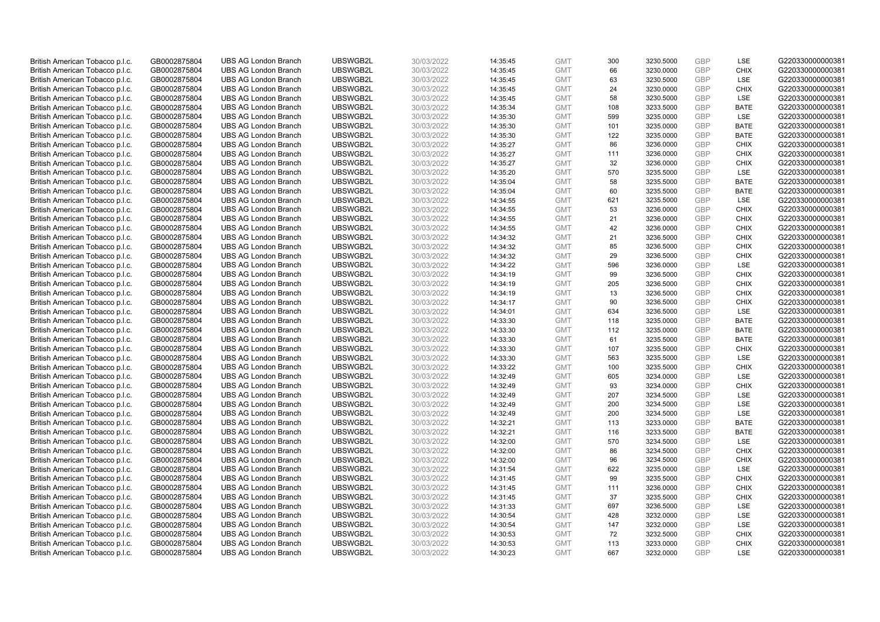| British American Tobacco p.l.c. | GB0002875804 | UBS AG London Branch | UBSWGB2L | 30/03/2022 | 14:35:45 | GMT | 300 | 3230.5000 | GBP | LSE | G220330000000381 |
|---|---|---|---|---|---|---|---|---|---|---|---|
| British American Tobacco p.l.c. | GB0002875804 | UBS AG London Branch | UBSWGB2L | 30/03/2022 | 14:35:45 | GMT | 66 | 3230.0000 | GBP | CHIX | G220330000000381 |
| British American Tobacco p.l.c. | GB0002875804 | UBS AG London Branch | UBSWGB2L | 30/03/2022 | 14:35:45 | GMT | 63 | 3230.5000 | GBP | LSE | G220330000000381 |
| British American Tobacco p.l.c. | GB0002875804 | UBS AG London Branch | UBSWGB2L | 30/03/2022 | 14:35:45 | GMT | 24 | 3230.0000 | GBP | CHIX | G220330000000381 |
| British American Tobacco p.l.c. | GB0002875804 | UBS AG London Branch | UBSWGB2L | 30/03/2022 | 14:35:45 | GMT | 58 | 3230.5000 | GBP | LSE | G220330000000381 |
| British American Tobacco p.l.c. | GB0002875804 | UBS AG London Branch | UBSWGB2L | 30/03/2022 | 14:35:34 | GMT | 108 | 3233.5000 | GBP | BATE | G220330000000381 |
| British American Tobacco p.l.c. | GB0002875804 | UBS AG London Branch | UBSWGB2L | 30/03/2022 | 14:35:30 | GMT | 599 | 3235.0000 | GBP | LSE | G220330000000381 |
| British American Tobacco p.l.c. | GB0002875804 | UBS AG London Branch | UBSWGB2L | 30/03/2022 | 14:35:30 | GMT | 101 | 3235.0000 | GBP | BATE | G220330000000381 |
| British American Tobacco p.l.c. | GB0002875804 | UBS AG London Branch | UBSWGB2L | 30/03/2022 | 14:35:30 | GMT | 122 | 3235.0000 | GBP | BATE | G220330000000381 |
| British American Tobacco p.l.c. | GB0002875804 | UBS AG London Branch | UBSWGB2L | 30/03/2022 | 14:35:27 | GMT | 86 | 3236.0000 | GBP | CHIX | G220330000000381 |
| British American Tobacco p.l.c. | GB0002875804 | UBS AG London Branch | UBSWGB2L | 30/03/2022 | 14:35:27 | GMT | 111 | 3236.0000 | GBP | CHIX | G220330000000381 |
| British American Tobacco p.l.c. | GB0002875804 | UBS AG London Branch | UBSWGB2L | 30/03/2022 | 14:35:27 | GMT | 32 | 3236.0000 | GBP | CHIX | G220330000000381 |
| British American Tobacco p.l.c. | GB0002875804 | UBS AG London Branch | UBSWGB2L | 30/03/2022 | 14:35:20 | GMT | 570 | 3235.5000 | GBP | LSE | G220330000000381 |
| British American Tobacco p.l.c. | GB0002875804 | UBS AG London Branch | UBSWGB2L | 30/03/2022 | 14:35:04 | GMT | 58 | 3235.5000 | GBP | BATE | G220330000000381 |
| British American Tobacco p.l.c. | GB0002875804 | UBS AG London Branch | UBSWGB2L | 30/03/2022 | 14:35:04 | GMT | 60 | 3235.5000 | GBP | BATE | G220330000000381 |
| British American Tobacco p.l.c. | GB0002875804 | UBS AG London Branch | UBSWGB2L | 30/03/2022 | 14:34:55 | GMT | 621 | 3235.5000 | GBP | LSE | G220330000000381 |
| British American Tobacco p.l.c. | GB0002875804 | UBS AG London Branch | UBSWGB2L | 30/03/2022 | 14:34:55 | GMT | 53 | 3236.0000 | GBP | CHIX | G220330000000381 |
| British American Tobacco p.l.c. | GB0002875804 | UBS AG London Branch | UBSWGB2L | 30/03/2022 | 14:34:55 | GMT | 21 | 3236.0000 | GBP | CHIX | G220330000000381 |
| British American Tobacco p.l.c. | GB0002875804 | UBS AG London Branch | UBSWGB2L | 30/03/2022 | 14:34:55 | GMT | 42 | 3236.0000 | GBP | CHIX | G220330000000381 |
| British American Tobacco p.l.c. | GB0002875804 | UBS AG London Branch | UBSWGB2L | 30/03/2022 | 14:34:32 | GMT | 21 | 3236.5000 | GBP | CHIX | G220330000000381 |
| British American Tobacco p.l.c. | GB0002875804 | UBS AG London Branch | UBSWGB2L | 30/03/2022 | 14:34:32 | GMT | 85 | 3236.5000 | GBP | CHIX | G220330000000381 |
| British American Tobacco p.l.c. | GB0002875804 | UBS AG London Branch | UBSWGB2L | 30/03/2022 | 14:34:32 | GMT | 29 | 3236.5000 | GBP | CHIX | G220330000000381 |
| British American Tobacco p.l.c. | GB0002875804 | UBS AG London Branch | UBSWGB2L | 30/03/2022 | 14:34:22 | GMT | 596 | 3236.0000 | GBP | LSE | G220330000000381 |
| British American Tobacco p.l.c. | GB0002875804 | UBS AG London Branch | UBSWGB2L | 30/03/2022 | 14:34:19 | GMT | 99 | 3236.5000 | GBP | CHIX | G220330000000381 |
| British American Tobacco p.l.c. | GB0002875804 | UBS AG London Branch | UBSWGB2L | 30/03/2022 | 14:34:19 | GMT | 205 | 3236.5000 | GBP | CHIX | G220330000000381 |
| British American Tobacco p.l.c. | GB0002875804 | UBS AG London Branch | UBSWGB2L | 30/03/2022 | 14:34:19 | GMT | 13 | 3236.5000 | GBP | CHIX | G220330000000381 |
| British American Tobacco p.l.c. | GB0002875804 | UBS AG London Branch | UBSWGB2L | 30/03/2022 | 14:34:17 | GMT | 90 | 3236.5000 | GBP | CHIX | G220330000000381 |
| British American Tobacco p.l.c. | GB0002875804 | UBS AG London Branch | UBSWGB2L | 30/03/2022 | 14:34:01 | GMT | 634 | 3236.5000 | GBP | LSE | G220330000000381 |
| British American Tobacco p.l.c. | GB0002875804 | UBS AG London Branch | UBSWGB2L | 30/03/2022 | 14:33:30 | GMT | 118 | 3235.0000 | GBP | BATE | G220330000000381 |
| British American Tobacco p.l.c. | GB0002875804 | UBS AG London Branch | UBSWGB2L | 30/03/2022 | 14:33:30 | GMT | 112 | 3235.0000 | GBP | BATE | G220330000000381 |
| British American Tobacco p.l.c. | GB0002875804 | UBS AG London Branch | UBSWGB2L | 30/03/2022 | 14:33:30 | GMT | 61 | 3235.5000 | GBP | BATE | G220330000000381 |
| British American Tobacco p.l.c. | GB0002875804 | UBS AG London Branch | UBSWGB2L | 30/03/2022 | 14:33:30 | GMT | 107 | 3235.5000 | GBP | CHIX | G220330000000381 |
| British American Tobacco p.l.c. | GB0002875804 | UBS AG London Branch | UBSWGB2L | 30/03/2022 | 14:33:30 | GMT | 563 | 3235.5000 | GBP | LSE | G220330000000381 |
| British American Tobacco p.l.c. | GB0002875804 | UBS AG London Branch | UBSWGB2L | 30/03/2022 | 14:33:22 | GMT | 100 | 3235.5000 | GBP | CHIX | G220330000000381 |
| British American Tobacco p.l.c. | GB0002875804 | UBS AG London Branch | UBSWGB2L | 30/03/2022 | 14:32:49 | GMT | 605 | 3234.0000 | GBP | LSE | G220330000000381 |
| British American Tobacco p.l.c. | GB0002875804 | UBS AG London Branch | UBSWGB2L | 30/03/2022 | 14:32:49 | GMT | 93 | 3234.0000 | GBP | CHIX | G220330000000381 |
| British American Tobacco p.l.c. | GB0002875804 | UBS AG London Branch | UBSWGB2L | 30/03/2022 | 14:32:49 | GMT | 207 | 3234.5000 | GBP | LSE | G220330000000381 |
| British American Tobacco p.l.c. | GB0002875804 | UBS AG London Branch | UBSWGB2L | 30/03/2022 | 14:32:49 | GMT | 200 | 3234.5000 | GBP | LSE | G220330000000381 |
| British American Tobacco p.l.c. | GB0002875804 | UBS AG London Branch | UBSWGB2L | 30/03/2022 | 14:32:49 | GMT | 200 | 3234.5000 | GBP | LSE | G220330000000381 |
| British American Tobacco p.l.c. | GB0002875804 | UBS AG London Branch | UBSWGB2L | 30/03/2022 | 14:32:21 | GMT | 113 | 3233.0000 | GBP | BATE | G220330000000381 |
| British American Tobacco p.l.c. | GB0002875804 | UBS AG London Branch | UBSWGB2L | 30/03/2022 | 14:32:21 | GMT | 116 | 3233.5000 | GBP | BATE | G220330000000381 |
| British American Tobacco p.l.c. | GB0002875804 | UBS AG London Branch | UBSWGB2L | 30/03/2022 | 14:32:00 | GMT | 570 | 3234.5000 | GBP | LSE | G220330000000381 |
| British American Tobacco p.l.c. | GB0002875804 | UBS AG London Branch | UBSWGB2L | 30/03/2022 | 14:32:00 | GMT | 86 | 3234.5000 | GBP | CHIX | G220330000000381 |
| British American Tobacco p.l.c. | GB0002875804 | UBS AG London Branch | UBSWGB2L | 30/03/2022 | 14:32:00 | GMT | 96 | 3234.5000 | GBP | CHIX | G220330000000381 |
| British American Tobacco p.l.c. | GB0002875804 | UBS AG London Branch | UBSWGB2L | 30/03/2022 | 14:31:54 | GMT | 622 | 3235.0000 | GBP | LSE | G220330000000381 |
| British American Tobacco p.l.c. | GB0002875804 | UBS AG London Branch | UBSWGB2L | 30/03/2022 | 14:31:45 | GMT | 99 | 3235.5000 | GBP | CHIX | G220330000000381 |
| British American Tobacco p.l.c. | GB0002875804 | UBS AG London Branch | UBSWGB2L | 30/03/2022 | 14:31:45 | GMT | 111 | 3236.0000 | GBP | CHIX | G220330000000381 |
| British American Tobacco p.l.c. | GB0002875804 | UBS AG London Branch | UBSWGB2L | 30/03/2022 | 14:31:45 | GMT | 37 | 3235.5000 | GBP | CHIX | G220330000000381 |
| British American Tobacco p.l.c. | GB0002875804 | UBS AG London Branch | UBSWGB2L | 30/03/2022 | 14:31:33 | GMT | 697 | 3236.5000 | GBP | LSE | G220330000000381 |
| British American Tobacco p.l.c. | GB0002875804 | UBS AG London Branch | UBSWGB2L | 30/03/2022 | 14:30:54 | GMT | 428 | 3232.0000 | GBP | LSE | G220330000000381 |
| British American Tobacco p.l.c. | GB0002875804 | UBS AG London Branch | UBSWGB2L | 30/03/2022 | 14:30:54 | GMT | 147 | 3232.0000 | GBP | LSE | G220330000000381 |
| British American Tobacco p.l.c. | GB0002875804 | UBS AG London Branch | UBSWGB2L | 30/03/2022 | 14:30:53 | GMT | 72 | 3232.5000 | GBP | CHIX | G220330000000381 |
| British American Tobacco p.l.c. | GB0002875804 | UBS AG London Branch | UBSWGB2L | 30/03/2022 | 14:30:53 | GMT | 113 | 3233.0000 | GBP | CHIX | G220330000000381 |
| British American Tobacco p.l.c. | GB0002875804 | UBS AG London Branch | UBSWGB2L | 30/03/2022 | 14:30:23 | GMT | 667 | 3232.0000 | GBP | LSE | G220330000000381 |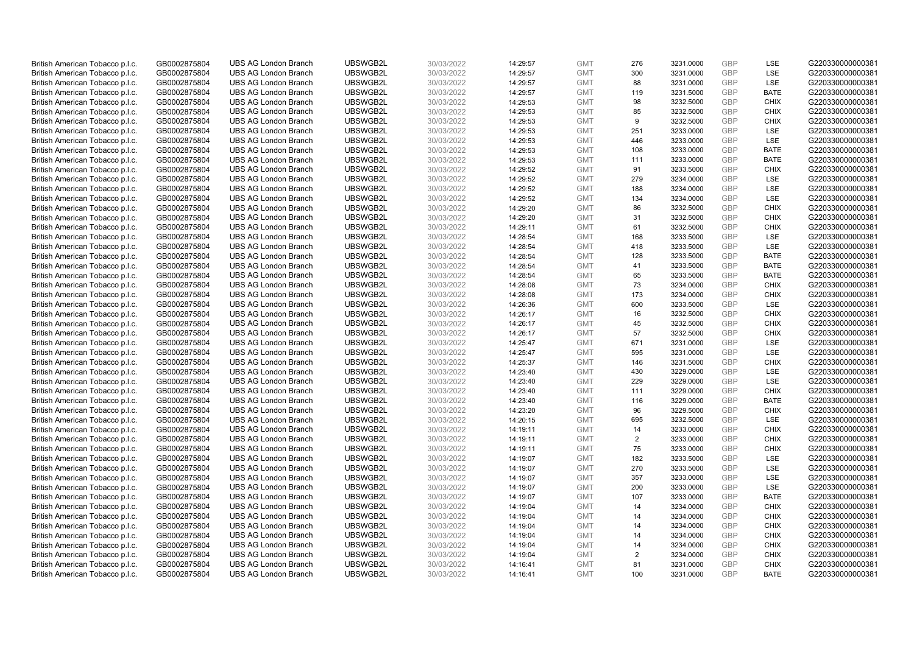| British American Tobacco p.l.c. | GB0002875804 | UBS AG London Branch | UBSWGB2L | 30/03/2022 | 14:29:57 | GMT | 276 | 3231.0000 | GBP | LSE | G220330000000381 |
|---|---|---|---|---|---|---|---|---|---|---|---|
| British American Tobacco p.l.c. | GB0002875804 | UBS AG London Branch | UBSWGB2L | 30/03/2022 | 14:29:57 | GMT | 300 | 3231.0000 | GBP | LSE | G220330000000381 |
| British American Tobacco p.l.c. | GB0002875804 | UBS AG London Branch | UBSWGB2L | 30/03/2022 | 14:29:57 | GMT | 88 | 3231.0000 | GBP | LSE | G220330000000381 |
| British American Tobacco p.l.c. | GB0002875804 | UBS AG London Branch | UBSWGB2L | 30/03/2022 | 14:29:57 | GMT | 119 | 3231.5000 | GBP | BATE | G220330000000381 |
| British American Tobacco p.l.c. | GB0002875804 | UBS AG London Branch | UBSWGB2L | 30/03/2022 | 14:29:53 | GMT | 98 | 3232.5000 | GBP | CHIX | G220330000000381 |
| British American Tobacco p.l.c. | GB0002875804 | UBS AG London Branch | UBSWGB2L | 30/03/2022 | 14:29:53 | GMT | 85 | 3232.5000 | GBP | CHIX | G220330000000381 |
| British American Tobacco p.l.c. | GB0002875804 | UBS AG London Branch | UBSWGB2L | 30/03/2022 | 14:29:53 | GMT | 9 | 3232.5000 | GBP | CHIX | G220330000000381 |
| British American Tobacco p.l.c. | GB0002875804 | UBS AG London Branch | UBSWGB2L | 30/03/2022 | 14:29:53 | GMT | 251 | 3233.0000 | GBP | LSE | G220330000000381 |
| British American Tobacco p.l.c. | GB0002875804 | UBS AG London Branch | UBSWGB2L | 30/03/2022 | 14:29:53 | GMT | 446 | 3233.0000 | GBP | LSE | G220330000000381 |
| British American Tobacco p.l.c. | GB0002875804 | UBS AG London Branch | UBSWGB2L | 30/03/2022 | 14:29:53 | GMT | 108 | 3233.0000 | GBP | BATE | G220330000000381 |
| British American Tobacco p.l.c. | GB0002875804 | UBS AG London Branch | UBSWGB2L | 30/03/2022 | 14:29:53 | GMT | 111 | 3233.0000 | GBP | BATE | G220330000000381 |
| British American Tobacco p.l.c. | GB0002875804 | UBS AG London Branch | UBSWGB2L | 30/03/2022 | 14:29:52 | GMT | 91 | 3233.5000 | GBP | CHIX | G220330000000381 |
| British American Tobacco p.l.c. | GB0002875804 | UBS AG London Branch | UBSWGB2L | 30/03/2022 | 14:29:52 | GMT | 279 | 3234.0000 | GBP | LSE | G220330000000381 |
| British American Tobacco p.l.c. | GB0002875804 | UBS AG London Branch | UBSWGB2L | 30/03/2022 | 14:29:52 | GMT | 188 | 3234.0000 | GBP | LSE | G220330000000381 |
| British American Tobacco p.l.c. | GB0002875804 | UBS AG London Branch | UBSWGB2L | 30/03/2022 | 14:29:52 | GMT | 134 | 3234.0000 | GBP | LSE | G220330000000381 |
| British American Tobacco p.l.c. | GB0002875804 | UBS AG London Branch | UBSWGB2L | 30/03/2022 | 14:29:20 | GMT | 86 | 3232.5000 | GBP | CHIX | G220330000000381 |
| British American Tobacco p.l.c. | GB0002875804 | UBS AG London Branch | UBSWGB2L | 30/03/2022 | 14:29:20 | GMT | 31 | 3232.5000 | GBP | CHIX | G220330000000381 |
| British American Tobacco p.l.c. | GB0002875804 | UBS AG London Branch | UBSWGB2L | 30/03/2022 | 14:29:11 | GMT | 61 | 3232.5000 | GBP | CHIX | G220330000000381 |
| British American Tobacco p.l.c. | GB0002875804 | UBS AG London Branch | UBSWGB2L | 30/03/2022 | 14:28:54 | GMT | 168 | 3233.5000 | GBP | LSE | G220330000000381 |
| British American Tobacco p.l.c. | GB0002875804 | UBS AG London Branch | UBSWGB2L | 30/03/2022 | 14:28:54 | GMT | 418 | 3233.5000 | GBP | LSE | G220330000000381 |
| British American Tobacco p.l.c. | GB0002875804 | UBS AG London Branch | UBSWGB2L | 30/03/2022 | 14:28:54 | GMT | 128 | 3233.5000 | GBP | BATE | G220330000000381 |
| British American Tobacco p.l.c. | GB0002875804 | UBS AG London Branch | UBSWGB2L | 30/03/2022 | 14:28:54 | GMT | 41 | 3233.5000 | GBP | BATE | G220330000000381 |
| British American Tobacco p.l.c. | GB0002875804 | UBS AG London Branch | UBSWGB2L | 30/03/2022 | 14:28:54 | GMT | 65 | 3233.5000 | GBP | BATE | G220330000000381 |
| British American Tobacco p.l.c. | GB0002875804 | UBS AG London Branch | UBSWGB2L | 30/03/2022 | 14:28:08 | GMT | 73 | 3234.0000 | GBP | CHIX | G220330000000381 |
| British American Tobacco p.l.c. | GB0002875804 | UBS AG London Branch | UBSWGB2L | 30/03/2022 | 14:28:08 | GMT | 173 | 3234.0000 | GBP | CHIX | G220330000000381 |
| British American Tobacco p.l.c. | GB0002875804 | UBS AG London Branch | UBSWGB2L | 30/03/2022 | 14:26:36 | GMT | 600 | 3233.5000 | GBP | LSE | G220330000000381 |
| British American Tobacco p.l.c. | GB0002875804 | UBS AG London Branch | UBSWGB2L | 30/03/2022 | 14:26:17 | GMT | 16 | 3232.5000 | GBP | CHIX | G220330000000381 |
| British American Tobacco p.l.c. | GB0002875804 | UBS AG London Branch | UBSWGB2L | 30/03/2022 | 14:26:17 | GMT | 45 | 3232.5000 | GBP | CHIX | G220330000000381 |
| British American Tobacco p.l.c. | GB0002875804 | UBS AG London Branch | UBSWGB2L | 30/03/2022 | 14:26:17 | GMT | 57 | 3232.5000 | GBP | CHIX | G220330000000381 |
| British American Tobacco p.l.c. | GB0002875804 | UBS AG London Branch | UBSWGB2L | 30/03/2022 | 14:25:47 | GMT | 671 | 3231.0000 | GBP | LSE | G220330000000381 |
| British American Tobacco p.l.c. | GB0002875804 | UBS AG London Branch | UBSWGB2L | 30/03/2022 | 14:25:47 | GMT | 595 | 3231.0000 | GBP | LSE | G220330000000381 |
| British American Tobacco p.l.c. | GB0002875804 | UBS AG London Branch | UBSWGB2L | 30/03/2022 | 14:25:37 | GMT | 146 | 3231.5000 | GBP | CHIX | G220330000000381 |
| British American Tobacco p.l.c. | GB0002875804 | UBS AG London Branch | UBSWGB2L | 30/03/2022 | 14:23:40 | GMT | 430 | 3229.0000 | GBP | LSE | G220330000000381 |
| British American Tobacco p.l.c. | GB0002875804 | UBS AG London Branch | UBSWGB2L | 30/03/2022 | 14:23:40 | GMT | 229 | 3229.0000 | GBP | LSE | G220330000000381 |
| British American Tobacco p.l.c. | GB0002875804 | UBS AG London Branch | UBSWGB2L | 30/03/2022 | 14:23:40 | GMT | 111 | 3229.0000 | GBP | CHIX | G220330000000381 |
| British American Tobacco p.l.c. | GB0002875804 | UBS AG London Branch | UBSWGB2L | 30/03/2022 | 14:23:40 | GMT | 116 | 3229.0000 | GBP | BATE | G220330000000381 |
| British American Tobacco p.l.c. | GB0002875804 | UBS AG London Branch | UBSWGB2L | 30/03/2022 | 14:23:20 | GMT | 96 | 3229.5000 | GBP | CHIX | G220330000000381 |
| British American Tobacco p.l.c. | GB0002875804 | UBS AG London Branch | UBSWGB2L | 30/03/2022 | 14:20:15 | GMT | 695 | 3232.5000 | GBP | LSE | G220330000000381 |
| British American Tobacco p.l.c. | GB0002875804 | UBS AG London Branch | UBSWGB2L | 30/03/2022 | 14:19:11 | GMT | 14 | 3233.0000 | GBP | CHIX | G220330000000381 |
| British American Tobacco p.l.c. | GB0002875804 | UBS AG London Branch | UBSWGB2L | 30/03/2022 | 14:19:11 | GMT | 2 | 3233.0000 | GBP | CHIX | G220330000000381 |
| British American Tobacco p.l.c. | GB0002875804 | UBS AG London Branch | UBSWGB2L | 30/03/2022 | 14:19:11 | GMT | 75 | 3233.0000 | GBP | CHIX | G220330000000381 |
| British American Tobacco p.l.c. | GB0002875804 | UBS AG London Branch | UBSWGB2L | 30/03/2022 | 14:19:07 | GMT | 182 | 3233.5000 | GBP | LSE | G220330000000381 |
| British American Tobacco p.l.c. | GB0002875804 | UBS AG London Branch | UBSWGB2L | 30/03/2022 | 14:19:07 | GMT | 270 | 3233.5000 | GBP | LSE | G220330000000381 |
| British American Tobacco p.l.c. | GB0002875804 | UBS AG London Branch | UBSWGB2L | 30/03/2022 | 14:19:07 | GMT | 357 | 3233.0000 | GBP | LSE | G220330000000381 |
| British American Tobacco p.l.c. | GB0002875804 | UBS AG London Branch | UBSWGB2L | 30/03/2022 | 14:19:07 | GMT | 200 | 3233.0000 | GBP | LSE | G220330000000381 |
| British American Tobacco p.l.c. | GB0002875804 | UBS AG London Branch | UBSWGB2L | 30/03/2022 | 14:19:07 | GMT | 107 | 3233.0000 | GBP | BATE | G220330000000381 |
| British American Tobacco p.l.c. | GB0002875804 | UBS AG London Branch | UBSWGB2L | 30/03/2022 | 14:19:04 | GMT | 14 | 3234.0000 | GBP | CHIX | G220330000000381 |
| British American Tobacco p.l.c. | GB0002875804 | UBS AG London Branch | UBSWGB2L | 30/03/2022 | 14:19:04 | GMT | 14 | 3234.0000 | GBP | CHIX | G220330000000381 |
| British American Tobacco p.l.c. | GB0002875804 | UBS AG London Branch | UBSWGB2L | 30/03/2022 | 14:19:04 | GMT | 14 | 3234.0000 | GBP | CHIX | G220330000000381 |
| British American Tobacco p.l.c. | GB0002875804 | UBS AG London Branch | UBSWGB2L | 30/03/2022 | 14:19:04 | GMT | 14 | 3234.0000 | GBP | CHIX | G220330000000381 |
| British American Tobacco p.l.c. | GB0002875804 | UBS AG London Branch | UBSWGB2L | 30/03/2022 | 14:19:04 | GMT | 14 | 3234.0000 | GBP | CHIX | G220330000000381 |
| British American Tobacco p.l.c. | GB0002875804 | UBS AG London Branch | UBSWGB2L | 30/03/2022 | 14:19:04 | GMT | 2 | 3234.0000 | GBP | CHIX | G220330000000381 |
| British American Tobacco p.l.c. | GB0002875804 | UBS AG London Branch | UBSWGB2L | 30/03/2022 | 14:16:41 | GMT | 81 | 3231.0000 | GBP | CHIX | G220330000000381 |
| British American Tobacco p.l.c. | GB0002875804 | UBS AG London Branch | UBSWGB2L | 30/03/2022 | 14:16:41 | GMT | 100 | 3231.0000 | GBP | BATE | G220330000000381 |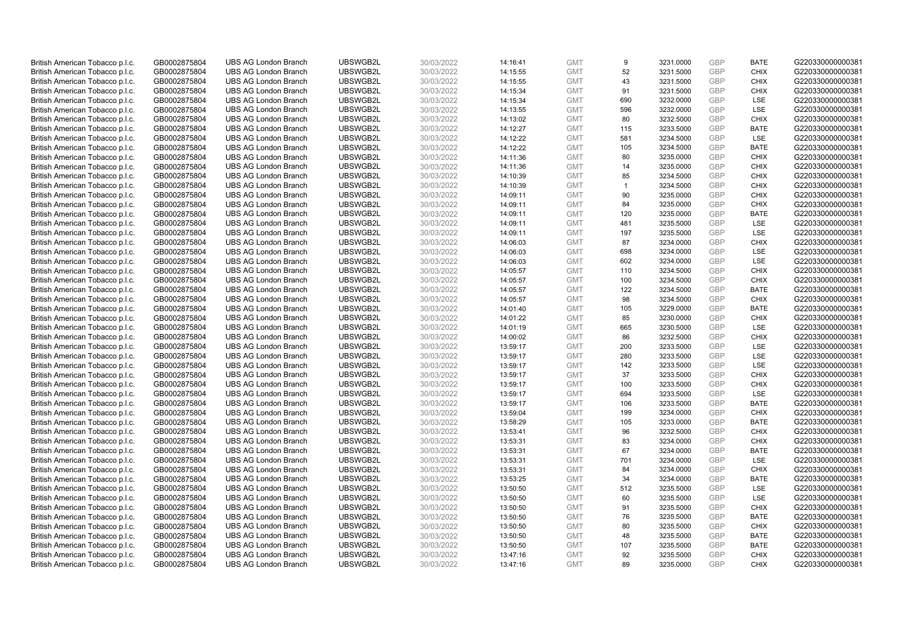| | | | | | | | | | | | |
|---|---|---|---|---|---|---|---|---|---|---|---|
| British American Tobacco p.l.c. | GB0002875804 | UBS AG London Branch | UBSWGB2L | 30/03/2022 | 14:16:41 | GMT | 9 | 3231.0000 | GBP | BATE | G220330000000381 |
| British American Tobacco p.l.c. | GB0002875804 | UBS AG London Branch | UBSWGB2L | 30/03/2022 | 14:15:55 | GMT | 52 | 3231.5000 | GBP | CHIX | G220330000000381 |
| British American Tobacco p.l.c. | GB0002875804 | UBS AG London Branch | UBSWGB2L | 30/03/2022 | 14:15:55 | GMT | 43 | 3231.5000 | GBP | CHIX | G220330000000381 |
| British American Tobacco p.l.c. | GB0002875804 | UBS AG London Branch | UBSWGB2L | 30/03/2022 | 14:15:34 | GMT | 91 | 3231.5000 | GBP | CHIX | G220330000000381 |
| British American Tobacco p.l.c. | GB0002875804 | UBS AG London Branch | UBSWGB2L | 30/03/2022 | 14:15:34 | GMT | 690 | 3232.0000 | GBP | LSE | G220330000000381 |
| British American Tobacco p.l.c. | GB0002875804 | UBS AG London Branch | UBSWGB2L | 30/03/2022 | 14:13:55 | GMT | 596 | 3232.0000 | GBP | LSE | G220330000000381 |
| British American Tobacco p.l.c. | GB0002875804 | UBS AG London Branch | UBSWGB2L | 30/03/2022 | 14:13:02 | GMT | 80 | 3232.5000 | GBP | CHIX | G220330000000381 |
| British American Tobacco p.l.c. | GB0002875804 | UBS AG London Branch | UBSWGB2L | 30/03/2022 | 14:12:27 | GMT | 115 | 3233.5000 | GBP | BATE | G220330000000381 |
| British American Tobacco p.l.c. | GB0002875804 | UBS AG London Branch | UBSWGB2L | 30/03/2022 | 14:12:22 | GMT | 581 | 3234.5000 | GBP | LSE | G220330000000381 |
| British American Tobacco p.l.c. | GB0002875804 | UBS AG London Branch | UBSWGB2L | 30/03/2022 | 14:12:22 | GMT | 105 | 3234.5000 | GBP | BATE | G220330000000381 |
| British American Tobacco p.l.c. | GB0002875804 | UBS AG London Branch | UBSWGB2L | 30/03/2022 | 14:11:36 | GMT | 80 | 3235.0000 | GBP | CHIX | G220330000000381 |
| British American Tobacco p.l.c. | GB0002875804 | UBS AG London Branch | UBSWGB2L | 30/03/2022 | 14:11:36 | GMT | 14 | 3235.0000 | GBP | CHIX | G220330000000381 |
| British American Tobacco p.l.c. | GB0002875804 | UBS AG London Branch | UBSWGB2L | 30/03/2022 | 14:10:39 | GMT | 85 | 3234.5000 | GBP | CHIX | G220330000000381 |
| British American Tobacco p.l.c. | GB0002875804 | UBS AG London Branch | UBSWGB2L | 30/03/2022 | 14:10:39 | GMT | 1 | 3234.5000 | GBP | CHIX | G220330000000381 |
| British American Tobacco p.l.c. | GB0002875804 | UBS AG London Branch | UBSWGB2L | 30/03/2022 | 14:09:11 | GMT | 90 | 3235.0000 | GBP | CHIX | G220330000000381 |
| British American Tobacco p.l.c. | GB0002875804 | UBS AG London Branch | UBSWGB2L | 30/03/2022 | 14:09:11 | GMT | 84 | 3235.0000 | GBP | CHIX | G220330000000381 |
| British American Tobacco p.l.c. | GB0002875804 | UBS AG London Branch | UBSWGB2L | 30/03/2022 | 14:09:11 | GMT | 120 | 3235.0000 | GBP | BATE | G220330000000381 |
| British American Tobacco p.l.c. | GB0002875804 | UBS AG London Branch | UBSWGB2L | 30/03/2022 | 14:09:11 | GMT | 481 | 3235.5000 | GBP | LSE | G220330000000381 |
| British American Tobacco p.l.c. | GB0002875804 | UBS AG London Branch | UBSWGB2L | 30/03/2022 | 14:09:11 | GMT | 197 | 3235.5000 | GBP | LSE | G220330000000381 |
| British American Tobacco p.l.c. | GB0002875804 | UBS AG London Branch | UBSWGB2L | 30/03/2022 | 14:06:03 | GMT | 87 | 3234.0000 | GBP | CHIX | G220330000000381 |
| British American Tobacco p.l.c. | GB0002875804 | UBS AG London Branch | UBSWGB2L | 30/03/2022 | 14:06:03 | GMT | 698 | 3234.0000 | GBP | LSE | G220330000000381 |
| British American Tobacco p.l.c. | GB0002875804 | UBS AG London Branch | UBSWGB2L | 30/03/2022 | 14:06:03 | GMT | 602 | 3234.0000 | GBP | LSE | G220330000000381 |
| British American Tobacco p.l.c. | GB0002875804 | UBS AG London Branch | UBSWGB2L | 30/03/2022 | 14:05:57 | GMT | 110 | 3234.5000 | GBP | CHIX | G220330000000381 |
| British American Tobacco p.l.c. | GB0002875804 | UBS AG London Branch | UBSWGB2L | 30/03/2022 | 14:05:57 | GMT | 100 | 3234.5000 | GBP | CHIX | G220330000000381 |
| British American Tobacco p.l.c. | GB0002875804 | UBS AG London Branch | UBSWGB2L | 30/03/2022 | 14:05:57 | GMT | 122 | 3234.5000 | GBP | BATE | G220330000000381 |
| British American Tobacco p.l.c. | GB0002875804 | UBS AG London Branch | UBSWGB2L | 30/03/2022 | 14:05:57 | GMT | 98 | 3234.5000 | GBP | CHIX | G220330000000381 |
| British American Tobacco p.l.c. | GB0002875804 | UBS AG London Branch | UBSWGB2L | 30/03/2022 | 14:01:40 | GMT | 105 | 3229.0000 | GBP | BATE | G220330000000381 |
| British American Tobacco p.l.c. | GB0002875804 | UBS AG London Branch | UBSWGB2L | 30/03/2022 | 14:01:22 | GMT | 85 | 3230.0000 | GBP | CHIX | G220330000000381 |
| British American Tobacco p.l.c. | GB0002875804 | UBS AG London Branch | UBSWGB2L | 30/03/2022 | 14:01:19 | GMT | 665 | 3230.5000 | GBP | LSE | G220330000000381 |
| British American Tobacco p.l.c. | GB0002875804 | UBS AG London Branch | UBSWGB2L | 30/03/2022 | 14:00:02 | GMT | 86 | 3232.5000 | GBP | CHIX | G220330000000381 |
| British American Tobacco p.l.c. | GB0002875804 | UBS AG London Branch | UBSWGB2L | 30/03/2022 | 13:59:17 | GMT | 200 | 3233.5000 | GBP | LSE | G220330000000381 |
| British American Tobacco p.l.c. | GB0002875804 | UBS AG London Branch | UBSWGB2L | 30/03/2022 | 13:59:17 | GMT | 280 | 3233.5000 | GBP | LSE | G220330000000381 |
| British American Tobacco p.l.c. | GB0002875804 | UBS AG London Branch | UBSWGB2L | 30/03/2022 | 13:59:17 | GMT | 142 | 3233.5000 | GBP | LSE | G220330000000381 |
| British American Tobacco p.l.c. | GB0002875804 | UBS AG London Branch | UBSWGB2L | 30/03/2022 | 13:59:17 | GMT | 37 | 3233.5000 | GBP | CHIX | G220330000000381 |
| British American Tobacco p.l.c. | GB0002875804 | UBS AG London Branch | UBSWGB2L | 30/03/2022 | 13:59:17 | GMT | 100 | 3233.5000 | GBP | CHIX | G220330000000381 |
| British American Tobacco p.l.c. | GB0002875804 | UBS AG London Branch | UBSWGB2L | 30/03/2022 | 13:59:17 | GMT | 694 | 3233.5000 | GBP | LSE | G220330000000381 |
| British American Tobacco p.l.c. | GB0002875804 | UBS AG London Branch | UBSWGB2L | 30/03/2022 | 13:59:17 | GMT | 106 | 3233.5000 | GBP | BATE | G220330000000381 |
| British American Tobacco p.l.c. | GB0002875804 | UBS AG London Branch | UBSWGB2L | 30/03/2022 | 13:59:04 | GMT | 199 | 3234.0000 | GBP | CHIX | G220330000000381 |
| British American Tobacco p.l.c. | GB0002875804 | UBS AG London Branch | UBSWGB2L | 30/03/2022 | 13:58:29 | GMT | 105 | 3233.0000 | GBP | BATE | G220330000000381 |
| British American Tobacco p.l.c. | GB0002875804 | UBS AG London Branch | UBSWGB2L | 30/03/2022 | 13:53:41 | GMT | 96 | 3232.5000 | GBP | CHIX | G220330000000381 |
| British American Tobacco p.l.c. | GB0002875804 | UBS AG London Branch | UBSWGB2L | 30/03/2022 | 13:53:31 | GMT | 83 | 3234.0000 | GBP | CHIX | G220330000000381 |
| British American Tobacco p.l.c. | GB0002875804 | UBS AG London Branch | UBSWGB2L | 30/03/2022 | 13:53:31 | GMT | 67 | 3234.0000 | GBP | BATE | G220330000000381 |
| British American Tobacco p.l.c. | GB0002875804 | UBS AG London Branch | UBSWGB2L | 30/03/2022 | 13:53:31 | GMT | 701 | 3234.0000 | GBP | LSE | G220330000000381 |
| British American Tobacco p.l.c. | GB0002875804 | UBS AG London Branch | UBSWGB2L | 30/03/2022 | 13:53:31 | GMT | 84 | 3234.0000 | GBP | CHIX | G220330000000381 |
| British American Tobacco p.l.c. | GB0002875804 | UBS AG London Branch | UBSWGB2L | 30/03/2022 | 13:53:25 | GMT | 34 | 3234.0000 | GBP | BATE | G220330000000381 |
| British American Tobacco p.l.c. | GB0002875804 | UBS AG London Branch | UBSWGB2L | 30/03/2022 | 13:50:50 | GMT | 512 | 3235.5000 | GBP | LSE | G220330000000381 |
| British American Tobacco p.l.c. | GB0002875804 | UBS AG London Branch | UBSWGB2L | 30/03/2022 | 13:50:50 | GMT | 60 | 3235.5000 | GBP | LSE | G220330000000381 |
| British American Tobacco p.l.c. | GB0002875804 | UBS AG London Branch | UBSWGB2L | 30/03/2022 | 13:50:50 | GMT | 91 | 3235.5000 | GBP | CHIX | G220330000000381 |
| British American Tobacco p.l.c. | GB0002875804 | UBS AG London Branch | UBSWGB2L | 30/03/2022 | 13:50:50 | GMT | 76 | 3235.5000 | GBP | BATE | G220330000000381 |
| British American Tobacco p.l.c. | GB0002875804 | UBS AG London Branch | UBSWGB2L | 30/03/2022 | 13:50:50 | GMT | 80 | 3235.5000 | GBP | CHIX | G220330000000381 |
| British American Tobacco p.l.c. | GB0002875804 | UBS AG London Branch | UBSWGB2L | 30/03/2022 | 13:50:50 | GMT | 48 | 3235.5000 | GBP | BATE | G220330000000381 |
| British American Tobacco p.l.c. | GB0002875804 | UBS AG London Branch | UBSWGB2L | 30/03/2022 | 13:50:50 | GMT | 107 | 3235.5000 | GBP | BATE | G220330000000381 |
| British American Tobacco p.l.c. | GB0002875804 | UBS AG London Branch | UBSWGB2L | 30/03/2022 | 13:47:16 | GMT | 92 | 3235.5000 | GBP | CHIX | G220330000000381 |
| British American Tobacco p.l.c. | GB0002875804 | UBS AG London Branch | UBSWGB2L | 30/03/2022 | 13:47:16 | GMT | 89 | 3235.0000 | GBP | CHIX | G220330000000381 |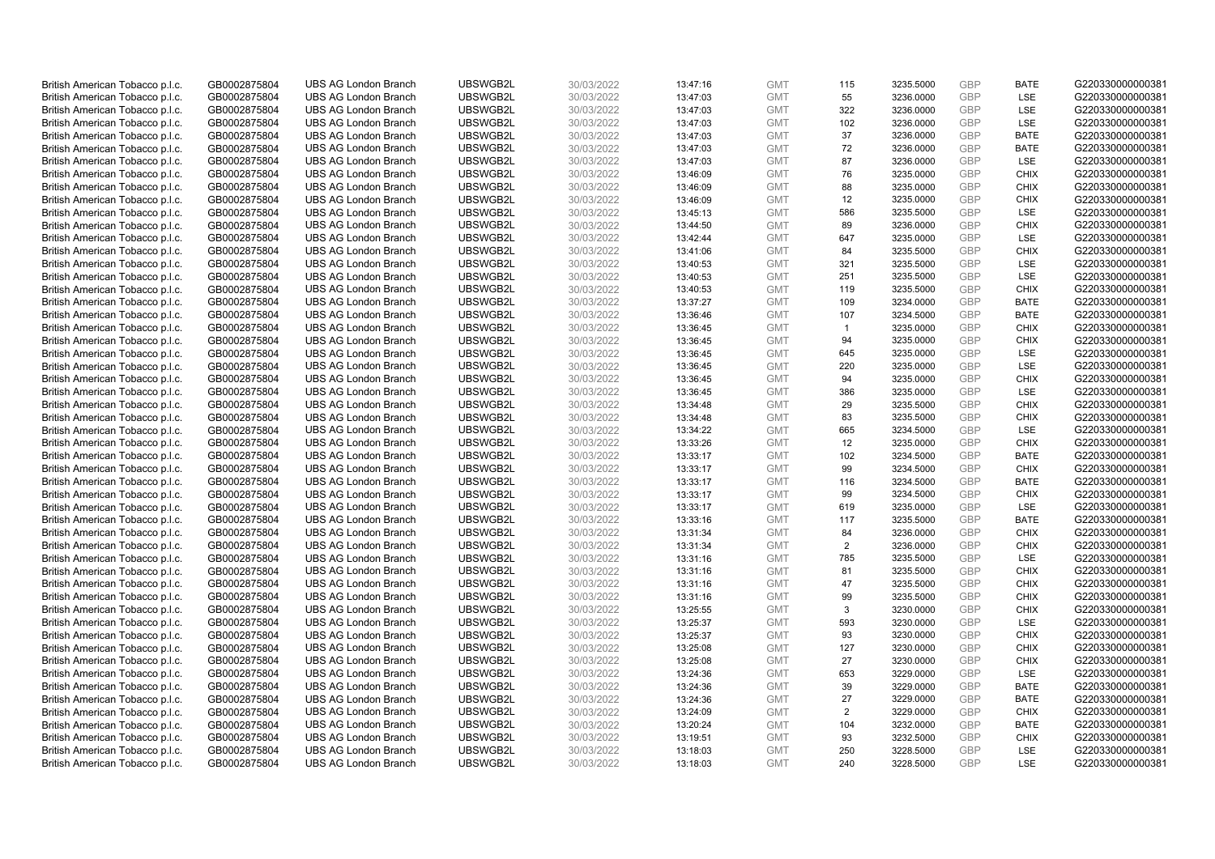| | | | | | | | | | | | |
|---|---|---|---|---|---|---|---|---|---|---|---|
| British American Tobacco p.l.c. | GB0002875804 | UBS AG London Branch | UBSWGB2L | 30/03/2022 | 13:47:16 | GMT | 115 | 3235.5000 | GBP | BATE | G220330000000381 |
| British American Tobacco p.l.c. | GB0002875804 | UBS AG London Branch | UBSWGB2L | 30/03/2022 | 13:47:03 | GMT | 55 | 3236.0000 | GBP | LSE | G220330000000381 |
| British American Tobacco p.l.c. | GB0002875804 | UBS AG London Branch | UBSWGB2L | 30/03/2022 | 13:47:03 | GMT | 322 | 3236.0000 | GBP | LSE | G220330000000381 |
| British American Tobacco p.l.c. | GB0002875804 | UBS AG London Branch | UBSWGB2L | 30/03/2022 | 13:47:03 | GMT | 102 | 3236.0000 | GBP | LSE | G220330000000381 |
| British American Tobacco p.l.c. | GB0002875804 | UBS AG London Branch | UBSWGB2L | 30/03/2022 | 13:47:03 | GMT | 37 | 3236.0000 | GBP | BATE | G220330000000381 |
| British American Tobacco p.l.c. | GB0002875804 | UBS AG London Branch | UBSWGB2L | 30/03/2022 | 13:47:03 | GMT | 72 | 3236.0000 | GBP | BATE | G220330000000381 |
| British American Tobacco p.l.c. | GB0002875804 | UBS AG London Branch | UBSWGB2L | 30/03/2022 | 13:47:03 | GMT | 87 | 3236.0000 | GBP | LSE | G220330000000381 |
| British American Tobacco p.l.c. | GB0002875804 | UBS AG London Branch | UBSWGB2L | 30/03/2022 | 13:46:09 | GMT | 76 | 3235.0000 | GBP | CHIX | G220330000000381 |
| British American Tobacco p.l.c. | GB0002875804 | UBS AG London Branch | UBSWGB2L | 30/03/2022 | 13:46:09 | GMT | 88 | 3235.0000 | GBP | CHIX | G220330000000381 |
| British American Tobacco p.l.c. | GB0002875804 | UBS AG London Branch | UBSWGB2L | 30/03/2022 | 13:46:09 | GMT | 12 | 3235.0000 | GBP | CHIX | G220330000000381 |
| British American Tobacco p.l.c. | GB0002875804 | UBS AG London Branch | UBSWGB2L | 30/03/2022 | 13:45:13 | GMT | 586 | 3235.5000 | GBP | LSE | G220330000000381 |
| British American Tobacco p.l.c. | GB0002875804 | UBS AG London Branch | UBSWGB2L | 30/03/2022 | 13:44:50 | GMT | 89 | 3236.0000 | GBP | CHIX | G220330000000381 |
| British American Tobacco p.l.c. | GB0002875804 | UBS AG London Branch | UBSWGB2L | 30/03/2022 | 13:42:44 | GMT | 647 | 3235.0000 | GBP | LSE | G220330000000381 |
| British American Tobacco p.l.c. | GB0002875804 | UBS AG London Branch | UBSWGB2L | 30/03/2022 | 13:41:06 | GMT | 84 | 3235.5000 | GBP | CHIX | G220330000000381 |
| British American Tobacco p.l.c. | GB0002875804 | UBS AG London Branch | UBSWGB2L | 30/03/2022 | 13:40:53 | GMT | 321 | 3235.5000 | GBP | LSE | G220330000000381 |
| British American Tobacco p.l.c. | GB0002875804 | UBS AG London Branch | UBSWGB2L | 30/03/2022 | 13:40:53 | GMT | 251 | 3235.5000 | GBP | LSE | G220330000000381 |
| British American Tobacco p.l.c. | GB0002875804 | UBS AG London Branch | UBSWGB2L | 30/03/2022 | 13:40:53 | GMT | 119 | 3235.5000 | GBP | CHIX | G220330000000381 |
| British American Tobacco p.l.c. | GB0002875804 | UBS AG London Branch | UBSWGB2L | 30/03/2022 | 13:37:27 | GMT | 109 | 3234.0000 | GBP | BATE | G220330000000381 |
| British American Tobacco p.l.c. | GB0002875804 | UBS AG London Branch | UBSWGB2L | 30/03/2022 | 13:36:46 | GMT | 107 | 3234.5000 | GBP | BATE | G220330000000381 |
| British American Tobacco p.l.c. | GB0002875804 | UBS AG London Branch | UBSWGB2L | 30/03/2022 | 13:36:45 | GMT | 1 | 3235.0000 | GBP | CHIX | G220330000000381 |
| British American Tobacco p.l.c. | GB0002875804 | UBS AG London Branch | UBSWGB2L | 30/03/2022 | 13:36:45 | GMT | 94 | 3235.0000 | GBP | CHIX | G220330000000381 |
| British American Tobacco p.l.c. | GB0002875804 | UBS AG London Branch | UBSWGB2L | 30/03/2022 | 13:36:45 | GMT | 645 | 3235.0000 | GBP | LSE | G220330000000381 |
| British American Tobacco p.l.c. | GB0002875804 | UBS AG London Branch | UBSWGB2L | 30/03/2022 | 13:36:45 | GMT | 220 | 3235.0000 | GBP | LSE | G220330000000381 |
| British American Tobacco p.l.c. | GB0002875804 | UBS AG London Branch | UBSWGB2L | 30/03/2022 | 13:36:45 | GMT | 94 | 3235.0000 | GBP | CHIX | G220330000000381 |
| British American Tobacco p.l.c. | GB0002875804 | UBS AG London Branch | UBSWGB2L | 30/03/2022 | 13:36:45 | GMT | 386 | 3235.0000 | GBP | LSE | G220330000000381 |
| British American Tobacco p.l.c. | GB0002875804 | UBS AG London Branch | UBSWGB2L | 30/03/2022 | 13:34:48 | GMT | 29 | 3235.5000 | GBP | CHIX | G220330000000381 |
| British American Tobacco p.l.c. | GB0002875804 | UBS AG London Branch | UBSWGB2L | 30/03/2022 | 13:34:48 | GMT | 83 | 3235.5000 | GBP | CHIX | G220330000000381 |
| British American Tobacco p.l.c. | GB0002875804 | UBS AG London Branch | UBSWGB2L | 30/03/2022 | 13:34:22 | GMT | 665 | 3234.5000 | GBP | LSE | G220330000000381 |
| British American Tobacco p.l.c. | GB0002875804 | UBS AG London Branch | UBSWGB2L | 30/03/2022 | 13:33:26 | GMT | 12 | 3235.0000 | GBP | CHIX | G220330000000381 |
| British American Tobacco p.l.c. | GB0002875804 | UBS AG London Branch | UBSWGB2L | 30/03/2022 | 13:33:17 | GMT | 102 | 3234.5000 | GBP | BATE | G220330000000381 |
| British American Tobacco p.l.c. | GB0002875804 | UBS AG London Branch | UBSWGB2L | 30/03/2022 | 13:33:17 | GMT | 99 | 3234.5000 | GBP | CHIX | G220330000000381 |
| British American Tobacco p.l.c. | GB0002875804 | UBS AG London Branch | UBSWGB2L | 30/03/2022 | 13:33:17 | GMT | 116 | 3234.5000 | GBP | BATE | G220330000000381 |
| British American Tobacco p.l.c. | GB0002875804 | UBS AG London Branch | UBSWGB2L | 30/03/2022 | 13:33:17 | GMT | 99 | 3234.5000 | GBP | CHIX | G220330000000381 |
| British American Tobacco p.l.c. | GB0002875804 | UBS AG London Branch | UBSWGB2L | 30/03/2022 | 13:33:17 | GMT | 619 | 3235.0000 | GBP | LSE | G220330000000381 |
| British American Tobacco p.l.c. | GB0002875804 | UBS AG London Branch | UBSWGB2L | 30/03/2022 | 13:33:16 | GMT | 117 | 3235.5000 | GBP | BATE | G220330000000381 |
| British American Tobacco p.l.c. | GB0002875804 | UBS AG London Branch | UBSWGB2L | 30/03/2022 | 13:31:34 | GMT | 84 | 3236.0000 | GBP | CHIX | G220330000000381 |
| British American Tobacco p.l.c. | GB0002875804 | UBS AG London Branch | UBSWGB2L | 30/03/2022 | 13:31:34 | GMT | 2 | 3236.0000 | GBP | CHIX | G220330000000381 |
| British American Tobacco p.l.c. | GB0002875804 | UBS AG London Branch | UBSWGB2L | 30/03/2022 | 13:31:16 | GMT | 785 | 3235.5000 | GBP | LSE | G220330000000381 |
| British American Tobacco p.l.c. | GB0002875804 | UBS AG London Branch | UBSWGB2L | 30/03/2022 | 13:31:16 | GMT | 81 | 3235.5000 | GBP | CHIX | G220330000000381 |
| British American Tobacco p.l.c. | GB0002875804 | UBS AG London Branch | UBSWGB2L | 30/03/2022 | 13:31:16 | GMT | 47 | 3235.5000 | GBP | CHIX | G220330000000381 |
| British American Tobacco p.l.c. | GB0002875804 | UBS AG London Branch | UBSWGB2L | 30/03/2022 | 13:31:16 | GMT | 99 | 3235.5000 | GBP | CHIX | G220330000000381 |
| British American Tobacco p.l.c. | GB0002875804 | UBS AG London Branch | UBSWGB2L | 30/03/2022 | 13:25:55 | GMT | 3 | 3230.0000 | GBP | CHIX | G220330000000381 |
| British American Tobacco p.l.c. | GB0002875804 | UBS AG London Branch | UBSWGB2L | 30/03/2022 | 13:25:37 | GMT | 593 | 3230.0000 | GBP | LSE | G220330000000381 |
| British American Tobacco p.l.c. | GB0002875804 | UBS AG London Branch | UBSWGB2L | 30/03/2022 | 13:25:37 | GMT | 93 | 3230.0000 | GBP | CHIX | G220330000000381 |
| British American Tobacco p.l.c. | GB0002875804 | UBS AG London Branch | UBSWGB2L | 30/03/2022 | 13:25:08 | GMT | 127 | 3230.0000 | GBP | CHIX | G220330000000381 |
| British American Tobacco p.l.c. | GB0002875804 | UBS AG London Branch | UBSWGB2L | 30/03/2022 | 13:25:08 | GMT | 27 | 3230.0000 | GBP | CHIX | G220330000000381 |
| British American Tobacco p.l.c. | GB0002875804 | UBS AG London Branch | UBSWGB2L | 30/03/2022 | 13:24:36 | GMT | 653 | 3229.0000 | GBP | LSE | G220330000000381 |
| British American Tobacco p.l.c. | GB0002875804 | UBS AG London Branch | UBSWGB2L | 30/03/2022 | 13:24:36 | GMT | 39 | 3229.0000 | GBP | BATE | G220330000000381 |
| British American Tobacco p.l.c. | GB0002875804 | UBS AG London Branch | UBSWGB2L | 30/03/2022 | 13:24:36 | GMT | 27 | 3229.0000 | GBP | BATE | G220330000000381 |
| British American Tobacco p.l.c. | GB0002875804 | UBS AG London Branch | UBSWGB2L | 30/03/2022 | 13:24:09 | GMT | 2 | 3229.0000 | GBP | CHIX | G220330000000381 |
| British American Tobacco p.l.c. | GB0002875804 | UBS AG London Branch | UBSWGB2L | 30/03/2022 | 13:20:24 | GMT | 104 | 3232.0000 | GBP | BATE | G220330000000381 |
| British American Tobacco p.l.c. | GB0002875804 | UBS AG London Branch | UBSWGB2L | 30/03/2022 | 13:19:51 | GMT | 93 | 3232.5000 | GBP | CHIX | G220330000000381 |
| British American Tobacco p.l.c. | GB0002875804 | UBS AG London Branch | UBSWGB2L | 30/03/2022 | 13:18:03 | GMT | 250 | 3228.5000 | GBP | LSE | G220330000000381 |
| British American Tobacco p.l.c. | GB0002875804 | UBS AG London Branch | UBSWGB2L | 30/03/2022 | 13:18:03 | GMT | 240 | 3228.5000 | GBP | LSE | G220330000000381 |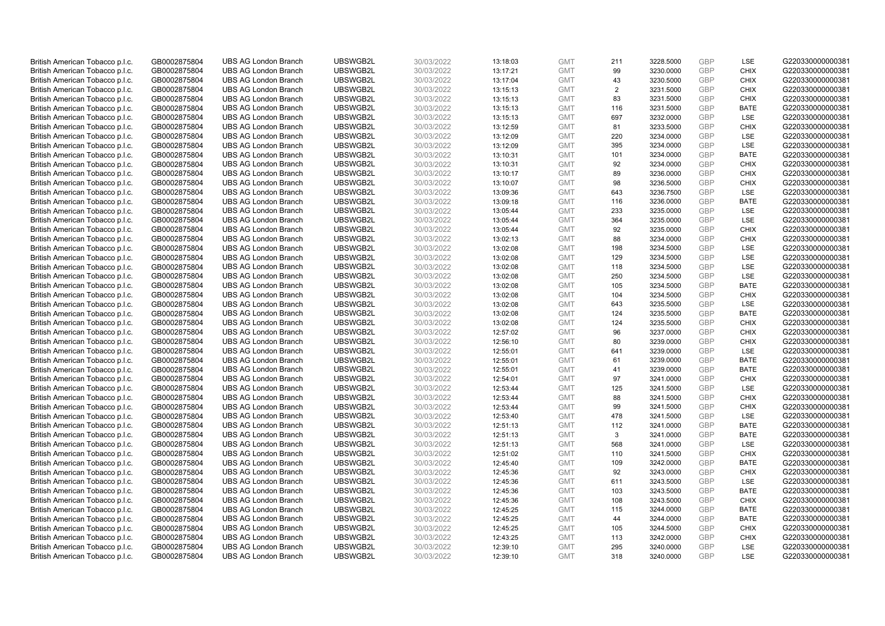| British American Tobacco p.l.c. | GB0002875804 | UBS AG London Branch | UBSWGB2L | 30/03/2022 | 13:18:03 | GMT | 211 | 3228.5000 | GBP | LSE | G220330000000381 |
|---|---|---|---|---|---|---|---|---|---|---|---|
| British American Tobacco p.l.c. | GB0002875804 | UBS AG London Branch | UBSWGB2L | 30/03/2022 | 13:17:21 | GMT | 99 | 3230.0000 | GBP | CHIX | G220330000000381 |
| British American Tobacco p.l.c. | GB0002875804 | UBS AG London Branch | UBSWGB2L | 30/03/2022 | 13:17:04 | GMT | 43 | 3230.5000 | GBP | CHIX | G220330000000381 |
| British American Tobacco p.l.c. | GB0002875804 | UBS AG London Branch | UBSWGB2L | 30/03/2022 | 13:15:13 | GMT | 2 | 3231.5000 | GBP | CHIX | G220330000000381 |
| British American Tobacco p.l.c. | GB0002875804 | UBS AG London Branch | UBSWGB2L | 30/03/2022 | 13:15:13 | GMT | 83 | 3231.5000 | GBP | CHIX | G220330000000381 |
| British American Tobacco p.l.c. | GB0002875804 | UBS AG London Branch | UBSWGB2L | 30/03/2022 | 13:15:13 | GMT | 116 | 3231.5000 | GBP | BATE | G220330000000381 |
| British American Tobacco p.l.c. | GB0002875804 | UBS AG London Branch | UBSWGB2L | 30/03/2022 | 13:15:13 | GMT | 697 | 3232.0000 | GBP | LSE | G220330000000381 |
| British American Tobacco p.l.c. | GB0002875804 | UBS AG London Branch | UBSWGB2L | 30/03/2022 | 13:12:59 | GMT | 81 | 3233.5000 | GBP | CHIX | G220330000000381 |
| British American Tobacco p.l.c. | GB0002875804 | UBS AG London Branch | UBSWGB2L | 30/03/2022 | 13:12:09 | GMT | 220 | 3234.0000 | GBP | LSE | G220330000000381 |
| British American Tobacco p.l.c. | GB0002875804 | UBS AG London Branch | UBSWGB2L | 30/03/2022 | 13:12:09 | GMT | 395 | 3234.0000 | GBP | LSE | G220330000000381 |
| British American Tobacco p.l.c. | GB0002875804 | UBS AG London Branch | UBSWGB2L | 30/03/2022 | 13:10:31 | GMT | 101 | 3234.0000 | GBP | BATE | G220330000000381 |
| British American Tobacco p.l.c. | GB0002875804 | UBS AG London Branch | UBSWGB2L | 30/03/2022 | 13:10:31 | GMT | 92 | 3234.0000 | GBP | CHIX | G220330000000381 |
| British American Tobacco p.l.c. | GB0002875804 | UBS AG London Branch | UBSWGB2L | 30/03/2022 | 13:10:17 | GMT | 89 | 3236.0000 | GBP | CHIX | G220330000000381 |
| British American Tobacco p.l.c. | GB0002875804 | UBS AG London Branch | UBSWGB2L | 30/03/2022 | 13:10:07 | GMT | 98 | 3236.5000 | GBP | CHIX | G220330000000381 |
| British American Tobacco p.l.c. | GB0002875804 | UBS AG London Branch | UBSWGB2L | 30/03/2022 | 13:09:36 | GMT | 643 | 3236.7500 | GBP | LSE | G220330000000381 |
| British American Tobacco p.l.c. | GB0002875804 | UBS AG London Branch | UBSWGB2L | 30/03/2022 | 13:09:18 | GMT | 116 | 3236.0000 | GBP | BATE | G220330000000381 |
| British American Tobacco p.l.c. | GB0002875804 | UBS AG London Branch | UBSWGB2L | 30/03/2022 | 13:05:44 | GMT | 233 | 3235.0000 | GBP | LSE | G220330000000381 |
| British American Tobacco p.l.c. | GB0002875804 | UBS AG London Branch | UBSWGB2L | 30/03/2022 | 13:05:44 | GMT | 364 | 3235.0000 | GBP | LSE | G220330000000381 |
| British American Tobacco p.l.c. | GB0002875804 | UBS AG London Branch | UBSWGB2L | 30/03/2022 | 13:05:44 | GMT | 92 | 3235.0000 | GBP | CHIX | G220330000000381 |
| British American Tobacco p.l.c. | GB0002875804 | UBS AG London Branch | UBSWGB2L | 30/03/2022 | 13:02:13 | GMT | 88 | 3234.0000 | GBP | CHIX | G220330000000381 |
| British American Tobacco p.l.c. | GB0002875804 | UBS AG London Branch | UBSWGB2L | 30/03/2022 | 13:02:08 | GMT | 198 | 3234.5000 | GBP | LSE | G220330000000381 |
| British American Tobacco p.l.c. | GB0002875804 | UBS AG London Branch | UBSWGB2L | 30/03/2022 | 13:02:08 | GMT | 129 | 3234.5000 | GBP | LSE | G220330000000381 |
| British American Tobacco p.l.c. | GB0002875804 | UBS AG London Branch | UBSWGB2L | 30/03/2022 | 13:02:08 | GMT | 118 | 3234.5000 | GBP | LSE | G220330000000381 |
| British American Tobacco p.l.c. | GB0002875804 | UBS AG London Branch | UBSWGB2L | 30/03/2022 | 13:02:08 | GMT | 250 | 3234.5000 | GBP | LSE | G220330000000381 |
| British American Tobacco p.l.c. | GB0002875804 | UBS AG London Branch | UBSWGB2L | 30/03/2022 | 13:02:08 | GMT | 105 | 3234.5000 | GBP | BATE | G220330000000381 |
| British American Tobacco p.l.c. | GB0002875804 | UBS AG London Branch | UBSWGB2L | 30/03/2022 | 13:02:08 | GMT | 104 | 3234.5000 | GBP | CHIX | G220330000000381 |
| British American Tobacco p.l.c. | GB0002875804 | UBS AG London Branch | UBSWGB2L | 30/03/2022 | 13:02:08 | GMT | 643 | 3235.5000 | GBP | LSE | G220330000000381 |
| British American Tobacco p.l.c. | GB0002875804 | UBS AG London Branch | UBSWGB2L | 30/03/2022 | 13:02:08 | GMT | 124 | 3235.5000 | GBP | BATE | G220330000000381 |
| British American Tobacco p.l.c. | GB0002875804 | UBS AG London Branch | UBSWGB2L | 30/03/2022 | 13:02:08 | GMT | 124 | 3235.5000 | GBP | CHIX | G220330000000381 |
| British American Tobacco p.l.c. | GB0002875804 | UBS AG London Branch | UBSWGB2L | 30/03/2022 | 12:57:02 | GMT | 96 | 3237.0000 | GBP | CHIX | G220330000000381 |
| British American Tobacco p.l.c. | GB0002875804 | UBS AG London Branch | UBSWGB2L | 30/03/2022 | 12:56:10 | GMT | 80 | 3239.0000 | GBP | CHIX | G220330000000381 |
| British American Tobacco p.l.c. | GB0002875804 | UBS AG London Branch | UBSWGB2L | 30/03/2022 | 12:55:01 | GMT | 641 | 3239.0000 | GBP | LSE | G220330000000381 |
| British American Tobacco p.l.c. | GB0002875804 | UBS AG London Branch | UBSWGB2L | 30/03/2022 | 12:55:01 | GMT | 61 | 3239.0000 | GBP | BATE | G220330000000381 |
| British American Tobacco p.l.c. | GB0002875804 | UBS AG London Branch | UBSWGB2L | 30/03/2022 | 12:55:01 | GMT | 41 | 3239.0000 | GBP | BATE | G220330000000381 |
| British American Tobacco p.l.c. | GB0002875804 | UBS AG London Branch | UBSWGB2L | 30/03/2022 | 12:54:01 | GMT | 97 | 3241.0000 | GBP | CHIX | G220330000000381 |
| British American Tobacco p.l.c. | GB0002875804 | UBS AG London Branch | UBSWGB2L | 30/03/2022 | 12:53:44 | GMT | 125 | 3241.5000 | GBP | LSE | G220330000000381 |
| British American Tobacco p.l.c. | GB0002875804 | UBS AG London Branch | UBSWGB2L | 30/03/2022 | 12:53:44 | GMT | 88 | 3241.5000 | GBP | CHIX | G220330000000381 |
| British American Tobacco p.l.c. | GB0002875804 | UBS AG London Branch | UBSWGB2L | 30/03/2022 | 12:53:44 | GMT | 99 | 3241.5000 | GBP | CHIX | G220330000000381 |
| British American Tobacco p.l.c. | GB0002875804 | UBS AG London Branch | UBSWGB2L | 30/03/2022 | 12:53:40 | GMT | 478 | 3241.5000 | GBP | LSE | G220330000000381 |
| British American Tobacco p.l.c. | GB0002875804 | UBS AG London Branch | UBSWGB2L | 30/03/2022 | 12:51:13 | GMT | 112 | 3241.0000 | GBP | BATE | G220330000000381 |
| British American Tobacco p.l.c. | GB0002875804 | UBS AG London Branch | UBSWGB2L | 30/03/2022 | 12:51:13 | GMT | 3 | 3241.0000 | GBP | BATE | G220330000000381 |
| British American Tobacco p.l.c. | GB0002875804 | UBS AG London Branch | UBSWGB2L | 30/03/2022 | 12:51:13 | GMT | 568 | 3241.0000 | GBP | LSE | G220330000000381 |
| British American Tobacco p.l.c. | GB0002875804 | UBS AG London Branch | UBSWGB2L | 30/03/2022 | 12:51:02 | GMT | 110 | 3241.5000 | GBP | CHIX | G220330000000381 |
| British American Tobacco p.l.c. | GB0002875804 | UBS AG London Branch | UBSWGB2L | 30/03/2022 | 12:45:40 | GMT | 109 | 3242.0000 | GBP | BATE | G220330000000381 |
| British American Tobacco p.l.c. | GB0002875804 | UBS AG London Branch | UBSWGB2L | 30/03/2022 | 12:45:36 | GMT | 92 | 3243.0000 | GBP | CHIX | G220330000000381 |
| British American Tobacco p.l.c. | GB0002875804 | UBS AG London Branch | UBSWGB2L | 30/03/2022 | 12:45:36 | GMT | 611 | 3243.5000 | GBP | LSE | G220330000000381 |
| British American Tobacco p.l.c. | GB0002875804 | UBS AG London Branch | UBSWGB2L | 30/03/2022 | 12:45:36 | GMT | 103 | 3243.5000 | GBP | BATE | G220330000000381 |
| British American Tobacco p.l.c. | GB0002875804 | UBS AG London Branch | UBSWGB2L | 30/03/2022 | 12:45:36 | GMT | 108 | 3243.5000 | GBP | CHIX | G220330000000381 |
| British American Tobacco p.l.c. | GB0002875804 | UBS AG London Branch | UBSWGB2L | 30/03/2022 | 12:45:25 | GMT | 115 | 3244.0000 | GBP | BATE | G220330000000381 |
| British American Tobacco p.l.c. | GB0002875804 | UBS AG London Branch | UBSWGB2L | 30/03/2022 | 12:45:25 | GMT | 44 | 3244.0000 | GBP | BATE | G220330000000381 |
| British American Tobacco p.l.c. | GB0002875804 | UBS AG London Branch | UBSWGB2L | 30/03/2022 | 12:45:25 | GMT | 105 | 3244.5000 | GBP | CHIX | G220330000000381 |
| British American Tobacco p.l.c. | GB0002875804 | UBS AG London Branch | UBSWGB2L | 30/03/2022 | 12:43:25 | GMT | 113 | 3242.0000 | GBP | CHIX | G220330000000381 |
| British American Tobacco p.l.c. | GB0002875804 | UBS AG London Branch | UBSWGB2L | 30/03/2022 | 12:39:10 | GMT | 295 | 3240.0000 | GBP | LSE | G220330000000381 |
| British American Tobacco p.l.c. | GB0002875804 | UBS AG London Branch | UBSWGB2L | 30/03/2022 | 12:39:10 | GMT | 318 | 3240.0000 | GBP | LSE | G220330000000381 |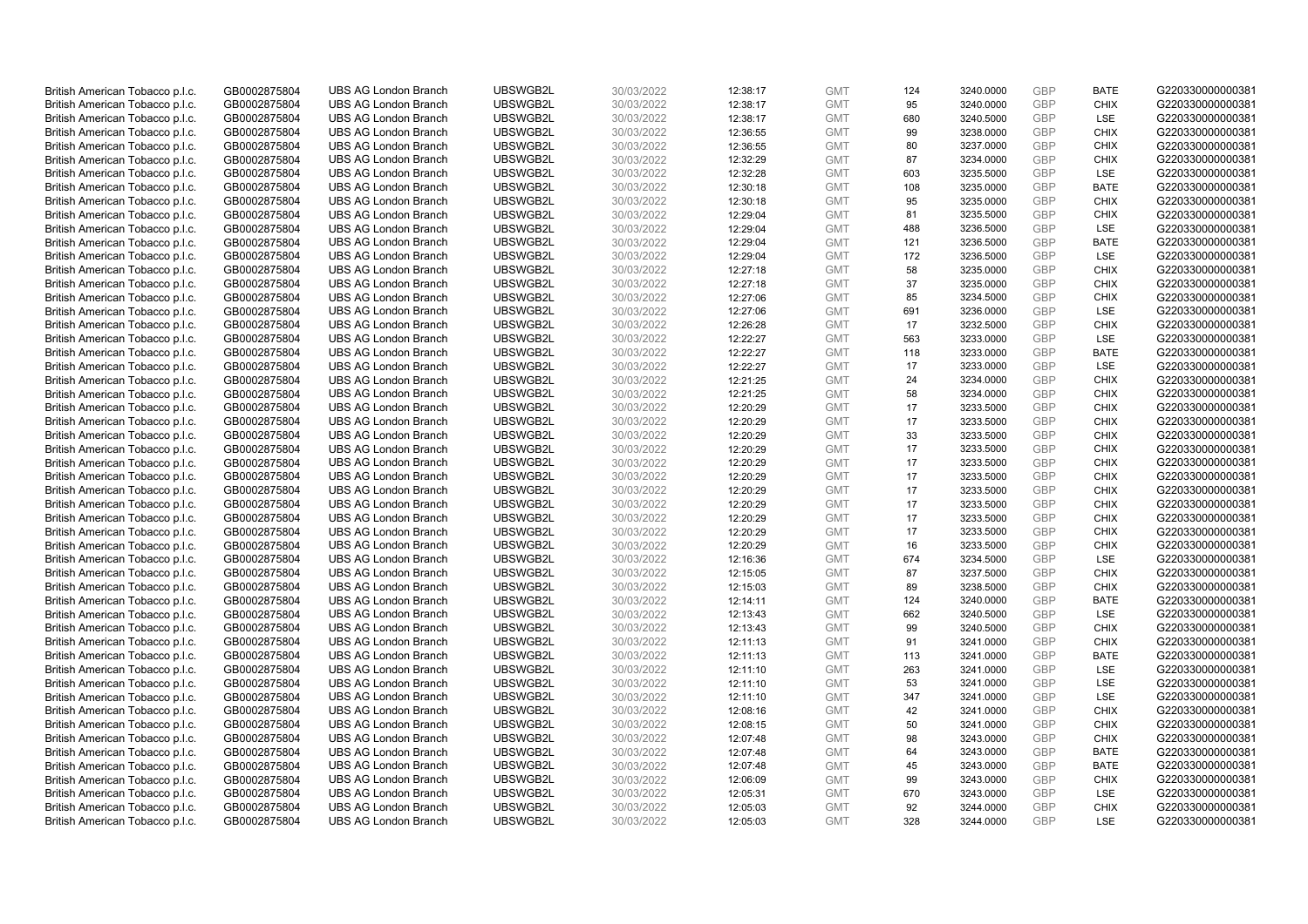| British American Tobacco p.l.c. | GB0002875804 | UBS AG London Branch | UBSWGB2L | 30/03/2022 | 12:38:17 | GMT | 124 | 3240.0000 | GBP | BATE | G220330000000381 |
|---|---|---|---|---|---|---|---|---|---|---|---|
| British American Tobacco p.l.c. | GB0002875804 | UBS AG London Branch | UBSWGB2L | 30/03/2022 | 12:38:17 | GMT | 95 | 3240.0000 | GBP | CHIX | G220330000000381 |
| British American Tobacco p.l.c. | GB0002875804 | UBS AG London Branch | UBSWGB2L | 30/03/2022 | 12:38:17 | GMT | 680 | 3240.5000 | GBP | LSE | G220330000000381 |
| British American Tobacco p.l.c. | GB0002875804 | UBS AG London Branch | UBSWGB2L | 30/03/2022 | 12:36:55 | GMT | 99 | 3238.0000 | GBP | CHIX | G220330000000381 |
| British American Tobacco p.l.c. | GB0002875804 | UBS AG London Branch | UBSWGB2L | 30/03/2022 | 12:36:55 | GMT | 80 | 3237.0000 | GBP | CHIX | G220330000000381 |
| British American Tobacco p.l.c. | GB0002875804 | UBS AG London Branch | UBSWGB2L | 30/03/2022 | 12:32:29 | GMT | 87 | 3234.0000 | GBP | CHIX | G220330000000381 |
| British American Tobacco p.l.c. | GB0002875804 | UBS AG London Branch | UBSWGB2L | 30/03/2022 | 12:32:28 | GMT | 603 | 3235.5000 | GBP | LSE | G220330000000381 |
| British American Tobacco p.l.c. | GB0002875804 | UBS AG London Branch | UBSWGB2L | 30/03/2022 | 12:30:18 | GMT | 108 | 3235.0000 | GBP | BATE | G220330000000381 |
| British American Tobacco p.l.c. | GB0002875804 | UBS AG London Branch | UBSWGB2L | 30/03/2022 | 12:30:18 | GMT | 95 | 3235.0000 | GBP | CHIX | G220330000000381 |
| British American Tobacco p.l.c. | GB0002875804 | UBS AG London Branch | UBSWGB2L | 30/03/2022 | 12:29:04 | GMT | 81 | 3235.5000 | GBP | CHIX | G220330000000381 |
| British American Tobacco p.l.c. | GB0002875804 | UBS AG London Branch | UBSWGB2L | 30/03/2022 | 12:29:04 | GMT | 488 | 3236.5000 | GBP | LSE | G220330000000381 |
| British American Tobacco p.l.c. | GB0002875804 | UBS AG London Branch | UBSWGB2L | 30/03/2022 | 12:29:04 | GMT | 121 | 3236.5000 | GBP | BATE | G220330000000381 |
| British American Tobacco p.l.c. | GB0002875804 | UBS AG London Branch | UBSWGB2L | 30/03/2022 | 12:29:04 | GMT | 172 | 3236.5000 | GBP | LSE | G220330000000381 |
| British American Tobacco p.l.c. | GB0002875804 | UBS AG London Branch | UBSWGB2L | 30/03/2022 | 12:27:18 | GMT | 58 | 3235.0000 | GBP | CHIX | G220330000000381 |
| British American Tobacco p.l.c. | GB0002875804 | UBS AG London Branch | UBSWGB2L | 30/03/2022 | 12:27:18 | GMT | 37 | 3235.0000 | GBP | CHIX | G220330000000381 |
| British American Tobacco p.l.c. | GB0002875804 | UBS AG London Branch | UBSWGB2L | 30/03/2022 | 12:27:06 | GMT | 85 | 3234.5000 | GBP | CHIX | G220330000000381 |
| British American Tobacco p.l.c. | GB0002875804 | UBS AG London Branch | UBSWGB2L | 30/03/2022 | 12:27:06 | GMT | 691 | 3236.0000 | GBP | LSE | G220330000000381 |
| British American Tobacco p.l.c. | GB0002875804 | UBS AG London Branch | UBSWGB2L | 30/03/2022 | 12:26:28 | GMT | 17 | 3232.5000 | GBP | CHIX | G220330000000381 |
| British American Tobacco p.l.c. | GB0002875804 | UBS AG London Branch | UBSWGB2L | 30/03/2022 | 12:22:27 | GMT | 563 | 3233.0000 | GBP | LSE | G220330000000381 |
| British American Tobacco p.l.c. | GB0002875804 | UBS AG London Branch | UBSWGB2L | 30/03/2022 | 12:22:27 | GMT | 118 | 3233.0000 | GBP | BATE | G220330000000381 |
| British American Tobacco p.l.c. | GB0002875804 | UBS AG London Branch | UBSWGB2L | 30/03/2022 | 12:22:27 | GMT | 17 | 3233.0000 | GBP | LSE | G220330000000381 |
| British American Tobacco p.l.c. | GB0002875804 | UBS AG London Branch | UBSWGB2L | 30/03/2022 | 12:21:25 | GMT | 24 | 3234.0000 | GBP | CHIX | G220330000000381 |
| British American Tobacco p.l.c. | GB0002875804 | UBS AG London Branch | UBSWGB2L | 30/03/2022 | 12:21:25 | GMT | 58 | 3234.0000 | GBP | CHIX | G220330000000381 |
| British American Tobacco p.l.c. | GB0002875804 | UBS AG London Branch | UBSWGB2L | 30/03/2022 | 12:20:29 | GMT | 17 | 3233.5000 | GBP | CHIX | G220330000000381 |
| British American Tobacco p.l.c. | GB0002875804 | UBS AG London Branch | UBSWGB2L | 30/03/2022 | 12:20:29 | GMT | 17 | 3233.5000 | GBP | CHIX | G220330000000381 |
| British American Tobacco p.l.c. | GB0002875804 | UBS AG London Branch | UBSWGB2L | 30/03/2022 | 12:20:29 | GMT | 33 | 3233.5000 | GBP | CHIX | G220330000000381 |
| British American Tobacco p.l.c. | GB0002875804 | UBS AG London Branch | UBSWGB2L | 30/03/2022 | 12:20:29 | GMT | 17 | 3233.5000 | GBP | CHIX | G220330000000381 |
| British American Tobacco p.l.c. | GB0002875804 | UBS AG London Branch | UBSWGB2L | 30/03/2022 | 12:20:29 | GMT | 17 | 3233.5000 | GBP | CHIX | G220330000000381 |
| British American Tobacco p.l.c. | GB0002875804 | UBS AG London Branch | UBSWGB2L | 30/03/2022 | 12:20:29 | GMT | 17 | 3233.5000 | GBP | CHIX | G220330000000381 |
| British American Tobacco p.l.c. | GB0002875804 | UBS AG London Branch | UBSWGB2L | 30/03/2022 | 12:20:29 | GMT | 17 | 3233.5000 | GBP | CHIX | G220330000000381 |
| British American Tobacco p.l.c. | GB0002875804 | UBS AG London Branch | UBSWGB2L | 30/03/2022 | 12:20:29 | GMT | 17 | 3233.5000 | GBP | CHIX | G220330000000381 |
| British American Tobacco p.l.c. | GB0002875804 | UBS AG London Branch | UBSWGB2L | 30/03/2022 | 12:20:29 | GMT | 17 | 3233.5000 | GBP | CHIX | G220330000000381 |
| British American Tobacco p.l.c. | GB0002875804 | UBS AG London Branch | UBSWGB2L | 30/03/2022 | 12:20:29 | GMT | 17 | 3233.5000 | GBP | CHIX | G220330000000381 |
| British American Tobacco p.l.c. | GB0002875804 | UBS AG London Branch | UBSWGB2L | 30/03/2022 | 12:20:29 | GMT | 16 | 3233.5000 | GBP | CHIX | G220330000000381 |
| British American Tobacco p.l.c. | GB0002875804 | UBS AG London Branch | UBSWGB2L | 30/03/2022 | 12:16:36 | GMT | 674 | 3234.5000 | GBP | LSE | G220330000000381 |
| British American Tobacco p.l.c. | GB0002875804 | UBS AG London Branch | UBSWGB2L | 30/03/2022 | 12:15:05 | GMT | 87 | 3237.5000 | GBP | CHIX | G220330000000381 |
| British American Tobacco p.l.c. | GB0002875804 | UBS AG London Branch | UBSWGB2L | 30/03/2022 | 12:15:03 | GMT | 89 | 3238.5000 | GBP | CHIX | G220330000000381 |
| British American Tobacco p.l.c. | GB0002875804 | UBS AG London Branch | UBSWGB2L | 30/03/2022 | 12:14:11 | GMT | 124 | 3240.0000 | GBP | BATE | G220330000000381 |
| British American Tobacco p.l.c. | GB0002875804 | UBS AG London Branch | UBSWGB2L | 30/03/2022 | 12:13:43 | GMT | 662 | 3240.5000 | GBP | LSE | G220330000000381 |
| British American Tobacco p.l.c. | GB0002875804 | UBS AG London Branch | UBSWGB2L | 30/03/2022 | 12:13:43 | GMT | 99 | 3240.5000 | GBP | CHIX | G220330000000381 |
| British American Tobacco p.l.c. | GB0002875804 | UBS AG London Branch | UBSWGB2L | 30/03/2022 | 12:11:13 | GMT | 91 | 3241.0000 | GBP | CHIX | G220330000000381 |
| British American Tobacco p.l.c. | GB0002875804 | UBS AG London Branch | UBSWGB2L | 30/03/2022 | 12:11:13 | GMT | 113 | 3241.0000 | GBP | BATE | G220330000000381 |
| British American Tobacco p.l.c. | GB0002875804 | UBS AG London Branch | UBSWGB2L | 30/03/2022 | 12:11:10 | GMT | 263 | 3241.0000 | GBP | LSE | G220330000000381 |
| British American Tobacco p.l.c. | GB0002875804 | UBS AG London Branch | UBSWGB2L | 30/03/2022 | 12:11:10 | GMT | 53 | 3241.0000 | GBP | LSE | G220330000000381 |
| British American Tobacco p.l.c. | GB0002875804 | UBS AG London Branch | UBSWGB2L | 30/03/2022 | 12:11:10 | GMT | 347 | 3241.0000 | GBP | LSE | G220330000000381 |
| British American Tobacco p.l.c. | GB0002875804 | UBS AG London Branch | UBSWGB2L | 30/03/2022 | 12:08:16 | GMT | 42 | 3241.0000 | GBP | CHIX | G220330000000381 |
| British American Tobacco p.l.c. | GB0002875804 | UBS AG London Branch | UBSWGB2L | 30/03/2022 | 12:08:15 | GMT | 50 | 3241.0000 | GBP | CHIX | G220330000000381 |
| British American Tobacco p.l.c. | GB0002875804 | UBS AG London Branch | UBSWGB2L | 30/03/2022 | 12:07:48 | GMT | 98 | 3243.0000 | GBP | CHIX | G220330000000381 |
| British American Tobacco p.l.c. | GB0002875804 | UBS AG London Branch | UBSWGB2L | 30/03/2022 | 12:07:48 | GMT | 64 | 3243.0000 | GBP | BATE | G220330000000381 |
| British American Tobacco p.l.c. | GB0002875804 | UBS AG London Branch | UBSWGB2L | 30/03/2022 | 12:07:48 | GMT | 45 | 3243.0000 | GBP | BATE | G220330000000381 |
| British American Tobacco p.l.c. | GB0002875804 | UBS AG London Branch | UBSWGB2L | 30/03/2022 | 12:06:09 | GMT | 99 | 3243.0000 | GBP | CHIX | G220330000000381 |
| British American Tobacco p.l.c. | GB0002875804 | UBS AG London Branch | UBSWGB2L | 30/03/2022 | 12:05:31 | GMT | 670 | 3243.0000 | GBP | LSE | G220330000000381 |
| British American Tobacco p.l.c. | GB0002875804 | UBS AG London Branch | UBSWGB2L | 30/03/2022 | 12:05:03 | GMT | 92 | 3244.0000 | GBP | CHIX | G220330000000381 |
| British American Tobacco p.l.c. | GB0002875804 | UBS AG London Branch | UBSWGB2L | 30/03/2022 | 12:05:03 | GMT | 328 | 3244.0000 | GBP | LSE | G220330000000381 |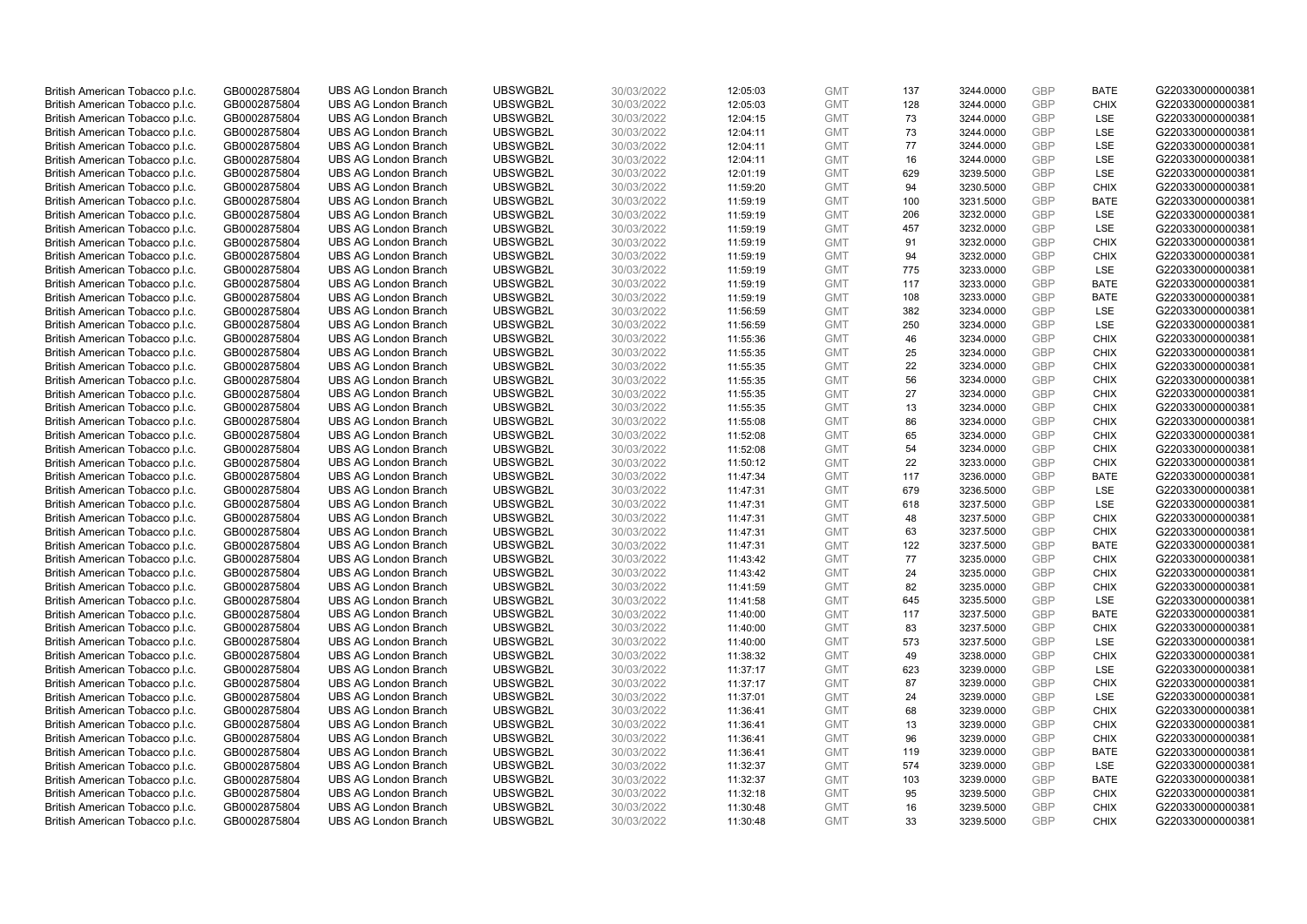| British American Tobacco p.l.c. | GB0002875804 | UBS AG London Branch | UBSWGB2L | 30/03/2022 | 12:05:03 | GMT | 137 | 3244.0000 | GBP | BATE | G220330000000381 |
|---|---|---|---|---|---|---|---|---|---|---|---|
| British American Tobacco p.l.c. | GB0002875804 | UBS AG London Branch | UBSWGB2L | 30/03/2022 | 12:05:03 | GMT | 128 | 3244.0000 | GBP | CHIX | G220330000000381 |
| British American Tobacco p.l.c. | GB0002875804 | UBS AG London Branch | UBSWGB2L | 30/03/2022 | 12:04:15 | GMT | 73 | 3244.0000 | GBP | LSE | G220330000000381 |
| British American Tobacco p.l.c. | GB0002875804 | UBS AG London Branch | UBSWGB2L | 30/03/2022 | 12:04:11 | GMT | 73 | 3244.0000 | GBP | LSE | G220330000000381 |
| British American Tobacco p.l.c. | GB0002875804 | UBS AG London Branch | UBSWGB2L | 30/03/2022 | 12:04:11 | GMT | 77 | 3244.0000 | GBP | LSE | G220330000000381 |
| British American Tobacco p.l.c. | GB0002875804 | UBS AG London Branch | UBSWGB2L | 30/03/2022 | 12:04:11 | GMT | 16 | 3244.0000 | GBP | LSE | G220330000000381 |
| British American Tobacco p.l.c. | GB0002875804 | UBS AG London Branch | UBSWGB2L | 30/03/2022 | 12:01:19 | GMT | 629 | 3239.5000 | GBP | LSE | G220330000000381 |
| British American Tobacco p.l.c. | GB0002875804 | UBS AG London Branch | UBSWGB2L | 30/03/2022 | 11:59:20 | GMT | 94 | 3230.5000 | GBP | CHIX | G220330000000381 |
| British American Tobacco p.l.c. | GB0002875804 | UBS AG London Branch | UBSWGB2L | 30/03/2022 | 11:59:19 | GMT | 100 | 3231.5000 | GBP | BATE | G220330000000381 |
| British American Tobacco p.l.c. | GB0002875804 | UBS AG London Branch | UBSWGB2L | 30/03/2022 | 11:59:19 | GMT | 206 | 3232.0000 | GBP | LSE | G220330000000381 |
| British American Tobacco p.l.c. | GB0002875804 | UBS AG London Branch | UBSWGB2L | 30/03/2022 | 11:59:19 | GMT | 457 | 3232.0000 | GBP | LSE | G220330000000381 |
| British American Tobacco p.l.c. | GB0002875804 | UBS AG London Branch | UBSWGB2L | 30/03/2022 | 11:59:19 | GMT | 91 | 3232.0000 | GBP | CHIX | G220330000000381 |
| British American Tobacco p.l.c. | GB0002875804 | UBS AG London Branch | UBSWGB2L | 30/03/2022 | 11:59:19 | GMT | 94 | 3232.0000 | GBP | CHIX | G220330000000381 |
| British American Tobacco p.l.c. | GB0002875804 | UBS AG London Branch | UBSWGB2L | 30/03/2022 | 11:59:19 | GMT | 775 | 3233.0000 | GBP | LSE | G220330000000381 |
| British American Tobacco p.l.c. | GB0002875804 | UBS AG London Branch | UBSWGB2L | 30/03/2022 | 11:59:19 | GMT | 117 | 3233.0000 | GBP | BATE | G220330000000381 |
| British American Tobacco p.l.c. | GB0002875804 | UBS AG London Branch | UBSWGB2L | 30/03/2022 | 11:59:19 | GMT | 108 | 3233.0000 | GBP | BATE | G220330000000381 |
| British American Tobacco p.l.c. | GB0002875804 | UBS AG London Branch | UBSWGB2L | 30/03/2022 | 11:56:59 | GMT | 382 | 3234.0000 | GBP | LSE | G220330000000381 |
| British American Tobacco p.l.c. | GB0002875804 | UBS AG London Branch | UBSWGB2L | 30/03/2022 | 11:56:59 | GMT | 250 | 3234.0000 | GBP | LSE | G220330000000381 |
| British American Tobacco p.l.c. | GB0002875804 | UBS AG London Branch | UBSWGB2L | 30/03/2022 | 11:55:36 | GMT | 46 | 3234.0000 | GBP | CHIX | G220330000000381 |
| British American Tobacco p.l.c. | GB0002875804 | UBS AG London Branch | UBSWGB2L | 30/03/2022 | 11:55:35 | GMT | 25 | 3234.0000 | GBP | CHIX | G220330000000381 |
| British American Tobacco p.l.c. | GB0002875804 | UBS AG London Branch | UBSWGB2L | 30/03/2022 | 11:55:35 | GMT | 22 | 3234.0000 | GBP | CHIX | G220330000000381 |
| British American Tobacco p.l.c. | GB0002875804 | UBS AG London Branch | UBSWGB2L | 30/03/2022 | 11:55:35 | GMT | 56 | 3234.0000 | GBP | CHIX | G220330000000381 |
| British American Tobacco p.l.c. | GB0002875804 | UBS AG London Branch | UBSWGB2L | 30/03/2022 | 11:55:35 | GMT | 27 | 3234.0000 | GBP | CHIX | G220330000000381 |
| British American Tobacco p.l.c. | GB0002875804 | UBS AG London Branch | UBSWGB2L | 30/03/2022 | 11:55:35 | GMT | 13 | 3234.0000 | GBP | CHIX | G220330000000381 |
| British American Tobacco p.l.c. | GB0002875804 | UBS AG London Branch | UBSWGB2L | 30/03/2022 | 11:55:08 | GMT | 86 | 3234.0000 | GBP | CHIX | G220330000000381 |
| British American Tobacco p.l.c. | GB0002875804 | UBS AG London Branch | UBSWGB2L | 30/03/2022 | 11:52:08 | GMT | 65 | 3234.0000 | GBP | CHIX | G220330000000381 |
| British American Tobacco p.l.c. | GB0002875804 | UBS AG London Branch | UBSWGB2L | 30/03/2022 | 11:52:08 | GMT | 54 | 3234.0000 | GBP | CHIX | G220330000000381 |
| British American Tobacco p.l.c. | GB0002875804 | UBS AG London Branch | UBSWGB2L | 30/03/2022 | 11:50:12 | GMT | 22 | 3233.0000 | GBP | CHIX | G220330000000381 |
| British American Tobacco p.l.c. | GB0002875804 | UBS AG London Branch | UBSWGB2L | 30/03/2022 | 11:47:34 | GMT | 117 | 3236.0000 | GBP | BATE | G220330000000381 |
| British American Tobacco p.l.c. | GB0002875804 | UBS AG London Branch | UBSWGB2L | 30/03/2022 | 11:47:31 | GMT | 679 | 3236.5000 | GBP | LSE | G220330000000381 |
| British American Tobacco p.l.c. | GB0002875804 | UBS AG London Branch | UBSWGB2L | 30/03/2022 | 11:47:31 | GMT | 618 | 3237.5000 | GBP | LSE | G220330000000381 |
| British American Tobacco p.l.c. | GB0002875804 | UBS AG London Branch | UBSWGB2L | 30/03/2022 | 11:47:31 | GMT | 48 | 3237.5000 | GBP | CHIX | G220330000000381 |
| British American Tobacco p.l.c. | GB0002875804 | UBS AG London Branch | UBSWGB2L | 30/03/2022 | 11:47:31 | GMT | 63 | 3237.5000 | GBP | CHIX | G220330000000381 |
| British American Tobacco p.l.c. | GB0002875804 | UBS AG London Branch | UBSWGB2L | 30/03/2022 | 11:47:31 | GMT | 122 | 3237.5000 | GBP | BATE | G220330000000381 |
| British American Tobacco p.l.c. | GB0002875804 | UBS AG London Branch | UBSWGB2L | 30/03/2022 | 11:43:42 | GMT | 77 | 3235.0000 | GBP | CHIX | G220330000000381 |
| British American Tobacco p.l.c. | GB0002875804 | UBS AG London Branch | UBSWGB2L | 30/03/2022 | 11:43:42 | GMT | 24 | 3235.0000 | GBP | CHIX | G220330000000381 |
| British American Tobacco p.l.c. | GB0002875804 | UBS AG London Branch | UBSWGB2L | 30/03/2022 | 11:41:59 | GMT | 82 | 3235.0000 | GBP | CHIX | G220330000000381 |
| British American Tobacco p.l.c. | GB0002875804 | UBS AG London Branch | UBSWGB2L | 30/03/2022 | 11:41:58 | GMT | 645 | 3235.5000 | GBP | LSE | G220330000000381 |
| British American Tobacco p.l.c. | GB0002875804 | UBS AG London Branch | UBSWGB2L | 30/03/2022 | 11:40:00 | GMT | 117 | 3237.5000 | GBP | BATE | G220330000000381 |
| British American Tobacco p.l.c. | GB0002875804 | UBS AG London Branch | UBSWGB2L | 30/03/2022 | 11:40:00 | GMT | 83 | 3237.5000 | GBP | CHIX | G220330000000381 |
| British American Tobacco p.l.c. | GB0002875804 | UBS AG London Branch | UBSWGB2L | 30/03/2022 | 11:40:00 | GMT | 573 | 3237.5000 | GBP | LSE | G220330000000381 |
| British American Tobacco p.l.c. | GB0002875804 | UBS AG London Branch | UBSWGB2L | 30/03/2022 | 11:38:32 | GMT | 49 | 3238.0000 | GBP | CHIX | G220330000000381 |
| British American Tobacco p.l.c. | GB0002875804 | UBS AG London Branch | UBSWGB2L | 30/03/2022 | 11:37:17 | GMT | 623 | 3239.0000 | GBP | LSE | G220330000000381 |
| British American Tobacco p.l.c. | GB0002875804 | UBS AG London Branch | UBSWGB2L | 30/03/2022 | 11:37:17 | GMT | 87 | 3239.0000 | GBP | CHIX | G220330000000381 |
| British American Tobacco p.l.c. | GB0002875804 | UBS AG London Branch | UBSWGB2L | 30/03/2022 | 11:37:01 | GMT | 24 | 3239.0000 | GBP | LSE | G220330000000381 |
| British American Tobacco p.l.c. | GB0002875804 | UBS AG London Branch | UBSWGB2L | 30/03/2022 | 11:36:41 | GMT | 68 | 3239.0000 | GBP | CHIX | G220330000000381 |
| British American Tobacco p.l.c. | GB0002875804 | UBS AG London Branch | UBSWGB2L | 30/03/2022 | 11:36:41 | GMT | 13 | 3239.0000 | GBP | CHIX | G220330000000381 |
| British American Tobacco p.l.c. | GB0002875804 | UBS AG London Branch | UBSWGB2L | 30/03/2022 | 11:36:41 | GMT | 96 | 3239.0000 | GBP | CHIX | G220330000000381 |
| British American Tobacco p.l.c. | GB0002875804 | UBS AG London Branch | UBSWGB2L | 30/03/2022 | 11:36:41 | GMT | 119 | 3239.0000 | GBP | BATE | G220330000000381 |
| British American Tobacco p.l.c. | GB0002875804 | UBS AG London Branch | UBSWGB2L | 30/03/2022 | 11:32:37 | GMT | 574 | 3239.0000 | GBP | LSE | G220330000000381 |
| British American Tobacco p.l.c. | GB0002875804 | UBS AG London Branch | UBSWGB2L | 30/03/2022 | 11:32:37 | GMT | 103 | 3239.0000 | GBP | BATE | G220330000000381 |
| British American Tobacco p.l.c. | GB0002875804 | UBS AG London Branch | UBSWGB2L | 30/03/2022 | 11:32:18 | GMT | 95 | 3239.5000 | GBP | CHIX | G220330000000381 |
| British American Tobacco p.l.c. | GB0002875804 | UBS AG London Branch | UBSWGB2L | 30/03/2022 | 11:30:48 | GMT | 16 | 3239.5000 | GBP | CHIX | G220330000000381 |
| British American Tobacco p.l.c. | GB0002875804 | UBS AG London Branch | UBSWGB2L | 30/03/2022 | 11:30:48 | GMT | 33 | 3239.5000 | GBP | CHIX | G220330000000381 |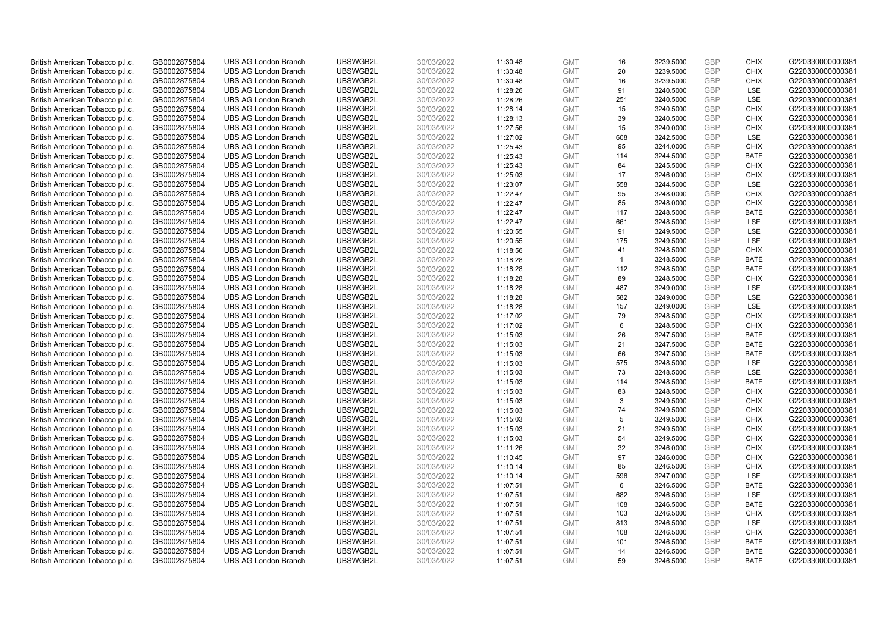| British American Tobacco p.l.c. | GB0002875804 | UBS AG London Branch | UBSWGB2L | 30/03/2022 | 11:30:48 | GMT | 16 | 3239.5000 | GBP | CHIX | G220330000000381 |
|---|---|---|---|---|---|---|---|---|---|---|---|
| British American Tobacco p.l.c. | GB0002875804 | UBS AG London Branch | UBSWGB2L | 30/03/2022 | 11:30:48 | GMT | 20 | 3239.5000 | GBP | CHIX | G220330000000381 |
| British American Tobacco p.l.c. | GB0002875804 | UBS AG London Branch | UBSWGB2L | 30/03/2022 | 11:30:48 | GMT | 16 | 3239.5000 | GBP | CHIX | G220330000000381 |
| British American Tobacco p.l.c. | GB0002875804 | UBS AG London Branch | UBSWGB2L | 30/03/2022 | 11:28:26 | GMT | 91 | 3240.5000 | GBP | LSE | G220330000000381 |
| British American Tobacco p.l.c. | GB0002875804 | UBS AG London Branch | UBSWGB2L | 30/03/2022 | 11:28:26 | GMT | 251 | 3240.5000 | GBP | LSE | G220330000000381 |
| British American Tobacco p.l.c. | GB0002875804 | UBS AG London Branch | UBSWGB2L | 30/03/2022 | 11:28:14 | GMT | 15 | 3240.5000 | GBP | CHIX | G220330000000381 |
| British American Tobacco p.l.c. | GB0002875804 | UBS AG London Branch | UBSWGB2L | 30/03/2022 | 11:28:13 | GMT | 39 | 3240.5000 | GBP | CHIX | G220330000000381 |
| British American Tobacco p.l.c. | GB0002875804 | UBS AG London Branch | UBSWGB2L | 30/03/2022 | 11:27:56 | GMT | 15 | 3240.0000 | GBP | CHIX | G220330000000381 |
| British American Tobacco p.l.c. | GB0002875804 | UBS AG London Branch | UBSWGB2L | 30/03/2022 | 11:27:02 | GMT | 608 | 3242.5000 | GBP | LSE | G220330000000381 |
| British American Tobacco p.l.c. | GB0002875804 | UBS AG London Branch | UBSWGB2L | 30/03/2022 | 11:25:43 | GMT | 95 | 3244.0000 | GBP | CHIX | G220330000000381 |
| British American Tobacco p.l.c. | GB0002875804 | UBS AG London Branch | UBSWGB2L | 30/03/2022 | 11:25:43 | GMT | 114 | 3244.5000 | GBP | BATE | G220330000000381 |
| British American Tobacco p.l.c. | GB0002875804 | UBS AG London Branch | UBSWGB2L | 30/03/2022 | 11:25:43 | GMT | 84 | 3245.5000 | GBP | CHIX | G220330000000381 |
| British American Tobacco p.l.c. | GB0002875804 | UBS AG London Branch | UBSWGB2L | 30/03/2022 | 11:25:03 | GMT | 17 | 3246.0000 | GBP | CHIX | G220330000000381 |
| British American Tobacco p.l.c. | GB0002875804 | UBS AG London Branch | UBSWGB2L | 30/03/2022 | 11:23:07 | GMT | 558 | 3244.5000 | GBP | LSE | G220330000000381 |
| British American Tobacco p.l.c. | GB0002875804 | UBS AG London Branch | UBSWGB2L | 30/03/2022 | 11:22:47 | GMT | 95 | 3248.0000 | GBP | CHIX | G220330000000381 |
| British American Tobacco p.l.c. | GB0002875804 | UBS AG London Branch | UBSWGB2L | 30/03/2022 | 11:22:47 | GMT | 85 | 3248.0000 | GBP | CHIX | G220330000000381 |
| British American Tobacco p.l.c. | GB0002875804 | UBS AG London Branch | UBSWGB2L | 30/03/2022 | 11:22:47 | GMT | 117 | 3248.5000 | GBP | BATE | G220330000000381 |
| British American Tobacco p.l.c. | GB0002875804 | UBS AG London Branch | UBSWGB2L | 30/03/2022 | 11:22:47 | GMT | 661 | 3248.5000 | GBP | LSE | G220330000000381 |
| British American Tobacco p.l.c. | GB0002875804 | UBS AG London Branch | UBSWGB2L | 30/03/2022 | 11:20:55 | GMT | 91 | 3249.5000 | GBP | LSE | G220330000000381 |
| British American Tobacco p.l.c. | GB0002875804 | UBS AG London Branch | UBSWGB2L | 30/03/2022 | 11:20:55 | GMT | 175 | 3249.5000 | GBP | LSE | G220330000000381 |
| British American Tobacco p.l.c. | GB0002875804 | UBS AG London Branch | UBSWGB2L | 30/03/2022 | 11:18:56 | GMT | 41 | 3248.5000 | GBP | CHIX | G220330000000381 |
| British American Tobacco p.l.c. | GB0002875804 | UBS AG London Branch | UBSWGB2L | 30/03/2022 | 11:18:28 | GMT | 1 | 3248.5000 | GBP | BATE | G220330000000381 |
| British American Tobacco p.l.c. | GB0002875804 | UBS AG London Branch | UBSWGB2L | 30/03/2022 | 11:18:28 | GMT | 112 | 3248.5000 | GBP | BATE | G220330000000381 |
| British American Tobacco p.l.c. | GB0002875804 | UBS AG London Branch | UBSWGB2L | 30/03/2022 | 11:18:28 | GMT | 89 | 3248.5000 | GBP | CHIX | G220330000000381 |
| British American Tobacco p.l.c. | GB0002875804 | UBS AG London Branch | UBSWGB2L | 30/03/2022 | 11:18:28 | GMT | 487 | 3249.0000 | GBP | LSE | G220330000000381 |
| British American Tobacco p.l.c. | GB0002875804 | UBS AG London Branch | UBSWGB2L | 30/03/2022 | 11:18:28 | GMT | 582 | 3249.0000 | GBP | LSE | G220330000000381 |
| British American Tobacco p.l.c. | GB0002875804 | UBS AG London Branch | UBSWGB2L | 30/03/2022 | 11:18:28 | GMT | 157 | 3249.0000 | GBP | LSE | G220330000000381 |
| British American Tobacco p.l.c. | GB0002875804 | UBS AG London Branch | UBSWGB2L | 30/03/2022 | 11:17:02 | GMT | 79 | 3248.5000 | GBP | CHIX | G220330000000381 |
| British American Tobacco p.l.c. | GB0002875804 | UBS AG London Branch | UBSWGB2L | 30/03/2022 | 11:17:02 | GMT | 6 | 3248.5000 | GBP | CHIX | G220330000000381 |
| British American Tobacco p.l.c. | GB0002875804 | UBS AG London Branch | UBSWGB2L | 30/03/2022 | 11:15:03 | GMT | 26 | 3247.5000 | GBP | BATE | G220330000000381 |
| British American Tobacco p.l.c. | GB0002875804 | UBS AG London Branch | UBSWGB2L | 30/03/2022 | 11:15:03 | GMT | 21 | 3247.5000 | GBP | BATE | G220330000000381 |
| British American Tobacco p.l.c. | GB0002875804 | UBS AG London Branch | UBSWGB2L | 30/03/2022 | 11:15:03 | GMT | 66 | 3247.5000 | GBP | BATE | G220330000000381 |
| British American Tobacco p.l.c. | GB0002875804 | UBS AG London Branch | UBSWGB2L | 30/03/2022 | 11:15:03 | GMT | 575 | 3248.5000 | GBP | LSE | G220330000000381 |
| British American Tobacco p.l.c. | GB0002875804 | UBS AG London Branch | UBSWGB2L | 30/03/2022 | 11:15:03 | GMT | 73 | 3248.5000 | GBP | LSE | G220330000000381 |
| British American Tobacco p.l.c. | GB0002875804 | UBS AG London Branch | UBSWGB2L | 30/03/2022 | 11:15:03 | GMT | 114 | 3248.5000 | GBP | BATE | G220330000000381 |
| British American Tobacco p.l.c. | GB0002875804 | UBS AG London Branch | UBSWGB2L | 30/03/2022 | 11:15:03 | GMT | 83 | 3248.5000 | GBP | CHIX | G220330000000381 |
| British American Tobacco p.l.c. | GB0002875804 | UBS AG London Branch | UBSWGB2L | 30/03/2022 | 11:15:03 | GMT | 3 | 3249.5000 | GBP | CHIX | G220330000000381 |
| British American Tobacco p.l.c. | GB0002875804 | UBS AG London Branch | UBSWGB2L | 30/03/2022 | 11:15:03 | GMT | 74 | 3249.5000 | GBP | CHIX | G220330000000381 |
| British American Tobacco p.l.c. | GB0002875804 | UBS AG London Branch | UBSWGB2L | 30/03/2022 | 11:15:03 | GMT | 5 | 3249.5000 | GBP | CHIX | G220330000000381 |
| British American Tobacco p.l.c. | GB0002875804 | UBS AG London Branch | UBSWGB2L | 30/03/2022 | 11:15:03 | GMT | 21 | 3249.5000 | GBP | CHIX | G220330000000381 |
| British American Tobacco p.l.c. | GB0002875804 | UBS AG London Branch | UBSWGB2L | 30/03/2022 | 11:15:03 | GMT | 54 | 3249.5000 | GBP | CHIX | G220330000000381 |
| British American Tobacco p.l.c. | GB0002875804 | UBS AG London Branch | UBSWGB2L | 30/03/2022 | 11:11:26 | GMT | 32 | 3246.0000 | GBP | CHIX | G220330000000381 |
| British American Tobacco p.l.c. | GB0002875804 | UBS AG London Branch | UBSWGB2L | 30/03/2022 | 11:10:45 | GMT | 97 | 3246.0000 | GBP | CHIX | G220330000000381 |
| British American Tobacco p.l.c. | GB0002875804 | UBS AG London Branch | UBSWGB2L | 30/03/2022 | 11:10:14 | GMT | 85 | 3246.5000 | GBP | CHIX | G220330000000381 |
| British American Tobacco p.l.c. | GB0002875804 | UBS AG London Branch | UBSWGB2L | 30/03/2022 | 11:10:14 | GMT | 596 | 3247.0000 | GBP | LSE | G220330000000381 |
| British American Tobacco p.l.c. | GB0002875804 | UBS AG London Branch | UBSWGB2L | 30/03/2022 | 11:07:51 | GMT | 6 | 3246.5000 | GBP | BATE | G220330000000381 |
| British American Tobacco p.l.c. | GB0002875804 | UBS AG London Branch | UBSWGB2L | 30/03/2022 | 11:07:51 | GMT | 682 | 3246.5000 | GBP | LSE | G220330000000381 |
| British American Tobacco p.l.c. | GB0002875804 | UBS AG London Branch | UBSWGB2L | 30/03/2022 | 11:07:51 | GMT | 108 | 3246.5000 | GBP | BATE | G220330000000381 |
| British American Tobacco p.l.c. | GB0002875804 | UBS AG London Branch | UBSWGB2L | 30/03/2022 | 11:07:51 | GMT | 103 | 3246.5000 | GBP | CHIX | G220330000000381 |
| British American Tobacco p.l.c. | GB0002875804 | UBS AG London Branch | UBSWGB2L | 30/03/2022 | 11:07:51 | GMT | 813 | 3246.5000 | GBP | LSE | G220330000000381 |
| British American Tobacco p.l.c. | GB0002875804 | UBS AG London Branch | UBSWGB2L | 30/03/2022 | 11:07:51 | GMT | 108 | 3246.5000 | GBP | CHIX | G220330000000381 |
| British American Tobacco p.l.c. | GB0002875804 | UBS AG London Branch | UBSWGB2L | 30/03/2022 | 11:07:51 | GMT | 101 | 3246.5000 | GBP | BATE | G220330000000381 |
| British American Tobacco p.l.c. | GB0002875804 | UBS AG London Branch | UBSWGB2L | 30/03/2022 | 11:07:51 | GMT | 14 | 3246.5000 | GBP | BATE | G220330000000381 |
| British American Tobacco p.l.c. | GB0002875804 | UBS AG London Branch | UBSWGB2L | 30/03/2022 | 11:07:51 | GMT | 59 | 3246.5000 | GBP | BATE | G220330000000381 |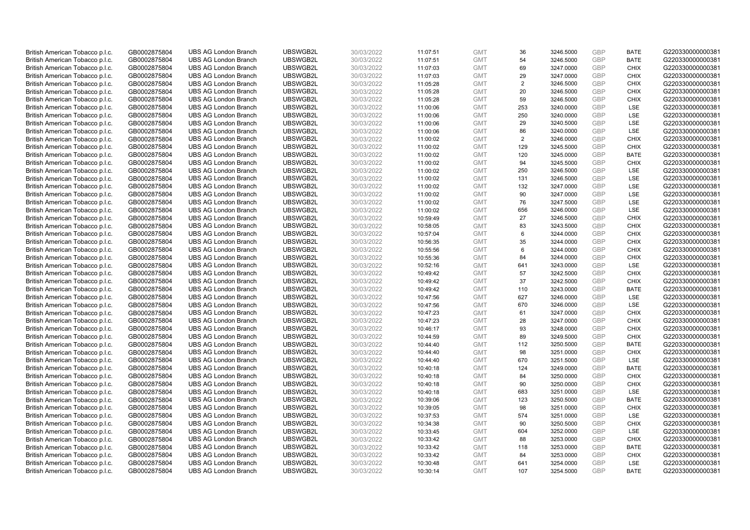| | | | | | | | | | | | |
|---|---|---|---|---|---|---|---|---|---|---|---|
| British American Tobacco p.l.c. | GB0002875804 | UBS AG London Branch | UBSWGB2L | 30/03/2022 | 11:07:51 | GMT | 36 | 3246.5000 | GBP | BATE | G220330000000381 |
| British American Tobacco p.l.c. | GB0002875804 | UBS AG London Branch | UBSWGB2L | 30/03/2022 | 11:07:51 | GMT | 54 | 3246.5000 | GBP | BATE | G220330000000381 |
| British American Tobacco p.l.c. | GB0002875804 | UBS AG London Branch | UBSWGB2L | 30/03/2022 | 11:07:03 | GMT | 69 | 3247.0000 | GBP | CHIX | G220330000000381 |
| British American Tobacco p.l.c. | GB0002875804 | UBS AG London Branch | UBSWGB2L | 30/03/2022 | 11:07:03 | GMT | 29 | 3247.0000 | GBP | CHIX | G220330000000381 |
| British American Tobacco p.l.c. | GB0002875804 | UBS AG London Branch | UBSWGB2L | 30/03/2022 | 11:05:28 | GMT | 2 | 3246.5000 | GBP | CHIX | G220330000000381 |
| British American Tobacco p.l.c. | GB0002875804 | UBS AG London Branch | UBSWGB2L | 30/03/2022 | 11:05:28 | GMT | 20 | 3246.5000 | GBP | CHIX | G220330000000381 |
| British American Tobacco p.l.c. | GB0002875804 | UBS AG London Branch | UBSWGB2L | 30/03/2022 | 11:05:28 | GMT | 59 | 3246.5000 | GBP | CHIX | G220330000000381 |
| British American Tobacco p.l.c. | GB0002875804 | UBS AG London Branch | UBSWGB2L | 30/03/2022 | 11:00:06 | GMT | 253 | 3240.0000 | GBP | LSE | G220330000000381 |
| British American Tobacco p.l.c. | GB0002875804 | UBS AG London Branch | UBSWGB2L | 30/03/2022 | 11:00:06 | GMT | 250 | 3240.0000 | GBP | LSE | G220330000000381 |
| British American Tobacco p.l.c. | GB0002875804 | UBS AG London Branch | UBSWGB2L | 30/03/2022 | 11:00:06 | GMT | 29 | 3240.5000 | GBP | LSE | G220330000000381 |
| British American Tobacco p.l.c. | GB0002875804 | UBS AG London Branch | UBSWGB2L | 30/03/2022 | 11:00:06 | GMT | 86 | 3240.0000 | GBP | LSE | G220330000000381 |
| British American Tobacco p.l.c. | GB0002875804 | UBS AG London Branch | UBSWGB2L | 30/03/2022 | 11:00:02 | GMT | 2 | 3246.0000 | GBP | CHIX | G220330000000381 |
| British American Tobacco p.l.c. | GB0002875804 | UBS AG London Branch | UBSWGB2L | 30/03/2022 | 11:00:02 | GMT | 129 | 3245.5000 | GBP | CHIX | G220330000000381 |
| British American Tobacco p.l.c. | GB0002875804 | UBS AG London Branch | UBSWGB2L | 30/03/2022 | 11:00:02 | GMT | 120 | 3245.0000 | GBP | BATE | G220330000000381 |
| British American Tobacco p.l.c. | GB0002875804 | UBS AG London Branch | UBSWGB2L | 30/03/2022 | 11:00:02 | GMT | 94 | 3245.5000 | GBP | CHIX | G220330000000381 |
| British American Tobacco p.l.c. | GB0002875804 | UBS AG London Branch | UBSWGB2L | 30/03/2022 | 11:00:02 | GMT | 250 | 3246.5000 | GBP | LSE | G220330000000381 |
| British American Tobacco p.l.c. | GB0002875804 | UBS AG London Branch | UBSWGB2L | 30/03/2022 | 11:00:02 | GMT | 131 | 3246.5000 | GBP | LSE | G220330000000381 |
| British American Tobacco p.l.c. | GB0002875804 | UBS AG London Branch | UBSWGB2L | 30/03/2022 | 11:00:02 | GMT | 132 | 3247.0000 | GBP | LSE | G220330000000381 |
| British American Tobacco p.l.c. | GB0002875804 | UBS AG London Branch | UBSWGB2L | 30/03/2022 | 11:00:02 | GMT | 90 | 3247.0000 | GBP | LSE | G220330000000381 |
| British American Tobacco p.l.c. | GB0002875804 | UBS AG London Branch | UBSWGB2L | 30/03/2022 | 11:00:02 | GMT | 76 | 3247.5000 | GBP | LSE | G220330000000381 |
| British American Tobacco p.l.c. | GB0002875804 | UBS AG London Branch | UBSWGB2L | 30/03/2022 | 11:00:02 | GMT | 656 | 3246.0000 | GBP | LSE | G220330000000381 |
| British American Tobacco p.l.c. | GB0002875804 | UBS AG London Branch | UBSWGB2L | 30/03/2022 | 10:59:49 | GMT | 27 | 3246.5000 | GBP | CHIX | G220330000000381 |
| British American Tobacco p.l.c. | GB0002875804 | UBS AG London Branch | UBSWGB2L | 30/03/2022 | 10:58:05 | GMT | 83 | 3243.5000 | GBP | CHIX | G220330000000381 |
| British American Tobacco p.l.c. | GB0002875804 | UBS AG London Branch | UBSWGB2L | 30/03/2022 | 10:57:04 | GMT | 6 | 3244.0000 | GBP | CHIX | G220330000000381 |
| British American Tobacco p.l.c. | GB0002875804 | UBS AG London Branch | UBSWGB2L | 30/03/2022 | 10:56:35 | GMT | 35 | 3244.0000 | GBP | CHIX | G220330000000381 |
| British American Tobacco p.l.c. | GB0002875804 | UBS AG London Branch | UBSWGB2L | 30/03/2022 | 10:55:56 | GMT | 6 | 3244.0000 | GBP | CHIX | G220330000000381 |
| British American Tobacco p.l.c. | GB0002875804 | UBS AG London Branch | UBSWGB2L | 30/03/2022 | 10:55:36 | GMT | 84 | 3244.0000 | GBP | CHIX | G220330000000381 |
| British American Tobacco p.l.c. | GB0002875804 | UBS AG London Branch | UBSWGB2L | 30/03/2022 | 10:52:16 | GMT | 641 | 3243.0000 | GBP | LSE | G220330000000381 |
| British American Tobacco p.l.c. | GB0002875804 | UBS AG London Branch | UBSWGB2L | 30/03/2022 | 10:49:42 | GMT | 57 | 3242.5000 | GBP | CHIX | G220330000000381 |
| British American Tobacco p.l.c. | GB0002875804 | UBS AG London Branch | UBSWGB2L | 30/03/2022 | 10:49:42 | GMT | 37 | 3242.5000 | GBP | CHIX | G220330000000381 |
| British American Tobacco p.l.c. | GB0002875804 | UBS AG London Branch | UBSWGB2L | 30/03/2022 | 10:49:42 | GMT | 110 | 3243.0000 | GBP | BATE | G220330000000381 |
| British American Tobacco p.l.c. | GB0002875804 | UBS AG London Branch | UBSWGB2L | 30/03/2022 | 10:47:56 | GMT | 627 | 3246.0000 | GBP | LSE | G220330000000381 |
| British American Tobacco p.l.c. | GB0002875804 | UBS AG London Branch | UBSWGB2L | 30/03/2022 | 10:47:56 | GMT | 670 | 3246.0000 | GBP | LSE | G220330000000381 |
| British American Tobacco p.l.c. | GB0002875804 | UBS AG London Branch | UBSWGB2L | 30/03/2022 | 10:47:23 | GMT | 61 | 3247.0000 | GBP | CHIX | G220330000000381 |
| British American Tobacco p.l.c. | GB0002875804 | UBS AG London Branch | UBSWGB2L | 30/03/2022 | 10:47:23 | GMT | 28 | 3247.0000 | GBP | CHIX | G220330000000381 |
| British American Tobacco p.l.c. | GB0002875804 | UBS AG London Branch | UBSWGB2L | 30/03/2022 | 10:46:17 | GMT | 93 | 3248.0000 | GBP | CHIX | G220330000000381 |
| British American Tobacco p.l.c. | GB0002875804 | UBS AG London Branch | UBSWGB2L | 30/03/2022 | 10:44:59 | GMT | 89 | 3249.5000 | GBP | CHIX | G220330000000381 |
| British American Tobacco p.l.c. | GB0002875804 | UBS AG London Branch | UBSWGB2L | 30/03/2022 | 10:44:40 | GMT | 112 | 3250.5000 | GBP | BATE | G220330000000381 |
| British American Tobacco p.l.c. | GB0002875804 | UBS AG London Branch | UBSWGB2L | 30/03/2022 | 10:44:40 | GMT | 98 | 3251.0000 | GBP | CHIX | G220330000000381 |
| British American Tobacco p.l.c. | GB0002875804 | UBS AG London Branch | UBSWGB2L | 30/03/2022 | 10:44:40 | GMT | 670 | 3251.5000 | GBP | LSE | G220330000000381 |
| British American Tobacco p.l.c. | GB0002875804 | UBS AG London Branch | UBSWGB2L | 30/03/2022 | 10:40:18 | GMT | 124 | 3249.0000 | GBP | BATE | G220330000000381 |
| British American Tobacco p.l.c. | GB0002875804 | UBS AG London Branch | UBSWGB2L | 30/03/2022 | 10:40:18 | GMT | 84 | 3250.0000 | GBP | CHIX | G220330000000381 |
| British American Tobacco p.l.c. | GB0002875804 | UBS AG London Branch | UBSWGB2L | 30/03/2022 | 10:40:18 | GMT | 90 | 3250.0000 | GBP | CHIX | G220330000000381 |
| British American Tobacco p.l.c. | GB0002875804 | UBS AG London Branch | UBSWGB2L | 30/03/2022 | 10:40:18 | GMT | 683 | 3251.0000 | GBP | LSE | G220330000000381 |
| British American Tobacco p.l.c. | GB0002875804 | UBS AG London Branch | UBSWGB2L | 30/03/2022 | 10:39:06 | GMT | 123 | 3250.5000 | GBP | BATE | G220330000000381 |
| British American Tobacco p.l.c. | GB0002875804 | UBS AG London Branch | UBSWGB2L | 30/03/2022 | 10:39:05 | GMT | 98 | 3251.0000 | GBP | CHIX | G220330000000381 |
| British American Tobacco p.l.c. | GB0002875804 | UBS AG London Branch | UBSWGB2L | 30/03/2022 | 10:37:53 | GMT | 574 | 3251.0000 | GBP | LSE | G220330000000381 |
| British American Tobacco p.l.c. | GB0002875804 | UBS AG London Branch | UBSWGB2L | 30/03/2022 | 10:34:38 | GMT | 90 | 3250.5000 | GBP | CHIX | G220330000000381 |
| British American Tobacco p.l.c. | GB0002875804 | UBS AG London Branch | UBSWGB2L | 30/03/2022 | 10:33:45 | GMT | 604 | 3252.0000 | GBP | LSE | G220330000000381 |
| British American Tobacco p.l.c. | GB0002875804 | UBS AG London Branch | UBSWGB2L | 30/03/2022 | 10:33:42 | GMT | 88 | 3253.0000 | GBP | CHIX | G220330000000381 |
| British American Tobacco p.l.c. | GB0002875804 | UBS AG London Branch | UBSWGB2L | 30/03/2022 | 10:33:42 | GMT | 118 | 3253.0000 | GBP | BATE | G220330000000381 |
| British American Tobacco p.l.c. | GB0002875804 | UBS AG London Branch | UBSWGB2L | 30/03/2022 | 10:33:42 | GMT | 84 | 3253.0000 | GBP | CHIX | G220330000000381 |
| British American Tobacco p.l.c. | GB0002875804 | UBS AG London Branch | UBSWGB2L | 30/03/2022 | 10:30:48 | GMT | 641 | 3254.0000 | GBP | LSE | G220330000000381 |
| British American Tobacco p.l.c. | GB0002875804 | UBS AG London Branch | UBSWGB2L | 30/03/2022 | 10:30:14 | GMT | 107 | 3254.5000 | GBP | BATE | G220330000000381 |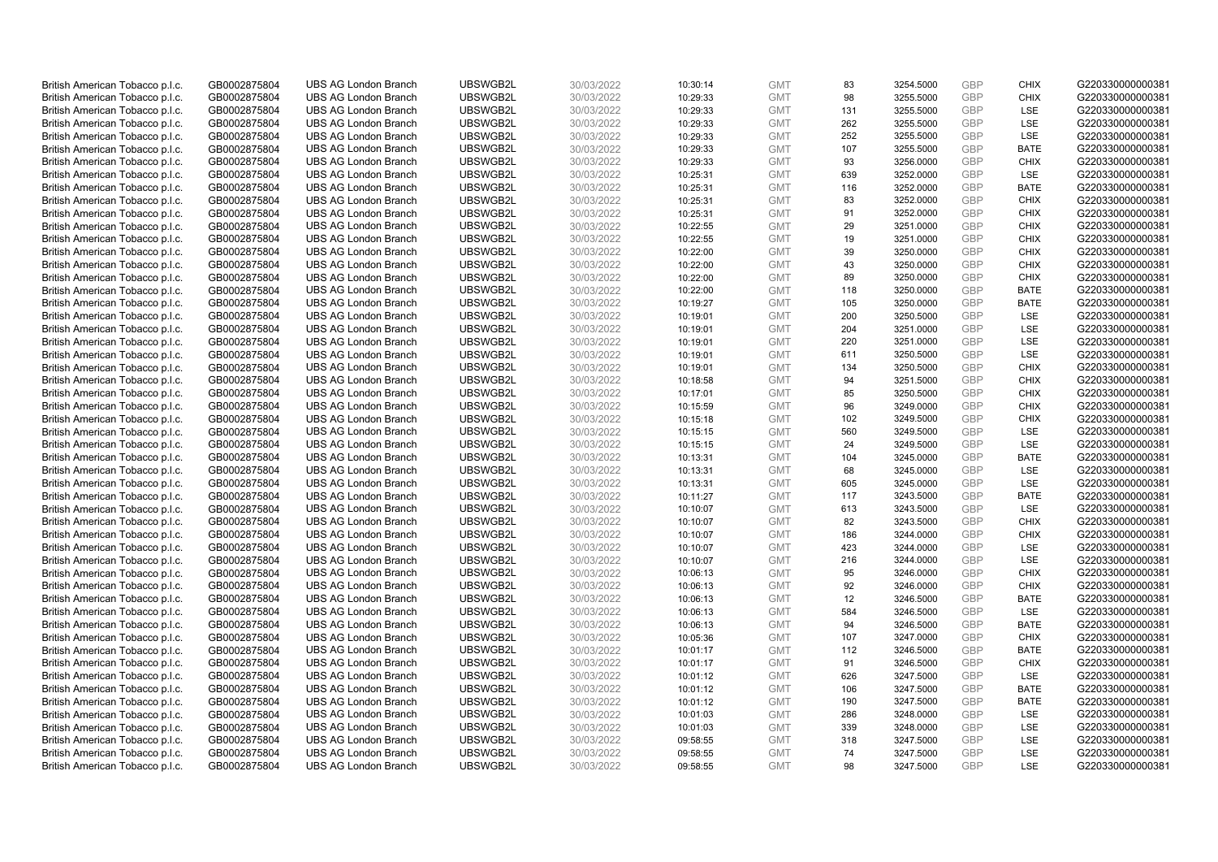| | | | | | | | | | | | |
|---|---|---|---|---|---|---|---|---|---|---|---|
| British American Tobacco p.l.c. | GB0002875804 | UBS AG London Branch | UBSWGB2L | 30/03/2022 | 10:30:14 | GMT | 83 | 3254.5000 | GBP | CHIX | G220330000000381 |
| British American Tobacco p.l.c. | GB0002875804 | UBS AG London Branch | UBSWGB2L | 30/03/2022 | 10:29:33 | GMT | 98 | 3255.5000 | GBP | CHIX | G220330000000381 |
| British American Tobacco p.l.c. | GB0002875804 | UBS AG London Branch | UBSWGB2L | 30/03/2022 | 10:29:33 | GMT | 131 | 3255.5000 | GBP | LSE | G220330000000381 |
| British American Tobacco p.l.c. | GB0002875804 | UBS AG London Branch | UBSWGB2L | 30/03/2022 | 10:29:33 | GMT | 262 | 3255.5000 | GBP | LSE | G220330000000381 |
| British American Tobacco p.l.c. | GB0002875804 | UBS AG London Branch | UBSWGB2L | 30/03/2022 | 10:29:33 | GMT | 252 | 3255.5000 | GBP | LSE | G220330000000381 |
| British American Tobacco p.l.c. | GB0002875804 | UBS AG London Branch | UBSWGB2L | 30/03/2022 | 10:29:33 | GMT | 107 | 3255.5000 | GBP | BATE | G220330000000381 |
| British American Tobacco p.l.c. | GB0002875804 | UBS AG London Branch | UBSWGB2L | 30/03/2022 | 10:29:33 | GMT | 93 | 3256.0000 | GBP | CHIX | G220330000000381 |
| British American Tobacco p.l.c. | GB0002875804 | UBS AG London Branch | UBSWGB2L | 30/03/2022 | 10:25:31 | GMT | 639 | 3252.0000 | GBP | LSE | G220330000000381 |
| British American Tobacco p.l.c. | GB0002875804 | UBS AG London Branch | UBSWGB2L | 30/03/2022 | 10:25:31 | GMT | 116 | 3252.0000 | GBP | BATE | G220330000000381 |
| British American Tobacco p.l.c. | GB0002875804 | UBS AG London Branch | UBSWGB2L | 30/03/2022 | 10:25:31 | GMT | 83 | 3252.0000 | GBP | CHIX | G220330000000381 |
| British American Tobacco p.l.c. | GB0002875804 | UBS AG London Branch | UBSWGB2L | 30/03/2022 | 10:25:31 | GMT | 91 | 3252.0000 | GBP | CHIX | G220330000000381 |
| British American Tobacco p.l.c. | GB0002875804 | UBS AG London Branch | UBSWGB2L | 30/03/2022 | 10:22:55 | GMT | 29 | 3251.0000 | GBP | CHIX | G220330000000381 |
| British American Tobacco p.l.c. | GB0002875804 | UBS AG London Branch | UBSWGB2L | 30/03/2022 | 10:22:55 | GMT | 19 | 3251.0000 | GBP | CHIX | G220330000000381 |
| British American Tobacco p.l.c. | GB0002875804 | UBS AG London Branch | UBSWGB2L | 30/03/2022 | 10:22:00 | GMT | 39 | 3250.0000 | GBP | CHIX | G220330000000381 |
| British American Tobacco p.l.c. | GB0002875804 | UBS AG London Branch | UBSWGB2L | 30/03/2022 | 10:22:00 | GMT | 43 | 3250.0000 | GBP | CHIX | G220330000000381 |
| British American Tobacco p.l.c. | GB0002875804 | UBS AG London Branch | UBSWGB2L | 30/03/2022 | 10:22:00 | GMT | 89 | 3250.0000 | GBP | CHIX | G220330000000381 |
| British American Tobacco p.l.c. | GB0002875804 | UBS AG London Branch | UBSWGB2L | 30/03/2022 | 10:22:00 | GMT | 118 | 3250.0000 | GBP | BATE | G220330000000381 |
| British American Tobacco p.l.c. | GB0002875804 | UBS AG London Branch | UBSWGB2L | 30/03/2022 | 10:19:27 | GMT | 105 | 3250.0000 | GBP | BATE | G220330000000381 |
| British American Tobacco p.l.c. | GB0002875804 | UBS AG London Branch | UBSWGB2L | 30/03/2022 | 10:19:01 | GMT | 200 | 3250.5000 | GBP | LSE | G220330000000381 |
| British American Tobacco p.l.c. | GB0002875804 | UBS AG London Branch | UBSWGB2L | 30/03/2022 | 10:19:01 | GMT | 204 | 3251.0000 | GBP | LSE | G220330000000381 |
| British American Tobacco p.l.c. | GB0002875804 | UBS AG London Branch | UBSWGB2L | 30/03/2022 | 10:19:01 | GMT | 220 | 3251.0000 | GBP | LSE | G220330000000381 |
| British American Tobacco p.l.c. | GB0002875804 | UBS AG London Branch | UBSWGB2L | 30/03/2022 | 10:19:01 | GMT | 611 | 3250.5000 | GBP | LSE | G220330000000381 |
| British American Tobacco p.l.c. | GB0002875804 | UBS AG London Branch | UBSWGB2L | 30/03/2022 | 10:19:01 | GMT | 134 | 3250.5000 | GBP | CHIX | G220330000000381 |
| British American Tobacco p.l.c. | GB0002875804 | UBS AG London Branch | UBSWGB2L | 30/03/2022 | 10:18:58 | GMT | 94 | 3251.5000 | GBP | CHIX | G220330000000381 |
| British American Tobacco p.l.c. | GB0002875804 | UBS AG London Branch | UBSWGB2L | 30/03/2022 | 10:17:01 | GMT | 85 | 3250.5000 | GBP | CHIX | G220330000000381 |
| British American Tobacco p.l.c. | GB0002875804 | UBS AG London Branch | UBSWGB2L | 30/03/2022 | 10:15:59 | GMT | 96 | 3249.0000 | GBP | CHIX | G220330000000381 |
| British American Tobacco p.l.c. | GB0002875804 | UBS AG London Branch | UBSWGB2L | 30/03/2022 | 10:15:18 | GMT | 102 | 3249.5000 | GBP | CHIX | G220330000000381 |
| British American Tobacco p.l.c. | GB0002875804 | UBS AG London Branch | UBSWGB2L | 30/03/2022 | 10:15:15 | GMT | 560 | 3249.5000 | GBP | LSE | G220330000000381 |
| British American Tobacco p.l.c. | GB0002875804 | UBS AG London Branch | UBSWGB2L | 30/03/2022 | 10:15:15 | GMT | 24 | 3249.5000 | GBP | LSE | G220330000000381 |
| British American Tobacco p.l.c. | GB0002875804 | UBS AG London Branch | UBSWGB2L | 30/03/2022 | 10:13:31 | GMT | 104 | 3245.0000 | GBP | BATE | G220330000000381 |
| British American Tobacco p.l.c. | GB0002875804 | UBS AG London Branch | UBSWGB2L | 30/03/2022 | 10:13:31 | GMT | 68 | 3245.0000 | GBP | LSE | G220330000000381 |
| British American Tobacco p.l.c. | GB0002875804 | UBS AG London Branch | UBSWGB2L | 30/03/2022 | 10:13:31 | GMT | 605 | 3245.0000 | GBP | LSE | G220330000000381 |
| British American Tobacco p.l.c. | GB0002875804 | UBS AG London Branch | UBSWGB2L | 30/03/2022 | 10:11:27 | GMT | 117 | 3243.5000 | GBP | BATE | G220330000000381 |
| British American Tobacco p.l.c. | GB0002875804 | UBS AG London Branch | UBSWGB2L | 30/03/2022 | 10:10:07 | GMT | 613 | 3243.5000 | GBP | LSE | G220330000000381 |
| British American Tobacco p.l.c. | GB0002875804 | UBS AG London Branch | UBSWGB2L | 30/03/2022 | 10:10:07 | GMT | 82 | 3243.5000 | GBP | CHIX | G220330000000381 |
| British American Tobacco p.l.c. | GB0002875804 | UBS AG London Branch | UBSWGB2L | 30/03/2022 | 10:10:07 | GMT | 186 | 3244.0000 | GBP | CHIX | G220330000000381 |
| British American Tobacco p.l.c. | GB0002875804 | UBS AG London Branch | UBSWGB2L | 30/03/2022 | 10:10:07 | GMT | 423 | 3244.0000 | GBP | LSE | G220330000000381 |
| British American Tobacco p.l.c. | GB0002875804 | UBS AG London Branch | UBSWGB2L | 30/03/2022 | 10:10:07 | GMT | 216 | 3244.0000 | GBP | LSE | G220330000000381 |
| British American Tobacco p.l.c. | GB0002875804 | UBS AG London Branch | UBSWGB2L | 30/03/2022 | 10:06:13 | GMT | 95 | 3246.0000 | GBP | CHIX | G220330000000381 |
| British American Tobacco p.l.c. | GB0002875804 | UBS AG London Branch | UBSWGB2L | 30/03/2022 | 10:06:13 | GMT | 92 | 3246.0000 | GBP | CHIX | G220330000000381 |
| British American Tobacco p.l.c. | GB0002875804 | UBS AG London Branch | UBSWGB2L | 30/03/2022 | 10:06:13 | GMT | 12 | 3246.5000 | GBP | BATE | G220330000000381 |
| British American Tobacco p.l.c. | GB0002875804 | UBS AG London Branch | UBSWGB2L | 30/03/2022 | 10:06:13 | GMT | 584 | 3246.5000 | GBP | LSE | G220330000000381 |
| British American Tobacco p.l.c. | GB0002875804 | UBS AG London Branch | UBSWGB2L | 30/03/2022 | 10:06:13 | GMT | 94 | 3246.5000 | GBP | BATE | G220330000000381 |
| British American Tobacco p.l.c. | GB0002875804 | UBS AG London Branch | UBSWGB2L | 30/03/2022 | 10:05:36 | GMT | 107 | 3247.0000 | GBP | CHIX | G220330000000381 |
| British American Tobacco p.l.c. | GB0002875804 | UBS AG London Branch | UBSWGB2L | 30/03/2022 | 10:01:17 | GMT | 112 | 3246.5000 | GBP | BATE | G220330000000381 |
| British American Tobacco p.l.c. | GB0002875804 | UBS AG London Branch | UBSWGB2L | 30/03/2022 | 10:01:17 | GMT | 91 | 3246.5000 | GBP | CHIX | G220330000000381 |
| British American Tobacco p.l.c. | GB0002875804 | UBS AG London Branch | UBSWGB2L | 30/03/2022 | 10:01:12 | GMT | 626 | 3247.5000 | GBP | LSE | G220330000000381 |
| British American Tobacco p.l.c. | GB0002875804 | UBS AG London Branch | UBSWGB2L | 30/03/2022 | 10:01:12 | GMT | 106 | 3247.5000 | GBP | BATE | G220330000000381 |
| British American Tobacco p.l.c. | GB0002875804 | UBS AG London Branch | UBSWGB2L | 30/03/2022 | 10:01:12 | GMT | 190 | 3247.5000 | GBP | BATE | G220330000000381 |
| British American Tobacco p.l.c. | GB0002875804 | UBS AG London Branch | UBSWGB2L | 30/03/2022 | 10:01:03 | GMT | 286 | 3248.0000 | GBP | LSE | G220330000000381 |
| British American Tobacco p.l.c. | GB0002875804 | UBS AG London Branch | UBSWGB2L | 30/03/2022 | 10:01:03 | GMT | 339 | 3248.0000 | GBP | LSE | G220330000000381 |
| British American Tobacco p.l.c. | GB0002875804 | UBS AG London Branch | UBSWGB2L | 30/03/2022 | 09:58:55 | GMT | 318 | 3247.5000 | GBP | LSE | G220330000000381 |
| British American Tobacco p.l.c. | GB0002875804 | UBS AG London Branch | UBSWGB2L | 30/03/2022 | 09:58:55 | GMT | 74 | 3247.5000 | GBP | LSE | G220330000000381 |
| British American Tobacco p.l.c. | GB0002875804 | UBS AG London Branch | UBSWGB2L | 30/03/2022 | 09:58:55 | GMT | 98 | 3247.5000 | GBP | LSE | G220330000000381 |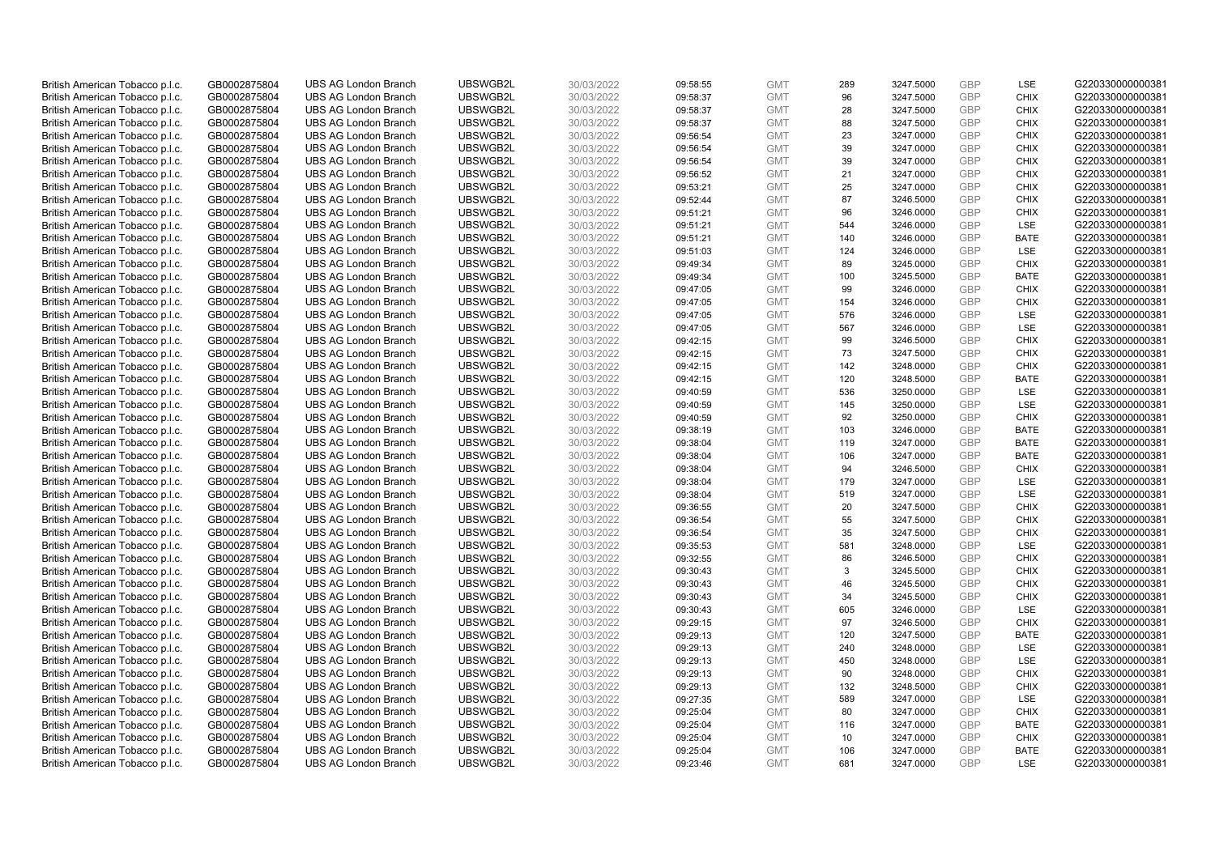| British American Tobacco p.l.c. | GB0002875804 | UBS AG London Branch | UBSWGB2L | 30/03/2022 | 09:58:55 | GMT | 289 | 3247.5000 | GBP | LSE | G220330000000381 |
|---|---|---|---|---|---|---|---|---|---|---|---|
| British American Tobacco p.l.c. | GB0002875804 | UBS AG London Branch | UBSWGB2L | 30/03/2022 | 09:58:37 | GMT | 96 | 3247.5000 | GBP | CHIX | G220330000000381 |
| British American Tobacco p.l.c. | GB0002875804 | UBS AG London Branch | UBSWGB2L | 30/03/2022 | 09:58:37 | GMT | 28 | 3247.5000 | GBP | CHIX | G220330000000381 |
| British American Tobacco p.l.c. | GB0002875804 | UBS AG London Branch | UBSWGB2L | 30/03/2022 | 09:58:37 | GMT | 88 | 3247.5000 | GBP | CHIX | G220330000000381 |
| British American Tobacco p.l.c. | GB0002875804 | UBS AG London Branch | UBSWGB2L | 30/03/2022 | 09:56:54 | GMT | 23 | 3247.0000 | GBP | CHIX | G220330000000381 |
| British American Tobacco p.l.c. | GB0002875804 | UBS AG London Branch | UBSWGB2L | 30/03/2022 | 09:56:54 | GMT | 39 | 3247.0000 | GBP | CHIX | G220330000000381 |
| British American Tobacco p.l.c. | GB0002875804 | UBS AG London Branch | UBSWGB2L | 30/03/2022 | 09:56:54 | GMT | 39 | 3247.0000 | GBP | CHIX | G220330000000381 |
| British American Tobacco p.l.c. | GB0002875804 | UBS AG London Branch | UBSWGB2L | 30/03/2022 | 09:56:52 | GMT | 21 | 3247.0000 | GBP | CHIX | G220330000000381 |
| British American Tobacco p.l.c. | GB0002875804 | UBS AG London Branch | UBSWGB2L | 30/03/2022 | 09:53:21 | GMT | 25 | 3247.0000 | GBP | CHIX | G220330000000381 |
| British American Tobacco p.l.c. | GB0002875804 | UBS AG London Branch | UBSWGB2L | 30/03/2022 | 09:52:44 | GMT | 87 | 3246.5000 | GBP | CHIX | G220330000000381 |
| British American Tobacco p.l.c. | GB0002875804 | UBS AG London Branch | UBSWGB2L | 30/03/2022 | 09:51:21 | GMT | 96 | 3246.0000 | GBP | CHIX | G220330000000381 |
| British American Tobacco p.l.c. | GB0002875804 | UBS AG London Branch | UBSWGB2L | 30/03/2022 | 09:51:21 | GMT | 544 | 3246.0000 | GBP | LSE | G220330000000381 |
| British American Tobacco p.l.c. | GB0002875804 | UBS AG London Branch | UBSWGB2L | 30/03/2022 | 09:51:21 | GMT | 140 | 3246.0000 | GBP | BATE | G220330000000381 |
| British American Tobacco p.l.c. | GB0002875804 | UBS AG London Branch | UBSWGB2L | 30/03/2022 | 09:51:03 | GMT | 124 | 3246.0000 | GBP | LSE | G220330000000381 |
| British American Tobacco p.l.c. | GB0002875804 | UBS AG London Branch | UBSWGB2L | 30/03/2022 | 09:49:34 | GMT | 89 | 3245.0000 | GBP | CHIX | G220330000000381 |
| British American Tobacco p.l.c. | GB0002875804 | UBS AG London Branch | UBSWGB2L | 30/03/2022 | 09:49:34 | GMT | 100 | 3245.5000 | GBP | BATE | G220330000000381 |
| British American Tobacco p.l.c. | GB0002875804 | UBS AG London Branch | UBSWGB2L | 30/03/2022 | 09:47:05 | GMT | 99 | 3246.0000 | GBP | CHIX | G220330000000381 |
| British American Tobacco p.l.c. | GB0002875804 | UBS AG London Branch | UBSWGB2L | 30/03/2022 | 09:47:05 | GMT | 154 | 3246.0000 | GBP | CHIX | G220330000000381 |
| British American Tobacco p.l.c. | GB0002875804 | UBS AG London Branch | UBSWGB2L | 30/03/2022 | 09:47:05 | GMT | 576 | 3246.0000 | GBP | LSE | G220330000000381 |
| British American Tobacco p.l.c. | GB0002875804 | UBS AG London Branch | UBSWGB2L | 30/03/2022 | 09:47:05 | GMT | 567 | 3246.0000 | GBP | LSE | G220330000000381 |
| British American Tobacco p.l.c. | GB0002875804 | UBS AG London Branch | UBSWGB2L | 30/03/2022 | 09:42:15 | GMT | 99 | 3246.5000 | GBP | CHIX | G220330000000381 |
| British American Tobacco p.l.c. | GB0002875804 | UBS AG London Branch | UBSWGB2L | 30/03/2022 | 09:42:15 | GMT | 73 | 3247.5000 | GBP | CHIX | G220330000000381 |
| British American Tobacco p.l.c. | GB0002875804 | UBS AG London Branch | UBSWGB2L | 30/03/2022 | 09:42:15 | GMT | 142 | 3248.0000 | GBP | CHIX | G220330000000381 |
| British American Tobacco p.l.c. | GB0002875804 | UBS AG London Branch | UBSWGB2L | 30/03/2022 | 09:42:15 | GMT | 120 | 3248.5000 | GBP | BATE | G220330000000381 |
| British American Tobacco p.l.c. | GB0002875804 | UBS AG London Branch | UBSWGB2L | 30/03/2022 | 09:40:59 | GMT | 536 | 3250.0000 | GBP | LSE | G220330000000381 |
| British American Tobacco p.l.c. | GB0002875804 | UBS AG London Branch | UBSWGB2L | 30/03/2022 | 09:40:59 | GMT | 145 | 3250.0000 | GBP | LSE | G220330000000381 |
| British American Tobacco p.l.c. | GB0002875804 | UBS AG London Branch | UBSWGB2L | 30/03/2022 | 09:40:59 | GMT | 92 | 3250.0000 | GBP | CHIX | G220330000000381 |
| British American Tobacco p.l.c. | GB0002875804 | UBS AG London Branch | UBSWGB2L | 30/03/2022 | 09:38:19 | GMT | 103 | 3246.0000 | GBP | BATE | G220330000000381 |
| British American Tobacco p.l.c. | GB0002875804 | UBS AG London Branch | UBSWGB2L | 30/03/2022 | 09:38:04 | GMT | 119 | 3247.0000 | GBP | BATE | G220330000000381 |
| British American Tobacco p.l.c. | GB0002875804 | UBS AG London Branch | UBSWGB2L | 30/03/2022 | 09:38:04 | GMT | 106 | 3247.0000 | GBP | BATE | G220330000000381 |
| British American Tobacco p.l.c. | GB0002875804 | UBS AG London Branch | UBSWGB2L | 30/03/2022 | 09:38:04 | GMT | 94 | 3246.5000 | GBP | CHIX | G220330000000381 |
| British American Tobacco p.l.c. | GB0002875804 | UBS AG London Branch | UBSWGB2L | 30/03/2022 | 09:38:04 | GMT | 179 | 3247.0000 | GBP | LSE | G220330000000381 |
| British American Tobacco p.l.c. | GB0002875804 | UBS AG London Branch | UBSWGB2L | 30/03/2022 | 09:38:04 | GMT | 519 | 3247.0000 | GBP | LSE | G220330000000381 |
| British American Tobacco p.l.c. | GB0002875804 | UBS AG London Branch | UBSWGB2L | 30/03/2022 | 09:36:55 | GMT | 20 | 3247.5000 | GBP | CHIX | G220330000000381 |
| British American Tobacco p.l.c. | GB0002875804 | UBS AG London Branch | UBSWGB2L | 30/03/2022 | 09:36:54 | GMT | 55 | 3247.5000 | GBP | CHIX | G220330000000381 |
| British American Tobacco p.l.c. | GB0002875804 | UBS AG London Branch | UBSWGB2L | 30/03/2022 | 09:36:54 | GMT | 35 | 3247.5000 | GBP | CHIX | G220330000000381 |
| British American Tobacco p.l.c. | GB0002875804 | UBS AG London Branch | UBSWGB2L | 30/03/2022 | 09:35:53 | GMT | 581 | 3248.0000 | GBP | LSE | G220330000000381 |
| British American Tobacco p.l.c. | GB0002875804 | UBS AG London Branch | UBSWGB2L | 30/03/2022 | 09:32:55 | GMT | 86 | 3246.5000 | GBP | CHIX | G220330000000381 |
| British American Tobacco p.l.c. | GB0002875804 | UBS AG London Branch | UBSWGB2L | 30/03/2022 | 09:30:43 | GMT | 3 | 3245.5000 | GBP | CHIX | G220330000000381 |
| British American Tobacco p.l.c. | GB0002875804 | UBS AG London Branch | UBSWGB2L | 30/03/2022 | 09:30:43 | GMT | 46 | 3245.5000 | GBP | CHIX | G220330000000381 |
| British American Tobacco p.l.c. | GB0002875804 | UBS AG London Branch | UBSWGB2L | 30/03/2022 | 09:30:43 | GMT | 34 | 3245.5000 | GBP | CHIX | G220330000000381 |
| British American Tobacco p.l.c. | GB0002875804 | UBS AG London Branch | UBSWGB2L | 30/03/2022 | 09:30:43 | GMT | 605 | 3246.0000 | GBP | LSE | G220330000000381 |
| British American Tobacco p.l.c. | GB0002875804 | UBS AG London Branch | UBSWGB2L | 30/03/2022 | 09:29:15 | GMT | 97 | 3246.5000 | GBP | CHIX | G220330000000381 |
| British American Tobacco p.l.c. | GB0002875804 | UBS AG London Branch | UBSWGB2L | 30/03/2022 | 09:29:13 | GMT | 120 | 3247.5000 | GBP | BATE | G220330000000381 |
| British American Tobacco p.l.c. | GB0002875804 | UBS AG London Branch | UBSWGB2L | 30/03/2022 | 09:29:13 | GMT | 240 | 3248.0000 | GBP | LSE | G220330000000381 |
| British American Tobacco p.l.c. | GB0002875804 | UBS AG London Branch | UBSWGB2L | 30/03/2022 | 09:29:13 | GMT | 450 | 3248.0000 | GBP | LSE | G220330000000381 |
| British American Tobacco p.l.c. | GB0002875804 | UBS AG London Branch | UBSWGB2L | 30/03/2022 | 09:29:13 | GMT | 90 | 3248.0000 | GBP | CHIX | G220330000000381 |
| British American Tobacco p.l.c. | GB0002875804 | UBS AG London Branch | UBSWGB2L | 30/03/2022 | 09:29:13 | GMT | 132 | 3248.5000 | GBP | CHIX | G220330000000381 |
| British American Tobacco p.l.c. | GB0002875804 | UBS AG London Branch | UBSWGB2L | 30/03/2022 | 09:27:35 | GMT | 589 | 3247.0000 | GBP | LSE | G220330000000381 |
| British American Tobacco p.l.c. | GB0002875804 | UBS AG London Branch | UBSWGB2L | 30/03/2022 | 09:25:04 | GMT | 80 | 3247.0000 | GBP | CHIX | G220330000000381 |
| British American Tobacco p.l.c. | GB0002875804 | UBS AG London Branch | UBSWGB2L | 30/03/2022 | 09:25:04 | GMT | 116 | 3247.0000 | GBP | BATE | G220330000000381 |
| British American Tobacco p.l.c. | GB0002875804 | UBS AG London Branch | UBSWGB2L | 30/03/2022 | 09:25:04 | GMT | 10 | 3247.0000 | GBP | CHIX | G220330000000381 |
| British American Tobacco p.l.c. | GB0002875804 | UBS AG London Branch | UBSWGB2L | 30/03/2022 | 09:25:04 | GMT | 106 | 3247.0000 | GBP | BATE | G220330000000381 |
| British American Tobacco p.l.c. | GB0002875804 | UBS AG London Branch | UBSWGB2L | 30/03/2022 | 09:23:46 | GMT | 681 | 3247.0000 | GBP | LSE | G220330000000381 |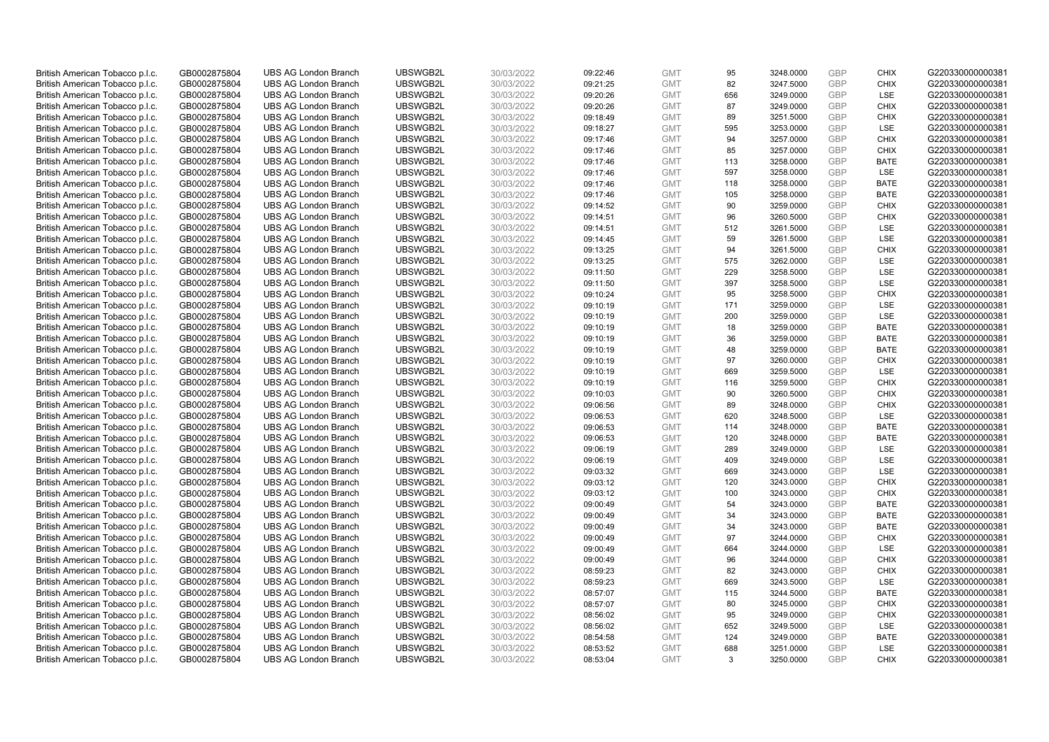| British American Tobacco p.l.c. | GB0002875804 | UBS AG London Branch | UBSWGB2L | 30/03/2022 | 09:22:46 | GMT | 95 | 3248.0000 | GBP | CHIX | G220330000000381 |
|---|---|---|---|---|---|---|---|---|---|---|---|
| British American Tobacco p.l.c. | GB0002875804 | UBS AG London Branch | UBSWGB2L | 30/03/2022 | 09:21:25 | GMT | 82 | 3247.5000 | GBP | CHIX | G220330000000381 |
| British American Tobacco p.l.c. | GB0002875804 | UBS AG London Branch | UBSWGB2L | 30/03/2022 | 09:20:26 | GMT | 656 | 3249.0000 | GBP | LSE | G220330000000381 |
| British American Tobacco p.l.c. | GB0002875804 | UBS AG London Branch | UBSWGB2L | 30/03/2022 | 09:20:26 | GMT | 87 | 3249.0000 | GBP | CHIX | G220330000000381 |
| British American Tobacco p.l.c. | GB0002875804 | UBS AG London Branch | UBSWGB2L | 30/03/2022 | 09:18:49 | GMT | 89 | 3251.5000 | GBP | CHIX | G220330000000381 |
| British American Tobacco p.l.c. | GB0002875804 | UBS AG London Branch | UBSWGB2L | 30/03/2022 | 09:18:27 | GMT | 595 | 3253.0000 | GBP | LSE | G220330000000381 |
| British American Tobacco p.l.c. | GB0002875804 | UBS AG London Branch | UBSWGB2L | 30/03/2022 | 09:17:46 | GMT | 94 | 3257.0000 | GBP | CHIX | G220330000000381 |
| British American Tobacco p.l.c. | GB0002875804 | UBS AG London Branch | UBSWGB2L | 30/03/2022 | 09:17:46 | GMT | 85 | 3257.0000 | GBP | CHIX | G220330000000381 |
| British American Tobacco p.l.c. | GB0002875804 | UBS AG London Branch | UBSWGB2L | 30/03/2022 | 09:17:46 | GMT | 113 | 3258.0000 | GBP | BATE | G220330000000381 |
| British American Tobacco p.l.c. | GB0002875804 | UBS AG London Branch | UBSWGB2L | 30/03/2022 | 09:17:46 | GMT | 597 | 3258.0000 | GBP | LSE | G220330000000381 |
| British American Tobacco p.l.c. | GB0002875804 | UBS AG London Branch | UBSWGB2L | 30/03/2022 | 09:17:46 | GMT | 118 | 3258.0000 | GBP | BATE | G220330000000381 |
| British American Tobacco p.l.c. | GB0002875804 | UBS AG London Branch | UBSWGB2L | 30/03/2022 | 09:17:46 | GMT | 105 | 3258.0000 | GBP | BATE | G220330000000381 |
| British American Tobacco p.l.c. | GB0002875804 | UBS AG London Branch | UBSWGB2L | 30/03/2022 | 09:14:52 | GMT | 90 | 3259.0000 | GBP | CHIX | G220330000000381 |
| British American Tobacco p.l.c. | GB0002875804 | UBS AG London Branch | UBSWGB2L | 30/03/2022 | 09:14:51 | GMT | 96 | 3260.5000 | GBP | CHIX | G220330000000381 |
| British American Tobacco p.l.c. | GB0002875804 | UBS AG London Branch | UBSWGB2L | 30/03/2022 | 09:14:51 | GMT | 512 | 3261.5000 | GBP | LSE | G220330000000381 |
| British American Tobacco p.l.c. | GB0002875804 | UBS AG London Branch | UBSWGB2L | 30/03/2022 | 09:14:45 | GMT | 59 | 3261.5000 | GBP | LSE | G220330000000381 |
| British American Tobacco p.l.c. | GB0002875804 | UBS AG London Branch | UBSWGB2L | 30/03/2022 | 09:13:25 | GMT | 94 | 3261.5000 | GBP | CHIX | G220330000000381 |
| British American Tobacco p.l.c. | GB0002875804 | UBS AG London Branch | UBSWGB2L | 30/03/2022 | 09:13:25 | GMT | 575 | 3262.0000 | GBP | LSE | G220330000000381 |
| British American Tobacco p.l.c. | GB0002875804 | UBS AG London Branch | UBSWGB2L | 30/03/2022 | 09:11:50 | GMT | 229 | 3258.5000 | GBP | LSE | G220330000000381 |
| British American Tobacco p.l.c. | GB0002875804 | UBS AG London Branch | UBSWGB2L | 30/03/2022 | 09:11:50 | GMT | 397 | 3258.5000 | GBP | LSE | G220330000000381 |
| British American Tobacco p.l.c. | GB0002875804 | UBS AG London Branch | UBSWGB2L | 30/03/2022 | 09:10:24 | GMT | 95 | 3258.5000 | GBP | CHIX | G220330000000381 |
| British American Tobacco p.l.c. | GB0002875804 | UBS AG London Branch | UBSWGB2L | 30/03/2022 | 09:10:19 | GMT | 171 | 3259.0000 | GBP | LSE | G220330000000381 |
| British American Tobacco p.l.c. | GB0002875804 | UBS AG London Branch | UBSWGB2L | 30/03/2022 | 09:10:19 | GMT | 200 | 3259.0000 | GBP | LSE | G220330000000381 |
| British American Tobacco p.l.c. | GB0002875804 | UBS AG London Branch | UBSWGB2L | 30/03/2022 | 09:10:19 | GMT | 18 | 3259.0000 | GBP | BATE | G220330000000381 |
| British American Tobacco p.l.c. | GB0002875804 | UBS AG London Branch | UBSWGB2L | 30/03/2022 | 09:10:19 | GMT | 36 | 3259.0000 | GBP | BATE | G220330000000381 |
| British American Tobacco p.l.c. | GB0002875804 | UBS AG London Branch | UBSWGB2L | 30/03/2022 | 09:10:19 | GMT | 48 | 3259.0000 | GBP | BATE | G220330000000381 |
| British American Tobacco p.l.c. | GB0002875804 | UBS AG London Branch | UBSWGB2L | 30/03/2022 | 09:10:19 | GMT | 97 | 3260.0000 | GBP | CHIX | G220330000000381 |
| British American Tobacco p.l.c. | GB0002875804 | UBS AG London Branch | UBSWGB2L | 30/03/2022 | 09:10:19 | GMT | 669 | 3259.5000 | GBP | LSE | G220330000000381 |
| British American Tobacco p.l.c. | GB0002875804 | UBS AG London Branch | UBSWGB2L | 30/03/2022 | 09:10:19 | GMT | 116 | 3259.5000 | GBP | CHIX | G220330000000381 |
| British American Tobacco p.l.c. | GB0002875804 | UBS AG London Branch | UBSWGB2L | 30/03/2022 | 09:10:03 | GMT | 90 | 3260.5000 | GBP | CHIX | G220330000000381 |
| British American Tobacco p.l.c. | GB0002875804 | UBS AG London Branch | UBSWGB2L | 30/03/2022 | 09:06:56 | GMT | 89 | 3248.0000 | GBP | CHIX | G220330000000381 |
| British American Tobacco p.l.c. | GB0002875804 | UBS AG London Branch | UBSWGB2L | 30/03/2022 | 09:06:53 | GMT | 620 | 3248.5000 | GBP | LSE | G220330000000381 |
| British American Tobacco p.l.c. | GB0002875804 | UBS AG London Branch | UBSWGB2L | 30/03/2022 | 09:06:53 | GMT | 114 | 3248.0000 | GBP | BATE | G220330000000381 |
| British American Tobacco p.l.c. | GB0002875804 | UBS AG London Branch | UBSWGB2L | 30/03/2022 | 09:06:53 | GMT | 120 | 3248.0000 | GBP | BATE | G220330000000381 |
| British American Tobacco p.l.c. | GB0002875804 | UBS AG London Branch | UBSWGB2L | 30/03/2022 | 09:06:19 | GMT | 289 | 3249.0000 | GBP | LSE | G220330000000381 |
| British American Tobacco p.l.c. | GB0002875804 | UBS AG London Branch | UBSWGB2L | 30/03/2022 | 09:06:19 | GMT | 409 | 3249.0000 | GBP | LSE | G220330000000381 |
| British American Tobacco p.l.c. | GB0002875804 | UBS AG London Branch | UBSWGB2L | 30/03/2022 | 09:03:32 | GMT | 669 | 3243.0000 | GBP | LSE | G220330000000381 |
| British American Tobacco p.l.c. | GB0002875804 | UBS AG London Branch | UBSWGB2L | 30/03/2022 | 09:03:12 | GMT | 120 | 3243.0000 | GBP | CHIX | G220330000000381 |
| British American Tobacco p.l.c. | GB0002875804 | UBS AG London Branch | UBSWGB2L | 30/03/2022 | 09:03:12 | GMT | 100 | 3243.0000 | GBP | CHIX | G220330000000381 |
| British American Tobacco p.l.c. | GB0002875804 | UBS AG London Branch | UBSWGB2L | 30/03/2022 | 09:00:49 | GMT | 54 | 3243.0000 | GBP | BATE | G220330000000381 |
| British American Tobacco p.l.c. | GB0002875804 | UBS AG London Branch | UBSWGB2L | 30/03/2022 | 09:00:49 | GMT | 34 | 3243.0000 | GBP | BATE | G220330000000381 |
| British American Tobacco p.l.c. | GB0002875804 | UBS AG London Branch | UBSWGB2L | 30/03/2022 | 09:00:49 | GMT | 34 | 3243.0000 | GBP | BATE | G220330000000381 |
| British American Tobacco p.l.c. | GB0002875804 | UBS AG London Branch | UBSWGB2L | 30/03/2022 | 09:00:49 | GMT | 97 | 3244.0000 | GBP | CHIX | G220330000000381 |
| British American Tobacco p.l.c. | GB0002875804 | UBS AG London Branch | UBSWGB2L | 30/03/2022 | 09:00:49 | GMT | 664 | 3244.0000 | GBP | LSE | G220330000000381 |
| British American Tobacco p.l.c. | GB0002875804 | UBS AG London Branch | UBSWGB2L | 30/03/2022 | 09:00:49 | GMT | 96 | 3244.0000 | GBP | CHIX | G220330000000381 |
| British American Tobacco p.l.c. | GB0002875804 | UBS AG London Branch | UBSWGB2L | 30/03/2022 | 08:59:23 | GMT | 82 | 3243.0000 | GBP | CHIX | G220330000000381 |
| British American Tobacco p.l.c. | GB0002875804 | UBS AG London Branch | UBSWGB2L | 30/03/2022 | 08:59:23 | GMT | 669 | 3243.5000 | GBP | LSE | G220330000000381 |
| British American Tobacco p.l.c. | GB0002875804 | UBS AG London Branch | UBSWGB2L | 30/03/2022 | 08:57:07 | GMT | 115 | 3244.5000 | GBP | BATE | G220330000000381 |
| British American Tobacco p.l.c. | GB0002875804 | UBS AG London Branch | UBSWGB2L | 30/03/2022 | 08:57:07 | GMT | 80 | 3245.0000 | GBP | CHIX | G220330000000381 |
| British American Tobacco p.l.c. | GB0002875804 | UBS AG London Branch | UBSWGB2L | 30/03/2022 | 08:56:02 | GMT | 95 | 3249.0000 | GBP | CHIX | G220330000000381 |
| British American Tobacco p.l.c. | GB0002875804 | UBS AG London Branch | UBSWGB2L | 30/03/2022 | 08:56:02 | GMT | 652 | 3249.5000 | GBP | LSE | G220330000000381 |
| British American Tobacco p.l.c. | GB0002875804 | UBS AG London Branch | UBSWGB2L | 30/03/2022 | 08:54:58 | GMT | 124 | 3249.0000 | GBP | BATE | G220330000000381 |
| British American Tobacco p.l.c. | GB0002875804 | UBS AG London Branch | UBSWGB2L | 30/03/2022 | 08:53:52 | GMT | 688 | 3251.0000 | GBP | LSE | G220330000000381 |
| British American Tobacco p.l.c. | GB0002875804 | UBS AG London Branch | UBSWGB2L | 30/03/2022 | 08:53:04 | GMT | 3 | 3250.0000 | GBP | CHIX | G220330000000381 |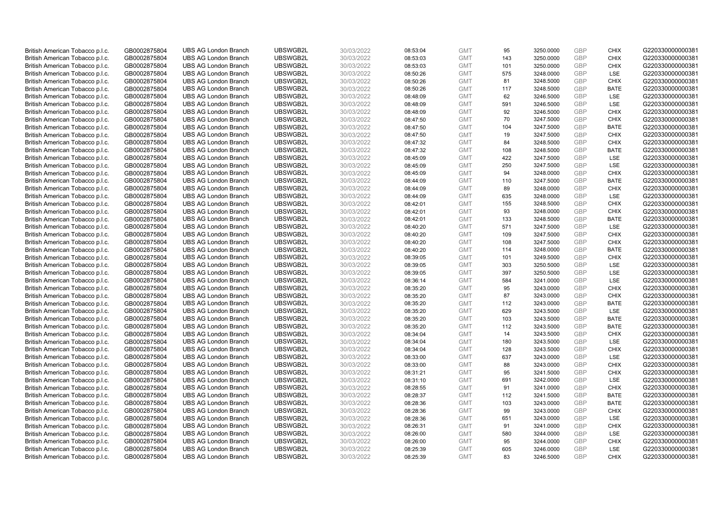| | | | | | | | | | | | |
|---|---|---|---|---|---|---|---|---|---|---|---|
| British American Tobacco p.l.c. | GB0002875804 | UBS AG London Branch | UBSWGB2L | 30/03/2022 | 08:53:04 | GMT | 95 | 3250.0000 | GBP | CHIX | G220330000000381 |
| British American Tobacco p.l.c. | GB0002875804 | UBS AG London Branch | UBSWGB2L | 30/03/2022 | 08:53:03 | GMT | 143 | 3250.0000 | GBP | CHIX | G220330000000381 |
| British American Tobacco p.l.c. | GB0002875804 | UBS AG London Branch | UBSWGB2L | 30/03/2022 | 08:53:03 | GMT | 101 | 3250.0000 | GBP | CHIX | G220330000000381 |
| British American Tobacco p.l.c. | GB0002875804 | UBS AG London Branch | UBSWGB2L | 30/03/2022 | 08:50:26 | GMT | 575 | 3248.0000 | GBP | LSE | G220330000000381 |
| British American Tobacco p.l.c. | GB0002875804 | UBS AG London Branch | UBSWGB2L | 30/03/2022 | 08:50:26 | GMT | 81 | 3248.5000 | GBP | CHIX | G220330000000381 |
| British American Tobacco p.l.c. | GB0002875804 | UBS AG London Branch | UBSWGB2L | 30/03/2022 | 08:50:26 | GMT | 117 | 3248.5000 | GBP | BATE | G220330000000381 |
| British American Tobacco p.l.c. | GB0002875804 | UBS AG London Branch | UBSWGB2L | 30/03/2022 | 08:48:09 | GMT | 62 | 3246.5000 | GBP | LSE | G220330000000381 |
| British American Tobacco p.l.c. | GB0002875804 | UBS AG London Branch | UBSWGB2L | 30/03/2022 | 08:48:09 | GMT | 591 | 3246.5000 | GBP | LSE | G220330000000381 |
| British American Tobacco p.l.c. | GB0002875804 | UBS AG London Branch | UBSWGB2L | 30/03/2022 | 08:48:09 | GMT | 92 | 3246.5000 | GBP | CHIX | G220330000000381 |
| British American Tobacco p.l.c. | GB0002875804 | UBS AG London Branch | UBSWGB2L | 30/03/2022 | 08:47:50 | GMT | 70 | 3247.5000 | GBP | CHIX | G220330000000381 |
| British American Tobacco p.l.c. | GB0002875804 | UBS AG London Branch | UBSWGB2L | 30/03/2022 | 08:47:50 | GMT | 104 | 3247.5000 | GBP | BATE | G220330000000381 |
| British American Tobacco p.l.c. | GB0002875804 | UBS AG London Branch | UBSWGB2L | 30/03/2022 | 08:47:50 | GMT | 19 | 3247.5000 | GBP | CHIX | G220330000000381 |
| British American Tobacco p.l.c. | GB0002875804 | UBS AG London Branch | UBSWGB2L | 30/03/2022 | 08:47:32 | GMT | 84 | 3248.5000 | GBP | CHIX | G220330000000381 |
| British American Tobacco p.l.c. | GB0002875804 | UBS AG London Branch | UBSWGB2L | 30/03/2022 | 08:47:32 | GMT | 108 | 3248.5000 | GBP | BATE | G220330000000381 |
| British American Tobacco p.l.c. | GB0002875804 | UBS AG London Branch | UBSWGB2L | 30/03/2022 | 08:45:09 | GMT | 422 | 3247.5000 | GBP | LSE | G220330000000381 |
| British American Tobacco p.l.c. | GB0002875804 | UBS AG London Branch | UBSWGB2L | 30/03/2022 | 08:45:09 | GMT | 250 | 3247.5000 | GBP | LSE | G220330000000381 |
| British American Tobacco p.l.c. | GB0002875804 | UBS AG London Branch | UBSWGB2L | 30/03/2022 | 08:45:09 | GMT | 94 | 3248.0000 | GBP | CHIX | G220330000000381 |
| British American Tobacco p.l.c. | GB0002875804 | UBS AG London Branch | UBSWGB2L | 30/03/2022 | 08:44:09 | GMT | 110 | 3247.5000 | GBP | BATE | G220330000000381 |
| British American Tobacco p.l.c. | GB0002875804 | UBS AG London Branch | UBSWGB2L | 30/03/2022 | 08:44:09 | GMT | 89 | 3248.0000 | GBP | CHIX | G220330000000381 |
| British American Tobacco p.l.c. | GB0002875804 | UBS AG London Branch | UBSWGB2L | 30/03/2022 | 08:44:09 | GMT | 635 | 3248.0000 | GBP | LSE | G220330000000381 |
| British American Tobacco p.l.c. | GB0002875804 | UBS AG London Branch | UBSWGB2L | 30/03/2022 | 08:42:01 | GMT | 155 | 3248.5000 | GBP | CHIX | G220330000000381 |
| British American Tobacco p.l.c. | GB0002875804 | UBS AG London Branch | UBSWGB2L | 30/03/2022 | 08:42:01 | GMT | 93 | 3248.0000 | GBP | CHIX | G220330000000381 |
| British American Tobacco p.l.c. | GB0002875804 | UBS AG London Branch | UBSWGB2L | 30/03/2022 | 08:42:01 | GMT | 133 | 3248.5000 | GBP | BATE | G220330000000381 |
| British American Tobacco p.l.c. | GB0002875804 | UBS AG London Branch | UBSWGB2L | 30/03/2022 | 08:40:20 | GMT | 571 | 3247.5000 | GBP | LSE | G220330000000381 |
| British American Tobacco p.l.c. | GB0002875804 | UBS AG London Branch | UBSWGB2L | 30/03/2022 | 08:40:20 | GMT | 109 | 3247.5000 | GBP | CHIX | G220330000000381 |
| British American Tobacco p.l.c. | GB0002875804 | UBS AG London Branch | UBSWGB2L | 30/03/2022 | 08:40:20 | GMT | 108 | 3247.5000 | GBP | CHIX | G220330000000381 |
| British American Tobacco p.l.c. | GB0002875804 | UBS AG London Branch | UBSWGB2L | 30/03/2022 | 08:40:20 | GMT | 114 | 3248.0000 | GBP | BATE | G220330000000381 |
| British American Tobacco p.l.c. | GB0002875804 | UBS AG London Branch | UBSWGB2L | 30/03/2022 | 08:39:05 | GMT | 101 | 3249.5000 | GBP | CHIX | G220330000000381 |
| British American Tobacco p.l.c. | GB0002875804 | UBS AG London Branch | UBSWGB2L | 30/03/2022 | 08:39:05 | GMT | 303 | 3250.5000 | GBP | LSE | G220330000000381 |
| British American Tobacco p.l.c. | GB0002875804 | UBS AG London Branch | UBSWGB2L | 30/03/2022 | 08:39:05 | GMT | 397 | 3250.5000 | GBP | LSE | G220330000000381 |
| British American Tobacco p.l.c. | GB0002875804 | UBS AG London Branch | UBSWGB2L | 30/03/2022 | 08:36:14 | GMT | 584 | 3241.0000 | GBP | LSE | G220330000000381 |
| British American Tobacco p.l.c. | GB0002875804 | UBS AG London Branch | UBSWGB2L | 30/03/2022 | 08:35:20 | GMT | 95 | 3243.0000 | GBP | CHIX | G220330000000381 |
| British American Tobacco p.l.c. | GB0002875804 | UBS AG London Branch | UBSWGB2L | 30/03/2022 | 08:35:20 | GMT | 87 | 3243.0000 | GBP | CHIX | G220330000000381 |
| British American Tobacco p.l.c. | GB0002875804 | UBS AG London Branch | UBSWGB2L | 30/03/2022 | 08:35:20 | GMT | 112 | 3243.0000 | GBP | BATE | G220330000000381 |
| British American Tobacco p.l.c. | GB0002875804 | UBS AG London Branch | UBSWGB2L | 30/03/2022 | 08:35:20 | GMT | 629 | 3243.5000 | GBP | LSE | G220330000000381 |
| British American Tobacco p.l.c. | GB0002875804 | UBS AG London Branch | UBSWGB2L | 30/03/2022 | 08:35:20 | GMT | 103 | 3243.5000 | GBP | BATE | G220330000000381 |
| British American Tobacco p.l.c. | GB0002875804 | UBS AG London Branch | UBSWGB2L | 30/03/2022 | 08:35:20 | GMT | 112 | 3243.5000 | GBP | BATE | G220330000000381 |
| British American Tobacco p.l.c. | GB0002875804 | UBS AG London Branch | UBSWGB2L | 30/03/2022 | 08:34:04 | GMT | 14 | 3243.5000 | GBP | CHIX | G220330000000381 |
| British American Tobacco p.l.c. | GB0002875804 | UBS AG London Branch | UBSWGB2L | 30/03/2022 | 08:34:04 | GMT | 180 | 3243.5000 | GBP | LSE | G220330000000381 |
| British American Tobacco p.l.c. | GB0002875804 | UBS AG London Branch | UBSWGB2L | 30/03/2022 | 08:34:04 | GMT | 128 | 3243.5000 | GBP | CHIX | G220330000000381 |
| British American Tobacco p.l.c. | GB0002875804 | UBS AG London Branch | UBSWGB2L | 30/03/2022 | 08:33:00 | GMT | 637 | 3243.0000 | GBP | LSE | G220330000000381 |
| British American Tobacco p.l.c. | GB0002875804 | UBS AG London Branch | UBSWGB2L | 30/03/2022 | 08:33:00 | GMT | 88 | 3243.0000 | GBP | CHIX | G220330000000381 |
| British American Tobacco p.l.c. | GB0002875804 | UBS AG London Branch | UBSWGB2L | 30/03/2022 | 08:31:21 | GMT | 95 | 3241.5000 | GBP | CHIX | G220330000000381 |
| British American Tobacco p.l.c. | GB0002875804 | UBS AG London Branch | UBSWGB2L | 30/03/2022 | 08:31:10 | GMT | 691 | 3242.0000 | GBP | LSE | G220330000000381 |
| British American Tobacco p.l.c. | GB0002875804 | UBS AG London Branch | UBSWGB2L | 30/03/2022 | 08:28:55 | GMT | 91 | 3241.0000 | GBP | CHIX | G220330000000381 |
| British American Tobacco p.l.c. | GB0002875804 | UBS AG London Branch | UBSWGB2L | 30/03/2022 | 08:28:37 | GMT | 112 | 3241.5000 | GBP | BATE | G220330000000381 |
| British American Tobacco p.l.c. | GB0002875804 | UBS AG London Branch | UBSWGB2L | 30/03/2022 | 08:28:36 | GMT | 103 | 3243.0000 | GBP | BATE | G220330000000381 |
| British American Tobacco p.l.c. | GB0002875804 | UBS AG London Branch | UBSWGB2L | 30/03/2022 | 08:28:36 | GMT | 99 | 3243.0000 | GBP | CHIX | G220330000000381 |
| British American Tobacco p.l.c. | GB0002875804 | UBS AG London Branch | UBSWGB2L | 30/03/2022 | 08:28:36 | GMT | 651 | 3243.0000 | GBP | LSE | G220330000000381 |
| British American Tobacco p.l.c. | GB0002875804 | UBS AG London Branch | UBSWGB2L | 30/03/2022 | 08:26:31 | GMT | 91 | 3241.0000 | GBP | CHIX | G220330000000381 |
| British American Tobacco p.l.c. | GB0002875804 | UBS AG London Branch | UBSWGB2L | 30/03/2022 | 08:26:00 | GMT | 580 | 3244.0000 | GBP | LSE | G220330000000381 |
| British American Tobacco p.l.c. | GB0002875804 | UBS AG London Branch | UBSWGB2L | 30/03/2022 | 08:26:00 | GMT | 95 | 3244.0000 | GBP | CHIX | G220330000000381 |
| British American Tobacco p.l.c. | GB0002875804 | UBS AG London Branch | UBSWGB2L | 30/03/2022 | 08:25:39 | GMT | 605 | 3246.0000 | GBP | LSE | G220330000000381 |
| British American Tobacco p.l.c. | GB0002875804 | UBS AG London Branch | UBSWGB2L | 30/03/2022 | 08:25:39 | GMT | 83 | 3246.5000 | GBP | CHIX | G220330000000381 |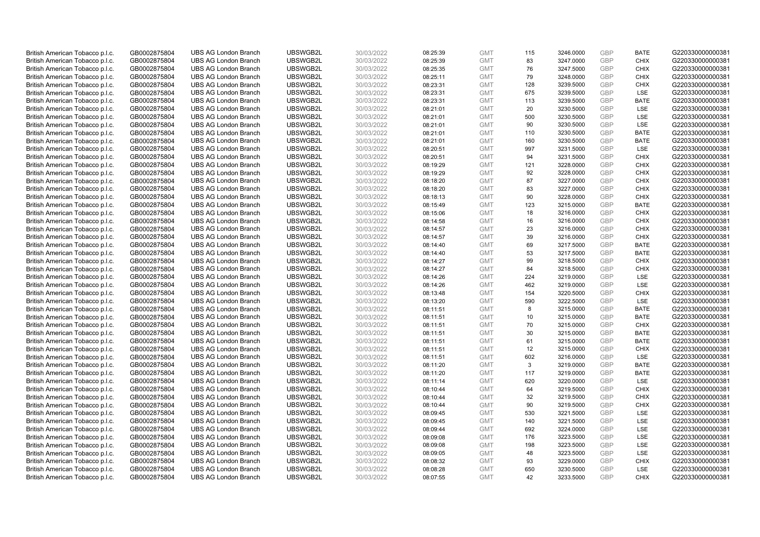| British American Tobacco p.l.c. | GB0002875804 | UBS AG London Branch | UBSWGB2L | 30/03/2022 | 08:25:39 | GMT | 115 | 3246.0000 | GBP | BATE | G220330000000381 |
|---|---|---|---|---|---|---|---|---|---|---|---|
| British American Tobacco p.l.c. | GB0002875804 | UBS AG London Branch | UBSWGB2L | 30/03/2022 | 08:25:39 | GMT | 83 | 3247.0000 | GBP | CHIX | G220330000000381 |
| British American Tobacco p.l.c. | GB0002875804 | UBS AG London Branch | UBSWGB2L | 30/03/2022 | 08:25:35 | GMT | 76 | 3247.5000 | GBP | CHIX | G220330000000381 |
| British American Tobacco p.l.c. | GB0002875804 | UBS AG London Branch | UBSWGB2L | 30/03/2022 | 08:25:11 | GMT | 79 | 3248.0000 | GBP | CHIX | G220330000000381 |
| British American Tobacco p.l.c. | GB0002875804 | UBS AG London Branch | UBSWGB2L | 30/03/2022 | 08:23:31 | GMT | 128 | 3239.5000 | GBP | CHIX | G220330000000381 |
| British American Tobacco p.l.c. | GB0002875804 | UBS AG London Branch | UBSWGB2L | 30/03/2022 | 08:23:31 | GMT | 675 | 3239.5000 | GBP | LSE | G220330000000381 |
| British American Tobacco p.l.c. | GB0002875804 | UBS AG London Branch | UBSWGB2L | 30/03/2022 | 08:23:31 | GMT | 113 | 3239.5000 | GBP | BATE | G220330000000381 |
| British American Tobacco p.l.c. | GB0002875804 | UBS AG London Branch | UBSWGB2L | 30/03/2022 | 08:21:01 | GMT | 20 | 3230.5000 | GBP | LSE | G220330000000381 |
| British American Tobacco p.l.c. | GB0002875804 | UBS AG London Branch | UBSWGB2L | 30/03/2022 | 08:21:01 | GMT | 500 | 3230.5000 | GBP | LSE | G220330000000381 |
| British American Tobacco p.l.c. | GB0002875804 | UBS AG London Branch | UBSWGB2L | 30/03/2022 | 08:21:01 | GMT | 90 | 3230.5000 | GBP | LSE | G220330000000381 |
| British American Tobacco p.l.c. | GB0002875804 | UBS AG London Branch | UBSWGB2L | 30/03/2022 | 08:21:01 | GMT | 110 | 3230.5000 | GBP | BATE | G220330000000381 |
| British American Tobacco p.l.c. | GB0002875804 | UBS AG London Branch | UBSWGB2L | 30/03/2022 | 08:21:01 | GMT | 160 | 3230.5000 | GBP | BATE | G220330000000381 |
| British American Tobacco p.l.c. | GB0002875804 | UBS AG London Branch | UBSWGB2L | 30/03/2022 | 08:20:51 | GMT | 997 | 3231.5000 | GBP | LSE | G220330000000381 |
| British American Tobacco p.l.c. | GB0002875804 | UBS AG London Branch | UBSWGB2L | 30/03/2022 | 08:20:51 | GMT | 94 | 3231.5000 | GBP | CHIX | G220330000000381 |
| British American Tobacco p.l.c. | GB0002875804 | UBS AG London Branch | UBSWGB2L | 30/03/2022 | 08:19:29 | GMT | 121 | 3228.0000 | GBP | CHIX | G220330000000381 |
| British American Tobacco p.l.c. | GB0002875804 | UBS AG London Branch | UBSWGB2L | 30/03/2022 | 08:19:29 | GMT | 92 | 3228.0000 | GBP | CHIX | G220330000000381 |
| British American Tobacco p.l.c. | GB0002875804 | UBS AG London Branch | UBSWGB2L | 30/03/2022 | 08:18:20 | GMT | 87 | 3227.0000 | GBP | CHIX | G220330000000381 |
| British American Tobacco p.l.c. | GB0002875804 | UBS AG London Branch | UBSWGB2L | 30/03/2022 | 08:18:20 | GMT | 83 | 3227.0000 | GBP | CHIX | G220330000000381 |
| British American Tobacco p.l.c. | GB0002875804 | UBS AG London Branch | UBSWGB2L | 30/03/2022 | 08:18:13 | GMT | 90 | 3228.0000 | GBP | CHIX | G220330000000381 |
| British American Tobacco p.l.c. | GB0002875804 | UBS AG London Branch | UBSWGB2L | 30/03/2022 | 08:15:49 | GMT | 123 | 3215.0000 | GBP | BATE | G220330000000381 |
| British American Tobacco p.l.c. | GB0002875804 | UBS AG London Branch | UBSWGB2L | 30/03/2022 | 08:15:06 | GMT | 18 | 3216.0000 | GBP | CHIX | G220330000000381 |
| British American Tobacco p.l.c. | GB0002875804 | UBS AG London Branch | UBSWGB2L | 30/03/2022 | 08:14:58 | GMT | 16 | 3216.0000 | GBP | CHIX | G220330000000381 |
| British American Tobacco p.l.c. | GB0002875804 | UBS AG London Branch | UBSWGB2L | 30/03/2022 | 08:14:57 | GMT | 23 | 3216.0000 | GBP | CHIX | G220330000000381 |
| British American Tobacco p.l.c. | GB0002875804 | UBS AG London Branch | UBSWGB2L | 30/03/2022 | 08:14:57 | GMT | 39 | 3216.0000 | GBP | CHIX | G220330000000381 |
| British American Tobacco p.l.c. | GB0002875804 | UBS AG London Branch | UBSWGB2L | 30/03/2022 | 08:14:40 | GMT | 69 | 3217.5000 | GBP | BATE | G220330000000381 |
| British American Tobacco p.l.c. | GB0002875804 | UBS AG London Branch | UBSWGB2L | 30/03/2022 | 08:14:40 | GMT | 53 | 3217.5000 | GBP | BATE | G220330000000381 |
| British American Tobacco p.l.c. | GB0002875804 | UBS AG London Branch | UBSWGB2L | 30/03/2022 | 08:14:27 | GMT | 99 | 3218.5000 | GBP | CHIX | G220330000000381 |
| British American Tobacco p.l.c. | GB0002875804 | UBS AG London Branch | UBSWGB2L | 30/03/2022 | 08:14:27 | GMT | 84 | 3218.5000 | GBP | CHIX | G220330000000381 |
| British American Tobacco p.l.c. | GB0002875804 | UBS AG London Branch | UBSWGB2L | 30/03/2022 | 08:14:26 | GMT | 224 | 3219.0000 | GBP | LSE | G220330000000381 |
| British American Tobacco p.l.c. | GB0002875804 | UBS AG London Branch | UBSWGB2L | 30/03/2022 | 08:14:26 | GMT | 462 | 3219.0000 | GBP | LSE | G220330000000381 |
| British American Tobacco p.l.c. | GB0002875804 | UBS AG London Branch | UBSWGB2L | 30/03/2022 | 08:13:48 | GMT | 154 | 3220.5000 | GBP | CHIX | G220330000000381 |
| British American Tobacco p.l.c. | GB0002875804 | UBS AG London Branch | UBSWGB2L | 30/03/2022 | 08:13:20 | GMT | 590 | 3222.5000 | GBP | LSE | G220330000000381 |
| British American Tobacco p.l.c. | GB0002875804 | UBS AG London Branch | UBSWGB2L | 30/03/2022 | 08:11:51 | GMT | 8 | 3215.0000 | GBP | BATE | G220330000000381 |
| British American Tobacco p.l.c. | GB0002875804 | UBS AG London Branch | UBSWGB2L | 30/03/2022 | 08:11:51 | GMT | 10 | 3215.0000 | GBP | BATE | G220330000000381 |
| British American Tobacco p.l.c. | GB0002875804 | UBS AG London Branch | UBSWGB2L | 30/03/2022 | 08:11:51 | GMT | 70 | 3215.0000 | GBP | CHIX | G220330000000381 |
| British American Tobacco p.l.c. | GB0002875804 | UBS AG London Branch | UBSWGB2L | 30/03/2022 | 08:11:51 | GMT | 30 | 3215.0000 | GBP | BATE | G220330000000381 |
| British American Tobacco p.l.c. | GB0002875804 | UBS AG London Branch | UBSWGB2L | 30/03/2022 | 08:11:51 | GMT | 61 | 3215.0000 | GBP | BATE | G220330000000381 |
| British American Tobacco p.l.c. | GB0002875804 | UBS AG London Branch | UBSWGB2L | 30/03/2022 | 08:11:51 | GMT | 12 | 3215.0000 | GBP | CHIX | G220330000000381 |
| British American Tobacco p.l.c. | GB0002875804 | UBS AG London Branch | UBSWGB2L | 30/03/2022 | 08:11:51 | GMT | 602 | 3216.0000 | GBP | LSE | G220330000000381 |
| British American Tobacco p.l.c. | GB0002875804 | UBS AG London Branch | UBSWGB2L | 30/03/2022 | 08:11:20 | GMT | 3 | 3219.0000 | GBP | BATE | G220330000000381 |
| British American Tobacco p.l.c. | GB0002875804 | UBS AG London Branch | UBSWGB2L | 30/03/2022 | 08:11:20 | GMT | 117 | 3219.0000 | GBP | BATE | G220330000000381 |
| British American Tobacco p.l.c. | GB0002875804 | UBS AG London Branch | UBSWGB2L | 30/03/2022 | 08:11:14 | GMT | 620 | 3220.0000 | GBP | LSE | G220330000000381 |
| British American Tobacco p.l.c. | GB0002875804 | UBS AG London Branch | UBSWGB2L | 30/03/2022 | 08:10:44 | GMT | 64 | 3219.5000 | GBP | CHIX | G220330000000381 |
| British American Tobacco p.l.c. | GB0002875804 | UBS AG London Branch | UBSWGB2L | 30/03/2022 | 08:10:44 | GMT | 32 | 3219.5000 | GBP | CHIX | G220330000000381 |
| British American Tobacco p.l.c. | GB0002875804 | UBS AG London Branch | UBSWGB2L | 30/03/2022 | 08:10:44 | GMT | 90 | 3219.5000 | GBP | CHIX | G220330000000381 |
| British American Tobacco p.l.c. | GB0002875804 | UBS AG London Branch | UBSWGB2L | 30/03/2022 | 08:09:45 | GMT | 530 | 3221.5000 | GBP | LSE | G220330000000381 |
| British American Tobacco p.l.c. | GB0002875804 | UBS AG London Branch | UBSWGB2L | 30/03/2022 | 08:09:45 | GMT | 140 | 3221.5000 | GBP | LSE | G220330000000381 |
| British American Tobacco p.l.c. | GB0002875804 | UBS AG London Branch | UBSWGB2L | 30/03/2022 | 08:09:44 | GMT | 692 | 3224.0000 | GBP | LSE | G220330000000381 |
| British American Tobacco p.l.c. | GB0002875804 | UBS AG London Branch | UBSWGB2L | 30/03/2022 | 08:09:08 | GMT | 176 | 3223.5000 | GBP | LSE | G220330000000381 |
| British American Tobacco p.l.c. | GB0002875804 | UBS AG London Branch | UBSWGB2L | 30/03/2022 | 08:09:08 | GMT | 198 | 3223.5000 | GBP | LSE | G220330000000381 |
| British American Tobacco p.l.c. | GB0002875804 | UBS AG London Branch | UBSWGB2L | 30/03/2022 | 08:09:05 | GMT | 48 | 3223.5000 | GBP | LSE | G220330000000381 |
| British American Tobacco p.l.c. | GB0002875804 | UBS AG London Branch | UBSWGB2L | 30/03/2022 | 08:08:32 | GMT | 93 | 3229.0000 | GBP | CHIX | G220330000000381 |
| British American Tobacco p.l.c. | GB0002875804 | UBS AG London Branch | UBSWGB2L | 30/03/2022 | 08:08:28 | GMT | 650 | 3230.5000 | GBP | LSE | G220330000000381 |
| British American Tobacco p.l.c. | GB0002875804 | UBS AG London Branch | UBSWGB2L | 30/03/2022 | 08:07:55 | GMT | 42 | 3233.5000 | GBP | CHIX | G220330000000381 |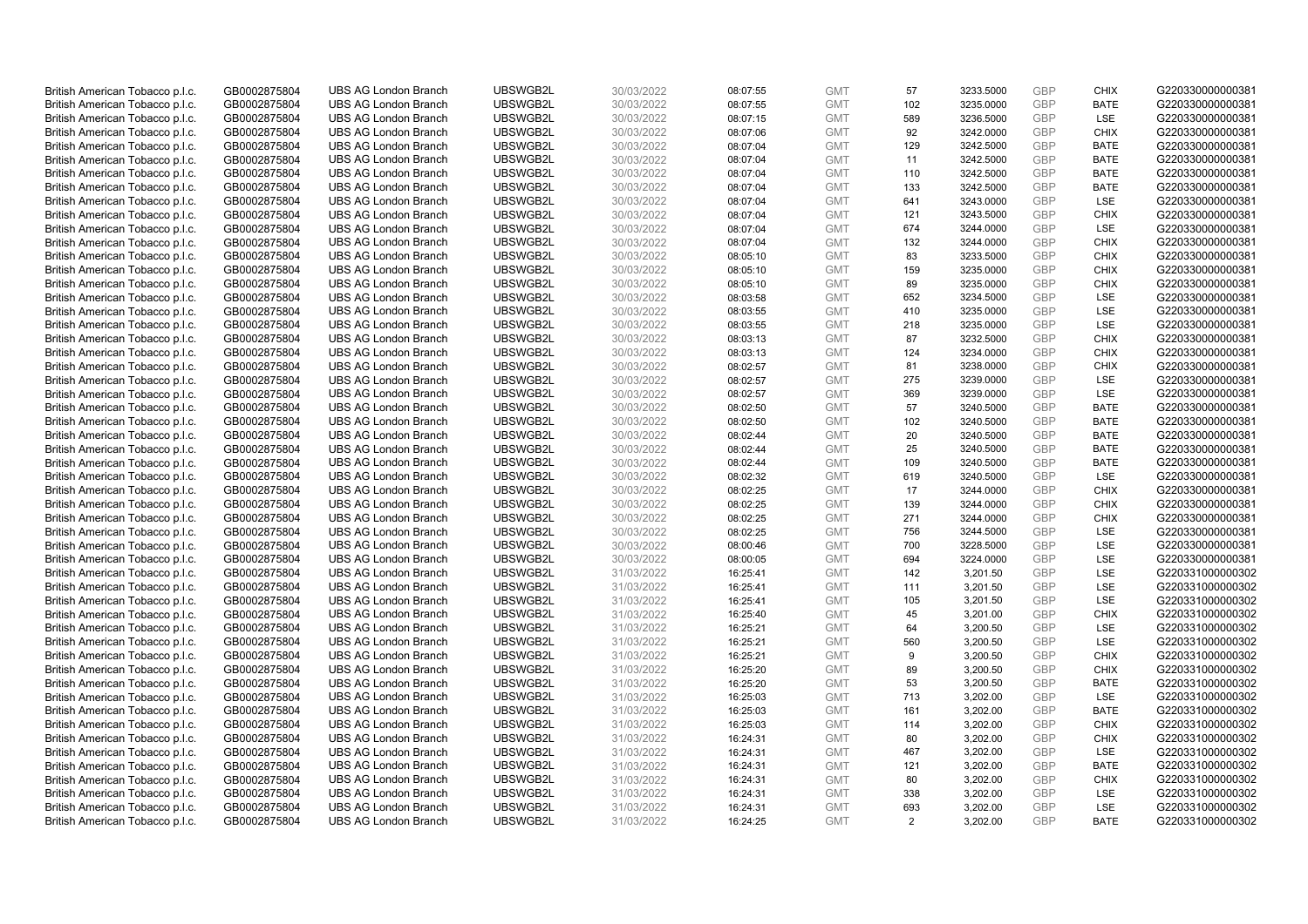| | | | | | | | | | | | |
|---|---|---|---|---|---|---|---|---|---|---|---|
| British American Tobacco p.l.c. | GB0002875804 | UBS AG London Branch | UBSWGB2L | 30/03/2022 | 08:07:55 | GMT | 57 | 3233.5000 | GBP | CHIX | G220330000000381 |
| British American Tobacco p.l.c. | GB0002875804 | UBS AG London Branch | UBSWGB2L | 30/03/2022 | 08:07:55 | GMT | 102 | 3235.0000 | GBP | BATE | G220330000000381 |
| British American Tobacco p.l.c. | GB0002875804 | UBS AG London Branch | UBSWGB2L | 30/03/2022 | 08:07:15 | GMT | 589 | 3236.5000 | GBP | LSE | G220330000000381 |
| British American Tobacco p.l.c. | GB0002875804 | UBS AG London Branch | UBSWGB2L | 30/03/2022 | 08:07:06 | GMT | 92 | 3242.0000 | GBP | CHIX | G220330000000381 |
| British American Tobacco p.l.c. | GB0002875804 | UBS AG London Branch | UBSWGB2L | 30/03/2022 | 08:07:04 | GMT | 129 | 3242.5000 | GBP | BATE | G220330000000381 |
| British American Tobacco p.l.c. | GB0002875804 | UBS AG London Branch | UBSWGB2L | 30/03/2022 | 08:07:04 | GMT | 11 | 3242.5000 | GBP | BATE | G220330000000381 |
| British American Tobacco p.l.c. | GB0002875804 | UBS AG London Branch | UBSWGB2L | 30/03/2022 | 08:07:04 | GMT | 110 | 3242.5000 | GBP | BATE | G220330000000381 |
| British American Tobacco p.l.c. | GB0002875804 | UBS AG London Branch | UBSWGB2L | 30/03/2022 | 08:07:04 | GMT | 133 | 3242.5000 | GBP | BATE | G220330000000381 |
| British American Tobacco p.l.c. | GB0002875804 | UBS AG London Branch | UBSWGB2L | 30/03/2022 | 08:07:04 | GMT | 641 | 3243.0000 | GBP | LSE | G220330000000381 |
| British American Tobacco p.l.c. | GB0002875804 | UBS AG London Branch | UBSWGB2L | 30/03/2022 | 08:07:04 | GMT | 121 | 3243.5000 | GBP | CHIX | G220330000000381 |
| British American Tobacco p.l.c. | GB0002875804 | UBS AG London Branch | UBSWGB2L | 30/03/2022 | 08:07:04 | GMT | 674 | 3244.0000 | GBP | LSE | G220330000000381 |
| British American Tobacco p.l.c. | GB0002875804 | UBS AG London Branch | UBSWGB2L | 30/03/2022 | 08:07:04 | GMT | 132 | 3244.0000 | GBP | CHIX | G220330000000381 |
| British American Tobacco p.l.c. | GB0002875804 | UBS AG London Branch | UBSWGB2L | 30/03/2022 | 08:05:10 | GMT | 83 | 3233.5000 | GBP | CHIX | G220330000000381 |
| British American Tobacco p.l.c. | GB0002875804 | UBS AG London Branch | UBSWGB2L | 30/03/2022 | 08:05:10 | GMT | 159 | 3235.0000 | GBP | CHIX | G220330000000381 |
| British American Tobacco p.l.c. | GB0002875804 | UBS AG London Branch | UBSWGB2L | 30/03/2022 | 08:05:10 | GMT | 89 | 3235.0000 | GBP | CHIX | G220330000000381 |
| British American Tobacco p.l.c. | GB0002875804 | UBS AG London Branch | UBSWGB2L | 30/03/2022 | 08:03:58 | GMT | 652 | 3234.5000 | GBP | LSE | G220330000000381 |
| British American Tobacco p.l.c. | GB0002875804 | UBS AG London Branch | UBSWGB2L | 30/03/2022 | 08:03:55 | GMT | 410 | 3235.0000 | GBP | LSE | G220330000000381 |
| British American Tobacco p.l.c. | GB0002875804 | UBS AG London Branch | UBSWGB2L | 30/03/2022 | 08:03:55 | GMT | 218 | 3235.0000 | GBP | LSE | G220330000000381 |
| British American Tobacco p.l.c. | GB0002875804 | UBS AG London Branch | UBSWGB2L | 30/03/2022 | 08:03:13 | GMT | 87 | 3232.5000 | GBP | CHIX | G220330000000381 |
| British American Tobacco p.l.c. | GB0002875804 | UBS AG London Branch | UBSWGB2L | 30/03/2022 | 08:03:13 | GMT | 124 | 3234.0000 | GBP | CHIX | G220330000000381 |
| British American Tobacco p.l.c. | GB0002875804 | UBS AG London Branch | UBSWGB2L | 30/03/2022 | 08:02:57 | GMT | 81 | 3238.0000 | GBP | CHIX | G220330000000381 |
| British American Tobacco p.l.c. | GB0002875804 | UBS AG London Branch | UBSWGB2L | 30/03/2022 | 08:02:57 | GMT | 275 | 3239.0000 | GBP | LSE | G220330000000381 |
| British American Tobacco p.l.c. | GB0002875804 | UBS AG London Branch | UBSWGB2L | 30/03/2022 | 08:02:57 | GMT | 369 | 3239.0000 | GBP | LSE | G220330000000381 |
| British American Tobacco p.l.c. | GB0002875804 | UBS AG London Branch | UBSWGB2L | 30/03/2022 | 08:02:50 | GMT | 57 | 3240.5000 | GBP | BATE | G220330000000381 |
| British American Tobacco p.l.c. | GB0002875804 | UBS AG London Branch | UBSWGB2L | 30/03/2022 | 08:02:50 | GMT | 102 | 3240.5000 | GBP | BATE | G220330000000381 |
| British American Tobacco p.l.c. | GB0002875804 | UBS AG London Branch | UBSWGB2L | 30/03/2022 | 08:02:44 | GMT | 20 | 3240.5000 | GBP | BATE | G220330000000381 |
| British American Tobacco p.l.c. | GB0002875804 | UBS AG London Branch | UBSWGB2L | 30/03/2022 | 08:02:44 | GMT | 25 | 3240.5000 | GBP | BATE | G220330000000381 |
| British American Tobacco p.l.c. | GB0002875804 | UBS AG London Branch | UBSWGB2L | 30/03/2022 | 08:02:44 | GMT | 109 | 3240.5000 | GBP | BATE | G220330000000381 |
| British American Tobacco p.l.c. | GB0002875804 | UBS AG London Branch | UBSWGB2L | 30/03/2022 | 08:02:32 | GMT | 619 | 3240.5000 | GBP | LSE | G220330000000381 |
| British American Tobacco p.l.c. | GB0002875804 | UBS AG London Branch | UBSWGB2L | 30/03/2022 | 08:02:25 | GMT | 17 | 3244.0000 | GBP | CHIX | G220330000000381 |
| British American Tobacco p.l.c. | GB0002875804 | UBS AG London Branch | UBSWGB2L | 30/03/2022 | 08:02:25 | GMT | 139 | 3244.0000 | GBP | CHIX | G220330000000381 |
| British American Tobacco p.l.c. | GB0002875804 | UBS AG London Branch | UBSWGB2L | 30/03/2022 | 08:02:25 | GMT | 271 | 3244.0000 | GBP | CHIX | G220330000000381 |
| British American Tobacco p.l.c. | GB0002875804 | UBS AG London Branch | UBSWGB2L | 30/03/2022 | 08:02:25 | GMT | 756 | 3244.5000 | GBP | LSE | G220330000000381 |
| British American Tobacco p.l.c. | GB0002875804 | UBS AG London Branch | UBSWGB2L | 30/03/2022 | 08:00:46 | GMT | 700 | 3228.5000 | GBP | LSE | G220330000000381 |
| British American Tobacco p.l.c. | GB0002875804 | UBS AG London Branch | UBSWGB2L | 30/03/2022 | 08:00:05 | GMT | 694 | 3224.0000 | GBP | LSE | G220330000000381 |
| British American Tobacco p.l.c. | GB0002875804 | UBS AG London Branch | UBSWGB2L | 31/03/2022 | 16:25:41 | GMT | 142 | 3,201.50 | GBP | LSE | G220331000000302 |
| British American Tobacco p.l.c. | GB0002875804 | UBS AG London Branch | UBSWGB2L | 31/03/2022 | 16:25:41 | GMT | 111 | 3,201.50 | GBP | LSE | G220331000000302 |
| British American Tobacco p.l.c. | GB0002875804 | UBS AG London Branch | UBSWGB2L | 31/03/2022 | 16:25:41 | GMT | 105 | 3,201.50 | GBP | LSE | G220331000000302 |
| British American Tobacco p.l.c. | GB0002875804 | UBS AG London Branch | UBSWGB2L | 31/03/2022 | 16:25:40 | GMT | 45 | 3,201.00 | GBP | CHIX | G220331000000302 |
| British American Tobacco p.l.c. | GB0002875804 | UBS AG London Branch | UBSWGB2L | 31/03/2022 | 16:25:21 | GMT | 64 | 3,200.50 | GBP | LSE | G220331000000302 |
| British American Tobacco p.l.c. | GB0002875804 | UBS AG London Branch | UBSWGB2L | 31/03/2022 | 16:25:21 | GMT | 560 | 3,200.50 | GBP | LSE | G220331000000302 |
| British American Tobacco p.l.c. | GB0002875804 | UBS AG London Branch | UBSWGB2L | 31/03/2022 | 16:25:21 | GMT | 9 | 3,200.50 | GBP | CHIX | G220331000000302 |
| British American Tobacco p.l.c. | GB0002875804 | UBS AG London Branch | UBSWGB2L | 31/03/2022 | 16:25:20 | GMT | 89 | 3,200.50 | GBP | CHIX | G220331000000302 |
| British American Tobacco p.l.c. | GB0002875804 | UBS AG London Branch | UBSWGB2L | 31/03/2022 | 16:25:20 | GMT | 53 | 3,200.50 | GBP | BATE | G220331000000302 |
| British American Tobacco p.l.c. | GB0002875804 | UBS AG London Branch | UBSWGB2L | 31/03/2022 | 16:25:03 | GMT | 713 | 3,202.00 | GBP | LSE | G220331000000302 |
| British American Tobacco p.l.c. | GB0002875804 | UBS AG London Branch | UBSWGB2L | 31/03/2022 | 16:25:03 | GMT | 161 | 3,202.00 | GBP | BATE | G220331000000302 |
| British American Tobacco p.l.c. | GB0002875804 | UBS AG London Branch | UBSWGB2L | 31/03/2022 | 16:25:03 | GMT | 114 | 3,202.00 | GBP | CHIX | G220331000000302 |
| British American Tobacco p.l.c. | GB0002875804 | UBS AG London Branch | UBSWGB2L | 31/03/2022 | 16:24:31 | GMT | 80 | 3,202.00 | GBP | CHIX | G220331000000302 |
| British American Tobacco p.l.c. | GB0002875804 | UBS AG London Branch | UBSWGB2L | 31/03/2022 | 16:24:31 | GMT | 467 | 3,202.00 | GBP | LSE | G220331000000302 |
| British American Tobacco p.l.c. | GB0002875804 | UBS AG London Branch | UBSWGB2L | 31/03/2022 | 16:24:31 | GMT | 121 | 3,202.00 | GBP | BATE | G220331000000302 |
| British American Tobacco p.l.c. | GB0002875804 | UBS AG London Branch | UBSWGB2L | 31/03/2022 | 16:24:31 | GMT | 80 | 3,202.00 | GBP | CHIX | G220331000000302 |
| British American Tobacco p.l.c. | GB0002875804 | UBS AG London Branch | UBSWGB2L | 31/03/2022 | 16:24:31 | GMT | 338 | 3,202.00 | GBP | LSE | G220331000000302 |
| British American Tobacco p.l.c. | GB0002875804 | UBS AG London Branch | UBSWGB2L | 31/03/2022 | 16:24:31 | GMT | 693 | 3,202.00 | GBP | LSE | G220331000000302 |
| British American Tobacco p.l.c. | GB0002875804 | UBS AG London Branch | UBSWGB2L | 31/03/2022 | 16:24:25 | GMT | 2 | 3,202.00 | GBP | BATE | G220331000000302 |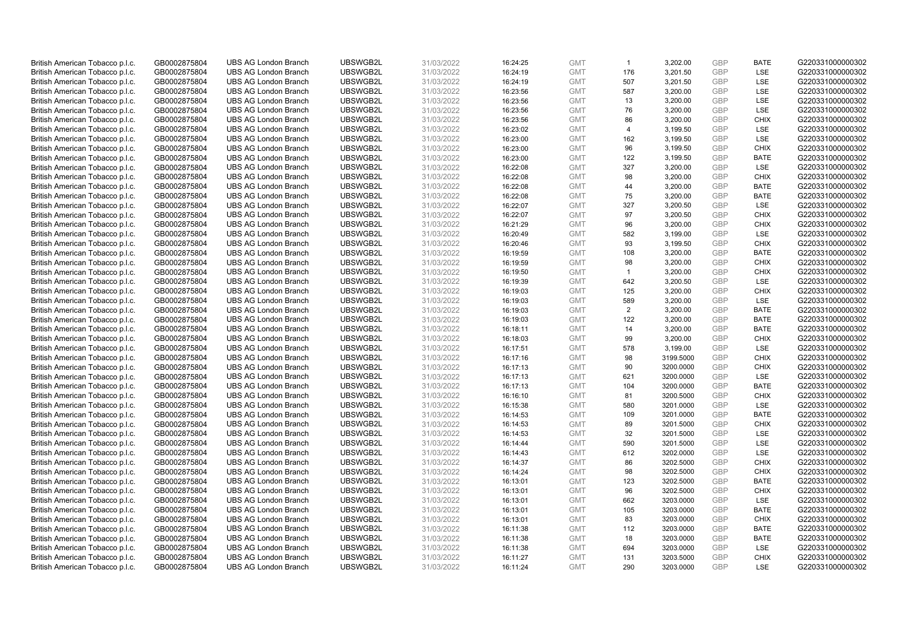| | | | | | | | | | | | |
|---|---|---|---|---|---|---|---|---|---|---|---|
| British American Tobacco p.l.c. | GB0002875804 | UBS AG London Branch | UBSWGB2L | 31/03/2022 | 16:24:25 | GMT | 1 | 3,202.00 | GBP | BATE | G220331000000302 |
| British American Tobacco p.l.c. | GB0002875804 | UBS AG London Branch | UBSWGB2L | 31/03/2022 | 16:24:19 | GMT | 176 | 3,201.50 | GBP | LSE | G220331000000302 |
| British American Tobacco p.l.c. | GB0002875804 | UBS AG London Branch | UBSWGB2L | 31/03/2022 | 16:24:19 | GMT | 507 | 3,201.50 | GBP | LSE | G220331000000302 |
| British American Tobacco p.l.c. | GB0002875804 | UBS AG London Branch | UBSWGB2L | 31/03/2022 | 16:23:56 | GMT | 587 | 3,200.00 | GBP | LSE | G220331000000302 |
| British American Tobacco p.l.c. | GB0002875804 | UBS AG London Branch | UBSWGB2L | 31/03/2022 | 16:23:56 | GMT | 13 | 3,200.00 | GBP | LSE | G220331000000302 |
| British American Tobacco p.l.c. | GB0002875804 | UBS AG London Branch | UBSWGB2L | 31/03/2022 | 16:23:56 | GMT | 76 | 3,200.00 | GBP | LSE | G220331000000302 |
| British American Tobacco p.l.c. | GB0002875804 | UBS AG London Branch | UBSWGB2L | 31/03/2022 | 16:23:56 | GMT | 86 | 3,200.00 | GBP | CHIX | G220331000000302 |
| British American Tobacco p.l.c. | GB0002875804 | UBS AG London Branch | UBSWGB2L | 31/03/2022 | 16:23:02 | GMT | 4 | 3,199.50 | GBP | LSE | G220331000000302 |
| British American Tobacco p.l.c. | GB0002875804 | UBS AG London Branch | UBSWGB2L | 31/03/2022 | 16:23:00 | GMT | 162 | 3,199.50 | GBP | LSE | G220331000000302 |
| British American Tobacco p.l.c. | GB0002875804 | UBS AG London Branch | UBSWGB2L | 31/03/2022 | 16:23:00 | GMT | 96 | 3,199.50 | GBP | CHIX | G220331000000302 |
| British American Tobacco p.l.c. | GB0002875804 | UBS AG London Branch | UBSWGB2L | 31/03/2022 | 16:23:00 | GMT | 122 | 3,199.50 | GBP | BATE | G220331000000302 |
| British American Tobacco p.l.c. | GB0002875804 | UBS AG London Branch | UBSWGB2L | 31/03/2022 | 16:22:08 | GMT | 327 | 3,200.00 | GBP | LSE | G220331000000302 |
| British American Tobacco p.l.c. | GB0002875804 | UBS AG London Branch | UBSWGB2L | 31/03/2022 | 16:22:08 | GMT | 98 | 3,200.00 | GBP | CHIX | G220331000000302 |
| British American Tobacco p.l.c. | GB0002875804 | UBS AG London Branch | UBSWGB2L | 31/03/2022 | 16:22:08 | GMT | 44 | 3,200.00 | GBP | BATE | G220331000000302 |
| British American Tobacco p.l.c. | GB0002875804 | UBS AG London Branch | UBSWGB2L | 31/03/2022 | 16:22:08 | GMT | 75 | 3,200.00 | GBP | BATE | G220331000000302 |
| British American Tobacco p.l.c. | GB0002875804 | UBS AG London Branch | UBSWGB2L | 31/03/2022 | 16:22:07 | GMT | 327 | 3,200.50 | GBP | LSE | G220331000000302 |
| British American Tobacco p.l.c. | GB0002875804 | UBS AG London Branch | UBSWGB2L | 31/03/2022 | 16:22:07 | GMT | 97 | 3,200.50 | GBP | CHIX | G220331000000302 |
| British American Tobacco p.l.c. | GB0002875804 | UBS AG London Branch | UBSWGB2L | 31/03/2022 | 16:21:29 | GMT | 96 | 3,200.00 | GBP | CHIX | G220331000000302 |
| British American Tobacco p.l.c. | GB0002875804 | UBS AG London Branch | UBSWGB2L | 31/03/2022 | 16:20:49 | GMT | 582 | 3,199.00 | GBP | LSE | G220331000000302 |
| British American Tobacco p.l.c. | GB0002875804 | UBS AG London Branch | UBSWGB2L | 31/03/2022 | 16:20:46 | GMT | 93 | 3,199.50 | GBP | CHIX | G220331000000302 |
| British American Tobacco p.l.c. | GB0002875804 | UBS AG London Branch | UBSWGB2L | 31/03/2022 | 16:19:59 | GMT | 108 | 3,200.00 | GBP | BATE | G220331000000302 |
| British American Tobacco p.l.c. | GB0002875804 | UBS AG London Branch | UBSWGB2L | 31/03/2022 | 16:19:59 | GMT | 98 | 3,200.00 | GBP | CHIX | G220331000000302 |
| British American Tobacco p.l.c. | GB0002875804 | UBS AG London Branch | UBSWGB2L | 31/03/2022 | 16:19:50 | GMT | 1 | 3,200.00 | GBP | CHIX | G220331000000302 |
| British American Tobacco p.l.c. | GB0002875804 | UBS AG London Branch | UBSWGB2L | 31/03/2022 | 16:19:39 | GMT | 642 | 3,200.50 | GBP | LSE | G220331000000302 |
| British American Tobacco p.l.c. | GB0002875804 | UBS AG London Branch | UBSWGB2L | 31/03/2022 | 16:19:03 | GMT | 125 | 3,200.00 | GBP | CHIX | G220331000000302 |
| British American Tobacco p.l.c. | GB0002875804 | UBS AG London Branch | UBSWGB2L | 31/03/2022 | 16:19:03 | GMT | 589 | 3,200.00 | GBP | LSE | G220331000000302 |
| British American Tobacco p.l.c. | GB0002875804 | UBS AG London Branch | UBSWGB2L | 31/03/2022 | 16:19:03 | GMT | 2 | 3,200.00 | GBP | BATE | G220331000000302 |
| British American Tobacco p.l.c. | GB0002875804 | UBS AG London Branch | UBSWGB2L | 31/03/2022 | 16:19:03 | GMT | 122 | 3,200.00 | GBP | BATE | G220331000000302 |
| British American Tobacco p.l.c. | GB0002875804 | UBS AG London Branch | UBSWGB2L | 31/03/2022 | 16:18:11 | GMT | 14 | 3,200.00 | GBP | BATE | G220331000000302 |
| British American Tobacco p.l.c. | GB0002875804 | UBS AG London Branch | UBSWGB2L | 31/03/2022 | 16:18:03 | GMT | 99 | 3,200.00 | GBP | CHIX | G220331000000302 |
| British American Tobacco p.l.c. | GB0002875804 | UBS AG London Branch | UBSWGB2L | 31/03/2022 | 16:17:51 | GMT | 578 | 3,199.00 | GBP | LSE | G220331000000302 |
| British American Tobacco p.l.c. | GB0002875804 | UBS AG London Branch | UBSWGB2L | 31/03/2022 | 16:17:16 | GMT | 98 | 3199.5000 | GBP | CHIX | G220331000000302 |
| British American Tobacco p.l.c. | GB0002875804 | UBS AG London Branch | UBSWGB2L | 31/03/2022 | 16:17:13 | GMT | 90 | 3200.0000 | GBP | CHIX | G220331000000302 |
| British American Tobacco p.l.c. | GB0002875804 | UBS AG London Branch | UBSWGB2L | 31/03/2022 | 16:17:13 | GMT | 621 | 3200.0000 | GBP | LSE | G220331000000302 |
| British American Tobacco p.l.c. | GB0002875804 | UBS AG London Branch | UBSWGB2L | 31/03/2022 | 16:17:13 | GMT | 104 | 3200.0000 | GBP | BATE | G220331000000302 |
| British American Tobacco p.l.c. | GB0002875804 | UBS AG London Branch | UBSWGB2L | 31/03/2022 | 16:16:10 | GMT | 81 | 3200.5000 | GBP | CHIX | G220331000000302 |
| British American Tobacco p.l.c. | GB0002875804 | UBS AG London Branch | UBSWGB2L | 31/03/2022 | 16:15:38 | GMT | 580 | 3201.0000 | GBP | LSE | G220331000000302 |
| British American Tobacco p.l.c. | GB0002875804 | UBS AG London Branch | UBSWGB2L | 31/03/2022 | 16:14:53 | GMT | 109 | 3201.0000 | GBP | BATE | G220331000000302 |
| British American Tobacco p.l.c. | GB0002875804 | UBS AG London Branch | UBSWGB2L | 31/03/2022 | 16:14:53 | GMT | 89 | 3201.5000 | GBP | CHIX | G220331000000302 |
| British American Tobacco p.l.c. | GB0002875804 | UBS AG London Branch | UBSWGB2L | 31/03/2022 | 16:14:53 | GMT | 32 | 3201.5000 | GBP | LSE | G220331000000302 |
| British American Tobacco p.l.c. | GB0002875804 | UBS AG London Branch | UBSWGB2L | 31/03/2022 | 16:14:44 | GMT | 590 | 3201.5000 | GBP | LSE | G220331000000302 |
| British American Tobacco p.l.c. | GB0002875804 | UBS AG London Branch | UBSWGB2L | 31/03/2022 | 16:14:43 | GMT | 612 | 3202.0000 | GBP | LSE | G220331000000302 |
| British American Tobacco p.l.c. | GB0002875804 | UBS AG London Branch | UBSWGB2L | 31/03/2022 | 16:14:37 | GMT | 86 | 3202.5000 | GBP | CHIX | G220331000000302 |
| British American Tobacco p.l.c. | GB0002875804 | UBS AG London Branch | UBSWGB2L | 31/03/2022 | 16:14:24 | GMT | 98 | 3202.5000 | GBP | CHIX | G220331000000302 |
| British American Tobacco p.l.c. | GB0002875804 | UBS AG London Branch | UBSWGB2L | 31/03/2022 | 16:13:01 | GMT | 123 | 3202.5000 | GBP | BATE | G220331000000302 |
| British American Tobacco p.l.c. | GB0002875804 | UBS AG London Branch | UBSWGB2L | 31/03/2022 | 16:13:01 | GMT | 96 | 3202.5000 | GBP | CHIX | G220331000000302 |
| British American Tobacco p.l.c. | GB0002875804 | UBS AG London Branch | UBSWGB2L | 31/03/2022 | 16:13:01 | GMT | 662 | 3203.0000 | GBP | LSE | G220331000000302 |
| British American Tobacco p.l.c. | GB0002875804 | UBS AG London Branch | UBSWGB2L | 31/03/2022 | 16:13:01 | GMT | 105 | 3203.0000 | GBP | BATE | G220331000000302 |
| British American Tobacco p.l.c. | GB0002875804 | UBS AG London Branch | UBSWGB2L | 31/03/2022 | 16:13:01 | GMT | 83 | 3203.0000 | GBP | CHIX | G220331000000302 |
| British American Tobacco p.l.c. | GB0002875804 | UBS AG London Branch | UBSWGB2L | 31/03/2022 | 16:11:38 | GMT | 112 | 3203.0000 | GBP | BATE | G220331000000302 |
| British American Tobacco p.l.c. | GB0002875804 | UBS AG London Branch | UBSWGB2L | 31/03/2022 | 16:11:38 | GMT | 18 | 3203.0000 | GBP | BATE | G220331000000302 |
| British American Tobacco p.l.c. | GB0002875804 | UBS AG London Branch | UBSWGB2L | 31/03/2022 | 16:11:38 | GMT | 694 | 3203.0000 | GBP | LSE | G220331000000302 |
| British American Tobacco p.l.c. | GB0002875804 | UBS AG London Branch | UBSWGB2L | 31/03/2022 | 16:11:27 | GMT | 131 | 3203.5000 | GBP | CHIX | G220331000000302 |
| British American Tobacco p.l.c. | GB0002875804 | UBS AG London Branch | UBSWGB2L | 31/03/2022 | 16:11:24 | GMT | 290 | 3203.0000 | GBP | LSE | G220331000000302 |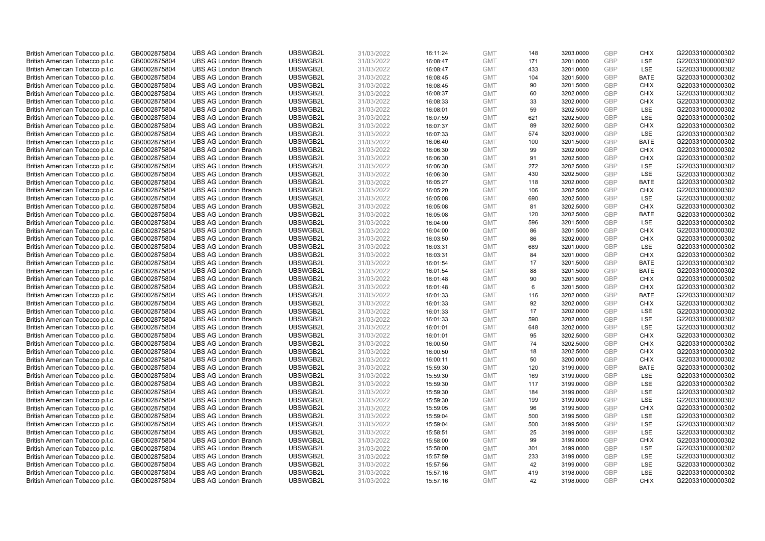| | | | | | | | | | | | |
|---|---|---|---|---|---|---|---|---|---|---|---|
| British American Tobacco p.l.c. | GB0002875804 | UBS AG London Branch | UBSWGB2L | 31/03/2022 | 16:11:24 | GMT | 148 | 3203.0000 | GBP | CHIX | G220331000000302 |
| British American Tobacco p.l.c. | GB0002875804 | UBS AG London Branch | UBSWGB2L | 31/03/2022 | 16:08:47 | GMT | 171 | 3201.0000 | GBP | LSE | G220331000000302 |
| British American Tobacco p.l.c. | GB0002875804 | UBS AG London Branch | UBSWGB2L | 31/03/2022 | 16:08:47 | GMT | 433 | 3201.0000 | GBP | LSE | G220331000000302 |
| British American Tobacco p.l.c. | GB0002875804 | UBS AG London Branch | UBSWGB2L | 31/03/2022 | 16:08:45 | GMT | 104 | 3201.5000 | GBP | BATE | G220331000000302 |
| British American Tobacco p.l.c. | GB0002875804 | UBS AG London Branch | UBSWGB2L | 31/03/2022 | 16:08:45 | GMT | 90 | 3201.5000 | GBP | CHIX | G220331000000302 |
| British American Tobacco p.l.c. | GB0002875804 | UBS AG London Branch | UBSWGB2L | 31/03/2022 | 16:08:37 | GMT | 60 | 3202.0000 | GBP | CHIX | G220331000000302 |
| British American Tobacco p.l.c. | GB0002875804 | UBS AG London Branch | UBSWGB2L | 31/03/2022 | 16:08:33 | GMT | 33 | 3202.0000 | GBP | CHIX | G220331000000302 |
| British American Tobacco p.l.c. | GB0002875804 | UBS AG London Branch | UBSWGB2L | 31/03/2022 | 16:08:01 | GMT | 59 | 3202.5000 | GBP | LSE | G220331000000302 |
| British American Tobacco p.l.c. | GB0002875804 | UBS AG London Branch | UBSWGB2L | 31/03/2022 | 16:07:59 | GMT | 621 | 3202.5000 | GBP | LSE | G220331000000302 |
| British American Tobacco p.l.c. | GB0002875804 | UBS AG London Branch | UBSWGB2L | 31/03/2022 | 16:07:37 | GMT | 89 | 3202.5000 | GBP | CHIX | G220331000000302 |
| British American Tobacco p.l.c. | GB0002875804 | UBS AG London Branch | UBSWGB2L | 31/03/2022 | 16:07:33 | GMT | 574 | 3203.0000 | GBP | LSE | G220331000000302 |
| British American Tobacco p.l.c. | GB0002875804 | UBS AG London Branch | UBSWGB2L | 31/03/2022 | 16:06:40 | GMT | 100 | 3201.5000 | GBP | BATE | G220331000000302 |
| British American Tobacco p.l.c. | GB0002875804 | UBS AG London Branch | UBSWGB2L | 31/03/2022 | 16:06:30 | GMT | 99 | 3202.0000 | GBP | CHIX | G220331000000302 |
| British American Tobacco p.l.c. | GB0002875804 | UBS AG London Branch | UBSWGB2L | 31/03/2022 | 16:06:30 | GMT | 91 | 3202.5000 | GBP | CHIX | G220331000000302 |
| British American Tobacco p.l.c. | GB0002875804 | UBS AG London Branch | UBSWGB2L | 31/03/2022 | 16:06:30 | GMT | 272 | 3202.5000 | GBP | LSE | G220331000000302 |
| British American Tobacco p.l.c. | GB0002875804 | UBS AG London Branch | UBSWGB2L | 31/03/2022 | 16:06:30 | GMT | 430 | 3202.5000 | GBP | LSE | G220331000000302 |
| British American Tobacco p.l.c. | GB0002875804 | UBS AG London Branch | UBSWGB2L | 31/03/2022 | 16:05:27 | GMT | 118 | 3202.0000 | GBP | BATE | G220331000000302 |
| British American Tobacco p.l.c. | GB0002875804 | UBS AG London Branch | UBSWGB2L | 31/03/2022 | 16:05:20 | GMT | 106 | 3202.5000 | GBP | CHIX | G220331000000302 |
| British American Tobacco p.l.c. | GB0002875804 | UBS AG London Branch | UBSWGB2L | 31/03/2022 | 16:05:08 | GMT | 690 | 3202.5000 | GBP | LSE | G220331000000302 |
| British American Tobacco p.l.c. | GB0002875804 | UBS AG London Branch | UBSWGB2L | 31/03/2022 | 16:05:08 | GMT | 81 | 3202.5000 | GBP | CHIX | G220331000000302 |
| British American Tobacco p.l.c. | GB0002875804 | UBS AG London Branch | UBSWGB2L | 31/03/2022 | 16:05:08 | GMT | 120 | 3202.5000 | GBP | BATE | G220331000000302 |
| British American Tobacco p.l.c. | GB0002875804 | UBS AG London Branch | UBSWGB2L | 31/03/2022 | 16:04:00 | GMT | 596 | 3201.5000 | GBP | LSE | G220331000000302 |
| British American Tobacco p.l.c. | GB0002875804 | UBS AG London Branch | UBSWGB2L | 31/03/2022 | 16:04:00 | GMT | 86 | 3201.5000 | GBP | CHIX | G220331000000302 |
| British American Tobacco p.l.c. | GB0002875804 | UBS AG London Branch | UBSWGB2L | 31/03/2022 | 16:03:50 | GMT | 86 | 3202.0000 | GBP | CHIX | G220331000000302 |
| British American Tobacco p.l.c. | GB0002875804 | UBS AG London Branch | UBSWGB2L | 31/03/2022 | 16:03:31 | GMT | 689 | 3201.0000 | GBP | LSE | G220331000000302 |
| British American Tobacco p.l.c. | GB0002875804 | UBS AG London Branch | UBSWGB2L | 31/03/2022 | 16:03:31 | GMT | 84 | 3201.0000 | GBP | CHIX | G220331000000302 |
| British American Tobacco p.l.c. | GB0002875804 | UBS AG London Branch | UBSWGB2L | 31/03/2022 | 16:01:54 | GMT | 17 | 3201.5000 | GBP | BATE | G220331000000302 |
| British American Tobacco p.l.c. | GB0002875804 | UBS AG London Branch | UBSWGB2L | 31/03/2022 | 16:01:54 | GMT | 88 | 3201.5000 | GBP | BATE | G220331000000302 |
| British American Tobacco p.l.c. | GB0002875804 | UBS AG London Branch | UBSWGB2L | 31/03/2022 | 16:01:48 | GMT | 90 | 3201.5000 | GBP | CHIX | G220331000000302 |
| British American Tobacco p.l.c. | GB0002875804 | UBS AG London Branch | UBSWGB2L | 31/03/2022 | 16:01:48 | GMT | 6 | 3201.5000 | GBP | CHIX | G220331000000302 |
| British American Tobacco p.l.c. | GB0002875804 | UBS AG London Branch | UBSWGB2L | 31/03/2022 | 16:01:33 | GMT | 116 | 3202.0000 | GBP | BATE | G220331000000302 |
| British American Tobacco p.l.c. | GB0002875804 | UBS AG London Branch | UBSWGB2L | 31/03/2022 | 16:01:33 | GMT | 92 | 3202.0000 | GBP | CHIX | G220331000000302 |
| British American Tobacco p.l.c. | GB0002875804 | UBS AG London Branch | UBSWGB2L | 31/03/2022 | 16:01:33 | GMT | 17 | 3202.0000 | GBP | LSE | G220331000000302 |
| British American Tobacco p.l.c. | GB0002875804 | UBS AG London Branch | UBSWGB2L | 31/03/2022 | 16:01:33 | GMT | 590 | 3202.0000 | GBP | LSE | G220331000000302 |
| British American Tobacco p.l.c. | GB0002875804 | UBS AG London Branch | UBSWGB2L | 31/03/2022 | 16:01:01 | GMT | 648 | 3202.0000 | GBP | LSE | G220331000000302 |
| British American Tobacco p.l.c. | GB0002875804 | UBS AG London Branch | UBSWGB2L | 31/03/2022 | 16:01:01 | GMT | 95 | 3202.5000 | GBP | CHIX | G220331000000302 |
| British American Tobacco p.l.c. | GB0002875804 | UBS AG London Branch | UBSWGB2L | 31/03/2022 | 16:00:50 | GMT | 74 | 3202.5000 | GBP | CHIX | G220331000000302 |
| British American Tobacco p.l.c. | GB0002875804 | UBS AG London Branch | UBSWGB2L | 31/03/2022 | 16:00:50 | GMT | 18 | 3202.5000 | GBP | CHIX | G220331000000302 |
| British American Tobacco p.l.c. | GB0002875804 | UBS AG London Branch | UBSWGB2L | 31/03/2022 | 16:00:11 | GMT | 50 | 3200.0000 | GBP | CHIX | G220331000000302 |
| British American Tobacco p.l.c. | GB0002875804 | UBS AG London Branch | UBSWGB2L | 31/03/2022 | 15:59:30 | GMT | 120 | 3199.0000 | GBP | BATE | G220331000000302 |
| British American Tobacco p.l.c. | GB0002875804 | UBS AG London Branch | UBSWGB2L | 31/03/2022 | 15:59:30 | GMT | 169 | 3199.0000 | GBP | LSE | G220331000000302 |
| British American Tobacco p.l.c. | GB0002875804 | UBS AG London Branch | UBSWGB2L | 31/03/2022 | 15:59:30 | GMT | 117 | 3199.0000 | GBP | LSE | G220331000000302 |
| British American Tobacco p.l.c. | GB0002875804 | UBS AG London Branch | UBSWGB2L | 31/03/2022 | 15:59:30 | GMT | 184 | 3199.0000 | GBP | LSE | G220331000000302 |
| British American Tobacco p.l.c. | GB0002875804 | UBS AG London Branch | UBSWGB2L | 31/03/2022 | 15:59:30 | GMT | 199 | 3199.0000 | GBP | LSE | G220331000000302 |
| British American Tobacco p.l.c. | GB0002875804 | UBS AG London Branch | UBSWGB2L | 31/03/2022 | 15:59:05 | GMT | 96 | 3199.5000 | GBP | CHIX | G220331000000302 |
| British American Tobacco p.l.c. | GB0002875804 | UBS AG London Branch | UBSWGB2L | 31/03/2022 | 15:59:04 | GMT | 500 | 3199.5000 | GBP | LSE | G220331000000302 |
| British American Tobacco p.l.c. | GB0002875804 | UBS AG London Branch | UBSWGB2L | 31/03/2022 | 15:59:04 | GMT | 500 | 3199.5000 | GBP | LSE | G220331000000302 |
| British American Tobacco p.l.c. | GB0002875804 | UBS AG London Branch | UBSWGB2L | 31/03/2022 | 15:58:51 | GMT | 25 | 3199.0000 | GBP | LSE | G220331000000302 |
| British American Tobacco p.l.c. | GB0002875804 | UBS AG London Branch | UBSWGB2L | 31/03/2022 | 15:58:00 | GMT | 99 | 3199.0000 | GBP | CHIX | G220331000000302 |
| British American Tobacco p.l.c. | GB0002875804 | UBS AG London Branch | UBSWGB2L | 31/03/2022 | 15:58:00 | GMT | 301 | 3199.0000 | GBP | LSE | G220331000000302 |
| British American Tobacco p.l.c. | GB0002875804 | UBS AG London Branch | UBSWGB2L | 31/03/2022 | 15:57:59 | GMT | 233 | 3199.0000 | GBP | LSE | G220331000000302 |
| British American Tobacco p.l.c. | GB0002875804 | UBS AG London Branch | UBSWGB2L | 31/03/2022 | 15:57:56 | GMT | 42 | 3199.0000 | GBP | LSE | G220331000000302 |
| British American Tobacco p.l.c. | GB0002875804 | UBS AG London Branch | UBSWGB2L | 31/03/2022 | 15:57:16 | GMT | 419 | 3198.0000 | GBP | LSE | G220331000000302 |
| British American Tobacco p.l.c. | GB0002875804 | UBS AG London Branch | UBSWGB2L | 31/03/2022 | 15:57:16 | GMT | 42 | 3198.0000 | GBP | CHIX | G220331000000302 |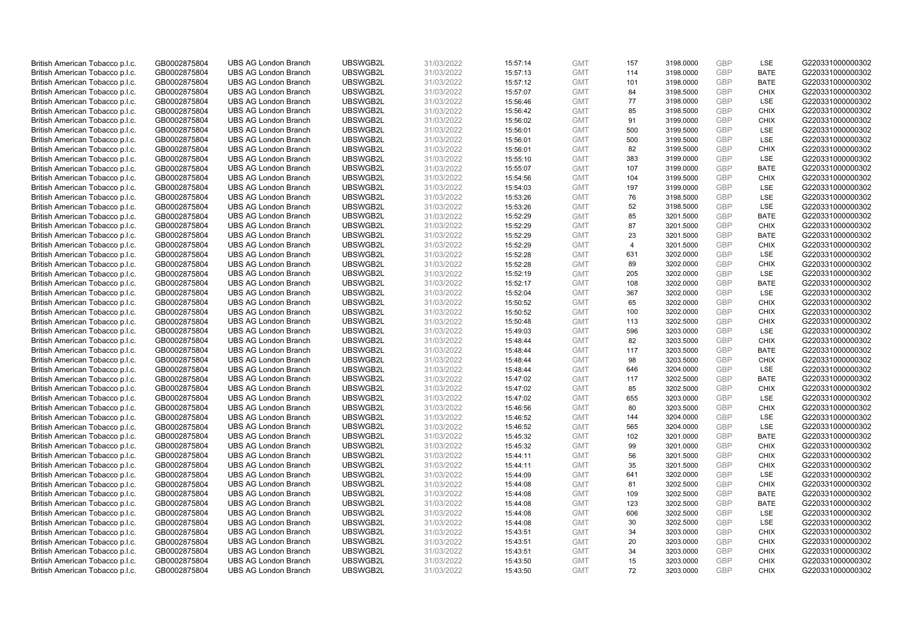| British American Tobacco p.l.c. | GB0002875804 | UBS AG London Branch | UBSWGB2L | 31/03/2022 | 15:57:14 | GMT | 157 | 3198.0000 | GBP | LSE | G220331000000302 |
|---|---|---|---|---|---|---|---|---|---|---|---|
| British American Tobacco p.l.c. | GB0002875804 | UBS AG London Branch | UBSWGB2L | 31/03/2022 | 15:57:13 | GMT | 114 | 3198.0000 | GBP | BATE | G220331000000302 |
| British American Tobacco p.l.c. | GB0002875804 | UBS AG London Branch | UBSWGB2L | 31/03/2022 | 15:57:12 | GMT | 101 | 3198.0000 | GBP | BATE | G220331000000302 |
| British American Tobacco p.l.c. | GB0002875804 | UBS AG London Branch | UBSWGB2L | 31/03/2022 | 15:57:07 | GMT | 84 | 3198.5000 | GBP | CHIX | G220331000000302 |
| British American Tobacco p.l.c. | GB0002875804 | UBS AG London Branch | UBSWGB2L | 31/03/2022 | 15:56:46 | GMT | 77 | 3198.0000 | GBP | LSE | G220331000000302 |
| British American Tobacco p.l.c. | GB0002875804 | UBS AG London Branch | UBSWGB2L | 31/03/2022 | 15:56:42 | GMT | 85 | 3198.5000 | GBP | CHIX | G220331000000302 |
| British American Tobacco p.l.c. | GB0002875804 | UBS AG London Branch | UBSWGB2L | 31/03/2022 | 15:56:02 | GMT | 91 | 3199.0000 | GBP | CHIX | G220331000000302 |
| British American Tobacco p.l.c. | GB0002875804 | UBS AG London Branch | UBSWGB2L | 31/03/2022 | 15:56:01 | GMT | 500 | 3199.5000 | GBP | LSE | G220331000000302 |
| British American Tobacco p.l.c. | GB0002875804 | UBS AG London Branch | UBSWGB2L | 31/03/2022 | 15:56:01 | GMT | 500 | 3199.5000 | GBP | LSE | G220331000000302 |
| British American Tobacco p.l.c. | GB0002875804 | UBS AG London Branch | UBSWGB2L | 31/03/2022 | 15:56:01 | GMT | 82 | 3199.5000 | GBP | CHIX | G220331000000302 |
| British American Tobacco p.l.c. | GB0002875804 | UBS AG London Branch | UBSWGB2L | 31/03/2022 | 15:55:10 | GMT | 383 | 3199.0000 | GBP | LSE | G220331000000302 |
| British American Tobacco p.l.c. | GB0002875804 | UBS AG London Branch | UBSWGB2L | 31/03/2022 | 15:55:07 | GMT | 107 | 3199.0000 | GBP | BATE | G220331000000302 |
| British American Tobacco p.l.c. | GB0002875804 | UBS AG London Branch | UBSWGB2L | 31/03/2022 | 15:54:56 | GMT | 104 | 3199.5000 | GBP | CHIX | G220331000000302 |
| British American Tobacco p.l.c. | GB0002875804 | UBS AG London Branch | UBSWGB2L | 31/03/2022 | 15:54:03 | GMT | 197 | 3199.0000 | GBP | LSE | G220331000000302 |
| British American Tobacco p.l.c. | GB0002875804 | UBS AG London Branch | UBSWGB2L | 31/03/2022 | 15:53:26 | GMT | 76 | 3198.5000 | GBP | LSE | G220331000000302 |
| British American Tobacco p.l.c. | GB0002875804 | UBS AG London Branch | UBSWGB2L | 31/03/2022 | 15:53:26 | GMT | 52 | 3198.5000 | GBP | LSE | G220331000000302 |
| British American Tobacco p.l.c. | GB0002875804 | UBS AG London Branch | UBSWGB2L | 31/03/2022 | 15:52:29 | GMT | 85 | 3201.5000 | GBP | BATE | G220331000000302 |
| British American Tobacco p.l.c. | GB0002875804 | UBS AG London Branch | UBSWGB2L | 31/03/2022 | 15:52:29 | GMT | 87 | 3201.5000 | GBP | CHIX | G220331000000302 |
| British American Tobacco p.l.c. | GB0002875804 | UBS AG London Branch | UBSWGB2L | 31/03/2022 | 15:52:29 | GMT | 23 | 3201.5000 | GBP | BATE | G220331000000302 |
| British American Tobacco p.l.c. | GB0002875804 | UBS AG London Branch | UBSWGB2L | 31/03/2022 | 15:52:29 | GMT | 4 | 3201.5000 | GBP | CHIX | G220331000000302 |
| British American Tobacco p.l.c. | GB0002875804 | UBS AG London Branch | UBSWGB2L | 31/03/2022 | 15:52:28 | GMT | 631 | 3202.0000 | GBP | LSE | G220331000000302 |
| British American Tobacco p.l.c. | GB0002875804 | UBS AG London Branch | UBSWGB2L | 31/03/2022 | 15:52:28 | GMT | 89 | 3202.0000 | GBP | CHIX | G220331000000302 |
| British American Tobacco p.l.c. | GB0002875804 | UBS AG London Branch | UBSWGB2L | 31/03/2022 | 15:52:19 | GMT | 205 | 3202.0000 | GBP | LSE | G220331000000302 |
| British American Tobacco p.l.c. | GB0002875804 | UBS AG London Branch | UBSWGB2L | 31/03/2022 | 15:52:17 | GMT | 108 | 3202.0000 | GBP | BATE | G220331000000302 |
| British American Tobacco p.l.c. | GB0002875804 | UBS AG London Branch | UBSWGB2L | 31/03/2022 | 15:52:04 | GMT | 367 | 3202.0000 | GBP | LSE | G220331000000302 |
| British American Tobacco p.l.c. | GB0002875804 | UBS AG London Branch | UBSWGB2L | 31/03/2022 | 15:50:52 | GMT | 65 | 3202.0000 | GBP | CHIX | G220331000000302 |
| British American Tobacco p.l.c. | GB0002875804 | UBS AG London Branch | UBSWGB2L | 31/03/2022 | 15:50:52 | GMT | 100 | 3202.0000 | GBP | CHIX | G220331000000302 |
| British American Tobacco p.l.c. | GB0002875804 | UBS AG London Branch | UBSWGB2L | 31/03/2022 | 15:50:48 | GMT | 113 | 3202.5000 | GBP | CHIX | G220331000000302 |
| British American Tobacco p.l.c. | GB0002875804 | UBS AG London Branch | UBSWGB2L | 31/03/2022 | 15:49:03 | GMT | 596 | 3203.0000 | GBP | LSE | G220331000000302 |
| British American Tobacco p.l.c. | GB0002875804 | UBS AG London Branch | UBSWGB2L | 31/03/2022 | 15:48:44 | GMT | 82 | 3203.5000 | GBP | CHIX | G220331000000302 |
| British American Tobacco p.l.c. | GB0002875804 | UBS AG London Branch | UBSWGB2L | 31/03/2022 | 15:48:44 | GMT | 117 | 3203.5000 | GBP | BATE | G220331000000302 |
| British American Tobacco p.l.c. | GB0002875804 | UBS AG London Branch | UBSWGB2L | 31/03/2022 | 15:48:44 | GMT | 98 | 3203.5000 | GBP | CHIX | G220331000000302 |
| British American Tobacco p.l.c. | GB0002875804 | UBS AG London Branch | UBSWGB2L | 31/03/2022 | 15:48:44 | GMT | 646 | 3204.0000 | GBP | LSE | G220331000000302 |
| British American Tobacco p.l.c. | GB0002875804 | UBS AG London Branch | UBSWGB2L | 31/03/2022 | 15:47:02 | GMT | 117 | 3202.5000 | GBP | BATE | G220331000000302 |
| British American Tobacco p.l.c. | GB0002875804 | UBS AG London Branch | UBSWGB2L | 31/03/2022 | 15:47:02 | GMT | 85 | 3202.5000 | GBP | CHIX | G220331000000302 |
| British American Tobacco p.l.c. | GB0002875804 | UBS AG London Branch | UBSWGB2L | 31/03/2022 | 15:47:02 | GMT | 655 | 3203.0000 | GBP | LSE | G220331000000302 |
| British American Tobacco p.l.c. | GB0002875804 | UBS AG London Branch | UBSWGB2L | 31/03/2022 | 15:46:56 | GMT | 80 | 3203.5000 | GBP | CHIX | G220331000000302 |
| British American Tobacco p.l.c. | GB0002875804 | UBS AG London Branch | UBSWGB2L | 31/03/2022 | 15:46:52 | GMT | 144 | 3204.0000 | GBP | LSE | G220331000000302 |
| British American Tobacco p.l.c. | GB0002875804 | UBS AG London Branch | UBSWGB2L | 31/03/2022 | 15:46:52 | GMT | 565 | 3204.0000 | GBP | LSE | G220331000000302 |
| British American Tobacco p.l.c. | GB0002875804 | UBS AG London Branch | UBSWGB2L | 31/03/2022 | 15:45:32 | GMT | 102 | 3201.0000 | GBP | BATE | G220331000000302 |
| British American Tobacco p.l.c. | GB0002875804 | UBS AG London Branch | UBSWGB2L | 31/03/2022 | 15:45:32 | GMT | 99 | 3201.0000 | GBP | CHIX | G220331000000302 |
| British American Tobacco p.l.c. | GB0002875804 | UBS AG London Branch | UBSWGB2L | 31/03/2022 | 15:44:11 | GMT | 56 | 3201.5000 | GBP | CHIX | G220331000000302 |
| British American Tobacco p.l.c. | GB0002875804 | UBS AG London Branch | UBSWGB2L | 31/03/2022 | 15:44:11 | GMT | 35 | 3201.5000 | GBP | CHIX | G220331000000302 |
| British American Tobacco p.l.c. | GB0002875804 | UBS AG London Branch | UBSWGB2L | 31/03/2022 | 15:44:09 | GMT | 641 | 3202.0000 | GBP | LSE | G220331000000302 |
| British American Tobacco p.l.c. | GB0002875804 | UBS AG London Branch | UBSWGB2L | 31/03/2022 | 15:44:08 | GMT | 81 | 3202.5000 | GBP | CHIX | G220331000000302 |
| British American Tobacco p.l.c. | GB0002875804 | UBS AG London Branch | UBSWGB2L | 31/03/2022 | 15:44:08 | GMT | 109 | 3202.5000 | GBP | BATE | G220331000000302 |
| British American Tobacco p.l.c. | GB0002875804 | UBS AG London Branch | UBSWGB2L | 31/03/2022 | 15:44:08 | GMT | 123 | 3202.5000 | GBP | BATE | G220331000000302 |
| British American Tobacco p.l.c. | GB0002875804 | UBS AG London Branch | UBSWGB2L | 31/03/2022 | 15:44:08 | GMT | 606 | 3202.5000 | GBP | LSE | G220331000000302 |
| British American Tobacco p.l.c. | GB0002875804 | UBS AG London Branch | UBSWGB2L | 31/03/2022 | 15:44:08 | GMT | 30 | 3202.5000 | GBP | LSE | G220331000000302 |
| British American Tobacco p.l.c. | GB0002875804 | UBS AG London Branch | UBSWGB2L | 31/03/2022 | 15:43:51 | GMT | 34 | 3203.0000 | GBP | CHIX | G220331000000302 |
| British American Tobacco p.l.c. | GB0002875804 | UBS AG London Branch | UBSWGB2L | 31/03/2022 | 15:43:51 | GMT | 20 | 3203.0000 | GBP | CHIX | G220331000000302 |
| British American Tobacco p.l.c. | GB0002875804 | UBS AG London Branch | UBSWGB2L | 31/03/2022 | 15:43:51 | GMT | 34 | 3203.0000 | GBP | CHIX | G220331000000302 |
| British American Tobacco p.l.c. | GB0002875804 | UBS AG London Branch | UBSWGB2L | 31/03/2022 | 15:43:50 | GMT | 15 | 3203.0000 | GBP | CHIX | G220331000000302 |
| British American Tobacco p.l.c. | GB0002875804 | UBS AG London Branch | UBSWGB2L | 31/03/2022 | 15:43:50 | GMT | 72 | 3203.0000 | GBP | CHIX | G220331000000302 |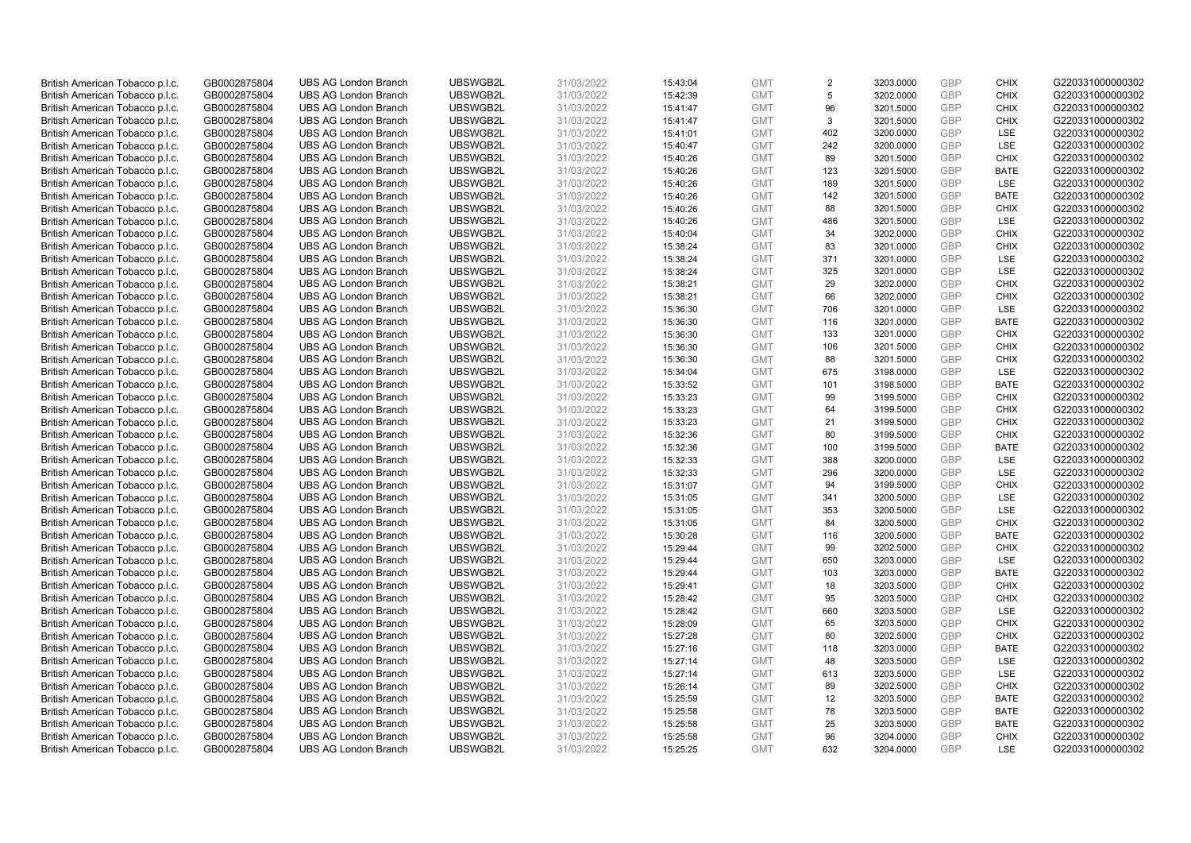| | | | | | | | | | | | |
|---|---|---|---|---|---|---|---|---|---|---|---|
| British American Tobacco p.l.c. | GB0002875804 | UBS AG London Branch | UBSWGB2L | 31/03/2022 | 15:43:04 | GMT | 2 | 3203.0000 | GBP | CHIX | G220331000000302 |
| British American Tobacco p.l.c. | GB0002875804 | UBS AG London Branch | UBSWGB2L | 31/03/2022 | 15:42:39 | GMT | 5 | 3202.0000 | GBP | CHIX | G220331000000302 |
| British American Tobacco p.l.c. | GB0002875804 | UBS AG London Branch | UBSWGB2L | 31/03/2022 | 15:41:47 | GMT | 96 | 3201.5000 | GBP | CHIX | G220331000000302 |
| British American Tobacco p.l.c. | GB0002875804 | UBS AG London Branch | UBSWGB2L | 31/03/2022 | 15:41:47 | GMT | 3 | 3201.5000 | GBP | CHIX | G220331000000302 |
| British American Tobacco p.l.c. | GB0002875804 | UBS AG London Branch | UBSWGB2L | 31/03/2022 | 15:41:01 | GMT | 402 | 3200.0000 | GBP | LSE | G220331000000302 |
| British American Tobacco p.l.c. | GB0002875804 | UBS AG London Branch | UBSWGB2L | 31/03/2022 | 15:40:47 | GMT | 242 | 3200.0000 | GBP | LSE | G220331000000302 |
| British American Tobacco p.l.c. | GB0002875804 | UBS AG London Branch | UBSWGB2L | 31/03/2022 | 15:40:26 | GMT | 89 | 3201.5000 | GBP | CHIX | G220331000000302 |
| British American Tobacco p.l.c. | GB0002875804 | UBS AG London Branch | UBSWGB2L | 31/03/2022 | 15:40:26 | GMT | 123 | 3201.5000 | GBP | BATE | G220331000000302 |
| British American Tobacco p.l.c. | GB0002875804 | UBS AG London Branch | UBSWGB2L | 31/03/2022 | 15:40:26 | GMT | 189 | 3201.5000 | GBP | LSE | G220331000000302 |
| British American Tobacco p.l.c. | GB0002875804 | UBS AG London Branch | UBSWGB2L | 31/03/2022 | 15:40:26 | GMT | 142 | 3201.5000 | GBP | BATE | G220331000000302 |
| British American Tobacco p.l.c. | GB0002875804 | UBS AG London Branch | UBSWGB2L | 31/03/2022 | 15:40:26 | GMT | 88 | 3201.5000 | GBP | CHIX | G220331000000302 |
| British American Tobacco p.l.c. | GB0002875804 | UBS AG London Branch | UBSWGB2L | 31/03/2022 | 15:40:26 | GMT | 486 | 3201.5000 | GBP | LSE | G220331000000302 |
| British American Tobacco p.l.c. | GB0002875804 | UBS AG London Branch | UBSWGB2L | 31/03/2022 | 15:40:04 | GMT | 34 | 3202.0000 | GBP | CHIX | G220331000000302 |
| British American Tobacco p.l.c. | GB0002875804 | UBS AG London Branch | UBSWGB2L | 31/03/2022 | 15:38:24 | GMT | 83 | 3201.0000 | GBP | CHIX | G220331000000302 |
| British American Tobacco p.l.c. | GB0002875804 | UBS AG London Branch | UBSWGB2L | 31/03/2022 | 15:38:24 | GMT | 371 | 3201.0000 | GBP | LSE | G220331000000302 |
| British American Tobacco p.l.c. | GB0002875804 | UBS AG London Branch | UBSWGB2L | 31/03/2022 | 15:38:24 | GMT | 325 | 3201.0000 | GBP | LSE | G220331000000302 |
| British American Tobacco p.l.c. | GB0002875804 | UBS AG London Branch | UBSWGB2L | 31/03/2022 | 15:38:21 | GMT | 29 | 3202.0000 | GBP | CHIX | G220331000000302 |
| British American Tobacco p.l.c. | GB0002875804 | UBS AG London Branch | UBSWGB2L | 31/03/2022 | 15:38:21 | GMT | 66 | 3202.0000 | GBP | CHIX | G220331000000302 |
| British American Tobacco p.l.c. | GB0002875804 | UBS AG London Branch | UBSWGB2L | 31/03/2022 | 15:36:30 | GMT | 706 | 3201.0000 | GBP | LSE | G220331000000302 |
| British American Tobacco p.l.c. | GB0002875804 | UBS AG London Branch | UBSWGB2L | 31/03/2022 | 15:36:30 | GMT | 116 | 3201.0000 | GBP | BATE | G220331000000302 |
| British American Tobacco p.l.c. | GB0002875804 | UBS AG London Branch | UBSWGB2L | 31/03/2022 | 15:36:30 | GMT | 133 | 3201.0000 | GBP | CHIX | G220331000000302 |
| British American Tobacco p.l.c. | GB0002875804 | UBS AG London Branch | UBSWGB2L | 31/03/2022 | 15:36:30 | GMT | 106 | 3201.5000 | GBP | CHIX | G220331000000302 |
| British American Tobacco p.l.c. | GB0002875804 | UBS AG London Branch | UBSWGB2L | 31/03/2022 | 15:36:30 | GMT | 88 | 3201.5000 | GBP | CHIX | G220331000000302 |
| British American Tobacco p.l.c. | GB0002875804 | UBS AG London Branch | UBSWGB2L | 31/03/2022 | 15:34:04 | GMT | 675 | 3198.0000 | GBP | LSE | G220331000000302 |
| British American Tobacco p.l.c. | GB0002875804 | UBS AG London Branch | UBSWGB2L | 31/03/2022 | 15:33:52 | GMT | 101 | 3198.5000 | GBP | BATE | G220331000000302 |
| British American Tobacco p.l.c. | GB0002875804 | UBS AG London Branch | UBSWGB2L | 31/03/2022 | 15:33:23 | GMT | 99 | 3199.5000 | GBP | CHIX | G220331000000302 |
| British American Tobacco p.l.c. | GB0002875804 | UBS AG London Branch | UBSWGB2L | 31/03/2022 | 15:33:23 | GMT | 64 | 3199.5000 | GBP | CHIX | G220331000000302 |
| British American Tobacco p.l.c. | GB0002875804 | UBS AG London Branch | UBSWGB2L | 31/03/2022 | 15:33:23 | GMT | 21 | 3199.5000 | GBP | CHIX | G220331000000302 |
| British American Tobacco p.l.c. | GB0002875804 | UBS AG London Branch | UBSWGB2L | 31/03/2022 | 15:32:36 | GMT | 80 | 3199.5000 | GBP | CHIX | G220331000000302 |
| British American Tobacco p.l.c. | GB0002875804 | UBS AG London Branch | UBSWGB2L | 31/03/2022 | 15:32:36 | GMT | 100 | 3199.5000 | GBP | BATE | G220331000000302 |
| British American Tobacco p.l.c. | GB0002875804 | UBS AG London Branch | UBSWGB2L | 31/03/2022 | 15:32:33 | GMT | 388 | 3200.0000 | GBP | LSE | G220331000000302 |
| British American Tobacco p.l.c. | GB0002875804 | UBS AG London Branch | UBSWGB2L | 31/03/2022 | 15:32:33 | GMT | 296 | 3200.0000 | GBP | LSE | G220331000000302 |
| British American Tobacco p.l.c. | GB0002875804 | UBS AG London Branch | UBSWGB2L | 31/03/2022 | 15:31:07 | GMT | 94 | 3199.5000 | GBP | CHIX | G220331000000302 |
| British American Tobacco p.l.c. | GB0002875804 | UBS AG London Branch | UBSWGB2L | 31/03/2022 | 15:31:05 | GMT | 341 | 3200.5000 | GBP | LSE | G220331000000302 |
| British American Tobacco p.l.c. | GB0002875804 | UBS AG London Branch | UBSWGB2L | 31/03/2022 | 15:31:05 | GMT | 353 | 3200.5000 | GBP | LSE | G220331000000302 |
| British American Tobacco p.l.c. | GB0002875804 | UBS AG London Branch | UBSWGB2L | 31/03/2022 | 15:31:05 | GMT | 84 | 3200.5000 | GBP | CHIX | G220331000000302 |
| British American Tobacco p.l.c. | GB0002875804 | UBS AG London Branch | UBSWGB2L | 31/03/2022 | 15:30:28 | GMT | 116 | 3200.5000 | GBP | BATE | G220331000000302 |
| British American Tobacco p.l.c. | GB0002875804 | UBS AG London Branch | UBSWGB2L | 31/03/2022 | 15:29:44 | GMT | 99 | 3202.5000 | GBP | CHIX | G220331000000302 |
| British American Tobacco p.l.c. | GB0002875804 | UBS AG London Branch | UBSWGB2L | 31/03/2022 | 15:29:44 | GMT | 650 | 3203.0000 | GBP | LSE | G220331000000302 |
| British American Tobacco p.l.c. | GB0002875804 | UBS AG London Branch | UBSWGB2L | 31/03/2022 | 15:29:44 | GMT | 103 | 3203.0000 | GBP | BATE | G220331000000302 |
| British American Tobacco p.l.c. | GB0002875804 | UBS AG London Branch | UBSWGB2L | 31/03/2022 | 15:29:41 | GMT | 18 | 3203.5000 | GBP | CHIX | G220331000000302 |
| British American Tobacco p.l.c. | GB0002875804 | UBS AG London Branch | UBSWGB2L | 31/03/2022 | 15:28:42 | GMT | 95 | 3203.5000 | GBP | CHIX | G220331000000302 |
| British American Tobacco p.l.c. | GB0002875804 | UBS AG London Branch | UBSWGB2L | 31/03/2022 | 15:28:42 | GMT | 660 | 3203.5000 | GBP | LSE | G220331000000302 |
| British American Tobacco p.l.c. | GB0002875804 | UBS AG London Branch | UBSWGB2L | 31/03/2022 | 15:28:09 | GMT | 65 | 3203.5000 | GBP | CHIX | G220331000000302 |
| British American Tobacco p.l.c. | GB0002875804 | UBS AG London Branch | UBSWGB2L | 31/03/2022 | 15:27:28 | GMT | 80 | 3202.5000 | GBP | CHIX | G220331000000302 |
| British American Tobacco p.l.c. | GB0002875804 | UBS AG London Branch | UBSWGB2L | 31/03/2022 | 15:27:16 | GMT | 118 | 3203.0000 | GBP | BATE | G220331000000302 |
| British American Tobacco p.l.c. | GB0002875804 | UBS AG London Branch | UBSWGB2L | 31/03/2022 | 15:27:14 | GMT | 48 | 3203.5000 | GBP | LSE | G220331000000302 |
| British American Tobacco p.l.c. | GB0002875804 | UBS AG London Branch | UBSWGB2L | 31/03/2022 | 15:27:14 | GMT | 613 | 3203.5000 | GBP | LSE | G220331000000302 |
| British American Tobacco p.l.c. | GB0002875804 | UBS AG London Branch | UBSWGB2L | 31/03/2022 | 15:26:14 | GMT | 89 | 3202.5000 | GBP | CHIX | G220331000000302 |
| British American Tobacco p.l.c. | GB0002875804 | UBS AG London Branch | UBSWGB2L | 31/03/2022 | 15:25:59 | GMT | 12 | 3203.5000 | GBP | BATE | G220331000000302 |
| British American Tobacco p.l.c. | GB0002875804 | UBS AG London Branch | UBSWGB2L | 31/03/2022 | 15:25:58 | GMT | 78 | 3203.5000 | GBP | BATE | G220331000000302 |
| British American Tobacco p.l.c. | GB0002875804 | UBS AG London Branch | UBSWGB2L | 31/03/2022 | 15:25:58 | GMT | 25 | 3203.5000 | GBP | BATE | G220331000000302 |
| British American Tobacco p.l.c. | GB0002875804 | UBS AG London Branch | UBSWGB2L | 31/03/2022 | 15:25:58 | GMT | 96 | 3204.0000 | GBP | CHIX | G220331000000302 |
| British American Tobacco p.l.c. | GB0002875804 | UBS AG London Branch | UBSWGB2L | 31/03/2022 | 15:25:25 | GMT | 632 | 3204.0000 | GBP | LSE | G220331000000302 |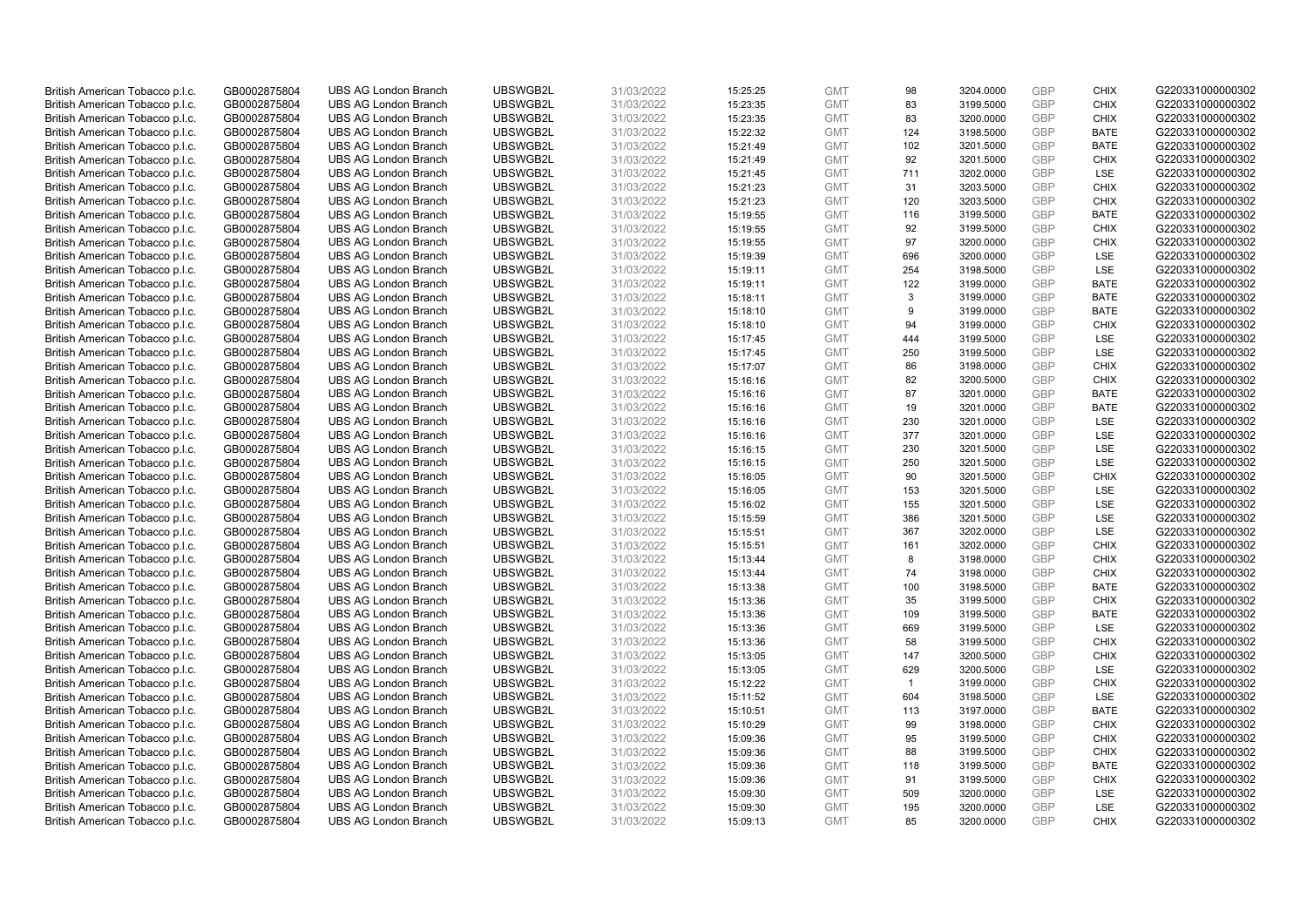| British American Tobacco p.l.c. | GB0002875804 | UBS AG London Branch | UBSWGB2L | 31/03/2022 | 15:25:25 | GMT | 98 | 3204.0000 | GBP | CHIX | G220331000000302 |
|---|---|---|---|---|---|---|---|---|---|---|---|
| British American Tobacco p.l.c. | GB0002875804 | UBS AG London Branch | UBSWGB2L | 31/03/2022 | 15:23:35 | GMT | 83 | 3199.5000 | GBP | CHIX | G220331000000302 |
| British American Tobacco p.l.c. | GB0002875804 | UBS AG London Branch | UBSWGB2L | 31/03/2022 | 15:23:35 | GMT | 83 | 3200.0000 | GBP | CHIX | G220331000000302 |
| British American Tobacco p.l.c. | GB0002875804 | UBS AG London Branch | UBSWGB2L | 31/03/2022 | 15:22:32 | GMT | 124 | 3198.5000 | GBP | BATE | G220331000000302 |
| British American Tobacco p.l.c. | GB0002875804 | UBS AG London Branch | UBSWGB2L | 31/03/2022 | 15:21:49 | GMT | 102 | 3201.5000 | GBP | BATE | G220331000000302 |
| British American Tobacco p.l.c. | GB0002875804 | UBS AG London Branch | UBSWGB2L | 31/03/2022 | 15:21:49 | GMT | 92 | 3201.5000 | GBP | CHIX | G220331000000302 |
| British American Tobacco p.l.c. | GB0002875804 | UBS AG London Branch | UBSWGB2L | 31/03/2022 | 15:21:45 | GMT | 711 | 3202.0000 | GBP | LSE | G220331000000302 |
| British American Tobacco p.l.c. | GB0002875804 | UBS AG London Branch | UBSWGB2L | 31/03/2022 | 15:21:23 | GMT | 31 | 3203.5000 | GBP | CHIX | G220331000000302 |
| British American Tobacco p.l.c. | GB0002875804 | UBS AG London Branch | UBSWGB2L | 31/03/2022 | 15:21:23 | GMT | 120 | 3203.5000 | GBP | CHIX | G220331000000302 |
| British American Tobacco p.l.c. | GB0002875804 | UBS AG London Branch | UBSWGB2L | 31/03/2022 | 15:19:55 | GMT | 116 | 3199.5000 | GBP | BATE | G220331000000302 |
| British American Tobacco p.l.c. | GB0002875804 | UBS AG London Branch | UBSWGB2L | 31/03/2022 | 15:19:55 | GMT | 92 | 3199.5000 | GBP | CHIX | G220331000000302 |
| British American Tobacco p.l.c. | GB0002875804 | UBS AG London Branch | UBSWGB2L | 31/03/2022 | 15:19:55 | GMT | 97 | 3200.0000 | GBP | CHIX | G220331000000302 |
| British American Tobacco p.l.c. | GB0002875804 | UBS AG London Branch | UBSWGB2L | 31/03/2022 | 15:19:39 | GMT | 696 | 3200.0000 | GBP | LSE | G220331000000302 |
| British American Tobacco p.l.c. | GB0002875804 | UBS AG London Branch | UBSWGB2L | 31/03/2022 | 15:19:11 | GMT | 254 | 3198.5000 | GBP | LSE | G220331000000302 |
| British American Tobacco p.l.c. | GB0002875804 | UBS AG London Branch | UBSWGB2L | 31/03/2022 | 15:19:11 | GMT | 122 | 3199.0000 | GBP | BATE | G220331000000302 |
| British American Tobacco p.l.c. | GB0002875804 | UBS AG London Branch | UBSWGB2L | 31/03/2022 | 15:18:11 | GMT | 3 | 3199.0000 | GBP | BATE | G220331000000302 |
| British American Tobacco p.l.c. | GB0002875804 | UBS AG London Branch | UBSWGB2L | 31/03/2022 | 15:18:10 | GMT | 9 | 3199.0000 | GBP | BATE | G220331000000302 |
| British American Tobacco p.l.c. | GB0002875804 | UBS AG London Branch | UBSWGB2L | 31/03/2022 | 15:18:10 | GMT | 94 | 3199.0000 | GBP | CHIX | G220331000000302 |
| British American Tobacco p.l.c. | GB0002875804 | UBS AG London Branch | UBSWGB2L | 31/03/2022 | 15:17:45 | GMT | 444 | 3199.5000 | GBP | LSE | G220331000000302 |
| British American Tobacco p.l.c. | GB0002875804 | UBS AG London Branch | UBSWGB2L | 31/03/2022 | 15:17:45 | GMT | 250 | 3199.5000 | GBP | LSE | G220331000000302 |
| British American Tobacco p.l.c. | GB0002875804 | UBS AG London Branch | UBSWGB2L | 31/03/2022 | 15:17:07 | GMT | 86 | 3198.0000 | GBP | CHIX | G220331000000302 |
| British American Tobacco p.l.c. | GB0002875804 | UBS AG London Branch | UBSWGB2L | 31/03/2022 | 15:16:16 | GMT | 82 | 3200.5000 | GBP | CHIX | G220331000000302 |
| British American Tobacco p.l.c. | GB0002875804 | UBS AG London Branch | UBSWGB2L | 31/03/2022 | 15:16:16 | GMT | 87 | 3201.0000 | GBP | BATE | G220331000000302 |
| British American Tobacco p.l.c. | GB0002875804 | UBS AG London Branch | UBSWGB2L | 31/03/2022 | 15:16:16 | GMT | 19 | 3201.0000 | GBP | BATE | G220331000000302 |
| British American Tobacco p.l.c. | GB0002875804 | UBS AG London Branch | UBSWGB2L | 31/03/2022 | 15:16:16 | GMT | 230 | 3201.0000 | GBP | LSE | G220331000000302 |
| British American Tobacco p.l.c. | GB0002875804 | UBS AG London Branch | UBSWGB2L | 31/03/2022 | 15:16:16 | GMT | 377 | 3201.0000 | GBP | LSE | G220331000000302 |
| British American Tobacco p.l.c. | GB0002875804 | UBS AG London Branch | UBSWGB2L | 31/03/2022 | 15:16:15 | GMT | 230 | 3201.5000 | GBP | LSE | G220331000000302 |
| British American Tobacco p.l.c. | GB0002875804 | UBS AG London Branch | UBSWGB2L | 31/03/2022 | 15:16:15 | GMT | 250 | 3201.5000 | GBP | LSE | G220331000000302 |
| British American Tobacco p.l.c. | GB0002875804 | UBS AG London Branch | UBSWGB2L | 31/03/2022 | 15:16:05 | GMT | 90 | 3201.5000 | GBP | CHIX | G220331000000302 |
| British American Tobacco p.l.c. | GB0002875804 | UBS AG London Branch | UBSWGB2L | 31/03/2022 | 15:16:05 | GMT | 153 | 3201.5000 | GBP | LSE | G220331000000302 |
| British American Tobacco p.l.c. | GB0002875804 | UBS AG London Branch | UBSWGB2L | 31/03/2022 | 15:16:02 | GMT | 155 | 3201.5000 | GBP | LSE | G220331000000302 |
| British American Tobacco p.l.c. | GB0002875804 | UBS AG London Branch | UBSWGB2L | 31/03/2022 | 15:15:59 | GMT | 386 | 3201.5000 | GBP | LSE | G220331000000302 |
| British American Tobacco p.l.c. | GB0002875804 | UBS AG London Branch | UBSWGB2L | 31/03/2022 | 15:15:51 | GMT | 367 | 3202.0000 | GBP | LSE | G220331000000302 |
| British American Tobacco p.l.c. | GB0002875804 | UBS AG London Branch | UBSWGB2L | 31/03/2022 | 15:15:51 | GMT | 161 | 3202.0000 | GBP | CHIX | G220331000000302 |
| British American Tobacco p.l.c. | GB0002875804 | UBS AG London Branch | UBSWGB2L | 31/03/2022 | 15:13:44 | GMT | 8 | 3198.0000 | GBP | CHIX | G220331000000302 |
| British American Tobacco p.l.c. | GB0002875804 | UBS AG London Branch | UBSWGB2L | 31/03/2022 | 15:13:44 | GMT | 74 | 3198.0000 | GBP | CHIX | G220331000000302 |
| British American Tobacco p.l.c. | GB0002875804 | UBS AG London Branch | UBSWGB2L | 31/03/2022 | 15:13:38 | GMT | 100 | 3198.5000 | GBP | BATE | G220331000000302 |
| British American Tobacco p.l.c. | GB0002875804 | UBS AG London Branch | UBSWGB2L | 31/03/2022 | 15:13:36 | GMT | 35 | 3199.5000 | GBP | CHIX | G220331000000302 |
| British American Tobacco p.l.c. | GB0002875804 | UBS AG London Branch | UBSWGB2L | 31/03/2022 | 15:13:36 | GMT | 109 | 3199.5000 | GBP | BATE | G220331000000302 |
| British American Tobacco p.l.c. | GB0002875804 | UBS AG London Branch | UBSWGB2L | 31/03/2022 | 15:13:36 | GMT | 669 | 3199.5000 | GBP | LSE | G220331000000302 |
| British American Tobacco p.l.c. | GB0002875804 | UBS AG London Branch | UBSWGB2L | 31/03/2022 | 15:13:36 | GMT | 58 | 3199.5000 | GBP | CHIX | G220331000000302 |
| British American Tobacco p.l.c. | GB0002875804 | UBS AG London Branch | UBSWGB2L | 31/03/2022 | 15:13:05 | GMT | 147 | 3200.5000 | GBP | CHIX | G220331000000302 |
| British American Tobacco p.l.c. | GB0002875804 | UBS AG London Branch | UBSWGB2L | 31/03/2022 | 15:13:05 | GMT | 629 | 3200.5000 | GBP | LSE | G220331000000302 |
| British American Tobacco p.l.c. | GB0002875804 | UBS AG London Branch | UBSWGB2L | 31/03/2022 | 15:12:22 | GMT | 1 | 3199.0000 | GBP | CHIX | G220331000000302 |
| British American Tobacco p.l.c. | GB0002875804 | UBS AG London Branch | UBSWGB2L | 31/03/2022 | 15:11:52 | GMT | 604 | 3198.5000 | GBP | LSE | G220331000000302 |
| British American Tobacco p.l.c. | GB0002875804 | UBS AG London Branch | UBSWGB2L | 31/03/2022 | 15:10:51 | GMT | 113 | 3197.0000 | GBP | BATE | G220331000000302 |
| British American Tobacco p.l.c. | GB0002875804 | UBS AG London Branch | UBSWGB2L | 31/03/2022 | 15:10:29 | GMT | 99 | 3198.0000 | GBP | CHIX | G220331000000302 |
| British American Tobacco p.l.c. | GB0002875804 | UBS AG London Branch | UBSWGB2L | 31/03/2022 | 15:09:36 | GMT | 95 | 3199.5000 | GBP | CHIX | G220331000000302 |
| British American Tobacco p.l.c. | GB0002875804 | UBS AG London Branch | UBSWGB2L | 31/03/2022 | 15:09:36 | GMT | 88 | 3199.5000 | GBP | CHIX | G220331000000302 |
| British American Tobacco p.l.c. | GB0002875804 | UBS AG London Branch | UBSWGB2L | 31/03/2022 | 15:09:36 | GMT | 118 | 3199.5000 | GBP | BATE | G220331000000302 |
| British American Tobacco p.l.c. | GB0002875804 | UBS AG London Branch | UBSWGB2L | 31/03/2022 | 15:09:36 | GMT | 91 | 3199.5000 | GBP | CHIX | G220331000000302 |
| British American Tobacco p.l.c. | GB0002875804 | UBS AG London Branch | UBSWGB2L | 31/03/2022 | 15:09:30 | GMT | 509 | 3200.0000 | GBP | LSE | G220331000000302 |
| British American Tobacco p.l.c. | GB0002875804 | UBS AG London Branch | UBSWGB2L | 31/03/2022 | 15:09:30 | GMT | 195 | 3200.0000 | GBP | LSE | G220331000000302 |
| British American Tobacco p.l.c. | GB0002875804 | UBS AG London Branch | UBSWGB2L | 31/03/2022 | 15:09:13 | GMT | 85 | 3200.0000 | GBP | CHIX | G220331000000302 |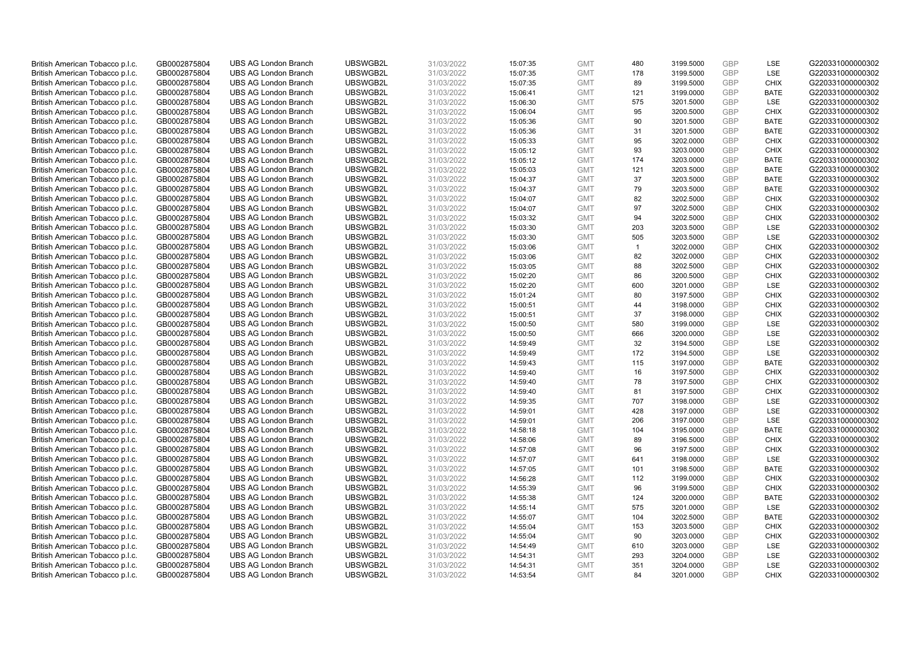| British American Tobacco p.l.c. | GB0002875804 | UBS AG London Branch | UBSWGB2L | 31/03/2022 | 15:07:35 | GMT | 480 | 3199.5000 | GBP | LSE | G220331000000302 |
|---|---|---|---|---|---|---|---|---|---|---|---|
| British American Tobacco p.l.c. | GB0002875804 | UBS AG London Branch | UBSWGB2L | 31/03/2022 | 15:07:35 | GMT | 178 | 3199.5000 | GBP | LSE | G220331000000302 |
| British American Tobacco p.l.c. | GB0002875804 | UBS AG London Branch | UBSWGB2L | 31/03/2022 | 15:07:35 | GMT | 89 | 3199.5000 | GBP | CHIX | G220331000000302 |
| British American Tobacco p.l.c. | GB0002875804 | UBS AG London Branch | UBSWGB2L | 31/03/2022 | 15:06:41 | GMT | 121 | 3199.0000 | GBP | BATE | G220331000000302 |
| British American Tobacco p.l.c. | GB0002875804 | UBS AG London Branch | UBSWGB2L | 31/03/2022 | 15:06:30 | GMT | 575 | 3201.5000 | GBP | LSE | G220331000000302 |
| British American Tobacco p.l.c. | GB0002875804 | UBS AG London Branch | UBSWGB2L | 31/03/2022 | 15:06:04 | GMT | 95 | 3200.5000 | GBP | CHIX | G220331000000302 |
| British American Tobacco p.l.c. | GB0002875804 | UBS AG London Branch | UBSWGB2L | 31/03/2022 | 15:05:36 | GMT | 90 | 3201.5000 | GBP | BATE | G220331000000302 |
| British American Tobacco p.l.c. | GB0002875804 | UBS AG London Branch | UBSWGB2L | 31/03/2022 | 15:05:36 | GMT | 31 | 3201.5000 | GBP | BATE | G220331000000302 |
| British American Tobacco p.l.c. | GB0002875804 | UBS AG London Branch | UBSWGB2L | 31/03/2022 | 15:05:33 | GMT | 95 | 3202.0000 | GBP | CHIX | G220331000000302 |
| British American Tobacco p.l.c. | GB0002875804 | UBS AG London Branch | UBSWGB2L | 31/03/2022 | 15:05:12 | GMT | 93 | 3203.0000 | GBP | CHIX | G220331000000302 |
| British American Tobacco p.l.c. | GB0002875804 | UBS AG London Branch | UBSWGB2L | 31/03/2022 | 15:05:12 | GMT | 174 | 3203.0000 | GBP | BATE | G220331000000302 |
| British American Tobacco p.l.c. | GB0002875804 | UBS AG London Branch | UBSWGB2L | 31/03/2022 | 15:05:03 | GMT | 121 | 3203.5000 | GBP | BATE | G220331000000302 |
| British American Tobacco p.l.c. | GB0002875804 | UBS AG London Branch | UBSWGB2L | 31/03/2022 | 15:04:37 | GMT | 37 | 3203.5000 | GBP | BATE | G220331000000302 |
| British American Tobacco p.l.c. | GB0002875804 | UBS AG London Branch | UBSWGB2L | 31/03/2022 | 15:04:37 | GMT | 79 | 3203.5000 | GBP | BATE | G220331000000302 |
| British American Tobacco p.l.c. | GB0002875804 | UBS AG London Branch | UBSWGB2L | 31/03/2022 | 15:04:07 | GMT | 82 | 3202.5000 | GBP | CHIX | G220331000000302 |
| British American Tobacco p.l.c. | GB0002875804 | UBS AG London Branch | UBSWGB2L | 31/03/2022 | 15:04:07 | GMT | 97 | 3202.5000 | GBP | CHIX | G220331000000302 |
| British American Tobacco p.l.c. | GB0002875804 | UBS AG London Branch | UBSWGB2L | 31/03/2022 | 15:03:32 | GMT | 94 | 3202.5000 | GBP | CHIX | G220331000000302 |
| British American Tobacco p.l.c. | GB0002875804 | UBS AG London Branch | UBSWGB2L | 31/03/2022 | 15:03:30 | GMT | 203 | 3203.5000 | GBP | LSE | G220331000000302 |
| British American Tobacco p.l.c. | GB0002875804 | UBS AG London Branch | UBSWGB2L | 31/03/2022 | 15:03:30 | GMT | 505 | 3203.5000 | GBP | LSE | G220331000000302 |
| British American Tobacco p.l.c. | GB0002875804 | UBS AG London Branch | UBSWGB2L | 31/03/2022 | 15:03:06 | GMT | 1 | 3202.0000 | GBP | CHIX | G220331000000302 |
| British American Tobacco p.l.c. | GB0002875804 | UBS AG London Branch | UBSWGB2L | 31/03/2022 | 15:03:06 | GMT | 82 | 3202.0000 | GBP | CHIX | G220331000000302 |
| British American Tobacco p.l.c. | GB0002875804 | UBS AG London Branch | UBSWGB2L | 31/03/2022 | 15:03:05 | GMT | 88 | 3202.5000 | GBP | CHIX | G220331000000302 |
| British American Tobacco p.l.c. | GB0002875804 | UBS AG London Branch | UBSWGB2L | 31/03/2022 | 15:02:20 | GMT | 86 | 3200.5000 | GBP | CHIX | G220331000000302 |
| British American Tobacco p.l.c. | GB0002875804 | UBS AG London Branch | UBSWGB2L | 31/03/2022 | 15:02:20 | GMT | 600 | 3201.0000 | GBP | LSE | G220331000000302 |
| British American Tobacco p.l.c. | GB0002875804 | UBS AG London Branch | UBSWGB2L | 31/03/2022 | 15:01:24 | GMT | 80 | 3197.5000 | GBP | CHIX | G220331000000302 |
| British American Tobacco p.l.c. | GB0002875804 | UBS AG London Branch | UBSWGB2L | 31/03/2022 | 15:00:51 | GMT | 44 | 3198.0000 | GBP | CHIX | G220331000000302 |
| British American Tobacco p.l.c. | GB0002875804 | UBS AG London Branch | UBSWGB2L | 31/03/2022 | 15:00:51 | GMT | 37 | 3198.0000 | GBP | CHIX | G220331000000302 |
| British American Tobacco p.l.c. | GB0002875804 | UBS AG London Branch | UBSWGB2L | 31/03/2022 | 15:00:50 | GMT | 580 | 3199.0000 | GBP | LSE | G220331000000302 |
| British American Tobacco p.l.c. | GB0002875804 | UBS AG London Branch | UBSWGB2L | 31/03/2022 | 15:00:50 | GMT | 666 | 3200.0000 | GBP | LSE | G220331000000302 |
| British American Tobacco p.l.c. | GB0002875804 | UBS AG London Branch | UBSWGB2L | 31/03/2022 | 14:59:49 | GMT | 32 | 3194.5000 | GBP | LSE | G220331000000302 |
| British American Tobacco p.l.c. | GB0002875804 | UBS AG London Branch | UBSWGB2L | 31/03/2022 | 14:59:49 | GMT | 172 | 3194.5000 | GBP | LSE | G220331000000302 |
| British American Tobacco p.l.c. | GB0002875804 | UBS AG London Branch | UBSWGB2L | 31/03/2022 | 14:59:43 | GMT | 115 | 3197.0000 | GBP | BATE | G220331000000302 |
| British American Tobacco p.l.c. | GB0002875804 | UBS AG London Branch | UBSWGB2L | 31/03/2022 | 14:59:40 | GMT | 16 | 3197.5000 | GBP | CHIX | G220331000000302 |
| British American Tobacco p.l.c. | GB0002875804 | UBS AG London Branch | UBSWGB2L | 31/03/2022 | 14:59:40 | GMT | 78 | 3197.5000 | GBP | CHIX | G220331000000302 |
| British American Tobacco p.l.c. | GB0002875804 | UBS AG London Branch | UBSWGB2L | 31/03/2022 | 14:59:40 | GMT | 81 | 3197.5000 | GBP | CHIX | G220331000000302 |
| British American Tobacco p.l.c. | GB0002875804 | UBS AG London Branch | UBSWGB2L | 31/03/2022 | 14:59:35 | GMT | 707 | 3198.0000 | GBP | LSE | G220331000000302 |
| British American Tobacco p.l.c. | GB0002875804 | UBS AG London Branch | UBSWGB2L | 31/03/2022 | 14:59:01 | GMT | 428 | 3197.0000 | GBP | LSE | G220331000000302 |
| British American Tobacco p.l.c. | GB0002875804 | UBS AG London Branch | UBSWGB2L | 31/03/2022 | 14:59:01 | GMT | 206 | 3197.0000 | GBP | LSE | G220331000000302 |
| British American Tobacco p.l.c. | GB0002875804 | UBS AG London Branch | UBSWGB2L | 31/03/2022 | 14:58:18 | GMT | 104 | 3195.0000 | GBP | BATE | G220331000000302 |
| British American Tobacco p.l.c. | GB0002875804 | UBS AG London Branch | UBSWGB2L | 31/03/2022 | 14:58:06 | GMT | 89 | 3196.5000 | GBP | CHIX | G220331000000302 |
| British American Tobacco p.l.c. | GB0002875804 | UBS AG London Branch | UBSWGB2L | 31/03/2022 | 14:57:08 | GMT | 96 | 3197.5000 | GBP | CHIX | G220331000000302 |
| British American Tobacco p.l.c. | GB0002875804 | UBS AG London Branch | UBSWGB2L | 31/03/2022 | 14:57:07 | GMT | 641 | 3198.0000 | GBP | LSE | G220331000000302 |
| British American Tobacco p.l.c. | GB0002875804 | UBS AG London Branch | UBSWGB2L | 31/03/2022 | 14:57:05 | GMT | 101 | 3198.5000 | GBP | BATE | G220331000000302 |
| British American Tobacco p.l.c. | GB0002875804 | UBS AG London Branch | UBSWGB2L | 31/03/2022 | 14:56:28 | GMT | 112 | 3199.0000 | GBP | CHIX | G220331000000302 |
| British American Tobacco p.l.c. | GB0002875804 | UBS AG London Branch | UBSWGB2L | 31/03/2022 | 14:55:39 | GMT | 96 | 3199.5000 | GBP | CHIX | G220331000000302 |
| British American Tobacco p.l.c. | GB0002875804 | UBS AG London Branch | UBSWGB2L | 31/03/2022 | 14:55:38 | GMT | 124 | 3200.0000 | GBP | BATE | G220331000000302 |
| British American Tobacco p.l.c. | GB0002875804 | UBS AG London Branch | UBSWGB2L | 31/03/2022 | 14:55:14 | GMT | 575 | 3201.0000 | GBP | LSE | G220331000000302 |
| British American Tobacco p.l.c. | GB0002875804 | UBS AG London Branch | UBSWGB2L | 31/03/2022 | 14:55:07 | GMT | 104 | 3202.5000 | GBP | BATE | G220331000000302 |
| British American Tobacco p.l.c. | GB0002875804 | UBS AG London Branch | UBSWGB2L | 31/03/2022 | 14:55:04 | GMT | 153 | 3203.5000 | GBP | CHIX | G220331000000302 |
| British American Tobacco p.l.c. | GB0002875804 | UBS AG London Branch | UBSWGB2L | 31/03/2022 | 14:55:04 | GMT | 90 | 3203.0000 | GBP | CHIX | G220331000000302 |
| British American Tobacco p.l.c. | GB0002875804 | UBS AG London Branch | UBSWGB2L | 31/03/2022 | 14:54:49 | GMT | 610 | 3203.0000 | GBP | LSE | G220331000000302 |
| British American Tobacco p.l.c. | GB0002875804 | UBS AG London Branch | UBSWGB2L | 31/03/2022 | 14:54:31 | GMT | 293 | 3204.0000 | GBP | LSE | G220331000000302 |
| British American Tobacco p.l.c. | GB0002875804 | UBS AG London Branch | UBSWGB2L | 31/03/2022 | 14:54:31 | GMT | 351 | 3204.0000 | GBP | LSE | G220331000000302 |
| British American Tobacco p.l.c. | GB0002875804 | UBS AG London Branch | UBSWGB2L | 31/03/2022 | 14:53:54 | GMT | 84 | 3201.0000 | GBP | CHIX | G220331000000302 |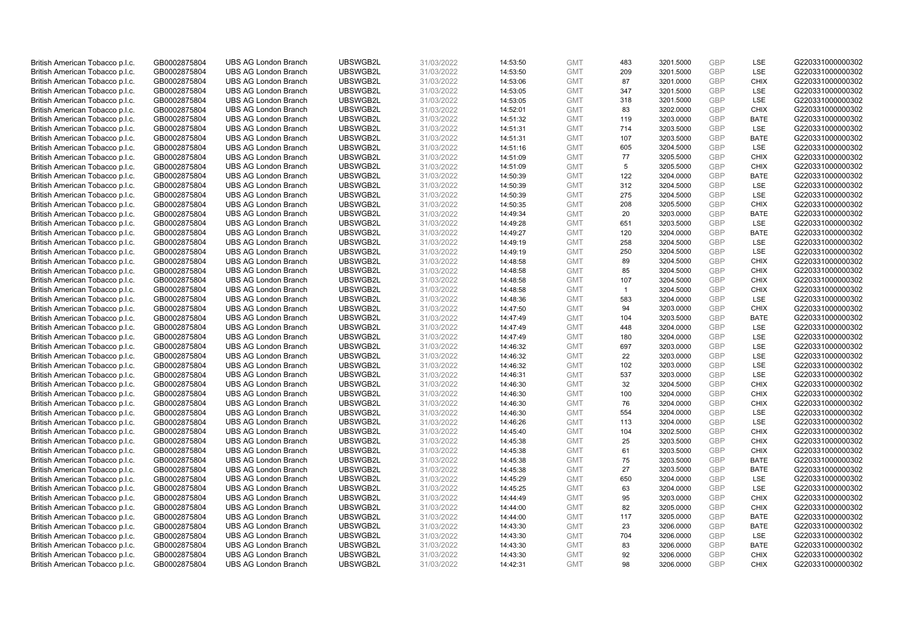| British American Tobacco p.l.c. | GB0002875804 | UBS AG London Branch | UBSWGB2L | 31/03/2022 | 14:53:50 | GMT | 483 | 3201.5000 | GBP | LSE | G220331000000302 |
|---|---|---|---|---|---|---|---|---|---|---|---|
| British American Tobacco p.l.c. | GB0002875804 | UBS AG London Branch | UBSWGB2L | 31/03/2022 | 14:53:50 | GMT | 209 | 3201.5000 | GBP | LSE | G220331000000302 |
| British American Tobacco p.l.c. | GB0002875804 | UBS AG London Branch | UBSWGB2L | 31/03/2022 | 14:53:06 | GMT | 87 | 3201.0000 | GBP | CHIX | G220331000000302 |
| British American Tobacco p.l.c. | GB0002875804 | UBS AG London Branch | UBSWGB2L | 31/03/2022 | 14:53:05 | GMT | 347 | 3201.5000 | GBP | LSE | G220331000000302 |
| British American Tobacco p.l.c. | GB0002875804 | UBS AG London Branch | UBSWGB2L | 31/03/2022 | 14:53:05 | GMT | 318 | 3201.5000 | GBP | LSE | G220331000000302 |
| British American Tobacco p.l.c. | GB0002875804 | UBS AG London Branch | UBSWGB2L | 31/03/2022 | 14:52:01 | GMT | 83 | 3202.0000 | GBP | CHIX | G220331000000302 |
| British American Tobacco p.l.c. | GB0002875804 | UBS AG London Branch | UBSWGB2L | 31/03/2022 | 14:51:32 | GMT | 119 | 3203.0000 | GBP | BATE | G220331000000302 |
| British American Tobacco p.l.c. | GB0002875804 | UBS AG London Branch | UBSWGB2L | 31/03/2022 | 14:51:31 | GMT | 714 | 3203.5000 | GBP | LSE | G220331000000302 |
| British American Tobacco p.l.c. | GB0002875804 | UBS AG London Branch | UBSWGB2L | 31/03/2022 | 14:51:31 | GMT | 107 | 3203.5000 | GBP | BATE | G220331000000302 |
| British American Tobacco p.l.c. | GB0002875804 | UBS AG London Branch | UBSWGB2L | 31/03/2022 | 14:51:16 | GMT | 605 | 3204.5000 | GBP | LSE | G220331000000302 |
| British American Tobacco p.l.c. | GB0002875804 | UBS AG London Branch | UBSWGB2L | 31/03/2022 | 14:51:09 | GMT | 77 | 3205.5000 | GBP | CHIX | G220331000000302 |
| British American Tobacco p.l.c. | GB0002875804 | UBS AG London Branch | UBSWGB2L | 31/03/2022 | 14:51:09 | GMT | 5 | 3205.5000 | GBP | CHIX | G220331000000302 |
| British American Tobacco p.l.c. | GB0002875804 | UBS AG London Branch | UBSWGB2L | 31/03/2022 | 14:50:39 | GMT | 122 | 3204.0000 | GBP | BATE | G220331000000302 |
| British American Tobacco p.l.c. | GB0002875804 | UBS AG London Branch | UBSWGB2L | 31/03/2022 | 14:50:39 | GMT | 312 | 3204.5000 | GBP | LSE | G220331000000302 |
| British American Tobacco p.l.c. | GB0002875804 | UBS AG London Branch | UBSWGB2L | 31/03/2022 | 14:50:39 | GMT | 275 | 3204.5000 | GBP | LSE | G220331000000302 |
| British American Tobacco p.l.c. | GB0002875804 | UBS AG London Branch | UBSWGB2L | 31/03/2022 | 14:50:35 | GMT | 208 | 3205.5000 | GBP | CHIX | G220331000000302 |
| British American Tobacco p.l.c. | GB0002875804 | UBS AG London Branch | UBSWGB2L | 31/03/2022 | 14:49:34 | GMT | 20 | 3203.0000 | GBP | BATE | G220331000000302 |
| British American Tobacco p.l.c. | GB0002875804 | UBS AG London Branch | UBSWGB2L | 31/03/2022 | 14:49:28 | GMT | 651 | 3203.5000 | GBP | LSE | G220331000000302 |
| British American Tobacco p.l.c. | GB0002875804 | UBS AG London Branch | UBSWGB2L | 31/03/2022 | 14:49:27 | GMT | 120 | 3204.0000 | GBP | BATE | G220331000000302 |
| British American Tobacco p.l.c. | GB0002875804 | UBS AG London Branch | UBSWGB2L | 31/03/2022 | 14:49:19 | GMT | 258 | 3204.5000 | GBP | LSE | G220331000000302 |
| British American Tobacco p.l.c. | GB0002875804 | UBS AG London Branch | UBSWGB2L | 31/03/2022 | 14:49:19 | GMT | 250 | 3204.5000 | GBP | LSE | G220331000000302 |
| British American Tobacco p.l.c. | GB0002875804 | UBS AG London Branch | UBSWGB2L | 31/03/2022 | 14:48:58 | GMT | 89 | 3204.5000 | GBP | CHIX | G220331000000302 |
| British American Tobacco p.l.c. | GB0002875804 | UBS AG London Branch | UBSWGB2L | 31/03/2022 | 14:48:58 | GMT | 85 | 3204.5000 | GBP | CHIX | G220331000000302 |
| British American Tobacco p.l.c. | GB0002875804 | UBS AG London Branch | UBSWGB2L | 31/03/2022 | 14:48:58 | GMT | 107 | 3204.5000 | GBP | CHIX | G220331000000302 |
| British American Tobacco p.l.c. | GB0002875804 | UBS AG London Branch | UBSWGB2L | 31/03/2022 | 14:48:58 | GMT | 1 | 3204.5000 | GBP | CHIX | G220331000000302 |
| British American Tobacco p.l.c. | GB0002875804 | UBS AG London Branch | UBSWGB2L | 31/03/2022 | 14:48:36 | GMT | 583 | 3204.0000 | GBP | LSE | G220331000000302 |
| British American Tobacco p.l.c. | GB0002875804 | UBS AG London Branch | UBSWGB2L | 31/03/2022 | 14:47:50 | GMT | 94 | 3203.0000 | GBP | CHIX | G220331000000302 |
| British American Tobacco p.l.c. | GB0002875804 | UBS AG London Branch | UBSWGB2L | 31/03/2022 | 14:47:49 | GMT | 104 | 3203.5000 | GBP | BATE | G220331000000302 |
| British American Tobacco p.l.c. | GB0002875804 | UBS AG London Branch | UBSWGB2L | 31/03/2022 | 14:47:49 | GMT | 448 | 3204.0000 | GBP | LSE | G220331000000302 |
| British American Tobacco p.l.c. | GB0002875804 | UBS AG London Branch | UBSWGB2L | 31/03/2022 | 14:47:49 | GMT | 180 | 3204.0000 | GBP | LSE | G220331000000302 |
| British American Tobacco p.l.c. | GB0002875804 | UBS AG London Branch | UBSWGB2L | 31/03/2022 | 14:46:32 | GMT | 697 | 3203.0000 | GBP | LSE | G220331000000302 |
| British American Tobacco p.l.c. | GB0002875804 | UBS AG London Branch | UBSWGB2L | 31/03/2022 | 14:46:32 | GMT | 22 | 3203.0000 | GBP | LSE | G220331000000302 |
| British American Tobacco p.l.c. | GB0002875804 | UBS AG London Branch | UBSWGB2L | 31/03/2022 | 14:46:32 | GMT | 102 | 3203.0000 | GBP | LSE | G220331000000302 |
| British American Tobacco p.l.c. | GB0002875804 | UBS AG London Branch | UBSWGB2L | 31/03/2022 | 14:46:31 | GMT | 537 | 3203.0000 | GBP | LSE | G220331000000302 |
| British American Tobacco p.l.c. | GB0002875804 | UBS AG London Branch | UBSWGB2L | 31/03/2022 | 14:46:30 | GMT | 32 | 3204.5000 | GBP | CHIX | G220331000000302 |
| British American Tobacco p.l.c. | GB0002875804 | UBS AG London Branch | UBSWGB2L | 31/03/2022 | 14:46:30 | GMT | 100 | 3204.0000 | GBP | CHIX | G220331000000302 |
| British American Tobacco p.l.c. | GB0002875804 | UBS AG London Branch | UBSWGB2L | 31/03/2022 | 14:46:30 | GMT | 76 | 3204.0000 | GBP | CHIX | G220331000000302 |
| British American Tobacco p.l.c. | GB0002875804 | UBS AG London Branch | UBSWGB2L | 31/03/2022 | 14:46:30 | GMT | 554 | 3204.0000 | GBP | LSE | G220331000000302 |
| British American Tobacco p.l.c. | GB0002875804 | UBS AG London Branch | UBSWGB2L | 31/03/2022 | 14:46:26 | GMT | 113 | 3204.0000 | GBP | LSE | G220331000000302 |
| British American Tobacco p.l.c. | GB0002875804 | UBS AG London Branch | UBSWGB2L | 31/03/2022 | 14:45:40 | GMT | 104 | 3202.5000 | GBP | CHIX | G220331000000302 |
| British American Tobacco p.l.c. | GB0002875804 | UBS AG London Branch | UBSWGB2L | 31/03/2022 | 14:45:38 | GMT | 25 | 3203.5000 | GBP | CHIX | G220331000000302 |
| British American Tobacco p.l.c. | GB0002875804 | UBS AG London Branch | UBSWGB2L | 31/03/2022 | 14:45:38 | GMT | 61 | 3203.5000 | GBP | CHIX | G220331000000302 |
| British American Tobacco p.l.c. | GB0002875804 | UBS AG London Branch | UBSWGB2L | 31/03/2022 | 14:45:38 | GMT | 75 | 3203.5000 | GBP | BATE | G220331000000302 |
| British American Tobacco p.l.c. | GB0002875804 | UBS AG London Branch | UBSWGB2L | 31/03/2022 | 14:45:38 | GMT | 27 | 3203.5000 | GBP | BATE | G220331000000302 |
| British American Tobacco p.l.c. | GB0002875804 | UBS AG London Branch | UBSWGB2L | 31/03/2022 | 14:45:29 | GMT | 650 | 3204.0000 | GBP | LSE | G220331000000302 |
| British American Tobacco p.l.c. | GB0002875804 | UBS AG London Branch | UBSWGB2L | 31/03/2022 | 14:45:25 | GMT | 63 | 3204.0000 | GBP | LSE | G220331000000302 |
| British American Tobacco p.l.c. | GB0002875804 | UBS AG London Branch | UBSWGB2L | 31/03/2022 | 14:44:49 | GMT | 95 | 3203.0000 | GBP | CHIX | G220331000000302 |
| British American Tobacco p.l.c. | GB0002875804 | UBS AG London Branch | UBSWGB2L | 31/03/2022 | 14:44:00 | GMT | 82 | 3205.0000 | GBP | CHIX | G220331000000302 |
| British American Tobacco p.l.c. | GB0002875804 | UBS AG London Branch | UBSWGB2L | 31/03/2022 | 14:44:00 | GMT | 117 | 3205.0000 | GBP | BATE | G220331000000302 |
| British American Tobacco p.l.c. | GB0002875804 | UBS AG London Branch | UBSWGB2L | 31/03/2022 | 14:43:30 | GMT | 23 | 3206.0000 | GBP | BATE | G220331000000302 |
| British American Tobacco p.l.c. | GB0002875804 | UBS AG London Branch | UBSWGB2L | 31/03/2022 | 14:43:30 | GMT | 704 | 3206.0000 | GBP | LSE | G220331000000302 |
| British American Tobacco p.l.c. | GB0002875804 | UBS AG London Branch | UBSWGB2L | 31/03/2022 | 14:43:30 | GMT | 83 | 3206.0000 | GBP | BATE | G220331000000302 |
| British American Tobacco p.l.c. | GB0002875804 | UBS AG London Branch | UBSWGB2L | 31/03/2022 | 14:43:30 | GMT | 92 | 3206.0000 | GBP | CHIX | G220331000000302 |
| British American Tobacco p.l.c. | GB0002875804 | UBS AG London Branch | UBSWGB2L | 31/03/2022 | 14:42:31 | GMT | 98 | 3206.0000 | GBP | CHIX | G220331000000302 |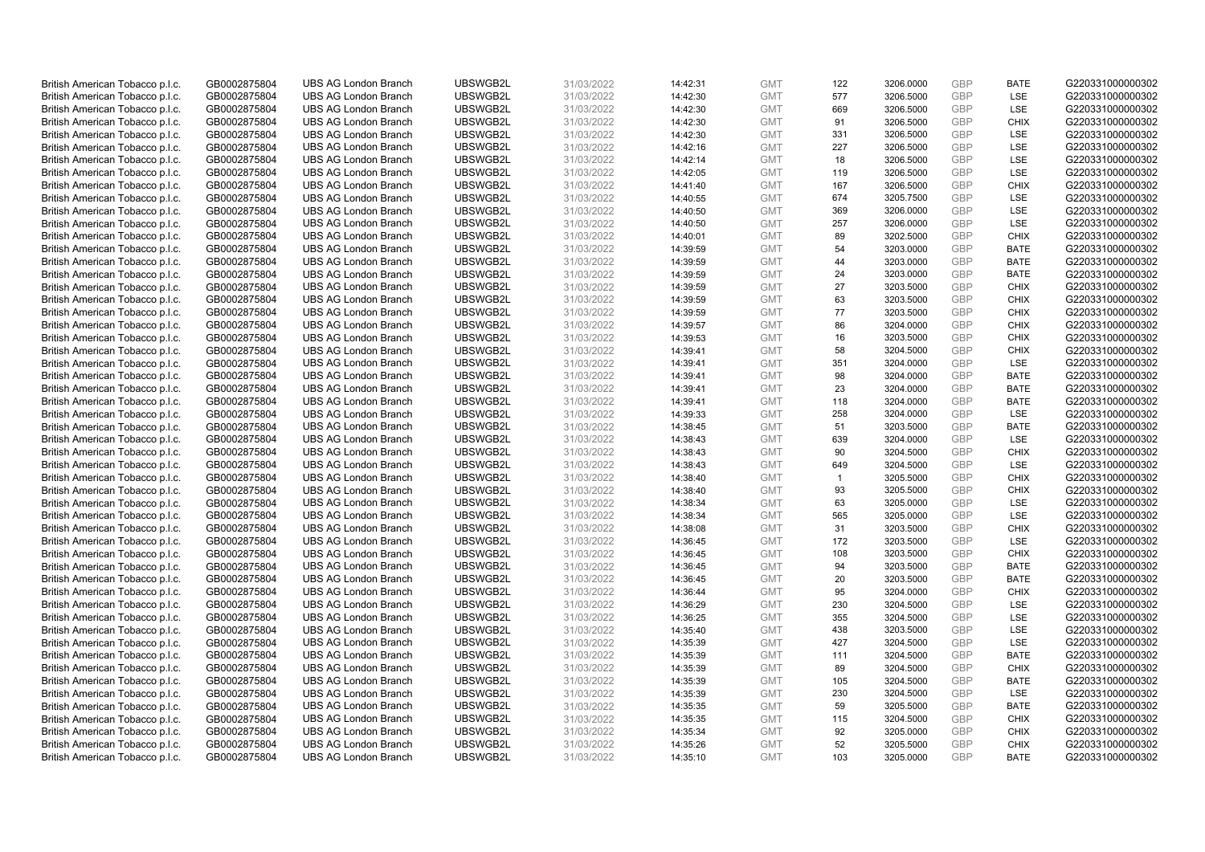| British American Tobacco p.l.c. | GB0002875804 | UBS AG London Branch | UBSWGB2L | 31/03/2022 | 14:42:31 | GMT | 122 | 3206.0000 | GBP | BATE | G220331000000302 |
|---|---|---|---|---|---|---|---|---|---|---|---|
| British American Tobacco p.l.c. | GB0002875804 | UBS AG London Branch | UBSWGB2L | 31/03/2022 | 14:42:30 | GMT | 577 | 3206.5000 | GBP | LSE | G220331000000302 |
| British American Tobacco p.l.c. | GB0002875804 | UBS AG London Branch | UBSWGB2L | 31/03/2022 | 14:42:30 | GMT | 669 | 3206.5000 | GBP | LSE | G220331000000302 |
| British American Tobacco p.l.c. | GB0002875804 | UBS AG London Branch | UBSWGB2L | 31/03/2022 | 14:42:30 | GMT | 91 | 3206.5000 | GBP | CHIX | G220331000000302 |
| British American Tobacco p.l.c. | GB0002875804 | UBS AG London Branch | UBSWGB2L | 31/03/2022 | 14:42:30 | GMT | 331 | 3206.5000 | GBP | LSE | G220331000000302 |
| British American Tobacco p.l.c. | GB0002875804 | UBS AG London Branch | UBSWGB2L | 31/03/2022 | 14:42:16 | GMT | 227 | 3206.5000 | GBP | LSE | G220331000000302 |
| British American Tobacco p.l.c. | GB0002875804 | UBS AG London Branch | UBSWGB2L | 31/03/2022 | 14:42:14 | GMT | 18 | 3206.5000 | GBP | LSE | G220331000000302 |
| British American Tobacco p.l.c. | GB0002875804 | UBS AG London Branch | UBSWGB2L | 31/03/2022 | 14:42:05 | GMT | 119 | 3206.5000 | GBP | LSE | G220331000000302 |
| British American Tobacco p.l.c. | GB0002875804 | UBS AG London Branch | UBSWGB2L | 31/03/2022 | 14:41:40 | GMT | 167 | 3206.5000 | GBP | CHIX | G220331000000302 |
| British American Tobacco p.l.c. | GB0002875804 | UBS AG London Branch | UBSWGB2L | 31/03/2022 | 14:40:55 | GMT | 674 | 3205.7500 | GBP | LSE | G220331000000302 |
| British American Tobacco p.l.c. | GB0002875804 | UBS AG London Branch | UBSWGB2L | 31/03/2022 | 14:40:50 | GMT | 369 | 3206.0000 | GBP | LSE | G220331000000302 |
| British American Tobacco p.l.c. | GB0002875804 | UBS AG London Branch | UBSWGB2L | 31/03/2022 | 14:40:50 | GMT | 257 | 3206.0000 | GBP | LSE | G220331000000302 |
| British American Tobacco p.l.c. | GB0002875804 | UBS AG London Branch | UBSWGB2L | 31/03/2022 | 14:40:01 | GMT | 89 | 3202.5000 | GBP | CHIX | G220331000000302 |
| British American Tobacco p.l.c. | GB0002875804 | UBS AG London Branch | UBSWGB2L | 31/03/2022 | 14:39:59 | GMT | 54 | 3203.0000 | GBP | BATE | G220331000000302 |
| British American Tobacco p.l.c. | GB0002875804 | UBS AG London Branch | UBSWGB2L | 31/03/2022 | 14:39:59 | GMT | 44 | 3203.0000 | GBP | BATE | G220331000000302 |
| British American Tobacco p.l.c. | GB0002875804 | UBS AG London Branch | UBSWGB2L | 31/03/2022 | 14:39:59 | GMT | 24 | 3203.0000 | GBP | BATE | G220331000000302 |
| British American Tobacco p.l.c. | GB0002875804 | UBS AG London Branch | UBSWGB2L | 31/03/2022 | 14:39:59 | GMT | 27 | 3203.5000 | GBP | CHIX | G220331000000302 |
| British American Tobacco p.l.c. | GB0002875804 | UBS AG London Branch | UBSWGB2L | 31/03/2022 | 14:39:59 | GMT | 63 | 3203.5000 | GBP | CHIX | G220331000000302 |
| British American Tobacco p.l.c. | GB0002875804 | UBS AG London Branch | UBSWGB2L | 31/03/2022 | 14:39:59 | GMT | 77 | 3203.5000 | GBP | CHIX | G220331000000302 |
| British American Tobacco p.l.c. | GB0002875804 | UBS AG London Branch | UBSWGB2L | 31/03/2022 | 14:39:57 | GMT | 86 | 3204.0000 | GBP | CHIX | G220331000000302 |
| British American Tobacco p.l.c. | GB0002875804 | UBS AG London Branch | UBSWGB2L | 31/03/2022 | 14:39:53 | GMT | 16 | 3203.5000 | GBP | CHIX | G220331000000302 |
| British American Tobacco p.l.c. | GB0002875804 | UBS AG London Branch | UBSWGB2L | 31/03/2022 | 14:39:41 | GMT | 58 | 3204.5000 | GBP | CHIX | G220331000000302 |
| British American Tobacco p.l.c. | GB0002875804 | UBS AG London Branch | UBSWGB2L | 31/03/2022 | 14:39:41 | GMT | 351 | 3204.0000 | GBP | LSE | G220331000000302 |
| British American Tobacco p.l.c. | GB0002875804 | UBS AG London Branch | UBSWGB2L | 31/03/2022 | 14:39:41 | GMT | 98 | 3204.0000 | GBP | BATE | G220331000000302 |
| British American Tobacco p.l.c. | GB0002875804 | UBS AG London Branch | UBSWGB2L | 31/03/2022 | 14:39:41 | GMT | 23 | 3204.0000 | GBP | BATE | G220331000000302 |
| British American Tobacco p.l.c. | GB0002875804 | UBS AG London Branch | UBSWGB2L | 31/03/2022 | 14:39:41 | GMT | 118 | 3204.0000 | GBP | BATE | G220331000000302 |
| British American Tobacco p.l.c. | GB0002875804 | UBS AG London Branch | UBSWGB2L | 31/03/2022 | 14:39:33 | GMT | 258 | 3204.0000 | GBP | LSE | G220331000000302 |
| British American Tobacco p.l.c. | GB0002875804 | UBS AG London Branch | UBSWGB2L | 31/03/2022 | 14:38:45 | GMT | 51 | 3203.5000 | GBP | BATE | G220331000000302 |
| British American Tobacco p.l.c. | GB0002875804 | UBS AG London Branch | UBSWGB2L | 31/03/2022 | 14:38:43 | GMT | 639 | 3204.0000 | GBP | LSE | G220331000000302 |
| British American Tobacco p.l.c. | GB0002875804 | UBS AG London Branch | UBSWGB2L | 31/03/2022 | 14:38:43 | GMT | 90 | 3204.5000 | GBP | CHIX | G220331000000302 |
| British American Tobacco p.l.c. | GB0002875804 | UBS AG London Branch | UBSWGB2L | 31/03/2022 | 14:38:43 | GMT | 649 | 3204.5000 | GBP | LSE | G220331000000302 |
| British American Tobacco p.l.c. | GB0002875804 | UBS AG London Branch | UBSWGB2L | 31/03/2022 | 14:38:40 | GMT | 1 | 3205.5000 | GBP | CHIX | G220331000000302 |
| British American Tobacco p.l.c. | GB0002875804 | UBS AG London Branch | UBSWGB2L | 31/03/2022 | 14:38:40 | GMT | 93 | 3205.5000 | GBP | CHIX | G220331000000302 |
| British American Tobacco p.l.c. | GB0002875804 | UBS AG London Branch | UBSWGB2L | 31/03/2022 | 14:38:34 | GMT | 63 | 3205.0000 | GBP | LSE | G220331000000302 |
| British American Tobacco p.l.c. | GB0002875804 | UBS AG London Branch | UBSWGB2L | 31/03/2022 | 14:38:34 | GMT | 565 | 3205.0000 | GBP | LSE | G220331000000302 |
| British American Tobacco p.l.c. | GB0002875804 | UBS AG London Branch | UBSWGB2L | 31/03/2022 | 14:38:08 | GMT | 31 | 3203.5000 | GBP | CHIX | G220331000000302 |
| British American Tobacco p.l.c. | GB0002875804 | UBS AG London Branch | UBSWGB2L | 31/03/2022 | 14:36:45 | GMT | 172 | 3203.5000 | GBP | LSE | G220331000000302 |
| British American Tobacco p.l.c. | GB0002875804 | UBS AG London Branch | UBSWGB2L | 31/03/2022 | 14:36:45 | GMT | 108 | 3203.5000 | GBP | CHIX | G220331000000302 |
| British American Tobacco p.l.c. | GB0002875804 | UBS AG London Branch | UBSWGB2L | 31/03/2022 | 14:36:45 | GMT | 94 | 3203.5000 | GBP | BATE | G220331000000302 |
| British American Tobacco p.l.c. | GB0002875804 | UBS AG London Branch | UBSWGB2L | 31/03/2022 | 14:36:45 | GMT | 20 | 3203.5000 | GBP | BATE | G220331000000302 |
| British American Tobacco p.l.c. | GB0002875804 | UBS AG London Branch | UBSWGB2L | 31/03/2022 | 14:36:44 | GMT | 95 | 3204.0000 | GBP | CHIX | G220331000000302 |
| British American Tobacco p.l.c. | GB0002875804 | UBS AG London Branch | UBSWGB2L | 31/03/2022 | 14:36:29 | GMT | 230 | 3204.5000 | GBP | LSE | G220331000000302 |
| British American Tobacco p.l.c. | GB0002875804 | UBS AG London Branch | UBSWGB2L | 31/03/2022 | 14:36:25 | GMT | 355 | 3204.5000 | GBP | LSE | G220331000000302 |
| British American Tobacco p.l.c. | GB0002875804 | UBS AG London Branch | UBSWGB2L | 31/03/2022 | 14:35:40 | GMT | 438 | 3203.5000 | GBP | LSE | G220331000000302 |
| British American Tobacco p.l.c. | GB0002875804 | UBS AG London Branch | UBSWGB2L | 31/03/2022 | 14:35:39 | GMT | 427 | 3204.5000 | GBP | LSE | G220331000000302 |
| British American Tobacco p.l.c. | GB0002875804 | UBS AG London Branch | UBSWGB2L | 31/03/2022 | 14:35:39 | GMT | 111 | 3204.5000 | GBP | BATE | G220331000000302 |
| British American Tobacco p.l.c. | GB0002875804 | UBS AG London Branch | UBSWGB2L | 31/03/2022 | 14:35:39 | GMT | 89 | 3204.5000 | GBP | CHIX | G220331000000302 |
| British American Tobacco p.l.c. | GB0002875804 | UBS AG London Branch | UBSWGB2L | 31/03/2022 | 14:35:39 | GMT | 105 | 3204.5000 | GBP | BATE | G220331000000302 |
| British American Tobacco p.l.c. | GB0002875804 | UBS AG London Branch | UBSWGB2L | 31/03/2022 | 14:35:39 | GMT | 230 | 3204.5000 | GBP | LSE | G220331000000302 |
| British American Tobacco p.l.c. | GB0002875804 | UBS AG London Branch | UBSWGB2L | 31/03/2022 | 14:35:35 | GMT | 59 | 3205.5000 | GBP | BATE | G220331000000302 |
| British American Tobacco p.l.c. | GB0002875804 | UBS AG London Branch | UBSWGB2L | 31/03/2022 | 14:35:35 | GMT | 115 | 3204.5000 | GBP | CHIX | G220331000000302 |
| British American Tobacco p.l.c. | GB0002875804 | UBS AG London Branch | UBSWGB2L | 31/03/2022 | 14:35:34 | GMT | 92 | 3205.0000 | GBP | CHIX | G220331000000302 |
| British American Tobacco p.l.c. | GB0002875804 | UBS AG London Branch | UBSWGB2L | 31/03/2022 | 14:35:26 | GMT | 52 | 3205.5000 | GBP | CHIX | G220331000000302 |
| British American Tobacco p.l.c. | GB0002875804 | UBS AG London Branch | UBSWGB2L | 31/03/2022 | 14:35:10 | GMT | 103 | 3205.0000 | GBP | BATE | G220331000000302 |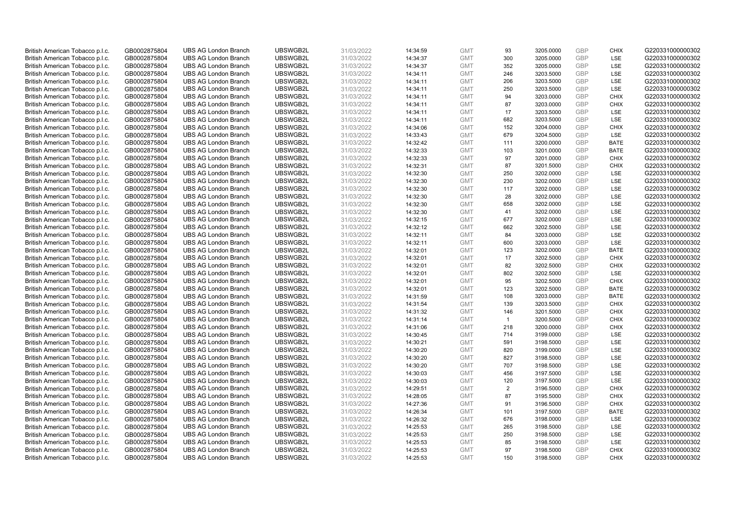| British American Tobacco p.l.c. | GB0002875804 | UBS AG London Branch | UBSWGB2L | 31/03/2022 | 14:34:59 | GMT | 93 | 3205.0000 | GBP | CHIX | G220331000000302 |
|---|---|---|---|---|---|---|---|---|---|---|---|
| British American Tobacco p.l.c. | GB0002875804 | UBS AG London Branch | UBSWGB2L | 31/03/2022 | 14:34:37 | GMT | 300 | 3205.0000 | GBP | LSE | G220331000000302 |
| British American Tobacco p.l.c. | GB0002875804 | UBS AG London Branch | UBSWGB2L | 31/03/2022 | 14:34:37 | GMT | 352 | 3205.0000 | GBP | LSE | G220331000000302 |
| British American Tobacco p.l.c. | GB0002875804 | UBS AG London Branch | UBSWGB2L | 31/03/2022 | 14:34:11 | GMT | 246 | 3203.5000 | GBP | LSE | G220331000000302 |
| British American Tobacco p.l.c. | GB0002875804 | UBS AG London Branch | UBSWGB2L | 31/03/2022 | 14:34:11 | GMT | 206 | 3203.5000 | GBP | LSE | G220331000000302 |
| British American Tobacco p.l.c. | GB0002875804 | UBS AG London Branch | UBSWGB2L | 31/03/2022 | 14:34:11 | GMT | 250 | 3203.5000 | GBP | LSE | G220331000000302 |
| British American Tobacco p.l.c. | GB0002875804 | UBS AG London Branch | UBSWGB2L | 31/03/2022 | 14:34:11 | GMT | 94 | 3203.0000 | GBP | CHIX | G220331000000302 |
| British American Tobacco p.l.c. | GB0002875804 | UBS AG London Branch | UBSWGB2L | 31/03/2022 | 14:34:11 | GMT | 87 | 3203.0000 | GBP | CHIX | G220331000000302 |
| British American Tobacco p.l.c. | GB0002875804 | UBS AG London Branch | UBSWGB2L | 31/03/2022 | 14:34:11 | GMT | 17 | 3203.5000 | GBP | LSE | G220331000000302 |
| British American Tobacco p.l.c. | GB0002875804 | UBS AG London Branch | UBSWGB2L | 31/03/2022 | 14:34:11 | GMT | 682 | 3203.5000 | GBP | LSE | G220331000000302 |
| British American Tobacco p.l.c. | GB0002875804 | UBS AG London Branch | UBSWGB2L | 31/03/2022 | 14:34:06 | GMT | 152 | 3204.0000 | GBP | CHIX | G220331000000302 |
| British American Tobacco p.l.c. | GB0002875804 | UBS AG London Branch | UBSWGB2L | 31/03/2022 | 14:33:43 | GMT | 679 | 3204.5000 | GBP | LSE | G220331000000302 |
| British American Tobacco p.l.c. | GB0002875804 | UBS AG London Branch | UBSWGB2L | 31/03/2022 | 14:32:42 | GMT | 111 | 3200.0000 | GBP | BATE | G220331000000302 |
| British American Tobacco p.l.c. | GB0002875804 | UBS AG London Branch | UBSWGB2L | 31/03/2022 | 14:32:33 | GMT | 103 | 3201.0000 | GBP | BATE | G220331000000302 |
| British American Tobacco p.l.c. | GB0002875804 | UBS AG London Branch | UBSWGB2L | 31/03/2022 | 14:32:33 | GMT | 97 | 3201.0000 | GBP | CHIX | G220331000000302 |
| British American Tobacco p.l.c. | GB0002875804 | UBS AG London Branch | UBSWGB2L | 31/03/2022 | 14:32:31 | GMT | 87 | 3201.5000 | GBP | CHIX | G220331000000302 |
| British American Tobacco p.l.c. | GB0002875804 | UBS AG London Branch | UBSWGB2L | 31/03/2022 | 14:32:30 | GMT | 250 | 3202.0000 | GBP | LSE | G220331000000302 |
| British American Tobacco p.l.c. | GB0002875804 | UBS AG London Branch | UBSWGB2L | 31/03/2022 | 14:32:30 | GMT | 230 | 3202.0000 | GBP | LSE | G220331000000302 |
| British American Tobacco p.l.c. | GB0002875804 | UBS AG London Branch | UBSWGB2L | 31/03/2022 | 14:32:30 | GMT | 117 | 3202.0000 | GBP | LSE | G220331000000302 |
| British American Tobacco p.l.c. | GB0002875804 | UBS AG London Branch | UBSWGB2L | 31/03/2022 | 14:32:30 | GMT | 28 | 3202.0000 | GBP | LSE | G220331000000302 |
| British American Tobacco p.l.c. | GB0002875804 | UBS AG London Branch | UBSWGB2L | 31/03/2022 | 14:32:30 | GMT | 658 | 3202.0000 | GBP | LSE | G220331000000302 |
| British American Tobacco p.l.c. | GB0002875804 | UBS AG London Branch | UBSWGB2L | 31/03/2022 | 14:32:30 | GMT | 41 | 3202.0000 | GBP | LSE | G220331000000302 |
| British American Tobacco p.l.c. | GB0002875804 | UBS AG London Branch | UBSWGB2L | 31/03/2022 | 14:32:15 | GMT | 677 | 3202.0000 | GBP | LSE | G220331000000302 |
| British American Tobacco p.l.c. | GB0002875804 | UBS AG London Branch | UBSWGB2L | 31/03/2022 | 14:32:12 | GMT | 662 | 3202.5000 | GBP | LSE | G220331000000302 |
| British American Tobacco p.l.c. | GB0002875804 | UBS AG London Branch | UBSWGB2L | 31/03/2022 | 14:32:11 | GMT | 84 | 3203.0000 | GBP | LSE | G220331000000302 |
| British American Tobacco p.l.c. | GB0002875804 | UBS AG London Branch | UBSWGB2L | 31/03/2022 | 14:32:11 | GMT | 600 | 3203.0000 | GBP | LSE | G220331000000302 |
| British American Tobacco p.l.c. | GB0002875804 | UBS AG London Branch | UBSWGB2L | 31/03/2022 | 14:32:01 | GMT | 123 | 3202.0000 | GBP | BATE | G220331000000302 |
| British American Tobacco p.l.c. | GB0002875804 | UBS AG London Branch | UBSWGB2L | 31/03/2022 | 14:32:01 | GMT | 17 | 3202.5000 | GBP | CHIX | G220331000000302 |
| British American Tobacco p.l.c. | GB0002875804 | UBS AG London Branch | UBSWGB2L | 31/03/2022 | 14:32:01 | GMT | 82 | 3202.5000 | GBP | CHIX | G220331000000302 |
| British American Tobacco p.l.c. | GB0002875804 | UBS AG London Branch | UBSWGB2L | 31/03/2022 | 14:32:01 | GMT | 802 | 3202.5000 | GBP | LSE | G220331000000302 |
| British American Tobacco p.l.c. | GB0002875804 | UBS AG London Branch | UBSWGB2L | 31/03/2022 | 14:32:01 | GMT | 95 | 3202.5000 | GBP | CHIX | G220331000000302 |
| British American Tobacco p.l.c. | GB0002875804 | UBS AG London Branch | UBSWGB2L | 31/03/2022 | 14:32:01 | GMT | 123 | 3202.5000 | GBP | BATE | G220331000000302 |
| British American Tobacco p.l.c. | GB0002875804 | UBS AG London Branch | UBSWGB2L | 31/03/2022 | 14:31:59 | GMT | 108 | 3203.0000 | GBP | BATE | G220331000000302 |
| British American Tobacco p.l.c. | GB0002875804 | UBS AG London Branch | UBSWGB2L | 31/03/2022 | 14:31:54 | GMT | 139 | 3203.5000 | GBP | CHIX | G220331000000302 |
| British American Tobacco p.l.c. | GB0002875804 | UBS AG London Branch | UBSWGB2L | 31/03/2022 | 14:31:32 | GMT | 146 | 3201.5000 | GBP | CHIX | G220331000000302 |
| British American Tobacco p.l.c. | GB0002875804 | UBS AG London Branch | UBSWGB2L | 31/03/2022 | 14:31:14 | GMT | 1 | 3200.5000 | GBP | CHIX | G220331000000302 |
| British American Tobacco p.l.c. | GB0002875804 | UBS AG London Branch | UBSWGB2L | 31/03/2022 | 14:31:06 | GMT | 218 | 3200.0000 | GBP | CHIX | G220331000000302 |
| British American Tobacco p.l.c. | GB0002875804 | UBS AG London Branch | UBSWGB2L | 31/03/2022 | 14:30:45 | GMT | 714 | 3199.0000 | GBP | LSE | G220331000000302 |
| British American Tobacco p.l.c. | GB0002875804 | UBS AG London Branch | UBSWGB2L | 31/03/2022 | 14:30:21 | GMT | 591 | 3198.5000 | GBP | LSE | G220331000000302 |
| British American Tobacco p.l.c. | GB0002875804 | UBS AG London Branch | UBSWGB2L | 31/03/2022 | 14:30:20 | GMT | 820 | 3199.0000 | GBP | LSE | G220331000000302 |
| British American Tobacco p.l.c. | GB0002875804 | UBS AG London Branch | UBSWGB2L | 31/03/2022 | 14:30:20 | GMT | 827 | 3198.5000 | GBP | LSE | G220331000000302 |
| British American Tobacco p.l.c. | GB0002875804 | UBS AG London Branch | UBSWGB2L | 31/03/2022 | 14:30:20 | GMT | 707 | 3198.5000 | GBP | LSE | G220331000000302 |
| British American Tobacco p.l.c. | GB0002875804 | UBS AG London Branch | UBSWGB2L | 31/03/2022 | 14:30:03 | GMT | 456 | 3197.5000 | GBP | LSE | G220331000000302 |
| British American Tobacco p.l.c. | GB0002875804 | UBS AG London Branch | UBSWGB2L | 31/03/2022 | 14:30:03 | GMT | 120 | 3197.5000 | GBP | LSE | G220331000000302 |
| British American Tobacco p.l.c. | GB0002875804 | UBS AG London Branch | UBSWGB2L | 31/03/2022 | 14:29:51 | GMT | 2 | 3196.5000 | GBP | CHIX | G220331000000302 |
| British American Tobacco p.l.c. | GB0002875804 | UBS AG London Branch | UBSWGB2L | 31/03/2022 | 14:28:05 | GMT | 87 | 3195.5000 | GBP | CHIX | G220331000000302 |
| British American Tobacco p.l.c. | GB0002875804 | UBS AG London Branch | UBSWGB2L | 31/03/2022 | 14:27:36 | GMT | 91 | 3196.5000 | GBP | CHIX | G220331000000302 |
| British American Tobacco p.l.c. | GB0002875804 | UBS AG London Branch | UBSWGB2L | 31/03/2022 | 14:26:34 | GMT | 101 | 3197.5000 | GBP | BATE | G220331000000302 |
| British American Tobacco p.l.c. | GB0002875804 | UBS AG London Branch | UBSWGB2L | 31/03/2022 | 14:26:32 | GMT | 676 | 3198.0000 | GBP | LSE | G220331000000302 |
| British American Tobacco p.l.c. | GB0002875804 | UBS AG London Branch | UBSWGB2L | 31/03/2022 | 14:25:53 | GMT | 265 | 3198.5000 | GBP | LSE | G220331000000302 |
| British American Tobacco p.l.c. | GB0002875804 | UBS AG London Branch | UBSWGB2L | 31/03/2022 | 14:25:53 | GMT | 250 | 3198.5000 | GBP | LSE | G220331000000302 |
| British American Tobacco p.l.c. | GB0002875804 | UBS AG London Branch | UBSWGB2L | 31/03/2022 | 14:25:53 | GMT | 85 | 3198.5000 | GBP | LSE | G220331000000302 |
| British American Tobacco p.l.c. | GB0002875804 | UBS AG London Branch | UBSWGB2L | 31/03/2022 | 14:25:53 | GMT | 97 | 3198.5000 | GBP | CHIX | G220331000000302 |
| British American Tobacco p.l.c. | GB0002875804 | UBS AG London Branch | UBSWGB2L | 31/03/2022 | 14:25:53 | GMT | 150 | 3198.5000 | GBP | CHIX | G220331000000302 |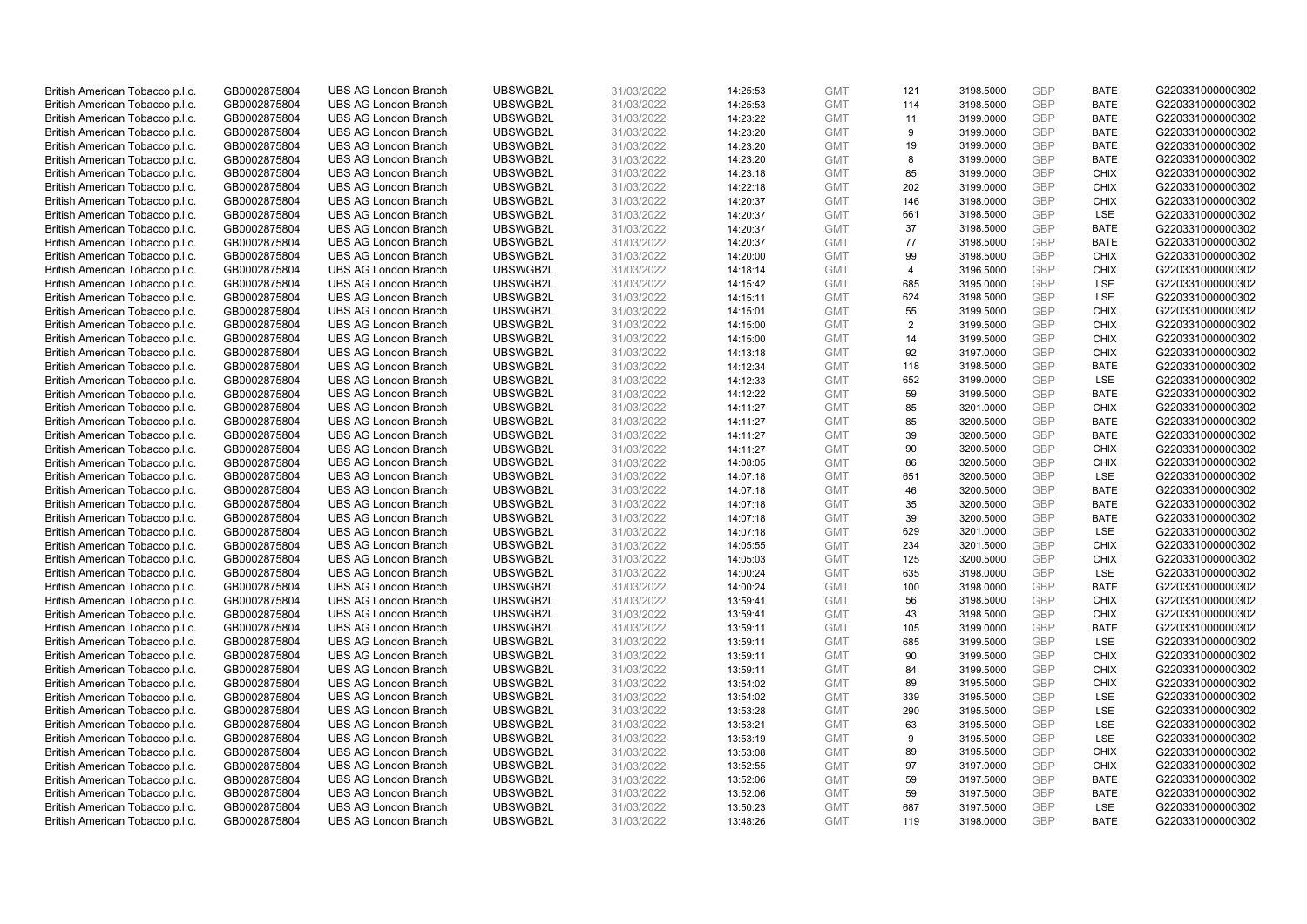| | | | | | | | | | | | |
|---|---|---|---|---|---|---|---|---|---|---|---|
| British American Tobacco p.l.c. | GB0002875804 | UBS AG London Branch | UBSWGB2L | 31/03/2022 | 14:25:53 | GMT | 121 | 3198.5000 | GBP | BATE | G220331000000302 |
| British American Tobacco p.l.c. | GB0002875804 | UBS AG London Branch | UBSWGB2L | 31/03/2022 | 14:25:53 | GMT | 114 | 3198.5000 | GBP | BATE | G220331000000302 |
| British American Tobacco p.l.c. | GB0002875804 | UBS AG London Branch | UBSWGB2L | 31/03/2022 | 14:23:22 | GMT | 11 | 3199.0000 | GBP | BATE | G220331000000302 |
| British American Tobacco p.l.c. | GB0002875804 | UBS AG London Branch | UBSWGB2L | 31/03/2022 | 14:23:20 | GMT | 9 | 3199.0000 | GBP | BATE | G220331000000302 |
| British American Tobacco p.l.c. | GB0002875804 | UBS AG London Branch | UBSWGB2L | 31/03/2022 | 14:23:20 | GMT | 19 | 3199.0000 | GBP | BATE | G220331000000302 |
| British American Tobacco p.l.c. | GB0002875804 | UBS AG London Branch | UBSWGB2L | 31/03/2022 | 14:23:20 | GMT | 8 | 3199.0000 | GBP | BATE | G220331000000302 |
| British American Tobacco p.l.c. | GB0002875804 | UBS AG London Branch | UBSWGB2L | 31/03/2022 | 14:23:18 | GMT | 85 | 3199.0000 | GBP | CHIX | G220331000000302 |
| British American Tobacco p.l.c. | GB0002875804 | UBS AG London Branch | UBSWGB2L | 31/03/2022 | 14:22:18 | GMT | 202 | 3199.0000 | GBP | CHIX | G220331000000302 |
| British American Tobacco p.l.c. | GB0002875804 | UBS AG London Branch | UBSWGB2L | 31/03/2022 | 14:20:37 | GMT | 146 | 3198.0000 | GBP | CHIX | G220331000000302 |
| British American Tobacco p.l.c. | GB0002875804 | UBS AG London Branch | UBSWGB2L | 31/03/2022 | 14:20:37 | GMT | 661 | 3198.5000 | GBP | LSE | G220331000000302 |
| British American Tobacco p.l.c. | GB0002875804 | UBS AG London Branch | UBSWGB2L | 31/03/2022 | 14:20:37 | GMT | 37 | 3198.5000 | GBP | BATE | G220331000000302 |
| British American Tobacco p.l.c. | GB0002875804 | UBS AG London Branch | UBSWGB2L | 31/03/2022 | 14:20:37 | GMT | 77 | 3198.5000 | GBP | BATE | G220331000000302 |
| British American Tobacco p.l.c. | GB0002875804 | UBS AG London Branch | UBSWGB2L | 31/03/2022 | 14:20:00 | GMT | 99 | 3198.5000 | GBP | CHIX | G220331000000302 |
| British American Tobacco p.l.c. | GB0002875804 | UBS AG London Branch | UBSWGB2L | 31/03/2022 | 14:18:14 | GMT | 4 | 3196.5000 | GBP | CHIX | G220331000000302 |
| British American Tobacco p.l.c. | GB0002875804 | UBS AG London Branch | UBSWGB2L | 31/03/2022 | 14:15:42 | GMT | 685 | 3195.0000 | GBP | LSE | G220331000000302 |
| British American Tobacco p.l.c. | GB0002875804 | UBS AG London Branch | UBSWGB2L | 31/03/2022 | 14:15:11 | GMT | 624 | 3198.5000 | GBP | LSE | G220331000000302 |
| British American Tobacco p.l.c. | GB0002875804 | UBS AG London Branch | UBSWGB2L | 31/03/2022 | 14:15:01 | GMT | 55 | 3199.5000 | GBP | CHIX | G220331000000302 |
| British American Tobacco p.l.c. | GB0002875804 | UBS AG London Branch | UBSWGB2L | 31/03/2022 | 14:15:00 | GMT | 2 | 3199.5000 | GBP | CHIX | G220331000000302 |
| British American Tobacco p.l.c. | GB0002875804 | UBS AG London Branch | UBSWGB2L | 31/03/2022 | 14:15:00 | GMT | 14 | 3199.5000 | GBP | CHIX | G220331000000302 |
| British American Tobacco p.l.c. | GB0002875804 | UBS AG London Branch | UBSWGB2L | 31/03/2022 | 14:13:18 | GMT | 92 | 3197.0000 | GBP | CHIX | G220331000000302 |
| British American Tobacco p.l.c. | GB0002875804 | UBS AG London Branch | UBSWGB2L | 31/03/2022 | 14:12:34 | GMT | 118 | 3198.5000 | GBP | BATE | G220331000000302 |
| British American Tobacco p.l.c. | GB0002875804 | UBS AG London Branch | UBSWGB2L | 31/03/2022 | 14:12:33 | GMT | 652 | 3199.0000 | GBP | LSE | G220331000000302 |
| British American Tobacco p.l.c. | GB0002875804 | UBS AG London Branch | UBSWGB2L | 31/03/2022 | 14:12:22 | GMT | 59 | 3199.5000 | GBP | BATE | G220331000000302 |
| British American Tobacco p.l.c. | GB0002875804 | UBS AG London Branch | UBSWGB2L | 31/03/2022 | 14:11:27 | GMT | 85 | 3201.0000 | GBP | CHIX | G220331000000302 |
| British American Tobacco p.l.c. | GB0002875804 | UBS AG London Branch | UBSWGB2L | 31/03/2022 | 14:11:27 | GMT | 85 | 3200.5000 | GBP | BATE | G220331000000302 |
| British American Tobacco p.l.c. | GB0002875804 | UBS AG London Branch | UBSWGB2L | 31/03/2022 | 14:11:27 | GMT | 39 | 3200.5000 | GBP | BATE | G220331000000302 |
| British American Tobacco p.l.c. | GB0002875804 | UBS AG London Branch | UBSWGB2L | 31/03/2022 | 14:11:27 | GMT | 90 | 3200.5000 | GBP | CHIX | G220331000000302 |
| British American Tobacco p.l.c. | GB0002875804 | UBS AG London Branch | UBSWGB2L | 31/03/2022 | 14:08:05 | GMT | 86 | 3200.5000 | GBP | CHIX | G220331000000302 |
| British American Tobacco p.l.c. | GB0002875804 | UBS AG London Branch | UBSWGB2L | 31/03/2022 | 14:07:18 | GMT | 651 | 3200.5000 | GBP | LSE | G220331000000302 |
| British American Tobacco p.l.c. | GB0002875804 | UBS AG London Branch | UBSWGB2L | 31/03/2022 | 14:07:18 | GMT | 46 | 3200.5000 | GBP | BATE | G220331000000302 |
| British American Tobacco p.l.c. | GB0002875804 | UBS AG London Branch | UBSWGB2L | 31/03/2022 | 14:07:18 | GMT | 35 | 3200.5000 | GBP | BATE | G220331000000302 |
| British American Tobacco p.l.c. | GB0002875804 | UBS AG London Branch | UBSWGB2L | 31/03/2022 | 14:07:18 | GMT | 39 | 3200.5000 | GBP | BATE | G220331000000302 |
| British American Tobacco p.l.c. | GB0002875804 | UBS AG London Branch | UBSWGB2L | 31/03/2022 | 14:07:18 | GMT | 629 | 3201.0000 | GBP | LSE | G220331000000302 |
| British American Tobacco p.l.c. | GB0002875804 | UBS AG London Branch | UBSWGB2L | 31/03/2022 | 14:05:55 | GMT | 234 | 3201.5000 | GBP | CHIX | G220331000000302 |
| British American Tobacco p.l.c. | GB0002875804 | UBS AG London Branch | UBSWGB2L | 31/03/2022 | 14:05:03 | GMT | 125 | 3200.5000 | GBP | CHIX | G220331000000302 |
| British American Tobacco p.l.c. | GB0002875804 | UBS AG London Branch | UBSWGB2L | 31/03/2022 | 14:00:24 | GMT | 635 | 3198.0000 | GBP | LSE | G220331000000302 |
| British American Tobacco p.l.c. | GB0002875804 | UBS AG London Branch | UBSWGB2L | 31/03/2022 | 14:00:24 | GMT | 100 | 3198.0000 | GBP | BATE | G220331000000302 |
| British American Tobacco p.l.c. | GB0002875804 | UBS AG London Branch | UBSWGB2L | 31/03/2022 | 13:59:41 | GMT | 56 | 3198.5000 | GBP | CHIX | G220331000000302 |
| British American Tobacco p.l.c. | GB0002875804 | UBS AG London Branch | UBSWGB2L | 31/03/2022 | 13:59:41 | GMT | 43 | 3198.5000 | GBP | CHIX | G220331000000302 |
| British American Tobacco p.l.c. | GB0002875804 | UBS AG London Branch | UBSWGB2L | 31/03/2022 | 13:59:11 | GMT | 105 | 3199.0000 | GBP | BATE | G220331000000302 |
| British American Tobacco p.l.c. | GB0002875804 | UBS AG London Branch | UBSWGB2L | 31/03/2022 | 13:59:11 | GMT | 685 | 3199.5000 | GBP | LSE | G220331000000302 |
| British American Tobacco p.l.c. | GB0002875804 | UBS AG London Branch | UBSWGB2L | 31/03/2022 | 13:59:11 | GMT | 90 | 3199.5000 | GBP | CHIX | G220331000000302 |
| British American Tobacco p.l.c. | GB0002875804 | UBS AG London Branch | UBSWGB2L | 31/03/2022 | 13:59:11 | GMT | 84 | 3199.5000 | GBP | CHIX | G220331000000302 |
| British American Tobacco p.l.c. | GB0002875804 | UBS AG London Branch | UBSWGB2L | 31/03/2022 | 13:54:02 | GMT | 89 | 3195.5000 | GBP | CHIX | G220331000000302 |
| British American Tobacco p.l.c. | GB0002875804 | UBS AG London Branch | UBSWGB2L | 31/03/2022 | 13:54:02 | GMT | 339 | 3195.5000 | GBP | LSE | G220331000000302 |
| British American Tobacco p.l.c. | GB0002875804 | UBS AG London Branch | UBSWGB2L | 31/03/2022 | 13:53:28 | GMT | 290 | 3195.5000 | GBP | LSE | G220331000000302 |
| British American Tobacco p.l.c. | GB0002875804 | UBS AG London Branch | UBSWGB2L | 31/03/2022 | 13:53:21 | GMT | 63 | 3195.5000 | GBP | LSE | G220331000000302 |
| British American Tobacco p.l.c. | GB0002875804 | UBS AG London Branch | UBSWGB2L | 31/03/2022 | 13:53:19 | GMT | 9 | 3195.5000 | GBP | LSE | G220331000000302 |
| British American Tobacco p.l.c. | GB0002875804 | UBS AG London Branch | UBSWGB2L | 31/03/2022 | 13:53:08 | GMT | 89 | 3195.5000 | GBP | CHIX | G220331000000302 |
| British American Tobacco p.l.c. | GB0002875804 | UBS AG London Branch | UBSWGB2L | 31/03/2022 | 13:52:55 | GMT | 97 | 3197.0000 | GBP | CHIX | G220331000000302 |
| British American Tobacco p.l.c. | GB0002875804 | UBS AG London Branch | UBSWGB2L | 31/03/2022 | 13:52:06 | GMT | 59 | 3197.5000 | GBP | BATE | G220331000000302 |
| British American Tobacco p.l.c. | GB0002875804 | UBS AG London Branch | UBSWGB2L | 31/03/2022 | 13:52:06 | GMT | 59 | 3197.5000 | GBP | BATE | G220331000000302 |
| British American Tobacco p.l.c. | GB0002875804 | UBS AG London Branch | UBSWGB2L | 31/03/2022 | 13:50:23 | GMT | 687 | 3197.5000 | GBP | LSE | G220331000000302 |
| British American Tobacco p.l.c. | GB0002875804 | UBS AG London Branch | UBSWGB2L | 31/03/2022 | 13:48:26 | GMT | 119 | 3198.0000 | GBP | BATE | G220331000000302 |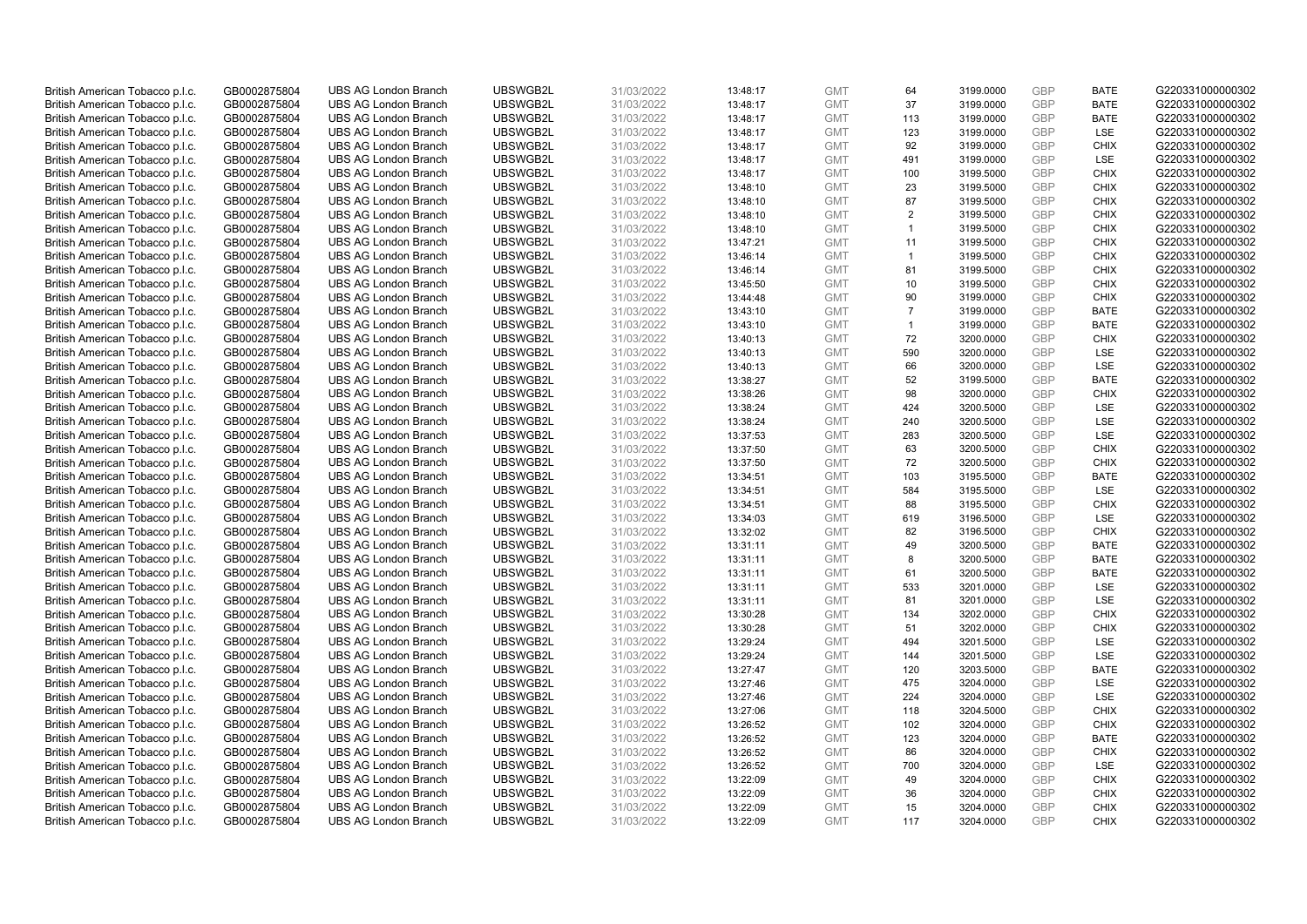| | | | | | | | | | | | |
|---|---|---|---|---|---|---|---|---|---|---|---|
| British American Tobacco p.l.c. | GB0002875804 | UBS AG London Branch | UBSWGB2L | 31/03/2022 | 13:48:17 | GMT | 64 | 3199.0000 | GBP | BATE | G220331000000302 |
| British American Tobacco p.l.c. | GB0002875804 | UBS AG London Branch | UBSWGB2L | 31/03/2022 | 13:48:17 | GMT | 37 | 3199.0000 | GBP | BATE | G220331000000302 |
| British American Tobacco p.l.c. | GB0002875804 | UBS AG London Branch | UBSWGB2L | 31/03/2022 | 13:48:17 | GMT | 113 | 3199.0000 | GBP | BATE | G220331000000302 |
| British American Tobacco p.l.c. | GB0002875804 | UBS AG London Branch | UBSWGB2L | 31/03/2022 | 13:48:17 | GMT | 123 | 3199.0000 | GBP | LSE | G220331000000302 |
| British American Tobacco p.l.c. | GB0002875804 | UBS AG London Branch | UBSWGB2L | 31/03/2022 | 13:48:17 | GMT | 92 | 3199.0000 | GBP | CHIX | G220331000000302 |
| British American Tobacco p.l.c. | GB0002875804 | UBS AG London Branch | UBSWGB2L | 31/03/2022 | 13:48:17 | GMT | 491 | 3199.0000 | GBP | LSE | G220331000000302 |
| British American Tobacco p.l.c. | GB0002875804 | UBS AG London Branch | UBSWGB2L | 31/03/2022 | 13:48:17 | GMT | 100 | 3199.5000 | GBP | CHIX | G220331000000302 |
| British American Tobacco p.l.c. | GB0002875804 | UBS AG London Branch | UBSWGB2L | 31/03/2022 | 13:48:10 | GMT | 23 | 3199.5000 | GBP | CHIX | G220331000000302 |
| British American Tobacco p.l.c. | GB0002875804 | UBS AG London Branch | UBSWGB2L | 31/03/2022 | 13:48:10 | GMT | 87 | 3199.5000 | GBP | CHIX | G220331000000302 |
| British American Tobacco p.l.c. | GB0002875804 | UBS AG London Branch | UBSWGB2L | 31/03/2022 | 13:48:10 | GMT | 2 | 3199.5000 | GBP | CHIX | G220331000000302 |
| British American Tobacco p.l.c. | GB0002875804 | UBS AG London Branch | UBSWGB2L | 31/03/2022 | 13:48:10 | GMT | 1 | 3199.5000 | GBP | CHIX | G220331000000302 |
| British American Tobacco p.l.c. | GB0002875804 | UBS AG London Branch | UBSWGB2L | 31/03/2022 | 13:47:21 | GMT | 11 | 3199.5000 | GBP | CHIX | G220331000000302 |
| British American Tobacco p.l.c. | GB0002875804 | UBS AG London Branch | UBSWGB2L | 31/03/2022 | 13:46:14 | GMT | 1 | 3199.5000 | GBP | CHIX | G220331000000302 |
| British American Tobacco p.l.c. | GB0002875804 | UBS AG London Branch | UBSWGB2L | 31/03/2022 | 13:46:14 | GMT | 81 | 3199.5000 | GBP | CHIX | G220331000000302 |
| British American Tobacco p.l.c. | GB0002875804 | UBS AG London Branch | UBSWGB2L | 31/03/2022 | 13:45:50 | GMT | 10 | 3199.5000 | GBP | CHIX | G220331000000302 |
| British American Tobacco p.l.c. | GB0002875804 | UBS AG London Branch | UBSWGB2L | 31/03/2022 | 13:44:48 | GMT | 90 | 3199.0000 | GBP | CHIX | G220331000000302 |
| British American Tobacco p.l.c. | GB0002875804 | UBS AG London Branch | UBSWGB2L | 31/03/2022 | 13:43:10 | GMT | 7 | 3199.0000 | GBP | BATE | G220331000000302 |
| British American Tobacco p.l.c. | GB0002875804 | UBS AG London Branch | UBSWGB2L | 31/03/2022 | 13:43:10 | GMT | 1 | 3199.0000 | GBP | BATE | G220331000000302 |
| British American Tobacco p.l.c. | GB0002875804 | UBS AG London Branch | UBSWGB2L | 31/03/2022 | 13:40:13 | GMT | 72 | 3200.0000 | GBP | CHIX | G220331000000302 |
| British American Tobacco p.l.c. | GB0002875804 | UBS AG London Branch | UBSWGB2L | 31/03/2022 | 13:40:13 | GMT | 590 | 3200.0000 | GBP | LSE | G220331000000302 |
| British American Tobacco p.l.c. | GB0002875804 | UBS AG London Branch | UBSWGB2L | 31/03/2022 | 13:40:13 | GMT | 66 | 3200.0000 | GBP | LSE | G220331000000302 |
| British American Tobacco p.l.c. | GB0002875804 | UBS AG London Branch | UBSWGB2L | 31/03/2022 | 13:38:27 | GMT | 52 | 3199.5000 | GBP | BATE | G220331000000302 |
| British American Tobacco p.l.c. | GB0002875804 | UBS AG London Branch | UBSWGB2L | 31/03/2022 | 13:38:26 | GMT | 98 | 3200.0000 | GBP | CHIX | G220331000000302 |
| British American Tobacco p.l.c. | GB0002875804 | UBS AG London Branch | UBSWGB2L | 31/03/2022 | 13:38:24 | GMT | 424 | 3200.5000 | GBP | LSE | G220331000000302 |
| British American Tobacco p.l.c. | GB0002875804 | UBS AG London Branch | UBSWGB2L | 31/03/2022 | 13:38:24 | GMT | 240 | 3200.5000 | GBP | LSE | G220331000000302 |
| British American Tobacco p.l.c. | GB0002875804 | UBS AG London Branch | UBSWGB2L | 31/03/2022 | 13:37:53 | GMT | 283 | 3200.5000 | GBP | LSE | G220331000000302 |
| British American Tobacco p.l.c. | GB0002875804 | UBS AG London Branch | UBSWGB2L | 31/03/2022 | 13:37:50 | GMT | 63 | 3200.5000 | GBP | CHIX | G220331000000302 |
| British American Tobacco p.l.c. | GB0002875804 | UBS AG London Branch | UBSWGB2L | 31/03/2022 | 13:37:50 | GMT | 72 | 3200.5000 | GBP | CHIX | G220331000000302 |
| British American Tobacco p.l.c. | GB0002875804 | UBS AG London Branch | UBSWGB2L | 31/03/2022 | 13:34:51 | GMT | 103 | 3195.5000 | GBP | BATE | G220331000000302 |
| British American Tobacco p.l.c. | GB0002875804 | UBS AG London Branch | UBSWGB2L | 31/03/2022 | 13:34:51 | GMT | 584 | 3195.5000 | GBP | LSE | G220331000000302 |
| British American Tobacco p.l.c. | GB0002875804 | UBS AG London Branch | UBSWGB2L | 31/03/2022 | 13:34:51 | GMT | 88 | 3195.5000 | GBP | CHIX | G220331000000302 |
| British American Tobacco p.l.c. | GB0002875804 | UBS AG London Branch | UBSWGB2L | 31/03/2022 | 13:34:03 | GMT | 619 | 3196.5000 | GBP | LSE | G220331000000302 |
| British American Tobacco p.l.c. | GB0002875804 | UBS AG London Branch | UBSWGB2L | 31/03/2022 | 13:32:02 | GMT | 82 | 3196.5000 | GBP | CHIX | G220331000000302 |
| British American Tobacco p.l.c. | GB0002875804 | UBS AG London Branch | UBSWGB2L | 31/03/2022 | 13:31:11 | GMT | 49 | 3200.5000 | GBP | BATE | G220331000000302 |
| British American Tobacco p.l.c. | GB0002875804 | UBS AG London Branch | UBSWGB2L | 31/03/2022 | 13:31:11 | GMT | 8 | 3200.5000 | GBP | BATE | G220331000000302 |
| British American Tobacco p.l.c. | GB0002875804 | UBS AG London Branch | UBSWGB2L | 31/03/2022 | 13:31:11 | GMT | 61 | 3200.5000 | GBP | BATE | G220331000000302 |
| British American Tobacco p.l.c. | GB0002875804 | UBS AG London Branch | UBSWGB2L | 31/03/2022 | 13:31:11 | GMT | 533 | 3201.0000 | GBP | LSE | G220331000000302 |
| British American Tobacco p.l.c. | GB0002875804 | UBS AG London Branch | UBSWGB2L | 31/03/2022 | 13:31:11 | GMT | 81 | 3201.0000 | GBP | LSE | G220331000000302 |
| British American Tobacco p.l.c. | GB0002875804 | UBS AG London Branch | UBSWGB2L | 31/03/2022 | 13:30:28 | GMT | 134 | 3202.0000 | GBP | CHIX | G220331000000302 |
| British American Tobacco p.l.c. | GB0002875804 | UBS AG London Branch | UBSWGB2L | 31/03/2022 | 13:30:28 | GMT | 51 | 3202.0000 | GBP | CHIX | G220331000000302 |
| British American Tobacco p.l.c. | GB0002875804 | UBS AG London Branch | UBSWGB2L | 31/03/2022 | 13:29:24 | GMT | 494 | 3201.5000 | GBP | LSE | G220331000000302 |
| British American Tobacco p.l.c. | GB0002875804 | UBS AG London Branch | UBSWGB2L | 31/03/2022 | 13:29:24 | GMT | 144 | 3201.5000 | GBP | LSE | G220331000000302 |
| British American Tobacco p.l.c. | GB0002875804 | UBS AG London Branch | UBSWGB2L | 31/03/2022 | 13:27:47 | GMT | 120 | 3203.5000 | GBP | BATE | G220331000000302 |
| British American Tobacco p.l.c. | GB0002875804 | UBS AG London Branch | UBSWGB2L | 31/03/2022 | 13:27:46 | GMT | 475 | 3204.0000 | GBP | LSE | G220331000000302 |
| British American Tobacco p.l.c. | GB0002875804 | UBS AG London Branch | UBSWGB2L | 31/03/2022 | 13:27:46 | GMT | 224 | 3204.0000 | GBP | LSE | G220331000000302 |
| British American Tobacco p.l.c. | GB0002875804 | UBS AG London Branch | UBSWGB2L | 31/03/2022 | 13:27:06 | GMT | 118 | 3204.5000 | GBP | CHIX | G220331000000302 |
| British American Tobacco p.l.c. | GB0002875804 | UBS AG London Branch | UBSWGB2L | 31/03/2022 | 13:26:52 | GMT | 102 | 3204.0000 | GBP | CHIX | G220331000000302 |
| British American Tobacco p.l.c. | GB0002875804 | UBS AG London Branch | UBSWGB2L | 31/03/2022 | 13:26:52 | GMT | 123 | 3204.0000 | GBP | BATE | G220331000000302 |
| British American Tobacco p.l.c. | GB0002875804 | UBS AG London Branch | UBSWGB2L | 31/03/2022 | 13:26:52 | GMT | 86 | 3204.0000 | GBP | CHIX | G220331000000302 |
| British American Tobacco p.l.c. | GB0002875804 | UBS AG London Branch | UBSWGB2L | 31/03/2022 | 13:26:52 | GMT | 700 | 3204.0000 | GBP | LSE | G220331000000302 |
| British American Tobacco p.l.c. | GB0002875804 | UBS AG London Branch | UBSWGB2L | 31/03/2022 | 13:22:09 | GMT | 49 | 3204.0000 | GBP | CHIX | G220331000000302 |
| British American Tobacco p.l.c. | GB0002875804 | UBS AG London Branch | UBSWGB2L | 31/03/2022 | 13:22:09 | GMT | 36 | 3204.0000 | GBP | CHIX | G220331000000302 |
| British American Tobacco p.l.c. | GB0002875804 | UBS AG London Branch | UBSWGB2L | 31/03/2022 | 13:22:09 | GMT | 15 | 3204.0000 | GBP | CHIX | G220331000000302 |
| British American Tobacco p.l.c. | GB0002875804 | UBS AG London Branch | UBSWGB2L | 31/03/2022 | 13:22:09 | GMT | 117 | 3204.0000 | GBP | CHIX | G220331000000302 |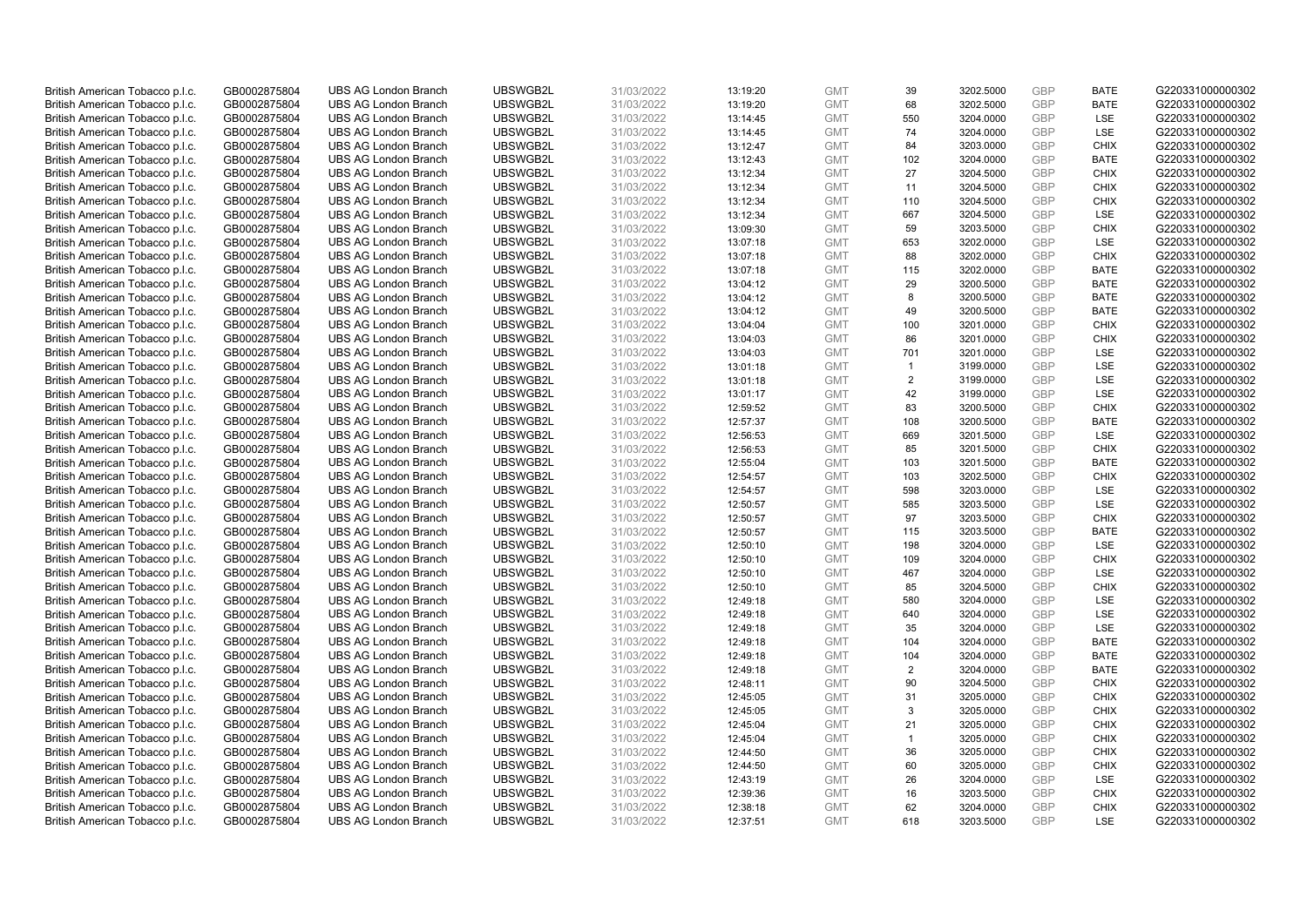| | | | | | | | | | | | |
|---|---|---|---|---|---|---|---|---|---|---|---|
| British American Tobacco p.l.c. | GB0002875804 | UBS AG London Branch | UBSWGB2L | 31/03/2022 | 13:19:20 | GMT | 39 | 3202.5000 | GBP | BATE | G220331000000302 |
| British American Tobacco p.l.c. | GB0002875804 | UBS AG London Branch | UBSWGB2L | 31/03/2022 | 13:19:20 | GMT | 68 | 3202.5000 | GBP | BATE | G220331000000302 |
| British American Tobacco p.l.c. | GB0002875804 | UBS AG London Branch | UBSWGB2L | 31/03/2022 | 13:14:45 | GMT | 550 | 3204.0000 | GBP | LSE | G220331000000302 |
| British American Tobacco p.l.c. | GB0002875804 | UBS AG London Branch | UBSWGB2L | 31/03/2022 | 13:14:45 | GMT | 74 | 3204.0000 | GBP | LSE | G220331000000302 |
| British American Tobacco p.l.c. | GB0002875804 | UBS AG London Branch | UBSWGB2L | 31/03/2022 | 13:12:47 | GMT | 84 | 3203.0000 | GBP | CHIX | G220331000000302 |
| British American Tobacco p.l.c. | GB0002875804 | UBS AG London Branch | UBSWGB2L | 31/03/2022 | 13:12:43 | GMT | 102 | 3204.0000 | GBP | BATE | G220331000000302 |
| British American Tobacco p.l.c. | GB0002875804 | UBS AG London Branch | UBSWGB2L | 31/03/2022 | 13:12:34 | GMT | 27 | 3204.5000 | GBP | CHIX | G220331000000302 |
| British American Tobacco p.l.c. | GB0002875804 | UBS AG London Branch | UBSWGB2L | 31/03/2022 | 13:12:34 | GMT | 11 | 3204.5000 | GBP | CHIX | G220331000000302 |
| British American Tobacco p.l.c. | GB0002875804 | UBS AG London Branch | UBSWGB2L | 31/03/2022 | 13:12:34 | GMT | 110 | 3204.5000 | GBP | CHIX | G220331000000302 |
| British American Tobacco p.l.c. | GB0002875804 | UBS AG London Branch | UBSWGB2L | 31/03/2022 | 13:12:34 | GMT | 667 | 3204.5000 | GBP | LSE | G220331000000302 |
| British American Tobacco p.l.c. | GB0002875804 | UBS AG London Branch | UBSWGB2L | 31/03/2022 | 13:09:30 | GMT | 59 | 3203.5000 | GBP | CHIX | G220331000000302 |
| British American Tobacco p.l.c. | GB0002875804 | UBS AG London Branch | UBSWGB2L | 31/03/2022 | 13:07:18 | GMT | 653 | 3202.0000 | GBP | LSE | G220331000000302 |
| British American Tobacco p.l.c. | GB0002875804 | UBS AG London Branch | UBSWGB2L | 31/03/2022 | 13:07:18 | GMT | 88 | 3202.0000 | GBP | CHIX | G220331000000302 |
| British American Tobacco p.l.c. | GB0002875804 | UBS AG London Branch | UBSWGB2L | 31/03/2022 | 13:07:18 | GMT | 115 | 3202.0000 | GBP | BATE | G220331000000302 |
| British American Tobacco p.l.c. | GB0002875804 | UBS AG London Branch | UBSWGB2L | 31/03/2022 | 13:04:12 | GMT | 29 | 3200.5000 | GBP | BATE | G220331000000302 |
| British American Tobacco p.l.c. | GB0002875804 | UBS AG London Branch | UBSWGB2L | 31/03/2022 | 13:04:12 | GMT | 8 | 3200.5000 | GBP | BATE | G220331000000302 |
| British American Tobacco p.l.c. | GB0002875804 | UBS AG London Branch | UBSWGB2L | 31/03/2022 | 13:04:12 | GMT | 49 | 3200.5000 | GBP | BATE | G220331000000302 |
| British American Tobacco p.l.c. | GB0002875804 | UBS AG London Branch | UBSWGB2L | 31/03/2022 | 13:04:04 | GMT | 100 | 3201.0000 | GBP | CHIX | G220331000000302 |
| British American Tobacco p.l.c. | GB0002875804 | UBS AG London Branch | UBSWGB2L | 31/03/2022 | 13:04:03 | GMT | 86 | 3201.0000 | GBP | CHIX | G220331000000302 |
| British American Tobacco p.l.c. | GB0002875804 | UBS AG London Branch | UBSWGB2L | 31/03/2022 | 13:04:03 | GMT | 701 | 3201.0000 | GBP | LSE | G220331000000302 |
| British American Tobacco p.l.c. | GB0002875804 | UBS AG London Branch | UBSWGB2L | 31/03/2022 | 13:01:18 | GMT | 1 | 3199.0000 | GBP | LSE | G220331000000302 |
| British American Tobacco p.l.c. | GB0002875804 | UBS AG London Branch | UBSWGB2L | 31/03/2022 | 13:01:18 | GMT | 2 | 3199.0000 | GBP | LSE | G220331000000302 |
| British American Tobacco p.l.c. | GB0002875804 | UBS AG London Branch | UBSWGB2L | 31/03/2022 | 13:01:17 | GMT | 42 | 3199.0000 | GBP | LSE | G220331000000302 |
| British American Tobacco p.l.c. | GB0002875804 | UBS AG London Branch | UBSWGB2L | 31/03/2022 | 12:59:52 | GMT | 83 | 3200.5000 | GBP | CHIX | G220331000000302 |
| British American Tobacco p.l.c. | GB0002875804 | UBS AG London Branch | UBSWGB2L | 31/03/2022 | 12:57:37 | GMT | 108 | 3200.5000 | GBP | BATE | G220331000000302 |
| British American Tobacco p.l.c. | GB0002875804 | UBS AG London Branch | UBSWGB2L | 31/03/2022 | 12:56:53 | GMT | 669 | 3201.5000 | GBP | LSE | G220331000000302 |
| British American Tobacco p.l.c. | GB0002875804 | UBS AG London Branch | UBSWGB2L | 31/03/2022 | 12:56:53 | GMT | 85 | 3201.5000 | GBP | CHIX | G220331000000302 |
| British American Tobacco p.l.c. | GB0002875804 | UBS AG London Branch | UBSWGB2L | 31/03/2022 | 12:55:04 | GMT | 103 | 3201.5000 | GBP | BATE | G220331000000302 |
| British American Tobacco p.l.c. | GB0002875804 | UBS AG London Branch | UBSWGB2L | 31/03/2022 | 12:54:57 | GMT | 103 | 3202.5000 | GBP | CHIX | G220331000000302 |
| British American Tobacco p.l.c. | GB0002875804 | UBS AG London Branch | UBSWGB2L | 31/03/2022 | 12:54:57 | GMT | 598 | 3203.0000 | GBP | LSE | G220331000000302 |
| British American Tobacco p.l.c. | GB0002875804 | UBS AG London Branch | UBSWGB2L | 31/03/2022 | 12:50:57 | GMT | 585 | 3203.5000 | GBP | LSE | G220331000000302 |
| British American Tobacco p.l.c. | GB0002875804 | UBS AG London Branch | UBSWGB2L | 31/03/2022 | 12:50:57 | GMT | 97 | 3203.5000 | GBP | CHIX | G220331000000302 |
| British American Tobacco p.l.c. | GB0002875804 | UBS AG London Branch | UBSWGB2L | 31/03/2022 | 12:50:57 | GMT | 115 | 3203.5000 | GBP | BATE | G220331000000302 |
| British American Tobacco p.l.c. | GB0002875804 | UBS AG London Branch | UBSWGB2L | 31/03/2022 | 12:50:10 | GMT | 198 | 3204.0000 | GBP | LSE | G220331000000302 |
| British American Tobacco p.l.c. | GB0002875804 | UBS AG London Branch | UBSWGB2L | 31/03/2022 | 12:50:10 | GMT | 109 | 3204.0000 | GBP | CHIX | G220331000000302 |
| British American Tobacco p.l.c. | GB0002875804 | UBS AG London Branch | UBSWGB2L | 31/03/2022 | 12:50:10 | GMT | 467 | 3204.0000 | GBP | LSE | G220331000000302 |
| British American Tobacco p.l.c. | GB0002875804 | UBS AG London Branch | UBSWGB2L | 31/03/2022 | 12:50:10 | GMT | 85 | 3204.5000 | GBP | CHIX | G220331000000302 |
| British American Tobacco p.l.c. | GB0002875804 | UBS AG London Branch | UBSWGB2L | 31/03/2022 | 12:49:18 | GMT | 580 | 3204.0000 | GBP | LSE | G220331000000302 |
| British American Tobacco p.l.c. | GB0002875804 | UBS AG London Branch | UBSWGB2L | 31/03/2022 | 12:49:18 | GMT | 640 | 3204.0000 | GBP | LSE | G220331000000302 |
| British American Tobacco p.l.c. | GB0002875804 | UBS AG London Branch | UBSWGB2L | 31/03/2022 | 12:49:18 | GMT | 35 | 3204.0000 | GBP | LSE | G220331000000302 |
| British American Tobacco p.l.c. | GB0002875804 | UBS AG London Branch | UBSWGB2L | 31/03/2022 | 12:49:18 | GMT | 104 | 3204.0000 | GBP | BATE | G220331000000302 |
| British American Tobacco p.l.c. | GB0002875804 | UBS AG London Branch | UBSWGB2L | 31/03/2022 | 12:49:18 | GMT | 104 | 3204.0000 | GBP | BATE | G220331000000302 |
| British American Tobacco p.l.c. | GB0002875804 | UBS AG London Branch | UBSWGB2L | 31/03/2022 | 12:49:18 | GMT | 2 | 3204.0000 | GBP | BATE | G220331000000302 |
| British American Tobacco p.l.c. | GB0002875804 | UBS AG London Branch | UBSWGB2L | 31/03/2022 | 12:48:11 | GMT | 90 | 3204.5000 | GBP | CHIX | G220331000000302 |
| British American Tobacco p.l.c. | GB0002875804 | UBS AG London Branch | UBSWGB2L | 31/03/2022 | 12:45:05 | GMT | 31 | 3205.0000 | GBP | CHIX | G220331000000302 |
| British American Tobacco p.l.c. | GB0002875804 | UBS AG London Branch | UBSWGB2L | 31/03/2022 | 12:45:05 | GMT | 3 | 3205.0000 | GBP | CHIX | G220331000000302 |
| British American Tobacco p.l.c. | GB0002875804 | UBS AG London Branch | UBSWGB2L | 31/03/2022 | 12:45:04 | GMT | 21 | 3205.0000 | GBP | CHIX | G220331000000302 |
| British American Tobacco p.l.c. | GB0002875804 | UBS AG London Branch | UBSWGB2L | 31/03/2022 | 12:45:04 | GMT | 1 | 3205.0000 | GBP | CHIX | G220331000000302 |
| British American Tobacco p.l.c. | GB0002875804 | UBS AG London Branch | UBSWGB2L | 31/03/2022 | 12:44:50 | GMT | 36 | 3205.0000 | GBP | CHIX | G220331000000302 |
| British American Tobacco p.l.c. | GB0002875804 | UBS AG London Branch | UBSWGB2L | 31/03/2022 | 12:44:50 | GMT | 60 | 3205.0000 | GBP | CHIX | G220331000000302 |
| British American Tobacco p.l.c. | GB0002875804 | UBS AG London Branch | UBSWGB2L | 31/03/2022 | 12:43:19 | GMT | 26 | 3204.0000 | GBP | LSE | G220331000000302 |
| British American Tobacco p.l.c. | GB0002875804 | UBS AG London Branch | UBSWGB2L | 31/03/2022 | 12:39:36 | GMT | 16 | 3203.5000 | GBP | CHIX | G220331000000302 |
| British American Tobacco p.l.c. | GB0002875804 | UBS AG London Branch | UBSWGB2L | 31/03/2022 | 12:38:18 | GMT | 62 | 3204.0000 | GBP | CHIX | G220331000000302 |
| British American Tobacco p.l.c. | GB0002875804 | UBS AG London Branch | UBSWGB2L | 31/03/2022 | 12:37:51 | GMT | 618 | 3203.5000 | GBP | LSE | G220331000000302 |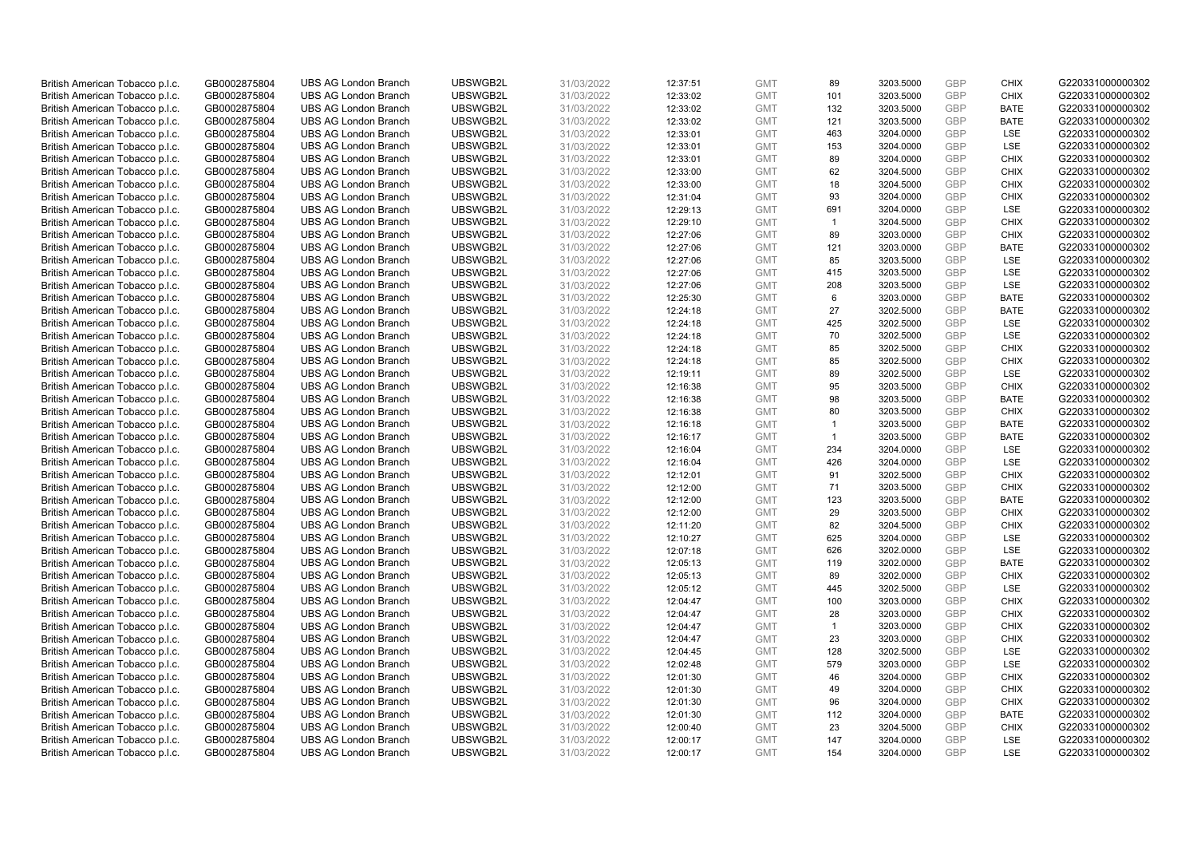| British American Tobacco p.l.c. | GB0002875804 | UBS AG London Branch | UBSWGB2L | 31/03/2022 | 12:37:51 | GMT | 89 | 3203.5000 | GBP | CHIX | G220331000000302 |
|---|---|---|---|---|---|---|---|---|---|---|---|
| British American Tobacco p.l.c. | GB0002875804 | UBS AG London Branch | UBSWGB2L | 31/03/2022 | 12:33:02 | GMT | 101 | 3203.5000 | GBP | CHIX | G220331000000302 |
| British American Tobacco p.l.c. | GB0002875804 | UBS AG London Branch | UBSWGB2L | 31/03/2022 | 12:33:02 | GMT | 132 | 3203.5000 | GBP | BATE | G220331000000302 |
| British American Tobacco p.l.c. | GB0002875804 | UBS AG London Branch | UBSWGB2L | 31/03/2022 | 12:33:02 | GMT | 121 | 3203.5000 | GBP | BATE | G220331000000302 |
| British American Tobacco p.l.c. | GB0002875804 | UBS AG London Branch | UBSWGB2L | 31/03/2022 | 12:33:01 | GMT | 463 | 3204.0000 | GBP | LSE | G220331000000302 |
| British American Tobacco p.l.c. | GB0002875804 | UBS AG London Branch | UBSWGB2L | 31/03/2022 | 12:33:01 | GMT | 153 | 3204.0000 | GBP | LSE | G220331000000302 |
| British American Tobacco p.l.c. | GB0002875804 | UBS AG London Branch | UBSWGB2L | 31/03/2022 | 12:33:01 | GMT | 89 | 3204.0000 | GBP | CHIX | G220331000000302 |
| British American Tobacco p.l.c. | GB0002875804 | UBS AG London Branch | UBSWGB2L | 31/03/2022 | 12:33:00 | GMT | 62 | 3204.5000 | GBP | CHIX | G220331000000302 |
| British American Tobacco p.l.c. | GB0002875804 | UBS AG London Branch | UBSWGB2L | 31/03/2022 | 12:33:00 | GMT | 18 | 3204.5000 | GBP | CHIX | G220331000000302 |
| British American Tobacco p.l.c. | GB0002875804 | UBS AG London Branch | UBSWGB2L | 31/03/2022 | 12:31:04 | GMT | 93 | 3204.0000 | GBP | CHIX | G220331000000302 |
| British American Tobacco p.l.c. | GB0002875804 | UBS AG London Branch | UBSWGB2L | 31/03/2022 | 12:29:13 | GMT | 691 | 3204.0000 | GBP | LSE | G220331000000302 |
| British American Tobacco p.l.c. | GB0002875804 | UBS AG London Branch | UBSWGB2L | 31/03/2022 | 12:29:10 | GMT | 1 | 3204.5000 | GBP | CHIX | G220331000000302 |
| British American Tobacco p.l.c. | GB0002875804 | UBS AG London Branch | UBSWGB2L | 31/03/2022 | 12:27:06 | GMT | 89 | 3203.0000 | GBP | CHIX | G220331000000302 |
| British American Tobacco p.l.c. | GB0002875804 | UBS AG London Branch | UBSWGB2L | 31/03/2022 | 12:27:06 | GMT | 121 | 3203.0000 | GBP | BATE | G220331000000302 |
| British American Tobacco p.l.c. | GB0002875804 | UBS AG London Branch | UBSWGB2L | 31/03/2022 | 12:27:06 | GMT | 85 | 3203.5000 | GBP | LSE | G220331000000302 |
| British American Tobacco p.l.c. | GB0002875804 | UBS AG London Branch | UBSWGB2L | 31/03/2022 | 12:27:06 | GMT | 415 | 3203.5000 | GBP | LSE | G220331000000302 |
| British American Tobacco p.l.c. | GB0002875804 | UBS AG London Branch | UBSWGB2L | 31/03/2022 | 12:27:06 | GMT | 208 | 3203.5000 | GBP | LSE | G220331000000302 |
| British American Tobacco p.l.c. | GB0002875804 | UBS AG London Branch | UBSWGB2L | 31/03/2022 | 12:25:30 | GMT | 6 | 3203.0000 | GBP | BATE | G220331000000302 |
| British American Tobacco p.l.c. | GB0002875804 | UBS AG London Branch | UBSWGB2L | 31/03/2022 | 12:24:18 | GMT | 27 | 3202.5000 | GBP | BATE | G220331000000302 |
| British American Tobacco p.l.c. | GB0002875804 | UBS AG London Branch | UBSWGB2L | 31/03/2022 | 12:24:18 | GMT | 425 | 3202.5000 | GBP | LSE | G220331000000302 |
| British American Tobacco p.l.c. | GB0002875804 | UBS AG London Branch | UBSWGB2L | 31/03/2022 | 12:24:18 | GMT | 70 | 3202.5000 | GBP | LSE | G220331000000302 |
| British American Tobacco p.l.c. | GB0002875804 | UBS AG London Branch | UBSWGB2L | 31/03/2022 | 12:24:18 | GMT | 85 | 3202.5000 | GBP | CHIX | G220331000000302 |
| British American Tobacco p.l.c. | GB0002875804 | UBS AG London Branch | UBSWGB2L | 31/03/2022 | 12:24:18 | GMT | 85 | 3202.5000 | GBP | CHIX | G220331000000302 |
| British American Tobacco p.l.c. | GB0002875804 | UBS AG London Branch | UBSWGB2L | 31/03/2022 | 12:19:11 | GMT | 89 | 3202.5000 | GBP | LSE | G220331000000302 |
| British American Tobacco p.l.c. | GB0002875804 | UBS AG London Branch | UBSWGB2L | 31/03/2022 | 12:16:38 | GMT | 95 | 3203.5000 | GBP | CHIX | G220331000000302 |
| British American Tobacco p.l.c. | GB0002875804 | UBS AG London Branch | UBSWGB2L | 31/03/2022 | 12:16:38 | GMT | 98 | 3203.5000 | GBP | BATE | G220331000000302 |
| British American Tobacco p.l.c. | GB0002875804 | UBS AG London Branch | UBSWGB2L | 31/03/2022 | 12:16:38 | GMT | 80 | 3203.5000 | GBP | CHIX | G220331000000302 |
| British American Tobacco p.l.c. | GB0002875804 | UBS AG London Branch | UBSWGB2L | 31/03/2022 | 12:16:18 | GMT | 1 | 3203.5000 | GBP | BATE | G220331000000302 |
| British American Tobacco p.l.c. | GB0002875804 | UBS AG London Branch | UBSWGB2L | 31/03/2022 | 12:16:17 | GMT | 1 | 3203.5000 | GBP | BATE | G220331000000302 |
| British American Tobacco p.l.c. | GB0002875804 | UBS AG London Branch | UBSWGB2L | 31/03/2022 | 12:16:04 | GMT | 234 | 3204.0000 | GBP | LSE | G220331000000302 |
| British American Tobacco p.l.c. | GB0002875804 | UBS AG London Branch | UBSWGB2L | 31/03/2022 | 12:16:04 | GMT | 426 | 3204.0000 | GBP | LSE | G220331000000302 |
| British American Tobacco p.l.c. | GB0002875804 | UBS AG London Branch | UBSWGB2L | 31/03/2022 | 12:12:01 | GMT | 91 | 3202.5000 | GBP | CHIX | G220331000000302 |
| British American Tobacco p.l.c. | GB0002875804 | UBS AG London Branch | UBSWGB2L | 31/03/2022 | 12:12:00 | GMT | 71 | 3203.5000 | GBP | CHIX | G220331000000302 |
| British American Tobacco p.l.c. | GB0002875804 | UBS AG London Branch | UBSWGB2L | 31/03/2022 | 12:12:00 | GMT | 123 | 3203.5000 | GBP | BATE | G220331000000302 |
| British American Tobacco p.l.c. | GB0002875804 | UBS AG London Branch | UBSWGB2L | 31/03/2022 | 12:12:00 | GMT | 29 | 3203.5000 | GBP | CHIX | G220331000000302 |
| British American Tobacco p.l.c. | GB0002875804 | UBS AG London Branch | UBSWGB2L | 31/03/2022 | 12:11:20 | GMT | 82 | 3204.5000 | GBP | CHIX | G220331000000302 |
| British American Tobacco p.l.c. | GB0002875804 | UBS AG London Branch | UBSWGB2L | 31/03/2022 | 12:10:27 | GMT | 625 | 3204.0000 | GBP | LSE | G220331000000302 |
| British American Tobacco p.l.c. | GB0002875804 | UBS AG London Branch | UBSWGB2L | 31/03/2022 | 12:07:18 | GMT | 626 | 3202.0000 | GBP | LSE | G220331000000302 |
| British American Tobacco p.l.c. | GB0002875804 | UBS AG London Branch | UBSWGB2L | 31/03/2022 | 12:05:13 | GMT | 119 | 3202.0000 | GBP | BATE | G220331000000302 |
| British American Tobacco p.l.c. | GB0002875804 | UBS AG London Branch | UBSWGB2L | 31/03/2022 | 12:05:13 | GMT | 89 | 3202.0000 | GBP | CHIX | G220331000000302 |
| British American Tobacco p.l.c. | GB0002875804 | UBS AG London Branch | UBSWGB2L | 31/03/2022 | 12:05:12 | GMT | 445 | 3202.5000 | GBP | LSE | G220331000000302 |
| British American Tobacco p.l.c. | GB0002875804 | UBS AG London Branch | UBSWGB2L | 31/03/2022 | 12:04:47 | GMT | 100 | 3203.0000 | GBP | CHIX | G220331000000302 |
| British American Tobacco p.l.c. | GB0002875804 | UBS AG London Branch | UBSWGB2L | 31/03/2022 | 12:04:47 | GMT | 28 | 3203.0000 | GBP | CHIX | G220331000000302 |
| British American Tobacco p.l.c. | GB0002875804 | UBS AG London Branch | UBSWGB2L | 31/03/2022 | 12:04:47 | GMT | 1 | 3203.0000 | GBP | CHIX | G220331000000302 |
| British American Tobacco p.l.c. | GB0002875804 | UBS AG London Branch | UBSWGB2L | 31/03/2022 | 12:04:47 | GMT | 23 | 3203.0000 | GBP | CHIX | G220331000000302 |
| British American Tobacco p.l.c. | GB0002875804 | UBS AG London Branch | UBSWGB2L | 31/03/2022 | 12:04:45 | GMT | 128 | 3202.5000 | GBP | LSE | G220331000000302 |
| British American Tobacco p.l.c. | GB0002875804 | UBS AG London Branch | UBSWGB2L | 31/03/2022 | 12:02:48 | GMT | 579 | 3203.0000 | GBP | LSE | G220331000000302 |
| British American Tobacco p.l.c. | GB0002875804 | UBS AG London Branch | UBSWGB2L | 31/03/2022 | 12:01:30 | GMT | 46 | 3204.0000 | GBP | CHIX | G220331000000302 |
| British American Tobacco p.l.c. | GB0002875804 | UBS AG London Branch | UBSWGB2L | 31/03/2022 | 12:01:30 | GMT | 49 | 3204.0000 | GBP | CHIX | G220331000000302 |
| British American Tobacco p.l.c. | GB0002875804 | UBS AG London Branch | UBSWGB2L | 31/03/2022 | 12:01:30 | GMT | 96 | 3204.0000 | GBP | CHIX | G220331000000302 |
| British American Tobacco p.l.c. | GB0002875804 | UBS AG London Branch | UBSWGB2L | 31/03/2022 | 12:01:30 | GMT | 112 | 3204.0000 | GBP | BATE | G220331000000302 |
| British American Tobacco p.l.c. | GB0002875804 | UBS AG London Branch | UBSWGB2L | 31/03/2022 | 12:00:40 | GMT | 23 | 3204.5000 | GBP | CHIX | G220331000000302 |
| British American Tobacco p.l.c. | GB0002875804 | UBS AG London Branch | UBSWGB2L | 31/03/2022 | 12:00:17 | GMT | 147 | 3204.0000 | GBP | LSE | G220331000000302 |
| British American Tobacco p.l.c. | GB0002875804 | UBS AG London Branch | UBSWGB2L | 31/03/2022 | 12:00:17 | GMT | 154 | 3204.0000 | GBP | LSE | G220331000000302 |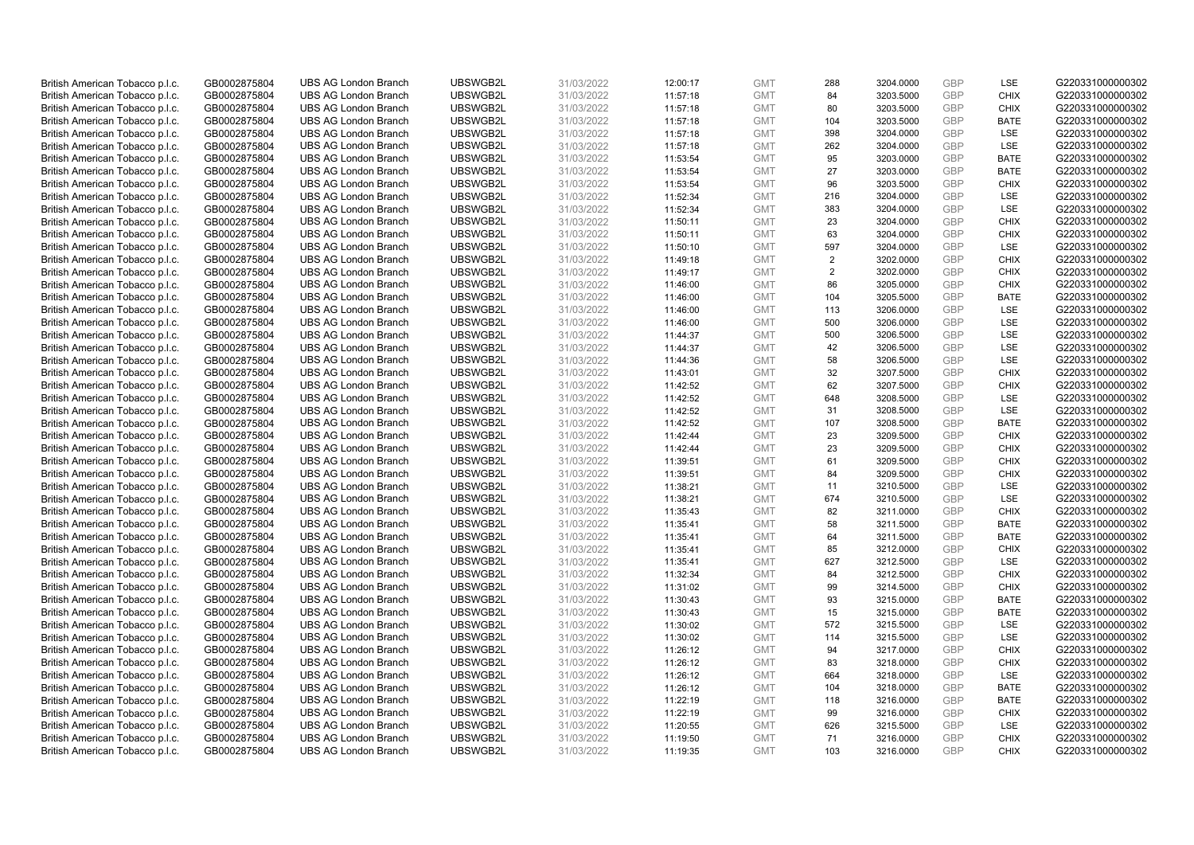| | | | | | | | | | | | |
|---|---|---|---|---|---|---|---|---|---|---|---|
| British American Tobacco p.l.c. | GB0002875804 | UBS AG London Branch | UBSWGB2L | 31/03/2022 | 12:00:17 | GMT | 288 | 3204.0000 | GBP | LSE | G220331000000302 |
| British American Tobacco p.l.c. | GB0002875804 | UBS AG London Branch | UBSWGB2L | 31/03/2022 | 11:57:18 | GMT | 84 | 3203.5000 | GBP | CHIX | G220331000000302 |
| British American Tobacco p.l.c. | GB0002875804 | UBS AG London Branch | UBSWGB2L | 31/03/2022 | 11:57:18 | GMT | 80 | 3203.5000 | GBP | CHIX | G220331000000302 |
| British American Tobacco p.l.c. | GB0002875804 | UBS AG London Branch | UBSWGB2L | 31/03/2022 | 11:57:18 | GMT | 104 | 3203.5000 | GBP | BATE | G220331000000302 |
| British American Tobacco p.l.c. | GB0002875804 | UBS AG London Branch | UBSWGB2L | 31/03/2022 | 11:57:18 | GMT | 398 | 3204.0000 | GBP | LSE | G220331000000302 |
| British American Tobacco p.l.c. | GB0002875804 | UBS AG London Branch | UBSWGB2L | 31/03/2022 | 11:57:18 | GMT | 262 | 3204.0000 | GBP | LSE | G220331000000302 |
| British American Tobacco p.l.c. | GB0002875804 | UBS AG London Branch | UBSWGB2L | 31/03/2022 | 11:53:54 | GMT | 95 | 3203.0000 | GBP | BATE | G220331000000302 |
| British American Tobacco p.l.c. | GB0002875804 | UBS AG London Branch | UBSWGB2L | 31/03/2022 | 11:53:54 | GMT | 27 | 3203.0000 | GBP | BATE | G220331000000302 |
| British American Tobacco p.l.c. | GB0002875804 | UBS AG London Branch | UBSWGB2L | 31/03/2022 | 11:53:54 | GMT | 96 | 3203.5000 | GBP | CHIX | G220331000000302 |
| British American Tobacco p.l.c. | GB0002875804 | UBS AG London Branch | UBSWGB2L | 31/03/2022 | 11:52:34 | GMT | 216 | 3204.0000 | GBP | LSE | G220331000000302 |
| British American Tobacco p.l.c. | GB0002875804 | UBS AG London Branch | UBSWGB2L | 31/03/2022 | 11:52:34 | GMT | 383 | 3204.0000 | GBP | LSE | G220331000000302 |
| British American Tobacco p.l.c. | GB0002875804 | UBS AG London Branch | UBSWGB2L | 31/03/2022 | 11:50:11 | GMT | 23 | 3204.0000 | GBP | CHIX | G220331000000302 |
| British American Tobacco p.l.c. | GB0002875804 | UBS AG London Branch | UBSWGB2L | 31/03/2022 | 11:50:11 | GMT | 63 | 3204.0000 | GBP | CHIX | G220331000000302 |
| British American Tobacco p.l.c. | GB0002875804 | UBS AG London Branch | UBSWGB2L | 31/03/2022 | 11:50:10 | GMT | 597 | 3204.0000 | GBP | LSE | G220331000000302 |
| British American Tobacco p.l.c. | GB0002875804 | UBS AG London Branch | UBSWGB2L | 31/03/2022 | 11:49:18 | GMT | 2 | 3202.0000 | GBP | CHIX | G220331000000302 |
| British American Tobacco p.l.c. | GB0002875804 | UBS AG London Branch | UBSWGB2L | 31/03/2022 | 11:49:17 | GMT | 2 | 3202.0000 | GBP | CHIX | G220331000000302 |
| British American Tobacco p.l.c. | GB0002875804 | UBS AG London Branch | UBSWGB2L | 31/03/2022 | 11:46:00 | GMT | 86 | 3205.0000 | GBP | CHIX | G220331000000302 |
| British American Tobacco p.l.c. | GB0002875804 | UBS AG London Branch | UBSWGB2L | 31/03/2022 | 11:46:00 | GMT | 104 | 3205.5000 | GBP | BATE | G220331000000302 |
| British American Tobacco p.l.c. | GB0002875804 | UBS AG London Branch | UBSWGB2L | 31/03/2022 | 11:46:00 | GMT | 113 | 3206.0000 | GBP | LSE | G220331000000302 |
| British American Tobacco p.l.c. | GB0002875804 | UBS AG London Branch | UBSWGB2L | 31/03/2022 | 11:46:00 | GMT | 500 | 3206.0000 | GBP | LSE | G220331000000302 |
| British American Tobacco p.l.c. | GB0002875804 | UBS AG London Branch | UBSWGB2L | 31/03/2022 | 11:44:37 | GMT | 500 | 3206.5000 | GBP | LSE | G220331000000302 |
| British American Tobacco p.l.c. | GB0002875804 | UBS AG London Branch | UBSWGB2L | 31/03/2022 | 11:44:37 | GMT | 42 | 3206.5000 | GBP | LSE | G220331000000302 |
| British American Tobacco p.l.c. | GB0002875804 | UBS AG London Branch | UBSWGB2L | 31/03/2022 | 11:44:36 | GMT | 58 | 3206.5000 | GBP | LSE | G220331000000302 |
| British American Tobacco p.l.c. | GB0002875804 | UBS AG London Branch | UBSWGB2L | 31/03/2022 | 11:43:01 | GMT | 32 | 3207.5000 | GBP | CHIX | G220331000000302 |
| British American Tobacco p.l.c. | GB0002875804 | UBS AG London Branch | UBSWGB2L | 31/03/2022 | 11:42:52 | GMT | 62 | 3207.5000 | GBP | CHIX | G220331000000302 |
| British American Tobacco p.l.c. | GB0002875804 | UBS AG London Branch | UBSWGB2L | 31/03/2022 | 11:42:52 | GMT | 648 | 3208.5000 | GBP | LSE | G220331000000302 |
| British American Tobacco p.l.c. | GB0002875804 | UBS AG London Branch | UBSWGB2L | 31/03/2022 | 11:42:52 | GMT | 31 | 3208.5000 | GBP | LSE | G220331000000302 |
| British American Tobacco p.l.c. | GB0002875804 | UBS AG London Branch | UBSWGB2L | 31/03/2022 | 11:42:52 | GMT | 107 | 3208.5000 | GBP | BATE | G220331000000302 |
| British American Tobacco p.l.c. | GB0002875804 | UBS AG London Branch | UBSWGB2L | 31/03/2022 | 11:42:44 | GMT | 23 | 3209.5000 | GBP | CHIX | G220331000000302 |
| British American Tobacco p.l.c. | GB0002875804 | UBS AG London Branch | UBSWGB2L | 31/03/2022 | 11:42:44 | GMT | 23 | 3209.5000 | GBP | CHIX | G220331000000302 |
| British American Tobacco p.l.c. | GB0002875804 | UBS AG London Branch | UBSWGB2L | 31/03/2022 | 11:39:51 | GMT | 61 | 3209.5000 | GBP | CHIX | G220331000000302 |
| British American Tobacco p.l.c. | GB0002875804 | UBS AG London Branch | UBSWGB2L | 31/03/2022 | 11:39:51 | GMT | 84 | 3209.5000 | GBP | CHIX | G220331000000302 |
| British American Tobacco p.l.c. | GB0002875804 | UBS AG London Branch | UBSWGB2L | 31/03/2022 | 11:38:21 | GMT | 11 | 3210.5000 | GBP | LSE | G220331000000302 |
| British American Tobacco p.l.c. | GB0002875804 | UBS AG London Branch | UBSWGB2L | 31/03/2022 | 11:38:21 | GMT | 674 | 3210.5000 | GBP | LSE | G220331000000302 |
| British American Tobacco p.l.c. | GB0002875804 | UBS AG London Branch | UBSWGB2L | 31/03/2022 | 11:35:43 | GMT | 82 | 3211.0000 | GBP | CHIX | G220331000000302 |
| British American Tobacco p.l.c. | GB0002875804 | UBS AG London Branch | UBSWGB2L | 31/03/2022 | 11:35:41 | GMT | 58 | 3211.5000 | GBP | BATE | G220331000000302 |
| British American Tobacco p.l.c. | GB0002875804 | UBS AG London Branch | UBSWGB2L | 31/03/2022 | 11:35:41 | GMT | 64 | 3211.5000 | GBP | BATE | G220331000000302 |
| British American Tobacco p.l.c. | GB0002875804 | UBS AG London Branch | UBSWGB2L | 31/03/2022 | 11:35:41 | GMT | 85 | 3212.0000 | GBP | CHIX | G220331000000302 |
| British American Tobacco p.l.c. | GB0002875804 | UBS AG London Branch | UBSWGB2L | 31/03/2022 | 11:35:41 | GMT | 627 | 3212.5000 | GBP | LSE | G220331000000302 |
| British American Tobacco p.l.c. | GB0002875804 | UBS AG London Branch | UBSWGB2L | 31/03/2022 | 11:32:34 | GMT | 84 | 3212.5000 | GBP | CHIX | G220331000000302 |
| British American Tobacco p.l.c. | GB0002875804 | UBS AG London Branch | UBSWGB2L | 31/03/2022 | 11:31:02 | GMT | 99 | 3214.5000 | GBP | CHIX | G220331000000302 |
| British American Tobacco p.l.c. | GB0002875804 | UBS AG London Branch | UBSWGB2L | 31/03/2022 | 11:30:43 | GMT | 93 | 3215.0000 | GBP | BATE | G220331000000302 |
| British American Tobacco p.l.c. | GB0002875804 | UBS AG London Branch | UBSWGB2L | 31/03/2022 | 11:30:43 | GMT | 15 | 3215.0000 | GBP | BATE | G220331000000302 |
| British American Tobacco p.l.c. | GB0002875804 | UBS AG London Branch | UBSWGB2L | 31/03/2022 | 11:30:02 | GMT | 572 | 3215.5000 | GBP | LSE | G220331000000302 |
| British American Tobacco p.l.c. | GB0002875804 | UBS AG London Branch | UBSWGB2L | 31/03/2022 | 11:30:02 | GMT | 114 | 3215.5000 | GBP | LSE | G220331000000302 |
| British American Tobacco p.l.c. | GB0002875804 | UBS AG London Branch | UBSWGB2L | 31/03/2022 | 11:26:12 | GMT | 94 | 3217.0000 | GBP | CHIX | G220331000000302 |
| British American Tobacco p.l.c. | GB0002875804 | UBS AG London Branch | UBSWGB2L | 31/03/2022 | 11:26:12 | GMT | 83 | 3218.0000 | GBP | CHIX | G220331000000302 |
| British American Tobacco p.l.c. | GB0002875804 | UBS AG London Branch | UBSWGB2L | 31/03/2022 | 11:26:12 | GMT | 664 | 3218.0000 | GBP | LSE | G220331000000302 |
| British American Tobacco p.l.c. | GB0002875804 | UBS AG London Branch | UBSWGB2L | 31/03/2022 | 11:26:12 | GMT | 104 | 3218.0000 | GBP | BATE | G220331000000302 |
| British American Tobacco p.l.c. | GB0002875804 | UBS AG London Branch | UBSWGB2L | 31/03/2022 | 11:22:19 | GMT | 118 | 3216.0000 | GBP | BATE | G220331000000302 |
| British American Tobacco p.l.c. | GB0002875804 | UBS AG London Branch | UBSWGB2L | 31/03/2022 | 11:22:19 | GMT | 99 | 3216.0000 | GBP | CHIX | G220331000000302 |
| British American Tobacco p.l.c. | GB0002875804 | UBS AG London Branch | UBSWGB2L | 31/03/2022 | 11:20:55 | GMT | 626 | 3215.5000 | GBP | LSE | G220331000000302 |
| British American Tobacco p.l.c. | GB0002875804 | UBS AG London Branch | UBSWGB2L | 31/03/2022 | 11:19:50 | GMT | 71 | 3216.0000 | GBP | CHIX | G220331000000302 |
| British American Tobacco p.l.c. | GB0002875804 | UBS AG London Branch | UBSWGB2L | 31/03/2022 | 11:19:35 | GMT | 103 | 3216.0000 | GBP | CHIX | G220331000000302 |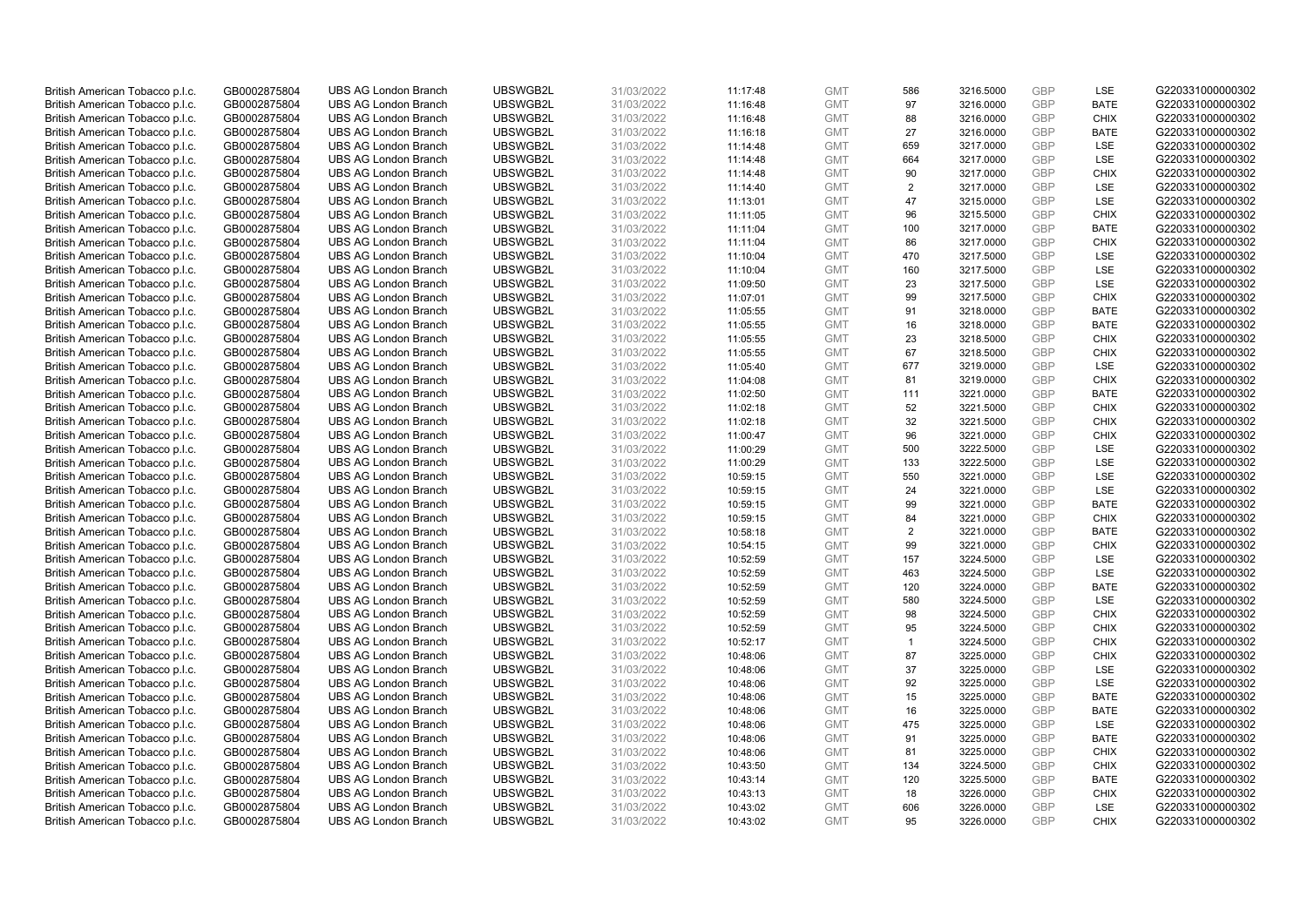| | | | | | | | | | | | |
|---|---|---|---|---|---|---|---|---|---|---|---|
| British American Tobacco p.l.c. | GB0002875804 | UBS AG London Branch | UBSWGB2L | 31/03/2022 | 11:17:48 | GMT | 586 | 3216.5000 | GBP | LSE | G220331000000302 |
| British American Tobacco p.l.c. | GB0002875804 | UBS AG London Branch | UBSWGB2L | 31/03/2022 | 11:16:48 | GMT | 97 | 3216.0000 | GBP | BATE | G220331000000302 |
| British American Tobacco p.l.c. | GB0002875804 | UBS AG London Branch | UBSWGB2L | 31/03/2022 | 11:16:48 | GMT | 88 | 3216.0000 | GBP | CHIX | G220331000000302 |
| British American Tobacco p.l.c. | GB0002875804 | UBS AG London Branch | UBSWGB2L | 31/03/2022 | 11:16:18 | GMT | 27 | 3216.0000 | GBP | BATE | G220331000000302 |
| British American Tobacco p.l.c. | GB0002875804 | UBS AG London Branch | UBSWGB2L | 31/03/2022 | 11:14:48 | GMT | 659 | 3217.0000 | GBP | LSE | G220331000000302 |
| British American Tobacco p.l.c. | GB0002875804 | UBS AG London Branch | UBSWGB2L | 31/03/2022 | 11:14:48 | GMT | 664 | 3217.0000 | GBP | LSE | G220331000000302 |
| British American Tobacco p.l.c. | GB0002875804 | UBS AG London Branch | UBSWGB2L | 31/03/2022 | 11:14:48 | GMT | 90 | 3217.0000 | GBP | CHIX | G220331000000302 |
| British American Tobacco p.l.c. | GB0002875804 | UBS AG London Branch | UBSWGB2L | 31/03/2022 | 11:14:40 | GMT | 2 | 3217.0000 | GBP | LSE | G220331000000302 |
| British American Tobacco p.l.c. | GB0002875804 | UBS AG London Branch | UBSWGB2L | 31/03/2022 | 11:13:01 | GMT | 47 | 3215.0000 | GBP | LSE | G220331000000302 |
| British American Tobacco p.l.c. | GB0002875804 | UBS AG London Branch | UBSWGB2L | 31/03/2022 | 11:11:05 | GMT | 96 | 3215.5000 | GBP | CHIX | G220331000000302 |
| British American Tobacco p.l.c. | GB0002875804 | UBS AG London Branch | UBSWGB2L | 31/03/2022 | 11:11:04 | GMT | 100 | 3217.0000 | GBP | BATE | G220331000000302 |
| British American Tobacco p.l.c. | GB0002875804 | UBS AG London Branch | UBSWGB2L | 31/03/2022 | 11:11:04 | GMT | 86 | 3217.0000 | GBP | CHIX | G220331000000302 |
| British American Tobacco p.l.c. | GB0002875804 | UBS AG London Branch | UBSWGB2L | 31/03/2022 | 11:10:04 | GMT | 470 | 3217.5000 | GBP | LSE | G220331000000302 |
| British American Tobacco p.l.c. | GB0002875804 | UBS AG London Branch | UBSWGB2L | 31/03/2022 | 11:10:04 | GMT | 160 | 3217.5000 | GBP | LSE | G220331000000302 |
| British American Tobacco p.l.c. | GB0002875804 | UBS AG London Branch | UBSWGB2L | 31/03/2022 | 11:09:50 | GMT | 23 | 3217.5000 | GBP | LSE | G220331000000302 |
| British American Tobacco p.l.c. | GB0002875804 | UBS AG London Branch | UBSWGB2L | 31/03/2022 | 11:07:01 | GMT | 99 | 3217.5000 | GBP | CHIX | G220331000000302 |
| British American Tobacco p.l.c. | GB0002875804 | UBS AG London Branch | UBSWGB2L | 31/03/2022 | 11:05:55 | GMT | 91 | 3218.0000 | GBP | BATE | G220331000000302 |
| British American Tobacco p.l.c. | GB0002875804 | UBS AG London Branch | UBSWGB2L | 31/03/2022 | 11:05:55 | GMT | 16 | 3218.0000 | GBP | BATE | G220331000000302 |
| British American Tobacco p.l.c. | GB0002875804 | UBS AG London Branch | UBSWGB2L | 31/03/2022 | 11:05:55 | GMT | 23 | 3218.5000 | GBP | CHIX | G220331000000302 |
| British American Tobacco p.l.c. | GB0002875804 | UBS AG London Branch | UBSWGB2L | 31/03/2022 | 11:05:55 | GMT | 67 | 3218.5000 | GBP | CHIX | G220331000000302 |
| British American Tobacco p.l.c. | GB0002875804 | UBS AG London Branch | UBSWGB2L | 31/03/2022 | 11:05:40 | GMT | 677 | 3219.0000 | GBP | LSE | G220331000000302 |
| British American Tobacco p.l.c. | GB0002875804 | UBS AG London Branch | UBSWGB2L | 31/03/2022 | 11:04:08 | GMT | 81 | 3219.0000 | GBP | CHIX | G220331000000302 |
| British American Tobacco p.l.c. | GB0002875804 | UBS AG London Branch | UBSWGB2L | 31/03/2022 | 11:02:50 | GMT | 111 | 3221.0000 | GBP | BATE | G220331000000302 |
| British American Tobacco p.l.c. | GB0002875804 | UBS AG London Branch | UBSWGB2L | 31/03/2022 | 11:02:18 | GMT | 52 | 3221.5000 | GBP | CHIX | G220331000000302 |
| British American Tobacco p.l.c. | GB0002875804 | UBS AG London Branch | UBSWGB2L | 31/03/2022 | 11:02:18 | GMT | 32 | 3221.5000 | GBP | CHIX | G220331000000302 |
| British American Tobacco p.l.c. | GB0002875804 | UBS AG London Branch | UBSWGB2L | 31/03/2022 | 11:00:47 | GMT | 96 | 3221.0000 | GBP | CHIX | G220331000000302 |
| British American Tobacco p.l.c. | GB0002875804 | UBS AG London Branch | UBSWGB2L | 31/03/2022 | 11:00:29 | GMT | 500 | 3222.5000 | GBP | LSE | G220331000000302 |
| British American Tobacco p.l.c. | GB0002875804 | UBS AG London Branch | UBSWGB2L | 31/03/2022 | 11:00:29 | GMT | 133 | 3222.5000 | GBP | LSE | G220331000000302 |
| British American Tobacco p.l.c. | GB0002875804 | UBS AG London Branch | UBSWGB2L | 31/03/2022 | 10:59:15 | GMT | 550 | 3221.0000 | GBP | LSE | G220331000000302 |
| British American Tobacco p.l.c. | GB0002875804 | UBS AG London Branch | UBSWGB2L | 31/03/2022 | 10:59:15 | GMT | 24 | 3221.0000 | GBP | LSE | G220331000000302 |
| British American Tobacco p.l.c. | GB0002875804 | UBS AG London Branch | UBSWGB2L | 31/03/2022 | 10:59:15 | GMT | 99 | 3221.0000 | GBP | BATE | G220331000000302 |
| British American Tobacco p.l.c. | GB0002875804 | UBS AG London Branch | UBSWGB2L | 31/03/2022 | 10:59:15 | GMT | 84 | 3221.0000 | GBP | CHIX | G220331000000302 |
| British American Tobacco p.l.c. | GB0002875804 | UBS AG London Branch | UBSWGB2L | 31/03/2022 | 10:58:18 | GMT | 2 | 3221.0000 | GBP | BATE | G220331000000302 |
| British American Tobacco p.l.c. | GB0002875804 | UBS AG London Branch | UBSWGB2L | 31/03/2022 | 10:54:15 | GMT | 99 | 3221.0000 | GBP | CHIX | G220331000000302 |
| British American Tobacco p.l.c. | GB0002875804 | UBS AG London Branch | UBSWGB2L | 31/03/2022 | 10:52:59 | GMT | 157 | 3224.5000 | GBP | LSE | G220331000000302 |
| British American Tobacco p.l.c. | GB0002875804 | UBS AG London Branch | UBSWGB2L | 31/03/2022 | 10:52:59 | GMT | 463 | 3224.5000 | GBP | LSE | G220331000000302 |
| British American Tobacco p.l.c. | GB0002875804 | UBS AG London Branch | UBSWGB2L | 31/03/2022 | 10:52:59 | GMT | 120 | 3224.0000 | GBP | BATE | G220331000000302 |
| British American Tobacco p.l.c. | GB0002875804 | UBS AG London Branch | UBSWGB2L | 31/03/2022 | 10:52:59 | GMT | 580 | 3224.5000 | GBP | LSE | G220331000000302 |
| British American Tobacco p.l.c. | GB0002875804 | UBS AG London Branch | UBSWGB2L | 31/03/2022 | 10:52:59 | GMT | 98 | 3224.5000 | GBP | CHIX | G220331000000302 |
| British American Tobacco p.l.c. | GB0002875804 | UBS AG London Branch | UBSWGB2L | 31/03/2022 | 10:52:59 | GMT | 95 | 3224.5000 | GBP | CHIX | G220331000000302 |
| British American Tobacco p.l.c. | GB0002875804 | UBS AG London Branch | UBSWGB2L | 31/03/2022 | 10:52:17 | GMT | 1 | 3224.5000 | GBP | CHIX | G220331000000302 |
| British American Tobacco p.l.c. | GB0002875804 | UBS AG London Branch | UBSWGB2L | 31/03/2022 | 10:48:06 | GMT | 87 | 3225.0000 | GBP | CHIX | G220331000000302 |
| British American Tobacco p.l.c. | GB0002875804 | UBS AG London Branch | UBSWGB2L | 31/03/2022 | 10:48:06 | GMT | 37 | 3225.0000 | GBP | LSE | G220331000000302 |
| British American Tobacco p.l.c. | GB0002875804 | UBS AG London Branch | UBSWGB2L | 31/03/2022 | 10:48:06 | GMT | 92 | 3225.0000 | GBP | LSE | G220331000000302 |
| British American Tobacco p.l.c. | GB0002875804 | UBS AG London Branch | UBSWGB2L | 31/03/2022 | 10:48:06 | GMT | 15 | 3225.0000 | GBP | BATE | G220331000000302 |
| British American Tobacco p.l.c. | GB0002875804 | UBS AG London Branch | UBSWGB2L | 31/03/2022 | 10:48:06 | GMT | 16 | 3225.0000 | GBP | BATE | G220331000000302 |
| British American Tobacco p.l.c. | GB0002875804 | UBS AG London Branch | UBSWGB2L | 31/03/2022 | 10:48:06 | GMT | 475 | 3225.0000 | GBP | LSE | G220331000000302 |
| British American Tobacco p.l.c. | GB0002875804 | UBS AG London Branch | UBSWGB2L | 31/03/2022 | 10:48:06 | GMT | 91 | 3225.0000 | GBP | BATE | G220331000000302 |
| British American Tobacco p.l.c. | GB0002875804 | UBS AG London Branch | UBSWGB2L | 31/03/2022 | 10:48:06 | GMT | 81 | 3225.0000 | GBP | CHIX | G220331000000302 |
| British American Tobacco p.l.c. | GB0002875804 | UBS AG London Branch | UBSWGB2L | 31/03/2022 | 10:43:50 | GMT | 134 | 3224.5000 | GBP | CHIX | G220331000000302 |
| British American Tobacco p.l.c. | GB0002875804 | UBS AG London Branch | UBSWGB2L | 31/03/2022 | 10:43:14 | GMT | 120 | 3225.5000 | GBP | BATE | G220331000000302 |
| British American Tobacco p.l.c. | GB0002875804 | UBS AG London Branch | UBSWGB2L | 31/03/2022 | 10:43:13 | GMT | 18 | 3226.0000 | GBP | CHIX | G220331000000302 |
| British American Tobacco p.l.c. | GB0002875804 | UBS AG London Branch | UBSWGB2L | 31/03/2022 | 10:43:02 | GMT | 606 | 3226.0000 | GBP | LSE | G220331000000302 |
| British American Tobacco p.l.c. | GB0002875804 | UBS AG London Branch | UBSWGB2L | 31/03/2022 | 10:43:02 | GMT | 95 | 3226.0000 | GBP | CHIX | G220331000000302 |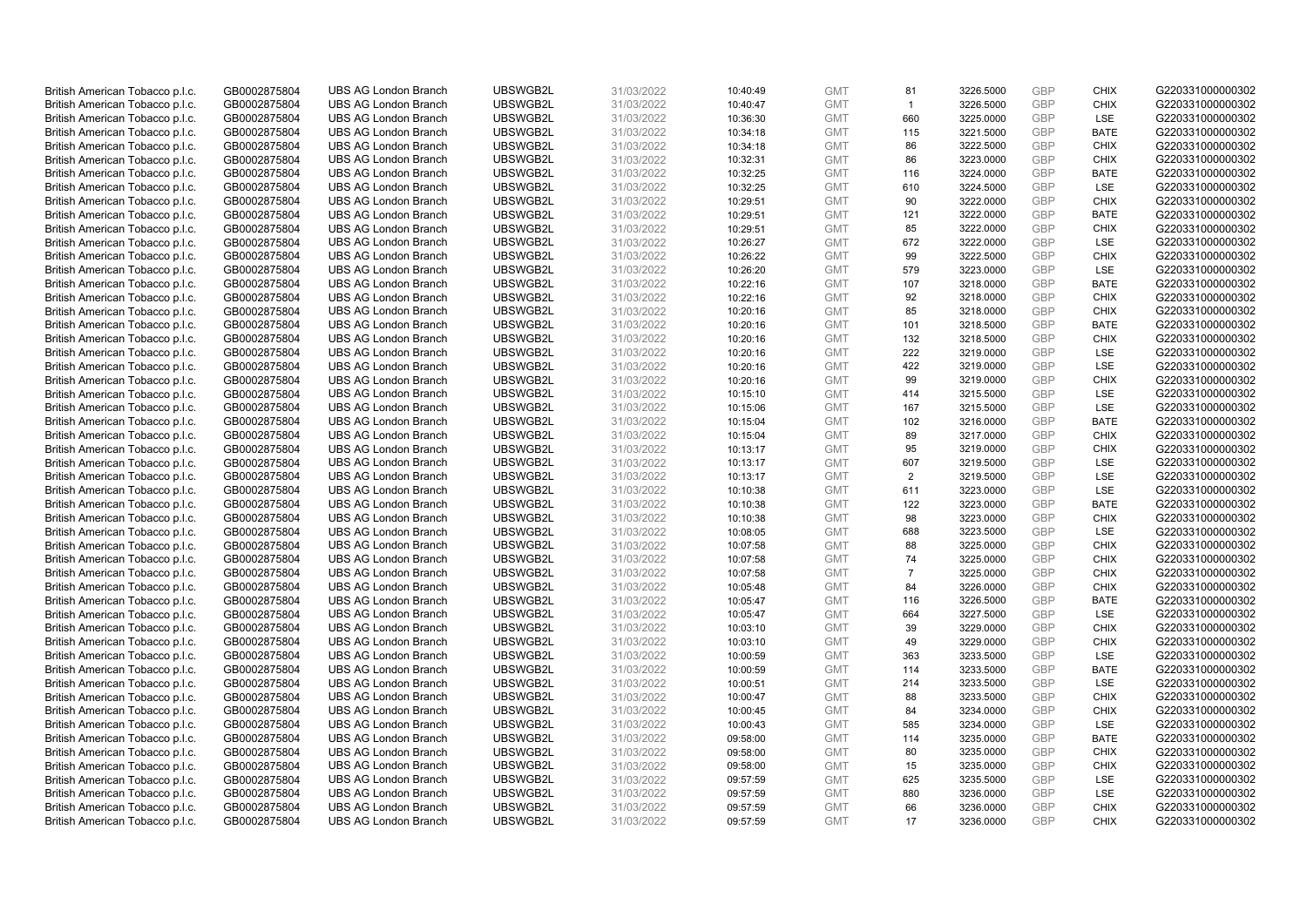| | | | | | | | | | | | |
|---|---|---|---|---|---|---|---|---|---|---|---|
| British American Tobacco p.l.c. | GB0002875804 | UBS AG London Branch | UBSWGB2L | 31/03/2022 | 10:40:49 | GMT | 81 | 3226.5000 | GBP | CHIX | G220331000000302 |
| British American Tobacco p.l.c. | GB0002875804 | UBS AG London Branch | UBSWGB2L | 31/03/2022 | 10:40:47 | GMT | 1 | 3226.5000 | GBP | CHIX | G220331000000302 |
| British American Tobacco p.l.c. | GB0002875804 | UBS AG London Branch | UBSWGB2L | 31/03/2022 | 10:36:30 | GMT | 660 | 3225.0000 | GBP | LSE | G220331000000302 |
| British American Tobacco p.l.c. | GB0002875804 | UBS AG London Branch | UBSWGB2L | 31/03/2022 | 10:34:18 | GMT | 115 | 3221.5000 | GBP | BATE | G220331000000302 |
| British American Tobacco p.l.c. | GB0002875804 | UBS AG London Branch | UBSWGB2L | 31/03/2022 | 10:34:18 | GMT | 86 | 3222.5000 | GBP | CHIX | G220331000000302 |
| British American Tobacco p.l.c. | GB0002875804 | UBS AG London Branch | UBSWGB2L | 31/03/2022 | 10:32:31 | GMT | 86 | 3223.0000 | GBP | CHIX | G220331000000302 |
| British American Tobacco p.l.c. | GB0002875804 | UBS AG London Branch | UBSWGB2L | 31/03/2022 | 10:32:25 | GMT | 116 | 3224.0000 | GBP | BATE | G220331000000302 |
| British American Tobacco p.l.c. | GB0002875804 | UBS AG London Branch | UBSWGB2L | 31/03/2022 | 10:32:25 | GMT | 610 | 3224.5000 | GBP | LSE | G220331000000302 |
| British American Tobacco p.l.c. | GB0002875804 | UBS AG London Branch | UBSWGB2L | 31/03/2022 | 10:29:51 | GMT | 90 | 3222.0000 | GBP | CHIX | G220331000000302 |
| British American Tobacco p.l.c. | GB0002875804 | UBS AG London Branch | UBSWGB2L | 31/03/2022 | 10:29:51 | GMT | 121 | 3222.0000 | GBP | BATE | G220331000000302 |
| British American Tobacco p.l.c. | GB0002875804 | UBS AG London Branch | UBSWGB2L | 31/03/2022 | 10:29:51 | GMT | 85 | 3222.0000 | GBP | CHIX | G220331000000302 |
| British American Tobacco p.l.c. | GB0002875804 | UBS AG London Branch | UBSWGB2L | 31/03/2022 | 10:26:27 | GMT | 672 | 3222.0000 | GBP | LSE | G220331000000302 |
| British American Tobacco p.l.c. | GB0002875804 | UBS AG London Branch | UBSWGB2L | 31/03/2022 | 10:26:22 | GMT | 99 | 3222.5000 | GBP | CHIX | G220331000000302 |
| British American Tobacco p.l.c. | GB0002875804 | UBS AG London Branch | UBSWGB2L | 31/03/2022 | 10:26:20 | GMT | 579 | 3223.0000 | GBP | LSE | G220331000000302 |
| British American Tobacco p.l.c. | GB0002875804 | UBS AG London Branch | UBSWGB2L | 31/03/2022 | 10:22:16 | GMT | 107 | 3218.0000 | GBP | BATE | G220331000000302 |
| British American Tobacco p.l.c. | GB0002875804 | UBS AG London Branch | UBSWGB2L | 31/03/2022 | 10:22:16 | GMT | 92 | 3218.0000 | GBP | CHIX | G220331000000302 |
| British American Tobacco p.l.c. | GB0002875804 | UBS AG London Branch | UBSWGB2L | 31/03/2022 | 10:20:16 | GMT | 85 | 3218.0000 | GBP | CHIX | G220331000000302 |
| British American Tobacco p.l.c. | GB0002875804 | UBS AG London Branch | UBSWGB2L | 31/03/2022 | 10:20:16 | GMT | 101 | 3218.5000 | GBP | BATE | G220331000000302 |
| British American Tobacco p.l.c. | GB0002875804 | UBS AG London Branch | UBSWGB2L | 31/03/2022 | 10:20:16 | GMT | 132 | 3218.5000 | GBP | CHIX | G220331000000302 |
| British American Tobacco p.l.c. | GB0002875804 | UBS AG London Branch | UBSWGB2L | 31/03/2022 | 10:20:16 | GMT | 222 | 3219.0000 | GBP | LSE | G220331000000302 |
| British American Tobacco p.l.c. | GB0002875804 | UBS AG London Branch | UBSWGB2L | 31/03/2022 | 10:20:16 | GMT | 422 | 3219.0000 | GBP | LSE | G220331000000302 |
| British American Tobacco p.l.c. | GB0002875804 | UBS AG London Branch | UBSWGB2L | 31/03/2022 | 10:20:16 | GMT | 99 | 3219.0000 | GBP | CHIX | G220331000000302 |
| British American Tobacco p.l.c. | GB0002875804 | UBS AG London Branch | UBSWGB2L | 31/03/2022 | 10:15:10 | GMT | 414 | 3215.5000 | GBP | LSE | G220331000000302 |
| British American Tobacco p.l.c. | GB0002875804 | UBS AG London Branch | UBSWGB2L | 31/03/2022 | 10:15:06 | GMT | 167 | 3215.5000 | GBP | LSE | G220331000000302 |
| British American Tobacco p.l.c. | GB0002875804 | UBS AG London Branch | UBSWGB2L | 31/03/2022 | 10:15:04 | GMT | 102 | 3216.0000 | GBP | BATE | G220331000000302 |
| British American Tobacco p.l.c. | GB0002875804 | UBS AG London Branch | UBSWGB2L | 31/03/2022 | 10:15:04 | GMT | 89 | 3217.0000 | GBP | CHIX | G220331000000302 |
| British American Tobacco p.l.c. | GB0002875804 | UBS AG London Branch | UBSWGB2L | 31/03/2022 | 10:13:17 | GMT | 95 | 3219.0000 | GBP | CHIX | G220331000000302 |
| British American Tobacco p.l.c. | GB0002875804 | UBS AG London Branch | UBSWGB2L | 31/03/2022 | 10:13:17 | GMT | 607 | 3219.5000 | GBP | LSE | G220331000000302 |
| British American Tobacco p.l.c. | GB0002875804 | UBS AG London Branch | UBSWGB2L | 31/03/2022 | 10:13:17 | GMT | 2 | 3219.5000 | GBP | LSE | G220331000000302 |
| British American Tobacco p.l.c. | GB0002875804 | UBS AG London Branch | UBSWGB2L | 31/03/2022 | 10:10:38 | GMT | 611 | 3223.0000 | GBP | LSE | G220331000000302 |
| British American Tobacco p.l.c. | GB0002875804 | UBS AG London Branch | UBSWGB2L | 31/03/2022 | 10:10:38 | GMT | 122 | 3223.0000 | GBP | BATE | G220331000000302 |
| British American Tobacco p.l.c. | GB0002875804 | UBS AG London Branch | UBSWGB2L | 31/03/2022 | 10:10:38 | GMT | 98 | 3223.0000 | GBP | CHIX | G220331000000302 |
| British American Tobacco p.l.c. | GB0002875804 | UBS AG London Branch | UBSWGB2L | 31/03/2022 | 10:08:05 | GMT | 688 | 3223.5000 | GBP | LSE | G220331000000302 |
| British American Tobacco p.l.c. | GB0002875804 | UBS AG London Branch | UBSWGB2L | 31/03/2022 | 10:07:58 | GMT | 88 | 3225.0000 | GBP | CHIX | G220331000000302 |
| British American Tobacco p.l.c. | GB0002875804 | UBS AG London Branch | UBSWGB2L | 31/03/2022 | 10:07:58 | GMT | 74 | 3225.0000 | GBP | CHIX | G220331000000302 |
| British American Tobacco p.l.c. | GB0002875804 | UBS AG London Branch | UBSWGB2L | 31/03/2022 | 10:07:58 | GMT | 7 | 3225.0000 | GBP | CHIX | G220331000000302 |
| British American Tobacco p.l.c. | GB0002875804 | UBS AG London Branch | UBSWGB2L | 31/03/2022 | 10:05:48 | GMT | 84 | 3226.0000 | GBP | CHIX | G220331000000302 |
| British American Tobacco p.l.c. | GB0002875804 | UBS AG London Branch | UBSWGB2L | 31/03/2022 | 10:05:47 | GMT | 116 | 3226.5000 | GBP | BATE | G220331000000302 |
| British American Tobacco p.l.c. | GB0002875804 | UBS AG London Branch | UBSWGB2L | 31/03/2022 | 10:05:47 | GMT | 664 | 3227.5000 | GBP | LSE | G220331000000302 |
| British American Tobacco p.l.c. | GB0002875804 | UBS AG London Branch | UBSWGB2L | 31/03/2022 | 10:03:10 | GMT | 39 | 3229.0000 | GBP | CHIX | G220331000000302 |
| British American Tobacco p.l.c. | GB0002875804 | UBS AG London Branch | UBSWGB2L | 31/03/2022 | 10:03:10 | GMT | 49 | 3229.0000 | GBP | CHIX | G220331000000302 |
| British American Tobacco p.l.c. | GB0002875804 | UBS AG London Branch | UBSWGB2L | 31/03/2022 | 10:00:59 | GMT | 363 | 3233.5000 | GBP | LSE | G220331000000302 |
| British American Tobacco p.l.c. | GB0002875804 | UBS AG London Branch | UBSWGB2L | 31/03/2022 | 10:00:59 | GMT | 114 | 3233.5000 | GBP | BATE | G220331000000302 |
| British American Tobacco p.l.c. | GB0002875804 | UBS AG London Branch | UBSWGB2L | 31/03/2022 | 10:00:51 | GMT | 214 | 3233.5000 | GBP | LSE | G220331000000302 |
| British American Tobacco p.l.c. | GB0002875804 | UBS AG London Branch | UBSWGB2L | 31/03/2022 | 10:00:47 | GMT | 88 | 3233.5000 | GBP | CHIX | G220331000000302 |
| British American Tobacco p.l.c. | GB0002875804 | UBS AG London Branch | UBSWGB2L | 31/03/2022 | 10:00:45 | GMT | 84 | 3234.0000 | GBP | CHIX | G220331000000302 |
| British American Tobacco p.l.c. | GB0002875804 | UBS AG London Branch | UBSWGB2L | 31/03/2022 | 10:00:43 | GMT | 585 | 3234.0000 | GBP | LSE | G220331000000302 |
| British American Tobacco p.l.c. | GB0002875804 | UBS AG London Branch | UBSWGB2L | 31/03/2022 | 09:58:00 | GMT | 114 | 3235.0000 | GBP | BATE | G220331000000302 |
| British American Tobacco p.l.c. | GB0002875804 | UBS AG London Branch | UBSWGB2L | 31/03/2022 | 09:58:00 | GMT | 80 | 3235.0000 | GBP | CHIX | G220331000000302 |
| British American Tobacco p.l.c. | GB0002875804 | UBS AG London Branch | UBSWGB2L | 31/03/2022 | 09:58:00 | GMT | 15 | 3235.0000 | GBP | CHIX | G220331000000302 |
| British American Tobacco p.l.c. | GB0002875804 | UBS AG London Branch | UBSWGB2L | 31/03/2022 | 09:57:59 | GMT | 625 | 3235.5000 | GBP | LSE | G220331000000302 |
| British American Tobacco p.l.c. | GB0002875804 | UBS AG London Branch | UBSWGB2L | 31/03/2022 | 09:57:59 | GMT | 880 | 3236.0000 | GBP | LSE | G220331000000302 |
| British American Tobacco p.l.c. | GB0002875804 | UBS AG London Branch | UBSWGB2L | 31/03/2022 | 09:57:59 | GMT | 66 | 3236.0000 | GBP | CHIX | G220331000000302 |
| British American Tobacco p.l.c. | GB0002875804 | UBS AG London Branch | UBSWGB2L | 31/03/2022 | 09:57:59 | GMT | 17 | 3236.0000 | GBP | CHIX | G220331000000302 |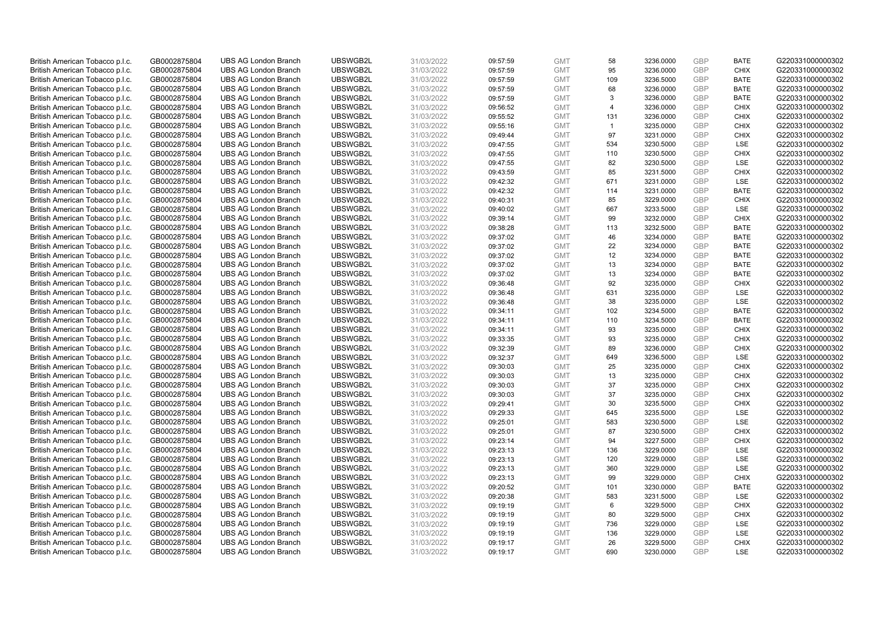| British American Tobacco p.l.c. | GB0002875804 | UBS AG London Branch | UBSWGB2L | 31/03/2022 | 09:57:59 | GMT | 58 | 3236.0000 | GBP | BATE | G220331000000302 |
|---|---|---|---|---|---|---|---|---|---|---|---|
| British American Tobacco p.l.c. | GB0002875804 | UBS AG London Branch | UBSWGB2L | 31/03/2022 | 09:57:59 | GMT | 95 | 3236.0000 | GBP | CHIX | G220331000000302 |
| British American Tobacco p.l.c. | GB0002875804 | UBS AG London Branch | UBSWGB2L | 31/03/2022 | 09:57:59 | GMT | 109 | 3236.5000 | GBP | BATE | G220331000000302 |
| British American Tobacco p.l.c. | GB0002875804 | UBS AG London Branch | UBSWGB2L | 31/03/2022 | 09:57:59 | GMT | 68 | 3236.0000 | GBP | BATE | G220331000000302 |
| British American Tobacco p.l.c. | GB0002875804 | UBS AG London Branch | UBSWGB2L | 31/03/2022 | 09:57:59 | GMT | 3 | 3236.0000 | GBP | BATE | G220331000000302 |
| British American Tobacco p.l.c. | GB0002875804 | UBS AG London Branch | UBSWGB2L | 31/03/2022 | 09:56:52 | GMT | 4 | 3236.0000 | GBP | CHIX | G220331000000302 |
| British American Tobacco p.l.c. | GB0002875804 | UBS AG London Branch | UBSWGB2L | 31/03/2022 | 09:55:52 | GMT | 131 | 3236.0000 | GBP | CHIX | G220331000000302 |
| British American Tobacco p.l.c. | GB0002875804 | UBS AG London Branch | UBSWGB2L | 31/03/2022 | 09:55:16 | GMT | 1 | 3235.0000 | GBP | CHIX | G220331000000302 |
| British American Tobacco p.l.c. | GB0002875804 | UBS AG London Branch | UBSWGB2L | 31/03/2022 | 09:49:44 | GMT | 97 | 3231.0000 | GBP | CHIX | G220331000000302 |
| British American Tobacco p.l.c. | GB0002875804 | UBS AG London Branch | UBSWGB2L | 31/03/2022 | 09:47:55 | GMT | 534 | 3230.5000 | GBP | LSE | G220331000000302 |
| British American Tobacco p.l.c. | GB0002875804 | UBS AG London Branch | UBSWGB2L | 31/03/2022 | 09:47:55 | GMT | 110 | 3230.5000 | GBP | CHIX | G220331000000302 |
| British American Tobacco p.l.c. | GB0002875804 | UBS AG London Branch | UBSWGB2L | 31/03/2022 | 09:47:55 | GMT | 82 | 3230.5000 | GBP | LSE | G220331000000302 |
| British American Tobacco p.l.c. | GB0002875804 | UBS AG London Branch | UBSWGB2L | 31/03/2022 | 09:43:59 | GMT | 85 | 3231.5000 | GBP | CHIX | G220331000000302 |
| British American Tobacco p.l.c. | GB0002875804 | UBS AG London Branch | UBSWGB2L | 31/03/2022 | 09:42:32 | GMT | 671 | 3231.0000 | GBP | LSE | G220331000000302 |
| British American Tobacco p.l.c. | GB0002875804 | UBS AG London Branch | UBSWGB2L | 31/03/2022 | 09:42:32 | GMT | 114 | 3231.0000 | GBP | BATE | G220331000000302 |
| British American Tobacco p.l.c. | GB0002875804 | UBS AG London Branch | UBSWGB2L | 31/03/2022 | 09:40:31 | GMT | 85 | 3229.0000 | GBP | CHIX | G220331000000302 |
| British American Tobacco p.l.c. | GB0002875804 | UBS AG London Branch | UBSWGB2L | 31/03/2022 | 09:40:02 | GMT | 667 | 3233.5000 | GBP | LSE | G220331000000302 |
| British American Tobacco p.l.c. | GB0002875804 | UBS AG London Branch | UBSWGB2L | 31/03/2022 | 09:39:14 | GMT | 99 | 3232.0000 | GBP | CHIX | G220331000000302 |
| British American Tobacco p.l.c. | GB0002875804 | UBS AG London Branch | UBSWGB2L | 31/03/2022 | 09:38:28 | GMT | 113 | 3232.5000 | GBP | BATE | G220331000000302 |
| British American Tobacco p.l.c. | GB0002875804 | UBS AG London Branch | UBSWGB2L | 31/03/2022 | 09:37:02 | GMT | 46 | 3234.0000 | GBP | BATE | G220331000000302 |
| British American Tobacco p.l.c. | GB0002875804 | UBS AG London Branch | UBSWGB2L | 31/03/2022 | 09:37:02 | GMT | 22 | 3234.0000 | GBP | BATE | G220331000000302 |
| British American Tobacco p.l.c. | GB0002875804 | UBS AG London Branch | UBSWGB2L | 31/03/2022 | 09:37:02 | GMT | 12 | 3234.0000 | GBP | BATE | G220331000000302 |
| British American Tobacco p.l.c. | GB0002875804 | UBS AG London Branch | UBSWGB2L | 31/03/2022 | 09:37:02 | GMT | 13 | 3234.0000 | GBP | BATE | G220331000000302 |
| British American Tobacco p.l.c. | GB0002875804 | UBS AG London Branch | UBSWGB2L | 31/03/2022 | 09:37:02 | GMT | 13 | 3234.0000 | GBP | BATE | G220331000000302 |
| British American Tobacco p.l.c. | GB0002875804 | UBS AG London Branch | UBSWGB2L | 31/03/2022 | 09:36:48 | GMT | 92 | 3235.0000 | GBP | CHIX | G220331000000302 |
| British American Tobacco p.l.c. | GB0002875804 | UBS AG London Branch | UBSWGB2L | 31/03/2022 | 09:36:48 | GMT | 631 | 3235.0000 | GBP | LSE | G220331000000302 |
| British American Tobacco p.l.c. | GB0002875804 | UBS AG London Branch | UBSWGB2L | 31/03/2022 | 09:36:48 | GMT | 38 | 3235.0000 | GBP | LSE | G220331000000302 |
| British American Tobacco p.l.c. | GB0002875804 | UBS AG London Branch | UBSWGB2L | 31/03/2022 | 09:34:11 | GMT | 102 | 3234.5000 | GBP | BATE | G220331000000302 |
| British American Tobacco p.l.c. | GB0002875804 | UBS AG London Branch | UBSWGB2L | 31/03/2022 | 09:34:11 | GMT | 110 | 3234.5000 | GBP | BATE | G220331000000302 |
| British American Tobacco p.l.c. | GB0002875804 | UBS AG London Branch | UBSWGB2L | 31/03/2022 | 09:34:11 | GMT | 93 | 3235.0000 | GBP | CHIX | G220331000000302 |
| British American Tobacco p.l.c. | GB0002875804 | UBS AG London Branch | UBSWGB2L | 31/03/2022 | 09:33:35 | GMT | 93 | 3235.0000 | GBP | CHIX | G220331000000302 |
| British American Tobacco p.l.c. | GB0002875804 | UBS AG London Branch | UBSWGB2L | 31/03/2022 | 09:32:39 | GMT | 89 | 3236.0000 | GBP | CHIX | G220331000000302 |
| British American Tobacco p.l.c. | GB0002875804 | UBS AG London Branch | UBSWGB2L | 31/03/2022 | 09:32:37 | GMT | 649 | 3236.5000 | GBP | LSE | G220331000000302 |
| British American Tobacco p.l.c. | GB0002875804 | UBS AG London Branch | UBSWGB2L | 31/03/2022 | 09:30:03 | GMT | 25 | 3235.0000 | GBP | CHIX | G220331000000302 |
| British American Tobacco p.l.c. | GB0002875804 | UBS AG London Branch | UBSWGB2L | 31/03/2022 | 09:30:03 | GMT | 13 | 3235.0000 | GBP | CHIX | G220331000000302 |
| British American Tobacco p.l.c. | GB0002875804 | UBS AG London Branch | UBSWGB2L | 31/03/2022 | 09:30:03 | GMT | 37 | 3235.0000 | GBP | CHIX | G220331000000302 |
| British American Tobacco p.l.c. | GB0002875804 | UBS AG London Branch | UBSWGB2L | 31/03/2022 | 09:30:03 | GMT | 37 | 3235.0000 | GBP | CHIX | G220331000000302 |
| British American Tobacco p.l.c. | GB0002875804 | UBS AG London Branch | UBSWGB2L | 31/03/2022 | 09:29:41 | GMT | 30 | 3235.5000 | GBP | CHIX | G220331000000302 |
| British American Tobacco p.l.c. | GB0002875804 | UBS AG London Branch | UBSWGB2L | 31/03/2022 | 09:29:33 | GMT | 645 | 3235.5000 | GBP | LSE | G220331000000302 |
| British American Tobacco p.l.c. | GB0002875804 | UBS AG London Branch | UBSWGB2L | 31/03/2022 | 09:25:01 | GMT | 583 | 3230.5000 | GBP | LSE | G220331000000302 |
| British American Tobacco p.l.c. | GB0002875804 | UBS AG London Branch | UBSWGB2L | 31/03/2022 | 09:25:01 | GMT | 87 | 3230.5000 | GBP | CHIX | G220331000000302 |
| British American Tobacco p.l.c. | GB0002875804 | UBS AG London Branch | UBSWGB2L | 31/03/2022 | 09:23:14 | GMT | 94 | 3227.5000 | GBP | CHIX | G220331000000302 |
| British American Tobacco p.l.c. | GB0002875804 | UBS AG London Branch | UBSWGB2L | 31/03/2022 | 09:23:13 | GMT | 136 | 3229.0000 | GBP | LSE | G220331000000302 |
| British American Tobacco p.l.c. | GB0002875804 | UBS AG London Branch | UBSWGB2L | 31/03/2022 | 09:23:13 | GMT | 120 | 3229.0000 | GBP | LSE | G220331000000302 |
| British American Tobacco p.l.c. | GB0002875804 | UBS AG London Branch | UBSWGB2L | 31/03/2022 | 09:23:13 | GMT | 360 | 3229.0000 | GBP | LSE | G220331000000302 |
| British American Tobacco p.l.c. | GB0002875804 | UBS AG London Branch | UBSWGB2L | 31/03/2022 | 09:23:13 | GMT | 99 | 3229.0000 | GBP | CHIX | G220331000000302 |
| British American Tobacco p.l.c. | GB0002875804 | UBS AG London Branch | UBSWGB2L | 31/03/2022 | 09:20:52 | GMT | 101 | 3230.0000 | GBP | BATE | G220331000000302 |
| British American Tobacco p.l.c. | GB0002875804 | UBS AG London Branch | UBSWGB2L | 31/03/2022 | 09:20:38 | GMT | 583 | 3231.5000 | GBP | LSE | G220331000000302 |
| British American Tobacco p.l.c. | GB0002875804 | UBS AG London Branch | UBSWGB2L | 31/03/2022 | 09:19:19 | GMT | 6 | 3229.5000 | GBP | CHIX | G220331000000302 |
| British American Tobacco p.l.c. | GB0002875804 | UBS AG London Branch | UBSWGB2L | 31/03/2022 | 09:19:19 | GMT | 80 | 3229.5000 | GBP | CHIX | G220331000000302 |
| British American Tobacco p.l.c. | GB0002875804 | UBS AG London Branch | UBSWGB2L | 31/03/2022 | 09:19:19 | GMT | 736 | 3229.0000 | GBP | LSE | G220331000000302 |
| British American Tobacco p.l.c. | GB0002875804 | UBS AG London Branch | UBSWGB2L | 31/03/2022 | 09:19:19 | GMT | 136 | 3229.0000 | GBP | LSE | G220331000000302 |
| British American Tobacco p.l.c. | GB0002875804 | UBS AG London Branch | UBSWGB2L | 31/03/2022 | 09:19:17 | GMT | 26 | 3229.5000 | GBP | CHIX | G220331000000302 |
| British American Tobacco p.l.c. | GB0002875804 | UBS AG London Branch | UBSWGB2L | 31/03/2022 | 09:19:17 | GMT | 690 | 3230.0000 | GBP | LSE | G220331000000302 |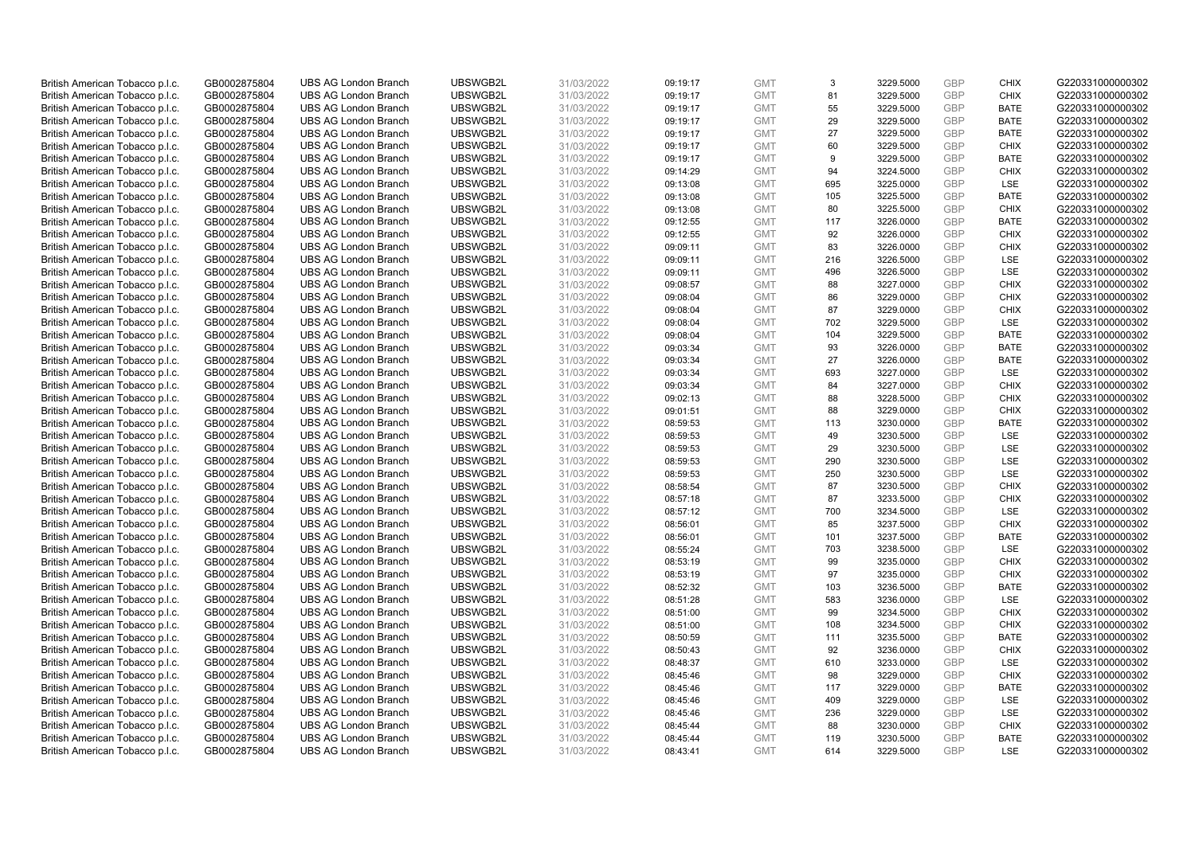| | | | | | | | | | | | |
|---|---|---|---|---|---|---|---|---|---|---|---|
| British American Tobacco p.l.c. | GB0002875804 | UBS AG London Branch | UBSWGB2L | 31/03/2022 | 09:19:17 | GMT | 3 | 3229.5000 | GBP | CHIX | G220331000000302 |
| British American Tobacco p.l.c. | GB0002875804 | UBS AG London Branch | UBSWGB2L | 31/03/2022 | 09:19:17 | GMT | 81 | 3229.5000 | GBP | CHIX | G220331000000302 |
| British American Tobacco p.l.c. | GB0002875804 | UBS AG London Branch | UBSWGB2L | 31/03/2022 | 09:19:17 | GMT | 55 | 3229.5000 | GBP | BATE | G220331000000302 |
| British American Tobacco p.l.c. | GB0002875804 | UBS AG London Branch | UBSWGB2L | 31/03/2022 | 09:19:17 | GMT | 29 | 3229.5000 | GBP | BATE | G220331000000302 |
| British American Tobacco p.l.c. | GB0002875804 | UBS AG London Branch | UBSWGB2L | 31/03/2022 | 09:19:17 | GMT | 27 | 3229.5000 | GBP | BATE | G220331000000302 |
| British American Tobacco p.l.c. | GB0002875804 | UBS AG London Branch | UBSWGB2L | 31/03/2022 | 09:19:17 | GMT | 60 | 3229.5000 | GBP | CHIX | G220331000000302 |
| British American Tobacco p.l.c. | GB0002875804 | UBS AG London Branch | UBSWGB2L | 31/03/2022 | 09:19:17 | GMT | 9 | 3229.5000 | GBP | BATE | G220331000000302 |
| British American Tobacco p.l.c. | GB0002875804 | UBS AG London Branch | UBSWGB2L | 31/03/2022 | 09:14:29 | GMT | 94 | 3224.5000 | GBP | CHIX | G220331000000302 |
| British American Tobacco p.l.c. | GB0002875804 | UBS AG London Branch | UBSWGB2L | 31/03/2022 | 09:13:08 | GMT | 695 | 3225.0000 | GBP | LSE | G220331000000302 |
| British American Tobacco p.l.c. | GB0002875804 | UBS AG London Branch | UBSWGB2L | 31/03/2022 | 09:13:08 | GMT | 105 | 3225.5000 | GBP | BATE | G220331000000302 |
| British American Tobacco p.l.c. | GB0002875804 | UBS AG London Branch | UBSWGB2L | 31/03/2022 | 09:13:08 | GMT | 80 | 3225.5000 | GBP | CHIX | G220331000000302 |
| British American Tobacco p.l.c. | GB0002875804 | UBS AG London Branch | UBSWGB2L | 31/03/2022 | 09:12:55 | GMT | 117 | 3226.0000 | GBP | BATE | G220331000000302 |
| British American Tobacco p.l.c. | GB0002875804 | UBS AG London Branch | UBSWGB2L | 31/03/2022 | 09:12:55 | GMT | 92 | 3226.0000 | GBP | CHIX | G220331000000302 |
| British American Tobacco p.l.c. | GB0002875804 | UBS AG London Branch | UBSWGB2L | 31/03/2022 | 09:09:11 | GMT | 83 | 3226.0000 | GBP | CHIX | G220331000000302 |
| British American Tobacco p.l.c. | GB0002875804 | UBS AG London Branch | UBSWGB2L | 31/03/2022 | 09:09:11 | GMT | 216 | 3226.5000 | GBP | LSE | G220331000000302 |
| British American Tobacco p.l.c. | GB0002875804 | UBS AG London Branch | UBSWGB2L | 31/03/2022 | 09:09:11 | GMT | 496 | 3226.5000 | GBP | LSE | G220331000000302 |
| British American Tobacco p.l.c. | GB0002875804 | UBS AG London Branch | UBSWGB2L | 31/03/2022 | 09:08:57 | GMT | 88 | 3227.0000 | GBP | CHIX | G220331000000302 |
| British American Tobacco p.l.c. | GB0002875804 | UBS AG London Branch | UBSWGB2L | 31/03/2022 | 09:08:04 | GMT | 86 | 3229.0000 | GBP | CHIX | G220331000000302 |
| British American Tobacco p.l.c. | GB0002875804 | UBS AG London Branch | UBSWGB2L | 31/03/2022 | 09:08:04 | GMT | 87 | 3229.0000 | GBP | CHIX | G220331000000302 |
| British American Tobacco p.l.c. | GB0002875804 | UBS AG London Branch | UBSWGB2L | 31/03/2022 | 09:08:04 | GMT | 702 | 3229.5000 | GBP | LSE | G220331000000302 |
| British American Tobacco p.l.c. | GB0002875804 | UBS AG London Branch | UBSWGB2L | 31/03/2022 | 09:08:04 | GMT | 104 | 3229.5000 | GBP | BATE | G220331000000302 |
| British American Tobacco p.l.c. | GB0002875804 | UBS AG London Branch | UBSWGB2L | 31/03/2022 | 09:03:34 | GMT | 93 | 3226.0000 | GBP | BATE | G220331000000302 |
| British American Tobacco p.l.c. | GB0002875804 | UBS AG London Branch | UBSWGB2L | 31/03/2022 | 09:03:34 | GMT | 27 | 3226.0000 | GBP | BATE | G220331000000302 |
| British American Tobacco p.l.c. | GB0002875804 | UBS AG London Branch | UBSWGB2L | 31/03/2022 | 09:03:34 | GMT | 693 | 3227.0000 | GBP | LSE | G220331000000302 |
| British American Tobacco p.l.c. | GB0002875804 | UBS AG London Branch | UBSWGB2L | 31/03/2022 | 09:03:34 | GMT | 84 | 3227.0000 | GBP | CHIX | G220331000000302 |
| British American Tobacco p.l.c. | GB0002875804 | UBS AG London Branch | UBSWGB2L | 31/03/2022 | 09:02:13 | GMT | 88 | 3228.5000 | GBP | CHIX | G220331000000302 |
| British American Tobacco p.l.c. | GB0002875804 | UBS AG London Branch | UBSWGB2L | 31/03/2022 | 09:01:51 | GMT | 88 | 3229.0000 | GBP | CHIX | G220331000000302 |
| British American Tobacco p.l.c. | GB0002875804 | UBS AG London Branch | UBSWGB2L | 31/03/2022 | 08:59:53 | GMT | 113 | 3230.0000 | GBP | BATE | G220331000000302 |
| British American Tobacco p.l.c. | GB0002875804 | UBS AG London Branch | UBSWGB2L | 31/03/2022 | 08:59:53 | GMT | 49 | 3230.5000 | GBP | LSE | G220331000000302 |
| British American Tobacco p.l.c. | GB0002875804 | UBS AG London Branch | UBSWGB2L | 31/03/2022 | 08:59:53 | GMT | 29 | 3230.5000 | GBP | LSE | G220331000000302 |
| British American Tobacco p.l.c. | GB0002875804 | UBS AG London Branch | UBSWGB2L | 31/03/2022 | 08:59:53 | GMT | 290 | 3230.5000 | GBP | LSE | G220331000000302 |
| British American Tobacco p.l.c. | GB0002875804 | UBS AG London Branch | UBSWGB2L | 31/03/2022 | 08:59:53 | GMT | 250 | 3230.5000 | GBP | LSE | G220331000000302 |
| British American Tobacco p.l.c. | GB0002875804 | UBS AG London Branch | UBSWGB2L | 31/03/2022 | 08:58:54 | GMT | 87 | 3230.5000 | GBP | CHIX | G220331000000302 |
| British American Tobacco p.l.c. | GB0002875804 | UBS AG London Branch | UBSWGB2L | 31/03/2022 | 08:57:18 | GMT | 87 | 3233.5000 | GBP | CHIX | G220331000000302 |
| British American Tobacco p.l.c. | GB0002875804 | UBS AG London Branch | UBSWGB2L | 31/03/2022 | 08:57:12 | GMT | 700 | 3234.5000 | GBP | LSE | G220331000000302 |
| British American Tobacco p.l.c. | GB0002875804 | UBS AG London Branch | UBSWGB2L | 31/03/2022 | 08:56:01 | GMT | 85 | 3237.5000 | GBP | CHIX | G220331000000302 |
| British American Tobacco p.l.c. | GB0002875804 | UBS AG London Branch | UBSWGB2L | 31/03/2022 | 08:56:01 | GMT | 101 | 3237.5000 | GBP | BATE | G220331000000302 |
| British American Tobacco p.l.c. | GB0002875804 | UBS AG London Branch | UBSWGB2L | 31/03/2022 | 08:55:24 | GMT | 703 | 3238.5000 | GBP | LSE | G220331000000302 |
| British American Tobacco p.l.c. | GB0002875804 | UBS AG London Branch | UBSWGB2L | 31/03/2022 | 08:53:19 | GMT | 99 | 3235.0000 | GBP | CHIX | G220331000000302 |
| British American Tobacco p.l.c. | GB0002875804 | UBS AG London Branch | UBSWGB2L | 31/03/2022 | 08:53:19 | GMT | 97 | 3235.0000 | GBP | CHIX | G220331000000302 |
| British American Tobacco p.l.c. | GB0002875804 | UBS AG London Branch | UBSWGB2L | 31/03/2022 | 08:52:32 | GMT | 103 | 3236.5000 | GBP | BATE | G220331000000302 |
| British American Tobacco p.l.c. | GB0002875804 | UBS AG London Branch | UBSWGB2L | 31/03/2022 | 08:51:28 | GMT | 583 | 3236.0000 | GBP | LSE | G220331000000302 |
| British American Tobacco p.l.c. | GB0002875804 | UBS AG London Branch | UBSWGB2L | 31/03/2022 | 08:51:00 | GMT | 99 | 3234.5000 | GBP | CHIX | G220331000000302 |
| British American Tobacco p.l.c. | GB0002875804 | UBS AG London Branch | UBSWGB2L | 31/03/2022 | 08:51:00 | GMT | 108 | 3234.5000 | GBP | CHIX | G220331000000302 |
| British American Tobacco p.l.c. | GB0002875804 | UBS AG London Branch | UBSWGB2L | 31/03/2022 | 08:50:59 | GMT | 111 | 3235.5000 | GBP | BATE | G220331000000302 |
| British American Tobacco p.l.c. | GB0002875804 | UBS AG London Branch | UBSWGB2L | 31/03/2022 | 08:50:43 | GMT | 92 | 3236.0000 | GBP | CHIX | G220331000000302 |
| British American Tobacco p.l.c. | GB0002875804 | UBS AG London Branch | UBSWGB2L | 31/03/2022 | 08:48:37 | GMT | 610 | 3233.0000 | GBP | LSE | G220331000000302 |
| British American Tobacco p.l.c. | GB0002875804 | UBS AG London Branch | UBSWGB2L | 31/03/2022 | 08:45:46 | GMT | 98 | 3229.0000 | GBP | CHIX | G220331000000302 |
| British American Tobacco p.l.c. | GB0002875804 | UBS AG London Branch | UBSWGB2L | 31/03/2022 | 08:45:46 | GMT | 117 | 3229.0000 | GBP | BATE | G220331000000302 |
| British American Tobacco p.l.c. | GB0002875804 | UBS AG London Branch | UBSWGB2L | 31/03/2022 | 08:45:46 | GMT | 409 | 3229.0000 | GBP | LSE | G220331000000302 |
| British American Tobacco p.l.c. | GB0002875804 | UBS AG London Branch | UBSWGB2L | 31/03/2022 | 08:45:46 | GMT | 236 | 3229.0000 | GBP | LSE | G220331000000302 |
| British American Tobacco p.l.c. | GB0002875804 | UBS AG London Branch | UBSWGB2L | 31/03/2022 | 08:45:44 | GMT | 88 | 3230.0000 | GBP | CHIX | G220331000000302 |
| British American Tobacco p.l.c. | GB0002875804 | UBS AG London Branch | UBSWGB2L | 31/03/2022 | 08:45:44 | GMT | 119 | 3230.5000 | GBP | BATE | G220331000000302 |
| British American Tobacco p.l.c. | GB0002875804 | UBS AG London Branch | UBSWGB2L | 31/03/2022 | 08:43:41 | GMT | 614 | 3229.5000 | GBP | LSE | G220331000000302 |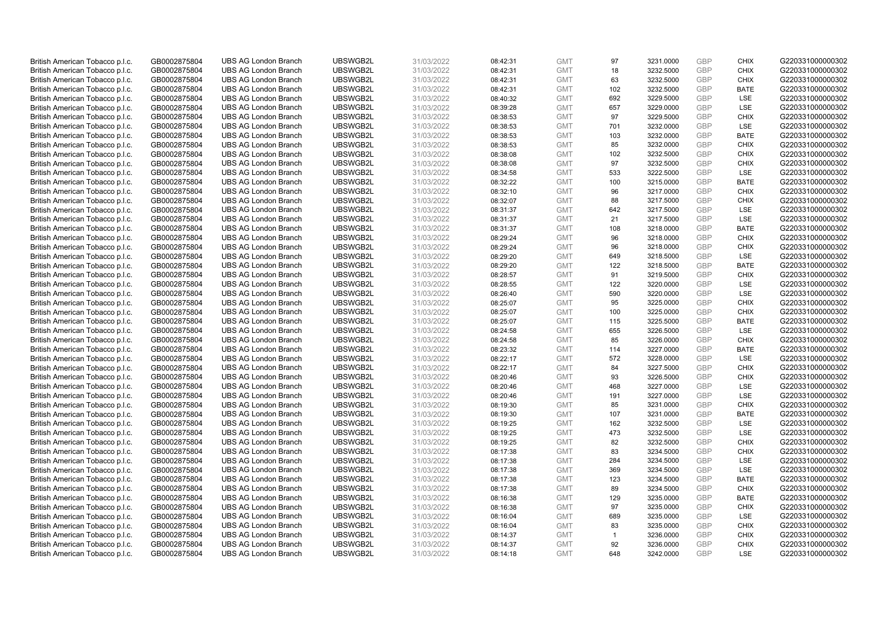| British American Tobacco p.l.c. | GB0002875804 | UBS AG London Branch | UBSWGB2L | 31/03/2022 | 08:42:31 | GMT | 97 | 3231.0000 | GBP | CHIX | G220331000000302 |
|---|---|---|---|---|---|---|---|---|---|---|---|
| British American Tobacco p.l.c. | GB0002875804 | UBS AG London Branch | UBSWGB2L | 31/03/2022 | 08:42:31 | GMT | 18 | 3232.5000 | GBP | CHIX | G220331000000302 |
| British American Tobacco p.l.c. | GB0002875804 | UBS AG London Branch | UBSWGB2L | 31/03/2022 | 08:42:31 | GMT | 63 | 3232.5000 | GBP | CHIX | G220331000000302 |
| British American Tobacco p.l.c. | GB0002875804 | UBS AG London Branch | UBSWGB2L | 31/03/2022 | 08:42:31 | GMT | 102 | 3232.5000 | GBP | BATE | G220331000000302 |
| British American Tobacco p.l.c. | GB0002875804 | UBS AG London Branch | UBSWGB2L | 31/03/2022 | 08:40:32 | GMT | 692 | 3229.5000 | GBP | LSE | G220331000000302 |
| British American Tobacco p.l.c. | GB0002875804 | UBS AG London Branch | UBSWGB2L | 31/03/2022 | 08:39:28 | GMT | 657 | 3229.0000 | GBP | LSE | G220331000000302 |
| British American Tobacco p.l.c. | GB0002875804 | UBS AG London Branch | UBSWGB2L | 31/03/2022 | 08:38:53 | GMT | 97 | 3229.5000 | GBP | CHIX | G220331000000302 |
| British American Tobacco p.l.c. | GB0002875804 | UBS AG London Branch | UBSWGB2L | 31/03/2022 | 08:38:53 | GMT | 701 | 3232.0000 | GBP | LSE | G220331000000302 |
| British American Tobacco p.l.c. | GB0002875804 | UBS AG London Branch | UBSWGB2L | 31/03/2022 | 08:38:53 | GMT | 103 | 3232.0000 | GBP | BATE | G220331000000302 |
| British American Tobacco p.l.c. | GB0002875804 | UBS AG London Branch | UBSWGB2L | 31/03/2022 | 08:38:53 | GMT | 85 | 3232.0000 | GBP | CHIX | G220331000000302 |
| British American Tobacco p.l.c. | GB0002875804 | UBS AG London Branch | UBSWGB2L | 31/03/2022 | 08:38:08 | GMT | 102 | 3232.5000 | GBP | CHIX | G220331000000302 |
| British American Tobacco p.l.c. | GB0002875804 | UBS AG London Branch | UBSWGB2L | 31/03/2022 | 08:38:08 | GMT | 97 | 3232.5000 | GBP | CHIX | G220331000000302 |
| British American Tobacco p.l.c. | GB0002875804 | UBS AG London Branch | UBSWGB2L | 31/03/2022 | 08:34:58 | GMT | 533 | 3222.5000 | GBP | LSE | G220331000000302 |
| British American Tobacco p.l.c. | GB0002875804 | UBS AG London Branch | UBSWGB2L | 31/03/2022 | 08:32:22 | GMT | 100 | 3215.0000 | GBP | BATE | G220331000000302 |
| British American Tobacco p.l.c. | GB0002875804 | UBS AG London Branch | UBSWGB2L | 31/03/2022 | 08:32:10 | GMT | 96 | 3217.0000 | GBP | CHIX | G220331000000302 |
| British American Tobacco p.l.c. | GB0002875804 | UBS AG London Branch | UBSWGB2L | 31/03/2022 | 08:32:07 | GMT | 88 | 3217.5000 | GBP | CHIX | G220331000000302 |
| British American Tobacco p.l.c. | GB0002875804 | UBS AG London Branch | UBSWGB2L | 31/03/2022 | 08:31:37 | GMT | 642 | 3217.5000 | GBP | LSE | G220331000000302 |
| British American Tobacco p.l.c. | GB0002875804 | UBS AG London Branch | UBSWGB2L | 31/03/2022 | 08:31:37 | GMT | 21 | 3217.5000 | GBP | LSE | G220331000000302 |
| British American Tobacco p.l.c. | GB0002875804 | UBS AG London Branch | UBSWGB2L | 31/03/2022 | 08:31:37 | GMT | 108 | 3218.0000 | GBP | BATE | G220331000000302 |
| British American Tobacco p.l.c. | GB0002875804 | UBS AG London Branch | UBSWGB2L | 31/03/2022 | 08:29:24 | GMT | 96 | 3218.0000 | GBP | CHIX | G220331000000302 |
| British American Tobacco p.l.c. | GB0002875804 | UBS AG London Branch | UBSWGB2L | 31/03/2022 | 08:29:24 | GMT | 96 | 3218.0000 | GBP | CHIX | G220331000000302 |
| British American Tobacco p.l.c. | GB0002875804 | UBS AG London Branch | UBSWGB2L | 31/03/2022 | 08:29:20 | GMT | 649 | 3218.5000 | GBP | LSE | G220331000000302 |
| British American Tobacco p.l.c. | GB0002875804 | UBS AG London Branch | UBSWGB2L | 31/03/2022 | 08:29:20 | GMT | 122 | 3218.5000 | GBP | BATE | G220331000000302 |
| British American Tobacco p.l.c. | GB0002875804 | UBS AG London Branch | UBSWGB2L | 31/03/2022 | 08:28:57 | GMT | 91 | 3219.5000 | GBP | CHIX | G220331000000302 |
| British American Tobacco p.l.c. | GB0002875804 | UBS AG London Branch | UBSWGB2L | 31/03/2022 | 08:28:55 | GMT | 122 | 3220.0000 | GBP | LSE | G220331000000302 |
| British American Tobacco p.l.c. | GB0002875804 | UBS AG London Branch | UBSWGB2L | 31/03/2022 | 08:26:40 | GMT | 590 | 3220.0000 | GBP | LSE | G220331000000302 |
| British American Tobacco p.l.c. | GB0002875804 | UBS AG London Branch | UBSWGB2L | 31/03/2022 | 08:25:07 | GMT | 95 | 3225.0000 | GBP | CHIX | G220331000000302 |
| British American Tobacco p.l.c. | GB0002875804 | UBS AG London Branch | UBSWGB2L | 31/03/2022 | 08:25:07 | GMT | 100 | 3225.0000 | GBP | CHIX | G220331000000302 |
| British American Tobacco p.l.c. | GB0002875804 | UBS AG London Branch | UBSWGB2L | 31/03/2022 | 08:25:07 | GMT | 115 | 3225.5000 | GBP | BATE | G220331000000302 |
| British American Tobacco p.l.c. | GB0002875804 | UBS AG London Branch | UBSWGB2L | 31/03/2022 | 08:24:58 | GMT | 655 | 3226.5000 | GBP | LSE | G220331000000302 |
| British American Tobacco p.l.c. | GB0002875804 | UBS AG London Branch | UBSWGB2L | 31/03/2022 | 08:24:58 | GMT | 85 | 3226.0000 | GBP | CHIX | G220331000000302 |
| British American Tobacco p.l.c. | GB0002875804 | UBS AG London Branch | UBSWGB2L | 31/03/2022 | 08:23:32 | GMT | 114 | 3227.0000 | GBP | BATE | G220331000000302 |
| British American Tobacco p.l.c. | GB0002875804 | UBS AG London Branch | UBSWGB2L | 31/03/2022 | 08:22:17 | GMT | 572 | 3228.0000 | GBP | LSE | G220331000000302 |
| British American Tobacco p.l.c. | GB0002875804 | UBS AG London Branch | UBSWGB2L | 31/03/2022 | 08:22:17 | GMT | 84 | 3227.5000 | GBP | CHIX | G220331000000302 |
| British American Tobacco p.l.c. | GB0002875804 | UBS AG London Branch | UBSWGB2L | 31/03/2022 | 08:20:46 | GMT | 93 | 3226.5000 | GBP | CHIX | G220331000000302 |
| British American Tobacco p.l.c. | GB0002875804 | UBS AG London Branch | UBSWGB2L | 31/03/2022 | 08:20:46 | GMT | 468 | 3227.0000 | GBP | LSE | G220331000000302 |
| British American Tobacco p.l.c. | GB0002875804 | UBS AG London Branch | UBSWGB2L | 31/03/2022 | 08:20:46 | GMT | 191 | 3227.0000 | GBP | LSE | G220331000000302 |
| British American Tobacco p.l.c. | GB0002875804 | UBS AG London Branch | UBSWGB2L | 31/03/2022 | 08:19:30 | GMT | 85 | 3231.0000 | GBP | CHIX | G220331000000302 |
| British American Tobacco p.l.c. | GB0002875804 | UBS AG London Branch | UBSWGB2L | 31/03/2022 | 08:19:30 | GMT | 107 | 3231.0000 | GBP | BATE | G220331000000302 |
| British American Tobacco p.l.c. | GB0002875804 | UBS AG London Branch | UBSWGB2L | 31/03/2022 | 08:19:25 | GMT | 162 | 3232.5000 | GBP | LSE | G220331000000302 |
| British American Tobacco p.l.c. | GB0002875804 | UBS AG London Branch | UBSWGB2L | 31/03/2022 | 08:19:25 | GMT | 473 | 3232.5000 | GBP | LSE | G220331000000302 |
| British American Tobacco p.l.c. | GB0002875804 | UBS AG London Branch | UBSWGB2L | 31/03/2022 | 08:19:25 | GMT | 82 | 3232.5000 | GBP | CHIX | G220331000000302 |
| British American Tobacco p.l.c. | GB0002875804 | UBS AG London Branch | UBSWGB2L | 31/03/2022 | 08:17:38 | GMT | 83 | 3234.5000 | GBP | CHIX | G220331000000302 |
| British American Tobacco p.l.c. | GB0002875804 | UBS AG London Branch | UBSWGB2L | 31/03/2022 | 08:17:38 | GMT | 284 | 3234.5000 | GBP | LSE | G220331000000302 |
| British American Tobacco p.l.c. | GB0002875804 | UBS AG London Branch | UBSWGB2L | 31/03/2022 | 08:17:38 | GMT | 369 | 3234.5000 | GBP | LSE | G220331000000302 |
| British American Tobacco p.l.c. | GB0002875804 | UBS AG London Branch | UBSWGB2L | 31/03/2022 | 08:17:38 | GMT | 123 | 3234.5000 | GBP | BATE | G220331000000302 |
| British American Tobacco p.l.c. | GB0002875804 | UBS AG London Branch | UBSWGB2L | 31/03/2022 | 08:17:38 | GMT | 89 | 3234.5000 | GBP | CHIX | G220331000000302 |
| British American Tobacco p.l.c. | GB0002875804 | UBS AG London Branch | UBSWGB2L | 31/03/2022 | 08:16:38 | GMT | 129 | 3235.0000 | GBP | BATE | G220331000000302 |
| British American Tobacco p.l.c. | GB0002875804 | UBS AG London Branch | UBSWGB2L | 31/03/2022 | 08:16:38 | GMT | 97 | 3235.0000 | GBP | CHIX | G220331000000302 |
| British American Tobacco p.l.c. | GB0002875804 | UBS AG London Branch | UBSWGB2L | 31/03/2022 | 08:16:04 | GMT | 689 | 3235.0000 | GBP | LSE | G220331000000302 |
| British American Tobacco p.l.c. | GB0002875804 | UBS AG London Branch | UBSWGB2L | 31/03/2022 | 08:16:04 | GMT | 83 | 3235.0000 | GBP | CHIX | G220331000000302 |
| British American Tobacco p.l.c. | GB0002875804 | UBS AG London Branch | UBSWGB2L | 31/03/2022 | 08:14:37 | GMT | 1 | 3236.0000 | GBP | CHIX | G220331000000302 |
| British American Tobacco p.l.c. | GB0002875804 | UBS AG London Branch | UBSWGB2L | 31/03/2022 | 08:14:37 | GMT | 92 | 3236.0000 | GBP | CHIX | G220331000000302 |
| British American Tobacco p.l.c. | GB0002875804 | UBS AG London Branch | UBSWGB2L | 31/03/2022 | 08:14:18 | GMT | 648 | 3242.0000 | GBP | LSE | G220331000000302 |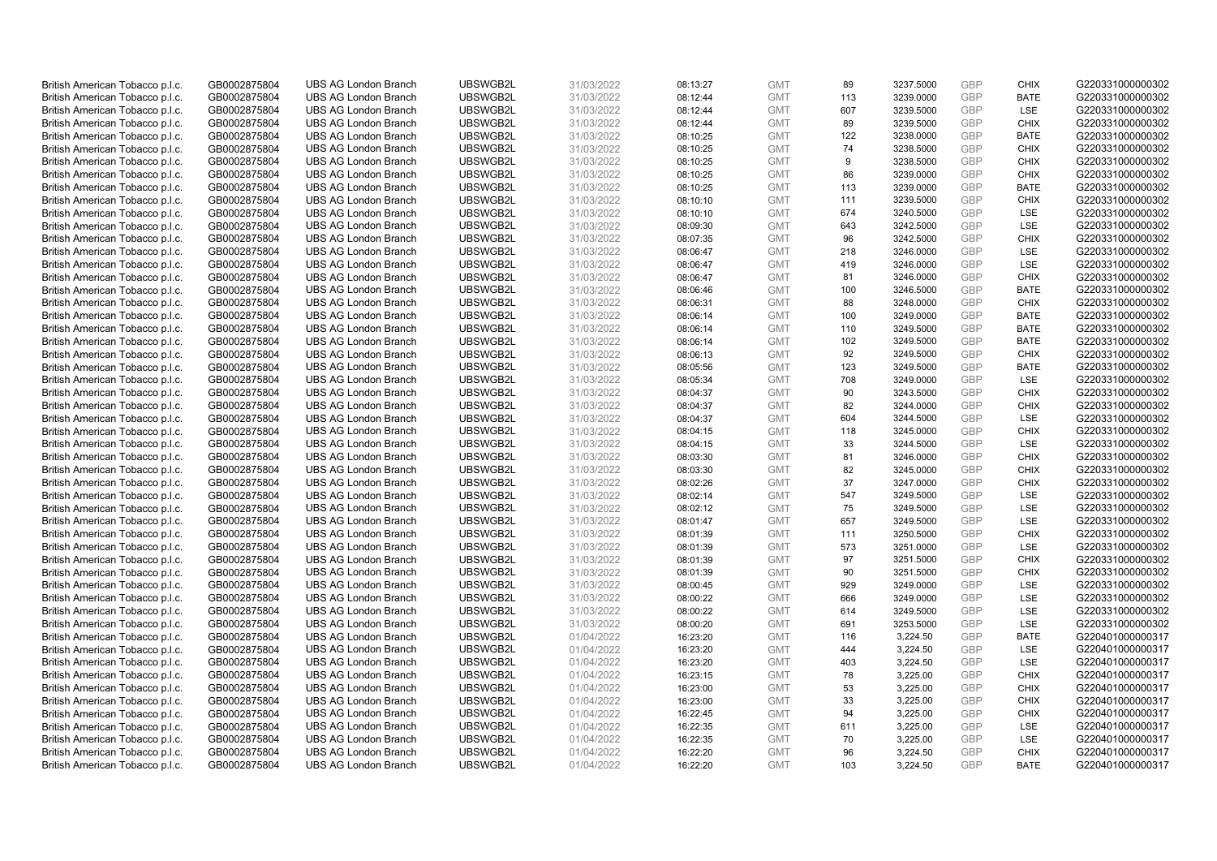| | | | | | | | | | | | |
|---|---|---|---|---|---|---|---|---|---|---|---|
| British American Tobacco p.l.c. | GB0002875804 | UBS AG London Branch | UBSWGB2L | 31/03/2022 | 08:13:27 | GMT | 89 | 3237.5000 | GBP | CHIX | G220331000000302 |
| British American Tobacco p.l.c. | GB0002875804 | UBS AG London Branch | UBSWGB2L | 31/03/2022 | 08:12:44 | GMT | 113 | 3239.0000 | GBP | BATE | G220331000000302 |
| British American Tobacco p.l.c. | GB0002875804 | UBS AG London Branch | UBSWGB2L | 31/03/2022 | 08:12:44 | GMT | 607 | 3239.5000 | GBP | LSE | G220331000000302 |
| British American Tobacco p.l.c. | GB0002875804 | UBS AG London Branch | UBSWGB2L | 31/03/2022 | 08:12:44 | GMT | 89 | 3239.5000 | GBP | CHIX | G220331000000302 |
| British American Tobacco p.l.c. | GB0002875804 | UBS AG London Branch | UBSWGB2L | 31/03/2022 | 08:10:25 | GMT | 122 | 3238.0000 | GBP | BATE | G220331000000302 |
| British American Tobacco p.l.c. | GB0002875804 | UBS AG London Branch | UBSWGB2L | 31/03/2022 | 08:10:25 | GMT | 74 | 3238.5000 | GBP | CHIX | G220331000000302 |
| British American Tobacco p.l.c. | GB0002875804 | UBS AG London Branch | UBSWGB2L | 31/03/2022 | 08:10:25 | GMT | 9 | 3238.5000 | GBP | CHIX | G220331000000302 |
| British American Tobacco p.l.c. | GB0002875804 | UBS AG London Branch | UBSWGB2L | 31/03/2022 | 08:10:25 | GMT | 86 | 3239.0000 | GBP | CHIX | G220331000000302 |
| British American Tobacco p.l.c. | GB0002875804 | UBS AG London Branch | UBSWGB2L | 31/03/2022 | 08:10:25 | GMT | 113 | 3239.0000 | GBP | BATE | G220331000000302 |
| British American Tobacco p.l.c. | GB0002875804 | UBS AG London Branch | UBSWGB2L | 31/03/2022 | 08:10:10 | GMT | 111 | 3239.5000 | GBP | CHIX | G220331000000302 |
| British American Tobacco p.l.c. | GB0002875804 | UBS AG London Branch | UBSWGB2L | 31/03/2022 | 08:10:10 | GMT | 674 | 3240.5000 | GBP | LSE | G220331000000302 |
| British American Tobacco p.l.c. | GB0002875804 | UBS AG London Branch | UBSWGB2L | 31/03/2022 | 08:09:30 | GMT | 643 | 3242.5000 | GBP | LSE | G220331000000302 |
| British American Tobacco p.l.c. | GB0002875804 | UBS AG London Branch | UBSWGB2L | 31/03/2022 | 08:07:35 | GMT | 96 | 3242.5000 | GBP | CHIX | G220331000000302 |
| British American Tobacco p.l.c. | GB0002875804 | UBS AG London Branch | UBSWGB2L | 31/03/2022 | 08:06:47 | GMT | 218 | 3246.0000 | GBP | LSE | G220331000000302 |
| British American Tobacco p.l.c. | GB0002875804 | UBS AG London Branch | UBSWGB2L | 31/03/2022 | 08:06:47 | GMT | 419 | 3246.0000 | GBP | LSE | G220331000000302 |
| British American Tobacco p.l.c. | GB0002875804 | UBS AG London Branch | UBSWGB2L | 31/03/2022 | 08:06:47 | GMT | 81 | 3246.0000 | GBP | CHIX | G220331000000302 |
| British American Tobacco p.l.c. | GB0002875804 | UBS AG London Branch | UBSWGB2L | 31/03/2022 | 08:06:46 | GMT | 100 | 3246.5000 | GBP | BATE | G220331000000302 |
| British American Tobacco p.l.c. | GB0002875804 | UBS AG London Branch | UBSWGB2L | 31/03/2022 | 08:06:31 | GMT | 88 | 3248.0000 | GBP | CHIX | G220331000000302 |
| British American Tobacco p.l.c. | GB0002875804 | UBS AG London Branch | UBSWGB2L | 31/03/2022 | 08:06:14 | GMT | 100 | 3249.0000 | GBP | BATE | G220331000000302 |
| British American Tobacco p.l.c. | GB0002875804 | UBS AG London Branch | UBSWGB2L | 31/03/2022 | 08:06:14 | GMT | 110 | 3249.5000 | GBP | BATE | G220331000000302 |
| British American Tobacco p.l.c. | GB0002875804 | UBS AG London Branch | UBSWGB2L | 31/03/2022 | 08:06:14 | GMT | 102 | 3249.5000 | GBP | BATE | G220331000000302 |
| British American Tobacco p.l.c. | GB0002875804 | UBS AG London Branch | UBSWGB2L | 31/03/2022 | 08:06:13 | GMT | 92 | 3249.5000 | GBP | CHIX | G220331000000302 |
| British American Tobacco p.l.c. | GB0002875804 | UBS AG London Branch | UBSWGB2L | 31/03/2022 | 08:05:56 | GMT | 123 | 3249.5000 | GBP | BATE | G220331000000302 |
| British American Tobacco p.l.c. | GB0002875804 | UBS AG London Branch | UBSWGB2L | 31/03/2022 | 08:05:34 | GMT | 708 | 3249.0000 | GBP | LSE | G220331000000302 |
| British American Tobacco p.l.c. | GB0002875804 | UBS AG London Branch | UBSWGB2L | 31/03/2022 | 08:04:37 | GMT | 90 | 3243.5000 | GBP | CHIX | G220331000000302 |
| British American Tobacco p.l.c. | GB0002875804 | UBS AG London Branch | UBSWGB2L | 31/03/2022 | 08:04:37 | GMT | 82 | 3244.0000 | GBP | CHIX | G220331000000302 |
| British American Tobacco p.l.c. | GB0002875804 | UBS AG London Branch | UBSWGB2L | 31/03/2022 | 08:04:37 | GMT | 604 | 3244.5000 | GBP | LSE | G220331000000302 |
| British American Tobacco p.l.c. | GB0002875804 | UBS AG London Branch | UBSWGB2L | 31/03/2022 | 08:04:15 | GMT | 118 | 3245.0000 | GBP | CHIX | G220331000000302 |
| British American Tobacco p.l.c. | GB0002875804 | UBS AG London Branch | UBSWGB2L | 31/03/2022 | 08:04:15 | GMT | 33 | 3244.5000 | GBP | LSE | G220331000000302 |
| British American Tobacco p.l.c. | GB0002875804 | UBS AG London Branch | UBSWGB2L | 31/03/2022 | 08:03:30 | GMT | 81 | 3246.0000 | GBP | CHIX | G220331000000302 |
| British American Tobacco p.l.c. | GB0002875804 | UBS AG London Branch | UBSWGB2L | 31/03/2022 | 08:03:30 | GMT | 82 | 3245.0000 | GBP | CHIX | G220331000000302 |
| British American Tobacco p.l.c. | GB0002875804 | UBS AG London Branch | UBSWGB2L | 31/03/2022 | 08:02:26 | GMT | 37 | 3247.0000 | GBP | CHIX | G220331000000302 |
| British American Tobacco p.l.c. | GB0002875804 | UBS AG London Branch | UBSWGB2L | 31/03/2022 | 08:02:14 | GMT | 547 | 3249.5000 | GBP | LSE | G220331000000302 |
| British American Tobacco p.l.c. | GB0002875804 | UBS AG London Branch | UBSWGB2L | 31/03/2022 | 08:02:12 | GMT | 75 | 3249.5000 | GBP | LSE | G220331000000302 |
| British American Tobacco p.l.c. | GB0002875804 | UBS AG London Branch | UBSWGB2L | 31/03/2022 | 08:01:47 | GMT | 657 | 3249.5000 | GBP | LSE | G220331000000302 |
| British American Tobacco p.l.c. | GB0002875804 | UBS AG London Branch | UBSWGB2L | 31/03/2022 | 08:01:39 | GMT | 111 | 3250.5000 | GBP | CHIX | G220331000000302 |
| British American Tobacco p.l.c. | GB0002875804 | UBS AG London Branch | UBSWGB2L | 31/03/2022 | 08:01:39 | GMT | 573 | 3251.0000 | GBP | LSE | G220331000000302 |
| British American Tobacco p.l.c. | GB0002875804 | UBS AG London Branch | UBSWGB2L | 31/03/2022 | 08:01:39 | GMT | 97 | 3251.5000 | GBP | CHIX | G220331000000302 |
| British American Tobacco p.l.c. | GB0002875804 | UBS AG London Branch | UBSWGB2L | 31/03/2022 | 08:01:39 | GMT | 90 | 3251.5000 | GBP | CHIX | G220331000000302 |
| British American Tobacco p.l.c. | GB0002875804 | UBS AG London Branch | UBSWGB2L | 31/03/2022 | 08:00:45 | GMT | 929 | 3249.0000 | GBP | LSE | G220331000000302 |
| British American Tobacco p.l.c. | GB0002875804 | UBS AG London Branch | UBSWGB2L | 31/03/2022 | 08:00:22 | GMT | 666 | 3249.0000 | GBP | LSE | G220331000000302 |
| British American Tobacco p.l.c. | GB0002875804 | UBS AG London Branch | UBSWGB2L | 31/03/2022 | 08:00:22 | GMT | 614 | 3249.5000 | GBP | LSE | G220331000000302 |
| British American Tobacco p.l.c. | GB0002875804 | UBS AG London Branch | UBSWGB2L | 31/03/2022 | 08:00:20 | GMT | 691 | 3253.5000 | GBP | LSE | G220331000000302 |
| British American Tobacco p.l.c. | GB0002875804 | UBS AG London Branch | UBSWGB2L | 01/04/2022 | 16:23:20 | GMT | 116 | 3,224.50 | GBP | BATE | G220401000000317 |
| British American Tobacco p.l.c. | GB0002875804 | UBS AG London Branch | UBSWGB2L | 01/04/2022 | 16:23:20 | GMT | 444 | 3,224.50 | GBP | LSE | G220401000000317 |
| British American Tobacco p.l.c. | GB0002875804 | UBS AG London Branch | UBSWGB2L | 01/04/2022 | 16:23:20 | GMT | 403 | 3,224.50 | GBP | LSE | G220401000000317 |
| British American Tobacco p.l.c. | GB0002875804 | UBS AG London Branch | UBSWGB2L | 01/04/2022 | 16:23:15 | GMT | 78 | 3,225.00 | GBP | CHIX | G220401000000317 |
| British American Tobacco p.l.c. | GB0002875804 | UBS AG London Branch | UBSWGB2L | 01/04/2022 | 16:23:00 | GMT | 53 | 3,225.00 | GBP | CHIX | G220401000000317 |
| British American Tobacco p.l.c. | GB0002875804 | UBS AG London Branch | UBSWGB2L | 01/04/2022 | 16:23:00 | GMT | 33 | 3,225.00 | GBP | CHIX | G220401000000317 |
| British American Tobacco p.l.c. | GB0002875804 | UBS AG London Branch | UBSWGB2L | 01/04/2022 | 16:22:45 | GMT | 94 | 3,225.00 | GBP | CHIX | G220401000000317 |
| British American Tobacco p.l.c. | GB0002875804 | UBS AG London Branch | UBSWGB2L | 01/04/2022 | 16:22:35 | GMT | 611 | 3,225.00 | GBP | LSE | G220401000000317 |
| British American Tobacco p.l.c. | GB0002875804 | UBS AG London Branch | UBSWGB2L | 01/04/2022 | 16:22:35 | GMT | 70 | 3,225.00 | GBP | LSE | G220401000000317 |
| British American Tobacco p.l.c. | GB0002875804 | UBS AG London Branch | UBSWGB2L | 01/04/2022 | 16:22:20 | GMT | 96 | 3,224.50 | GBP | CHIX | G220401000000317 |
| British American Tobacco p.l.c. | GB0002875804 | UBS AG London Branch | UBSWGB2L | 01/04/2022 | 16:22:20 | GMT | 103 | 3,224.50 | GBP | BATE | G220401000000317 |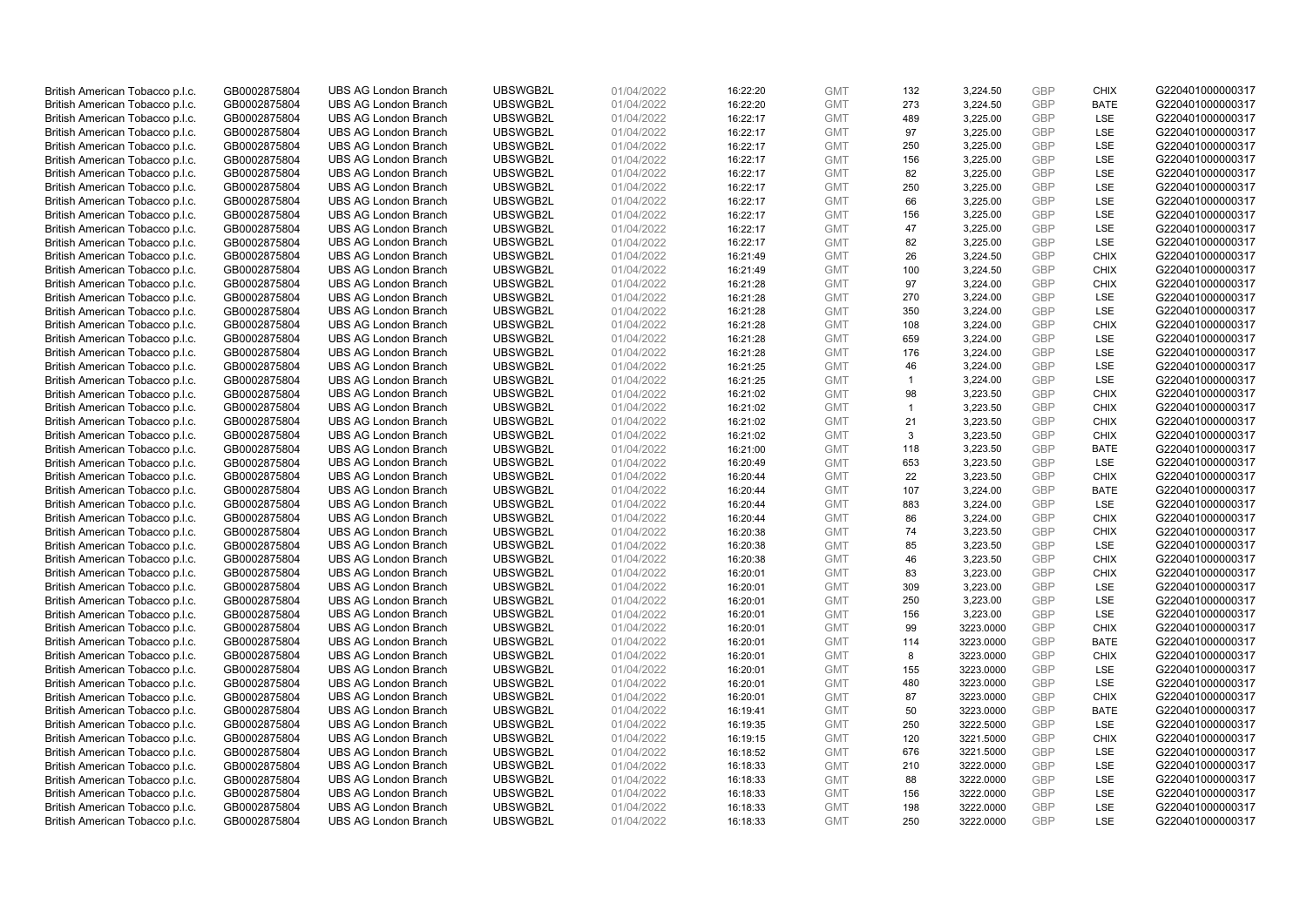| | | | | | | | | | | | |
|---|---|---|---|---|---|---|---|---|---|---|---|
| British American Tobacco p.l.c. | GB0002875804 | UBS AG London Branch | UBSWGB2L | 01/04/2022 | 16:22:20 | GMT | 132 | 3,224.50 | GBP | CHIX | G220401000000317 |
| British American Tobacco p.l.c. | GB0002875804 | UBS AG London Branch | UBSWGB2L | 01/04/2022 | 16:22:20 | GMT | 273 | 3,224.50 | GBP | BATE | G220401000000317 |
| British American Tobacco p.l.c. | GB0002875804 | UBS AG London Branch | UBSWGB2L | 01/04/2022 | 16:22:17 | GMT | 489 | 3,225.00 | GBP | LSE | G220401000000317 |
| British American Tobacco p.l.c. | GB0002875804 | UBS AG London Branch | UBSWGB2L | 01/04/2022 | 16:22:17 | GMT | 97 | 3,225.00 | GBP | LSE | G220401000000317 |
| British American Tobacco p.l.c. | GB0002875804 | UBS AG London Branch | UBSWGB2L | 01/04/2022 | 16:22:17 | GMT | 250 | 3,225.00 | GBP | LSE | G220401000000317 |
| British American Tobacco p.l.c. | GB0002875804 | UBS AG London Branch | UBSWGB2L | 01/04/2022 | 16:22:17 | GMT | 156 | 3,225.00 | GBP | LSE | G220401000000317 |
| British American Tobacco p.l.c. | GB0002875804 | UBS AG London Branch | UBSWGB2L | 01/04/2022 | 16:22:17 | GMT | 82 | 3,225.00 | GBP | LSE | G220401000000317 |
| British American Tobacco p.l.c. | GB0002875804 | UBS AG London Branch | UBSWGB2L | 01/04/2022 | 16:22:17 | GMT | 250 | 3,225.00 | GBP | LSE | G220401000000317 |
| British American Tobacco p.l.c. | GB0002875804 | UBS AG London Branch | UBSWGB2L | 01/04/2022 | 16:22:17 | GMT | 66 | 3,225.00 | GBP | LSE | G220401000000317 |
| British American Tobacco p.l.c. | GB0002875804 | UBS AG London Branch | UBSWGB2L | 01/04/2022 | 16:22:17 | GMT | 156 | 3,225.00 | GBP | LSE | G220401000000317 |
| British American Tobacco p.l.c. | GB0002875804 | UBS AG London Branch | UBSWGB2L | 01/04/2022 | 16:22:17 | GMT | 47 | 3,225.00 | GBP | LSE | G220401000000317 |
| British American Tobacco p.l.c. | GB0002875804 | UBS AG London Branch | UBSWGB2L | 01/04/2022 | 16:22:17 | GMT | 82 | 3,225.00 | GBP | LSE | G220401000000317 |
| British American Tobacco p.l.c. | GB0002875804 | UBS AG London Branch | UBSWGB2L | 01/04/2022 | 16:21:49 | GMT | 26 | 3,224.50 | GBP | CHIX | G220401000000317 |
| British American Tobacco p.l.c. | GB0002875804 | UBS AG London Branch | UBSWGB2L | 01/04/2022 | 16:21:49 | GMT | 100 | 3,224.50 | GBP | CHIX | G220401000000317 |
| British American Tobacco p.l.c. | GB0002875804 | UBS AG London Branch | UBSWGB2L | 01/04/2022 | 16:21:28 | GMT | 97 | 3,224.00 | GBP | CHIX | G220401000000317 |
| British American Tobacco p.l.c. | GB0002875804 | UBS AG London Branch | UBSWGB2L | 01/04/2022 | 16:21:28 | GMT | 270 | 3,224.00 | GBP | LSE | G220401000000317 |
| British American Tobacco p.l.c. | GB0002875804 | UBS AG London Branch | UBSWGB2L | 01/04/2022 | 16:21:28 | GMT | 350 | 3,224.00 | GBP | LSE | G220401000000317 |
| British American Tobacco p.l.c. | GB0002875804 | UBS AG London Branch | UBSWGB2L | 01/04/2022 | 16:21:28 | GMT | 108 | 3,224.00 | GBP | CHIX | G220401000000317 |
| British American Tobacco p.l.c. | GB0002875804 | UBS AG London Branch | UBSWGB2L | 01/04/2022 | 16:21:28 | GMT | 659 | 3,224.00 | GBP | LSE | G220401000000317 |
| British American Tobacco p.l.c. | GB0002875804 | UBS AG London Branch | UBSWGB2L | 01/04/2022 | 16:21:28 | GMT | 176 | 3,224.00 | GBP | LSE | G220401000000317 |
| British American Tobacco p.l.c. | GB0002875804 | UBS AG London Branch | UBSWGB2L | 01/04/2022 | 16:21:25 | GMT | 46 | 3,224.00 | GBP | LSE | G220401000000317 |
| British American Tobacco p.l.c. | GB0002875804 | UBS AG London Branch | UBSWGB2L | 01/04/2022 | 16:21:25 | GMT | 1 | 3,224.00 | GBP | LSE | G220401000000317 |
| British American Tobacco p.l.c. | GB0002875804 | UBS AG London Branch | UBSWGB2L | 01/04/2022 | 16:21:02 | GMT | 98 | 3,223.50 | GBP | CHIX | G220401000000317 |
| British American Tobacco p.l.c. | GB0002875804 | UBS AG London Branch | UBSWGB2L | 01/04/2022 | 16:21:02 | GMT | 1 | 3,223.50 | GBP | CHIX | G220401000000317 |
| British American Tobacco p.l.c. | GB0002875804 | UBS AG London Branch | UBSWGB2L | 01/04/2022 | 16:21:02 | GMT | 21 | 3,223.50 | GBP | CHIX | G220401000000317 |
| British American Tobacco p.l.c. | GB0002875804 | UBS AG London Branch | UBSWGB2L | 01/04/2022 | 16:21:02 | GMT | 3 | 3,223.50 | GBP | CHIX | G220401000000317 |
| British American Tobacco p.l.c. | GB0002875804 | UBS AG London Branch | UBSWGB2L | 01/04/2022 | 16:21:00 | GMT | 118 | 3,223.50 | GBP | BATE | G220401000000317 |
| British American Tobacco p.l.c. | GB0002875804 | UBS AG London Branch | UBSWGB2L | 01/04/2022 | 16:20:49 | GMT | 653 | 3,223.50 | GBP | LSE | G220401000000317 |
| British American Tobacco p.l.c. | GB0002875804 | UBS AG London Branch | UBSWGB2L | 01/04/2022 | 16:20:44 | GMT | 22 | 3,223.50 | GBP | CHIX | G220401000000317 |
| British American Tobacco p.l.c. | GB0002875804 | UBS AG London Branch | UBSWGB2L | 01/04/2022 | 16:20:44 | GMT | 107 | 3,224.00 | GBP | BATE | G220401000000317 |
| British American Tobacco p.l.c. | GB0002875804 | UBS AG London Branch | UBSWGB2L | 01/04/2022 | 16:20:44 | GMT | 883 | 3,224.00 | GBP | LSE | G220401000000317 |
| British American Tobacco p.l.c. | GB0002875804 | UBS AG London Branch | UBSWGB2L | 01/04/2022 | 16:20:44 | GMT | 86 | 3,224.00 | GBP | CHIX | G220401000000317 |
| British American Tobacco p.l.c. | GB0002875804 | UBS AG London Branch | UBSWGB2L | 01/04/2022 | 16:20:38 | GMT | 74 | 3,223.50 | GBP | CHIX | G220401000000317 |
| British American Tobacco p.l.c. | GB0002875804 | UBS AG London Branch | UBSWGB2L | 01/04/2022 | 16:20:38 | GMT | 85 | 3,223.50 | GBP | LSE | G220401000000317 |
| British American Tobacco p.l.c. | GB0002875804 | UBS AG London Branch | UBSWGB2L | 01/04/2022 | 16:20:38 | GMT | 46 | 3,223.50 | GBP | CHIX | G220401000000317 |
| British American Tobacco p.l.c. | GB0002875804 | UBS AG London Branch | UBSWGB2L | 01/04/2022 | 16:20:01 | GMT | 83 | 3,223.00 | GBP | CHIX | G220401000000317 |
| British American Tobacco p.l.c. | GB0002875804 | UBS AG London Branch | UBSWGB2L | 01/04/2022 | 16:20:01 | GMT | 309 | 3,223.00 | GBP | LSE | G220401000000317 |
| British American Tobacco p.l.c. | GB0002875804 | UBS AG London Branch | UBSWGB2L | 01/04/2022 | 16:20:01 | GMT | 250 | 3,223.00 | GBP | LSE | G220401000000317 |
| British American Tobacco p.l.c. | GB0002875804 | UBS AG London Branch | UBSWGB2L | 01/04/2022 | 16:20:01 | GMT | 156 | 3,223.00 | GBP | LSE | G220401000000317 |
| British American Tobacco p.l.c. | GB0002875804 | UBS AG London Branch | UBSWGB2L | 01/04/2022 | 16:20:01 | GMT | 99 | 3223.0000 | GBP | CHIX | G220401000000317 |
| British American Tobacco p.l.c. | GB0002875804 | UBS AG London Branch | UBSWGB2L | 01/04/2022 | 16:20:01 | GMT | 114 | 3223.0000 | GBP | BATE | G220401000000317 |
| British American Tobacco p.l.c. | GB0002875804 | UBS AG London Branch | UBSWGB2L | 01/04/2022 | 16:20:01 | GMT | 8 | 3223.0000 | GBP | CHIX | G220401000000317 |
| British American Tobacco p.l.c. | GB0002875804 | UBS AG London Branch | UBSWGB2L | 01/04/2022 | 16:20:01 | GMT | 155 | 3223.0000 | GBP | LSE | G220401000000317 |
| British American Tobacco p.l.c. | GB0002875804 | UBS AG London Branch | UBSWGB2L | 01/04/2022 | 16:20:01 | GMT | 480 | 3223.0000 | GBP | LSE | G220401000000317 |
| British American Tobacco p.l.c. | GB0002875804 | UBS AG London Branch | UBSWGB2L | 01/04/2022 | 16:20:01 | GMT | 87 | 3223.0000 | GBP | CHIX | G220401000000317 |
| British American Tobacco p.l.c. | GB0002875804 | UBS AG London Branch | UBSWGB2L | 01/04/2022 | 16:19:41 | GMT | 50 | 3223.0000 | GBP | BATE | G220401000000317 |
| British American Tobacco p.l.c. | GB0002875804 | UBS AG London Branch | UBSWGB2L | 01/04/2022 | 16:19:35 | GMT | 250 | 3222.5000 | GBP | LSE | G220401000000317 |
| British American Tobacco p.l.c. | GB0002875804 | UBS AG London Branch | UBSWGB2L | 01/04/2022 | 16:19:15 | GMT | 120 | 3221.5000 | GBP | CHIX | G220401000000317 |
| British American Tobacco p.l.c. | GB0002875804 | UBS AG London Branch | UBSWGB2L | 01/04/2022 | 16:18:52 | GMT | 676 | 3221.5000 | GBP | LSE | G220401000000317 |
| British American Tobacco p.l.c. | GB0002875804 | UBS AG London Branch | UBSWGB2L | 01/04/2022 | 16:18:33 | GMT | 210 | 3222.0000 | GBP | LSE | G220401000000317 |
| British American Tobacco p.l.c. | GB0002875804 | UBS AG London Branch | UBSWGB2L | 01/04/2022 | 16:18:33 | GMT | 88 | 3222.0000 | GBP | LSE | G220401000000317 |
| British American Tobacco p.l.c. | GB0002875804 | UBS AG London Branch | UBSWGB2L | 01/04/2022 | 16:18:33 | GMT | 156 | 3222.0000 | GBP | LSE | G220401000000317 |
| British American Tobacco p.l.c. | GB0002875804 | UBS AG London Branch | UBSWGB2L | 01/04/2022 | 16:18:33 | GMT | 198 | 3222.0000 | GBP | LSE | G220401000000317 |
| British American Tobacco p.l.c. | GB0002875804 | UBS AG London Branch | UBSWGB2L | 01/04/2022 | 16:18:33 | GMT | 250 | 3222.0000 | GBP | LSE | G220401000000317 |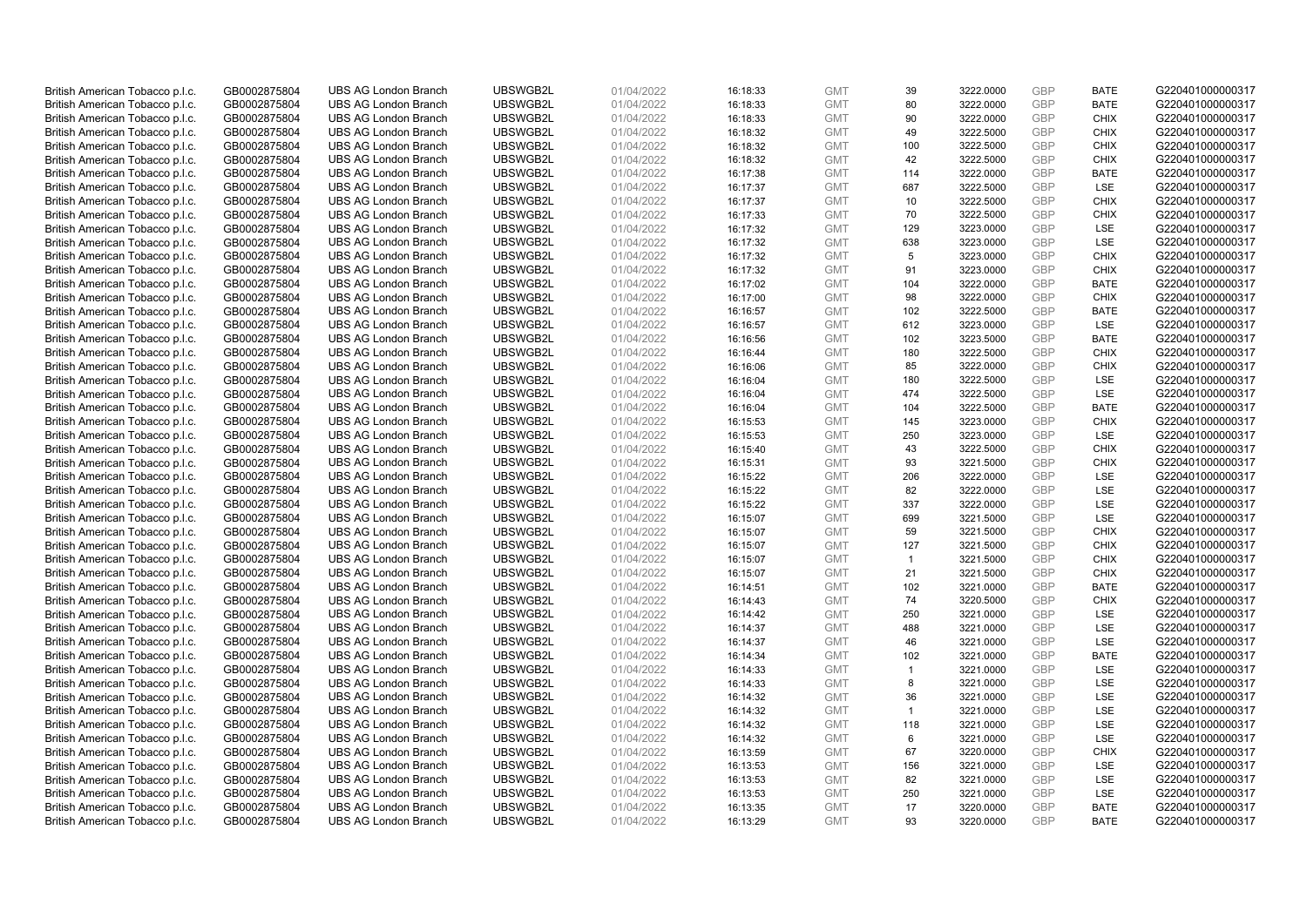| British American Tobacco p.l.c. | GB0002875804 | UBS AG London Branch | UBSWGB2L | 01/04/2022 | 16:18:33 | GMT | 39 | 3222.0000 | GBP | BATE | G220401000000317 |
|---|---|---|---|---|---|---|---|---|---|---|---|
| British American Tobacco p.l.c. | GB0002875804 | UBS AG London Branch | UBSWGB2L | 01/04/2022 | 16:18:33 | GMT | 80 | 3222.0000 | GBP | BATE | G220401000000317 |
| British American Tobacco p.l.c. | GB0002875804 | UBS AG London Branch | UBSWGB2L | 01/04/2022 | 16:18:33 | GMT | 90 | 3222.0000 | GBP | CHIX | G220401000000317 |
| British American Tobacco p.l.c. | GB0002875804 | UBS AG London Branch | UBSWGB2L | 01/04/2022 | 16:18:32 | GMT | 49 | 3222.5000 | GBP | CHIX | G220401000000317 |
| British American Tobacco p.l.c. | GB0002875804 | UBS AG London Branch | UBSWGB2L | 01/04/2022 | 16:18:32 | GMT | 100 | 3222.5000 | GBP | CHIX | G220401000000317 |
| British American Tobacco p.l.c. | GB0002875804 | UBS AG London Branch | UBSWGB2L | 01/04/2022 | 16:18:32 | GMT | 42 | 3222.5000 | GBP | CHIX | G220401000000317 |
| British American Tobacco p.l.c. | GB0002875804 | UBS AG London Branch | UBSWGB2L | 01/04/2022 | 16:17:38 | GMT | 114 | 3222.0000 | GBP | BATE | G220401000000317 |
| British American Tobacco p.l.c. | GB0002875804 | UBS AG London Branch | UBSWGB2L | 01/04/2022 | 16:17:37 | GMT | 687 | 3222.5000 | GBP | LSE | G220401000000317 |
| British American Tobacco p.l.c. | GB0002875804 | UBS AG London Branch | UBSWGB2L | 01/04/2022 | 16:17:37 | GMT | 10 | 3222.5000 | GBP | CHIX | G220401000000317 |
| British American Tobacco p.l.c. | GB0002875804 | UBS AG London Branch | UBSWGB2L | 01/04/2022 | 16:17:33 | GMT | 70 | 3222.5000 | GBP | CHIX | G220401000000317 |
| British American Tobacco p.l.c. | GB0002875804 | UBS AG London Branch | UBSWGB2L | 01/04/2022 | 16:17:32 | GMT | 129 | 3223.0000 | GBP | LSE | G220401000000317 |
| British American Tobacco p.l.c. | GB0002875804 | UBS AG London Branch | UBSWGB2L | 01/04/2022 | 16:17:32 | GMT | 638 | 3223.0000 | GBP | LSE | G220401000000317 |
| British American Tobacco p.l.c. | GB0002875804 | UBS AG London Branch | UBSWGB2L | 01/04/2022 | 16:17:32 | GMT | 5 | 3223.0000 | GBP | CHIX | G220401000000317 |
| British American Tobacco p.l.c. | GB0002875804 | UBS AG London Branch | UBSWGB2L | 01/04/2022 | 16:17:32 | GMT | 91 | 3223.0000 | GBP | CHIX | G220401000000317 |
| British American Tobacco p.l.c. | GB0002875804 | UBS AG London Branch | UBSWGB2L | 01/04/2022 | 16:17:02 | GMT | 104 | 3222.0000 | GBP | BATE | G220401000000317 |
| British American Tobacco p.l.c. | GB0002875804 | UBS AG London Branch | UBSWGB2L | 01/04/2022 | 16:17:00 | GMT | 98 | 3222.0000 | GBP | CHIX | G220401000000317 |
| British American Tobacco p.l.c. | GB0002875804 | UBS AG London Branch | UBSWGB2L | 01/04/2022 | 16:16:57 | GMT | 102 | 3222.5000 | GBP | BATE | G220401000000317 |
| British American Tobacco p.l.c. | GB0002875804 | UBS AG London Branch | UBSWGB2L | 01/04/2022 | 16:16:57 | GMT | 612 | 3223.0000 | GBP | LSE | G220401000000317 |
| British American Tobacco p.l.c. | GB0002875804 | UBS AG London Branch | UBSWGB2L | 01/04/2022 | 16:16:56 | GMT | 102 | 3223.5000 | GBP | BATE | G220401000000317 |
| British American Tobacco p.l.c. | GB0002875804 | UBS AG London Branch | UBSWGB2L | 01/04/2022 | 16:16:44 | GMT | 180 | 3222.5000 | GBP | CHIX | G220401000000317 |
| British American Tobacco p.l.c. | GB0002875804 | UBS AG London Branch | UBSWGB2L | 01/04/2022 | 16:16:06 | GMT | 85 | 3222.0000 | GBP | CHIX | G220401000000317 |
| British American Tobacco p.l.c. | GB0002875804 | UBS AG London Branch | UBSWGB2L | 01/04/2022 | 16:16:04 | GMT | 180 | 3222.5000 | GBP | LSE | G220401000000317 |
| British American Tobacco p.l.c. | GB0002875804 | UBS AG London Branch | UBSWGB2L | 01/04/2022 | 16:16:04 | GMT | 474 | 3222.5000 | GBP | LSE | G220401000000317 |
| British American Tobacco p.l.c. | GB0002875804 | UBS AG London Branch | UBSWGB2L | 01/04/2022 | 16:16:04 | GMT | 104 | 3222.5000 | GBP | BATE | G220401000000317 |
| British American Tobacco p.l.c. | GB0002875804 | UBS AG London Branch | UBSWGB2L | 01/04/2022 | 16:15:53 | GMT | 145 | 3223.0000 | GBP | CHIX | G220401000000317 |
| British American Tobacco p.l.c. | GB0002875804 | UBS AG London Branch | UBSWGB2L | 01/04/2022 | 16:15:53 | GMT | 250 | 3223.0000 | GBP | LSE | G220401000000317 |
| British American Tobacco p.l.c. | GB0002875804 | UBS AG London Branch | UBSWGB2L | 01/04/2022 | 16:15:40 | GMT | 43 | 3222.5000 | GBP | CHIX | G220401000000317 |
| British American Tobacco p.l.c. | GB0002875804 | UBS AG London Branch | UBSWGB2L | 01/04/2022 | 16:15:31 | GMT | 93 | 3221.5000 | GBP | CHIX | G220401000000317 |
| British American Tobacco p.l.c. | GB0002875804 | UBS AG London Branch | UBSWGB2L | 01/04/2022 | 16:15:22 | GMT | 206 | 3222.0000 | GBP | LSE | G220401000000317 |
| British American Tobacco p.l.c. | GB0002875804 | UBS AG London Branch | UBSWGB2L | 01/04/2022 | 16:15:22 | GMT | 82 | 3222.0000 | GBP | LSE | G220401000000317 |
| British American Tobacco p.l.c. | GB0002875804 | UBS AG London Branch | UBSWGB2L | 01/04/2022 | 16:15:22 | GMT | 337 | 3222.0000 | GBP | LSE | G220401000000317 |
| British American Tobacco p.l.c. | GB0002875804 | UBS AG London Branch | UBSWGB2L | 01/04/2022 | 16:15:07 | GMT | 699 | 3221.5000 | GBP | LSE | G220401000000317 |
| British American Tobacco p.l.c. | GB0002875804 | UBS AG London Branch | UBSWGB2L | 01/04/2022 | 16:15:07 | GMT | 59 | 3221.5000 | GBP | CHIX | G220401000000317 |
| British American Tobacco p.l.c. | GB0002875804 | UBS AG London Branch | UBSWGB2L | 01/04/2022 | 16:15:07 | GMT | 127 | 3221.5000 | GBP | CHIX | G220401000000317 |
| British American Tobacco p.l.c. | GB0002875804 | UBS AG London Branch | UBSWGB2L | 01/04/2022 | 16:15:07 | GMT | 1 | 3221.5000 | GBP | CHIX | G220401000000317 |
| British American Tobacco p.l.c. | GB0002875804 | UBS AG London Branch | UBSWGB2L | 01/04/2022 | 16:15:07 | GMT | 21 | 3221.5000 | GBP | CHIX | G220401000000317 |
| British American Tobacco p.l.c. | GB0002875804 | UBS AG London Branch | UBSWGB2L | 01/04/2022 | 16:14:51 | GMT | 102 | 3221.0000 | GBP | BATE | G220401000000317 |
| British American Tobacco p.l.c. | GB0002875804 | UBS AG London Branch | UBSWGB2L | 01/04/2022 | 16:14:43 | GMT | 74 | 3220.5000 | GBP | CHIX | G220401000000317 |
| British American Tobacco p.l.c. | GB0002875804 | UBS AG London Branch | UBSWGB2L | 01/04/2022 | 16:14:42 | GMT | 250 | 3221.0000 | GBP | LSE | G220401000000317 |
| British American Tobacco p.l.c. | GB0002875804 | UBS AG London Branch | UBSWGB2L | 01/04/2022 | 16:14:37 | GMT | 488 | 3221.0000 | GBP | LSE | G220401000000317 |
| British American Tobacco p.l.c. | GB0002875804 | UBS AG London Branch | UBSWGB2L | 01/04/2022 | 16:14:37 | GMT | 46 | 3221.0000 | GBP | LSE | G220401000000317 |
| British American Tobacco p.l.c. | GB0002875804 | UBS AG London Branch | UBSWGB2L | 01/04/2022 | 16:14:34 | GMT | 102 | 3221.0000 | GBP | BATE | G220401000000317 |
| British American Tobacco p.l.c. | GB0002875804 | UBS AG London Branch | UBSWGB2L | 01/04/2022 | 16:14:33 | GMT | 1 | 3221.0000 | GBP | LSE | G220401000000317 |
| British American Tobacco p.l.c. | GB0002875804 | UBS AG London Branch | UBSWGB2L | 01/04/2022 | 16:14:33 | GMT | 8 | 3221.0000 | GBP | LSE | G220401000000317 |
| British American Tobacco p.l.c. | GB0002875804 | UBS AG London Branch | UBSWGB2L | 01/04/2022 | 16:14:32 | GMT | 36 | 3221.0000 | GBP | LSE | G220401000000317 |
| British American Tobacco p.l.c. | GB0002875804 | UBS AG London Branch | UBSWGB2L | 01/04/2022 | 16:14:32 | GMT | 1 | 3221.0000 | GBP | LSE | G220401000000317 |
| British American Tobacco p.l.c. | GB0002875804 | UBS AG London Branch | UBSWGB2L | 01/04/2022 | 16:14:32 | GMT | 118 | 3221.0000 | GBP | LSE | G220401000000317 |
| British American Tobacco p.l.c. | GB0002875804 | UBS AG London Branch | UBSWGB2L | 01/04/2022 | 16:14:32 | GMT | 6 | 3221.0000 | GBP | LSE | G220401000000317 |
| British American Tobacco p.l.c. | GB0002875804 | UBS AG London Branch | UBSWGB2L | 01/04/2022 | 16:13:59 | GMT | 67 | 3220.0000 | GBP | CHIX | G220401000000317 |
| British American Tobacco p.l.c. | GB0002875804 | UBS AG London Branch | UBSWGB2L | 01/04/2022 | 16:13:53 | GMT | 156 | 3221.0000 | GBP | LSE | G220401000000317 |
| British American Tobacco p.l.c. | GB0002875804 | UBS AG London Branch | UBSWGB2L | 01/04/2022 | 16:13:53 | GMT | 82 | 3221.0000 | GBP | LSE | G220401000000317 |
| British American Tobacco p.l.c. | GB0002875804 | UBS AG London Branch | UBSWGB2L | 01/04/2022 | 16:13:53 | GMT | 250 | 3221.0000 | GBP | LSE | G220401000000317 |
| British American Tobacco p.l.c. | GB0002875804 | UBS AG London Branch | UBSWGB2L | 01/04/2022 | 16:13:35 | GMT | 17 | 3220.0000 | GBP | BATE | G220401000000317 |
| British American Tobacco p.l.c. | GB0002875804 | UBS AG London Branch | UBSWGB2L | 01/04/2022 | 16:13:29 | GMT | 93 | 3220.0000 | GBP | BATE | G220401000000317 |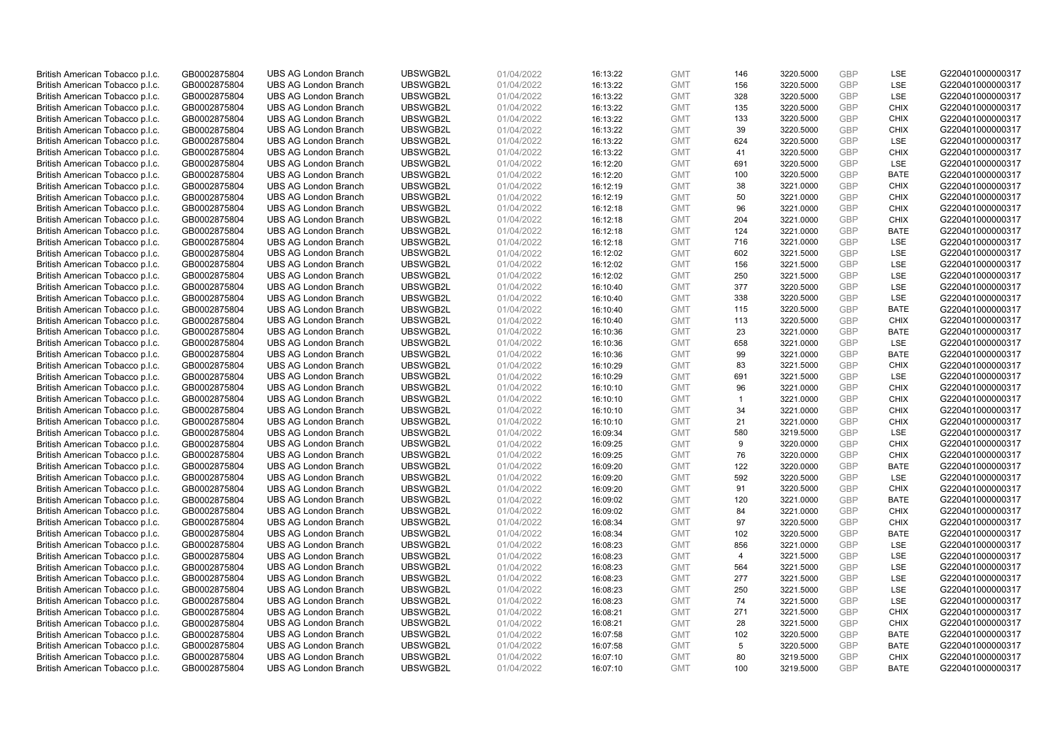| British American Tobacco p.l.c. | GB0002875804 | UBS AG London Branch | UBSWGB2L | 01/04/2022 | 16:13:22 | GMT | 146 | 3220.5000 | GBP | LSE | G220401000000317 |
|---|---|---|---|---|---|---|---|---|---|---|---|
| British American Tobacco p.l.c. | GB0002875804 | UBS AG London Branch | UBSWGB2L | 01/04/2022 | 16:13:22 | GMT | 156 | 3220.5000 | GBP | LSE | G220401000000317 |
| British American Tobacco p.l.c. | GB0002875804 | UBS AG London Branch | UBSWGB2L | 01/04/2022 | 16:13:22 | GMT | 328 | 3220.5000 | GBP | LSE | G220401000000317 |
| British American Tobacco p.l.c. | GB0002875804 | UBS AG London Branch | UBSWGB2L | 01/04/2022 | 16:13:22 | GMT | 135 | 3220.5000 | GBP | CHIX | G220401000000317 |
| British American Tobacco p.l.c. | GB0002875804 | UBS AG London Branch | UBSWGB2L | 01/04/2022 | 16:13:22 | GMT | 133 | 3220.5000 | GBP | CHIX | G220401000000317 |
| British American Tobacco p.l.c. | GB0002875804 | UBS AG London Branch | UBSWGB2L | 01/04/2022 | 16:13:22 | GMT | 39 | 3220.5000 | GBP | CHIX | G220401000000317 |
| British American Tobacco p.l.c. | GB0002875804 | UBS AG London Branch | UBSWGB2L | 01/04/2022 | 16:13:22 | GMT | 624 | 3220.5000 | GBP | LSE | G220401000000317 |
| British American Tobacco p.l.c. | GB0002875804 | UBS AG London Branch | UBSWGB2L | 01/04/2022 | 16:13:22 | GMT | 41 | 3220.5000 | GBP | CHIX | G220401000000317 |
| British American Tobacco p.l.c. | GB0002875804 | UBS AG London Branch | UBSWGB2L | 01/04/2022 | 16:12:20 | GMT | 691 | 3220.5000 | GBP | LSE | G220401000000317 |
| British American Tobacco p.l.c. | GB0002875804 | UBS AG London Branch | UBSWGB2L | 01/04/2022 | 16:12:20 | GMT | 100 | 3220.5000 | GBP | BATE | G220401000000317 |
| British American Tobacco p.l.c. | GB0002875804 | UBS AG London Branch | UBSWGB2L | 01/04/2022 | 16:12:19 | GMT | 38 | 3221.0000 | GBP | CHIX | G220401000000317 |
| British American Tobacco p.l.c. | GB0002875804 | UBS AG London Branch | UBSWGB2L | 01/04/2022 | 16:12:19 | GMT | 50 | 3221.0000 | GBP | CHIX | G220401000000317 |
| British American Tobacco p.l.c. | GB0002875804 | UBS AG London Branch | UBSWGB2L | 01/04/2022 | 16:12:18 | GMT | 96 | 3221.0000 | GBP | CHIX | G220401000000317 |
| British American Tobacco p.l.c. | GB0002875804 | UBS AG London Branch | UBSWGB2L | 01/04/2022 | 16:12:18 | GMT | 204 | 3221.0000 | GBP | CHIX | G220401000000317 |
| British American Tobacco p.l.c. | GB0002875804 | UBS AG London Branch | UBSWGB2L | 01/04/2022 | 16:12:18 | GMT | 124 | 3221.0000 | GBP | BATE | G220401000000317 |
| British American Tobacco p.l.c. | GB0002875804 | UBS AG London Branch | UBSWGB2L | 01/04/2022 | 16:12:18 | GMT | 716 | 3221.0000 | GBP | LSE | G220401000000317 |
| British American Tobacco p.l.c. | GB0002875804 | UBS AG London Branch | UBSWGB2L | 01/04/2022 | 16:12:02 | GMT | 602 | 3221.5000 | GBP | LSE | G220401000000317 |
| British American Tobacco p.l.c. | GB0002875804 | UBS AG London Branch | UBSWGB2L | 01/04/2022 | 16:12:02 | GMT | 156 | 3221.5000 | GBP | LSE | G220401000000317 |
| British American Tobacco p.l.c. | GB0002875804 | UBS AG London Branch | UBSWGB2L | 01/04/2022 | 16:12:02 | GMT | 250 | 3221.5000 | GBP | LSE | G220401000000317 |
| British American Tobacco p.l.c. | GB0002875804 | UBS AG London Branch | UBSWGB2L | 01/04/2022 | 16:10:40 | GMT | 377 | 3220.5000 | GBP | LSE | G220401000000317 |
| British American Tobacco p.l.c. | GB0002875804 | UBS AG London Branch | UBSWGB2L | 01/04/2022 | 16:10:40 | GMT | 338 | 3220.5000 | GBP | LSE | G220401000000317 |
| British American Tobacco p.l.c. | GB0002875804 | UBS AG London Branch | UBSWGB2L | 01/04/2022 | 16:10:40 | GMT | 115 | 3220.5000 | GBP | BATE | G220401000000317 |
| British American Tobacco p.l.c. | GB0002875804 | UBS AG London Branch | UBSWGB2L | 01/04/2022 | 16:10:40 | GMT | 113 | 3220.5000 | GBP | CHIX | G220401000000317 |
| British American Tobacco p.l.c. | GB0002875804 | UBS AG London Branch | UBSWGB2L | 01/04/2022 | 16:10:36 | GMT | 23 | 3221.0000 | GBP | BATE | G220401000000317 |
| British American Tobacco p.l.c. | GB0002875804 | UBS AG London Branch | UBSWGB2L | 01/04/2022 | 16:10:36 | GMT | 658 | 3221.0000 | GBP | LSE | G220401000000317 |
| British American Tobacco p.l.c. | GB0002875804 | UBS AG London Branch | UBSWGB2L | 01/04/2022 | 16:10:36 | GMT | 99 | 3221.0000 | GBP | BATE | G220401000000317 |
| British American Tobacco p.l.c. | GB0002875804 | UBS AG London Branch | UBSWGB2L | 01/04/2022 | 16:10:29 | GMT | 83 | 3221.5000 | GBP | CHIX | G220401000000317 |
| British American Tobacco p.l.c. | GB0002875804 | UBS AG London Branch | UBSWGB2L | 01/04/2022 | 16:10:29 | GMT | 691 | 3221.5000 | GBP | LSE | G220401000000317 |
| British American Tobacco p.l.c. | GB0002875804 | UBS AG London Branch | UBSWGB2L | 01/04/2022 | 16:10:10 | GMT | 96 | 3221.0000 | GBP | CHIX | G220401000000317 |
| British American Tobacco p.l.c. | GB0002875804 | UBS AG London Branch | UBSWGB2L | 01/04/2022 | 16:10:10 | GMT | 1 | 3221.0000 | GBP | CHIX | G220401000000317 |
| British American Tobacco p.l.c. | GB0002875804 | UBS AG London Branch | UBSWGB2L | 01/04/2022 | 16:10:10 | GMT | 34 | 3221.0000 | GBP | CHIX | G220401000000317 |
| British American Tobacco p.l.c. | GB0002875804 | UBS AG London Branch | UBSWGB2L | 01/04/2022 | 16:10:10 | GMT | 21 | 3221.0000 | GBP | CHIX | G220401000000317 |
| British American Tobacco p.l.c. | GB0002875804 | UBS AG London Branch | UBSWGB2L | 01/04/2022 | 16:09:34 | GMT | 580 | 3219.5000 | GBP | LSE | G220401000000317 |
| British American Tobacco p.l.c. | GB0002875804 | UBS AG London Branch | UBSWGB2L | 01/04/2022 | 16:09:25 | GMT | 9 | 3220.0000 | GBP | CHIX | G220401000000317 |
| British American Tobacco p.l.c. | GB0002875804 | UBS AG London Branch | UBSWGB2L | 01/04/2022 | 16:09:25 | GMT | 76 | 3220.0000 | GBP | CHIX | G220401000000317 |
| British American Tobacco p.l.c. | GB0002875804 | UBS AG London Branch | UBSWGB2L | 01/04/2022 | 16:09:20 | GMT | 122 | 3220.0000 | GBP | BATE | G220401000000317 |
| British American Tobacco p.l.c. | GB0002875804 | UBS AG London Branch | UBSWGB2L | 01/04/2022 | 16:09:20 | GMT | 592 | 3220.5000 | GBP | LSE | G220401000000317 |
| British American Tobacco p.l.c. | GB0002875804 | UBS AG London Branch | UBSWGB2L | 01/04/2022 | 16:09:20 | GMT | 91 | 3220.5000 | GBP | CHIX | G220401000000317 |
| British American Tobacco p.l.c. | GB0002875804 | UBS AG London Branch | UBSWGB2L | 01/04/2022 | 16:09:02 | GMT | 120 | 3221.0000 | GBP | BATE | G220401000000317 |
| British American Tobacco p.l.c. | GB0002875804 | UBS AG London Branch | UBSWGB2L | 01/04/2022 | 16:09:02 | GMT | 84 | 3221.0000 | GBP | CHIX | G220401000000317 |
| British American Tobacco p.l.c. | GB0002875804 | UBS AG London Branch | UBSWGB2L | 01/04/2022 | 16:08:34 | GMT | 97 | 3220.5000 | GBP | CHIX | G220401000000317 |
| British American Tobacco p.l.c. | GB0002875804 | UBS AG London Branch | UBSWGB2L | 01/04/2022 | 16:08:34 | GMT | 102 | 3220.5000 | GBP | BATE | G220401000000317 |
| British American Tobacco p.l.c. | GB0002875804 | UBS AG London Branch | UBSWGB2L | 01/04/2022 | 16:08:23 | GMT | 856 | 3221.0000 | GBP | LSE | G220401000000317 |
| British American Tobacco p.l.c. | GB0002875804 | UBS AG London Branch | UBSWGB2L | 01/04/2022 | 16:08:23 | GMT | 4 | 3221.5000 | GBP | LSE | G220401000000317 |
| British American Tobacco p.l.c. | GB0002875804 | UBS AG London Branch | UBSWGB2L | 01/04/2022 | 16:08:23 | GMT | 564 | 3221.5000 | GBP | LSE | G220401000000317 |
| British American Tobacco p.l.c. | GB0002875804 | UBS AG London Branch | UBSWGB2L | 01/04/2022 | 16:08:23 | GMT | 277 | 3221.5000 | GBP | LSE | G220401000000317 |
| British American Tobacco p.l.c. | GB0002875804 | UBS AG London Branch | UBSWGB2L | 01/04/2022 | 16:08:23 | GMT | 250 | 3221.5000 | GBP | LSE | G220401000000317 |
| British American Tobacco p.l.c. | GB0002875804 | UBS AG London Branch | UBSWGB2L | 01/04/2022 | 16:08:23 | GMT | 74 | 3221.5000 | GBP | LSE | G220401000000317 |
| British American Tobacco p.l.c. | GB0002875804 | UBS AG London Branch | UBSWGB2L | 01/04/2022 | 16:08:21 | GMT | 271 | 3221.5000 | GBP | CHIX | G220401000000317 |
| British American Tobacco p.l.c. | GB0002875804 | UBS AG London Branch | UBSWGB2L | 01/04/2022 | 16:08:21 | GMT | 28 | 3221.5000 | GBP | CHIX | G220401000000317 |
| British American Tobacco p.l.c. | GB0002875804 | UBS AG London Branch | UBSWGB2L | 01/04/2022 | 16:07:58 | GMT | 102 | 3220.5000 | GBP | BATE | G220401000000317 |
| British American Tobacco p.l.c. | GB0002875804 | UBS AG London Branch | UBSWGB2L | 01/04/2022 | 16:07:58 | GMT | 5 | 3220.5000 | GBP | BATE | G220401000000317 |
| British American Tobacco p.l.c. | GB0002875804 | UBS AG London Branch | UBSWGB2L | 01/04/2022 | 16:07:10 | GMT | 80 | 3219.5000 | GBP | CHIX | G220401000000317 |
| British American Tobacco p.l.c. | GB0002875804 | UBS AG London Branch | UBSWGB2L | 01/04/2022 | 16:07:10 | GMT | 100 | 3219.5000 | GBP | BATE | G220401000000317 |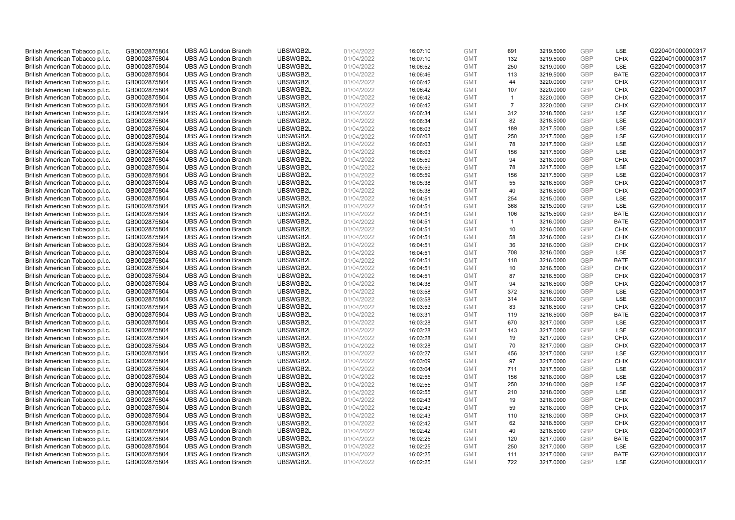| | | | | | | | | | | | |
|---|---|---|---|---|---|---|---|---|---|---|---|
| British American Tobacco p.l.c. | GB0002875804 | UBS AG London Branch | UBSWGB2L | 01/04/2022 | 16:07:10 | GMT | 691 | 3219.5000 | GBP | LSE | G220401000000317 |
| British American Tobacco p.l.c. | GB0002875804 | UBS AG London Branch | UBSWGB2L | 01/04/2022 | 16:07:10 | GMT | 132 | 3219.5000 | GBP | CHIX | G220401000000317 |
| British American Tobacco p.l.c. | GB0002875804 | UBS AG London Branch | UBSWGB2L | 01/04/2022 | 16:06:52 | GMT | 250 | 3219.0000 | GBP | LSE | G220401000000317 |
| British American Tobacco p.l.c. | GB0002875804 | UBS AG London Branch | UBSWGB2L | 01/04/2022 | 16:06:46 | GMT | 113 | 3219.5000 | GBP | BATE | G220401000000317 |
| British American Tobacco p.l.c. | GB0002875804 | UBS AG London Branch | UBSWGB2L | 01/04/2022 | 16:06:42 | GMT | 44 | 3220.0000 | GBP | CHIX | G220401000000317 |
| British American Tobacco p.l.c. | GB0002875804 | UBS AG London Branch | UBSWGB2L | 01/04/2022 | 16:06:42 | GMT | 107 | 3220.0000 | GBP | CHIX | G220401000000317 |
| British American Tobacco p.l.c. | GB0002875804 | UBS AG London Branch | UBSWGB2L | 01/04/2022 | 16:06:42 | GMT | 1 | 3220.0000 | GBP | CHIX | G220401000000317 |
| British American Tobacco p.l.c. | GB0002875804 | UBS AG London Branch | UBSWGB2L | 01/04/2022 | 16:06:42 | GMT | 7 | 3220.0000 | GBP | CHIX | G220401000000317 |
| British American Tobacco p.l.c. | GB0002875804 | UBS AG London Branch | UBSWGB2L | 01/04/2022 | 16:06:34 | GMT | 312 | 3218.5000 | GBP | LSE | G220401000000317 |
| British American Tobacco p.l.c. | GB0002875804 | UBS AG London Branch | UBSWGB2L | 01/04/2022 | 16:06:34 | GMT | 82 | 3218.5000 | GBP | LSE | G220401000000317 |
| British American Tobacco p.l.c. | GB0002875804 | UBS AG London Branch | UBSWGB2L | 01/04/2022 | 16:06:03 | GMT | 189 | 3217.5000 | GBP | LSE | G220401000000317 |
| British American Tobacco p.l.c. | GB0002875804 | UBS AG London Branch | UBSWGB2L | 01/04/2022 | 16:06:03 | GMT | 250 | 3217.5000 | GBP | LSE | G220401000000317 |
| British American Tobacco p.l.c. | GB0002875804 | UBS AG London Branch | UBSWGB2L | 01/04/2022 | 16:06:03 | GMT | 78 | 3217.5000 | GBP | LSE | G220401000000317 |
| British American Tobacco p.l.c. | GB0002875804 | UBS AG London Branch | UBSWGB2L | 01/04/2022 | 16:06:03 | GMT | 156 | 3217.5000 | GBP | LSE | G220401000000317 |
| British American Tobacco p.l.c. | GB0002875804 | UBS AG London Branch | UBSWGB2L | 01/04/2022 | 16:05:59 | GMT | 94 | 3218.0000 | GBP | CHIX | G220401000000317 |
| British American Tobacco p.l.c. | GB0002875804 | UBS AG London Branch | UBSWGB2L | 01/04/2022 | 16:05:59 | GMT | 78 | 3217.5000 | GBP | LSE | G220401000000317 |
| British American Tobacco p.l.c. | GB0002875804 | UBS AG London Branch | UBSWGB2L | 01/04/2022 | 16:05:59 | GMT | 156 | 3217.5000 | GBP | LSE | G220401000000317 |
| British American Tobacco p.l.c. | GB0002875804 | UBS AG London Branch | UBSWGB2L | 01/04/2022 | 16:05:38 | GMT | 55 | 3216.5000 | GBP | CHIX | G220401000000317 |
| British American Tobacco p.l.c. | GB0002875804 | UBS AG London Branch | UBSWGB2L | 01/04/2022 | 16:05:38 | GMT | 40 | 3216.5000 | GBP | CHIX | G220401000000317 |
| British American Tobacco p.l.c. | GB0002875804 | UBS AG London Branch | UBSWGB2L | 01/04/2022 | 16:04:51 | GMT | 254 | 3215.0000 | GBP | LSE | G220401000000317 |
| British American Tobacco p.l.c. | GB0002875804 | UBS AG London Branch | UBSWGB2L | 01/04/2022 | 16:04:51 | GMT | 368 | 3215.0000 | GBP | LSE | G220401000000317 |
| British American Tobacco p.l.c. | GB0002875804 | UBS AG London Branch | UBSWGB2L | 01/04/2022 | 16:04:51 | GMT | 106 | 3215.5000 | GBP | BATE | G220401000000317 |
| British American Tobacco p.l.c. | GB0002875804 | UBS AG London Branch | UBSWGB2L | 01/04/2022 | 16:04:51 | GMT | 1 | 3216.0000 | GBP | BATE | G220401000000317 |
| British American Tobacco p.l.c. | GB0002875804 | UBS AG London Branch | UBSWGB2L | 01/04/2022 | 16:04:51 | GMT | 10 | 3216.0000 | GBP | CHIX | G220401000000317 |
| British American Tobacco p.l.c. | GB0002875804 | UBS AG London Branch | UBSWGB2L | 01/04/2022 | 16:04:51 | GMT | 58 | 3216.0000 | GBP | CHIX | G220401000000317 |
| British American Tobacco p.l.c. | GB0002875804 | UBS AG London Branch | UBSWGB2L | 01/04/2022 | 16:04:51 | GMT | 36 | 3216.0000 | GBP | CHIX | G220401000000317 |
| British American Tobacco p.l.c. | GB0002875804 | UBS AG London Branch | UBSWGB2L | 01/04/2022 | 16:04:51 | GMT | 708 | 3216.0000 | GBP | LSE | G220401000000317 |
| British American Tobacco p.l.c. | GB0002875804 | UBS AG London Branch | UBSWGB2L | 01/04/2022 | 16:04:51 | GMT | 118 | 3216.0000 | GBP | BATE | G220401000000317 |
| British American Tobacco p.l.c. | GB0002875804 | UBS AG London Branch | UBSWGB2L | 01/04/2022 | 16:04:51 | GMT | 10 | 3216.5000 | GBP | CHIX | G220401000000317 |
| British American Tobacco p.l.c. | GB0002875804 | UBS AG London Branch | UBSWGB2L | 01/04/2022 | 16:04:51 | GMT | 87 | 3216.5000 | GBP | CHIX | G220401000000317 |
| British American Tobacco p.l.c. | GB0002875804 | UBS AG London Branch | UBSWGB2L | 01/04/2022 | 16:04:38 | GMT | 94 | 3216.5000 | GBP | CHIX | G220401000000317 |
| British American Tobacco p.l.c. | GB0002875804 | UBS AG London Branch | UBSWGB2L | 01/04/2022 | 16:03:58 | GMT | 372 | 3216.0000 | GBP | LSE | G220401000000317 |
| British American Tobacco p.l.c. | GB0002875804 | UBS AG London Branch | UBSWGB2L | 01/04/2022 | 16:03:58 | GMT | 314 | 3216.0000 | GBP | LSE | G220401000000317 |
| British American Tobacco p.l.c. | GB0002875804 | UBS AG London Branch | UBSWGB2L | 01/04/2022 | 16:03:53 | GMT | 83 | 3216.5000 | GBP | CHIX | G220401000000317 |
| British American Tobacco p.l.c. | GB0002875804 | UBS AG London Branch | UBSWGB2L | 01/04/2022 | 16:03:31 | GMT | 119 | 3216.5000 | GBP | BATE | G220401000000317 |
| British American Tobacco p.l.c. | GB0002875804 | UBS AG London Branch | UBSWGB2L | 01/04/2022 | 16:03:28 | GMT | 670 | 3217.0000 | GBP | LSE | G220401000000317 |
| British American Tobacco p.l.c. | GB0002875804 | UBS AG London Branch | UBSWGB2L | 01/04/2022 | 16:03:28 | GMT | 143 | 3217.0000 | GBP | LSE | G220401000000317 |
| British American Tobacco p.l.c. | GB0002875804 | UBS AG London Branch | UBSWGB2L | 01/04/2022 | 16:03:28 | GMT | 19 | 3217.0000 | GBP | CHIX | G220401000000317 |
| British American Tobacco p.l.c. | GB0002875804 | UBS AG London Branch | UBSWGB2L | 01/04/2022 | 16:03:28 | GMT | 70 | 3217.0000 | GBP | CHIX | G220401000000317 |
| British American Tobacco p.l.c. | GB0002875804 | UBS AG London Branch | UBSWGB2L | 01/04/2022 | 16:03:27 | GMT | 456 | 3217.0000 | GBP | LSE | G220401000000317 |
| British American Tobacco p.l.c. | GB0002875804 | UBS AG London Branch | UBSWGB2L | 01/04/2022 | 16:03:09 | GMT | 97 | 3217.0000 | GBP | CHIX | G220401000000317 |
| British American Tobacco p.l.c. | GB0002875804 | UBS AG London Branch | UBSWGB2L | 01/04/2022 | 16:03:04 | GMT | 711 | 3217.5000 | GBP | LSE | G220401000000317 |
| British American Tobacco p.l.c. | GB0002875804 | UBS AG London Branch | UBSWGB2L | 01/04/2022 | 16:02:55 | GMT | 156 | 3218.0000 | GBP | LSE | G220401000000317 |
| British American Tobacco p.l.c. | GB0002875804 | UBS AG London Branch | UBSWGB2L | 01/04/2022 | 16:02:55 | GMT | 250 | 3218.0000 | GBP | LSE | G220401000000317 |
| British American Tobacco p.l.c. | GB0002875804 | UBS AG London Branch | UBSWGB2L | 01/04/2022 | 16:02:55 | GMT | 210 | 3218.0000 | GBP | LSE | G220401000000317 |
| British American Tobacco p.l.c. | GB0002875804 | UBS AG London Branch | UBSWGB2L | 01/04/2022 | 16:02:43 | GMT | 19 | 3218.0000 | GBP | CHIX | G220401000000317 |
| British American Tobacco p.l.c. | GB0002875804 | UBS AG London Branch | UBSWGB2L | 01/04/2022 | 16:02:43 | GMT | 59 | 3218.0000 | GBP | CHIX | G220401000000317 |
| British American Tobacco p.l.c. | GB0002875804 | UBS AG London Branch | UBSWGB2L | 01/04/2022 | 16:02:43 | GMT | 110 | 3218.0000 | GBP | CHIX | G220401000000317 |
| British American Tobacco p.l.c. | GB0002875804 | UBS AG London Branch | UBSWGB2L | 01/04/2022 | 16:02:42 | GMT | 62 | 3218.5000 | GBP | CHIX | G220401000000317 |
| British American Tobacco p.l.c. | GB0002875804 | UBS AG London Branch | UBSWGB2L | 01/04/2022 | 16:02:42 | GMT | 40 | 3218.5000 | GBP | CHIX | G220401000000317 |
| British American Tobacco p.l.c. | GB0002875804 | UBS AG London Branch | UBSWGB2L | 01/04/2022 | 16:02:25 | GMT | 120 | 3217.0000 | GBP | BATE | G220401000000317 |
| British American Tobacco p.l.c. | GB0002875804 | UBS AG London Branch | UBSWGB2L | 01/04/2022 | 16:02:25 | GMT | 250 | 3217.0000 | GBP | LSE | G220401000000317 |
| British American Tobacco p.l.c. | GB0002875804 | UBS AG London Branch | UBSWGB2L | 01/04/2022 | 16:02:25 | GMT | 111 | 3217.0000 | GBP | BATE | G220401000000317 |
| British American Tobacco p.l.c. | GB0002875804 | UBS AG London Branch | UBSWGB2L | 01/04/2022 | 16:02:25 | GMT | 722 | 3217.0000 | GBP | LSE | G220401000000317 |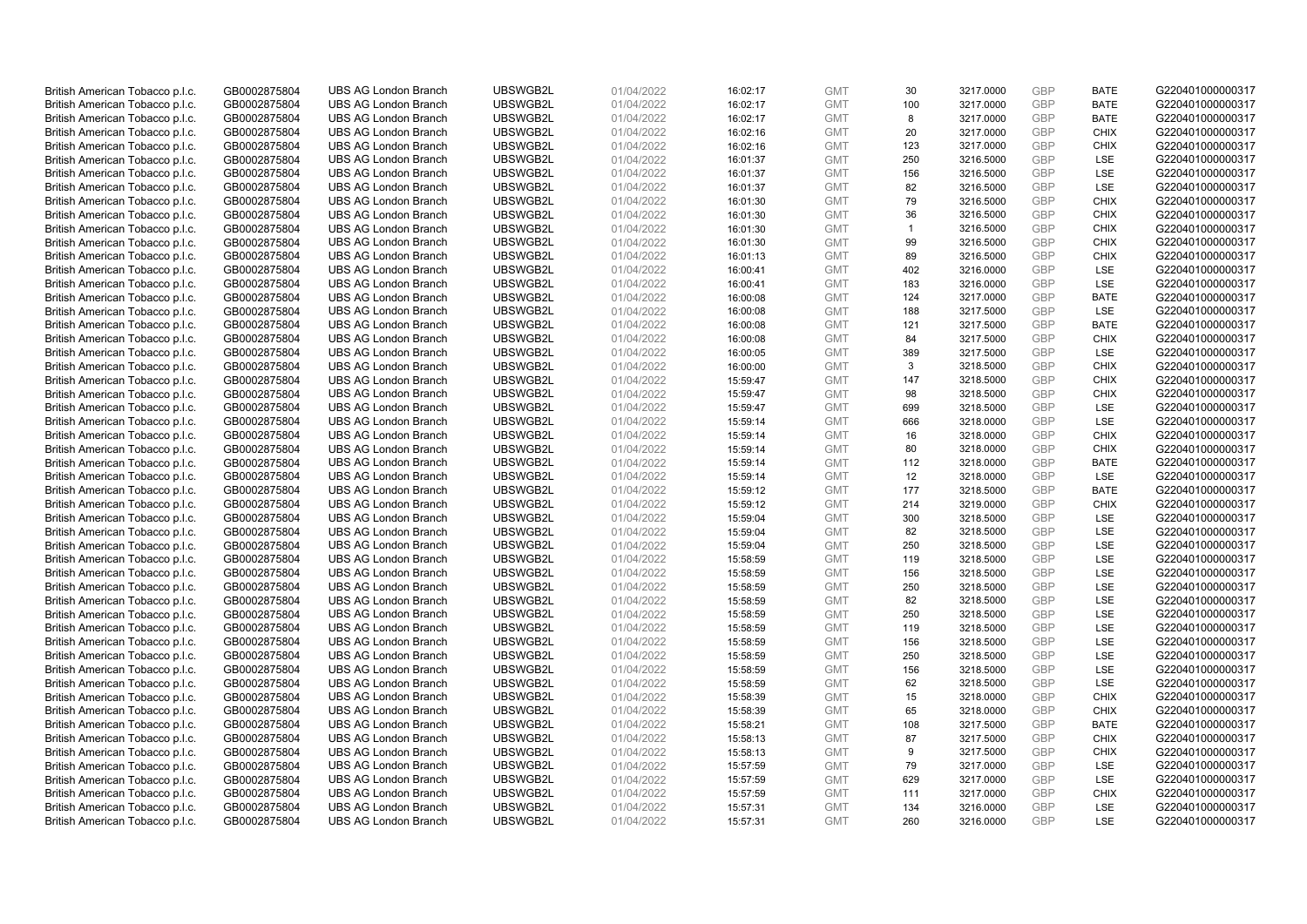| | | | | | | | | | | | |
|---|---|---|---|---|---|---|---|---|---|---|---|
| British American Tobacco p.l.c. | GB0002875804 | UBS AG London Branch | UBSWGB2L | 01/04/2022 | 16:02:17 | GMT | 30 | 3217.0000 | GBP | BATE | G220401000000317 |
| British American Tobacco p.l.c. | GB0002875804 | UBS AG London Branch | UBSWGB2L | 01/04/2022 | 16:02:17 | GMT | 100 | 3217.0000 | GBP | BATE | G220401000000317 |
| British American Tobacco p.l.c. | GB0002875804 | UBS AG London Branch | UBSWGB2L | 01/04/2022 | 16:02:17 | GMT | 8 | 3217.0000 | GBP | BATE | G220401000000317 |
| British American Tobacco p.l.c. | GB0002875804 | UBS AG London Branch | UBSWGB2L | 01/04/2022 | 16:02:16 | GMT | 20 | 3217.0000 | GBP | CHIX | G220401000000317 |
| British American Tobacco p.l.c. | GB0002875804 | UBS AG London Branch | UBSWGB2L | 01/04/2022 | 16:02:16 | GMT | 123 | 3217.0000 | GBP | CHIX | G220401000000317 |
| British American Tobacco p.l.c. | GB0002875804 | UBS AG London Branch | UBSWGB2L | 01/04/2022 | 16:01:37 | GMT | 250 | 3216.5000 | GBP | LSE | G220401000000317 |
| British American Tobacco p.l.c. | GB0002875804 | UBS AG London Branch | UBSWGB2L | 01/04/2022 | 16:01:37 | GMT | 156 | 3216.5000 | GBP | LSE | G220401000000317 |
| British American Tobacco p.l.c. | GB0002875804 | UBS AG London Branch | UBSWGB2L | 01/04/2022 | 16:01:37 | GMT | 82 | 3216.5000 | GBP | LSE | G220401000000317 |
| British American Tobacco p.l.c. | GB0002875804 | UBS AG London Branch | UBSWGB2L | 01/04/2022 | 16:01:30 | GMT | 79 | 3216.5000 | GBP | CHIX | G220401000000317 |
| British American Tobacco p.l.c. | GB0002875804 | UBS AG London Branch | UBSWGB2L | 01/04/2022 | 16:01:30 | GMT | 36 | 3216.5000 | GBP | CHIX | G220401000000317 |
| British American Tobacco p.l.c. | GB0002875804 | UBS AG London Branch | UBSWGB2L | 01/04/2022 | 16:01:30 | GMT | 1 | 3216.5000 | GBP | CHIX | G220401000000317 |
| British American Tobacco p.l.c. | GB0002875804 | UBS AG London Branch | UBSWGB2L | 01/04/2022 | 16:01:30 | GMT | 99 | 3216.5000 | GBP | CHIX | G220401000000317 |
| British American Tobacco p.l.c. | GB0002875804 | UBS AG London Branch | UBSWGB2L | 01/04/2022 | 16:01:13 | GMT | 89 | 3216.5000 | GBP | CHIX | G220401000000317 |
| British American Tobacco p.l.c. | GB0002875804 | UBS AG London Branch | UBSWGB2L | 01/04/2022 | 16:00:41 | GMT | 402 | 3216.0000 | GBP | LSE | G220401000000317 |
| British American Tobacco p.l.c. | GB0002875804 | UBS AG London Branch | UBSWGB2L | 01/04/2022 | 16:00:41 | GMT | 183 | 3216.0000 | GBP | LSE | G220401000000317 |
| British American Tobacco p.l.c. | GB0002875804 | UBS AG London Branch | UBSWGB2L | 01/04/2022 | 16:00:08 | GMT | 124 | 3217.0000 | GBP | BATE | G220401000000317 |
| British American Tobacco p.l.c. | GB0002875804 | UBS AG London Branch | UBSWGB2L | 01/04/2022 | 16:00:08 | GMT | 188 | 3217.5000 | GBP | LSE | G220401000000317 |
| British American Tobacco p.l.c. | GB0002875804 | UBS AG London Branch | UBSWGB2L | 01/04/2022 | 16:00:08 | GMT | 121 | 3217.5000 | GBP | BATE | G220401000000317 |
| British American Tobacco p.l.c. | GB0002875804 | UBS AG London Branch | UBSWGB2L | 01/04/2022 | 16:00:08 | GMT | 84 | 3217.5000 | GBP | CHIX | G220401000000317 |
| British American Tobacco p.l.c. | GB0002875804 | UBS AG London Branch | UBSWGB2L | 01/04/2022 | 16:00:05 | GMT | 389 | 3217.5000 | GBP | LSE | G220401000000317 |
| British American Tobacco p.l.c. | GB0002875804 | UBS AG London Branch | UBSWGB2L | 01/04/2022 | 16:00:00 | GMT | 3 | 3218.5000 | GBP | CHIX | G220401000000317 |
| British American Tobacco p.l.c. | GB0002875804 | UBS AG London Branch | UBSWGB2L | 01/04/2022 | 15:59:47 | GMT | 147 | 3218.5000 | GBP | CHIX | G220401000000317 |
| British American Tobacco p.l.c. | GB0002875804 | UBS AG London Branch | UBSWGB2L | 01/04/2022 | 15:59:47 | GMT | 98 | 3218.5000 | GBP | CHIX | G220401000000317 |
| British American Tobacco p.l.c. | GB0002875804 | UBS AG London Branch | UBSWGB2L | 01/04/2022 | 15:59:47 | GMT | 699 | 3218.5000 | GBP | LSE | G220401000000317 |
| British American Tobacco p.l.c. | GB0002875804 | UBS AG London Branch | UBSWGB2L | 01/04/2022 | 15:59:14 | GMT | 666 | 3218.0000 | GBP | LSE | G220401000000317 |
| British American Tobacco p.l.c. | GB0002875804 | UBS AG London Branch | UBSWGB2L | 01/04/2022 | 15:59:14 | GMT | 16 | 3218.0000 | GBP | CHIX | G220401000000317 |
| British American Tobacco p.l.c. | GB0002875804 | UBS AG London Branch | UBSWGB2L | 01/04/2022 | 15:59:14 | GMT | 80 | 3218.0000 | GBP | CHIX | G220401000000317 |
| British American Tobacco p.l.c. | GB0002875804 | UBS AG London Branch | UBSWGB2L | 01/04/2022 | 15:59:14 | GMT | 112 | 3218.0000 | GBP | BATE | G220401000000317 |
| British American Tobacco p.l.c. | GB0002875804 | UBS AG London Branch | UBSWGB2L | 01/04/2022 | 15:59:14 | GMT | 12 | 3218.0000 | GBP | LSE | G220401000000317 |
| British American Tobacco p.l.c. | GB0002875804 | UBS AG London Branch | UBSWGB2L | 01/04/2022 | 15:59:12 | GMT | 177 | 3218.5000 | GBP | BATE | G220401000000317 |
| British American Tobacco p.l.c. | GB0002875804 | UBS AG London Branch | UBSWGB2L | 01/04/2022 | 15:59:12 | GMT | 214 | 3219.0000 | GBP | CHIX | G220401000000317 |
| British American Tobacco p.l.c. | GB0002875804 | UBS AG London Branch | UBSWGB2L | 01/04/2022 | 15:59:04 | GMT | 300 | 3218.5000 | GBP | LSE | G220401000000317 |
| British American Tobacco p.l.c. | GB0002875804 | UBS AG London Branch | UBSWGB2L | 01/04/2022 | 15:59:04 | GMT | 82 | 3218.5000 | GBP | LSE | G220401000000317 |
| British American Tobacco p.l.c. | GB0002875804 | UBS AG London Branch | UBSWGB2L | 01/04/2022 | 15:59:04 | GMT | 250 | 3218.5000 | GBP | LSE | G220401000000317 |
| British American Tobacco p.l.c. | GB0002875804 | UBS AG London Branch | UBSWGB2L | 01/04/2022 | 15:58:59 | GMT | 119 | 3218.5000 | GBP | LSE | G220401000000317 |
| British American Tobacco p.l.c. | GB0002875804 | UBS AG London Branch | UBSWGB2L | 01/04/2022 | 15:58:59 | GMT | 156 | 3218.5000 | GBP | LSE | G220401000000317 |
| British American Tobacco p.l.c. | GB0002875804 | UBS AG London Branch | UBSWGB2L | 01/04/2022 | 15:58:59 | GMT | 250 | 3218.5000 | GBP | LSE | G220401000000317 |
| British American Tobacco p.l.c. | GB0002875804 | UBS AG London Branch | UBSWGB2L | 01/04/2022 | 15:58:59 | GMT | 82 | 3218.5000 | GBP | LSE | G220401000000317 |
| British American Tobacco p.l.c. | GB0002875804 | UBS AG London Branch | UBSWGB2L | 01/04/2022 | 15:58:59 | GMT | 250 | 3218.5000 | GBP | LSE | G220401000000317 |
| British American Tobacco p.l.c. | GB0002875804 | UBS AG London Branch | UBSWGB2L | 01/04/2022 | 15:58:59 | GMT | 119 | 3218.5000 | GBP | LSE | G220401000000317 |
| British American Tobacco p.l.c. | GB0002875804 | UBS AG London Branch | UBSWGB2L | 01/04/2022 | 15:58:59 | GMT | 156 | 3218.5000 | GBP | LSE | G220401000000317 |
| British American Tobacco p.l.c. | GB0002875804 | UBS AG London Branch | UBSWGB2L | 01/04/2022 | 15:58:59 | GMT | 250 | 3218.5000 | GBP | LSE | G220401000000317 |
| British American Tobacco p.l.c. | GB0002875804 | UBS AG London Branch | UBSWGB2L | 01/04/2022 | 15:58:59 | GMT | 156 | 3218.5000 | GBP | LSE | G220401000000317 |
| British American Tobacco p.l.c. | GB0002875804 | UBS AG London Branch | UBSWGB2L | 01/04/2022 | 15:58:59 | GMT | 62 | 3218.5000 | GBP | LSE | G220401000000317 |
| British American Tobacco p.l.c. | GB0002875804 | UBS AG London Branch | UBSWGB2L | 01/04/2022 | 15:58:39 | GMT | 15 | 3218.0000 | GBP | CHIX | G220401000000317 |
| British American Tobacco p.l.c. | GB0002875804 | UBS AG London Branch | UBSWGB2L | 01/04/2022 | 15:58:39 | GMT | 65 | 3218.0000 | GBP | CHIX | G220401000000317 |
| British American Tobacco p.l.c. | GB0002875804 | UBS AG London Branch | UBSWGB2L | 01/04/2022 | 15:58:21 | GMT | 108 | 3217.5000 | GBP | BATE | G220401000000317 |
| British American Tobacco p.l.c. | GB0002875804 | UBS AG London Branch | UBSWGB2L | 01/04/2022 | 15:58:13 | GMT | 87 | 3217.5000 | GBP | CHIX | G220401000000317 |
| British American Tobacco p.l.c. | GB0002875804 | UBS AG London Branch | UBSWGB2L | 01/04/2022 | 15:58:13 | GMT | 9 | 3217.5000 | GBP | CHIX | G220401000000317 |
| British American Tobacco p.l.c. | GB0002875804 | UBS AG London Branch | UBSWGB2L | 01/04/2022 | 15:57:59 | GMT | 79 | 3217.0000 | GBP | LSE | G220401000000317 |
| British American Tobacco p.l.c. | GB0002875804 | UBS AG London Branch | UBSWGB2L | 01/04/2022 | 15:57:59 | GMT | 629 | 3217.0000 | GBP | LSE | G220401000000317 |
| British American Tobacco p.l.c. | GB0002875804 | UBS AG London Branch | UBSWGB2L | 01/04/2022 | 15:57:59 | GMT | 111 | 3217.0000 | GBP | CHIX | G220401000000317 |
| British American Tobacco p.l.c. | GB0002875804 | UBS AG London Branch | UBSWGB2L | 01/04/2022 | 15:57:31 | GMT | 134 | 3216.0000 | GBP | LSE | G220401000000317 |
| British American Tobacco p.l.c. | GB0002875804 | UBS AG London Branch | UBSWGB2L | 01/04/2022 | 15:57:31 | GMT | 260 | 3216.0000 | GBP | LSE | G220401000000317 |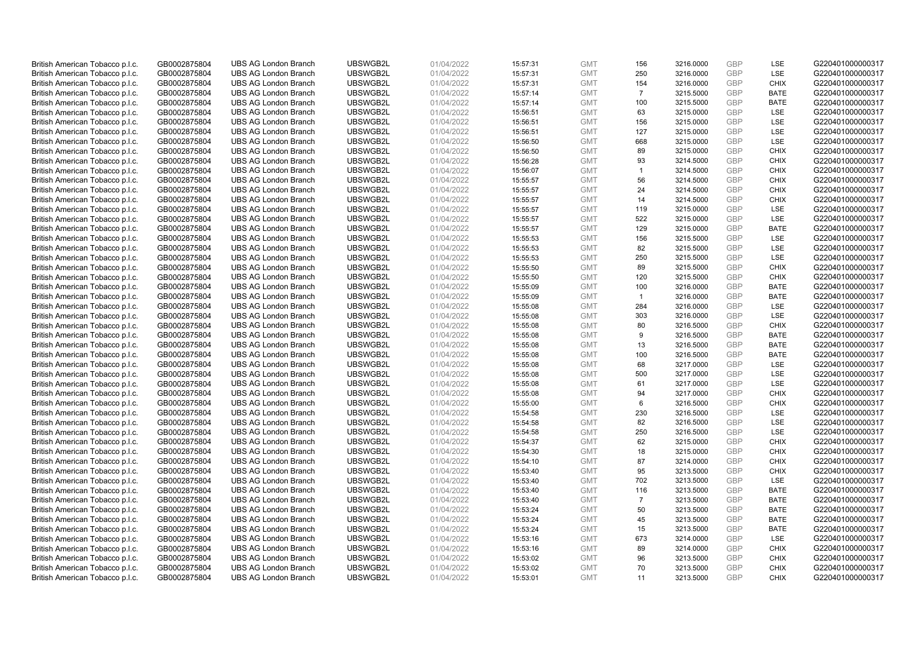| British American Tobacco p.l.c. | GB0002875804 | UBS AG London Branch | UBSWGB2L | 01/04/2022 | 15:57:31 | GMT | 156 | 3216.0000 | GBP | LSE | G220401000000317 |
|---|---|---|---|---|---|---|---|---|---|---|---|
| British American Tobacco p.l.c. | GB0002875804 | UBS AG London Branch | UBSWGB2L | 01/04/2022 | 15:57:31 | GMT | 250 | 3216.0000 | GBP | LSE | G220401000000317 |
| British American Tobacco p.l.c. | GB0002875804 | UBS AG London Branch | UBSWGB2L | 01/04/2022 | 15:57:31 | GMT | 154 | 3216.0000 | GBP | CHIX | G220401000000317 |
| British American Tobacco p.l.c. | GB0002875804 | UBS AG London Branch | UBSWGB2L | 01/04/2022 | 15:57:14 | GMT | 7 | 3215.5000 | GBP | BATE | G220401000000317 |
| British American Tobacco p.l.c. | GB0002875804 | UBS AG London Branch | UBSWGB2L | 01/04/2022 | 15:57:14 | GMT | 100 | 3215.5000 | GBP | BATE | G220401000000317 |
| British American Tobacco p.l.c. | GB0002875804 | UBS AG London Branch | UBSWGB2L | 01/04/2022 | 15:56:51 | GMT | 63 | 3215.0000 | GBP | LSE | G220401000000317 |
| British American Tobacco p.l.c. | GB0002875804 | UBS AG London Branch | UBSWGB2L | 01/04/2022 | 15:56:51 | GMT | 156 | 3215.0000 | GBP | LSE | G220401000000317 |
| British American Tobacco p.l.c. | GB0002875804 | UBS AG London Branch | UBSWGB2L | 01/04/2022 | 15:56:51 | GMT | 127 | 3215.0000 | GBP | LSE | G220401000000317 |
| British American Tobacco p.l.c. | GB0002875804 | UBS AG London Branch | UBSWGB2L | 01/04/2022 | 15:56:50 | GMT | 668 | 3215.0000 | GBP | LSE | G220401000000317 |
| British American Tobacco p.l.c. | GB0002875804 | UBS AG London Branch | UBSWGB2L | 01/04/2022 | 15:56:50 | GMT | 89 | 3215.0000 | GBP | CHIX | G220401000000317 |
| British American Tobacco p.l.c. | GB0002875804 | UBS AG London Branch | UBSWGB2L | 01/04/2022 | 15:56:28 | GMT | 93 | 3214.5000 | GBP | CHIX | G220401000000317 |
| British American Tobacco p.l.c. | GB0002875804 | UBS AG London Branch | UBSWGB2L | 01/04/2022 | 15:56:07 | GMT | 1 | 3214.5000 | GBP | CHIX | G220401000000317 |
| British American Tobacco p.l.c. | GB0002875804 | UBS AG London Branch | UBSWGB2L | 01/04/2022 | 15:55:57 | GMT | 56 | 3214.5000 | GBP | CHIX | G220401000000317 |
| British American Tobacco p.l.c. | GB0002875804 | UBS AG London Branch | UBSWGB2L | 01/04/2022 | 15:55:57 | GMT | 24 | 3214.5000 | GBP | CHIX | G220401000000317 |
| British American Tobacco p.l.c. | GB0002875804 | UBS AG London Branch | UBSWGB2L | 01/04/2022 | 15:55:57 | GMT | 14 | 3214.5000 | GBP | CHIX | G220401000000317 |
| British American Tobacco p.l.c. | GB0002875804 | UBS AG London Branch | UBSWGB2L | 01/04/2022 | 15:55:57 | GMT | 119 | 3215.0000 | GBP | LSE | G220401000000317 |
| British American Tobacco p.l.c. | GB0002875804 | UBS AG London Branch | UBSWGB2L | 01/04/2022 | 15:55:57 | GMT | 522 | 3215.0000 | GBP | LSE | G220401000000317 |
| British American Tobacco p.l.c. | GB0002875804 | UBS AG London Branch | UBSWGB2L | 01/04/2022 | 15:55:57 | GMT | 129 | 3215.0000 | GBP | BATE | G220401000000317 |
| British American Tobacco p.l.c. | GB0002875804 | UBS AG London Branch | UBSWGB2L | 01/04/2022 | 15:55:53 | GMT | 156 | 3215.5000 | GBP | LSE | G220401000000317 |
| British American Tobacco p.l.c. | GB0002875804 | UBS AG London Branch | UBSWGB2L | 01/04/2022 | 15:55:53 | GMT | 82 | 3215.5000 | GBP | LSE | G220401000000317 |
| British American Tobacco p.l.c. | GB0002875804 | UBS AG London Branch | UBSWGB2L | 01/04/2022 | 15:55:53 | GMT | 250 | 3215.5000 | GBP | LSE | G220401000000317 |
| British American Tobacco p.l.c. | GB0002875804 | UBS AG London Branch | UBSWGB2L | 01/04/2022 | 15:55:50 | GMT | 89 | 3215.5000 | GBP | CHIX | G220401000000317 |
| British American Tobacco p.l.c. | GB0002875804 | UBS AG London Branch | UBSWGB2L | 01/04/2022 | 15:55:50 | GMT | 120 | 3215.5000 | GBP | CHIX | G220401000000317 |
| British American Tobacco p.l.c. | GB0002875804 | UBS AG London Branch | UBSWGB2L | 01/04/2022 | 15:55:09 | GMT | 100 | 3216.0000 | GBP | BATE | G220401000000317 |
| British American Tobacco p.l.c. | GB0002875804 | UBS AG London Branch | UBSWGB2L | 01/04/2022 | 15:55:09 | GMT | 1 | 3216.0000 | GBP | BATE | G220401000000317 |
| British American Tobacco p.l.c. | GB0002875804 | UBS AG London Branch | UBSWGB2L | 01/04/2022 | 15:55:08 | GMT | 284 | 3216.0000 | GBP | LSE | G220401000000317 |
| British American Tobacco p.l.c. | GB0002875804 | UBS AG London Branch | UBSWGB2L | 01/04/2022 | 15:55:08 | GMT | 303 | 3216.0000 | GBP | LSE | G220401000000317 |
| British American Tobacco p.l.c. | GB0002875804 | UBS AG London Branch | UBSWGB2L | 01/04/2022 | 15:55:08 | GMT | 80 | 3216.5000 | GBP | CHIX | G220401000000317 |
| British American Tobacco p.l.c. | GB0002875804 | UBS AG London Branch | UBSWGB2L | 01/04/2022 | 15:55:08 | GMT | 9 | 3216.5000 | GBP | BATE | G220401000000317 |
| British American Tobacco p.l.c. | GB0002875804 | UBS AG London Branch | UBSWGB2L | 01/04/2022 | 15:55:08 | GMT | 13 | 3216.5000 | GBP | BATE | G220401000000317 |
| British American Tobacco p.l.c. | GB0002875804 | UBS AG London Branch | UBSWGB2L | 01/04/2022 | 15:55:08 | GMT | 100 | 3216.5000 | GBP | BATE | G220401000000317 |
| British American Tobacco p.l.c. | GB0002875804 | UBS AG London Branch | UBSWGB2L | 01/04/2022 | 15:55:08 | GMT | 68 | 3217.0000 | GBP | LSE | G220401000000317 |
| British American Tobacco p.l.c. | GB0002875804 | UBS AG London Branch | UBSWGB2L | 01/04/2022 | 15:55:08 | GMT | 500 | 3217.0000 | GBP | LSE | G220401000000317 |
| British American Tobacco p.l.c. | GB0002875804 | UBS AG London Branch | UBSWGB2L | 01/04/2022 | 15:55:08 | GMT | 61 | 3217.0000 | GBP | LSE | G220401000000317 |
| British American Tobacco p.l.c. | GB0002875804 | UBS AG London Branch | UBSWGB2L | 01/04/2022 | 15:55:08 | GMT | 94 | 3217.0000 | GBP | CHIX | G220401000000317 |
| British American Tobacco p.l.c. | GB0002875804 | UBS AG London Branch | UBSWGB2L | 01/04/2022 | 15:55:00 | GMT | 6 | 3216.5000 | GBP | CHIX | G220401000000317 |
| British American Tobacco p.l.c. | GB0002875804 | UBS AG London Branch | UBSWGB2L | 01/04/2022 | 15:54:58 | GMT | 230 | 3216.5000 | GBP | LSE | G220401000000317 |
| British American Tobacco p.l.c. | GB0002875804 | UBS AG London Branch | UBSWGB2L | 01/04/2022 | 15:54:58 | GMT | 82 | 3216.5000 | GBP | LSE | G220401000000317 |
| British American Tobacco p.l.c. | GB0002875804 | UBS AG London Branch | UBSWGB2L | 01/04/2022 | 15:54:58 | GMT | 250 | 3216.5000 | GBP | LSE | G220401000000317 |
| British American Tobacco p.l.c. | GB0002875804 | UBS AG London Branch | UBSWGB2L | 01/04/2022 | 15:54:37 | GMT | 62 | 3215.0000 | GBP | CHIX | G220401000000317 |
| British American Tobacco p.l.c. | GB0002875804 | UBS AG London Branch | UBSWGB2L | 01/04/2022 | 15:54:30 | GMT | 18 | 3215.0000 | GBP | CHIX | G220401000000317 |
| British American Tobacco p.l.c. | GB0002875804 | UBS AG London Branch | UBSWGB2L | 01/04/2022 | 15:54:10 | GMT | 87 | 3214.0000 | GBP | CHIX | G220401000000317 |
| British American Tobacco p.l.c. | GB0002875804 | UBS AG London Branch | UBSWGB2L | 01/04/2022 | 15:53:40 | GMT | 95 | 3213.5000 | GBP | CHIX | G220401000000317 |
| British American Tobacco p.l.c. | GB0002875804 | UBS AG London Branch | UBSWGB2L | 01/04/2022 | 15:53:40 | GMT | 702 | 3213.5000 | GBP | LSE | G220401000000317 |
| British American Tobacco p.l.c. | GB0002875804 | UBS AG London Branch | UBSWGB2L | 01/04/2022 | 15:53:40 | GMT | 116 | 3213.5000 | GBP | BATE | G220401000000317 |
| British American Tobacco p.l.c. | GB0002875804 | UBS AG London Branch | UBSWGB2L | 01/04/2022 | 15:53:40 | GMT | 7 | 3213.5000 | GBP | BATE | G220401000000317 |
| British American Tobacco p.l.c. | GB0002875804 | UBS AG London Branch | UBSWGB2L | 01/04/2022 | 15:53:24 | GMT | 50 | 3213.5000 | GBP | BATE | G220401000000317 |
| British American Tobacco p.l.c. | GB0002875804 | UBS AG London Branch | UBSWGB2L | 01/04/2022 | 15:53:24 | GMT | 45 | 3213.5000 | GBP | BATE | G220401000000317 |
| British American Tobacco p.l.c. | GB0002875804 | UBS AG London Branch | UBSWGB2L | 01/04/2022 | 15:53:24 | GMT | 15 | 3213.5000 | GBP | BATE | G220401000000317 |
| British American Tobacco p.l.c. | GB0002875804 | UBS AG London Branch | UBSWGB2L | 01/04/2022 | 15:53:16 | GMT | 673 | 3214.0000 | GBP | LSE | G220401000000317 |
| British American Tobacco p.l.c. | GB0002875804 | UBS AG London Branch | UBSWGB2L | 01/04/2022 | 15:53:16 | GMT | 89 | 3214.0000 | GBP | CHIX | G220401000000317 |
| British American Tobacco p.l.c. | GB0002875804 | UBS AG London Branch | UBSWGB2L | 01/04/2022 | 15:53:02 | GMT | 96 | 3213.5000 | GBP | CHIX | G220401000000317 |
| British American Tobacco p.l.c. | GB0002875804 | UBS AG London Branch | UBSWGB2L | 01/04/2022 | 15:53:02 | GMT | 70 | 3213.5000 | GBP | CHIX | G220401000000317 |
| British American Tobacco p.l.c. | GB0002875804 | UBS AG London Branch | UBSWGB2L | 01/04/2022 | 15:53:01 | GMT | 11 | 3213.5000 | GBP | CHIX | G220401000000317 |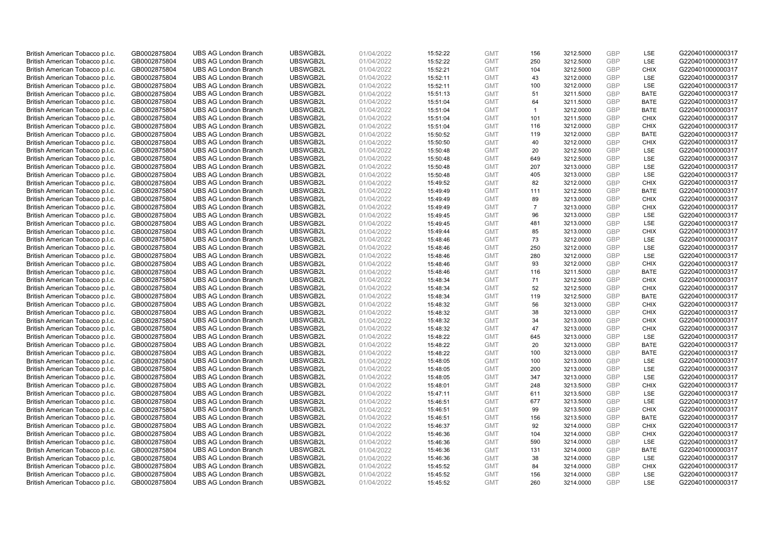| British American Tobacco p.l.c. | GB0002875804 | UBS AG London Branch | UBSWGB2L | 01/04/2022 | 15:52:22 | GMT | 156 | 3212.5000 | GBP | LSE | G220401000000317 |
|---|---|---|---|---|---|---|---|---|---|---|---|
| British American Tobacco p.l.c. | GB0002875804 | UBS AG London Branch | UBSWGB2L | 01/04/2022 | 15:52:22 | GMT | 250 | 3212.5000 | GBP | LSE | G220401000000317 |
| British American Tobacco p.l.c. | GB0002875804 | UBS AG London Branch | UBSWGB2L | 01/04/2022 | 15:52:21 | GMT | 104 | 3212.5000 | GBP | CHIX | G220401000000317 |
| British American Tobacco p.l.c. | GB0002875804 | UBS AG London Branch | UBSWGB2L | 01/04/2022 | 15:52:11 | GMT | 43 | 3212.0000 | GBP | LSE | G220401000000317 |
| British American Tobacco p.l.c. | GB0002875804 | UBS AG London Branch | UBSWGB2L | 01/04/2022 | 15:52:11 | GMT | 100 | 3212.0000 | GBP | LSE | G220401000000317 |
| British American Tobacco p.l.c. | GB0002875804 | UBS AG London Branch | UBSWGB2L | 01/04/2022 | 15:51:13 | GMT | 51 | 3211.5000 | GBP | BATE | G220401000000317 |
| British American Tobacco p.l.c. | GB0002875804 | UBS AG London Branch | UBSWGB2L | 01/04/2022 | 15:51:04 | GMT | 64 | 3211.5000 | GBP | BATE | G220401000000317 |
| British American Tobacco p.l.c. | GB0002875804 | UBS AG London Branch | UBSWGB2L | 01/04/2022 | 15:51:04 | GMT | 1 | 3212.0000 | GBP | BATE | G220401000000317 |
| British American Tobacco p.l.c. | GB0002875804 | UBS AG London Branch | UBSWGB2L | 01/04/2022 | 15:51:04 | GMT | 101 | 3211.5000 | GBP | CHIX | G220401000000317 |
| British American Tobacco p.l.c. | GB0002875804 | UBS AG London Branch | UBSWGB2L | 01/04/2022 | 15:51:04 | GMT | 116 | 3212.0000 | GBP | CHIX | G220401000000317 |
| British American Tobacco p.l.c. | GB0002875804 | UBS AG London Branch | UBSWGB2L | 01/04/2022 | 15:50:52 | GMT | 119 | 3212.0000 | GBP | BATE | G220401000000317 |
| British American Tobacco p.l.c. | GB0002875804 | UBS AG London Branch | UBSWGB2L | 01/04/2022 | 15:50:50 | GMT | 40 | 3212.0000 | GBP | CHIX | G220401000000317 |
| British American Tobacco p.l.c. | GB0002875804 | UBS AG London Branch | UBSWGB2L | 01/04/2022 | 15:50:48 | GMT | 20 | 3212.5000 | GBP | LSE | G220401000000317 |
| British American Tobacco p.l.c. | GB0002875804 | UBS AG London Branch | UBSWGB2L | 01/04/2022 | 15:50:48 | GMT | 649 | 3212.5000 | GBP | LSE | G220401000000317 |
| British American Tobacco p.l.c. | GB0002875804 | UBS AG London Branch | UBSWGB2L | 01/04/2022 | 15:50:48 | GMT | 207 | 3213.0000 | GBP | LSE | G220401000000317 |
| British American Tobacco p.l.c. | GB0002875804 | UBS AG London Branch | UBSWGB2L | 01/04/2022 | 15:50:48 | GMT | 405 | 3213.0000 | GBP | LSE | G220401000000317 |
| British American Tobacco p.l.c. | GB0002875804 | UBS AG London Branch | UBSWGB2L | 01/04/2022 | 15:49:52 | GMT | 82 | 3212.0000 | GBP | CHIX | G220401000000317 |
| British American Tobacco p.l.c. | GB0002875804 | UBS AG London Branch | UBSWGB2L | 01/04/2022 | 15:49:49 | GMT | 111 | 3212.5000 | GBP | BATE | G220401000000317 |
| British American Tobacco p.l.c. | GB0002875804 | UBS AG London Branch | UBSWGB2L | 01/04/2022 | 15:49:49 | GMT | 89 | 3213.0000 | GBP | CHIX | G220401000000317 |
| British American Tobacco p.l.c. | GB0002875804 | UBS AG London Branch | UBSWGB2L | 01/04/2022 | 15:49:49 | GMT | 7 | 3213.0000 | GBP | CHIX | G220401000000317 |
| British American Tobacco p.l.c. | GB0002875804 | UBS AG London Branch | UBSWGB2L | 01/04/2022 | 15:49:45 | GMT | 96 | 3213.0000 | GBP | LSE | G220401000000317 |
| British American Tobacco p.l.c. | GB0002875804 | UBS AG London Branch | UBSWGB2L | 01/04/2022 | 15:49:45 | GMT | 481 | 3213.0000 | GBP | LSE | G220401000000317 |
| British American Tobacco p.l.c. | GB0002875804 | UBS AG London Branch | UBSWGB2L | 01/04/2022 | 15:49:44 | GMT | 85 | 3213.0000 | GBP | CHIX | G220401000000317 |
| British American Tobacco p.l.c. | GB0002875804 | UBS AG London Branch | UBSWGB2L | 01/04/2022 | 15:48:46 | GMT | 73 | 3212.0000 | GBP | LSE | G220401000000317 |
| British American Tobacco p.l.c. | GB0002875804 | UBS AG London Branch | UBSWGB2L | 01/04/2022 | 15:48:46 | GMT | 250 | 3212.0000 | GBP | LSE | G220401000000317 |
| British American Tobacco p.l.c. | GB0002875804 | UBS AG London Branch | UBSWGB2L | 01/04/2022 | 15:48:46 | GMT | 280 | 3212.0000 | GBP | LSE | G220401000000317 |
| British American Tobacco p.l.c. | GB0002875804 | UBS AG London Branch | UBSWGB2L | 01/04/2022 | 15:48:46 | GMT | 93 | 3212.0000 | GBP | CHIX | G220401000000317 |
| British American Tobacco p.l.c. | GB0002875804 | UBS AG London Branch | UBSWGB2L | 01/04/2022 | 15:48:46 | GMT | 116 | 3211.5000 | GBP | BATE | G220401000000317 |
| British American Tobacco p.l.c. | GB0002875804 | UBS AG London Branch | UBSWGB2L | 01/04/2022 | 15:48:34 | GMT | 71 | 3212.5000 | GBP | CHIX | G220401000000317 |
| British American Tobacco p.l.c. | GB0002875804 | UBS AG London Branch | UBSWGB2L | 01/04/2022 | 15:48:34 | GMT | 52 | 3212.5000 | GBP | CHIX | G220401000000317 |
| British American Tobacco p.l.c. | GB0002875804 | UBS AG London Branch | UBSWGB2L | 01/04/2022 | 15:48:34 | GMT | 119 | 3212.5000 | GBP | BATE | G220401000000317 |
| British American Tobacco p.l.c. | GB0002875804 | UBS AG London Branch | UBSWGB2L | 01/04/2022 | 15:48:32 | GMT | 56 | 3213.0000 | GBP | CHIX | G220401000000317 |
| British American Tobacco p.l.c. | GB0002875804 | UBS AG London Branch | UBSWGB2L | 01/04/2022 | 15:48:32 | GMT | 38 | 3213.0000 | GBP | CHIX | G220401000000317 |
| British American Tobacco p.l.c. | GB0002875804 | UBS AG London Branch | UBSWGB2L | 01/04/2022 | 15:48:32 | GMT | 34 | 3213.0000 | GBP | CHIX | G220401000000317 |
| British American Tobacco p.l.c. | GB0002875804 | UBS AG London Branch | UBSWGB2L | 01/04/2022 | 15:48:32 | GMT | 47 | 3213.0000 | GBP | CHIX | G220401000000317 |
| British American Tobacco p.l.c. | GB0002875804 | UBS AG London Branch | UBSWGB2L | 01/04/2022 | 15:48:22 | GMT | 645 | 3213.0000 | GBP | LSE | G220401000000317 |
| British American Tobacco p.l.c. | GB0002875804 | UBS AG London Branch | UBSWGB2L | 01/04/2022 | 15:48:22 | GMT | 20 | 3213.0000 | GBP | BATE | G220401000000317 |
| British American Tobacco p.l.c. | GB0002875804 | UBS AG London Branch | UBSWGB2L | 01/04/2022 | 15:48:22 | GMT | 100 | 3213.0000 | GBP | BATE | G220401000000317 |
| British American Tobacco p.l.c. | GB0002875804 | UBS AG London Branch | UBSWGB2L | 01/04/2022 | 15:48:05 | GMT | 100 | 3213.0000 | GBP | LSE | G220401000000317 |
| British American Tobacco p.l.c. | GB0002875804 | UBS AG London Branch | UBSWGB2L | 01/04/2022 | 15:48:05 | GMT | 200 | 3213.0000 | GBP | LSE | G220401000000317 |
| British American Tobacco p.l.c. | GB0002875804 | UBS AG London Branch | UBSWGB2L | 01/04/2022 | 15:48:05 | GMT | 347 | 3213.0000 | GBP | LSE | G220401000000317 |
| British American Tobacco p.l.c. | GB0002875804 | UBS AG London Branch | UBSWGB2L | 01/04/2022 | 15:48:01 | GMT | 248 | 3213.5000 | GBP | CHIX | G220401000000317 |
| British American Tobacco p.l.c. | GB0002875804 | UBS AG London Branch | UBSWGB2L | 01/04/2022 | 15:47:11 | GMT | 611 | 3213.5000 | GBP | LSE | G220401000000317 |
| British American Tobacco p.l.c. | GB0002875804 | UBS AG London Branch | UBSWGB2L | 01/04/2022 | 15:46:51 | GMT | 677 | 3213.5000 | GBP | LSE | G220401000000317 |
| British American Tobacco p.l.c. | GB0002875804 | UBS AG London Branch | UBSWGB2L | 01/04/2022 | 15:46:51 | GMT | 99 | 3213.5000 | GBP | CHIX | G220401000000317 |
| British American Tobacco p.l.c. | GB0002875804 | UBS AG London Branch | UBSWGB2L | 01/04/2022 | 15:46:51 | GMT | 156 | 3213.5000 | GBP | BATE | G220401000000317 |
| British American Tobacco p.l.c. | GB0002875804 | UBS AG London Branch | UBSWGB2L | 01/04/2022 | 15:46:37 | GMT | 92 | 3214.0000 | GBP | CHIX | G220401000000317 |
| British American Tobacco p.l.c. | GB0002875804 | UBS AG London Branch | UBSWGB2L | 01/04/2022 | 15:46:36 | GMT | 104 | 3214.0000 | GBP | CHIX | G220401000000317 |
| British American Tobacco p.l.c. | GB0002875804 | UBS AG London Branch | UBSWGB2L | 01/04/2022 | 15:46:36 | GMT | 590 | 3214.0000 | GBP | LSE | G220401000000317 |
| British American Tobacco p.l.c. | GB0002875804 | UBS AG London Branch | UBSWGB2L | 01/04/2022 | 15:46:36 | GMT | 131 | 3214.0000 | GBP | BATE | G220401000000317 |
| British American Tobacco p.l.c. | GB0002875804 | UBS AG London Branch | UBSWGB2L | 01/04/2022 | 15:46:36 | GMT | 38 | 3214.0000 | GBP | LSE | G220401000000317 |
| British American Tobacco p.l.c. | GB0002875804 | UBS AG London Branch | UBSWGB2L | 01/04/2022 | 15:45:52 | GMT | 84 | 3214.0000 | GBP | CHIX | G220401000000317 |
| British American Tobacco p.l.c. | GB0002875804 | UBS AG London Branch | UBSWGB2L | 01/04/2022 | 15:45:52 | GMT | 156 | 3214.0000 | GBP | LSE | G220401000000317 |
| British American Tobacco p.l.c. | GB0002875804 | UBS AG London Branch | UBSWGB2L | 01/04/2022 | 15:45:52 | GMT | 260 | 3214.0000 | GBP | LSE | G220401000000317 |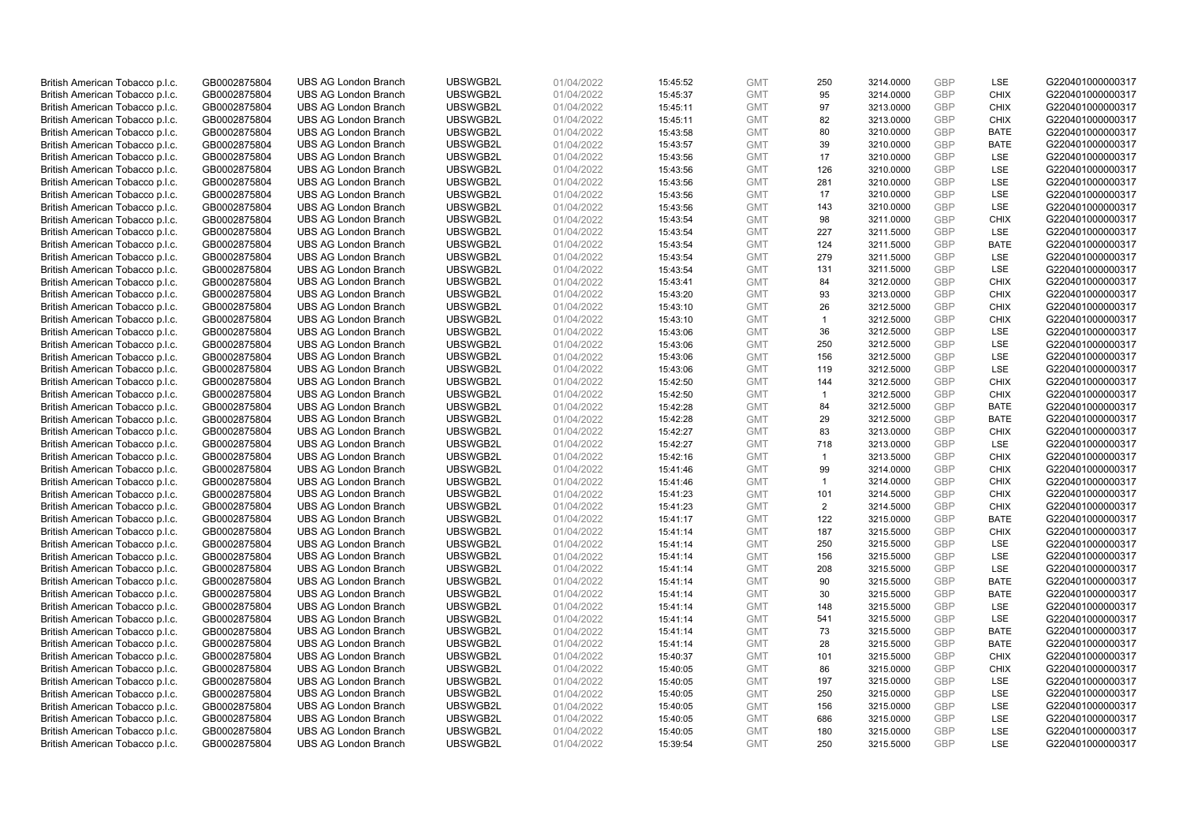| | | | | | | | | | | | |
|---|---|---|---|---|---|---|---|---|---|---|---|
| British American Tobacco p.l.c. | GB0002875804 | UBS AG London Branch | UBSWGB2L | 01/04/2022 | 15:45:52 | GMT | 250 | 3214.0000 | GBP | LSE | G220401000000317 |
| British American Tobacco p.l.c. | GB0002875804 | UBS AG London Branch | UBSWGB2L | 01/04/2022 | 15:45:37 | GMT | 95 | 3214.0000 | GBP | CHIX | G220401000000317 |
| British American Tobacco p.l.c. | GB0002875804 | UBS AG London Branch | UBSWGB2L | 01/04/2022 | 15:45:11 | GMT | 97 | 3213.0000 | GBP | CHIX | G220401000000317 |
| British American Tobacco p.l.c. | GB0002875804 | UBS AG London Branch | UBSWGB2L | 01/04/2022 | 15:45:11 | GMT | 82 | 3213.0000 | GBP | CHIX | G220401000000317 |
| British American Tobacco p.l.c. | GB0002875804 | UBS AG London Branch | UBSWGB2L | 01/04/2022 | 15:43:58 | GMT | 80 | 3210.0000 | GBP | BATE | G220401000000317 |
| British American Tobacco p.l.c. | GB0002875804 | UBS AG London Branch | UBSWGB2L | 01/04/2022 | 15:43:57 | GMT | 39 | 3210.0000 | GBP | BATE | G220401000000317 |
| British American Tobacco p.l.c. | GB0002875804 | UBS AG London Branch | UBSWGB2L | 01/04/2022 | 15:43:56 | GMT | 17 | 3210.0000 | GBP | LSE | G220401000000317 |
| British American Tobacco p.l.c. | GB0002875804 | UBS AG London Branch | UBSWGB2L | 01/04/2022 | 15:43:56 | GMT | 126 | 3210.0000 | GBP | LSE | G220401000000317 |
| British American Tobacco p.l.c. | GB0002875804 | UBS AG London Branch | UBSWGB2L | 01/04/2022 | 15:43:56 | GMT | 281 | 3210.0000 | GBP | LSE | G220401000000317 |
| British American Tobacco p.l.c. | GB0002875804 | UBS AG London Branch | UBSWGB2L | 01/04/2022 | 15:43:56 | GMT | 17 | 3210.0000 | GBP | LSE | G220401000000317 |
| British American Tobacco p.l.c. | GB0002875804 | UBS AG London Branch | UBSWGB2L | 01/04/2022 | 15:43:56 | GMT | 143 | 3210.0000 | GBP | LSE | G220401000000317 |
| British American Tobacco p.l.c. | GB0002875804 | UBS AG London Branch | UBSWGB2L | 01/04/2022 | 15:43:54 | GMT | 98 | 3211.0000 | GBP | CHIX | G220401000000317 |
| British American Tobacco p.l.c. | GB0002875804 | UBS AG London Branch | UBSWGB2L | 01/04/2022 | 15:43:54 | GMT | 227 | 3211.5000 | GBP | LSE | G220401000000317 |
| British American Tobacco p.l.c. | GB0002875804 | UBS AG London Branch | UBSWGB2L | 01/04/2022 | 15:43:54 | GMT | 124 | 3211.5000 | GBP | BATE | G220401000000317 |
| British American Tobacco p.l.c. | GB0002875804 | UBS AG London Branch | UBSWGB2L | 01/04/2022 | 15:43:54 | GMT | 279 | 3211.5000 | GBP | LSE | G220401000000317 |
| British American Tobacco p.l.c. | GB0002875804 | UBS AG London Branch | UBSWGB2L | 01/04/2022 | 15:43:54 | GMT | 131 | 3211.5000 | GBP | LSE | G220401000000317 |
| British American Tobacco p.l.c. | GB0002875804 | UBS AG London Branch | UBSWGB2L | 01/04/2022 | 15:43:41 | GMT | 84 | 3212.0000 | GBP | CHIX | G220401000000317 |
| British American Tobacco p.l.c. | GB0002875804 | UBS AG London Branch | UBSWGB2L | 01/04/2022 | 15:43:20 | GMT | 93 | 3213.0000 | GBP | CHIX | G220401000000317 |
| British American Tobacco p.l.c. | GB0002875804 | UBS AG London Branch | UBSWGB2L | 01/04/2022 | 15:43:10 | GMT | 26 | 3212.5000 | GBP | CHIX | G220401000000317 |
| British American Tobacco p.l.c. | GB0002875804 | UBS AG London Branch | UBSWGB2L | 01/04/2022 | 15:43:10 | GMT | 1 | 3212.5000 | GBP | CHIX | G220401000000317 |
| British American Tobacco p.l.c. | GB0002875804 | UBS AG London Branch | UBSWGB2L | 01/04/2022 | 15:43:06 | GMT | 36 | 3212.5000 | GBP | LSE | G220401000000317 |
| British American Tobacco p.l.c. | GB0002875804 | UBS AG London Branch | UBSWGB2L | 01/04/2022 | 15:43:06 | GMT | 250 | 3212.5000 | GBP | LSE | G220401000000317 |
| British American Tobacco p.l.c. | GB0002875804 | UBS AG London Branch | UBSWGB2L | 01/04/2022 | 15:43:06 | GMT | 156 | 3212.5000 | GBP | LSE | G220401000000317 |
| British American Tobacco p.l.c. | GB0002875804 | UBS AG London Branch | UBSWGB2L | 01/04/2022 | 15:43:06 | GMT | 119 | 3212.5000 | GBP | LSE | G220401000000317 |
| British American Tobacco p.l.c. | GB0002875804 | UBS AG London Branch | UBSWGB2L | 01/04/2022 | 15:42:50 | GMT | 144 | 3212.5000 | GBP | CHIX | G220401000000317 |
| British American Tobacco p.l.c. | GB0002875804 | UBS AG London Branch | UBSWGB2L | 01/04/2022 | 15:42:50 | GMT | 1 | 3212.5000 | GBP | CHIX | G220401000000317 |
| British American Tobacco p.l.c. | GB0002875804 | UBS AG London Branch | UBSWGB2L | 01/04/2022 | 15:42:28 | GMT | 84 | 3212.5000 | GBP | BATE | G220401000000317 |
| British American Tobacco p.l.c. | GB0002875804 | UBS AG London Branch | UBSWGB2L | 01/04/2022 | 15:42:28 | GMT | 29 | 3212.5000 | GBP | BATE | G220401000000317 |
| British American Tobacco p.l.c. | GB0002875804 | UBS AG London Branch | UBSWGB2L | 01/04/2022 | 15:42:27 | GMT | 83 | 3213.0000 | GBP | CHIX | G220401000000317 |
| British American Tobacco p.l.c. | GB0002875804 | UBS AG London Branch | UBSWGB2L | 01/04/2022 | 15:42:27 | GMT | 718 | 3213.0000 | GBP | LSE | G220401000000317 |
| British American Tobacco p.l.c. | GB0002875804 | UBS AG London Branch | UBSWGB2L | 01/04/2022 | 15:42:16 | GMT | 1 | 3213.5000 | GBP | CHIX | G220401000000317 |
| British American Tobacco p.l.c. | GB0002875804 | UBS AG London Branch | UBSWGB2L | 01/04/2022 | 15:41:46 | GMT | 99 | 3214.0000 | GBP | CHIX | G220401000000317 |
| British American Tobacco p.l.c. | GB0002875804 | UBS AG London Branch | UBSWGB2L | 01/04/2022 | 15:41:46 | GMT | 1 | 3214.0000 | GBP | CHIX | G220401000000317 |
| British American Tobacco p.l.c. | GB0002875804 | UBS AG London Branch | UBSWGB2L | 01/04/2022 | 15:41:23 | GMT | 101 | 3214.5000 | GBP | CHIX | G220401000000317 |
| British American Tobacco p.l.c. | GB0002875804 | UBS AG London Branch | UBSWGB2L | 01/04/2022 | 15:41:23 | GMT | 2 | 3214.5000 | GBP | CHIX | G220401000000317 |
| British American Tobacco p.l.c. | GB0002875804 | UBS AG London Branch | UBSWGB2L | 01/04/2022 | 15:41:17 | GMT | 122 | 3215.0000 | GBP | BATE | G220401000000317 |
| British American Tobacco p.l.c. | GB0002875804 | UBS AG London Branch | UBSWGB2L | 01/04/2022 | 15:41:14 | GMT | 187 | 3215.5000 | GBP | CHIX | G220401000000317 |
| British American Tobacco p.l.c. | GB0002875804 | UBS AG London Branch | UBSWGB2L | 01/04/2022 | 15:41:14 | GMT | 250 | 3215.5000 | GBP | LSE | G220401000000317 |
| British American Tobacco p.l.c. | GB0002875804 | UBS AG London Branch | UBSWGB2L | 01/04/2022 | 15:41:14 | GMT | 156 | 3215.5000 | GBP | LSE | G220401000000317 |
| British American Tobacco p.l.c. | GB0002875804 | UBS AG London Branch | UBSWGB2L | 01/04/2022 | 15:41:14 | GMT | 208 | 3215.5000 | GBP | LSE | G220401000000317 |
| British American Tobacco p.l.c. | GB0002875804 | UBS AG London Branch | UBSWGB2L | 01/04/2022 | 15:41:14 | GMT | 90 | 3215.5000 | GBP | BATE | G220401000000317 |
| British American Tobacco p.l.c. | GB0002875804 | UBS AG London Branch | UBSWGB2L | 01/04/2022 | 15:41:14 | GMT | 30 | 3215.5000 | GBP | BATE | G220401000000317 |
| British American Tobacco p.l.c. | GB0002875804 | UBS AG London Branch | UBSWGB2L | 01/04/2022 | 15:41:14 | GMT | 148 | 3215.5000 | GBP | LSE | G220401000000317 |
| British American Tobacco p.l.c. | GB0002875804 | UBS AG London Branch | UBSWGB2L | 01/04/2022 | 15:41:14 | GMT | 541 | 3215.5000 | GBP | LSE | G220401000000317 |
| British American Tobacco p.l.c. | GB0002875804 | UBS AG London Branch | UBSWGB2L | 01/04/2022 | 15:41:14 | GMT | 73 | 3215.5000 | GBP | BATE | G220401000000317 |
| British American Tobacco p.l.c. | GB0002875804 | UBS AG London Branch | UBSWGB2L | 01/04/2022 | 15:41:14 | GMT | 28 | 3215.5000 | GBP | BATE | G220401000000317 |
| British American Tobacco p.l.c. | GB0002875804 | UBS AG London Branch | UBSWGB2L | 01/04/2022 | 15:40:37 | GMT | 101 | 3215.5000 | GBP | CHIX | G220401000000317 |
| British American Tobacco p.l.c. | GB0002875804 | UBS AG London Branch | UBSWGB2L | 01/04/2022 | 15:40:05 | GMT | 86 | 3215.0000 | GBP | CHIX | G220401000000317 |
| British American Tobacco p.l.c. | GB0002875804 | UBS AG London Branch | UBSWGB2L | 01/04/2022 | 15:40:05 | GMT | 197 | 3215.0000 | GBP | LSE | G220401000000317 |
| British American Tobacco p.l.c. | GB0002875804 | UBS AG London Branch | UBSWGB2L | 01/04/2022 | 15:40:05 | GMT | 250 | 3215.0000 | GBP | LSE | G220401000000317 |
| British American Tobacco p.l.c. | GB0002875804 | UBS AG London Branch | UBSWGB2L | 01/04/2022 | 15:40:05 | GMT | 156 | 3215.0000 | GBP | LSE | G220401000000317 |
| British American Tobacco p.l.c. | GB0002875804 | UBS AG London Branch | UBSWGB2L | 01/04/2022 | 15:40:05 | GMT | 686 | 3215.0000 | GBP | LSE | G220401000000317 |
| British American Tobacco p.l.c. | GB0002875804 | UBS AG London Branch | UBSWGB2L | 01/04/2022 | 15:40:05 | GMT | 180 | 3215.0000 | GBP | LSE | G220401000000317 |
| British American Tobacco p.l.c. | GB0002875804 | UBS AG London Branch | UBSWGB2L | 01/04/2022 | 15:39:54 | GMT | 250 | 3215.5000 | GBP | LSE | G220401000000317 |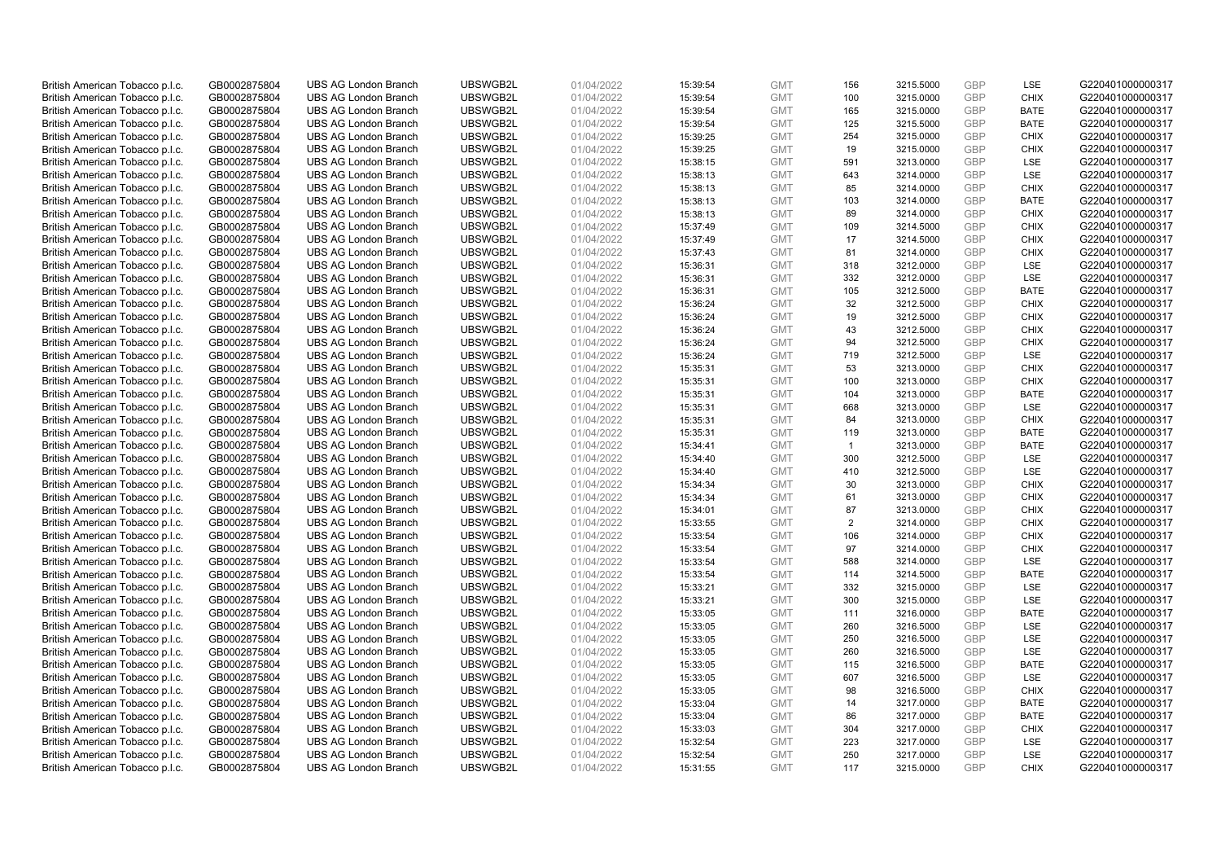| | | | | | | | | | | | |
|---|---|---|---|---|---|---|---|---|---|---|---|
| British American Tobacco p.l.c. | GB0002875804 | UBS AG London Branch | UBSWGB2L | 01/04/2022 | 15:39:54 | GMT | 156 | 3215.5000 | GBP | LSE | G220401000000317 |
| British American Tobacco p.l.c. | GB0002875804 | UBS AG London Branch | UBSWGB2L | 01/04/2022 | 15:39:54 | GMT | 100 | 3215.0000 | GBP | CHIX | G220401000000317 |
| British American Tobacco p.l.c. | GB0002875804 | UBS AG London Branch | UBSWGB2L | 01/04/2022 | 15:39:54 | GMT | 165 | 3215.0000 | GBP | BATE | G220401000000317 |
| British American Tobacco p.l.c. | GB0002875804 | UBS AG London Branch | UBSWGB2L | 01/04/2022 | 15:39:54 | GMT | 125 | 3215.5000 | GBP | BATE | G220401000000317 |
| British American Tobacco p.l.c. | GB0002875804 | UBS AG London Branch | UBSWGB2L | 01/04/2022 | 15:39:25 | GMT | 254 | 3215.0000 | GBP | CHIX | G220401000000317 |
| British American Tobacco p.l.c. | GB0002875804 | UBS AG London Branch | UBSWGB2L | 01/04/2022 | 15:39:25 | GMT | 19 | 3215.0000 | GBP | CHIX | G220401000000317 |
| British American Tobacco p.l.c. | GB0002875804 | UBS AG London Branch | UBSWGB2L | 01/04/2022 | 15:38:15 | GMT | 591 | 3213.0000 | GBP | LSE | G220401000000317 |
| British American Tobacco p.l.c. | GB0002875804 | UBS AG London Branch | UBSWGB2L | 01/04/2022 | 15:38:13 | GMT | 643 | 3214.0000 | GBP | LSE | G220401000000317 |
| British American Tobacco p.l.c. | GB0002875804 | UBS AG London Branch | UBSWGB2L | 01/04/2022 | 15:38:13 | GMT | 85 | 3214.0000 | GBP | CHIX | G220401000000317 |
| British American Tobacco p.l.c. | GB0002875804 | UBS AG London Branch | UBSWGB2L | 01/04/2022 | 15:38:13 | GMT | 103 | 3214.0000 | GBP | BATE | G220401000000317 |
| British American Tobacco p.l.c. | GB0002875804 | UBS AG London Branch | UBSWGB2L | 01/04/2022 | 15:38:13 | GMT | 89 | 3214.0000 | GBP | CHIX | G220401000000317 |
| British American Tobacco p.l.c. | GB0002875804 | UBS AG London Branch | UBSWGB2L | 01/04/2022 | 15:37:49 | GMT | 109 | 3214.5000 | GBP | CHIX | G220401000000317 |
| British American Tobacco p.l.c. | GB0002875804 | UBS AG London Branch | UBSWGB2L | 01/04/2022 | 15:37:49 | GMT | 17 | 3214.5000 | GBP | CHIX | G220401000000317 |
| British American Tobacco p.l.c. | GB0002875804 | UBS AG London Branch | UBSWGB2L | 01/04/2022 | 15:37:43 | GMT | 81 | 3214.0000 | GBP | CHIX | G220401000000317 |
| British American Tobacco p.l.c. | GB0002875804 | UBS AG London Branch | UBSWGB2L | 01/04/2022 | 15:36:31 | GMT | 318 | 3212.0000 | GBP | LSE | G220401000000317 |
| British American Tobacco p.l.c. | GB0002875804 | UBS AG London Branch | UBSWGB2L | 01/04/2022 | 15:36:31 | GMT | 332 | 3212.0000 | GBP | LSE | G220401000000317 |
| British American Tobacco p.l.c. | GB0002875804 | UBS AG London Branch | UBSWGB2L | 01/04/2022 | 15:36:31 | GMT | 105 | 3212.5000 | GBP | BATE | G220401000000317 |
| British American Tobacco p.l.c. | GB0002875804 | UBS AG London Branch | UBSWGB2L | 01/04/2022 | 15:36:24 | GMT | 32 | 3212.5000 | GBP | CHIX | G220401000000317 |
| British American Tobacco p.l.c. | GB0002875804 | UBS AG London Branch | UBSWGB2L | 01/04/2022 | 15:36:24 | GMT | 19 | 3212.5000 | GBP | CHIX | G220401000000317 |
| British American Tobacco p.l.c. | GB0002875804 | UBS AG London Branch | UBSWGB2L | 01/04/2022 | 15:36:24 | GMT | 43 | 3212.5000 | GBP | CHIX | G220401000000317 |
| British American Tobacco p.l.c. | GB0002875804 | UBS AG London Branch | UBSWGB2L | 01/04/2022 | 15:36:24 | GMT | 94 | 3212.5000 | GBP | CHIX | G220401000000317 |
| British American Tobacco p.l.c. | GB0002875804 | UBS AG London Branch | UBSWGB2L | 01/04/2022 | 15:36:24 | GMT | 719 | 3212.5000 | GBP | LSE | G220401000000317 |
| British American Tobacco p.l.c. | GB0002875804 | UBS AG London Branch | UBSWGB2L | 01/04/2022 | 15:35:31 | GMT | 53 | 3213.0000 | GBP | CHIX | G220401000000317 |
| British American Tobacco p.l.c. | GB0002875804 | UBS AG London Branch | UBSWGB2L | 01/04/2022 | 15:35:31 | GMT | 100 | 3213.0000 | GBP | CHIX | G220401000000317 |
| British American Tobacco p.l.c. | GB0002875804 | UBS AG London Branch | UBSWGB2L | 01/04/2022 | 15:35:31 | GMT | 104 | 3213.0000 | GBP | BATE | G220401000000317 |
| British American Tobacco p.l.c. | GB0002875804 | UBS AG London Branch | UBSWGB2L | 01/04/2022 | 15:35:31 | GMT | 668 | 3213.0000 | GBP | LSE | G220401000000317 |
| British American Tobacco p.l.c. | GB0002875804 | UBS AG London Branch | UBSWGB2L | 01/04/2022 | 15:35:31 | GMT | 84 | 3213.0000 | GBP | CHIX | G220401000000317 |
| British American Tobacco p.l.c. | GB0002875804 | UBS AG London Branch | UBSWGB2L | 01/04/2022 | 15:35:31 | GMT | 119 | 3213.0000 | GBP | BATE | G220401000000317 |
| British American Tobacco p.l.c. | GB0002875804 | UBS AG London Branch | UBSWGB2L | 01/04/2022 | 15:34:41 | GMT | 1 | 3213.0000 | GBP | BATE | G220401000000317 |
| British American Tobacco p.l.c. | GB0002875804 | UBS AG London Branch | UBSWGB2L | 01/04/2022 | 15:34:40 | GMT | 300 | 3212.5000 | GBP | LSE | G220401000000317 |
| British American Tobacco p.l.c. | GB0002875804 | UBS AG London Branch | UBSWGB2L | 01/04/2022 | 15:34:40 | GMT | 410 | 3212.5000 | GBP | LSE | G220401000000317 |
| British American Tobacco p.l.c. | GB0002875804 | UBS AG London Branch | UBSWGB2L | 01/04/2022 | 15:34:34 | GMT | 30 | 3213.0000 | GBP | CHIX | G220401000000317 |
| British American Tobacco p.l.c. | GB0002875804 | UBS AG London Branch | UBSWGB2L | 01/04/2022 | 15:34:34 | GMT | 61 | 3213.0000 | GBP | CHIX | G220401000000317 |
| British American Tobacco p.l.c. | GB0002875804 | UBS AG London Branch | UBSWGB2L | 01/04/2022 | 15:34:01 | GMT | 87 | 3213.0000 | GBP | CHIX | G220401000000317 |
| British American Tobacco p.l.c. | GB0002875804 | UBS AG London Branch | UBSWGB2L | 01/04/2022 | 15:33:55 | GMT | 2 | 3214.0000 | GBP | CHIX | G220401000000317 |
| British American Tobacco p.l.c. | GB0002875804 | UBS AG London Branch | UBSWGB2L | 01/04/2022 | 15:33:54 | GMT | 106 | 3214.0000 | GBP | CHIX | G220401000000317 |
| British American Tobacco p.l.c. | GB0002875804 | UBS AG London Branch | UBSWGB2L | 01/04/2022 | 15:33:54 | GMT | 97 | 3214.0000 | GBP | CHIX | G220401000000317 |
| British American Tobacco p.l.c. | GB0002875804 | UBS AG London Branch | UBSWGB2L | 01/04/2022 | 15:33:54 | GMT | 588 | 3214.0000 | GBP | LSE | G220401000000317 |
| British American Tobacco p.l.c. | GB0002875804 | UBS AG London Branch | UBSWGB2L | 01/04/2022 | 15:33:54 | GMT | 114 | 3214.5000 | GBP | BATE | G220401000000317 |
| British American Tobacco p.l.c. | GB0002875804 | UBS AG London Branch | UBSWGB2L | 01/04/2022 | 15:33:21 | GMT | 332 | 3215.0000 | GBP | LSE | G220401000000317 |
| British American Tobacco p.l.c. | GB0002875804 | UBS AG London Branch | UBSWGB2L | 01/04/2022 | 15:33:21 | GMT | 300 | 3215.0000 | GBP | LSE | G220401000000317 |
| British American Tobacco p.l.c. | GB0002875804 | UBS AG London Branch | UBSWGB2L | 01/04/2022 | 15:33:05 | GMT | 111 | 3216.0000 | GBP | BATE | G220401000000317 |
| British American Tobacco p.l.c. | GB0002875804 | UBS AG London Branch | UBSWGB2L | 01/04/2022 | 15:33:05 | GMT | 260 | 3216.5000 | GBP | LSE | G220401000000317 |
| British American Tobacco p.l.c. | GB0002875804 | UBS AG London Branch | UBSWGB2L | 01/04/2022 | 15:33:05 | GMT | 250 | 3216.5000 | GBP | LSE | G220401000000317 |
| British American Tobacco p.l.c. | GB0002875804 | UBS AG London Branch | UBSWGB2L | 01/04/2022 | 15:33:05 | GMT | 260 | 3216.5000 | GBP | LSE | G220401000000317 |
| British American Tobacco p.l.c. | GB0002875804 | UBS AG London Branch | UBSWGB2L | 01/04/2022 | 15:33:05 | GMT | 115 | 3216.5000 | GBP | BATE | G220401000000317 |
| British American Tobacco p.l.c. | GB0002875804 | UBS AG London Branch | UBSWGB2L | 01/04/2022 | 15:33:05 | GMT | 607 | 3216.5000 | GBP | LSE | G220401000000317 |
| British American Tobacco p.l.c. | GB0002875804 | UBS AG London Branch | UBSWGB2L | 01/04/2022 | 15:33:05 | GMT | 98 | 3216.5000 | GBP | CHIX | G220401000000317 |
| British American Tobacco p.l.c. | GB0002875804 | UBS AG London Branch | UBSWGB2L | 01/04/2022 | 15:33:04 | GMT | 14 | 3217.0000 | GBP | BATE | G220401000000317 |
| British American Tobacco p.l.c. | GB0002875804 | UBS AG London Branch | UBSWGB2L | 01/04/2022 | 15:33:04 | GMT | 86 | 3217.0000 | GBP | BATE | G220401000000317 |
| British American Tobacco p.l.c. | GB0002875804 | UBS AG London Branch | UBSWGB2L | 01/04/2022 | 15:33:03 | GMT | 304 | 3217.0000 | GBP | CHIX | G220401000000317 |
| British American Tobacco p.l.c. | GB0002875804 | UBS AG London Branch | UBSWGB2L | 01/04/2022 | 15:32:54 | GMT | 223 | 3217.0000 | GBP | LSE | G220401000000317 |
| British American Tobacco p.l.c. | GB0002875804 | UBS AG London Branch | UBSWGB2L | 01/04/2022 | 15:32:54 | GMT | 250 | 3217.0000 | GBP | LSE | G220401000000317 |
| British American Tobacco p.l.c. | GB0002875804 | UBS AG London Branch | UBSWGB2L | 01/04/2022 | 15:31:55 | GMT | 117 | 3215.0000 | GBP | CHIX | G220401000000317 |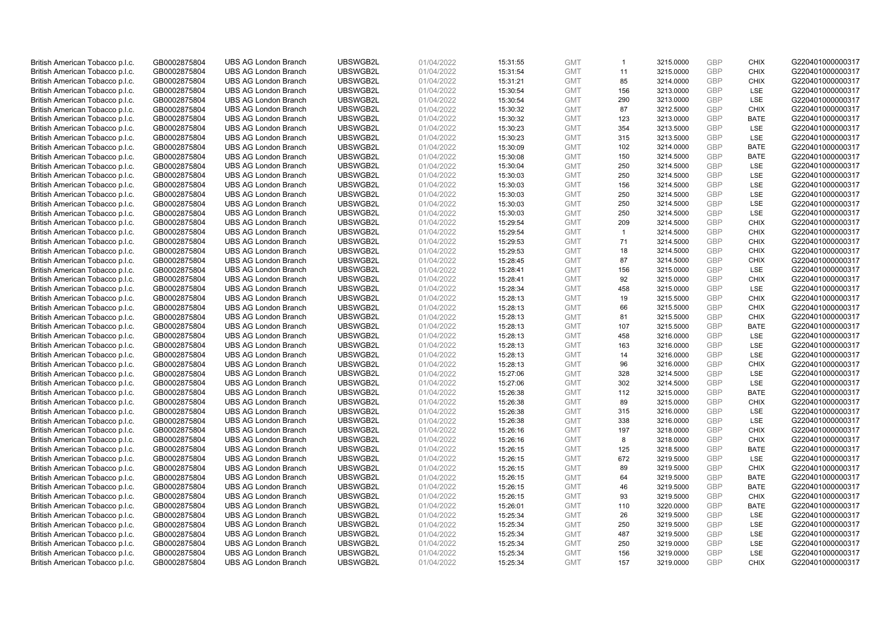| | | | | | | | | | | | |
|---|---|---|---|---|---|---|---|---|---|---|---|
| British American Tobacco p.l.c. | GB0002875804 | UBS AG London Branch | UBSWGB2L | 01/04/2022 | 15:31:55 | GMT | 1 | 3215.0000 | GBP | CHIX | G220401000000317 |
| British American Tobacco p.l.c. | GB0002875804 | UBS AG London Branch | UBSWGB2L | 01/04/2022 | 15:31:54 | GMT | 11 | 3215.0000 | GBP | CHIX | G220401000000317 |
| British American Tobacco p.l.c. | GB0002875804 | UBS AG London Branch | UBSWGB2L | 01/04/2022 | 15:31:21 | GMT | 85 | 3214.0000 | GBP | CHIX | G220401000000317 |
| British American Tobacco p.l.c. | GB0002875804 | UBS AG London Branch | UBSWGB2L | 01/04/2022 | 15:30:54 | GMT | 156 | 3213.0000 | GBP | LSE | G220401000000317 |
| British American Tobacco p.l.c. | GB0002875804 | UBS AG London Branch | UBSWGB2L | 01/04/2022 | 15:30:54 | GMT | 290 | 3213.0000 | GBP | LSE | G220401000000317 |
| British American Tobacco p.l.c. | GB0002875804 | UBS AG London Branch | UBSWGB2L | 01/04/2022 | 15:30:32 | GMT | 87 | 3212.5000 | GBP | CHIX | G220401000000317 |
| British American Tobacco p.l.c. | GB0002875804 | UBS AG London Branch | UBSWGB2L | 01/04/2022 | 15:30:32 | GMT | 123 | 3213.0000 | GBP | BATE | G220401000000317 |
| British American Tobacco p.l.c. | GB0002875804 | UBS AG London Branch | UBSWGB2L | 01/04/2022 | 15:30:23 | GMT | 354 | 3213.5000 | GBP | LSE | G220401000000317 |
| British American Tobacco p.l.c. | GB0002875804 | UBS AG London Branch | UBSWGB2L | 01/04/2022 | 15:30:23 | GMT | 315 | 3213.5000 | GBP | LSE | G220401000000317 |
| British American Tobacco p.l.c. | GB0002875804 | UBS AG London Branch | UBSWGB2L | 01/04/2022 | 15:30:09 | GMT | 102 | 3214.0000 | GBP | BATE | G220401000000317 |
| British American Tobacco p.l.c. | GB0002875804 | UBS AG London Branch | UBSWGB2L | 01/04/2022 | 15:30:08 | GMT | 150 | 3214.5000 | GBP | BATE | G220401000000317 |
| British American Tobacco p.l.c. | GB0002875804 | UBS AG London Branch | UBSWGB2L | 01/04/2022 | 15:30:04 | GMT | 250 | 3214.5000 | GBP | LSE | G220401000000317 |
| British American Tobacco p.l.c. | GB0002875804 | UBS AG London Branch | UBSWGB2L | 01/04/2022 | 15:30:03 | GMT | 250 | 3214.5000 | GBP | LSE | G220401000000317 |
| British American Tobacco p.l.c. | GB0002875804 | UBS AG London Branch | UBSWGB2L | 01/04/2022 | 15:30:03 | GMT | 156 | 3214.5000 | GBP | LSE | G220401000000317 |
| British American Tobacco p.l.c. | GB0002875804 | UBS AG London Branch | UBSWGB2L | 01/04/2022 | 15:30:03 | GMT | 250 | 3214.5000 | GBP | LSE | G220401000000317 |
| British American Tobacco p.l.c. | GB0002875804 | UBS AG London Branch | UBSWGB2L | 01/04/2022 | 15:30:03 | GMT | 250 | 3214.5000 | GBP | LSE | G220401000000317 |
| British American Tobacco p.l.c. | GB0002875804 | UBS AG London Branch | UBSWGB2L | 01/04/2022 | 15:30:03 | GMT | 250 | 3214.5000 | GBP | LSE | G220401000000317 |
| British American Tobacco p.l.c. | GB0002875804 | UBS AG London Branch | UBSWGB2L | 01/04/2022 | 15:29:54 | GMT | 209 | 3214.5000 | GBP | CHIX | G220401000000317 |
| British American Tobacco p.l.c. | GB0002875804 | UBS AG London Branch | UBSWGB2L | 01/04/2022 | 15:29:54 | GMT | 1 | 3214.5000 | GBP | CHIX | G220401000000317 |
| British American Tobacco p.l.c. | GB0002875804 | UBS AG London Branch | UBSWGB2L | 01/04/2022 | 15:29:53 | GMT | 71 | 3214.5000 | GBP | CHIX | G220401000000317 |
| British American Tobacco p.l.c. | GB0002875804 | UBS AG London Branch | UBSWGB2L | 01/04/2022 | 15:29:53 | GMT | 18 | 3214.5000 | GBP | CHIX | G220401000000317 |
| British American Tobacco p.l.c. | GB0002875804 | UBS AG London Branch | UBSWGB2L | 01/04/2022 | 15:28:45 | GMT | 87 | 3214.5000 | GBP | CHIX | G220401000000317 |
| British American Tobacco p.l.c. | GB0002875804 | UBS AG London Branch | UBSWGB2L | 01/04/2022 | 15:28:41 | GMT | 156 | 3215.0000 | GBP | LSE | G220401000000317 |
| British American Tobacco p.l.c. | GB0002875804 | UBS AG London Branch | UBSWGB2L | 01/04/2022 | 15:28:41 | GMT | 92 | 3215.0000 | GBP | CHIX | G220401000000317 |
| British American Tobacco p.l.c. | GB0002875804 | UBS AG London Branch | UBSWGB2L | 01/04/2022 | 15:28:34 | GMT | 458 | 3215.0000 | GBP | LSE | G220401000000317 |
| British American Tobacco p.l.c. | GB0002875804 | UBS AG London Branch | UBSWGB2L | 01/04/2022 | 15:28:13 | GMT | 19 | 3215.5000 | GBP | CHIX | G220401000000317 |
| British American Tobacco p.l.c. | GB0002875804 | UBS AG London Branch | UBSWGB2L | 01/04/2022 | 15:28:13 | GMT | 66 | 3215.5000 | GBP | CHIX | G220401000000317 |
| British American Tobacco p.l.c. | GB0002875804 | UBS AG London Branch | UBSWGB2L | 01/04/2022 | 15:28:13 | GMT | 81 | 3215.5000 | GBP | CHIX | G220401000000317 |
| British American Tobacco p.l.c. | GB0002875804 | UBS AG London Branch | UBSWGB2L | 01/04/2022 | 15:28:13 | GMT | 107 | 3215.5000 | GBP | BATE | G220401000000317 |
| British American Tobacco p.l.c. | GB0002875804 | UBS AG London Branch | UBSWGB2L | 01/04/2022 | 15:28:13 | GMT | 458 | 3216.0000 | GBP | LSE | G220401000000317 |
| British American Tobacco p.l.c. | GB0002875804 | UBS AG London Branch | UBSWGB2L | 01/04/2022 | 15:28:13 | GMT | 163 | 3216.0000 | GBP | LSE | G220401000000317 |
| British American Tobacco p.l.c. | GB0002875804 | UBS AG London Branch | UBSWGB2L | 01/04/2022 | 15:28:13 | GMT | 14 | 3216.0000 | GBP | LSE | G220401000000317 |
| British American Tobacco p.l.c. | GB0002875804 | UBS AG London Branch | UBSWGB2L | 01/04/2022 | 15:28:13 | GMT | 96 | 3216.0000 | GBP | CHIX | G220401000000317 |
| British American Tobacco p.l.c. | GB0002875804 | UBS AG London Branch | UBSWGB2L | 01/04/2022 | 15:27:06 | GMT | 328 | 3214.5000 | GBP | LSE | G220401000000317 |
| British American Tobacco p.l.c. | GB0002875804 | UBS AG London Branch | UBSWGB2L | 01/04/2022 | 15:27:06 | GMT | 302 | 3214.5000 | GBP | LSE | G220401000000317 |
| British American Tobacco p.l.c. | GB0002875804 | UBS AG London Branch | UBSWGB2L | 01/04/2022 | 15:26:38 | GMT | 112 | 3215.0000 | GBP | BATE | G220401000000317 |
| British American Tobacco p.l.c. | GB0002875804 | UBS AG London Branch | UBSWGB2L | 01/04/2022 | 15:26:38 | GMT | 89 | 3215.0000 | GBP | CHIX | G220401000000317 |
| British American Tobacco p.l.c. | GB0002875804 | UBS AG London Branch | UBSWGB2L | 01/04/2022 | 15:26:38 | GMT | 315 | 3216.0000 | GBP | LSE | G220401000000317 |
| British American Tobacco p.l.c. | GB0002875804 | UBS AG London Branch | UBSWGB2L | 01/04/2022 | 15:26:38 | GMT | 338 | 3216.0000 | GBP | LSE | G220401000000317 |
| British American Tobacco p.l.c. | GB0002875804 | UBS AG London Branch | UBSWGB2L | 01/04/2022 | 15:26:16 | GMT | 197 | 3218.0000 | GBP | CHIX | G220401000000317 |
| British American Tobacco p.l.c. | GB0002875804 | UBS AG London Branch | UBSWGB2L | 01/04/2022 | 15:26:16 | GMT | 8 | 3218.0000 | GBP | CHIX | G220401000000317 |
| British American Tobacco p.l.c. | GB0002875804 | UBS AG London Branch | UBSWGB2L | 01/04/2022 | 15:26:15 | GMT | 125 | 3218.5000 | GBP | BATE | G220401000000317 |
| British American Tobacco p.l.c. | GB0002875804 | UBS AG London Branch | UBSWGB2L | 01/04/2022 | 15:26:15 | GMT | 672 | 3219.5000 | GBP | LSE | G220401000000317 |
| British American Tobacco p.l.c. | GB0002875804 | UBS AG London Branch | UBSWGB2L | 01/04/2022 | 15:26:15 | GMT | 89 | 3219.5000 | GBP | CHIX | G220401000000317 |
| British American Tobacco p.l.c. | GB0002875804 | UBS AG London Branch | UBSWGB2L | 01/04/2022 | 15:26:15 | GMT | 64 | 3219.5000 | GBP | BATE | G220401000000317 |
| British American Tobacco p.l.c. | GB0002875804 | UBS AG London Branch | UBSWGB2L | 01/04/2022 | 15:26:15 | GMT | 46 | 3219.5000 | GBP | BATE | G220401000000317 |
| British American Tobacco p.l.c. | GB0002875804 | UBS AG London Branch | UBSWGB2L | 01/04/2022 | 15:26:15 | GMT | 93 | 3219.5000 | GBP | CHIX | G220401000000317 |
| British American Tobacco p.l.c. | GB0002875804 | UBS AG London Branch | UBSWGB2L | 01/04/2022 | 15:26:01 | GMT | 110 | 3220.0000 | GBP | BATE | G220401000000317 |
| British American Tobacco p.l.c. | GB0002875804 | UBS AG London Branch | UBSWGB2L | 01/04/2022 | 15:25:34 | GMT | 26 | 3219.5000 | GBP | LSE | G220401000000317 |
| British American Tobacco p.l.c. | GB0002875804 | UBS AG London Branch | UBSWGB2L | 01/04/2022 | 15:25:34 | GMT | 250 | 3219.5000 | GBP | LSE | G220401000000317 |
| British American Tobacco p.l.c. | GB0002875804 | UBS AG London Branch | UBSWGB2L | 01/04/2022 | 15:25:34 | GMT | 487 | 3219.5000 | GBP | LSE | G220401000000317 |
| British American Tobacco p.l.c. | GB0002875804 | UBS AG London Branch | UBSWGB2L | 01/04/2022 | 15:25:34 | GMT | 250 | 3219.0000 | GBP | LSE | G220401000000317 |
| British American Tobacco p.l.c. | GB0002875804 | UBS AG London Branch | UBSWGB2L | 01/04/2022 | 15:25:34 | GMT | 156 | 3219.0000 | GBP | LSE | G220401000000317 |
| British American Tobacco p.l.c. | GB0002875804 | UBS AG London Branch | UBSWGB2L | 01/04/2022 | 15:25:34 | GMT | 157 | 3219.0000 | GBP | CHIX | G220401000000317 |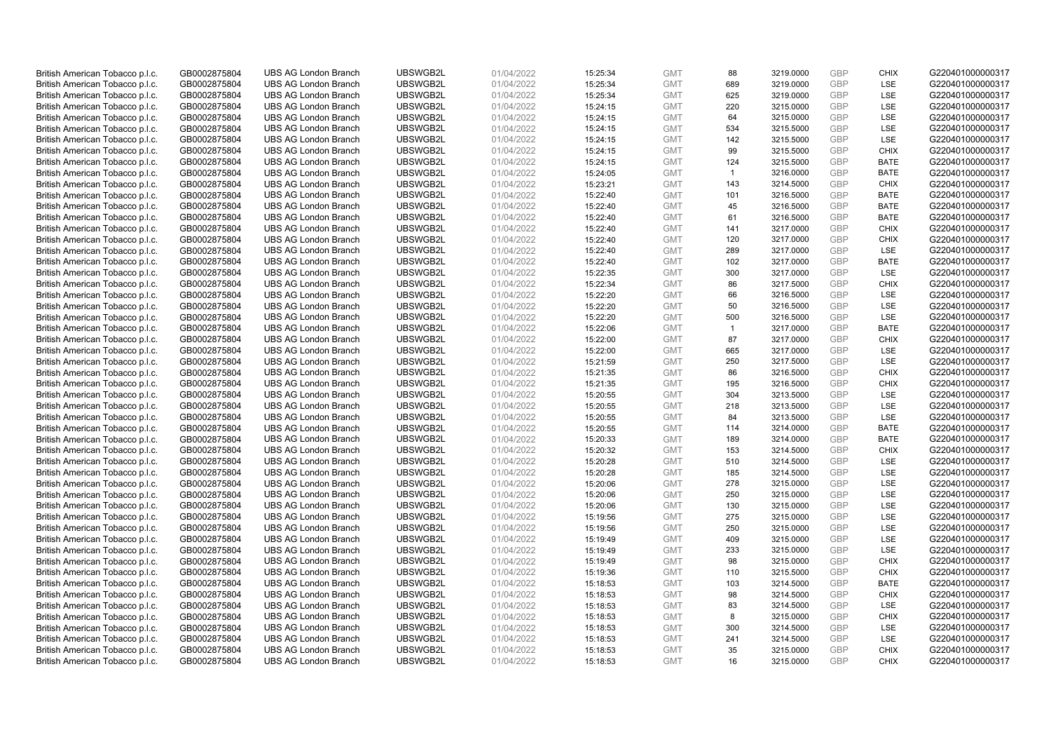| | | | | | | | | | | | |
|---|---|---|---|---|---|---|---|---|---|---|---|
| British American Tobacco p.l.c. | GB0002875804 | UBS AG London Branch | UBSWGB2L | 01/04/2022 | 15:25:34 | GMT | 88 | 3219.0000 | GBP | CHIX | G220401000000317 |
| British American Tobacco p.l.c. | GB0002875804 | UBS AG London Branch | UBSWGB2L | 01/04/2022 | 15:25:34 | GMT | 689 | 3219.0000 | GBP | LSE | G220401000000317 |
| British American Tobacco p.l.c. | GB0002875804 | UBS AG London Branch | UBSWGB2L | 01/04/2022 | 15:25:34 | GMT | 625 | 3219.0000 | GBP | LSE | G220401000000317 |
| British American Tobacco p.l.c. | GB0002875804 | UBS AG London Branch | UBSWGB2L | 01/04/2022 | 15:24:15 | GMT | 220 | 3215.0000 | GBP | LSE | G220401000000317 |
| British American Tobacco p.l.c. | GB0002875804 | UBS AG London Branch | UBSWGB2L | 01/04/2022 | 15:24:15 | GMT | 64 | 3215.0000 | GBP | LSE | G220401000000317 |
| British American Tobacco p.l.c. | GB0002875804 | UBS AG London Branch | UBSWGB2L | 01/04/2022 | 15:24:15 | GMT | 534 | 3215.5000 | GBP | LSE | G220401000000317 |
| British American Tobacco p.l.c. | GB0002875804 | UBS AG London Branch | UBSWGB2L | 01/04/2022 | 15:24:15 | GMT | 142 | 3215.5000 | GBP | LSE | G220401000000317 |
| British American Tobacco p.l.c. | GB0002875804 | UBS AG London Branch | UBSWGB2L | 01/04/2022 | 15:24:15 | GMT | 99 | 3215.5000 | GBP | CHIX | G220401000000317 |
| British American Tobacco p.l.c. | GB0002875804 | UBS AG London Branch | UBSWGB2L | 01/04/2022 | 15:24:15 | GMT | 124 | 3215.5000 | GBP | BATE | G220401000000317 |
| British American Tobacco p.l.c. | GB0002875804 | UBS AG London Branch | UBSWGB2L | 01/04/2022 | 15:24:05 | GMT | 1 | 3216.0000 | GBP | BATE | G220401000000317 |
| British American Tobacco p.l.c. | GB0002875804 | UBS AG London Branch | UBSWGB2L | 01/04/2022 | 15:23:21 | GMT | 143 | 3214.5000 | GBP | CHIX | G220401000000317 |
| British American Tobacco p.l.c. | GB0002875804 | UBS AG London Branch | UBSWGB2L | 01/04/2022 | 15:22:40 | GMT | 101 | 3216.5000 | GBP | BATE | G220401000000317 |
| British American Tobacco p.l.c. | GB0002875804 | UBS AG London Branch | UBSWGB2L | 01/04/2022 | 15:22:40 | GMT | 45 | 3216.5000 | GBP | BATE | G220401000000317 |
| British American Tobacco p.l.c. | GB0002875804 | UBS AG London Branch | UBSWGB2L | 01/04/2022 | 15:22:40 | GMT | 61 | 3216.5000 | GBP | BATE | G220401000000317 |
| British American Tobacco p.l.c. | GB0002875804 | UBS AG London Branch | UBSWGB2L | 01/04/2022 | 15:22:40 | GMT | 141 | 3217.0000 | GBP | CHIX | G220401000000317 |
| British American Tobacco p.l.c. | GB0002875804 | UBS AG London Branch | UBSWGB2L | 01/04/2022 | 15:22:40 | GMT | 120 | 3217.0000 | GBP | CHIX | G220401000000317 |
| British American Tobacco p.l.c. | GB0002875804 | UBS AG London Branch | UBSWGB2L | 01/04/2022 | 15:22:40 | GMT | 289 | 3217.0000 | GBP | LSE | G220401000000317 |
| British American Tobacco p.l.c. | GB0002875804 | UBS AG London Branch | UBSWGB2L | 01/04/2022 | 15:22:40 | GMT | 102 | 3217.0000 | GBP | BATE | G220401000000317 |
| British American Tobacco p.l.c. | GB0002875804 | UBS AG London Branch | UBSWGB2L | 01/04/2022 | 15:22:35 | GMT | 300 | 3217.0000 | GBP | LSE | G220401000000317 |
| British American Tobacco p.l.c. | GB0002875804 | UBS AG London Branch | UBSWGB2L | 01/04/2022 | 15:22:34 | GMT | 86 | 3217.5000 | GBP | CHIX | G220401000000317 |
| British American Tobacco p.l.c. | GB0002875804 | UBS AG London Branch | UBSWGB2L | 01/04/2022 | 15:22:20 | GMT | 66 | 3216.5000 | GBP | LSE | G220401000000317 |
| British American Tobacco p.l.c. | GB0002875804 | UBS AG London Branch | UBSWGB2L | 01/04/2022 | 15:22:20 | GMT | 50 | 3216.5000 | GBP | LSE | G220401000000317 |
| British American Tobacco p.l.c. | GB0002875804 | UBS AG London Branch | UBSWGB2L | 01/04/2022 | 15:22:20 | GMT | 500 | 3216.5000 | GBP | LSE | G220401000000317 |
| British American Tobacco p.l.c. | GB0002875804 | UBS AG London Branch | UBSWGB2L | 01/04/2022 | 15:22:06 | GMT | 1 | 3217.0000 | GBP | BATE | G220401000000317 |
| British American Tobacco p.l.c. | GB0002875804 | UBS AG London Branch | UBSWGB2L | 01/04/2022 | 15:22:00 | GMT | 87 | 3217.0000 | GBP | CHIX | G220401000000317 |
| British American Tobacco p.l.c. | GB0002875804 | UBS AG London Branch | UBSWGB2L | 01/04/2022 | 15:22:00 | GMT | 665 | 3217.0000 | GBP | LSE | G220401000000317 |
| British American Tobacco p.l.c. | GB0002875804 | UBS AG London Branch | UBSWGB2L | 01/04/2022 | 15:21:59 | GMT | 250 | 3217.5000 | GBP | LSE | G220401000000317 |
| British American Tobacco p.l.c. | GB0002875804 | UBS AG London Branch | UBSWGB2L | 01/04/2022 | 15:21:35 | GMT | 86 | 3216.5000 | GBP | CHIX | G220401000000317 |
| British American Tobacco p.l.c. | GB0002875804 | UBS AG London Branch | UBSWGB2L | 01/04/2022 | 15:21:35 | GMT | 195 | 3216.5000 | GBP | CHIX | G220401000000317 |
| British American Tobacco p.l.c. | GB0002875804 | UBS AG London Branch | UBSWGB2L | 01/04/2022 | 15:20:55 | GMT | 304 | 3213.5000 | GBP | LSE | G220401000000317 |
| British American Tobacco p.l.c. | GB0002875804 | UBS AG London Branch | UBSWGB2L | 01/04/2022 | 15:20:55 | GMT | 218 | 3213.5000 | GBP | LSE | G220401000000317 |
| British American Tobacco p.l.c. | GB0002875804 | UBS AG London Branch | UBSWGB2L | 01/04/2022 | 15:20:55 | GMT | 84 | 3213.5000 | GBP | LSE | G220401000000317 |
| British American Tobacco p.l.c. | GB0002875804 | UBS AG London Branch | UBSWGB2L | 01/04/2022 | 15:20:55 | GMT | 114 | 3214.0000 | GBP | BATE | G220401000000317 |
| British American Tobacco p.l.c. | GB0002875804 | UBS AG London Branch | UBSWGB2L | 01/04/2022 | 15:20:33 | GMT | 189 | 3214.0000 | GBP | BATE | G220401000000317 |
| British American Tobacco p.l.c. | GB0002875804 | UBS AG London Branch | UBSWGB2L | 01/04/2022 | 15:20:32 | GMT | 153 | 3214.5000 | GBP | CHIX | G220401000000317 |
| British American Tobacco p.l.c. | GB0002875804 | UBS AG London Branch | UBSWGB2L | 01/04/2022 | 15:20:28 | GMT | 510 | 3214.5000 | GBP | LSE | G220401000000317 |
| British American Tobacco p.l.c. | GB0002875804 | UBS AG London Branch | UBSWGB2L | 01/04/2022 | 15:20:28 | GMT | 185 | 3214.5000 | GBP | LSE | G220401000000317 |
| British American Tobacco p.l.c. | GB0002875804 | UBS AG London Branch | UBSWGB2L | 01/04/2022 | 15:20:06 | GMT | 278 | 3215.0000 | GBP | LSE | G220401000000317 |
| British American Tobacco p.l.c. | GB0002875804 | UBS AG London Branch | UBSWGB2L | 01/04/2022 | 15:20:06 | GMT | 250 | 3215.0000 | GBP | LSE | G220401000000317 |
| British American Tobacco p.l.c. | GB0002875804 | UBS AG London Branch | UBSWGB2L | 01/04/2022 | 15:20:06 | GMT | 130 | 3215.0000 | GBP | LSE | G220401000000317 |
| British American Tobacco p.l.c. | GB0002875804 | UBS AG London Branch | UBSWGB2L | 01/04/2022 | 15:19:56 | GMT | 275 | 3215.0000 | GBP | LSE | G220401000000317 |
| British American Tobacco p.l.c. | GB0002875804 | UBS AG London Branch | UBSWGB2L | 01/04/2022 | 15:19:56 | GMT | 250 | 3215.0000 | GBP | LSE | G220401000000317 |
| British American Tobacco p.l.c. | GB0002875804 | UBS AG London Branch | UBSWGB2L | 01/04/2022 | 15:19:49 | GMT | 409 | 3215.0000 | GBP | LSE | G220401000000317 |
| British American Tobacco p.l.c. | GB0002875804 | UBS AG London Branch | UBSWGB2L | 01/04/2022 | 15:19:49 | GMT | 233 | 3215.0000 | GBP | LSE | G220401000000317 |
| British American Tobacco p.l.c. | GB0002875804 | UBS AG London Branch | UBSWGB2L | 01/04/2022 | 15:19:49 | GMT | 98 | 3215.0000 | GBP | CHIX | G220401000000317 |
| British American Tobacco p.l.c. | GB0002875804 | UBS AG London Branch | UBSWGB2L | 01/04/2022 | 15:19:36 | GMT | 110 | 3215.5000 | GBP | CHIX | G220401000000317 |
| British American Tobacco p.l.c. | GB0002875804 | UBS AG London Branch | UBSWGB2L | 01/04/2022 | 15:18:53 | GMT | 103 | 3214.5000 | GBP | BATE | G220401000000317 |
| British American Tobacco p.l.c. | GB0002875804 | UBS AG London Branch | UBSWGB2L | 01/04/2022 | 15:18:53 | GMT | 98 | 3214.5000 | GBP | CHIX | G220401000000317 |
| British American Tobacco p.l.c. | GB0002875804 | UBS AG London Branch | UBSWGB2L | 01/04/2022 | 15:18:53 | GMT | 83 | 3214.5000 | GBP | LSE | G220401000000317 |
| British American Tobacco p.l.c. | GB0002875804 | UBS AG London Branch | UBSWGB2L | 01/04/2022 | 15:18:53 | GMT | 8 | 3215.0000 | GBP | CHIX | G220401000000317 |
| British American Tobacco p.l.c. | GB0002875804 | UBS AG London Branch | UBSWGB2L | 01/04/2022 | 15:18:53 | GMT | 300 | 3214.5000 | GBP | LSE | G220401000000317 |
| British American Tobacco p.l.c. | GB0002875804 | UBS AG London Branch | UBSWGB2L | 01/04/2022 | 15:18:53 | GMT | 241 | 3214.5000 | GBP | LSE | G220401000000317 |
| British American Tobacco p.l.c. | GB0002875804 | UBS AG London Branch | UBSWGB2L | 01/04/2022 | 15:18:53 | GMT | 35 | 3215.0000 | GBP | CHIX | G220401000000317 |
| British American Tobacco p.l.c. | GB0002875804 | UBS AG London Branch | UBSWGB2L | 01/04/2022 | 15:18:53 | GMT | 16 | 3215.0000 | GBP | CHIX | G220401000000317 |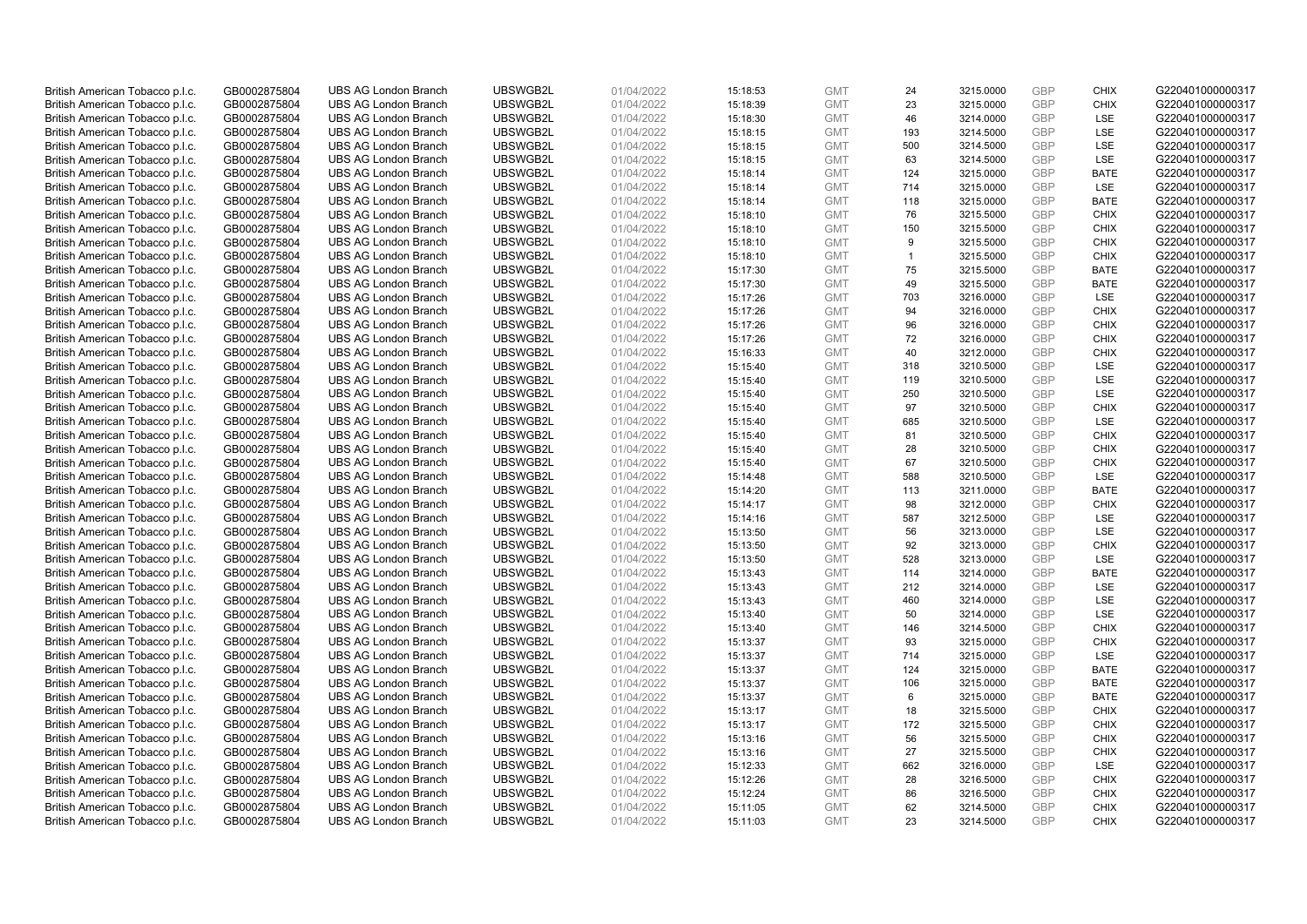| | | | | | | | | | | | |
|---|---|---|---|---|---|---|---|---|---|---|---|
| British American Tobacco p.l.c. | GB0002875804 | UBS AG London Branch | UBSWGB2L | 01/04/2022 | 15:18:53 | GMT | 24 | 3215.0000 | GBP | CHIX | G220401000000317 |
| British American Tobacco p.l.c. | GB0002875804 | UBS AG London Branch | UBSWGB2L | 01/04/2022 | 15:18:39 | GMT | 23 | 3215.0000 | GBP | CHIX | G220401000000317 |
| British American Tobacco p.l.c. | GB0002875804 | UBS AG London Branch | UBSWGB2L | 01/04/2022 | 15:18:30 | GMT | 46 | 3214.0000 | GBP | LSE | G220401000000317 |
| British American Tobacco p.l.c. | GB0002875804 | UBS AG London Branch | UBSWGB2L | 01/04/2022 | 15:18:15 | GMT | 193 | 3214.5000 | GBP | LSE | G220401000000317 |
| British American Tobacco p.l.c. | GB0002875804 | UBS AG London Branch | UBSWGB2L | 01/04/2022 | 15:18:15 | GMT | 500 | 3214.5000 | GBP | LSE | G220401000000317 |
| British American Tobacco p.l.c. | GB0002875804 | UBS AG London Branch | UBSWGB2L | 01/04/2022 | 15:18:15 | GMT | 63 | 3214.5000 | GBP | LSE | G220401000000317 |
| British American Tobacco p.l.c. | GB0002875804 | UBS AG London Branch | UBSWGB2L | 01/04/2022 | 15:18:14 | GMT | 124 | 3215.0000 | GBP | BATE | G220401000000317 |
| British American Tobacco p.l.c. | GB0002875804 | UBS AG London Branch | UBSWGB2L | 01/04/2022 | 15:18:14 | GMT | 714 | 3215.0000 | GBP | LSE | G220401000000317 |
| British American Tobacco p.l.c. | GB0002875804 | UBS AG London Branch | UBSWGB2L | 01/04/2022 | 15:18:14 | GMT | 118 | 3215.0000 | GBP | BATE | G220401000000317 |
| British American Tobacco p.l.c. | GB0002875804 | UBS AG London Branch | UBSWGB2L | 01/04/2022 | 15:18:10 | GMT | 76 | 3215.5000 | GBP | CHIX | G220401000000317 |
| British American Tobacco p.l.c. | GB0002875804 | UBS AG London Branch | UBSWGB2L | 01/04/2022 | 15:18:10 | GMT | 150 | 3215.5000 | GBP | CHIX | G220401000000317 |
| British American Tobacco p.l.c. | GB0002875804 | UBS AG London Branch | UBSWGB2L | 01/04/2022 | 15:18:10 | GMT | 9 | 3215.5000 | GBP | CHIX | G220401000000317 |
| British American Tobacco p.l.c. | GB0002875804 | UBS AG London Branch | UBSWGB2L | 01/04/2022 | 15:18:10 | GMT | 1 | 3215.5000 | GBP | CHIX | G220401000000317 |
| British American Tobacco p.l.c. | GB0002875804 | UBS AG London Branch | UBSWGB2L | 01/04/2022 | 15:17:30 | GMT | 75 | 3215.5000 | GBP | BATE | G220401000000317 |
| British American Tobacco p.l.c. | GB0002875804 | UBS AG London Branch | UBSWGB2L | 01/04/2022 | 15:17:30 | GMT | 49 | 3215.5000 | GBP | BATE | G220401000000317 |
| British American Tobacco p.l.c. | GB0002875804 | UBS AG London Branch | UBSWGB2L | 01/04/2022 | 15:17:26 | GMT | 703 | 3216.0000 | GBP | LSE | G220401000000317 |
| British American Tobacco p.l.c. | GB0002875804 | UBS AG London Branch | UBSWGB2L | 01/04/2022 | 15:17:26 | GMT | 94 | 3216.0000 | GBP | CHIX | G220401000000317 |
| British American Tobacco p.l.c. | GB0002875804 | UBS AG London Branch | UBSWGB2L | 01/04/2022 | 15:17:26 | GMT | 96 | 3216.0000 | GBP | CHIX | G220401000000317 |
| British American Tobacco p.l.c. | GB0002875804 | UBS AG London Branch | UBSWGB2L | 01/04/2022 | 15:17:26 | GMT | 72 | 3216.0000 | GBP | CHIX | G220401000000317 |
| British American Tobacco p.l.c. | GB0002875804 | UBS AG London Branch | UBSWGB2L | 01/04/2022 | 15:16:33 | GMT | 40 | 3212.0000 | GBP | CHIX | G220401000000317 |
| British American Tobacco p.l.c. | GB0002875804 | UBS AG London Branch | UBSWGB2L | 01/04/2022 | 15:15:40 | GMT | 318 | 3210.5000 | GBP | LSE | G220401000000317 |
| British American Tobacco p.l.c. | GB0002875804 | UBS AG London Branch | UBSWGB2L | 01/04/2022 | 15:15:40 | GMT | 119 | 3210.5000 | GBP | LSE | G220401000000317 |
| British American Tobacco p.l.c. | GB0002875804 | UBS AG London Branch | UBSWGB2L | 01/04/2022 | 15:15:40 | GMT | 250 | 3210.5000 | GBP | LSE | G220401000000317 |
| British American Tobacco p.l.c. | GB0002875804 | UBS AG London Branch | UBSWGB2L | 01/04/2022 | 15:15:40 | GMT | 97 | 3210.5000 | GBP | CHIX | G220401000000317 |
| British American Tobacco p.l.c. | GB0002875804 | UBS AG London Branch | UBSWGB2L | 01/04/2022 | 15:15:40 | GMT | 685 | 3210.5000 | GBP | LSE | G220401000000317 |
| British American Tobacco p.l.c. | GB0002875804 | UBS AG London Branch | UBSWGB2L | 01/04/2022 | 15:15:40 | GMT | 81 | 3210.5000 | GBP | CHIX | G220401000000317 |
| British American Tobacco p.l.c. | GB0002875804 | UBS AG London Branch | UBSWGB2L | 01/04/2022 | 15:15:40 | GMT | 28 | 3210.5000 | GBP | CHIX | G220401000000317 |
| British American Tobacco p.l.c. | GB0002875804 | UBS AG London Branch | UBSWGB2L | 01/04/2022 | 15:15:40 | GMT | 67 | 3210.5000 | GBP | CHIX | G220401000000317 |
| British American Tobacco p.l.c. | GB0002875804 | UBS AG London Branch | UBSWGB2L | 01/04/2022 | 15:14:48 | GMT | 588 | 3210.5000 | GBP | LSE | G220401000000317 |
| British American Tobacco p.l.c. | GB0002875804 | UBS AG London Branch | UBSWGB2L | 01/04/2022 | 15:14:20 | GMT | 113 | 3211.0000 | GBP | BATE | G220401000000317 |
| British American Tobacco p.l.c. | GB0002875804 | UBS AG London Branch | UBSWGB2L | 01/04/2022 | 15:14:17 | GMT | 98 | 3212.0000 | GBP | CHIX | G220401000000317 |
| British American Tobacco p.l.c. | GB0002875804 | UBS AG London Branch | UBSWGB2L | 01/04/2022 | 15:14:16 | GMT | 587 | 3212.5000 | GBP | LSE | G220401000000317 |
| British American Tobacco p.l.c. | GB0002875804 | UBS AG London Branch | UBSWGB2L | 01/04/2022 | 15:13:50 | GMT | 56 | 3213.0000 | GBP | LSE | G220401000000317 |
| British American Tobacco p.l.c. | GB0002875804 | UBS AG London Branch | UBSWGB2L | 01/04/2022 | 15:13:50 | GMT | 92 | 3213.0000 | GBP | CHIX | G220401000000317 |
| British American Tobacco p.l.c. | GB0002875804 | UBS AG London Branch | UBSWGB2L | 01/04/2022 | 15:13:50 | GMT | 528 | 3213.0000 | GBP | LSE | G220401000000317 |
| British American Tobacco p.l.c. | GB0002875804 | UBS AG London Branch | UBSWGB2L | 01/04/2022 | 15:13:43 | GMT | 114 | 3214.0000 | GBP | BATE | G220401000000317 |
| British American Tobacco p.l.c. | GB0002875804 | UBS AG London Branch | UBSWGB2L | 01/04/2022 | 15:13:43 | GMT | 212 | 3214.0000 | GBP | LSE | G220401000000317 |
| British American Tobacco p.l.c. | GB0002875804 | UBS AG London Branch | UBSWGB2L | 01/04/2022 | 15:13:43 | GMT | 460 | 3214.0000 | GBP | LSE | G220401000000317 |
| British American Tobacco p.l.c. | GB0002875804 | UBS AG London Branch | UBSWGB2L | 01/04/2022 | 15:13:40 | GMT | 50 | 3214.0000 | GBP | LSE | G220401000000317 |
| British American Tobacco p.l.c. | GB0002875804 | UBS AG London Branch | UBSWGB2L | 01/04/2022 | 15:13:40 | GMT | 146 | 3214.5000 | GBP | CHIX | G220401000000317 |
| British American Tobacco p.l.c. | GB0002875804 | UBS AG London Branch | UBSWGB2L | 01/04/2022 | 15:13:37 | GMT | 93 | 3215.0000 | GBP | CHIX | G220401000000317 |
| British American Tobacco p.l.c. | GB0002875804 | UBS AG London Branch | UBSWGB2L | 01/04/2022 | 15:13:37 | GMT | 714 | 3215.0000 | GBP | LSE | G220401000000317 |
| British American Tobacco p.l.c. | GB0002875804 | UBS AG London Branch | UBSWGB2L | 01/04/2022 | 15:13:37 | GMT | 124 | 3215.0000 | GBP | BATE | G220401000000317 |
| British American Tobacco p.l.c. | GB0002875804 | UBS AG London Branch | UBSWGB2L | 01/04/2022 | 15:13:37 | GMT | 106 | 3215.0000 | GBP | BATE | G220401000000317 |
| British American Tobacco p.l.c. | GB0002875804 | UBS AG London Branch | UBSWGB2L | 01/04/2022 | 15:13:37 | GMT | 6 | 3215.0000 | GBP | BATE | G220401000000317 |
| British American Tobacco p.l.c. | GB0002875804 | UBS AG London Branch | UBSWGB2L | 01/04/2022 | 15:13:17 | GMT | 18 | 3215.5000 | GBP | CHIX | G220401000000317 |
| British American Tobacco p.l.c. | GB0002875804 | UBS AG London Branch | UBSWGB2L | 01/04/2022 | 15:13:17 | GMT | 172 | 3215.5000 | GBP | CHIX | G220401000000317 |
| British American Tobacco p.l.c. | GB0002875804 | UBS AG London Branch | UBSWGB2L | 01/04/2022 | 15:13:16 | GMT | 56 | 3215.5000 | GBP | CHIX | G220401000000317 |
| British American Tobacco p.l.c. | GB0002875804 | UBS AG London Branch | UBSWGB2L | 01/04/2022 | 15:13:16 | GMT | 27 | 3215.5000 | GBP | CHIX | G220401000000317 |
| British American Tobacco p.l.c. | GB0002875804 | UBS AG London Branch | UBSWGB2L | 01/04/2022 | 15:12:33 | GMT | 662 | 3216.0000 | GBP | LSE | G220401000000317 |
| British American Tobacco p.l.c. | GB0002875804 | UBS AG London Branch | UBSWGB2L | 01/04/2022 | 15:12:26 | GMT | 28 | 3216.5000 | GBP | CHIX | G220401000000317 |
| British American Tobacco p.l.c. | GB0002875804 | UBS AG London Branch | UBSWGB2L | 01/04/2022 | 15:12:24 | GMT | 86 | 3216.5000 | GBP | CHIX | G220401000000317 |
| British American Tobacco p.l.c. | GB0002875804 | UBS AG London Branch | UBSWGB2L | 01/04/2022 | 15:11:05 | GMT | 62 | 3214.5000 | GBP | CHIX | G220401000000317 |
| British American Tobacco p.l.c. | GB0002875804 | UBS AG London Branch | UBSWGB2L | 01/04/2022 | 15:11:03 | GMT | 23 | 3214.5000 | GBP | CHIX | G220401000000317 |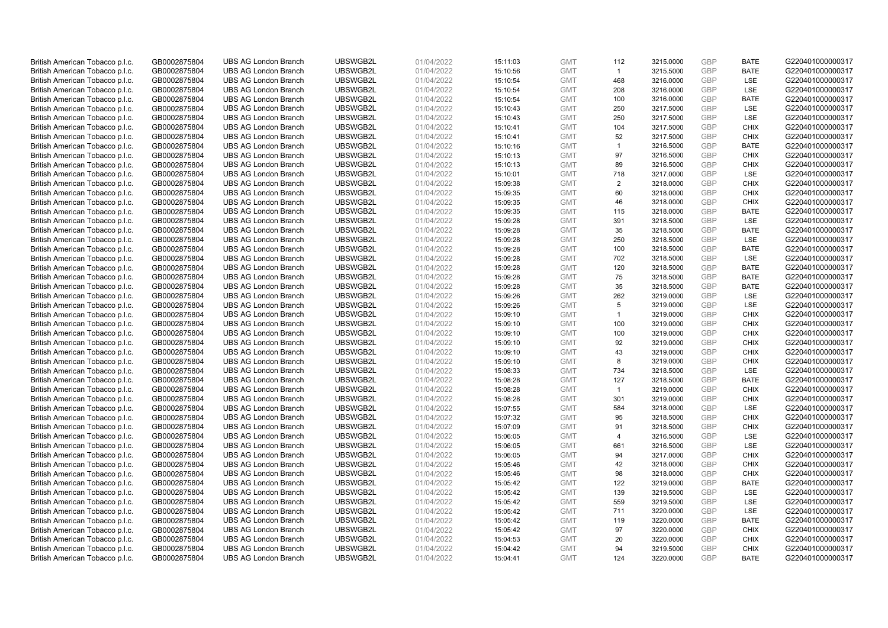| | | | | | | | | | | | |
|---|---|---|---|---|---|---|---|---|---|---|---|
| British American Tobacco p.l.c. | GB0002875804 | UBS AG London Branch | UBSWGB2L | 01/04/2022 | 15:11:03 | GMT | 112 | 3215.0000 | GBP | BATE | G220401000000317 |
| British American Tobacco p.l.c. | GB0002875804 | UBS AG London Branch | UBSWGB2L | 01/04/2022 | 15:10:56 | GMT | 1 | 3215.5000 | GBP | BATE | G220401000000317 |
| British American Tobacco p.l.c. | GB0002875804 | UBS AG London Branch | UBSWGB2L | 01/04/2022 | 15:10:54 | GMT | 468 | 3216.0000 | GBP | LSE | G220401000000317 |
| British American Tobacco p.l.c. | GB0002875804 | UBS AG London Branch | UBSWGB2L | 01/04/2022 | 15:10:54 | GMT | 208 | 3216.0000 | GBP | LSE | G220401000000317 |
| British American Tobacco p.l.c. | GB0002875804 | UBS AG London Branch | UBSWGB2L | 01/04/2022 | 15:10:54 | GMT | 100 | 3216.0000 | GBP | BATE | G220401000000317 |
| British American Tobacco p.l.c. | GB0002875804 | UBS AG London Branch | UBSWGB2L | 01/04/2022 | 15:10:43 | GMT | 250 | 3217.5000 | GBP | LSE | G220401000000317 |
| British American Tobacco p.l.c. | GB0002875804 | UBS AG London Branch | UBSWGB2L | 01/04/2022 | 15:10:43 | GMT | 250 | 3217.5000 | GBP | LSE | G220401000000317 |
| British American Tobacco p.l.c. | GB0002875804 | UBS AG London Branch | UBSWGB2L | 01/04/2022 | 15:10:41 | GMT | 104 | 3217.5000 | GBP | CHIX | G220401000000317 |
| British American Tobacco p.l.c. | GB0002875804 | UBS AG London Branch | UBSWGB2L | 01/04/2022 | 15:10:41 | GMT | 52 | 3217.5000 | GBP | CHIX | G220401000000317 |
| British American Tobacco p.l.c. | GB0002875804 | UBS AG London Branch | UBSWGB2L | 01/04/2022 | 15:10:16 | GMT | 1 | 3216.5000 | GBP | BATE | G220401000000317 |
| British American Tobacco p.l.c. | GB0002875804 | UBS AG London Branch | UBSWGB2L | 01/04/2022 | 15:10:13 | GMT | 97 | 3216.5000 | GBP | CHIX | G220401000000317 |
| British American Tobacco p.l.c. | GB0002875804 | UBS AG London Branch | UBSWGB2L | 01/04/2022 | 15:10:13 | GMT | 89 | 3216.5000 | GBP | CHIX | G220401000000317 |
| British American Tobacco p.l.c. | GB0002875804 | UBS AG London Branch | UBSWGB2L | 01/04/2022 | 15:10:01 | GMT | 718 | 3217.0000 | GBP | LSE | G220401000000317 |
| British American Tobacco p.l.c. | GB0002875804 | UBS AG London Branch | UBSWGB2L | 01/04/2022 | 15:09:38 | GMT | 2 | 3218.0000 | GBP | CHIX | G220401000000317 |
| British American Tobacco p.l.c. | GB0002875804 | UBS AG London Branch | UBSWGB2L | 01/04/2022 | 15:09:35 | GMT | 60 | 3218.0000 | GBP | CHIX | G220401000000317 |
| British American Tobacco p.l.c. | GB0002875804 | UBS AG London Branch | UBSWGB2L | 01/04/2022 | 15:09:35 | GMT | 46 | 3218.0000 | GBP | CHIX | G220401000000317 |
| British American Tobacco p.l.c. | GB0002875804 | UBS AG London Branch | UBSWGB2L | 01/04/2022 | 15:09:35 | GMT | 115 | 3218.0000 | GBP | BATE | G220401000000317 |
| British American Tobacco p.l.c. | GB0002875804 | UBS AG London Branch | UBSWGB2L | 01/04/2022 | 15:09:28 | GMT | 391 | 3218.5000 | GBP | LSE | G220401000000317 |
| British American Tobacco p.l.c. | GB0002875804 | UBS AG London Branch | UBSWGB2L | 01/04/2022 | 15:09:28 | GMT | 35 | 3218.5000 | GBP | BATE | G220401000000317 |
| British American Tobacco p.l.c. | GB0002875804 | UBS AG London Branch | UBSWGB2L | 01/04/2022 | 15:09:28 | GMT | 250 | 3218.5000 | GBP | LSE | G220401000000317 |
| British American Tobacco p.l.c. | GB0002875804 | UBS AG London Branch | UBSWGB2L | 01/04/2022 | 15:09:28 | GMT | 100 | 3218.5000 | GBP | BATE | G220401000000317 |
| British American Tobacco p.l.c. | GB0002875804 | UBS AG London Branch | UBSWGB2L | 01/04/2022 | 15:09:28 | GMT | 702 | 3218.5000 | GBP | LSE | G220401000000317 |
| British American Tobacco p.l.c. | GB0002875804 | UBS AG London Branch | UBSWGB2L | 01/04/2022 | 15:09:28 | GMT | 120 | 3218.5000 | GBP | BATE | G220401000000317 |
| British American Tobacco p.l.c. | GB0002875804 | UBS AG London Branch | UBSWGB2L | 01/04/2022 | 15:09:28 | GMT | 75 | 3218.5000 | GBP | BATE | G220401000000317 |
| British American Tobacco p.l.c. | GB0002875804 | UBS AG London Branch | UBSWGB2L | 01/04/2022 | 15:09:28 | GMT | 35 | 3218.5000 | GBP | BATE | G220401000000317 |
| British American Tobacco p.l.c. | GB0002875804 | UBS AG London Branch | UBSWGB2L | 01/04/2022 | 15:09:26 | GMT | 262 | 3219.0000 | GBP | LSE | G220401000000317 |
| British American Tobacco p.l.c. | GB0002875804 | UBS AG London Branch | UBSWGB2L | 01/04/2022 | 15:09:26 | GMT | 5 | 3219.0000 | GBP | LSE | G220401000000317 |
| British American Tobacco p.l.c. | GB0002875804 | UBS AG London Branch | UBSWGB2L | 01/04/2022 | 15:09:10 | GMT | 1 | 3219.0000 | GBP | CHIX | G220401000000317 |
| British American Tobacco p.l.c. | GB0002875804 | UBS AG London Branch | UBSWGB2L | 01/04/2022 | 15:09:10 | GMT | 100 | 3219.0000 | GBP | CHIX | G220401000000317 |
| British American Tobacco p.l.c. | GB0002875804 | UBS AG London Branch | UBSWGB2L | 01/04/2022 | 15:09:10 | GMT | 100 | 3219.0000 | GBP | CHIX | G220401000000317 |
| British American Tobacco p.l.c. | GB0002875804 | UBS AG London Branch | UBSWGB2L | 01/04/2022 | 15:09:10 | GMT | 92 | 3219.0000 | GBP | CHIX | G220401000000317 |
| British American Tobacco p.l.c. | GB0002875804 | UBS AG London Branch | UBSWGB2L | 01/04/2022 | 15:09:10 | GMT | 43 | 3219.0000 | GBP | CHIX | G220401000000317 |
| British American Tobacco p.l.c. | GB0002875804 | UBS AG London Branch | UBSWGB2L | 01/04/2022 | 15:09:10 | GMT | 8 | 3219.0000 | GBP | CHIX | G220401000000317 |
| British American Tobacco p.l.c. | GB0002875804 | UBS AG London Branch | UBSWGB2L | 01/04/2022 | 15:08:33 | GMT | 734 | 3218.5000 | GBP | LSE | G220401000000317 |
| British American Tobacco p.l.c. | GB0002875804 | UBS AG London Branch | UBSWGB2L | 01/04/2022 | 15:08:28 | GMT | 127 | 3218.5000 | GBP | BATE | G220401000000317 |
| British American Tobacco p.l.c. | GB0002875804 | UBS AG London Branch | UBSWGB2L | 01/04/2022 | 15:08:28 | GMT | 1 | 3219.0000 | GBP | CHIX | G220401000000317 |
| British American Tobacco p.l.c. | GB0002875804 | UBS AG London Branch | UBSWGB2L | 01/04/2022 | 15:08:28 | GMT | 301 | 3219.0000 | GBP | CHIX | G220401000000317 |
| British American Tobacco p.l.c. | GB0002875804 | UBS AG London Branch | UBSWGB2L | 01/04/2022 | 15:07:55 | GMT | 584 | 3218.0000 | GBP | LSE | G220401000000317 |
| British American Tobacco p.l.c. | GB0002875804 | UBS AG London Branch | UBSWGB2L | 01/04/2022 | 15:07:32 | GMT | 95 | 3218.5000 | GBP | CHIX | G220401000000317 |
| British American Tobacco p.l.c. | GB0002875804 | UBS AG London Branch | UBSWGB2L | 01/04/2022 | 15:07:09 | GMT | 91 | 3218.5000 | GBP | CHIX | G220401000000317 |
| British American Tobacco p.l.c. | GB0002875804 | UBS AG London Branch | UBSWGB2L | 01/04/2022 | 15:06:05 | GMT | 4 | 3216.5000 | GBP | LSE | G220401000000317 |
| British American Tobacco p.l.c. | GB0002875804 | UBS AG London Branch | UBSWGB2L | 01/04/2022 | 15:06:05 | GMT | 661 | 3216.5000 | GBP | LSE | G220401000000317 |
| British American Tobacco p.l.c. | GB0002875804 | UBS AG London Branch | UBSWGB2L | 01/04/2022 | 15:06:05 | GMT | 94 | 3217.0000 | GBP | CHIX | G220401000000317 |
| British American Tobacco p.l.c. | GB0002875804 | UBS AG London Branch | UBSWGB2L | 01/04/2022 | 15:05:46 | GMT | 42 | 3218.0000 | GBP | CHIX | G220401000000317 |
| British American Tobacco p.l.c. | GB0002875804 | UBS AG London Branch | UBSWGB2L | 01/04/2022 | 15:05:46 | GMT | 98 | 3218.0000 | GBP | CHIX | G220401000000317 |
| British American Tobacco p.l.c. | GB0002875804 | UBS AG London Branch | UBSWGB2L | 01/04/2022 | 15:05:42 | GMT | 122 | 3219.0000 | GBP | BATE | G220401000000317 |
| British American Tobacco p.l.c. | GB0002875804 | UBS AG London Branch | UBSWGB2L | 01/04/2022 | 15:05:42 | GMT | 139 | 3219.5000 | GBP | LSE | G220401000000317 |
| British American Tobacco p.l.c. | GB0002875804 | UBS AG London Branch | UBSWGB2L | 01/04/2022 | 15:05:42 | GMT | 559 | 3219.5000 | GBP | LSE | G220401000000317 |
| British American Tobacco p.l.c. | GB0002875804 | UBS AG London Branch | UBSWGB2L | 01/04/2022 | 15:05:42 | GMT | 711 | 3220.0000 | GBP | LSE | G220401000000317 |
| British American Tobacco p.l.c. | GB0002875804 | UBS AG London Branch | UBSWGB2L | 01/04/2022 | 15:05:42 | GMT | 119 | 3220.0000 | GBP | BATE | G220401000000317 |
| British American Tobacco p.l.c. | GB0002875804 | UBS AG London Branch | UBSWGB2L | 01/04/2022 | 15:05:42 | GMT | 97 | 3220.0000 | GBP | CHIX | G220401000000317 |
| British American Tobacco p.l.c. | GB0002875804 | UBS AG London Branch | UBSWGB2L | 01/04/2022 | 15:04:53 | GMT | 20 | 3220.0000 | GBP | CHIX | G220401000000317 |
| British American Tobacco p.l.c. | GB0002875804 | UBS AG London Branch | UBSWGB2L | 01/04/2022 | 15:04:42 | GMT | 94 | 3219.5000 | GBP | CHIX | G220401000000317 |
| British American Tobacco p.l.c. | GB0002875804 | UBS AG London Branch | UBSWGB2L | 01/04/2022 | 15:04:41 | GMT | 124 | 3220.0000 | GBP | BATE | G220401000000317 |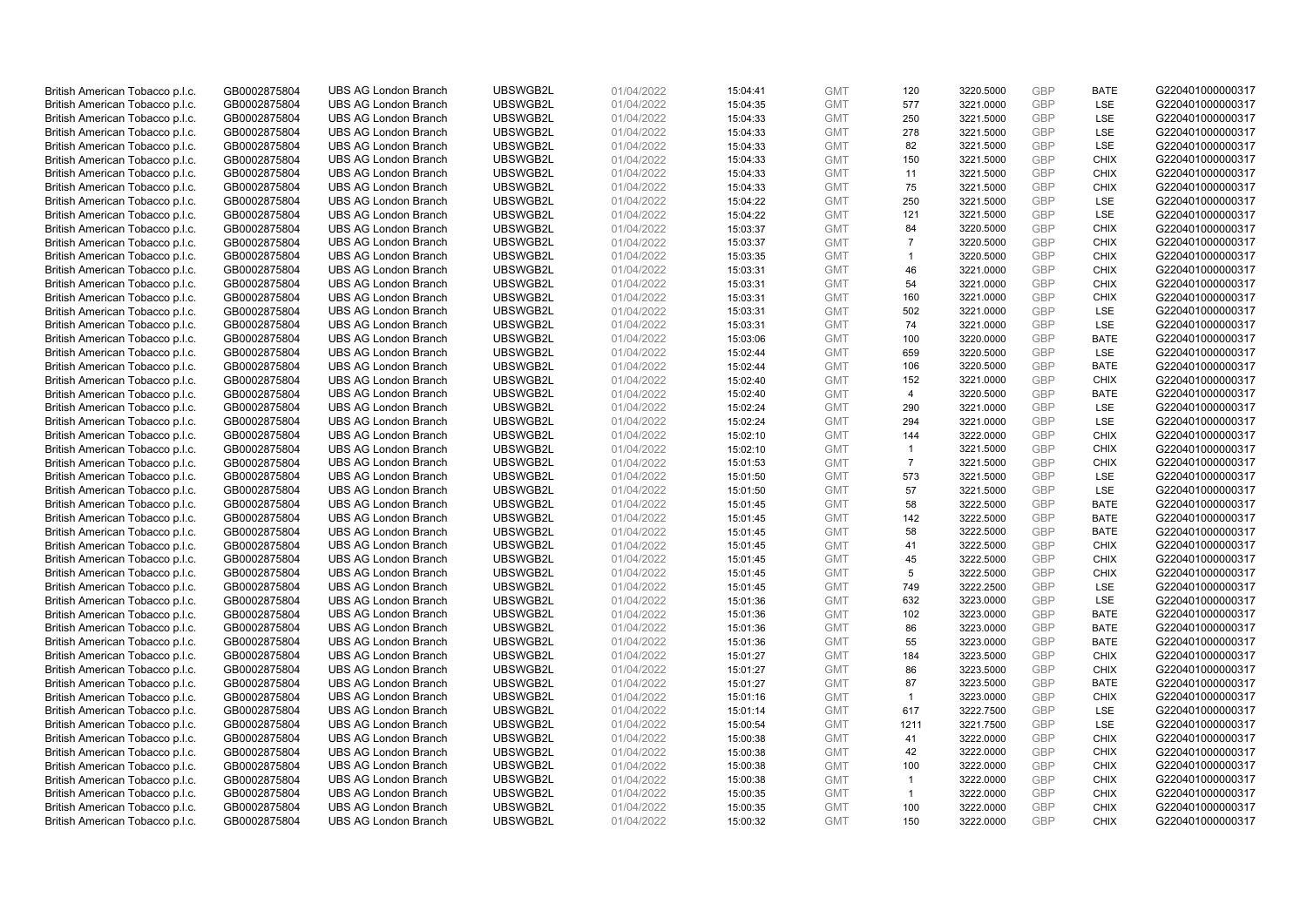| | | | | | | | | | | | |
|---|---|---|---|---|---|---|---|---|---|---|---|
| British American Tobacco p.l.c. | GB0002875804 | UBS AG London Branch | UBSWGB2L | 01/04/2022 | 15:04:41 | GMT | 120 | 3220.5000 | GBP | BATE | G220401000000317 |
| British American Tobacco p.l.c. | GB0002875804 | UBS AG London Branch | UBSWGB2L | 01/04/2022 | 15:04:35 | GMT | 577 | 3221.0000 | GBP | LSE | G220401000000317 |
| British American Tobacco p.l.c. | GB0002875804 | UBS AG London Branch | UBSWGB2L | 01/04/2022 | 15:04:33 | GMT | 250 | 3221.5000 | GBP | LSE | G220401000000317 |
| British American Tobacco p.l.c. | GB0002875804 | UBS AG London Branch | UBSWGB2L | 01/04/2022 | 15:04:33 | GMT | 278 | 3221.5000 | GBP | LSE | G220401000000317 |
| British American Tobacco p.l.c. | GB0002875804 | UBS AG London Branch | UBSWGB2L | 01/04/2022 | 15:04:33 | GMT | 82 | 3221.5000 | GBP | LSE | G220401000000317 |
| British American Tobacco p.l.c. | GB0002875804 | UBS AG London Branch | UBSWGB2L | 01/04/2022 | 15:04:33 | GMT | 150 | 3221.5000 | GBP | CHIX | G220401000000317 |
| British American Tobacco p.l.c. | GB0002875804 | UBS AG London Branch | UBSWGB2L | 01/04/2022 | 15:04:33 | GMT | 11 | 3221.5000 | GBP | CHIX | G220401000000317 |
| British American Tobacco p.l.c. | GB0002875804 | UBS AG London Branch | UBSWGB2L | 01/04/2022 | 15:04:33 | GMT | 75 | 3221.5000 | GBP | CHIX | G220401000000317 |
| British American Tobacco p.l.c. | GB0002875804 | UBS AG London Branch | UBSWGB2L | 01/04/2022 | 15:04:22 | GMT | 250 | 3221.5000 | GBP | LSE | G220401000000317 |
| British American Tobacco p.l.c. | GB0002875804 | UBS AG London Branch | UBSWGB2L | 01/04/2022 | 15:04:22 | GMT | 121 | 3221.5000 | GBP | LSE | G220401000000317 |
| British American Tobacco p.l.c. | GB0002875804 | UBS AG London Branch | UBSWGB2L | 01/04/2022 | 15:03:37 | GMT | 84 | 3220.5000 | GBP | CHIX | G220401000000317 |
| British American Tobacco p.l.c. | GB0002875804 | UBS AG London Branch | UBSWGB2L | 01/04/2022 | 15:03:37 | GMT | 7 | 3220.5000 | GBP | CHIX | G220401000000317 |
| British American Tobacco p.l.c. | GB0002875804 | UBS AG London Branch | UBSWGB2L | 01/04/2022 | 15:03:35 | GMT | 1 | 3220.5000 | GBP | CHIX | G220401000000317 |
| British American Tobacco p.l.c. | GB0002875804 | UBS AG London Branch | UBSWGB2L | 01/04/2022 | 15:03:31 | GMT | 46 | 3221.0000 | GBP | CHIX | G220401000000317 |
| British American Tobacco p.l.c. | GB0002875804 | UBS AG London Branch | UBSWGB2L | 01/04/2022 | 15:03:31 | GMT | 54 | 3221.0000 | GBP | CHIX | G220401000000317 |
| British American Tobacco p.l.c. | GB0002875804 | UBS AG London Branch | UBSWGB2L | 01/04/2022 | 15:03:31 | GMT | 160 | 3221.0000 | GBP | CHIX | G220401000000317 |
| British American Tobacco p.l.c. | GB0002875804 | UBS AG London Branch | UBSWGB2L | 01/04/2022 | 15:03:31 | GMT | 502 | 3221.0000 | GBP | LSE | G220401000000317 |
| British American Tobacco p.l.c. | GB0002875804 | UBS AG London Branch | UBSWGB2L | 01/04/2022 | 15:03:31 | GMT | 74 | 3221.0000 | GBP | LSE | G220401000000317 |
| British American Tobacco p.l.c. | GB0002875804 | UBS AG London Branch | UBSWGB2L | 01/04/2022 | 15:03:06 | GMT | 100 | 3220.0000 | GBP | BATE | G220401000000317 |
| British American Tobacco p.l.c. | GB0002875804 | UBS AG London Branch | UBSWGB2L | 01/04/2022 | 15:02:44 | GMT | 659 | 3220.5000 | GBP | LSE | G220401000000317 |
| British American Tobacco p.l.c. | GB0002875804 | UBS AG London Branch | UBSWGB2L | 01/04/2022 | 15:02:44 | GMT | 106 | 3220.5000 | GBP | BATE | G220401000000317 |
| British American Tobacco p.l.c. | GB0002875804 | UBS AG London Branch | UBSWGB2L | 01/04/2022 | 15:02:40 | GMT | 152 | 3221.0000 | GBP | CHIX | G220401000000317 |
| British American Tobacco p.l.c. | GB0002875804 | UBS AG London Branch | UBSWGB2L | 01/04/2022 | 15:02:40 | GMT | 4 | 3220.5000 | GBP | BATE | G220401000000317 |
| British American Tobacco p.l.c. | GB0002875804 | UBS AG London Branch | UBSWGB2L | 01/04/2022 | 15:02:24 | GMT | 290 | 3221.0000 | GBP | LSE | G220401000000317 |
| British American Tobacco p.l.c. | GB0002875804 | UBS AG London Branch | UBSWGB2L | 01/04/2022 | 15:02:24 | GMT | 294 | 3221.0000 | GBP | LSE | G220401000000317 |
| British American Tobacco p.l.c. | GB0002875804 | UBS AG London Branch | UBSWGB2L | 01/04/2022 | 15:02:10 | GMT | 144 | 3222.0000 | GBP | CHIX | G220401000000317 |
| British American Tobacco p.l.c. | GB0002875804 | UBS AG London Branch | UBSWGB2L | 01/04/2022 | 15:02:10 | GMT | 1 | 3221.5000 | GBP | CHIX | G220401000000317 |
| British American Tobacco p.l.c. | GB0002875804 | UBS AG London Branch | UBSWGB2L | 01/04/2022 | 15:01:53 | GMT | 7 | 3221.5000 | GBP | CHIX | G220401000000317 |
| British American Tobacco p.l.c. | GB0002875804 | UBS AG London Branch | UBSWGB2L | 01/04/2022 | 15:01:50 | GMT | 573 | 3221.5000 | GBP | LSE | G220401000000317 |
| British American Tobacco p.l.c. | GB0002875804 | UBS AG London Branch | UBSWGB2L | 01/04/2022 | 15:01:50 | GMT | 57 | 3221.5000 | GBP | LSE | G220401000000317 |
| British American Tobacco p.l.c. | GB0002875804 | UBS AG London Branch | UBSWGB2L | 01/04/2022 | 15:01:45 | GMT | 58 | 3222.5000 | GBP | BATE | G220401000000317 |
| British American Tobacco p.l.c. | GB0002875804 | UBS AG London Branch | UBSWGB2L | 01/04/2022 | 15:01:45 | GMT | 142 | 3222.5000 | GBP | BATE | G220401000000317 |
| British American Tobacco p.l.c. | GB0002875804 | UBS AG London Branch | UBSWGB2L | 01/04/2022 | 15:01:45 | GMT | 58 | 3222.5000 | GBP | BATE | G220401000000317 |
| British American Tobacco p.l.c. | GB0002875804 | UBS AG London Branch | UBSWGB2L | 01/04/2022 | 15:01:45 | GMT | 41 | 3222.5000 | GBP | CHIX | G220401000000317 |
| British American Tobacco p.l.c. | GB0002875804 | UBS AG London Branch | UBSWGB2L | 01/04/2022 | 15:01:45 | GMT | 45 | 3222.5000 | GBP | CHIX | G220401000000317 |
| British American Tobacco p.l.c. | GB0002875804 | UBS AG London Branch | UBSWGB2L | 01/04/2022 | 15:01:45 | GMT | 5 | 3222.5000 | GBP | CHIX | G220401000000317 |
| British American Tobacco p.l.c. | GB0002875804 | UBS AG London Branch | UBSWGB2L | 01/04/2022 | 15:01:45 | GMT | 749 | 3222.2500 | GBP | LSE | G220401000000317 |
| British American Tobacco p.l.c. | GB0002875804 | UBS AG London Branch | UBSWGB2L | 01/04/2022 | 15:01:36 | GMT | 632 | 3223.0000 | GBP | LSE | G220401000000317 |
| British American Tobacco p.l.c. | GB0002875804 | UBS AG London Branch | UBSWGB2L | 01/04/2022 | 15:01:36 | GMT | 102 | 3223.0000 | GBP | BATE | G220401000000317 |
| British American Tobacco p.l.c. | GB0002875804 | UBS AG London Branch | UBSWGB2L | 01/04/2022 | 15:01:36 | GMT | 86 | 3223.0000 | GBP | BATE | G220401000000317 |
| British American Tobacco p.l.c. | GB0002875804 | UBS AG London Branch | UBSWGB2L | 01/04/2022 | 15:01:36 | GMT | 55 | 3223.0000 | GBP | BATE | G220401000000317 |
| British American Tobacco p.l.c. | GB0002875804 | UBS AG London Branch | UBSWGB2L | 01/04/2022 | 15:01:27 | GMT | 184 | 3223.5000 | GBP | CHIX | G220401000000317 |
| British American Tobacco p.l.c. | GB0002875804 | UBS AG London Branch | UBSWGB2L | 01/04/2022 | 15:01:27 | GMT | 86 | 3223.5000 | GBP | CHIX | G220401000000317 |
| British American Tobacco p.l.c. | GB0002875804 | UBS AG London Branch | UBSWGB2L | 01/04/2022 | 15:01:27 | GMT | 87 | 3223.5000 | GBP | BATE | G220401000000317 |
| British American Tobacco p.l.c. | GB0002875804 | UBS AG London Branch | UBSWGB2L | 01/04/2022 | 15:01:16 | GMT | 1 | 3223.0000 | GBP | CHIX | G220401000000317 |
| British American Tobacco p.l.c. | GB0002875804 | UBS AG London Branch | UBSWGB2L | 01/04/2022 | 15:01:14 | GMT | 617 | 3222.7500 | GBP | LSE | G220401000000317 |
| British American Tobacco p.l.c. | GB0002875804 | UBS AG London Branch | UBSWGB2L | 01/04/2022 | 15:00:54 | GMT | 1211 | 3221.7500 | GBP | LSE | G220401000000317 |
| British American Tobacco p.l.c. | GB0002875804 | UBS AG London Branch | UBSWGB2L | 01/04/2022 | 15:00:38 | GMT | 41 | 3222.0000 | GBP | CHIX | G220401000000317 |
| British American Tobacco p.l.c. | GB0002875804 | UBS AG London Branch | UBSWGB2L | 01/04/2022 | 15:00:38 | GMT | 42 | 3222.0000 | GBP | CHIX | G220401000000317 |
| British American Tobacco p.l.c. | GB0002875804 | UBS AG London Branch | UBSWGB2L | 01/04/2022 | 15:00:38 | GMT | 100 | 3222.0000 | GBP | CHIX | G220401000000317 |
| British American Tobacco p.l.c. | GB0002875804 | UBS AG London Branch | UBSWGB2L | 01/04/2022 | 15:00:38 | GMT | 1 | 3222.0000 | GBP | CHIX | G220401000000317 |
| British American Tobacco p.l.c. | GB0002875804 | UBS AG London Branch | UBSWGB2L | 01/04/2022 | 15:00:35 | GMT | 1 | 3222.0000 | GBP | CHIX | G220401000000317 |
| British American Tobacco p.l.c. | GB0002875804 | UBS AG London Branch | UBSWGB2L | 01/04/2022 | 15:00:35 | GMT | 100 | 3222.0000 | GBP | CHIX | G220401000000317 |
| British American Tobacco p.l.c. | GB0002875804 | UBS AG London Branch | UBSWGB2L | 01/04/2022 | 15:00:32 | GMT | 150 | 3222.0000 | GBP | CHIX | G220401000000317 |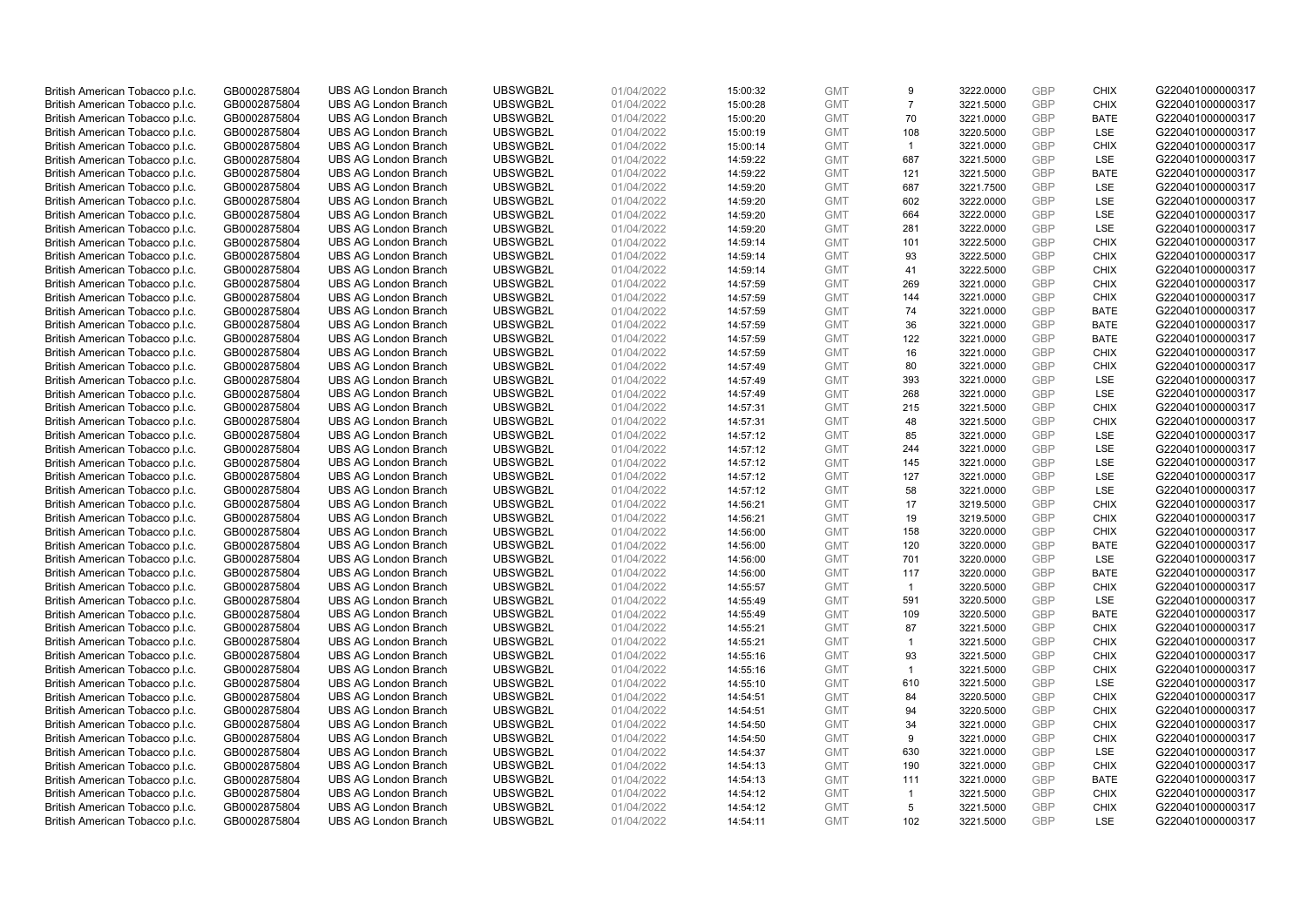| British American Tobacco p.l.c. | GB0002875804 | UBS AG London Branch | UBSWGB2L | 01/04/2022 | 15:00:32 | GMT | 9 | 3222.0000 | GBP | CHIX | G220401000000317 |
|---|---|---|---|---|---|---|---|---|---|---|---|
| British American Tobacco p.l.c. | GB0002875804 | UBS AG London Branch | UBSWGB2L | 01/04/2022 | 15:00:28 | GMT | 7 | 3221.5000 | GBP | CHIX | G220401000000317 |
| British American Tobacco p.l.c. | GB0002875804 | UBS AG London Branch | UBSWGB2L | 01/04/2022 | 15:00:20 | GMT | 70 | 3221.0000 | GBP | BATE | G220401000000317 |
| British American Tobacco p.l.c. | GB0002875804 | UBS AG London Branch | UBSWGB2L | 01/04/2022 | 15:00:19 | GMT | 108 | 3220.5000 | GBP | LSE | G220401000000317 |
| British American Tobacco p.l.c. | GB0002875804 | UBS AG London Branch | UBSWGB2L | 01/04/2022 | 15:00:14 | GMT | 1 | 3221.0000 | GBP | CHIX | G220401000000317 |
| British American Tobacco p.l.c. | GB0002875804 | UBS AG London Branch | UBSWGB2L | 01/04/2022 | 14:59:22 | GMT | 687 | 3221.5000 | GBP | LSE | G220401000000317 |
| British American Tobacco p.l.c. | GB0002875804 | UBS AG London Branch | UBSWGB2L | 01/04/2022 | 14:59:22 | GMT | 121 | 3221.5000 | GBP | BATE | G220401000000317 |
| British American Tobacco p.l.c. | GB0002875804 | UBS AG London Branch | UBSWGB2L | 01/04/2022 | 14:59:20 | GMT | 687 | 3221.7500 | GBP | LSE | G220401000000317 |
| British American Tobacco p.l.c. | GB0002875804 | UBS AG London Branch | UBSWGB2L | 01/04/2022 | 14:59:20 | GMT | 602 | 3222.0000 | GBP | LSE | G220401000000317 |
| British American Tobacco p.l.c. | GB0002875804 | UBS AG London Branch | UBSWGB2L | 01/04/2022 | 14:59:20 | GMT | 664 | 3222.0000 | GBP | LSE | G220401000000317 |
| British American Tobacco p.l.c. | GB0002875804 | UBS AG London Branch | UBSWGB2L | 01/04/2022 | 14:59:20 | GMT | 281 | 3222.0000 | GBP | LSE | G220401000000317 |
| British American Tobacco p.l.c. | GB0002875804 | UBS AG London Branch | UBSWGB2L | 01/04/2022 | 14:59:14 | GMT | 101 | 3222.5000 | GBP | CHIX | G220401000000317 |
| British American Tobacco p.l.c. | GB0002875804 | UBS AG London Branch | UBSWGB2L | 01/04/2022 | 14:59:14 | GMT | 93 | 3222.5000 | GBP | CHIX | G220401000000317 |
| British American Tobacco p.l.c. | GB0002875804 | UBS AG London Branch | UBSWGB2L | 01/04/2022 | 14:59:14 | GMT | 41 | 3222.5000 | GBP | CHIX | G220401000000317 |
| British American Tobacco p.l.c. | GB0002875804 | UBS AG London Branch | UBSWGB2L | 01/04/2022 | 14:57:59 | GMT | 269 | 3221.0000 | GBP | CHIX | G220401000000317 |
| British American Tobacco p.l.c. | GB0002875804 | UBS AG London Branch | UBSWGB2L | 01/04/2022 | 14:57:59 | GMT | 144 | 3221.0000 | GBP | CHIX | G220401000000317 |
| British American Tobacco p.l.c. | GB0002875804 | UBS AG London Branch | UBSWGB2L | 01/04/2022 | 14:57:59 | GMT | 74 | 3221.0000 | GBP | BATE | G220401000000317 |
| British American Tobacco p.l.c. | GB0002875804 | UBS AG London Branch | UBSWGB2L | 01/04/2022 | 14:57:59 | GMT | 36 | 3221.0000 | GBP | BATE | G220401000000317 |
| British American Tobacco p.l.c. | GB0002875804 | UBS AG London Branch | UBSWGB2L | 01/04/2022 | 14:57:59 | GMT | 122 | 3221.0000 | GBP | BATE | G220401000000317 |
| British American Tobacco p.l.c. | GB0002875804 | UBS AG London Branch | UBSWGB2L | 01/04/2022 | 14:57:59 | GMT | 16 | 3221.0000 | GBP | CHIX | G220401000000317 |
| British American Tobacco p.l.c. | GB0002875804 | UBS AG London Branch | UBSWGB2L | 01/04/2022 | 14:57:49 | GMT | 80 | 3221.0000 | GBP | CHIX | G220401000000317 |
| British American Tobacco p.l.c. | GB0002875804 | UBS AG London Branch | UBSWGB2L | 01/04/2022 | 14:57:49 | GMT | 393 | 3221.0000 | GBP | LSE | G220401000000317 |
| British American Tobacco p.l.c. | GB0002875804 | UBS AG London Branch | UBSWGB2L | 01/04/2022 | 14:57:49 | GMT | 268 | 3221.0000 | GBP | LSE | G220401000000317 |
| British American Tobacco p.l.c. | GB0002875804 | UBS AG London Branch | UBSWGB2L | 01/04/2022 | 14:57:31 | GMT | 215 | 3221.5000 | GBP | CHIX | G220401000000317 |
| British American Tobacco p.l.c. | GB0002875804 | UBS AG London Branch | UBSWGB2L | 01/04/2022 | 14:57:31 | GMT | 48 | 3221.5000 | GBP | CHIX | G220401000000317 |
| British American Tobacco p.l.c. | GB0002875804 | UBS AG London Branch | UBSWGB2L | 01/04/2022 | 14:57:12 | GMT | 85 | 3221.0000 | GBP | LSE | G220401000000317 |
| British American Tobacco p.l.c. | GB0002875804 | UBS AG London Branch | UBSWGB2L | 01/04/2022 | 14:57:12 | GMT | 244 | 3221.0000 | GBP | LSE | G220401000000317 |
| British American Tobacco p.l.c. | GB0002875804 | UBS AG London Branch | UBSWGB2L | 01/04/2022 | 14:57:12 | GMT | 145 | 3221.0000 | GBP | LSE | G220401000000317 |
| British American Tobacco p.l.c. | GB0002875804 | UBS AG London Branch | UBSWGB2L | 01/04/2022 | 14:57:12 | GMT | 127 | 3221.0000 | GBP | LSE | G220401000000317 |
| British American Tobacco p.l.c. | GB0002875804 | UBS AG London Branch | UBSWGB2L | 01/04/2022 | 14:57:12 | GMT | 58 | 3221.0000 | GBP | LSE | G220401000000317 |
| British American Tobacco p.l.c. | GB0002875804 | UBS AG London Branch | UBSWGB2L | 01/04/2022 | 14:56:21 | GMT | 17 | 3219.5000 | GBP | CHIX | G220401000000317 |
| British American Tobacco p.l.c. | GB0002875804 | UBS AG London Branch | UBSWGB2L | 01/04/2022 | 14:56:21 | GMT | 19 | 3219.5000 | GBP | CHIX | G220401000000317 |
| British American Tobacco p.l.c. | GB0002875804 | UBS AG London Branch | UBSWGB2L | 01/04/2022 | 14:56:00 | GMT | 158 | 3220.0000 | GBP | CHIX | G220401000000317 |
| British American Tobacco p.l.c. | GB0002875804 | UBS AG London Branch | UBSWGB2L | 01/04/2022 | 14:56:00 | GMT | 120 | 3220.0000 | GBP | BATE | G220401000000317 |
| British American Tobacco p.l.c. | GB0002875804 | UBS AG London Branch | UBSWGB2L | 01/04/2022 | 14:56:00 | GMT | 701 | 3220.0000 | GBP | LSE | G220401000000317 |
| British American Tobacco p.l.c. | GB0002875804 | UBS AG London Branch | UBSWGB2L | 01/04/2022 | 14:56:00 | GMT | 117 | 3220.0000 | GBP | BATE | G220401000000317 |
| British American Tobacco p.l.c. | GB0002875804 | UBS AG London Branch | UBSWGB2L | 01/04/2022 | 14:55:57 | GMT | 1 | 3220.5000 | GBP | CHIX | G220401000000317 |
| British American Tobacco p.l.c. | GB0002875804 | UBS AG London Branch | UBSWGB2L | 01/04/2022 | 14:55:49 | GMT | 591 | 3220.5000 | GBP | LSE | G220401000000317 |
| British American Tobacco p.l.c. | GB0002875804 | UBS AG London Branch | UBSWGB2L | 01/04/2022 | 14:55:49 | GMT | 109 | 3220.5000 | GBP | BATE | G220401000000317 |
| British American Tobacco p.l.c. | GB0002875804 | UBS AG London Branch | UBSWGB2L | 01/04/2022 | 14:55:21 | GMT | 87 | 3221.5000 | GBP | CHIX | G220401000000317 |
| British American Tobacco p.l.c. | GB0002875804 | UBS AG London Branch | UBSWGB2L | 01/04/2022 | 14:55:21 | GMT | 1 | 3221.5000 | GBP | CHIX | G220401000000317 |
| British American Tobacco p.l.c. | GB0002875804 | UBS AG London Branch | UBSWGB2L | 01/04/2022 | 14:55:16 | GMT | 93 | 3221.5000 | GBP | CHIX | G220401000000317 |
| British American Tobacco p.l.c. | GB0002875804 | UBS AG London Branch | UBSWGB2L | 01/04/2022 | 14:55:16 | GMT | 1 | 3221.5000 | GBP | CHIX | G220401000000317 |
| British American Tobacco p.l.c. | GB0002875804 | UBS AG London Branch | UBSWGB2L | 01/04/2022 | 14:55:10 | GMT | 610 | 3221.5000 | GBP | LSE | G220401000000317 |
| British American Tobacco p.l.c. | GB0002875804 | UBS AG London Branch | UBSWGB2L | 01/04/2022 | 14:54:51 | GMT | 84 | 3220.5000 | GBP | CHIX | G220401000000317 |
| British American Tobacco p.l.c. | GB0002875804 | UBS AG London Branch | UBSWGB2L | 01/04/2022 | 14:54:51 | GMT | 94 | 3220.5000 | GBP | CHIX | G220401000000317 |
| British American Tobacco p.l.c. | GB0002875804 | UBS AG London Branch | UBSWGB2L | 01/04/2022 | 14:54:50 | GMT | 34 | 3221.0000 | GBP | CHIX | G220401000000317 |
| British American Tobacco p.l.c. | GB0002875804 | UBS AG London Branch | UBSWGB2L | 01/04/2022 | 14:54:50 | GMT | 9 | 3221.0000 | GBP | CHIX | G220401000000317 |
| British American Tobacco p.l.c. | GB0002875804 | UBS AG London Branch | UBSWGB2L | 01/04/2022 | 14:54:37 | GMT | 630 | 3221.0000 | GBP | LSE | G220401000000317 |
| British American Tobacco p.l.c. | GB0002875804 | UBS AG London Branch | UBSWGB2L | 01/04/2022 | 14:54:13 | GMT | 190 | 3221.0000 | GBP | CHIX | G220401000000317 |
| British American Tobacco p.l.c. | GB0002875804 | UBS AG London Branch | UBSWGB2L | 01/04/2022 | 14:54:13 | GMT | 111 | 3221.0000 | GBP | BATE | G220401000000317 |
| British American Tobacco p.l.c. | GB0002875804 | UBS AG London Branch | UBSWGB2L | 01/04/2022 | 14:54:12 | GMT | 1 | 3221.5000 | GBP | CHIX | G220401000000317 |
| British American Tobacco p.l.c. | GB0002875804 | UBS AG London Branch | UBSWGB2L | 01/04/2022 | 14:54:12 | GMT | 5 | 3221.5000 | GBP | CHIX | G220401000000317 |
| British American Tobacco p.l.c. | GB0002875804 | UBS AG London Branch | UBSWGB2L | 01/04/2022 | 14:54:11 | GMT | 102 | 3221.5000 | GBP | LSE | G220401000000317 |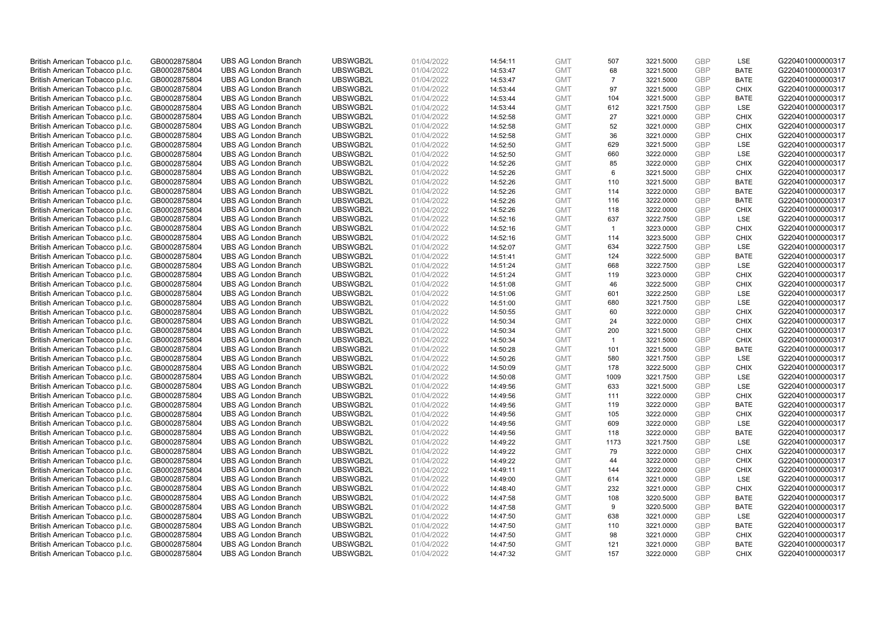| British American Tobacco p.l.c. | GB0002875804 | UBS AG London Branch | UBSWGB2L | 01/04/2022 | 14:54:11 | GMT | 507 | 3221.5000 | GBP | LSE | G220401000000317 |
|---|---|---|---|---|---|---|---|---|---|---|---|
| British American Tobacco p.l.c. | GB0002875804 | UBS AG London Branch | UBSWGB2L | 01/04/2022 | 14:53:47 | GMT | 68 | 3221.5000 | GBP | BATE | G220401000000317 |
| British American Tobacco p.l.c. | GB0002875804 | UBS AG London Branch | UBSWGB2L | 01/04/2022 | 14:53:47 | GMT | 7 | 3221.5000 | GBP | BATE | G220401000000317 |
| British American Tobacco p.l.c. | GB0002875804 | UBS AG London Branch | UBSWGB2L | 01/04/2022 | 14:53:44 | GMT | 97 | 3221.5000 | GBP | CHIX | G220401000000317 |
| British American Tobacco p.l.c. | GB0002875804 | UBS AG London Branch | UBSWGB2L | 01/04/2022 | 14:53:44 | GMT | 104 | 3221.5000 | GBP | BATE | G220401000000317 |
| British American Tobacco p.l.c. | GB0002875804 | UBS AG London Branch | UBSWGB2L | 01/04/2022 | 14:53:44 | GMT | 612 | 3221.7500 | GBP | LSE | G220401000000317 |
| British American Tobacco p.l.c. | GB0002875804 | UBS AG London Branch | UBSWGB2L | 01/04/2022 | 14:52:58 | GMT | 27 | 3221.0000 | GBP | CHIX | G220401000000317 |
| British American Tobacco p.l.c. | GB0002875804 | UBS AG London Branch | UBSWGB2L | 01/04/2022 | 14:52:58 | GMT | 52 | 3221.0000 | GBP | CHIX | G220401000000317 |
| British American Tobacco p.l.c. | GB0002875804 | UBS AG London Branch | UBSWGB2L | 01/04/2022 | 14:52:58 | GMT | 36 | 3221.0000 | GBP | CHIX | G220401000000317 |
| British American Tobacco p.l.c. | GB0002875804 | UBS AG London Branch | UBSWGB2L | 01/04/2022 | 14:52:50 | GMT | 629 | 3221.5000 | GBP | LSE | G220401000000317 |
| British American Tobacco p.l.c. | GB0002875804 | UBS AG London Branch | UBSWGB2L | 01/04/2022 | 14:52:50 | GMT | 660 | 3222.0000 | GBP | LSE | G220401000000317 |
| British American Tobacco p.l.c. | GB0002875804 | UBS AG London Branch | UBSWGB2L | 01/04/2022 | 14:52:26 | GMT | 85 | 3222.0000 | GBP | CHIX | G220401000000317 |
| British American Tobacco p.l.c. | GB0002875804 | UBS AG London Branch | UBSWGB2L | 01/04/2022 | 14:52:26 | GMT | 6 | 3221.5000 | GBP | CHIX | G220401000000317 |
| British American Tobacco p.l.c. | GB0002875804 | UBS AG London Branch | UBSWGB2L | 01/04/2022 | 14:52:26 | GMT | 110 | 3221.5000 | GBP | BATE | G220401000000317 |
| British American Tobacco p.l.c. | GB0002875804 | UBS AG London Branch | UBSWGB2L | 01/04/2022 | 14:52:26 | GMT | 114 | 3222.0000 | GBP | BATE | G220401000000317 |
| British American Tobacco p.l.c. | GB0002875804 | UBS AG London Branch | UBSWGB2L | 01/04/2022 | 14:52:26 | GMT | 116 | 3222.0000 | GBP | BATE | G220401000000317 |
| British American Tobacco p.l.c. | GB0002875804 | UBS AG London Branch | UBSWGB2L | 01/04/2022 | 14:52:26 | GMT | 118 | 3222.0000 | GBP | CHIX | G220401000000317 |
| British American Tobacco p.l.c. | GB0002875804 | UBS AG London Branch | UBSWGB2L | 01/04/2022 | 14:52:16 | GMT | 637 | 3222.7500 | GBP | LSE | G220401000000317 |
| British American Tobacco p.l.c. | GB0002875804 | UBS AG London Branch | UBSWGB2L | 01/04/2022 | 14:52:16 | GMT | 1 | 3223.0000 | GBP | CHIX | G220401000000317 |
| British American Tobacco p.l.c. | GB0002875804 | UBS AG London Branch | UBSWGB2L | 01/04/2022 | 14:52:16 | GMT | 114 | 3223.5000 | GBP | CHIX | G220401000000317 |
| British American Tobacco p.l.c. | GB0002875804 | UBS AG London Branch | UBSWGB2L | 01/04/2022 | 14:52:07 | GMT | 634 | 3222.7500 | GBP | LSE | G220401000000317 |
| British American Tobacco p.l.c. | GB0002875804 | UBS AG London Branch | UBSWGB2L | 01/04/2022 | 14:51:41 | GMT | 124 | 3222.5000 | GBP | BATE | G220401000000317 |
| British American Tobacco p.l.c. | GB0002875804 | UBS AG London Branch | UBSWGB2L | 01/04/2022 | 14:51:24 | GMT | 668 | 3222.7500 | GBP | LSE | G220401000000317 |
| British American Tobacco p.l.c. | GB0002875804 | UBS AG London Branch | UBSWGB2L | 01/04/2022 | 14:51:24 | GMT | 119 | 3223.0000 | GBP | CHIX | G220401000000317 |
| British American Tobacco p.l.c. | GB0002875804 | UBS AG London Branch | UBSWGB2L | 01/04/2022 | 14:51:08 | GMT | 46 | 3222.5000 | GBP | CHIX | G220401000000317 |
| British American Tobacco p.l.c. | GB0002875804 | UBS AG London Branch | UBSWGB2L | 01/04/2022 | 14:51:06 | GMT | 601 | 3222.2500 | GBP | LSE | G220401000000317 |
| British American Tobacco p.l.c. | GB0002875804 | UBS AG London Branch | UBSWGB2L | 01/04/2022 | 14:51:00 | GMT | 680 | 3221.7500 | GBP | LSE | G220401000000317 |
| British American Tobacco p.l.c. | GB0002875804 | UBS AG London Branch | UBSWGB2L | 01/04/2022 | 14:50:55 | GMT | 60 | 3222.0000 | GBP | CHIX | G220401000000317 |
| British American Tobacco p.l.c. | GB0002875804 | UBS AG London Branch | UBSWGB2L | 01/04/2022 | 14:50:34 | GMT | 24 | 3222.0000 | GBP | CHIX | G220401000000317 |
| British American Tobacco p.l.c. | GB0002875804 | UBS AG London Branch | UBSWGB2L | 01/04/2022 | 14:50:34 | GMT | 200 | 3221.5000 | GBP | CHIX | G220401000000317 |
| British American Tobacco p.l.c. | GB0002875804 | UBS AG London Branch | UBSWGB2L | 01/04/2022 | 14:50:34 | GMT | 1 | 3221.5000 | GBP | CHIX | G220401000000317 |
| British American Tobacco p.l.c. | GB0002875804 | UBS AG London Branch | UBSWGB2L | 01/04/2022 | 14:50:28 | GMT | 101 | 3221.5000 | GBP | BATE | G220401000000317 |
| British American Tobacco p.l.c. | GB0002875804 | UBS AG London Branch | UBSWGB2L | 01/04/2022 | 14:50:26 | GMT | 580 | 3221.7500 | GBP | LSE | G220401000000317 |
| British American Tobacco p.l.c. | GB0002875804 | UBS AG London Branch | UBSWGB2L | 01/04/2022 | 14:50:09 | GMT | 178 | 3222.5000 | GBP | CHIX | G220401000000317 |
| British American Tobacco p.l.c. | GB0002875804 | UBS AG London Branch | UBSWGB2L | 01/04/2022 | 14:50:08 | GMT | 1009 | 3221.7500 | GBP | LSE | G220401000000317 |
| British American Tobacco p.l.c. | GB0002875804 | UBS AG London Branch | UBSWGB2L | 01/04/2022 | 14:49:56 | GMT | 633 | 3221.5000 | GBP | LSE | G220401000000317 |
| British American Tobacco p.l.c. | GB0002875804 | UBS AG London Branch | UBSWGB2L | 01/04/2022 | 14:49:56 | GMT | 111 | 3222.0000 | GBP | CHIX | G220401000000317 |
| British American Tobacco p.l.c. | GB0002875804 | UBS AG London Branch | UBSWGB2L | 01/04/2022 | 14:49:56 | GMT | 119 | 3222.0000 | GBP | BATE | G220401000000317 |
| British American Tobacco p.l.c. | GB0002875804 | UBS AG London Branch | UBSWGB2L | 01/04/2022 | 14:49:56 | GMT | 105 | 3222.0000 | GBP | CHIX | G220401000000317 |
| British American Tobacco p.l.c. | GB0002875804 | UBS AG London Branch | UBSWGB2L | 01/04/2022 | 14:49:56 | GMT | 609 | 3222.0000 | GBP | LSE | G220401000000317 |
| British American Tobacco p.l.c. | GB0002875804 | UBS AG London Branch | UBSWGB2L | 01/04/2022 | 14:49:56 | GMT | 118 | 3222.0000 | GBP | BATE | G220401000000317 |
| British American Tobacco p.l.c. | GB0002875804 | UBS AG London Branch | UBSWGB2L | 01/04/2022 | 14:49:22 | GMT | 1173 | 3221.7500 | GBP | LSE | G220401000000317 |
| British American Tobacco p.l.c. | GB0002875804 | UBS AG London Branch | UBSWGB2L | 01/04/2022 | 14:49:22 | GMT | 79 | 3222.0000 | GBP | CHIX | G220401000000317 |
| British American Tobacco p.l.c. | GB0002875804 | UBS AG London Branch | UBSWGB2L | 01/04/2022 | 14:49:22 | GMT | 44 | 3222.0000 | GBP | CHIX | G220401000000317 |
| British American Tobacco p.l.c. | GB0002875804 | UBS AG London Branch | UBSWGB2L | 01/04/2022 | 14:49:11 | GMT | 144 | 3222.0000 | GBP | CHIX | G220401000000317 |
| British American Tobacco p.l.c. | GB0002875804 | UBS AG London Branch | UBSWGB2L | 01/04/2022 | 14:49:00 | GMT | 614 | 3221.0000 | GBP | LSE | G220401000000317 |
| British American Tobacco p.l.c. | GB0002875804 | UBS AG London Branch | UBSWGB2L | 01/04/2022 | 14:48:40 | GMT | 232 | 3221.0000 | GBP | CHIX | G220401000000317 |
| British American Tobacco p.l.c. | GB0002875804 | UBS AG London Branch | UBSWGB2L | 01/04/2022 | 14:47:58 | GMT | 108 | 3220.5000 | GBP | BATE | G220401000000317 |
| British American Tobacco p.l.c. | GB0002875804 | UBS AG London Branch | UBSWGB2L | 01/04/2022 | 14:47:58 | GMT | 9 | 3220.5000 | GBP | BATE | G220401000000317 |
| British American Tobacco p.l.c. | GB0002875804 | UBS AG London Branch | UBSWGB2L | 01/04/2022 | 14:47:50 | GMT | 638 | 3221.0000 | GBP | LSE | G220401000000317 |
| British American Tobacco p.l.c. | GB0002875804 | UBS AG London Branch | UBSWGB2L | 01/04/2022 | 14:47:50 | GMT | 110 | 3221.0000 | GBP | BATE | G220401000000317 |
| British American Tobacco p.l.c. | GB0002875804 | UBS AG London Branch | UBSWGB2L | 01/04/2022 | 14:47:50 | GMT | 98 | 3221.0000 | GBP | CHIX | G220401000000317 |
| British American Tobacco p.l.c. | GB0002875804 | UBS AG London Branch | UBSWGB2L | 01/04/2022 | 14:47:50 | GMT | 121 | 3221.0000 | GBP | BATE | G220401000000317 |
| British American Tobacco p.l.c. | GB0002875804 | UBS AG London Branch | UBSWGB2L | 01/04/2022 | 14:47:32 | GMT | 157 | 3222.0000 | GBP | CHIX | G220401000000317 |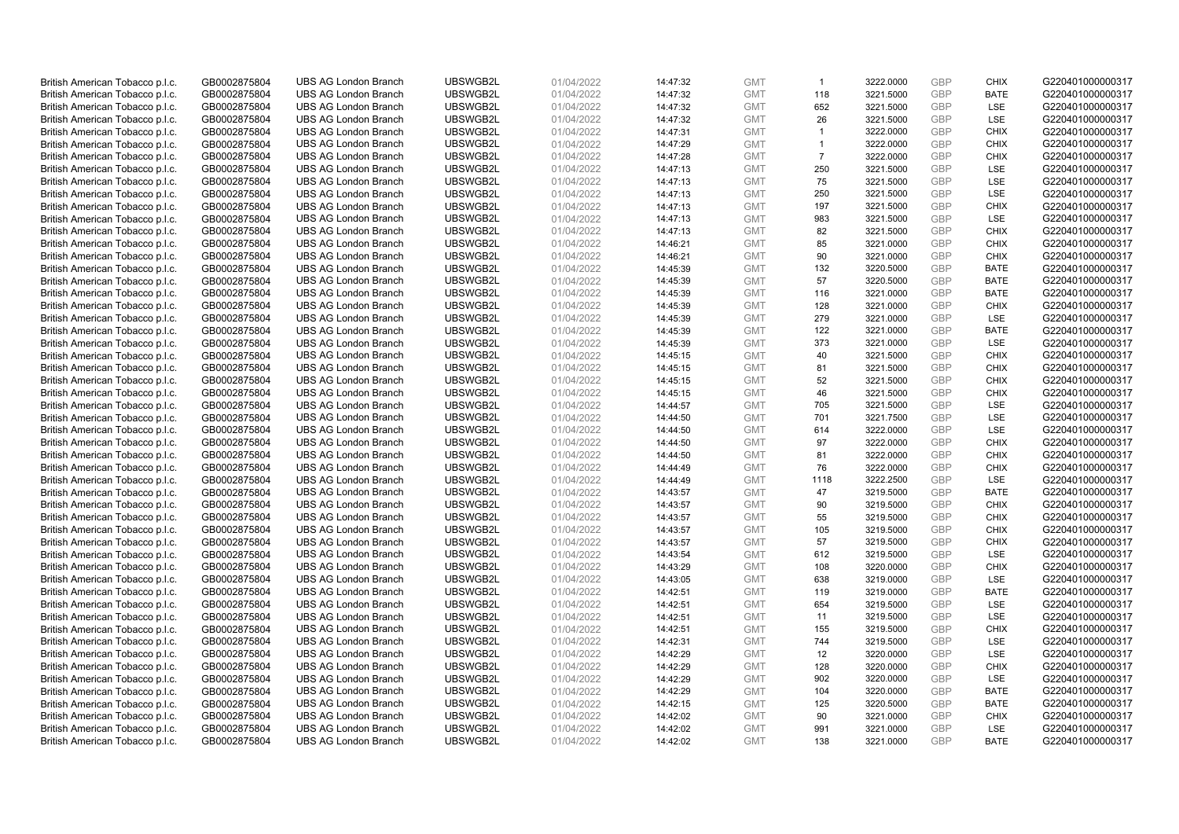| | | | | | | | | | | | |
|---|---|---|---|---|---|---|---|---|---|---|---|
| British American Tobacco p.l.c. | GB0002875804 | UBS AG London Branch | UBSWGB2L | 01/04/2022 | 14:47:32 | GMT | 1 | 3222.0000 | GBP | CHIX | G220401000000317 |
| British American Tobacco p.l.c. | GB0002875804 | UBS AG London Branch | UBSWGB2L | 01/04/2022 | 14:47:32 | GMT | 118 | 3221.5000 | GBP | BATE | G220401000000317 |
| British American Tobacco p.l.c. | GB0002875804 | UBS AG London Branch | UBSWGB2L | 01/04/2022 | 14:47:32 | GMT | 652 | 3221.5000 | GBP | LSE | G220401000000317 |
| British American Tobacco p.l.c. | GB0002875804 | UBS AG London Branch | UBSWGB2L | 01/04/2022 | 14:47:32 | GMT | 26 | 3221.5000 | GBP | LSE | G220401000000317 |
| British American Tobacco p.l.c. | GB0002875804 | UBS AG London Branch | UBSWGB2L | 01/04/2022 | 14:47:31 | GMT | 1 | 3222.0000 | GBP | CHIX | G220401000000317 |
| British American Tobacco p.l.c. | GB0002875804 | UBS AG London Branch | UBSWGB2L | 01/04/2022 | 14:47:29 | GMT | 1 | 3222.0000 | GBP | CHIX | G220401000000317 |
| British American Tobacco p.l.c. | GB0002875804 | UBS AG London Branch | UBSWGB2L | 01/04/2022 | 14:47:28 | GMT | 7 | 3222.0000 | GBP | CHIX | G220401000000317 |
| British American Tobacco p.l.c. | GB0002875804 | UBS AG London Branch | UBSWGB2L | 01/04/2022 | 14:47:13 | GMT | 250 | 3221.5000 | GBP | LSE | G220401000000317 |
| British American Tobacco p.l.c. | GB0002875804 | UBS AG London Branch | UBSWGB2L | 01/04/2022 | 14:47:13 | GMT | 75 | 3221.5000 | GBP | LSE | G220401000000317 |
| British American Tobacco p.l.c. | GB0002875804 | UBS AG London Branch | UBSWGB2L | 01/04/2022 | 14:47:13 | GMT | 250 | 3221.5000 | GBP | LSE | G220401000000317 |
| British American Tobacco p.l.c. | GB0002875804 | UBS AG London Branch | UBSWGB2L | 01/04/2022 | 14:47:13 | GMT | 197 | 3221.5000 | GBP | CHIX | G220401000000317 |
| British American Tobacco p.l.c. | GB0002875804 | UBS AG London Branch | UBSWGB2L | 01/04/2022 | 14:47:13 | GMT | 983 | 3221.5000 | GBP | LSE | G220401000000317 |
| British American Tobacco p.l.c. | GB0002875804 | UBS AG London Branch | UBSWGB2L | 01/04/2022 | 14:47:13 | GMT | 82 | 3221.5000 | GBP | CHIX | G220401000000317 |
| British American Tobacco p.l.c. | GB0002875804 | UBS AG London Branch | UBSWGB2L | 01/04/2022 | 14:46:21 | GMT | 85 | 3221.0000 | GBP | CHIX | G220401000000317 |
| British American Tobacco p.l.c. | GB0002875804 | UBS AG London Branch | UBSWGB2L | 01/04/2022 | 14:46:21 | GMT | 90 | 3221.0000 | GBP | CHIX | G220401000000317 |
| British American Tobacco p.l.c. | GB0002875804 | UBS AG London Branch | UBSWGB2L | 01/04/2022 | 14:45:39 | GMT | 132 | 3220.5000 | GBP | BATE | G220401000000317 |
| British American Tobacco p.l.c. | GB0002875804 | UBS AG London Branch | UBSWGB2L | 01/04/2022 | 14:45:39 | GMT | 57 | 3220.5000 | GBP | BATE | G220401000000317 |
| British American Tobacco p.l.c. | GB0002875804 | UBS AG London Branch | UBSWGB2L | 01/04/2022 | 14:45:39 | GMT | 116 | 3221.0000 | GBP | BATE | G220401000000317 |
| British American Tobacco p.l.c. | GB0002875804 | UBS AG London Branch | UBSWGB2L | 01/04/2022 | 14:45:39 | GMT | 128 | 3221.0000 | GBP | CHIX | G220401000000317 |
| British American Tobacco p.l.c. | GB0002875804 | UBS AG London Branch | UBSWGB2L | 01/04/2022 | 14:45:39 | GMT | 279 | 3221.0000 | GBP | LSE | G220401000000317 |
| British American Tobacco p.l.c. | GB0002875804 | UBS AG London Branch | UBSWGB2L | 01/04/2022 | 14:45:39 | GMT | 122 | 3221.0000 | GBP | BATE | G220401000000317 |
| British American Tobacco p.l.c. | GB0002875804 | UBS AG London Branch | UBSWGB2L | 01/04/2022 | 14:45:39 | GMT | 373 | 3221.0000 | GBP | LSE | G220401000000317 |
| British American Tobacco p.l.c. | GB0002875804 | UBS AG London Branch | UBSWGB2L | 01/04/2022 | 14:45:15 | GMT | 40 | 3221.5000 | GBP | CHIX | G220401000000317 |
| British American Tobacco p.l.c. | GB0002875804 | UBS AG London Branch | UBSWGB2L | 01/04/2022 | 14:45:15 | GMT | 81 | 3221.5000 | GBP | CHIX | G220401000000317 |
| British American Tobacco p.l.c. | GB0002875804 | UBS AG London Branch | UBSWGB2L | 01/04/2022 | 14:45:15 | GMT | 52 | 3221.5000 | GBP | CHIX | G220401000000317 |
| British American Tobacco p.l.c. | GB0002875804 | UBS AG London Branch | UBSWGB2L | 01/04/2022 | 14:45:15 | GMT | 46 | 3221.5000 | GBP | CHIX | G220401000000317 |
| British American Tobacco p.l.c. | GB0002875804 | UBS AG London Branch | UBSWGB2L | 01/04/2022 | 14:44:57 | GMT | 705 | 3221.5000 | GBP | LSE | G220401000000317 |
| British American Tobacco p.l.c. | GB0002875804 | UBS AG London Branch | UBSWGB2L | 01/04/2022 | 14:44:50 | GMT | 701 | 3221.7500 | GBP | LSE | G220401000000317 |
| British American Tobacco p.l.c. | GB0002875804 | UBS AG London Branch | UBSWGB2L | 01/04/2022 | 14:44:50 | GMT | 614 | 3222.0000 | GBP | LSE | G220401000000317 |
| British American Tobacco p.l.c. | GB0002875804 | UBS AG London Branch | UBSWGB2L | 01/04/2022 | 14:44:50 | GMT | 97 | 3222.0000 | GBP | CHIX | G220401000000317 |
| British American Tobacco p.l.c. | GB0002875804 | UBS AG London Branch | UBSWGB2L | 01/04/2022 | 14:44:50 | GMT | 81 | 3222.0000 | GBP | CHIX | G220401000000317 |
| British American Tobacco p.l.c. | GB0002875804 | UBS AG London Branch | UBSWGB2L | 01/04/2022 | 14:44:49 | GMT | 76 | 3222.0000 | GBP | CHIX | G220401000000317 |
| British American Tobacco p.l.c. | GB0002875804 | UBS AG London Branch | UBSWGB2L | 01/04/2022 | 14:44:49 | GMT | 1118 | 3222.2500 | GBP | LSE | G220401000000317 |
| British American Tobacco p.l.c. | GB0002875804 | UBS AG London Branch | UBSWGB2L | 01/04/2022 | 14:43:57 | GMT | 47 | 3219.5000 | GBP | BATE | G220401000000317 |
| British American Tobacco p.l.c. | GB0002875804 | UBS AG London Branch | UBSWGB2L | 01/04/2022 | 14:43:57 | GMT | 90 | 3219.5000 | GBP | CHIX | G220401000000317 |
| British American Tobacco p.l.c. | GB0002875804 | UBS AG London Branch | UBSWGB2L | 01/04/2022 | 14:43:57 | GMT | 55 | 3219.5000 | GBP | CHIX | G220401000000317 |
| British American Tobacco p.l.c. | GB0002875804 | UBS AG London Branch | UBSWGB2L | 01/04/2022 | 14:43:57 | GMT | 105 | 3219.5000 | GBP | CHIX | G220401000000317 |
| British American Tobacco p.l.c. | GB0002875804 | UBS AG London Branch | UBSWGB2L | 01/04/2022 | 14:43:57 | GMT | 57 | 3219.5000 | GBP | CHIX | G220401000000317 |
| British American Tobacco p.l.c. | GB0002875804 | UBS AG London Branch | UBSWGB2L | 01/04/2022 | 14:43:54 | GMT | 612 | 3219.5000 | GBP | LSE | G220401000000317 |
| British American Tobacco p.l.c. | GB0002875804 | UBS AG London Branch | UBSWGB2L | 01/04/2022 | 14:43:29 | GMT | 108 | 3220.0000 | GBP | CHIX | G220401000000317 |
| British American Tobacco p.l.c. | GB0002875804 | UBS AG London Branch | UBSWGB2L | 01/04/2022 | 14:43:05 | GMT | 638 | 3219.0000 | GBP | LSE | G220401000000317 |
| British American Tobacco p.l.c. | GB0002875804 | UBS AG London Branch | UBSWGB2L | 01/04/2022 | 14:42:51 | GMT | 119 | 3219.0000 | GBP | BATE | G220401000000317 |
| British American Tobacco p.l.c. | GB0002875804 | UBS AG London Branch | UBSWGB2L | 01/04/2022 | 14:42:51 | GMT | 654 | 3219.5000 | GBP | LSE | G220401000000317 |
| British American Tobacco p.l.c. | GB0002875804 | UBS AG London Branch | UBSWGB2L | 01/04/2022 | 14:42:51 | GMT | 11 | 3219.5000 | GBP | LSE | G220401000000317 |
| British American Tobacco p.l.c. | GB0002875804 | UBS AG London Branch | UBSWGB2L | 01/04/2022 | 14:42:51 | GMT | 155 | 3219.5000 | GBP | CHIX | G220401000000317 |
| British American Tobacco p.l.c. | GB0002875804 | UBS AG London Branch | UBSWGB2L | 01/04/2022 | 14:42:31 | GMT | 744 | 3219.5000 | GBP | LSE | G220401000000317 |
| British American Tobacco p.l.c. | GB0002875804 | UBS AG London Branch | UBSWGB2L | 01/04/2022 | 14:42:29 | GMT | 12 | 3220.0000 | GBP | LSE | G220401000000317 |
| British American Tobacco p.l.c. | GB0002875804 | UBS AG London Branch | UBSWGB2L | 01/04/2022 | 14:42:29 | GMT | 128 | 3220.0000 | GBP | CHIX | G220401000000317 |
| British American Tobacco p.l.c. | GB0002875804 | UBS AG London Branch | UBSWGB2L | 01/04/2022 | 14:42:29 | GMT | 902 | 3220.0000 | GBP | LSE | G220401000000317 |
| British American Tobacco p.l.c. | GB0002875804 | UBS AG London Branch | UBSWGB2L | 01/04/2022 | 14:42:29 | GMT | 104 | 3220.0000 | GBP | BATE | G220401000000317 |
| British American Tobacco p.l.c. | GB0002875804 | UBS AG London Branch | UBSWGB2L | 01/04/2022 | 14:42:15 | GMT | 125 | 3220.5000 | GBP | BATE | G220401000000317 |
| British American Tobacco p.l.c. | GB0002875804 | UBS AG London Branch | UBSWGB2L | 01/04/2022 | 14:42:02 | GMT | 90 | 3221.0000 | GBP | CHIX | G220401000000317 |
| British American Tobacco p.l.c. | GB0002875804 | UBS AG London Branch | UBSWGB2L | 01/04/2022 | 14:42:02 | GMT | 991 | 3221.0000 | GBP | LSE | G220401000000317 |
| British American Tobacco p.l.c. | GB0002875804 | UBS AG London Branch | UBSWGB2L | 01/04/2022 | 14:42:02 | GMT | 138 | 3221.0000 | GBP | BATE | G220401000000317 |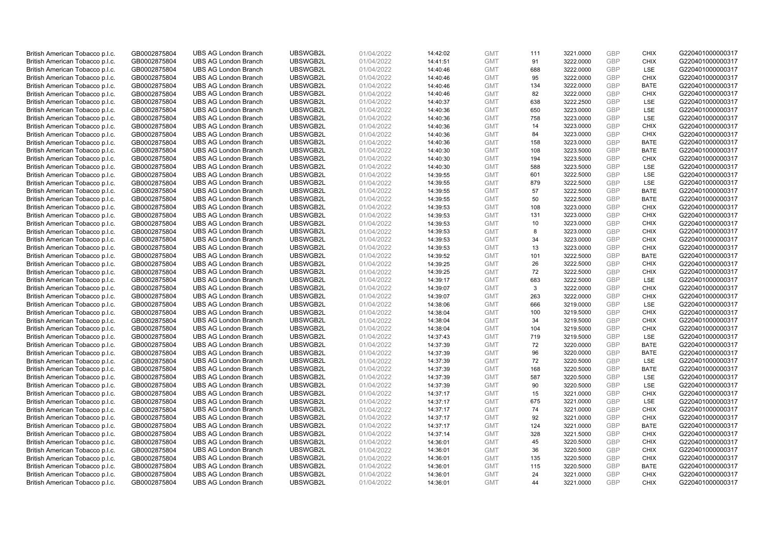| | | | | | | | | | | | |
|---|---|---|---|---|---|---|---|---|---|---|---|
| British American Tobacco p.l.c. | GB0002875804 | UBS AG London Branch | UBSWGB2L | 01/04/2022 | 14:42:02 | GMT | 111 | 3221.0000 | GBP | CHIX | G220401000000317 |
| British American Tobacco p.l.c. | GB0002875804 | UBS AG London Branch | UBSWGB2L | 01/04/2022 | 14:41:51 | GMT | 91 | 3222.0000 | GBP | CHIX | G220401000000317 |
| British American Tobacco p.l.c. | GB0002875804 | UBS AG London Branch | UBSWGB2L | 01/04/2022 | 14:40:46 | GMT | 688 | 3222.0000 | GBP | LSE | G220401000000317 |
| British American Tobacco p.l.c. | GB0002875804 | UBS AG London Branch | UBSWGB2L | 01/04/2022 | 14:40:46 | GMT | 95 | 3222.0000 | GBP | CHIX | G220401000000317 |
| British American Tobacco p.l.c. | GB0002875804 | UBS AG London Branch | UBSWGB2L | 01/04/2022 | 14:40:46 | GMT | 134 | 3222.0000 | GBP | BATE | G220401000000317 |
| British American Tobacco p.l.c. | GB0002875804 | UBS AG London Branch | UBSWGB2L | 01/04/2022 | 14:40:46 | GMT | 82 | 3222.0000 | GBP | CHIX | G220401000000317 |
| British American Tobacco p.l.c. | GB0002875804 | UBS AG London Branch | UBSWGB2L | 01/04/2022 | 14:40:37 | GMT | 638 | 3222.2500 | GBP | LSE | G220401000000317 |
| British American Tobacco p.l.c. | GB0002875804 | UBS AG London Branch | UBSWGB2L | 01/04/2022 | 14:40:36 | GMT | 650 | 3223.0000 | GBP | LSE | G220401000000317 |
| British American Tobacco p.l.c. | GB0002875804 | UBS AG London Branch | UBSWGB2L | 01/04/2022 | 14:40:36 | GMT | 758 | 3223.0000 | GBP | LSE | G220401000000317 |
| British American Tobacco p.l.c. | GB0002875804 | UBS AG London Branch | UBSWGB2L | 01/04/2022 | 14:40:36 | GMT | 14 | 3223.0000 | GBP | CHIX | G220401000000317 |
| British American Tobacco p.l.c. | GB0002875804 | UBS AG London Branch | UBSWGB2L | 01/04/2022 | 14:40:36 | GMT | 84 | 3223.0000 | GBP | CHIX | G220401000000317 |
| British American Tobacco p.l.c. | GB0002875804 | UBS AG London Branch | UBSWGB2L | 01/04/2022 | 14:40:36 | GMT | 158 | 3223.0000 | GBP | BATE | G220401000000317 |
| British American Tobacco p.l.c. | GB0002875804 | UBS AG London Branch | UBSWGB2L | 01/04/2022 | 14:40:30 | GMT | 108 | 3223.5000 | GBP | BATE | G220401000000317 |
| British American Tobacco p.l.c. | GB0002875804 | UBS AG London Branch | UBSWGB2L | 01/04/2022 | 14:40:30 | GMT | 194 | 3223.5000 | GBP | CHIX | G220401000000317 |
| British American Tobacco p.l.c. | GB0002875804 | UBS AG London Branch | UBSWGB2L | 01/04/2022 | 14:40:30 | GMT | 588 | 3223.5000 | GBP | LSE | G220401000000317 |
| British American Tobacco p.l.c. | GB0002875804 | UBS AG London Branch | UBSWGB2L | 01/04/2022 | 14:39:55 | GMT | 601 | 3222.5000 | GBP | LSE | G220401000000317 |
| British American Tobacco p.l.c. | GB0002875804 | UBS AG London Branch | UBSWGB2L | 01/04/2022 | 14:39:55 | GMT | 879 | 3222.5000 | GBP | LSE | G220401000000317 |
| British American Tobacco p.l.c. | GB0002875804 | UBS AG London Branch | UBSWGB2L | 01/04/2022 | 14:39:55 | GMT | 57 | 3222.5000 | GBP | BATE | G220401000000317 |
| British American Tobacco p.l.c. | GB0002875804 | UBS AG London Branch | UBSWGB2L | 01/04/2022 | 14:39:55 | GMT | 50 | 3222.5000 | GBP | BATE | G220401000000317 |
| British American Tobacco p.l.c. | GB0002875804 | UBS AG London Branch | UBSWGB2L | 01/04/2022 | 14:39:53 | GMT | 108 | 3223.0000 | GBP | CHIX | G220401000000317 |
| British American Tobacco p.l.c. | GB0002875804 | UBS AG London Branch | UBSWGB2L | 01/04/2022 | 14:39:53 | GMT | 131 | 3223.0000 | GBP | CHIX | G220401000000317 |
| British American Tobacco p.l.c. | GB0002875804 | UBS AG London Branch | UBSWGB2L | 01/04/2022 | 14:39:53 | GMT | 10 | 3223.0000 | GBP | CHIX | G220401000000317 |
| British American Tobacco p.l.c. | GB0002875804 | UBS AG London Branch | UBSWGB2L | 01/04/2022 | 14:39:53 | GMT | 8 | 3223.0000 | GBP | CHIX | G220401000000317 |
| British American Tobacco p.l.c. | GB0002875804 | UBS AG London Branch | UBSWGB2L | 01/04/2022 | 14:39:53 | GMT | 34 | 3223.0000 | GBP | CHIX | G220401000000317 |
| British American Tobacco p.l.c. | GB0002875804 | UBS AG London Branch | UBSWGB2L | 01/04/2022 | 14:39:53 | GMT | 13 | 3223.0000 | GBP | CHIX | G220401000000317 |
| British American Tobacco p.l.c. | GB0002875804 | UBS AG London Branch | UBSWGB2L | 01/04/2022 | 14:39:52 | GMT | 101 | 3222.5000 | GBP | BATE | G220401000000317 |
| British American Tobacco p.l.c. | GB0002875804 | UBS AG London Branch | UBSWGB2L | 01/04/2022 | 14:39:25 | GMT | 26 | 3222.5000 | GBP | CHIX | G220401000000317 |
| British American Tobacco p.l.c. | GB0002875804 | UBS AG London Branch | UBSWGB2L | 01/04/2022 | 14:39:25 | GMT | 72 | 3222.5000 | GBP | CHIX | G220401000000317 |
| British American Tobacco p.l.c. | GB0002875804 | UBS AG London Branch | UBSWGB2L | 01/04/2022 | 14:39:17 | GMT | 683 | 3222.5000 | GBP | LSE | G220401000000317 |
| British American Tobacco p.l.c. | GB0002875804 | UBS AG London Branch | UBSWGB2L | 01/04/2022 | 14:39:07 | GMT | 3 | 3222.0000 | GBP | CHIX | G220401000000317 |
| British American Tobacco p.l.c. | GB0002875804 | UBS AG London Branch | UBSWGB2L | 01/04/2022 | 14:39:07 | GMT | 263 | 3222.0000 | GBP | CHIX | G220401000000317 |
| British American Tobacco p.l.c. | GB0002875804 | UBS AG London Branch | UBSWGB2L | 01/04/2022 | 14:38:06 | GMT | 666 | 3219.0000 | GBP | LSE | G220401000000317 |
| British American Tobacco p.l.c. | GB0002875804 | UBS AG London Branch | UBSWGB2L | 01/04/2022 | 14:38:04 | GMT | 100 | 3219.5000 | GBP | CHIX | G220401000000317 |
| British American Tobacco p.l.c. | GB0002875804 | UBS AG London Branch | UBSWGB2L | 01/04/2022 | 14:38:04 | GMT | 34 | 3219.5000 | GBP | CHIX | G220401000000317 |
| British American Tobacco p.l.c. | GB0002875804 | UBS AG London Branch | UBSWGB2L | 01/04/2022 | 14:38:04 | GMT | 104 | 3219.5000 | GBP | CHIX | G220401000000317 |
| British American Tobacco p.l.c. | GB0002875804 | UBS AG London Branch | UBSWGB2L | 01/04/2022 | 14:37:43 | GMT | 719 | 3219.5000 | GBP | LSE | G220401000000317 |
| British American Tobacco p.l.c. | GB0002875804 | UBS AG London Branch | UBSWGB2L | 01/04/2022 | 14:37:39 | GMT | 72 | 3220.0000 | GBP | BATE | G220401000000317 |
| British American Tobacco p.l.c. | GB0002875804 | UBS AG London Branch | UBSWGB2L | 01/04/2022 | 14:37:39 | GMT | 96 | 3220.0000 | GBP | BATE | G220401000000317 |
| British American Tobacco p.l.c. | GB0002875804 | UBS AG London Branch | UBSWGB2L | 01/04/2022 | 14:37:39 | GMT | 72 | 3220.5000 | GBP | LSE | G220401000000317 |
| British American Tobacco p.l.c. | GB0002875804 | UBS AG London Branch | UBSWGB2L | 01/04/2022 | 14:37:39 | GMT | 168 | 3220.5000 | GBP | BATE | G220401000000317 |
| British American Tobacco p.l.c. | GB0002875804 | UBS AG London Branch | UBSWGB2L | 01/04/2022 | 14:37:39 | GMT | 587 | 3220.5000 | GBP | LSE | G220401000000317 |
| British American Tobacco p.l.c. | GB0002875804 | UBS AG London Branch | UBSWGB2L | 01/04/2022 | 14:37:39 | GMT | 90 | 3220.5000 | GBP | LSE | G220401000000317 |
| British American Tobacco p.l.c. | GB0002875804 | UBS AG London Branch | UBSWGB2L | 01/04/2022 | 14:37:17 | GMT | 15 | 3221.0000 | GBP | CHIX | G220401000000317 |
| British American Tobacco p.l.c. | GB0002875804 | UBS AG London Branch | UBSWGB2L | 01/04/2022 | 14:37:17 | GMT | 675 | 3221.0000 | GBP | LSE | G220401000000317 |
| British American Tobacco p.l.c. | GB0002875804 | UBS AG London Branch | UBSWGB2L | 01/04/2022 | 14:37:17 | GMT | 74 | 3221.0000 | GBP | CHIX | G220401000000317 |
| British American Tobacco p.l.c. | GB0002875804 | UBS AG London Branch | UBSWGB2L | 01/04/2022 | 14:37:17 | GMT | 92 | 3221.0000 | GBP | CHIX | G220401000000317 |
| British American Tobacco p.l.c. | GB0002875804 | UBS AG London Branch | UBSWGB2L | 01/04/2022 | 14:37:17 | GMT | 124 | 3221.0000 | GBP | BATE | G220401000000317 |
| British American Tobacco p.l.c. | GB0002875804 | UBS AG London Branch | UBSWGB2L | 01/04/2022 | 14:37:14 | GMT | 328 | 3221.5000 | GBP | CHIX | G220401000000317 |
| British American Tobacco p.l.c. | GB0002875804 | UBS AG London Branch | UBSWGB2L | 01/04/2022 | 14:36:01 | GMT | 45 | 3220.5000 | GBP | CHIX | G220401000000317 |
| British American Tobacco p.l.c. | GB0002875804 | UBS AG London Branch | UBSWGB2L | 01/04/2022 | 14:36:01 | GMT | 36 | 3220.5000 | GBP | CHIX | G220401000000317 |
| British American Tobacco p.l.c. | GB0002875804 | UBS AG London Branch | UBSWGB2L | 01/04/2022 | 14:36:01 | GMT | 135 | 3220.5000 | GBP | CHIX | G220401000000317 |
| British American Tobacco p.l.c. | GB0002875804 | UBS AG London Branch | UBSWGB2L | 01/04/2022 | 14:36:01 | GMT | 115 | 3220.5000 | GBP | BATE | G220401000000317 |
| British American Tobacco p.l.c. | GB0002875804 | UBS AG London Branch | UBSWGB2L | 01/04/2022 | 14:36:01 | GMT | 24 | 3221.0000 | GBP | CHIX | G220401000000317 |
| British American Tobacco p.l.c. | GB0002875804 | UBS AG London Branch | UBSWGB2L | 01/04/2022 | 14:36:01 | GMT | 44 | 3221.0000 | GBP | CHIX | G220401000000317 |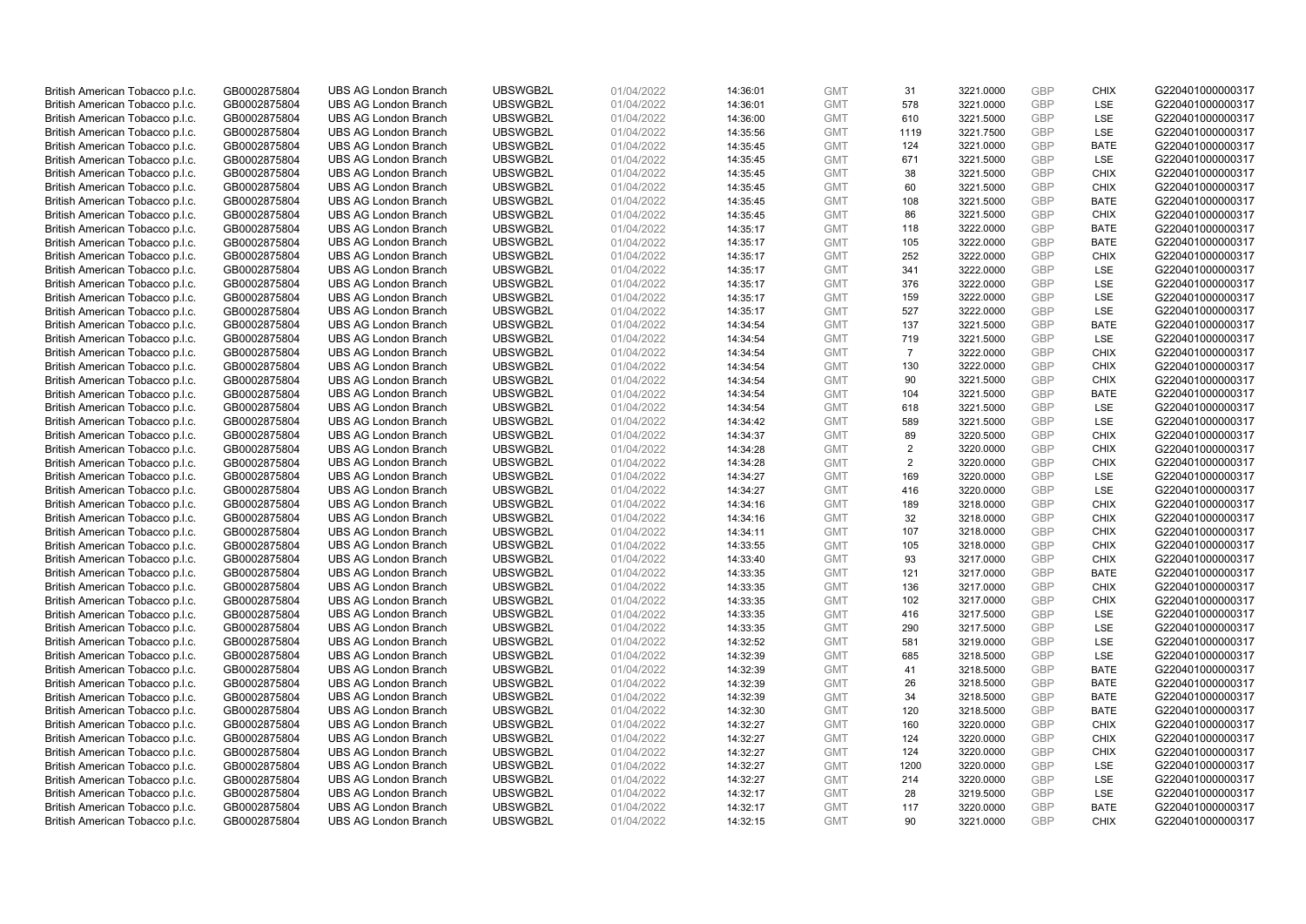| | | | | | | | | | | | |
|---|---|---|---|---|---|---|---|---|---|---|---|
| British American Tobacco p.l.c. | GB0002875804 | UBS AG London Branch | UBSWGB2L | 01/04/2022 | 14:36:01 | GMT | 31 | 3221.0000 | GBP | CHIX | G220401000000317 |
| British American Tobacco p.l.c. | GB0002875804 | UBS AG London Branch | UBSWGB2L | 01/04/2022 | 14:36:01 | GMT | 578 | 3221.0000 | GBP | LSE | G220401000000317 |
| British American Tobacco p.l.c. | GB0002875804 | UBS AG London Branch | UBSWGB2L | 01/04/2022 | 14:36:00 | GMT | 610 | 3221.5000 | GBP | LSE | G220401000000317 |
| British American Tobacco p.l.c. | GB0002875804 | UBS AG London Branch | UBSWGB2L | 01/04/2022 | 14:35:56 | GMT | 1119 | 3221.7500 | GBP | LSE | G220401000000317 |
| British American Tobacco p.l.c. | GB0002875804 | UBS AG London Branch | UBSWGB2L | 01/04/2022 | 14:35:45 | GMT | 124 | 3221.0000 | GBP | BATE | G220401000000317 |
| British American Tobacco p.l.c. | GB0002875804 | UBS AG London Branch | UBSWGB2L | 01/04/2022 | 14:35:45 | GMT | 671 | 3221.5000 | GBP | LSE | G220401000000317 |
| British American Tobacco p.l.c. | GB0002875804 | UBS AG London Branch | UBSWGB2L | 01/04/2022 | 14:35:45 | GMT | 38 | 3221.5000 | GBP | CHIX | G220401000000317 |
| British American Tobacco p.l.c. | GB0002875804 | UBS AG London Branch | UBSWGB2L | 01/04/2022 | 14:35:45 | GMT | 60 | 3221.5000 | GBP | CHIX | G220401000000317 |
| British American Tobacco p.l.c. | GB0002875804 | UBS AG London Branch | UBSWGB2L | 01/04/2022 | 14:35:45 | GMT | 108 | 3221.5000 | GBP | BATE | G220401000000317 |
| British American Tobacco p.l.c. | GB0002875804 | UBS AG London Branch | UBSWGB2L | 01/04/2022 | 14:35:45 | GMT | 86 | 3221.5000 | GBP | CHIX | G220401000000317 |
| British American Tobacco p.l.c. | GB0002875804 | UBS AG London Branch | UBSWGB2L | 01/04/2022 | 14:35:17 | GMT | 118 | 3222.0000 | GBP | BATE | G220401000000317 |
| British American Tobacco p.l.c. | GB0002875804 | UBS AG London Branch | UBSWGB2L | 01/04/2022 | 14:35:17 | GMT | 105 | 3222.0000 | GBP | BATE | G220401000000317 |
| British American Tobacco p.l.c. | GB0002875804 | UBS AG London Branch | UBSWGB2L | 01/04/2022 | 14:35:17 | GMT | 252 | 3222.0000 | GBP | CHIX | G220401000000317 |
| British American Tobacco p.l.c. | GB0002875804 | UBS AG London Branch | UBSWGB2L | 01/04/2022 | 14:35:17 | GMT | 341 | 3222.0000 | GBP | LSE | G220401000000317 |
| British American Tobacco p.l.c. | GB0002875804 | UBS AG London Branch | UBSWGB2L | 01/04/2022 | 14:35:17 | GMT | 376 | 3222.0000 | GBP | LSE | G220401000000317 |
| British American Tobacco p.l.c. | GB0002875804 | UBS AG London Branch | UBSWGB2L | 01/04/2022 | 14:35:17 | GMT | 159 | 3222.0000 | GBP | LSE | G220401000000317 |
| British American Tobacco p.l.c. | GB0002875804 | UBS AG London Branch | UBSWGB2L | 01/04/2022 | 14:35:17 | GMT | 527 | 3222.0000 | GBP | LSE | G220401000000317 |
| British American Tobacco p.l.c. | GB0002875804 | UBS AG London Branch | UBSWGB2L | 01/04/2022 | 14:34:54 | GMT | 137 | 3221.5000 | GBP | BATE | G220401000000317 |
| British American Tobacco p.l.c. | GB0002875804 | UBS AG London Branch | UBSWGB2L | 01/04/2022 | 14:34:54 | GMT | 719 | 3221.5000 | GBP | LSE | G220401000000317 |
| British American Tobacco p.l.c. | GB0002875804 | UBS AG London Branch | UBSWGB2L | 01/04/2022 | 14:34:54 | GMT | 7 | 3222.0000 | GBP | CHIX | G220401000000317 |
| British American Tobacco p.l.c. | GB0002875804 | UBS AG London Branch | UBSWGB2L | 01/04/2022 | 14:34:54 | GMT | 130 | 3222.0000 | GBP | CHIX | G220401000000317 |
| British American Tobacco p.l.c. | GB0002875804 | UBS AG London Branch | UBSWGB2L | 01/04/2022 | 14:34:54 | GMT | 90 | 3221.5000 | GBP | CHIX | G220401000000317 |
| British American Tobacco p.l.c. | GB0002875804 | UBS AG London Branch | UBSWGB2L | 01/04/2022 | 14:34:54 | GMT | 104 | 3221.5000 | GBP | BATE | G220401000000317 |
| British American Tobacco p.l.c. | GB0002875804 | UBS AG London Branch | UBSWGB2L | 01/04/2022 | 14:34:54 | GMT | 618 | 3221.5000 | GBP | LSE | G220401000000317 |
| British American Tobacco p.l.c. | GB0002875804 | UBS AG London Branch | UBSWGB2L | 01/04/2022 | 14:34:42 | GMT | 589 | 3221.5000 | GBP | LSE | G220401000000317 |
| British American Tobacco p.l.c. | GB0002875804 | UBS AG London Branch | UBSWGB2L | 01/04/2022 | 14:34:37 | GMT | 89 | 3220.5000 | GBP | CHIX | G220401000000317 |
| British American Tobacco p.l.c. | GB0002875804 | UBS AG London Branch | UBSWGB2L | 01/04/2022 | 14:34:28 | GMT | 2 | 3220.0000 | GBP | CHIX | G220401000000317 |
| British American Tobacco p.l.c. | GB0002875804 | UBS AG London Branch | UBSWGB2L | 01/04/2022 | 14:34:28 | GMT | 2 | 3220.0000 | GBP | CHIX | G220401000000317 |
| British American Tobacco p.l.c. | GB0002875804 | UBS AG London Branch | UBSWGB2L | 01/04/2022 | 14:34:27 | GMT | 169 | 3220.0000 | GBP | LSE | G220401000000317 |
| British American Tobacco p.l.c. | GB0002875804 | UBS AG London Branch | UBSWGB2L | 01/04/2022 | 14:34:27 | GMT | 416 | 3220.0000 | GBP | LSE | G220401000000317 |
| British American Tobacco p.l.c. | GB0002875804 | UBS AG London Branch | UBSWGB2L | 01/04/2022 | 14:34:16 | GMT | 189 | 3218.0000 | GBP | CHIX | G220401000000317 |
| British American Tobacco p.l.c. | GB0002875804 | UBS AG London Branch | UBSWGB2L | 01/04/2022 | 14:34:16 | GMT | 32 | 3218.0000 | GBP | CHIX | G220401000000317 |
| British American Tobacco p.l.c. | GB0002875804 | UBS AG London Branch | UBSWGB2L | 01/04/2022 | 14:34:11 | GMT | 107 | 3218.0000 | GBP | CHIX | G220401000000317 |
| British American Tobacco p.l.c. | GB0002875804 | UBS AG London Branch | UBSWGB2L | 01/04/2022 | 14:33:55 | GMT | 105 | 3218.0000 | GBP | CHIX | G220401000000317 |
| British American Tobacco p.l.c. | GB0002875804 | UBS AG London Branch | UBSWGB2L | 01/04/2022 | 14:33:40 | GMT | 93 | 3217.0000 | GBP | CHIX | G220401000000317 |
| British American Tobacco p.l.c. | GB0002875804 | UBS AG London Branch | UBSWGB2L | 01/04/2022 | 14:33:35 | GMT | 121 | 3217.0000 | GBP | BATE | G220401000000317 |
| British American Tobacco p.l.c. | GB0002875804 | UBS AG London Branch | UBSWGB2L | 01/04/2022 | 14:33:35 | GMT | 136 | 3217.0000 | GBP | CHIX | G220401000000317 |
| British American Tobacco p.l.c. | GB0002875804 | UBS AG London Branch | UBSWGB2L | 01/04/2022 | 14:33:35 | GMT | 102 | 3217.0000 | GBP | CHIX | G220401000000317 |
| British American Tobacco p.l.c. | GB0002875804 | UBS AG London Branch | UBSWGB2L | 01/04/2022 | 14:33:35 | GMT | 416 | 3217.5000 | GBP | LSE | G220401000000317 |
| British American Tobacco p.l.c. | GB0002875804 | UBS AG London Branch | UBSWGB2L | 01/04/2022 | 14:33:35 | GMT | 290 | 3217.5000 | GBP | LSE | G220401000000317 |
| British American Tobacco p.l.c. | GB0002875804 | UBS AG London Branch | UBSWGB2L | 01/04/2022 | 14:32:52 | GMT | 581 | 3219.0000 | GBP | LSE | G220401000000317 |
| British American Tobacco p.l.c. | GB0002875804 | UBS AG London Branch | UBSWGB2L | 01/04/2022 | 14:32:39 | GMT | 685 | 3218.5000 | GBP | LSE | G220401000000317 |
| British American Tobacco p.l.c. | GB0002875804 | UBS AG London Branch | UBSWGB2L | 01/04/2022 | 14:32:39 | GMT | 41 | 3218.5000 | GBP | BATE | G220401000000317 |
| British American Tobacco p.l.c. | GB0002875804 | UBS AG London Branch | UBSWGB2L | 01/04/2022 | 14:32:39 | GMT | 26 | 3218.5000 | GBP | BATE | G220401000000317 |
| British American Tobacco p.l.c. | GB0002875804 | UBS AG London Branch | UBSWGB2L | 01/04/2022 | 14:32:39 | GMT | 34 | 3218.5000 | GBP | BATE | G220401000000317 |
| British American Tobacco p.l.c. | GB0002875804 | UBS AG London Branch | UBSWGB2L | 01/04/2022 | 14:32:30 | GMT | 120 | 3218.5000 | GBP | BATE | G220401000000317 |
| British American Tobacco p.l.c. | GB0002875804 | UBS AG London Branch | UBSWGB2L | 01/04/2022 | 14:32:27 | GMT | 160 | 3220.0000 | GBP | CHIX | G220401000000317 |
| British American Tobacco p.l.c. | GB0002875804 | UBS AG London Branch | UBSWGB2L | 01/04/2022 | 14:32:27 | GMT | 124 | 3220.0000 | GBP | CHIX | G220401000000317 |
| British American Tobacco p.l.c. | GB0002875804 | UBS AG London Branch | UBSWGB2L | 01/04/2022 | 14:32:27 | GMT | 124 | 3220.0000 | GBP | CHIX | G220401000000317 |
| British American Tobacco p.l.c. | GB0002875804 | UBS AG London Branch | UBSWGB2L | 01/04/2022 | 14:32:27 | GMT | 1200 | 3220.0000 | GBP | LSE | G220401000000317 |
| British American Tobacco p.l.c. | GB0002875804 | UBS AG London Branch | UBSWGB2L | 01/04/2022 | 14:32:27 | GMT | 214 | 3220.0000 | GBP | LSE | G220401000000317 |
| British American Tobacco p.l.c. | GB0002875804 | UBS AG London Branch | UBSWGB2L | 01/04/2022 | 14:32:17 | GMT | 28 | 3219.5000 | GBP | LSE | G220401000000317 |
| British American Tobacco p.l.c. | GB0002875804 | UBS AG London Branch | UBSWGB2L | 01/04/2022 | 14:32:17 | GMT | 117 | 3220.0000 | GBP | BATE | G220401000000317 |
| British American Tobacco p.l.c. | GB0002875804 | UBS AG London Branch | UBSWGB2L | 01/04/2022 | 14:32:15 | GMT | 90 | 3221.0000 | GBP | CHIX | G220401000000317 |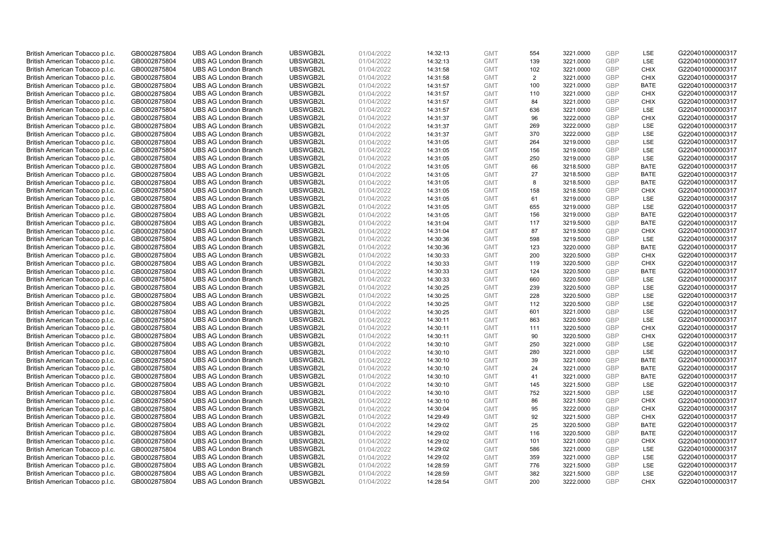| British American Tobacco p.l.c. | GB0002875804 | UBS AG London Branch | UBSWGB2L | 01/04/2022 | 14:32:13 | GMT | 554 | 3221.0000 | GBP | LSE | G220401000000317 |
|---|---|---|---|---|---|---|---|---|---|---|---|
| British American Tobacco p.l.c. | GB0002875804 | UBS AG London Branch | UBSWGB2L | 01/04/2022 | 14:32:13 | GMT | 139 | 3221.0000 | GBP | LSE | G220401000000317 |
| British American Tobacco p.l.c. | GB0002875804 | UBS AG London Branch | UBSWGB2L | 01/04/2022 | 14:31:58 | GMT | 102 | 3221.0000 | GBP | CHIX | G220401000000317 |
| British American Tobacco p.l.c. | GB0002875804 | UBS AG London Branch | UBSWGB2L | 01/04/2022 | 14:31:58 | GMT | 2 | 3221.0000 | GBP | CHIX | G220401000000317 |
| British American Tobacco p.l.c. | GB0002875804 | UBS AG London Branch | UBSWGB2L | 01/04/2022 | 14:31:57 | GMT | 100 | 3221.0000 | GBP | BATE | G220401000000317 |
| British American Tobacco p.l.c. | GB0002875804 | UBS AG London Branch | UBSWGB2L | 01/04/2022 | 14:31:57 | GMT | 110 | 3221.0000 | GBP | CHIX | G220401000000317 |
| British American Tobacco p.l.c. | GB0002875804 | UBS AG London Branch | UBSWGB2L | 01/04/2022 | 14:31:57 | GMT | 84 | 3221.0000 | GBP | CHIX | G220401000000317 |
| British American Tobacco p.l.c. | GB0002875804 | UBS AG London Branch | UBSWGB2L | 01/04/2022 | 14:31:57 | GMT | 636 | 3221.0000 | GBP | LSE | G220401000000317 |
| British American Tobacco p.l.c. | GB0002875804 | UBS AG London Branch | UBSWGB2L | 01/04/2022 | 14:31:37 | GMT | 96 | 3222.0000 | GBP | CHIX | G220401000000317 |
| British American Tobacco p.l.c. | GB0002875804 | UBS AG London Branch | UBSWGB2L | 01/04/2022 | 14:31:37 | GMT | 269 | 3222.0000 | GBP | LSE | G220401000000317 |
| British American Tobacco p.l.c. | GB0002875804 | UBS AG London Branch | UBSWGB2L | 01/04/2022 | 14:31:37 | GMT | 370 | 3222.0000 | GBP | LSE | G220401000000317 |
| British American Tobacco p.l.c. | GB0002875804 | UBS AG London Branch | UBSWGB2L | 01/04/2022 | 14:31:05 | GMT | 264 | 3219.0000 | GBP | LSE | G220401000000317 |
| British American Tobacco p.l.c. | GB0002875804 | UBS AG London Branch | UBSWGB2L | 01/04/2022 | 14:31:05 | GMT | 156 | 3219.0000 | GBP | LSE | G220401000000317 |
| British American Tobacco p.l.c. | GB0002875804 | UBS AG London Branch | UBSWGB2L | 01/04/2022 | 14:31:05 | GMT | 250 | 3219.0000 | GBP | LSE | G220401000000317 |
| British American Tobacco p.l.c. | GB0002875804 | UBS AG London Branch | UBSWGB2L | 01/04/2022 | 14:31:05 | GMT | 66 | 3218.5000 | GBP | BATE | G220401000000317 |
| British American Tobacco p.l.c. | GB0002875804 | UBS AG London Branch | UBSWGB2L | 01/04/2022 | 14:31:05 | GMT | 27 | 3218.5000 | GBP | BATE | G220401000000317 |
| British American Tobacco p.l.c. | GB0002875804 | UBS AG London Branch | UBSWGB2L | 01/04/2022 | 14:31:05 | GMT | 8 | 3218.5000 | GBP | BATE | G220401000000317 |
| British American Tobacco p.l.c. | GB0002875804 | UBS AG London Branch | UBSWGB2L | 01/04/2022 | 14:31:05 | GMT | 158 | 3218.5000 | GBP | CHIX | G220401000000317 |
| British American Tobacco p.l.c. | GB0002875804 | UBS AG London Branch | UBSWGB2L | 01/04/2022 | 14:31:05 | GMT | 61 | 3219.0000 | GBP | LSE | G220401000000317 |
| British American Tobacco p.l.c. | GB0002875804 | UBS AG London Branch | UBSWGB2L | 01/04/2022 | 14:31:05 | GMT | 655 | 3219.0000 | GBP | LSE | G220401000000317 |
| British American Tobacco p.l.c. | GB0002875804 | UBS AG London Branch | UBSWGB2L | 01/04/2022 | 14:31:05 | GMT | 156 | 3219.0000 | GBP | BATE | G220401000000317 |
| British American Tobacco p.l.c. | GB0002875804 | UBS AG London Branch | UBSWGB2L | 01/04/2022 | 14:31:04 | GMT | 117 | 3219.5000 | GBP | BATE | G220401000000317 |
| British American Tobacco p.l.c. | GB0002875804 | UBS AG London Branch | UBSWGB2L | 01/04/2022 | 14:31:04 | GMT | 87 | 3219.5000 | GBP | CHIX | G220401000000317 |
| British American Tobacco p.l.c. | GB0002875804 | UBS AG London Branch | UBSWGB2L | 01/04/2022 | 14:30:36 | GMT | 598 | 3219.5000 | GBP | LSE | G220401000000317 |
| British American Tobacco p.l.c. | GB0002875804 | UBS AG London Branch | UBSWGB2L | 01/04/2022 | 14:30:36 | GMT | 123 | 3220.0000 | GBP | BATE | G220401000000317 |
| British American Tobacco p.l.c. | GB0002875804 | UBS AG London Branch | UBSWGB2L | 01/04/2022 | 14:30:33 | GMT | 200 | 3220.5000 | GBP | CHIX | G220401000000317 |
| British American Tobacco p.l.c. | GB0002875804 | UBS AG London Branch | UBSWGB2L | 01/04/2022 | 14:30:33 | GMT | 119 | 3220.5000 | GBP | CHIX | G220401000000317 |
| British American Tobacco p.l.c. | GB0002875804 | UBS AG London Branch | UBSWGB2L | 01/04/2022 | 14:30:33 | GMT | 124 | 3220.5000 | GBP | BATE | G220401000000317 |
| British American Tobacco p.l.c. | GB0002875804 | UBS AG London Branch | UBSWGB2L | 01/04/2022 | 14:30:33 | GMT | 660 | 3220.5000 | GBP | LSE | G220401000000317 |
| British American Tobacco p.l.c. | GB0002875804 | UBS AG London Branch | UBSWGB2L | 01/04/2022 | 14:30:25 | GMT | 239 | 3220.5000 | GBP | LSE | G220401000000317 |
| British American Tobacco p.l.c. | GB0002875804 | UBS AG London Branch | UBSWGB2L | 01/04/2022 | 14:30:25 | GMT | 228 | 3220.5000 | GBP | LSE | G220401000000317 |
| British American Tobacco p.l.c. | GB0002875804 | UBS AG London Branch | UBSWGB2L | 01/04/2022 | 14:30:25 | GMT | 112 | 3220.5000 | GBP | LSE | G220401000000317 |
| British American Tobacco p.l.c. | GB0002875804 | UBS AG London Branch | UBSWGB2L | 01/04/2022 | 14:30:25 | GMT | 601 | 3221.0000 | GBP | LSE | G220401000000317 |
| British American Tobacco p.l.c. | GB0002875804 | UBS AG London Branch | UBSWGB2L | 01/04/2022 | 14:30:11 | GMT | 863 | 3220.5000 | GBP | LSE | G220401000000317 |
| British American Tobacco p.l.c. | GB0002875804 | UBS AG London Branch | UBSWGB2L | 01/04/2022 | 14:30:11 | GMT | 111 | 3220.5000 | GBP | CHIX | G220401000000317 |
| British American Tobacco p.l.c. | GB0002875804 | UBS AG London Branch | UBSWGB2L | 01/04/2022 | 14:30:11 | GMT | 90 | 3220.5000 | GBP | CHIX | G220401000000317 |
| British American Tobacco p.l.c. | GB0002875804 | UBS AG London Branch | UBSWGB2L | 01/04/2022 | 14:30:10 | GMT | 250 | 3221.0000 | GBP | LSE | G220401000000317 |
| British American Tobacco p.l.c. | GB0002875804 | UBS AG London Branch | UBSWGB2L | 01/04/2022 | 14:30:10 | GMT | 280 | 3221.0000 | GBP | LSE | G220401000000317 |
| British American Tobacco p.l.c. | GB0002875804 | UBS AG London Branch | UBSWGB2L | 01/04/2022 | 14:30:10 | GMT | 39 | 3221.0000 | GBP | BATE | G220401000000317 |
| British American Tobacco p.l.c. | GB0002875804 | UBS AG London Branch | UBSWGB2L | 01/04/2022 | 14:30:10 | GMT | 24 | 3221.0000 | GBP | BATE | G220401000000317 |
| British American Tobacco p.l.c. | GB0002875804 | UBS AG London Branch | UBSWGB2L | 01/04/2022 | 14:30:10 | GMT | 41 | 3221.0000 | GBP | BATE | G220401000000317 |
| British American Tobacco p.l.c. | GB0002875804 | UBS AG London Branch | UBSWGB2L | 01/04/2022 | 14:30:10 | GMT | 145 | 3221.5000 | GBP | LSE | G220401000000317 |
| British American Tobacco p.l.c. | GB0002875804 | UBS AG London Branch | UBSWGB2L | 01/04/2022 | 14:30:10 | GMT | 752 | 3221.5000 | GBP | LSE | G220401000000317 |
| British American Tobacco p.l.c. | GB0002875804 | UBS AG London Branch | UBSWGB2L | 01/04/2022 | 14:30:10 | GMT | 86 | 3221.5000 | GBP | CHIX | G220401000000317 |
| British American Tobacco p.l.c. | GB0002875804 | UBS AG London Branch | UBSWGB2L | 01/04/2022 | 14:30:04 | GMT | 95 | 3222.0000 | GBP | CHIX | G220401000000317 |
| British American Tobacco p.l.c. | GB0002875804 | UBS AG London Branch | UBSWGB2L | 01/04/2022 | 14:29:49 | GMT | 92 | 3221.5000 | GBP | CHIX | G220401000000317 |
| British American Tobacco p.l.c. | GB0002875804 | UBS AG London Branch | UBSWGB2L | 01/04/2022 | 14:29:02 | GMT | 25 | 3220.5000 | GBP | BATE | G220401000000317 |
| British American Tobacco p.l.c. | GB0002875804 | UBS AG London Branch | UBSWGB2L | 01/04/2022 | 14:29:02 | GMT | 116 | 3220.5000 | GBP | BATE | G220401000000317 |
| British American Tobacco p.l.c. | GB0002875804 | UBS AG London Branch | UBSWGB2L | 01/04/2022 | 14:29:02 | GMT | 101 | 3221.0000 | GBP | CHIX | G220401000000317 |
| British American Tobacco p.l.c. | GB0002875804 | UBS AG London Branch | UBSWGB2L | 01/04/2022 | 14:29:02 | GMT | 586 | 3221.0000 | GBP | LSE | G220401000000317 |
| British American Tobacco p.l.c. | GB0002875804 | UBS AG London Branch | UBSWGB2L | 01/04/2022 | 14:29:02 | GMT | 359 | 3221.0000 | GBP | LSE | G220401000000317 |
| British American Tobacco p.l.c. | GB0002875804 | UBS AG London Branch | UBSWGB2L | 01/04/2022 | 14:28:59 | GMT | 776 | 3221.5000 | GBP | LSE | G220401000000317 |
| British American Tobacco p.l.c. | GB0002875804 | UBS AG London Branch | UBSWGB2L | 01/04/2022 | 14:28:59 | GMT | 382 | 3221.5000 | GBP | LSE | G220401000000317 |
| British American Tobacco p.l.c. | GB0002875804 | UBS AG London Branch | UBSWGB2L | 01/04/2022 | 14:28:54 | GMT | 200 | 3222.0000 | GBP | CHIX | G220401000000317 |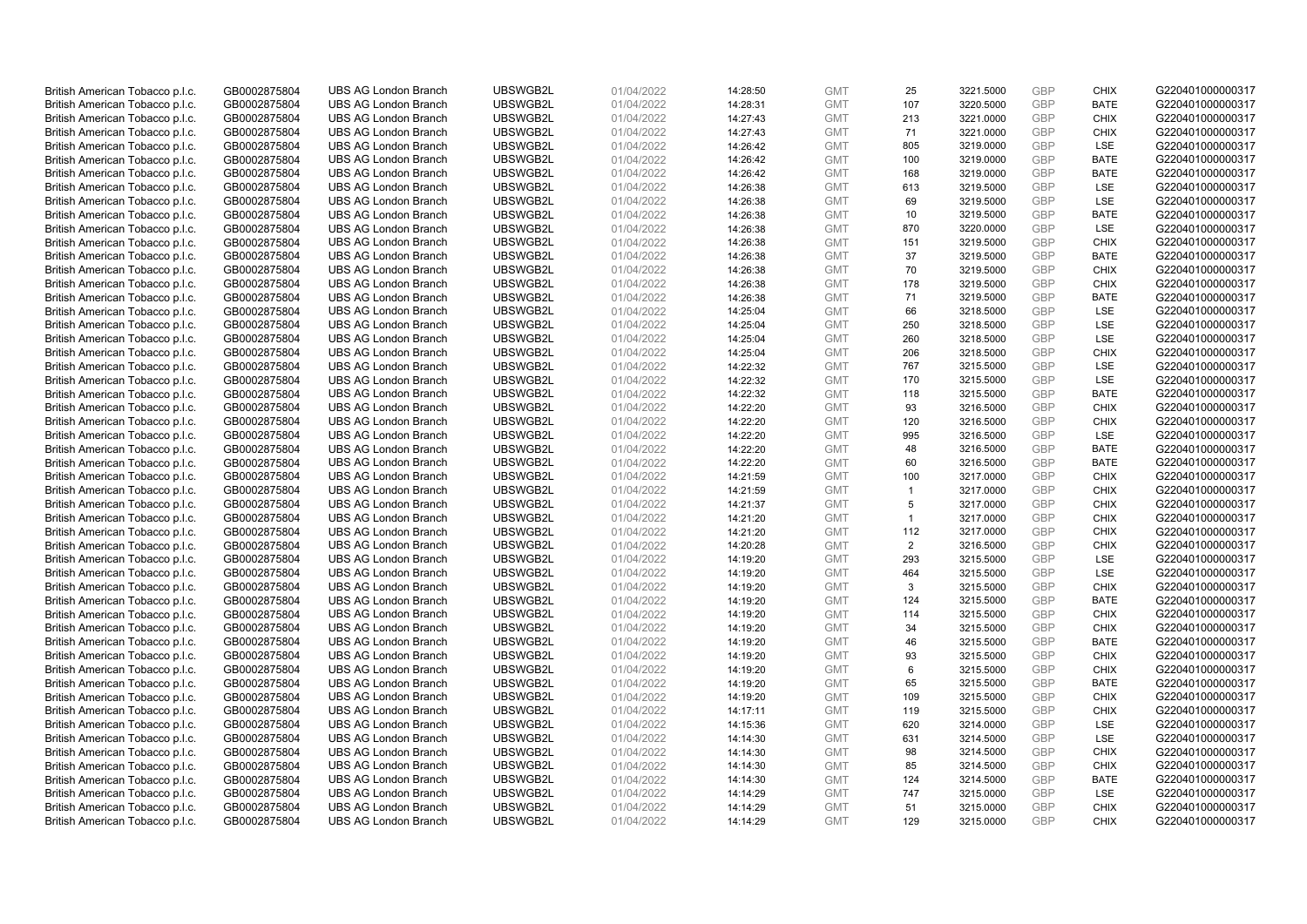| British American Tobacco p.l.c. | GB0002875804 | UBS AG London Branch | UBSWGB2L | 01/04/2022 | 14:28:50 | GMT | 25 | 3221.5000 | GBP | CHIX | G220401000000317 |
|---|---|---|---|---|---|---|---|---|---|---|---|
| British American Tobacco p.l.c. | GB0002875804 | UBS AG London Branch | UBSWGB2L | 01/04/2022 | 14:28:31 | GMT | 107 | 3220.5000 | GBP | BATE | G220401000000317 |
| British American Tobacco p.l.c. | GB0002875804 | UBS AG London Branch | UBSWGB2L | 01/04/2022 | 14:27:43 | GMT | 213 | 3221.0000 | GBP | CHIX | G220401000000317 |
| British American Tobacco p.l.c. | GB0002875804 | UBS AG London Branch | UBSWGB2L | 01/04/2022 | 14:27:43 | GMT | 71 | 3221.0000 | GBP | CHIX | G220401000000317 |
| British American Tobacco p.l.c. | GB0002875804 | UBS AG London Branch | UBSWGB2L | 01/04/2022 | 14:26:42 | GMT | 805 | 3219.0000 | GBP | LSE | G220401000000317 |
| British American Tobacco p.l.c. | GB0002875804 | UBS AG London Branch | UBSWGB2L | 01/04/2022 | 14:26:42 | GMT | 100 | 3219.0000 | GBP | BATE | G220401000000317 |
| British American Tobacco p.l.c. | GB0002875804 | UBS AG London Branch | UBSWGB2L | 01/04/2022 | 14:26:42 | GMT | 168 | 3219.0000 | GBP | BATE | G220401000000317 |
| British American Tobacco p.l.c. | GB0002875804 | UBS AG London Branch | UBSWGB2L | 01/04/2022 | 14:26:38 | GMT | 613 | 3219.5000 | GBP | LSE | G220401000000317 |
| British American Tobacco p.l.c. | GB0002875804 | UBS AG London Branch | UBSWGB2L | 01/04/2022 | 14:26:38 | GMT | 69 | 3219.5000 | GBP | LSE | G220401000000317 |
| British American Tobacco p.l.c. | GB0002875804 | UBS AG London Branch | UBSWGB2L | 01/04/2022 | 14:26:38 | GMT | 10 | 3219.5000 | GBP | BATE | G220401000000317 |
| British American Tobacco p.l.c. | GB0002875804 | UBS AG London Branch | UBSWGB2L | 01/04/2022 | 14:26:38 | GMT | 870 | 3220.0000 | GBP | LSE | G220401000000317 |
| British American Tobacco p.l.c. | GB0002875804 | UBS AG London Branch | UBSWGB2L | 01/04/2022 | 14:26:38 | GMT | 151 | 3219.5000 | GBP | CHIX | G220401000000317 |
| British American Tobacco p.l.c. | GB0002875804 | UBS AG London Branch | UBSWGB2L | 01/04/2022 | 14:26:38 | GMT | 37 | 3219.5000 | GBP | BATE | G220401000000317 |
| British American Tobacco p.l.c. | GB0002875804 | UBS AG London Branch | UBSWGB2L | 01/04/2022 | 14:26:38 | GMT | 70 | 3219.5000 | GBP | CHIX | G220401000000317 |
| British American Tobacco p.l.c. | GB0002875804 | UBS AG London Branch | UBSWGB2L | 01/04/2022 | 14:26:38 | GMT | 178 | 3219.5000 | GBP | CHIX | G220401000000317 |
| British American Tobacco p.l.c. | GB0002875804 | UBS AG London Branch | UBSWGB2L | 01/04/2022 | 14:26:38 | GMT | 71 | 3219.5000 | GBP | BATE | G220401000000317 |
| British American Tobacco p.l.c. | GB0002875804 | UBS AG London Branch | UBSWGB2L | 01/04/2022 | 14:25:04 | GMT | 66 | 3218.5000 | GBP | LSE | G220401000000317 |
| British American Tobacco p.l.c. | GB0002875804 | UBS AG London Branch | UBSWGB2L | 01/04/2022 | 14:25:04 | GMT | 250 | 3218.5000 | GBP | LSE | G220401000000317 |
| British American Tobacco p.l.c. | GB0002875804 | UBS AG London Branch | UBSWGB2L | 01/04/2022 | 14:25:04 | GMT | 260 | 3218.5000 | GBP | LSE | G220401000000317 |
| British American Tobacco p.l.c. | GB0002875804 | UBS AG London Branch | UBSWGB2L | 01/04/2022 | 14:25:04 | GMT | 206 | 3218.5000 | GBP | CHIX | G220401000000317 |
| British American Tobacco p.l.c. | GB0002875804 | UBS AG London Branch | UBSWGB2L | 01/04/2022 | 14:22:32 | GMT | 767 | 3215.5000 | GBP | LSE | G220401000000317 |
| British American Tobacco p.l.c. | GB0002875804 | UBS AG London Branch | UBSWGB2L | 01/04/2022 | 14:22:32 | GMT | 170 | 3215.5000 | GBP | LSE | G220401000000317 |
| British American Tobacco p.l.c. | GB0002875804 | UBS AG London Branch | UBSWGB2L | 01/04/2022 | 14:22:32 | GMT | 118 | 3215.5000 | GBP | BATE | G220401000000317 |
| British American Tobacco p.l.c. | GB0002875804 | UBS AG London Branch | UBSWGB2L | 01/04/2022 | 14:22:20 | GMT | 93 | 3216.5000 | GBP | CHIX | G220401000000317 |
| British American Tobacco p.l.c. | GB0002875804 | UBS AG London Branch | UBSWGB2L | 01/04/2022 | 14:22:20 | GMT | 120 | 3216.5000 | GBP | CHIX | G220401000000317 |
| British American Tobacco p.l.c. | GB0002875804 | UBS AG London Branch | UBSWGB2L | 01/04/2022 | 14:22:20 | GMT | 995 | 3216.5000 | GBP | LSE | G220401000000317 |
| British American Tobacco p.l.c. | GB0002875804 | UBS AG London Branch | UBSWGB2L | 01/04/2022 | 14:22:20 | GMT | 48 | 3216.5000 | GBP | BATE | G220401000000317 |
| British American Tobacco p.l.c. | GB0002875804 | UBS AG London Branch | UBSWGB2L | 01/04/2022 | 14:22:20 | GMT | 60 | 3216.5000 | GBP | BATE | G220401000000317 |
| British American Tobacco p.l.c. | GB0002875804 | UBS AG London Branch | UBSWGB2L | 01/04/2022 | 14:21:59 | GMT | 100 | 3217.0000 | GBP | CHIX | G220401000000317 |
| British American Tobacco p.l.c. | GB0002875804 | UBS AG London Branch | UBSWGB2L | 01/04/2022 | 14:21:59 | GMT | 1 | 3217.0000 | GBP | CHIX | G220401000000317 |
| British American Tobacco p.l.c. | GB0002875804 | UBS AG London Branch | UBSWGB2L | 01/04/2022 | 14:21:37 | GMT | 5 | 3217.0000 | GBP | CHIX | G220401000000317 |
| British American Tobacco p.l.c. | GB0002875804 | UBS AG London Branch | UBSWGB2L | 01/04/2022 | 14:21:20 | GMT | 1 | 3217.0000 | GBP | CHIX | G220401000000317 |
| British American Tobacco p.l.c. | GB0002875804 | UBS AG London Branch | UBSWGB2L | 01/04/2022 | 14:21:20 | GMT | 112 | 3217.0000 | GBP | CHIX | G220401000000317 |
| British American Tobacco p.l.c. | GB0002875804 | UBS AG London Branch | UBSWGB2L | 01/04/2022 | 14:20:28 | GMT | 2 | 3216.5000 | GBP | CHIX | G220401000000317 |
| British American Tobacco p.l.c. | GB0002875804 | UBS AG London Branch | UBSWGB2L | 01/04/2022 | 14:19:20 | GMT | 293 | 3215.5000 | GBP | LSE | G220401000000317 |
| British American Tobacco p.l.c. | GB0002875804 | UBS AG London Branch | UBSWGB2L | 01/04/2022 | 14:19:20 | GMT | 464 | 3215.5000 | GBP | LSE | G220401000000317 |
| British American Tobacco p.l.c. | GB0002875804 | UBS AG London Branch | UBSWGB2L | 01/04/2022 | 14:19:20 | GMT | 3 | 3215.5000 | GBP | CHIX | G220401000000317 |
| British American Tobacco p.l.c. | GB0002875804 | UBS AG London Branch | UBSWGB2L | 01/04/2022 | 14:19:20 | GMT | 124 | 3215.5000 | GBP | BATE | G220401000000317 |
| British American Tobacco p.l.c. | GB0002875804 | UBS AG London Branch | UBSWGB2L | 01/04/2022 | 14:19:20 | GMT | 114 | 3215.5000 | GBP | CHIX | G220401000000317 |
| British American Tobacco p.l.c. | GB0002875804 | UBS AG London Branch | UBSWGB2L | 01/04/2022 | 14:19:20 | GMT | 34 | 3215.5000 | GBP | CHIX | G220401000000317 |
| British American Tobacco p.l.c. | GB0002875804 | UBS AG London Branch | UBSWGB2L | 01/04/2022 | 14:19:20 | GMT | 46 | 3215.5000 | GBP | BATE | G220401000000317 |
| British American Tobacco p.l.c. | GB0002875804 | UBS AG London Branch | UBSWGB2L | 01/04/2022 | 14:19:20 | GMT | 93 | 3215.5000 | GBP | CHIX | G220401000000317 |
| British American Tobacco p.l.c. | GB0002875804 | UBS AG London Branch | UBSWGB2L | 01/04/2022 | 14:19:20 | GMT | 6 | 3215.5000 | GBP | CHIX | G220401000000317 |
| British American Tobacco p.l.c. | GB0002875804 | UBS AG London Branch | UBSWGB2L | 01/04/2022 | 14:19:20 | GMT | 65 | 3215.5000 | GBP | BATE | G220401000000317 |
| British American Tobacco p.l.c. | GB0002875804 | UBS AG London Branch | UBSWGB2L | 01/04/2022 | 14:19:20 | GMT | 109 | 3215.5000 | GBP | CHIX | G220401000000317 |
| British American Tobacco p.l.c. | GB0002875804 | UBS AG London Branch | UBSWGB2L | 01/04/2022 | 14:17:11 | GMT | 119 | 3215.5000 | GBP | CHIX | G220401000000317 |
| British American Tobacco p.l.c. | GB0002875804 | UBS AG London Branch | UBSWGB2L | 01/04/2022 | 14:15:36 | GMT | 620 | 3214.0000 | GBP | LSE | G220401000000317 |
| British American Tobacco p.l.c. | GB0002875804 | UBS AG London Branch | UBSWGB2L | 01/04/2022 | 14:14:30 | GMT | 631 | 3214.5000 | GBP | LSE | G220401000000317 |
| British American Tobacco p.l.c. | GB0002875804 | UBS AG London Branch | UBSWGB2L | 01/04/2022 | 14:14:30 | GMT | 98 | 3214.5000 | GBP | CHIX | G220401000000317 |
| British American Tobacco p.l.c. | GB0002875804 | UBS AG London Branch | UBSWGB2L | 01/04/2022 | 14:14:30 | GMT | 85 | 3214.5000 | GBP | CHIX | G220401000000317 |
| British American Tobacco p.l.c. | GB0002875804 | UBS AG London Branch | UBSWGB2L | 01/04/2022 | 14:14:30 | GMT | 124 | 3214.5000 | GBP | BATE | G220401000000317 |
| British American Tobacco p.l.c. | GB0002875804 | UBS AG London Branch | UBSWGB2L | 01/04/2022 | 14:14:29 | GMT | 747 | 3215.0000 | GBP | LSE | G220401000000317 |
| British American Tobacco p.l.c. | GB0002875804 | UBS AG London Branch | UBSWGB2L | 01/04/2022 | 14:14:29 | GMT | 51 | 3215.0000 | GBP | CHIX | G220401000000317 |
| British American Tobacco p.l.c. | GB0002875804 | UBS AG London Branch | UBSWGB2L | 01/04/2022 | 14:14:29 | GMT | 129 | 3215.0000 | GBP | CHIX | G220401000000317 |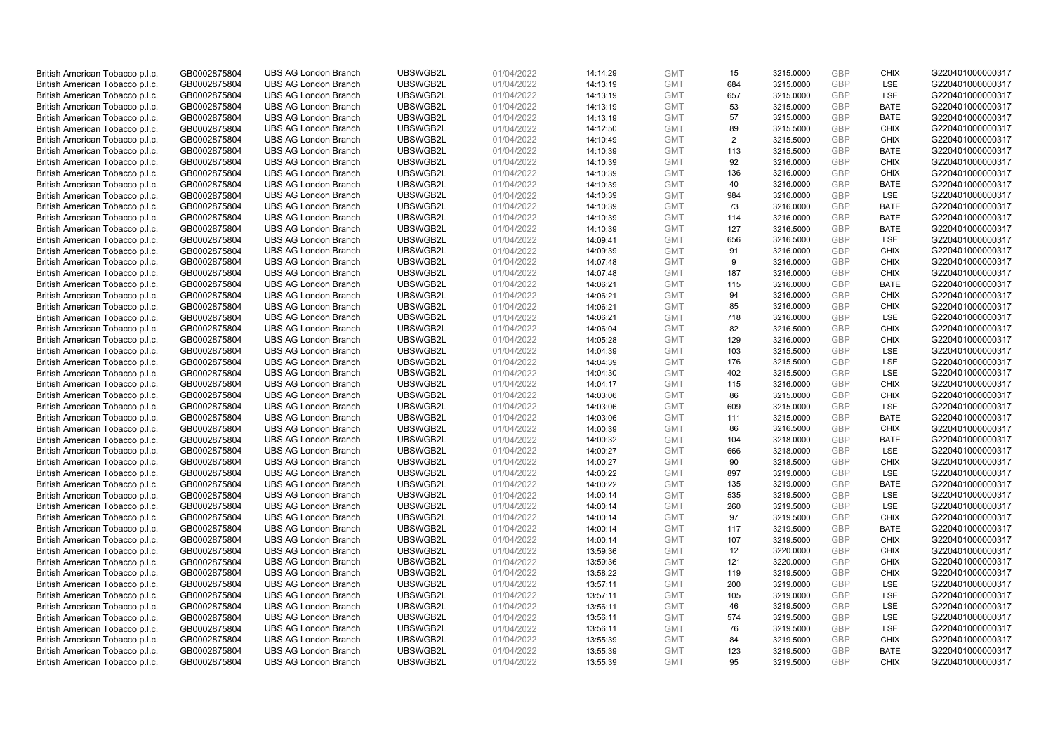| | | | | | | | | | | | |
|---|---|---|---|---|---|---|---|---|---|---|---|
| British American Tobacco p.l.c. | GB0002875804 | UBS AG London Branch | UBSWGB2L | 01/04/2022 | 14:14:29 | GMT | 15 | 3215.0000 | GBP | CHIX | G220401000000317 |
| British American Tobacco p.l.c. | GB0002875804 | UBS AG London Branch | UBSWGB2L | 01/04/2022 | 14:13:19 | GMT | 684 | 3215.0000 | GBP | LSE | G220401000000317 |
| British American Tobacco p.l.c. | GB0002875804 | UBS AG London Branch | UBSWGB2L | 01/04/2022 | 14:13:19 | GMT | 657 | 3215.0000 | GBP | LSE | G220401000000317 |
| British American Tobacco p.l.c. | GB0002875804 | UBS AG London Branch | UBSWGB2L | 01/04/2022 | 14:13:19 | GMT | 53 | 3215.0000 | GBP | BATE | G220401000000317 |
| British American Tobacco p.l.c. | GB0002875804 | UBS AG London Branch | UBSWGB2L | 01/04/2022 | 14:13:19 | GMT | 57 | 3215.0000 | GBP | BATE | G220401000000317 |
| British American Tobacco p.l.c. | GB0002875804 | UBS AG London Branch | UBSWGB2L | 01/04/2022 | 14:12:50 | GMT | 89 | 3215.5000 | GBP | CHIX | G220401000000317 |
| British American Tobacco p.l.c. | GB0002875804 | UBS AG London Branch | UBSWGB2L | 01/04/2022 | 14:10:49 | GMT | 2 | 3215.5000 | GBP | CHIX | G220401000000317 |
| British American Tobacco p.l.c. | GB0002875804 | UBS AG London Branch | UBSWGB2L | 01/04/2022 | 14:10:39 | GMT | 113 | 3215.5000 | GBP | BATE | G220401000000317 |
| British American Tobacco p.l.c. | GB0002875804 | UBS AG London Branch | UBSWGB2L | 01/04/2022 | 14:10:39 | GMT | 92 | 3216.0000 | GBP | CHIX | G220401000000317 |
| British American Tobacco p.l.c. | GB0002875804 | UBS AG London Branch | UBSWGB2L | 01/04/2022 | 14:10:39 | GMT | 136 | 3216.0000 | GBP | CHIX | G220401000000317 |
| British American Tobacco p.l.c. | GB0002875804 | UBS AG London Branch | UBSWGB2L | 01/04/2022 | 14:10:39 | GMT | 40 | 3216.0000 | GBP | BATE | G220401000000317 |
| British American Tobacco p.l.c. | GB0002875804 | UBS AG London Branch | UBSWGB2L | 01/04/2022 | 14:10:39 | GMT | 984 | 3216.0000 | GBP | LSE | G220401000000317 |
| British American Tobacco p.l.c. | GB0002875804 | UBS AG London Branch | UBSWGB2L | 01/04/2022 | 14:10:39 | GMT | 73 | 3216.0000 | GBP | BATE | G220401000000317 |
| British American Tobacco p.l.c. | GB0002875804 | UBS AG London Branch | UBSWGB2L | 01/04/2022 | 14:10:39 | GMT | 114 | 3216.0000 | GBP | BATE | G220401000000317 |
| British American Tobacco p.l.c. | GB0002875804 | UBS AG London Branch | UBSWGB2L | 01/04/2022 | 14:10:39 | GMT | 127 | 3216.5000 | GBP | BATE | G220401000000317 |
| British American Tobacco p.l.c. | GB0002875804 | UBS AG London Branch | UBSWGB2L | 01/04/2022 | 14:09:41 | GMT | 656 | 3216.5000 | GBP | LSE | G220401000000317 |
| British American Tobacco p.l.c. | GB0002875804 | UBS AG London Branch | UBSWGB2L | 01/04/2022 | 14:09:39 | GMT | 91 | 3216.0000 | GBP | CHIX | G220401000000317 |
| British American Tobacco p.l.c. | GB0002875804 | UBS AG London Branch | UBSWGB2L | 01/04/2022 | 14:07:48 | GMT | 9 | 3216.0000 | GBP | CHIX | G220401000000317 |
| British American Tobacco p.l.c. | GB0002875804 | UBS AG London Branch | UBSWGB2L | 01/04/2022 | 14:07:48 | GMT | 187 | 3216.0000 | GBP | CHIX | G220401000000317 |
| British American Tobacco p.l.c. | GB0002875804 | UBS AG London Branch | UBSWGB2L | 01/04/2022 | 14:06:21 | GMT | 115 | 3216.0000 | GBP | BATE | G220401000000317 |
| British American Tobacco p.l.c. | GB0002875804 | UBS AG London Branch | UBSWGB2L | 01/04/2022 | 14:06:21 | GMT | 94 | 3216.0000 | GBP | CHIX | G220401000000317 |
| British American Tobacco p.l.c. | GB0002875804 | UBS AG London Branch | UBSWGB2L | 01/04/2022 | 14:06:21 | GMT | 85 | 3216.0000 | GBP | CHIX | G220401000000317 |
| British American Tobacco p.l.c. | GB0002875804 | UBS AG London Branch | UBSWGB2L | 01/04/2022 | 14:06:21 | GMT | 718 | 3216.0000 | GBP | LSE | G220401000000317 |
| British American Tobacco p.l.c. | GB0002875804 | UBS AG London Branch | UBSWGB2L | 01/04/2022 | 14:06:04 | GMT | 82 | 3216.5000 | GBP | CHIX | G220401000000317 |
| British American Tobacco p.l.c. | GB0002875804 | UBS AG London Branch | UBSWGB2L | 01/04/2022 | 14:05:28 | GMT | 129 | 3216.0000 | GBP | CHIX | G220401000000317 |
| British American Tobacco p.l.c. | GB0002875804 | UBS AG London Branch | UBSWGB2L | 01/04/2022 | 14:04:39 | GMT | 103 | 3215.5000 | GBP | LSE | G220401000000317 |
| British American Tobacco p.l.c. | GB0002875804 | UBS AG London Branch | UBSWGB2L | 01/04/2022 | 14:04:39 | GMT | 176 | 3215.5000 | GBP | LSE | G220401000000317 |
| British American Tobacco p.l.c. | GB0002875804 | UBS AG London Branch | UBSWGB2L | 01/04/2022 | 14:04:30 | GMT | 402 | 3215.5000 | GBP | LSE | G220401000000317 |
| British American Tobacco p.l.c. | GB0002875804 | UBS AG London Branch | UBSWGB2L | 01/04/2022 | 14:04:17 | GMT | 115 | 3216.0000 | GBP | CHIX | G220401000000317 |
| British American Tobacco p.l.c. | GB0002875804 | UBS AG London Branch | UBSWGB2L | 01/04/2022 | 14:03:06 | GMT | 86 | 3215.0000 | GBP | CHIX | G220401000000317 |
| British American Tobacco p.l.c. | GB0002875804 | UBS AG London Branch | UBSWGB2L | 01/04/2022 | 14:03:06 | GMT | 609 | 3215.0000 | GBP | LSE | G220401000000317 |
| British American Tobacco p.l.c. | GB0002875804 | UBS AG London Branch | UBSWGB2L | 01/04/2022 | 14:03:06 | GMT | 111 | 3215.0000 | GBP | BATE | G220401000000317 |
| British American Tobacco p.l.c. | GB0002875804 | UBS AG London Branch | UBSWGB2L | 01/04/2022 | 14:00:39 | GMT | 86 | 3216.5000 | GBP | CHIX | G220401000000317 |
| British American Tobacco p.l.c. | GB0002875804 | UBS AG London Branch | UBSWGB2L | 01/04/2022 | 14:00:32 | GMT | 104 | 3218.0000 | GBP | BATE | G220401000000317 |
| British American Tobacco p.l.c. | GB0002875804 | UBS AG London Branch | UBSWGB2L | 01/04/2022 | 14:00:27 | GMT | 666 | 3218.0000 | GBP | LSE | G220401000000317 |
| British American Tobacco p.l.c. | GB0002875804 | UBS AG London Branch | UBSWGB2L | 01/04/2022 | 14:00:27 | GMT | 90 | 3218.5000 | GBP | CHIX | G220401000000317 |
| British American Tobacco p.l.c. | GB0002875804 | UBS AG London Branch | UBSWGB2L | 01/04/2022 | 14:00:22 | GMT | 897 | 3219.0000 | GBP | LSE | G220401000000317 |
| British American Tobacco p.l.c. | GB0002875804 | UBS AG London Branch | UBSWGB2L | 01/04/2022 | 14:00:22 | GMT | 135 | 3219.0000 | GBP | BATE | G220401000000317 |
| British American Tobacco p.l.c. | GB0002875804 | UBS AG London Branch | UBSWGB2L | 01/04/2022 | 14:00:14 | GMT | 535 | 3219.5000 | GBP | LSE | G220401000000317 |
| British American Tobacco p.l.c. | GB0002875804 | UBS AG London Branch | UBSWGB2L | 01/04/2022 | 14:00:14 | GMT | 260 | 3219.5000 | GBP | LSE | G220401000000317 |
| British American Tobacco p.l.c. | GB0002875804 | UBS AG London Branch | UBSWGB2L | 01/04/2022 | 14:00:14 | GMT | 97 | 3219.5000 | GBP | CHIX | G220401000000317 |
| British American Tobacco p.l.c. | GB0002875804 | UBS AG London Branch | UBSWGB2L | 01/04/2022 | 14:00:14 | GMT | 117 | 3219.5000 | GBP | BATE | G220401000000317 |
| British American Tobacco p.l.c. | GB0002875804 | UBS AG London Branch | UBSWGB2L | 01/04/2022 | 14:00:14 | GMT | 107 | 3219.5000 | GBP | CHIX | G220401000000317 |
| British American Tobacco p.l.c. | GB0002875804 | UBS AG London Branch | UBSWGB2L | 01/04/2022 | 13:59:36 | GMT | 12 | 3220.0000 | GBP | CHIX | G220401000000317 |
| British American Tobacco p.l.c. | GB0002875804 | UBS AG London Branch | UBSWGB2L | 01/04/2022 | 13:59:36 | GMT | 121 | 3220.0000 | GBP | CHIX | G220401000000317 |
| British American Tobacco p.l.c. | GB0002875804 | UBS AG London Branch | UBSWGB2L | 01/04/2022 | 13:58:22 | GMT | 119 | 3219.5000 | GBP | CHIX | G220401000000317 |
| British American Tobacco p.l.c. | GB0002875804 | UBS AG London Branch | UBSWGB2L | 01/04/2022 | 13:57:11 | GMT | 200 | 3219.0000 | GBP | LSE | G220401000000317 |
| British American Tobacco p.l.c. | GB0002875804 | UBS AG London Branch | UBSWGB2L | 01/04/2022 | 13:57:11 | GMT | 105 | 3219.0000 | GBP | LSE | G220401000000317 |
| British American Tobacco p.l.c. | GB0002875804 | UBS AG London Branch | UBSWGB2L | 01/04/2022 | 13:56:11 | GMT | 46 | 3219.5000 | GBP | LSE | G220401000000317 |
| British American Tobacco p.l.c. | GB0002875804 | UBS AG London Branch | UBSWGB2L | 01/04/2022 | 13:56:11 | GMT | 574 | 3219.5000 | GBP | LSE | G220401000000317 |
| British American Tobacco p.l.c. | GB0002875804 | UBS AG London Branch | UBSWGB2L | 01/04/2022 | 13:56:11 | GMT | 76 | 3219.5000 | GBP | LSE | G220401000000317 |
| British American Tobacco p.l.c. | GB0002875804 | UBS AG London Branch | UBSWGB2L | 01/04/2022 | 13:55:39 | GMT | 84 | 3219.5000 | GBP | CHIX | G220401000000317 |
| British American Tobacco p.l.c. | GB0002875804 | UBS AG London Branch | UBSWGB2L | 01/04/2022 | 13:55:39 | GMT | 123 | 3219.5000 | GBP | BATE | G220401000000317 |
| British American Tobacco p.l.c. | GB0002875804 | UBS AG London Branch | UBSWGB2L | 01/04/2022 | 13:55:39 | GMT | 95 | 3219.5000 | GBP | CHIX | G220401000000317 |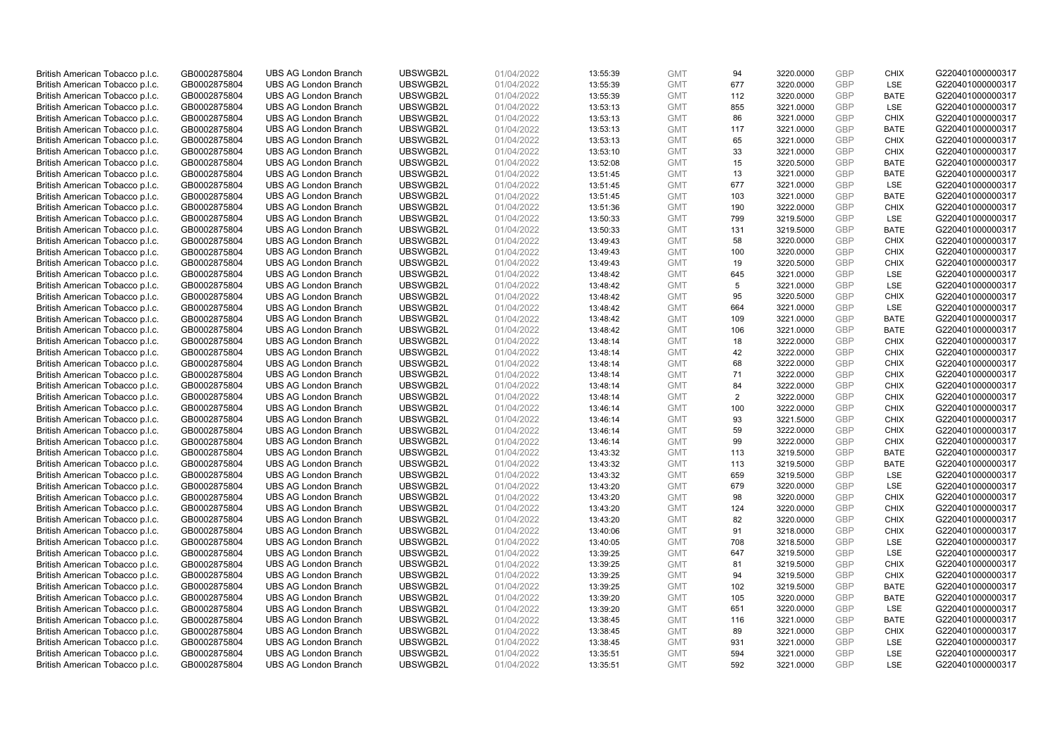| | | | | | | | | | | | |
|---|---|---|---|---|---|---|---|---|---|---|---|
| British American Tobacco p.l.c. | GB0002875804 | UBS AG London Branch | UBSWGB2L | 01/04/2022 | 13:55:39 | GMT | 94 | 3220.0000 | GBP | CHIX | G220401000000317 |
| British American Tobacco p.l.c. | GB0002875804 | UBS AG London Branch | UBSWGB2L | 01/04/2022 | 13:55:39 | GMT | 677 | 3220.0000 | GBP | LSE | G220401000000317 |
| British American Tobacco p.l.c. | GB0002875804 | UBS AG London Branch | UBSWGB2L | 01/04/2022 | 13:55:39 | GMT | 112 | 3220.0000 | GBP | BATE | G220401000000317 |
| British American Tobacco p.l.c. | GB0002875804 | UBS AG London Branch | UBSWGB2L | 01/04/2022 | 13:53:13 | GMT | 855 | 3221.0000 | GBP | LSE | G220401000000317 |
| British American Tobacco p.l.c. | GB0002875804 | UBS AG London Branch | UBSWGB2L | 01/04/2022 | 13:53:13 | GMT | 86 | 3221.0000 | GBP | CHIX | G220401000000317 |
| British American Tobacco p.l.c. | GB0002875804 | UBS AG London Branch | UBSWGB2L | 01/04/2022 | 13:53:13 | GMT | 117 | 3221.0000 | GBP | BATE | G220401000000317 |
| British American Tobacco p.l.c. | GB0002875804 | UBS AG London Branch | UBSWGB2L | 01/04/2022 | 13:53:13 | GMT | 65 | 3221.0000 | GBP | CHIX | G220401000000317 |
| British American Tobacco p.l.c. | GB0002875804 | UBS AG London Branch | UBSWGB2L | 01/04/2022 | 13:53:10 | GMT | 33 | 3221.0000 | GBP | CHIX | G220401000000317 |
| British American Tobacco p.l.c. | GB0002875804 | UBS AG London Branch | UBSWGB2L | 01/04/2022 | 13:52:08 | GMT | 15 | 3220.5000 | GBP | BATE | G220401000000317 |
| British American Tobacco p.l.c. | GB0002875804 | UBS AG London Branch | UBSWGB2L | 01/04/2022 | 13:51:45 | GMT | 13 | 3221.0000 | GBP | BATE | G220401000000317 |
| British American Tobacco p.l.c. | GB0002875804 | UBS AG London Branch | UBSWGB2L | 01/04/2022 | 13:51:45 | GMT | 677 | 3221.0000 | GBP | LSE | G220401000000317 |
| British American Tobacco p.l.c. | GB0002875804 | UBS AG London Branch | UBSWGB2L | 01/04/2022 | 13:51:45 | GMT | 103 | 3221.0000 | GBP | BATE | G220401000000317 |
| British American Tobacco p.l.c. | GB0002875804 | UBS AG London Branch | UBSWGB2L | 01/04/2022 | 13:51:36 | GMT | 190 | 3222.0000 | GBP | CHIX | G220401000000317 |
| British American Tobacco p.l.c. | GB0002875804 | UBS AG London Branch | UBSWGB2L | 01/04/2022 | 13:50:33 | GMT | 799 | 3219.5000 | GBP | LSE | G220401000000317 |
| British American Tobacco p.l.c. | GB0002875804 | UBS AG London Branch | UBSWGB2L | 01/04/2022 | 13:50:33 | GMT | 131 | 3219.5000 | GBP | BATE | G220401000000317 |
| British American Tobacco p.l.c. | GB0002875804 | UBS AG London Branch | UBSWGB2L | 01/04/2022 | 13:49:43 | GMT | 58 | 3220.0000 | GBP | CHIX | G220401000000317 |
| British American Tobacco p.l.c. | GB0002875804 | UBS AG London Branch | UBSWGB2L | 01/04/2022 | 13:49:43 | GMT | 100 | 3220.0000 | GBP | CHIX | G220401000000317 |
| British American Tobacco p.l.c. | GB0002875804 | UBS AG London Branch | UBSWGB2L | 01/04/2022 | 13:49:43 | GMT | 19 | 3220.5000 | GBP | CHIX | G220401000000317 |
| British American Tobacco p.l.c. | GB0002875804 | UBS AG London Branch | UBSWGB2L | 01/04/2022 | 13:48:42 | GMT | 645 | 3221.0000 | GBP | LSE | G220401000000317 |
| British American Tobacco p.l.c. | GB0002875804 | UBS AG London Branch | UBSWGB2L | 01/04/2022 | 13:48:42 | GMT | 5 | 3221.0000 | GBP | LSE | G220401000000317 |
| British American Tobacco p.l.c. | GB0002875804 | UBS AG London Branch | UBSWGB2L | 01/04/2022 | 13:48:42 | GMT | 95 | 3220.5000 | GBP | CHIX | G220401000000317 |
| British American Tobacco p.l.c. | GB0002875804 | UBS AG London Branch | UBSWGB2L | 01/04/2022 | 13:48:42 | GMT | 664 | 3221.0000 | GBP | LSE | G220401000000317 |
| British American Tobacco p.l.c. | GB0002875804 | UBS AG London Branch | UBSWGB2L | 01/04/2022 | 13:48:42 | GMT | 109 | 3221.0000 | GBP | BATE | G220401000000317 |
| British American Tobacco p.l.c. | GB0002875804 | UBS AG London Branch | UBSWGB2L | 01/04/2022 | 13:48:42 | GMT | 106 | 3221.0000 | GBP | BATE | G220401000000317 |
| British American Tobacco p.l.c. | GB0002875804 | UBS AG London Branch | UBSWGB2L | 01/04/2022 | 13:48:14 | GMT | 18 | 3222.0000 | GBP | CHIX | G220401000000317 |
| British American Tobacco p.l.c. | GB0002875804 | UBS AG London Branch | UBSWGB2L | 01/04/2022 | 13:48:14 | GMT | 42 | 3222.0000 | GBP | CHIX | G220401000000317 |
| British American Tobacco p.l.c. | GB0002875804 | UBS AG London Branch | UBSWGB2L | 01/04/2022 | 13:48:14 | GMT | 68 | 3222.0000 | GBP | CHIX | G220401000000317 |
| British American Tobacco p.l.c. | GB0002875804 | UBS AG London Branch | UBSWGB2L | 01/04/2022 | 13:48:14 | GMT | 71 | 3222.0000 | GBP | CHIX | G220401000000317 |
| British American Tobacco p.l.c. | GB0002875804 | UBS AG London Branch | UBSWGB2L | 01/04/2022 | 13:48:14 | GMT | 84 | 3222.0000 | GBP | CHIX | G220401000000317 |
| British American Tobacco p.l.c. | GB0002875804 | UBS AG London Branch | UBSWGB2L | 01/04/2022 | 13:48:14 | GMT | 2 | 3222.0000 | GBP | CHIX | G220401000000317 |
| British American Tobacco p.l.c. | GB0002875804 | UBS AG London Branch | UBSWGB2L | 01/04/2022 | 13:46:14 | GMT | 100 | 3222.0000 | GBP | CHIX | G220401000000317 |
| British American Tobacco p.l.c. | GB0002875804 | UBS AG London Branch | UBSWGB2L | 01/04/2022 | 13:46:14 | GMT | 93 | 3221.5000 | GBP | CHIX | G220401000000317 |
| British American Tobacco p.l.c. | GB0002875804 | UBS AG London Branch | UBSWGB2L | 01/04/2022 | 13:46:14 | GMT | 59 | 3222.0000 | GBP | CHIX | G220401000000317 |
| British American Tobacco p.l.c. | GB0002875804 | UBS AG London Branch | UBSWGB2L | 01/04/2022 | 13:46:14 | GMT | 99 | 3222.0000 | GBP | CHIX | G220401000000317 |
| British American Tobacco p.l.c. | GB0002875804 | UBS AG London Branch | UBSWGB2L | 01/04/2022 | 13:43:32 | GMT | 113 | 3219.5000 | GBP | BATE | G220401000000317 |
| British American Tobacco p.l.c. | GB0002875804 | UBS AG London Branch | UBSWGB2L | 01/04/2022 | 13:43:32 | GMT | 113 | 3219.5000 | GBP | BATE | G220401000000317 |
| British American Tobacco p.l.c. | GB0002875804 | UBS AG London Branch | UBSWGB2L | 01/04/2022 | 13:43:32 | GMT | 659 | 3219.5000 | GBP | LSE | G220401000000317 |
| British American Tobacco p.l.c. | GB0002875804 | UBS AG London Branch | UBSWGB2L | 01/04/2022 | 13:43:20 | GMT | 679 | 3220.0000 | GBP | LSE | G220401000000317 |
| British American Tobacco p.l.c. | GB0002875804 | UBS AG London Branch | UBSWGB2L | 01/04/2022 | 13:43:20 | GMT | 98 | 3220.0000 | GBP | CHIX | G220401000000317 |
| British American Tobacco p.l.c. | GB0002875804 | UBS AG London Branch | UBSWGB2L | 01/04/2022 | 13:43:20 | GMT | 124 | 3220.0000 | GBP | CHIX | G220401000000317 |
| British American Tobacco p.l.c. | GB0002875804 | UBS AG London Branch | UBSWGB2L | 01/04/2022 | 13:43:20 | GMT | 82 | 3220.0000 | GBP | CHIX | G220401000000317 |
| British American Tobacco p.l.c. | GB0002875804 | UBS AG London Branch | UBSWGB2L | 01/04/2022 | 13:40:06 | GMT | 91 | 3218.0000 | GBP | CHIX | G220401000000317 |
| British American Tobacco p.l.c. | GB0002875804 | UBS AG London Branch | UBSWGB2L | 01/04/2022 | 13:40:05 | GMT | 708 | 3218.5000 | GBP | LSE | G220401000000317 |
| British American Tobacco p.l.c. | GB0002875804 | UBS AG London Branch | UBSWGB2L | 01/04/2022 | 13:39:25 | GMT | 647 | 3219.5000 | GBP | LSE | G220401000000317 |
| British American Tobacco p.l.c. | GB0002875804 | UBS AG London Branch | UBSWGB2L | 01/04/2022 | 13:39:25 | GMT | 81 | 3219.5000 | GBP | CHIX | G220401000000317 |
| British American Tobacco p.l.c. | GB0002875804 | UBS AG London Branch | UBSWGB2L | 01/04/2022 | 13:39:25 | GMT | 94 | 3219.5000 | GBP | CHIX | G220401000000317 |
| British American Tobacco p.l.c. | GB0002875804 | UBS AG London Branch | UBSWGB2L | 01/04/2022 | 13:39:25 | GMT | 102 | 3219.5000 | GBP | BATE | G220401000000317 |
| British American Tobacco p.l.c. | GB0002875804 | UBS AG London Branch | UBSWGB2L | 01/04/2022 | 13:39:20 | GMT | 105 | 3220.0000 | GBP | BATE | G220401000000317 |
| British American Tobacco p.l.c. | GB0002875804 | UBS AG London Branch | UBSWGB2L | 01/04/2022 | 13:39:20 | GMT | 651 | 3220.0000 | GBP | LSE | G220401000000317 |
| British American Tobacco p.l.c. | GB0002875804 | UBS AG London Branch | UBSWGB2L | 01/04/2022 | 13:38:45 | GMT | 116 | 3221.0000 | GBP | BATE | G220401000000317 |
| British American Tobacco p.l.c. | GB0002875804 | UBS AG London Branch | UBSWGB2L | 01/04/2022 | 13:38:45 | GMT | 89 | 3221.0000 | GBP | CHIX | G220401000000317 |
| British American Tobacco p.l.c. | GB0002875804 | UBS AG London Branch | UBSWGB2L | 01/04/2022 | 13:38:45 | GMT | 931 | 3221.0000 | GBP | LSE | G220401000000317 |
| British American Tobacco p.l.c. | GB0002875804 | UBS AG London Branch | UBSWGB2L | 01/04/2022 | 13:35:51 | GMT | 594 | 3221.0000 | GBP | LSE | G220401000000317 |
| British American Tobacco p.l.c. | GB0002875804 | UBS AG London Branch | UBSWGB2L | 01/04/2022 | 13:35:51 | GMT | 592 | 3221.0000 | GBP | LSE | G220401000000317 |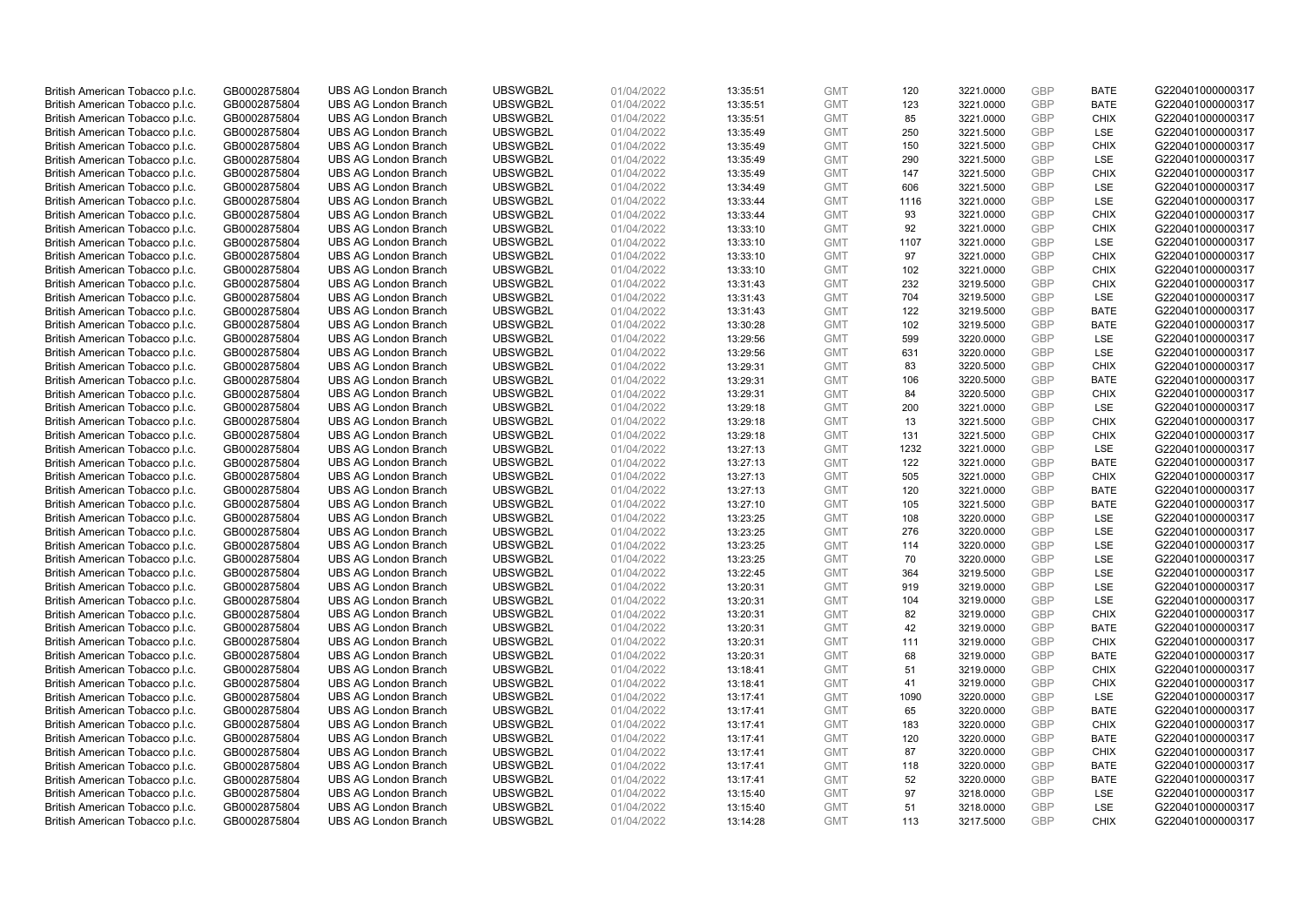| British American Tobacco p.l.c. | GB0002875804 | UBS AG London Branch | UBSWGB2L | 01/04/2022 | 13:35:51 | GMT | 120 | 3221.0000 | GBP | BATE | G220401000000317 |
|---|---|---|---|---|---|---|---|---|---|---|---|
| British American Tobacco p.l.c. | GB0002875804 | UBS AG London Branch | UBSWGB2L | 01/04/2022 | 13:35:51 | GMT | 123 | 3221.0000 | GBP | BATE | G220401000000317 |
| British American Tobacco p.l.c. | GB0002875804 | UBS AG London Branch | UBSWGB2L | 01/04/2022 | 13:35:51 | GMT | 85 | 3221.0000 | GBP | CHIX | G220401000000317 |
| British American Tobacco p.l.c. | GB0002875804 | UBS AG London Branch | UBSWGB2L | 01/04/2022 | 13:35:49 | GMT | 250 | 3221.5000 | GBP | LSE | G220401000000317 |
| British American Tobacco p.l.c. | GB0002875804 | UBS AG London Branch | UBSWGB2L | 01/04/2022 | 13:35:49 | GMT | 150 | 3221.5000 | GBP | CHIX | G220401000000317 |
| British American Tobacco p.l.c. | GB0002875804 | UBS AG London Branch | UBSWGB2L | 01/04/2022 | 13:35:49 | GMT | 290 | 3221.5000 | GBP | LSE | G220401000000317 |
| British American Tobacco p.l.c. | GB0002875804 | UBS AG London Branch | UBSWGB2L | 01/04/2022 | 13:35:49 | GMT | 147 | 3221.5000 | GBP | CHIX | G220401000000317 |
| British American Tobacco p.l.c. | GB0002875804 | UBS AG London Branch | UBSWGB2L | 01/04/2022 | 13:34:49 | GMT | 606 | 3221.5000 | GBP | LSE | G220401000000317 |
| British American Tobacco p.l.c. | GB0002875804 | UBS AG London Branch | UBSWGB2L | 01/04/2022 | 13:33:44 | GMT | 1116 | 3221.0000 | GBP | LSE | G220401000000317 |
| British American Tobacco p.l.c. | GB0002875804 | UBS AG London Branch | UBSWGB2L | 01/04/2022 | 13:33:44 | GMT | 93 | 3221.0000 | GBP | CHIX | G220401000000317 |
| British American Tobacco p.l.c. | GB0002875804 | UBS AG London Branch | UBSWGB2L | 01/04/2022 | 13:33:10 | GMT | 92 | 3221.0000 | GBP | CHIX | G220401000000317 |
| British American Tobacco p.l.c. | GB0002875804 | UBS AG London Branch | UBSWGB2L | 01/04/2022 | 13:33:10 | GMT | 1107 | 3221.0000 | GBP | LSE | G220401000000317 |
| British American Tobacco p.l.c. | GB0002875804 | UBS AG London Branch | UBSWGB2L | 01/04/2022 | 13:33:10 | GMT | 97 | 3221.0000 | GBP | CHIX | G220401000000317 |
| British American Tobacco p.l.c. | GB0002875804 | UBS AG London Branch | UBSWGB2L | 01/04/2022 | 13:33:10 | GMT | 102 | 3221.0000 | GBP | CHIX | G220401000000317 |
| British American Tobacco p.l.c. | GB0002875804 | UBS AG London Branch | UBSWGB2L | 01/04/2022 | 13:31:43 | GMT | 232 | 3219.5000 | GBP | CHIX | G220401000000317 |
| British American Tobacco p.l.c. | GB0002875804 | UBS AG London Branch | UBSWGB2L | 01/04/2022 | 13:31:43 | GMT | 704 | 3219.5000 | GBP | LSE | G220401000000317 |
| British American Tobacco p.l.c. | GB0002875804 | UBS AG London Branch | UBSWGB2L | 01/04/2022 | 13:31:43 | GMT | 122 | 3219.5000 | GBP | BATE | G220401000000317 |
| British American Tobacco p.l.c. | GB0002875804 | UBS AG London Branch | UBSWGB2L | 01/04/2022 | 13:30:28 | GMT | 102 | 3219.5000 | GBP | BATE | G220401000000317 |
| British American Tobacco p.l.c. | GB0002875804 | UBS AG London Branch | UBSWGB2L | 01/04/2022 | 13:29:56 | GMT | 599 | 3220.0000 | GBP | LSE | G220401000000317 |
| British American Tobacco p.l.c. | GB0002875804 | UBS AG London Branch | UBSWGB2L | 01/04/2022 | 13:29:56 | GMT | 631 | 3220.0000 | GBP | LSE | G220401000000317 |
| British American Tobacco p.l.c. | GB0002875804 | UBS AG London Branch | UBSWGB2L | 01/04/2022 | 13:29:31 | GMT | 83 | 3220.5000 | GBP | CHIX | G220401000000317 |
| British American Tobacco p.l.c. | GB0002875804 | UBS AG London Branch | UBSWGB2L | 01/04/2022 | 13:29:31 | GMT | 106 | 3220.5000 | GBP | BATE | G220401000000317 |
| British American Tobacco p.l.c. | GB0002875804 | UBS AG London Branch | UBSWGB2L | 01/04/2022 | 13:29:31 | GMT | 84 | 3220.5000 | GBP | CHIX | G220401000000317 |
| British American Tobacco p.l.c. | GB0002875804 | UBS AG London Branch | UBSWGB2L | 01/04/2022 | 13:29:18 | GMT | 200 | 3221.0000 | GBP | LSE | G220401000000317 |
| British American Tobacco p.l.c. | GB0002875804 | UBS AG London Branch | UBSWGB2L | 01/04/2022 | 13:29:18 | GMT | 13 | 3221.5000 | GBP | CHIX | G220401000000317 |
| British American Tobacco p.l.c. | GB0002875804 | UBS AG London Branch | UBSWGB2L | 01/04/2022 | 13:29:18 | GMT | 131 | 3221.5000 | GBP | CHIX | G220401000000317 |
| British American Tobacco p.l.c. | GB0002875804 | UBS AG London Branch | UBSWGB2L | 01/04/2022 | 13:27:13 | GMT | 1232 | 3221.0000 | GBP | LSE | G220401000000317 |
| British American Tobacco p.l.c. | GB0002875804 | UBS AG London Branch | UBSWGB2L | 01/04/2022 | 13:27:13 | GMT | 122 | 3221.0000 | GBP | BATE | G220401000000317 |
| British American Tobacco p.l.c. | GB0002875804 | UBS AG London Branch | UBSWGB2L | 01/04/2022 | 13:27:13 | GMT | 505 | 3221.0000 | GBP | CHIX | G220401000000317 |
| British American Tobacco p.l.c. | GB0002875804 | UBS AG London Branch | UBSWGB2L | 01/04/2022 | 13:27:13 | GMT | 120 | 3221.0000 | GBP | BATE | G220401000000317 |
| British American Tobacco p.l.c. | GB0002875804 | UBS AG London Branch | UBSWGB2L | 01/04/2022 | 13:27:10 | GMT | 105 | 3221.5000 | GBP | BATE | G220401000000317 |
| British American Tobacco p.l.c. | GB0002875804 | UBS AG London Branch | UBSWGB2L | 01/04/2022 | 13:23:25 | GMT | 108 | 3220.0000 | GBP | LSE | G220401000000317 |
| British American Tobacco p.l.c. | GB0002875804 | UBS AG London Branch | UBSWGB2L | 01/04/2022 | 13:23:25 | GMT | 276 | 3220.0000 | GBP | LSE | G220401000000317 |
| British American Tobacco p.l.c. | GB0002875804 | UBS AG London Branch | UBSWGB2L | 01/04/2022 | 13:23:25 | GMT | 114 | 3220.0000 | GBP | LSE | G220401000000317 |
| British American Tobacco p.l.c. | GB0002875804 | UBS AG London Branch | UBSWGB2L | 01/04/2022 | 13:23:25 | GMT | 70 | 3220.0000 | GBP | LSE | G220401000000317 |
| British American Tobacco p.l.c. | GB0002875804 | UBS AG London Branch | UBSWGB2L | 01/04/2022 | 13:22:45 | GMT | 364 | 3219.5000 | GBP | LSE | G220401000000317 |
| British American Tobacco p.l.c. | GB0002875804 | UBS AG London Branch | UBSWGB2L | 01/04/2022 | 13:20:31 | GMT | 919 | 3219.0000 | GBP | LSE | G220401000000317 |
| British American Tobacco p.l.c. | GB0002875804 | UBS AG London Branch | UBSWGB2L | 01/04/2022 | 13:20:31 | GMT | 104 | 3219.0000 | GBP | LSE | G220401000000317 |
| British American Tobacco p.l.c. | GB0002875804 | UBS AG London Branch | UBSWGB2L | 01/04/2022 | 13:20:31 | GMT | 82 | 3219.0000 | GBP | CHIX | G220401000000317 |
| British American Tobacco p.l.c. | GB0002875804 | UBS AG London Branch | UBSWGB2L | 01/04/2022 | 13:20:31 | GMT | 42 | 3219.0000 | GBP | BATE | G220401000000317 |
| British American Tobacco p.l.c. | GB0002875804 | UBS AG London Branch | UBSWGB2L | 01/04/2022 | 13:20:31 | GMT | 111 | 3219.0000 | GBP | CHIX | G220401000000317 |
| British American Tobacco p.l.c. | GB0002875804 | UBS AG London Branch | UBSWGB2L | 01/04/2022 | 13:20:31 | GMT | 68 | 3219.0000 | GBP | BATE | G220401000000317 |
| British American Tobacco p.l.c. | GB0002875804 | UBS AG London Branch | UBSWGB2L | 01/04/2022 | 13:18:41 | GMT | 51 | 3219.0000 | GBP | CHIX | G220401000000317 |
| British American Tobacco p.l.c. | GB0002875804 | UBS AG London Branch | UBSWGB2L | 01/04/2022 | 13:18:41 | GMT | 41 | 3219.0000 | GBP | CHIX | G220401000000317 |
| British American Tobacco p.l.c. | GB0002875804 | UBS AG London Branch | UBSWGB2L | 01/04/2022 | 13:17:41 | GMT | 1090 | 3220.0000 | GBP | LSE | G220401000000317 |
| British American Tobacco p.l.c. | GB0002875804 | UBS AG London Branch | UBSWGB2L | 01/04/2022 | 13:17:41 | GMT | 65 | 3220.0000 | GBP | BATE | G220401000000317 |
| British American Tobacco p.l.c. | GB0002875804 | UBS AG London Branch | UBSWGB2L | 01/04/2022 | 13:17:41 | GMT | 183 | 3220.0000 | GBP | CHIX | G220401000000317 |
| British American Tobacco p.l.c. | GB0002875804 | UBS AG London Branch | UBSWGB2L | 01/04/2022 | 13:17:41 | GMT | 120 | 3220.0000 | GBP | BATE | G220401000000317 |
| British American Tobacco p.l.c. | GB0002875804 | UBS AG London Branch | UBSWGB2L | 01/04/2022 | 13:17:41 | GMT | 87 | 3220.0000 | GBP | CHIX | G220401000000317 |
| British American Tobacco p.l.c. | GB0002875804 | UBS AG London Branch | UBSWGB2L | 01/04/2022 | 13:17:41 | GMT | 118 | 3220.0000 | GBP | BATE | G220401000000317 |
| British American Tobacco p.l.c. | GB0002875804 | UBS AG London Branch | UBSWGB2L | 01/04/2022 | 13:17:41 | GMT | 52 | 3220.0000 | GBP | BATE | G220401000000317 |
| British American Tobacco p.l.c. | GB0002875804 | UBS AG London Branch | UBSWGB2L | 01/04/2022 | 13:15:40 | GMT | 97 | 3218.0000 | GBP | LSE | G220401000000317 |
| British American Tobacco p.l.c. | GB0002875804 | UBS AG London Branch | UBSWGB2L | 01/04/2022 | 13:15:40 | GMT | 51 | 3218.0000 | GBP | LSE | G220401000000317 |
| British American Tobacco p.l.c. | GB0002875804 | UBS AG London Branch | UBSWGB2L | 01/04/2022 | 13:14:28 | GMT | 113 | 3217.5000 | GBP | CHIX | G220401000000317 |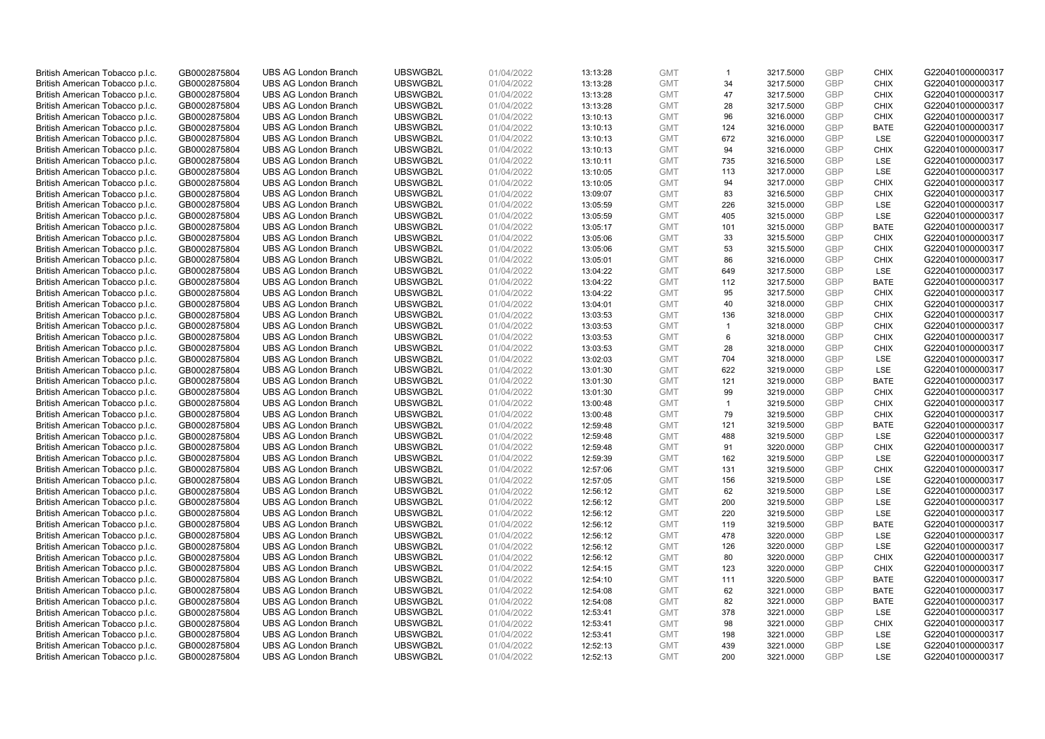| | | | | | | | | | | | |
|---|---|---|---|---|---|---|---|---|---|---|---|
| British American Tobacco p.l.c. | GB0002875804 | UBS AG London Branch | UBSWGB2L | 01/04/2022 | 13:13:28 | GMT | 1 | 3217.5000 | GBP | CHIX | G220401000000317 |
| British American Tobacco p.l.c. | GB0002875804 | UBS AG London Branch | UBSWGB2L | 01/04/2022 | 13:13:28 | GMT | 34 | 3217.5000 | GBP | CHIX | G220401000000317 |
| British American Tobacco p.l.c. | GB0002875804 | UBS AG London Branch | UBSWGB2L | 01/04/2022 | 13:13:28 | GMT | 47 | 3217.5000 | GBP | CHIX | G220401000000317 |
| British American Tobacco p.l.c. | GB0002875804 | UBS AG London Branch | UBSWGB2L | 01/04/2022 | 13:13:28 | GMT | 28 | 3217.5000 | GBP | CHIX | G220401000000317 |
| British American Tobacco p.l.c. | GB0002875804 | UBS AG London Branch | UBSWGB2L | 01/04/2022 | 13:10:13 | GMT | 96 | 3216.0000 | GBP | CHIX | G220401000000317 |
| British American Tobacco p.l.c. | GB0002875804 | UBS AG London Branch | UBSWGB2L | 01/04/2022 | 13:10:13 | GMT | 124 | 3216.0000 | GBP | BATE | G220401000000317 |
| British American Tobacco p.l.c. | GB0002875804 | UBS AG London Branch | UBSWGB2L | 01/04/2022 | 13:10:13 | GMT | 672 | 3216.0000 | GBP | LSE | G220401000000317 |
| British American Tobacco p.l.c. | GB0002875804 | UBS AG London Branch | UBSWGB2L | 01/04/2022 | 13:10:13 | GMT | 94 | 3216.0000 | GBP | CHIX | G220401000000317 |
| British American Tobacco p.l.c. | GB0002875804 | UBS AG London Branch | UBSWGB2L | 01/04/2022 | 13:10:11 | GMT | 735 | 3216.5000 | GBP | LSE | G220401000000317 |
| British American Tobacco p.l.c. | GB0002875804 | UBS AG London Branch | UBSWGB2L | 01/04/2022 | 13:10:05 | GMT | 113 | 3217.0000 | GBP | LSE | G220401000000317 |
| British American Tobacco p.l.c. | GB0002875804 | UBS AG London Branch | UBSWGB2L | 01/04/2022 | 13:10:05 | GMT | 94 | 3217.0000 | GBP | CHIX | G220401000000317 |
| British American Tobacco p.l.c. | GB0002875804 | UBS AG London Branch | UBSWGB2L | 01/04/2022 | 13:09:07 | GMT | 83 | 3216.5000 | GBP | CHIX | G220401000000317 |
| British American Tobacco p.l.c. | GB0002875804 | UBS AG London Branch | UBSWGB2L | 01/04/2022 | 13:05:59 | GMT | 226 | 3215.0000 | GBP | LSE | G220401000000317 |
| British American Tobacco p.l.c. | GB0002875804 | UBS AG London Branch | UBSWGB2L | 01/04/2022 | 13:05:59 | GMT | 405 | 3215.0000 | GBP | LSE | G220401000000317 |
| British American Tobacco p.l.c. | GB0002875804 | UBS AG London Branch | UBSWGB2L | 01/04/2022 | 13:05:17 | GMT | 101 | 3215.0000 | GBP | BATE | G220401000000317 |
| British American Tobacco p.l.c. | GB0002875804 | UBS AG London Branch | UBSWGB2L | 01/04/2022 | 13:05:06 | GMT | 33 | 3215.5000 | GBP | CHIX | G220401000000317 |
| British American Tobacco p.l.c. | GB0002875804 | UBS AG London Branch | UBSWGB2L | 01/04/2022 | 13:05:06 | GMT | 53 | 3215.5000 | GBP | CHIX | G220401000000317 |
| British American Tobacco p.l.c. | GB0002875804 | UBS AG London Branch | UBSWGB2L | 01/04/2022 | 13:05:01 | GMT | 86 | 3216.0000 | GBP | CHIX | G220401000000317 |
| British American Tobacco p.l.c. | GB0002875804 | UBS AG London Branch | UBSWGB2L | 01/04/2022 | 13:04:22 | GMT | 649 | 3217.5000 | GBP | LSE | G220401000000317 |
| British American Tobacco p.l.c. | GB0002875804 | UBS AG London Branch | UBSWGB2L | 01/04/2022 | 13:04:22 | GMT | 112 | 3217.5000 | GBP | BATE | G220401000000317 |
| British American Tobacco p.l.c. | GB0002875804 | UBS AG London Branch | UBSWGB2L | 01/04/2022 | 13:04:22 | GMT | 95 | 3217.5000 | GBP | CHIX | G220401000000317 |
| British American Tobacco p.l.c. | GB0002875804 | UBS AG London Branch | UBSWGB2L | 01/04/2022 | 13:04:01 | GMT | 40 | 3218.0000 | GBP | CHIX | G220401000000317 |
| British American Tobacco p.l.c. | GB0002875804 | UBS AG London Branch | UBSWGB2L | 01/04/2022 | 13:03:53 | GMT | 136 | 3218.0000 | GBP | CHIX | G220401000000317 |
| British American Tobacco p.l.c. | GB0002875804 | UBS AG London Branch | UBSWGB2L | 01/04/2022 | 13:03:53 | GMT | 1 | 3218.0000 | GBP | CHIX | G220401000000317 |
| British American Tobacco p.l.c. | GB0002875804 | UBS AG London Branch | UBSWGB2L | 01/04/2022 | 13:03:53 | GMT | 6 | 3218.0000 | GBP | CHIX | G220401000000317 |
| British American Tobacco p.l.c. | GB0002875804 | UBS AG London Branch | UBSWGB2L | 01/04/2022 | 13:03:53 | GMT | 28 | 3218.0000 | GBP | CHIX | G220401000000317 |
| British American Tobacco p.l.c. | GB0002875804 | UBS AG London Branch | UBSWGB2L | 01/04/2022 | 13:02:03 | GMT | 704 | 3218.0000 | GBP | LSE | G220401000000317 |
| British American Tobacco p.l.c. | GB0002875804 | UBS AG London Branch | UBSWGB2L | 01/04/2022 | 13:01:30 | GMT | 622 | 3219.0000 | GBP | LSE | G220401000000317 |
| British American Tobacco p.l.c. | GB0002875804 | UBS AG London Branch | UBSWGB2L | 01/04/2022 | 13:01:30 | GMT | 121 | 3219.0000 | GBP | BATE | G220401000000317 |
| British American Tobacco p.l.c. | GB0002875804 | UBS AG London Branch | UBSWGB2L | 01/04/2022 | 13:01:30 | GMT | 99 | 3219.0000 | GBP | CHIX | G220401000000317 |
| British American Tobacco p.l.c. | GB0002875804 | UBS AG London Branch | UBSWGB2L | 01/04/2022 | 13:00:48 | GMT | 1 | 3219.5000 | GBP | CHIX | G220401000000317 |
| British American Tobacco p.l.c. | GB0002875804 | UBS AG London Branch | UBSWGB2L | 01/04/2022 | 13:00:48 | GMT | 79 | 3219.5000 | GBP | CHIX | G220401000000317 |
| British American Tobacco p.l.c. | GB0002875804 | UBS AG London Branch | UBSWGB2L | 01/04/2022 | 12:59:48 | GMT | 121 | 3219.5000 | GBP | BATE | G220401000000317 |
| British American Tobacco p.l.c. | GB0002875804 | UBS AG London Branch | UBSWGB2L | 01/04/2022 | 12:59:48 | GMT | 488 | 3219.5000 | GBP | LSE | G220401000000317 |
| British American Tobacco p.l.c. | GB0002875804 | UBS AG London Branch | UBSWGB2L | 01/04/2022 | 12:59:48 | GMT | 91 | 3220.0000 | GBP | CHIX | G220401000000317 |
| British American Tobacco p.l.c. | GB0002875804 | UBS AG London Branch | UBSWGB2L | 01/04/2022 | 12:59:39 | GMT | 162 | 3219.5000 | GBP | LSE | G220401000000317 |
| British American Tobacco p.l.c. | GB0002875804 | UBS AG London Branch | UBSWGB2L | 01/04/2022 | 12:57:06 | GMT | 131 | 3219.5000 | GBP | CHIX | G220401000000317 |
| British American Tobacco p.l.c. | GB0002875804 | UBS AG London Branch | UBSWGB2L | 01/04/2022 | 12:57:05 | GMT | 156 | 3219.5000 | GBP | LSE | G220401000000317 |
| British American Tobacco p.l.c. | GB0002875804 | UBS AG London Branch | UBSWGB2L | 01/04/2022 | 12:56:12 | GMT | 62 | 3219.5000 | GBP | LSE | G220401000000317 |
| British American Tobacco p.l.c. | GB0002875804 | UBS AG London Branch | UBSWGB2L | 01/04/2022 | 12:56:12 | GMT | 200 | 3219.5000 | GBP | LSE | G220401000000317 |
| British American Tobacco p.l.c. | GB0002875804 | UBS AG London Branch | UBSWGB2L | 01/04/2022 | 12:56:12 | GMT | 220 | 3219.5000 | GBP | LSE | G220401000000317 |
| British American Tobacco p.l.c. | GB0002875804 | UBS AG London Branch | UBSWGB2L | 01/04/2022 | 12:56:12 | GMT | 119 | 3219.5000 | GBP | BATE | G220401000000317 |
| British American Tobacco p.l.c. | GB0002875804 | UBS AG London Branch | UBSWGB2L | 01/04/2022 | 12:56:12 | GMT | 478 | 3220.0000 | GBP | LSE | G220401000000317 |
| British American Tobacco p.l.c. | GB0002875804 | UBS AG London Branch | UBSWGB2L | 01/04/2022 | 12:56:12 | GMT | 126 | 3220.0000 | GBP | LSE | G220401000000317 |
| British American Tobacco p.l.c. | GB0002875804 | UBS AG London Branch | UBSWGB2L | 01/04/2022 | 12:56:12 | GMT | 80 | 3220.0000 | GBP | CHIX | G220401000000317 |
| British American Tobacco p.l.c. | GB0002875804 | UBS AG London Branch | UBSWGB2L | 01/04/2022 | 12:54:15 | GMT | 123 | 3220.0000 | GBP | CHIX | G220401000000317 |
| British American Tobacco p.l.c. | GB0002875804 | UBS AG London Branch | UBSWGB2L | 01/04/2022 | 12:54:10 | GMT | 111 | 3220.5000 | GBP | BATE | G220401000000317 |
| British American Tobacco p.l.c. | GB0002875804 | UBS AG London Branch | UBSWGB2L | 01/04/2022 | 12:54:08 | GMT | 62 | 3221.0000 | GBP | BATE | G220401000000317 |
| British American Tobacco p.l.c. | GB0002875804 | UBS AG London Branch | UBSWGB2L | 01/04/2022 | 12:54:08 | GMT | 82 | 3221.0000 | GBP | BATE | G220401000000317 |
| British American Tobacco p.l.c. | GB0002875804 | UBS AG London Branch | UBSWGB2L | 01/04/2022 | 12:53:41 | GMT | 378 | 3221.0000 | GBP | LSE | G220401000000317 |
| British American Tobacco p.l.c. | GB0002875804 | UBS AG London Branch | UBSWGB2L | 01/04/2022 | 12:53:41 | GMT | 98 | 3221.0000 | GBP | CHIX | G220401000000317 |
| British American Tobacco p.l.c. | GB0002875804 | UBS AG London Branch | UBSWGB2L | 01/04/2022 | 12:53:41 | GMT | 198 | 3221.0000 | GBP | LSE | G220401000000317 |
| British American Tobacco p.l.c. | GB0002875804 | UBS AG London Branch | UBSWGB2L | 01/04/2022 | 12:52:13 | GMT | 439 | 3221.0000 | GBP | LSE | G220401000000317 |
| British American Tobacco p.l.c. | GB0002875804 | UBS AG London Branch | UBSWGB2L | 01/04/2022 | 12:52:13 | GMT | 200 | 3221.0000 | GBP | LSE | G220401000000317 |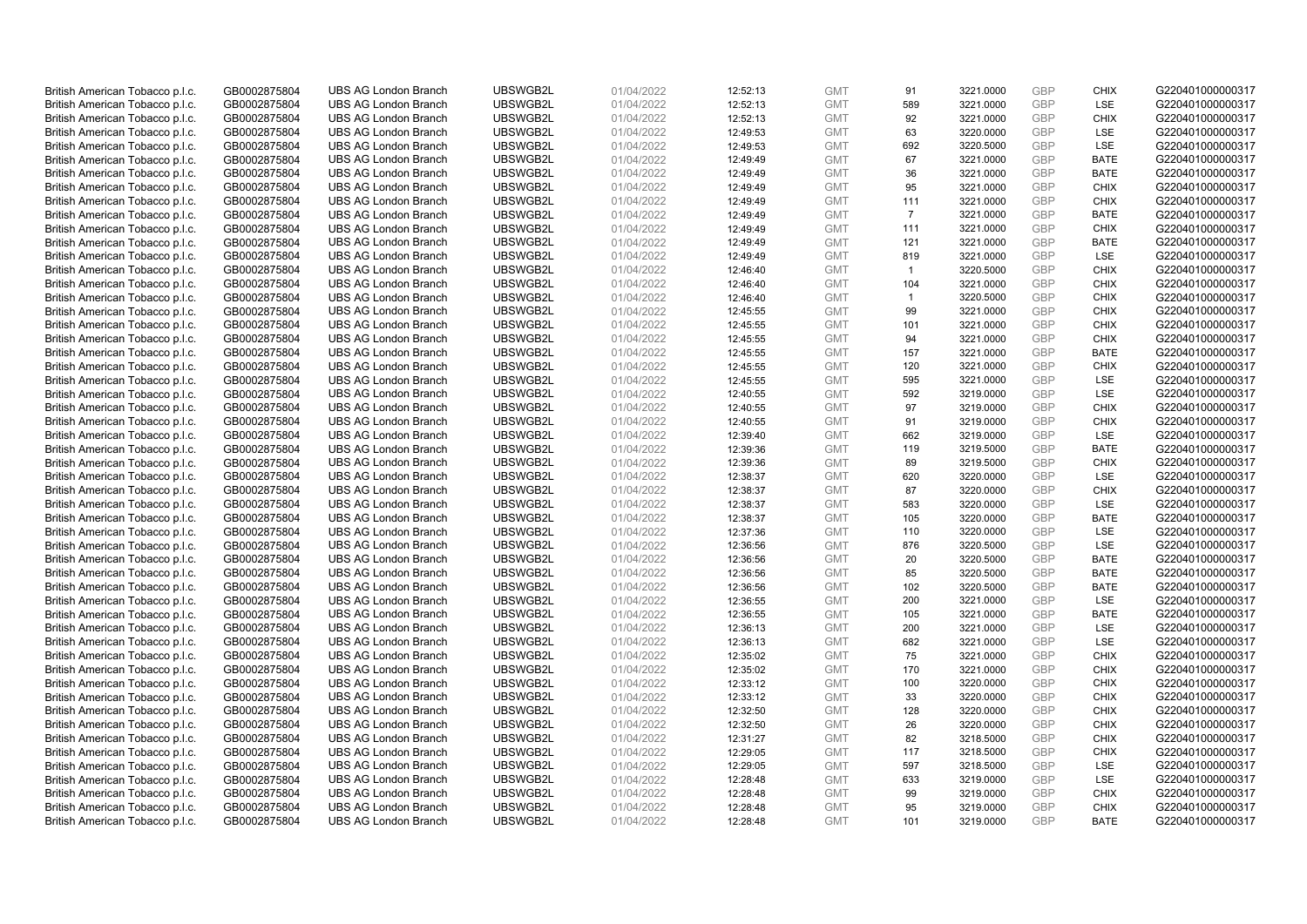| | | | | | | | | | | | |
|---|---|---|---|---|---|---|---|---|---|---|---|
| British American Tobacco p.l.c. | GB0002875804 | UBS AG London Branch | UBSWGB2L | 01/04/2022 | 12:52:13 | GMT | 91 | 3221.0000 | GBP | CHIX | G220401000000317 |
| British American Tobacco p.l.c. | GB0002875804 | UBS AG London Branch | UBSWGB2L | 01/04/2022 | 12:52:13 | GMT | 589 | 3221.0000 | GBP | LSE | G220401000000317 |
| British American Tobacco p.l.c. | GB0002875804 | UBS AG London Branch | UBSWGB2L | 01/04/2022 | 12:52:13 | GMT | 92 | 3221.0000 | GBP | CHIX | G220401000000317 |
| British American Tobacco p.l.c. | GB0002875804 | UBS AG London Branch | UBSWGB2L | 01/04/2022 | 12:49:53 | GMT | 63 | 3220.0000 | GBP | LSE | G220401000000317 |
| British American Tobacco p.l.c. | GB0002875804 | UBS AG London Branch | UBSWGB2L | 01/04/2022 | 12:49:53 | GMT | 692 | 3220.5000 | GBP | LSE | G220401000000317 |
| British American Tobacco p.l.c. | GB0002875804 | UBS AG London Branch | UBSWGB2L | 01/04/2022 | 12:49:49 | GMT | 67 | 3221.0000 | GBP | BATE | G220401000000317 |
| British American Tobacco p.l.c. | GB0002875804 | UBS AG London Branch | UBSWGB2L | 01/04/2022 | 12:49:49 | GMT | 36 | 3221.0000 | GBP | BATE | G220401000000317 |
| British American Tobacco p.l.c. | GB0002875804 | UBS AG London Branch | UBSWGB2L | 01/04/2022 | 12:49:49 | GMT | 95 | 3221.0000 | GBP | CHIX | G220401000000317 |
| British American Tobacco p.l.c. | GB0002875804 | UBS AG London Branch | UBSWGB2L | 01/04/2022 | 12:49:49 | GMT | 111 | 3221.0000 | GBP | CHIX | G220401000000317 |
| British American Tobacco p.l.c. | GB0002875804 | UBS AG London Branch | UBSWGB2L | 01/04/2022 | 12:49:49 | GMT | 7 | 3221.0000 | GBP | BATE | G220401000000317 |
| British American Tobacco p.l.c. | GB0002875804 | UBS AG London Branch | UBSWGB2L | 01/04/2022 | 12:49:49 | GMT | 111 | 3221.0000 | GBP | CHIX | G220401000000317 |
| British American Tobacco p.l.c. | GB0002875804 | UBS AG London Branch | UBSWGB2L | 01/04/2022 | 12:49:49 | GMT | 121 | 3221.0000 | GBP | BATE | G220401000000317 |
| British American Tobacco p.l.c. | GB0002875804 | UBS AG London Branch | UBSWGB2L | 01/04/2022 | 12:49:49 | GMT | 819 | 3221.0000 | GBP | LSE | G220401000000317 |
| British American Tobacco p.l.c. | GB0002875804 | UBS AG London Branch | UBSWGB2L | 01/04/2022 | 12:46:40 | GMT | 1 | 3220.5000 | GBP | CHIX | G220401000000317 |
| British American Tobacco p.l.c. | GB0002875804 | UBS AG London Branch | UBSWGB2L | 01/04/2022 | 12:46:40 | GMT | 104 | 3221.0000 | GBP | CHIX | G220401000000317 |
| British American Tobacco p.l.c. | GB0002875804 | UBS AG London Branch | UBSWGB2L | 01/04/2022 | 12:46:40 | GMT | 1 | 3220.5000 | GBP | CHIX | G220401000000317 |
| British American Tobacco p.l.c. | GB0002875804 | UBS AG London Branch | UBSWGB2L | 01/04/2022 | 12:45:55 | GMT | 99 | 3221.0000 | GBP | CHIX | G220401000000317 |
| British American Tobacco p.l.c. | GB0002875804 | UBS AG London Branch | UBSWGB2L | 01/04/2022 | 12:45:55 | GMT | 101 | 3221.0000 | GBP | CHIX | G220401000000317 |
| British American Tobacco p.l.c. | GB0002875804 | UBS AG London Branch | UBSWGB2L | 01/04/2022 | 12:45:55 | GMT | 94 | 3221.0000 | GBP | CHIX | G220401000000317 |
| British American Tobacco p.l.c. | GB0002875804 | UBS AG London Branch | UBSWGB2L | 01/04/2022 | 12:45:55 | GMT | 157 | 3221.0000 | GBP | BATE | G220401000000317 |
| British American Tobacco p.l.c. | GB0002875804 | UBS AG London Branch | UBSWGB2L | 01/04/2022 | 12:45:55 | GMT | 120 | 3221.0000 | GBP | CHIX | G220401000000317 |
| British American Tobacco p.l.c. | GB0002875804 | UBS AG London Branch | UBSWGB2L | 01/04/2022 | 12:45:55 | GMT | 595 | 3221.0000 | GBP | LSE | G220401000000317 |
| British American Tobacco p.l.c. | GB0002875804 | UBS AG London Branch | UBSWGB2L | 01/04/2022 | 12:40:55 | GMT | 592 | 3219.0000 | GBP | LSE | G220401000000317 |
| British American Tobacco p.l.c. | GB0002875804 | UBS AG London Branch | UBSWGB2L | 01/04/2022 | 12:40:55 | GMT | 97 | 3219.0000 | GBP | CHIX | G220401000000317 |
| British American Tobacco p.l.c. | GB0002875804 | UBS AG London Branch | UBSWGB2L | 01/04/2022 | 12:40:55 | GMT | 91 | 3219.0000 | GBP | CHIX | G220401000000317 |
| British American Tobacco p.l.c. | GB0002875804 | UBS AG London Branch | UBSWGB2L | 01/04/2022 | 12:39:40 | GMT | 662 | 3219.0000 | GBP | LSE | G220401000000317 |
| British American Tobacco p.l.c. | GB0002875804 | UBS AG London Branch | UBSWGB2L | 01/04/2022 | 12:39:36 | GMT | 119 | 3219.5000 | GBP | BATE | G220401000000317 |
| British American Tobacco p.l.c. | GB0002875804 | UBS AG London Branch | UBSWGB2L | 01/04/2022 | 12:39:36 | GMT | 89 | 3219.5000 | GBP | CHIX | G220401000000317 |
| British American Tobacco p.l.c. | GB0002875804 | UBS AG London Branch | UBSWGB2L | 01/04/2022 | 12:38:37 | GMT | 620 | 3220.0000 | GBP | LSE | G220401000000317 |
| British American Tobacco p.l.c. | GB0002875804 | UBS AG London Branch | UBSWGB2L | 01/04/2022 | 12:38:37 | GMT | 87 | 3220.0000 | GBP | CHIX | G220401000000317 |
| British American Tobacco p.l.c. | GB0002875804 | UBS AG London Branch | UBSWGB2L | 01/04/2022 | 12:38:37 | GMT | 583 | 3220.0000 | GBP | LSE | G220401000000317 |
| British American Tobacco p.l.c. | GB0002875804 | UBS AG London Branch | UBSWGB2L | 01/04/2022 | 12:38:37 | GMT | 105 | 3220.0000 | GBP | BATE | G220401000000317 |
| British American Tobacco p.l.c. | GB0002875804 | UBS AG London Branch | UBSWGB2L | 01/04/2022 | 12:37:36 | GMT | 110 | 3220.0000 | GBP | LSE | G220401000000317 |
| British American Tobacco p.l.c. | GB0002875804 | UBS AG London Branch | UBSWGB2L | 01/04/2022 | 12:36:56 | GMT | 876 | 3220.5000 | GBP | LSE | G220401000000317 |
| British American Tobacco p.l.c. | GB0002875804 | UBS AG London Branch | UBSWGB2L | 01/04/2022 | 12:36:56 | GMT | 20 | 3220.5000 | GBP | BATE | G220401000000317 |
| British American Tobacco p.l.c. | GB0002875804 | UBS AG London Branch | UBSWGB2L | 01/04/2022 | 12:36:56 | GMT | 85 | 3220.5000 | GBP | BATE | G220401000000317 |
| British American Tobacco p.l.c. | GB0002875804 | UBS AG London Branch | UBSWGB2L | 01/04/2022 | 12:36:56 | GMT | 102 | 3220.5000 | GBP | BATE | G220401000000317 |
| British American Tobacco p.l.c. | GB0002875804 | UBS AG London Branch | UBSWGB2L | 01/04/2022 | 12:36:55 | GMT | 200 | 3221.0000 | GBP | LSE | G220401000000317 |
| British American Tobacco p.l.c. | GB0002875804 | UBS AG London Branch | UBSWGB2L | 01/04/2022 | 12:36:55 | GMT | 105 | 3221.0000 | GBP | BATE | G220401000000317 |
| British American Tobacco p.l.c. | GB0002875804 | UBS AG London Branch | UBSWGB2L | 01/04/2022 | 12:36:13 | GMT | 200 | 3221.0000 | GBP | LSE | G220401000000317 |
| British American Tobacco p.l.c. | GB0002875804 | UBS AG London Branch | UBSWGB2L | 01/04/2022 | 12:36:13 | GMT | 682 | 3221.0000 | GBP | LSE | G220401000000317 |
| British American Tobacco p.l.c. | GB0002875804 | UBS AG London Branch | UBSWGB2L | 01/04/2022 | 12:35:02 | GMT | 75 | 3221.0000 | GBP | CHIX | G220401000000317 |
| British American Tobacco p.l.c. | GB0002875804 | UBS AG London Branch | UBSWGB2L | 01/04/2022 | 12:35:02 | GMT | 170 | 3221.0000 | GBP | CHIX | G220401000000317 |
| British American Tobacco p.l.c. | GB0002875804 | UBS AG London Branch | UBSWGB2L | 01/04/2022 | 12:33:12 | GMT | 100 | 3220.0000 | GBP | CHIX | G220401000000317 |
| British American Tobacco p.l.c. | GB0002875804 | UBS AG London Branch | UBSWGB2L | 01/04/2022 | 12:33:12 | GMT | 33 | 3220.0000 | GBP | CHIX | G220401000000317 |
| British American Tobacco p.l.c. | GB0002875804 | UBS AG London Branch | UBSWGB2L | 01/04/2022 | 12:32:50 | GMT | 128 | 3220.0000 | GBP | CHIX | G220401000000317 |
| British American Tobacco p.l.c. | GB0002875804 | UBS AG London Branch | UBSWGB2L | 01/04/2022 | 12:32:50 | GMT | 26 | 3220.0000 | GBP | CHIX | G220401000000317 |
| British American Tobacco p.l.c. | GB0002875804 | UBS AG London Branch | UBSWGB2L | 01/04/2022 | 12:31:27 | GMT | 82 | 3218.5000 | GBP | CHIX | G220401000000317 |
| British American Tobacco p.l.c. | GB0002875804 | UBS AG London Branch | UBSWGB2L | 01/04/2022 | 12:29:05 | GMT | 117 | 3218.5000 | GBP | CHIX | G220401000000317 |
| British American Tobacco p.l.c. | GB0002875804 | UBS AG London Branch | UBSWGB2L | 01/04/2022 | 12:29:05 | GMT | 597 | 3218.5000 | GBP | LSE | G220401000000317 |
| British American Tobacco p.l.c. | GB0002875804 | UBS AG London Branch | UBSWGB2L | 01/04/2022 | 12:28:48 | GMT | 633 | 3219.0000 | GBP | LSE | G220401000000317 |
| British American Tobacco p.l.c. | GB0002875804 | UBS AG London Branch | UBSWGB2L | 01/04/2022 | 12:28:48 | GMT | 99 | 3219.0000 | GBP | CHIX | G220401000000317 |
| British American Tobacco p.l.c. | GB0002875804 | UBS AG London Branch | UBSWGB2L | 01/04/2022 | 12:28:48 | GMT | 95 | 3219.0000 | GBP | CHIX | G220401000000317 |
| British American Tobacco p.l.c. | GB0002875804 | UBS AG London Branch | UBSWGB2L | 01/04/2022 | 12:28:48 | GMT | 101 | 3219.0000 | GBP | BATE | G220401000000317 |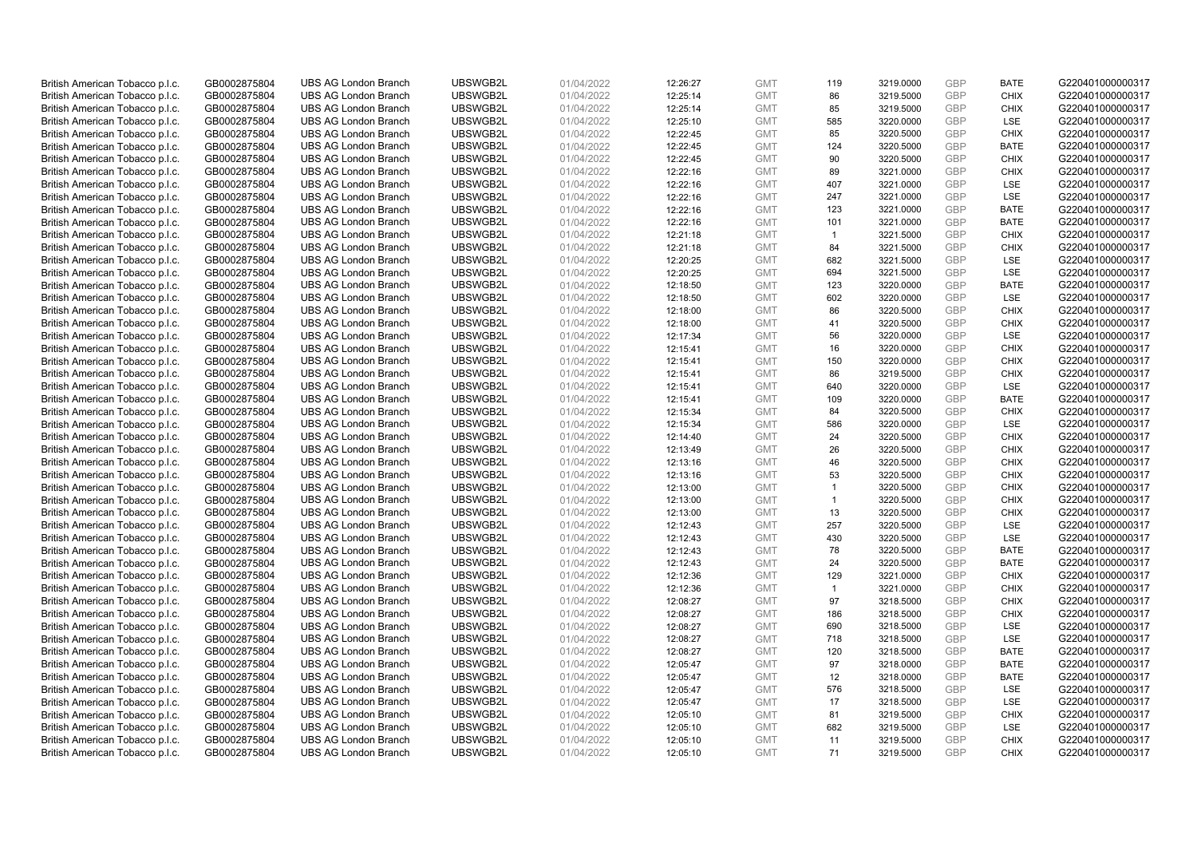| | | | | | | | | | | | |
|---|---|---|---|---|---|---|---|---|---|---|---|
| British American Tobacco p.l.c. | GB0002875804 | UBS AG London Branch | UBSWGB2L | 01/04/2022 | 12:26:27 | GMT | 119 | 3219.0000 | GBP | BATE | G220401000000317 |
| British American Tobacco p.l.c. | GB0002875804 | UBS AG London Branch | UBSWGB2L | 01/04/2022 | 12:25:14 | GMT | 86 | 3219.5000 | GBP | CHIX | G220401000000317 |
| British American Tobacco p.l.c. | GB0002875804 | UBS AG London Branch | UBSWGB2L | 01/04/2022 | 12:25:14 | GMT | 85 | 3219.5000 | GBP | CHIX | G220401000000317 |
| British American Tobacco p.l.c. | GB0002875804 | UBS AG London Branch | UBSWGB2L | 01/04/2022 | 12:25:10 | GMT | 585 | 3220.0000 | GBP | LSE | G220401000000317 |
| British American Tobacco p.l.c. | GB0002875804 | UBS AG London Branch | UBSWGB2L | 01/04/2022 | 12:22:45 | GMT | 85 | 3220.5000 | GBP | CHIX | G220401000000317 |
| British American Tobacco p.l.c. | GB0002875804 | UBS AG London Branch | UBSWGB2L | 01/04/2022 | 12:22:45 | GMT | 124 | 3220.5000 | GBP | BATE | G220401000000317 |
| British American Tobacco p.l.c. | GB0002875804 | UBS AG London Branch | UBSWGB2L | 01/04/2022 | 12:22:45 | GMT | 90 | 3220.5000 | GBP | CHIX | G220401000000317 |
| British American Tobacco p.l.c. | GB0002875804 | UBS AG London Branch | UBSWGB2L | 01/04/2022 | 12:22:16 | GMT | 89 | 3221.0000 | GBP | CHIX | G220401000000317 |
| British American Tobacco p.l.c. | GB0002875804 | UBS AG London Branch | UBSWGB2L | 01/04/2022 | 12:22:16 | GMT | 407 | 3221.0000 | GBP | LSE | G220401000000317 |
| British American Tobacco p.l.c. | GB0002875804 | UBS AG London Branch | UBSWGB2L | 01/04/2022 | 12:22:16 | GMT | 247 | 3221.0000 | GBP | LSE | G220401000000317 |
| British American Tobacco p.l.c. | GB0002875804 | UBS AG London Branch | UBSWGB2L | 01/04/2022 | 12:22:16 | GMT | 123 | 3221.0000 | GBP | BATE | G220401000000317 |
| British American Tobacco p.l.c. | GB0002875804 | UBS AG London Branch | UBSWGB2L | 01/04/2022 | 12:22:16 | GMT | 101 | 3221.0000 | GBP | BATE | G220401000000317 |
| British American Tobacco p.l.c. | GB0002875804 | UBS AG London Branch | UBSWGB2L | 01/04/2022 | 12:21:18 | GMT | 1 | 3221.5000 | GBP | CHIX | G220401000000317 |
| British American Tobacco p.l.c. | GB0002875804 | UBS AG London Branch | UBSWGB2L | 01/04/2022 | 12:21:18 | GMT | 84 | 3221.5000 | GBP | CHIX | G220401000000317 |
| British American Tobacco p.l.c. | GB0002875804 | UBS AG London Branch | UBSWGB2L | 01/04/2022 | 12:20:25 | GMT | 682 | 3221.5000 | GBP | LSE | G220401000000317 |
| British American Tobacco p.l.c. | GB0002875804 | UBS AG London Branch | UBSWGB2L | 01/04/2022 | 12:20:25 | GMT | 694 | 3221.5000 | GBP | LSE | G220401000000317 |
| British American Tobacco p.l.c. | GB0002875804 | UBS AG London Branch | UBSWGB2L | 01/04/2022 | 12:18:50 | GMT | 123 | 3220.0000 | GBP | BATE | G220401000000317 |
| British American Tobacco p.l.c. | GB0002875804 | UBS AG London Branch | UBSWGB2L | 01/04/2022 | 12:18:50 | GMT | 602 | 3220.0000 | GBP | LSE | G220401000000317 |
| British American Tobacco p.l.c. | GB0002875804 | UBS AG London Branch | UBSWGB2L | 01/04/2022 | 12:18:00 | GMT | 86 | 3220.5000 | GBP | CHIX | G220401000000317 |
| British American Tobacco p.l.c. | GB0002875804 | UBS AG London Branch | UBSWGB2L | 01/04/2022 | 12:18:00 | GMT | 41 | 3220.5000 | GBP | CHIX | G220401000000317 |
| British American Tobacco p.l.c. | GB0002875804 | UBS AG London Branch | UBSWGB2L | 01/04/2022 | 12:17:34 | GMT | 56 | 3220.0000 | GBP | LSE | G220401000000317 |
| British American Tobacco p.l.c. | GB0002875804 | UBS AG London Branch | UBSWGB2L | 01/04/2022 | 12:15:41 | GMT | 16 | 3220.0000 | GBP | CHIX | G220401000000317 |
| British American Tobacco p.l.c. | GB0002875804 | UBS AG London Branch | UBSWGB2L | 01/04/2022 | 12:15:41 | GMT | 150 | 3220.0000 | GBP | CHIX | G220401000000317 |
| British American Tobacco p.l.c. | GB0002875804 | UBS AG London Branch | UBSWGB2L | 01/04/2022 | 12:15:41 | GMT | 86 | 3219.5000 | GBP | CHIX | G220401000000317 |
| British American Tobacco p.l.c. | GB0002875804 | UBS AG London Branch | UBSWGB2L | 01/04/2022 | 12:15:41 | GMT | 640 | 3220.0000 | GBP | LSE | G220401000000317 |
| British American Tobacco p.l.c. | GB0002875804 | UBS AG London Branch | UBSWGB2L | 01/04/2022 | 12:15:41 | GMT | 109 | 3220.0000 | GBP | BATE | G220401000000317 |
| British American Tobacco p.l.c. | GB0002875804 | UBS AG London Branch | UBSWGB2L | 01/04/2022 | 12:15:34 | GMT | 84 | 3220.5000 | GBP | CHIX | G220401000000317 |
| British American Tobacco p.l.c. | GB0002875804 | UBS AG London Branch | UBSWGB2L | 01/04/2022 | 12:15:34 | GMT | 586 | 3220.0000 | GBP | LSE | G220401000000317 |
| British American Tobacco p.l.c. | GB0002875804 | UBS AG London Branch | UBSWGB2L | 01/04/2022 | 12:14:40 | GMT | 24 | 3220.5000 | GBP | CHIX | G220401000000317 |
| British American Tobacco p.l.c. | GB0002875804 | UBS AG London Branch | UBSWGB2L | 01/04/2022 | 12:13:49 | GMT | 26 | 3220.5000 | GBP | CHIX | G220401000000317 |
| British American Tobacco p.l.c. | GB0002875804 | UBS AG London Branch | UBSWGB2L | 01/04/2022 | 12:13:16 | GMT | 46 | 3220.5000 | GBP | CHIX | G220401000000317 |
| British American Tobacco p.l.c. | GB0002875804 | UBS AG London Branch | UBSWGB2L | 01/04/2022 | 12:13:16 | GMT | 53 | 3220.5000 | GBP | CHIX | G220401000000317 |
| British American Tobacco p.l.c. | GB0002875804 | UBS AG London Branch | UBSWGB2L | 01/04/2022 | 12:13:00 | GMT | 1 | 3220.5000 | GBP | CHIX | G220401000000317 |
| British American Tobacco p.l.c. | GB0002875804 | UBS AG London Branch | UBSWGB2L | 01/04/2022 | 12:13:00 | GMT | 1 | 3220.5000 | GBP | CHIX | G220401000000317 |
| British American Tobacco p.l.c. | GB0002875804 | UBS AG London Branch | UBSWGB2L | 01/04/2022 | 12:13:00 | GMT | 13 | 3220.5000 | GBP | CHIX | G220401000000317 |
| British American Tobacco p.l.c. | GB0002875804 | UBS AG London Branch | UBSWGB2L | 01/04/2022 | 12:12:43 | GMT | 257 | 3220.5000 | GBP | LSE | G220401000000317 |
| British American Tobacco p.l.c. | GB0002875804 | UBS AG London Branch | UBSWGB2L | 01/04/2022 | 12:12:43 | GMT | 430 | 3220.5000 | GBP | LSE | G220401000000317 |
| British American Tobacco p.l.c. | GB0002875804 | UBS AG London Branch | UBSWGB2L | 01/04/2022 | 12:12:43 | GMT | 78 | 3220.5000 | GBP | BATE | G220401000000317 |
| British American Tobacco p.l.c. | GB0002875804 | UBS AG London Branch | UBSWGB2L | 01/04/2022 | 12:12:43 | GMT | 24 | 3220.5000 | GBP | BATE | G220401000000317 |
| British American Tobacco p.l.c. | GB0002875804 | UBS AG London Branch | UBSWGB2L | 01/04/2022 | 12:12:36 | GMT | 129 | 3221.0000 | GBP | CHIX | G220401000000317 |
| British American Tobacco p.l.c. | GB0002875804 | UBS AG London Branch | UBSWGB2L | 01/04/2022 | 12:12:36 | GMT | 1 | 3221.0000 | GBP | CHIX | G220401000000317 |
| British American Tobacco p.l.c. | GB0002875804 | UBS AG London Branch | UBSWGB2L | 01/04/2022 | 12:08:27 | GMT | 97 | 3218.5000 | GBP | CHIX | G220401000000317 |
| British American Tobacco p.l.c. | GB0002875804 | UBS AG London Branch | UBSWGB2L | 01/04/2022 | 12:08:27 | GMT | 186 | 3218.5000 | GBP | CHIX | G220401000000317 |
| British American Tobacco p.l.c. | GB0002875804 | UBS AG London Branch | UBSWGB2L | 01/04/2022 | 12:08:27 | GMT | 690 | 3218.5000 | GBP | LSE | G220401000000317 |
| British American Tobacco p.l.c. | GB0002875804 | UBS AG London Branch | UBSWGB2L | 01/04/2022 | 12:08:27 | GMT | 718 | 3218.5000 | GBP | LSE | G220401000000317 |
| British American Tobacco p.l.c. | GB0002875804 | UBS AG London Branch | UBSWGB2L | 01/04/2022 | 12:08:27 | GMT | 120 | 3218.5000 | GBP | BATE | G220401000000317 |
| British American Tobacco p.l.c. | GB0002875804 | UBS AG London Branch | UBSWGB2L | 01/04/2022 | 12:05:47 | GMT | 97 | 3218.0000 | GBP | BATE | G220401000000317 |
| British American Tobacco p.l.c. | GB0002875804 | UBS AG London Branch | UBSWGB2L | 01/04/2022 | 12:05:47 | GMT | 12 | 3218.0000 | GBP | BATE | G220401000000317 |
| British American Tobacco p.l.c. | GB0002875804 | UBS AG London Branch | UBSWGB2L | 01/04/2022 | 12:05:47 | GMT | 576 | 3218.5000 | GBP | LSE | G220401000000317 |
| British American Tobacco p.l.c. | GB0002875804 | UBS AG London Branch | UBSWGB2L | 01/04/2022 | 12:05:47 | GMT | 17 | 3218.5000 | GBP | LSE | G220401000000317 |
| British American Tobacco p.l.c. | GB0002875804 | UBS AG London Branch | UBSWGB2L | 01/04/2022 | 12:05:10 | GMT | 81 | 3219.5000 | GBP | CHIX | G220401000000317 |
| British American Tobacco p.l.c. | GB0002875804 | UBS AG London Branch | UBSWGB2L | 01/04/2022 | 12:05:10 | GMT | 682 | 3219.5000 | GBP | LSE | G220401000000317 |
| British American Tobacco p.l.c. | GB0002875804 | UBS AG London Branch | UBSWGB2L | 01/04/2022 | 12:05:10 | GMT | 11 | 3219.5000 | GBP | CHIX | G220401000000317 |
| British American Tobacco p.l.c. | GB0002875804 | UBS AG London Branch | UBSWGB2L | 01/04/2022 | 12:05:10 | GMT | 71 | 3219.5000 | GBP | CHIX | G220401000000317 |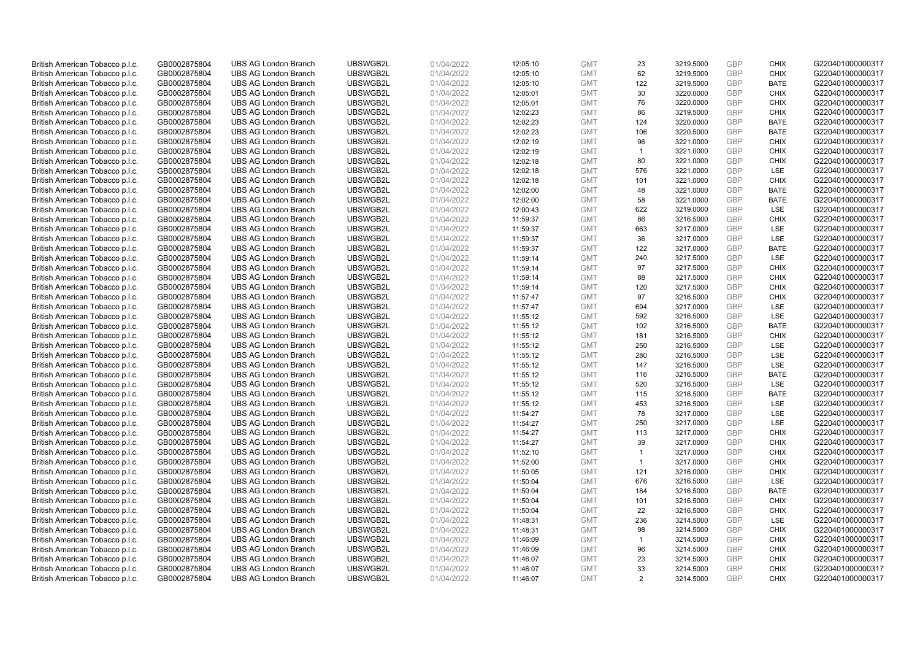| British American Tobacco p.l.c. | GB0002875804 | UBS AG London Branch | UBSWGB2L | 01/04/2022 | 12:05:10 | GMT | 23 | 3219.5000 | GBP | CHIX | G220401000000317 |
|---|---|---|---|---|---|---|---|---|---|---|---|
| British American Tobacco p.l.c. | GB0002875804 | UBS AG London Branch | UBSWGB2L | 01/04/2022 | 12:05:10 | GMT | 62 | 3219.5000 | GBP | CHIX | G220401000000317 |
| British American Tobacco p.l.c. | GB0002875804 | UBS AG London Branch | UBSWGB2L | 01/04/2022 | 12:05:10 | GMT | 122 | 3219.5000 | GBP | BATE | G220401000000317 |
| British American Tobacco p.l.c. | GB0002875804 | UBS AG London Branch | UBSWGB2L | 01/04/2022 | 12:05:01 | GMT | 30 | 3220.0000 | GBP | CHIX | G220401000000317 |
| British American Tobacco p.l.c. | GB0002875804 | UBS AG London Branch | UBSWGB2L | 01/04/2022 | 12:05:01 | GMT | 76 | 3220.0000 | GBP | CHIX | G220401000000317 |
| British American Tobacco p.l.c. | GB0002875804 | UBS AG London Branch | UBSWGB2L | 01/04/2022 | 12:02:23 | GMT | 86 | 3219.5000 | GBP | CHIX | G220401000000317 |
| British American Tobacco p.l.c. | GB0002875804 | UBS AG London Branch | UBSWGB2L | 01/04/2022 | 12:02:23 | GMT | 124 | 3220.0000 | GBP | BATE | G220401000000317 |
| British American Tobacco p.l.c. | GB0002875804 | UBS AG London Branch | UBSWGB2L | 01/04/2022 | 12:02:23 | GMT | 106 | 3220.5000 | GBP | BATE | G220401000000317 |
| British American Tobacco p.l.c. | GB0002875804 | UBS AG London Branch | UBSWGB2L | 01/04/2022 | 12:02:19 | GMT | 96 | 3221.0000 | GBP | CHIX | G220401000000317 |
| British American Tobacco p.l.c. | GB0002875804 | UBS AG London Branch | UBSWGB2L | 01/04/2022 | 12:02:19 | GMT | 1 | 3221.0000 | GBP | CHIX | G220401000000317 |
| British American Tobacco p.l.c. | GB0002875804 | UBS AG London Branch | UBSWGB2L | 01/04/2022 | 12:02:18 | GMT | 80 | 3221.0000 | GBP | CHIX | G220401000000317 |
| British American Tobacco p.l.c. | GB0002875804 | UBS AG London Branch | UBSWGB2L | 01/04/2022 | 12:02:18 | GMT | 576 | 3221.0000 | GBP | LSE | G220401000000317 |
| British American Tobacco p.l.c. | GB0002875804 | UBS AG London Branch | UBSWGB2L | 01/04/2022 | 12:02:18 | GMT | 101 | 3221.0000 | GBP | CHIX | G220401000000317 |
| British American Tobacco p.l.c. | GB0002875804 | UBS AG London Branch | UBSWGB2L | 01/04/2022 | 12:02:00 | GMT | 48 | 3221.0000 | GBP | BATE | G220401000000317 |
| British American Tobacco p.l.c. | GB0002875804 | UBS AG London Branch | UBSWGB2L | 01/04/2022 | 12:02:00 | GMT | 58 | 3221.0000 | GBP | BATE | G220401000000317 |
| British American Tobacco p.l.c. | GB0002875804 | UBS AG London Branch | UBSWGB2L | 01/04/2022 | 12:00:43 | GMT | 622 | 3219.0000 | GBP | LSE | G220401000000317 |
| British American Tobacco p.l.c. | GB0002875804 | UBS AG London Branch | UBSWGB2L | 01/04/2022 | 11:59:37 | GMT | 86 | 3216.5000 | GBP | CHIX | G220401000000317 |
| British American Tobacco p.l.c. | GB0002875804 | UBS AG London Branch | UBSWGB2L | 01/04/2022 | 11:59:37 | GMT | 663 | 3217.0000 | GBP | LSE | G220401000000317 |
| British American Tobacco p.l.c. | GB0002875804 | UBS AG London Branch | UBSWGB2L | 01/04/2022 | 11:59:37 | GMT | 36 | 3217.0000 | GBP | LSE | G220401000000317 |
| British American Tobacco p.l.c. | GB0002875804 | UBS AG London Branch | UBSWGB2L | 01/04/2022 | 11:59:37 | GMT | 122 | 3217.0000 | GBP | BATE | G220401000000317 |
| British American Tobacco p.l.c. | GB0002875804 | UBS AG London Branch | UBSWGB2L | 01/04/2022 | 11:59:14 | GMT | 240 | 3217.5000 | GBP | LSE | G220401000000317 |
| British American Tobacco p.l.c. | GB0002875804 | UBS AG London Branch | UBSWGB2L | 01/04/2022 | 11:59:14 | GMT | 97 | 3217.5000 | GBP | CHIX | G220401000000317 |
| British American Tobacco p.l.c. | GB0002875804 | UBS AG London Branch | UBSWGB2L | 01/04/2022 | 11:59:14 | GMT | 88 | 3217.5000 | GBP | CHIX | G220401000000317 |
| British American Tobacco p.l.c. | GB0002875804 | UBS AG London Branch | UBSWGB2L | 01/04/2022 | 11:59:14 | GMT | 120 | 3217.5000 | GBP | CHIX | G220401000000317 |
| British American Tobacco p.l.c. | GB0002875804 | UBS AG London Branch | UBSWGB2L | 01/04/2022 | 11:57:47 | GMT | 97 | 3216.5000 | GBP | CHIX | G220401000000317 |
| British American Tobacco p.l.c. | GB0002875804 | UBS AG London Branch | UBSWGB2L | 01/04/2022 | 11:57:47 | GMT | 694 | 3217.0000 | GBP | LSE | G220401000000317 |
| British American Tobacco p.l.c. | GB0002875804 | UBS AG London Branch | UBSWGB2L | 01/04/2022 | 11:55:12 | GMT | 592 | 3216.5000 | GBP | LSE | G220401000000317 |
| British American Tobacco p.l.c. | GB0002875804 | UBS AG London Branch | UBSWGB2L | 01/04/2022 | 11:55:12 | GMT | 102 | 3216.5000 | GBP | BATE | G220401000000317 |
| British American Tobacco p.l.c. | GB0002875804 | UBS AG London Branch | UBSWGB2L | 01/04/2022 | 11:55:12 | GMT | 181 | 3216.5000 | GBP | CHIX | G220401000000317 |
| British American Tobacco p.l.c. | GB0002875804 | UBS AG London Branch | UBSWGB2L | 01/04/2022 | 11:55:12 | GMT | 250 | 3216.5000 | GBP | LSE | G220401000000317 |
| British American Tobacco p.l.c. | GB0002875804 | UBS AG London Branch | UBSWGB2L | 01/04/2022 | 11:55:12 | GMT | 280 | 3216.5000 | GBP | LSE | G220401000000317 |
| British American Tobacco p.l.c. | GB0002875804 | UBS AG London Branch | UBSWGB2L | 01/04/2022 | 11:55:12 | GMT | 147 | 3216.5000 | GBP | LSE | G220401000000317 |
| British American Tobacco p.l.c. | GB0002875804 | UBS AG London Branch | UBSWGB2L | 01/04/2022 | 11:55:12 | GMT | 116 | 3216.5000 | GBP | BATE | G220401000000317 |
| British American Tobacco p.l.c. | GB0002875804 | UBS AG London Branch | UBSWGB2L | 01/04/2022 | 11:55:12 | GMT | 520 | 3216.5000 | GBP | LSE | G220401000000317 |
| British American Tobacco p.l.c. | GB0002875804 | UBS AG London Branch | UBSWGB2L | 01/04/2022 | 11:55:12 | GMT | 115 | 3216.5000 | GBP | BATE | G220401000000317 |
| British American Tobacco p.l.c. | GB0002875804 | UBS AG London Branch | UBSWGB2L | 01/04/2022 | 11:55:12 | GMT | 453 | 3216.5000 | GBP | LSE | G220401000000317 |
| British American Tobacco p.l.c. | GB0002875804 | UBS AG London Branch | UBSWGB2L | 01/04/2022 | 11:54:27 | GMT | 78 | 3217.0000 | GBP | LSE | G220401000000317 |
| British American Tobacco p.l.c. | GB0002875804 | UBS AG London Branch | UBSWGB2L | 01/04/2022 | 11:54:27 | GMT | 250 | 3217.0000 | GBP | LSE | G220401000000317 |
| British American Tobacco p.l.c. | GB0002875804 | UBS AG London Branch | UBSWGB2L | 01/04/2022 | 11:54:27 | GMT | 113 | 3217.0000 | GBP | CHIX | G220401000000317 |
| British American Tobacco p.l.c. | GB0002875804 | UBS AG London Branch | UBSWGB2L | 01/04/2022 | 11:54:27 | GMT | 39 | 3217.0000 | GBP | CHIX | G220401000000317 |
| British American Tobacco p.l.c. | GB0002875804 | UBS AG London Branch | UBSWGB2L | 01/04/2022 | 11:52:10 | GMT | 1 | 3217.0000 | GBP | CHIX | G220401000000317 |
| British American Tobacco p.l.c. | GB0002875804 | UBS AG London Branch | UBSWGB2L | 01/04/2022 | 11:52:00 | GMT | 1 | 3217.0000 | GBP | CHIX | G220401000000317 |
| British American Tobacco p.l.c. | GB0002875804 | UBS AG London Branch | UBSWGB2L | 01/04/2022 | 11:50:05 | GMT | 121 | 3216.0000 | GBP | CHIX | G220401000000317 |
| British American Tobacco p.l.c. | GB0002875804 | UBS AG London Branch | UBSWGB2L | 01/04/2022 | 11:50:04 | GMT | 676 | 3216.5000 | GBP | LSE | G220401000000317 |
| British American Tobacco p.l.c. | GB0002875804 | UBS AG London Branch | UBSWGB2L | 01/04/2022 | 11:50:04 | GMT | 184 | 3216.5000 | GBP | BATE | G220401000000317 |
| British American Tobacco p.l.c. | GB0002875804 | UBS AG London Branch | UBSWGB2L | 01/04/2022 | 11:50:04 | GMT | 101 | 3216.5000 | GBP | CHIX | G220401000000317 |
| British American Tobacco p.l.c. | GB0002875804 | UBS AG London Branch | UBSWGB2L | 01/04/2022 | 11:50:04 | GMT | 22 | 3216.5000 | GBP | CHIX | G220401000000317 |
| British American Tobacco p.l.c. | GB0002875804 | UBS AG London Branch | UBSWGB2L | 01/04/2022 | 11:48:31 | GMT | 236 | 3214.5000 | GBP | LSE | G220401000000317 |
| British American Tobacco p.l.c. | GB0002875804 | UBS AG London Branch | UBSWGB2L | 01/04/2022 | 11:48:31 | GMT | 98 | 3214.5000 | GBP | CHIX | G220401000000317 |
| British American Tobacco p.l.c. | GB0002875804 | UBS AG London Branch | UBSWGB2L | 01/04/2022 | 11:46:09 | GMT | 1 | 3214.5000 | GBP | CHIX | G220401000000317 |
| British American Tobacco p.l.c. | GB0002875804 | UBS AG London Branch | UBSWGB2L | 01/04/2022 | 11:46:09 | GMT | 96 | 3214.5000 | GBP | CHIX | G220401000000317 |
| British American Tobacco p.l.c. | GB0002875804 | UBS AG London Branch | UBSWGB2L | 01/04/2022 | 11:46:07 | GMT | 23 | 3214.5000 | GBP | CHIX | G220401000000317 |
| British American Tobacco p.l.c. | GB0002875804 | UBS AG London Branch | UBSWGB2L | 01/04/2022 | 11:46:07 | GMT | 33 | 3214.5000 | GBP | CHIX | G220401000000317 |
| British American Tobacco p.l.c. | GB0002875804 | UBS AG London Branch | UBSWGB2L | 01/04/2022 | 11:46:07 | GMT | 2 | 3214.5000 | GBP | CHIX | G220401000000317 |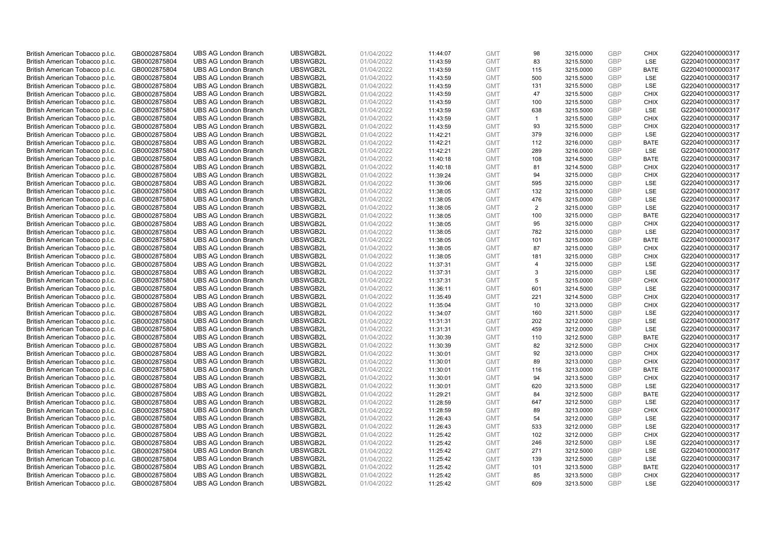| | | | | | | | | | | | |
|---|---|---|---|---|---|---|---|---|---|---|---|
| British American Tobacco p.l.c. | GB0002875804 | UBS AG London Branch | UBSWGB2L | 01/04/2022 | 11:44:07 | GMT | 98 | 3215.0000 | GBP | CHIX | G220401000000317 |
| British American Tobacco p.l.c. | GB0002875804 | UBS AG London Branch | UBSWGB2L | 01/04/2022 | 11:43:59 | GMT | 83 | 3215.5000 | GBP | LSE | G220401000000317 |
| British American Tobacco p.l.c. | GB0002875804 | UBS AG London Branch | UBSWGB2L | 01/04/2022 | 11:43:59 | GMT | 115 | 3215.0000 | GBP | BATE | G220401000000317 |
| British American Tobacco p.l.c. | GB0002875804 | UBS AG London Branch | UBSWGB2L | 01/04/2022 | 11:43:59 | GMT | 500 | 3215.5000 | GBP | LSE | G220401000000317 |
| British American Tobacco p.l.c. | GB0002875804 | UBS AG London Branch | UBSWGB2L | 01/04/2022 | 11:43:59 | GMT | 131 | 3215.5000 | GBP | LSE | G220401000000317 |
| British American Tobacco p.l.c. | GB0002875804 | UBS AG London Branch | UBSWGB2L | 01/04/2022 | 11:43:59 | GMT | 47 | 3215.5000 | GBP | CHIX | G220401000000317 |
| British American Tobacco p.l.c. | GB0002875804 | UBS AG London Branch | UBSWGB2L | 01/04/2022 | 11:43:59 | GMT | 100 | 3215.5000 | GBP | CHIX | G220401000000317 |
| British American Tobacco p.l.c. | GB0002875804 | UBS AG London Branch | UBSWGB2L | 01/04/2022 | 11:43:59 | GMT | 638 | 3215.5000 | GBP | LSE | G220401000000317 |
| British American Tobacco p.l.c. | GB0002875804 | UBS AG London Branch | UBSWGB2L | 01/04/2022 | 11:43:59 | GMT | 1 | 3215.5000 | GBP | CHIX | G220401000000317 |
| British American Tobacco p.l.c. | GB0002875804 | UBS AG London Branch | UBSWGB2L | 01/04/2022 | 11:43:59 | GMT | 93 | 3215.5000 | GBP | CHIX | G220401000000317 |
| British American Tobacco p.l.c. | GB0002875804 | UBS AG London Branch | UBSWGB2L | 01/04/2022 | 11:42:21 | GMT | 379 | 3216.0000 | GBP | LSE | G220401000000317 |
| British American Tobacco p.l.c. | GB0002875804 | UBS AG London Branch | UBSWGB2L | 01/04/2022 | 11:42:21 | GMT | 112 | 3216.0000 | GBP | BATE | G220401000000317 |
| British American Tobacco p.l.c. | GB0002875804 | UBS AG London Branch | UBSWGB2L | 01/04/2022 | 11:42:21 | GMT | 289 | 3216.0000 | GBP | LSE | G220401000000317 |
| British American Tobacco p.l.c. | GB0002875804 | UBS AG London Branch | UBSWGB2L | 01/04/2022 | 11:40:18 | GMT | 108 | 3214.5000 | GBP | BATE | G220401000000317 |
| British American Tobacco p.l.c. | GB0002875804 | UBS AG London Branch | UBSWGB2L | 01/04/2022 | 11:40:18 | GMT | 81 | 3214.5000 | GBP | CHIX | G220401000000317 |
| British American Tobacco p.l.c. | GB0002875804 | UBS AG London Branch | UBSWGB2L | 01/04/2022 | 11:39:24 | GMT | 94 | 3215.0000 | GBP | CHIX | G220401000000317 |
| British American Tobacco p.l.c. | GB0002875804 | UBS AG London Branch | UBSWGB2L | 01/04/2022 | 11:39:06 | GMT | 595 | 3215.0000 | GBP | LSE | G220401000000317 |
| British American Tobacco p.l.c. | GB0002875804 | UBS AG London Branch | UBSWGB2L | 01/04/2022 | 11:38:05 | GMT | 132 | 3215.0000 | GBP | LSE | G220401000000317 |
| British American Tobacco p.l.c. | GB0002875804 | UBS AG London Branch | UBSWGB2L | 01/04/2022 | 11:38:05 | GMT | 476 | 3215.0000 | GBP | LSE | G220401000000317 |
| British American Tobacco p.l.c. | GB0002875804 | UBS AG London Branch | UBSWGB2L | 01/04/2022 | 11:38:05 | GMT | 2 | 3215.0000 | GBP | LSE | G220401000000317 |
| British American Tobacco p.l.c. | GB0002875804 | UBS AG London Branch | UBSWGB2L | 01/04/2022 | 11:38:05 | GMT | 100 | 3215.0000 | GBP | BATE | G220401000000317 |
| British American Tobacco p.l.c. | GB0002875804 | UBS AG London Branch | UBSWGB2L | 01/04/2022 | 11:38:05 | GMT | 95 | 3215.0000 | GBP | CHIX | G220401000000317 |
| British American Tobacco p.l.c. | GB0002875804 | UBS AG London Branch | UBSWGB2L | 01/04/2022 | 11:38:05 | GMT | 782 | 3215.0000 | GBP | LSE | G220401000000317 |
| British American Tobacco p.l.c. | GB0002875804 | UBS AG London Branch | UBSWGB2L | 01/04/2022 | 11:38:05 | GMT | 101 | 3215.0000 | GBP | BATE | G220401000000317 |
| British American Tobacco p.l.c. | GB0002875804 | UBS AG London Branch | UBSWGB2L | 01/04/2022 | 11:38:05 | GMT | 87 | 3215.0000 | GBP | CHIX | G220401000000317 |
| British American Tobacco p.l.c. | GB0002875804 | UBS AG London Branch | UBSWGB2L | 01/04/2022 | 11:38:05 | GMT | 181 | 3215.0000 | GBP | CHIX | G220401000000317 |
| British American Tobacco p.l.c. | GB0002875804 | UBS AG London Branch | UBSWGB2L | 01/04/2022 | 11:37:31 | GMT | 4 | 3215.0000 | GBP | LSE | G220401000000317 |
| British American Tobacco p.l.c. | GB0002875804 | UBS AG London Branch | UBSWGB2L | 01/04/2022 | 11:37:31 | GMT | 3 | 3215.0000 | GBP | LSE | G220401000000317 |
| British American Tobacco p.l.c. | GB0002875804 | UBS AG London Branch | UBSWGB2L | 01/04/2022 | 11:37:31 | GMT | 5 | 3215.0000 | GBP | CHIX | G220401000000317 |
| British American Tobacco p.l.c. | GB0002875804 | UBS AG London Branch | UBSWGB2L | 01/04/2022 | 11:36:11 | GMT | 601 | 3214.5000 | GBP | LSE | G220401000000317 |
| British American Tobacco p.l.c. | GB0002875804 | UBS AG London Branch | UBSWGB2L | 01/04/2022 | 11:35:49 | GMT | 221 | 3214.5000 | GBP | CHIX | G220401000000317 |
| British American Tobacco p.l.c. | GB0002875804 | UBS AG London Branch | UBSWGB2L | 01/04/2022 | 11:35:04 | GMT | 10 | 3213.0000 | GBP | CHIX | G220401000000317 |
| British American Tobacco p.l.c. | GB0002875804 | UBS AG London Branch | UBSWGB2L | 01/04/2022 | 11:34:07 | GMT | 160 | 3211.5000 | GBP | LSE | G220401000000317 |
| British American Tobacco p.l.c. | GB0002875804 | UBS AG London Branch | UBSWGB2L | 01/04/2022 | 11:31:31 | GMT | 202 | 3212.0000 | GBP | LSE | G220401000000317 |
| British American Tobacco p.l.c. | GB0002875804 | UBS AG London Branch | UBSWGB2L | 01/04/2022 | 11:31:31 | GMT | 459 | 3212.0000 | GBP | LSE | G220401000000317 |
| British American Tobacco p.l.c. | GB0002875804 | UBS AG London Branch | UBSWGB2L | 01/04/2022 | 11:30:39 | GMT | 110 | 3212.5000 | GBP | BATE | G220401000000317 |
| British American Tobacco p.l.c. | GB0002875804 | UBS AG London Branch | UBSWGB2L | 01/04/2022 | 11:30:39 | GMT | 82 | 3212.5000 | GBP | CHIX | G220401000000317 |
| British American Tobacco p.l.c. | GB0002875804 | UBS AG London Branch | UBSWGB2L | 01/04/2022 | 11:30:01 | GMT | 92 | 3213.0000 | GBP | CHIX | G220401000000317 |
| British American Tobacco p.l.c. | GB0002875804 | UBS AG London Branch | UBSWGB2L | 01/04/2022 | 11:30:01 | GMT | 89 | 3213.0000 | GBP | CHIX | G220401000000317 |
| British American Tobacco p.l.c. | GB0002875804 | UBS AG London Branch | UBSWGB2L | 01/04/2022 | 11:30:01 | GMT | 116 | 3213.0000 | GBP | BATE | G220401000000317 |
| British American Tobacco p.l.c. | GB0002875804 | UBS AG London Branch | UBSWGB2L | 01/04/2022 | 11:30:01 | GMT | 94 | 3213.5000 | GBP | CHIX | G220401000000317 |
| British American Tobacco p.l.c. | GB0002875804 | UBS AG London Branch | UBSWGB2L | 01/04/2022 | 11:30:01 | GMT | 620 | 3213.5000 | GBP | LSE | G220401000000317 |
| British American Tobacco p.l.c. | GB0002875804 | UBS AG London Branch | UBSWGB2L | 01/04/2022 | 11:29:21 | GMT | 84 | 3212.5000 | GBP | BATE | G220401000000317 |
| British American Tobacco p.l.c. | GB0002875804 | UBS AG London Branch | UBSWGB2L | 01/04/2022 | 11:28:59 | GMT | 647 | 3212.5000 | GBP | LSE | G220401000000317 |
| British American Tobacco p.l.c. | GB0002875804 | UBS AG London Branch | UBSWGB2L | 01/04/2022 | 11:28:59 | GMT | 89 | 3213.0000 | GBP | CHIX | G220401000000317 |
| British American Tobacco p.l.c. | GB0002875804 | UBS AG London Branch | UBSWGB2L | 01/04/2022 | 11:26:43 | GMT | 54 | 3212.0000 | GBP | LSE | G220401000000317 |
| British American Tobacco p.l.c. | GB0002875804 | UBS AG London Branch | UBSWGB2L | 01/04/2022 | 11:26:43 | GMT | 533 | 3212.0000 | GBP | LSE | G220401000000317 |
| British American Tobacco p.l.c. | GB0002875804 | UBS AG London Branch | UBSWGB2L | 01/04/2022 | 11:25:42 | GMT | 102 | 3212.0000 | GBP | CHIX | G220401000000317 |
| British American Tobacco p.l.c. | GB0002875804 | UBS AG London Branch | UBSWGB2L | 01/04/2022 | 11:25:42 | GMT | 246 | 3212.5000 | GBP | LSE | G220401000000317 |
| British American Tobacco p.l.c. | GB0002875804 | UBS AG London Branch | UBSWGB2L | 01/04/2022 | 11:25:42 | GMT | 271 | 3212.5000 | GBP | LSE | G220401000000317 |
| British American Tobacco p.l.c. | GB0002875804 | UBS AG London Branch | UBSWGB2L | 01/04/2022 | 11:25:42 | GMT | 139 | 3212.5000 | GBP | LSE | G220401000000317 |
| British American Tobacco p.l.c. | GB0002875804 | UBS AG London Branch | UBSWGB2L | 01/04/2022 | 11:25:42 | GMT | 101 | 3213.5000 | GBP | BATE | G220401000000317 |
| British American Tobacco p.l.c. | GB0002875804 | UBS AG London Branch | UBSWGB2L | 01/04/2022 | 11:25:42 | GMT | 85 | 3213.5000 | GBP | CHIX | G220401000000317 |
| British American Tobacco p.l.c. | GB0002875804 | UBS AG London Branch | UBSWGB2L | 01/04/2022 | 11:25:42 | GMT | 609 | 3213.5000 | GBP | LSE | G220401000000317 |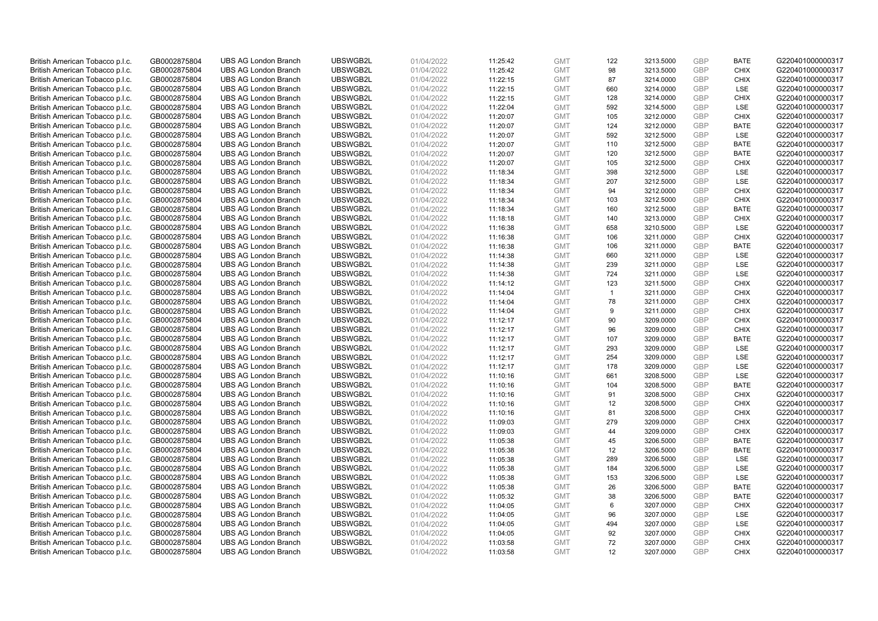| | | | | | | | | | | | |
|---|---|---|---|---|---|---|---|---|---|---|---|
| British American Tobacco p.l.c. | GB0002875804 | UBS AG London Branch | UBSWGB2L | 01/04/2022 | 11:25:42 | GMT | 122 | 3213.5000 | GBP | BATE | G220401000000317 |
| British American Tobacco p.l.c. | GB0002875804 | UBS AG London Branch | UBSWGB2L | 01/04/2022 | 11:25:42 | GMT | 98 | 3213.5000 | GBP | CHIX | G220401000000317 |
| British American Tobacco p.l.c. | GB0002875804 | UBS AG London Branch | UBSWGB2L | 01/04/2022 | 11:22:15 | GMT | 87 | 3214.0000 | GBP | CHIX | G220401000000317 |
| British American Tobacco p.l.c. | GB0002875804 | UBS AG London Branch | UBSWGB2L | 01/04/2022 | 11:22:15 | GMT | 660 | 3214.0000 | GBP | LSE | G220401000000317 |
| British American Tobacco p.l.c. | GB0002875804 | UBS AG London Branch | UBSWGB2L | 01/04/2022 | 11:22:15 | GMT | 128 | 3214.0000 | GBP | CHIX | G220401000000317 |
| British American Tobacco p.l.c. | GB0002875804 | UBS AG London Branch | UBSWGB2L | 01/04/2022 | 11:22:04 | GMT | 592 | 3214.5000 | GBP | LSE | G220401000000317 |
| British American Tobacco p.l.c. | GB0002875804 | UBS AG London Branch | UBSWGB2L | 01/04/2022 | 11:20:07 | GMT | 105 | 3212.0000 | GBP | CHIX | G220401000000317 |
| British American Tobacco p.l.c. | GB0002875804 | UBS AG London Branch | UBSWGB2L | 01/04/2022 | 11:20:07 | GMT | 124 | 3212.0000 | GBP | BATE | G220401000000317 |
| British American Tobacco p.l.c. | GB0002875804 | UBS AG London Branch | UBSWGB2L | 01/04/2022 | 11:20:07 | GMT | 592 | 3212.5000 | GBP | LSE | G220401000000317 |
| British American Tobacco p.l.c. | GB0002875804 | UBS AG London Branch | UBSWGB2L | 01/04/2022 | 11:20:07 | GMT | 110 | 3212.5000 | GBP | BATE | G220401000000317 |
| British American Tobacco p.l.c. | GB0002875804 | UBS AG London Branch | UBSWGB2L | 01/04/2022 | 11:20:07 | GMT | 120 | 3212.5000 | GBP | BATE | G220401000000317 |
| British American Tobacco p.l.c. | GB0002875804 | UBS AG London Branch | UBSWGB2L | 01/04/2022 | 11:20:07 | GMT | 105 | 3212.5000 | GBP | CHIX | G220401000000317 |
| British American Tobacco p.l.c. | GB0002875804 | UBS AG London Branch | UBSWGB2L | 01/04/2022 | 11:18:34 | GMT | 398 | 3212.5000 | GBP | LSE | G220401000000317 |
| British American Tobacco p.l.c. | GB0002875804 | UBS AG London Branch | UBSWGB2L | 01/04/2022 | 11:18:34 | GMT | 207 | 3212.5000 | GBP | LSE | G220401000000317 |
| British American Tobacco p.l.c. | GB0002875804 | UBS AG London Branch | UBSWGB2L | 01/04/2022 | 11:18:34 | GMT | 94 | 3212.0000 | GBP | CHIX | G220401000000317 |
| British American Tobacco p.l.c. | GB0002875804 | UBS AG London Branch | UBSWGB2L | 01/04/2022 | 11:18:34 | GMT | 103 | 3212.5000 | GBP | CHIX | G220401000000317 |
| British American Tobacco p.l.c. | GB0002875804 | UBS AG London Branch | UBSWGB2L | 01/04/2022 | 11:18:34 | GMT | 160 | 3212.5000 | GBP | BATE | G220401000000317 |
| British American Tobacco p.l.c. | GB0002875804 | UBS AG London Branch | UBSWGB2L | 01/04/2022 | 11:18:18 | GMT | 140 | 3213.0000 | GBP | CHIX | G220401000000317 |
| British American Tobacco p.l.c. | GB0002875804 | UBS AG London Branch | UBSWGB2L | 01/04/2022 | 11:16:38 | GMT | 658 | 3210.5000 | GBP | LSE | G220401000000317 |
| British American Tobacco p.l.c. | GB0002875804 | UBS AG London Branch | UBSWGB2L | 01/04/2022 | 11:16:38 | GMT | 106 | 3211.0000 | GBP | CHIX | G220401000000317 |
| British American Tobacco p.l.c. | GB0002875804 | UBS AG London Branch | UBSWGB2L | 01/04/2022 | 11:16:38 | GMT | 106 | 3211.0000 | GBP | BATE | G220401000000317 |
| British American Tobacco p.l.c. | GB0002875804 | UBS AG London Branch | UBSWGB2L | 01/04/2022 | 11:14:38 | GMT | 660 | 3211.0000 | GBP | LSE | G220401000000317 |
| British American Tobacco p.l.c. | GB0002875804 | UBS AG London Branch | UBSWGB2L | 01/04/2022 | 11:14:38 | GMT | 239 | 3211.0000 | GBP | LSE | G220401000000317 |
| British American Tobacco p.l.c. | GB0002875804 | UBS AG London Branch | UBSWGB2L | 01/04/2022 | 11:14:38 | GMT | 724 | 3211.0000 | GBP | LSE | G220401000000317 |
| British American Tobacco p.l.c. | GB0002875804 | UBS AG London Branch | UBSWGB2L | 01/04/2022 | 11:14:12 | GMT | 123 | 3211.5000 | GBP | CHIX | G220401000000317 |
| British American Tobacco p.l.c. | GB0002875804 | UBS AG London Branch | UBSWGB2L | 01/04/2022 | 11:14:04 | GMT | 1 | 3211.0000 | GBP | CHIX | G220401000000317 |
| British American Tobacco p.l.c. | GB0002875804 | UBS AG London Branch | UBSWGB2L | 01/04/2022 | 11:14:04 | GMT | 78 | 3211.0000 | GBP | CHIX | G220401000000317 |
| British American Tobacco p.l.c. | GB0002875804 | UBS AG London Branch | UBSWGB2L | 01/04/2022 | 11:14:04 | GMT | 9 | 3211.0000 | GBP | CHIX | G220401000000317 |
| British American Tobacco p.l.c. | GB0002875804 | UBS AG London Branch | UBSWGB2L | 01/04/2022 | 11:12:17 | GMT | 90 | 3209.0000 | GBP | CHIX | G220401000000317 |
| British American Tobacco p.l.c. | GB0002875804 | UBS AG London Branch | UBSWGB2L | 01/04/2022 | 11:12:17 | GMT | 96 | 3209.0000 | GBP | CHIX | G220401000000317 |
| British American Tobacco p.l.c. | GB0002875804 | UBS AG London Branch | UBSWGB2L | 01/04/2022 | 11:12:17 | GMT | 107 | 3209.0000 | GBP | BATE | G220401000000317 |
| British American Tobacco p.l.c. | GB0002875804 | UBS AG London Branch | UBSWGB2L | 01/04/2022 | 11:12:17 | GMT | 293 | 3209.0000 | GBP | LSE | G220401000000317 |
| British American Tobacco p.l.c. | GB0002875804 | UBS AG London Branch | UBSWGB2L | 01/04/2022 | 11:12:17 | GMT | 254 | 3209.0000 | GBP | LSE | G220401000000317 |
| British American Tobacco p.l.c. | GB0002875804 | UBS AG London Branch | UBSWGB2L | 01/04/2022 | 11:12:17 | GMT | 178 | 3209.0000 | GBP | LSE | G220401000000317 |
| British American Tobacco p.l.c. | GB0002875804 | UBS AG London Branch | UBSWGB2L | 01/04/2022 | 11:10:16 | GMT | 661 | 3208.5000 | GBP | LSE | G220401000000317 |
| British American Tobacco p.l.c. | GB0002875804 | UBS AG London Branch | UBSWGB2L | 01/04/2022 | 11:10:16 | GMT | 104 | 3208.5000 | GBP | BATE | G220401000000317 |
| British American Tobacco p.l.c. | GB0002875804 | UBS AG London Branch | UBSWGB2L | 01/04/2022 | 11:10:16 | GMT | 91 | 3208.5000 | GBP | CHIX | G220401000000317 |
| British American Tobacco p.l.c. | GB0002875804 | UBS AG London Branch | UBSWGB2L | 01/04/2022 | 11:10:16 | GMT | 12 | 3208.5000 | GBP | CHIX | G220401000000317 |
| British American Tobacco p.l.c. | GB0002875804 | UBS AG London Branch | UBSWGB2L | 01/04/2022 | 11:10:16 | GMT | 81 | 3208.5000 | GBP | CHIX | G220401000000317 |
| British American Tobacco p.l.c. | GB0002875804 | UBS AG London Branch | UBSWGB2L | 01/04/2022 | 11:09:03 | GMT | 279 | 3209.0000 | GBP | CHIX | G220401000000317 |
| British American Tobacco p.l.c. | GB0002875804 | UBS AG London Branch | UBSWGB2L | 01/04/2022 | 11:09:03 | GMT | 44 | 3209.0000 | GBP | CHIX | G220401000000317 |
| British American Tobacco p.l.c. | GB0002875804 | UBS AG London Branch | UBSWGB2L | 01/04/2022 | 11:05:38 | GMT | 45 | 3206.5000 | GBP | BATE | G220401000000317 |
| British American Tobacco p.l.c. | GB0002875804 | UBS AG London Branch | UBSWGB2L | 01/04/2022 | 11:05:38 | GMT | 12 | 3206.5000 | GBP | BATE | G220401000000317 |
| British American Tobacco p.l.c. | GB0002875804 | UBS AG London Branch | UBSWGB2L | 01/04/2022 | 11:05:38 | GMT | 289 | 3206.5000 | GBP | LSE | G220401000000317 |
| British American Tobacco p.l.c. | GB0002875804 | UBS AG London Branch | UBSWGB2L | 01/04/2022 | 11:05:38 | GMT | 184 | 3206.5000 | GBP | LSE | G220401000000317 |
| British American Tobacco p.l.c. | GB0002875804 | UBS AG London Branch | UBSWGB2L | 01/04/2022 | 11:05:38 | GMT | 153 | 3206.5000 | GBP | LSE | G220401000000317 |
| British American Tobacco p.l.c. | GB0002875804 | UBS AG London Branch | UBSWGB2L | 01/04/2022 | 11:05:38 | GMT | 26 | 3206.5000 | GBP | BATE | G220401000000317 |
| British American Tobacco p.l.c. | GB0002875804 | UBS AG London Branch | UBSWGB2L | 01/04/2022 | 11:05:32 | GMT | 38 | 3206.5000 | GBP | BATE | G220401000000317 |
| British American Tobacco p.l.c. | GB0002875804 | UBS AG London Branch | UBSWGB2L | 01/04/2022 | 11:04:05 | GMT | 6 | 3207.0000 | GBP | CHIX | G220401000000317 |
| British American Tobacco p.l.c. | GB0002875804 | UBS AG London Branch | UBSWGB2L | 01/04/2022 | 11:04:05 | GMT | 96 | 3207.0000 | GBP | LSE | G220401000000317 |
| British American Tobacco p.l.c. | GB0002875804 | UBS AG London Branch | UBSWGB2L | 01/04/2022 | 11:04:05 | GMT | 494 | 3207.0000 | GBP | LSE | G220401000000317 |
| British American Tobacco p.l.c. | GB0002875804 | UBS AG London Branch | UBSWGB2L | 01/04/2022 | 11:04:05 | GMT | 92 | 3207.0000 | GBP | CHIX | G220401000000317 |
| British American Tobacco p.l.c. | GB0002875804 | UBS AG London Branch | UBSWGB2L | 01/04/2022 | 11:03:58 | GMT | 72 | 3207.0000 | GBP | CHIX | G220401000000317 |
| British American Tobacco p.l.c. | GB0002875804 | UBS AG London Branch | UBSWGB2L | 01/04/2022 | 11:03:58 | GMT | 12 | 3207.0000 | GBP | CHIX | G220401000000317 |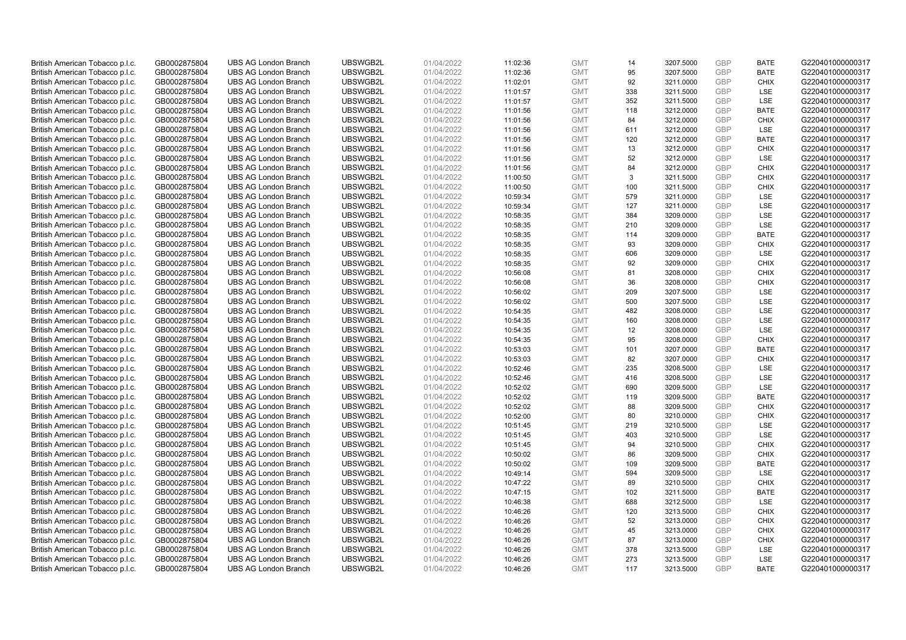| | | | | | | | | | | | |
|---|---|---|---|---|---|---|---|---|---|---|---|
| British American Tobacco p.l.c. | GB0002875804 | UBS AG London Branch | UBSWGB2L | 01/04/2022 | 11:02:36 | GMT | 14 | 3207.5000 | GBP | BATE | G220401000000317 |
| British American Tobacco p.l.c. | GB0002875804 | UBS AG London Branch | UBSWGB2L | 01/04/2022 | 11:02:36 | GMT | 95 | 3207.5000 | GBP | BATE | G220401000000317 |
| British American Tobacco p.l.c. | GB0002875804 | UBS AG London Branch | UBSWGB2L | 01/04/2022 | 11:02:01 | GMT | 92 | 3211.0000 | GBP | CHIX | G220401000000317 |
| British American Tobacco p.l.c. | GB0002875804 | UBS AG London Branch | UBSWGB2L | 01/04/2022 | 11:01:57 | GMT | 338 | 3211.5000 | GBP | LSE | G220401000000317 |
| British American Tobacco p.l.c. | GB0002875804 | UBS AG London Branch | UBSWGB2L | 01/04/2022 | 11:01:57 | GMT | 352 | 3211.5000 | GBP | LSE | G220401000000317 |
| British American Tobacco p.l.c. | GB0002875804 | UBS AG London Branch | UBSWGB2L | 01/04/2022 | 11:01:56 | GMT | 118 | 3212.0000 | GBP | BATE | G220401000000317 |
| British American Tobacco p.l.c. | GB0002875804 | UBS AG London Branch | UBSWGB2L | 01/04/2022 | 11:01:56 | GMT | 84 | 3212.0000 | GBP | CHIX | G220401000000317 |
| British American Tobacco p.l.c. | GB0002875804 | UBS AG London Branch | UBSWGB2L | 01/04/2022 | 11:01:56 | GMT | 611 | 3212.0000 | GBP | LSE | G220401000000317 |
| British American Tobacco p.l.c. | GB0002875804 | UBS AG London Branch | UBSWGB2L | 01/04/2022 | 11:01:56 | GMT | 120 | 3212.0000 | GBP | BATE | G220401000000317 |
| British American Tobacco p.l.c. | GB0002875804 | UBS AG London Branch | UBSWGB2L | 01/04/2022 | 11:01:56 | GMT | 13 | 3212.0000 | GBP | CHIX | G220401000000317 |
| British American Tobacco p.l.c. | GB0002875804 | UBS AG London Branch | UBSWGB2L | 01/04/2022 | 11:01:56 | GMT | 52 | 3212.0000 | GBP | LSE | G220401000000317 |
| British American Tobacco p.l.c. | GB0002875804 | UBS AG London Branch | UBSWGB2L | 01/04/2022 | 11:01:56 | GMT | 84 | 3212.0000 | GBP | CHIX | G220401000000317 |
| British American Tobacco p.l.c. | GB0002875804 | UBS AG London Branch | UBSWGB2L | 01/04/2022 | 11:00:50 | GMT | 3 | 3211.5000 | GBP | CHIX | G220401000000317 |
| British American Tobacco p.l.c. | GB0002875804 | UBS AG London Branch | UBSWGB2L | 01/04/2022 | 11:00:50 | GMT | 100 | 3211.5000 | GBP | CHIX | G220401000000317 |
| British American Tobacco p.l.c. | GB0002875804 | UBS AG London Branch | UBSWGB2L | 01/04/2022 | 10:59:34 | GMT | 579 | 3211.0000 | GBP | LSE | G220401000000317 |
| British American Tobacco p.l.c. | GB0002875804 | UBS AG London Branch | UBSWGB2L | 01/04/2022 | 10:59:34 | GMT | 127 | 3211.0000 | GBP | LSE | G220401000000317 |
| British American Tobacco p.l.c. | GB0002875804 | UBS AG London Branch | UBSWGB2L | 01/04/2022 | 10:58:35 | GMT | 384 | 3209.0000 | GBP | LSE | G220401000000317 |
| British American Tobacco p.l.c. | GB0002875804 | UBS AG London Branch | UBSWGB2L | 01/04/2022 | 10:58:35 | GMT | 210 | 3209.0000 | GBP | LSE | G220401000000317 |
| British American Tobacco p.l.c. | GB0002875804 | UBS AG London Branch | UBSWGB2L | 01/04/2022 | 10:58:35 | GMT | 114 | 3209.0000 | GBP | BATE | G220401000000317 |
| British American Tobacco p.l.c. | GB0002875804 | UBS AG London Branch | UBSWGB2L | 01/04/2022 | 10:58:35 | GMT | 93 | 3209.0000 | GBP | CHIX | G220401000000317 |
| British American Tobacco p.l.c. | GB0002875804 | UBS AG London Branch | UBSWGB2L | 01/04/2022 | 10:58:35 | GMT | 606 | 3209.0000 | GBP | LSE | G220401000000317 |
| British American Tobacco p.l.c. | GB0002875804 | UBS AG London Branch | UBSWGB2L | 01/04/2022 | 10:58:35 | GMT | 92 | 3209.0000 | GBP | CHIX | G220401000000317 |
| British American Tobacco p.l.c. | GB0002875804 | UBS AG London Branch | UBSWGB2L | 01/04/2022 | 10:56:08 | GMT | 81 | 3208.0000 | GBP | CHIX | G220401000000317 |
| British American Tobacco p.l.c. | GB0002875804 | UBS AG London Branch | UBSWGB2L | 01/04/2022 | 10:56:08 | GMT | 36 | 3208.0000 | GBP | CHIX | G220401000000317 |
| British American Tobacco p.l.c. | GB0002875804 | UBS AG London Branch | UBSWGB2L | 01/04/2022 | 10:56:02 | GMT | 209 | 3207.5000 | GBP | LSE | G220401000000317 |
| British American Tobacco p.l.c. | GB0002875804 | UBS AG London Branch | UBSWGB2L | 01/04/2022 | 10:56:02 | GMT | 500 | 3207.5000 | GBP | LSE | G220401000000317 |
| British American Tobacco p.l.c. | GB0002875804 | UBS AG London Branch | UBSWGB2L | 01/04/2022 | 10:54:35 | GMT | 482 | 3208.0000 | GBP | LSE | G220401000000317 |
| British American Tobacco p.l.c. | GB0002875804 | UBS AG London Branch | UBSWGB2L | 01/04/2022 | 10:54:35 | GMT | 160 | 3208.0000 | GBP | LSE | G220401000000317 |
| British American Tobacco p.l.c. | GB0002875804 | UBS AG London Branch | UBSWGB2L | 01/04/2022 | 10:54:35 | GMT | 12 | 3208.0000 | GBP | LSE | G220401000000317 |
| British American Tobacco p.l.c. | GB0002875804 | UBS AG London Branch | UBSWGB2L | 01/04/2022 | 10:54:35 | GMT | 95 | 3208.0000 | GBP | CHIX | G220401000000317 |
| British American Tobacco p.l.c. | GB0002875804 | UBS AG London Branch | UBSWGB2L | 01/04/2022 | 10:53:03 | GMT | 101 | 3207.0000 | GBP | BATE | G220401000000317 |
| British American Tobacco p.l.c. | GB0002875804 | UBS AG London Branch | UBSWGB2L | 01/04/2022 | 10:53:03 | GMT | 82 | 3207.0000 | GBP | CHIX | G220401000000317 |
| British American Tobacco p.l.c. | GB0002875804 | UBS AG London Branch | UBSWGB2L | 01/04/2022 | 10:52:46 | GMT | 235 | 3208.5000 | GBP | LSE | G220401000000317 |
| British American Tobacco p.l.c. | GB0002875804 | UBS AG London Branch | UBSWGB2L | 01/04/2022 | 10:52:46 | GMT | 416 | 3208.5000 | GBP | LSE | G220401000000317 |
| British American Tobacco p.l.c. | GB0002875804 | UBS AG London Branch | UBSWGB2L | 01/04/2022 | 10:52:02 | GMT | 690 | 3209.5000 | GBP | LSE | G220401000000317 |
| British American Tobacco p.l.c. | GB0002875804 | UBS AG London Branch | UBSWGB2L | 01/04/2022 | 10:52:02 | GMT | 119 | 3209.5000 | GBP | BATE | G220401000000317 |
| British American Tobacco p.l.c. | GB0002875804 | UBS AG London Branch | UBSWGB2L | 01/04/2022 | 10:52:02 | GMT | 88 | 3209.5000 | GBP | CHIX | G220401000000317 |
| British American Tobacco p.l.c. | GB0002875804 | UBS AG London Branch | UBSWGB2L | 01/04/2022 | 10:52:00 | GMT | 80 | 3210.0000 | GBP | CHIX | G220401000000317 |
| British American Tobacco p.l.c. | GB0002875804 | UBS AG London Branch | UBSWGB2L | 01/04/2022 | 10:51:45 | GMT | 219 | 3210.5000 | GBP | LSE | G220401000000317 |
| British American Tobacco p.l.c. | GB0002875804 | UBS AG London Branch | UBSWGB2L | 01/04/2022 | 10:51:45 | GMT | 403 | 3210.5000 | GBP | LSE | G220401000000317 |
| British American Tobacco p.l.c. | GB0002875804 | UBS AG London Branch | UBSWGB2L | 01/04/2022 | 10:51:45 | GMT | 94 | 3210.5000 | GBP | CHIX | G220401000000317 |
| British American Tobacco p.l.c. | GB0002875804 | UBS AG London Branch | UBSWGB2L | 01/04/2022 | 10:50:02 | GMT | 86 | 3209.5000 | GBP | CHIX | G220401000000317 |
| British American Tobacco p.l.c. | GB0002875804 | UBS AG London Branch | UBSWGB2L | 01/04/2022 | 10:50:02 | GMT | 109 | 3209.5000 | GBP | BATE | G220401000000317 |
| British American Tobacco p.l.c. | GB0002875804 | UBS AG London Branch | UBSWGB2L | 01/04/2022 | 10:49:14 | GMT | 594 | 3209.5000 | GBP | LSE | G220401000000317 |
| British American Tobacco p.l.c. | GB0002875804 | UBS AG London Branch | UBSWGB2L | 01/04/2022 | 10:47:22 | GMT | 89 | 3210.5000 | GBP | CHIX | G220401000000317 |
| British American Tobacco p.l.c. | GB0002875804 | UBS AG London Branch | UBSWGB2L | 01/04/2022 | 10:47:15 | GMT | 102 | 3211.5000 | GBP | BATE | G220401000000317 |
| British American Tobacco p.l.c. | GB0002875804 | UBS AG London Branch | UBSWGB2L | 01/04/2022 | 10:46:38 | GMT | 688 | 3212.5000 | GBP | LSE | G220401000000317 |
| British American Tobacco p.l.c. | GB0002875804 | UBS AG London Branch | UBSWGB2L | 01/04/2022 | 10:46:26 | GMT | 120 | 3213.5000 | GBP | CHIX | G220401000000317 |
| British American Tobacco p.l.c. | GB0002875804 | UBS AG London Branch | UBSWGB2L | 01/04/2022 | 10:46:26 | GMT | 52 | 3213.0000 | GBP | CHIX | G220401000000317 |
| British American Tobacco p.l.c. | GB0002875804 | UBS AG London Branch | UBSWGB2L | 01/04/2022 | 10:46:26 | GMT | 45 | 3213.0000 | GBP | CHIX | G220401000000317 |
| British American Tobacco p.l.c. | GB0002875804 | UBS AG London Branch | UBSWGB2L | 01/04/2022 | 10:46:26 | GMT | 87 | 3213.0000 | GBP | CHIX | G220401000000317 |
| British American Tobacco p.l.c. | GB0002875804 | UBS AG London Branch | UBSWGB2L | 01/04/2022 | 10:46:26 | GMT | 378 | 3213.5000 | GBP | LSE | G220401000000317 |
| British American Tobacco p.l.c. | GB0002875804 | UBS AG London Branch | UBSWGB2L | 01/04/2022 | 10:46:26 | GMT | 273 | 3213.5000 | GBP | LSE | G220401000000317 |
| British American Tobacco p.l.c. | GB0002875804 | UBS AG London Branch | UBSWGB2L | 01/04/2022 | 10:46:26 | GMT | 117 | 3213.5000 | GBP | BATE | G220401000000317 |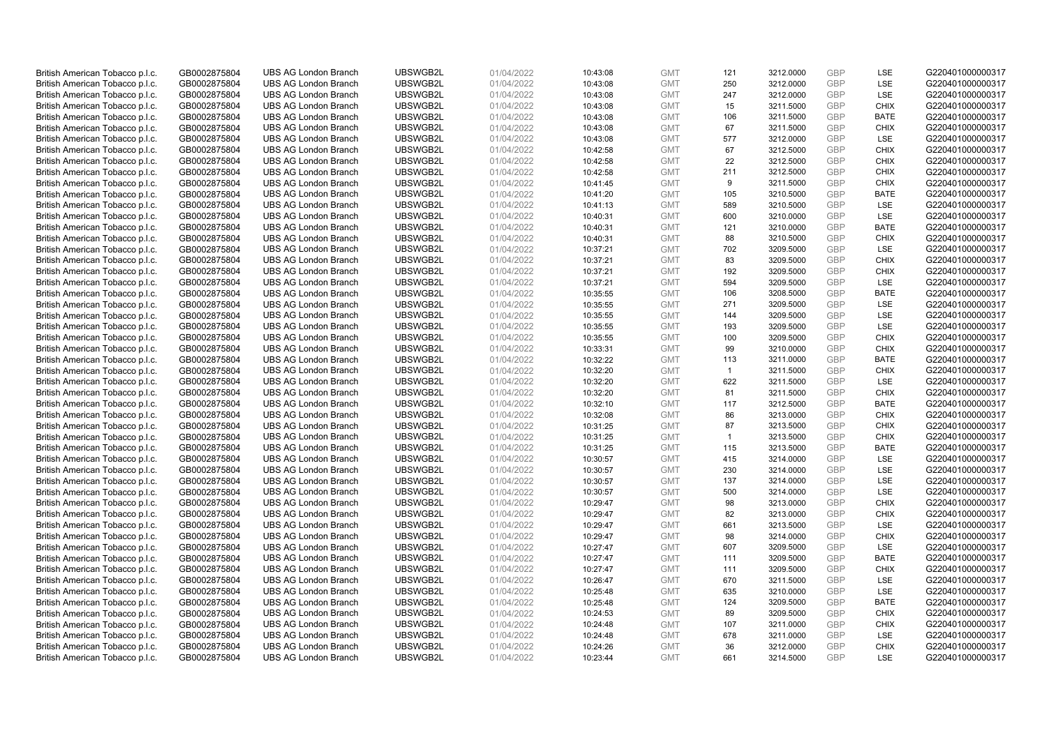| | | | | | | | | | | | |
|---|---|---|---|---|---|---|---|---|---|---|---|
| British American Tobacco p.l.c. | GB0002875804 | UBS AG London Branch | UBSWGB2L | 01/04/2022 | 10:43:08 | GMT | 121 | 3212.0000 | GBP | LSE | G220401000000317 |
| British American Tobacco p.l.c. | GB0002875804 | UBS AG London Branch | UBSWGB2L | 01/04/2022 | 10:43:08 | GMT | 250 | 3212.0000 | GBP | LSE | G220401000000317 |
| British American Tobacco p.l.c. | GB0002875804 | UBS AG London Branch | UBSWGB2L | 01/04/2022 | 10:43:08 | GMT | 247 | 3212.0000 | GBP | LSE | G220401000000317 |
| British American Tobacco p.l.c. | GB0002875804 | UBS AG London Branch | UBSWGB2L | 01/04/2022 | 10:43:08 | GMT | 15 | 3211.5000 | GBP | CHIX | G220401000000317 |
| British American Tobacco p.l.c. | GB0002875804 | UBS AG London Branch | UBSWGB2L | 01/04/2022 | 10:43:08 | GMT | 106 | 3211.5000 | GBP | BATE | G220401000000317 |
| British American Tobacco p.l.c. | GB0002875804 | UBS AG London Branch | UBSWGB2L | 01/04/2022 | 10:43:08 | GMT | 67 | 3211.5000 | GBP | CHIX | G220401000000317 |
| British American Tobacco p.l.c. | GB0002875804 | UBS AG London Branch | UBSWGB2L | 01/04/2022 | 10:43:08 | GMT | 577 | 3212.0000 | GBP | LSE | G220401000000317 |
| British American Tobacco p.l.c. | GB0002875804 | UBS AG London Branch | UBSWGB2L | 01/04/2022 | 10:42:58 | GMT | 67 | 3212.5000 | GBP | CHIX | G220401000000317 |
| British American Tobacco p.l.c. | GB0002875804 | UBS AG London Branch | UBSWGB2L | 01/04/2022 | 10:42:58 | GMT | 22 | 3212.5000 | GBP | CHIX | G220401000000317 |
| British American Tobacco p.l.c. | GB0002875804 | UBS AG London Branch | UBSWGB2L | 01/04/2022 | 10:42:58 | GMT | 211 | 3212.5000 | GBP | CHIX | G220401000000317 |
| British American Tobacco p.l.c. | GB0002875804 | UBS AG London Branch | UBSWGB2L | 01/04/2022 | 10:41:45 | GMT | 9 | 3211.5000 | GBP | CHIX | G220401000000317 |
| British American Tobacco p.l.c. | GB0002875804 | UBS AG London Branch | UBSWGB2L | 01/04/2022 | 10:41:20 | GMT | 105 | 3210.5000 | GBP | BATE | G220401000000317 |
| British American Tobacco p.l.c. | GB0002875804 | UBS AG London Branch | UBSWGB2L | 01/04/2022 | 10:41:13 | GMT | 589 | 3210.5000 | GBP | LSE | G220401000000317 |
| British American Tobacco p.l.c. | GB0002875804 | UBS AG London Branch | UBSWGB2L | 01/04/2022 | 10:40:31 | GMT | 600 | 3210.0000 | GBP | LSE | G220401000000317 |
| British American Tobacco p.l.c. | GB0002875804 | UBS AG London Branch | UBSWGB2L | 01/04/2022 | 10:40:31 | GMT | 121 | 3210.0000 | GBP | BATE | G220401000000317 |
| British American Tobacco p.l.c. | GB0002875804 | UBS AG London Branch | UBSWGB2L | 01/04/2022 | 10:40:31 | GMT | 88 | 3210.5000 | GBP | CHIX | G220401000000317 |
| British American Tobacco p.l.c. | GB0002875804 | UBS AG London Branch | UBSWGB2L | 01/04/2022 | 10:37:21 | GMT | 702 | 3209.5000 | GBP | LSE | G220401000000317 |
| British American Tobacco p.l.c. | GB0002875804 | UBS AG London Branch | UBSWGB2L | 01/04/2022 | 10:37:21 | GMT | 83 | 3209.5000 | GBP | CHIX | G220401000000317 |
| British American Tobacco p.l.c. | GB0002875804 | UBS AG London Branch | UBSWGB2L | 01/04/2022 | 10:37:21 | GMT | 192 | 3209.5000 | GBP | CHIX | G220401000000317 |
| British American Tobacco p.l.c. | GB0002875804 | UBS AG London Branch | UBSWGB2L | 01/04/2022 | 10:37:21 | GMT | 594 | 3209.5000 | GBP | LSE | G220401000000317 |
| British American Tobacco p.l.c. | GB0002875804 | UBS AG London Branch | UBSWGB2L | 01/04/2022 | 10:35:55 | GMT | 106 | 3208.5000 | GBP | BATE | G220401000000317 |
| British American Tobacco p.l.c. | GB0002875804 | UBS AG London Branch | UBSWGB2L | 01/04/2022 | 10:35:55 | GMT | 271 | 3209.5000 | GBP | LSE | G220401000000317 |
| British American Tobacco p.l.c. | GB0002875804 | UBS AG London Branch | UBSWGB2L | 01/04/2022 | 10:35:55 | GMT | 144 | 3209.5000 | GBP | LSE | G220401000000317 |
| British American Tobacco p.l.c. | GB0002875804 | UBS AG London Branch | UBSWGB2L | 01/04/2022 | 10:35:55 | GMT | 193 | 3209.5000 | GBP | LSE | G220401000000317 |
| British American Tobacco p.l.c. | GB0002875804 | UBS AG London Branch | UBSWGB2L | 01/04/2022 | 10:35:55 | GMT | 100 | 3209.5000 | GBP | CHIX | G220401000000317 |
| British American Tobacco p.l.c. | GB0002875804 | UBS AG London Branch | UBSWGB2L | 01/04/2022 | 10:33:31 | GMT | 99 | 3210.0000 | GBP | CHIX | G220401000000317 |
| British American Tobacco p.l.c. | GB0002875804 | UBS AG London Branch | UBSWGB2L | 01/04/2022 | 10:32:22 | GMT | 113 | 3211.0000 | GBP | BATE | G220401000000317 |
| British American Tobacco p.l.c. | GB0002875804 | UBS AG London Branch | UBSWGB2L | 01/04/2022 | 10:32:20 | GMT | 1 | 3211.5000 | GBP | CHIX | G220401000000317 |
| British American Tobacco p.l.c. | GB0002875804 | UBS AG London Branch | UBSWGB2L | 01/04/2022 | 10:32:20 | GMT | 622 | 3211.5000 | GBP | LSE | G220401000000317 |
| British American Tobacco p.l.c. | GB0002875804 | UBS AG London Branch | UBSWGB2L | 01/04/2022 | 10:32:20 | GMT | 81 | 3211.5000 | GBP | CHIX | G220401000000317 |
| British American Tobacco p.l.c. | GB0002875804 | UBS AG London Branch | UBSWGB2L | 01/04/2022 | 10:32:10 | GMT | 117 | 3212.5000 | GBP | BATE | G220401000000317 |
| British American Tobacco p.l.c. | GB0002875804 | UBS AG London Branch | UBSWGB2L | 01/04/2022 | 10:32:08 | GMT | 86 | 3213.0000 | GBP | CHIX | G220401000000317 |
| British American Tobacco p.l.c. | GB0002875804 | UBS AG London Branch | UBSWGB2L | 01/04/2022 | 10:31:25 | GMT | 87 | 3213.5000 | GBP | CHIX | G220401000000317 |
| British American Tobacco p.l.c. | GB0002875804 | UBS AG London Branch | UBSWGB2L | 01/04/2022 | 10:31:25 | GMT | 1 | 3213.5000 | GBP | CHIX | G220401000000317 |
| British American Tobacco p.l.c. | GB0002875804 | UBS AG London Branch | UBSWGB2L | 01/04/2022 | 10:31:25 | GMT | 115 | 3213.5000 | GBP | BATE | G220401000000317 |
| British American Tobacco p.l.c. | GB0002875804 | UBS AG London Branch | UBSWGB2L | 01/04/2022 | 10:30:57 | GMT | 415 | 3214.0000 | GBP | LSE | G220401000000317 |
| British American Tobacco p.l.c. | GB0002875804 | UBS AG London Branch | UBSWGB2L | 01/04/2022 | 10:30:57 | GMT | 230 | 3214.0000 | GBP | LSE | G220401000000317 |
| British American Tobacco p.l.c. | GB0002875804 | UBS AG London Branch | UBSWGB2L | 01/04/2022 | 10:30:57 | GMT | 137 | 3214.0000 | GBP | LSE | G220401000000317 |
| British American Tobacco p.l.c. | GB0002875804 | UBS AG London Branch | UBSWGB2L | 01/04/2022 | 10:30:57 | GMT | 500 | 3214.0000 | GBP | LSE | G220401000000317 |
| British American Tobacco p.l.c. | GB0002875804 | UBS AG London Branch | UBSWGB2L | 01/04/2022 | 10:29:47 | GMT | 98 | 3213.0000 | GBP | CHIX | G220401000000317 |
| British American Tobacco p.l.c. | GB0002875804 | UBS AG London Branch | UBSWGB2L | 01/04/2022 | 10:29:47 | GMT | 82 | 3213.0000 | GBP | CHIX | G220401000000317 |
| British American Tobacco p.l.c. | GB0002875804 | UBS AG London Branch | UBSWGB2L | 01/04/2022 | 10:29:47 | GMT | 661 | 3213.5000 | GBP | LSE | G220401000000317 |
| British American Tobacco p.l.c. | GB0002875804 | UBS AG London Branch | UBSWGB2L | 01/04/2022 | 10:29:47 | GMT | 98 | 3214.0000 | GBP | CHIX | G220401000000317 |
| British American Tobacco p.l.c. | GB0002875804 | UBS AG London Branch | UBSWGB2L | 01/04/2022 | 10:27:47 | GMT | 607 | 3209.5000 | GBP | LSE | G220401000000317 |
| British American Tobacco p.l.c. | GB0002875804 | UBS AG London Branch | UBSWGB2L | 01/04/2022 | 10:27:47 | GMT | 111 | 3209.5000 | GBP | BATE | G220401000000317 |
| British American Tobacco p.l.c. | GB0002875804 | UBS AG London Branch | UBSWGB2L | 01/04/2022 | 10:27:47 | GMT | 111 | 3209.5000 | GBP | CHIX | G220401000000317 |
| British American Tobacco p.l.c. | GB0002875804 | UBS AG London Branch | UBSWGB2L | 01/04/2022 | 10:26:47 | GMT | 670 | 3211.5000 | GBP | LSE | G220401000000317 |
| British American Tobacco p.l.c. | GB0002875804 | UBS AG London Branch | UBSWGB2L | 01/04/2022 | 10:25:48 | GMT | 635 | 3210.0000 | GBP | LSE | G220401000000317 |
| British American Tobacco p.l.c. | GB0002875804 | UBS AG London Branch | UBSWGB2L | 01/04/2022 | 10:25:48 | GMT | 124 | 3209.5000 | GBP | BATE | G220401000000317 |
| British American Tobacco p.l.c. | GB0002875804 | UBS AG London Branch | UBSWGB2L | 01/04/2022 | 10:24:53 | GMT | 89 | 3209.5000 | GBP | CHIX | G220401000000317 |
| British American Tobacco p.l.c. | GB0002875804 | UBS AG London Branch | UBSWGB2L | 01/04/2022 | 10:24:48 | GMT | 107 | 3211.0000 | GBP | CHIX | G220401000000317 |
| British American Tobacco p.l.c. | GB0002875804 | UBS AG London Branch | UBSWGB2L | 01/04/2022 | 10:24:48 | GMT | 678 | 3211.0000 | GBP | LSE | G220401000000317 |
| British American Tobacco p.l.c. | GB0002875804 | UBS AG London Branch | UBSWGB2L | 01/04/2022 | 10:24:26 | GMT | 36 | 3212.0000 | GBP | CHIX | G220401000000317 |
| British American Tobacco p.l.c. | GB0002875804 | UBS AG London Branch | UBSWGB2L | 01/04/2022 | 10:23:44 | GMT | 661 | 3214.5000 | GBP | LSE | G220401000000317 |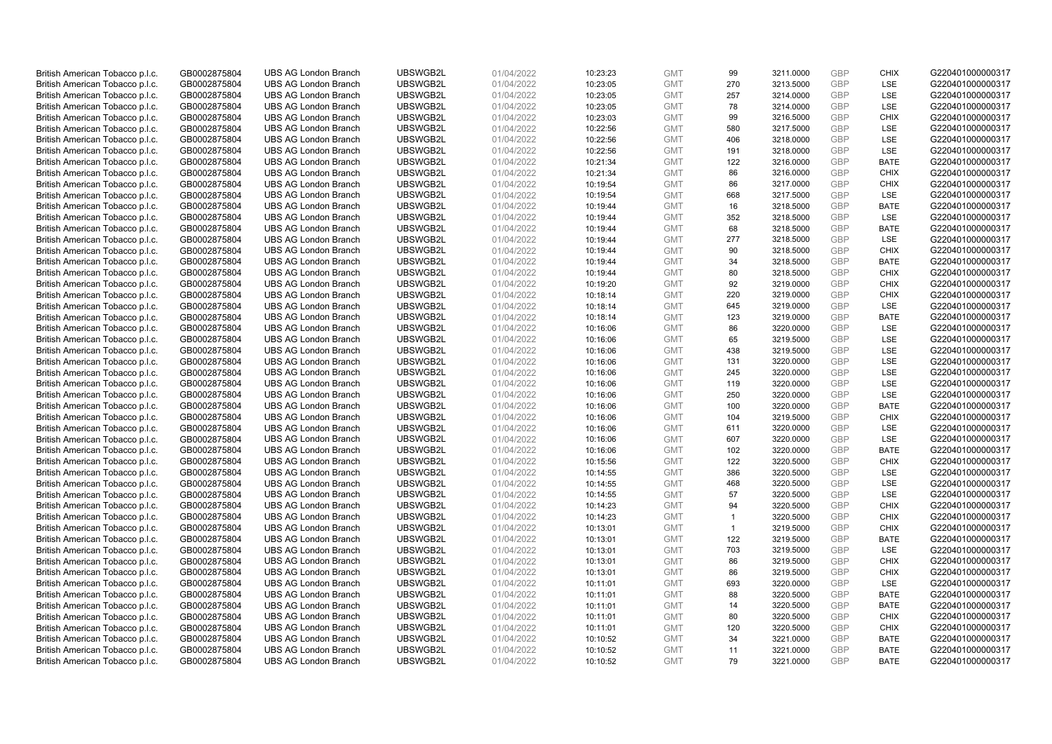| | | | | | | | | | | | |
|---|---|---|---|---|---|---|---|---|---|---|---|
| British American Tobacco p.l.c. | GB0002875804 | UBS AG London Branch | UBSWGB2L | 01/04/2022 | 10:23:23 | GMT | 99 | 3211.0000 | GBP | CHIX | G220401000000317 |
| British American Tobacco p.l.c. | GB0002875804 | UBS AG London Branch | UBSWGB2L | 01/04/2022 | 10:23:05 | GMT | 270 | 3213.5000 | GBP | LSE | G220401000000317 |
| British American Tobacco p.l.c. | GB0002875804 | UBS AG London Branch | UBSWGB2L | 01/04/2022 | 10:23:05 | GMT | 257 | 3214.0000 | GBP | LSE | G220401000000317 |
| British American Tobacco p.l.c. | GB0002875804 | UBS AG London Branch | UBSWGB2L | 01/04/2022 | 10:23:05 | GMT | 78 | 3214.0000 | GBP | LSE | G220401000000317 |
| British American Tobacco p.l.c. | GB0002875804 | UBS AG London Branch | UBSWGB2L | 01/04/2022 | 10:23:03 | GMT | 99 | 3216.5000 | GBP | CHIX | G220401000000317 |
| British American Tobacco p.l.c. | GB0002875804 | UBS AG London Branch | UBSWGB2L | 01/04/2022 | 10:22:56 | GMT | 580 | 3217.5000 | GBP | LSE | G220401000000317 |
| British American Tobacco p.l.c. | GB0002875804 | UBS AG London Branch | UBSWGB2L | 01/04/2022 | 10:22:56 | GMT | 406 | 3218.0000 | GBP | LSE | G220401000000317 |
| British American Tobacco p.l.c. | GB0002875804 | UBS AG London Branch | UBSWGB2L | 01/04/2022 | 10:22:56 | GMT | 191 | 3218.0000 | GBP | LSE | G220401000000317 |
| British American Tobacco p.l.c. | GB0002875804 | UBS AG London Branch | UBSWGB2L | 01/04/2022 | 10:21:34 | GMT | 122 | 3216.0000 | GBP | BATE | G220401000000317 |
| British American Tobacco p.l.c. | GB0002875804 | UBS AG London Branch | UBSWGB2L | 01/04/2022 | 10:21:34 | GMT | 86 | 3216.0000 | GBP | CHIX | G220401000000317 |
| British American Tobacco p.l.c. | GB0002875804 | UBS AG London Branch | UBSWGB2L | 01/04/2022 | 10:19:54 | GMT | 86 | 3217.0000 | GBP | CHIX | G220401000000317 |
| British American Tobacco p.l.c. | GB0002875804 | UBS AG London Branch | UBSWGB2L | 01/04/2022 | 10:19:54 | GMT | 668 | 3217.5000 | GBP | LSE | G220401000000317 |
| British American Tobacco p.l.c. | GB0002875804 | UBS AG London Branch | UBSWGB2L | 01/04/2022 | 10:19:44 | GMT | 16 | 3218.5000 | GBP | BATE | G220401000000317 |
| British American Tobacco p.l.c. | GB0002875804 | UBS AG London Branch | UBSWGB2L | 01/04/2022 | 10:19:44 | GMT | 352 | 3218.5000 | GBP | LSE | G220401000000317 |
| British American Tobacco p.l.c. | GB0002875804 | UBS AG London Branch | UBSWGB2L | 01/04/2022 | 10:19:44 | GMT | 68 | 3218.5000 | GBP | BATE | G220401000000317 |
| British American Tobacco p.l.c. | GB0002875804 | UBS AG London Branch | UBSWGB2L | 01/04/2022 | 10:19:44 | GMT | 277 | 3218.5000 | GBP | LSE | G220401000000317 |
| British American Tobacco p.l.c. | GB0002875804 | UBS AG London Branch | UBSWGB2L | 01/04/2022 | 10:19:44 | GMT | 90 | 3218.5000 | GBP | CHIX | G220401000000317 |
| British American Tobacco p.l.c. | GB0002875804 | UBS AG London Branch | UBSWGB2L | 01/04/2022 | 10:19:44 | GMT | 34 | 3218.5000 | GBP | BATE | G220401000000317 |
| British American Tobacco p.l.c. | GB0002875804 | UBS AG London Branch | UBSWGB2L | 01/04/2022 | 10:19:44 | GMT | 80 | 3218.5000 | GBP | CHIX | G220401000000317 |
| British American Tobacco p.l.c. | GB0002875804 | UBS AG London Branch | UBSWGB2L | 01/04/2022 | 10:19:20 | GMT | 92 | 3219.0000 | GBP | CHIX | G220401000000317 |
| British American Tobacco p.l.c. | GB0002875804 | UBS AG London Branch | UBSWGB2L | 01/04/2022 | 10:18:14 | GMT | 220 | 3219.0000 | GBP | CHIX | G220401000000317 |
| British American Tobacco p.l.c. | GB0002875804 | UBS AG London Branch | UBSWGB2L | 01/04/2022 | 10:18:14 | GMT | 645 | 3219.0000 | GBP | LSE | G220401000000317 |
| British American Tobacco p.l.c. | GB0002875804 | UBS AG London Branch | UBSWGB2L | 01/04/2022 | 10:18:14 | GMT | 123 | 3219.0000 | GBP | BATE | G220401000000317 |
| British American Tobacco p.l.c. | GB0002875804 | UBS AG London Branch | UBSWGB2L | 01/04/2022 | 10:16:06 | GMT | 86 | 3220.0000 | GBP | LSE | G220401000000317 |
| British American Tobacco p.l.c. | GB0002875804 | UBS AG London Branch | UBSWGB2L | 01/04/2022 | 10:16:06 | GMT | 65 | 3219.5000 | GBP | LSE | G220401000000317 |
| British American Tobacco p.l.c. | GB0002875804 | UBS AG London Branch | UBSWGB2L | 01/04/2022 | 10:16:06 | GMT | 438 | 3219.5000 | GBP | LSE | G220401000000317 |
| British American Tobacco p.l.c. | GB0002875804 | UBS AG London Branch | UBSWGB2L | 01/04/2022 | 10:16:06 | GMT | 131 | 3220.0000 | GBP | LSE | G220401000000317 |
| British American Tobacco p.l.c. | GB0002875804 | UBS AG London Branch | UBSWGB2L | 01/04/2022 | 10:16:06 | GMT | 245 | 3220.0000 | GBP | LSE | G220401000000317 |
| British American Tobacco p.l.c. | GB0002875804 | UBS AG London Branch | UBSWGB2L | 01/04/2022 | 10:16:06 | GMT | 119 | 3220.0000 | GBP | LSE | G220401000000317 |
| British American Tobacco p.l.c. | GB0002875804 | UBS AG London Branch | UBSWGB2L | 01/04/2022 | 10:16:06 | GMT | 250 | 3220.0000 | GBP | LSE | G220401000000317 |
| British American Tobacco p.l.c. | GB0002875804 | UBS AG London Branch | UBSWGB2L | 01/04/2022 | 10:16:06 | GMT | 100 | 3220.0000 | GBP | BATE | G220401000000317 |
| British American Tobacco p.l.c. | GB0002875804 | UBS AG London Branch | UBSWGB2L | 01/04/2022 | 10:16:06 | GMT | 104 | 3219.5000 | GBP | CHIX | G220401000000317 |
| British American Tobacco p.l.c. | GB0002875804 | UBS AG London Branch | UBSWGB2L | 01/04/2022 | 10:16:06 | GMT | 611 | 3220.0000 | GBP | LSE | G220401000000317 |
| British American Tobacco p.l.c. | GB0002875804 | UBS AG London Branch | UBSWGB2L | 01/04/2022 | 10:16:06 | GMT | 607 | 3220.0000 | GBP | LSE | G220401000000317 |
| British American Tobacco p.l.c. | GB0002875804 | UBS AG London Branch | UBSWGB2L | 01/04/2022 | 10:16:06 | GMT | 102 | 3220.0000 | GBP | BATE | G220401000000317 |
| British American Tobacco p.l.c. | GB0002875804 | UBS AG London Branch | UBSWGB2L | 01/04/2022 | 10:15:56 | GMT | 122 | 3220.5000 | GBP | CHIX | G220401000000317 |
| British American Tobacco p.l.c. | GB0002875804 | UBS AG London Branch | UBSWGB2L | 01/04/2022 | 10:14:55 | GMT | 386 | 3220.5000 | GBP | LSE | G220401000000317 |
| British American Tobacco p.l.c. | GB0002875804 | UBS AG London Branch | UBSWGB2L | 01/04/2022 | 10:14:55 | GMT | 468 | 3220.5000 | GBP | LSE | G220401000000317 |
| British American Tobacco p.l.c. | GB0002875804 | UBS AG London Branch | UBSWGB2L | 01/04/2022 | 10:14:55 | GMT | 57 | 3220.5000 | GBP | LSE | G220401000000317 |
| British American Tobacco p.l.c. | GB0002875804 | UBS AG London Branch | UBSWGB2L | 01/04/2022 | 10:14:23 | GMT | 94 | 3220.5000 | GBP | CHIX | G220401000000317 |
| British American Tobacco p.l.c. | GB0002875804 | UBS AG London Branch | UBSWGB2L | 01/04/2022 | 10:14:23 | GMT | 1 | 3220.5000 | GBP | CHIX | G220401000000317 |
| British American Tobacco p.l.c. | GB0002875804 | UBS AG London Branch | UBSWGB2L | 01/04/2022 | 10:13:01 | GMT | 1 | 3219.5000 | GBP | CHIX | G220401000000317 |
| British American Tobacco p.l.c. | GB0002875804 | UBS AG London Branch | UBSWGB2L | 01/04/2022 | 10:13:01 | GMT | 122 | 3219.5000 | GBP | BATE | G220401000000317 |
| British American Tobacco p.l.c. | GB0002875804 | UBS AG London Branch | UBSWGB2L | 01/04/2022 | 10:13:01 | GMT | 703 | 3219.5000 | GBP | LSE | G220401000000317 |
| British American Tobacco p.l.c. | GB0002875804 | UBS AG London Branch | UBSWGB2L | 01/04/2022 | 10:13:01 | GMT | 86 | 3219.5000 | GBP | CHIX | G220401000000317 |
| British American Tobacco p.l.c. | GB0002875804 | UBS AG London Branch | UBSWGB2L | 01/04/2022 | 10:13:01 | GMT | 86 | 3219.5000 | GBP | CHIX | G220401000000317 |
| British American Tobacco p.l.c. | GB0002875804 | UBS AG London Branch | UBSWGB2L | 01/04/2022 | 10:11:01 | GMT | 693 | 3220.0000 | GBP | LSE | G220401000000317 |
| British American Tobacco p.l.c. | GB0002875804 | UBS AG London Branch | UBSWGB2L | 01/04/2022 | 10:11:01 | GMT | 88 | 3220.5000 | GBP | BATE | G220401000000317 |
| British American Tobacco p.l.c. | GB0002875804 | UBS AG London Branch | UBSWGB2L | 01/04/2022 | 10:11:01 | GMT | 14 | 3220.5000 | GBP | BATE | G220401000000317 |
| British American Tobacco p.l.c. | GB0002875804 | UBS AG London Branch | UBSWGB2L | 01/04/2022 | 10:11:01 | GMT | 80 | 3220.5000 | GBP | CHIX | G220401000000317 |
| British American Tobacco p.l.c. | GB0002875804 | UBS AG London Branch | UBSWGB2L | 01/04/2022 | 10:11:01 | GMT | 120 | 3220.5000 | GBP | CHIX | G220401000000317 |
| British American Tobacco p.l.c. | GB0002875804 | UBS AG London Branch | UBSWGB2L | 01/04/2022 | 10:10:52 | GMT | 34 | 3221.0000 | GBP | BATE | G220401000000317 |
| British American Tobacco p.l.c. | GB0002875804 | UBS AG London Branch | UBSWGB2L | 01/04/2022 | 10:10:52 | GMT | 11 | 3221.0000 | GBP | BATE | G220401000000317 |
| British American Tobacco p.l.c. | GB0002875804 | UBS AG London Branch | UBSWGB2L | 01/04/2022 | 10:10:52 | GMT | 79 | 3221.0000 | GBP | BATE | G220401000000317 |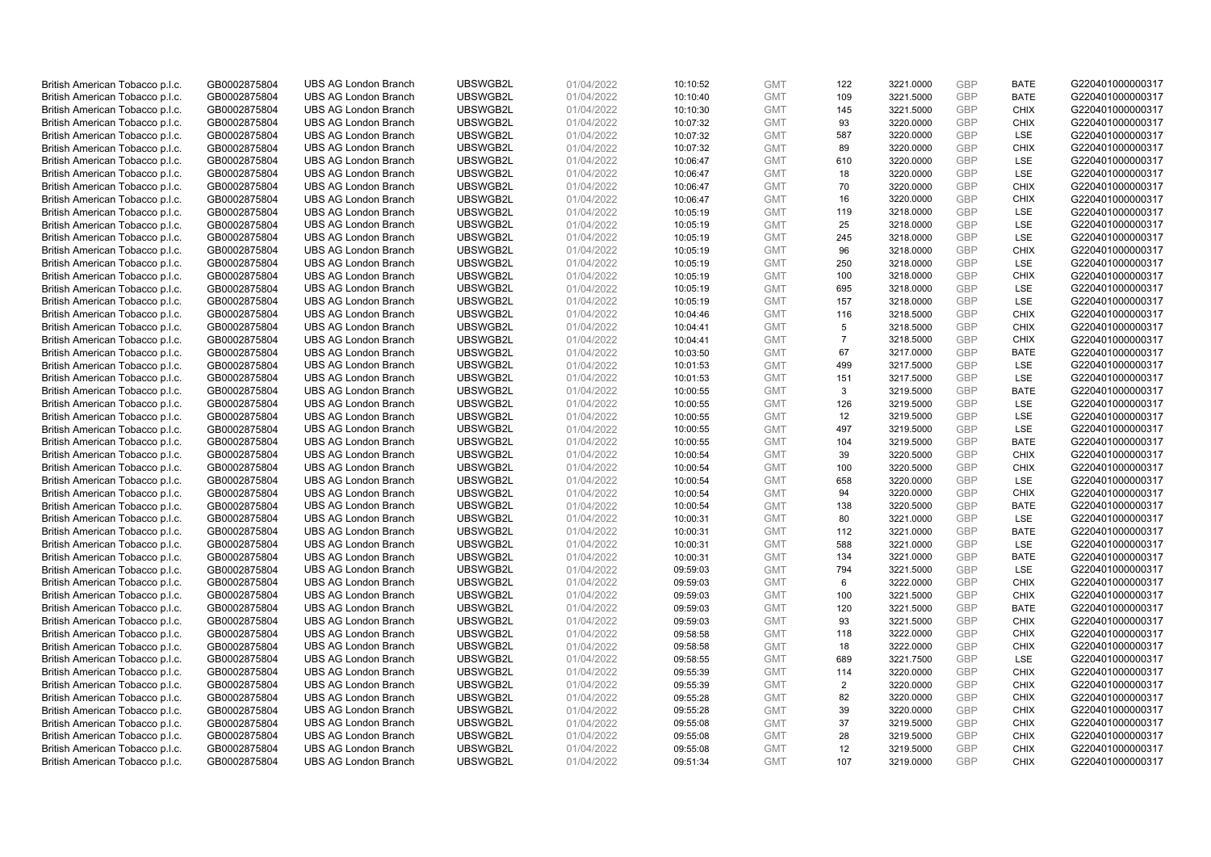| | | | | | | | | | | | |
|---|---|---|---|---|---|---|---|---|---|---|---|
| British American Tobacco p.l.c. | GB0002875804 | UBS AG London Branch | UBSWGB2L | 01/04/2022 | 10:10:52 | GMT | 122 | 3221.0000 | GBP | BATE | G220401000000317 |
| British American Tobacco p.l.c. | GB0002875804 | UBS AG London Branch | UBSWGB2L | 01/04/2022 | 10:10:40 | GMT | 109 | 3221.5000 | GBP | BATE | G220401000000317 |
| British American Tobacco p.l.c. | GB0002875804 | UBS AG London Branch | UBSWGB2L | 01/04/2022 | 10:10:30 | GMT | 145 | 3221.5000 | GBP | CHIX | G220401000000317 |
| British American Tobacco p.l.c. | GB0002875804 | UBS AG London Branch | UBSWGB2L | 01/04/2022 | 10:07:32 | GMT | 93 | 3220.0000 | GBP | CHIX | G220401000000317 |
| British American Tobacco p.l.c. | GB0002875804 | UBS AG London Branch | UBSWGB2L | 01/04/2022 | 10:07:32 | GMT | 587 | 3220.0000 | GBP | LSE | G220401000000317 |
| British American Tobacco p.l.c. | GB0002875804 | UBS AG London Branch | UBSWGB2L | 01/04/2022 | 10:07:32 | GMT | 89 | 3220.0000 | GBP | CHIX | G220401000000317 |
| British American Tobacco p.l.c. | GB0002875804 | UBS AG London Branch | UBSWGB2L | 01/04/2022 | 10:06:47 | GMT | 610 | 3220.0000 | GBP | LSE | G220401000000317 |
| British American Tobacco p.l.c. | GB0002875804 | UBS AG London Branch | UBSWGB2L | 01/04/2022 | 10:06:47 | GMT | 18 | 3220.0000 | GBP | LSE | G220401000000317 |
| British American Tobacco p.l.c. | GB0002875804 | UBS AG London Branch | UBSWGB2L | 01/04/2022 | 10:06:47 | GMT | 70 | 3220.0000 | GBP | CHIX | G220401000000317 |
| British American Tobacco p.l.c. | GB0002875804 | UBS AG London Branch | UBSWGB2L | 01/04/2022 | 10:06:47 | GMT | 16 | 3220.0000 | GBP | CHIX | G220401000000317 |
| British American Tobacco p.l.c. | GB0002875804 | UBS AG London Branch | UBSWGB2L | 01/04/2022 | 10:05:19 | GMT | 119 | 3218.0000 | GBP | LSE | G220401000000317 |
| British American Tobacco p.l.c. | GB0002875804 | UBS AG London Branch | UBSWGB2L | 01/04/2022 | 10:05:19 | GMT | 25 | 3218.0000 | GBP | LSE | G220401000000317 |
| British American Tobacco p.l.c. | GB0002875804 | UBS AG London Branch | UBSWGB2L | 01/04/2022 | 10:05:19 | GMT | 245 | 3218.0000 | GBP | LSE | G220401000000317 |
| British American Tobacco p.l.c. | GB0002875804 | UBS AG London Branch | UBSWGB2L | 01/04/2022 | 10:05:19 | GMT | 96 | 3218.0000 | GBP | CHIX | G220401000000317 |
| British American Tobacco p.l.c. | GB0002875804 | UBS AG London Branch | UBSWGB2L | 01/04/2022 | 10:05:19 | GMT | 250 | 3218.0000 | GBP | LSE | G220401000000317 |
| British American Tobacco p.l.c. | GB0002875804 | UBS AG London Branch | UBSWGB2L | 01/04/2022 | 10:05:19 | GMT | 100 | 3218.0000 | GBP | CHIX | G220401000000317 |
| British American Tobacco p.l.c. | GB0002875804 | UBS AG London Branch | UBSWGB2L | 01/04/2022 | 10:05:19 | GMT | 695 | 3218.0000 | GBP | LSE | G220401000000317 |
| British American Tobacco p.l.c. | GB0002875804 | UBS AG London Branch | UBSWGB2L | 01/04/2022 | 10:05:19 | GMT | 157 | 3218.0000 | GBP | LSE | G220401000000317 |
| British American Tobacco p.l.c. | GB0002875804 | UBS AG London Branch | UBSWGB2L | 01/04/2022 | 10:04:46 | GMT | 116 | 3218.5000 | GBP | CHIX | G220401000000317 |
| British American Tobacco p.l.c. | GB0002875804 | UBS AG London Branch | UBSWGB2L | 01/04/2022 | 10:04:41 | GMT | 5 | 3218.5000 | GBP | CHIX | G220401000000317 |
| British American Tobacco p.l.c. | GB0002875804 | UBS AG London Branch | UBSWGB2L | 01/04/2022 | 10:04:41 | GMT | 7 | 3218.5000 | GBP | CHIX | G220401000000317 |
| British American Tobacco p.l.c. | GB0002875804 | UBS AG London Branch | UBSWGB2L | 01/04/2022 | 10:03:50 | GMT | 67 | 3217.0000 | GBP | BATE | G220401000000317 |
| British American Tobacco p.l.c. | GB0002875804 | UBS AG London Branch | UBSWGB2L | 01/04/2022 | 10:01:53 | GMT | 499 | 3217.5000 | GBP | LSE | G220401000000317 |
| British American Tobacco p.l.c. | GB0002875804 | UBS AG London Branch | UBSWGB2L | 01/04/2022 | 10:01:53 | GMT | 151 | 3217.5000 | GBP | LSE | G220401000000317 |
| British American Tobacco p.l.c. | GB0002875804 | UBS AG London Branch | UBSWGB2L | 01/04/2022 | 10:00:55 | GMT | 3 | 3219.5000 | GBP | BATE | G220401000000317 |
| British American Tobacco p.l.c. | GB0002875804 | UBS AG London Branch | UBSWGB2L | 01/04/2022 | 10:00:55 | GMT | 126 | 3219.5000 | GBP | LSE | G220401000000317 |
| British American Tobacco p.l.c. | GB0002875804 | UBS AG London Branch | UBSWGB2L | 01/04/2022 | 10:00:55 | GMT | 12 | 3219.5000 | GBP | LSE | G220401000000317 |
| British American Tobacco p.l.c. | GB0002875804 | UBS AG London Branch | UBSWGB2L | 01/04/2022 | 10:00:55 | GMT | 497 | 3219.5000 | GBP | LSE | G220401000000317 |
| British American Tobacco p.l.c. | GB0002875804 | UBS AG London Branch | UBSWGB2L | 01/04/2022 | 10:00:55 | GMT | 104 | 3219.5000 | GBP | BATE | G220401000000317 |
| British American Tobacco p.l.c. | GB0002875804 | UBS AG London Branch | UBSWGB2L | 01/04/2022 | 10:00:54 | GMT | 39 | 3220.5000 | GBP | CHIX | G220401000000317 |
| British American Tobacco p.l.c. | GB0002875804 | UBS AG London Branch | UBSWGB2L | 01/04/2022 | 10:00:54 | GMT | 100 | 3220.5000 | GBP | CHIX | G220401000000317 |
| British American Tobacco p.l.c. | GB0002875804 | UBS AG London Branch | UBSWGB2L | 01/04/2022 | 10:00:54 | GMT | 658 | 3220.0000 | GBP | LSE | G220401000000317 |
| British American Tobacco p.l.c. | GB0002875804 | UBS AG London Branch | UBSWGB2L | 01/04/2022 | 10:00:54 | GMT | 94 | 3220.0000 | GBP | CHIX | G220401000000317 |
| British American Tobacco p.l.c. | GB0002875804 | UBS AG London Branch | UBSWGB2L | 01/04/2022 | 10:00:54 | GMT | 138 | 3220.5000 | GBP | BATE | G220401000000317 |
| British American Tobacco p.l.c. | GB0002875804 | UBS AG London Branch | UBSWGB2L | 01/04/2022 | 10:00:31 | GMT | 80 | 3221.0000 | GBP | LSE | G220401000000317 |
| British American Tobacco p.l.c. | GB0002875804 | UBS AG London Branch | UBSWGB2L | 01/04/2022 | 10:00:31 | GMT | 112 | 3221.0000 | GBP | BATE | G220401000000317 |
| British American Tobacco p.l.c. | GB0002875804 | UBS AG London Branch | UBSWGB2L | 01/04/2022 | 10:00:31 | GMT | 588 | 3221.0000 | GBP | LSE | G220401000000317 |
| British American Tobacco p.l.c. | GB0002875804 | UBS AG London Branch | UBSWGB2L | 01/04/2022 | 10:00:31 | GMT | 134 | 3221.0000 | GBP | BATE | G220401000000317 |
| British American Tobacco p.l.c. | GB0002875804 | UBS AG London Branch | UBSWGB2L | 01/04/2022 | 09:59:03 | GMT | 794 | 3221.5000 | GBP | LSE | G220401000000317 |
| British American Tobacco p.l.c. | GB0002875804 | UBS AG London Branch | UBSWGB2L | 01/04/2022 | 09:59:03 | GMT | 6 | 3222.0000 | GBP | CHIX | G220401000000317 |
| British American Tobacco p.l.c. | GB0002875804 | UBS AG London Branch | UBSWGB2L | 01/04/2022 | 09:59:03 | GMT | 100 | 3221.5000 | GBP | CHIX | G220401000000317 |
| British American Tobacco p.l.c. | GB0002875804 | UBS AG London Branch | UBSWGB2L | 01/04/2022 | 09:59:03 | GMT | 120 | 3221.5000 | GBP | BATE | G220401000000317 |
| British American Tobacco p.l.c. | GB0002875804 | UBS AG London Branch | UBSWGB2L | 01/04/2022 | 09:59:03 | GMT | 93 | 3221.5000 | GBP | CHIX | G220401000000317 |
| British American Tobacco p.l.c. | GB0002875804 | UBS AG London Branch | UBSWGB2L | 01/04/2022 | 09:58:58 | GMT | 118 | 3222.0000 | GBP | CHIX | G220401000000317 |
| British American Tobacco p.l.c. | GB0002875804 | UBS AG London Branch | UBSWGB2L | 01/04/2022 | 09:58:58 | GMT | 18 | 3222.0000 | GBP | CHIX | G220401000000317 |
| British American Tobacco p.l.c. | GB0002875804 | UBS AG London Branch | UBSWGB2L | 01/04/2022 | 09:58:55 | GMT | 689 | 3221.7500 | GBP | LSE | G220401000000317 |
| British American Tobacco p.l.c. | GB0002875804 | UBS AG London Branch | UBSWGB2L | 01/04/2022 | 09:55:39 | GMT | 114 | 3220.0000 | GBP | CHIX | G220401000000317 |
| British American Tobacco p.l.c. | GB0002875804 | UBS AG London Branch | UBSWGB2L | 01/04/2022 | 09:55:39 | GMT | 2 | 3220.0000 | GBP | CHIX | G220401000000317 |
| British American Tobacco p.l.c. | GB0002875804 | UBS AG London Branch | UBSWGB2L | 01/04/2022 | 09:55:28 | GMT | 82 | 3220.0000 | GBP | CHIX | G220401000000317 |
| British American Tobacco p.l.c. | GB0002875804 | UBS AG London Branch | UBSWGB2L | 01/04/2022 | 09:55:28 | GMT | 39 | 3220.0000 | GBP | CHIX | G220401000000317 |
| British American Tobacco p.l.c. | GB0002875804 | UBS AG London Branch | UBSWGB2L | 01/04/2022 | 09:55:08 | GMT | 37 | 3219.5000 | GBP | CHIX | G220401000000317 |
| British American Tobacco p.l.c. | GB0002875804 | UBS AG London Branch | UBSWGB2L | 01/04/2022 | 09:55:08 | GMT | 28 | 3219.5000 | GBP | CHIX | G220401000000317 |
| British American Tobacco p.l.c. | GB0002875804 | UBS AG London Branch | UBSWGB2L | 01/04/2022 | 09:55:08 | GMT | 12 | 3219.5000 | GBP | CHIX | G220401000000317 |
| British American Tobacco p.l.c. | GB0002875804 | UBS AG London Branch | UBSWGB2L | 01/04/2022 | 09:51:34 | GMT | 107 | 3219.0000 | GBP | CHIX | G220401000000317 |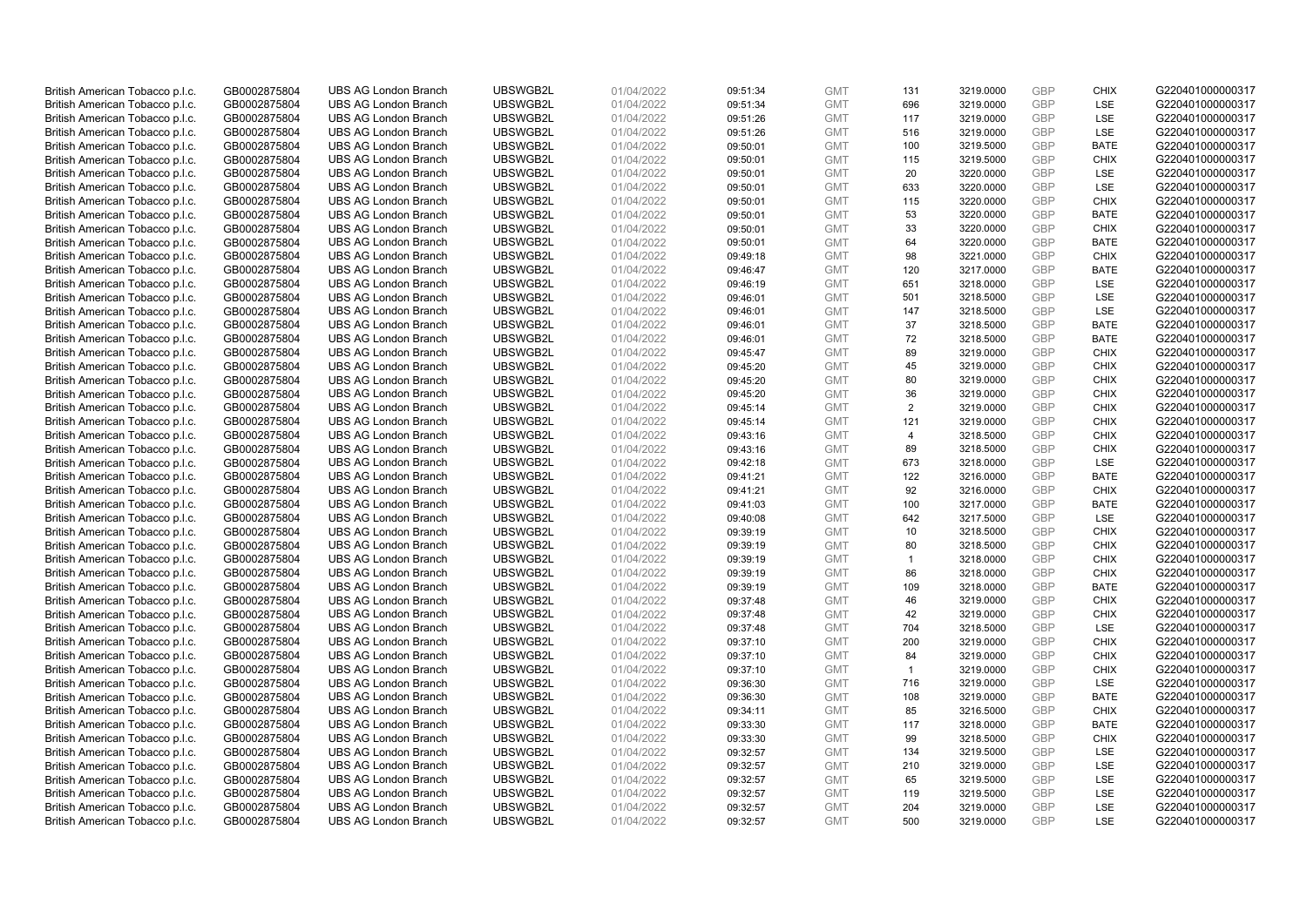| British American Tobacco p.l.c. | GB0002875804 | UBS AG London Branch | UBSWGB2L | 01/04/2022 | 09:51:34 | GMT | 131 | 3219.0000 | GBP | CHIX | G220401000000317 |
|---|---|---|---|---|---|---|---|---|---|---|---|
| British American Tobacco p.l.c. | GB0002875804 | UBS AG London Branch | UBSWGB2L | 01/04/2022 | 09:51:34 | GMT | 696 | 3219.0000 | GBP | LSE | G220401000000317 |
| British American Tobacco p.l.c. | GB0002875804 | UBS AG London Branch | UBSWGB2L | 01/04/2022 | 09:51:26 | GMT | 117 | 3219.0000 | GBP | LSE | G220401000000317 |
| British American Tobacco p.l.c. | GB0002875804 | UBS AG London Branch | UBSWGB2L | 01/04/2022 | 09:51:26 | GMT | 516 | 3219.0000 | GBP | LSE | G220401000000317 |
| British American Tobacco p.l.c. | GB0002875804 | UBS AG London Branch | UBSWGB2L | 01/04/2022 | 09:50:01 | GMT | 100 | 3219.5000 | GBP | BATE | G220401000000317 |
| British American Tobacco p.l.c. | GB0002875804 | UBS AG London Branch | UBSWGB2L | 01/04/2022 | 09:50:01 | GMT | 115 | 3219.5000 | GBP | CHIX | G220401000000317 |
| British American Tobacco p.l.c. | GB0002875804 | UBS AG London Branch | UBSWGB2L | 01/04/2022 | 09:50:01 | GMT | 20 | 3220.0000 | GBP | LSE | G220401000000317 |
| British American Tobacco p.l.c. | GB0002875804 | UBS AG London Branch | UBSWGB2L | 01/04/2022 | 09:50:01 | GMT | 633 | 3220.0000 | GBP | LSE | G220401000000317 |
| British American Tobacco p.l.c. | GB0002875804 | UBS AG London Branch | UBSWGB2L | 01/04/2022 | 09:50:01 | GMT | 115 | 3220.0000 | GBP | CHIX | G220401000000317 |
| British American Tobacco p.l.c. | GB0002875804 | UBS AG London Branch | UBSWGB2L | 01/04/2022 | 09:50:01 | GMT | 53 | 3220.0000 | GBP | BATE | G220401000000317 |
| British American Tobacco p.l.c. | GB0002875804 | UBS AG London Branch | UBSWGB2L | 01/04/2022 | 09:50:01 | GMT | 33 | 3220.0000 | GBP | CHIX | G220401000000317 |
| British American Tobacco p.l.c. | GB0002875804 | UBS AG London Branch | UBSWGB2L | 01/04/2022 | 09:50:01 | GMT | 64 | 3220.0000 | GBP | BATE | G220401000000317 |
| British American Tobacco p.l.c. | GB0002875804 | UBS AG London Branch | UBSWGB2L | 01/04/2022 | 09:49:18 | GMT | 98 | 3221.0000 | GBP | CHIX | G220401000000317 |
| British American Tobacco p.l.c. | GB0002875804 | UBS AG London Branch | UBSWGB2L | 01/04/2022 | 09:46:47 | GMT | 120 | 3217.0000 | GBP | BATE | G220401000000317 |
| British American Tobacco p.l.c. | GB0002875804 | UBS AG London Branch | UBSWGB2L | 01/04/2022 | 09:46:19 | GMT | 651 | 3218.0000 | GBP | LSE | G220401000000317 |
| British American Tobacco p.l.c. | GB0002875804 | UBS AG London Branch | UBSWGB2L | 01/04/2022 | 09:46:01 | GMT | 501 | 3218.5000 | GBP | LSE | G220401000000317 |
| British American Tobacco p.l.c. | GB0002875804 | UBS AG London Branch | UBSWGB2L | 01/04/2022 | 09:46:01 | GMT | 147 | 3218.5000 | GBP | LSE | G220401000000317 |
| British American Tobacco p.l.c. | GB0002875804 | UBS AG London Branch | UBSWGB2L | 01/04/2022 | 09:46:01 | GMT | 37 | 3218.5000 | GBP | BATE | G220401000000317 |
| British American Tobacco p.l.c. | GB0002875804 | UBS AG London Branch | UBSWGB2L | 01/04/2022 | 09:46:01 | GMT | 72 | 3218.5000 | GBP | BATE | G220401000000317 |
| British American Tobacco p.l.c. | GB0002875804 | UBS AG London Branch | UBSWGB2L | 01/04/2022 | 09:45:47 | GMT | 89 | 3219.0000 | GBP | CHIX | G220401000000317 |
| British American Tobacco p.l.c. | GB0002875804 | UBS AG London Branch | UBSWGB2L | 01/04/2022 | 09:45:20 | GMT | 45 | 3219.0000 | GBP | CHIX | G220401000000317 |
| British American Tobacco p.l.c. | GB0002875804 | UBS AG London Branch | UBSWGB2L | 01/04/2022 | 09:45:20 | GMT | 80 | 3219.0000 | GBP | CHIX | G220401000000317 |
| British American Tobacco p.l.c. | GB0002875804 | UBS AG London Branch | UBSWGB2L | 01/04/2022 | 09:45:20 | GMT | 36 | 3219.0000 | GBP | CHIX | G220401000000317 |
| British American Tobacco p.l.c. | GB0002875804 | UBS AG London Branch | UBSWGB2L | 01/04/2022 | 09:45:14 | GMT | 2 | 3219.0000 | GBP | CHIX | G220401000000317 |
| British American Tobacco p.l.c. | GB0002875804 | UBS AG London Branch | UBSWGB2L | 01/04/2022 | 09:45:14 | GMT | 121 | 3219.0000 | GBP | CHIX | G220401000000317 |
| British American Tobacco p.l.c. | GB0002875804 | UBS AG London Branch | UBSWGB2L | 01/04/2022 | 09:43:16 | GMT | 4 | 3218.5000 | GBP | CHIX | G220401000000317 |
| British American Tobacco p.l.c. | GB0002875804 | UBS AG London Branch | UBSWGB2L | 01/04/2022 | 09:43:16 | GMT | 89 | 3218.5000 | GBP | CHIX | G220401000000317 |
| British American Tobacco p.l.c. | GB0002875804 | UBS AG London Branch | UBSWGB2L | 01/04/2022 | 09:42:18 | GMT | 673 | 3218.0000 | GBP | LSE | G220401000000317 |
| British American Tobacco p.l.c. | GB0002875804 | UBS AG London Branch | UBSWGB2L | 01/04/2022 | 09:41:21 | GMT | 122 | 3216.0000 | GBP | BATE | G220401000000317 |
| British American Tobacco p.l.c. | GB0002875804 | UBS AG London Branch | UBSWGB2L | 01/04/2022 | 09:41:21 | GMT | 92 | 3216.0000 | GBP | CHIX | G220401000000317 |
| British American Tobacco p.l.c. | GB0002875804 | UBS AG London Branch | UBSWGB2L | 01/04/2022 | 09:41:03 | GMT | 100 | 3217.0000 | GBP | BATE | G220401000000317 |
| British American Tobacco p.l.c. | GB0002875804 | UBS AG London Branch | UBSWGB2L | 01/04/2022 | 09:40:08 | GMT | 642 | 3217.5000 | GBP | LSE | G220401000000317 |
| British American Tobacco p.l.c. | GB0002875804 | UBS AG London Branch | UBSWGB2L | 01/04/2022 | 09:39:19 | GMT | 10 | 3218.5000 | GBP | CHIX | G220401000000317 |
| British American Tobacco p.l.c. | GB0002875804 | UBS AG London Branch | UBSWGB2L | 01/04/2022 | 09:39:19 | GMT | 80 | 3218.5000 | GBP | CHIX | G220401000000317 |
| British American Tobacco p.l.c. | GB0002875804 | UBS AG London Branch | UBSWGB2L | 01/04/2022 | 09:39:19 | GMT | 1 | 3218.0000 | GBP | CHIX | G220401000000317 |
| British American Tobacco p.l.c. | GB0002875804 | UBS AG London Branch | UBSWGB2L | 01/04/2022 | 09:39:19 | GMT | 86 | 3218.0000 | GBP | CHIX | G220401000000317 |
| British American Tobacco p.l.c. | GB0002875804 | UBS AG London Branch | UBSWGB2L | 01/04/2022 | 09:39:19 | GMT | 109 | 3218.0000 | GBP | BATE | G220401000000317 |
| British American Tobacco p.l.c. | GB0002875804 | UBS AG London Branch | UBSWGB2L | 01/04/2022 | 09:37:48 | GMT | 46 | 3219.0000 | GBP | CHIX | G220401000000317 |
| British American Tobacco p.l.c. | GB0002875804 | UBS AG London Branch | UBSWGB2L | 01/04/2022 | 09:37:48 | GMT | 42 | 3219.0000 | GBP | CHIX | G220401000000317 |
| British American Tobacco p.l.c. | GB0002875804 | UBS AG London Branch | UBSWGB2L | 01/04/2022 | 09:37:48 | GMT | 704 | 3218.5000 | GBP | LSE | G220401000000317 |
| British American Tobacco p.l.c. | GB0002875804 | UBS AG London Branch | UBSWGB2L | 01/04/2022 | 09:37:10 | GMT | 200 | 3219.0000 | GBP | CHIX | G220401000000317 |
| British American Tobacco p.l.c. | GB0002875804 | UBS AG London Branch | UBSWGB2L | 01/04/2022 | 09:37:10 | GMT | 84 | 3219.0000 | GBP | CHIX | G220401000000317 |
| British American Tobacco p.l.c. | GB0002875804 | UBS AG London Branch | UBSWGB2L | 01/04/2022 | 09:37:10 | GMT | 1 | 3219.0000 | GBP | CHIX | G220401000000317 |
| British American Tobacco p.l.c. | GB0002875804 | UBS AG London Branch | UBSWGB2L | 01/04/2022 | 09:36:30 | GMT | 716 | 3219.0000 | GBP | LSE | G220401000000317 |
| British American Tobacco p.l.c. | GB0002875804 | UBS AG London Branch | UBSWGB2L | 01/04/2022 | 09:36:30 | GMT | 108 | 3219.0000 | GBP | BATE | G220401000000317 |
| British American Tobacco p.l.c. | GB0002875804 | UBS AG London Branch | UBSWGB2L | 01/04/2022 | 09:34:11 | GMT | 85 | 3216.5000 | GBP | CHIX | G220401000000317 |
| British American Tobacco p.l.c. | GB0002875804 | UBS AG London Branch | UBSWGB2L | 01/04/2022 | 09:33:30 | GMT | 117 | 3218.0000 | GBP | BATE | G220401000000317 |
| British American Tobacco p.l.c. | GB0002875804 | UBS AG London Branch | UBSWGB2L | 01/04/2022 | 09:33:30 | GMT | 99 | 3218.5000 | GBP | CHIX | G220401000000317 |
| British American Tobacco p.l.c. | GB0002875804 | UBS AG London Branch | UBSWGB2L | 01/04/2022 | 09:32:57 | GMT | 134 | 3219.5000 | GBP | LSE | G220401000000317 |
| British American Tobacco p.l.c. | GB0002875804 | UBS AG London Branch | UBSWGB2L | 01/04/2022 | 09:32:57 | GMT | 210 | 3219.0000 | GBP | LSE | G220401000000317 |
| British American Tobacco p.l.c. | GB0002875804 | UBS AG London Branch | UBSWGB2L | 01/04/2022 | 09:32:57 | GMT | 65 | 3219.5000 | GBP | LSE | G220401000000317 |
| British American Tobacco p.l.c. | GB0002875804 | UBS AG London Branch | UBSWGB2L | 01/04/2022 | 09:32:57 | GMT | 119 | 3219.5000 | GBP | LSE | G220401000000317 |
| British American Tobacco p.l.c. | GB0002875804 | UBS AG London Branch | UBSWGB2L | 01/04/2022 | 09:32:57 | GMT | 204 | 3219.0000 | GBP | LSE | G220401000000317 |
| British American Tobacco p.l.c. | GB0002875804 | UBS AG London Branch | UBSWGB2L | 01/04/2022 | 09:32:57 | GMT | 500 | 3219.0000 | GBP | LSE | G220401000000317 |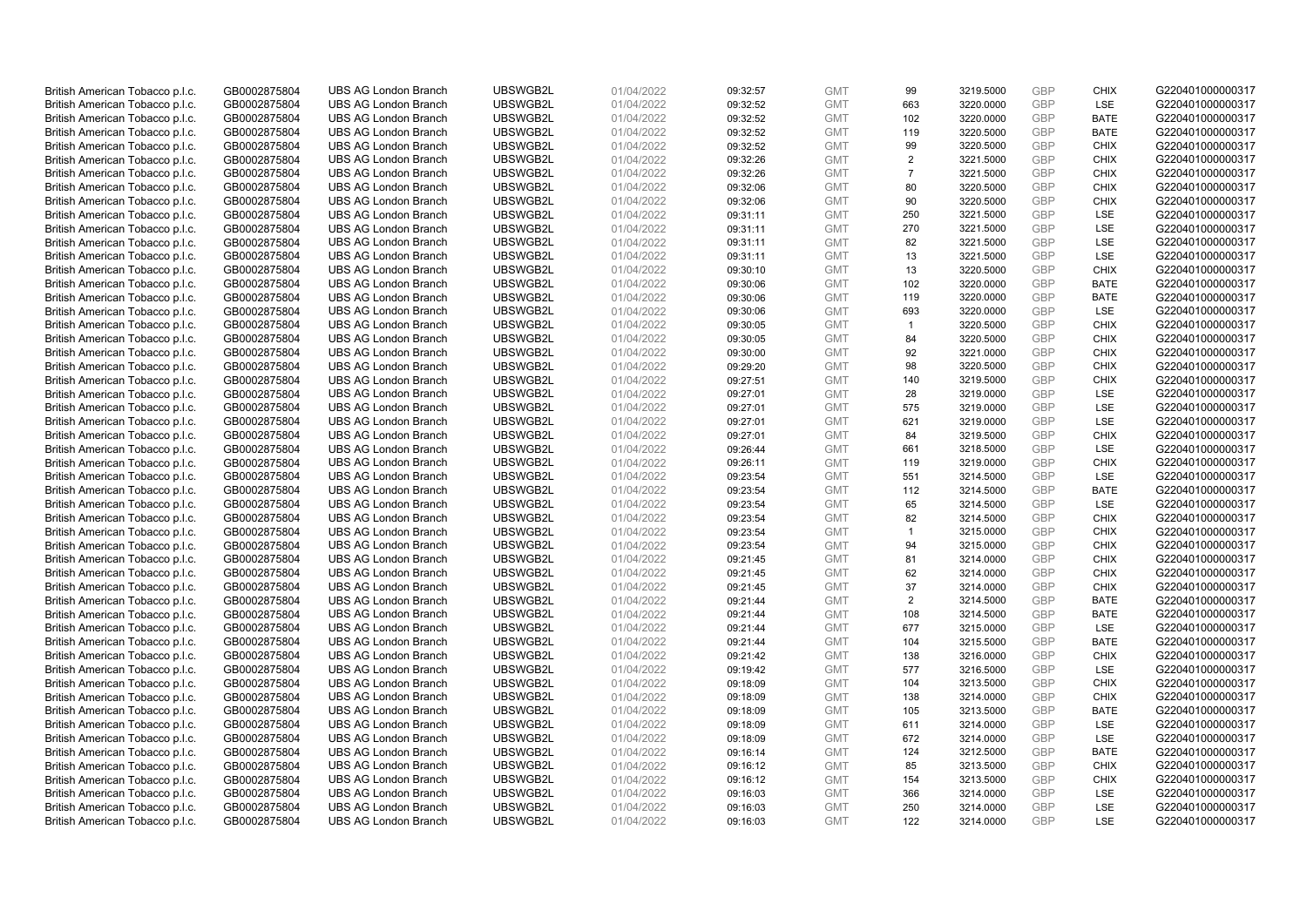| British American Tobacco p.l.c. | GB0002875804 | UBS AG London Branch | UBSWGB2L | 01/04/2022 | 09:32:57 | GMT | 99 | 3219.5000 | GBP | CHIX | G220401000000317 |
|---|---|---|---|---|---|---|---|---|---|---|---|
| British American Tobacco p.l.c. | GB0002875804 | UBS AG London Branch | UBSWGB2L | 01/04/2022 | 09:32:52 | GMT | 663 | 3220.0000 | GBP | LSE | G220401000000317 |
| British American Tobacco p.l.c. | GB0002875804 | UBS AG London Branch | UBSWGB2L | 01/04/2022 | 09:32:52 | GMT | 102 | 3220.0000 | GBP | BATE | G220401000000317 |
| British American Tobacco p.l.c. | GB0002875804 | UBS AG London Branch | UBSWGB2L | 01/04/2022 | 09:32:52 | GMT | 119 | 3220.5000 | GBP | BATE | G220401000000317 |
| British American Tobacco p.l.c. | GB0002875804 | UBS AG London Branch | UBSWGB2L | 01/04/2022 | 09:32:52 | GMT | 99 | 3220.5000 | GBP | CHIX | G220401000000317 |
| British American Tobacco p.l.c. | GB0002875804 | UBS AG London Branch | UBSWGB2L | 01/04/2022 | 09:32:26 | GMT | 2 | 3221.5000 | GBP | CHIX | G220401000000317 |
| British American Tobacco p.l.c. | GB0002875804 | UBS AG London Branch | UBSWGB2L | 01/04/2022 | 09:32:26 | GMT | 7 | 3221.5000 | GBP | CHIX | G220401000000317 |
| British American Tobacco p.l.c. | GB0002875804 | UBS AG London Branch | UBSWGB2L | 01/04/2022 | 09:32:06 | GMT | 80 | 3220.5000 | GBP | CHIX | G220401000000317 |
| British American Tobacco p.l.c. | GB0002875804 | UBS AG London Branch | UBSWGB2L | 01/04/2022 | 09:32:06 | GMT | 90 | 3220.5000 | GBP | CHIX | G220401000000317 |
| British American Tobacco p.l.c. | GB0002875804 | UBS AG London Branch | UBSWGB2L | 01/04/2022 | 09:31:11 | GMT | 250 | 3221.5000 | GBP | LSE | G220401000000317 |
| British American Tobacco p.l.c. | GB0002875804 | UBS AG London Branch | UBSWGB2L | 01/04/2022 | 09:31:11 | GMT | 270 | 3221.5000 | GBP | LSE | G220401000000317 |
| British American Tobacco p.l.c. | GB0002875804 | UBS AG London Branch | UBSWGB2L | 01/04/2022 | 09:31:11 | GMT | 82 | 3221.5000 | GBP | LSE | G220401000000317 |
| British American Tobacco p.l.c. | GB0002875804 | UBS AG London Branch | UBSWGB2L | 01/04/2022 | 09:31:11 | GMT | 13 | 3221.5000 | GBP | LSE | G220401000000317 |
| British American Tobacco p.l.c. | GB0002875804 | UBS AG London Branch | UBSWGB2L | 01/04/2022 | 09:30:10 | GMT | 13 | 3220.5000 | GBP | CHIX | G220401000000317 |
| British American Tobacco p.l.c. | GB0002875804 | UBS AG London Branch | UBSWGB2L | 01/04/2022 | 09:30:06 | GMT | 102 | 3220.0000 | GBP | BATE | G220401000000317 |
| British American Tobacco p.l.c. | GB0002875804 | UBS AG London Branch | UBSWGB2L | 01/04/2022 | 09:30:06 | GMT | 119 | 3220.0000 | GBP | BATE | G220401000000317 |
| British American Tobacco p.l.c. | GB0002875804 | UBS AG London Branch | UBSWGB2L | 01/04/2022 | 09:30:06 | GMT | 693 | 3220.0000 | GBP | LSE | G220401000000317 |
| British American Tobacco p.l.c. | GB0002875804 | UBS AG London Branch | UBSWGB2L | 01/04/2022 | 09:30:05 | GMT | 1 | 3220.5000 | GBP | CHIX | G220401000000317 |
| British American Tobacco p.l.c. | GB0002875804 | UBS AG London Branch | UBSWGB2L | 01/04/2022 | 09:30:05 | GMT | 84 | 3220.5000 | GBP | CHIX | G220401000000317 |
| British American Tobacco p.l.c. | GB0002875804 | UBS AG London Branch | UBSWGB2L | 01/04/2022 | 09:30:00 | GMT | 92 | 3221.0000 | GBP | CHIX | G220401000000317 |
| British American Tobacco p.l.c. | GB0002875804 | UBS AG London Branch | UBSWGB2L | 01/04/2022 | 09:29:20 | GMT | 98 | 3220.5000 | GBP | CHIX | G220401000000317 |
| British American Tobacco p.l.c. | GB0002875804 | UBS AG London Branch | UBSWGB2L | 01/04/2022 | 09:27:51 | GMT | 140 | 3219.5000 | GBP | CHIX | G220401000000317 |
| British American Tobacco p.l.c. | GB0002875804 | UBS AG London Branch | UBSWGB2L | 01/04/2022 | 09:27:01 | GMT | 28 | 3219.0000 | GBP | LSE | G220401000000317 |
| British American Tobacco p.l.c. | GB0002875804 | UBS AG London Branch | UBSWGB2L | 01/04/2022 | 09:27:01 | GMT | 575 | 3219.0000 | GBP | LSE | G220401000000317 |
| British American Tobacco p.l.c. | GB0002875804 | UBS AG London Branch | UBSWGB2L | 01/04/2022 | 09:27:01 | GMT | 621 | 3219.0000 | GBP | LSE | G220401000000317 |
| British American Tobacco p.l.c. | GB0002875804 | UBS AG London Branch | UBSWGB2L | 01/04/2022 | 09:27:01 | GMT | 84 | 3219.5000 | GBP | CHIX | G220401000000317 |
| British American Tobacco p.l.c. | GB0002875804 | UBS AG London Branch | UBSWGB2L | 01/04/2022 | 09:26:44 | GMT | 661 | 3218.5000 | GBP | LSE | G220401000000317 |
| British American Tobacco p.l.c. | GB0002875804 | UBS AG London Branch | UBSWGB2L | 01/04/2022 | 09:26:11 | GMT | 119 | 3219.0000 | GBP | CHIX | G220401000000317 |
| British American Tobacco p.l.c. | GB0002875804 | UBS AG London Branch | UBSWGB2L | 01/04/2022 | 09:23:54 | GMT | 551 | 3214.5000 | GBP | LSE | G220401000000317 |
| British American Tobacco p.l.c. | GB0002875804 | UBS AG London Branch | UBSWGB2L | 01/04/2022 | 09:23:54 | GMT | 112 | 3214.5000 | GBP | BATE | G220401000000317 |
| British American Tobacco p.l.c. | GB0002875804 | UBS AG London Branch | UBSWGB2L | 01/04/2022 | 09:23:54 | GMT | 65 | 3214.5000 | GBP | LSE | G220401000000317 |
| British American Tobacco p.l.c. | GB0002875804 | UBS AG London Branch | UBSWGB2L | 01/04/2022 | 09:23:54 | GMT | 82 | 3214.5000 | GBP | CHIX | G220401000000317 |
| British American Tobacco p.l.c. | GB0002875804 | UBS AG London Branch | UBSWGB2L | 01/04/2022 | 09:23:54 | GMT | 1 | 3215.0000 | GBP | CHIX | G220401000000317 |
| British American Tobacco p.l.c. | GB0002875804 | UBS AG London Branch | UBSWGB2L | 01/04/2022 | 09:23:54 | GMT | 94 | 3215.0000 | GBP | CHIX | G220401000000317 |
| British American Tobacco p.l.c. | GB0002875804 | UBS AG London Branch | UBSWGB2L | 01/04/2022 | 09:21:45 | GMT | 81 | 3214.0000 | GBP | CHIX | G220401000000317 |
| British American Tobacco p.l.c. | GB0002875804 | UBS AG London Branch | UBSWGB2L | 01/04/2022 | 09:21:45 | GMT | 62 | 3214.0000 | GBP | CHIX | G220401000000317 |
| British American Tobacco p.l.c. | GB0002875804 | UBS AG London Branch | UBSWGB2L | 01/04/2022 | 09:21:45 | GMT | 37 | 3214.0000 | GBP | CHIX | G220401000000317 |
| British American Tobacco p.l.c. | GB0002875804 | UBS AG London Branch | UBSWGB2L | 01/04/2022 | 09:21:44 | GMT | 2 | 3214.5000 | GBP | BATE | G220401000000317 |
| British American Tobacco p.l.c. | GB0002875804 | UBS AG London Branch | UBSWGB2L | 01/04/2022 | 09:21:44 | GMT | 108 | 3214.5000 | GBP | BATE | G220401000000317 |
| British American Tobacco p.l.c. | GB0002875804 | UBS AG London Branch | UBSWGB2L | 01/04/2022 | 09:21:44 | GMT | 677 | 3215.0000 | GBP | LSE | G220401000000317 |
| British American Tobacco p.l.c. | GB0002875804 | UBS AG London Branch | UBSWGB2L | 01/04/2022 | 09:21:44 | GMT | 104 | 3215.5000 | GBP | BATE | G220401000000317 |
| British American Tobacco p.l.c. | GB0002875804 | UBS AG London Branch | UBSWGB2L | 01/04/2022 | 09:21:42 | GMT | 138 | 3216.0000 | GBP | CHIX | G220401000000317 |
| British American Tobacco p.l.c. | GB0002875804 | UBS AG London Branch | UBSWGB2L | 01/04/2022 | 09:19:42 | GMT | 577 | 3216.5000 | GBP | LSE | G220401000000317 |
| British American Tobacco p.l.c. | GB0002875804 | UBS AG London Branch | UBSWGB2L | 01/04/2022 | 09:18:09 | GMT | 104 | 3213.5000 | GBP | CHIX | G220401000000317 |
| British American Tobacco p.l.c. | GB0002875804 | UBS AG London Branch | UBSWGB2L | 01/04/2022 | 09:18:09 | GMT | 138 | 3214.0000 | GBP | CHIX | G220401000000317 |
| British American Tobacco p.l.c. | GB0002875804 | UBS AG London Branch | UBSWGB2L | 01/04/2022 | 09:18:09 | GMT | 105 | 3213.5000 | GBP | BATE | G220401000000317 |
| British American Tobacco p.l.c. | GB0002875804 | UBS AG London Branch | UBSWGB2L | 01/04/2022 | 09:18:09 | GMT | 611 | 3214.0000 | GBP | LSE | G220401000000317 |
| British American Tobacco p.l.c. | GB0002875804 | UBS AG London Branch | UBSWGB2L | 01/04/2022 | 09:18:09 | GMT | 672 | 3214.0000 | GBP | LSE | G220401000000317 |
| British American Tobacco p.l.c. | GB0002875804 | UBS AG London Branch | UBSWGB2L | 01/04/2022 | 09:16:14 | GMT | 124 | 3212.5000 | GBP | BATE | G220401000000317 |
| British American Tobacco p.l.c. | GB0002875804 | UBS AG London Branch | UBSWGB2L | 01/04/2022 | 09:16:12 | GMT | 85 | 3213.5000 | GBP | CHIX | G220401000000317 |
| British American Tobacco p.l.c. | GB0002875804 | UBS AG London Branch | UBSWGB2L | 01/04/2022 | 09:16:12 | GMT | 154 | 3213.5000 | GBP | CHIX | G220401000000317 |
| British American Tobacco p.l.c. | GB0002875804 | UBS AG London Branch | UBSWGB2L | 01/04/2022 | 09:16:03 | GMT | 366 | 3214.0000 | GBP | LSE | G220401000000317 |
| British American Tobacco p.l.c. | GB0002875804 | UBS AG London Branch | UBSWGB2L | 01/04/2022 | 09:16:03 | GMT | 250 | 3214.0000 | GBP | LSE | G220401000000317 |
| British American Tobacco p.l.c. | GB0002875804 | UBS AG London Branch | UBSWGB2L | 01/04/2022 | 09:16:03 | GMT | 122 | 3214.0000 | GBP | LSE | G220401000000317 |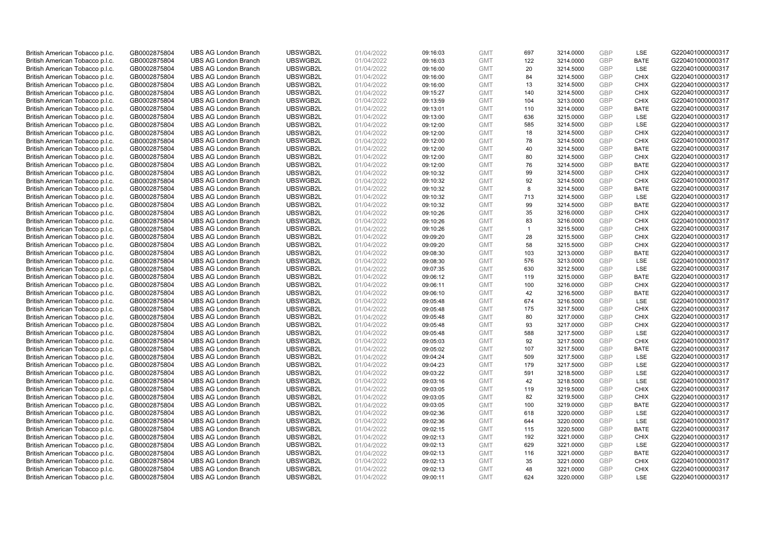| British American Tobacco p.l.c. | GB0002875804 | UBS AG London Branch | UBSWGB2L | 01/04/2022 | 09:16:03 | GMT | 697 | 3214.0000 | GBP | LSE | G220401000000317 |
|---|---|---|---|---|---|---|---|---|---|---|---|
| British American Tobacco p.l.c. | GB0002875804 | UBS AG London Branch | UBSWGB2L | 01/04/2022 | 09:16:03 | GMT | 122 | 3214.0000 | GBP | BATE | G220401000000317 |
| British American Tobacco p.l.c. | GB0002875804 | UBS AG London Branch | UBSWGB2L | 01/04/2022 | 09:16:00 | GMT | 20 | 3214.5000 | GBP | LSE | G220401000000317 |
| British American Tobacco p.l.c. | GB0002875804 | UBS AG London Branch | UBSWGB2L | 01/04/2022 | 09:16:00 | GMT | 84 | 3214.5000 | GBP | CHIX | G220401000000317 |
| British American Tobacco p.l.c. | GB0002875804 | UBS AG London Branch | UBSWGB2L | 01/04/2022 | 09:16:00 | GMT | 13 | 3214.5000 | GBP | CHIX | G220401000000317 |
| British American Tobacco p.l.c. | GB0002875804 | UBS AG London Branch | UBSWGB2L | 01/04/2022 | 09:15:27 | GMT | 140 | 3214.5000 | GBP | CHIX | G220401000000317 |
| British American Tobacco p.l.c. | GB0002875804 | UBS AG London Branch | UBSWGB2L | 01/04/2022 | 09:13:59 | GMT | 104 | 3213.0000 | GBP | CHIX | G220401000000317 |
| British American Tobacco p.l.c. | GB0002875804 | UBS AG London Branch | UBSWGB2L | 01/04/2022 | 09:13:01 | GMT | 110 | 3214.0000 | GBP | BATE | G220401000000317 |
| British American Tobacco p.l.c. | GB0002875804 | UBS AG London Branch | UBSWGB2L | 01/04/2022 | 09:13:00 | GMT | 636 | 3215.0000 | GBP | LSE | G220401000000317 |
| British American Tobacco p.l.c. | GB0002875804 | UBS AG London Branch | UBSWGB2L | 01/04/2022 | 09:12:00 | GMT | 585 | 3214.5000 | GBP | LSE | G220401000000317 |
| British American Tobacco p.l.c. | GB0002875804 | UBS AG London Branch | UBSWGB2L | 01/04/2022 | 09:12:00 | GMT | 18 | 3214.5000 | GBP | CHIX | G220401000000317 |
| British American Tobacco p.l.c. | GB0002875804 | UBS AG London Branch | UBSWGB2L | 01/04/2022 | 09:12:00 | GMT | 78 | 3214.5000 | GBP | CHIX | G220401000000317 |
| British American Tobacco p.l.c. | GB0002875804 | UBS AG London Branch | UBSWGB2L | 01/04/2022 | 09:12:00 | GMT | 40 | 3214.5000 | GBP | BATE | G220401000000317 |
| British American Tobacco p.l.c. | GB0002875804 | UBS AG London Branch | UBSWGB2L | 01/04/2022 | 09:12:00 | GMT | 80 | 3214.5000 | GBP | CHIX | G220401000000317 |
| British American Tobacco p.l.c. | GB0002875804 | UBS AG London Branch | UBSWGB2L | 01/04/2022 | 09:12:00 | GMT | 76 | 3214.5000 | GBP | BATE | G220401000000317 |
| British American Tobacco p.l.c. | GB0002875804 | UBS AG London Branch | UBSWGB2L | 01/04/2022 | 09:10:32 | GMT | 99 | 3214.5000 | GBP | CHIX | G220401000000317 |
| British American Tobacco p.l.c. | GB0002875804 | UBS AG London Branch | UBSWGB2L | 01/04/2022 | 09:10:32 | GMT | 92 | 3214.5000 | GBP | CHIX | G220401000000317 |
| British American Tobacco p.l.c. | GB0002875804 | UBS AG London Branch | UBSWGB2L | 01/04/2022 | 09:10:32 | GMT | 8 | 3214.5000 | GBP | BATE | G220401000000317 |
| British American Tobacco p.l.c. | GB0002875804 | UBS AG London Branch | UBSWGB2L | 01/04/2022 | 09:10:32 | GMT | 713 | 3214.5000 | GBP | LSE | G220401000000317 |
| British American Tobacco p.l.c. | GB0002875804 | UBS AG London Branch | UBSWGB2L | 01/04/2022 | 09:10:32 | GMT | 99 | 3214.5000 | GBP | BATE | G220401000000317 |
| British American Tobacco p.l.c. | GB0002875804 | UBS AG London Branch | UBSWGB2L | 01/04/2022 | 09:10:26 | GMT | 35 | 3216.0000 | GBP | CHIX | G220401000000317 |
| British American Tobacco p.l.c. | GB0002875804 | UBS AG London Branch | UBSWGB2L | 01/04/2022 | 09:10:26 | GMT | 83 | 3216.0000 | GBP | CHIX | G220401000000317 |
| British American Tobacco p.l.c. | GB0002875804 | UBS AG London Branch | UBSWGB2L | 01/04/2022 | 09:10:26 | GMT | 1 | 3215.5000 | GBP | CHIX | G220401000000317 |
| British American Tobacco p.l.c. | GB0002875804 | UBS AG London Branch | UBSWGB2L | 01/04/2022 | 09:09:20 | GMT | 28 | 3215.5000 | GBP | CHIX | G220401000000317 |
| British American Tobacco p.l.c. | GB0002875804 | UBS AG London Branch | UBSWGB2L | 01/04/2022 | 09:09:20 | GMT | 58 | 3215.5000 | GBP | CHIX | G220401000000317 |
| British American Tobacco p.l.c. | GB0002875804 | UBS AG London Branch | UBSWGB2L | 01/04/2022 | 09:08:30 | GMT | 103 | 3213.0000 | GBP | BATE | G220401000000317 |
| British American Tobacco p.l.c. | GB0002875804 | UBS AG London Branch | UBSWGB2L | 01/04/2022 | 09:08:30 | GMT | 576 | 3213.0000 | GBP | LSE | G220401000000317 |
| British American Tobacco p.l.c. | GB0002875804 | UBS AG London Branch | UBSWGB2L | 01/04/2022 | 09:07:35 | GMT | 630 | 3212.5000 | GBP | LSE | G220401000000317 |
| British American Tobacco p.l.c. | GB0002875804 | UBS AG London Branch | UBSWGB2L | 01/04/2022 | 09:06:12 | GMT | 119 | 3215.0000 | GBP | BATE | G220401000000317 |
| British American Tobacco p.l.c. | GB0002875804 | UBS AG London Branch | UBSWGB2L | 01/04/2022 | 09:06:11 | GMT | 100 | 3216.0000 | GBP | CHIX | G220401000000317 |
| British American Tobacco p.l.c. | GB0002875804 | UBS AG London Branch | UBSWGB2L | 01/04/2022 | 09:06:10 | GMT | 42 | 3216.5000 | GBP | BATE | G220401000000317 |
| British American Tobacco p.l.c. | GB0002875804 | UBS AG London Branch | UBSWGB2L | 01/04/2022 | 09:05:48 | GMT | 674 | 3216.5000 | GBP | LSE | G220401000000317 |
| British American Tobacco p.l.c. | GB0002875804 | UBS AG London Branch | UBSWGB2L | 01/04/2022 | 09:05:48 | GMT | 175 | 3217.5000 | GBP | CHIX | G220401000000317 |
| British American Tobacco p.l.c. | GB0002875804 | UBS AG London Branch | UBSWGB2L | 01/04/2022 | 09:05:48 | GMT | 80 | 3217.0000 | GBP | CHIX | G220401000000317 |
| British American Tobacco p.l.c. | GB0002875804 | UBS AG London Branch | UBSWGB2L | 01/04/2022 | 09:05:48 | GMT | 93 | 3217.0000 | GBP | CHIX | G220401000000317 |
| British American Tobacco p.l.c. | GB0002875804 | UBS AG London Branch | UBSWGB2L | 01/04/2022 | 09:05:48 | GMT | 588 | 3217.5000 | GBP | LSE | G220401000000317 |
| British American Tobacco p.l.c. | GB0002875804 | UBS AG London Branch | UBSWGB2L | 01/04/2022 | 09:05:03 | GMT | 92 | 3217.5000 | GBP | CHIX | G220401000000317 |
| British American Tobacco p.l.c. | GB0002875804 | UBS AG London Branch | UBSWGB2L | 01/04/2022 | 09:05:02 | GMT | 107 | 3217.5000 | GBP | BATE | G220401000000317 |
| British American Tobacco p.l.c. | GB0002875804 | UBS AG London Branch | UBSWGB2L | 01/04/2022 | 09:04:24 | GMT | 509 | 3217.5000 | GBP | LSE | G220401000000317 |
| British American Tobacco p.l.c. | GB0002875804 | UBS AG London Branch | UBSWGB2L | 01/04/2022 | 09:04:23 | GMT | 179 | 3217.5000 | GBP | LSE | G220401000000317 |
| British American Tobacco p.l.c. | GB0002875804 | UBS AG London Branch | UBSWGB2L | 01/04/2022 | 09:03:22 | GMT | 591 | 3218.5000 | GBP | LSE | G220401000000317 |
| British American Tobacco p.l.c. | GB0002875804 | UBS AG London Branch | UBSWGB2L | 01/04/2022 | 09:03:16 | GMT | 42 | 3218.5000 | GBP | LSE | G220401000000317 |
| British American Tobacco p.l.c. | GB0002875804 | UBS AG London Branch | UBSWGB2L | 01/04/2022 | 09:03:05 | GMT | 119 | 3219.5000 | GBP | CHIX | G220401000000317 |
| British American Tobacco p.l.c. | GB0002875804 | UBS AG London Branch | UBSWGB2L | 01/04/2022 | 09:03:05 | GMT | 82 | 3219.5000 | GBP | CHIX | G220401000000317 |
| British American Tobacco p.l.c. | GB0002875804 | UBS AG London Branch | UBSWGB2L | 01/04/2022 | 09:03:05 | GMT | 100 | 3219.0000 | GBP | BATE | G220401000000317 |
| British American Tobacco p.l.c. | GB0002875804 | UBS AG London Branch | UBSWGB2L | 01/04/2022 | 09:02:36 | GMT | 618 | 3220.0000 | GBP | LSE | G220401000000317 |
| British American Tobacco p.l.c. | GB0002875804 | UBS AG London Branch | UBSWGB2L | 01/04/2022 | 09:02:36 | GMT | 644 | 3220.0000 | GBP | LSE | G220401000000317 |
| British American Tobacco p.l.c. | GB0002875804 | UBS AG London Branch | UBSWGB2L | 01/04/2022 | 09:02:15 | GMT | 115 | 3220.5000 | GBP | BATE | G220401000000317 |
| British American Tobacco p.l.c. | GB0002875804 | UBS AG London Branch | UBSWGB2L | 01/04/2022 | 09:02:13 | GMT | 192 | 3221.0000 | GBP | CHIX | G220401000000317 |
| British American Tobacco p.l.c. | GB0002875804 | UBS AG London Branch | UBSWGB2L | 01/04/2022 | 09:02:13 | GMT | 629 | 3221.0000 | GBP | LSE | G220401000000317 |
| British American Tobacco p.l.c. | GB0002875804 | UBS AG London Branch | UBSWGB2L | 01/04/2022 | 09:02:13 | GMT | 116 | 3221.0000 | GBP | BATE | G220401000000317 |
| British American Tobacco p.l.c. | GB0002875804 | UBS AG London Branch | UBSWGB2L | 01/04/2022 | 09:02:13 | GMT | 35 | 3221.0000 | GBP | CHIX | G220401000000317 |
| British American Tobacco p.l.c. | GB0002875804 | UBS AG London Branch | UBSWGB2L | 01/04/2022 | 09:02:13 | GMT | 48 | 3221.0000 | GBP | CHIX | G220401000000317 |
| British American Tobacco p.l.c. | GB0002875804 | UBS AG London Branch | UBSWGB2L | 01/04/2022 | 09:00:11 | GMT | 624 | 3220.0000 | GBP | LSE | G220401000000317 |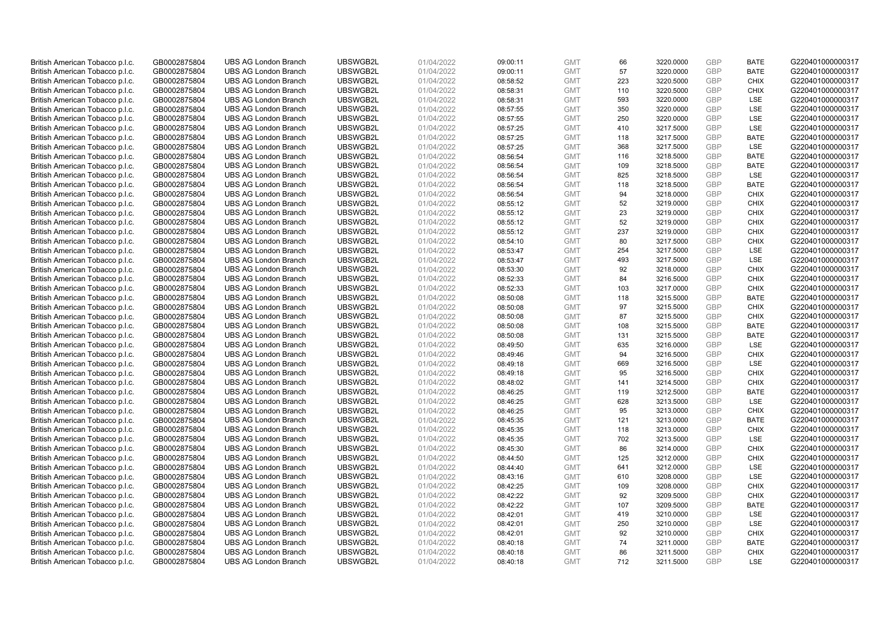| | | | | | | | | | | | |
|---|---|---|---|---|---|---|---|---|---|---|---|
| British American Tobacco p.l.c. | GB0002875804 | UBS AG London Branch | UBSWGB2L | 01/04/2022 | 09:00:11 | GMT | 66 | 3220.0000 | GBP | BATE | G220401000000317 |
| British American Tobacco p.l.c. | GB0002875804 | UBS AG London Branch | UBSWGB2L | 01/04/2022 | 09:00:11 | GMT | 57 | 3220.0000 | GBP | BATE | G220401000000317 |
| British American Tobacco p.l.c. | GB0002875804 | UBS AG London Branch | UBSWGB2L | 01/04/2022 | 08:58:52 | GMT | 223 | 3220.5000 | GBP | CHIX | G220401000000317 |
| British American Tobacco p.l.c. | GB0002875804 | UBS AG London Branch | UBSWGB2L | 01/04/2022 | 08:58:31 | GMT | 110 | 3220.5000 | GBP | CHIX | G220401000000317 |
| British American Tobacco p.l.c. | GB0002875804 | UBS AG London Branch | UBSWGB2L | 01/04/2022 | 08:58:31 | GMT | 593 | 3220.0000 | GBP | LSE | G220401000000317 |
| British American Tobacco p.l.c. | GB0002875804 | UBS AG London Branch | UBSWGB2L | 01/04/2022 | 08:57:55 | GMT | 350 | 3220.0000 | GBP | LSE | G220401000000317 |
| British American Tobacco p.l.c. | GB0002875804 | UBS AG London Branch | UBSWGB2L | 01/04/2022 | 08:57:55 | GMT | 250 | 3220.0000 | GBP | LSE | G220401000000317 |
| British American Tobacco p.l.c. | GB0002875804 | UBS AG London Branch | UBSWGB2L | 01/04/2022 | 08:57:25 | GMT | 410 | 3217.5000 | GBP | LSE | G220401000000317 |
| British American Tobacco p.l.c. | GB0002875804 | UBS AG London Branch | UBSWGB2L | 01/04/2022 | 08:57:25 | GMT | 118 | 3217.5000 | GBP | BATE | G220401000000317 |
| British American Tobacco p.l.c. | GB0002875804 | UBS AG London Branch | UBSWGB2L | 01/04/2022 | 08:57:25 | GMT | 368 | 3217.5000 | GBP | LSE | G220401000000317 |
| British American Tobacco p.l.c. | GB0002875804 | UBS AG London Branch | UBSWGB2L | 01/04/2022 | 08:56:54 | GMT | 116 | 3218.5000 | GBP | BATE | G220401000000317 |
| British American Tobacco p.l.c. | GB0002875804 | UBS AG London Branch | UBSWGB2L | 01/04/2022 | 08:56:54 | GMT | 109 | 3218.5000 | GBP | BATE | G220401000000317 |
| British American Tobacco p.l.c. | GB0002875804 | UBS AG London Branch | UBSWGB2L | 01/04/2022 | 08:56:54 | GMT | 825 | 3218.5000 | GBP | LSE | G220401000000317 |
| British American Tobacco p.l.c. | GB0002875804 | UBS AG London Branch | UBSWGB2L | 01/04/2022 | 08:56:54 | GMT | 118 | 3218.5000 | GBP | BATE | G220401000000317 |
| British American Tobacco p.l.c. | GB0002875804 | UBS AG London Branch | UBSWGB2L | 01/04/2022 | 08:56:54 | GMT | 94 | 3218.0000 | GBP | CHIX | G220401000000317 |
| British American Tobacco p.l.c. | GB0002875804 | UBS AG London Branch | UBSWGB2L | 01/04/2022 | 08:55:12 | GMT | 52 | 3219.0000 | GBP | CHIX | G220401000000317 |
| British American Tobacco p.l.c. | GB0002875804 | UBS AG London Branch | UBSWGB2L | 01/04/2022 | 08:55:12 | GMT | 23 | 3219.0000 | GBP | CHIX | G220401000000317 |
| British American Tobacco p.l.c. | GB0002875804 | UBS AG London Branch | UBSWGB2L | 01/04/2022 | 08:55:12 | GMT | 52 | 3219.0000 | GBP | CHIX | G220401000000317 |
| British American Tobacco p.l.c. | GB0002875804 | UBS AG London Branch | UBSWGB2L | 01/04/2022 | 08:55:12 | GMT | 237 | 3219.0000 | GBP | CHIX | G220401000000317 |
| British American Tobacco p.l.c. | GB0002875804 | UBS AG London Branch | UBSWGB2L | 01/04/2022 | 08:54:10 | GMT | 80 | 3217.5000 | GBP | CHIX | G220401000000317 |
| British American Tobacco p.l.c. | GB0002875804 | UBS AG London Branch | UBSWGB2L | 01/04/2022 | 08:53:47 | GMT | 254 | 3217.5000 | GBP | LSE | G220401000000317 |
| British American Tobacco p.l.c. | GB0002875804 | UBS AG London Branch | UBSWGB2L | 01/04/2022 | 08:53:47 | GMT | 493 | 3217.5000 | GBP | LSE | G220401000000317 |
| British American Tobacco p.l.c. | GB0002875804 | UBS AG London Branch | UBSWGB2L | 01/04/2022 | 08:53:30 | GMT | 92 | 3218.0000 | GBP | CHIX | G220401000000317 |
| British American Tobacco p.l.c. | GB0002875804 | UBS AG London Branch | UBSWGB2L | 01/04/2022 | 08:52:33 | GMT | 84 | 3216.5000 | GBP | CHIX | G220401000000317 |
| British American Tobacco p.l.c. | GB0002875804 | UBS AG London Branch | UBSWGB2L | 01/04/2022 | 08:52:33 | GMT | 103 | 3217.0000 | GBP | CHIX | G220401000000317 |
| British American Tobacco p.l.c. | GB0002875804 | UBS AG London Branch | UBSWGB2L | 01/04/2022 | 08:50:08 | GMT | 118 | 3215.5000 | GBP | BATE | G220401000000317 |
| British American Tobacco p.l.c. | GB0002875804 | UBS AG London Branch | UBSWGB2L | 01/04/2022 | 08:50:08 | GMT | 97 | 3215.5000 | GBP | CHIX | G220401000000317 |
| British American Tobacco p.l.c. | GB0002875804 | UBS AG London Branch | UBSWGB2L | 01/04/2022 | 08:50:08 | GMT | 87 | 3215.5000 | GBP | CHIX | G220401000000317 |
| British American Tobacco p.l.c. | GB0002875804 | UBS AG London Branch | UBSWGB2L | 01/04/2022 | 08:50:08 | GMT | 108 | 3215.5000 | GBP | BATE | G220401000000317 |
| British American Tobacco p.l.c. | GB0002875804 | UBS AG London Branch | UBSWGB2L | 01/04/2022 | 08:50:08 | GMT | 131 | 3215.5000 | GBP | BATE | G220401000000317 |
| British American Tobacco p.l.c. | GB0002875804 | UBS AG London Branch | UBSWGB2L | 01/04/2022 | 08:49:50 | GMT | 635 | 3216.0000 | GBP | LSE | G220401000000317 |
| British American Tobacco p.l.c. | GB0002875804 | UBS AG London Branch | UBSWGB2L | 01/04/2022 | 08:49:46 | GMT | 94 | 3216.5000 | GBP | CHIX | G220401000000317 |
| British American Tobacco p.l.c. | GB0002875804 | UBS AG London Branch | UBSWGB2L | 01/04/2022 | 08:49:18 | GMT | 669 | 3216.5000 | GBP | LSE | G220401000000317 |
| British American Tobacco p.l.c. | GB0002875804 | UBS AG London Branch | UBSWGB2L | 01/04/2022 | 08:49:18 | GMT | 95 | 3216.5000 | GBP | CHIX | G220401000000317 |
| British American Tobacco p.l.c. | GB0002875804 | UBS AG London Branch | UBSWGB2L | 01/04/2022 | 08:48:02 | GMT | 141 | 3214.5000 | GBP | CHIX | G220401000000317 |
| British American Tobacco p.l.c. | GB0002875804 | UBS AG London Branch | UBSWGB2L | 01/04/2022 | 08:46:25 | GMT | 119 | 3212.5000 | GBP | BATE | G220401000000317 |
| British American Tobacco p.l.c. | GB0002875804 | UBS AG London Branch | UBSWGB2L | 01/04/2022 | 08:46:25 | GMT | 628 | 3213.5000 | GBP | LSE | G220401000000317 |
| British American Tobacco p.l.c. | GB0002875804 | UBS AG London Branch | UBSWGB2L | 01/04/2022 | 08:46:25 | GMT | 95 | 3213.0000 | GBP | CHIX | G220401000000317 |
| British American Tobacco p.l.c. | GB0002875804 | UBS AG London Branch | UBSWGB2L | 01/04/2022 | 08:45:35 | GMT | 121 | 3213.0000 | GBP | BATE | G220401000000317 |
| British American Tobacco p.l.c. | GB0002875804 | UBS AG London Branch | UBSWGB2L | 01/04/2022 | 08:45:35 | GMT | 118 | 3213.0000 | GBP | CHIX | G220401000000317 |
| British American Tobacco p.l.c. | GB0002875804 | UBS AG London Branch | UBSWGB2L | 01/04/2022 | 08:45:35 | GMT | 702 | 3213.5000 | GBP | LSE | G220401000000317 |
| British American Tobacco p.l.c. | GB0002875804 | UBS AG London Branch | UBSWGB2L | 01/04/2022 | 08:45:30 | GMT | 86 | 3214.0000 | GBP | CHIX | G220401000000317 |
| British American Tobacco p.l.c. | GB0002875804 | UBS AG London Branch | UBSWGB2L | 01/04/2022 | 08:44:50 | GMT | 125 | 3212.0000 | GBP | CHIX | G220401000000317 |
| British American Tobacco p.l.c. | GB0002875804 | UBS AG London Branch | UBSWGB2L | 01/04/2022 | 08:44:40 | GMT | 641 | 3212.0000 | GBP | LSE | G220401000000317 |
| British American Tobacco p.l.c. | GB0002875804 | UBS AG London Branch | UBSWGB2L | 01/04/2022 | 08:43:16 | GMT | 610 | 3208.0000 | GBP | LSE | G220401000000317 |
| British American Tobacco p.l.c. | GB0002875804 | UBS AG London Branch | UBSWGB2L | 01/04/2022 | 08:42:25 | GMT | 109 | 3208.0000 | GBP | CHIX | G220401000000317 |
| British American Tobacco p.l.c. | GB0002875804 | UBS AG London Branch | UBSWGB2L | 01/04/2022 | 08:42:22 | GMT | 92 | 3209.5000 | GBP | CHIX | G220401000000317 |
| British American Tobacco p.l.c. | GB0002875804 | UBS AG London Branch | UBSWGB2L | 01/04/2022 | 08:42:22 | GMT | 107 | 3209.5000 | GBP | BATE | G220401000000317 |
| British American Tobacco p.l.c. | GB0002875804 | UBS AG London Branch | UBSWGB2L | 01/04/2022 | 08:42:01 | GMT | 419 | 3210.0000 | GBP | LSE | G220401000000317 |
| British American Tobacco p.l.c. | GB0002875804 | UBS AG London Branch | UBSWGB2L | 01/04/2022 | 08:42:01 | GMT | 250 | 3210.0000 | GBP | LSE | G220401000000317 |
| British American Tobacco p.l.c. | GB0002875804 | UBS AG London Branch | UBSWGB2L | 01/04/2022 | 08:42:01 | GMT | 92 | 3210.0000 | GBP | CHIX | G220401000000317 |
| British American Tobacco p.l.c. | GB0002875804 | UBS AG London Branch | UBSWGB2L | 01/04/2022 | 08:40:18 | GMT | 74 | 3211.0000 | GBP | BATE | G220401000000317 |
| British American Tobacco p.l.c. | GB0002875804 | UBS AG London Branch | UBSWGB2L | 01/04/2022 | 08:40:18 | GMT | 86 | 3211.5000 | GBP | CHIX | G220401000000317 |
| British American Tobacco p.l.c. | GB0002875804 | UBS AG London Branch | UBSWGB2L | 01/04/2022 | 08:40:18 | GMT | 712 | 3211.5000 | GBP | LSE | G220401000000317 |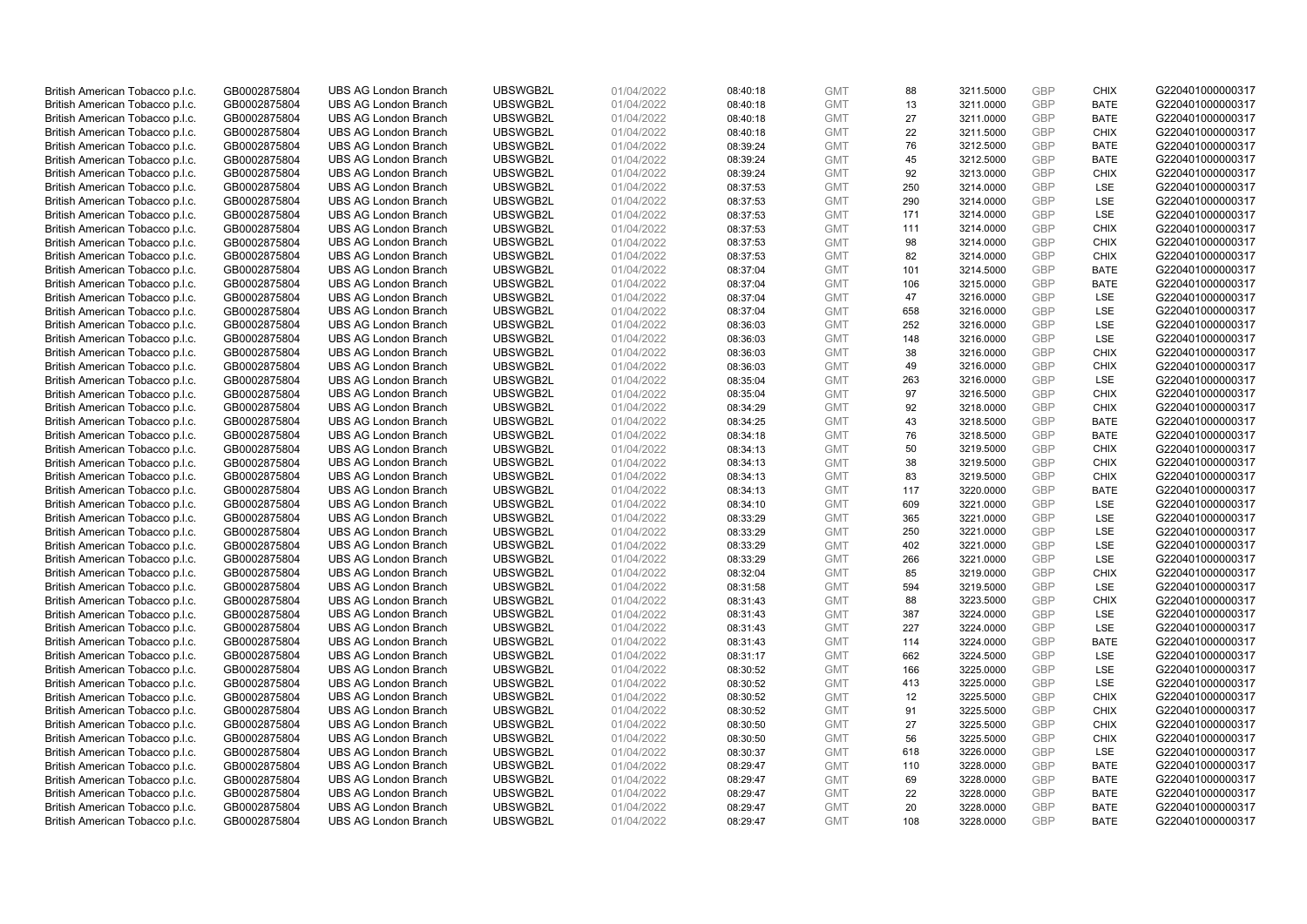| | | | | | | | | | | | |
|---|---|---|---|---|---|---|---|---|---|---|---|
| British American Tobacco p.l.c. | GB0002875804 | UBS AG London Branch | UBSWGB2L | 01/04/2022 | 08:40:18 | GMT | 88 | 3211.5000 | GBP | CHIX | G220401000000317 |
| British American Tobacco p.l.c. | GB0002875804 | UBS AG London Branch | UBSWGB2L | 01/04/2022 | 08:40:18 | GMT | 13 | 3211.0000 | GBP | BATE | G220401000000317 |
| British American Tobacco p.l.c. | GB0002875804 | UBS AG London Branch | UBSWGB2L | 01/04/2022 | 08:40:18 | GMT | 27 | 3211.0000 | GBP | BATE | G220401000000317 |
| British American Tobacco p.l.c. | GB0002875804 | UBS AG London Branch | UBSWGB2L | 01/04/2022 | 08:40:18 | GMT | 22 | 3211.5000 | GBP | CHIX | G220401000000317 |
| British American Tobacco p.l.c. | GB0002875804 | UBS AG London Branch | UBSWGB2L | 01/04/2022 | 08:39:24 | GMT | 76 | 3212.5000 | GBP | BATE | G220401000000317 |
| British American Tobacco p.l.c. | GB0002875804 | UBS AG London Branch | UBSWGB2L | 01/04/2022 | 08:39:24 | GMT | 45 | 3212.5000 | GBP | BATE | G220401000000317 |
| British American Tobacco p.l.c. | GB0002875804 | UBS AG London Branch | UBSWGB2L | 01/04/2022 | 08:39:24 | GMT | 92 | 3213.0000 | GBP | CHIX | G220401000000317 |
| British American Tobacco p.l.c. | GB0002875804 | UBS AG London Branch | UBSWGB2L | 01/04/2022 | 08:37:53 | GMT | 250 | 3214.0000 | GBP | LSE | G220401000000317 |
| British American Tobacco p.l.c. | GB0002875804 | UBS AG London Branch | UBSWGB2L | 01/04/2022 | 08:37:53 | GMT | 290 | 3214.0000 | GBP | LSE | G220401000000317 |
| British American Tobacco p.l.c. | GB0002875804 | UBS AG London Branch | UBSWGB2L | 01/04/2022 | 08:37:53 | GMT | 171 | 3214.0000 | GBP | LSE | G220401000000317 |
| British American Tobacco p.l.c. | GB0002875804 | UBS AG London Branch | UBSWGB2L | 01/04/2022 | 08:37:53 | GMT | 111 | 3214.0000 | GBP | CHIX | G220401000000317 |
| British American Tobacco p.l.c. | GB0002875804 | UBS AG London Branch | UBSWGB2L | 01/04/2022 | 08:37:53 | GMT | 98 | 3214.0000 | GBP | CHIX | G220401000000317 |
| British American Tobacco p.l.c. | GB0002875804 | UBS AG London Branch | UBSWGB2L | 01/04/2022 | 08:37:53 | GMT | 82 | 3214.0000 | GBP | CHIX | G220401000000317 |
| British American Tobacco p.l.c. | GB0002875804 | UBS AG London Branch | UBSWGB2L | 01/04/2022 | 08:37:04 | GMT | 101 | 3214.5000 | GBP | BATE | G220401000000317 |
| British American Tobacco p.l.c. | GB0002875804 | UBS AG London Branch | UBSWGB2L | 01/04/2022 | 08:37:04 | GMT | 106 | 3215.0000 | GBP | BATE | G220401000000317 |
| British American Tobacco p.l.c. | GB0002875804 | UBS AG London Branch | UBSWGB2L | 01/04/2022 | 08:37:04 | GMT | 47 | 3216.0000 | GBP | LSE | G220401000000317 |
| British American Tobacco p.l.c. | GB0002875804 | UBS AG London Branch | UBSWGB2L | 01/04/2022 | 08:37:04 | GMT | 658 | 3216.0000 | GBP | LSE | G220401000000317 |
| British American Tobacco p.l.c. | GB0002875804 | UBS AG London Branch | UBSWGB2L | 01/04/2022 | 08:36:03 | GMT | 252 | 3216.0000 | GBP | LSE | G220401000000317 |
| British American Tobacco p.l.c. | GB0002875804 | UBS AG London Branch | UBSWGB2L | 01/04/2022 | 08:36:03 | GMT | 148 | 3216.0000 | GBP | LSE | G220401000000317 |
| British American Tobacco p.l.c. | GB0002875804 | UBS AG London Branch | UBSWGB2L | 01/04/2022 | 08:36:03 | GMT | 38 | 3216.0000 | GBP | CHIX | G220401000000317 |
| British American Tobacco p.l.c. | GB0002875804 | UBS AG London Branch | UBSWGB2L | 01/04/2022 | 08:36:03 | GMT | 49 | 3216.0000 | GBP | CHIX | G220401000000317 |
| British American Tobacco p.l.c. | GB0002875804 | UBS AG London Branch | UBSWGB2L | 01/04/2022 | 08:35:04 | GMT | 263 | 3216.0000 | GBP | LSE | G220401000000317 |
| British American Tobacco p.l.c. | GB0002875804 | UBS AG London Branch | UBSWGB2L | 01/04/2022 | 08:35:04 | GMT | 97 | 3216.5000 | GBP | CHIX | G220401000000317 |
| British American Tobacco p.l.c. | GB0002875804 | UBS AG London Branch | UBSWGB2L | 01/04/2022 | 08:34:29 | GMT | 92 | 3218.0000 | GBP | CHIX | G220401000000317 |
| British American Tobacco p.l.c. | GB0002875804 | UBS AG London Branch | UBSWGB2L | 01/04/2022 | 08:34:25 | GMT | 43 | 3218.5000 | GBP | BATE | G220401000000317 |
| British American Tobacco p.l.c. | GB0002875804 | UBS AG London Branch | UBSWGB2L | 01/04/2022 | 08:34:18 | GMT | 76 | 3218.5000 | GBP | BATE | G220401000000317 |
| British American Tobacco p.l.c. | GB0002875804 | UBS AG London Branch | UBSWGB2L | 01/04/2022 | 08:34:13 | GMT | 50 | 3219.5000 | GBP | CHIX | G220401000000317 |
| British American Tobacco p.l.c. | GB0002875804 | UBS AG London Branch | UBSWGB2L | 01/04/2022 | 08:34:13 | GMT | 38 | 3219.5000 | GBP | CHIX | G220401000000317 |
| British American Tobacco p.l.c. | GB0002875804 | UBS AG London Branch | UBSWGB2L | 01/04/2022 | 08:34:13 | GMT | 83 | 3219.5000 | GBP | CHIX | G220401000000317 |
| British American Tobacco p.l.c. | GB0002875804 | UBS AG London Branch | UBSWGB2L | 01/04/2022 | 08:34:13 | GMT | 117 | 3220.0000 | GBP | BATE | G220401000000317 |
| British American Tobacco p.l.c. | GB0002875804 | UBS AG London Branch | UBSWGB2L | 01/04/2022 | 08:34:10 | GMT | 609 | 3221.0000 | GBP | LSE | G220401000000317 |
| British American Tobacco p.l.c. | GB0002875804 | UBS AG London Branch | UBSWGB2L | 01/04/2022 | 08:33:29 | GMT | 365 | 3221.0000 | GBP | LSE | G220401000000317 |
| British American Tobacco p.l.c. | GB0002875804 | UBS AG London Branch | UBSWGB2L | 01/04/2022 | 08:33:29 | GMT | 250 | 3221.0000 | GBP | LSE | G220401000000317 |
| British American Tobacco p.l.c. | GB0002875804 | UBS AG London Branch | UBSWGB2L | 01/04/2022 | 08:33:29 | GMT | 402 | 3221.0000 | GBP | LSE | G220401000000317 |
| British American Tobacco p.l.c. | GB0002875804 | UBS AG London Branch | UBSWGB2L | 01/04/2022 | 08:33:29 | GMT | 266 | 3221.0000 | GBP | LSE | G220401000000317 |
| British American Tobacco p.l.c. | GB0002875804 | UBS AG London Branch | UBSWGB2L | 01/04/2022 | 08:32:04 | GMT | 85 | 3219.0000 | GBP | CHIX | G220401000000317 |
| British American Tobacco p.l.c. | GB0002875804 | UBS AG London Branch | UBSWGB2L | 01/04/2022 | 08:31:58 | GMT | 594 | 3219.5000 | GBP | LSE | G220401000000317 |
| British American Tobacco p.l.c. | GB0002875804 | UBS AG London Branch | UBSWGB2L | 01/04/2022 | 08:31:43 | GMT | 88 | 3223.5000 | GBP | CHIX | G220401000000317 |
| British American Tobacco p.l.c. | GB0002875804 | UBS AG London Branch | UBSWGB2L | 01/04/2022 | 08:31:43 | GMT | 387 | 3224.0000 | GBP | LSE | G220401000000317 |
| British American Tobacco p.l.c. | GB0002875804 | UBS AG London Branch | UBSWGB2L | 01/04/2022 | 08:31:43 | GMT | 227 | 3224.0000 | GBP | LSE | G220401000000317 |
| British American Tobacco p.l.c. | GB0002875804 | UBS AG London Branch | UBSWGB2L | 01/04/2022 | 08:31:43 | GMT | 114 | 3224.0000 | GBP | BATE | G220401000000317 |
| British American Tobacco p.l.c. | GB0002875804 | UBS AG London Branch | UBSWGB2L | 01/04/2022 | 08:31:17 | GMT | 662 | 3224.5000 | GBP | LSE | G220401000000317 |
| British American Tobacco p.l.c. | GB0002875804 | UBS AG London Branch | UBSWGB2L | 01/04/2022 | 08:30:52 | GMT | 166 | 3225.0000 | GBP | LSE | G220401000000317 |
| British American Tobacco p.l.c. | GB0002875804 | UBS AG London Branch | UBSWGB2L | 01/04/2022 | 08:30:52 | GMT | 413 | 3225.0000 | GBP | LSE | G220401000000317 |
| British American Tobacco p.l.c. | GB0002875804 | UBS AG London Branch | UBSWGB2L | 01/04/2022 | 08:30:52 | GMT | 12 | 3225.5000 | GBP | CHIX | G220401000000317 |
| British American Tobacco p.l.c. | GB0002875804 | UBS AG London Branch | UBSWGB2L | 01/04/2022 | 08:30:52 | GMT | 91 | 3225.5000 | GBP | CHIX | G220401000000317 |
| British American Tobacco p.l.c. | GB0002875804 | UBS AG London Branch | UBSWGB2L | 01/04/2022 | 08:30:50 | GMT | 27 | 3225.5000 | GBP | CHIX | G220401000000317 |
| British American Tobacco p.l.c. | GB0002875804 | UBS AG London Branch | UBSWGB2L | 01/04/2022 | 08:30:50 | GMT | 56 | 3225.5000 | GBP | CHIX | G220401000000317 |
| British American Tobacco p.l.c. | GB0002875804 | UBS AG London Branch | UBSWGB2L | 01/04/2022 | 08:30:37 | GMT | 618 | 3226.0000 | GBP | LSE | G220401000000317 |
| British American Tobacco p.l.c. | GB0002875804 | UBS AG London Branch | UBSWGB2L | 01/04/2022 | 08:29:47 | GMT | 110 | 3228.0000 | GBP | BATE | G220401000000317 |
| British American Tobacco p.l.c. | GB0002875804 | UBS AG London Branch | UBSWGB2L | 01/04/2022 | 08:29:47 | GMT | 69 | 3228.0000 | GBP | BATE | G220401000000317 |
| British American Tobacco p.l.c. | GB0002875804 | UBS AG London Branch | UBSWGB2L | 01/04/2022 | 08:29:47 | GMT | 22 | 3228.0000 | GBP | BATE | G220401000000317 |
| British American Tobacco p.l.c. | GB0002875804 | UBS AG London Branch | UBSWGB2L | 01/04/2022 | 08:29:47 | GMT | 20 | 3228.0000 | GBP | BATE | G220401000000317 |
| British American Tobacco p.l.c. | GB0002875804 | UBS AG London Branch | UBSWGB2L | 01/04/2022 | 08:29:47 | GMT | 108 | 3228.0000 | GBP | BATE | G220401000000317 |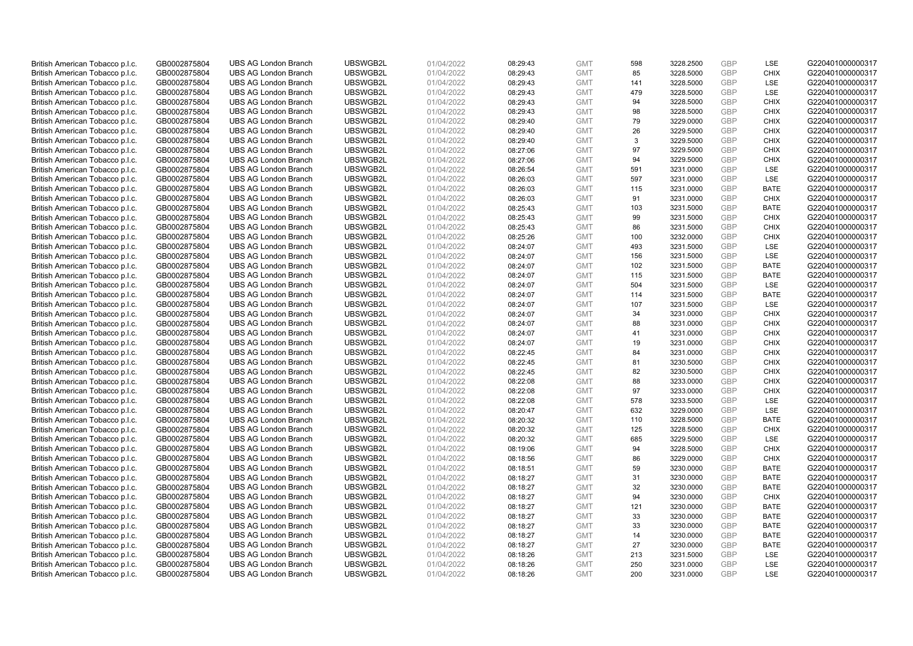| | | | | | | | | | | | |
|---|---|---|---|---|---|---|---|---|---|---|---|
| British American Tobacco p.l.c. | GB0002875804 | UBS AG London Branch | UBSWGB2L | 01/04/2022 | 08:29:43 | GMT | 598 | 3228.2500 | GBP | LSE | G220401000000317 |
| British American Tobacco p.l.c. | GB0002875804 | UBS AG London Branch | UBSWGB2L | 01/04/2022 | 08:29:43 | GMT | 85 | 3228.5000 | GBP | CHIX | G220401000000317 |
| British American Tobacco p.l.c. | GB0002875804 | UBS AG London Branch | UBSWGB2L | 01/04/2022 | 08:29:43 | GMT | 141 | 3228.5000 | GBP | LSE | G220401000000317 |
| British American Tobacco p.l.c. | GB0002875804 | UBS AG London Branch | UBSWGB2L | 01/04/2022 | 08:29:43 | GMT | 479 | 3228.5000 | GBP | LSE | G220401000000317 |
| British American Tobacco p.l.c. | GB0002875804 | UBS AG London Branch | UBSWGB2L | 01/04/2022 | 08:29:43 | GMT | 94 | 3228.5000 | GBP | CHIX | G220401000000317 |
| British American Tobacco p.l.c. | GB0002875804 | UBS AG London Branch | UBSWGB2L | 01/04/2022 | 08:29:43 | GMT | 98 | 3228.5000 | GBP | CHIX | G220401000000317 |
| British American Tobacco p.l.c. | GB0002875804 | UBS AG London Branch | UBSWGB2L | 01/04/2022 | 08:29:40 | GMT | 79 | 3229.0000 | GBP | CHIX | G220401000000317 |
| British American Tobacco p.l.c. | GB0002875804 | UBS AG London Branch | UBSWGB2L | 01/04/2022 | 08:29:40 | GMT | 26 | 3229.5000 | GBP | CHIX | G220401000000317 |
| British American Tobacco p.l.c. | GB0002875804 | UBS AG London Branch | UBSWGB2L | 01/04/2022 | 08:29:40 | GMT | 3 | 3229.5000 | GBP | CHIX | G220401000000317 |
| British American Tobacco p.l.c. | GB0002875804 | UBS AG London Branch | UBSWGB2L | 01/04/2022 | 08:27:06 | GMT | 97 | 3229.5000 | GBP | CHIX | G220401000000317 |
| British American Tobacco p.l.c. | GB0002875804 | UBS AG London Branch | UBSWGB2L | 01/04/2022 | 08:27:06 | GMT | 94 | 3229.5000 | GBP | CHIX | G220401000000317 |
| British American Tobacco p.l.c. | GB0002875804 | UBS AG London Branch | UBSWGB2L | 01/04/2022 | 08:26:54 | GMT | 591 | 3231.0000 | GBP | LSE | G220401000000317 |
| British American Tobacco p.l.c. | GB0002875804 | UBS AG London Branch | UBSWGB2L | 01/04/2022 | 08:26:03 | GMT | 597 | 3231.0000 | GBP | LSE | G220401000000317 |
| British American Tobacco p.l.c. | GB0002875804 | UBS AG London Branch | UBSWGB2L | 01/04/2022 | 08:26:03 | GMT | 115 | 3231.0000 | GBP | BATE | G220401000000317 |
| British American Tobacco p.l.c. | GB0002875804 | UBS AG London Branch | UBSWGB2L | 01/04/2022 | 08:26:03 | GMT | 91 | 3231.0000 | GBP | CHIX | G220401000000317 |
| British American Tobacco p.l.c. | GB0002875804 | UBS AG London Branch | UBSWGB2L | 01/04/2022 | 08:25:43 | GMT | 103 | 3231.5000 | GBP | BATE | G220401000000317 |
| British American Tobacco p.l.c. | GB0002875804 | UBS AG London Branch | UBSWGB2L | 01/04/2022 | 08:25:43 | GMT | 99 | 3231.5000 | GBP | CHIX | G220401000000317 |
| British American Tobacco p.l.c. | GB0002875804 | UBS AG London Branch | UBSWGB2L | 01/04/2022 | 08:25:43 | GMT | 86 | 3231.5000 | GBP | CHIX | G220401000000317 |
| British American Tobacco p.l.c. | GB0002875804 | UBS AG London Branch | UBSWGB2L | 01/04/2022 | 08:25:26 | GMT | 100 | 3232.0000 | GBP | CHIX | G220401000000317 |
| British American Tobacco p.l.c. | GB0002875804 | UBS AG London Branch | UBSWGB2L | 01/04/2022 | 08:24:07 | GMT | 493 | 3231.5000 | GBP | LSE | G220401000000317 |
| British American Tobacco p.l.c. | GB0002875804 | UBS AG London Branch | UBSWGB2L | 01/04/2022 | 08:24:07 | GMT | 156 | 3231.5000 | GBP | LSE | G220401000000317 |
| British American Tobacco p.l.c. | GB0002875804 | UBS AG London Branch | UBSWGB2L | 01/04/2022 | 08:24:07 | GMT | 102 | 3231.5000 | GBP | BATE | G220401000000317 |
| British American Tobacco p.l.c. | GB0002875804 | UBS AG London Branch | UBSWGB2L | 01/04/2022 | 08:24:07 | GMT | 115 | 3231.5000 | GBP | BATE | G220401000000317 |
| British American Tobacco p.l.c. | GB0002875804 | UBS AG London Branch | UBSWGB2L | 01/04/2022 | 08:24:07 | GMT | 504 | 3231.5000 | GBP | LSE | G220401000000317 |
| British American Tobacco p.l.c. | GB0002875804 | UBS AG London Branch | UBSWGB2L | 01/04/2022 | 08:24:07 | GMT | 114 | 3231.5000 | GBP | BATE | G220401000000317 |
| British American Tobacco p.l.c. | GB0002875804 | UBS AG London Branch | UBSWGB2L | 01/04/2022 | 08:24:07 | GMT | 107 | 3231.5000 | GBP | LSE | G220401000000317 |
| British American Tobacco p.l.c. | GB0002875804 | UBS AG London Branch | UBSWGB2L | 01/04/2022 | 08:24:07 | GMT | 34 | 3231.0000 | GBP | CHIX | G220401000000317 |
| British American Tobacco p.l.c. | GB0002875804 | UBS AG London Branch | UBSWGB2L | 01/04/2022 | 08:24:07 | GMT | 88 | 3231.0000 | GBP | CHIX | G220401000000317 |
| British American Tobacco p.l.c. | GB0002875804 | UBS AG London Branch | UBSWGB2L | 01/04/2022 | 08:24:07 | GMT | 41 | 3231.0000 | GBP | CHIX | G220401000000317 |
| British American Tobacco p.l.c. | GB0002875804 | UBS AG London Branch | UBSWGB2L | 01/04/2022 | 08:24:07 | GMT | 19 | 3231.0000 | GBP | CHIX | G220401000000317 |
| British American Tobacco p.l.c. | GB0002875804 | UBS AG London Branch | UBSWGB2L | 01/04/2022 | 08:22:45 | GMT | 84 | 3231.0000 | GBP | CHIX | G220401000000317 |
| British American Tobacco p.l.c. | GB0002875804 | UBS AG London Branch | UBSWGB2L | 01/04/2022 | 08:22:45 | GMT | 81 | 3230.5000 | GBP | CHIX | G220401000000317 |
| British American Tobacco p.l.c. | GB0002875804 | UBS AG London Branch | UBSWGB2L | 01/04/2022 | 08:22:45 | GMT | 82 | 3230.5000 | GBP | CHIX | G220401000000317 |
| British American Tobacco p.l.c. | GB0002875804 | UBS AG London Branch | UBSWGB2L | 01/04/2022 | 08:22:08 | GMT | 88 | 3233.0000 | GBP | CHIX | G220401000000317 |
| British American Tobacco p.l.c. | GB0002875804 | UBS AG London Branch | UBSWGB2L | 01/04/2022 | 08:22:08 | GMT | 97 | 3233.0000 | GBP | CHIX | G220401000000317 |
| British American Tobacco p.l.c. | GB0002875804 | UBS AG London Branch | UBSWGB2L | 01/04/2022 | 08:22:08 | GMT | 578 | 3233.5000 | GBP | LSE | G220401000000317 |
| British American Tobacco p.l.c. | GB0002875804 | UBS AG London Branch | UBSWGB2L | 01/04/2022 | 08:20:47 | GMT | 632 | 3229.0000 | GBP | LSE | G220401000000317 |
| British American Tobacco p.l.c. | GB0002875804 | UBS AG London Branch | UBSWGB2L | 01/04/2022 | 08:20:32 | GMT | 110 | 3228.5000 | GBP | BATE | G220401000000317 |
| British American Tobacco p.l.c. | GB0002875804 | UBS AG London Branch | UBSWGB2L | 01/04/2022 | 08:20:32 | GMT | 125 | 3228.5000 | GBP | CHIX | G220401000000317 |
| British American Tobacco p.l.c. | GB0002875804 | UBS AG London Branch | UBSWGB2L | 01/04/2022 | 08:20:32 | GMT | 685 | 3229.5000 | GBP | LSE | G220401000000317 |
| British American Tobacco p.l.c. | GB0002875804 | UBS AG London Branch | UBSWGB2L | 01/04/2022 | 08:19:06 | GMT | 94 | 3228.5000 | GBP | CHIX | G220401000000317 |
| British American Tobacco p.l.c. | GB0002875804 | UBS AG London Branch | UBSWGB2L | 01/04/2022 | 08:18:56 | GMT | 86 | 3229.0000 | GBP | CHIX | G220401000000317 |
| British American Tobacco p.l.c. | GB0002875804 | UBS AG London Branch | UBSWGB2L | 01/04/2022 | 08:18:51 | GMT | 59 | 3230.0000 | GBP | BATE | G220401000000317 |
| British American Tobacco p.l.c. | GB0002875804 | UBS AG London Branch | UBSWGB2L | 01/04/2022 | 08:18:27 | GMT | 31 | 3230.0000 | GBP | BATE | G220401000000317 |
| British American Tobacco p.l.c. | GB0002875804 | UBS AG London Branch | UBSWGB2L | 01/04/2022 | 08:18:27 | GMT | 32 | 3230.0000 | GBP | BATE | G220401000000317 |
| British American Tobacco p.l.c. | GB0002875804 | UBS AG London Branch | UBSWGB2L | 01/04/2022 | 08:18:27 | GMT | 94 | 3230.0000 | GBP | CHIX | G220401000000317 |
| British American Tobacco p.l.c. | GB0002875804 | UBS AG London Branch | UBSWGB2L | 01/04/2022 | 08:18:27 | GMT | 121 | 3230.0000 | GBP | BATE | G220401000000317 |
| British American Tobacco p.l.c. | GB0002875804 | UBS AG London Branch | UBSWGB2L | 01/04/2022 | 08:18:27 | GMT | 33 | 3230.0000 | GBP | BATE | G220401000000317 |
| British American Tobacco p.l.c. | GB0002875804 | UBS AG London Branch | UBSWGB2L | 01/04/2022 | 08:18:27 | GMT | 33 | 3230.0000 | GBP | BATE | G220401000000317 |
| British American Tobacco p.l.c. | GB0002875804 | UBS AG London Branch | UBSWGB2L | 01/04/2022 | 08:18:27 | GMT | 14 | 3230.0000 | GBP | BATE | G220401000000317 |
| British American Tobacco p.l.c. | GB0002875804 | UBS AG London Branch | UBSWGB2L | 01/04/2022 | 08:18:27 | GMT | 27 | 3230.0000 | GBP | BATE | G220401000000317 |
| British American Tobacco p.l.c. | GB0002875804 | UBS AG London Branch | UBSWGB2L | 01/04/2022 | 08:18:26 | GMT | 213 | 3231.5000 | GBP | LSE | G220401000000317 |
| British American Tobacco p.l.c. | GB0002875804 | UBS AG London Branch | UBSWGB2L | 01/04/2022 | 08:18:26 | GMT | 250 | 3231.0000 | GBP | LSE | G220401000000317 |
| British American Tobacco p.l.c. | GB0002875804 | UBS AG London Branch | UBSWGB2L | 01/04/2022 | 08:18:26 | GMT | 200 | 3231.0000 | GBP | LSE | G220401000000317 |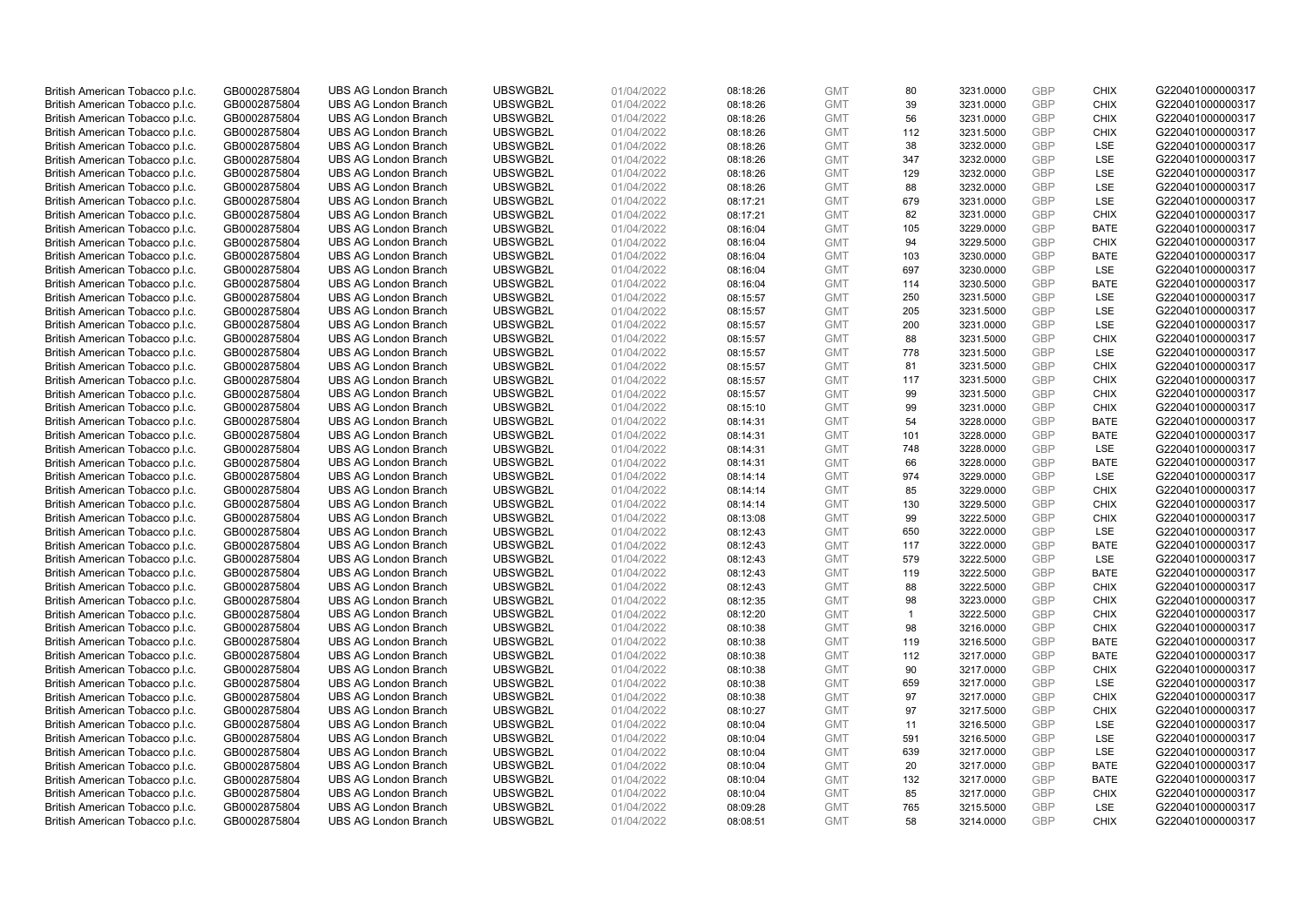| British American Tobacco p.l.c. | GB0002875804 | UBS AG London Branch | UBSWGB2L | 01/04/2022 | 08:18:26 | GMT | 80 | 3231.0000 | GBP | CHIX | G220401000000317 |
|---|---|---|---|---|---|---|---|---|---|---|---|
| British American Tobacco p.l.c. | GB0002875804 | UBS AG London Branch | UBSWGB2L | 01/04/2022 | 08:18:26 | GMT | 39 | 3231.0000 | GBP | CHIX | G220401000000317 |
| British American Tobacco p.l.c. | GB0002875804 | UBS AG London Branch | UBSWGB2L | 01/04/2022 | 08:18:26 | GMT | 56 | 3231.0000 | GBP | CHIX | G220401000000317 |
| British American Tobacco p.l.c. | GB0002875804 | UBS AG London Branch | UBSWGB2L | 01/04/2022 | 08:18:26 | GMT | 112 | 3231.5000 | GBP | CHIX | G220401000000317 |
| British American Tobacco p.l.c. | GB0002875804 | UBS AG London Branch | UBSWGB2L | 01/04/2022 | 08:18:26 | GMT | 38 | 3232.0000 | GBP | LSE | G220401000000317 |
| British American Tobacco p.l.c. | GB0002875804 | UBS AG London Branch | UBSWGB2L | 01/04/2022 | 08:18:26 | GMT | 347 | 3232.0000 | GBP | LSE | G220401000000317 |
| British American Tobacco p.l.c. | GB0002875804 | UBS AG London Branch | UBSWGB2L | 01/04/2022 | 08:18:26 | GMT | 129 | 3232.0000 | GBP | LSE | G220401000000317 |
| British American Tobacco p.l.c. | GB0002875804 | UBS AG London Branch | UBSWGB2L | 01/04/2022 | 08:18:26 | GMT | 88 | 3232.0000 | GBP | LSE | G220401000000317 |
| British American Tobacco p.l.c. | GB0002875804 | UBS AG London Branch | UBSWGB2L | 01/04/2022 | 08:17:21 | GMT | 679 | 3231.0000 | GBP | LSE | G220401000000317 |
| British American Tobacco p.l.c. | GB0002875804 | UBS AG London Branch | UBSWGB2L | 01/04/2022 | 08:17:21 | GMT | 82 | 3231.0000 | GBP | CHIX | G220401000000317 |
| British American Tobacco p.l.c. | GB0002875804 | UBS AG London Branch | UBSWGB2L | 01/04/2022 | 08:16:04 | GMT | 105 | 3229.0000 | GBP | BATE | G220401000000317 |
| British American Tobacco p.l.c. | GB0002875804 | UBS AG London Branch | UBSWGB2L | 01/04/2022 | 08:16:04 | GMT | 94 | 3229.5000 | GBP | CHIX | G220401000000317 |
| British American Tobacco p.l.c. | GB0002875804 | UBS AG London Branch | UBSWGB2L | 01/04/2022 | 08:16:04 | GMT | 103 | 3230.0000 | GBP | BATE | G220401000000317 |
| British American Tobacco p.l.c. | GB0002875804 | UBS AG London Branch | UBSWGB2L | 01/04/2022 | 08:16:04 | GMT | 697 | 3230.0000 | GBP | LSE | G220401000000317 |
| British American Tobacco p.l.c. | GB0002875804 | UBS AG London Branch | UBSWGB2L | 01/04/2022 | 08:16:04 | GMT | 114 | 3230.5000 | GBP | BATE | G220401000000317 |
| British American Tobacco p.l.c. | GB0002875804 | UBS AG London Branch | UBSWGB2L | 01/04/2022 | 08:15:57 | GMT | 250 | 3231.5000 | GBP | LSE | G220401000000317 |
| British American Tobacco p.l.c. | GB0002875804 | UBS AG London Branch | UBSWGB2L | 01/04/2022 | 08:15:57 | GMT | 205 | 3231.5000 | GBP | LSE | G220401000000317 |
| British American Tobacco p.l.c. | GB0002875804 | UBS AG London Branch | UBSWGB2L | 01/04/2022 | 08:15:57 | GMT | 200 | 3231.0000 | GBP | LSE | G220401000000317 |
| British American Tobacco p.l.c. | GB0002875804 | UBS AG London Branch | UBSWGB2L | 01/04/2022 | 08:15:57 | GMT | 88 | 3231.5000 | GBP | CHIX | G220401000000317 |
| British American Tobacco p.l.c. | GB0002875804 | UBS AG London Branch | UBSWGB2L | 01/04/2022 | 08:15:57 | GMT | 778 | 3231.5000 | GBP | LSE | G220401000000317 |
| British American Tobacco p.l.c. | GB0002875804 | UBS AG London Branch | UBSWGB2L | 01/04/2022 | 08:15:57 | GMT | 81 | 3231.5000 | GBP | CHIX | G220401000000317 |
| British American Tobacco p.l.c. | GB0002875804 | UBS AG London Branch | UBSWGB2L | 01/04/2022 | 08:15:57 | GMT | 117 | 3231.5000 | GBP | CHIX | G220401000000317 |
| British American Tobacco p.l.c. | GB0002875804 | UBS AG London Branch | UBSWGB2L | 01/04/2022 | 08:15:57 | GMT | 99 | 3231.5000 | GBP | CHIX | G220401000000317 |
| British American Tobacco p.l.c. | GB0002875804 | UBS AG London Branch | UBSWGB2L | 01/04/2022 | 08:15:10 | GMT | 99 | 3231.0000 | GBP | CHIX | G220401000000317 |
| British American Tobacco p.l.c. | GB0002875804 | UBS AG London Branch | UBSWGB2L | 01/04/2022 | 08:14:31 | GMT | 54 | 3228.0000 | GBP | BATE | G220401000000317 |
| British American Tobacco p.l.c. | GB0002875804 | UBS AG London Branch | UBSWGB2L | 01/04/2022 | 08:14:31 | GMT | 101 | 3228.0000 | GBP | BATE | G220401000000317 |
| British American Tobacco p.l.c. | GB0002875804 | UBS AG London Branch | UBSWGB2L | 01/04/2022 | 08:14:31 | GMT | 748 | 3228.0000 | GBP | LSE | G220401000000317 |
| British American Tobacco p.l.c. | GB0002875804 | UBS AG London Branch | UBSWGB2L | 01/04/2022 | 08:14:31 | GMT | 66 | 3228.0000 | GBP | BATE | G220401000000317 |
| British American Tobacco p.l.c. | GB0002875804 | UBS AG London Branch | UBSWGB2L | 01/04/2022 | 08:14:14 | GMT | 974 | 3229.0000 | GBP | LSE | G220401000000317 |
| British American Tobacco p.l.c. | GB0002875804 | UBS AG London Branch | UBSWGB2L | 01/04/2022 | 08:14:14 | GMT | 85 | 3229.0000 | GBP | CHIX | G220401000000317 |
| British American Tobacco p.l.c. | GB0002875804 | UBS AG London Branch | UBSWGB2L | 01/04/2022 | 08:14:14 | GMT | 130 | 3229.5000 | GBP | CHIX | G220401000000317 |
| British American Tobacco p.l.c. | GB0002875804 | UBS AG London Branch | UBSWGB2L | 01/04/2022 | 08:13:08 | GMT | 99 | 3222.5000 | GBP | CHIX | G220401000000317 |
| British American Tobacco p.l.c. | GB0002875804 | UBS AG London Branch | UBSWGB2L | 01/04/2022 | 08:12:43 | GMT | 650 | 3222.0000 | GBP | LSE | G220401000000317 |
| British American Tobacco p.l.c. | GB0002875804 | UBS AG London Branch | UBSWGB2L | 01/04/2022 | 08:12:43 | GMT | 117 | 3222.0000 | GBP | BATE | G220401000000317 |
| British American Tobacco p.l.c. | GB0002875804 | UBS AG London Branch | UBSWGB2L | 01/04/2022 | 08:12:43 | GMT | 579 | 3222.5000 | GBP | LSE | G220401000000317 |
| British American Tobacco p.l.c. | GB0002875804 | UBS AG London Branch | UBSWGB2L | 01/04/2022 | 08:12:43 | GMT | 119 | 3222.5000 | GBP | BATE | G220401000000317 |
| British American Tobacco p.l.c. | GB0002875804 | UBS AG London Branch | UBSWGB2L | 01/04/2022 | 08:12:43 | GMT | 88 | 3222.5000 | GBP | CHIX | G220401000000317 |
| British American Tobacco p.l.c. | GB0002875804 | UBS AG London Branch | UBSWGB2L | 01/04/2022 | 08:12:35 | GMT | 98 | 3223.0000 | GBP | CHIX | G220401000000317 |
| British American Tobacco p.l.c. | GB0002875804 | UBS AG London Branch | UBSWGB2L | 01/04/2022 | 08:12:20 | GMT | 1 | 3222.5000 | GBP | CHIX | G220401000000317 |
| British American Tobacco p.l.c. | GB0002875804 | UBS AG London Branch | UBSWGB2L | 01/04/2022 | 08:10:38 | GMT | 98 | 3216.0000 | GBP | CHIX | G220401000000317 |
| British American Tobacco p.l.c. | GB0002875804 | UBS AG London Branch | UBSWGB2L | 01/04/2022 | 08:10:38 | GMT | 119 | 3216.5000 | GBP | BATE | G220401000000317 |
| British American Tobacco p.l.c. | GB0002875804 | UBS AG London Branch | UBSWGB2L | 01/04/2022 | 08:10:38 | GMT | 112 | 3217.0000 | GBP | BATE | G220401000000317 |
| British American Tobacco p.l.c. | GB0002875804 | UBS AG London Branch | UBSWGB2L | 01/04/2022 | 08:10:38 | GMT | 90 | 3217.0000 | GBP | CHIX | G220401000000317 |
| British American Tobacco p.l.c. | GB0002875804 | UBS AG London Branch | UBSWGB2L | 01/04/2022 | 08:10:38 | GMT | 659 | 3217.0000 | GBP | LSE | G220401000000317 |
| British American Tobacco p.l.c. | GB0002875804 | UBS AG London Branch | UBSWGB2L | 01/04/2022 | 08:10:38 | GMT | 97 | 3217.0000 | GBP | CHIX | G220401000000317 |
| British American Tobacco p.l.c. | GB0002875804 | UBS AG London Branch | UBSWGB2L | 01/04/2022 | 08:10:27 | GMT | 97 | 3217.5000 | GBP | CHIX | G220401000000317 |
| British American Tobacco p.l.c. | GB0002875804 | UBS AG London Branch | UBSWGB2L | 01/04/2022 | 08:10:04 | GMT | 11 | 3216.5000 | GBP | LSE | G220401000000317 |
| British American Tobacco p.l.c. | GB0002875804 | UBS AG London Branch | UBSWGB2L | 01/04/2022 | 08:10:04 | GMT | 591 | 3216.5000 | GBP | LSE | G220401000000317 |
| British American Tobacco p.l.c. | GB0002875804 | UBS AG London Branch | UBSWGB2L | 01/04/2022 | 08:10:04 | GMT | 639 | 3217.0000 | GBP | LSE | G220401000000317 |
| British American Tobacco p.l.c. | GB0002875804 | UBS AG London Branch | UBSWGB2L | 01/04/2022 | 08:10:04 | GMT | 20 | 3217.0000 | GBP | BATE | G220401000000317 |
| British American Tobacco p.l.c. | GB0002875804 | UBS AG London Branch | UBSWGB2L | 01/04/2022 | 08:10:04 | GMT | 132 | 3217.0000 | GBP | BATE | G220401000000317 |
| British American Tobacco p.l.c. | GB0002875804 | UBS AG London Branch | UBSWGB2L | 01/04/2022 | 08:10:04 | GMT | 85 | 3217.0000 | GBP | CHIX | G220401000000317 |
| British American Tobacco p.l.c. | GB0002875804 | UBS AG London Branch | UBSWGB2L | 01/04/2022 | 08:09:28 | GMT | 765 | 3215.5000 | GBP | LSE | G220401000000317 |
| British American Tobacco p.l.c. | GB0002875804 | UBS AG London Branch | UBSWGB2L | 01/04/2022 | 08:08:51 | GMT | 58 | 3214.0000 | GBP | CHIX | G220401000000317 |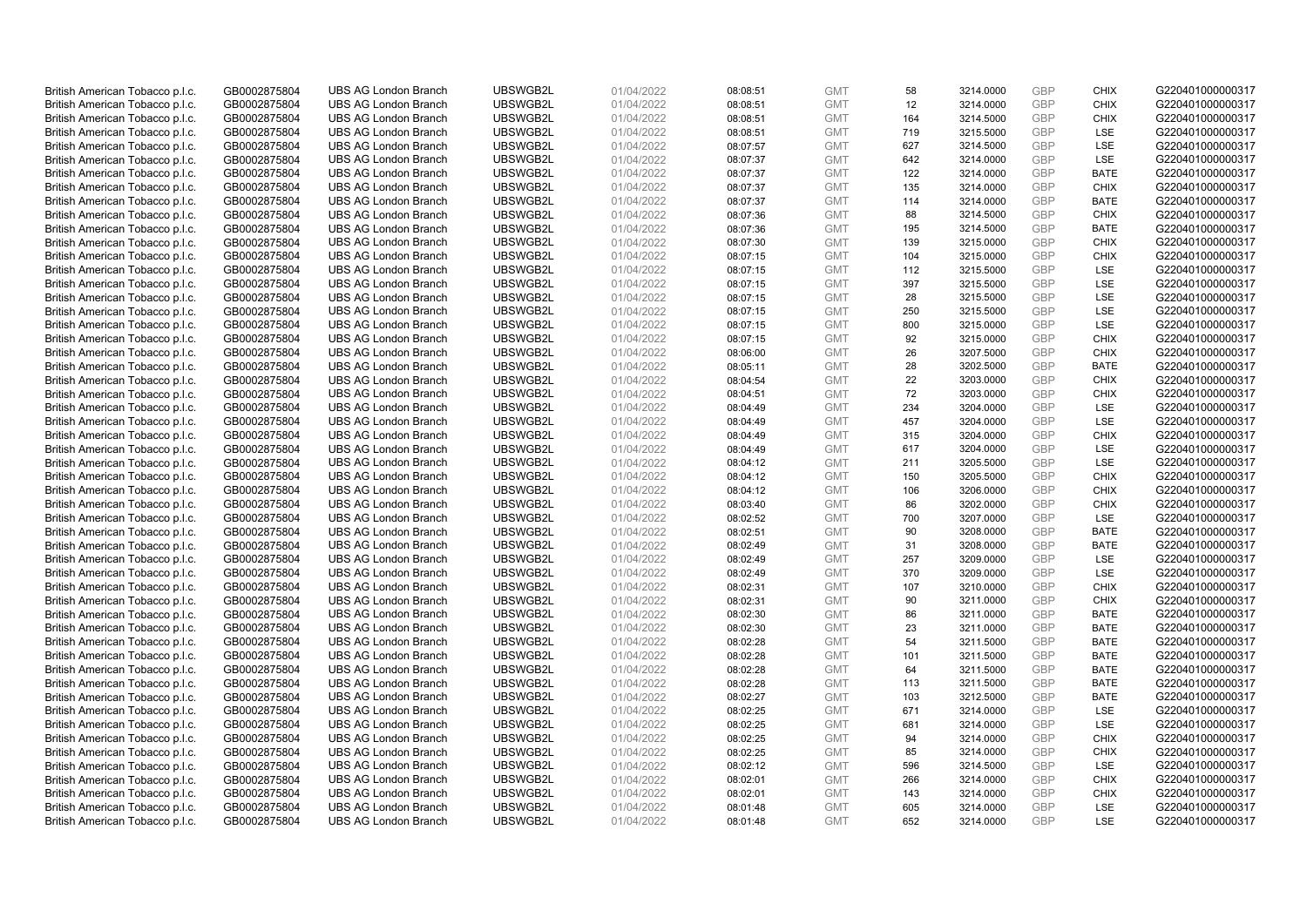| British American Tobacco p.l.c. | GB0002875804 | UBS AG London Branch | UBSWGB2L | 01/04/2022 | 08:08:51 | GMT | 58 | 3214.0000 | GBP | CHIX | G220401000000317 |
|---|---|---|---|---|---|---|---|---|---|---|---|
| British American Tobacco p.l.c. | GB0002875804 | UBS AG London Branch | UBSWGB2L | 01/04/2022 | 08:08:51 | GMT | 12 | 3214.0000 | GBP | CHIX | G220401000000317 |
| British American Tobacco p.l.c. | GB0002875804 | UBS AG London Branch | UBSWGB2L | 01/04/2022 | 08:08:51 | GMT | 164 | 3214.5000 | GBP | CHIX | G220401000000317 |
| British American Tobacco p.l.c. | GB0002875804 | UBS AG London Branch | UBSWGB2L | 01/04/2022 | 08:08:51 | GMT | 719 | 3215.5000 | GBP | LSE | G220401000000317 |
| British American Tobacco p.l.c. | GB0002875804 | UBS AG London Branch | UBSWGB2L | 01/04/2022 | 08:07:57 | GMT | 627 | 3214.5000 | GBP | LSE | G220401000000317 |
| British American Tobacco p.l.c. | GB0002875804 | UBS AG London Branch | UBSWGB2L | 01/04/2022 | 08:07:37 | GMT | 642 | 3214.0000 | GBP | LSE | G220401000000317 |
| British American Tobacco p.l.c. | GB0002875804 | UBS AG London Branch | UBSWGB2L | 01/04/2022 | 08:07:37 | GMT | 122 | 3214.0000 | GBP | BATE | G220401000000317 |
| British American Tobacco p.l.c. | GB0002875804 | UBS AG London Branch | UBSWGB2L | 01/04/2022 | 08:07:37 | GMT | 135 | 3214.0000 | GBP | CHIX | G220401000000317 |
| British American Tobacco p.l.c. | GB0002875804 | UBS AG London Branch | UBSWGB2L | 01/04/2022 | 08:07:37 | GMT | 114 | 3214.0000 | GBP | BATE | G220401000000317 |
| British American Tobacco p.l.c. | GB0002875804 | UBS AG London Branch | UBSWGB2L | 01/04/2022 | 08:07:36 | GMT | 88 | 3214.5000 | GBP | CHIX | G220401000000317 |
| British American Tobacco p.l.c. | GB0002875804 | UBS AG London Branch | UBSWGB2L | 01/04/2022 | 08:07:36 | GMT | 195 | 3214.5000 | GBP | BATE | G220401000000317 |
| British American Tobacco p.l.c. | GB0002875804 | UBS AG London Branch | UBSWGB2L | 01/04/2022 | 08:07:30 | GMT | 139 | 3215.0000 | GBP | CHIX | G220401000000317 |
| British American Tobacco p.l.c. | GB0002875804 | UBS AG London Branch | UBSWGB2L | 01/04/2022 | 08:07:15 | GMT | 104 | 3215.0000 | GBP | CHIX | G220401000000317 |
| British American Tobacco p.l.c. | GB0002875804 | UBS AG London Branch | UBSWGB2L | 01/04/2022 | 08:07:15 | GMT | 112 | 3215.5000 | GBP | LSE | G220401000000317 |
| British American Tobacco p.l.c. | GB0002875804 | UBS AG London Branch | UBSWGB2L | 01/04/2022 | 08:07:15 | GMT | 397 | 3215.5000 | GBP | LSE | G220401000000317 |
| British American Tobacco p.l.c. | GB0002875804 | UBS AG London Branch | UBSWGB2L | 01/04/2022 | 08:07:15 | GMT | 28 | 3215.5000 | GBP | LSE | G220401000000317 |
| British American Tobacco p.l.c. | GB0002875804 | UBS AG London Branch | UBSWGB2L | 01/04/2022 | 08:07:15 | GMT | 250 | 3215.5000 | GBP | LSE | G220401000000317 |
| British American Tobacco p.l.c. | GB0002875804 | UBS AG London Branch | UBSWGB2L | 01/04/2022 | 08:07:15 | GMT | 800 | 3215.0000 | GBP | LSE | G220401000000317 |
| British American Tobacco p.l.c. | GB0002875804 | UBS AG London Branch | UBSWGB2L | 01/04/2022 | 08:07:15 | GMT | 92 | 3215.0000 | GBP | CHIX | G220401000000317 |
| British American Tobacco p.l.c. | GB0002875804 | UBS AG London Branch | UBSWGB2L | 01/04/2022 | 08:06:00 | GMT | 26 | 3207.5000 | GBP | CHIX | G220401000000317 |
| British American Tobacco p.l.c. | GB0002875804 | UBS AG London Branch | UBSWGB2L | 01/04/2022 | 08:05:11 | GMT | 28 | 3202.5000 | GBP | BATE | G220401000000317 |
| British American Tobacco p.l.c. | GB0002875804 | UBS AG London Branch | UBSWGB2L | 01/04/2022 | 08:04:54 | GMT | 22 | 3203.0000 | GBP | CHIX | G220401000000317 |
| British American Tobacco p.l.c. | GB0002875804 | UBS AG London Branch | UBSWGB2L | 01/04/2022 | 08:04:51 | GMT | 72 | 3203.0000 | GBP | CHIX | G220401000000317 |
| British American Tobacco p.l.c. | GB0002875804 | UBS AG London Branch | UBSWGB2L | 01/04/2022 | 08:04:49 | GMT | 234 | 3204.0000 | GBP | LSE | G220401000000317 |
| British American Tobacco p.l.c. | GB0002875804 | UBS AG London Branch | UBSWGB2L | 01/04/2022 | 08:04:49 | GMT | 457 | 3204.0000 | GBP | LSE | G220401000000317 |
| British American Tobacco p.l.c. | GB0002875804 | UBS AG London Branch | UBSWGB2L | 01/04/2022 | 08:04:49 | GMT | 315 | 3204.0000 | GBP | CHIX | G220401000000317 |
| British American Tobacco p.l.c. | GB0002875804 | UBS AG London Branch | UBSWGB2L | 01/04/2022 | 08:04:49 | GMT | 617 | 3204.0000 | GBP | LSE | G220401000000317 |
| British American Tobacco p.l.c. | GB0002875804 | UBS AG London Branch | UBSWGB2L | 01/04/2022 | 08:04:12 | GMT | 211 | 3205.5000 | GBP | LSE | G220401000000317 |
| British American Tobacco p.l.c. | GB0002875804 | UBS AG London Branch | UBSWGB2L | 01/04/2022 | 08:04:12 | GMT | 150 | 3205.5000 | GBP | CHIX | G220401000000317 |
| British American Tobacco p.l.c. | GB0002875804 | UBS AG London Branch | UBSWGB2L | 01/04/2022 | 08:04:12 | GMT | 106 | 3206.0000 | GBP | CHIX | G220401000000317 |
| British American Tobacco p.l.c. | GB0002875804 | UBS AG London Branch | UBSWGB2L | 01/04/2022 | 08:03:40 | GMT | 86 | 3202.0000 | GBP | CHIX | G220401000000317 |
| British American Tobacco p.l.c. | GB0002875804 | UBS AG London Branch | UBSWGB2L | 01/04/2022 | 08:02:52 | GMT | 700 | 3207.0000 | GBP | LSE | G220401000000317 |
| British American Tobacco p.l.c. | GB0002875804 | UBS AG London Branch | UBSWGB2L | 01/04/2022 | 08:02:51 | GMT | 90 | 3208.0000 | GBP | BATE | G220401000000317 |
| British American Tobacco p.l.c. | GB0002875804 | UBS AG London Branch | UBSWGB2L | 01/04/2022 | 08:02:49 | GMT | 31 | 3208.0000 | GBP | BATE | G220401000000317 |
| British American Tobacco p.l.c. | GB0002875804 | UBS AG London Branch | UBSWGB2L | 01/04/2022 | 08:02:49 | GMT | 257 | 3209.0000 | GBP | LSE | G220401000000317 |
| British American Tobacco p.l.c. | GB0002875804 | UBS AG London Branch | UBSWGB2L | 01/04/2022 | 08:02:49 | GMT | 370 | 3209.0000 | GBP | LSE | G220401000000317 |
| British American Tobacco p.l.c. | GB0002875804 | UBS AG London Branch | UBSWGB2L | 01/04/2022 | 08:02:31 | GMT | 107 | 3210.0000 | GBP | CHIX | G220401000000317 |
| British American Tobacco p.l.c. | GB0002875804 | UBS AG London Branch | UBSWGB2L | 01/04/2022 | 08:02:31 | GMT | 90 | 3211.0000 | GBP | CHIX | G220401000000317 |
| British American Tobacco p.l.c. | GB0002875804 | UBS AG London Branch | UBSWGB2L | 01/04/2022 | 08:02:30 | GMT | 86 | 3211.0000 | GBP | BATE | G220401000000317 |
| British American Tobacco p.l.c. | GB0002875804 | UBS AG London Branch | UBSWGB2L | 01/04/2022 | 08:02:30 | GMT | 23 | 3211.0000 | GBP | BATE | G220401000000317 |
| British American Tobacco p.l.c. | GB0002875804 | UBS AG London Branch | UBSWGB2L | 01/04/2022 | 08:02:28 | GMT | 54 | 3211.5000 | GBP | BATE | G220401000000317 |
| British American Tobacco p.l.c. | GB0002875804 | UBS AG London Branch | UBSWGB2L | 01/04/2022 | 08:02:28 | GMT | 101 | 3211.5000 | GBP | BATE | G220401000000317 |
| British American Tobacco p.l.c. | GB0002875804 | UBS AG London Branch | UBSWGB2L | 01/04/2022 | 08:02:28 | GMT | 64 | 3211.5000 | GBP | BATE | G220401000000317 |
| British American Tobacco p.l.c. | GB0002875804 | UBS AG London Branch | UBSWGB2L | 01/04/2022 | 08:02:28 | GMT | 113 | 3211.5000 | GBP | BATE | G220401000000317 |
| British American Tobacco p.l.c. | GB0002875804 | UBS AG London Branch | UBSWGB2L | 01/04/2022 | 08:02:27 | GMT | 103 | 3212.5000 | GBP | BATE | G220401000000317 |
| British American Tobacco p.l.c. | GB0002875804 | UBS AG London Branch | UBSWGB2L | 01/04/2022 | 08:02:25 | GMT | 671 | 3214.0000 | GBP | LSE | G220401000000317 |
| British American Tobacco p.l.c. | GB0002875804 | UBS AG London Branch | UBSWGB2L | 01/04/2022 | 08:02:25 | GMT | 681 | 3214.0000 | GBP | LSE | G220401000000317 |
| British American Tobacco p.l.c. | GB0002875804 | UBS AG London Branch | UBSWGB2L | 01/04/2022 | 08:02:25 | GMT | 94 | 3214.0000 | GBP | CHIX | G220401000000317 |
| British American Tobacco p.l.c. | GB0002875804 | UBS AG London Branch | UBSWGB2L | 01/04/2022 | 08:02:25 | GMT | 85 | 3214.0000 | GBP | CHIX | G220401000000317 |
| British American Tobacco p.l.c. | GB0002875804 | UBS AG London Branch | UBSWGB2L | 01/04/2022 | 08:02:12 | GMT | 596 | 3214.5000 | GBP | LSE | G220401000000317 |
| British American Tobacco p.l.c. | GB0002875804 | UBS AG London Branch | UBSWGB2L | 01/04/2022 | 08:02:01 | GMT | 266 | 3214.0000 | GBP | CHIX | G220401000000317 |
| British American Tobacco p.l.c. | GB0002875804 | UBS AG London Branch | UBSWGB2L | 01/04/2022 | 08:02:01 | GMT | 143 | 3214.0000 | GBP | CHIX | G220401000000317 |
| British American Tobacco p.l.c. | GB0002875804 | UBS AG London Branch | UBSWGB2L | 01/04/2022 | 08:01:48 | GMT | 605 | 3214.0000 | GBP | LSE | G220401000000317 |
| British American Tobacco p.l.c. | GB0002875804 | UBS AG London Branch | UBSWGB2L | 01/04/2022 | 08:01:48 | GMT | 652 | 3214.0000 | GBP | LSE | G220401000000317 |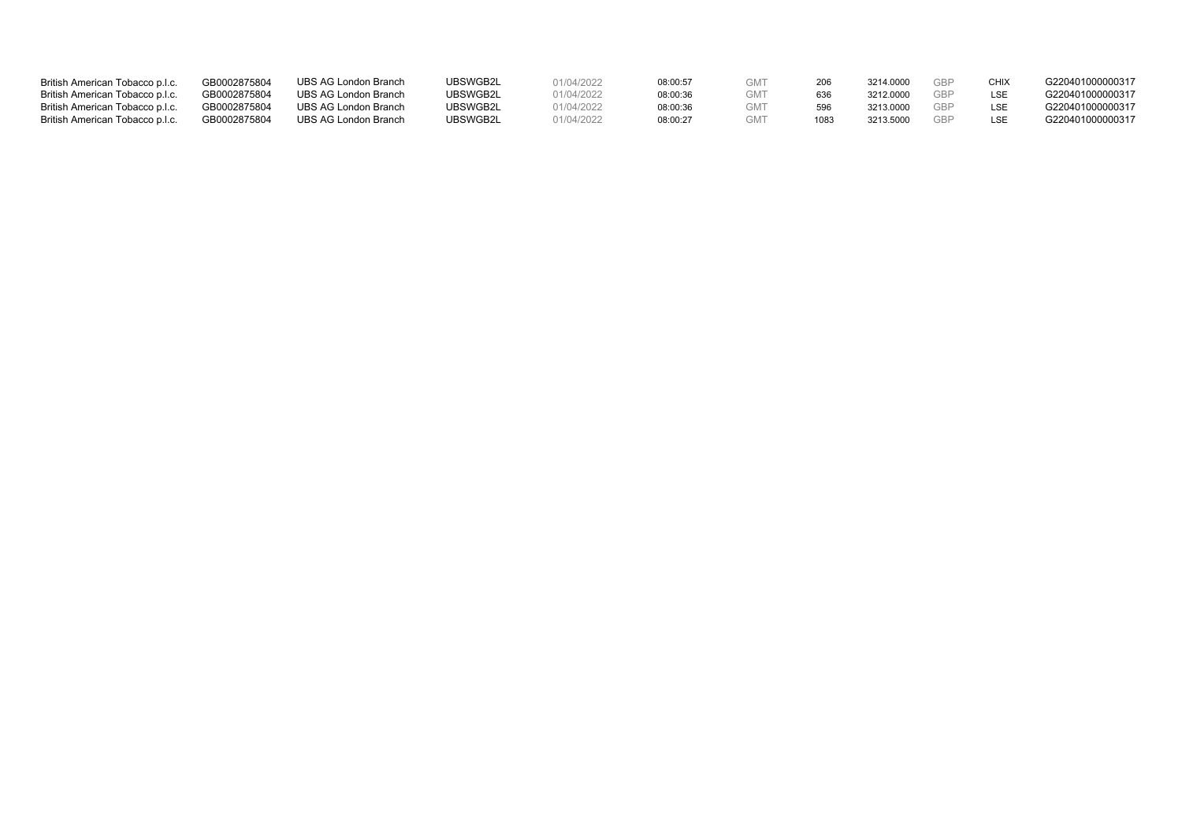| British American Tobacco p.l.c. | GB0002875804 | UBS AG London Branch | UBSWGB2L | 01/04/2022 | 08:00:57 | GMT | 206 | 3214.0000 | GBP | CHIX | G220401000000317 |
|---|---|---|---|---|---|---|---|---|---|---|---|
| British American Tobacco p.l.c. | GB0002875804 | UBS AG London Branch | UBSWGB2L | 01/04/2022 | 08:00:36 | GMT | 636 | 3212.0000 | GBP | LSE | G220401000000317 |
| British American Tobacco p.l.c. | GB0002875804 | UBS AG London Branch | UBSWGB2L | 01/04/2022 | 08:00:36 | GMT | 596 | 3213.0000 | GBP | LSE | G220401000000317 |
| British American Tobacco p.l.c. | GB0002875804 | UBS AG London Branch | UBSWGB2L | 01/04/2022 | 08:00:27 | GMT | 1083 | 3213.5000 | GBP | LSE | G220401000000317 |